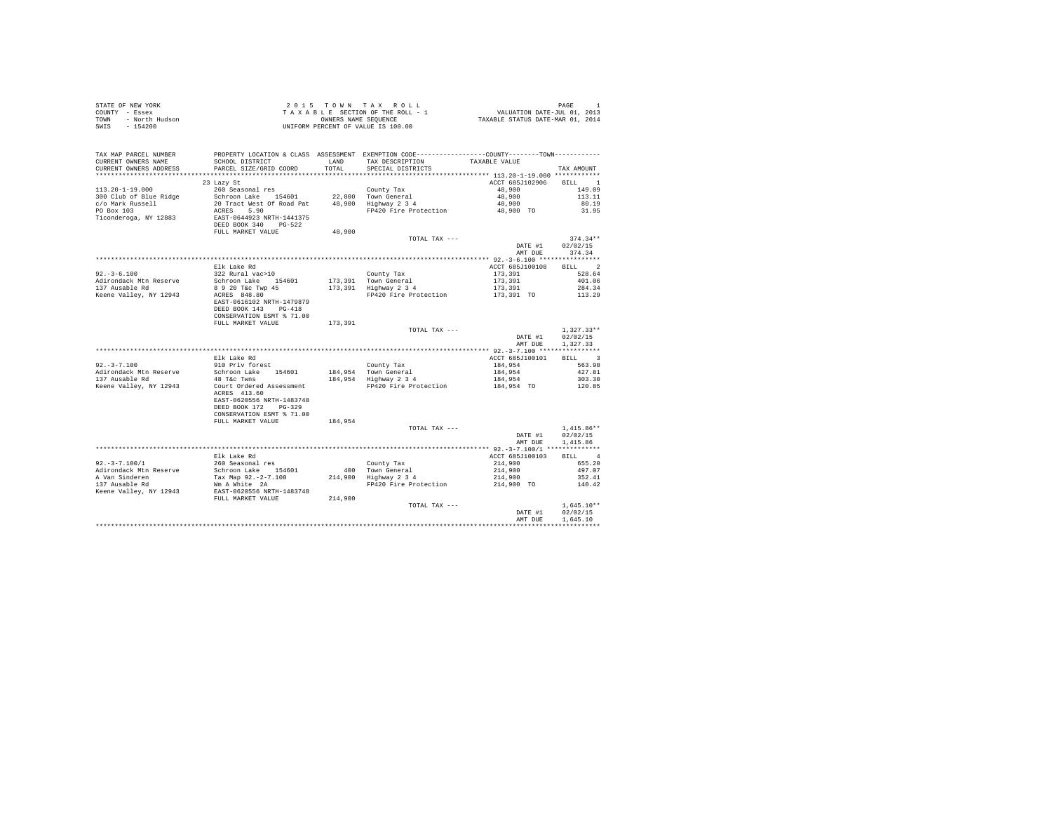STATE OF NEW YORK
COUNTY - Essex
TOWN - North Hudson
SWIS - 154200

2 0 1 5 T O W N T A X R O L L
T A X A B L E SECTION OF THE ROLL - 1
OWNERS NAME SEQUENCE
UNIFORM PERCENT OF VALUE IS 100.00

VALUATION DATE-JUL 01, 2013
TAXABLE STATUS DATE-MAR 01, 2014

| TAX MAP PARCEL NUMBER / CURRENT OWNERS NAME / CURRENT OWNERS ADDRESS | PROPERTY LOCATION & CLASS / SCHOOL DISTRICT / PARCEL SIZE/GRID COORD | ASSESSMENT LAND / TOTAL | EXEMPTION CODE / TAX DESCRIPTION / SPECIAL DISTRICTS | COUNTY / TOWN TAXABLE VALUE | TAX AMOUNT |
|---|---|---|---|---|---|
| 113.20-1-19.000 | 23 Lazy St | | | ACCT 685J102906 | BILL 1 |
| 113.20-1-19.000 | 260 Seasonal res | | County Tax | 48,900 | 149.09 |
| 300 Club of Blue Ridge | Schroon Lake 154601 | 22,000 | Town General | 48,900 | 113.11 |
| c/o Mark Russell | 20 Tract West Of Road Pat | 48,900 | Highway 2 3 4 | 48,900 | 80.19 |
| PO Box 103 | ACRES 5.90 | | FP420 Fire Protection | 48,900 TO | 31.95 |
| Ticonderoga, NY 12883 | EAST-0644923 NRTH-1441375 | | | | |
| | DEED BOOK 340 PG-522 | | | | |
| | FULL MARKET VALUE | 48,900 | | | |
| | | | TOTAL TAX --- | | 374.34** |
| | | | | DATE #1 | 02/02/15 |
| | | | | AMT DUE | 374.34 |
| 92.-3-6.100 | Elk Lake Rd | | | ACCT 685J100108 | BILL 2 |
| 92.-3-6.100 | 322 Rural vac>10 | | County Tax | 173,391 | 528.64 |
| Adirondack Mtn Reserve | Schroon Lake 154601 | 173,391 | Town General | 173,391 | 401.06 |
| 137 Ausable Rd | 8 9 20 T&c Twp 45 | 173,391 | Highway 2 3 4 | 173,391 | 284.34 |
| Keene Valley, NY 12943 | ACRES 848.80 | | FP420 Fire Protection | 173,391 TO | 113.29 |
| | EAST-0616102 NRTH-1479879 | | | | |
| | DEED BOOK 143 PG-418 | | | | |
| | CONSERVATION ESMT % 71.00 | | | | |
| | FULL MARKET VALUE | 173,391 | | | |
| | | | TOTAL TAX --- | | 1,327.33** |
| | | | | DATE #1 | 02/02/15 |
| | | | | AMT DUE | 1,327.33 |
| 92.-3-7.100 | Elk Lake Rd | | | ACCT 685J100101 | BILL 3 |
| 92.-3-7.100 | 910 Priv forest | | County Tax | 184,954 | 563.90 |
| Adirondack Mtn Reserve | Schroon Lake 154601 | 184,954 | Town General | 184,954 | 427.81 |
| 137 Ausable Rd | 48 T&c Twns | 184,954 | Highway 2 3 4 | 184,954 | 303.30 |
| Keene Valley, NY 12943 | Court Ordered Assessment | | FP420 Fire Protection | 184,954 TO | 120.85 |
| | ACRES 413.60 | | | | |
| | EAST-0620556 NRTH-1483748 | | | | |
| | DEED BOOK 172 PG-329 | | | | |
| | CONSERVATION ESMT % 71.00 | | | | |
| | FULL MARKET VALUE | 184,954 | | | |
| | | | TOTAL TAX --- | | 1,415.86** |
| | | | | DATE #1 | 02/02/15 |
| | | | | AMT DUE | 1,415.86 |
| 92.-3-7.100/1 | Elk Lake Rd | | | ACCT 685J100103 | BILL 4 |
| 92.-3-7.100/1 | 260 Seasonal res | | County Tax | 214,900 | 655.20 |
| Adirondack Mtn Reserve | Schroon Lake 154601 | 400 | Town General | 214,900 | 497.07 |
| A Van Sinderen | Tax Map 92.-2-7.100 | 214,900 | Highway 2 3 4 | 214,900 | 352.41 |
| 137 Ausable Rd | Wm A White 2A | | FP420 Fire Protection | 214,900 TO | 140.42 |
| Keene Valley, NY 12943 | EAST-0620556 NRTH-1483748 | | | | |
| | FULL MARKET VALUE | 214,900 | | | |
| | | | TOTAL TAX --- | | 1,645.10** |
| | | | | DATE #1 | 02/02/15 |
| | | | | AMT DUE | 1,645.10 |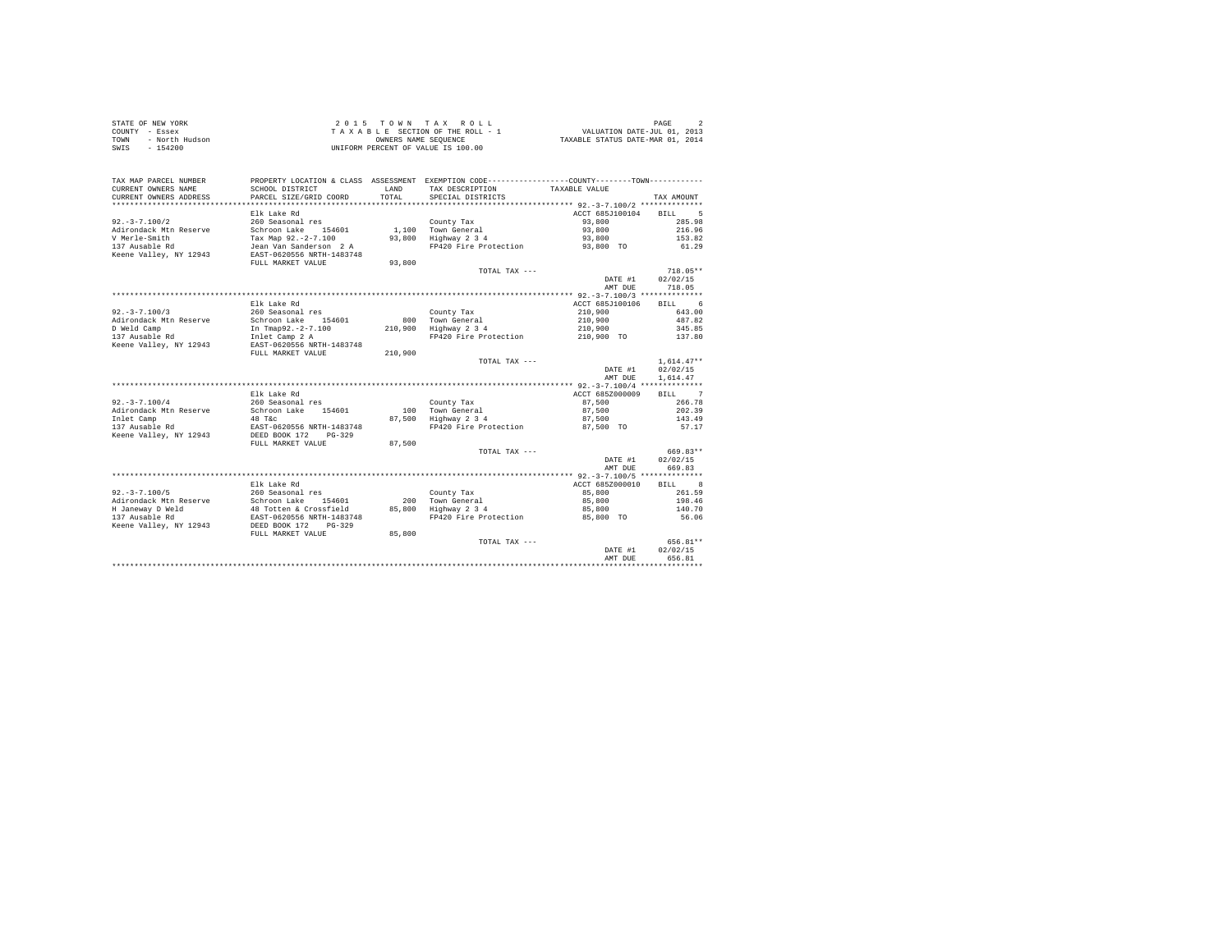STATE OF NEW YORK
COUNTY - Essex
TOWN - North Hudson
SWIS - 154200

2 0 1 5 T O W N T A X R O L L
T A X A B L E SECTION OF THE ROLL - 1
OWNERS NAME SEQUENCE
UNIFORM PERCENT OF VALUE IS 100.00

VALUATION DATE-JUL 01, 2013
TAXABLE STATUS DATE-MAR 01, 2014

| TAX MAP PARCEL NUMBER / CURRENT OWNERS NAME / CURRENT OWNERS ADDRESS | PROPERTY LOCATION & CLASS / SCHOOL DISTRICT / PARCEL SIZE/GRID COORD | ASSESSMENT LAND / TOTAL | EXEMPTION CODE / TAX DESCRIPTION / SPECIAL DISTRICTS | COUNTY--------TOWN / TAXABLE VALUE | TAX AMOUNT |
|---|---|---|---|---|---|
| **92.-3-7.100/2** | | | | | |
| | Elk Lake Rd | | | ACCT 685J100104 | BILL 5 |
| 92.-3-7.100/2 | 260 Seasonal res | | County Tax | 93,800 | 285.98 |
| Adirondack Mtn Reserve | Schroon Lake 154601 | 1,100 | Town General | 93,800 | 216.96 |
| V Merle-Smith | Tax Map 92.-2-7.100 | 93,800 | Highway 2 3 4 | 93,800 | 153.82 |
| 137 Ausable Rd | Jean Van Sanderson 2 A | | FP420 Fire Protection | 93,800 TO | 61.29 |
| Keene Valley, NY 12943 | EAST-0620556 NRTH-1483748 | | | | |
| | FULL MARKET VALUE | 93,800 | | | |
| | | | TOTAL TAX --- | | 718.05** |
| | | | | DATE #1 | 02/02/15 |
| | | | | AMT DUE | 718.05 |
| **92.-3-7.100/3** | | | | | |
| | Elk Lake Rd | | | ACCT 685J100106 | BILL 6 |
| 92.-3-7.100/3 | 260 Seasonal res | | County Tax | 210,900 | 643.00 |
| Adirondack Mtn Reserve | Schroon Lake 154601 | 800 | Town General | 210,900 | 487.82 |
| D Weld Camp | In Tmap92.-2-7.100 | 210,900 | Highway 2 3 4 | 210,900 | 345.85 |
| 137 Ausable Rd | Inlet Camp 2 A | | FP420 Fire Protection | 210,900 TO | 137.80 |
| Keene Valley, NY 12943 | EAST-0620556 NRTH-1483748 | | | | |
| | FULL MARKET VALUE | 210,900 | | | |
| | | | TOTAL TAX --- | | 1,614.47** |
| | | | | DATE #1 | 02/02/15 |
| | | | | AMT DUE | 1,614.47 |
| **92.-3-7.100/4** | | | | | |
| | Elk Lake Rd | | | ACCT 685Z000009 | BILL 7 |
| 92.-3-7.100/4 | 260 Seasonal res | | County Tax | 87,500 | 266.78 |
| Adirondack Mtn Reserve | Schroon Lake 154601 | 100 | Town General | 87,500 | 202.39 |
| Inlet Camp | 48 T&c | 87,500 | Highway 2 3 4 | 87,500 | 143.49 |
| 137 Ausable Rd | EAST-0620556 NRTH-1483748 | | FP420 Fire Protection | 87,500 TO | 57.17 |
| Keene Valley, NY 12943 | DEED BOOK 172 PG-329 | | | | |
| | FULL MARKET VALUE | 87,500 | | | |
| | | | TOTAL TAX --- | | 669.83** |
| | | | | DATE #1 | 02/02/15 |
| | | | | AMT DUE | 669.83 |
| **92.-3-7.100/5** | | | | | |
| | Elk Lake Rd | | | ACCT 685Z000010 | BILL 8 |
| 92.-3-7.100/5 | 260 Seasonal res | | County Tax | 85,800 | 261.59 |
| Adirondack Mtn Reserve | Schroon Lake 154601 | 200 | Town General | 85,800 | 198.46 |
| H Janeway D Weld | 48 Totten & Crossfield | 85,800 | Highway 2 3 4 | 85,800 | 140.70 |
| 137 Ausable Rd | EAST-0620556 NRTH-1483748 | | FP420 Fire Protection | 85,800 TO | 56.06 |
| Keene Valley, NY 12943 | DEED BOOK 172 PG-329 | | | | |
| | FULL MARKET VALUE | 85,800 | | | |
| | | | TOTAL TAX --- | | 656.81** |
| | | | | DATE #1 | 02/02/15 |
| | | | | AMT DUE | 656.81 |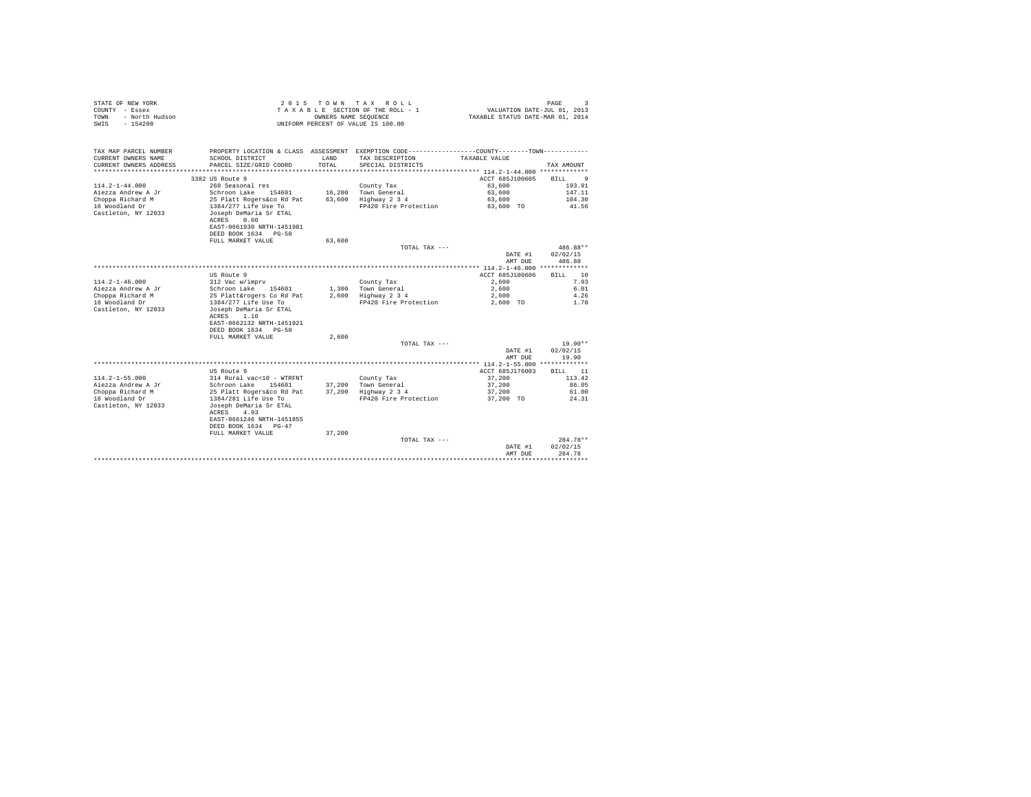STATE OF NEW YORK
COUNTY - Essex
TOWN - North Hudson
SWIS - 154200

2 0 1 5 T O W N T A X R O L L
T A X A B L E SECTION OF THE ROLL - 1
OWNERS NAME SEQUENCE
UNIFORM PERCENT OF VALUE IS 100.00

VALUATION DATE-JUL 01, 2013
TAXABLE STATUS DATE-MAR 01, 2014

| TAX MAP PARCEL NUMBER / CURRENT OWNERS NAME / CURRENT OWNERS ADDRESS | PROPERTY LOCATION & CLASS / SCHOOL DISTRICT / PARCEL SIZE/GRID COORD | ASSESSMENT LAND / TOTAL | EXEMPTION CODE / TAX DESCRIPTION / SPECIAL DISTRICTS | COUNTY--------TOWN TAXABLE VALUE | TAX AMOUNT |
|---|---|---|---|---|---|
| **114.2-1-44.000** | 3382 US Route 9 | | | ACCT 685J100605 | BILL 9 |
| 114.2-1-44.000 | 260 Seasonal res | | County Tax | 63,600 | 193.91 |
| Aiezza Andrew A Jr | Schroon Lake 154601 | 16,200 | Town General | 63,600 | 147.11 |
| Choppa Richard M | 25 Platt Rogers&co Rd Pat | 63,600 | Highway 2 3 4 | 63,600 | 104.30 |
| 16 Woodland Dr | 1384/277 Life Use To | | FP420 Fire Protection | 63,600 TO | 41.56 |
| Castleton, NY 12033 | Joseph DeMaria Sr ETAL | | | | |
| | ACRES 0.60 | | | | |
| | EAST-0661930 NRTH-1451981 | | | | |
| | DEED BOOK 1634 PG-50 | | | | |
| | FULL MARKET VALUE | 63,600 | | | |
| | | | TOTAL TAX --- | | 486.88** |
| | | | | DATE #1 | 02/02/15 |
| | | | | AMT DUE | 486.88 |
| **114.2-1-46.000** | US Route 9 | | | ACCT 685J100606 | BILL 10 |
| 114.2-1-46.000 | 312 Vac w/imprv | | County Tax | 2,600 | 7.93 |
| Aiezza Andrew A Jr | Schroon Lake 154601 | 1,300 | Town General | 2,600 | 6.01 |
| Choppa Richard M | 25 Platt&rogers Co Rd Pat | 2,600 | Highway 2 3 4 | 2,600 | 4.26 |
| 16 Woodland Dr | 1384/277 Life Use To | | FP420 Fire Protection | 2,600 TO | 1.70 |
| Castleton, NY 12033 | Joseph DeMaria Sr ETAL | | | | |
| | ACRES 1.10 | | | | |
| | EAST-0662132 NRTH-1451921 | | | | |
| | DEED BOOK 1634 PG-50 | | | | |
| | FULL MARKET VALUE | 2,600 | | | |
| | | | TOTAL TAX --- | | 19.90** |
| | | | | DATE #1 | 02/02/15 |
| | | | | AMT DUE | 19.90 |
| **114.2-1-55.000** | US Route 9 | | | ACCT 685J176003 | BILL 11 |
| 114.2-1-55.000 | 314 Rural vac<10 - WTRFNT | | County Tax | 37,200 | 113.42 |
| Aiezza Andrew A Jr | Schroon Lake 154601 | 37,200 | Town General | 37,200 | 86.05 |
| Choppa Richard M | 25 Platt Rogers&co Rd Pat | 37,200 | Highway 2 3 4 | 37,200 | 61.00 |
| 16 Woodland Dr | 1384/281 Life Use To | | FP420 Fire Protection | 37,200 TO | 24.31 |
| Castleton, NY 12033 | Joseph DeMaria Sr ETAL | | | | |
| | ACRES 4.93 | | | | |
| | EAST-0661246 NRTH-1451855 | | | | |
| | DEED BOOK 1634 PG-47 | | | | |
| | FULL MARKET VALUE | 37,200 | | | |
| | | | TOTAL TAX --- | | 284.78** |
| | | | | DATE #1 | 02/02/15 |
| | | | | AMT DUE | 284.78 |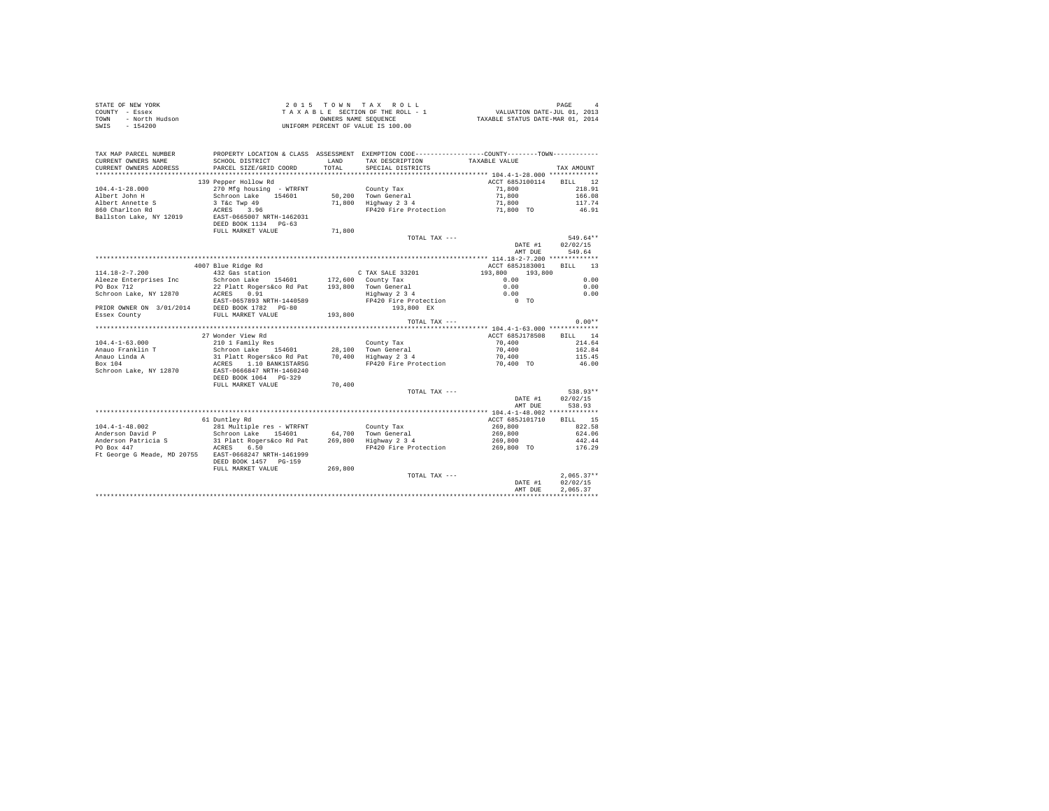STATE OF NEW YORK
COUNTY - Essex
TOWN - North Hudson
SWIS - 154200

2 0 1 5 T O W N T A X R O L L
T A X A B L E SECTION OF THE ROLL - 1
OWNERS NAME SEQUENCE
UNIFORM PERCENT OF VALUE IS 100.00

VALUATION DATE-JUL 01, 2013
TAXABLE STATUS DATE-MAR 01, 2014

```
TAX MAP PARCEL NUMBER          PROPERTY LOCATION & CLASS  ASSESSMENT  EXEMPTION CODE------------------COUNTY--------TOWN------------
CURRENT OWNERS NAME            SCHOOL DISTRICT              LAND      TAX DESCRIPTION            TAXABLE VALUE
CURRENT OWNERS ADDRESS         PARCEL SIZE/GRID COORD       TOTAL     SPECIAL DISTRICTS                                      TAX AMOUNT
*********************************************************************************************** 104.4-1-28.000 *************
                               139 Pepper Hollow Rd                                                  ACCT 685J100114     BILL    12
104.4-1-28.000                 270 Mfg housing - WTRFNT                County Tax                    71,800                  218.91
Albert John H                  Schroon Lake    154601      50,200    Town General                  71,800                  166.08
Albert Annette S               3 T&c Twp 49                71,800    Highway 2 3 4                 71,800                  117.74
860 Charlton Rd                ACRES    3.96                         FP420 Fire Protection         71,800 TO                46.91
Ballston Lake, NY 12019        EAST-0665007 NRTH-1462031
                               DEED BOOK 1134   PG-63
                               FULL MARKET VALUE           71,800
                                                                     TOTAL TAX ---                                         549.64**
                                                                                                   DATE #1         02/02/15
                                                                                                   AMT DUE           549.64
*********************************************************************************************** 114.18-2-7.200 *************
                               4007 Blue Ridge Rd                                                    ACCT 685J183001     BILL    13
114.18-2-7.200                 432 Gas station                         C TAX SALE 33201           193,800     193,800
Aleeze Enterprises Inc         Schroon Lake    154601     172,600    County Tax                      0.00                    0.00
PO Box 712                     22 Platt Rogers&co Rd Pat  193,800    Town General                    0.00                    0.00
Schroon Lake, NY 12870         ACRES    0.91                         Highway 2 3 4                   0.00                    0.00
                               EAST-0657893 NRTH-1440589             FP420 Fire Protection              0 TO
PRIOR OWNER ON 3/01/2014       DEED BOOK 1782   PG-80                  193,800 EX
Essex County                   FULL MARKET VALUE          193,800
                                                                     TOTAL TAX ---                                           0.00**
*********************************************************************************************** 104.4-1-63.000 *************
                               27 Wonder View Rd                                                     ACCT 685J178508     BILL    14
104.4-1-63.000                 210 1 Family Res                        County Tax                    70,400                  214.64
Anauo Franklin T               Schroon Lake    154601      28,100    Town General                  70,400                  162.84
Anauo Linda A                  31 Platt Rogers&co Rd Pat   70,400    Highway 2 3 4                 70,400                  115.45
Box 104                        ACRES    1.10 BANK1STARSG             FP420 Fire Protection         70,400 TO                46.00
Schroon Lake, NY 12870         EAST-0666847 NRTH-1460240
                               DEED BOOK 1064   PG-329
                               FULL MARKET VALUE           70,400
                                                                     TOTAL TAX ---                                         538.93**
                                                                                                   DATE #1         02/02/15
                                                                                                   AMT DUE           538.93
*********************************************************************************************** 104.4-1-48.002 *************
                               61 Duntley Rd                                                         ACCT 685J101710     BILL    15
104.4-1-48.002                 281 Multiple res - WTRFNT               County Tax                   269,800                  822.58
Anderson David P               Schroon Lake    154601      64,700    Town General                 269,800                  624.06
Anderson Patricia S            31 Platt Rogers&co Rd Pat  269,800    Highway 2 3 4                269,800                  442.44
PO Box 447                     ACRES    6.50                         FP420 Fire Protection        269,800 TO               176.29
Ft George G Meade, MD 20755    EAST-0668247 NRTH-1461999
                               DEED BOOK 1457   PG-159
                               FULL MARKET VALUE          269,800
                                                                     TOTAL TAX ---                                       2,065.37**
                                                                                                   DATE #1         02/02/15
                                                                                                   AMT DUE         2,065.37
********************************************************************************************************************************
```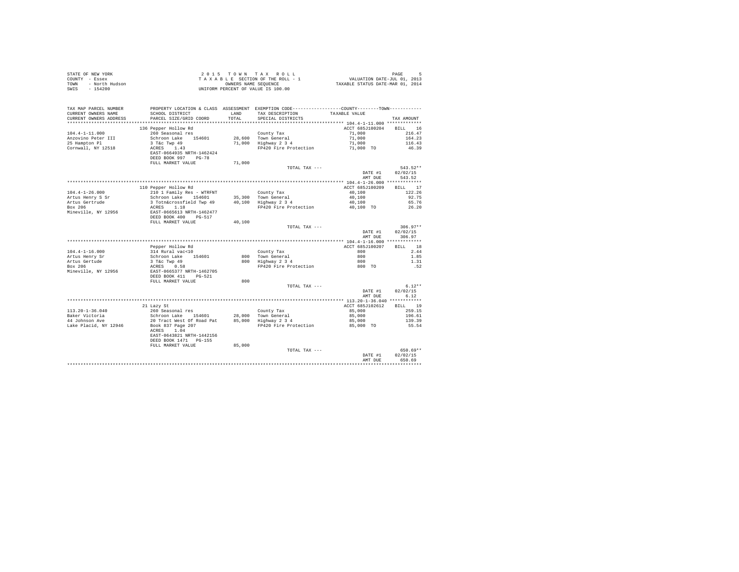STATE OF NEW YORK
COUNTY - Essex
TOWN - North Hudson
SWIS - 154200

2 0 1 5 T O W N T A X R O L L
T A X A B L E SECTION OF THE ROLL - 1
OWNERS NAME SEQUENCE
UNIFORM PERCENT OF VALUE IS 100.00

VALUATION DATE-JUL 01, 2013
TAXABLE STATUS DATE-MAR 01, 2014

| TAX MAP PARCEL NUMBER / CURRENT OWNERS NAME / CURRENT OWNERS ADDRESS | PROPERTY LOCATION & CLASS / SCHOOL DISTRICT / PARCEL SIZE/GRID COORD | ASSESSMENT LAND / TOTAL | EXEMPTION CODE / TAX DESCRIPTION / SPECIAL DISTRICTS | COUNTY--------TOWN TAXABLE VALUE | TAX AMOUNT |
|---|---|---|---|---|---|
| 104.4-1-11.000 | 136 Pepper Hollow Rd | | | ACCT 685J100204 | BILL 16 |
| 104.4-1-11.000 | 260 Seasonal res | | County Tax | 71,000 | 216.47 |
| Anzovino Peter III | Schroon Lake 154601 | 28,600 | Town General | 71,000 | 164.23 |
| 25 Hampton Pl | 3 T&c Twp 49 | 71,000 | Highway 2 3 4 | 71,000 | 116.43 |
| Cornwall, NY 12518 | ACRES 1.43 | | FP420 Fire Protection | 71,000 TO | 46.39 |
| | EAST-0664935 NRTH-1462424 | | | | |
| | DEED BOOK 997 PG-78 | | | | |
| | FULL MARKET VALUE | 71,000 | | | |
| | | | TOTAL TAX --- | | 543.52** |
| | | | | DATE #1 | 02/02/15 |
| | | | | AMT DUE | 543.52 |
| 104.4-1-26.000 | 110 Pepper Hollow Rd | | | ACCT 685J100209 | BILL 17 |
| 104.4-1-26.000 | 210 1 Family Res - WTRFNT | | County Tax | 40,100 | 122.26 |
| Artus Henry S Sr | Schroon Lake 154601 | 35,300 | Town General | 40,100 | 92.75 |
| Artus Gertrude | 3 Totn&crossfield Twp 49 | 40,100 | Highway 2 3 4 | 40,100 | 65.76 |
| Box 206 | ACRES 1.18 | | FP420 Fire Protection | 40,100 TO | 26.20 |
| Mineville, NY 12956 | EAST-0665613 NRTH-1462477 | | | | |
| | DEED BOOK 400 PG-517 | | | | |
| | FULL MARKET VALUE | 40,100 | | | |
| | | | TOTAL TAX --- | | 306.97** |
| | | | | DATE #1 | 02/02/15 |
| | | | | AMT DUE | 306.97 |
| 104.4-1-16.000 | Pepper Hollow Rd | | | ACCT 685J100207 | BILL 18 |
| 104.4-1-16.000 | 314 Rural vac<10 | | County Tax | 800 | 2.44 |
| Artus Henry Sr | Schroon Lake 154601 | 800 | Town General | 800 | 1.85 |
| Artus Gertude | 3 T&c Twp 49 | 800 | Highway 2 3 4 | 800 | 1.31 |
| Box 206 | ACRES 0.58 | | FP420 Fire Protection | 800 TO | .52 |
| Mineville, NY 12956 | EAST-0665377 NRTH-1462705 | | | | |
| | DEED BOOK 411 PG-521 | | | | |
| | FULL MARKET VALUE | 800 | | | |
| | | | TOTAL TAX --- | | 6.12** |
| | | | | DATE #1 | 02/02/15 |
| | | | | AMT DUE | 6.12 |
| 113.20-1-36.040 | 21 Lazy St | | | ACCT 685J102612 | BILL 19 |
| 113.20-1-36.040 | 260 Seasonal res | | County Tax | 85,000 | 259.15 |
| Baker Victoria | Schroon Lake 154601 | 28,000 | Town General | 85,000 | 196.61 |
| 44 Johnson Ave | 20 Tract West Of Road Pat | 85,000 | Highway 2 3 4 | 85,000 | 139.39 |
| Lake Placid, NY 12946 | Book 837 Page 207 | | FP420 Fire Protection | 85,000 TO | 55.54 |
| | ACRES 1.04 | | | | |
| | EAST-0643821 NRTH-1442156 | | | | |
| | DEED BOOK 1471 PG-155 | | | | |
| | FULL MARKET VALUE | 85,000 | | | |
| | | | TOTAL TAX --- | | 650.69** |
| | | | | DATE #1 | 02/02/15 |
| | | | | AMT DUE | 650.69 |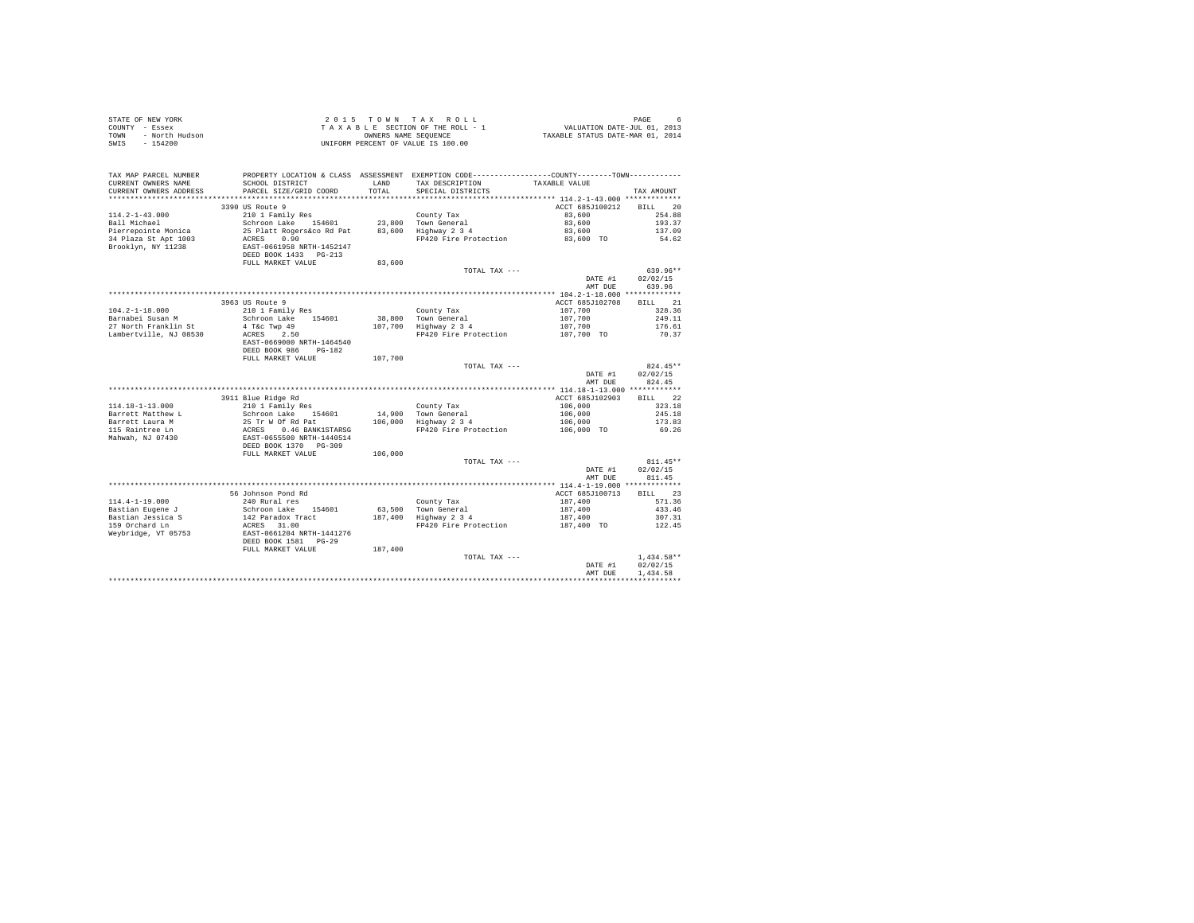STATE OF NEW YORK
COUNTY - Essex
TOWN - North Hudson
SWIS - 154200

2015 TOWN TAX ROLL
TAXABLE SECTION OF THE ROLL - 1
OWNERS NAME SEQUENCE
UNIFORM PERCENT OF VALUE IS 100.00

VALUATION DATE-JUL 01, 2013
TAXABLE STATUS DATE-MAR 01, 2014

| TAX MAP PARCEL NUMBER / CURRENT OWNERS NAME / CURRENT OWNERS ADDRESS | PROPERTY LOCATION & CLASS / SCHOOL DISTRICT / PARCEL SIZE/GRID COORD | ASSESSMENT LAND / TOTAL | EXEMPTION CODE / TAX DESCRIPTION / SPECIAL DISTRICTS | COUNTY / TOWN TAXABLE VALUE | TAX AMOUNT |
|---|---|---|---|---|---|
| **114.2-1-43.000** | 3390 US Route 9 | | | ACCT 685J100212 | BILL 20 |
| 114.2-1-43.000 | 210 1 Family Res | | County Tax | 83,600 | 254.88 |
| Ball Michael | Schroon Lake 154601 | 23,800 | Town General | 83,600 | 193.37 |
| Pierrepointe Monica | 25 Platt Rogers&co Rd Pat | 83,600 | Highway 2 3 4 | 83,600 | 137.09 |
| 34 Plaza St Apt 1003 | ACRES 0.90 | | FP420 Fire Protection | 83,600 TO | 54.62 |
| Brooklyn, NY 11238 | EAST-0661958 NRTH-1452147 | | | | |
| | DEED BOOK 1433 PG-213 | | | | |
| | FULL MARKET VALUE | 83,600 | | | |
| | | | TOTAL TAX --- | | 639.96** |
| | | | | DATE #1 | 02/02/15 |
| | | | | AMT DUE | 639.96 |
| **104.2-1-18.000** | 3963 US Route 9 | | | ACCT 685J102708 | BILL 21 |
| 104.2-1-18.000 | 210 1 Family Res | | County Tax | 107,700 | 328.36 |
| Barnabei Susan M | Schroon Lake 154601 | 38,800 | Town General | 107,700 | 249.11 |
| 27 North Franklin St | 4 T&c Twp 49 | 107,700 | Highway 2 3 4 | 107,700 | 176.61 |
| Lambertville, NJ 08530 | ACRES 2.50 | | FP420 Fire Protection | 107,700 TO | 70.37 |
| | EAST-0669000 NRTH-1464540 | | | | |
| | DEED BOOK 986 PG-182 | | | | |
| | FULL MARKET VALUE | 107,700 | | | |
| | | | TOTAL TAX --- | | 824.45** |
| | | | | DATE #1 | 02/02/15 |
| | | | | AMT DUE | 824.45 |
| **114.18-1-13.000** | 3911 Blue Ridge Rd | | | ACCT 685J102903 | BILL 22 |
| 114.18-1-13.000 | 210 1 Family Res | | County Tax | 106,000 | 323.18 |
| Barrett Matthew L | Schroon Lake 154601 | 14,900 | Town General | 106,000 | 245.18 |
| Barrett Laura M | 25 Tr W Of Rd Pat | 106,000 | Highway 2 3 4 | 106,000 | 173.83 |
| 115 Raintree Ln | ACRES 0.46 BANK1STARSG | | FP420 Fire Protection | 106,000 TO | 69.26 |
| Mahwah, NJ 07430 | EAST-0655500 NRTH-1440514 | | | | |
| | DEED BOOK 1370 PG-309 | | | | |
| | FULL MARKET VALUE | 106,000 | | | |
| | | | TOTAL TAX --- | | 811.45** |
| | | | | DATE #1 | 02/02/15 |
| | | | | AMT DUE | 811.45 |
| **114.4-1-19.000** | 56 Johnson Pond Rd | | | ACCT 685J100713 | BILL 23 |
| 114.4-1-19.000 | 240 Rural res | | County Tax | 187,400 | 571.36 |
| Bastian Eugene J | Schroon Lake 154601 | 63,500 | Town General | 187,400 | 433.46 |
| Bastian Jessica S | 142 Paradox Tract | 187,400 | Highway 2 3 4 | 187,400 | 307.31 |
| 159 Orchard Ln | ACRES 31.00 | | FP420 Fire Protection | 187,400 TO | 122.45 |
| Weybridge, VT 05753 | EAST-0661204 NRTH-1441276 | | | | |
| | DEED BOOK 1581 PG-29 | | | | |
| | FULL MARKET VALUE | 187,400 | | | |
| | | | TOTAL TAX --- | | 1,434.58** |
| | | | | DATE #1 | 02/02/15 |
| | | | | AMT DUE | 1,434.58 |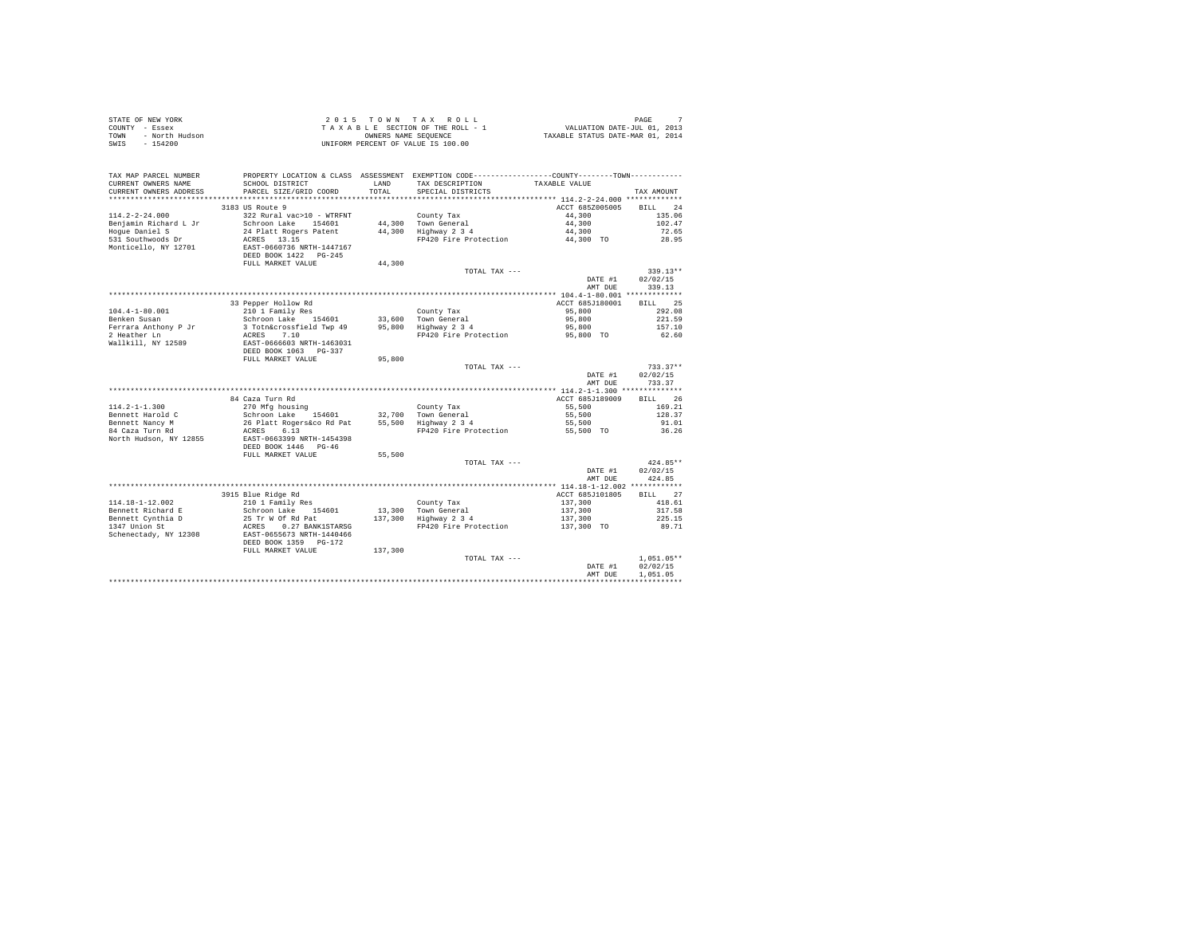STATE OF NEW YORK | COUNTY - Essex | TOWN - North Hudson | SWIS - 154200

2015 TOWN TAX ROLL
TAXABLE SECTION OF THE ROLL - 1
OWNERS NAME SEQUENCE
UNIFORM PERCENT OF VALUE IS 100.00

VALUATION DATE-JUL 01, 2013
TAXABLE STATUS DATE-MAR 01, 2014

| TAX MAP PARCEL NUMBER / CURRENT OWNERS NAME / CURRENT OWNERS ADDRESS | PROPERTY LOCATION & CLASS / SCHOOL DISTRICT / PARCEL SIZE/GRID COORD | ASSESSMENT LAND / TOTAL | EXEMPTION CODE / TAX DESCRIPTION / SPECIAL DISTRICTS | TAXABLE VALUE | TAX AMOUNT |
|---|---|---|---|---|---|
| 114.2-2-24.000 | 3183 US Route 9 | | | ACCT 685Z005005 | BILL 24 |
| 114.2-2-24.000 | 322 Rural vac>10 - WTRFNT | | County Tax | 44,300 | 135.06 |
| Benjamin Richard L Jr | Schroon Lake 154601 | 44,300 | Town General | 44,300 | 102.47 |
| Hogue Daniel S | 24 Platt Rogers Patent | 44,300 | Highway 2 3 4 | 44,300 | 72.65 |
| 531 Southwoods Dr | ACRES 13.15 | | FP420 Fire Protection | 44,300 TO | 28.95 |
| Monticello, NY 12701 | EAST-0660736 NRTH-1447167 | | | | |
| | DEED BOOK 1422 PG-245 | | | | |
| | FULL MARKET VALUE | 44,300 | | | |
| | | | TOTAL TAX --- | | 339.13** |
| | | | | DATE #1 | 02/02/15 |
| | | | | AMT DUE | 339.13 |
| 104.4-1-80.001 | 33 Pepper Hollow Rd | | | ACCT 685J180001 | BILL 25 |
| 104.4-1-80.001 | 210 1 Family Res | | County Tax | 95,800 | 292.08 |
| Benken Susan | Schroon Lake 154601 | 33,600 | Town General | 95,800 | 221.59 |
| Ferrara Anthony P Jr | 3 Totn&crossfield Twp 49 | 95,800 | Highway 2 3 4 | 95,800 | 157.10 |
| 2 Heather Ln | ACRES 7.10 | | FP420 Fire Protection | 95,800 TO | 62.60 |
| Wallkill, NY 12589 | EAST-0666603 NRTH-1463031 | | | | |
| | DEED BOOK 1063 PG-337 | | | | |
| | FULL MARKET VALUE | 95,800 | | | |
| | | | TOTAL TAX --- | | 733.37** |
| | | | | DATE #1 | 02/02/15 |
| | | | | AMT DUE | 733.37 |
| 114.2-1-1.300 | 84 Caza Turn Rd | | | ACCT 685J189009 | BILL 26 |
| 114.2-1-1.300 | 270 Mfg housing | | County Tax | 55,500 | 169.21 |
| Bennett Harold C | Schroon Lake 154601 | 32,700 | Town General | 55,500 | 128.37 |
| Bennett Nancy M | 26 Platt Rogers&co Rd Pat | 55,500 | Highway 2 3 4 | 55,500 | 91.01 |
| 84 Caza Turn Rd | ACRES 6.13 | | FP420 Fire Protection | 55,500 TO | 36.26 |
| North Hudson, NY 12855 | EAST-0663399 NRTH-1454398 | | | | |
| | DEED BOOK 1446 PG-46 | | | | |
| | FULL MARKET VALUE | 55,500 | | | |
| | | | TOTAL TAX --- | | 424.85** |
| | | | | DATE #1 | 02/02/15 |
| | | | | AMT DUE | 424.85 |
| 114.18-1-12.002 | 3915 Blue Ridge Rd | | | ACCT 685J101805 | BILL 27 |
| 114.18-1-12.002 | 210 1 Family Res | | County Tax | 137,300 | 418.61 |
| Bennett Richard E | Schroon Lake 154601 | 13,300 | Town General | 137,300 | 317.58 |
| Bennett Cynthia D | 25 Tr W Of Rd Pat | 137,300 | Highway 2 3 4 | 137,300 | 225.15 |
| 1347 Union St | ACRES 0.27 BANK1STARSG | | FP420 Fire Protection | 137,300 TO | 89.71 |
| Schenectady, NY 12308 | EAST-0655673 NRTH-1440466 | | | | |
| | DEED BOOK 1359 PG-172 | | | | |
| | FULL MARKET VALUE | 137,300 | | | |
| | | | TOTAL TAX --- | | 1,051.05** |
| | | | | DATE #1 | 02/02/15 |
| | | | | AMT DUE | 1,051.05 |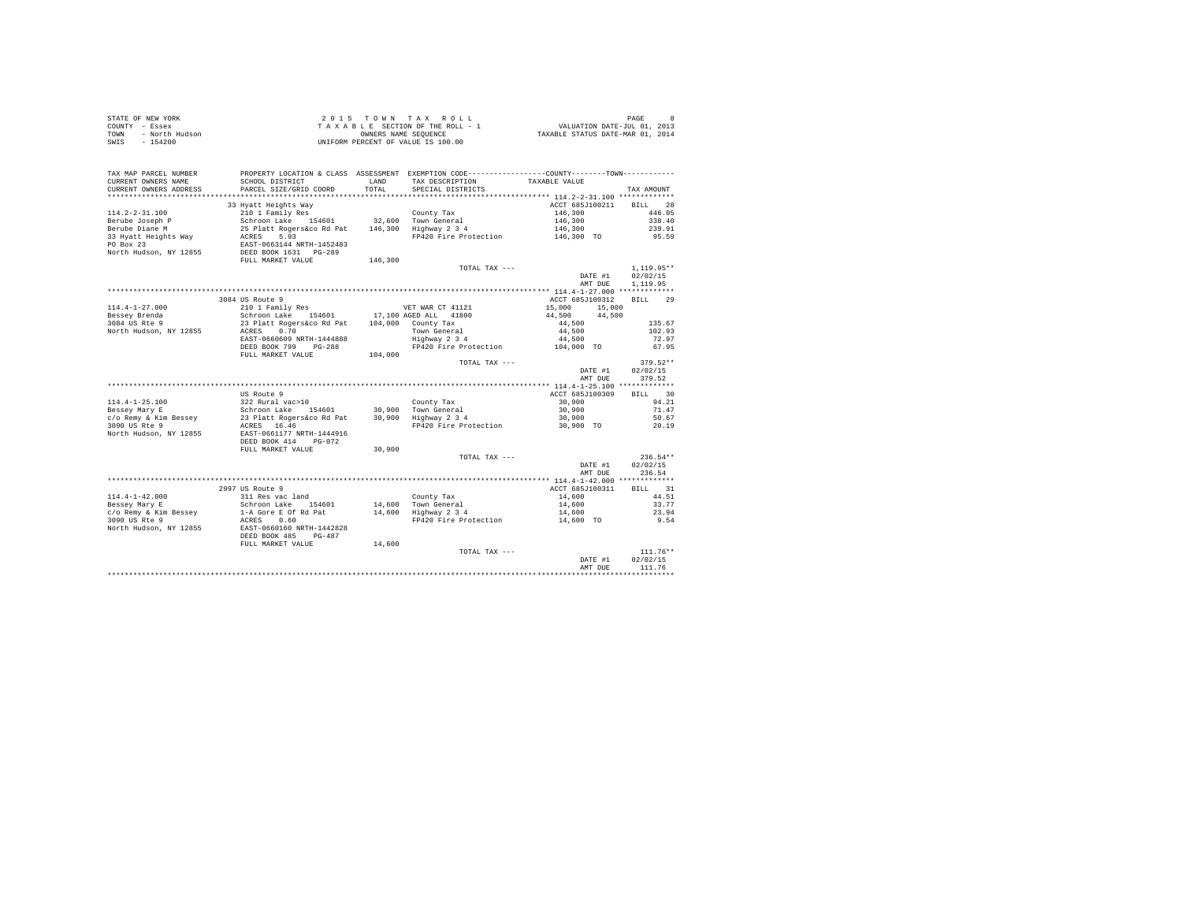STATE OF NEW YORK
COUNTY - Essex
TOWN - North Hudson
SWIS - 154200

2 0 1 5 T O W N T A X R O L L
T A X A B L E SECTION OF THE ROLL - 1
OWNERS NAME SEQUENCE
UNIFORM PERCENT OF VALUE IS 100.00

VALUATION DATE-JUL 01, 2013
TAXABLE STATUS DATE-MAR 01, 2014

```
TAX MAP PARCEL NUMBER     PROPERTY LOCATION & CLASS  ASSESSMENT  EXEMPTION CODE-----------------COUNTY--------TOWN-----------
CURRENT OWNERS NAME       SCHOOL DISTRICT              LAND      TAX DESCRIPTION            TAXABLE VALUE
CURRENT OWNERS ADDRESS    PARCEL SIZE/GRID COORD       TOTAL     SPECIAL DISTRICTS                                    TAX AMOUNT
********************************************************************************************* 114.2-2-31.100 ************
                          33 Hyatt Heights Way                                               ACCT 685J100211    BILL   28
114.2-2-31.100            210 1 Family Res                       County Tax                  146,300               446.05
Berube Joseph P           Schroon Lake   154601     32,600      Town General                146,300               338.40
Berube Diane M            25 Platt Rogers&co Rd Pat  146,300    Highway 2 3 4               146,300               239.91
33 Hyatt Heights Way      ACRES    5.93                          FP420 Fire Protection       146,300 TO             95.59
PO Box 23                 EAST-0663144 NRTH-1452483
North Hudson, NY 12855    DEED BOOK 1631   PG-289
                          FULL MARKET VALUE          146,300
                                                                 TOTAL TAX ---                                    1,119.95**
                                                                                             DATE #1           02/02/15
                                                                                             AMT DUE           1,119.95
********************************************************************************************* 114.4-1-27.000 ************
                          3084 US Route 9                                                    ACCT 685J100312    BILL   29
114.4-1-27.000            210 1 Family Res                       VET WAR CT 41121            15,000     15,000
Bessey Brenda             Schroon Lake   154601     17,100 AGED ALL   41800                  44,500     44,500
3084 US Rte 9             23 Platt Rogers&co Rd Pat  104,000    County Tax                   44,500               135.67
North Hudson, NY 12855    ACRES    0.70                          Town General                 44,500               102.93
                          EAST-0660609 NRTH-1444888              Highway 2 3 4                44,500                72.97
                          DEED BOOK 799    PG-288                FP420 Fire Protection       104,000 TO             67.95
                          FULL MARKET VALUE          104,000
                                                                 TOTAL TAX ---                                      379.52**
                                                                                             DATE #1           02/02/15
                                                                                             AMT DUE             379.52
********************************************************************************************* 114.4-1-25.100 ************
                          US Route 9                                                         ACCT 685J100309    BILL   30
114.4-1-25.100            322 Rural vac>10                       County Tax                   30,900                94.21
Bessey Mary E             Schroon Lake   154601     30,900      Town General                 30,900                71.47
c/o Remy & Kim Bessey     23 Platt Rogers&co Rd Pat   30,900    Highway 2 3 4                30,900                50.67
3090 US Rte 9             ACRES   16.46                          FP420 Fire Protection        30,900 TO             20.19
North Hudson, NY 12855    EAST-0661177 NRTH-1444916
                          DEED BOOK 414    PG-072
                          FULL MARKET VALUE           30,900
                                                                 TOTAL TAX ---                                      236.54**
                                                                                             DATE #1           02/02/15
                                                                                             AMT DUE             236.54
********************************************************************************************* 114.4-1-42.000 ************
                          2997 US Route 9                                                    ACCT 685J100311    BILL   31
114.4-1-42.000            311 Res vac land                       County Tax                   14,600                44.51
Bessey Mary E             Schroon Lake   154601     14,600      Town General                 14,600                33.77
c/o Remy & Kim Bessey     1-A Gore E Of Rd Pat        14,600    Highway 2 3 4                14,600                23.94
3090 US Rte 9             ACRES    0.60                          FP420 Fire Protection        14,600 TO              9.54
North Hudson, NY 12855    EAST-0660160 NRTH-1442828
                          DEED BOOK 485    PG-487
                          FULL MARKET VALUE           14,600
                                                                 TOTAL TAX ---                                      111.76**
                                                                                             DATE #1           02/02/15
                                                                                             AMT DUE             111.76
****************************************************************************************************************************
```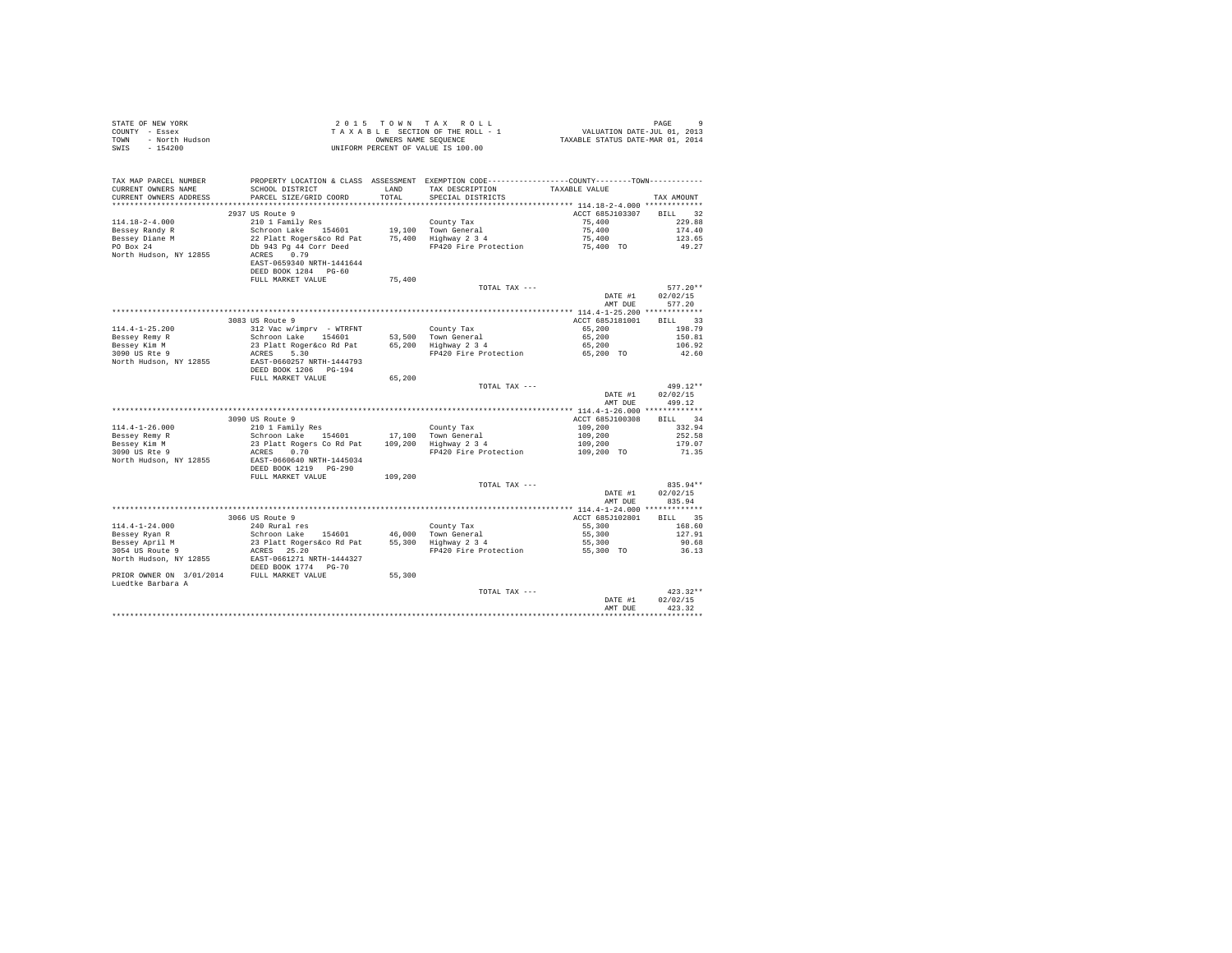STATE OF NEW YORK
COUNTY - Essex
TOWN - North Hudson
SWIS - 154200

2 0 1 5 T O W N T A X R O L L
T A X A B L E SECTION OF THE ROLL - 1
OWNERS NAME SEQUENCE
UNIFORM PERCENT OF VALUE IS 100.00

VALUATION DATE-JUL 01, 2013
TAXABLE STATUS DATE-MAR 01, 2014

```
TAX MAP PARCEL NUMBER     PROPERTY LOCATION & CLASS  ASSESSMENT  EXEMPTION CODE-----------------COUNTY--------TOWN-----------
CURRENT OWNERS NAME       SCHOOL DISTRICT               LAND      TAX DESCRIPTION            TAXABLE VALUE
CURRENT OWNERS ADDRESS    PARCEL SIZE/GRID COORD        TOTAL     SPECIAL DISTRICTS                                   TAX AMOUNT
*********************************************************************************************** 114.18-2-4.000 *************
                          2937 US Route 9                                                    ACCT 685J103307     BILL    32
114.18-2-4.000            210 1 Family Res                        County Tax                     75,400              229.88
Bessey Randy R            Schroon Lake    154601       19,100     Town General                   75,400              174.40
Bessey Diane M            22 Platt Rogers&co Rd Pat    75,400     Highway 2 3 4                  75,400              123.65
PO Box 24                 Db 943 Pg 44 Corr Deed                  FP420 Fire Protection          75,400 TO            49.27
North Hudson, NY 12855    ACRES    0.79
                          EAST-0659340 NRTH-1441644
                          DEED BOOK 1284   PG-60
                          FULL MARKET VALUE            75,400
                                                                  TOTAL TAX ---                                     577.20**
                                                                                                 DATE #1          02/02/15
                                                                                                 AMT DUE            577.20
*********************************************************************************************** 114.4-1-25.200 *************
                          3083 US Route 9                                                    ACCT 685J181001     BILL    33
114.4-1-25.200            312 Vac w/imprv  - WTRFNT               County Tax                     65,200              198.79
Bessey Remy R             Schroon Lake    154601       53,500     Town General                   65,200              150.81
Bessey Kim M              23 Platt Roger&co Rd Pat     65,200     Highway 2 3 4                  65,200              106.92
3090 US Rte 9             ACRES    5.30                           FP420 Fire Protection          65,200 TO            42.60
North Hudson, NY 12855    EAST-0660257 NRTH-1444793
                          DEED BOOK 1206   PG-194
                          FULL MARKET VALUE            65,200
                                                                  TOTAL TAX ---                                     499.12**
                                                                                                 DATE #1          02/02/15
                                                                                                 AMT DUE            499.12
*********************************************************************************************** 114.4-1-26.000 *************
                          3090 US Route 9                                                    ACCT 685J100308     BILL    34
114.4-1-26.000            210 1 Family Res                        County Tax                    109,200              332.94
Bessey Remy R             Schroon Lake    154601       17,100     Town General                  109,200              252.58
Bessey Kim M              23 Platt Rogers Co Rd Pat   109,200     Highway 2 3 4                 109,200              179.07
3090 US Rte 9             ACRES    0.70                           FP420 Fire Protection         109,200 TO            71.35
North Hudson, NY 12855    EAST-0660640 NRTH-1445034
                          DEED BOOK 1219   PG-290
                          FULL MARKET VALUE           109,200
                                                                  TOTAL TAX ---                                     835.94**
                                                                                                 DATE #1          02/02/15
                                                                                                 AMT DUE            835.94
*********************************************************************************************** 114.4-1-24.000 *************
                          3066 US Route 9                                                    ACCT 685J102801     BILL    35
114.4-1-24.000            240 Rural res                           County Tax                     55,300              168.60
Bessey Ryan R             Schroon Lake    154601       46,000     Town General                   55,300              127.91
Bessey April M            23 Platt Rogers&co Rd Pat    55,300     Highway 2 3 4                  55,300               90.68
3054 US Route 9           ACRES   25.20                           FP420 Fire Protection          55,300 TO            36.13
North Hudson, NY 12855    EAST-0661271 NRTH-1444327
                          DEED BOOK 1774   PG-70
PRIOR OWNER ON 3/01/2014  FULL MARKET VALUE            55,300
Luedtke Barbara A
                                                                  TOTAL TAX ---                                     423.32**
                                                                                                 DATE #1          02/02/15
                                                                                                 AMT DUE            423.32
************************************************************************************************************************************
```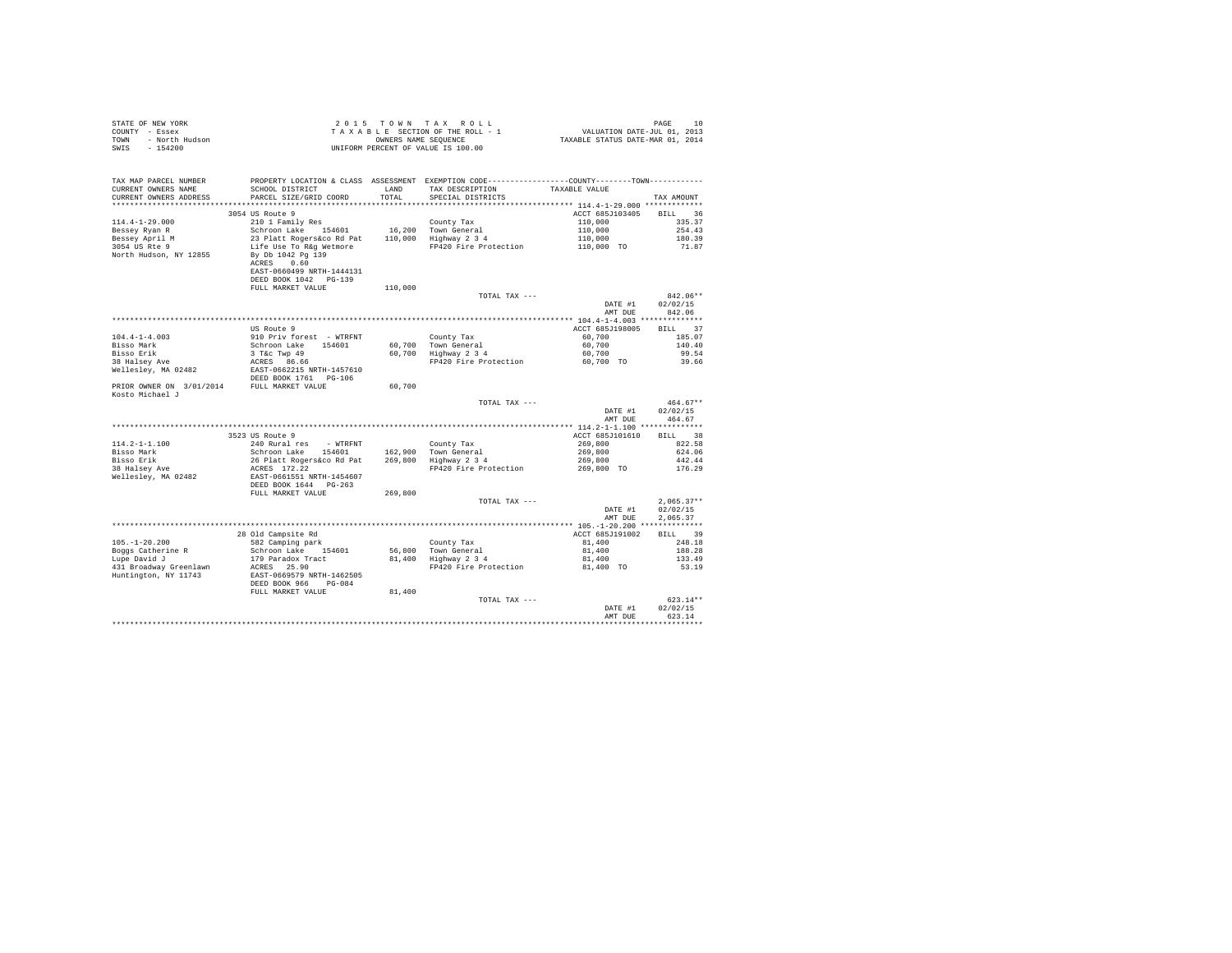STATE OF NEW YORK
COUNTY - Essex
TOWN - North Hudson
SWIS - 154200

2015 TOWN TAX ROLL
TAXABLE SECTION OF THE ROLL - 1
OWNERS NAME SEQUENCE
UNIFORM PERCENT OF VALUE IS 100.00

VALUATION DATE-JUL 01, 2013
TAXABLE STATUS DATE-MAR 01, 2014

| TAX MAP PARCEL NUMBER / CURRENT OWNERS NAME / CURRENT OWNERS ADDRESS | PROPERTY LOCATION & CLASS / SCHOOL DISTRICT / PARCEL SIZE/GRID COORD | ASSESSMENT LAND / TOTAL | EXEMPTION CODE / TAX DESCRIPTION / SPECIAL DISTRICTS | COUNTY--------TOWN / TAXABLE VALUE | TAX AMOUNT |
|---|---|---|---|---|---|
| 114.4-1-29.000 | 3054 US Route 9 | | | ACCT 685J103405 | BILL 36 |
| 114.4-1-29.000 | 210 1 Family Res | | County Tax | 110,000 | 335.37 |
| Bessey Ryan R | Schroon Lake 154601 | 16,200 | Town General | 110,000 | 254.43 |
| Bessey April M | 23 Platt Rogers&co Rd Pat | 110,000 | Highway 2 3 4 | 110,000 | 180.39 |
| 3054 US Rte 9 | Life Use To R&g Wetmore | | FP420 Fire Protection | 110,000 TO | 71.87 |
| North Hudson, NY 12855 | By Db 1042 Pg 139 | | | | |
| | ACRES 0.60 | | | | |
| | EAST-0660499 NRTH-1444131 | | | | |
| | DEED BOOK 1042 PG-139 | | | | |
| | FULL MARKET VALUE | 110,000 | | | |
| | | | TOTAL TAX --- | | 842.06** |
| | | | | DATE #1 | 02/02/15 |
| | | | | AMT DUE | 842.06 |
| 104.4-1-4.003 | US Route 9 | | | ACCT 685J198005 | BILL 37 |
| 104.4-1-4.003 | 910 Priv forest - WTRFNT | | County Tax | 60,700 | 185.07 |
| Bisso Mark | Schroon Lake 154601 | 60,700 | Town General | 60,700 | 140.40 |
| Bisso Erik | 3 T&c Twp 49 | 60,700 | Highway 2 3 4 | 60,700 | 99.54 |
| 38 Halsey Ave | ACRES 86.66 | | FP420 Fire Protection | 60,700 TO | 39.66 |
| Wellesley, MA 02482 | EAST-0662215 NRTH-1457610 | | | | |
| | DEED BOOK 1761 PG-106 | | | | |
| PRIOR OWNER ON 3/01/2014 | FULL MARKET VALUE | 60,700 | | | |
| Kosto Michael J | | | | | |
| | | | TOTAL TAX --- | | 464.67** |
| | | | | DATE #1 | 02/02/15 |
| | | | | AMT DUE | 464.67 |
| 114.2-1-1.100 | 3523 US Route 9 | | | ACCT 685J101610 | BILL 38 |
| 114.2-1-1.100 | 240 Rural res - WTRFNT | | County Tax | 269,800 | 822.58 |
| Bisso Mark | Schroon Lake 154601 | 162,900 | Town General | 269,800 | 624.06 |
| Bisso Erik | 26 Platt Rogers&co Rd Pat | 269,800 | Highway 2 3 4 | 269,800 | 442.44 |
| 38 Halsey Ave | ACRES 172.22 | | FP420 Fire Protection | 269,800 TO | 176.29 |
| Wellesley, MA 02482 | EAST-0661551 NRTH-1454607 | | | | |
| | DEED BOOK 1644 PG-263 | | | | |
| | FULL MARKET VALUE | 269,800 | | | |
| | | | TOTAL TAX --- | | 2,065.37** |
| | | | | DATE #1 | 02/02/15 |
| | | | | AMT DUE | 2,065.37 |
| 105.-1-20.200 | 28 Old Campsite Rd | | | ACCT 685J191002 | BILL 39 |
| 105.-1-20.200 | 582 Camping park | | County Tax | 81,400 | 248.18 |
| Boggs Catherine R | Schroon Lake 154601 | 56,800 | Town General | 81,400 | 188.28 |
| Lupe David J | 179 Paradox Tract | 81,400 | Highway 2 3 4 | 81,400 | 133.49 |
| 431 Broadway Greenlawn | ACRES 25.90 | | FP420 Fire Protection | 81,400 TO | 53.19 |
| Huntington, NY 11743 | EAST-0669579 NRTH-1462505 | | | | |
| | DEED BOOK 966 PG-084 | | | | |
| | FULL MARKET VALUE | 81,400 | | | |
| | | | TOTAL TAX --- | | 623.14** |
| | | | | DATE #1 | 02/02/15 |
| | | | | AMT DUE | 623.14 |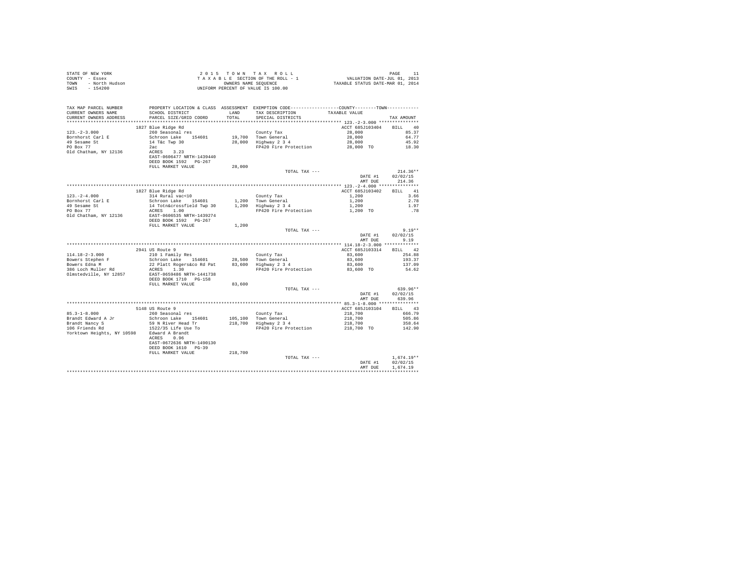STATE OF NEW YORK
COUNTY - Essex
TOWN - North Hudson
SWIS - 154200

2015 TOWN TAX ROLL
TAXABLE SECTION OF THE ROLL - 1
OWNERS NAME SEQUENCE
UNIFORM PERCENT OF VALUE IS 100.00

VALUATION DATE-JUL 01, 2013
TAXABLE STATUS DATE-MAR 01, 2014

| TAX MAP PARCEL NUMBER / CURRENT OWNERS NAME / CURRENT OWNERS ADDRESS | PROPERTY LOCATION & CLASS / SCHOOL DISTRICT / PARCEL SIZE/GRID COORD | ASSESSMENT LAND / TOTAL | EXEMPTION CODE / TAX DESCRIPTION / SPECIAL DISTRICTS | COUNTY--------TOWN / TAXABLE VALUE | TAX AMOUNT |
|---|---|---|---|---|---|
| **123.-2-3.000** | 1827 Blue Ridge Rd | | | ACCT 685J103404 | BILL 40 |
| 123.-2-3.000 | 260 Seasonal res | | County Tax | 28,000 | 85.37 |
| Bornhorst Carl E | Schroon Lake 154601 | 19,700 | Town General | 28,000 | 64.77 |
| 49 Sesame St | 14 T&c Twp 30 | 28,000 | Highway 2 3 4 | 28,000 | 45.92 |
| PO Box 77 | 2ac | | FP420 Fire Protection | 28,000 TO | 18.30 |
| Old Chatham, NY 12136 | ACRES 3.23 | | | | |
| | EAST-0606477 NRTH-1439440 | | | | |
| | DEED BOOK 1592 PG-267 | | | | |
| | FULL MARKET VALUE | 28,000 | | | |
| | | | TOTAL TAX --- | | 214.36** |
| | | | | DATE #1 | 02/02/15 |
| | | | | AMT DUE | 214.36 |
| **123.-2-4.000** | 1827 Blue Ridge Rd | | | ACCT 685J103402 | BILL 41 |
| 123.-2-4.000 | 314 Rural vac<10 | | County Tax | 1,200 | 3.66 |
| Bornhorst Carl E | Schroon Lake 154601 | 1,200 | Town General | 1,200 | 2.78 |
| 49 Sesame St | 14 Totn&crossfield Twp 30 | 1,200 | Highway 2 3 4 | 1,200 | 1.97 |
| PO Box 77 | ACRES 1.00 | | FP420 Fire Protection | 1,200 TO | .78 |
| Old Chatham, NY 12136 | EAST-0606535 NRTH-1439274 | | | | |
| | DEED BOOK 1592 PG-267 | | | | |
| | FULL MARKET VALUE | 1,200 | | | |
| | | | TOTAL TAX --- | | 9.19** |
| | | | | DATE #1 | 02/02/15 |
| | | | | AMT DUE | 9.19 |
| **114.18-2-3.000** | 2941 US Route 9 | | | ACCT 685J103314 | BILL 42 |
| 114.18-2-3.000 | 210 1 Family Res | | County Tax | 83,600 | 254.88 |
| Bowers Stephen F | Schroon Lake 154601 | 28,500 | Town General | 83,600 | 193.37 |
| Bowers Edna M | 22 Platt Rogers&co Rd Pat | 83,600 | Highway 2 3 4 | 83,600 | 137.09 |
| 386 Loch Muller Rd | ACRES 1.30 | | FP420 Fire Protection | 83,600 TO | 54.62 |
| Olmstedville, NY 12857 | EAST-0659486 NRTH-1441738 | | | | |
| | DEED BOOK 1710 PG-158 | | | | |
| | FULL MARKET VALUE | 83,600 | | | |
| | | | TOTAL TAX --- | | 639.96** |
| | | | | DATE #1 | 02/02/15 |
| | | | | AMT DUE | 639.96 |
| **85.3-1-8.000** | 5148 US Route 9 | | | ACCT 685J103104 | BILL 43 |
| 85.3-1-8.000 | 260 Seasonal res | | County Tax | 218,700 | 666.79 |
| Brandt Edward A Jr | Schroon Lake 154601 | 105,100 | Town General | 218,700 | 505.86 |
| Brandt Nancy S | 59 N River Head Tr | 218,700 | Highway 2 3 4 | 218,700 | 358.64 |
| 106 Friends Rd | 1522/35 Life Use To | | FP420 Fire Protection | 218,700 TO | 142.90 |
| Yorktown Heights, NY 10598 | Edward A Brandt | | | | |
| | ACRES 0.96 | | | | |
| | EAST-0672636 NRTH-1490130 | | | | |
| | DEED BOOK 1610 PG-39 | | | | |
| | FULL MARKET VALUE | 218,700 | | | |
| | | | TOTAL TAX --- | | 1,674.19** |
| | | | | DATE #1 | 02/02/15 |
| | | | | AMT DUE | 1,674.19 |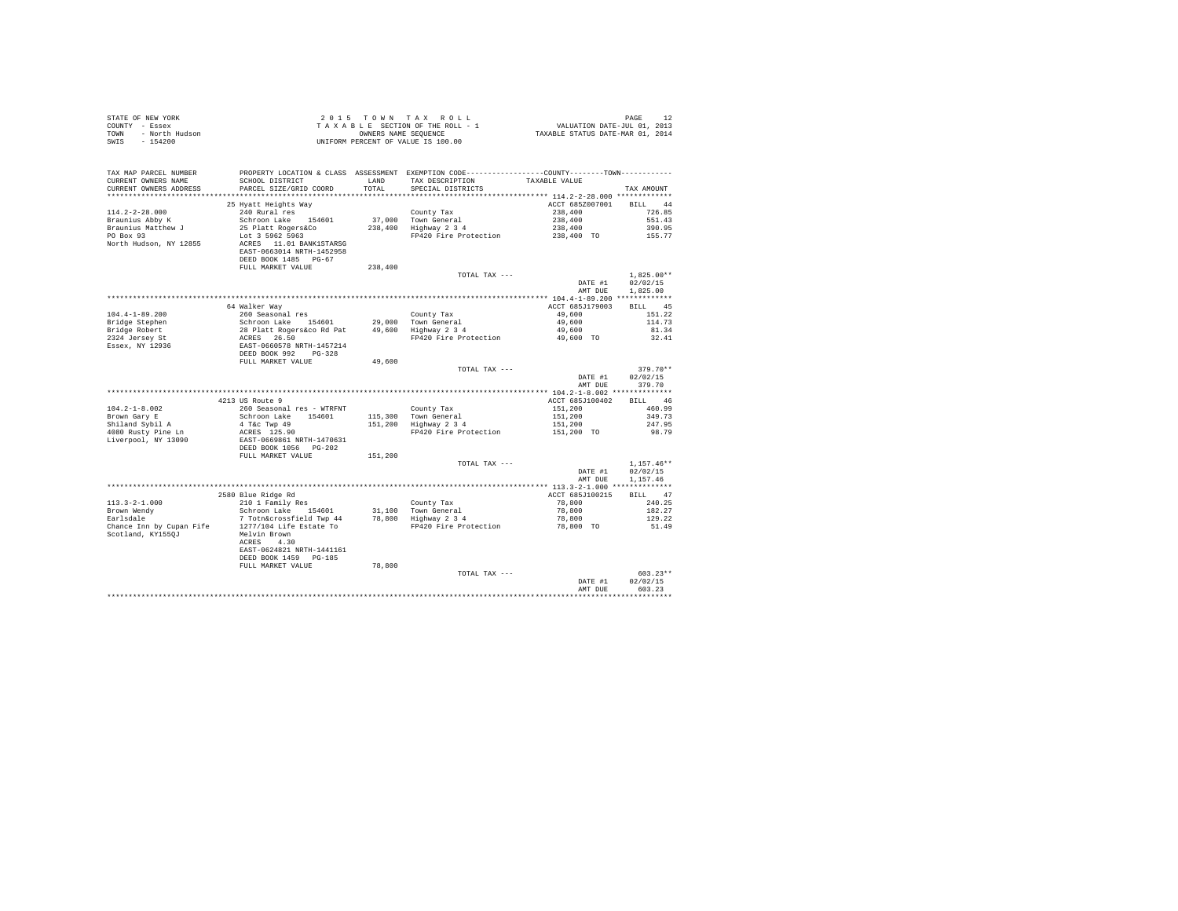STATE OF NEW YORK
COUNTY - Essex
TOWN - North Hudson
SWIS - 154200

2 0 1 5 T O W N T A X R O L L
T A X A B L E SECTION OF THE ROLL - 1
OWNERS NAME SEQUENCE
UNIFORM PERCENT OF VALUE IS 100.00

VALUATION DATE-JUL 01, 2013
TAXABLE STATUS DATE-MAR 01, 2014

```
TAX MAP PARCEL NUMBER      PROPERTY LOCATION & CLASS  ASSESSMENT  EXEMPTION CODE-----------------COUNTY--------TOWN-----------
CURRENT OWNERS NAME        SCHOOL DISTRICT             LAND       TAX DESCRIPTION           TAXABLE VALUE
CURRENT OWNERS ADDRESS     PARCEL SIZE/GRID COORD      TOTAL      SPECIAL DISTRICTS                                    TAX AMOUNT
******************************************************************************************** 114.2-2-28.000 *************
                           25 Hyatt Heights Way                                             ACCT 685Z007001     BILL   44
114.2-2-28.000             240 Rural res                          County Tax                 238,400                726.85
Braunius Abby K            Schroon Lake    154601      37,000     Town General               238,400                551.43
Braunius Matthew J         25 Platt Rogers&Co         238,400     Highway 2 3 4              238,400                390.95
PO Box 93                  Lot 3 5962 5963                        FP420 Fire Protection      238,400 TO             155.77
North Hudson, NY 12855     ACRES   11.01 BANK1STARSG
                           EAST-0663014 NRTH-1452958
                           DEED BOOK 1485   PG-67
                           FULL MARKET VALUE          238,400
                                                                  TOTAL TAX ---                                   1,825.00**
                                                                                             DATE #1             02/02/15
                                                                                             AMT DUE             1,825.00
******************************************************************************************** 104.4-1-89.200 ************
                           64 Walker Way                                                    ACCT 685J179003     BILL   45
104.4-1-89.200             260 Seasonal res                       County Tax                  49,600                151.22
Bridge Stephen             Schroon Lake    154601      29,000     Town General                49,600                114.73
Bridge Robert              28 Platt Rogers&co Rd Pat   49,600     Highway 2 3 4               49,600                 81.34
2324 Jersey St             ACRES   26.50                          FP420 Fire Protection       49,600 TO              32.41
Essex, NY 12936            EAST-0660578 NRTH-1457214
                           DEED BOOK 992    PG-328
                           FULL MARKET VALUE           49,600
                                                                  TOTAL TAX ---                                     379.70**
                                                                                             DATE #1             02/02/15
                                                                                             AMT DUE               379.70
******************************************************************************************** 104.2-1-8.002 *************
                           4213 US Route 9                                                  ACCT 685J100402     BILL   46
104.2-1-8.002              260 Seasonal res - WTRFNT              County Tax                 151,200                460.99
Brown Gary E               Schroon Lake    154601     115,300     Town General               151,200                349.73
Shiland Sybil A            4 T&c Twp 49               151,200     Highway 2 3 4              151,200                247.95
4080 Rusty Pine Ln         ACRES  125.90                          FP420 Fire Protection      151,200 TO              98.79
Liverpool, NY 13090        EAST-0669861 NRTH-1470631
                           DEED BOOK 1056   PG-202
                           FULL MARKET VALUE          151,200
                                                                  TOTAL TAX ---                                   1,157.46**
                                                                                             DATE #1             02/02/15
                                                                                             AMT DUE             1,157.46
******************************************************************************************** 113.3-2-1.000 *************
                           2580 Blue Ridge Rd                                               ACCT 685J100215     BILL   47
113.3-2-1.000              210 1 Family Res                       County Tax                  78,800                240.25
Brown Wendy                Schroon Lake    154601      31,100     Town General                78,800                182.27
Earlsdale                  7 Totn&crossfield Twp 44    78,800     Highway 2 3 4               78,800                129.22
Chance Inn by Cupan Fife   1277/104 Life Estate To                FP420 Fire Protection       78,800 TO              51.49
Scotland, KY155QJ          Melvin Brown
                           ACRES    4.30
                           EAST-0624821 NRTH-1441161
                           DEED BOOK 1459   PG-185
                           FULL MARKET VALUE           78,800
                                                                  TOTAL TAX ---                                     603.23**
                                                                                             DATE #1             02/02/15
                                                                                             AMT DUE               603.23
*****************************************************************************************************************************
```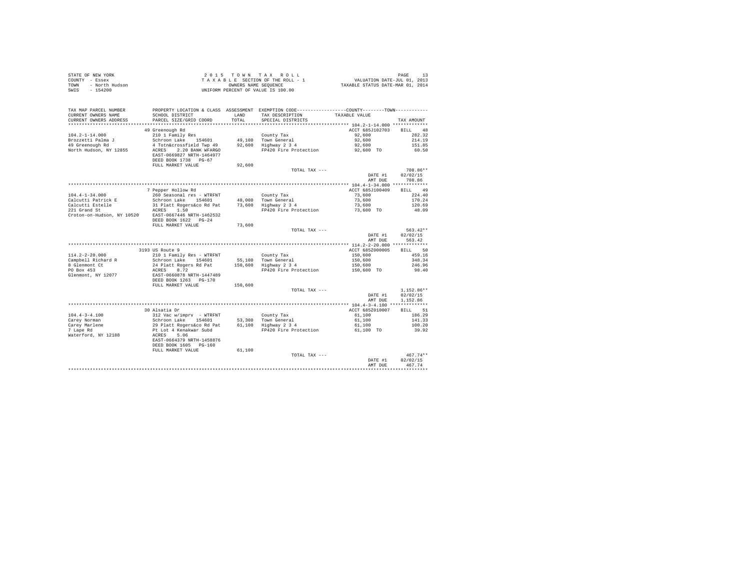STATE OF NEW YORK
COUNTY - Essex
TOWN - North Hudson
SWIS - 154200

2 0 1 5 T O W N T A X R O L L
T A X A B L E SECTION OF THE ROLL - 1
OWNERS NAME SEQUENCE
UNIFORM PERCENT OF VALUE IS 100.00

VALUATION DATE-JUL 01, 2013
TAXABLE STATUS DATE-MAR 01, 2014

| TAX MAP PARCEL NUMBER / CURRENT OWNERS NAME / CURRENT OWNERS ADDRESS | PROPERTY LOCATION & CLASS / SCHOOL DISTRICT / PARCEL SIZE/GRID COORD | ASSESSMENT LAND / TOTAL | EXEMPTION CODE / TAX DESCRIPTION / SPECIAL DISTRICTS | COUNTY--------TOWN TAXABLE VALUE | TAX AMOUNT |
|---|---|---|---|---|---|
| 104.2-1-14.000 | 49 Greenough Rd | | | ACCT 685J102703 | BILL 48 |
| Brozzetti Palma J | 210 1 Family Res | | County Tax | 92,600 | 282.32 |
| 49 Greenough Rd | Schroon Lake 154601 | 49,100 | Town General | 92,600 | 214.19 |
| North Hudson, NY 12855 | 4 Totn&crossfield Twp 49 | 92,600 | Highway 2 3 4 | 92,600 | 151.85 |
| | ACRES 2.20 BANK WFARGO | | FP420 Fire Protection | 92,600 TO | 60.50 |
| | EAST-0669827 NRTH-1464977 | | | | |
| | DEED BOOK 1738 PG-67 | | | | |
| | FULL MARKET VALUE | 92,600 | | | |
| | | | TOTAL TAX --- | | 708.86** |
| | | | | DATE #1 | 02/02/15 |
| | | | | AMT DUE | 708.86 |
| 104.4-1-34.000 | 7 Pepper Hollow Rd | | | ACCT 685J100409 | BILL 49 |
| Calcutti Patrick E | 260 Seasonal res - WTRFNT | | County Tax | 73,600 | 224.40 |
| Calcutti Estelle | Schroon Lake 154601 | 48,000 | Town General | 73,600 | 170.24 |
| 221 Grand St | 31 Platt Rogers&co Rd Pat | 73,600 | Highway 2 3 4 | 73,600 | 120.69 |
| Croton-on-Hudson, NY 10520 | ACRES 1.50 | | FP420 Fire Protection | 73,600 TO | 48.09 |
| | EAST-0667446 NRTH-1462532 | | | | |
| | DEED BOOK 1622 PG-24 | | | | |
| | FULL MARKET VALUE | 73,600 | | | |
| | | | TOTAL TAX --- | | 563.42** |
| | | | | DATE #1 | 02/02/15 |
| | | | | AMT DUE | 563.42 |
| 114.2-2-20.000 | 3193 US Route 9 | | | ACCT 685Z000005 | BILL 50 |
| Campbell Richard R | 210 1 Family Res - WTRFNT | | County Tax | 150,600 | 459.16 |
| 8 Glenmont Ct | Schroon Lake 154601 | 55,100 | Town General | 150,600 | 348.34 |
| PO Box 453 | 24 Platt Rogers Rd Pat | 150,600 | Highway 2 3 4 | 150,600 | 246.96 |
| Glenmont, NY 12077 | ACRES 8.72 | | FP420 Fire Protection | 150,600 TO | 98.40 |
| | EAST-0660878 NRTH-1447489 | | | | |
| | DEED BOOK 1263 PG-170 | | | | |
| | FULL MARKET VALUE | 150,600 | | | |
| | | | TOTAL TAX --- | | 1,152.86** |
| | | | | DATE #1 | 02/02/15 |
| | | | | AMT DUE | 1,152.86 |
| 104.4-3-4.100 | 30 Alsatia Dr | | | ACCT 685Z010007 | BILL 51 |
| Carey Norman | 312 Vac w/imprv - WTRFNT | | County Tax | 61,100 | 186.29 |
| Carey Marlene | Schroon Lake 154601 | 53,300 | Town General | 61,100 | 141.33 |
| 7 Lape Rd | 29 Platt Rogers&co Rd Pat | 61,100 | Highway 2 3 4 | 61,100 | 100.20 |
| Waterford, NY 12188 | Pt Lot 4 Kenakwar Subd | | FP420 Fire Protection | 61,100 TO | 39.92 |
| | ACRES 5.06 | | | | |
| | EAST-0664379 NRTH-1458876 | | | | |
| | DEED BOOK 1605 PG-160 | | | | |
| | FULL MARKET VALUE | 61,100 | | | |
| | | | TOTAL TAX --- | | 467.74** |
| | | | | DATE #1 | 02/02/15 |
| | | | | AMT DUE | 467.74 |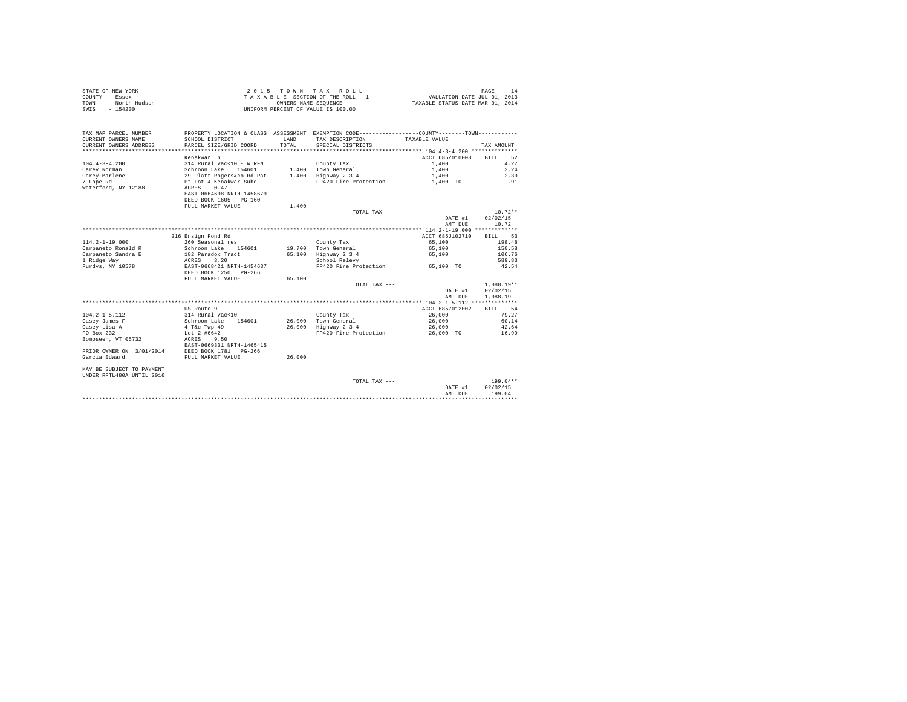STATE OF NEW YORK
COUNTY - Essex
TOWN - North Hudson
SWIS - 154200

2 0 1 5 T O W N T A X R O L L
T A X A B L E SECTION OF THE ROLL - 1
OWNERS NAME SEQUENCE
UNIFORM PERCENT OF VALUE IS 100.00

VALUATION DATE-JUL 01, 2013
TAXABLE STATUS DATE-MAR 01, 2014

| TAX MAP PARCEL NUMBER / CURRENT OWNERS NAME / CURRENT OWNERS ADDRESS | PROPERTY LOCATION & CLASS / SCHOOL DISTRICT / PARCEL SIZE/GRID COORD | ASSESSMENT LAND / TOTAL | EXEMPTION CODE / TAX DESCRIPTION / SPECIAL DISTRICTS | COUNTY / TOWN TAXABLE VALUE | TAX AMOUNT |
|---|---|---|---|---|---|
| | Kenakwar Ln | | | ACCT 685Z010008 | BILL 52 |
| 104.4-3-4.200 | 314 Rural vac<10 - WTRFNT | | County Tax | 1,400 | 4.27 |
| Carey Norman | Schroon Lake 154601 | 1,400 | Town General | 1,400 | 3.24 |
| Carey Marlene | 29 Platt Rogers&co Rd Pat | 1,400 | Highway 2 3 4 | 1,400 | 2.30 |
| 7 Lape Rd | Pt Lot 4 Kenakwar Subd | | FP420 Fire Protection | 1,400 TO | .91 |
| Waterford, NY 12188 | ACRES 0.47 | | | | |
| | EAST-0664608 NRTH-1458679 | | | | |
| | DEED BOOK 1605 PG-160 | | | | |
| | FULL MARKET VALUE | 1,400 | | | |
| | | | TOTAL TAX --- | | 10.72** |
| | | | | DATE #1 | 02/02/15 |
| | | | | AMT DUE | 10.72 |
| | 216 Ensign Pond Rd | | | ACCT 685J102710 | BILL 53 |
| 114.2-1-19.000 | 260 Seasonal res | | County Tax | 65,100 | 198.48 |
| Carpaneto Ronald R | Schroon Lake 154601 | 19,700 | Town General | 65,100 | 150.58 |
| Carpaneto Sandra E | 182 Paradox Tract | 65,100 | Highway 2 3 4 | 65,100 | 106.76 |
| 1 Ridge Way | ACRES 3.20 | | School Relevy | | 589.83 |
| Purdys, NY 10578 | EAST-0668421 NRTH-1454637 | | FP420 Fire Protection | 65,100 TO | 42.54 |
| | DEED BOOK 1250 PG-266 | | | | |
| | FULL MARKET VALUE | 65,100 | | | |
| | | | TOTAL TAX --- | | 1,088.19** |
| | | | | DATE #1 | 02/02/15 |
| | | | | AMT DUE | 1,088.19 |
| | US Route 9 | | | ACCT 685Z012002 | BILL 54 |
| 104.2-1-5.112 | 314 Rural vac<10 | | County Tax | 26,000 | 79.27 |
| Casey James F | Schroon Lake 154601 | 26,000 | Town General | 26,000 | 60.14 |
| Casey Lisa A | 4 T&c Twp 49 | 26,000 | Highway 2 3 4 | 26,000 | 42.64 |
| PO Box 232 | Lot 2 #6642 | | FP420 Fire Protection | 26,000 TO | 16.99 |
| Bomoseen, VT 05732 | ACRES 9.50 | | | | |
| | EAST-0669331 NRTH-1465415 | | | | |
| PRIOR OWNER ON 3/01/2014 | DEED BOOK 1781 PG-266 | | | | |
| Garcia Edward | FULL MARKET VALUE | 26,000 | | | |
| MAY BE SUBJECT TO PAYMENT | | | | | |
| UNDER RPTL480A UNTIL 2016 | | | | | |
| | | | TOTAL TAX --- | | 199.04** |
| | | | | DATE #1 | 02/02/15 |
| | | | | AMT DUE | 199.04 |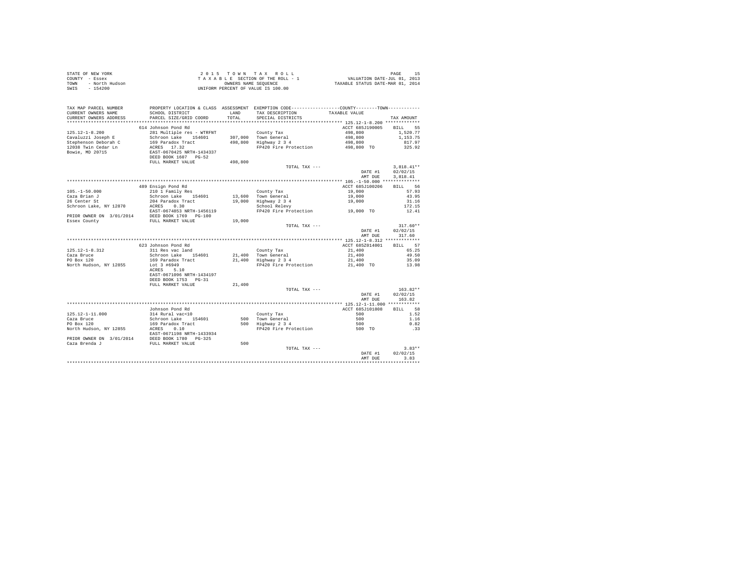STATE OF NEW YORK
COUNTY - Essex
TOWN - North Hudson
SWIS - 154200

2 0 1 5 T O W N T A X R O L L
T A X A B L E SECTION OF THE ROLL - 1
OWNERS NAME SEQUENCE
UNIFORM PERCENT OF VALUE IS 100.00

VALUATION DATE-JUL 01, 2013
TAXABLE STATUS DATE-MAR 01, 2014

| TAX MAP PARCEL NUMBER / CURRENT OWNERS NAME / CURRENT OWNERS ADDRESS | PROPERTY LOCATION & CLASS / SCHOOL DISTRICT / PARCEL SIZE/GRID COORD | ASSESSMENT LAND / TOTAL | EXEMPTION CODE / TAX DESCRIPTION / SPECIAL DISTRICTS | COUNTY--------TOWN TAXABLE VALUE | TAX AMOUNT |
|---|---|---|---|---|---|
| 125.12-1-8.200 | 614 Johnson Pond Rd | | | ACCT 685J190005 | BILL 55 |
| 125.12-1-8.200 | 281 Multiple res - WTRFNT | | County Tax | 498,800 | 1,520.77 |
| Cavaluzzi Joseph E | Schroon Lake 154601 | 307,000 | Town General | 498,800 | 1,153.75 |
| Stephenson Deborah C | 169 Paradox Tract | 498,800 | Highway 2 3 4 | 498,800 | 817.97 |
| 12038 Twin Cedar Ln | ACRES 17.32 | | FP420 Fire Protection | 498,800 TO | 325.92 |
| Bowie, MD 20715 | EAST-0670425 NRTH-1434337 | | | | |
| | DEED BOOK 1607 PG-52 | | | | |
| | FULL MARKET VALUE | 498,800 | | | |
| | | | TOTAL TAX --- | | 3,818.41** |
| | | | | DATE #1 | 02/02/15 |
| | | | | AMT DUE | 3,818.41 |
| 105.-1-50.000 | 489 Ensign Pond Rd | | | ACCT 685J100206 | BILL 56 |
| 105.-1-50.000 | 210 1 Family Res | | County Tax | 19,000 | 57.93 |
| Caza Brian J | Schroon Lake 154601 | 13,600 | Town General | 19,000 | 43.95 |
| 26 Center St | 204 Paradox Tract | 19,000 | Highway 2 3 4 | 19,000 | 31.16 |
| Schroon Lake, NY 12870 | ACRES 0.30 | | School Relevy | | 172.15 |
| | EAST-0674853 NRTH-1456119 | | FP420 Fire Protection | 19,000 TO | 12.41 |
| PRIOR OWNER ON 3/01/2014 | DEED BOOK 1769 PG-100 | | | | |
| Essex County | FULL MARKET VALUE | 19,000 | | | |
| | | | TOTAL TAX --- | | 317.60** |
| | | | | DATE #1 | 02/02/15 |
| | | | | AMT DUE | 317.60 |
| 125.12-1-8.312 | 623 Johnson Pond Rd | | | ACCT 685Z014001 | BILL 57 |
| 125.12-1-8.312 | 311 Res vac land | | County Tax | 21,400 | 65.25 |
| Caza Bruce | Schroon Lake 154601 | 21,400 | Town General | 21,400 | 49.50 |
| PO Box 120 | 169 Paradox Tract | 21,400 | Highway 2 3 4 | 21,400 | 35.09 |
| North Hudson, NY 12855 | Lot 3 #6949 | | FP420 Fire Protection | 21,400 TO | 13.98 |
| | ACRES 5.10 | | | | |
| | EAST-0671096 NRTH-1434197 | | | | |
| | DEED BOOK 1753 PG-31 | | | | |
| | FULL MARKET VALUE | 21,400 | | | |
| | | | TOTAL TAX --- | | 163.82** |
| | | | | DATE #1 | 02/02/15 |
| | | | | AMT DUE | 163.82 |
| 125.12-1-11.000 | Johnson Pond Rd | | | ACCT 685J101808 | BILL 58 |
| 125.12-1-11.000 | 314 Rural vac<10 | | County Tax | 500 | 1.52 |
| Caza Bruce | Schroon Lake 154601 | 500 | Town General | 500 | 1.16 |
| PO Box 120 | 169 Paradox Tract | 500 | Highway 2 3 4 | 500 | 0.82 |
| North Hudson, NY 12855 | ACRES 0.10 | | FP420 Fire Protection | 500 TO | .33 |
| | EAST-0671198 NRTH-1433934 | | | | |
| PRIOR OWNER ON 3/01/2014 | DEED BOOK 1780 PG-325 | | | | |
| Caza Brenda J | FULL MARKET VALUE | 500 | | | |
| | | | TOTAL TAX --- | | 3.83** |
| | | | | DATE #1 | 02/02/15 |
| | | | | AMT DUE | 3.83 |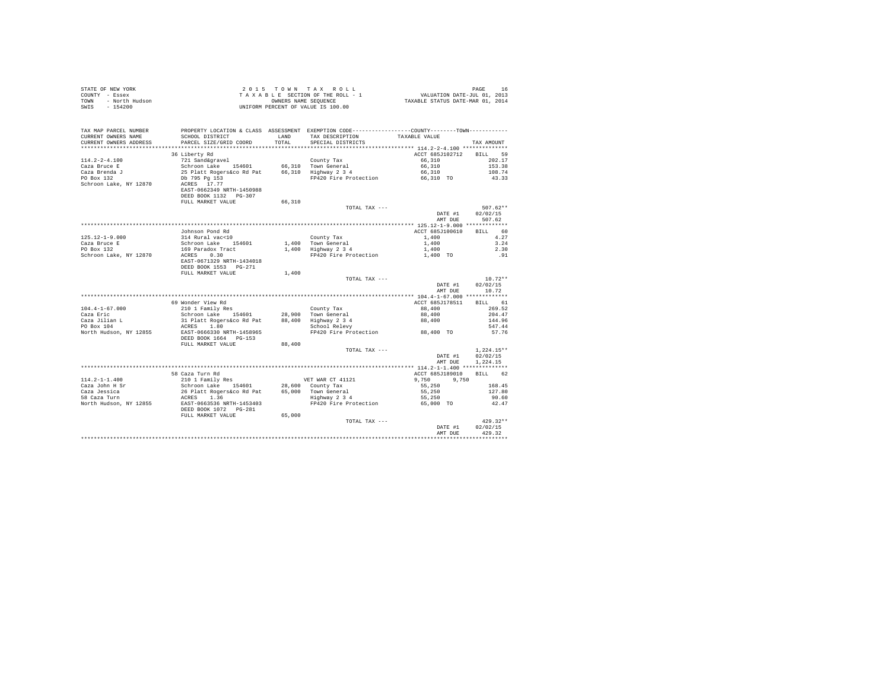STATE OF NEW YORK
COUNTY - Essex
TOWN - North Hudson
SWIS - 154200

2 0 1 5 T O W N T A X R O L L
T A X A B L E SECTION OF THE ROLL - 1
OWNERS NAME SEQUENCE
UNIFORM PERCENT OF VALUE IS 100.00

VALUATION DATE-JUL 01, 2013
TAXABLE STATUS DATE-MAR 01, 2014

| TAX MAP PARCEL NUMBER / CURRENT OWNERS NAME / CURRENT OWNERS ADDRESS | PROPERTY LOCATION & CLASS / SCHOOL DISTRICT / PARCEL SIZE/GRID COORD | ASSESSMENT LAND / TOTAL | EXEMPTION CODE / TAX DESCRIPTION / SPECIAL DISTRICTS | COUNTY / TOWN TAXABLE VALUE | TAX AMOUNT |
|---|---|---|---|---|---|
| **114.2-2-4.100** | 36 Liberty Rd | | | ACCT 685J102712 | BILL 59 |
| 114.2-2-4.100 | 721 Sand&gravel | | County Tax | 66,310 | 202.17 |
| Caza Bruce E | Schroon Lake 154601 | 66,310 | Town General | 66,310 | 153.38 |
| Caza Brenda J | 25 Platt Rogers&co Rd Pat | 66,310 | Highway 2 3 4 | 66,310 | 108.74 |
| PO Box 132 | Db 795 Pg 153 | | FP420 Fire Protection | 66,310 TO | 43.33 |
| Schroon Lake, NY 12870 | ACRES 17.77 | | | | |
| | EAST-0662349 NRTH-1450988 | | | | |
| | DEED BOOK 1132 PG-307 | | | | |
| | FULL MARKET VALUE | 66,310 | | | |
| | | | TOTAL TAX --- | | 507.62** |
| | | | | DATE #1 | 02/02/15 |
| | | | | AMT DUE | 507.62 |
| **125.12-1-9.000** | Johnson Pond Rd | | | ACCT 685J100610 | BILL 60 |
| 125.12-1-9.000 | 314 Rural vac<10 | | County Tax | 1,400 | 4.27 |
| Caza Bruce E | Schroon Lake 154601 | 1,400 | Town General | 1,400 | 3.24 |
| PO Box 132 | 169 Paradox Tract | 1,400 | Highway 2 3 4 | 1,400 | 2.30 |
| Schroon Lake, NY 12870 | ACRES 0.30 | | FP420 Fire Protection | 1,400 TO | .91 |
| | EAST-0671329 NRTH-1434018 | | | | |
| | DEED BOOK 1553 PG-271 | | | | |
| | FULL MARKET VALUE | 1,400 | | | |
| | | | TOTAL TAX --- | | 10.72** |
| | | | | DATE #1 | 02/02/15 |
| | | | | AMT DUE | 10.72 |
| **104.4-1-67.000** | 69 Wonder View Rd | | | ACCT 685J178511 | BILL 61 |
| 104.4-1-67.000 | 210 1 Family Res | | County Tax | 88,400 | 269.52 |
| Caza Eric | Schroon Lake 154601 | 28,900 | Town General | 88,400 | 204.47 |
| Caza Jilian L | 31 Platt Rogers&co Rd Pat | 88,400 | Highway 2 3 4 | 88,400 | 144.96 |
| PO Box 104 | ACRES 1.80 | | School Relevy | | 547.44 |
| North Hudson, NY 12855 | EAST-0666330 NRTH-1458965 | | FP420 Fire Protection | 88,400 TO | 57.76 |
| | DEED BOOK 1664 PG-153 | | | | |
| | FULL MARKET VALUE | 88,400 | | | |
| | | | TOTAL TAX --- | | 1,224.15** |
| | | | | DATE #1 | 02/02/15 |
| | | | | AMT DUE | 1,224.15 |
| **114.2-1-1.400** | 58 Caza Turn Rd | | | ACCT 685J189010 | BILL 62 |
| 114.2-1-1.400 | 210 1 Family Res | | VET WAR CT 41121 | 9,750 9,750 | |
| Caza John H Sr | Schroon Lake 154601 | 28,600 | County Tax | 55,250 | 168.45 |
| Caza Jessica | 26 Platt Rogers&co Rd Pat | 65,000 | Town General | 55,250 | 127.80 |
| 58 Caza Turn | ACRES 1.36 | | Highway 2 3 4 | 55,250 | 90.60 |
| North Hudson, NY 12855 | EAST-0663536 NRTH-1453403 | | FP420 Fire Protection | 65,000 TO | 42.47 |
| | DEED BOOK 1072 PG-281 | | | | |
| | FULL MARKET VALUE | 65,000 | | | |
| | | | TOTAL TAX --- | | 429.32** |
| | | | | DATE #1 | 02/02/15 |
| | | | | AMT DUE | 429.32 |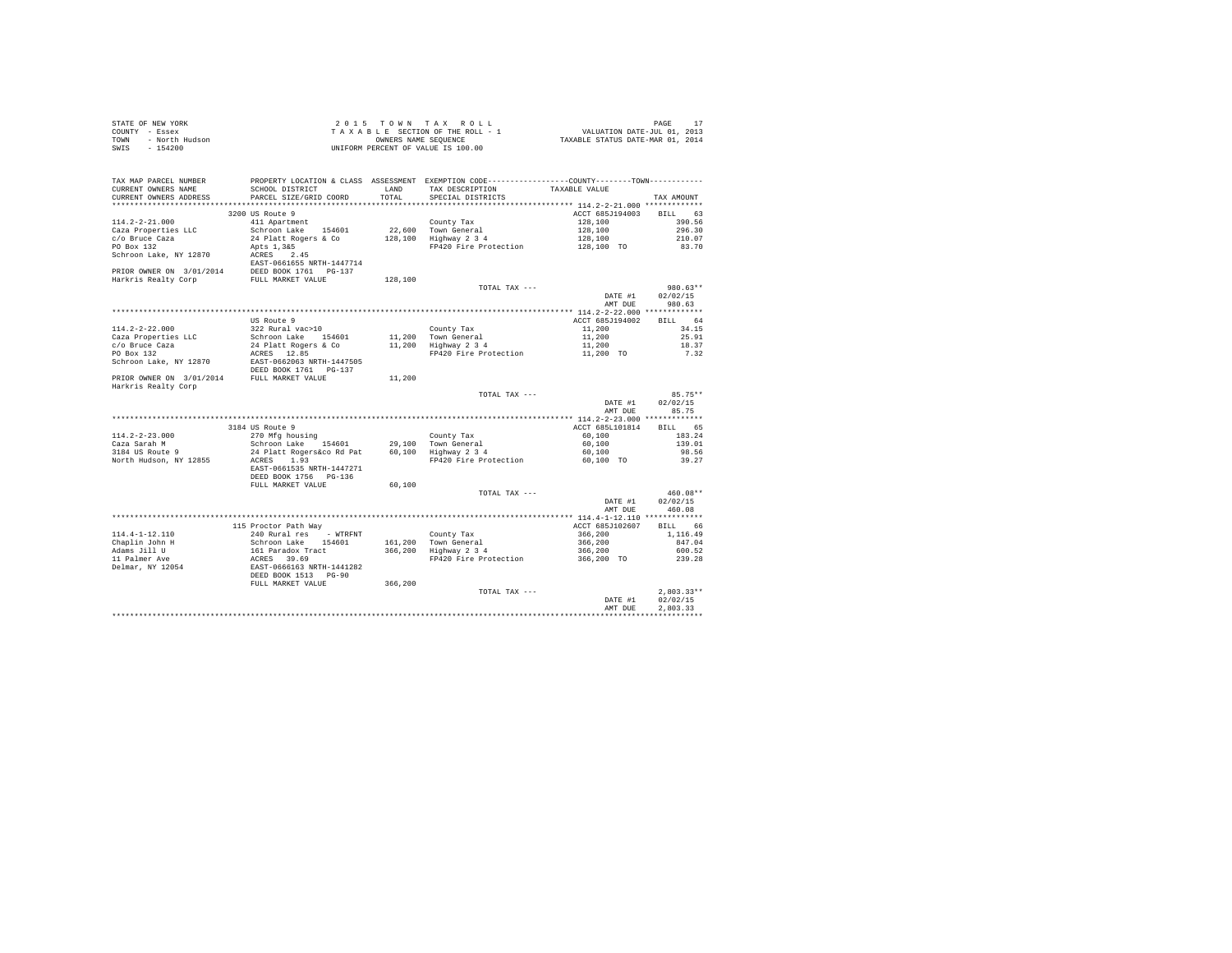STATE OF NEW YORK
COUNTY - Essex
TOWN - North Hudson
SWIS - 154200

2 0 1 5 T O W N T A X R O L L
T A X A B L E SECTION OF THE ROLL - 1
OWNERS NAME SEQUENCE
UNIFORM PERCENT OF VALUE IS 100.00

VALUATION DATE-JUL 01, 2013
TAXABLE STATUS DATE-MAR 01, 2014

| TAX MAP PARCEL NUMBER / CURRENT OWNERS NAME / CURRENT OWNERS ADDRESS | PROPERTY LOCATION & CLASS / SCHOOL DISTRICT / PARCEL SIZE/GRID COORD | ASSESSMENT LAND / TOTAL | EXEMPTION CODE / TAX DESCRIPTION / SPECIAL DISTRICTS | COUNTY--------TOWN / TAXABLE VALUE | TAX AMOUNT |
|---|---|---|---|---|---|
| **114.2-2-21.000** | 3200 US Route 9 | | | ACCT 685J194003 | BILL 63 |
| 114.2-2-21.000 | 411 Apartment | | County Tax | 128,100 | 390.56 |
| Caza Properties LLC | Schroon Lake 154601 | 22,600 | Town General | 128,100 | 296.30 |
| c/o Bruce Caza | 24 Platt Rogers & Co | 128,100 | Highway 2 3 4 | 128,100 | 210.07 |
| PO Box 132 | Apts 1,3&5 | | FP420 Fire Protection | 128,100 TO | 83.70 |
| Schroon Lake, NY 12870 | ACRES 2.45 | | | | |
| | EAST-0661655 NRTH-1447714 | | | | |
| PRIOR OWNER ON 3/01/2014 | DEED BOOK 1761 PG-137 | | | | |
| Harkris Realty Corp | FULL MARKET VALUE | 128,100 | | | |
| | | | TOTAL TAX --- | | 980.63** |
| | | | | DATE #1 | 02/02/15 |
| | | | | AMT DUE | 980.63 |
| **114.2-2-22.000** | US Route 9 | | | ACCT 685J194002 | BILL 64 |
| 114.2-2-22.000 | 322 Rural vac>10 | | County Tax | 11,200 | 34.15 |
| Caza Properties LLC | Schroon Lake 154601 | 11,200 | Town General | 11,200 | 25.91 |
| c/o Bruce Caza | 24 Platt Rogers & Co | 11,200 | Highway 2 3 4 | 11,200 | 18.37 |
| PO Box 132 | ACRES 12.85 | | FP420 Fire Protection | 11,200 TO | 7.32 |
| Schroon Lake, NY 12870 | EAST-0662063 NRTH-1447505 | | | | |
| | DEED BOOK 1761 PG-137 | | | | |
| PRIOR OWNER ON 3/01/2014 | FULL MARKET VALUE | 11,200 | | | |
| Harkris Realty Corp | | | | | |
| | | | TOTAL TAX --- | | 85.75** |
| | | | | DATE #1 | 02/02/15 |
| | | | | AMT DUE | 85.75 |
| **114.2-2-23.000** | 3184 US Route 9 | | | ACCT 685L101814 | BILL 65 |
| 114.2-2-23.000 | 270 Mfg housing | | County Tax | 60,100 | 183.24 |
| Caza Sarah M | Schroon Lake 154601 | 29,100 | Town General | 60,100 | 139.01 |
| 3184 US Route 9 | 24 Platt Rogers&co Rd Pat | 60,100 | Highway 2 3 4 | 60,100 | 98.56 |
| North Hudson, NY 12855 | ACRES 1.93 | | FP420 Fire Protection | 60,100 TO | 39.27 |
| | EAST-0661535 NRTH-1447271 | | | | |
| | DEED BOOK 1756 PG-136 | | | | |
| | FULL MARKET VALUE | 60,100 | | | |
| | | | TOTAL TAX --- | | 460.08** |
| | | | | DATE #1 | 02/02/15 |
| | | | | AMT DUE | 460.08 |
| **114.4-1-12.110** | 115 Proctor Path Way | | | ACCT 685J102607 | BILL 66 |
| 114.4-1-12.110 | 240 Rural res - WTRFNT | | County Tax | 366,200 | 1,116.49 |
| Chaplin John H | Schroon Lake 154601 | 161,200 | Town General | 366,200 | 847.04 |
| Adams Jill U | 161 Paradox Tract | 366,200 | Highway 2 3 4 | 366,200 | 600.52 |
| 11 Palmer Ave | ACRES 39.69 | | FP420 Fire Protection | 366,200 TO | 239.28 |
| Delmar, NY 12054 | EAST-0666163 NRTH-1441282 | | | | |
| | DEED BOOK 1513 PG-90 | | | | |
| | FULL MARKET VALUE | 366,200 | | | |
| | | | TOTAL TAX --- | | 2,803.33** |
| | | | | DATE #1 | 02/02/15 |
| | | | | AMT DUE | 2,803.33 |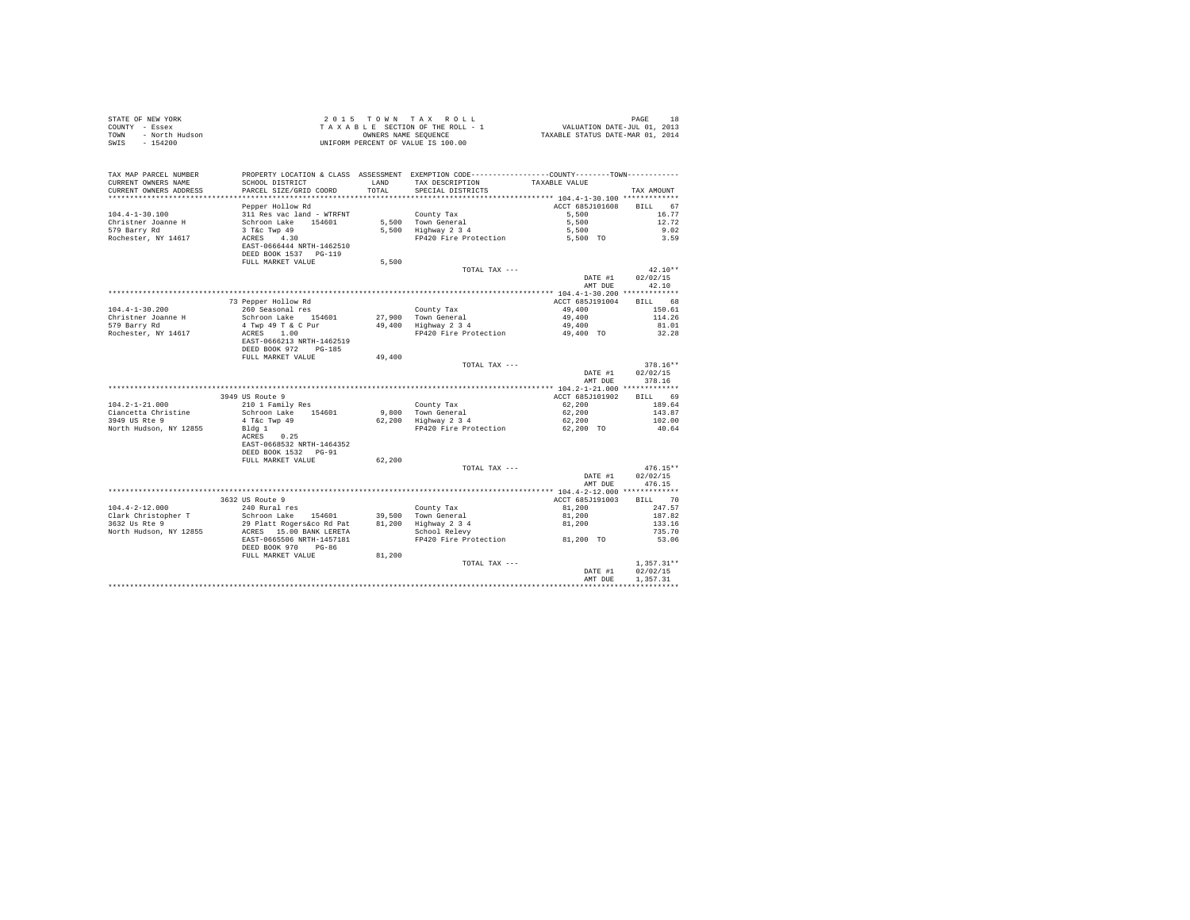STATE OF NEW YORK  
COUNTY - Essex  
TOWN - North Hudson  
SWIS - 154200

2 0 1 5 T O W N T A X R O L L  
T A X A B L E SECTION OF THE ROLL - 1  
OWNERS NAME SEQUENCE  
UNIFORM PERCENT OF VALUE IS 100.00

VALUATION DATE-JUL 01, 2013  
TAXABLE STATUS DATE-MAR 01, 2014

| TAX MAP PARCEL NUMBER / CURRENT OWNERS NAME / CURRENT OWNERS ADDRESS | PROPERTY LOCATION & CLASS / SCHOOL DISTRICT / PARCEL SIZE/GRID COORD | ASSESSMENT LAND / TOTAL | EXEMPTION CODE / TAX DESCRIPTION / SPECIAL DISTRICTS | TAXABLE VALUE | TAX AMOUNT |
|---|---|---|---|---|---|
| 104.4-1-30.100 | Pepper Hollow Rd | | | ACCT 685J101608 | BILL 67 |
| Christner Joanne H | 311 Res vac land - WTRFNT | | County Tax | 5,500 | 16.77 |
| 579 Barry Rd | Schroon Lake 154601 | 5,500 | Town General | 5,500 | 12.72 |
| Rochester, NY 14617 | 3 T&c Twp 49 | 5,500 | Highway 2 3 4 | 5,500 | 9.02 |
| | ACRES 4.30 | | FP420 Fire Protection | 5,500 TO | 3.59 |
| | EAST-0666444 NRTH-1462510 | | | | |
| | DEED BOOK 1537 PG-119 | | | | |
| | FULL MARKET VALUE | 5,500 | | | |
| | | | TOTAL TAX --- | | 42.10** |
| | | | | DATE #1 | 02/02/15 |
| | | | | AMT DUE | 42.10 |
| 104.4-1-30.200 | 73 Pepper Hollow Rd | | | ACCT 685J191004 | BILL 68 |
| Christner Joanne H | 260 Seasonal res | | County Tax | 49,400 | 150.61 |
| 579 Barry Rd | Schroon Lake 154601 | 27,900 | Town General | 49,400 | 114.26 |
| Rochester, NY 14617 | 4 Twp 49 T & C Pur | 49,400 | Highway 2 3 4 | 49,400 | 81.01 |
| | ACRES 1.00 | | FP420 Fire Protection | 49,400 TO | 32.28 |
| | EAST-0666213 NRTH-1462519 | | | | |
| | DEED BOOK 972 PG-185 | | | | |
| | FULL MARKET VALUE | 49,400 | | | |
| | | | TOTAL TAX --- | | 378.16** |
| | | | | DATE #1 | 02/02/15 |
| | | | | AMT DUE | 378.16 |
| 104.2-1-21.000 | 3949 US Route 9 | | | ACCT 685J101902 | BILL 69 |
| Ciancetta Christine | 210 1 Family Res | | County Tax | 62,200 | 189.64 |
| 3949 US Rte 9 | Schroon Lake 154601 | 9,800 | Town General | 62,200 | 143.87 |
| North Hudson, NY 12855 | 4 T&c Twp 49 | 62,200 | Highway 2 3 4 | 62,200 | 102.00 |
| | Bldg 1 | | FP420 Fire Protection | 62,200 TO | 40.64 |
| | ACRES 0.25 | | | | |
| | EAST-0668532 NRTH-1464352 | | | | |
| | DEED BOOK 1532 PG-91 | | | | |
| | FULL MARKET VALUE | 62,200 | | | |
| | | | TOTAL TAX --- | | 476.15** |
| | | | | DATE #1 | 02/02/15 |
| | | | | AMT DUE | 476.15 |
| 104.4-2-12.000 | 3632 US Route 9 | | | ACCT 685J191003 | BILL 70 |
| Clark Christopher T | 240 Rural res | | County Tax | 81,200 | 247.57 |
| 3632 Us Rte 9 | Schroon Lake 154601 | 39,500 | Town General | 81,200 | 187.82 |
| North Hudson, NY 12855 | 29 Platt Rogers&co Rd Pat | 81,200 | Highway 2 3 4 | 81,200 | 133.16 |
| | ACRES 15.00 BANK LERETA | | School Relevy | | 735.70 |
| | EAST-0665506 NRTH-1457181 | | FP420 Fire Protection | 81,200 TO | 53.06 |
| | DEED BOOK 970 PG-86 | | | | |
| | FULL MARKET VALUE | 81,200 | | | |
| | | | TOTAL TAX --- | | 1,357.31** |
| | | | | DATE #1 | 02/02/15 |
| | | | | AMT DUE | 1,357.31 |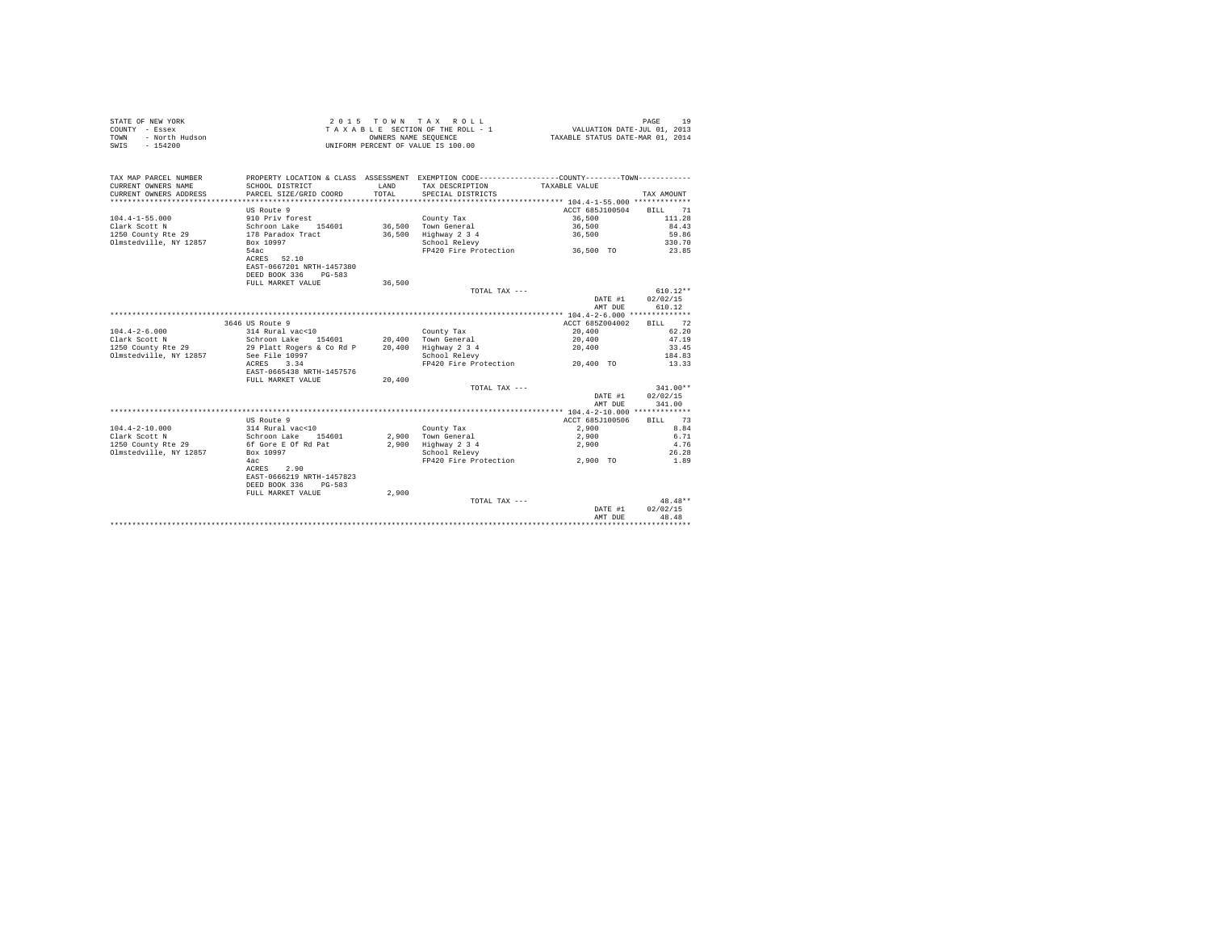STATE OF NEW YORK
COUNTY - Essex
TOWN - North Hudson
SWIS - 154200

2 0 1 5 T O W N T A X R O L L
T A X A B L E SECTION OF THE ROLL - 1
OWNERS NAME SEQUENCE
UNIFORM PERCENT OF VALUE IS 100.00

VALUATION DATE-JUL 01, 2013
TAXABLE STATUS DATE-MAR 01, 2014

| TAX MAP PARCEL NUMBER / CURRENT OWNERS NAME / CURRENT OWNERS ADDRESS | PROPERTY LOCATION & CLASS / SCHOOL DISTRICT / PARCEL SIZE/GRID COORD | ASSESSMENT LAND / TOTAL | EXEMPTION CODE / TAX DESCRIPTION / SPECIAL DISTRICTS | COUNTY--------TOWN TAXABLE VALUE | TAX AMOUNT |
|---|---|---|---|---|---|
| **104.4-1-55.000** | US Route 9 | | | ACCT 685J100504 | BILL 71 |
| 104.4-1-55.000 | 910 Priv forest | | County Tax | 36,500 | 111.28 |
| Clark Scott N | Schroon Lake 154601 | 36,500 | Town General | 36,500 | 84.43 |
| 1250 County Rte 29 | 178 Paradox Tract | 36,500 | Highway 2 3 4 | 36,500 | 59.86 |
| Olmstedville, NY 12857 | Box 10997 | | School Relevy | | 330.70 |
| | 54ac | | FP420 Fire Protection | 36,500 TO | 23.85 |
| | ACRES 52.10 | | | | |
| | EAST-0667201 NRTH-1457380 | | | | |
| | DEED BOOK 336 PG-583 | | | | |
| | FULL MARKET VALUE | 36,500 | | | |
| | | | TOTAL TAX --- | | 610.12** |
| | | | | DATE #1 | 02/02/15 |
| | | | | AMT DUE | 610.12 |
| **104.4-2-6.000** | 3646 US Route 9 | | | ACCT 685Z004002 | BILL 72 |
| 104.4-2-6.000 | 314 Rural vac<10 | | County Tax | 20,400 | 62.20 |
| Clark Scott N | Schroon Lake 154601 | 20,400 | Town General | 20,400 | 47.19 |
| 1250 County Rte 29 | 29 Platt Rogers & Co Rd P | 20,400 | Highway 2 3 4 | 20,400 | 33.45 |
| Olmstedville, NY 12857 | See File 10997 | | School Relevy | | 184.83 |
| | ACRES 3.34 | | FP420 Fire Protection | 20,400 TO | 13.33 |
| | EAST-0665438 NRTH-1457576 | | | | |
| | FULL MARKET VALUE | 20,400 | | | |
| | | | TOTAL TAX --- | | 341.00** |
| | | | | DATE #1 | 02/02/15 |
| | | | | AMT DUE | 341.00 |
| **104.4-2-10.000** | US Route 9 | | | ACCT 685J100506 | BILL 73 |
| 104.4-2-10.000 | 314 Rural vac<10 | | County Tax | 2,900 | 8.84 |
| Clark Scott N | Schroon Lake 154601 | 2,900 | Town General | 2,900 | 6.71 |
| 1250 County Rte 29 | 6f Gore E Of Rd Pat | 2,900 | Highway 2 3 4 | 2,900 | 4.76 |
| Olmstedville, NY 12857 | Box 10997 | | School Relevy | | 26.28 |
| | 4ac | | FP420 Fire Protection | 2,900 TO | 1.89 |
| | ACRES 2.90 | | | | |
| | EAST-0666219 NRTH-1457823 | | | | |
| | DEED BOOK 336 PG-583 | | | | |
| | FULL MARKET VALUE | 2,900 | | | |
| | | | TOTAL TAX --- | | 48.48** |
| | | | | DATE #1 | 02/02/15 |
| | | | | AMT DUE | 48.48 |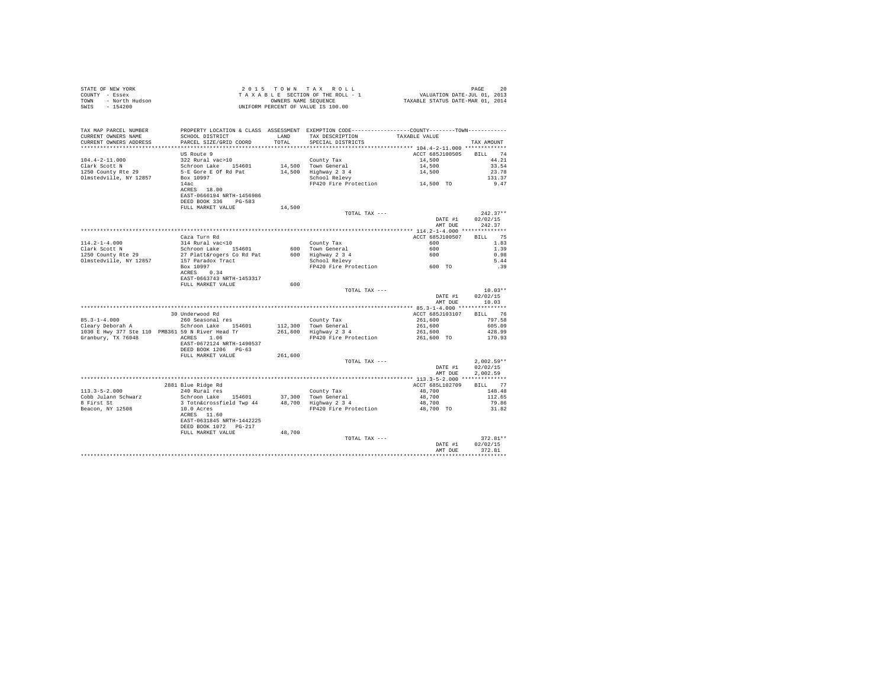STATE OF NEW YORK
COUNTY - Essex
TOWN - North Hudson
SWIS - 154200

2 0 1 5 T O W N T A X R O L L
T A X A B L E SECTION OF THE ROLL - 1
OWNERS NAME SEQUENCE
UNIFORM PERCENT OF VALUE IS 100.00

VALUATION DATE-JUL 01, 2013
TAXABLE STATUS DATE-MAR 01, 2014

| TAX MAP PARCEL NUMBER / CURRENT OWNERS NAME / CURRENT OWNERS ADDRESS | PROPERTY LOCATION & CLASS / SCHOOL DISTRICT / PARCEL SIZE/GRID COORD | ASSESSMENT LAND / TOTAL | EXEMPTION CODE / TAX DESCRIPTION / SPECIAL DISTRICTS | COUNTY--------TOWN TAXABLE VALUE | TAX AMOUNT |
|---|---|---|---|---|---|
| **104.4-2-11.000** | US Route 9 | | | ACCT 685J100505 | BILL 74 |
| 104.4-2-11.000 | 322 Rural vac>10 | | County Tax | 14,500 | 44.21 |
| Clark Scott N | Schroon Lake 154601 | 14,500 | Town General | 14,500 | 33.54 |
| 1250 County Rte 29 | 5-E Gore E Of Rd Pat | 14,500 | Highway 2 3 4 | 14,500 | 23.78 |
| Olmstedville, NY 12857 | Box 10997 | | School Relevy | | 131.37 |
| | 14ac | | FP420 Fire Protection | 14,500 TO | 9.47 |
| | ACRES 18.00 | | | | |
| | EAST-0666194 NRTH-1456986 | | | | |
| | DEED BOOK 336 PG-583 | | | | |
| | FULL MARKET VALUE | 14,500 | | | |
| | | | TOTAL TAX --- | | 242.37** |
| | | | | DATE #1 | 02/02/15 |
| | | | | AMT DUE | 242.37 |
| **114.2-1-4.000** | Caza Turn Rd | | | ACCT 685J100507 | BILL 75 |
| 114.2-1-4.000 | 314 Rural vac<10 | | County Tax | 600 | 1.83 |
| Clark Scott N | Schroon Lake 154601 | 600 | Town General | 600 | 1.39 |
| 1250 County Rte 29 | 27 Platt&rogers Co Rd Pat | 600 | Highway 2 3 4 | 600 | 0.98 |
| Olmstedville, NY 12857 | 157 Paradox Tract | | School Relevy | | 5.44 |
| | Box 10997 | | FP420 Fire Protection | 600 TO | .39 |
| | ACRES 0.34 | | | | |
| | EAST-0663743 NRTH-1453317 | | | | |
| | FULL MARKET VALUE | 600 | | | |
| | | | TOTAL TAX --- | | 10.03** |
| | | | | DATE #1 | 02/02/15 |
| | | | | AMT DUE | 10.03 |
| **85.3-1-4.000** | 30 Underwood Rd | | | ACCT 685J103107 | BILL 76 |
| 85.3-1-4.000 | 260 Seasonal res | | County Tax | 261,600 | 797.58 |
| Cleary Deborah A | Schroon Lake 154601 | 112,300 | Town General | 261,600 | 605.09 |
| 1030 E Hwy 377 Ste 110 PMB361 | 59 N River Head Tr | 261,600 | Highway 2 3 4 | 261,600 | 428.99 |
| Granbury, TX 76048 | ACRES 1.06 | | FP420 Fire Protection | 261,600 TO | 170.93 |
| | EAST-0672124 NRTH-1490537 | | | | |
| | DEED BOOK 1206 PG-63 | | | | |
| | FULL MARKET VALUE | 261,600 | | | |
| | | | TOTAL TAX --- | | 2,002.59** |
| | | | | DATE #1 | 02/02/15 |
| | | | | AMT DUE | 2,002.59 |
| **113.3-5-2.000** | 2881 Blue Ridge Rd | | | ACCT 685L102709 | BILL 77 |
| 113.3-5-2.000 | 240 Rural res | | County Tax | 48,700 | 148.48 |
| Cobb Julann Schwarz | Schroon Lake 154601 | 37,300 | Town General | 48,700 | 112.65 |
| 8 First St | 3 Totn&crossfield Twp 44 | 48,700 | Highway 2 3 4 | 48,700 | 79.86 |
| Beacon, NY 12508 | 10.0 Acres | | FP420 Fire Protection | 48,700 TO | 31.82 |
| | ACRES 11.60 | | | | |
| | EAST-0631845 NRTH-1442225 | | | | |
| | DEED BOOK 1072 PG-217 | | | | |
| | FULL MARKET VALUE | 48,700 | | | |
| | | | TOTAL TAX --- | | 372.81** |
| | | | | DATE #1 | 02/02/15 |
| | | | | AMT DUE | 372.81 |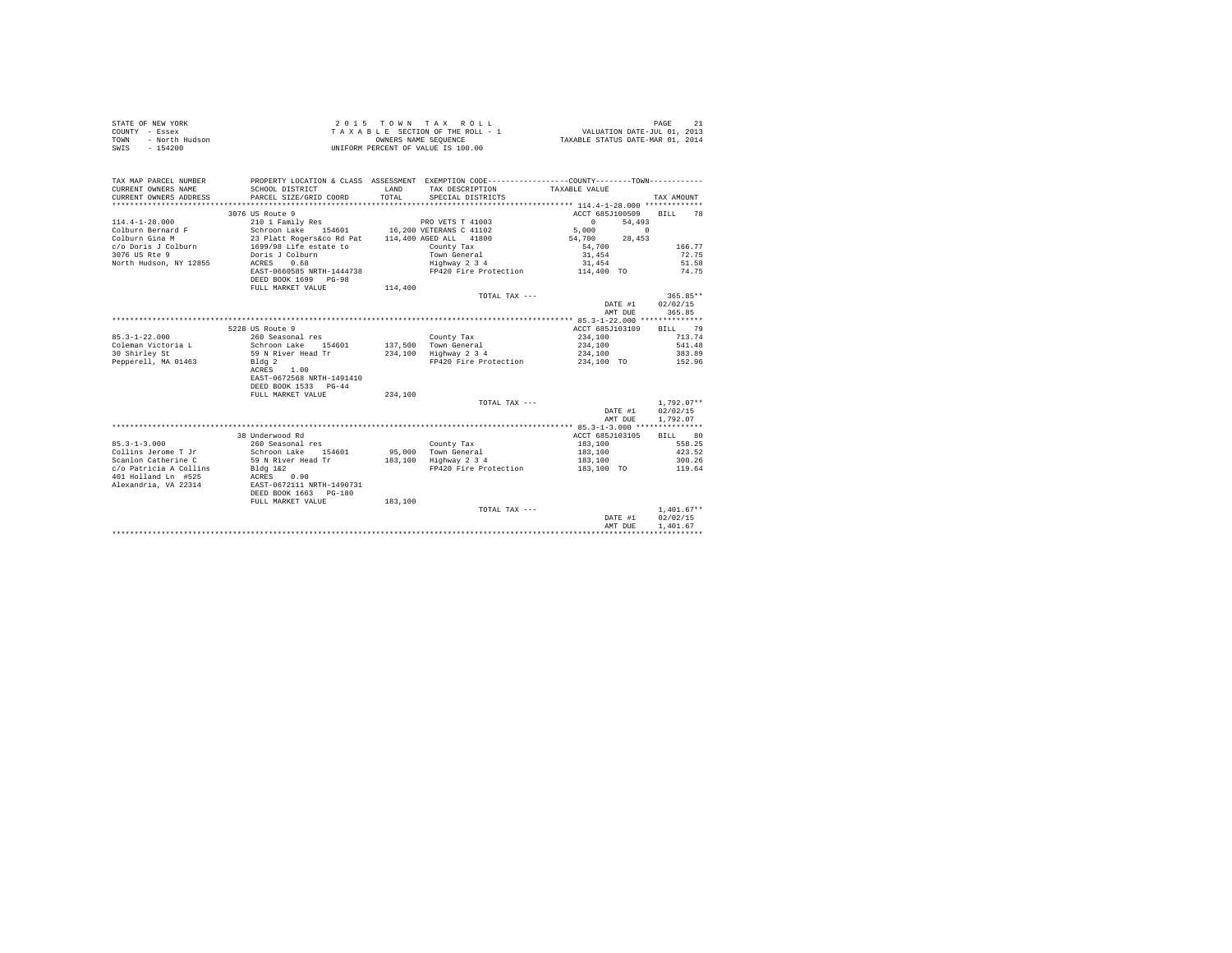STATE OF NEW YORK
COUNTY - Essex
TOWN - North Hudson
SWIS - 154200

2 0 1 5 T O W N T A X R O L L
T A X A B L E SECTION OF THE ROLL - 1
OWNERS NAME SEQUENCE
UNIFORM PERCENT OF VALUE IS 100.00

VALUATION DATE-JUL 01, 2013
TAXABLE STATUS DATE-MAR 01, 2014

```
TAX MAP PARCEL NUMBER    PROPERTY LOCATION & CLASS  ASSESSMENT  EXEMPTION CODE-----------------COUNTY--------TOWN-----------
CURRENT OWNERS NAME      SCHOOL DISTRICT             LAND       TAX DESCRIPTION            TAXABLE VALUE
CURRENT OWNERS ADDRESS   PARCEL SIZE/GRID COORD      TOTAL      SPECIAL DISTRICTS                                    TAX AMOUNT
*********************************************************************************************** 114.4-1-28.000 *************
                         3076 US Route 9                                                    ACCT 685J100509     BILL    78
114.4-1-28.000           210 1 Family Res                       PRO VETS T 41003               0        54,493
Colburn Bernard F        Schroon Lake   154601      16,200 VETERANS C 41102               5,000             0
Colburn Gina M           23 Platt Rogers&co Rd Pat 114,400 AGED ALL  41800               54,700        28,453
c/o Doris J Colburn      1699/98 Life estate to                County Tax                  54,700                   166.77
3076 US Rte 9            Doris J Colburn                       Town General                31,454                    72.75
North Hudson, NY 12855   ACRES    0.68                         Highway 2 3 4               31,454                    51.58
                         EAST-0660585 NRTH-1444738             FP420 Fire Protection      114,400 TO                74.75
                         DEED BOOK 1699   PG-98
                         FULL MARKET VALUE         114,400
                                                                 TOTAL TAX ---                                     365.85**
                                                                                               DATE #1       02/02/15
                                                                                               AMT DUE         365.85
*********************************************************************************************** 85.3-1-22.000 **************
                         5228 US Route 9                                                    ACCT 685J103109     BILL    79
85.3-1-22.000            260 Seasonal res                      County Tax                 234,100                   713.74
Coleman Victoria L       Schroon Lake   154601     137,500  Town General                 234,100                   541.48
30 Shirley St            59 N River Head Tr        234,100  Highway 2 3 4                234,100                   383.89
Pepperell, MA 01463      Bldg 2                                FP420 Fire Protection      234,100 TO               152.96
                         ACRES    1.00
                         EAST-0672568 NRTH-1491410
                         DEED BOOK 1533   PG-44
                         FULL MARKET VALUE         234,100
                                                                 TOTAL TAX ---                                   1,792.07**
                                                                                               DATE #1       02/02/15
                                                                                               AMT DUE       1,792.07
*********************************************************************************************** 85.3-1-3.000 ***************
                         38 Underwood Rd                                                    ACCT 685J103105     BILL    80
85.3-1-3.000             260 Seasonal res                      County Tax                 183,100                   558.25
Collins Jerome T Jr      Schroon Lake   154601      95,000  Town General                 183,100                   423.52
Scanlon Catherine C      59 N River Head Tr        183,100  Highway 2 3 4                183,100                   300.26
c/o Patricia A Collins   Bldg 1&2                              FP420 Fire Protection      183,100 TO               119.64
401 Holland Ln  #525     ACRES    0.90
Alexandria, VA 22314     EAST-0672111 NRTH-1490731
                         DEED BOOK 1663   PG-180
                         FULL MARKET VALUE         183,100
                                                                 TOTAL TAX ---                                   1,401.67**
                                                                                               DATE #1       02/02/15
                                                                                               AMT DUE       1,401.67
****************************************************************************************************************************
```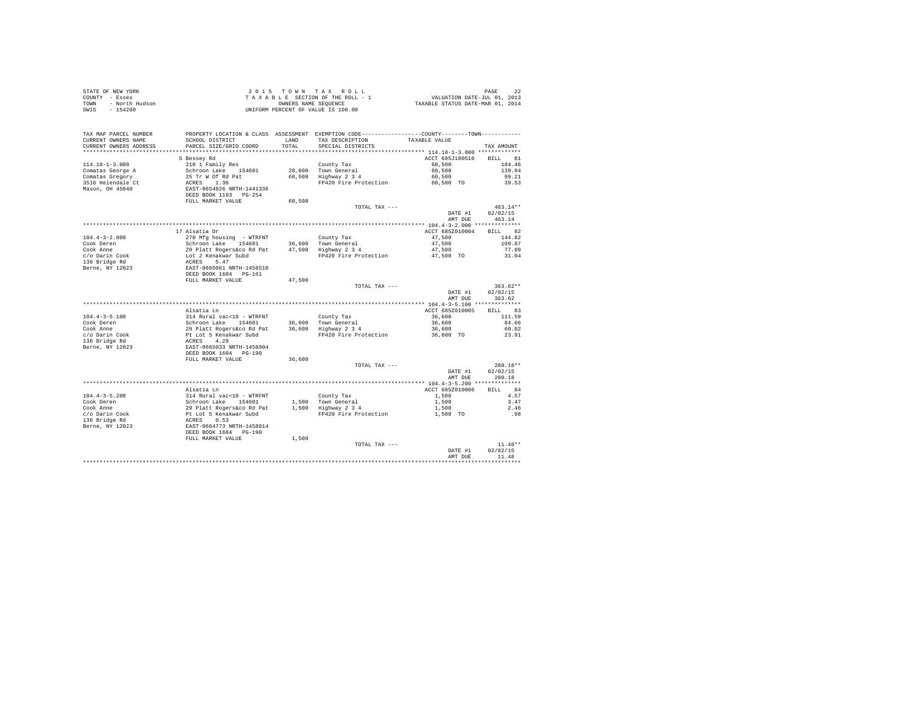STATE OF NEW YORK
COUNTY - Essex
TOWN - North Hudson
SWIS - 154200

2 0 1 5 T O W N T A X R O L L
T A X A B L E SECTION OF THE ROLL - 1
OWNERS NAME SEQUENCE
UNIFORM PERCENT OF VALUE IS 100.00

VALUATION DATE-JUL 01, 2013
TAXABLE STATUS DATE-MAR 01, 2014

| TAX MAP PARCEL NUMBER / CURRENT OWNERS NAME / CURRENT OWNERS ADDRESS | PROPERTY LOCATION & CLASS / SCHOOL DISTRICT / PARCEL SIZE/GRID COORD | ASSESSMENT LAND / TOTAL | EXEMPTION CODE / TAX DESCRIPTION / SPECIAL DISTRICTS | TAXABLE VALUE | TAX AMOUNT |
|---|---|---|---|---|---|
| **114.18-1-3.000** | 5 Bessey Rd | | | ACCT 685J100510 | BILL 81 |
| 114.18-1-3.000 | 210 1 Family Res | | County Tax | 60,500 | 184.46 |
| Comatas George A | Schroon Lake 154601 | 28,600 | Town General | 60,500 | 139.94 |
| Comatas Gregory | 25 Tr W Of Rd Pat | 60,500 | Highway 2 3 4 | 60,500 | 99.21 |
| 3516 Helendale Ct | ACRES 1.36 | | FP420 Fire Protection | 60,500 TO | 39.53 |
| Mason, OH 45040 | EAST-0654926 NRTH-1441336 | | | | |
| | DEED BOOK 1193 PG-254 | | | | |
| | FULL MARKET VALUE | 60,500 | | | |
| | | | TOTAL TAX --- | | 463.14** |
| | | | | DATE #1 | 02/02/15 |
| | | | | AMT DUE | 463.14 |
| **104.4-3-2.000** | 17 Alsatia Dr | | | ACCT 685Z010004 | BILL 82 |
| 104.4-3-2.000 | 270 Mfg housing - WTRFNT | | County Tax | 47,500 | 144.82 |
| Cook Deren | Schroon Lake 154601 | 36,600 | Town General | 47,500 | 109.87 |
| Cook Anne | 29 Platt Rogers&co Rd Pat | 47,500 | Highway 2 3 4 | 47,500 | 77.89 |
| c/o Darin Cook | Lot 2 Kenakwar Subd | | FP420 Fire Protection | 47,500 TO | 31.04 |
| 136 Bridge Rd | ACRES 5.47 | | | | |
| Berne, NY 12023 | EAST-0665061 NRTH-1458510 | | | | |
| | DEED BOOK 1604 PG-161 | | | | |
| | FULL MARKET VALUE | 47,500 | | | |
| | | | TOTAL TAX --- | | 363.62** |
| | | | | DATE #1 | 02/02/15 |
| | | | | AMT DUE | 363.62 |
| **104.4-3-5.100** | Alsatia Ln | | | ACCT 685Z010005 | BILL 83 |
| 104.4-3-5.100 | 314 Rural vac<10 - WTRFNT | | County Tax | 36,600 | 111.59 |
| Cook Deren | Schroon Lake 154601 | 36,600 | Town General | 36,600 | 84.66 |
| Cook Anne | 29 Platt Rogers&co Rd Pat | 36,600 | Highway 2 3 4 | 36,600 | 60.02 |
| c/o Darin Cook | Pt Lot 5 Kenakwar Subd | | FP420 Fire Protection | 36,600 TO | 23.91 |
| 136 Bridge Rd | ACRES 4.29 | | | | |
| Berne, NY 12023 | EAST-0665033 NRTH-1458904 | | | | |
| | DEED BOOK 1604 PG-190 | | | | |
| | FULL MARKET VALUE | 36,600 | | | |
| | | | TOTAL TAX --- | | 280.18** |
| | | | | DATE #1 | 02/02/15 |
| | | | | AMT DUE | 280.18 |
| **104.4-3-5.200** | Alsatia Ln | | | ACCT 685Z010006 | BILL 84 |
| 104.4-3-5.200 | 314 Rural vac<10 - WTRFNT | | County Tax | 1,500 | 4.57 |
| Cook Deren | Schroon Lake 154601 | 1,500 | Town General | 1,500 | 3.47 |
| Cook Anne | 29 Platt Rogers&co Rd Pat | 1,500 | Highway 2 3 4 | 1,500 | 2.46 |
| c/o Darin Cook | Pt Lot 5 Kenakwar Subd | | FP420 Fire Protection | 1,500 TO | .98 |
| 136 Bridge Rd | ACRES 0.53 | | | | |
| Berne, NY 12023 | EAST-0664773 NRTH-1458914 | | | | |
| | DEED BOOK 1604 PG-190 | | | | |
| | FULL MARKET VALUE | 1,500 | | | |
| | | | TOTAL TAX --- | | 11.48** |
| | | | | DATE #1 | 02/02/15 |
| | | | | AMT DUE | 11.48 |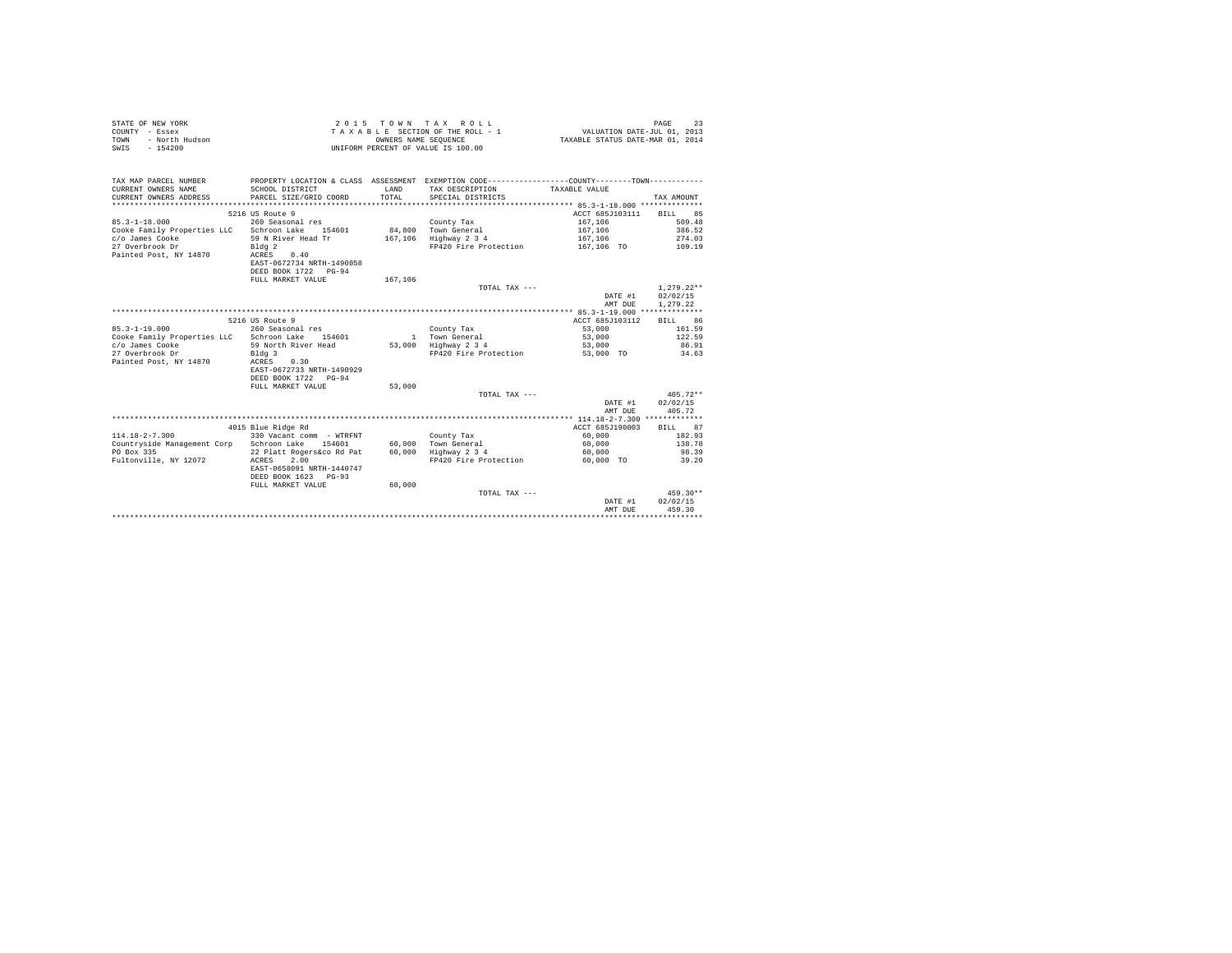STATE OF NEW YORK
COUNTY - Essex
TOWN - North Hudson
SWIS - 154200

2 0 1 5 T O W N T A X R O L L
T A X A B L E SECTION OF THE ROLL - 1
OWNERS NAME SEQUENCE
UNIFORM PERCENT OF VALUE IS 100.00

VALUATION DATE-JUL 01, 2013
TAXABLE STATUS DATE-MAR 01, 2014

| TAX MAP PARCEL NUMBER / CURRENT OWNERS NAME / CURRENT OWNERS ADDRESS | PROPERTY LOCATION & CLASS / SCHOOL DISTRICT / PARCEL SIZE/GRID COORD | ASSESSMENT LAND / TOTAL | EXEMPTION CODE / TAX DESCRIPTION / SPECIAL DISTRICTS | TAXABLE VALUE (COUNTY--------TOWN) | TAX AMOUNT |
|---|---|---|---|---|---|
| 85.3-1-18.000 | 5216 US Route 9 | | | ACCT 685J103111 | BILL 85 |
| 85.3-1-18.000 | 260 Seasonal res | | County Tax | 167,106 | 509.48 |
| Cooke Family Properties LLC | Schroon Lake 154601 | 84,800 | Town General | 167,106 | 386.52 |
| c/o James Cooke | 59 N River Head Tr | 167,106 | Highway 2 3 4 | 167,106 | 274.03 |
| 27 Overbrook Dr | Bldg 2 | | FP420 Fire Protection | 167,106 TO | 109.19 |
| Painted Post, NY 14870 | ACRES 0.40 | | | | |
| | EAST-0672734 NRTH-1490858 | | | | |
| | DEED BOOK 1722 PG-94 | | | | |
| | FULL MARKET VALUE | 167,106 | | | |
| | | | TOTAL TAX --- | | 1,279.22** |
| | | | | DATE #1 | 02/02/15 |
| | | | | AMT DUE | 1,279.22 |
| 85.3-1-19.000 | 5216 US Route 9 | | | ACCT 685J103112 | BILL 86 |
| 85.3-1-19.000 | 260 Seasonal res | | County Tax | 53,000 | 161.59 |
| Cooke Family Properties LLC | Schroon Lake 154601 | 1 | Town General | 53,000 | 122.59 |
| c/o James Cooke | 59 North River Head | 53,000 | Highway 2 3 4 | 53,000 | 86.91 |
| 27 Overbrook Dr | Bldg 3 | | FP420 Fire Protection | 53,000 TO | 34.63 |
| Painted Post, NY 14870 | ACRES 0.30 | | | | |
| | EAST-0672733 NRTH-1490929 | | | | |
| | DEED BOOK 1722 PG-94 | | | | |
| | FULL MARKET VALUE | 53,000 | | | |
| | | | TOTAL TAX --- | | 405.72** |
| | | | | DATE #1 | 02/02/15 |
| | | | | AMT DUE | 405.72 |
| 114.18-2-7.300 | 4015 Blue Ridge Rd | | | ACCT 685J190003 | BILL 87 |
| 114.18-2-7.300 | 330 Vacant comm - WTRFNT | | County Tax | 60,000 | 182.93 |
| Countryside Management Corp | Schroon Lake 154601 | 60,000 | Town General | 60,000 | 138.78 |
| PO Box 335 | 22 Platt Rogers&co Rd Pat | 60,000 | Highway 2 3 4 | 60,000 | 98.39 |
| Fultonville, NY 12072 | ACRES 2.00 | | FP420 Fire Protection | 60,000 TO | 39.20 |
| | EAST-0658091 NRTH-1440747 | | | | |
| | DEED BOOK 1623 PG-93 | | | | |
| | FULL MARKET VALUE | 60,000 | | | |
| | | | TOTAL TAX --- | | 459.30** |
| | | | | DATE #1 | 02/02/15 |
| | | | | AMT DUE | 459.30 |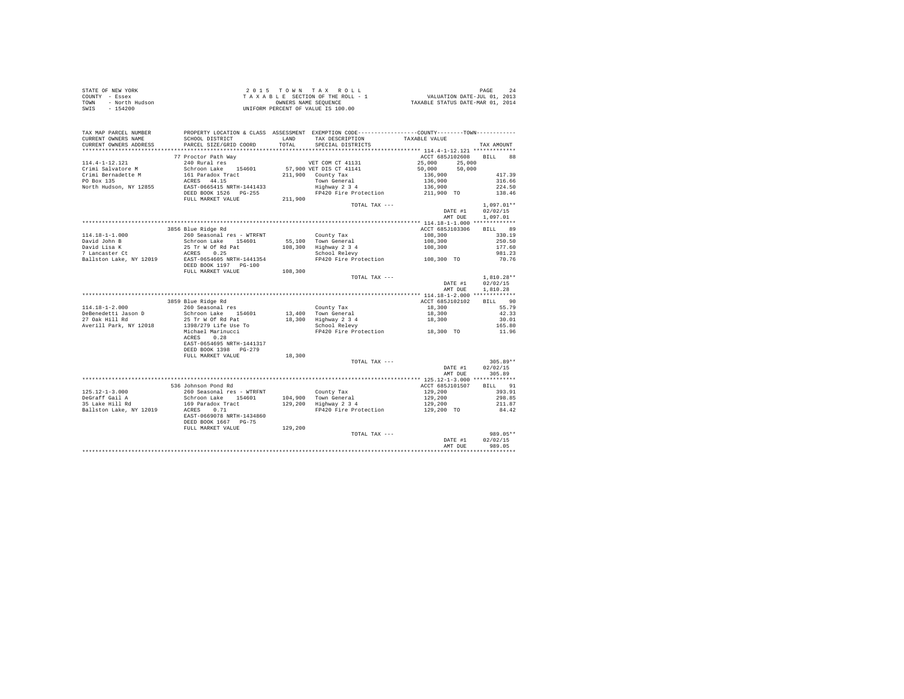STATE OF NEW YORK
COUNTY - Essex
TOWN - North Hudson
SWIS - 154200

2 0 1 5 T O W N T A X R O L L
T A X A B L E SECTION OF THE ROLL - 1
OWNERS NAME SEQUENCE
UNIFORM PERCENT OF VALUE IS 100.00

VALUATION DATE-JUL 01, 2013
TAXABLE STATUS DATE-MAR 01, 2014

```
TAX MAP PARCEL NUMBER     PROPERTY LOCATION & CLASS  ASSESSMENT  EXEMPTION CODE-----------------COUNTY--------TOWN-----------
CURRENT OWNERS NAME       SCHOOL DISTRICT              LAND      TAX DESCRIPTION            TAXABLE VALUE
CURRENT OWNERS ADDRESS    PARCEL SIZE/GRID COORD       TOTAL     SPECIAL DISTRICTS                                       TAX AMOUNT
************************************************************************************************ 114.4-1-12.121 *************
                          77 Proctor Path Way                                                 ACCT 685J102608     BILL    88
114.4-1-12.121            240 Rural res                          VET COM CT 41131              25,000      25,000
Crimi Salvatore M         Schroon Lake   154601        57,900 VET DIS CT 41141                 50,000      50,000
Crimi Bernadette M        161 Paradox Tract           211,900   County Tax                    136,900                 417.39
PO Box 135                ACRES  44.15                          Town General                  136,900                 316.66
North Hudson, NY 12855    EAST-0665415 NRTH-1441433             Highway 2 3 4                 136,900                 224.50
                          DEED BOOK 1526   PG-255               FP420 Fire Protection         211,900 TO              138.46
                          FULL MARKET VALUE           211,900
                                                                TOTAL TAX ---                                      1,097.01**
                                                                                              DATE #1            02/02/15
                                                                                              AMT DUE            1,097.01
************************************************************************************************ 114.18-1-1.000 *************
                          3856 Blue Ridge Rd                                                  ACCT 685J103306     BILL    89
114.18-1-1.000            260 Seasonal res - WTRFNT              County Tax                    108,300                 330.19
David John B              Schroon Lake   154601        55,100   Town General                  108,300                 250.50
David Lisa K              25 Tr W Of Rd Pat           108,300   Highway 2 3 4                 108,300                 177.60
7 Lancaster Ct            ACRES   0.25                          School Relevy                                          981.23
Ballston Lake, NY 12019   EAST-0654605 NRTH-1441354             FP420 Fire Protection         108,300 TO               70.76
                          DEED BOOK 1197   PG-100
                          FULL MARKET VALUE           108,300
                                                                TOTAL TAX ---                                      1,810.28**
                                                                                              DATE #1            02/02/15
                                                                                              AMT DUE            1,810.28
************************************************************************************************ 114.18-1-2.000 *************
                          3859 Blue Ridge Rd                                                  ACCT 685J102102     BILL    90
114.18-1-2.000            260 Seasonal res                       County Tax                     18,300                  55.79
DeBenedetti Jason D       Schroon Lake   154601        13,400   Town General                   18,300                  42.33
27 Oak Hill Rd            25 Tr W Of Rd Pat            18,300   Highway 2 3 4                  18,300                  30.01
Averill Park, NY 12018    1398/279 Life Use To                  School Relevy                                          165.80
                          Michael Marinucci                     FP420 Fire Protection          18,300 TO               11.96
                          ACRES   0.28
                          EAST-0654695 NRTH-1441317
                          DEED BOOK 1398   PG-279
                          FULL MARKET VALUE            18,300
                                                                TOTAL TAX ---                                        305.89**
                                                                                              DATE #1            02/02/15
                                                                                              AMT DUE              305.89
************************************************************************************************ 125.12-1-3.000 *************
                          536 Johnson Pond Rd                                                 ACCT 685J101507     BILL    91
125.12-1-3.000            260 Seasonal res - WTRFNT              County Tax                    129,200                 393.91
DeGraff Gail A            Schroon Lake   154601       104,900   Town General                  129,200                 298.85
35 Lake Hill Rd           169 Paradox Tract           129,200   Highway 2 3 4                 129,200                 211.87
Ballston Lake, NY 12019   ACRES   0.71                          FP420 Fire Protection         129,200 TO               84.42
                          EAST-0669078 NRTH-1434860
                          DEED BOOK 1667   PG-75
                          FULL MARKET VALUE           129,200
                                                                TOTAL TAX ---                                        989.05**
                                                                                              DATE #1            02/02/15
                                                                                              AMT DUE              989.05
******************************************************************************************************************************
```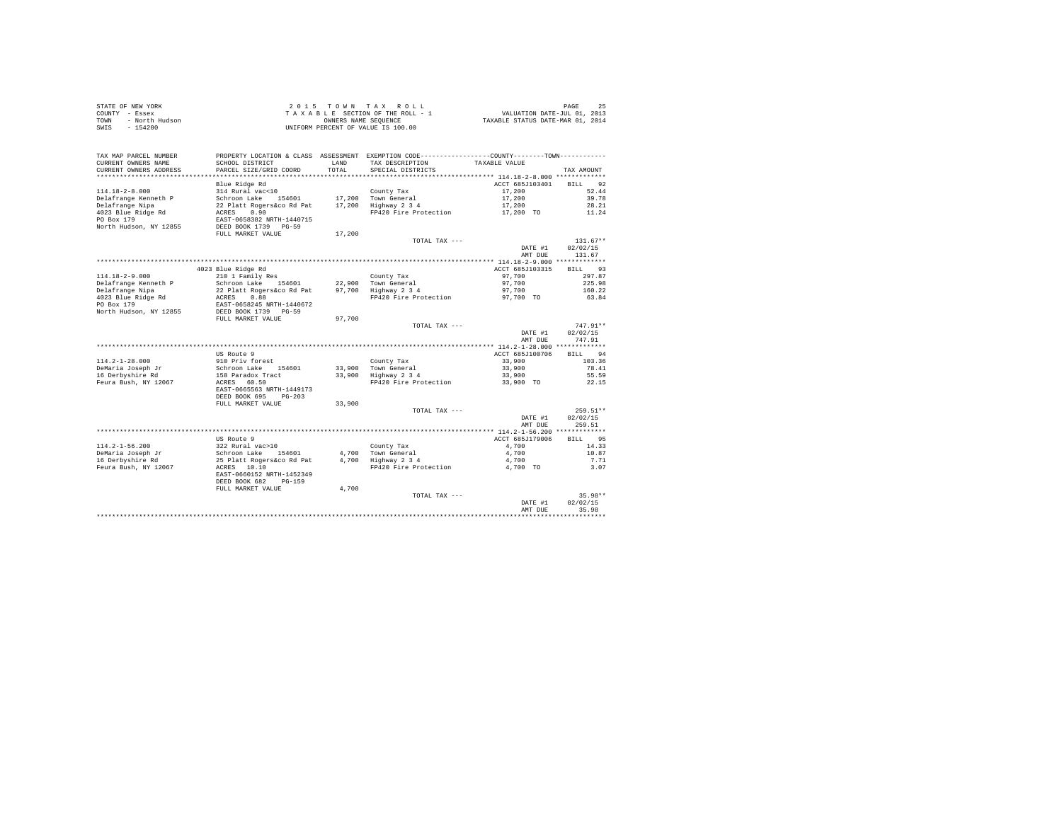STATE OF NEW YORK
COUNTY - Essex
TOWN - North Hudson
SWIS - 154200

2 0 1 5 T O W N T A X R O L L
T A X A B L E SECTION OF THE ROLL - 1
OWNERS NAME SEQUENCE
UNIFORM PERCENT OF VALUE IS 100.00

VALUATION DATE-JUL 01, 2013
TAXABLE STATUS DATE-MAR 01, 2014

| TAX MAP PARCEL NUMBER / CURRENT OWNERS NAME / CURRENT OWNERS ADDRESS | PROPERTY LOCATION & CLASS / SCHOOL DISTRICT / PARCEL SIZE/GRID COORD | ASSESSMENT LAND / TOTAL | EXEMPTION CODE / TAX DESCRIPTION / SPECIAL DISTRICTS | COUNTY--------TOWN / TAXABLE VALUE | TAX AMOUNT |
|---|---|---|---|---|---|
| **114.18-2-8.000** | Blue Ridge Rd | | | ACCT 685J103401 | BILL 92 |
| 114.18-2-8.000 | 314 Rural vac<10 | | County Tax | 17,200 | 52.44 |
| Delafrange Kenneth P | Schroon Lake 154601 | 17,200 | Town General | 17,200 | 39.78 |
| Delafrange Nipa | 22 Platt Rogers&co Rd Pat | 17,200 | Highway 2 3 4 | 17,200 | 28.21 |
| 4023 Blue Ridge Rd | ACRES 0.90 | | FP420 Fire Protection | 17,200 TO | 11.24 |
| PO Box 179 | EAST-0658382 NRTH-1440715 | | | | |
| North Hudson, NY 12855 | DEED BOOK 1739 PG-59 | | | | |
| | FULL MARKET VALUE | 17,200 | | | |
| | | | TOTAL TAX --- | | 131.67** |
| | | | | DATE #1 | 02/02/15 |
| | | | | AMT DUE | 131.67 |
| **114.18-2-9.000** | 4023 Blue Ridge Rd | | | ACCT 685J103315 | BILL 93 |
| 114.18-2-9.000 | 210 1 Family Res | | County Tax | 97,700 | 297.87 |
| Delafrange Kenneth P | Schroon Lake 154601 | 22,900 | Town General | 97,700 | 225.98 |
| Delafrange Nipa | 22 Platt Rogers&co Rd Pat | 97,700 | Highway 2 3 4 | 97,700 | 160.22 |
| 4023 Blue Ridge Rd | ACRES 0.88 | | FP420 Fire Protection | 97,700 TO | 63.84 |
| PO Box 179 | EAST-0658245 NRTH-1440672 | | | | |
| North Hudson, NY 12855 | DEED BOOK 1739 PG-59 | | | | |
| | FULL MARKET VALUE | 97,700 | | | |
| | | | TOTAL TAX --- | | 747.91** |
| | | | | DATE #1 | 02/02/15 |
| | | | | AMT DUE | 747.91 |
| **114.2-1-28.000** | US Route 9 | | | ACCT 685J100706 | BILL 94 |
| 114.2-1-28.000 | 910 Priv forest | | County Tax | 33,900 | 103.36 |
| DeMaria Joseph Jr | Schroon Lake 154601 | 33,900 | Town General | 33,900 | 78.41 |
| 16 Derbyshire Rd | 158 Paradox Tract | 33,900 | Highway 2 3 4 | 33,900 | 55.59 |
| Feura Bush, NY 12067 | ACRES 60.50 | | FP420 Fire Protection | 33,900 TO | 22.15 |
| | EAST-0665563 NRTH-1449173 | | | | |
| | DEED BOOK 695 PG-203 | | | | |
| | FULL MARKET VALUE | 33,900 | | | |
| | | | TOTAL TAX --- | | 259.51** |
| | | | | DATE #1 | 02/02/15 |
| | | | | AMT DUE | 259.51 |
| **114.2-1-56.200** | US Route 9 | | | ACCT 685J179006 | BILL 95 |
| 114.2-1-56.200 | 322 Rural vac>10 | | County Tax | 4,700 | 14.33 |
| DeMaria Joseph Jr | Schroon Lake 154601 | 4,700 | Town General | 4,700 | 10.87 |
| 16 Derbyshire Rd | 25 Platt Rogers&co Rd Pat | 4,700 | Highway 2 3 4 | 4,700 | 7.71 |
| Feura Bush, NY 12067 | ACRES 10.10 | | FP420 Fire Protection | 4,700 TO | 3.07 |
| | EAST-0660152 NRTH-1452349 | | | | |
| | DEED BOOK 682 PG-159 | | | | |
| | FULL MARKET VALUE | 4,700 | | | |
| | | | TOTAL TAX --- | | 35.98** |
| | | | | DATE #1 | 02/02/15 |
| | | | | AMT DUE | 35.98 |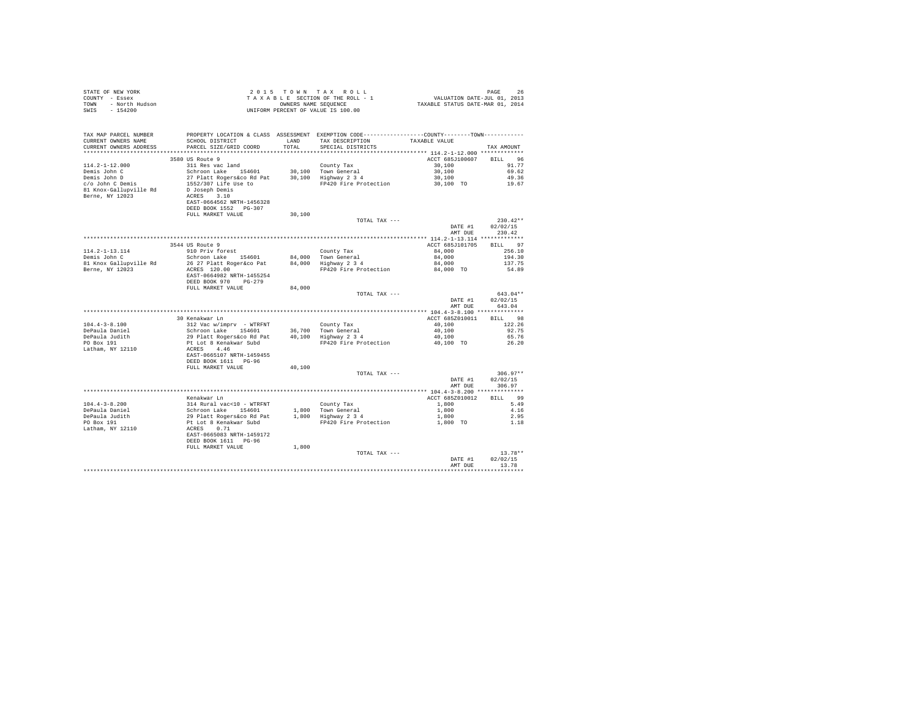STATE OF NEW YORK
COUNTY - Essex
TOWN - North Hudson
SWIS - 154200

2 0 1 5 T O W N T A X R O L L
T A X A B L E SECTION OF THE ROLL - 1
OWNERS NAME SEQUENCE
UNIFORM PERCENT OF VALUE IS 100.00

VALUATION DATE-JUL 01, 2013
TAXABLE STATUS DATE-MAR 01, 2014

| TAX MAP PARCEL NUMBER / CURRENT OWNERS NAME / CURRENT OWNERS ADDRESS | PROPERTY LOCATION & CLASS / SCHOOL DISTRICT / PARCEL SIZE/GRID COORD | ASSESSMENT LAND / TOTAL | EXEMPTION CODE / TAX DESCRIPTION / SPECIAL DISTRICTS | COUNTY / TOWN TAXABLE VALUE | TAX AMOUNT |
|---|---|---|---|---|---|
| **114.2-1-12.000** | 3580 US Route 9 | | | ACCT 685J100607 | BILL 96 |
| 114.2-1-12.000 | 311 Res vac land | | County Tax | 30,100 | 91.77 |
| Demis John C | Schroon Lake 154601 | 30,100 | Town General | 30,100 | 69.62 |
| Demis John D | 27 Platt Rogers&co Rd Pat | 30,100 | Highway 2 3 4 | 30,100 | 49.36 |
| c/o John C Demis | 1552/307 Life Use to | | FP420 Fire Protection | 30,100 TO | 19.67 |
| 81 Knox-Gallupville Rd | D Joseph Demis | | | | |
| Berne, NY 12023 | ACRES 3.10 | | | | |
| | EAST-0664562 NRTH-1456328 | | | | |
| | DEED BOOK 1552 PG-307 | | | | |
| | FULL MARKET VALUE | 30,100 | | | |
| | | | TOTAL TAX --- | | 230.42** |
| | | | | DATE #1 | 02/02/15 |
| | | | | AMT DUE | 230.42 |
| **114.2-1-13.114** | 3544 US Route 9 | | | ACCT 685J101705 | BILL 97 |
| 114.2-1-13.114 | 910 Priv forest | | County Tax | 84,000 | 256.10 |
| Demis John C | Schroon Lake 154601 | 84,000 | Town General | 84,000 | 194.30 |
| 81 Knox Gallupville Rd | 26 27 Platt Roger&co Pat | 84,000 | Highway 2 3 4 | 84,000 | 137.75 |
| Berne, NY 12023 | ACRES 120.00 | | FP420 Fire Protection | 84,000 TO | 54.89 |
| | EAST-0664982 NRTH-1455254 | | | | |
| | DEED BOOK 970 PG-279 | | | | |
| | FULL MARKET VALUE | 84,000 | | | |
| | | | TOTAL TAX --- | | 643.04** |
| | | | | DATE #1 | 02/02/15 |
| | | | | AMT DUE | 643.04 |
| **104.4-3-8.100** | 30 Kenakwar Ln | | | ACCT 685Z010011 | BILL 98 |
| 104.4-3-8.100 | 312 Vac w/imprv - WTRFNT | | County Tax | 40,100 | 122.26 |
| DePaula Daniel | Schroon Lake 154601 | 36,700 | Town General | 40,100 | 92.75 |
| DePaula Judith | 29 Platt Rogers&co Rd Pat | 40,100 | Highway 2 3 4 | 40,100 | 65.76 |
| PO Box 191 | Pt Lot 8 Kenakwar Subd | | FP420 Fire Protection | 40,100 TO | 26.20 |
| Latham, NY 12110 | ACRES 4.46 | | | | |
| | EAST-0665107 NRTH-1459455 | | | | |
| | DEED BOOK 1611 PG-96 | | | | |
| | FULL MARKET VALUE | 40,100 | | | |
| | | | TOTAL TAX --- | | 306.97** |
| | | | | DATE #1 | 02/02/15 |
| | | | | AMT DUE | 306.97 |
| **104.4-3-8.200** | Kenakwar Ln | | | ACCT 685Z010012 | BILL 99 |
| 104.4-3-8.200 | 314 Rural vac<10 - WTRFNT | | County Tax | 1,800 | 5.49 |
| DePaula Daniel | Schroon Lake 154601 | 1,800 | Town General | 1,800 | 4.16 |
| DePaula Judith | 29 Platt Rogers&co Rd Pat | 1,800 | Highway 2 3 4 | 1,800 | 2.95 |
| PO Box 191 | Pt Lot 8 Kenakwar Subd | | FP420 Fire Protection | 1,800 TO | 1.18 |
| Latham, NY 12110 | ACRES 0.71 | | | | |
| | EAST-0665083 NRTH-1459172 | | | | |
| | DEED BOOK 1611 PG-96 | | | | |
| | FULL MARKET VALUE | 1,800 | | | |
| | | | TOTAL TAX --- | | 13.78** |
| | | | | DATE #1 | 02/02/15 |
| | | | | AMT DUE | 13.78 |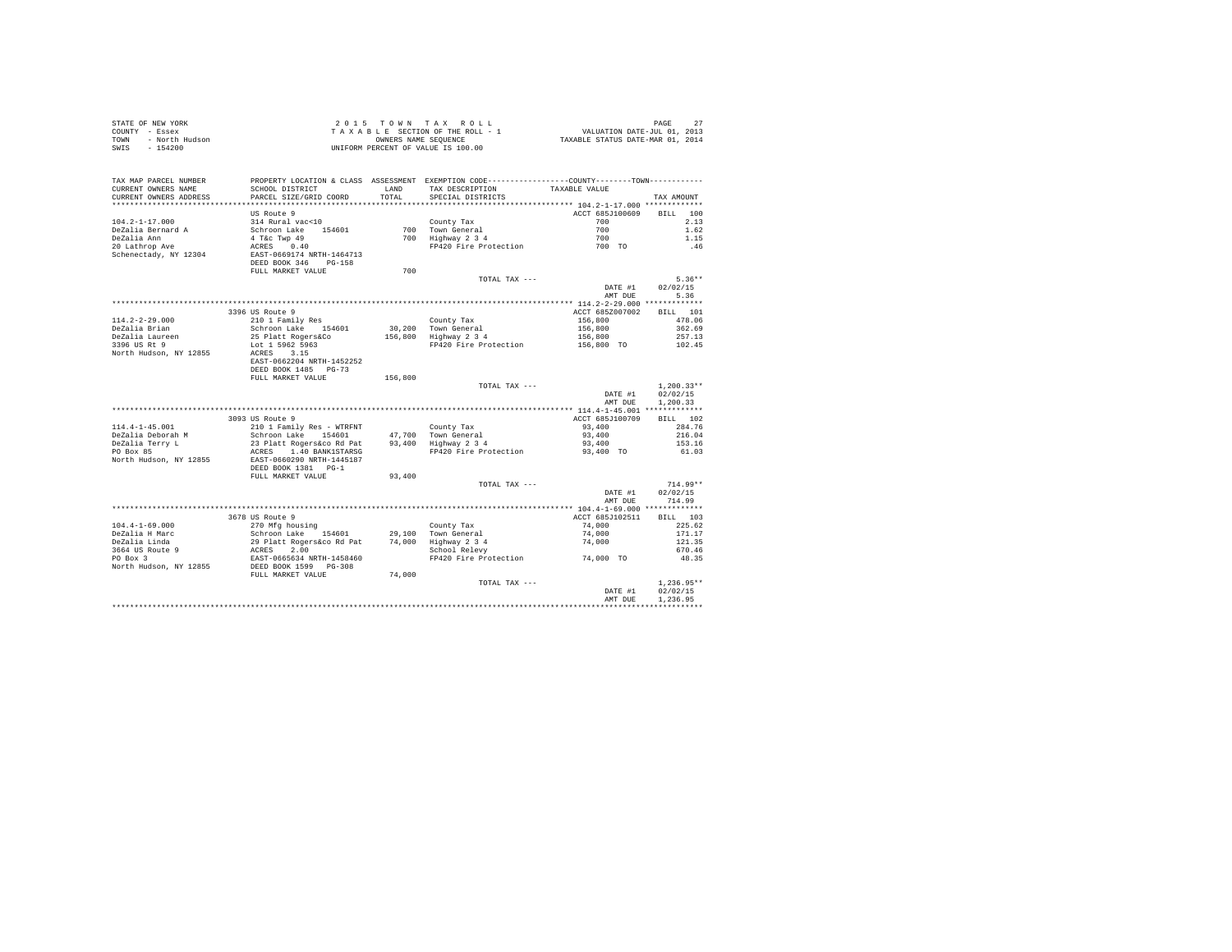STATE OF NEW YORK
COUNTY - Essex
TOWN - North Hudson
SWIS - 154200

2 0 1 5 T O W N T A X R O L L
T A X A B L E SECTION OF THE ROLL - 1
OWNERS NAME SEQUENCE
UNIFORM PERCENT OF VALUE IS 100.00

VALUATION DATE-JUL 01, 2013
TAXABLE STATUS DATE-MAR 01, 2014

| TAX MAP PARCEL NUMBER / CURRENT OWNERS NAME / CURRENT OWNERS ADDRESS | PROPERTY LOCATION & CLASS / SCHOOL DISTRICT / PARCEL SIZE/GRID COORD | ASSESSMENT LAND / TOTAL | EXEMPTION CODE / TAX DESCRIPTION / SPECIAL DISTRICTS | COUNTY--------TOWN TAXABLE VALUE | TAX AMOUNT |
|---|---|---|---|---|---|
| **104.2-1-17.000** | US Route 9 | | | ACCT 685J100609 | BILL 100 |
| 104.2-1-17.000 | 314 Rural vac<10 | | County Tax | 700 | 2.13 |
| DeZalia Bernard A | Schroon Lake 154601 | 700 | Town General | 700 | 1.62 |
| DeZalia Ann | 4 T&c Twp 49 | 700 | Highway 2 3 4 | 700 | 1.15 |
| 20 Lathrop Ave | ACRES 0.40 | | FP420 Fire Protection | 700 TO | .46 |
| Schenectady, NY 12304 | EAST-0669174 NRTH-1464713 | | | | |
| | DEED BOOK 346 PG-158 | | | | |
| | FULL MARKET VALUE | 700 | | | |
| | | | TOTAL TAX --- | | 5.36** |
| | | | | DATE #1 | 02/02/15 |
| | | | | AMT DUE | 5.36 |
| **114.2-2-29.000** | 3396 US Route 9 | | | ACCT 685Z007002 | BILL 101 |
| 114.2-2-29.000 | 210 1 Family Res | | County Tax | 156,800 | 478.06 |
| DeZalia Brian | Schroon Lake 154601 | 30,200 | Town General | 156,800 | 362.69 |
| DeZalia Laureen | 25 Platt Rogers&Co | 156,800 | Highway 2 3 4 | 156,800 | 257.13 |
| 3396 US Rt 9 | Lot 1 5962 5963 | | FP420 Fire Protection | 156,800 TO | 102.45 |
| North Hudson, NY 12855 | ACRES 3.15 | | | | |
| | EAST-0662204 NRTH-1452252 | | | | |
| | DEED BOOK 1485 PG-73 | | | | |
| | FULL MARKET VALUE | 156,800 | | | |
| | | | TOTAL TAX --- | | 1,200.33** |
| | | | | DATE #1 | 02/02/15 |
| | | | | AMT DUE | 1,200.33 |
| **114.4-1-45.001** | 3093 US Route 9 | | | ACCT 685J100709 | BILL 102 |
| 114.4-1-45.001 | 210 1 Family Res - WTRFNT | | County Tax | 93,400 | 284.76 |
| DeZalia Deborah M | Schroon Lake 154601 | 47,700 | Town General | 93,400 | 216.04 |
| DeZalia Terry L | 23 Platt Rogers&co Rd Pat | 93,400 | Highway 2 3 4 | 93,400 | 153.16 |
| PO Box 85 | ACRES 1.40 BANK1STARSG | | FP420 Fire Protection | 93,400 TO | 61.03 |
| North Hudson, NY 12855 | EAST-0660290 NRTH-1445187 | | | | |
| | DEED BOOK 1381 PG-1 | | | | |
| | FULL MARKET VALUE | 93,400 | | | |
| | | | TOTAL TAX --- | | 714.99** |
| | | | | DATE #1 | 02/02/15 |
| | | | | AMT DUE | 714.99 |
| **104.4-1-69.000** | 3678 US Route 9 | | | ACCT 685J102511 | BILL 103 |
| 104.4-1-69.000 | 270 Mfg housing | | County Tax | 74,000 | 225.62 |
| DeZalia H Marc | Schroon Lake 154601 | 29,100 | Town General | 74,000 | 171.17 |
| DeZalia Linda | 29 Platt Rogers&co Rd Pat | 74,000 | Highway 2 3 4 | 74,000 | 121.35 |
| 3664 US Route 9 | ACRES 2.00 | | School Relevy | | 670.46 |
| PO Box 3 | EAST-0665634 NRTH-1458460 | | FP420 Fire Protection | 74,000 TO | 48.35 |
| North Hudson, NY 12855 | DEED BOOK 1599 PG-308 | | | | |
| | FULL MARKET VALUE | 74,000 | | | |
| | | | TOTAL TAX --- | | 1,236.95** |
| | | | | DATE #1 | 02/02/15 |
| | | | | AMT DUE | 1,236.95 |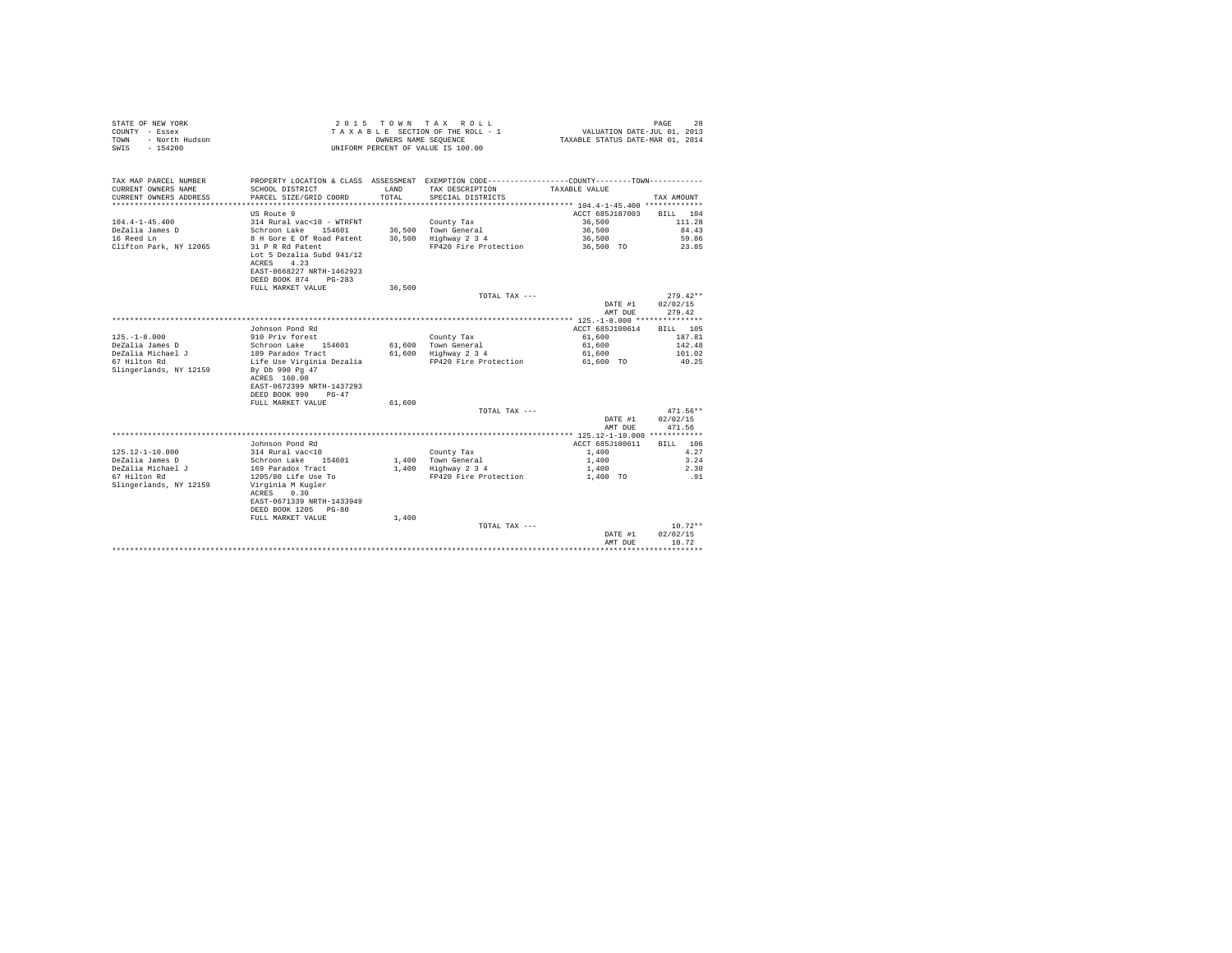STATE OF NEW YORK
COUNTY - Essex
TOWN - North Hudson
SWIS - 154200

2 0 1 5 T O W N T A X R O L L
T A X A B L E SECTION OF THE ROLL - 1
OWNERS NAME SEQUENCE
UNIFORM PERCENT OF VALUE IS 100.00

VALUATION DATE-JUL 01, 2013
TAXABLE STATUS DATE-MAR 01, 2014

| TAX MAP PARCEL NUMBER / CURRENT OWNERS NAME / CURRENT OWNERS ADDRESS | PROPERTY LOCATION & CLASS / SCHOOL DISTRICT / PARCEL SIZE/GRID COORD | ASSESSMENT LAND / TOTAL | EXEMPTION CODE / TAX DESCRIPTION / SPECIAL DISTRICTS | COUNTY / TOWN TAXABLE VALUE | TAX AMOUNT |
|---|---|---|---|---|---|
| **104.4-1-45.400** | US Route 9 | | | ACCT 685J187003 | BILL 104 |
| 104.4-1-45.400 | 314 Rural vac<10 - WTRFNT | | County Tax | 36,500 | 111.28 |
| DeZalia James D | Schroon Lake 154601 | 36,500 | Town General | 36,500 | 84.43 |
| 16 Reed Ln | 8 H Gore E Of Road Patent | 36,500 | Highway 2 3 4 | 36,500 | 59.86 |
| Clifton Park, NY 12065 | 31 P R Rd Patent | | FP420 Fire Protection | 36,500 TO | 23.85 |
| | Lot 5 Dezalia Subd 941/12 | | | | |
| | ACRES 4.23 | | | | |
| | EAST-0668227 NRTH-1462923 | | | | |
| | DEED BOOK 874 PG-283 | | | | |
| | FULL MARKET VALUE | 36,500 | | | |
| | | | TOTAL TAX --- | | 279.42** |
| | | | | DATE #1 | 02/02/15 |
| | | | | AMT DUE | 279.42 |
| **125.-1-8.000** | Johnson Pond Rd | | | ACCT 685J100614 | BILL 105 |
| 125.-1-8.000 | 910 Priv forest | | County Tax | 61,600 | 187.81 |
| DeZalia James D | Schroon Lake 154601 | 61,600 | Town General | 61,600 | 142.48 |
| DeZalia Michael J | 189 Paradox Tract | 61,600 | Highway 2 3 4 | 61,600 | 101.02 |
| 67 Hilton Rd | Life Use Virginia Dezalia | | FP420 Fire Protection | 61,600 TO | 40.25 |
| Slingerlands, NY 12159 | By Db 990 Pg 47 | | | | |
| | ACRES 160.00 | | | | |
| | EAST-0672399 NRTH-1437293 | | | | |
| | DEED BOOK 990 PG-47 | | | | |
| | FULL MARKET VALUE | 61,600 | | | |
| | | | TOTAL TAX --- | | 471.56** |
| | | | | DATE #1 | 02/02/15 |
| | | | | AMT DUE | 471.56 |
| **125.12-1-10.000** | Johnson Pond Rd | | | ACCT 685J100611 | BILL 106 |
| 125.12-1-10.000 | 314 Rural vac<10 | | County Tax | 1,400 | 4.27 |
| DeZalia James D | Schroon Lake 154601 | 1,400 | Town General | 1,400 | 3.24 |
| DeZalia Michael J | 169 Paradox Tract | 1,400 | Highway 2 3 4 | 1,400 | 2.30 |
| 67 Hilton Rd | 1205/80 Life Use To | | FP420 Fire Protection | 1,400 TO | .91 |
| Slingerlands, NY 12159 | Virginia M Kugler | | | | |
| | ACRES 0.30 | | | | |
| | EAST-0671339 NRTH-1433949 | | | | |
| | DEED BOOK 1205 PG-80 | | | | |
| | FULL MARKET VALUE | 1,400 | | | |
| | | | TOTAL TAX --- | | 10.72** |
| | | | | DATE #1 | 02/02/15 |
| | | | | AMT DUE | 10.72 |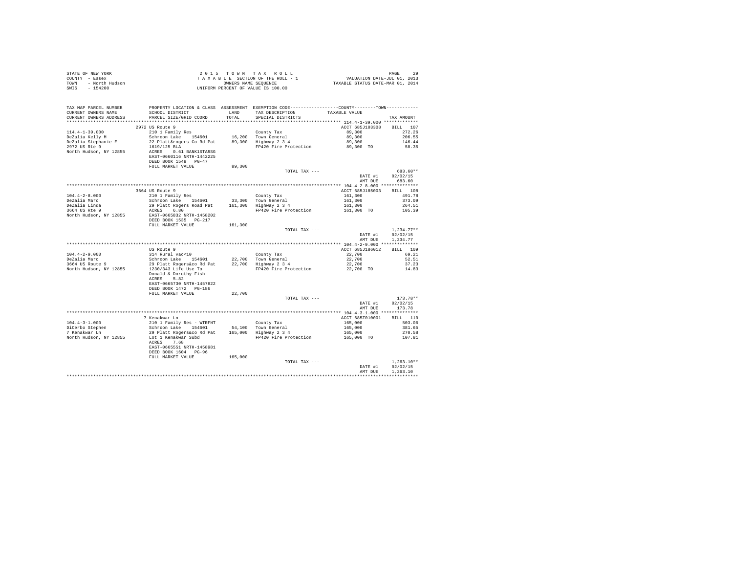STATE OF NEW YORK
COUNTY - Essex
TOWN - North Hudson
SWIS - 154200

2 0 1 5 T O W N T A X R O L L
T A X A B L E SECTION OF THE ROLL - 1
OWNERS NAME SEQUENCE
UNIFORM PERCENT OF VALUE IS 100.00

VALUATION DATE-JUL 01, 2013
TAXABLE STATUS DATE-MAR 01, 2014

| TAX MAP PARCEL NUMBER / CURRENT OWNERS NAME / CURRENT OWNERS ADDRESS | PROPERTY LOCATION & CLASS / SCHOOL DISTRICT / PARCEL SIZE/GRID COORD | ASSESSMENT LAND / TOTAL | EXEMPTION CODE / TAX DESCRIPTION / SPECIAL DISTRICTS | COUNTY / TOWN TAXABLE VALUE | TAX AMOUNT |
|---|---|---|---|---|---|
| **114.4-1-39.000** | 2972 US Route 9 | | | ACCT 685J103308 | BILL 107 |
| 114.4-1-39.000 | 210 1 Family Res | | County Tax | 89,300 | 272.26 |
| DeZalia Kelly M | Schroon Lake 154601 | 16,200 | Town General | 89,300 | 206.55 |
| DeZalia Stephanie E | 22 Platt&rogers Co Rd Pat | 89,300 | Highway 2 3 4 | 89,300 | 146.44 |
| 2972 US Rte 9 | 1619/125 BLA | | FP420 Fire Protection | 89,300 TO | 58.35 |
| North Hudson, NY 12855 | ACRES 0.61 BANK1STARSG | | | | |
| | EAST-0660116 NRTH-1442225 | | | | |
| | DEED BOOK 1548 PG-47 | | | | |
| | FULL MARKET VALUE | 89,300 | | | |
| | | | TOTAL TAX --- | | 683.60** |
| | | | | DATE #1 | 02/02/15 |
| | | | | AMT DUE | 683.60 |
| **104.4-2-8.000** | 3664 US Route 9 | | | ACCT 685J185003 | BILL 108 |
| 104.4-2-8.000 | 210 1 Family Res | | County Tax | 161,300 | 491.78 |
| DeZalia Marc | Schroon Lake 154601 | 33,300 | Town General | 161,300 | 373.09 |
| DeZalia Linda | 29 Platt Rogers Road Pat | 161,300 | Highway 2 3 4 | 161,300 | 264.51 |
| 3664 US Rte 9 | ACRES 6.80 | | FP420 Fire Protection | 161,300 TO | 105.39 |
| North Hudson, NY 12855 | EAST-0665832 NRTH-1458202 | | | | |
| | DEED BOOK 1535 PG-217 | | | | |
| | FULL MARKET VALUE | 161,300 | | | |
| | | | TOTAL TAX --- | | 1,234.77** |
| | | | | DATE #1 | 02/02/15 |
| | | | | AMT DUE | 1,234.77 |
| **104.4-2-9.000** | US Route 9 | | | ACCT 685J186012 | BILL 109 |
| 104.4-2-9.000 | 314 Rural vac<10 | | County Tax | 22,700 | 69.21 |
| DeZalia Marc | Schroon Lake 154601 | 22,700 | Town General | 22,700 | 52.51 |
| 3664 US Route 9 | 29 Platt Rogers&co Rd Pat | 22,700 | Highway 2 3 4 | 22,700 | 37.23 |
| North Hudson, NY 12855 | 1230/343 Life Use To | | FP420 Fire Protection | 22,700 TO | 14.83 |
| | Donald & Dorothy Fish | | | | |
| | ACRES 5.82 | | | | |
| | EAST-0665730 NRTH-1457822 | | | | |
| | DEED BOOK 1472 PG-186 | | | | |
| | FULL MARKET VALUE | 22,700 | | | |
| | | | TOTAL TAX --- | | 173.78** |
| | | | | DATE #1 | 02/02/15 |
| | | | | AMT DUE | 173.78 |
| **104.4-3-1.000** | 7 Kenakwar Ln | | | ACCT 685Z010001 | BILL 110 |
| 104.4-3-1.000 | 210 1 Family Res - WTRFNT | | County Tax | 165,000 | 503.06 |
| DiCerbo Stephen | Schroon Lake 154601 | 54,100 | Town General | 165,000 | 381.65 |
| 7 Kenakwar Ln | 29 Platt Rogers&co Rd Pat | 165,000 | Highway 2 3 4 | 165,000 | 270.58 |
| North Hudson, NY 12855 | Lot 1 Kenakwar Subd | | FP420 Fire Protection | 165,000 TO | 107.81 |
| | ACRES 7.60 | | | | |
| | EAST-0665551 NRTH-1458981 | | | | |
| | DEED BOOK 1604 PG-96 | | | | |
| | FULL MARKET VALUE | 165,000 | | | |
| | | | TOTAL TAX --- | | 1,263.10** |
| | | | | DATE #1 | 02/02/15 |
| | | | | AMT DUE | 1,263.10 |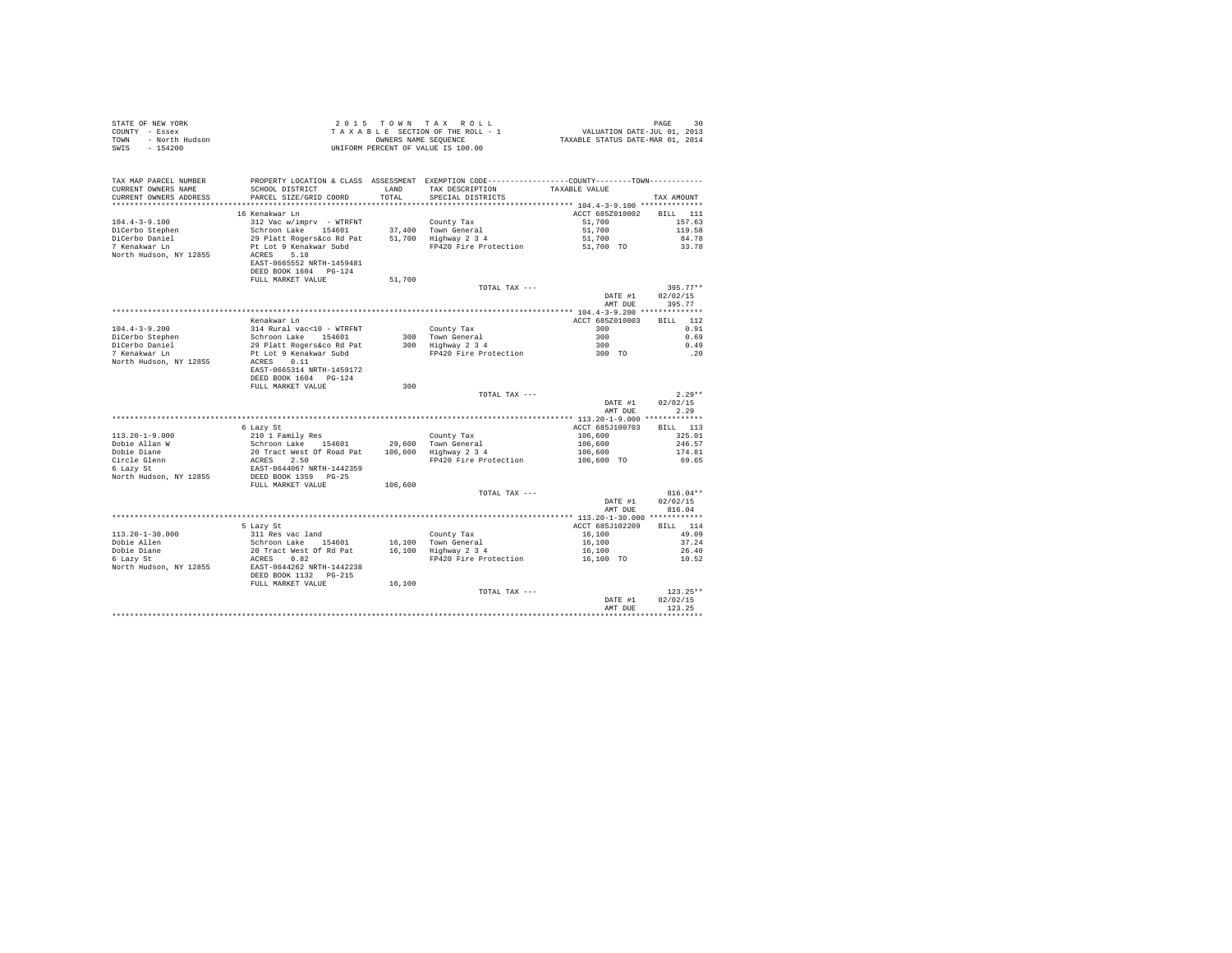STATE OF NEW YORK
COUNTY - Essex
TOWN - North Hudson
SWIS - 154200

2 0 1 5 T O W N T A X R O L L
T A X A B L E SECTION OF THE ROLL - 1
OWNERS NAME SEQUENCE
UNIFORM PERCENT OF VALUE IS 100.00

VALUATION DATE-JUL 01, 2013
TAXABLE STATUS DATE-MAR 01, 2014

| TAX MAP PARCEL NUMBER / CURRENT OWNERS NAME / CURRENT OWNERS ADDRESS | PROPERTY LOCATION & CLASS / SCHOOL DISTRICT / PARCEL SIZE/GRID COORD | ASSESSMENT LAND / TOTAL | EXEMPTION CODE / TAX DESCRIPTION / SPECIAL DISTRICTS | COUNTY/TOWN TAXABLE VALUE | TAX AMOUNT |
|---|---|---|---|---|---|
| 104.4-3-9.100 | 16 Kenakwar Ln | | | ACCT 685Z010002 | BILL 111 |
| DiCerbo Stephen | 312 Vac w/imprv - WTRFNT | | County Tax | 51,700 | 157.63 |
| DiCerbo Daniel | Schroon Lake 154601 | 37,400 | Town General | 51,700 | 119.58 |
| 7 Kenakwar Ln | 29 Platt Rogers&co Rd Pat | 51,700 | Highway 2 3 4 | 51,700 | 84.78 |
| North Hudson, NY 12855 | Pt Lot 9 Kenakwar Subd | | FP420 Fire Protection | 51,700 TO | 33.78 |
| | ACRES 5.18 | | | | |
| | EAST-0665552 NRTH-1459481 | | | | |
| | DEED BOOK 1604 PG-124 | | | | |
| | FULL MARKET VALUE | 51,700 | | | |
| | | | TOTAL TAX --- | | 395.77** |
| | | | | DATE #1 | 02/02/15 |
| | | | | AMT DUE | 395.77 |
| 104.4-3-9.200 | Kenakwar Ln | | | ACCT 685Z010003 | BILL 112 |
| DiCerbo Stephen | 314 Rural vac<10 - WTRFNT | | County Tax | 300 | 0.91 |
| DiCerbo Daniel | Schroon Lake 154601 | 300 | Town General | 300 | 0.69 |
| 7 Kenakwar Ln | 29 Platt Rogers&co Rd Pat | 300 | Highway 2 3 4 | 300 | 0.49 |
| North Hudson, NY 12855 | Pt Lot 9 Kenakwar Subd | | FP420 Fire Protection | 300 TO | .20 |
| | ACRES 0.11 | | | | |
| | EAST-0665314 NRTH-1459172 | | | | |
| | DEED BOOK 1604 PG-124 | | | | |
| | FULL MARKET VALUE | 300 | | | |
| | | | TOTAL TAX --- | | 2.29** |
| | | | | DATE #1 | 02/02/15 |
| | | | | AMT DUE | 2.29 |
| 113.20-1-9.000 | 6 Lazy St | | | ACCT 685J100703 | BILL 113 |
| Dobie Allan W | 210 1 Family Res | | County Tax | 106,600 | 325.01 |
| Dobie Diane | Schroon Lake 154601 | 29,600 | Town General | 106,600 | 246.57 |
| Circle Glenn | 20 Tract West Of Road Pat | 106,600 | Highway 2 3 4 | 106,600 | 174.81 |
| 6 Lazy St | ACRES 2.50 | | FP420 Fire Protection | 106,600 TO | 69.65 |
| North Hudson, NY 12855 | EAST-0644067 NRTH-1442359 | | | | |
| | DEED BOOK 1359 PG-25 | | | | |
| | FULL MARKET VALUE | 106,600 | | | |
| | | | TOTAL TAX --- | | 816.04** |
| | | | | DATE #1 | 02/02/15 |
| | | | | AMT DUE | 816.04 |
| 113.20-1-30.000 | 5 Lazy St | | | ACCT 685J102209 | BILL 114 |
| Dobie Allen | 311 Res vac land | | County Tax | 16,100 | 49.09 |
| Dobie Diane | Schroon Lake 154601 | 16,100 | Town General | 16,100 | 37.24 |
| 6 Lazy St | 20 Tract West Of Rd Pat | 16,100 | Highway 2 3 4 | 16,100 | 26.40 |
| North Hudson, NY 12855 | ACRES 0.82 | | FP420 Fire Protection | 16,100 TO | 10.52 |
| | EAST-0644262 NRTH-1442238 | | | | |
| | DEED BOOK 1132 PG-215 | | | | |
| | FULL MARKET VALUE | 16,100 | | | |
| | | | TOTAL TAX --- | | 123.25** |
| | | | | DATE #1 | 02/02/15 |
| | | | | AMT DUE | 123.25 |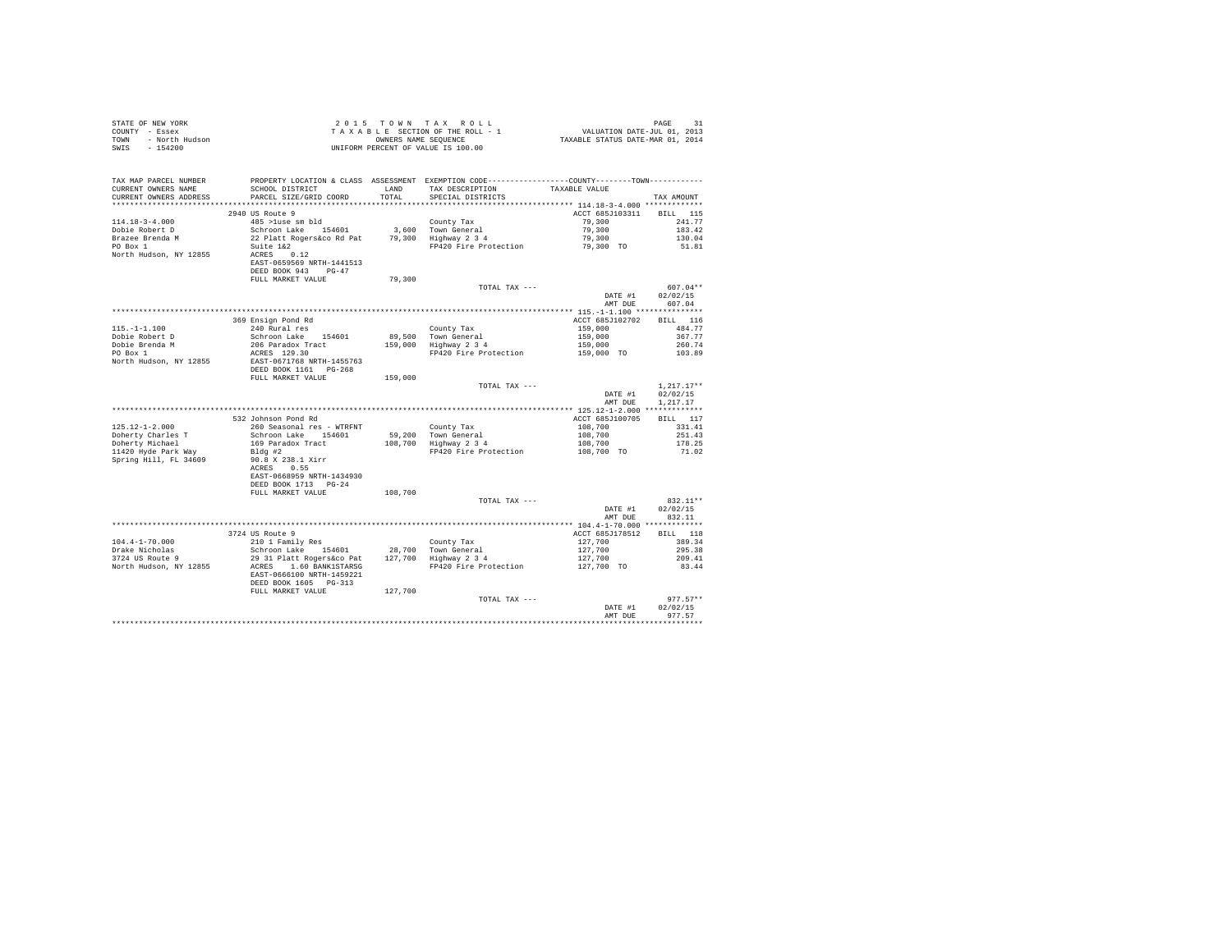STATE OF NEW YORK
COUNTY - Essex
TOWN - North Hudson
SWIS - 154200

2 0 1 5 T O W N T A X R O L L
T A X A B L E SECTION OF THE ROLL - 1
OWNERS NAME SEQUENCE
UNIFORM PERCENT OF VALUE IS 100.00

VALUATION DATE-JUL 01, 2013
TAXABLE STATUS DATE-MAR 01, 2014

| TAX MAP PARCEL NUMBER / CURRENT OWNERS NAME / CURRENT OWNERS ADDRESS | PROPERTY LOCATION & CLASS / SCHOOL DISTRICT / PARCEL SIZE/GRID COORD | ASSESSMENT LAND / TOTAL | EXEMPTION CODE / TAX DESCRIPTION / SPECIAL DISTRICTS | COUNTY--------TOWN / TAXABLE VALUE | TAX AMOUNT |
|---|---|---|---|---|---|
| **114.18-3-4.000** | 2940 US Route 9 | | | ACCT 685J103311 | BILL 115 |
| 114.18-3-4.000 | 485 >1use sm bld | | County Tax | 79,300 | 241.77 |
| Dobie Robert D | Schroon Lake 154601 | 3,600 | Town General | 79,300 | 183.42 |
| Brazee Brenda M | 22 Platt Rogers&co Rd Pat | 79,300 | Highway 2 3 4 | 79,300 | 130.04 |
| PO Box 1 | Suite 1&2 | | FP420 Fire Protection | 79,300 TO | 51.81 |
| North Hudson, NY 12855 | ACRES 0.12 | | | | |
| | EAST-0659569 NRTH-1441513 | | | | |
| | DEED BOOK 943 PG-47 | | | | |
| | FULL MARKET VALUE | 79,300 | | | |
| | | | TOTAL TAX --- | | 607.04** |
| | | | | DATE #1 | 02/02/15 |
| | | | | AMT DUE | 607.04 |
| **115.-1-1.100** | 369 Ensign Pond Rd | | | ACCT 685J102702 | BILL 116 |
| 115.-1-1.100 | 240 Rural res | | County Tax | 159,000 | 484.77 |
| Dobie Robert D | Schroon Lake 154601 | 89,500 | Town General | 159,000 | 367.77 |
| Dobie Brenda M | 206 Paradox Tract | 159,000 | Highway 2 3 4 | 159,000 | 260.74 |
| PO Box 1 | ACRES 129.30 | | FP420 Fire Protection | 159,000 TO | 103.89 |
| North Hudson, NY 12855 | EAST-0671768 NRTH-1455763 | | | | |
| | DEED BOOK 1161 PG-268 | | | | |
| | FULL MARKET VALUE | 159,000 | | | |
| | | | TOTAL TAX --- | | 1,217.17** |
| | | | | DATE #1 | 02/02/15 |
| | | | | AMT DUE | 1,217.17 |
| **125.12-1-2.000** | 532 Johnson Pond Rd | | | ACCT 685J100705 | BILL 117 |
| 125.12-1-2.000 | 260 Seasonal res - WTRFNT | | County Tax | 108,700 | 331.41 |
| Doherty Charles T | Schroon Lake 154601 | 59,200 | Town General | 108,700 | 251.43 |
| Doherty Michael | 169 Paradox Tract | 108,700 | Highway 2 3 4 | 108,700 | 178.25 |
| 11420 Hyde Park Way | Bldg #2 | | FP420 Fire Protection | 108,700 TO | 71.02 |
| Spring Hill, FL 34609 | 90.8 X 238.1 Xirr | | | | |
| | ACRES 0.55 | | | | |
| | EAST-0668959 NRTH-1434930 | | | | |
| | DEED BOOK 1713 PG-24 | | | | |
| | FULL MARKET VALUE | 108,700 | | | |
| | | | TOTAL TAX --- | | 832.11** |
| | | | | DATE #1 | 02/02/15 |
| | | | | AMT DUE | 832.11 |
| **104.4-1-70.000** | 3724 US Route 9 | | | ACCT 685J178512 | BILL 118 |
| 104.4-1-70.000 | 210 1 Family Res | | County Tax | 127,700 | 389.34 |
| Drake Nicholas | Schroon Lake 154601 | 28,700 | Town General | 127,700 | 295.38 |
| 3724 US Route 9 | 29 31 Platt Rogers&co Pat | 127,700 | Highway 2 3 4 | 127,700 | 209.41 |
| North Hudson, NY 12855 | ACRES 1.60 BANK1STARSG | | FP420 Fire Protection | 127,700 TO | 83.44 |
| | EAST-0666100 NRTH-1459221 | | | | |
| | DEED BOOK 1605 PG-313 | | | | |
| | FULL MARKET VALUE | 127,700 | | | |
| | | | TOTAL TAX --- | | 977.57** |
| | | | | DATE #1 | 02/02/15 |
| | | | | AMT DUE | 977.57 |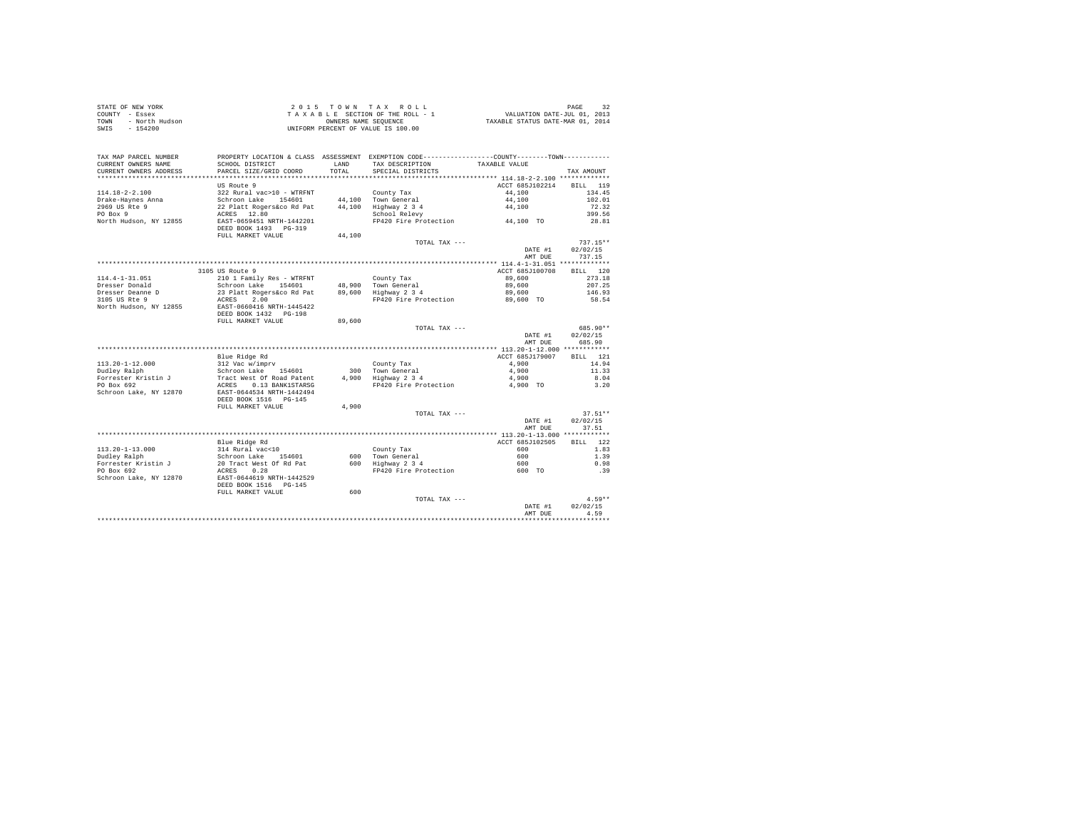STATE OF NEW YORK
COUNTY - Essex
TOWN - North Hudson
SWIS - 154200

2015 TOWN TAX ROLL
TAXABLE SECTION OF THE ROLL - 1
OWNERS NAME SEQUENCE
UNIFORM PERCENT OF VALUE IS 100.00

VALUATION DATE-JUL 01, 2013
TAXABLE STATUS DATE-MAR 01, 2014

| TAX MAP PARCEL NUMBER / CURRENT OWNERS NAME / CURRENT OWNERS ADDRESS | PROPERTY LOCATION & CLASS / SCHOOL DISTRICT / PARCEL SIZE/GRID COORD | ASSESSMENT LAND / TOTAL | EXEMPTION CODE / TAX DESCRIPTION / SPECIAL DISTRICTS | COUNTY--------TOWN TAXABLE VALUE | TAX AMOUNT |
|---|---|---|---|---|---|
| **114.18-2-2.100** | US Route 9 | | | ACCT 685J102214 | BILL 119 |
| 114.18-2-2.100 | 322 Rural vac>10 - WTRFNT | | County Tax | 44,100 | 134.45 |
| Drake-Haynes Anna | Schroon Lake 154601 | 44,100 | Town General | 44,100 | 102.01 |
| 2969 US Rte 9 | 22 Platt Rogers&co Rd Pat | 44,100 | Highway 2 3 4 | 44,100 | 72.32 |
| PO Box 9 | ACRES 12.80 | | School Relevy | | 399.56 |
| North Hudson, NY 12855 | EAST-0659451 NRTH-1442201 | | FP420 Fire Protection | 44,100 TO | 28.81 |
| | DEED BOOK 1493 PG-319 | | | | |
| | FULL MARKET VALUE | 44,100 | | | |
| | | | TOTAL TAX --- | | 737.15** |
| | | | | DATE #1 | 02/02/15 |
| | | | | AMT DUE | 737.15 |
| **114.4-1-31.051** | 3105 US Route 9 | | | ACCT 685J100708 | BILL 120 |
| 114.4-1-31.051 | 210 1 Family Res - WTRFNT | | County Tax | 89,600 | 273.18 |
| Dresser Donald | Schroon Lake 154601 | 48,900 | Town General | 89,600 | 207.25 |
| Dresser Deanne D | 23 Platt Rogers&co Rd Pat | 89,600 | Highway 2 3 4 | 89,600 | 146.93 |
| 3105 US Rte 9 | ACRES 2.00 | | FP420 Fire Protection | 89,600 TO | 58.54 |
| North Hudson, NY 12855 | EAST-0660416 NRTH-1445422 | | | | |
| | DEED BOOK 1432 PG-198 | | | | |
| | FULL MARKET VALUE | 89,600 | | | |
| | | | TOTAL TAX --- | | 685.90** |
| | | | | DATE #1 | 02/02/15 |
| | | | | AMT DUE | 685.90 |
| **113.20-1-12.000** | Blue Ridge Rd | | | ACCT 685J179007 | BILL 121 |
| 113.20-1-12.000 | 312 Vac w/imprv | | County Tax | 4,900 | 14.94 |
| Dudley Ralph | Schroon Lake 154601 | 300 | Town General | 4,900 | 11.33 |
| Forrester Kristin J | Tract West Of Road Patent | 4,900 | Highway 2 3 4 | 4,900 | 8.04 |
| PO Box 692 | ACRES 0.13 BANK1STARSG | | FP420 Fire Protection | 4,900 TO | 3.20 |
| Schroon Lake, NY 12870 | EAST-0644534 NRTH-1442494 | | | | |
| | DEED BOOK 1516 PG-145 | | | | |
| | FULL MARKET VALUE | 4,900 | | | |
| | | | TOTAL TAX --- | | 37.51** |
| | | | | DATE #1 | 02/02/15 |
| | | | | AMT DUE | 37.51 |
| **113.20-1-13.000** | Blue Ridge Rd | | | ACCT 685J102505 | BILL 122 |
| 113.20-1-13.000 | 314 Rural vac<10 | | County Tax | 600 | 1.83 |
| Dudley Ralph | Schroon Lake 154601 | 600 | Town General | 600 | 1.39 |
| Forrester Kristin J | 20 Tract West Of Rd Pat | 600 | Highway 2 3 4 | 600 | 0.98 |
| PO Box 692 | ACRES 0.28 | | FP420 Fire Protection | 600 TO | .39 |
| Schroon Lake, NY 12870 | EAST-0644619 NRTH-1442529 | | | | |
| | DEED BOOK 1516 PG-145 | | | | |
| | FULL MARKET VALUE | 600 | | | |
| | | | TOTAL TAX --- | | 4.59** |
| | | | | DATE #1 | 02/02/15 |
| | | | | AMT DUE | 4.59 |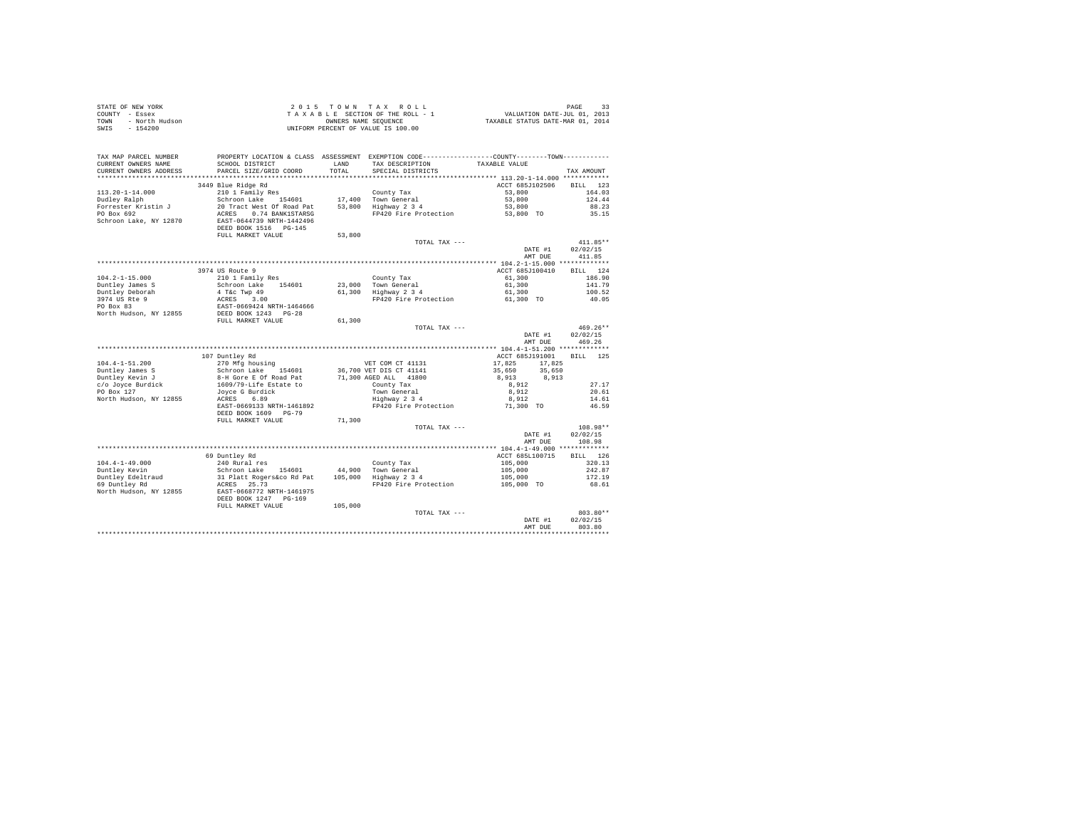STATE OF NEW YORK
COUNTY - Essex
TOWN - North Hudson
SWIS - 154200

2 0 1 5 T O W N T A X R O L L
T A X A B L E SECTION OF THE ROLL - 1
OWNERS NAME SEQUENCE
UNIFORM PERCENT OF VALUE IS 100.00

VALUATION DATE-JUL 01, 2013
TAXABLE STATUS DATE-MAR 01, 2014

```
TAX MAP PARCEL NUMBER     PROPERTY LOCATION & CLASS  ASSESSMENT  EXEMPTION CODE-----------------COUNTY--------TOWN-----------
CURRENT OWNERS NAME       SCHOOL DISTRICT             LAND       TAX DESCRIPTION            TAXABLE VALUE
CURRENT OWNERS ADDRESS    PARCEL SIZE/GRID COORD      TOTAL      SPECIAL DISTRICTS                                    TAX AMOUNT
************************************************************************************************ 113.20-1-14.000 ************
                          3449 Blue Ridge Rd                                                ACCT 685J102506    BILL  123
113.20-1-14.000           210 1 Family Res                       County Tax                  53,800              164.03
Dudley Ralph              Schroon Lake    154601      17,400     Town General                53,800              124.44
Forrester Kristin J       20 Tract West Of Road Pat   53,800     Highway 2 3 4               53,800               88.23
PO Box 692                ACRES    0.74 BANK1STARSG              FP420 Fire Protection       53,800 TO            35.15
Schroon Lake, NY 12870    EAST-0644739 NRTH-1442496
                          DEED BOOK 1516   PG-145
                          FULL MARKET VALUE           53,800
                                                                 TOTAL TAX ---                                  411.85**
                                                                                            DATE #1          02/02/15
                                                                                            AMT DUE            411.85
************************************************************************************************ 104.2-1-15.000 *************
                          3974 US Route 9                                                   ACCT 685J100410    BILL  124
104.2-1-15.000            210 1 Family Res                       County Tax                  61,300              186.90
Duntley James S           Schroon Lake    154601      23,000     Town General                61,300              141.79
Duntley Deborah           4 T&c Twp 49                61,300     Highway 2 3 4               61,300              100.52
3974 US Rte 9             ACRES    3.00                          FP420 Fire Protection       61,300 TO            40.05
PO Box 83                 EAST-0669424 NRTH-1464666
North Hudson, NY 12855    DEED BOOK 1243   PG-28
                          FULL MARKET VALUE           61,300
                                                                 TOTAL TAX ---                                  469.26**
                                                                                            DATE #1          02/02/15
                                                                                            AMT DUE            469.26
************************************************************************************************ 104.4-1-51.200 *************
                          107 Duntley Rd                                                    ACCT 685J191001    BILL  125
104.4-1-51.200            270 Mfg housing                        VET COM CT 41131         17,825      17,825
Duntley James S           Schroon Lake    154601      36,700 VET DIS CT 41141            35,650      35,650
Duntley Kevin J           8-H Gore E Of Road Pat      71,300 AGED ALL    41800            8,913       8,913
c/o Joyce Burdick         1609/79-Life Estate to                 County Tax                   8,912               27.17
PO Box 127                Joyce G Burdick                        Town General                 8,912               20.61
North Hudson, NY 12855    ACRES    6.89                          Highway 2 3 4                8,912               14.61
                          EAST-0669133 NRTH-1461892              FP420 Fire Protection       71,300 TO            46.59
                          DEED BOOK 1609   PG-79
                          FULL MARKET VALUE           71,300
                                                                 TOTAL TAX ---                                  108.98**
                                                                                            DATE #1          02/02/15
                                                                                            AMT DUE            108.98
************************************************************************************************ 104.4-1-49.000 *************
                          69 Duntley Rd                                                     ACCT 685L100715    BILL  126
104.4-1-49.000            240 Rural res                          County Tax                 105,000              320.13
Duntley Kevin             Schroon Lake    154601      44,900     Town General               105,000              242.87
Duntley Edeltraud         31 Platt Rogers&co Rd Pat  105,000     Highway 2 3 4              105,000              172.19
69 Duntley Rd             ACRES   25.73                          FP420 Fire Protection      105,000 TO            68.61
North Hudson, NY 12855    EAST-0668772 NRTH-1461975
                          DEED BOOK 1247   PG-169
                          FULL MARKET VALUE          105,000
                                                                 TOTAL TAX ---                                  803.80**
                                                                                            DATE #1          02/02/15
                                                                                            AMT DUE            803.80
****************************************************************************************************************************
```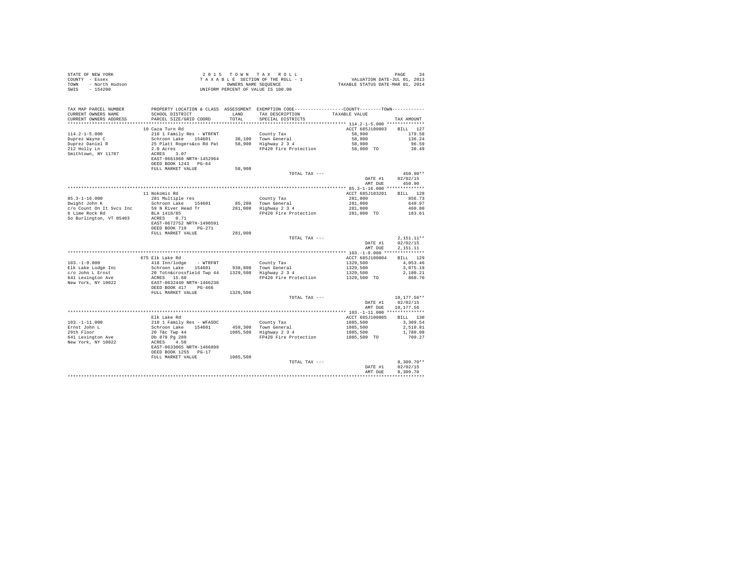STATE OF NEW YORK
COUNTY - Essex
TOWN - North Hudson
SWIS - 154200

2 0 1 5 T O W N T A X R O L L
T A X A B L E SECTION OF THE ROLL - 1
OWNERS NAME SEQUENCE
UNIFORM PERCENT OF VALUE IS 100.00

VALUATION DATE-JUL 01, 2013
TAXABLE STATUS DATE-MAR 01, 2014

| TAX MAP PARCEL NUMBER / CURRENT OWNERS NAME / CURRENT OWNERS ADDRESS | PROPERTY LOCATION & CLASS / SCHOOL DISTRICT / PARCEL SIZE/GRID COORD | ASSESSMENT LAND / TOTAL | EXEMPTION CODE / TAX DESCRIPTION / SPECIAL DISTRICTS | COUNTY / TOWN TAXABLE VALUE | TAX AMOUNT |
|---|---|---|---|---|---|
| **114.2-1-5.000** | 10 Caza Turn Rd | | | ACCT 685J100803 | BILL 127 |
| 114.2-1-5.000 | 210 1 Family Res - WTRFNT | | County Tax | 58,900 | 179.58 |
| Duprez Wayne C | Schroon Lake 154601 | 30,100 | Town General | 58,900 | 136.24 |
| Duprez Daniel R | 25 Platt Rogers&co Rd Pat | 58,900 | Highway 2 3 4 | 58,900 | 96.59 |
| 212 Holly Ln | 2.0 Acres | | FP420 Fire Protection | 58,900 TO | 38.49 |
| Smithtown, NY 11787 | ACRES 3.07 | | | | |
| | EAST-0661968 NRTH-1452964 | | | | |
| | DEED BOOK 1243 PG-64 | | | | |
| | FULL MARKET VALUE | 58,900 | | | |
| | | | TOTAL TAX --- | | 450.90** |
| | | | | DATE #1 | 02/02/15 |
| | | | | AMT DUE | 450.90 |
| **85.3-1-16.000** | 11 Nokomis Rd | | | ACCT 685J103201 | BILL 128 |
| 85.3-1-16.000 | 281 Multiple res | | County Tax | 281,000 | 856.73 |
| Dwight John K | Schroon Lake 154601 | 85,200 | Town General | 281,000 | 649.97 |
| c/o Count On It Svcs Inc | 59 N River Head Tr | 281,000 | Highway 2 3 4 | 281,000 | 460.80 |
| 6 Lime Rock Rd | BLA 1418/85 | | FP420 Fire Protection | 281,000 TO | 183.61 |
| So Burlington, VT 05403 | ACRES 0.71 | | | | |
| | EAST-0672752 NRTH-1490591 | | | | |
| | DEED BOOK 719 PG-271 | | | | |
| | FULL MARKET VALUE | 281,000 | | | |
| | | | TOTAL TAX --- | | 2,151.11** |
| | | | | DATE #1 | 02/02/15 |
| | | | | AMT DUE | 2,151.11 |
| **103.-1-9.000** | 675 Elk Lake Rd | | | ACCT 685J100804 | BILL 129 |
| 103.-1-9.000 | 418 Inn/lodge - WTRFNT | | County Tax | 1329,500 | 4,053.46 |
| Elk Lake Lodge Inc | Schroon Lake 154601 | 938,800 | Town General | 1329,500 | 3,075.19 |
| c/o John L Ernst | 20 Totn&crossfield Twp 44 | 1329,500 | Highway 2 3 4 | 1329,500 | 2,180.21 |
| 641 Lexington Ave | ACRES 15.60 | | FP420 Fire Protection | 1329,500 TO | 868.70 |
| New York, NY 10022 | EAST-0632440 NRTH-1466230 | | | | |
| | DEED BOOK 417 PG-466 | | | | |
| | FULL MARKET VALUE | 1329,500 | | | |
| | | | TOTAL TAX --- | | 10,177.56** |
| | | | | DATE #1 | 02/02/15 |
| | | | | AMT DUE | 10,177.56 |
| **103.-1-11.000** | Elk Lake Rd | | | ACCT 685J100805 | BILL 130 |
| 103.-1-11.000 | 210 1 Family Res - WFASOC | | County Tax | 1085,500 | 3,309.54 |
| Ernst John L | Schroon Lake 154601 | 459,300 | Town General | 1085,500 | 2,510.81 |
| 29th Floor | 20 T&c Twp 44 | 1085,500 | Highway 2 3 4 | 1085,500 | 1,780.08 |
| 641 Lexington Ave | Db 878 Pg 289 | | FP420 Fire Protection | 1085,500 TO | 709.27 |
| New York, NY 10022 | ACRES 4.50 | | | | |
| | EAST-0633065 NRTH-1466899 | | | | |
| | DEED BOOK 1255 PG-17 | | | | |
| | FULL MARKET VALUE | 1085,500 | | | |
| | | | TOTAL TAX --- | | 8,309.70** |
| | | | | DATE #1 | 02/02/15 |
| | | | | AMT DUE | 8,309.70 |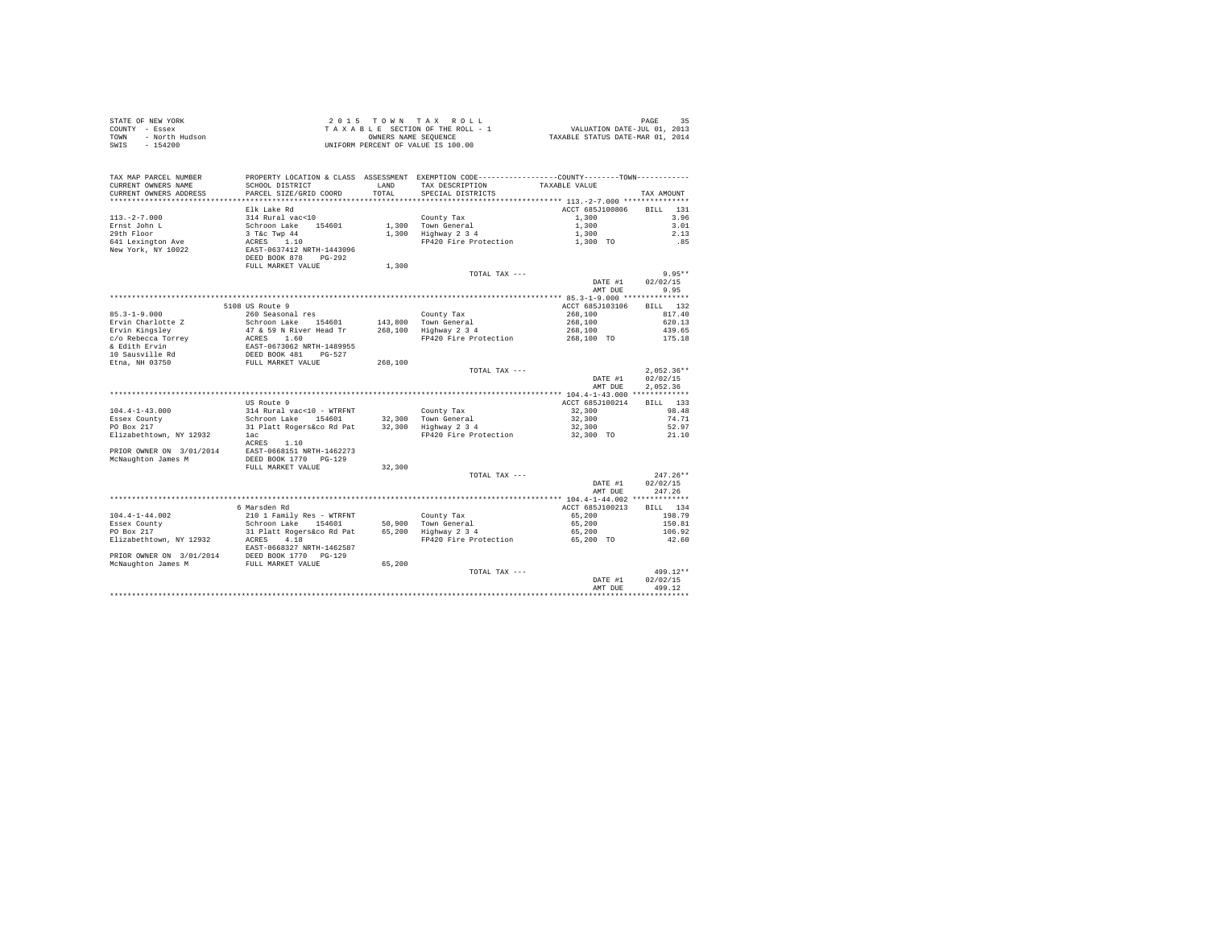STATE OF NEW YORK
COUNTY - Essex
TOWN - North Hudson
SWIS - 154200

2 0 1 5 T O W N T A X R O L L
T A X A B L E SECTION OF THE ROLL - 1
OWNERS NAME SEQUENCE
UNIFORM PERCENT OF VALUE IS 100.00

VALUATION DATE-JUL 01, 2013
TAXABLE STATUS DATE-MAR 01, 2014

| TAX MAP PARCEL NUMBER / CURRENT OWNERS NAME / CURRENT OWNERS ADDRESS | PROPERTY LOCATION & CLASS / SCHOOL DISTRICT / PARCEL SIZE/GRID COORD | ASSESSMENT LAND / TOTAL | EXEMPTION CODE / TAX DESCRIPTION / SPECIAL DISTRICTS | COUNTY--------TOWN TAXABLE VALUE | TAX AMOUNT |
|---|---|---|---|---|---|
| 113.-2-7.000 | Elk Lake Rd | | | ACCT 685J100806 | BILL 131 |
| 113.-2-7.000 | 314 Rural vac<10 | | County Tax | 1,300 | 3.96 |
| Ernst John L | Schroon Lake 154601 | 1,300 | Town General | 1,300 | 3.01 |
| 29th Floor | 3 T&c Twp 44 | 1,300 | Highway 2 3 4 | 1,300 | 2.13 |
| 641 Lexington Ave | ACRES 1.10 | | FP420 Fire Protection | 1,300 TO | .85 |
| New York, NY 10022 | EAST-0637412 NRTH-1443096 | | | | |
| | DEED BOOK 878 PG-292 | | | | |
| | FULL MARKET VALUE | 1,300 | | | |
| | | | TOTAL TAX --- | | 9.95** |
| | | | | DATE #1 | 02/02/15 |
| | | | | AMT DUE | 9.95 |
| 85.3-1-9.000 | 5108 US Route 9 | | | ACCT 685J103106 | BILL 132 |
| 85.3-1-9.000 | 260 Seasonal res | | County Tax | 268,100 | 817.40 |
| Ervin Charlotte Z | Schroon Lake 154601 | 143,800 | Town General | 268,100 | 620.13 |
| Ervin Kingsley | 47 & 59 N River Head Tr | 268,100 | Highway 2 3 4 | 268,100 | 439.65 |
| c/o Rebecca Torrey | ACRES 1.60 | | FP420 Fire Protection | 268,100 TO | 175.18 |
| & Edith Ervin | EAST-0673062 NRTH-1489955 | | | | |
| 10 Sausville Rd | DEED BOOK 481 PG-527 | | | | |
| Etna, NH 03750 | FULL MARKET VALUE | 268,100 | | | |
| | | | TOTAL TAX --- | | 2,052.36** |
| | | | | DATE #1 | 02/02/15 |
| | | | | AMT DUE | 2,052.36 |
| 104.4-1-43.000 | US Route 9 | | | ACCT 685J100214 | BILL 133 |
| 104.4-1-43.000 | 314 Rural vac<10 - WTRFNT | | County Tax | 32,300 | 98.48 |
| Essex County | Schroon Lake 154601 | 32,300 | Town General | 32,300 | 74.71 |
| PO Box 217 | 31 Platt Rogers&co Rd Pat | 32,300 | Highway 2 3 4 | 32,300 | 52.97 |
| Elizabethtown, NY 12932 | 1ac | | FP420 Fire Protection | 32,300 TO | 21.10 |
| | ACRES 1.10 | | | | |
| PRIOR OWNER ON 3/01/2014 | EAST-0668151 NRTH-1462273 | | | | |
| McNaughton James M | DEED BOOK 1770 PG-129 | | | | |
| | FULL MARKET VALUE | 32,300 | | | |
| | | | TOTAL TAX --- | | 247.26** |
| | | | | DATE #1 | 02/02/15 |
| | | | | AMT DUE | 247.26 |
| 104.4-1-44.002 | 6 Marsden Rd | | | ACCT 685J100213 | BILL 134 |
| 104.4-1-44.002 | 210 1 Family Res - WTRFNT | | County Tax | 65,200 | 198.79 |
| Essex County | Schroon Lake 154601 | 50,900 | Town General | 65,200 | 150.81 |
| PO Box 217 | 31 Platt Rogers&co Rd Pat | 65,200 | Highway 2 3 4 | 65,200 | 106.92 |
| Elizabethtown, NY 12932 | ACRES 4.18 | | FP420 Fire Protection | 65,200 TO | 42.60 |
| | EAST-0668327 NRTH-1462587 | | | | |
| PRIOR OWNER ON 3/01/2014 | DEED BOOK 1770 PG-129 | | | | |
| McNaughton James M | FULL MARKET VALUE | 65,200 | | | |
| | | | TOTAL TAX --- | | 499.12** |
| | | | | DATE #1 | 02/02/15 |
| | | | | AMT DUE | 499.12 |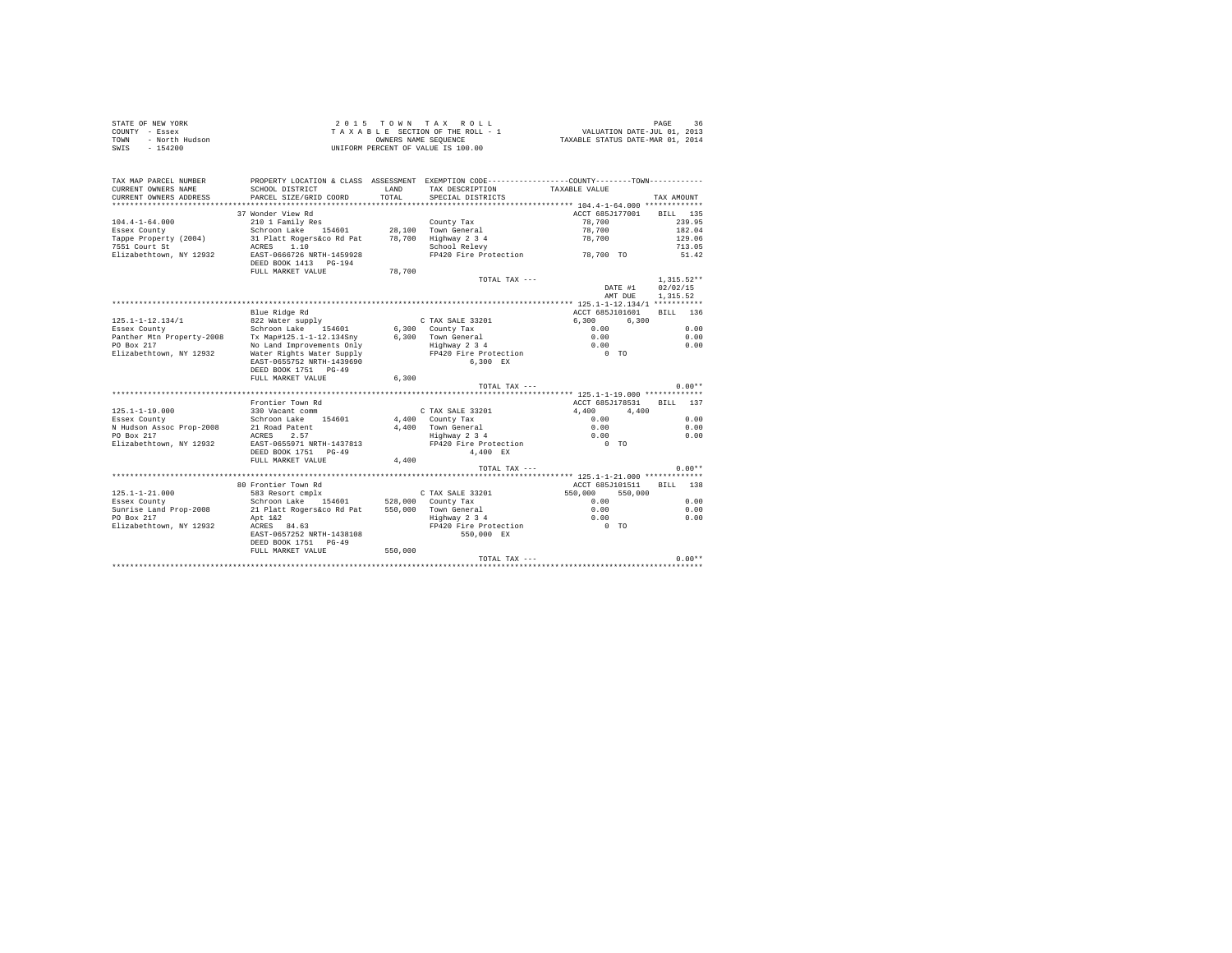STATE OF NEW YORK
COUNTY - Essex
TOWN - North Hudson
SWIS - 154200

2015 TOWN TAX ROLL
TAXABLE SECTION OF THE ROLL - 1
OWNERS NAME SEQUENCE
UNIFORM PERCENT OF VALUE IS 100.00

VALUATION DATE-JUL 01, 2013
TAXABLE STATUS DATE-MAR 01, 2014

| TAX MAP PARCEL NUMBER / CURRENT OWNERS NAME / CURRENT OWNERS ADDRESS | PROPERTY LOCATION & CLASS / SCHOOL DISTRICT / PARCEL SIZE/GRID COORD | ASSESSMENT LAND / TOTAL | EXEMPTION CODE / TAX DESCRIPTION / SPECIAL DISTRICTS | COUNTY / TOWN TAXABLE VALUE | TAX AMOUNT |
|---|---|---|---|---|---|
| **104.4-1-64.000** | 37 Wonder View Rd | | | ACCT 685J177001 | BILL 135 |
| 104.4-1-64.000 | 210 1 Family Res | | County Tax | 78,700 | 239.95 |
| Essex County | Schroon Lake 154601 | 28,100 | Town General | 78,700 | 182.04 |
| Tappe Property (2004) | 31 Platt Rogers&co Rd Pat | 78,700 | Highway 2 3 4 | 78,700 | 129.06 |
| 7551 Court St | ACRES 1.10 | | School Relevy | | 713.05 |
| Elizabethtown, NY 12932 | EAST-0666726 NRTH-1459928 | | FP420 Fire Protection | 78,700 TO | 51.42 |
| | DEED BOOK 1413 PG-194 | | | | |
| | FULL MARKET VALUE | 78,700 | | | |
| | | | TOTAL TAX --- | | 1,315.52** |
| | | | | DATE #1 | 02/02/15 |
| | | | | AMT DUE | 1,315.52 |
| **125.1-1-12.134/1** | Blue Ridge Rd | | | ACCT 685J101601 | BILL 136 |
| 125.1-1-12.134/1 | 822 Water supply | | C TAX SALE 33201 | 6,300 6,300 | |
| Essex County | Schroon Lake 154601 | 6,300 | County Tax | 0.00 | 0.00 |
| Panther Mtn Property-2008 | Tx Map#125.1-1-12.134Sny | 6,300 | Town General | 0.00 | 0.00 |
| PO Box 217 | No Land Improvements Only | | Highway 2 3 4 | 0.00 | 0.00 |
| Elizabethtown, NY 12932 | Water Rights Water Supply | | FP420 Fire Protection | 0 TO | |
| | EAST-0655752 NRTH-1439690 | | 6,300 EX | | |
| | DEED BOOK 1751 PG-49 | | | | |
| | FULL MARKET VALUE | 6,300 | | | |
| | | | TOTAL TAX --- | | 0.00** |
| **125.1-1-19.000** | Frontier Town Rd | | | ACCT 685J178531 | BILL 137 |
| 125.1-1-19.000 | 330 Vacant comm | | C TAX SALE 33201 | 4,400 4,400 | |
| Essex County | Schroon Lake 154601 | 4,400 | County Tax | 0.00 | 0.00 |
| N Hudson Assoc Prop-2008 | 21 Road Patent | 4,400 | Town General | 0.00 | 0.00 |
| PO Box 217 | ACRES 2.57 | | Highway 2 3 4 | 0.00 | 0.00 |
| Elizabethtown, NY 12932 | EAST-0655971 NRTH-1437813 | | FP420 Fire Protection | 0 TO | |
| | DEED BOOK 1751 PG-49 | | 4,400 EX | | |
| | FULL MARKET VALUE | 4,400 | | | |
| | | | TOTAL TAX --- | | 0.00** |
| **125.1-1-21.000** | 80 Frontier Town Rd | | | ACCT 685J101511 | BILL 138 |
| 125.1-1-21.000 | 583 Resort cmplx | | C TAX SALE 33201 | 550,000 550,000 | |
| Essex County | Schroon Lake 154601 | 528,000 | County Tax | 0.00 | 0.00 |
| Sunrise Land Prop-2008 | 21 Platt Rogers&co Rd Pat | 550,000 | Town General | 0.00 | 0.00 |
| PO Box 217 | Apt 1&2 | | Highway 2 3 4 | 0.00 | 0.00 |
| Elizabethtown, NY 12932 | ACRES 84.63 | | FP420 Fire Protection | 0 TO | |
| | EAST-0657252 NRTH-1438108 | | 550,000 EX | | |
| | DEED BOOK 1751 PG-49 | | | | |
| | FULL MARKET VALUE | 550,000 | | | |
| | | | TOTAL TAX --- | | 0.00** |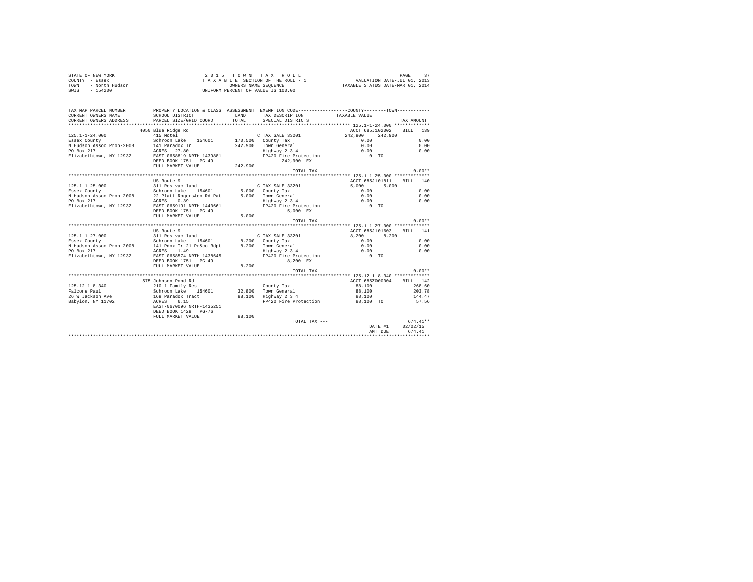```
STATE OF NEW YORK                         2 0 1 5   T O W N   T A X   R O L L                              PAGE    37
COUNTY  - Essex                        T A X A B L E SECTION OF THE ROLL - 1            VALUATION DATE-JUL 01, 2013
TOWN    - North Hudson                          OWNERS NAME SEQUENCE                 TAXABLE STATUS DATE-MAR 01, 2014
SWIS    - 154200                           UNIFORM PERCENT OF VALUE IS 100.00

TAX MAP PARCEL NUMBER         PROPERTY LOCATION & CLASS  ASSESSMENT  EXEMPTION CODE------------------COUNTY--------TOWN------------
CURRENT OWNERS NAME           SCHOOL DISTRICT              LAND      TAX DESCRIPTION            TAXABLE VALUE
CURRENT OWNERS ADDRESS        PARCEL SIZE/GRID COORD       TOTAL     SPECIAL DISTRICTS                                    TAX AMOUNT
******************************************************************************************************* 125.1-1-24.000 *************
                            4050 Blue Ridge Rd                                                 ACCT 685J102002    BILL  139
125.1-1-24.000                415 Motel                              C TAX SALE 33201             242,900    242,900
Essex County                  Schroon Lake    154601       170,500   County Tax                      0.00                 0.00
N Hudson Assoc Prop-2008      141 Paradox Tr               242,900   Town General                    0.00                 0.00
PO Box 217                    ACRES   27.80                          Highway 2 3 4                   0.00                 0.00
Elizabethtown, NY 12932       EAST-0658819 NRTH-1439881              FP420 Fire Protection              0 TO
                              DEED BOOK 1751   PG-49                       242,900 EX
                              FULL MARKET VALUE            242,900
                                                                     TOTAL TAX ---                                        0.00**
******************************************************************************************************* 125.1-1-25.000 *************
                            US Route 9                                                         ACCT 685J101811    BILL  140
125.1-1-25.000                311 Res vac land                       C TAX SALE 33201               5,000      5,000
Essex County                  Schroon Lake    154601         5,000   County Tax                      0.00                 0.00
N Hudson Assoc Prop-2008      22 Platt Rogers&co Rd Pat      5,000   Town General                    0.00                 0.00
PO Box 217                    ACRES    0.39                          Highway 2 3 4                   0.00                 0.00
Elizabethtown, NY 12932       EAST-0659191 NRTH-1440661              FP420 Fire Protection              0 TO
                              DEED BOOK 1751   PG-49                         5,000 EX
                              FULL MARKET VALUE              5,000
                                                                     TOTAL TAX ---                                        0.00**
******************************************************************************************************* 125.1-1-27.000 *************
                            US Route 9                                                         ACCT 685J101603    BILL  141
125.1-1-27.000                311 Res vac land                       C TAX SALE 33201               8,200      8,200
Essex County                  Schroon Lake    154601         8,200   County Tax                      0.00                 0.00
N Hudson Assoc Prop-2008      141 Pdox Tr 21 Pr&co Rdpt      8,200   Town General                    0.00                 0.00
PO Box 217                    ACRES    1.49                          Highway 2 3 4                   0.00                 0.00
Elizabethtown, NY 12932       EAST-0658574 NRTH-1438645              FP420 Fire Protection              0 TO
                              DEED BOOK 1751   PG-49                         8,200 EX
                              FULL MARKET VALUE              8,200
                                                                     TOTAL TAX ---                                        0.00**
******************************************************************************************************* 125.12-1-8.340 *************
                            575 Johnson Pond Rd                                                ACCT 685Z000004    BILL  142
125.12-1-8.340                210 1 Family Res                       County Tax                    88,100               268.60
Falcone Paul                  Schroon Lake    154601        32,800   Town General                  88,100               203.78
26 W Jackson Ave              169 Paradox Tract             88,100   Highway 2 3 4                 88,100               144.47
Babylon, NY 11702             ACRES    6.15                          FP420 Fire Protection         88,100 TO             57.56
                              EAST-0670096 NRTH-1435251
                              DEED BOOK 1429   PG-76
                              FULL MARKET VALUE             88,100
                                                                     TOTAL TAX ---                                      674.41**
                                                                                               DATE #1       02/02/15
                                                                                               AMT DUE         674.41
************************************************************************************************************************************
```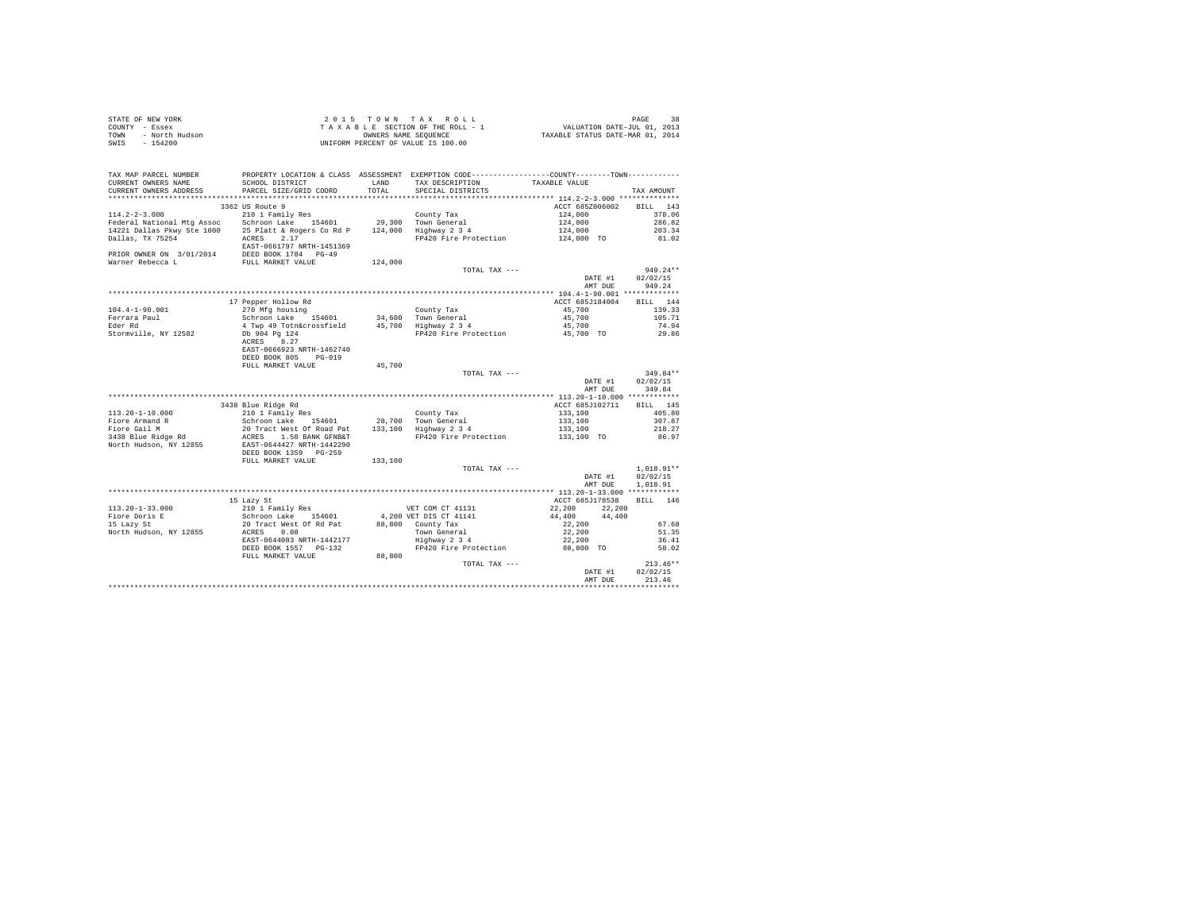STATE OF NEW YORK
COUNTY - Essex
TOWN - North Hudson
SWIS - 154200

2 0 1 5 T O W N T A X R O L L
T A X A B L E SECTION OF THE ROLL - 1
OWNERS NAME SEQUENCE
UNIFORM PERCENT OF VALUE IS 100.00

VALUATION DATE-JUL 01, 2013
TAXABLE STATUS DATE-MAR 01, 2014

```
TAX MAP PARCEL NUMBER          PROPERTY LOCATION & CLASS  ASSESSMENT  EXEMPTION CODE-----------------COUNTY--------TOWN-----------
CURRENT OWNERS NAME            SCHOOL DISTRICT              LAND      TAX DESCRIPTION              TAXABLE VALUE
CURRENT OWNERS ADDRESS         PARCEL SIZE/GRID COORD       TOTAL     SPECIAL DISTRICTS                                    TAX AMOUNT
************************************************************************************************** 114.2-2-3.000 **************
                               3362 US Route 9                                                    ACCT 685Z006002     BILL  143
114.2-2-3.000                  210 1 Family Res                       County Tax                  124,000                 378.06
Federal National Mtg Assoc     Schroon Lake   154601       29,300     Town General                124,000                 286.82
14221 Dallas Pkwy Ste 1000     25 Platt & Rogers Co Rd P  124,000     Highway 2 3 4               124,000                 203.34
Dallas, TX 75254               ACRES    2.17                          FP420 Fire Protection       124,000 TO               81.02
                               EAST-0661797 NRTH-1451369
PRIOR OWNER ON 3/01/2014       DEED BOOK 1784   PG-49
Warner Rebecca L               FULL MARKET VALUE          124,000
                                                                      TOTAL TAX ---                                       949.24**
                                                                                                   DATE #1           02/02/15
                                                                                                   AMT DUE             949.24
************************************************************************************************** 104.4-1-90.001 *************
                               17 Pepper Hollow Rd                                                ACCT 685J184004     BILL  144
104.4-1-90.001                 270 Mfg housing                        County Tax                   45,700                 139.33
Ferrara Paul                   Schroon Lake   154601       34,600     Town General                 45,700                 105.71
Eder Rd                        4 Twp 49 Totn&crossfield    45,700     Highway 2 3 4                45,700                  74.94
Stormville, NY 12582           Db 904 Pg 124                          FP420 Fire Protection        45,700 TO               29.86
                               ACRES    8.27
                               EAST-0666923 NRTH-1462740
                               DEED BOOK 805    PG-019
                               FULL MARKET VALUE           45,700
                                                                      TOTAL TAX ---                                       349.84**
                                                                                                   DATE #1           02/02/15
                                                                                                   AMT DUE             349.84
************************************************************************************************** 113.20-1-10.000 ************
                               3438 Blue Ridge Rd                                                 ACCT 685J102711     BILL  145
113.20-1-10.000                210 1 Family Res                       County Tax                  133,100                 405.80
Fiore Armand R                 Schroon Lake   154601       28,700     Town General                133,100                 307.87
Fiore Gail M                   20 Tract West Of Road Pat  133,100     Highway 2 3 4               133,100                 218.27
3438 Blue Ridge Rd             ACRES    1.50 BANK GFNB&T              FP420 Fire Protection       133,100 TO               86.97
North Hudson, NY 12855         EAST-0644427 NRTH-1442290
                               DEED BOOK 1359   PG-259
                               FULL MARKET VALUE          133,100
                                                                      TOTAL TAX ---                                     1,018.91**
                                                                                                   DATE #1           02/02/15
                                                                                                   AMT DUE           1,018.91
************************************************************************************************** 113.20-1-33.000 ************
                               15 Lazy St                                                         ACCT 685J178538     BILL  146
113.20-1-33.000                210 1 Family Res                       VET COM CT 41131             22,200      22,200
Fiore Doris E                  Schroon Lake   154601        4,200 VET DIS CT 41141             44,400      44,400
15 Lazy St                     20 Tract West Of Rd Pat     88,800     County Tax                   22,200                  67.68
North Hudson, NY 12855         ACRES    0.08                          Town General                 22,200                  51.35
                               EAST-0644083 NRTH-1442177              Highway 2 3 4                22,200                  36.41
                               DEED BOOK 1557   PG-132                FP420 Fire Protection        88,800 TO               58.02
                               FULL MARKET VALUE           88,800
                                                                      TOTAL TAX ---                                       213.46**
                                                                                                   DATE #1           02/02/15
                                                                                                   AMT DUE             213.46
********************************************************************************************************************************
```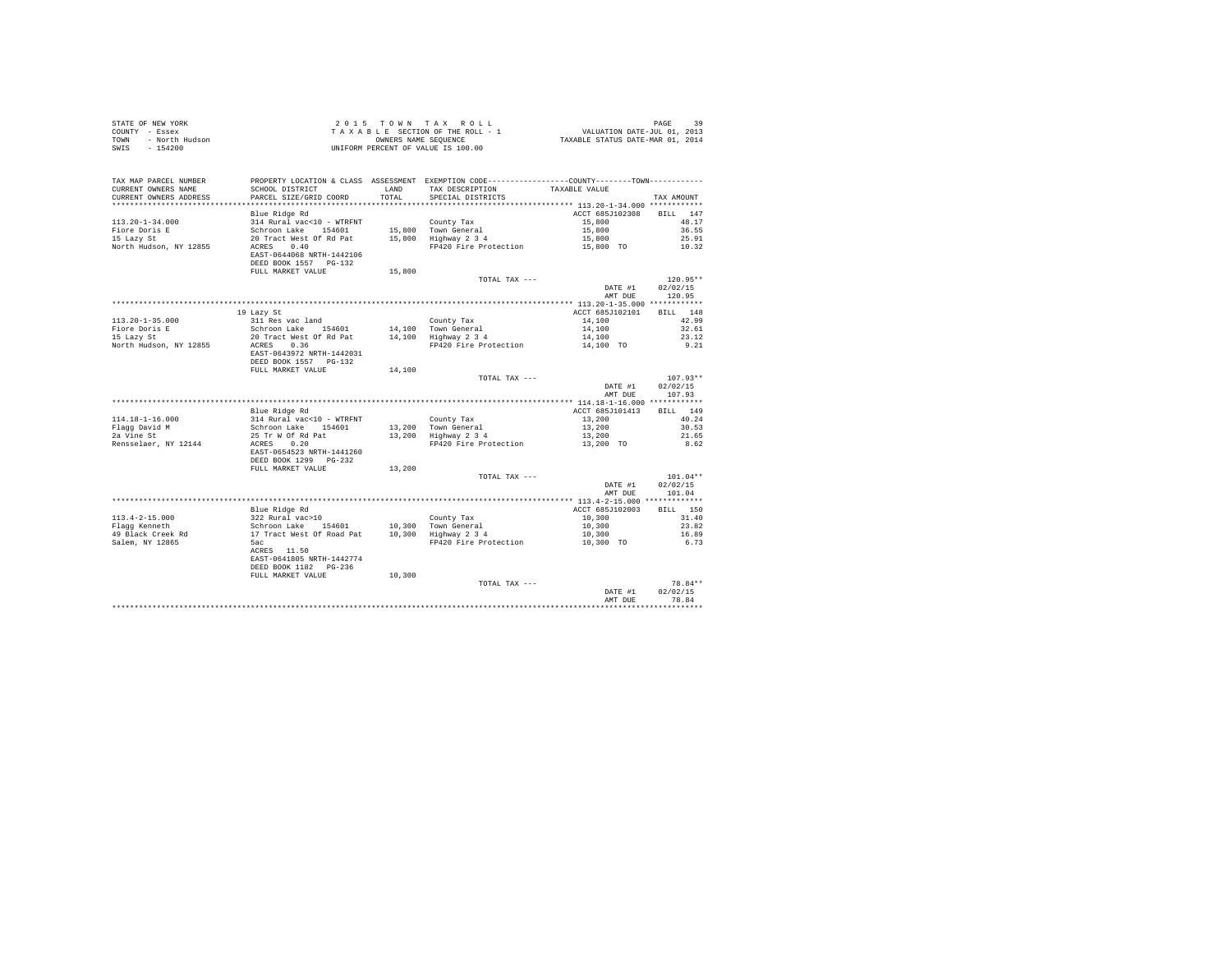STATE OF NEW YORK
COUNTY - Essex
TOWN - North Hudson
SWIS - 154200

2 0 1 5   T O W N   T A X   R O L L
T A X A B L E  SECTION OF THE ROLL - 1
OWNERS NAME SEQUENCE
UNIFORM PERCENT OF VALUE IS 100.00

VALUATION DATE-JUL 01, 2013
TAXABLE STATUS DATE-MAR 01, 2014

| TAX MAP PARCEL NUMBER / CURRENT OWNERS NAME / CURRENT OWNERS ADDRESS | PROPERTY LOCATION & CLASS / SCHOOL DISTRICT / PARCEL SIZE/GRID COORD | ASSESSMENT LAND / TOTAL | EXEMPTION CODE / TAX DESCRIPTION / SPECIAL DISTRICTS | COUNTY / TOWN TAXABLE VALUE | TAX AMOUNT |
|---|---|---|---|---|---|
| **113.20-1-34.000** | Blue Ridge Rd | | | ACCT 685J102308 | BILL 147 |
| 113.20-1-34.000 | 314 Rural vac<10 - WTRFNT | | County Tax | 15,800 | 48.17 |
| Fiore Doris E | Schroon Lake 154601 | 15,800 | Town General | 15,800 | 36.55 |
| 15 Lazy St | 20 Tract West Of Rd Pat | 15,800 | Highway 2 3 4 | 15,800 | 25.91 |
| North Hudson, NY 12855 | ACRES 0.40 | | FP420 Fire Protection | 15,800 TO | 10.32 |
| | EAST-0644068 NRTH-1442106 | | | | |
| | DEED BOOK 1557 PG-132 | | | | |
| | FULL MARKET VALUE | 15,800 | | | |
| | | | TOTAL TAX --- | | 120.95** |
| | | | | DATE #1 | 02/02/15 |
| | | | | AMT DUE | 120.95 |
| **113.20-1-35.000** | 19 Lazy St | | | ACCT 685J102101 | BILL 148 |
| 113.20-1-35.000 | 311 Res vac land | | County Tax | 14,100 | 42.99 |
| Fiore Doris E | Schroon Lake 154601 | 14,100 | Town General | 14,100 | 32.61 |
| 15 Lazy St | 20 Tract West Of Rd Pat | 14,100 | Highway 2 3 4 | 14,100 | 23.12 |
| North Hudson, NY 12855 | ACRES 0.36 | | FP420 Fire Protection | 14,100 TO | 9.21 |
| | EAST-0643972 NRTH-1442031 | | | | |
| | DEED BOOK 1557 PG-132 | | | | |
| | FULL MARKET VALUE | 14,100 | | | |
| | | | TOTAL TAX --- | | 107.93** |
| | | | | DATE #1 | 02/02/15 |
| | | | | AMT DUE | 107.93 |
| **114.18-1-16.000** | Blue Ridge Rd | | | ACCT 685J101413 | BILL 149 |
| 114.18-1-16.000 | 314 Rural vac<10 - WTRFNT | | County Tax | 13,200 | 40.24 |
| Flagg David M | Schroon Lake 154601 | 13,200 | Town General | 13,200 | 30.53 |
| 2a Vine St | 25 Tr W Of Rd Pat | 13,200 | Highway 2 3 4 | 13,200 | 21.65 |
| Rensselaer, NY 12144 | ACRES 0.20 | | FP420 Fire Protection | 13,200 TO | 8.62 |
| | EAST-0654523 NRTH-1441260 | | | | |
| | DEED BOOK 1299 PG-232 | | | | |
| | FULL MARKET VALUE | 13,200 | | | |
| | | | TOTAL TAX --- | | 101.04** |
| | | | | DATE #1 | 02/02/15 |
| | | | | AMT DUE | 101.04 |
| **113.4-2-15.000** | Blue Ridge Rd | | | ACCT 685J102003 | BILL 150 |
| 113.4-2-15.000 | 322 Rural vac>10 | | County Tax | 10,300 | 31.40 |
| Flagg Kenneth | Schroon Lake 154601 | 10,300 | Town General | 10,300 | 23.82 |
| 49 Black Creek Rd | 17 Tract West Of Road Pat | 10,300 | Highway 2 3 4 | 10,300 | 16.89 |
| Salem, NY 12865 | 5ac | | FP420 Fire Protection | 10,300 TO | 6.73 |
| | ACRES 11.50 | | | | |
| | EAST-0641805 NRTH-1442774 | | | | |
| | DEED BOOK 1182 PG-236 | | | | |
| | FULL MARKET VALUE | 10,300 | | | |
| | | | TOTAL TAX --- | | 78.84** |
| | | | | DATE #1 | 02/02/15 |
| | | | | AMT DUE | 78.84 |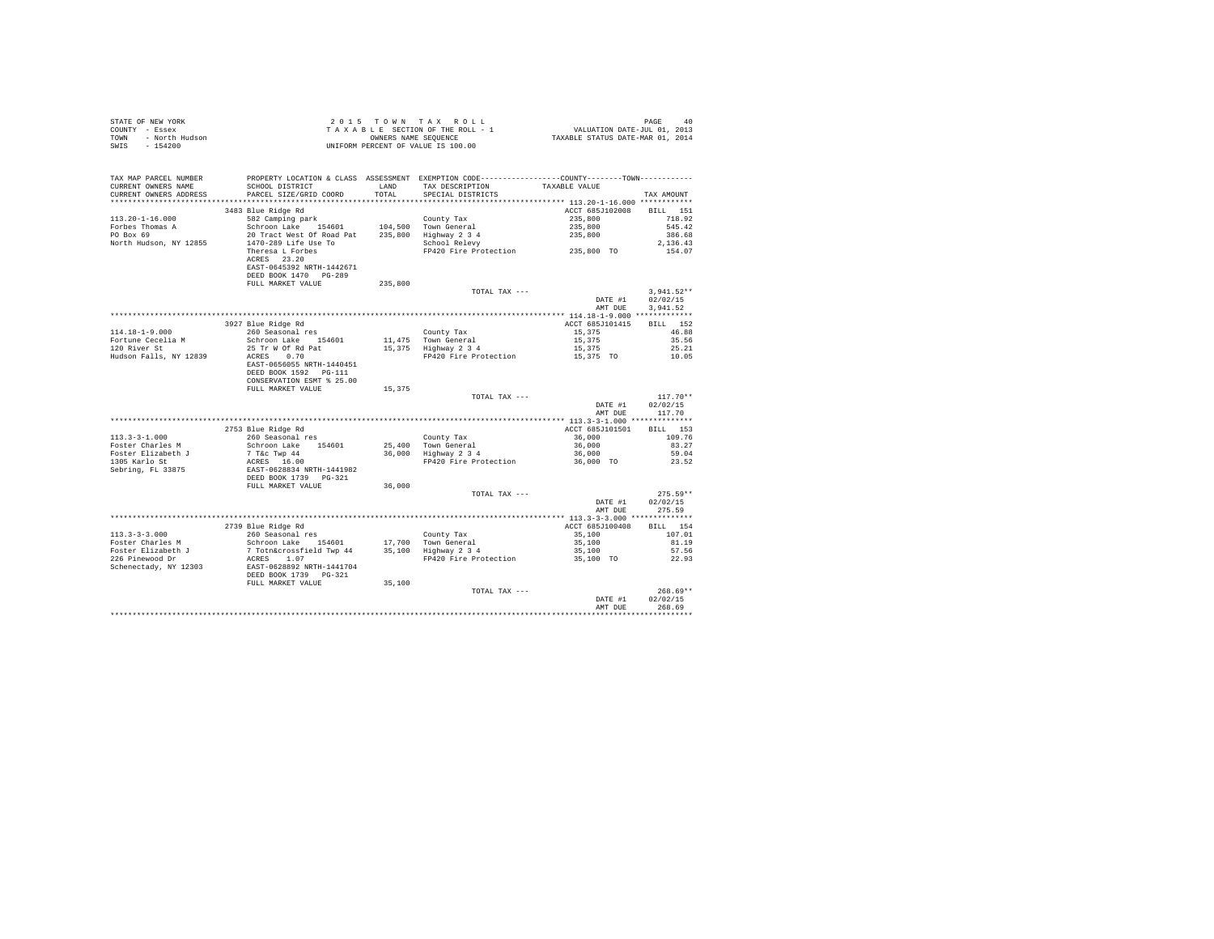STATE OF NEW YORK
COUNTY - Essex
TOWN - North Hudson
SWIS - 154200

2 0 1 5 T O W N T A X R O L L
T A X A B L E SECTION OF THE ROLL - 1
OWNERS NAME SEQUENCE
UNIFORM PERCENT OF VALUE IS 100.00

VALUATION DATE-JUL 01, 2013
TAXABLE STATUS DATE-MAR 01, 2014

| TAX MAP PARCEL NUMBER<br>CURRENT OWNERS NAME<br>CURRENT OWNERS ADDRESS | PROPERTY LOCATION & CLASS<br>SCHOOL DISTRICT<br>PARCEL SIZE/GRID COORD | ASSESSMENT<br>LAND<br>TOTAL | EXEMPTION CODE<br>TAX DESCRIPTION<br>SPECIAL DISTRICTS | COUNTY / TOWN<br>TAXABLE VALUE | TAX AMOUNT |
|---|---|---|---|---|---|
| | 3483 Blue Ridge Rd | | | ACCT 685J102008 | BILL 151 |
| 113.20-1-16.000 | 582 Camping park | | County Tax | 235,800 | 718.92 |
| Forbes Thomas A | Schroon Lake 154601 | 104,500 | Town General | 235,800 | 545.42 |
| PO Box 69 | 20 Tract West Of Road Pat | 235,800 | Highway 2 3 4 | 235,800 | 386.68 |
| North Hudson, NY 12855 | 1470-289 Life Use To | | School Relevy | | 2,136.43 |
| | Theresa L Forbes | | FP420 Fire Protection | 235,800 TO | 154.07 |
| | ACRES 23.20 | | | | |
| | EAST-0645392 NRTH-1442671 | | | | |
| | DEED BOOK 1470 PG-289 | | | | |
| | FULL MARKET VALUE | 235,800 | | | |
| | | | TOTAL TAX --- | | 3,941.52** |
| | | | | DATE #1 | 02/02/15 |
| | | | | AMT DUE | 3,941.52 |
| | 3927 Blue Ridge Rd | | | ACCT 685J101415 | BILL 152 |
| 114.18-1-9.000 | 260 Seasonal res | | County Tax | 15,375 | 46.88 |
| Fortune Cecelia M | Schroon Lake 154601 | 11,475 | Town General | 15,375 | 35.56 |
| 120 River St | 25 Tr W Of Rd Pat | 15,375 | Highway 2 3 4 | 15,375 | 25.21 |
| Hudson Falls, NY 12839 | ACRES 0.70 | | FP420 Fire Protection | 15,375 TO | 10.05 |
| | EAST-0656055 NRTH-1440451 | | | | |
| | DEED BOOK 1592 PG-111 | | | | |
| | CONSERVATION ESMT % 25.00 | | | | |
| | FULL MARKET VALUE | 15,375 | | | |
| | | | TOTAL TAX --- | | 117.70** |
| | | | | DATE #1 | 02/02/15 |
| | | | | AMT DUE | 117.70 |
| | 2753 Blue Ridge Rd | | | ACCT 685J101501 | BILL 153 |
| 113.3-3-1.000 | 260 Seasonal res | | County Tax | 36,000 | 109.76 |
| Foster Charles M | Schroon Lake 154601 | 25,400 | Town General | 36,000 | 83.27 |
| Foster Elizabeth J | 7 T&c Twp 44 | 36,000 | Highway 2 3 4 | 36,000 | 59.04 |
| 1305 Karlo St | ACRES 16.00 | | FP420 Fire Protection | 36,000 TO | 23.52 |
| Sebring, FL 33875 | EAST-0628834 NRTH-1441982 | | | | |
| | DEED BOOK 1739 PG-321 | | | | |
| | FULL MARKET VALUE | 36,000 | | | |
| | | | TOTAL TAX --- | | 275.59** |
| | | | | DATE #1 | 02/02/15 |
| | | | | AMT DUE | 275.59 |
| | 2739 Blue Ridge Rd | | | ACCT 685J100408 | BILL 154 |
| 113.3-3-3.000 | 260 Seasonal res | | County Tax | 35,100 | 107.01 |
| Foster Charles M | Schroon Lake 154601 | 17,700 | Town General | 35,100 | 81.19 |
| Foster Elizabeth J | 7 Totn&crossfield Twp 44 | 35,100 | Highway 2 3 4 | 35,100 | 57.56 |
| 226 Pinewood Dr | ACRES 1.07 | | FP420 Fire Protection | 35,100 TO | 22.93 |
| Schenectady, NY 12303 | EAST-0628892 NRTH-1441704 | | | | |
| | DEED BOOK 1739 PG-321 | | | | |
| | FULL MARKET VALUE | 35,100 | | | |
| | | | TOTAL TAX --- | | 268.69** |
| | | | | DATE #1 | 02/02/15 |
| | | | | AMT DUE | 268.69 |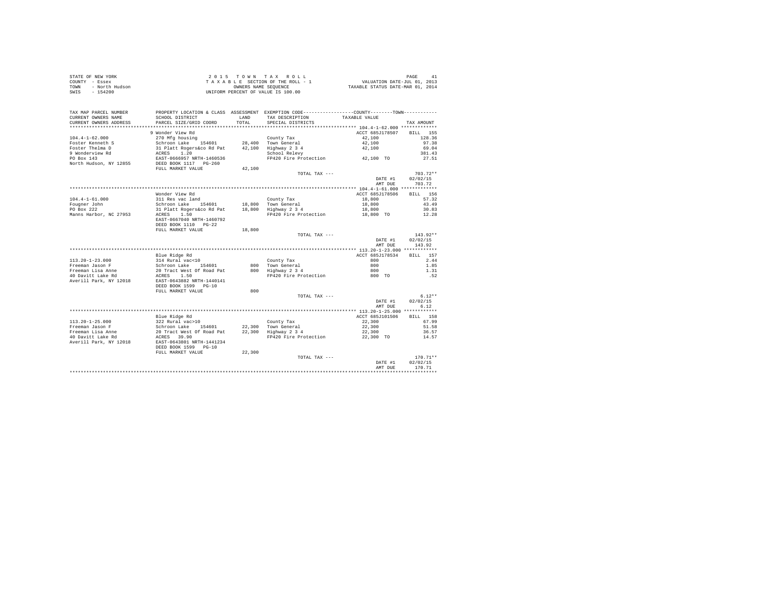STATE OF NEW YORK
COUNTY - Essex
TOWN - North Hudson
SWIS - 154200

2 0 1 5 T O W N T A X R O L L
T A X A B L E SECTION OF THE ROLL - 1
OWNERS NAME SEQUENCE
UNIFORM PERCENT OF VALUE IS 100.00

VALUATION DATE-JUL 01, 2013
TAXABLE STATUS DATE-MAR 01, 2014

| TAX MAP PARCEL NUMBER / CURRENT OWNERS NAME / CURRENT OWNERS ADDRESS | PROPERTY LOCATION & CLASS / SCHOOL DISTRICT / PARCEL SIZE/GRID COORD | ASSESSMENT LAND | TOTAL | EXEMPTION CODE / TAX DESCRIPTION / SPECIAL DISTRICTS | COUNTY--------TOWN TAXABLE VALUE | TAX AMOUNT |
|---|---|---|---|---|---|---|
| **104.4-1-62.000** | 9 Wonder View Rd | | | | ACCT 685J178507 | BILL 155 |
| 104.4-1-62.000 | 270 Mfg housing | | | County Tax | 42,100 | 128.36 |
| Foster Kenneth S | Schroon Lake 154601 | 28,400 | | Town General | 42,100 | 97.38 |
| Foster Thelma D | 31 Platt Rogers&co Rd Pat | | 42,100 | Highway 2 3 4 | 42,100 | 69.04 |
| 9 Wonderview Rd | ACRES 1.20 | | | School Relevy | | 381.43 |
| PO Box 143 | EAST-0666957 NRTH-1460536 | | | FP420 Fire Protection | 42,100 TO | 27.51 |
| North Hudson, NY 12855 | DEED BOOK 1117 PG-260 | | | | | |
| | FULL MARKET VALUE | | 42,100 | | | |
| | | | | TOTAL TAX --- | | 703.72** |
| | | | | | DATE #1 | 02/02/15 |
| | | | | | AMT DUE | 703.72 |
| **104.4-1-61.000** | Wonder View Rd | | | | ACCT 685J178506 | BILL 156 |
| 104.4-1-61.000 | 311 Res vac land | | | County Tax | 18,800 | 57.32 |
| Fougner John | Schroon Lake 154601 | 18,800 | | Town General | 18,800 | 43.49 |
| PO Box 222 | 31 Platt Rogers&co Rd Pat | | 18,800 | Highway 2 3 4 | 18,800 | 30.83 |
| Manns Harbor, NC 27953 | ACRES 1.50 | | | FP420 Fire Protection | 18,800 TO | 12.28 |
| | EAST-0667040 NRTH-1460792 | | | | | |
| | DEED BOOK 1110 PG-22 | | | | | |
| | FULL MARKET VALUE | | 18,800 | | | |
| | | | | TOTAL TAX --- | | 143.92** |
| | | | | | DATE #1 | 02/02/15 |
| | | | | | AMT DUE | 143.92 |
| **113.20-1-23.000** | Blue Ridge Rd | | | | ACCT 685J178534 | BILL 157 |
| 113.20-1-23.000 | 314 Rural vac<10 | | | County Tax | 800 | 2.44 |
| Freeman Jason F | Schroon Lake 154601 | 800 | | Town General | 800 | 1.85 |
| Freeman Lisa Anne | 20 Tract West Of Road Pat | | 800 | Highway 2 3 4 | 800 | 1.31 |
| 40 Davitt Lake Rd | ACRES 1.50 | | | FP420 Fire Protection | 800 TO | .52 |
| Averill Park, NY 12018 | EAST-0643882 NRTH-1440141 | | | | | |
| | DEED BOOK 1599 PG-10 | | | | | |
| | FULL MARKET VALUE | | 800 | | | |
| | | | | TOTAL TAX --- | | 6.12** |
| | | | | | DATE #1 | 02/02/15 |
| | | | | | AMT DUE | 6.12 |
| **113.20-1-25.000** | Blue Ridge Rd | | | | ACCT 685J101506 | BILL 158 |
| 113.20-1-25.000 | 322 Rural vac>10 | | | County Tax | 22,300 | 67.99 |
| Freeman Jason F | Schroon Lake 154601 | 22,300 | | Town General | 22,300 | 51.58 |
| Freeman Lisa Anne | 20 Tract West Of Road Pat | | 22,300 | Highway 2 3 4 | 22,300 | 36.57 |
| 40 Davitt Lake Rd | ACRES 39.90 | | | FP420 Fire Protection | 22,300 TO | 14.57 |
| Averill Park, NY 12018 | EAST-0643801 NRTH-1441234 | | | | | |
| | DEED BOOK 1599 PG-10 | | | | | |
| | FULL MARKET VALUE | | 22,300 | | | |
| | | | | TOTAL TAX --- | | 170.71** |
| | | | | | DATE #1 | 02/02/15 |
| | | | | | AMT DUE | 170.71 |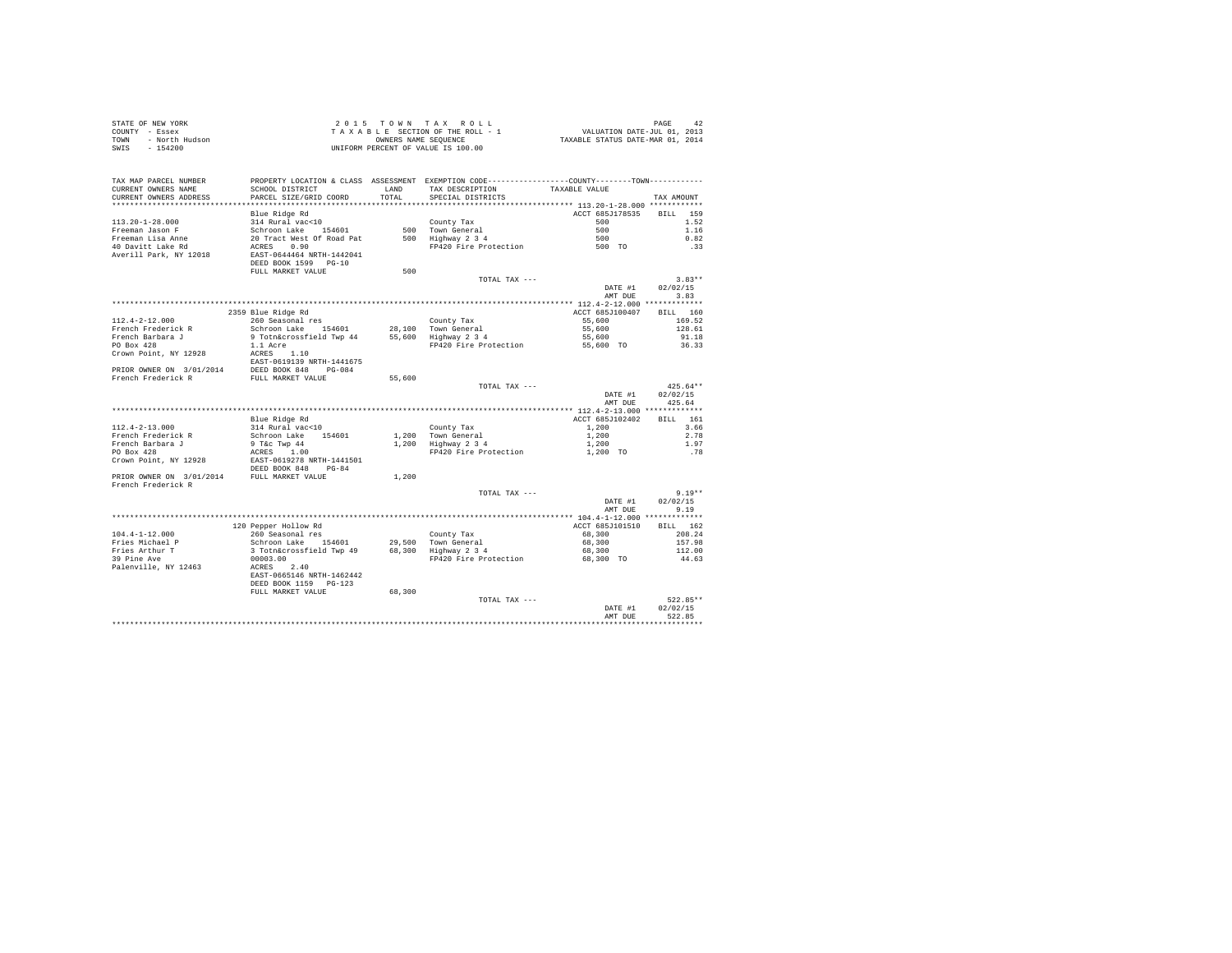STATE OF NEW YORK
COUNTY - Essex
TOWN - North Hudson
SWIS - 154200

2015 TOWN TAX ROLL
TAXABLE SECTION OF THE ROLL - 1
OWNERS NAME SEQUENCE
UNIFORM PERCENT OF VALUE IS 100.00

VALUATION DATE-JUL 01, 2013
TAXABLE STATUS DATE-MAR 01, 2014

| TAX MAP PARCEL NUMBER / CURRENT OWNERS NAME / CURRENT OWNERS ADDRESS | PROPERTY LOCATION & CLASS / SCHOOL DISTRICT / PARCEL SIZE/GRID COORD | ASSESSMENT LAND / TOTAL | EXEMPTION CODE / TAX DESCRIPTION / SPECIAL DISTRICTS | COUNTY / TOWN TAXABLE VALUE | TAX AMOUNT |
|---|---|---|---|---|---|
| **113.20-1-28.000** | Blue Ridge Rd | | | ACCT 685J178535 | BILL 159 |
| 113.20-1-28.000 | 314 Rural vac<10 | | County Tax | 500 | 1.52 |
| Freeman Jason F | Schroon Lake 154601 | 500 | Town General | 500 | 1.16 |
| Freeman Lisa Anne | 20 Tract West Of Road Pat | 500 | Highway 2 3 4 | 500 | 0.82 |
| 40 Davitt Lake Rd | ACRES 0.90 | | FP420 Fire Protection | 500 TO | .33 |
| Averill Park, NY 12018 | EAST-0644464 NRTH-1442041 | | | | |
| | DEED BOOK 1599 PG-10 | | | | |
| | FULL MARKET VALUE | 500 | | | |
| | | | TOTAL TAX --- | | 3.83** |
| | | | | DATE #1 | 02/02/15 |
| | | | | AMT DUE | 3.83 |
| **112.4-2-12.000** | 2359 Blue Ridge Rd | | | ACCT 685J100407 | BILL 160 |
| 112.4-2-12.000 | 260 Seasonal res | | County Tax | 55,600 | 169.52 |
| French Frederick R | Schroon Lake 154601 | 28,100 | Town General | 55,600 | 128.61 |
| French Barbara J | 9 Totn&crossfield Twp 44 | 55,600 | Highway 2 3 4 | 55,600 | 91.18 |
| PO Box 428 | 1.1 Acre | | FP420 Fire Protection | 55,600 TO | 36.33 |
| Crown Point, NY 12928 | ACRES 1.10 | | | | |
| | EAST-0619139 NRTH-1441675 | | | | |
| PRIOR OWNER ON 3/01/2014 | DEED BOOK 848 PG-084 | | | | |
| French Frederick R | FULL MARKET VALUE | 55,600 | | | |
| | | | TOTAL TAX --- | | 425.64** |
| | | | | DATE #1 | 02/02/15 |
| | | | | AMT DUE | 425.64 |
| **112.4-2-13.000** | Blue Ridge Rd | | | ACCT 685J102402 | BILL 161 |
| 112.4-2-13.000 | 314 Rural vac<10 | | County Tax | 1,200 | 3.66 |
| French Frederick R | Schroon Lake 154601 | 1,200 | Town General | 1,200 | 2.78 |
| French Barbara J | 9 T&c Twp 44 | 1,200 | Highway 2 3 4 | 1,200 | 1.97 |
| PO Box 428 | ACRES 1.00 | | FP420 Fire Protection | 1,200 TO | .78 |
| Crown Point, NY 12928 | EAST-0619278 NRTH-1441501 | | | | |
| | DEED BOOK 848 PG-84 | | | | |
| PRIOR OWNER ON 3/01/2014 | FULL MARKET VALUE | 1,200 | | | |
| French Frederick R | | | | | |
| | | | TOTAL TAX --- | | 9.19** |
| | | | | DATE #1 | 02/02/15 |
| | | | | AMT DUE | 9.19 |
| **104.4-1-12.000** | 120 Pepper Hollow Rd | | | ACCT 685J101510 | BILL 162 |
| 104.4-1-12.000 | 260 Seasonal res | | County Tax | 68,300 | 208.24 |
| Fries Michael P | Schroon Lake 154601 | 29,500 | Town General | 68,300 | 157.98 |
| Fries Arthur T | 3 Totn&crossfield Twp 49 | 68,300 | Highway 2 3 4 | 68,300 | 112.00 |
| 39 Pine Ave | 00003.00 | | FP420 Fire Protection | 68,300 TO | 44.63 |
| Palenville, NY 12463 | ACRES 2.40 | | | | |
| | EAST-0665146 NRTH-1462442 | | | | |
| | DEED BOOK 1159 PG-123 | | | | |
| | FULL MARKET VALUE | 68,300 | | | |
| | | | TOTAL TAX --- | | 522.85** |
| | | | | DATE #1 | 02/02/15 |
| | | | | AMT DUE | 522.85 |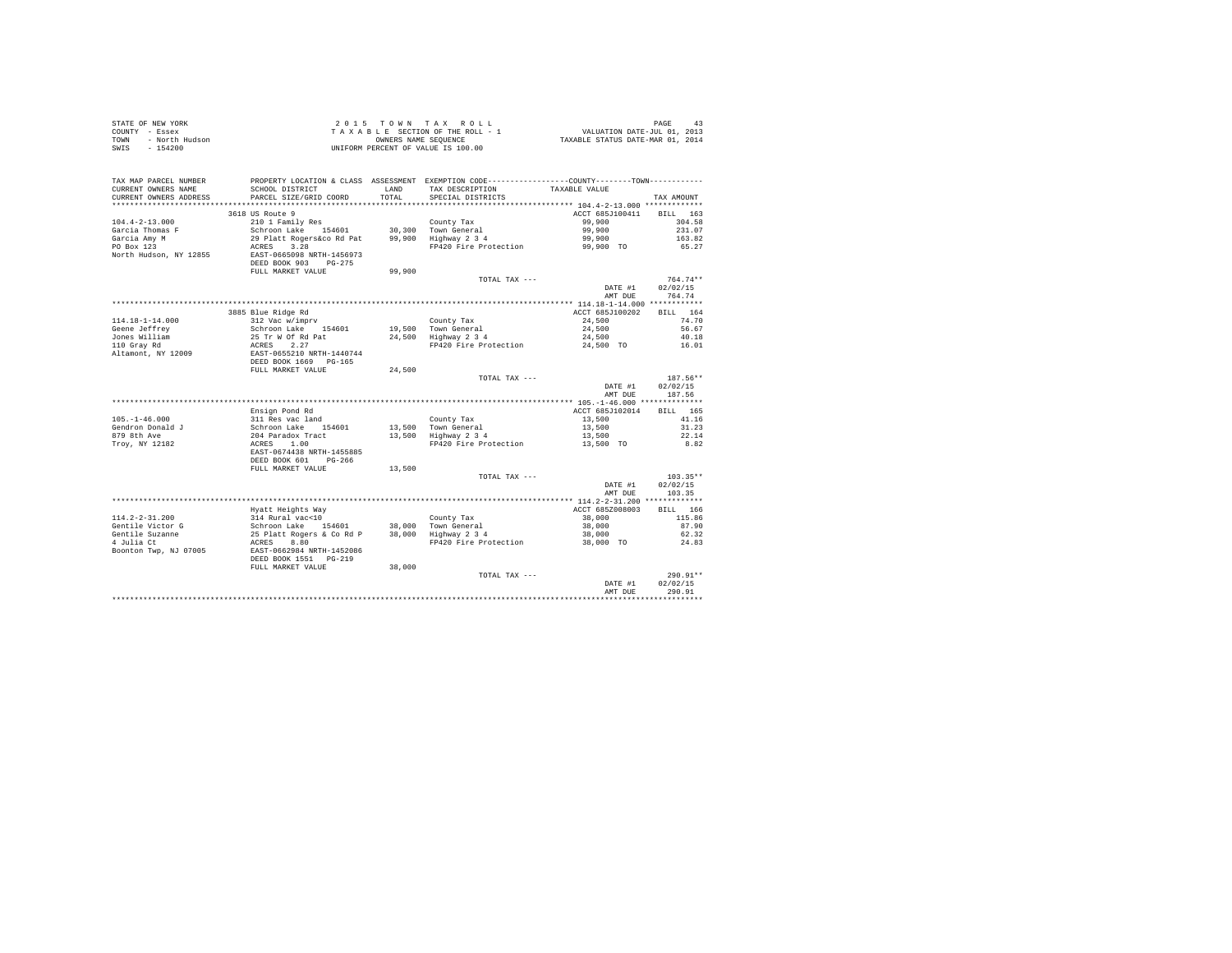STATE OF NEW YORK
COUNTY - Essex
TOWN - North Hudson
SWIS - 154200

2 0 1 5 T O W N T A X R O L L
T A X A B L E SECTION OF THE ROLL - 1
OWNERS NAME SEQUENCE
UNIFORM PERCENT OF VALUE IS 100.00

VALUATION DATE-JUL 01, 2013
TAXABLE STATUS DATE-MAR 01, 2014

| TAX MAP PARCEL NUMBER / CURRENT OWNERS NAME / CURRENT OWNERS ADDRESS | PROPERTY LOCATION & CLASS / SCHOOL DISTRICT / PARCEL SIZE/GRID COORD | ASSESSMENT LAND / TOTAL | EXEMPTION CODE / TAX DESCRIPTION / SPECIAL DISTRICTS | COUNTY--------TOWN TAXABLE VALUE | TAX AMOUNT |
|---|---|---|---|---|---|
| **104.4-2-13.000** | 3618 US Route 9 | | | ACCT 685J100411 | BILL 163 |
| 104.4-2-13.000 | 210 1 Family Res | | County Tax | 99,900 | 304.58 |
| Garcia Thomas F | Schroon Lake 154601 | 30,300 | Town General | 99,900 | 231.07 |
| Garcia Amy M | 29 Platt Rogers&co Rd Pat | 99,900 | Highway 2 3 4 | 99,900 | 163.82 |
| PO Box 123 | ACRES 3.28 | | FP420 Fire Protection | 99,900 TO | 65.27 |
| North Hudson, NY 12855 | EAST-0665098 NRTH-1456973 | | | | |
| | DEED BOOK 903 PG-275 | | | | |
| | FULL MARKET VALUE | 99,900 | | | |
| | | | TOTAL TAX --- | | 764.74** |
| | | | | DATE #1 | 02/02/15 |
| | | | | AMT DUE | 764.74 |
| **114.18-1-14.000** | 3885 Blue Ridge Rd | | | ACCT 685J100202 | BILL 164 |
| 114.18-1-14.000 | 312 Vac w/imprv | | County Tax | 24,500 | 74.70 |
| Geene Jeffrey | Schroon Lake 154601 | 19,500 | Town General | 24,500 | 56.67 |
| Jones William | 25 Tr W Of Rd Pat | 24,500 | Highway 2 3 4 | 24,500 | 40.18 |
| 110 Gray Rd | ACRES 2.27 | | FP420 Fire Protection | 24,500 TO | 16.01 |
| Altamont, NY 12009 | EAST-0655210 NRTH-1440744 | | | | |
| | DEED BOOK 1669 PG-165 | | | | |
| | FULL MARKET VALUE | 24,500 | | | |
| | | | TOTAL TAX --- | | 187.56** |
| | | | | DATE #1 | 02/02/15 |
| | | | | AMT DUE | 187.56 |
| **105.-1-46.000** | Ensign Pond Rd | | | ACCT 685J102014 | BILL 165 |
| 105.-1-46.000 | 311 Res vac land | | County Tax | 13,500 | 41.16 |
| Gendron Donald J | Schroon Lake 154601 | 13,500 | Town General | 13,500 | 31.23 |
| 879 8th Ave | 204 Paradox Tract | 13,500 | Highway 2 3 4 | 13,500 | 22.14 |
| Troy, NY 12182 | ACRES 1.00 | | FP420 Fire Protection | 13,500 TO | 8.82 |
| | EAST-0674438 NRTH-1455885 | | | | |
| | DEED BOOK 601 PG-266 | | | | |
| | FULL MARKET VALUE | 13,500 | | | |
| | | | TOTAL TAX --- | | 103.35** |
| | | | | DATE #1 | 02/02/15 |
| | | | | AMT DUE | 103.35 |
| **114.2-2-31.200** | Hyatt Heights Way | | | ACCT 685Z008003 | BILL 166 |
| 114.2-2-31.200 | 314 Rural vac<10 | | County Tax | 38,000 | 115.86 |
| Gentile Victor G | Schroon Lake 154601 | 38,000 | Town General | 38,000 | 87.90 |
| Gentile Suzanne | 25 Platt Rogers & Co Rd P | 38,000 | Highway 2 3 4 | 38,000 | 62.32 |
| 4 Julia Ct | ACRES 8.80 | | FP420 Fire Protection | 38,000 TO | 24.83 |
| Boonton Twp, NJ 07005 | EAST-0662984 NRTH-1452086 | | | | |
| | DEED BOOK 1551 PG-219 | | | | |
| | FULL MARKET VALUE | 38,000 | | | |
| | | | TOTAL TAX --- | | 290.91** |
| | | | | DATE #1 | 02/02/15 |
| | | | | AMT DUE | 290.91 |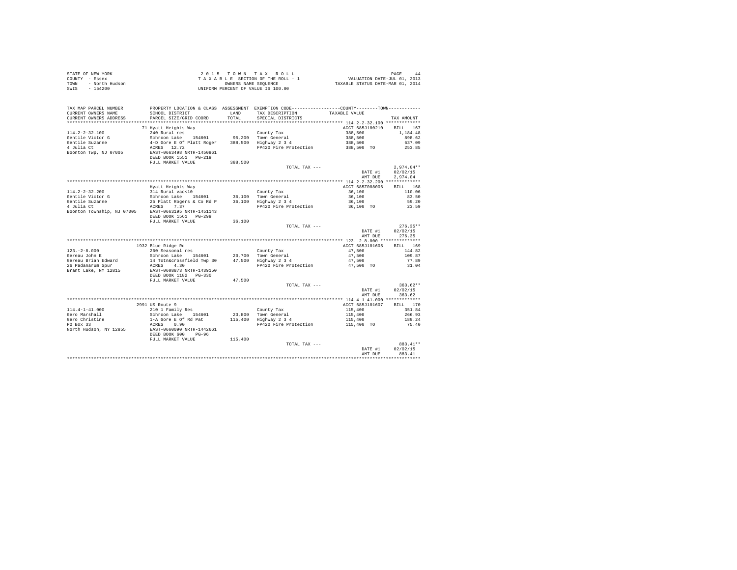STATE OF NEW YORK
COUNTY - Essex
TOWN - North Hudson
SWIS - 154200

2 0 1 5 T O W N T A X R O L L
T A X A B L E SECTION OF THE ROLL - 1
OWNERS NAME SEQUENCE
UNIFORM PERCENT OF VALUE IS 100.00

VALUATION DATE-JUL 01, 2013
TAXABLE STATUS DATE-MAR 01, 2014

| TAX MAP PARCEL NUMBER / CURRENT OWNERS NAME / CURRENT OWNERS ADDRESS | PROPERTY LOCATION & CLASS / SCHOOL DISTRICT / PARCEL SIZE/GRID COORD | ASSESSMENT LAND / TOTAL | EXEMPTION CODE / TAX DESCRIPTION / SPECIAL DISTRICTS | COUNTY / TOWN TAXABLE VALUE | TAX AMOUNT |
|---|---|---|---|---|---|
| 114.2-2-32.100 | 71 Hyatt Heights Way | | | ACCT 685J100210 | BILL 167 |
| | 240 Rural res | | County Tax | 388,500 | 1,184.48 |
| Gentile Victor G | Schroon Lake 154601 | 95,200 | Town General | 388,500 | 898.62 |
| Gentile Suzanne | 4-D Gore E Of Platt Roger | 388,500 | Highway 2 3 4 | 388,500 | 637.09 |
| 4 Julia Ct | ACRES 12.72 | | FP420 Fire Protection | 388,500 TO | 253.85 |
| Boonton Twp, NJ 07005 | EAST-0663498 NRTH-1450961 | | | | |
| | DEED BOOK 1551 PG-219 | | | | |
| | FULL MARKET VALUE | 388,500 | | | |
| | | | TOTAL TAX --- | | 2,974.04** |
| | | | | DATE #1 | 02/02/15 |
| | | | | AMT DUE | 2,974.04 |
| 114.2-2-32.200 | Hyatt Heights Way | | | ACCT 685Z008006 | BILL 168 |
| | 314 Rural vac<10 | | County Tax | 36,100 | 110.06 |
| Gentile Victor G | Schroon Lake 154601 | 36,100 | Town General | 36,100 | 83.50 |
| Gentile Suzanne | 25 Platt Rogers & Co Rd P | 36,100 | Highway 2 3 4 | 36,100 | 59.20 |
| 4 Julia Ct | ACRES 7.37 | | FP420 Fire Protection | 36,100 TO | 23.59 |
| Boonton Township, NJ 07005 | EAST-0663195 NRTH-1451143 | | | | |
| | DEED BOOK 1561 PG-299 | | | | |
| | FULL MARKET VALUE | 36,100 | | | |
| | | | TOTAL TAX --- | | 276.35** |
| | | | | DATE #1 | 02/02/15 |
| | | | | AMT DUE | 276.35 |
| 123.-2-8.000 | 1932 Blue Ridge Rd | | | ACCT 685J101605 | BILL 169 |
| | 260 Seasonal res | | County Tax | 47,500 | 144.82 |
| Gereau John E | Schroon Lake 154601 | 20,700 | Town General | 47,500 | 109.87 |
| Gereau Brian Edward | 14 Totn&crossfield Twp 30 | 47,500 | Highway 2 3 4 | 47,500 | 77.89 |
| 26 Padanarum Spur | ACRES 4.30 | | FP420 Fire Protection | 47,500 TO | 31.04 |
| Brant Lake, NY 12815 | EAST-0608873 NRTH-1439150 | | | | |
| | DEED BOOK 1182 PG-330 | | | | |
| | FULL MARKET VALUE | 47,500 | | | |
| | | | TOTAL TAX --- | | 363.62** |
| | | | | DATE #1 | 02/02/15 |
| | | | | AMT DUE | 363.62 |
| 114.4-1-41.000 | 2991 US Route 9 | | | ACCT 685J101607 | BILL 170 |
| | 210 1 Family Res | | County Tax | 115,400 | 351.84 |
| Gero Marshall | Schroon Lake 154601 | 23,800 | Town General | 115,400 | 266.93 |
| Gero Christine | 1-A Gore E Of Rd Pat | 115,400 | Highway 2 3 4 | 115,400 | 189.24 |
| PO Box 33 | ACRES 0.90 | | FP420 Fire Protection | 115,400 TO | 75.40 |
| North Hudson, NY 12855 | EAST-0660090 NRTH-1442661 | | | | |
| | DEED BOOK 600 PG-96 | | | | |
| | FULL MARKET VALUE | 115,400 | | | |
| | | | TOTAL TAX --- | | 883.41** |
| | | | | DATE #1 | 02/02/15 |
| | | | | AMT DUE | 883.41 |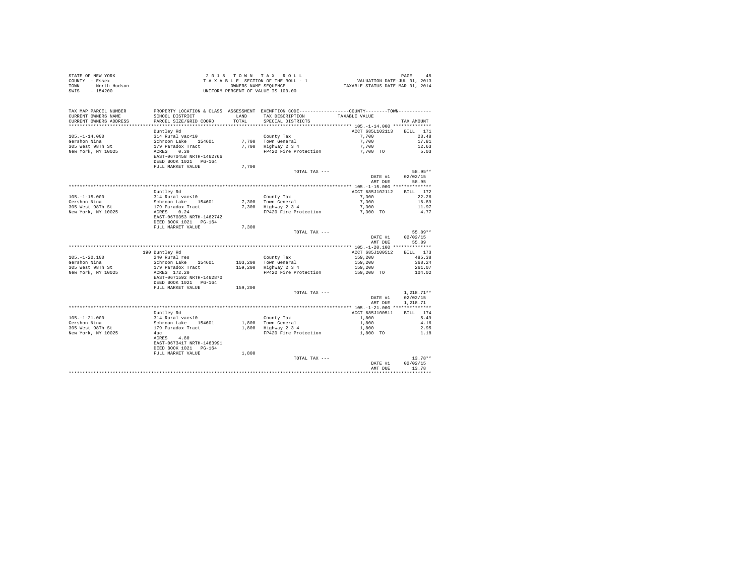STATE OF NEW YORK
COUNTY - Essex
TOWN - North Hudson
SWIS - 154200

2 0 1 5 T O W N T A X R O L L
T A X A B L E SECTION OF THE ROLL - 1
OWNERS NAME SEQUENCE
UNIFORM PERCENT OF VALUE IS 100.00

VALUATION DATE-JUL 01, 2013
TAXABLE STATUS DATE-MAR 01, 2014

```
TAX MAP PARCEL NUMBER    PROPERTY LOCATION & CLASS  ASSESSMENT  EXEMPTION CODE-----------------COUNTY--------TOWN-----------
CURRENT OWNERS NAME      SCHOOL DISTRICT              LAND      TAX DESCRIPTION           TAXABLE VALUE
CURRENT OWNERS ADDRESS   PARCEL SIZE/GRID COORD       TOTAL     SPECIAL DISTRICTS                                  TAX AMOUNT
************************************************************************************************ 105.-1-14.000 **************
                         Duntley Rd                                                          ACCT 685L102113    BILL  171
105.-1-14.000            314 Rural vac<10                       County Tax                      7,700                23.48
Gershon Nina             Schroon Lake   154601        7,700     Town General                    7,700                17.81
305 West 98Th St         179 Paradox Tract            7,700     Highway 2 3 4                   7,700                12.63
New York, NY 10025       ACRES    0.30                          FP420 Fire Protection           7,700 TO              5.03
                         EAST-0670458 NRTH-1462766
                         DEED BOOK 1021   PG-164
                         FULL MARKET VALUE            7,700
                                                                TOTAL TAX ---                                        58.95**
                                                                                             DATE #1            02/02/15
                                                                                             AMT DUE               58.95
************************************************************************************************ 105.-1-15.000 **************
                         Duntley Rd                                                          ACCT 685J102112    BILL  172
105.-1-15.000            314 Rural vac<10                       County Tax                      7,300                22.26
Gershon Nina             Schroon Lake   154601        7,300     Town General                    7,300                16.89
305 West 98Th St         179 Paradox Tract            7,300     Highway 2 3 4                   7,300                11.97
New York, NY 10025       ACRES    0.24                          FP420 Fire Protection           7,300 TO              4.77
                         EAST-0670353 NRTH-1462742
                         DEED BOOK 1021   PG-164
                         FULL MARKET VALUE            7,300
                                                                TOTAL TAX ---                                        55.89**
                                                                                             DATE #1            02/02/15
                                                                                             AMT DUE               55.89
************************************************************************************************ 105.-1-20.100 **************
                         190 Duntley Rd                                                      ACCT 685J100512    BILL  173
105.-1-20.100            240 Rural res                          County Tax                    159,200               485.38
Gershon Nina             Schroon Lake   154601      103,200     Town General                  159,200               368.24
305 West 98Th St         179 Paradox Tract          159,200     Highway 2 3 4                 159,200               261.07
New York, NY 10025       ACRES  172.20                          FP420 Fire Protection         159,200 TO            104.02
                         EAST-0671592 NRTH-1462870
                         DEED BOOK 1021   PG-164
                         FULL MARKET VALUE          159,200
                                                                TOTAL TAX ---                                     1,218.71**
                                                                                             DATE #1            02/02/15
                                                                                             AMT DUE            1,218.71
************************************************************************************************ 105.-1-21.000 **************
                         Duntley Rd                                                          ACCT 685J100511    BILL  174
105.-1-21.000            314 Rural vac<10                       County Tax                      1,800                 5.49
Gershon Nina             Schroon Lake   154601        1,800     Town General                    1,800                 4.16
305 West 98Th St         179 Paradox Tract            1,800     Highway 2 3 4                   1,800                 2.95
New York, NY 10025       4ac                                    FP420 Fire Protection           1,800 TO              1.18
                         ACRES    4.80
                         EAST-0673417 NRTH-1463991
                         DEED BOOK 1021   PG-164
                         FULL MARKET VALUE            1,800
                                                                TOTAL TAX ---                                        13.78**
                                                                                             DATE #1            02/02/15
                                                                                             AMT DUE               13.78
****************************************************************************************************************************
```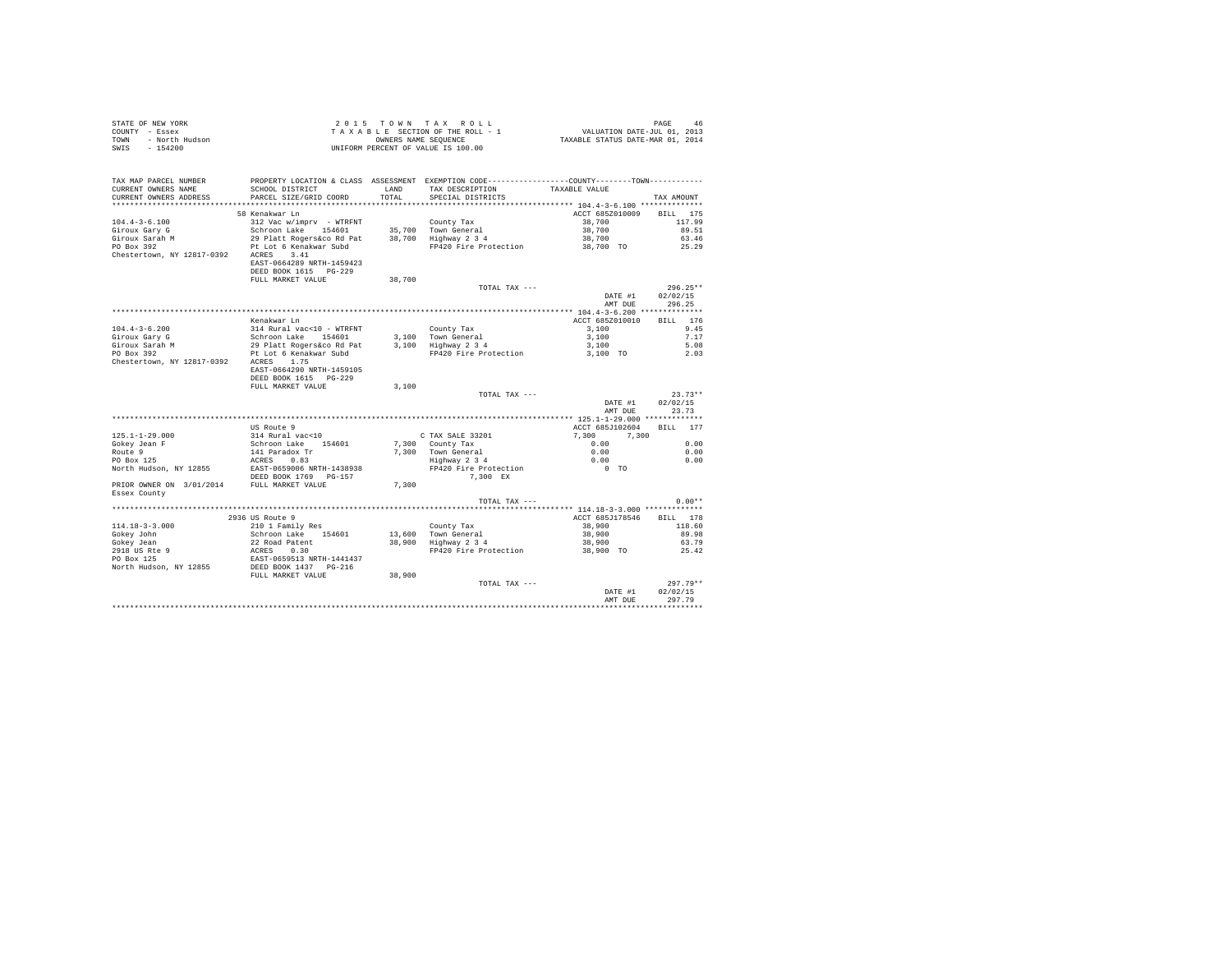STATE OF NEW YORK
COUNTY - Essex
TOWN - North Hudson
SWIS - 154200

2 0 1 5 T O W N T A X R O L L
T A X A B L E SECTION OF THE ROLL - 1
OWNERS NAME SEQUENCE
UNIFORM PERCENT OF VALUE IS 100.00

VALUATION DATE-JUL 01, 2013
TAXABLE STATUS DATE-MAR 01, 2014

```
TAX MAP PARCEL NUMBER          PROPERTY LOCATION & CLASS  ASSESSMENT  EXEMPTION CODE-----------------COUNTY--------TOWN-----------
CURRENT OWNERS NAME            SCHOOL DISTRICT              LAND      TAX DESCRIPTION            TAXABLE VALUE
CURRENT OWNERS ADDRESS         PARCEL SIZE/GRID COORD       TOTAL     SPECIAL DISTRICTS                                  TAX AMOUNT
********************************************************************************************* 104.4-3-6.100 **************
                               58 Kenakwar Ln                                                  ACCT 685Z010009    BILL  175
104.4-3-6.100                  312 Vac w/imprv - WTRFNT               County Tax                  38,700               117.99
Giroux Gary G                  Schroon Lake   154601       35,700     Town General                38,700                89.51
Giroux Sarah M                 29 Platt Rogers&co Rd Pat   38,700     Highway 2 3 4               38,700                63.46
PO Box 392                     Pt Lot 6 Kenakwar Subd                 FP420 Fire Protection       38,700 TO             25.29
Chestertown, NY 12817-0392     ACRES    3.41
                               EAST-0664289 NRTH-1459423
                               DEED BOOK 1615   PG-229
                               FULL MARKET VALUE           38,700
                                                                      TOTAL TAX ---                                    296.25**
                                                                                                 DATE #1     02/02/15
                                                                                                 AMT DUE       296.25
********************************************************************************************* 104.4-3-6.200 **************
                               Kenakwar Ln                                                     ACCT 685Z010010    BILL  176
104.4-3-6.200                  314 Rural vac<10 - WTRFNT              County Tax                   3,100                 9.45
Giroux Gary G                  Schroon Lake   154601        3,100     Town General                 3,100                 7.17
Giroux Sarah M                 29 Platt Rogers&co Rd Pat    3,100     Highway 2 3 4                3,100                 5.08
PO Box 392                     Pt Lot 6 Kenakwar Subd                 FP420 Fire Protection        3,100 TO              2.03
Chestertown, NY 12817-0392     ACRES    1.75
                               EAST-0664290 NRTH-1459105
                               DEED BOOK 1615   PG-229
                               FULL MARKET VALUE            3,100
                                                                      TOTAL TAX ---                                     23.73**
                                                                                                 DATE #1     02/02/15
                                                                                                 AMT DUE        23.73
********************************************************************************************* 125.1-1-29.000 *************
                               US Route 9                                                      ACCT 685J102604    BILL  177
125.1-1-29.000                 314 Rural vac<10                       C TAX SALE 33201             7,300     7,300
Gokey Jean F                   Schroon Lake   154601        7,300     County Tax                    0.00                 0.00
Route 9                        141 Paradox Tr               7,300     Town General                  0.00                 0.00
PO Box 125                     ACRES    0.83                          Highway 2 3 4                 0.00                 0.00
North Hudson, NY 12855         EAST-0659006 NRTH-1438938              FP420 Fire Protection            0 TO
                               DEED BOOK 1769   PG-157                    7,300 EX
PRIOR OWNER ON  3/01/2014      FULL MARKET VALUE            7,300
Essex County
                                                                      TOTAL TAX ---                                      0.00**
********************************************************************************************* 114.18-3-3.000 *************
                               2936 US Route 9                                                 ACCT 685J178546    BILL  178
114.18-3-3.000                 210 1 Family Res                       County Tax                  38,900               118.60
Gokey John                     Schroon Lake   154601       13,600     Town General                38,900                89.98
Gokey Jean                     22 Road Patent              38,900     Highway 2 3 4               38,900                63.79
2918 US Rte 9                  ACRES    0.30                          FP420 Fire Protection       38,900 TO             25.42
PO Box 125                     EAST-0659513 NRTH-1441437
North Hudson, NY 12855         DEED BOOK 1437   PG-216
                               FULL MARKET VALUE           38,900
                                                                      TOTAL TAX ---                                    297.79**
                                                                                                 DATE #1     02/02/15
                                                                                                 AMT DUE       297.79
****************************************************************************************************************************
```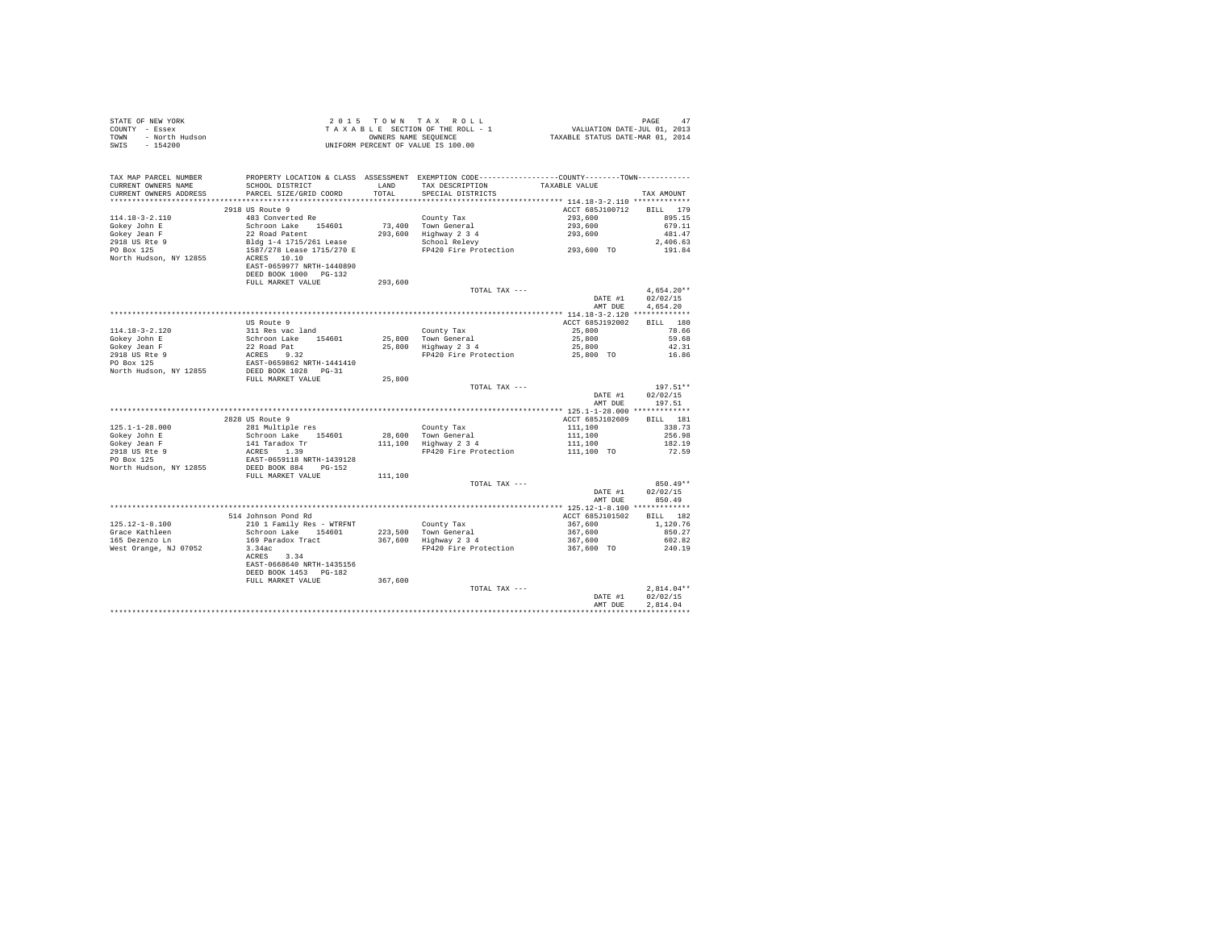STATE OF NEW YORK
COUNTY - Essex
TOWN - North Hudson
SWIS - 154200

2015 TOWN TAX ROLL
TAXABLE SECTION OF THE ROLL - 1
OWNERS NAME SEQUENCE
UNIFORM PERCENT OF VALUE IS 100.00

VALUATION DATE-JUL 01, 2013
TAXABLE STATUS DATE-MAR 01, 2014

| TAX MAP PARCEL NUMBER / CURRENT OWNERS NAME / CURRENT OWNERS ADDRESS | PROPERTY LOCATION & CLASS / SCHOOL DISTRICT / PARCEL SIZE/GRID COORD | ASSESSMENT LAND / TOTAL | EXEMPTION CODE / TAX DESCRIPTION / SPECIAL DISTRICTS | COUNTY / TOWN TAXABLE VALUE | TAX AMOUNT |
|---|---|---|---|---|---|
| **114.18-3-2.110** | 2918 US Route 9 | | | ACCT 685J100712 | BILL 179 |
| 114.18-3-2.110 | 483 Converted Re | | County Tax | 293,600 | 895.15 |
| Gokey John E | Schroon Lake 154601 | 73,400 | Town General | 293,600 | 679.11 |
| Gokey Jean F | 22 Road Patent | 293,600 | Highway 2 3 4 | 293,600 | 481.47 |
| 2918 US Rte 9 | Bldg 1-4 1715/261 Lease | | School Relevy | | 2,406.63 |
| PO Box 125 | 1587/278 Lease 1715/270 E | | FP420 Fire Protection | 293,600 TO | 191.84 |
| North Hudson, NY 12855 | ACRES 10.10 | | | | |
| | EAST-0659977 NRTH-1440890 | | | | |
| | DEED BOOK 1000 PG-132 | | | | |
| | FULL MARKET VALUE | 293,600 | | | |
| | | | TOTAL TAX --- | | 4,654.20** |
| | | | | DATE #1 | 02/02/15 |
| | | | | AMT DUE | 4,654.20 |
| **114.18-3-2.120** | US Route 9 | | | ACCT 685J192002 | BILL 180 |
| 114.18-3-2.120 | 311 Res vac land | | County Tax | 25,800 | 78.66 |
| Gokey John E | Schroon Lake 154601 | 25,800 | Town General | 25,800 | 59.68 |
| Gokey Jean F | 22 Road Pat | 25,800 | Highway 2 3 4 | 25,800 | 42.31 |
| 2918 US Rte 9 | ACRES 9.32 | | FP420 Fire Protection | 25,800 TO | 16.86 |
| PO Box 125 | EAST-0659862 NRTH-1441410 | | | | |
| North Hudson, NY 12855 | DEED BOOK 1028 PG-31 | | | | |
| | FULL MARKET VALUE | 25,800 | | | |
| | | | TOTAL TAX --- | | 197.51** |
| | | | | DATE #1 | 02/02/15 |
| | | | | AMT DUE | 197.51 |
| **125.1-1-28.000** | 2828 US Route 9 | | | ACCT 685J102609 | BILL 181 |
| 125.1-1-28.000 | 281 Multiple res | | County Tax | 111,100 | 338.73 |
| Gokey John E | Schroon Lake 154601 | 28,600 | Town General | 111,100 | 256.98 |
| Gokey Jean F | 141 Taradox Tr | 111,100 | Highway 2 3 4 | 111,100 | 182.19 |
| 2918 US Rte 9 | ACRES 1.39 | | FP420 Fire Protection | 111,100 TO | 72.59 |
| PO Box 125 | EAST-0659118 NRTH-1439128 | | | | |
| North Hudson, NY 12855 | DEED BOOK 884 PG-152 | | | | |
| | FULL MARKET VALUE | 111,100 | | | |
| | | | TOTAL TAX --- | | 850.49** |
| | | | | DATE #1 | 02/02/15 |
| | | | | AMT DUE | 850.49 |
| **125.12-1-8.100** | 514 Johnson Pond Rd | | | ACCT 685J101502 | BILL 182 |
| 125.12-1-8.100 | 210 1 Family Res - WTRFNT | | County Tax | 367,600 | 1,120.76 |
| Grace Kathleen | Schroon Lake 154601 | 223,500 | Town General | 367,600 | 850.27 |
| 165 Dezenzo Ln | 169 Paradox Tract | 367,600 | Highway 2 3 4 | 367,600 | 602.82 |
| West Orange, NJ 07052 | 3.34ac | | FP420 Fire Protection | 367,600 TO | 240.19 |
| | ACRES 3.34 | | | | |
| | EAST-0668640 NRTH-1435156 | | | | |
| | DEED BOOK 1453 PG-182 | | | | |
| | FULL MARKET VALUE | 367,600 | | | |
| | | | TOTAL TAX --- | | 2,814.04** |
| | | | | DATE #1 | 02/02/15 |
| | | | | AMT DUE | 2,814.04 |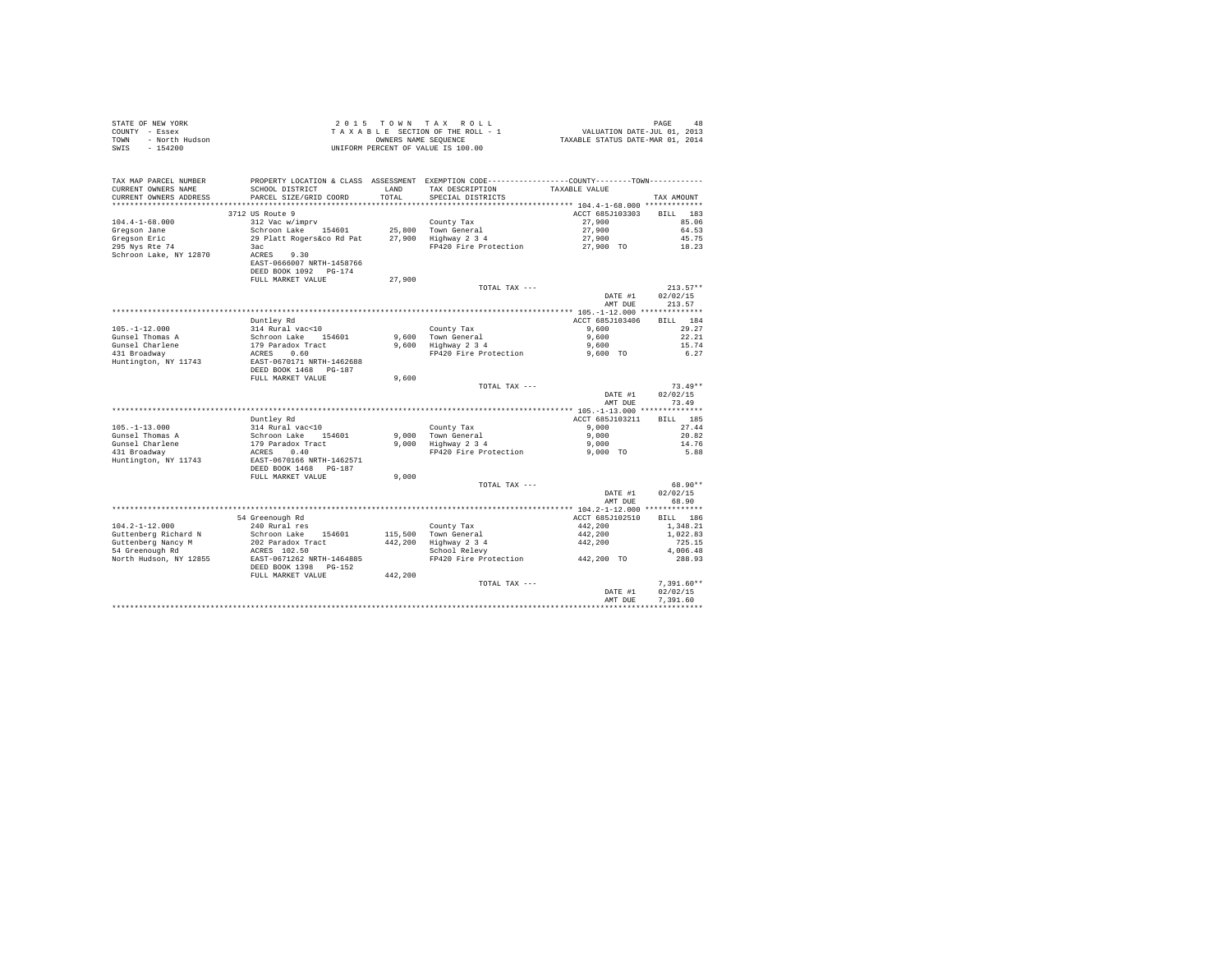STATE OF NEW YORK
COUNTY - Essex
TOWN - North Hudson
SWIS - 154200

2 0 1 5 T O W N T A X R O L L
T A X A B L E SECTION OF THE ROLL - 1
OWNERS NAME SEQUENCE
UNIFORM PERCENT OF VALUE IS 100.00

VALUATION DATE-JUL 01, 2013
TAXABLE STATUS DATE-MAR 01, 2014

| TAX MAP PARCEL NUMBER / CURRENT OWNERS NAME / CURRENT OWNERS ADDRESS | PROPERTY LOCATION & CLASS / SCHOOL DISTRICT / PARCEL SIZE/GRID COORD | ASSESSMENT LAND / TOTAL | EXEMPTION CODE / TAX DESCRIPTION / SPECIAL DISTRICTS | COUNTY / TOWN TAXABLE VALUE | TAX AMOUNT |
|---|---|---|---|---|---|
| **104.4-1-68.000** | 3712 US Route 9 | | | ACCT 685J103303 | BILL 183 |
| 104.4-1-68.000 | 312 Vac w/imprv | | County Tax | 27,900 | 85.06 |
| Gregson Jane | Schroon Lake 154601 | 25,800 | Town General | 27,900 | 64.53 |
| Gregson Eric | 29 Platt Rogers&co Rd Pat | 27,900 | Highway 2 3 4 | 27,900 | 45.75 |
| 295 Nys Rte 74 | 3ac | | FP420 Fire Protection | 27,900 TO | 18.23 |
| Schroon Lake, NY 12870 | ACRES 9.30 | | | | |
| | EAST-0666007 NRTH-1458766 | | | | |
| | DEED BOOK 1092 PG-174 | | | | |
| | FULL MARKET VALUE | 27,900 | | | |
| | | | TOTAL TAX --- | | 213.57** |
| | | | | DATE #1 | 02/02/15 |
| | | | | AMT DUE | 213.57 |
| **105.-1-12.000** | Duntley Rd | | | ACCT 685J103406 | BILL 184 |
| 105.-1-12.000 | 314 Rural vac<10 | | County Tax | 9,600 | 29.27 |
| Gunsel Thomas A | Schroon Lake 154601 | 9,600 | Town General | 9,600 | 22.21 |
| Gunsel Charlene | 179 Paradox Tract | 9,600 | Highway 2 3 4 | 9,600 | 15.74 |
| 431 Broadway | ACRES 0.60 | | FP420 Fire Protection | 9,600 TO | 6.27 |
| Huntington, NY 11743 | EAST-0670171 NRTH-1462688 | | | | |
| | DEED BOOK 1468 PG-187 | | | | |
| | FULL MARKET VALUE | 9,600 | | | |
| | | | TOTAL TAX --- | | 73.49** |
| | | | | DATE #1 | 02/02/15 |
| | | | | AMT DUE | 73.49 |
| **105.-1-13.000** | Duntley Rd | | | ACCT 685J103211 | BILL 185 |
| 105.-1-13.000 | 314 Rural vac<10 | | County Tax | 9,000 | 27.44 |
| Gunsel Thomas A | Schroon Lake 154601 | 9,000 | Town General | 9,000 | 20.82 |
| Gunsel Charlene | 179 Paradox Tract | 9,000 | Highway 2 3 4 | 9,000 | 14.76 |
| 431 Broadway | ACRES 0.40 | | FP420 Fire Protection | 9,000 TO | 5.88 |
| Huntington, NY 11743 | EAST-0670166 NRTH-1462571 | | | | |
| | DEED BOOK 1468 PG-187 | | | | |
| | FULL MARKET VALUE | 9,000 | | | |
| | | | TOTAL TAX --- | | 68.90** |
| | | | | DATE #1 | 02/02/15 |
| | | | | AMT DUE | 68.90 |
| **104.2-1-12.000** | 54 Greenough Rd | | | ACCT 685J102510 | BILL 186 |
| 104.2-1-12.000 | 240 Rural res | | County Tax | 442,200 | 1,348.21 |
| Guttenberg Richard N | Schroon Lake 154601 | 115,500 | Town General | 442,200 | 1,022.83 |
| Guttenberg Nancy M | 202 Paradox Tract | 442,200 | Highway 2 3 4 | 442,200 | 725.15 |
| 54 Greenough Rd | ACRES 102.50 | | School Relevy | | 4,006.48 |
| North Hudson, NY 12855 | EAST-0671262 NRTH-1464885 | | FP420 Fire Protection | 442,200 TO | 288.93 |
| | DEED BOOK 1398 PG-152 | | | | |
| | FULL MARKET VALUE | 442,200 | | | |
| | | | TOTAL TAX --- | | 7,391.60** |
| | | | | DATE #1 | 02/02/15 |
| | | | | AMT DUE | 7,391.60 |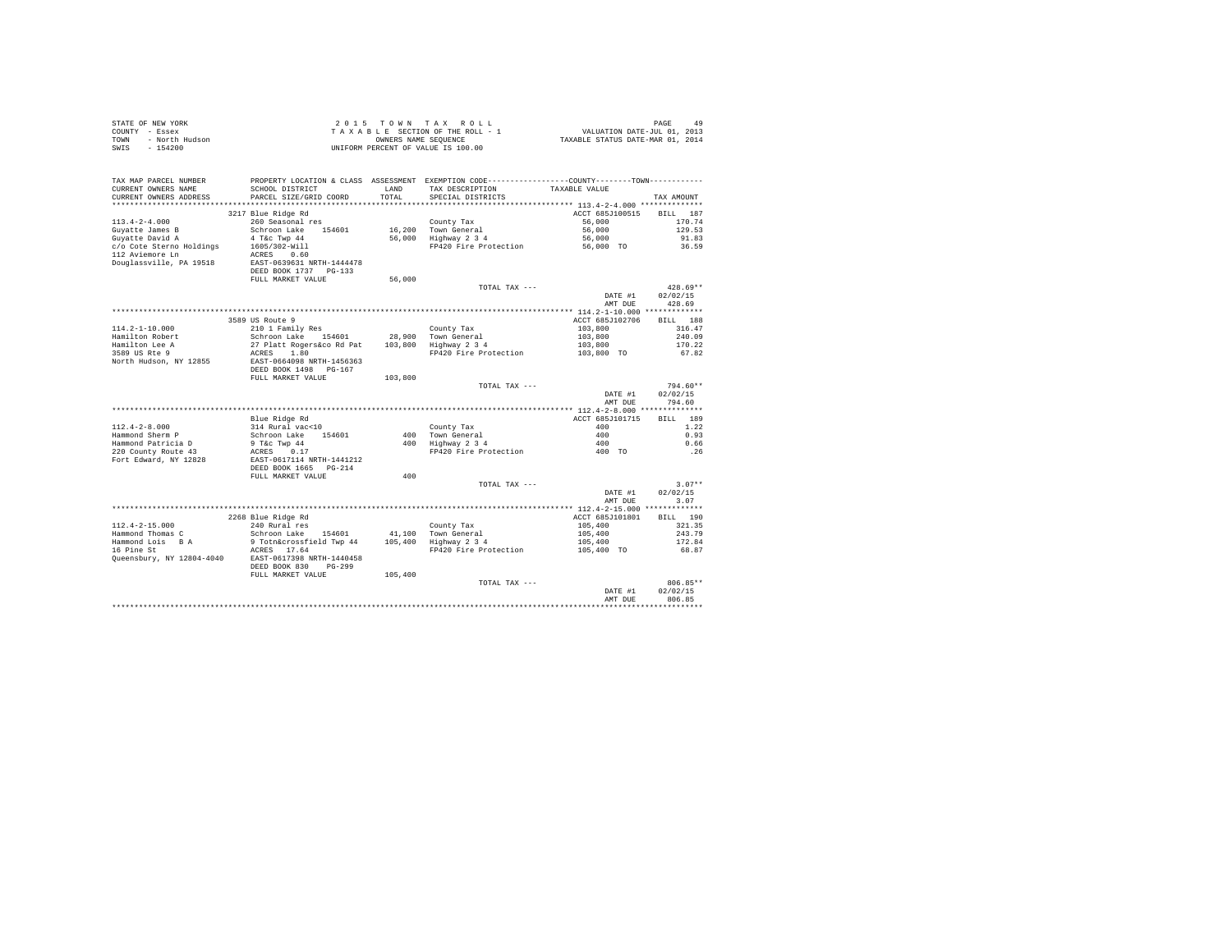STATE OF NEW YORK
COUNTY - Essex
TOWN - North Hudson
SWIS - 154200

2 0 1 5 T O W N T A X R O L L
T A X A B L E SECTION OF THE ROLL - 1
OWNERS NAME SEQUENCE
UNIFORM PERCENT OF VALUE IS 100.00

VALUATION DATE-JUL 01, 2013
TAXABLE STATUS DATE-MAR 01, 2014

| TAX MAP PARCEL NUMBER<br>CURRENT OWNERS NAME<br>CURRENT OWNERS ADDRESS | PROPERTY LOCATION & CLASS<br>SCHOOL DISTRICT<br>PARCEL SIZE/GRID COORD | ASSESSMENT<br>LAND<br>TOTAL | EXEMPTION CODE-----COUNTY-----TOWN-----<br>TAX DESCRIPTION<br>SPECIAL DISTRICTS | TAXABLE VALUE | TAX AMOUNT |
|---|---|---|---|---|---|
| **113.4-2-4.000** | 3217 Blue Ridge Rd | | | ACCT 685J100515 | BILL 187 |
| 113.4-2-4.000 | 260 Seasonal res | | County Tax | 56,000 | 170.74 |
| Guyatte James B | Schroon Lake 154601 | 16,200 | Town General | 56,000 | 129.53 |
| Guyatte David A | 4 T&c Twp 44 | 56,000 | Highway 2 3 4 | 56,000 | 91.83 |
| c/o Cote Sterno Holdings | 1605/302-Will | | FP420 Fire Protection | 56,000 TO | 36.59 |
| 112 Aviemore Ln | ACRES 0.60 | | | | |
| Douglassville, PA 19518 | EAST-0639631 NRTH-1444478 | | | | |
| | DEED BOOK 1737 PG-133 | | | | |
| | FULL MARKET VALUE | 56,000 | | | |
| | | | TOTAL TAX --- | | 428.69** |
| | | | | DATE #1 | 02/02/15 |
| | | | | AMT DUE | 428.69 |
| **114.2-1-10.000** | 3589 US Route 9 | | | ACCT 685J102706 | BILL 188 |
| 114.2-1-10.000 | 210 1 Family Res | | County Tax | 103,800 | 316.47 |
| Hamilton Robert | Schroon Lake 154601 | 28,900 | Town General | 103,800 | 240.09 |
| Hamilton Lee A | 27 Platt Rogers&co Rd Pat | 103,800 | Highway 2 3 4 | 103,800 | 170.22 |
| 3589 US Rte 9 | ACRES 1.80 | | FP420 Fire Protection | 103,800 TO | 67.82 |
| North Hudson, NY 12855 | EAST-0664098 NRTH-1456363 | | | | |
| | DEED BOOK 1498 PG-167 | | | | |
| | FULL MARKET VALUE | 103,800 | | | |
| | | | TOTAL TAX --- | | 794.60** |
| | | | | DATE #1 | 02/02/15 |
| | | | | AMT DUE | 794.60 |
| **112.4-2-8.000** | Blue Ridge Rd | | | ACCT 685J101715 | BILL 189 |
| 112.4-2-8.000 | 314 Rural vac<10 | | County Tax | 400 | 1.22 |
| Hammond Sherm P | Schroon Lake 154601 | 400 | Town General | 400 | 0.93 |
| Hammond Patricia D | 9 T&c Twp 44 | 400 | Highway 2 3 4 | 400 | 0.66 |
| 220 County Route 43 | ACRES 0.17 | | FP420 Fire Protection | 400 TO | .26 |
| Fort Edward, NY 12828 | EAST-0617114 NRTH-1441212 | | | | |
| | DEED BOOK 1665 PG-214 | | | | |
| | FULL MARKET VALUE | 400 | | | |
| | | | TOTAL TAX --- | | 3.07** |
| | | | | DATE #1 | 02/02/15 |
| | | | | AMT DUE | 3.07 |
| **112.4-2-15.000** | 2268 Blue Ridge Rd | | | ACCT 685J101801 | BILL 190 |
| 112.4-2-15.000 | 240 Rural res | | County Tax | 105,400 | 321.35 |
| Hammond Thomas C | Schroon Lake 154601 | 41,100 | Town General | 105,400 | 243.79 |
| Hammond Lois B A | 9 Totn&crossfield Twp 44 | 105,400 | Highway 2 3 4 | 105,400 | 172.84 |
| 16 Pine St | ACRES 17.64 | | FP420 Fire Protection | 105,400 TO | 68.87 |
| Queensbury, NY 12804-4040 | EAST-0617398 NRTH-1440458 | | | | |
| | DEED BOOK 830 PG-299 | | | | |
| | FULL MARKET VALUE | 105,400 | | | |
| | | | TOTAL TAX --- | | 806.85** |
| | | | | DATE #1 | 02/02/15 |
| | | | | AMT DUE | 806.85 |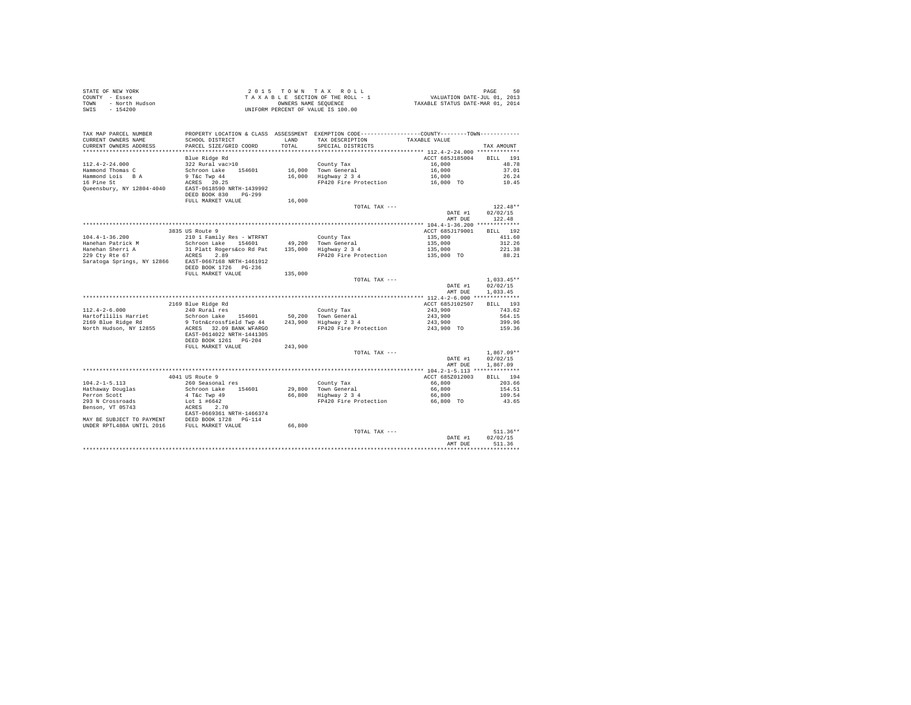STATE OF NEW YORK
COUNTY - Essex
TOWN - North Hudson
SWIS - 154200

2 0 1 5 T O W N T A X R O L L
T A X A B L E SECTION OF THE ROLL - 1
OWNERS NAME SEQUENCE
UNIFORM PERCENT OF VALUE IS 100.00

VALUATION DATE-JUL 01, 2013
TAXABLE STATUS DATE-MAR 01, 2014

| TAX MAP PARCEL NUMBER / CURRENT OWNERS NAME / CURRENT OWNERS ADDRESS | PROPERTY LOCATION & CLASS / SCHOOL DISTRICT / PARCEL SIZE/GRID COORD | ASSESSMENT LAND / TOTAL | EXEMPTION CODE / TAX DESCRIPTION / SPECIAL DISTRICTS | COUNTY / TOWN TAXABLE VALUE | TAX AMOUNT |
|---|---|---|---|---|---|
| 112.4-2-24.000 | Blue Ridge Rd | | | ACCT 685J185004 | BILL 191 |
| 112.4-2-24.000 | 322 Rural vac>10 | | County Tax | 16,000 | 48.78 |
| Hammond Thomas C | Schroon Lake 154601 | 16,000 | Town General | 16,000 | 37.01 |
| Hammond Lois B A | 9 T&c Twp 44 | 16,000 | Highway 2 3 4 | 16,000 | 26.24 |
| 16 Pine St | ACRES 20.25 | | FP420 Fire Protection | 16,000 TO | 10.45 |
| Queensbury, NY 12804-4040 | EAST-0618590 NRTH-1439992 | | | | |
| | DEED BOOK 830 PG-299 | | | | |
| | FULL MARKET VALUE | 16,000 | | | |
| | | | TOTAL TAX --- | | 122.48** |
| | | | | DATE #1 | 02/02/15 |
| | | | | AMT DUE | 122.48 |
| 104.4-1-36.200 | 3835 US Route 9 | | | ACCT 685J179001 | BILL 192 |
| 104.4-1-36.200 | 210 1 Family Res - WTRFNT | | County Tax | 135,000 | 411.60 |
| Hanehan Patrick M | Schroon Lake 154601 | 49,200 | Town General | 135,000 | 312.26 |
| Hanehan Sherri A | 31 Platt Rogers&co Rd Pat | 135,000 | Highway 2 3 4 | 135,000 | 221.38 |
| 229 Cty Rte 67 | ACRES 2.89 | | FP420 Fire Protection | 135,000 TO | 88.21 |
| Saratoga Springs, NY 12866 | EAST-0667168 NRTH-1461912 | | | | |
| | DEED BOOK 1726 PG-236 | | | | |
| | FULL MARKET VALUE | 135,000 | | | |
| | | | TOTAL TAX --- | | 1,033.45** |
| | | | | DATE #1 | 02/02/15 |
| | | | | AMT DUE | 1,033.45 |
| 112.4-2-6.000 | 2169 Blue Ridge Rd | | | ACCT 685J102507 | BILL 193 |
| 112.4-2-6.000 | 240 Rural res | | County Tax | 243,900 | 743.62 |
| Hartofililis Harriet | Schroon Lake 154601 | 50,200 | Town General | 243,900 | 564.15 |
| 2169 Blue Ridge Rd | 9 Totn&crossfield Twp 44 | 243,900 | Highway 2 3 4 | 243,900 | 399.96 |
| North Hudson, NY 12855 | ACRES 32.09 BANK WFARGO | | FP420 Fire Protection | 243,900 TO | 159.36 |
| | EAST-0614022 NRTH-1441305 | | | | |
| | DEED BOOK 1261 PG-204 | | | | |
| | FULL MARKET VALUE | 243,900 | | | |
| | | | TOTAL TAX --- | | 1,867.09** |
| | | | | DATE #1 | 02/02/15 |
| | | | | AMT DUE | 1,867.09 |
| 104.2-1-5.113 | 4041 US Route 9 | | | ACCT 685Z012003 | BILL 194 |
| 104.2-1-5.113 | 260 Seasonal res | | County Tax | 66,800 | 203.66 |
| Hathaway Douglas | Schroon Lake 154601 | 29,800 | Town General | 66,800 | 154.51 |
| Perron Scott | 4 T&c Twp 49 | 66,800 | Highway 2 3 4 | 66,800 | 109.54 |
| 293 N Crossroads | Lot 1 #6642 | | FP420 Fire Protection | 66,800 TO | 43.65 |
| Benson, VT 05743 | ACRES 2.70 | | | | |
| | EAST-0669361 NRTH-1466374 | | | | |
| MAY BE SUBJECT TO PAYMENT | DEED BOOK 1728 PG-114 | | | | |
| UNDER RPTL480A UNTIL 2016 | FULL MARKET VALUE | 66,800 | | | |
| | | | TOTAL TAX --- | | 511.36** |
| | | | | DATE #1 | 02/02/15 |
| | | | | AMT DUE | 511.36 |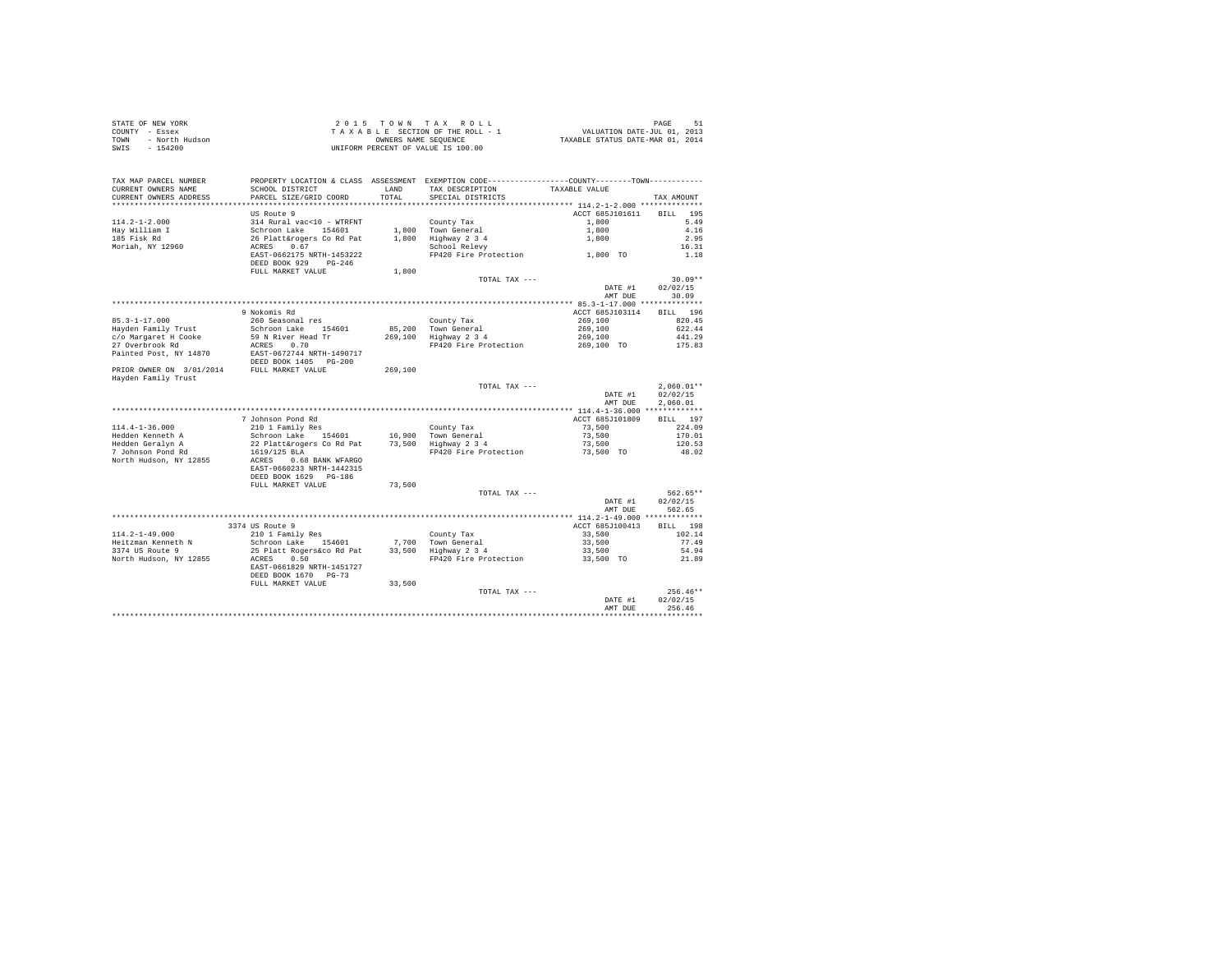STATE OF NEW YORK
COUNTY - Essex
TOWN - North Hudson
SWIS - 154200

2 0 1 5 T O W N T A X R O L L
T A X A B L E SECTION OF THE ROLL - 1
OWNERS NAME SEQUENCE
UNIFORM PERCENT OF VALUE IS 100.00

VALUATION DATE-JUL 01, 2013
TAXABLE STATUS DATE-MAR 01, 2014

| TAX MAP PARCEL NUMBER / CURRENT OWNERS NAME / CURRENT OWNERS ADDRESS | PROPERTY LOCATION & CLASS / SCHOOL DISTRICT / PARCEL SIZE/GRID COORD | ASSESSMENT LAND | TOTAL | EXEMPTION CODE / TAX DESCRIPTION / SPECIAL DISTRICTS | COUNTY / TOWN TAXABLE VALUE | TAX AMOUNT |
|---|---|---|---|---|---|---|
| **114.2-1-2.000** | US Route 9 | | | | ACCT 685J101611 | BILL 195 |
| 114.2-1-2.000 | 314 Rural vac<10 - WTRFNT | | | County Tax | 1,800 | 5.49 |
| Hay William I | Schroon Lake 154601 | 1,800 | | Town General | 1,800 | 4.16 |
| 185 Fisk Rd | 26 Platt&rogers Co Rd Pat | | 1,800 | Highway 2 3 4 | 1,800 | 2.95 |
| Moriah, NY 12960 | ACRES 0.67 | | | School Relevy | | 16.31 |
| | EAST-0662175 NRTH-1453222 | | | FP420 Fire Protection | 1,800 TO | 1.18 |
| | DEED BOOK 929 PG-246 | | | | | |
| | FULL MARKET VALUE | | 1,800 | | | |
| | | | | TOTAL TAX --- | | 30.09** |
| | | | | | DATE #1 | 02/02/15 |
| | | | | | AMT DUE | 30.09 |
| **85.3-1-17.000** | 9 Nokomis Rd | | | | ACCT 685J103114 | BILL 196 |
| 85.3-1-17.000 | 260 Seasonal res | | | County Tax | 269,100 | 820.45 |
| Hayden Family Trust | Schroon Lake 154601 | 85,200 | | Town General | 269,100 | 622.44 |
| c/o Margaret H Cooke | 59 N River Head Tr | | 269,100 | Highway 2 3 4 | 269,100 | 441.29 |
| 27 Overbrook Rd | ACRES 0.70 | | | FP420 Fire Protection | 269,100 TO | 175.83 |
| Painted Post, NY 14870 | EAST-0672744 NRTH-1490717 | | | | | |
| | DEED BOOK 1405 PG-200 | | | | | |
| PRIOR OWNER ON 3/01/2014 | FULL MARKET VALUE | | 269,100 | | | |
| Hayden Family Trust | | | | | | |
| | | | | TOTAL TAX --- | | 2,060.01** |
| | | | | | DATE #1 | 02/02/15 |
| | | | | | AMT DUE | 2,060.01 |
| **114.4-1-36.000** | 7 Johnson Pond Rd | | | | ACCT 685J101809 | BILL 197 |
| 114.4-1-36.000 | 210 1 Family Res | | | County Tax | 73,500 | 224.09 |
| Hedden Kenneth A | Schroon Lake 154601 | 16,900 | | Town General | 73,500 | 170.01 |
| Hedden Geralyn A | 22 Platt&rogers Co Rd Pat | | 73,500 | Highway 2 3 4 | 73,500 | 120.53 |
| 7 Johnson Pond Rd | 1619/125 BLA | | | FP420 Fire Protection | 73,500 TO | 48.02 |
| North Hudson, NY 12855 | ACRES 0.68 BANK WFARGO | | | | | |
| | EAST-0660233 NRTH-1442315 | | | | | |
| | DEED BOOK 1629 PG-186 | | | | | |
| | FULL MARKET VALUE | | 73,500 | | | |
| | | | | TOTAL TAX --- | | 562.65** |
| | | | | | DATE #1 | 02/02/15 |
| | | | | | AMT DUE | 562.65 |
| **114.2-1-49.000** | 3374 US Route 9 | | | | ACCT 685J100413 | BILL 198 |
| 114.2-1-49.000 | 210 1 Family Res | | | County Tax | 33,500 | 102.14 |
| Heitzman Kenneth N | Schroon Lake 154601 | 7,700 | | Town General | 33,500 | 77.49 |
| 3374 US Route 9 | 25 Platt Rogers&co Rd Pat | | 33,500 | Highway 2 3 4 | 33,500 | 54.94 |
| North Hudson, NY 12855 | ACRES 0.50 | | | FP420 Fire Protection | 33,500 TO | 21.89 |
| | EAST-0661829 NRTH-1451727 | | | | | |
| | DEED BOOK 1670 PG-73 | | | | | |
| | FULL MARKET VALUE | | 33,500 | | | |
| | | | | TOTAL TAX --- | | 256.46** |
| | | | | | DATE #1 | 02/02/15 |
| | | | | | AMT DUE | 256.46 |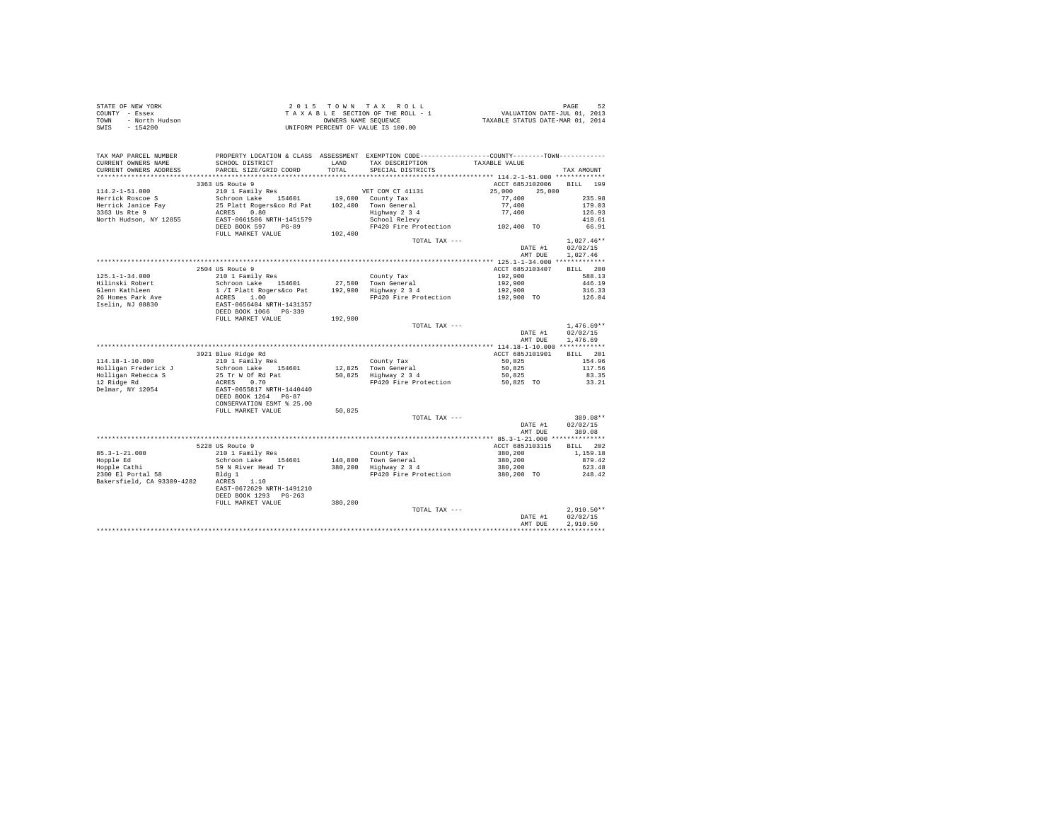STATE OF NEW YORK
COUNTY - Essex
TOWN - North Hudson
SWIS - 154200

2015 TOWN TAX ROLL
TAXABLE SECTION OF THE ROLL - 1
OWNERS NAME SEQUENCE
UNIFORM PERCENT OF VALUE IS 100.00

VALUATION DATE-JUL 01, 2013
TAXABLE STATUS DATE-MAR 01, 2014

| TAX MAP PARCEL NUMBER / CURRENT OWNERS NAME / CURRENT OWNERS ADDRESS | PROPERTY LOCATION & CLASS / SCHOOL DISTRICT / PARCEL SIZE/GRID COORD | ASSESSMENT LAND / TOTAL | EXEMPTION CODE / TAX DESCRIPTION / SPECIAL DISTRICTS | COUNTY / TOWN TAXABLE VALUE | TAX AMOUNT |
|---|---|---|---|---|---|
| **114.2-1-51.000** | 3363 US Route 9 | | | ACCT 685J102006 | BILL 199 |
| 114.2-1-51.000 | 210 1 Family Res | | VET COM CT 41131 | 25,000 25,000 | |
| Herrick Roscoe S | Schroon Lake 154601 | 19,600 | County Tax | 77,400 | 235.98 |
| Herrick Janice Fay | 25 Platt Rogers&co Rd Pat | 102,400 | Town General | 77,400 | 179.03 |
| 3363 Us Rte 9 | ACRES 0.80 | | Highway 2 3 4 | 77,400 | 126.93 |
| North Hudson, NY 12855 | EAST-0661586 NRTH-1451579 | | School Relevy | | 418.61 |
| | DEED BOOK 597 PG-89 | | FP420 Fire Protection | 102,400 TO | 66.91 |
| | FULL MARKET VALUE | 102,400 | | | |
| | | | TOTAL TAX --- | | 1,027.46** |
| | | | | DATE #1 | 02/02/15 |
| | | | | AMT DUE | 1,027.46 |
| **125.1-1-34.000** | 2504 US Route 9 | | | ACCT 685J103407 | BILL 200 |
| 125.1-1-34.000 | 210 1 Family Res | | County Tax | 192,900 | 588.13 |
| Hilinski Robert | Schroon Lake 154601 | 27,500 | Town General | 192,900 | 446.19 |
| Glenn Kathleen | 1 /I Platt Rogers&co Pat | 192,900 | Highway 2 3 4 | 192,900 | 316.33 |
| 26 Homes Park Ave | ACRES 1.00 | | FP420 Fire Protection | 192,900 TO | 126.04 |
| Iselin, NJ 08830 | EAST-0656404 NRTH-1431357 | | | | |
| | DEED BOOK 1066 PG-339 | | | | |
| | FULL MARKET VALUE | 192,900 | | | |
| | | | TOTAL TAX --- | | 1,476.69** |
| | | | | DATE #1 | 02/02/15 |
| | | | | AMT DUE | 1,476.69 |
| **114.18-1-10.000** | 3921 Blue Ridge Rd | | | ACCT 685J101901 | BILL 201 |
| 114.18-1-10.000 | 210 1 Family Res | | County Tax | 50,825 | 154.96 |
| Holligan Frederick J | Schroon Lake 154601 | 12,825 | Town General | 50,825 | 117.56 |
| Holligan Rebecca S | 25 Tr W Of Rd Pat | 50,825 | Highway 2 3 4 | 50,825 | 83.35 |
| 12 Ridge Rd | ACRES 0.70 | | FP420 Fire Protection | 50,825 TO | 33.21 |
| Delmar, NY 12054 | EAST-0655817 NRTH-1440440 | | | | |
| | DEED BOOK 1264 PG-87 | | | | |
| | CONSERVATION ESMT % 25.00 | | | | |
| | FULL MARKET VALUE | 50,825 | | | |
| | | | TOTAL TAX --- | | 389.08** |
| | | | | DATE #1 | 02/02/15 |
| | | | | AMT DUE | 389.08 |
| **85.3-1-21.000** | 5228 US Route 9 | | | ACCT 685J103115 | BILL 202 |
| 85.3-1-21.000 | 210 1 Family Res | | County Tax | 380,200 | 1,159.18 |
| Hopple Ed | Schroon Lake 154601 | 140,800 | Town General | 380,200 | 879.42 |
| Hopple Cathi | 59 N River Head Tr | 380,200 | Highway 2 3 4 | 380,200 | 623.48 |
| 2300 El Portal 58 | Bldg 1 | | FP420 Fire Protection | 380,200 TO | 248.42 |
| Bakersfield, CA 93309-4282 | ACRES 1.10 | | | | |
| | EAST-0672629 NRTH-1491210 | | | | |
| | DEED BOOK 1293 PG-263 | | | | |
| | FULL MARKET VALUE | 380,200 | | | |
| | | | TOTAL TAX --- | | 2,910.50** |
| | | | | DATE #1 | 02/02/15 |
| | | | | AMT DUE | 2,910.50 |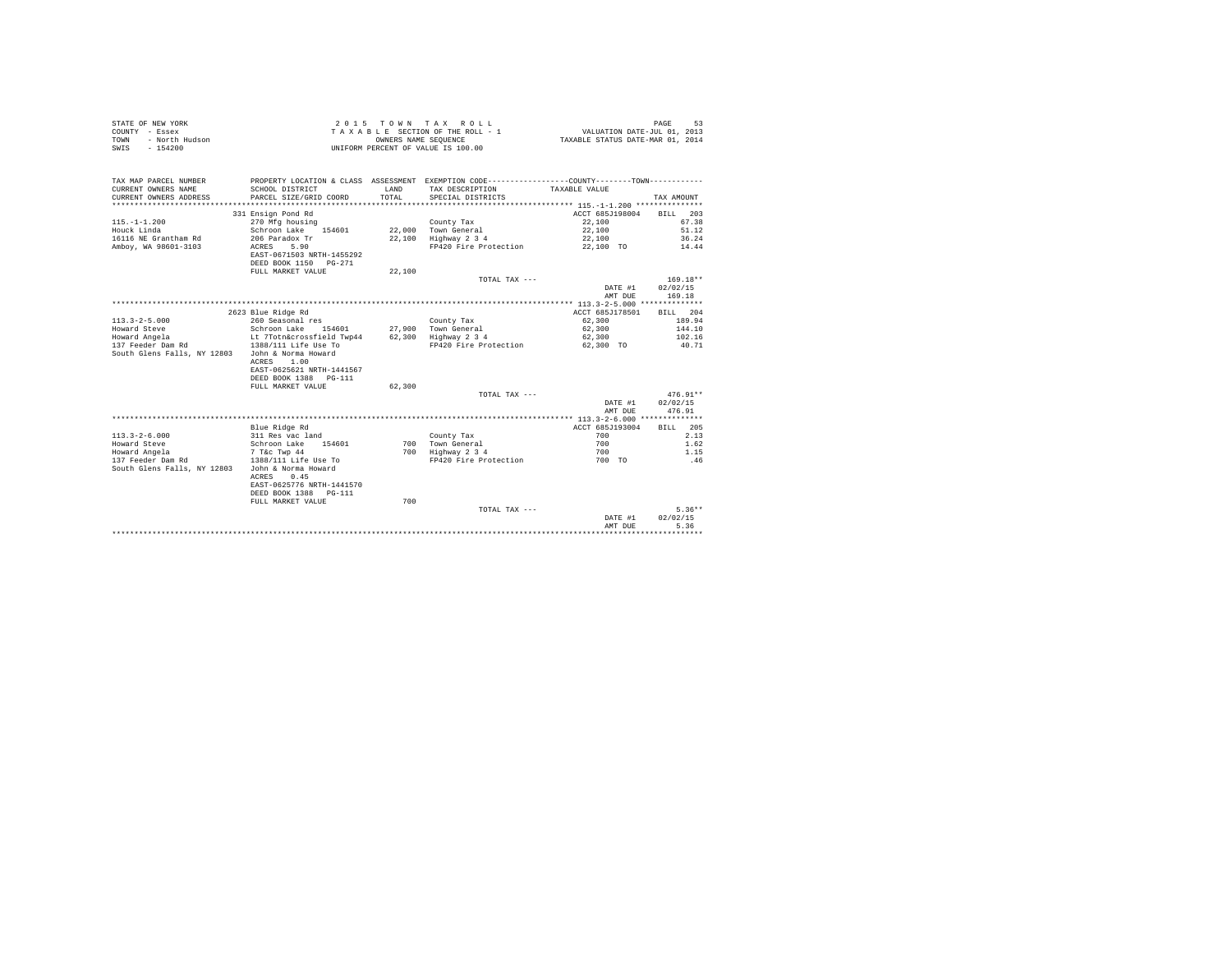STATE OF NEW YORK
COUNTY - Essex
TOWN - North Hudson
SWIS - 154200

2015 TOWN TAX ROLL
TAXABLE SECTION OF THE ROLL - 1
OWNERS NAME SEQUENCE
UNIFORM PERCENT OF VALUE IS 100.00

VALUATION DATE-JUL 01, 2013
TAXABLE STATUS DATE-MAR 01, 2014

| TAX MAP PARCEL NUMBER / CURRENT OWNERS NAME / CURRENT OWNERS ADDRESS | PROPERTY LOCATION & CLASS / SCHOOL DISTRICT / PARCEL SIZE/GRID COORD | ASSESSMENT LAND / TOTAL | EXEMPTION CODE / TAX DESCRIPTION / SPECIAL DISTRICTS | COUNTY--------TOWN / TAXABLE VALUE | TAX AMOUNT |
|---|---|---|---|---|---|
| **115.-1-1.200** | 331 Ensign Pond Rd | | | ACCT 685J198004 | BILL 203 |
| 115.-1-1.200 | 270 Mfg housing | | County Tax | 22,100 | 67.38 |
| Houck Linda | Schroon Lake 154601 | 22,000 | Town General | 22,100 | 51.12 |
| 16116 NE Grantham Rd | 206 Paradox Tr | 22,100 | Highway 2 3 4 | 22,100 | 36.24 |
| Amboy, WA 98601-3103 | ACRES 5.90 | | FP420 Fire Protection | 22,100 TO | 14.44 |
| | EAST-0671503 NRTH-1455292 | | | | |
| | DEED BOOK 1150 PG-271 | | | | |
| | FULL MARKET VALUE | 22,100 | | | |
| | | | TOTAL TAX --- | | 169.18** |
| | | | | DATE #1 | 02/02/15 |
| | | | | AMT DUE | 169.18 |
| **113.3-2-5.000** | 2623 Blue Ridge Rd | | | ACCT 685J178501 | BILL 204 |
| 113.3-2-5.000 | 260 Seasonal res | | County Tax | 62,300 | 189.94 |
| Howard Steve | Schroon Lake 154601 | 27,900 | Town General | 62,300 | 144.10 |
| Howard Angela | Lt 7Totn&crossfield Twp44 | 62,300 | Highway 2 3 4 | 62,300 | 102.16 |
| 137 Feeder Dam Rd | 1388/111 Life Use To | | FP420 Fire Protection | 62,300 TO | 40.71 |
| South Glens Falls, NY 12803 | John & Norma Howard | | | | |
| | ACRES 1.00 | | | | |
| | EAST-0625621 NRTH-1441567 | | | | |
| | DEED BOOK 1388 PG-111 | | | | |
| | FULL MARKET VALUE | 62,300 | | | |
| | | | TOTAL TAX --- | | 476.91** |
| | | | | DATE #1 | 02/02/15 |
| | | | | AMT DUE | 476.91 |
| **113.3-2-6.000** | Blue Ridge Rd | | | ACCT 685J193004 | BILL 205 |
| 113.3-2-6.000 | 311 Res vac land | | County Tax | 700 | 2.13 |
| Howard Steve | Schroon Lake 154601 | 700 | Town General | 700 | 1.62 |
| Howard Angela | 7 T&c Twp 44 | 700 | Highway 2 3 4 | 700 | 1.15 |
| 137 Feeder Dam Rd | 1388/111 Life Use To | | FP420 Fire Protection | 700 TO | .46 |
| South Glens Falls, NY 12803 | John & Norma Howard | | | | |
| | ACRES 0.45 | | | | |
| | EAST-0625776 NRTH-1441570 | | | | |
| | DEED BOOK 1388 PG-111 | | | | |
| | FULL MARKET VALUE | 700 | | | |
| | | | TOTAL TAX --- | | 5.36** |
| | | | | DATE #1 | 02/02/15 |
| | | | | AMT DUE | 5.36 |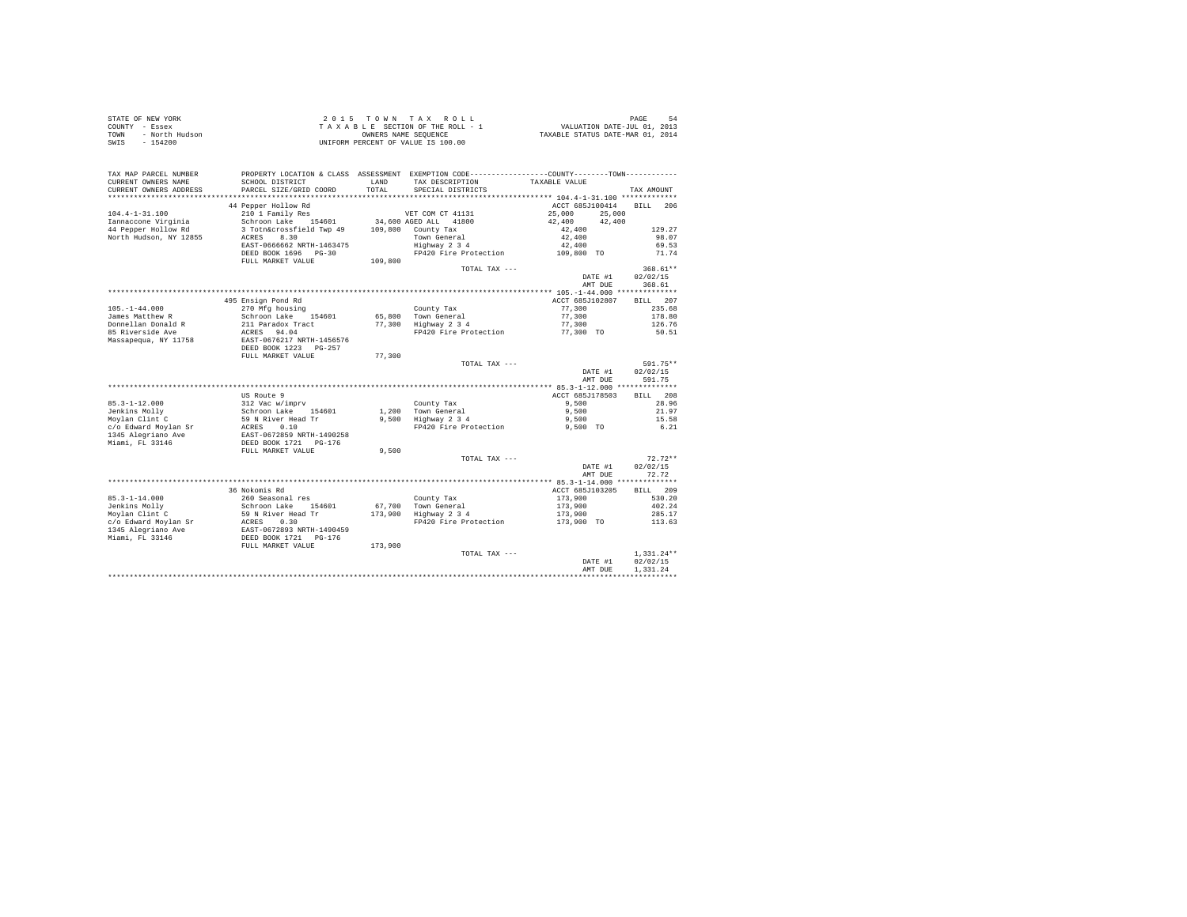STATE OF NEW YORK
COUNTY - Essex
TOWN - North Hudson
SWIS - 154200

2 0 1 5 T O W N T A X R O L L
T A X A B L E SECTION OF THE ROLL - 1
OWNERS NAME SEQUENCE
UNIFORM PERCENT OF VALUE IS 100.00

VALUATION DATE-JUL 01, 2013
TAXABLE STATUS DATE-MAR 01, 2014

| TAX MAP PARCEL NUMBER / CURRENT OWNERS NAME / CURRENT OWNERS ADDRESS | PROPERTY LOCATION & CLASS / SCHOOL DISTRICT / PARCEL SIZE/GRID COORD | ASSESSMENT LAND / TOTAL | EXEMPTION CODE / TAX DESCRIPTION / SPECIAL DISTRICTS | COUNTY TAXABLE VALUE | TOWN | TAX AMOUNT |
|---|---|---|---|---|---|---|
| 104.4-1-31.100 | 44 Pepper Hollow Rd | | | ACCT 685J100414 | | BILL 206 |
| | 210 1 Family Res | | VET COM CT 41131 | 25,000 | 25,000 | |
| Iannaccone Virginia | Schroon Lake 154601 | 34,600 | AGED ALL 41800 | 42,400 | 42,400 | |
| 44 Pepper Hollow Rd | 3 Totn&crossfield Twp 49 | 109,800 | County Tax | 42,400 | | 129.27 |
| North Hudson, NY 12855 | ACRES 8.30 | | Town General | 42,400 | | 98.07 |
| | EAST-0666662 NRTH-1463475 | | Highway 2 3 4 | 42,400 | | 69.53 |
| | DEED BOOK 1696 PG-30 | | FP420 Fire Protection | 109,800 TO | | 71.74 |
| | FULL MARKET VALUE | 109,800 | | | | |
| | | | TOTAL TAX --- | | | 368.61** |
| | | | | | DATE #1 | 02/02/15 |
| | | | | | AMT DUE | 368.61 |
| 105.-1-44.000 | 495 Ensign Pond Rd | | | ACCT 685J102807 | | BILL 207 |
| | 270 Mfg housing | | County Tax | 77,300 | | 235.68 |
| James Matthew R | Schroon Lake 154601 | 65,800 | Town General | 77,300 | | 178.80 |
| Donnellan Donald R | 211 Paradox Tract | 77,300 | Highway 2 3 4 | 77,300 | | 126.76 |
| 85 Riverside Ave | ACRES 94.04 | | FP420 Fire Protection | 77,300 TO | | 50.51 |
| Massapequa, NY 11758 | EAST-0676217 NRTH-1456576 | | | | | |
| | DEED BOOK 1223 PG-257 | | | | | |
| | FULL MARKET VALUE | 77,300 | | | | |
| | | | TOTAL TAX --- | | | 591.75** |
| | | | | | DATE #1 | 02/02/15 |
| | | | | | AMT DUE | 591.75 |
| 85.3-1-12.000 | US Route 9 | | | ACCT 685J178503 | | BILL 208 |
| | 312 Vac w/imprv | | County Tax | 9,500 | | 28.96 |
| Jenkins Molly | Schroon Lake 154601 | 1,200 | Town General | 9,500 | | 21.97 |
| Moylan Clint C | 59 N River Head Tr | 9,500 | Highway 2 3 4 | 9,500 | | 15.58 |
| c/o Edward Moylan Sr | ACRES 0.10 | | FP420 Fire Protection | 9,500 TO | | 6.21 |
| 1345 Alegriano Ave | EAST-0672859 NRTH-1490258 | | | | | |
| Miami, FL 33146 | DEED BOOK 1721 PG-176 | | | | | |
| | FULL MARKET VALUE | 9,500 | | | | |
| | | | TOTAL TAX --- | | | 72.72** |
| | | | | | DATE #1 | 02/02/15 |
| | | | | | AMT DUE | 72.72 |
| 85.3-1-14.000 | 36 Nokomis Rd | | | ACCT 685J103205 | | BILL 209 |
| | 260 Seasonal res | | County Tax | 173,900 | | 530.20 |
| Jenkins Molly | Schroon Lake 154601 | 67,700 | Town General | 173,900 | | 402.24 |
| Moylan Clint C | 59 N River Head Tr | 173,900 | Highway 2 3 4 | 173,900 | | 285.17 |
| c/o Edward Moylan Sr | ACRES 0.30 | | FP420 Fire Protection | 173,900 TO | | 113.63 |
| 1345 Alegriano Ave | EAST-0672893 NRTH-1490459 | | | | | |
| Miami, FL 33146 | DEED BOOK 1721 PG-176 | | | | | |
| | FULL MARKET VALUE | 173,900 | | | | |
| | | | TOTAL TAX --- | | | 1,331.24** |
| | | | | | DATE #1 | 02/02/15 |
| | | | | | AMT DUE | 1,331.24 |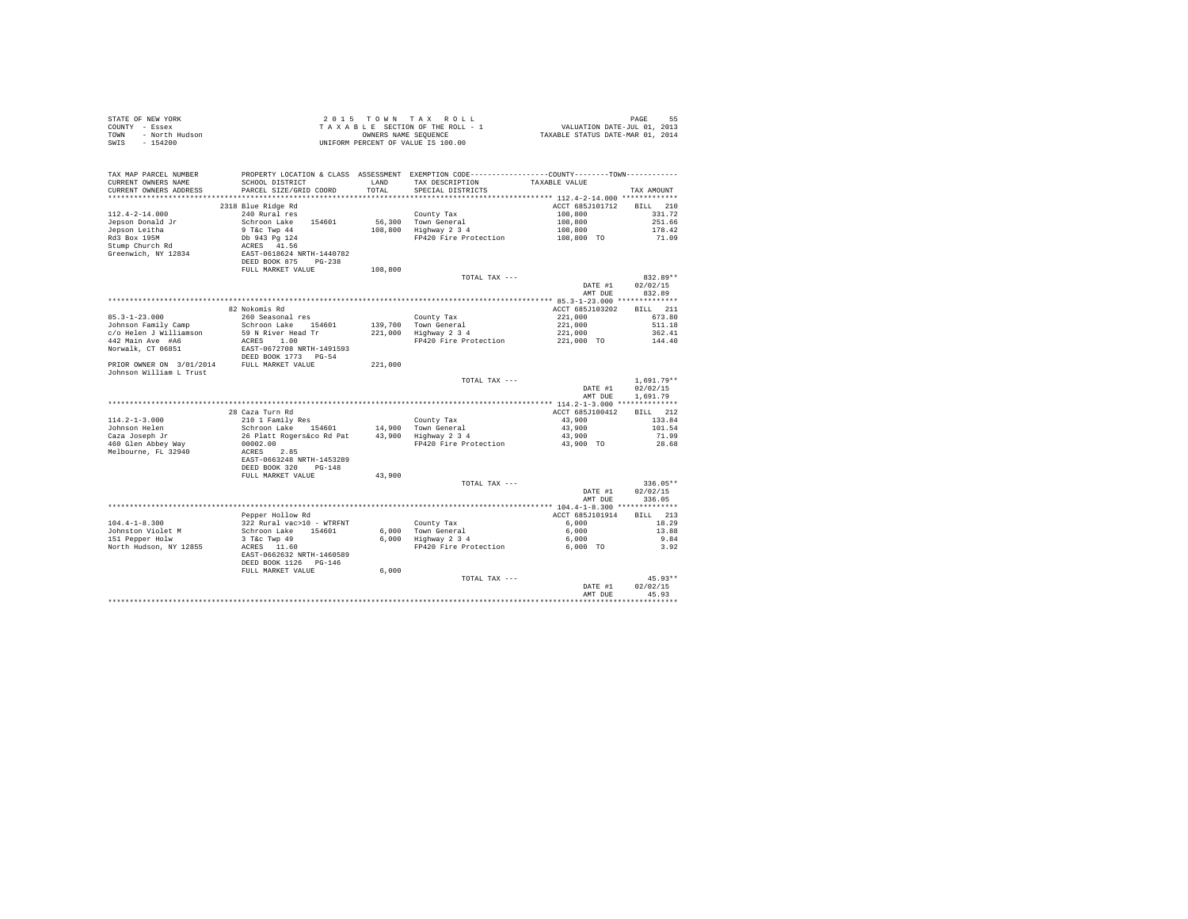STATE OF NEW YORK
COUNTY - Essex
TOWN - North Hudson
SWIS - 154200

2015 TOWN TAX ROLL
TAXABLE SECTION OF THE ROLL - 1
OWNERS NAME SEQUENCE
UNIFORM PERCENT OF VALUE IS 100.00

VALUATION DATE-JUL 01, 2013
TAXABLE STATUS DATE-MAR 01, 2014

| TAX MAP PARCEL NUMBER / CURRENT OWNERS NAME / CURRENT OWNERS ADDRESS | PROPERTY LOCATION & CLASS / SCHOOL DISTRICT / PARCEL SIZE/GRID COORD | ASSESSMENT LAND / TOTAL | EXEMPTION CODE / TAX DESCRIPTION / SPECIAL DISTRICTS | COUNTY / TOWN TAXABLE VALUE | TAX AMOUNT |
|---|---|---|---|---|---|
| | 2318 Blue Ridge Rd | | | ACCT 685J101712 | BILL 210 |
| 112.4-2-14.000 | 240 Rural res | | County Tax | 108,800 | 331.72 |
| Jepson Donald Jr | Schroon Lake 154601 | 56,300 | Town General | 108,800 | 251.66 |
| Jepson Leitha | 9 T&c Twp 44 | 108,800 | Highway 2 3 4 | 108,800 | 178.42 |
| Rd3 Box 195M | Db 943 Pg 124 | | FP420 Fire Protection | 108,800 TO | 71.09 |
| Stump Church Rd | ACRES 41.56 | | | | |
| Greenwich, NY 12834 | EAST-0618624 NRTH-1440782 | | | | |
| | DEED BOOK 875 PG-238 | | | | |
| | FULL MARKET VALUE | 108,800 | | | |
| | | | TOTAL TAX --- | | 832.89** |
| | | | | DATE #1 | 02/02/15 |
| | | | | AMT DUE | 832.89 |
| | 82 Nokomis Rd | | | ACCT 685J103202 | BILL 211 |
| 85.3-1-23.000 | 260 Seasonal res | | County Tax | 221,000 | 673.80 |
| Johnson Family Camp | Schroon Lake 154601 | 139,700 | Town General | 221,000 | 511.18 |
| c/o Helen J Williamson | 59 N River Head Tr | 221,000 | Highway 2 3 4 | 221,000 | 362.41 |
| 442 Main Ave #A6 | ACRES 1.00 | | FP420 Fire Protection | 221,000 TO | 144.40 |
| Norwalk, CT 06851 | EAST-0672708 NRTH-1491593 | | | | |
| | DEED BOOK 1773 PG-54 | | | | |
| PRIOR OWNER ON 3/01/2014 | FULL MARKET VALUE | 221,000 | | | |
| Johnson William L Trust | | | | | |
| | | | TOTAL TAX --- | | 1,691.79** |
| | | | | DATE #1 | 02/02/15 |
| | | | | AMT DUE | 1,691.79 |
| | 28 Caza Turn Rd | | | ACCT 685J100412 | BILL 212 |
| 114.2-1-3.000 | 210 1 Family Res | | County Tax | 43,900 | 133.84 |
| Johnson Helen | Schroon Lake 154601 | 14,900 | Town General | 43,900 | 101.54 |
| Caza Joseph Jr | 26 Platt Rogers&co Rd Pat | 43,900 | Highway 2 3 4 | 43,900 | 71.99 |
| 460 Glen Abbey Way | 00002.00 | | FP420 Fire Protection | 43,900 TO | 28.68 |
| Melbourne, FL 32940 | ACRES 2.85 | | | | |
| | EAST-0663248 NRTH-1453289 | | | | |
| | DEED BOOK 320 PG-148 | | | | |
| | FULL MARKET VALUE | 43,900 | | | |
| | | | TOTAL TAX --- | | 336.05** |
| | | | | DATE #1 | 02/02/15 |
| | | | | AMT DUE | 336.05 |
| | Pepper Hollow Rd | | | ACCT 685J101914 | BILL 213 |
| 104.4-1-8.300 | 322 Rural vac>10 - WTRFNT | | County Tax | 6,000 | 18.29 |
| Johnston Violet M | Schroon Lake 154601 | 6,000 | Town General | 6,000 | 13.88 |
| 151 Pepper Holw | 3 T&c Twp 49 | 6,000 | Highway 2 3 4 | 6,000 | 9.84 |
| North Hudson, NY 12855 | ACRES 11.60 | | FP420 Fire Protection | 6,000 TO | 3.92 |
| | EAST-0662632 NRTH-1460589 | | | | |
| | DEED BOOK 1126 PG-146 | | | | |
| | FULL MARKET VALUE | 6,000 | | | |
| | | | TOTAL TAX --- | | 45.93** |
| | | | | DATE #1 | 02/02/15 |
| | | | | AMT DUE | 45.93 |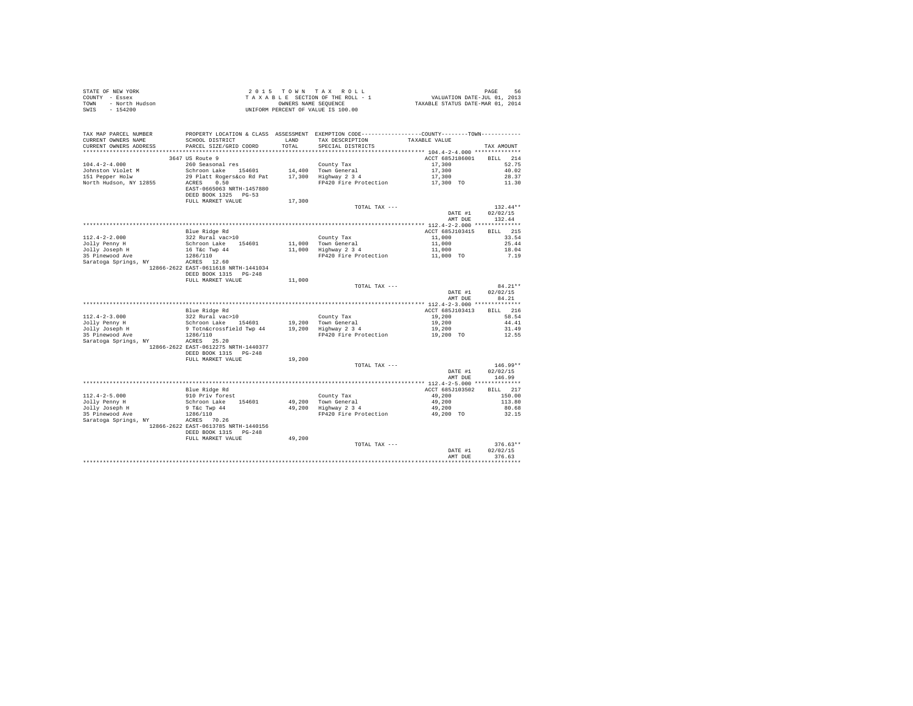STATE OF NEW YORK
COUNTY - Essex
TOWN - North Hudson
SWIS - 154200

2 0 1 5 T O W N T A X R O L L
T A X A B L E SECTION OF THE ROLL - 1
OWNERS NAME SEQUENCE
UNIFORM PERCENT OF VALUE IS 100.00

VALUATION DATE-JUL 01, 2013
TAXABLE STATUS DATE-MAR 01, 2014

| TAX MAP PARCEL NUMBER / CURRENT OWNERS NAME / CURRENT OWNERS ADDRESS | PROPERTY LOCATION & CLASS / SCHOOL DISTRICT / PARCEL SIZE/GRID COORD | ASSESSMENT LAND / TOTAL | EXEMPTION CODE / TAX DESCRIPTION / SPECIAL DISTRICTS | COUNTY--------TOWN TAXABLE VALUE | TAX AMOUNT |
|---|---|---|---|---|---|
| **104.4-2-4.000** | 3647 US Route 9 | | | ACCT 685J186001 | BILL 214 |
| 104.4-2-4.000 | 260 Seasonal res | | County Tax | 17,300 | 52.75 |
| Johnston Violet M | Schroon Lake 154601 | 14,400 | Town General | 17,300 | 40.02 |
| 151 Pepper Holw | 29 Platt Rogers&co Rd Pat | 17,300 | Highway 2 3 4 | 17,300 | 28.37 |
| North Hudson, NY 12855 | ACRES 0.50 | | FP420 Fire Protection | 17,300 TO | 11.30 |
| | EAST-0665063 NRTH-1457880 | | | | |
| | DEED BOOK 1325 PG-53 | | | | |
| | FULL MARKET VALUE | 17,300 | | | |
| | | | TOTAL TAX --- | | 132.44** |
| | | | | DATE #1 | 02/02/15 |
| | | | | AMT DUE | 132.44 |
| **112.4-2-2.000** | Blue Ridge Rd | | | ACCT 685J103415 | BILL 215 |
| 112.4-2-2.000 | 322 Rural vac>10 | | County Tax | 11,000 | 33.54 |
| Jolly Penny H | Schroon Lake 154601 | 11,000 | Town General | 11,000 | 25.44 |
| Jolly Joseph H | 16 T&c Twp 44 | 11,000 | Highway 2 3 4 | 11,000 | 18.04 |
| 35 Pinewood Ave | 1286/110 | | FP420 Fire Protection | 11,000 TO | 7.19 |
| Saratoga Springs, NY | ACRES 12.60 | | | | |
| 12866-2622 | EAST-0611618 NRTH-1441034 | | | | |
| | DEED BOOK 1315 PG-248 | | | | |
| | FULL MARKET VALUE | 11,000 | | | |
| | | | TOTAL TAX --- | | 84.21** |
| | | | | DATE #1 | 02/02/15 |
| | | | | AMT DUE | 84.21 |
| **112.4-2-3.000** | Blue Ridge Rd | | | ACCT 685J103413 | BILL 216 |
| 112.4-2-3.000 | 322 Rural vac>10 | | County Tax | 19,200 | 58.54 |
| Jolly Penny H | Schroon Lake 154601 | 19,200 | Town General | 19,200 | 44.41 |
| Jolly Joseph H | 9 Totn&crossfield Twp 44 | 19,200 | Highway 2 3 4 | 19,200 | 31.49 |
| 35 Pinewood Ave | 1286/110 | | FP420 Fire Protection | 19,200 TO | 12.55 |
| Saratoga Springs, NY | ACRES 25.20 | | | | |
| 12866-2622 | EAST-0612275 NRTH-1440377 | | | | |
| | DEED BOOK 1315 PG-248 | | | | |
| | FULL MARKET VALUE | 19,200 | | | |
| | | | TOTAL TAX --- | | 146.99** |
| | | | | DATE #1 | 02/02/15 |
| | | | | AMT DUE | 146.99 |
| **112.4-2-5.000** | Blue Ridge Rd | | | ACCT 685J103502 | BILL 217 |
| 112.4-2-5.000 | 910 Priv forest | | County Tax | 49,200 | 150.00 |
| Jolly Penny H | Schroon Lake 154601 | 49,200 | Town General | 49,200 | 113.80 |
| Jolly Joseph H | 9 T&c Twp 44 | 49,200 | Highway 2 3 4 | 49,200 | 80.68 |
| 35 Pinewood Ave | 1286/110 | | FP420 Fire Protection | 49,200 TO | 32.15 |
| Saratoga Springs, NY | ACRES 70.26 | | | | |
| 12866-2622 | EAST-0613785 NRTH-1440156 | | | | |
| | DEED BOOK 1315 PG-248 | | | | |
| | FULL MARKET VALUE | 49,200 | | | |
| | | | TOTAL TAX --- | | 376.63** |
| | | | | DATE #1 | 02/02/15 |
| | | | | AMT DUE | 376.63 |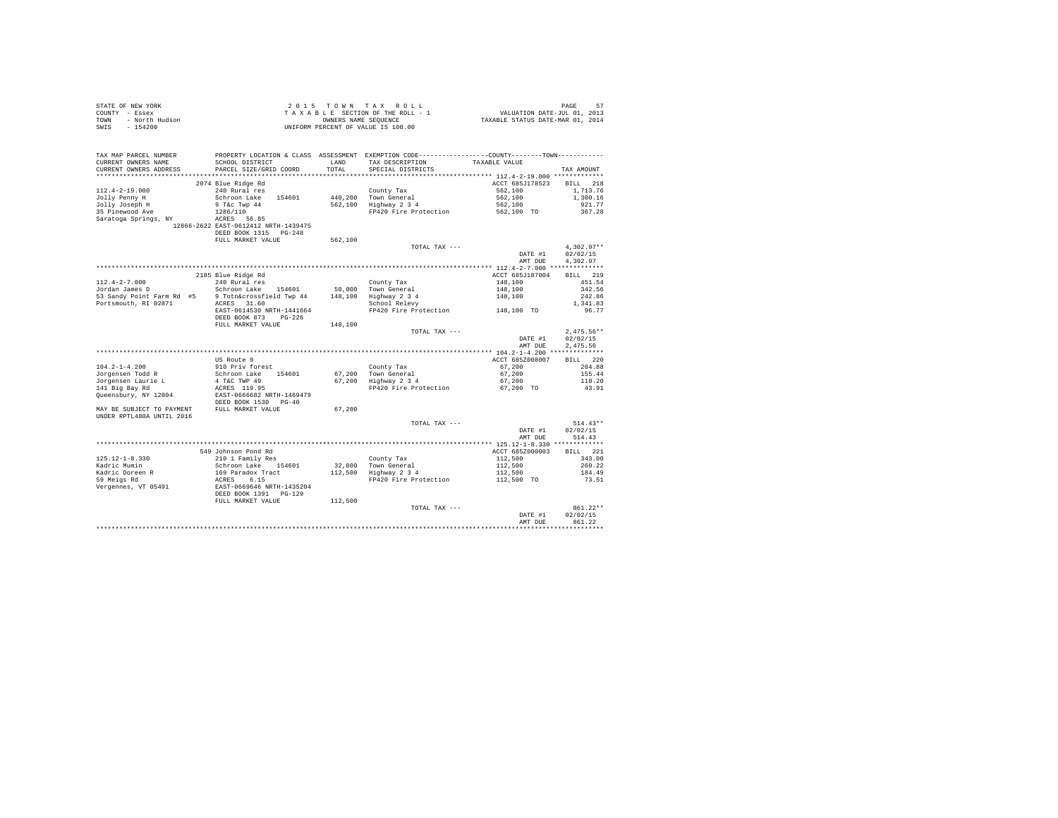STATE OF NEW YORK
COUNTY - Essex
TOWN - North Hudson
SWIS - 154200

2 0 1 5   T O W N   T A X   R O L L
T A X A B L E SECTION OF THE ROLL - 1
OWNERS NAME SEQUENCE
UNIFORM PERCENT OF VALUE IS 100.00

VALUATION DATE-JUL 01, 2013
TAXABLE STATUS DATE-MAR 01, 2014

| TAX MAP PARCEL NUMBER / CURRENT OWNERS NAME / CURRENT OWNERS ADDRESS | PROPERTY LOCATION & CLASS / SCHOOL DISTRICT / PARCEL SIZE/GRID COORD | ASSESSMENT LAND / TOTAL | EXEMPTION CODE / TAX DESCRIPTION / SPECIAL DISTRICTS | COUNTY--------TOWN / TAXABLE VALUE | TAX AMOUNT |
|---|---|---|---|---|---|
| **112.4-2-19.000** | 2074 Blue Ridge Rd | | | ACCT 685J178523 | BILL 218 |
| 112.4-2-19.000 | 240 Rural res | | County Tax | 562,100 | 1,713.76 |
| Jolly Penny H | Schroon Lake 154601 | 440,200 | Town General | 562,100 | 1,300.16 |
| Jolly Joseph H | 9 T&c Twp 44 | 562,100 | Highway 2 3 4 | 562,100 | 921.77 |
| 35 Pinewood Ave | 1286/110 | | FP420 Fire Protection | 562,100 TO | 367.28 |
| Saratoga Springs, NY 12866-2622 | ACRES 56.85 | | | | |
| | EAST-0612412 NRTH-1439475 | | | | |
| | DEED BOOK 1315 PG-248 | | | | |
| | FULL MARKET VALUE | 562,100 | | | |
| | | | TOTAL TAX --- | | 4,302.97** |
| | | | | DATE #1 | 02/02/15 |
| | | | | AMT DUE | 4,302.97 |
| **112.4-2-7.000** | 2185 Blue Ridge Rd | | | ACCT 685J187004 | BILL 219 |
| 112.4-2-7.000 | 240 Rural res | | County Tax | 148,100 | 451.54 |
| Jordan James D | Schroon Lake 154601 | 50,000 | Town General | 148,100 | 342.56 |
| 53 Sandy Point Farm Rd #5 | 9 Totn&crossfield Twp 44 | 148,100 | Highway 2 3 4 | 148,100 | 242.86 |
| Portsmouth, RI 02871 | ACRES 31.60 | | School Relevy | | 1,341.83 |
| | EAST-0614530 NRTH-1441664 | | FP420 Fire Protection | 148,100 TO | 96.77 |
| | DEED BOOK 873 PG-226 | | | | |
| | FULL MARKET VALUE | 148,100 | | | |
| | | | TOTAL TAX --- | | 2,475.56** |
| | | | | DATE #1 | 02/02/15 |
| | | | | AMT DUE | 2,475.56 |
| **104.2-1-4.200** | US Route 9 | | | ACCT 685Z008007 | BILL 220 |
| 104.2-1-4.200 | 910 Priv forest | | County Tax | 67,200 | 204.88 |
| Jorgensen Todd R | Schroon Lake 154601 | 67,200 | Town General | 67,200 | 155.44 |
| Jorgensen Laurie L | 4 T&C TWP 49 | 67,200 | Highway 2 3 4 | 67,200 | 110.20 |
| 141 Big Bay Rd | ACRES 119.95 | | FP420 Fire Protection | 67,200 TO | 43.91 |
| Queensbury, NY 12804 | EAST-0666682 NRTH-1469479 | | | | |
| | DEED BOOK 1530 PG-40 | | | | |
| MAY BE SUBJECT TO PAYMENT UNDER RPTL480A UNTIL 2016 | FULL MARKET VALUE | 67,200 | | | |
| | | | TOTAL TAX --- | | 514.43** |
| | | | | DATE #1 | 02/02/15 |
| | | | | AMT DUE | 514.43 |
| **125.12-1-8.330** | 549 Johnson Pond Rd | | | ACCT 685Z000003 | BILL 221 |
| 125.12-1-8.330 | 210 1 Family Res | | County Tax | 112,500 | 343.00 |
| Kadric Mumin | Schroon Lake 154601 | 32,800 | Town General | 112,500 | 260.22 |
| Kadric Doreen R | 169 Paradox Tract | 112,500 | Highway 2 3 4 | 112,500 | 184.49 |
| 59 Meigs Rd | ACRES 6.15 | | FP420 Fire Protection | 112,500 TO | 73.51 |
| Vergennes, VT 05491 | EAST-0669646 NRTH-1435204 | | | | |
| | DEED BOOK 1391 PG-129 | | | | |
| | FULL MARKET VALUE | 112,500 | | | |
| | | | TOTAL TAX --- | | 861.22** |
| | | | | DATE #1 | 02/02/15 |
| | | | | AMT DUE | 861.22 |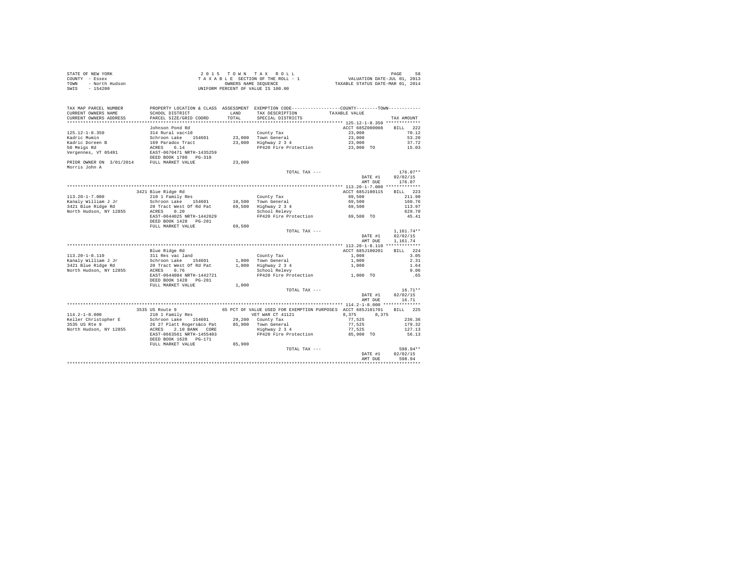STATE OF NEW YORK
COUNTY - Essex
TOWN - North Hudson
SWIS - 154200

2 0 1 5 T O W N T A X R O L L
T A X A B L E SECTION OF THE ROLL - 1
OWNERS NAME SEQUENCE
UNIFORM PERCENT OF VALUE IS 100.00

VALUATION DATE-JUL 01, 2013
TAXABLE STATUS DATE-MAR 01, 2014

| TAX MAP PARCEL NUMBER / CURRENT OWNERS NAME / CURRENT OWNERS ADDRESS | PROPERTY LOCATION & CLASS / SCHOOL DISTRICT / PARCEL SIZE/GRID COORD | ASSESSMENT LAND / TOTAL | EXEMPTION CODE / TAX DESCRIPTION / SPECIAL DISTRICTS | COUNTY--------TOWN TAXABLE VALUE | TAX AMOUNT |
|---|---|---|---|---|---|
| **125.12-1-8.350** | Johnson Pond Rd | | | ACCT 685Z000008 | BILL 222 |
| 125.12-1-8.350 | 314 Rural vac<10 | | County Tax | 23,000 | 70.12 |
| Kadric Mumin | Schroon Lake 154601 | 23,000 | Town General | 23,000 | 53.20 |
| Kadric Doreen B | 169 Paradox Tract | 23,000 | Highway 2 3 4 | 23,000 | 37.72 |
| 50 Meigs Rd | ACRES 6.14 | | FP420 Fire Protection | 23,000 TO | 15.03 |
| Vergennes, VT 05491 | EAST-0670471 NRTH-1435259 | | | | |
| | DEED BOOK 1780 PG-318 | | | | |
| PRIOR OWNER ON 3/01/2014 | FULL MARKET VALUE | 23,000 | | | |
| Morris John A | | | | | |
| | | | TOTAL TAX --- | | 176.07** |
| | | | | DATE #1 | 02/02/15 |
| | | | | AMT DUE | 176.07 |
| **113.20-1-7.000** | 3421 Blue Ridge Rd | | | ACCT 685J100115 | BILL 223 |
| 113.20-1-7.000 | 210 1 Family Res | | County Tax | 69,500 | 211.90 |
| Kanaly William J Jr | Schroon Lake 154601 | 10,500 | Town General | 69,500 | 160.76 |
| 3421 Blue Ridge Rd | 20 Tract West Of Rd Pat | 69,500 | Highway 2 3 4 | 69,500 | 113.97 |
| North Hudson, NY 12855 | ACRES 0.20 | | School Relevy | | 629.70 |
| | EAST-0644025 NRTH-1442629 | | FP420 Fire Protection | 69,500 TO | 45.41 |
| | DEED BOOK 1428 PG-281 | | | | |
| | FULL MARKET VALUE | 69,500 | | | |
| | | | TOTAL TAX --- | | 1,161.74** |
| | | | | DATE #1 | 02/02/15 |
| | | | | AMT DUE | 1,161.74 |
| **113.20-1-8.110** | Blue Ridge Rd | | | ACCT 685J100201 | BILL 224 |
| 113.20-1-8.110 | 311 Res vac land | | County Tax | 1,000 | 3.05 |
| Kanaly William J Jr | Schroon Lake 154601 | 1,000 | Town General | 1,000 | 2.31 |
| 3421 Blue Ridge Rd | 20 Tract West Of Rd Pat | 1,000 | Highway 2 3 4 | 1,000 | 1.64 |
| North Hudson, NY 12855 | ACRES 0.76 | | School Relevy | | 9.06 |
| | EAST-0644084 NRTH-1442721 | | FP420 Fire Protection | 1,000 TO | .65 |
| | DEED BOOK 1428 PG-281 | | | | |
| | FULL MARKET VALUE | 1,000 | | | |
| | | | TOTAL TAX --- | | 16.71** |
| | | | | DATE #1 | 02/02/15 |
| | | | | AMT DUE | 16.71 |
| **114.2-1-8.000** | 3535 US Route 9 | | 65 PCT OF VALUE USED FOR EXEMPTION PURPOSES | ACCT 685J101701 | BILL 225 |
| 114.2-1-8.000 | 210 1 Family Res | | VET WAR CT 41121 | 8,375 8,375 | |
| Keller Christopher E | Schroon Lake 154601 | 29,200 | County Tax | 77,525 | 236.36 |
| 3535 US Rte 9 | 26 27 Platt Rogers&co Pat | 85,900 | Town General | 77,525 | 179.32 |
| North Hudson, NY 12855 | ACRES 2.10 BANK CORE | | Highway 2 3 4 | 77,525 | 127.13 |
| | EAST-0663561 NRTH-1455403 | | FP420 Fire Protection | 85,900 TO | 56.13 |
| | DEED BOOK 1628 PG-171 | | | | |
| | FULL MARKET VALUE | 85,900 | | | |
| | | | TOTAL TAX --- | | 598.94** |
| | | | | DATE #1 | 02/02/15 |
| | | | | AMT DUE | 598.94 |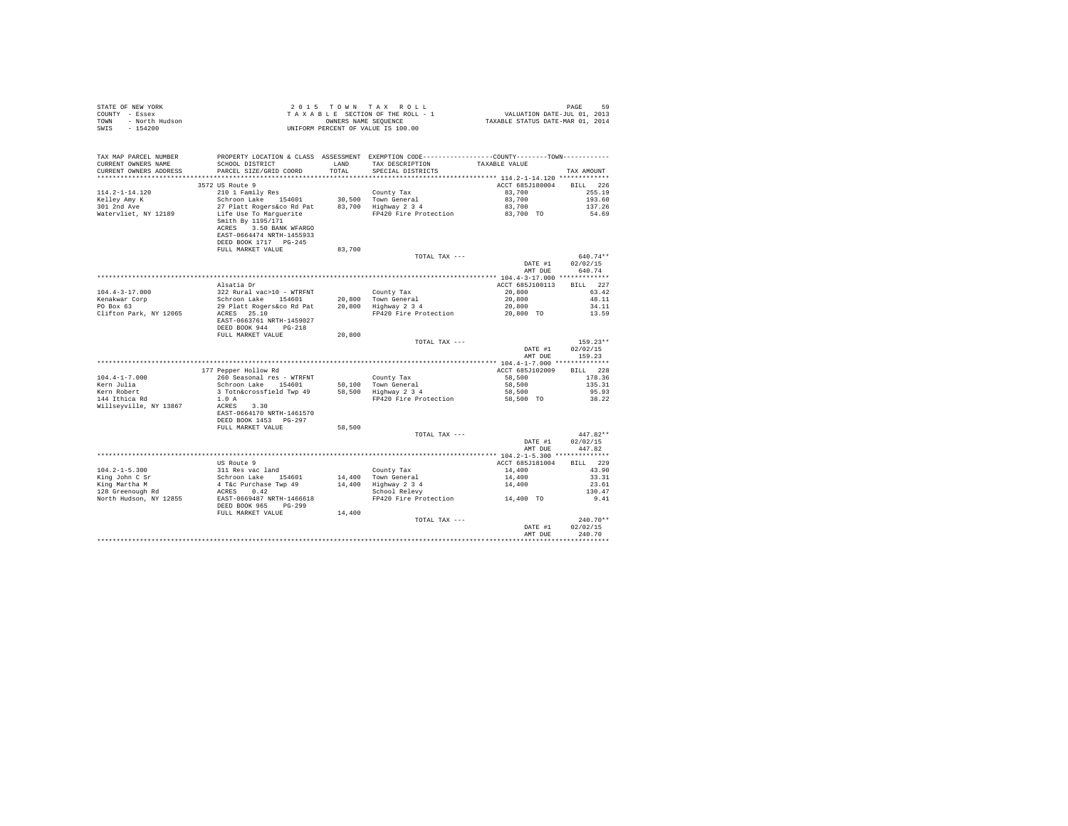STATE OF NEW YORK
COUNTY - Essex
TOWN - North Hudson
SWIS - 154200

2 0 1 5 T O W N T A X R O L L
T A X A B L E SECTION OF THE ROLL - 1
OWNERS NAME SEQUENCE
UNIFORM PERCENT OF VALUE IS 100.00

VALUATION DATE-JUL 01, 2013
TAXABLE STATUS DATE-MAR 01, 2014

| TAX MAP PARCEL NUMBER / CURRENT OWNERS NAME / CURRENT OWNERS ADDRESS | PROPERTY LOCATION & CLASS / SCHOOL DISTRICT / PARCEL SIZE/GRID COORD | ASSESSMENT LAND / TOTAL | EXEMPTION CODE / TAX DESCRIPTION / SPECIAL DISTRICTS | COUNTY / TOWN TAXABLE VALUE | TAX AMOUNT |
|---|---|---|---|---|---|
| **114.2-1-14.120** | 3572 US Route 9 | | | ACCT 685J180004 | BILL 226 |
| Kelley Amy K | 210 1 Family Res | | County Tax | 83,700 | 255.19 |
| 301 2nd Ave | Schroon Lake 154601 | 30,500 | Town General | 83,700 | 193.60 |
| Watervliet, NY 12189 | 27 Platt Rogers&co Rd Pat | 83,700 | Highway 2 3 4 | 83,700 | 137.26 |
| | Life Use To Marguerite | | FP420 Fire Protection | 83,700 TO | 54.69 |
| | Smith By 1195/171 | | | | |
| | ACRES 3.50 BANK WFARGO | | | | |
| | EAST-0664474 NRTH-1455933 | | | | |
| | DEED BOOK 1717 PG-245 | | | | |
| | FULL MARKET VALUE | 83,700 | | | |
| | | | TOTAL TAX --- | | 640.74** |
| | | | | DATE #1 | 02/02/15 |
| | | | | AMT DUE | 640.74 |
| **104.4-3-17.000** | Alsatia Dr | | | ACCT 685J100113 | BILL 227 |
| Kenakwar Corp | 322 Rural vac>10 - WTRFNT | | County Tax | 20,800 | 63.42 |
| PO Box 63 | Schroon Lake 154601 | 20,800 | Town General | 20,800 | 48.11 |
| Clifton Park, NY 12065 | 29 Platt Rogers&co Rd Pat | 20,800 | Highway 2 3 4 | 20,800 | 34.11 |
| | ACRES 25.10 | | FP420 Fire Protection | 20,800 TO | 13.59 |
| | EAST-0663761 NRTH-1459027 | | | | |
| | DEED BOOK 944 PG-218 | | | | |
| | FULL MARKET VALUE | 20,800 | | | |
| | | | TOTAL TAX --- | | 159.23** |
| | | | | DATE #1 | 02/02/15 |
| | | | | AMT DUE | 159.23 |
| **104.4-1-7.000** | 177 Pepper Hollow Rd | | | ACCT 685J102009 | BILL 228 |
| Kern Julia | 260 Seasonal res - WTRFNT | | County Tax | 58,500 | 178.36 |
| Kern Robert | Schroon Lake 154601 | 50,100 | Town General | 58,500 | 135.31 |
| 144 Ithica Rd | 3 Totn&crossfield Twp 49 | 58,500 | Highway 2 3 4 | 58,500 | 95.93 |
| Willseyville, NY 13867 | 1.0 A | | FP420 Fire Protection | 58,500 TO | 38.22 |
| | ACRES 3.30 | | | | |
| | EAST-0664170 NRTH-1461570 | | | | |
| | DEED BOOK 1453 PG-297 | | | | |
| | FULL MARKET VALUE | 58,500 | | | |
| | | | TOTAL TAX --- | | 447.82** |
| | | | | DATE #1 | 02/02/15 |
| | | | | AMT DUE | 447.82 |
| **104.2-1-5.300** | US Route 9 | | | ACCT 685J181004 | BILL 229 |
| King John C Sr | 311 Res vac land | | County Tax | 14,400 | 43.90 |
| King Martha M | Schroon Lake 154601 | 14,400 | Town General | 14,400 | 33.31 |
| 128 Greenough Rd | 4 T&c Purchase Twp 49 | 14,400 | Highway 2 3 4 | 14,400 | 23.61 |
| North Hudson, NY 12855 | ACRES 0.42 | | School Relevy | | 130.47 |
| | EAST-0669487 NRTH-1466618 | | FP420 Fire Protection | 14,400 TO | 9.41 |
| | DEED BOOK 965 PG-299 | | | | |
| | FULL MARKET VALUE | 14,400 | | | |
| | | | TOTAL TAX --- | | 240.70** |
| | | | | DATE #1 | 02/02/15 |
| | | | | AMT DUE | 240.70 |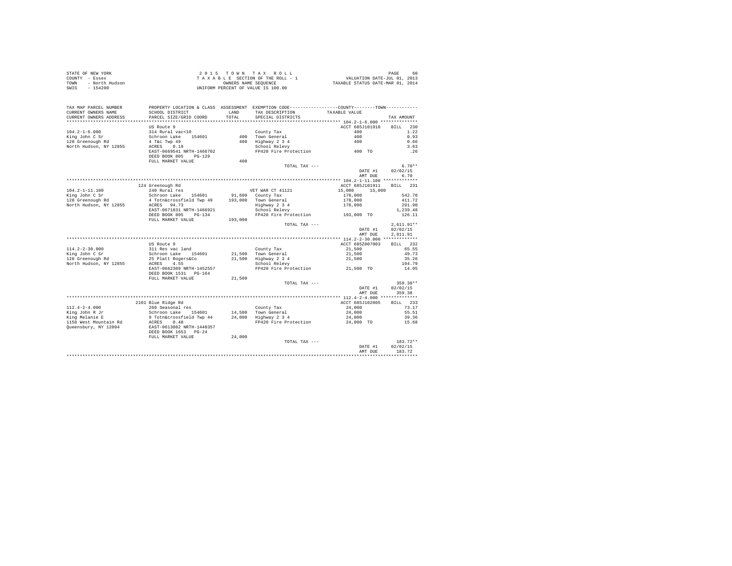STATE OF NEW YORK
COUNTY - Essex
TOWN - North Hudson
SWIS - 154200

2 0 1 5 T O W N T A X R O L L
T A X A B L E SECTION OF THE ROLL - 1
OWNERS NAME SEQUENCE
UNIFORM PERCENT OF VALUE IS 100.00

PAGE 60
VALUATION DATE-JUL 01, 2013
TAXABLE STATUS DATE-MAR 01, 2014

```
TAX MAP PARCEL NUMBER        PROPERTY LOCATION & CLASS  ASSESSMENT  EXEMPTION CODE-----------------COUNTY--------TOWN-----------
CURRENT OWNERS NAME          SCHOOL DISTRICT              LAND      TAX DESCRIPTION            TAXABLE VALUE
CURRENT OWNERS ADDRESS       PARCEL SIZE/GRID COORD       TOTAL     SPECIAL DISTRICTS                                  TAX AMOUNT
********************************************************************************************** 104.2-1-6.000 **************
                             US Route 9                                                     ACCT 685J101910     BILL  230
104.2-1-6.000                314 Rural vac<10                        County Tax                       400                1.22
King John C Sr               Schroon Lake    154601        400      Town General                     400                0.93
128 Greenough Rd             4 T&c Twp 49                  400      Highway 2 3 4                    400                0.66
North Hudson, NY 12855       ACRES    0.19                          School Relevy                                        3.63
                             EAST-0669541 NRTH-1466702              FP420 Fire Protection            400 TO               .26
                             DEED BOOK 805    PG-129
                             FULL MARKET VALUE             400
                                                                     TOTAL TAX ---                                       6.70**
                                                                                                  DATE #1     02/02/15
                                                                                                  AMT DUE         6.70
********************************************************************************************** 104.2-1-11.100 *************
                             124 Greenough Rd                                               ACCT 685J101911     BILL  231
104.2-1-11.100               240 Rural res                          VET WAR CT 41121          15,000      15,000
King John C Sr               Schroon Lake    154601      91,600     County Tax                   178,000              542.70
128 Greenough Rd             4 Totn&crossfield Twp 49   193,000     Town General                 178,000              411.72
North Hudson, NY 12855       ACRES   94.73                          Highway 2 3 4                178,000              291.90
                             EAST-0671831 NRTH-1466921              School Relevy                                    1,239.48
                             DEED BOOK 805    PG-134                FP420 Fire Protection        193,000 TO            126.11
                             FULL MARKET VALUE          193,000
                                                                     TOTAL TAX ---                                   2,611.91**
                                                                                                  DATE #1     02/02/15
                                                                                                  AMT DUE     2,611.91
********************************************************************************************** 114.2-2-30.000 *************
                             US Route 9                                                     ACCT 685Z007003     BILL  232
114.2-2-30.000               311 Res vac land                       County Tax                    21,500               65.55
King John C Sr               Schroon Lake    154601      21,500     Town General                  21,500               49.73
128 Greenough Rd             25 Platt Rogers&Co          21,500     Highway 2 3 4                 21,500               35.26
North Hudson, NY 12855       ACRES    4.55                          School Relevy                                       194.79
                             EAST-0662309 NRTH-1452557              FP420 Fire Protection         21,500 TO             14.05
                             DEED BOOK 1531   PG-164
                             FULL MARKET VALUE           21,500
                                                                     TOTAL TAX ---                                     359.38**
                                                                                                  DATE #1     02/02/15
                                                                                                  AMT DUE       359.38
********************************************************************************************** 112.4-2-4.000 **************
                             2101 Blue Ridge Rd                                             ACCT 685J102605     BILL  233
112.4-2-4.000                260 Seasonal res                       County Tax                    24,000               73.17
King John R Jr               Schroon Lake    154601      14,500     Town General                  24,000               55.51
King Melanie E               9 Totn&crossfield Twp 44    24,000     Highway 2 3 4                 24,000               39.36
1158 West Mountain Rd        ACRES    0.40                          FP420 Fire Protection         24,000 TO             15.68
Queensbury, NY 12804         EAST-0613082 NRTH-1440357
                             DEED BOOK 1653   PG-24
                             FULL MARKET VALUE           24,000
                                                                     TOTAL TAX ---                                     183.72**
                                                                                                  DATE #1     02/02/15
                                                                                                  AMT DUE       183.72
******************************************************************************************************************************
```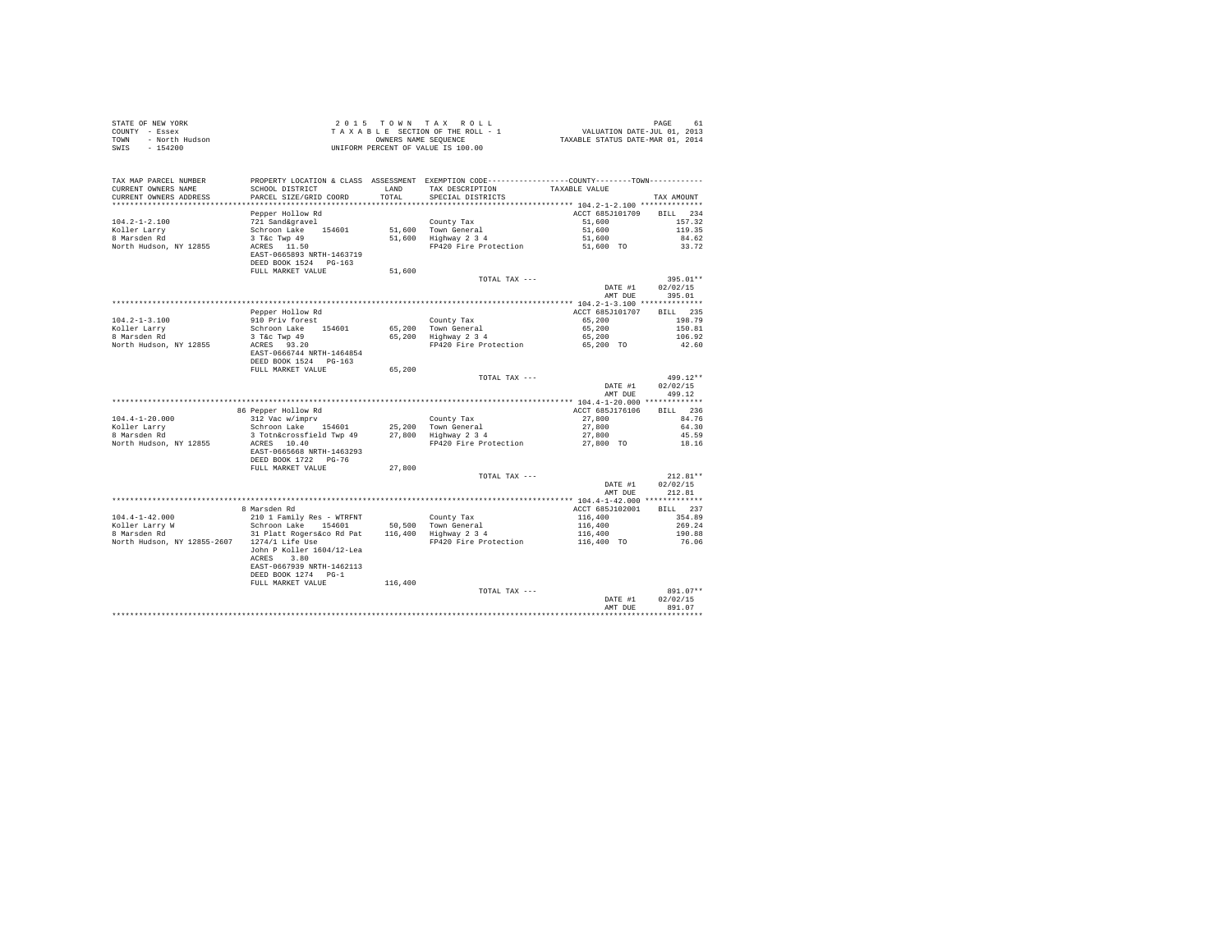STATE OF NEW YORK
COUNTY - Essex
TOWN - North Hudson
SWIS - 154200

2 0 1 5 T O W N T A X R O L L
T A X A B L E SECTION OF THE ROLL - 1
OWNERS NAME SEQUENCE
UNIFORM PERCENT OF VALUE IS 100.00

VALUATION DATE-JUL 01, 2013
TAXABLE STATUS DATE-MAR 01, 2014

| TAX MAP PARCEL NUMBER / CURRENT OWNERS NAME / CURRENT OWNERS ADDRESS | PROPERTY LOCATION & CLASS / SCHOOL DISTRICT / PARCEL SIZE/GRID COORD | ASSESSMENT LAND / TOTAL | EXEMPTION CODE / TAX DESCRIPTION / SPECIAL DISTRICTS | COUNTY--------TOWN / TAXABLE VALUE | TAX AMOUNT |
|---|---|---|---|---|---|
| **104.2-1-2.100** | Pepper Hollow Rd | | | ACCT 685J101709 | BILL 234 |
| 104.2-1-2.100 | 721 Sand&gravel | | County Tax | 51,600 | 157.32 |
| Koller Larry | Schroon Lake 154601 | 51,600 | Town General | 51,600 | 119.35 |
| 8 Marsden Rd | 3 T&c Twp 49 | 51,600 | Highway 2 3 4 | 51,600 | 84.62 |
| North Hudson, NY 12855 | ACRES 11.50 | | FP420 Fire Protection | 51,600 TO | 33.72 |
| | EAST-0665893 NRTH-1463719 | | | | |
| | DEED BOOK 1524 PG-163 | | | | |
| | FULL MARKET VALUE | 51,600 | | | |
| | | | TOTAL TAX --- | | 395.01** |
| | | | | DATE #1 | 02/02/15 |
| | | | | AMT DUE | 395.01 |
| **104.2-1-3.100** | Pepper Hollow Rd | | | ACCT 685J101707 | BILL 235 |
| 104.2-1-3.100 | 910 Priv forest | | County Tax | 65,200 | 198.79 |
| Koller Larry | Schroon Lake 154601 | 65,200 | Town General | 65,200 | 150.81 |
| 8 Marsden Rd | 3 T&c Twp 49 | 65,200 | Highway 2 3 4 | 65,200 | 106.92 |
| North Hudson, NY 12855 | ACRES 93.20 | | FP420 Fire Protection | 65,200 TO | 42.60 |
| | EAST-0666744 NRTH-1464854 | | | | |
| | DEED BOOK 1524 PG-163 | | | | |
| | FULL MARKET VALUE | 65,200 | | | |
| | | | TOTAL TAX --- | | 499.12** |
| | | | | DATE #1 | 02/02/15 |
| | | | | AMT DUE | 499.12 |
| **104.4-1-20.000** | 86 Pepper Hollow Rd | | | ACCT 685J176106 | BILL 236 |
| 104.4-1-20.000 | 312 Vac w/imprv | | County Tax | 27,800 | 84.76 |
| Koller Larry | Schroon Lake 154601 | 25,200 | Town General | 27,800 | 64.30 |
| 8 Marsden Rd | 3 Totn&crossfield Twp 49 | 27,800 | Highway 2 3 4 | 27,800 | 45.59 |
| North Hudson, NY 12855 | ACRES 10.40 | | FP420 Fire Protection | 27,800 TO | 18.16 |
| | EAST-0665668 NRTH-1463293 | | | | |
| | DEED BOOK 1722 PG-76 | | | | |
| | FULL MARKET VALUE | 27,800 | | | |
| | | | TOTAL TAX --- | | 212.81** |
| | | | | DATE #1 | 02/02/15 |
| | | | | AMT DUE | 212.81 |
| **104.4-1-42.000** | 8 Marsden Rd | | | ACCT 685J102001 | BILL 237 |
| 104.4-1-42.000 | 210 1 Family Res - WTRFNT | | County Tax | 116,400 | 354.89 |
| Koller Larry W | Schroon Lake 154601 | 50,500 | Town General | 116,400 | 269.24 |
| 8 Marsden Rd | 31 Platt Rogers&co Rd Pat | 116,400 | Highway 2 3 4 | 116,400 | 190.88 |
| North Hudson, NY 12855-2607 | 1274/1 Life Use | | FP420 Fire Protection | 116,400 TO | 76.06 |
| | John P Koller 1604/12-Lea | | | | |
| | ACRES 3.80 | | | | |
| | EAST-0667939 NRTH-1462113 | | | | |
| | DEED BOOK 1274 PG-1 | | | | |
| | FULL MARKET VALUE | 116,400 | | | |
| | | | TOTAL TAX --- | | 891.07** |
| | | | | DATE #1 | 02/02/15 |
| | | | | AMT DUE | 891.07 |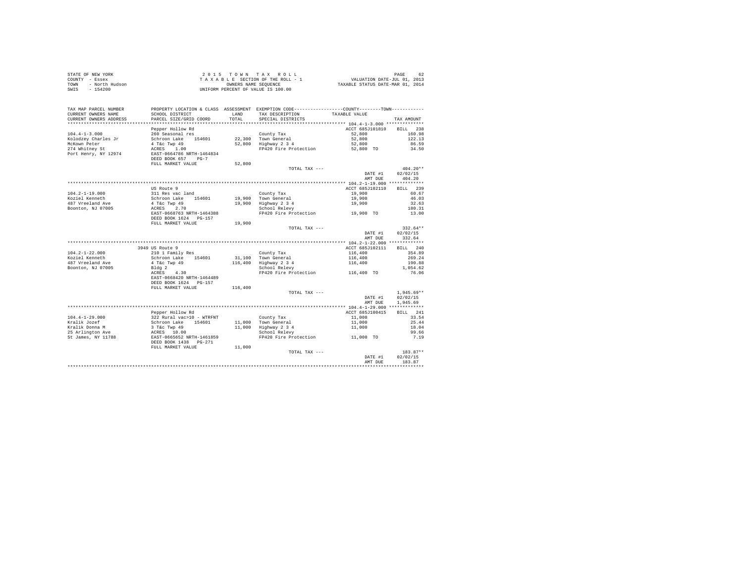STATE OF NEW YORK
COUNTY - Essex
TOWN - North Hudson
SWIS - 154200

2 0 1 5 T O W N T A X R O L L
T A X A B L E SECTION OF THE ROLL - 1
OWNERS NAME SEQUENCE
UNIFORM PERCENT OF VALUE IS 100.00

VALUATION DATE-JUL 01, 2013
TAXABLE STATUS DATE-MAR 01, 2014

| TAX MAP PARCEL NUMBER / CURRENT OWNERS NAME / CURRENT OWNERS ADDRESS | PROPERTY LOCATION & CLASS / SCHOOL DISTRICT / PARCEL SIZE/GRID COORD | ASSESSMENT LAND / TOTAL | EXEMPTION CODE / TAX DESCRIPTION / SPECIAL DISTRICTS | TAXABLE VALUE | TAX AMOUNT |
|---|---|---|---|---|---|
| 104.4-1-3.000 | Pepper Hollow Rd | | | ACCT 685J101810 | BILL 238 |
| Kolodzey Charles Jr | 260 Seasonal res | | County Tax | 52,800 | 160.98 |
| McKown Peter | Schroon Lake 154601 | 22,300 | Town General | 52,800 | 122.13 |
| 274 Whitney St | 4 T&c Twp 49 | 52,800 | Highway 2 3 4 | 52,800 | 86.59 |
| Port Henry, NY 12974 | ACRES 1.00 | | FP420 Fire Protection | 52,800 TO | 34.50 |
| | EAST-0664786 NRTH-1464834 | | | | |
| | DEED BOOK 657 PG-7 | | | | |
| | FULL MARKET VALUE | 52,800 | | | |
| | | | TOTAL TAX --- | | 404.20** |
| | | | | DATE #1 | 02/02/15 |
| | | | | AMT DUE | 404.20 |
| 104.2-1-19.000 | US Route 9 | | | ACCT 685J102110 | BILL 239 |
| Koziel Kenneth | 311 Res vac land | | County Tax | 19,900 | 60.67 |
| 487 Vreeland Ave | Schroon Lake 154601 | 19,900 | Town General | 19,900 | 46.03 |
| Boonton, NJ 07005 | 4 T&c Twp 49 | 19,900 | Highway 2 3 4 | 19,900 | 32.63 |
| | ACRES 2.70 | | School Relevy | | 180.31 |
| | EAST-0668763 NRTH-1464388 | | FP420 Fire Protection | 19,900 TO | 13.00 |
| | DEED BOOK 1624 PG-157 | | | | |
| | FULL MARKET VALUE | 19,900 | | | |
| | | | TOTAL TAX --- | | 332.64** |
| | | | | DATE #1 | 02/02/15 |
| | | | | AMT DUE | 332.64 |
| 104.2-1-22.000 | 3949 US Route 9 | | | ACCT 685J102111 | BILL 240 |
| Koziel Kenneth | 210 1 Family Res | | County Tax | 116,400 | 354.89 |
| 487 Vreeland Ave | Schroon Lake 154601 | 31,100 | Town General | 116,400 | 269.24 |
| Boonton, NJ 07005 | 4 T&c Twp 49 | 116,400 | Highway 2 3 4 | 116,400 | 190.88 |
| | Bldg 2 | | School Relevy | | 1,054.62 |
| | ACRES 4.30 | | FP420 Fire Protection | 116,400 TO | 76.06 |
| | EAST-0668420 NRTH-1464489 | | | | |
| | DEED BOOK 1624 PG-157 | | | | |
| | FULL MARKET VALUE | 116,400 | | | |
| | | | TOTAL TAX --- | | 1,945.69** |
| | | | | DATE #1 | 02/02/15 |
| | | | | AMT DUE | 1,945.69 |
| 104.4-1-29.000 | Pepper Hollow Rd | | | ACCT 685J100415 | BILL 241 |
| Kralik Jozef | 322 Rural vac>10 - WTRFNT | | County Tax | 11,000 | 33.54 |
| Kralik Donna M | Schroon Lake 154601 | 11,000 | Town General | 11,000 | 25.44 |
| 25 Arlington Ave | 3 T&c Twp 49 | 11,000 | Highway 2 3 4 | 11,000 | 18.04 |
| St James, NY 11788 | ACRES 10.00 | | School Relevy | | 99.66 |
| | EAST-0665652 NRTH-1461859 | | FP420 Fire Protection | 11,000 TO | 7.19 |
| | DEED BOOK 1438 PG-271 | | | | |
| | FULL MARKET VALUE | 11,000 | | | |
| | | | TOTAL TAX --- | | 183.87** |
| | | | | DATE #1 | 02/02/15 |
| | | | | AMT DUE | 183.87 |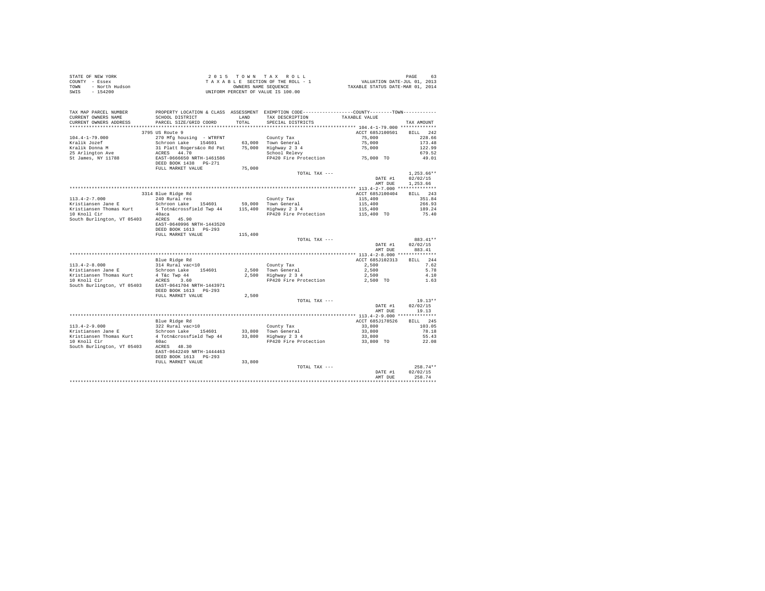STATE OF NEW YORK
COUNTY - Essex
TOWN - North Hudson
SWIS - 154200

2 0 1 5 T O W N T A X R O L L
T A X A B L E SECTION OF THE ROLL - 1
OWNERS NAME SEQUENCE
UNIFORM PERCENT OF VALUE IS 100.00

VALUATION DATE-JUL 01, 2013
TAXABLE STATUS DATE-MAR 01, 2014

| TAX MAP PARCEL NUMBER / CURRENT OWNERS NAME / CURRENT OWNERS ADDRESS | PROPERTY LOCATION & CLASS / SCHOOL DISTRICT / PARCEL SIZE/GRID COORD | ASSESSMENT LAND / TOTAL | EXEMPTION CODE / TAX DESCRIPTION / SPECIAL DISTRICTS | COUNTY / TOWN TAXABLE VALUE | TAX AMOUNT |
|---|---|---|---|---|---|
| **104.4-1-79.000** | 3795 US Route 9 | | | ACCT 685J100501 | BILL 242 |
| 104.4-1-79.000 | 270 Mfg housing - WTRFNT | | County Tax | 75,000 | 228.66 |
| Kralik Jozef | Schroon Lake 154601 | 63,000 | Town General | 75,000 | 173.48 |
| Kralik Donna M | 31 Platt Rogers&co Rd Pat | 75,000 | Highway 2 3 4 | 75,000 | 122.99 |
| 25 Arlington Ave | ACRES 44.70 | | School Relevy | | 679.52 |
| St James, NY 11788 | EAST-0666650 NRTH-1461586 | | FP420 Fire Protection | 75,000 TO | 49.01 |
| | DEED BOOK 1438 PG-271 | | | | |
| | FULL MARKET VALUE | 75,000 | | | |
| | | | TOTAL TAX --- | | 1,253.66** |
| | | | | DATE #1 | 02/02/15 |
| | | | | AMT DUE | 1,253.66 |
| **113.4-2-7.000** | 3314 Blue Ridge Rd | | | ACCT 685J100404 | BILL 243 |
| 113.4-2-7.000 | 240 Rural res | | County Tax | 115,400 | 351.84 |
| Kristiansen Jane E | Schroon Lake 154601 | 59,000 | Town General | 115,400 | 266.93 |
| Kristiansen Thomas Kurt | 4 Totn&crossfield Twp 44 | 115,400 | Highway 2 3 4 | 115,400 | 189.24 |
| 10 Knoll Cir | 40aca | | FP420 Fire Protection | 115,400 TO | 75.40 |
| South Burlington, VT 05403 | ACRES 45.90 | | | | |
| | EAST-0640996 NRTH-1443520 | | | | |
| | DEED BOOK 1613 PG-293 | | | | |
| | FULL MARKET VALUE | 115,400 | | | |
| | | | TOTAL TAX --- | | 883.41** |
| | | | | DATE #1 | 02/02/15 |
| | | | | AMT DUE | 883.41 |
| **113.4-2-8.000** | Blue Ridge Rd | | | ACCT 685J102313 | BILL 244 |
| 113.4-2-8.000 | 314 Rural vac<10 | | County Tax | 2,500 | 7.62 |
| Kristiansen Jane E | Schroon Lake 154601 | 2,500 | Town General | 2,500 | 5.78 |
| Kristiansen Thomas Kurt | 4 T&c Twp 44 | 2,500 | Highway 2 3 4 | 2,500 | 4.10 |
| 10 Knoll Cir | ACRES 3.60 | | FP420 Fire Protection | 2,500 TO | 1.63 |
| South Burlington, VT 05403 | EAST-0641704 NRTH-1443971 | | | | |
| | DEED BOOK 1613 PG-293 | | | | |
| | FULL MARKET VALUE | 2,500 | | | |
| | | | TOTAL TAX --- | | 19.13** |
| | | | | DATE #1 | 02/02/15 |
| | | | | AMT DUE | 19.13 |
| **113.4-2-9.000** | Blue Ridge Rd | | | ACCT 685J178526 | BILL 245 |
| 113.4-2-9.000 | 322 Rural vac>10 | | County Tax | 33,800 | 103.05 |
| Kristiansen Jane E | Schroon Lake 154601 | 33,800 | Town General | 33,800 | 78.18 |
| Kristiansen Thomas Kurt | 4 Totn&crossfield Twp 44 | 33,800 | Highway 2 3 4 | 33,800 | 55.43 |
| 10 Knoll Cir | 60ac | | FP420 Fire Protection | 33,800 TO | 22.08 |
| South Burlington, VT 05403 | ACRES 48.30 | | | | |
| | EAST-0642249 NRTH-1444463 | | | | |
| | DEED BOOK 1613 PG-293 | | | | |
| | FULL MARKET VALUE | 33,800 | | | |
| | | | TOTAL TAX --- | | 258.74** |
| | | | | DATE #1 | 02/02/15 |
| | | | | AMT DUE | 258.74 |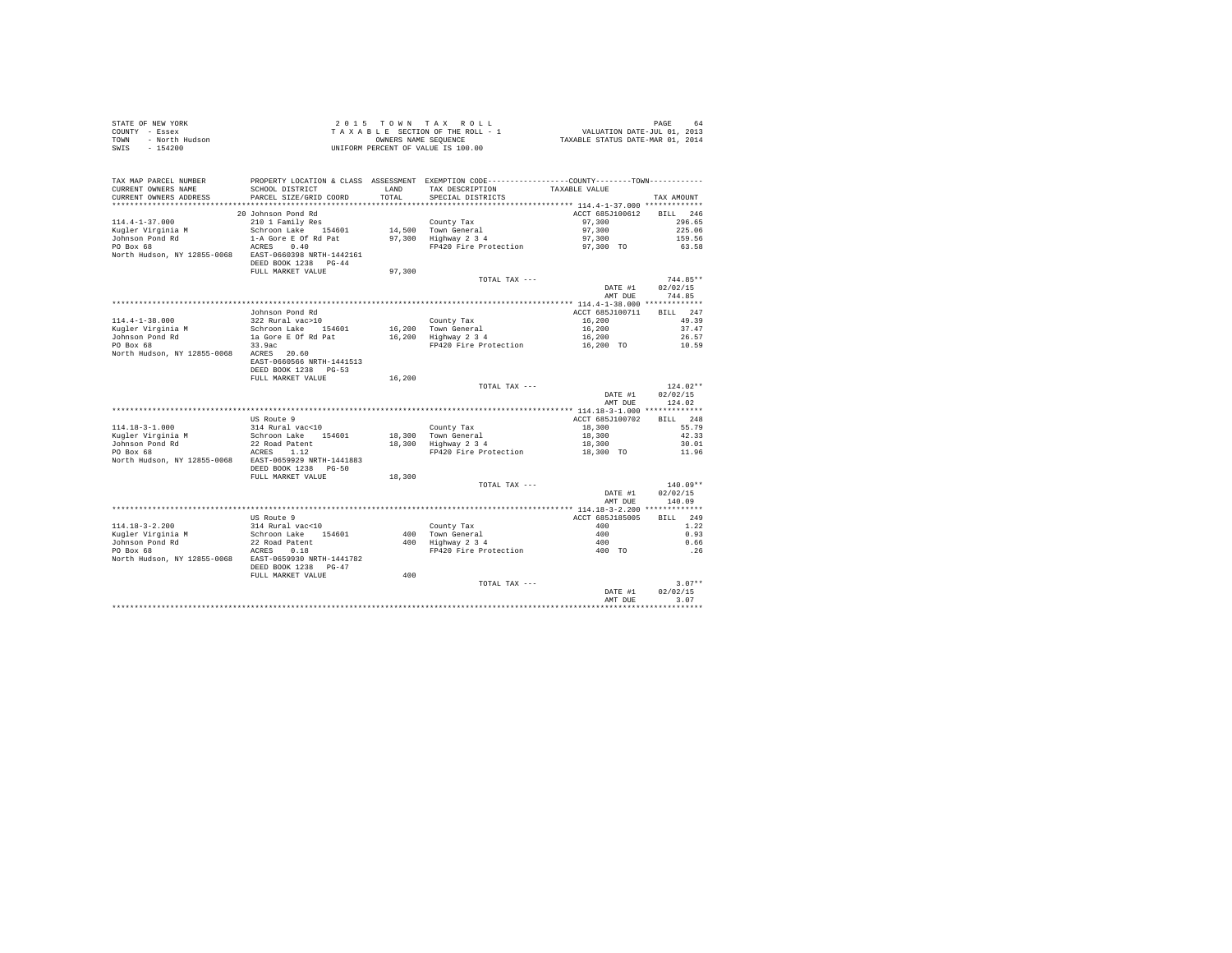STATE OF NEW YORK
COUNTY - Essex
TOWN - North Hudson
SWIS - 154200

2 0 1 5 T O W N T A X R O L L
T A X A B L E SECTION OF THE ROLL - 1
OWNERS NAME SEQUENCE
UNIFORM PERCENT OF VALUE IS 100.00

VALUATION DATE-JUL 01, 2013
TAXABLE STATUS DATE-MAR 01, 2014

| TAX MAP PARCEL NUMBER / CURRENT OWNERS NAME / CURRENT OWNERS ADDRESS | PROPERTY LOCATION & CLASS / SCHOOL DISTRICT / PARCEL SIZE/GRID COORD | ASSESSMENT LAND / TOTAL | EXEMPTION CODE / TAX DESCRIPTION / SPECIAL DISTRICTS | COUNTY--------TOWN TAXABLE VALUE | TAX AMOUNT |
|---|---|---|---|---|---|
| 114.4-1-37.000 | 20 Johnson Pond Rd | | | ACCT 685J100612 | BILL 246 |
| 114.4-1-37.000 | 210 1 Family Res | | County Tax | 97,300 | 296.65 |
| Kugler Virginia M | Schroon Lake 154601 | 14,500 | Town General | 97,300 | 225.06 |
| Johnson Pond Rd | 1-A Gore E Of Rd Pat | 97,300 | Highway 2 3 4 | 97,300 | 159.56 |
| PO Box 68 | ACRES 0.40 | | FP420 Fire Protection | 97,300 TO | 63.58 |
| North Hudson, NY 12855-0068 | EAST-0660398 NRTH-1442161 | | | | |
| | DEED BOOK 1238 PG-44 | | | | |
| | FULL MARKET VALUE | 97,300 | | | |
| | | | TOTAL TAX --- | | 744.85** |
| | | | | DATE #1 | 02/02/15 |
| | | | | AMT DUE | 744.85 |
| 114.4-1-38.000 | Johnson Pond Rd | | | ACCT 685J100711 | BILL 247 |
| 114.4-1-38.000 | 322 Rural vac>10 | | County Tax | 16,200 | 49.39 |
| Kugler Virginia M | Schroon Lake 154601 | 16,200 | Town General | 16,200 | 37.47 |
| Johnson Pond Rd | 1a Gore E Of Rd Pat | 16,200 | Highway 2 3 4 | 16,200 | 26.57 |
| PO Box 68 | 33.9ac | | FP420 Fire Protection | 16,200 TO | 10.59 |
| North Hudson, NY 12855-0068 | ACRES 20.60 | | | | |
| | EAST-0660566 NRTH-1441513 | | | | |
| | DEED BOOK 1238 PG-53 | | | | |
| | FULL MARKET VALUE | 16,200 | | | |
| | | | TOTAL TAX --- | | 124.02** |
| | | | | DATE #1 | 02/02/15 |
| | | | | AMT DUE | 124.02 |
| 114.18-3-1.000 | US Route 9 | | | ACCT 685J100702 | BILL 248 |
| 114.18-3-1.000 | 314 Rural vac<10 | | County Tax | 18,300 | 55.79 |
| Kugler Virginia M | Schroon Lake 154601 | 18,300 | Town General | 18,300 | 42.33 |
| Johnson Pond Rd | 22 Road Patent | 18,300 | Highway 2 3 4 | 18,300 | 30.01 |
| PO Box 68 | ACRES 1.12 | | FP420 Fire Protection | 18,300 TO | 11.96 |
| North Hudson, NY 12855-0068 | EAST-0659929 NRTH-1441883 | | | | |
| | DEED BOOK 1238 PG-50 | | | | |
| | FULL MARKET VALUE | 18,300 | | | |
| | | | TOTAL TAX --- | | 140.09** |
| | | | | DATE #1 | 02/02/15 |
| | | | | AMT DUE | 140.09 |
| 114.18-3-2.200 | US Route 9 | | | ACCT 685J185005 | BILL 249 |
| 114.18-3-2.200 | 314 Rural vac<10 | | County Tax | 400 | 1.22 |
| Kugler Virginia M | Schroon Lake 154601 | 400 | Town General | 400 | 0.93 |
| Johnson Pond Rd | 22 Road Patent | 400 | Highway 2 3 4 | 400 | 0.66 |
| PO Box 68 | ACRES 0.18 | | FP420 Fire Protection | 400 TO | .26 |
| North Hudson, NY 12855-0068 | EAST-0659930 NRTH-1441782 | | | | |
| | DEED BOOK 1238 PG-47 | | | | |
| | FULL MARKET VALUE | 400 | | | |
| | | | TOTAL TAX --- | | 3.07** |
| | | | | DATE #1 | 02/02/15 |
| | | | | AMT DUE | 3.07 |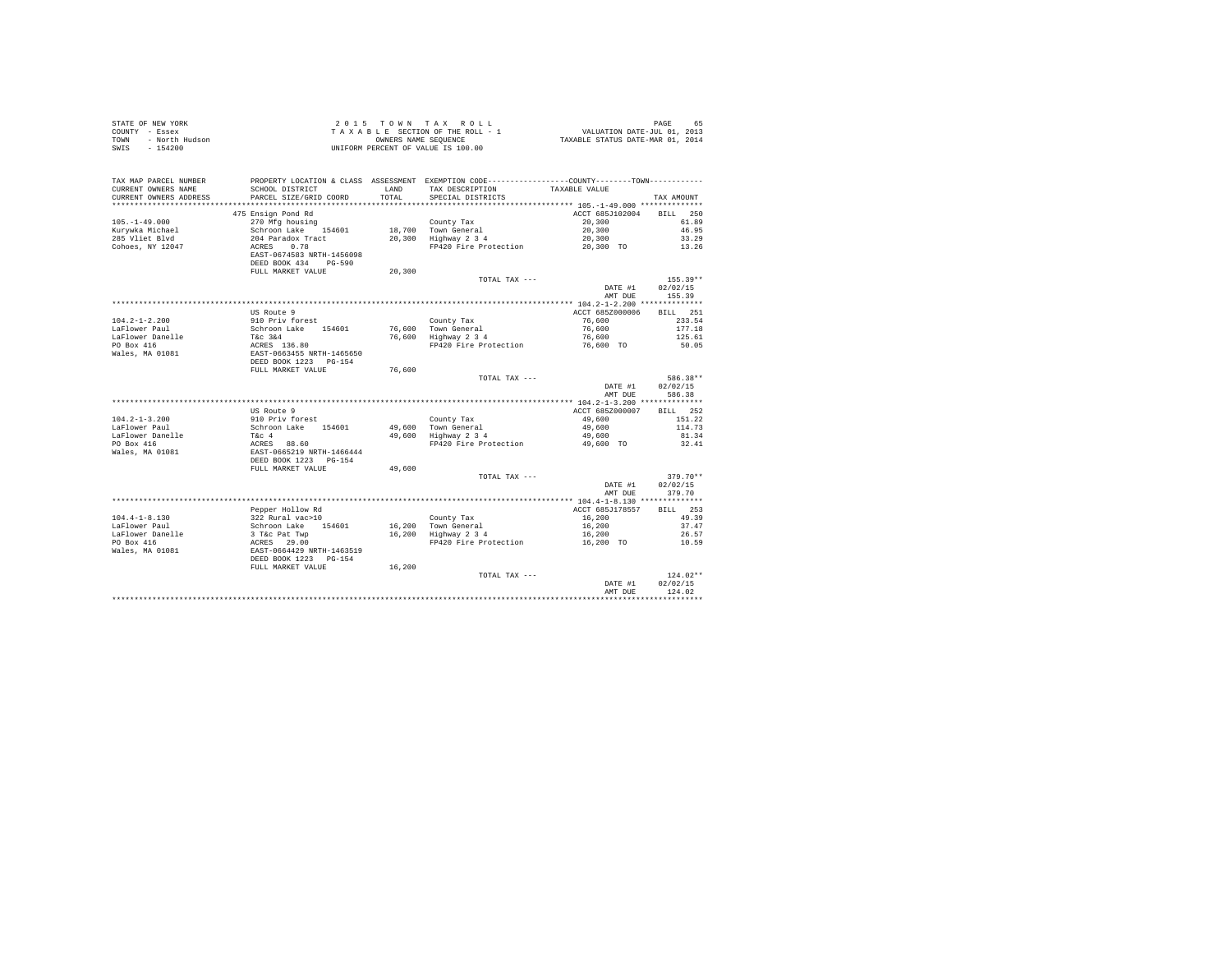STATE OF NEW YORK
COUNTY - Essex
TOWN - North Hudson
SWIS - 154200

2015 TOWN TAX ROLL
TAXABLE SECTION OF THE ROLL - 1
OWNERS NAME SEQUENCE
UNIFORM PERCENT OF VALUE IS 100.00

VALUATION DATE-JUL 01, 2013
TAXABLE STATUS DATE-MAR 01, 2014

| TAX MAP PARCEL NUMBER / CURRENT OWNERS NAME / CURRENT OWNERS ADDRESS | PROPERTY LOCATION & CLASS / SCHOOL DISTRICT / PARCEL SIZE/GRID COORD | ASSESSMENT LAND / TOTAL | EXEMPTION CODE / TAX DESCRIPTION / SPECIAL DISTRICTS | COUNTY / TOWN TAXABLE VALUE | TAX AMOUNT |
|---|---|---|---|---|---|
| **105.-1-49.000** | 475 Ensign Pond Rd | | | ACCT 685J102004 | BILL 250 |
| 105.-1-49.000 | 270 Mfg housing | | County Tax | 20,300 | 61.89 |
| Kurywka Michael | Schroon Lake 154601 | 18,700 | Town General | 20,300 | 46.95 |
| 285 Vliet Blvd | 204 Paradox Tract | 20,300 | Highway 2 3 4 | 20,300 | 33.29 |
| Cohoes, NY 12047 | ACRES 0.78 | | FP420 Fire Protection | 20,300 TO | 13.26 |
| | EAST-0674583 NRTH-1456098 | | | | |
| | DEED BOOK 434 PG-590 | | | | |
| | FULL MARKET VALUE | 20,300 | | | |
| | | | TOTAL TAX --- | | 155.39** |
| | | | | DATE #1 | 02/02/15 |
| | | | | AMT DUE | 155.39 |
| **104.2-1-2.200** | US Route 9 | | | ACCT 685Z000006 | BILL 251 |
| 104.2-1-2.200 | 910 Priv forest | | County Tax | 76,600 | 233.54 |
| LaFlower Paul | Schroon Lake 154601 | 76,600 | Town General | 76,600 | 177.18 |
| LaFlower Danelle | T&c 3&4 | 76,600 | Highway 2 3 4 | 76,600 | 125.61 |
| PO Box 416 | ACRES 136.80 | | FP420 Fire Protection | 76,600 TO | 50.05 |
| Wales, MA 01081 | EAST-0663455 NRTH-1465650 | | | | |
| | DEED BOOK 1223 PG-154 | | | | |
| | FULL MARKET VALUE | 76,600 | | | |
| | | | TOTAL TAX --- | | 586.38** |
| | | | | DATE #1 | 02/02/15 |
| | | | | AMT DUE | 586.38 |
| **104.2-1-3.200** | US Route 9 | | | ACCT 685Z000007 | BILL 252 |
| 104.2-1-3.200 | 910 Priv forest | | County Tax | 49,600 | 151.22 |
| LaFlower Paul | Schroon Lake 154601 | 49,600 | Town General | 49,600 | 114.73 |
| LaFlower Danelle | T&c 4 | 49,600 | Highway 2 3 4 | 49,600 | 81.34 |
| PO Box 416 | ACRES 88.60 | | FP420 Fire Protection | 49,600 TO | 32.41 |
| Wales, MA 01081 | EAST-0665219 NRTH-1466444 | | | | |
| | DEED BOOK 1223 PG-154 | | | | |
| | FULL MARKET VALUE | 49,600 | | | |
| | | | TOTAL TAX --- | | 379.70** |
| | | | | DATE #1 | 02/02/15 |
| | | | | AMT DUE | 379.70 |
| **104.4-1-8.130** | Pepper Hollow Rd | | | ACCT 685J178557 | BILL 253 |
| 104.4-1-8.130 | 322 Rural vac>10 | | County Tax | 16,200 | 49.39 |
| LaFlower Paul | Schroon Lake 154601 | 16,200 | Town General | 16,200 | 37.47 |
| LaFlower Danelle | 3 T&c Pat Twp | 16,200 | Highway 2 3 4 | 16,200 | 26.57 |
| PO Box 416 | ACRES 29.00 | | FP420 Fire Protection | 16,200 TO | 10.59 |
| Wales, MA 01081 | EAST-0664429 NRTH-1463519 | | | | |
| | DEED BOOK 1223 PG-154 | | | | |
| | FULL MARKET VALUE | 16,200 | | | |
| | | | TOTAL TAX --- | | 124.02** |
| | | | | DATE #1 | 02/02/15 |
| | | | | AMT DUE | 124.02 |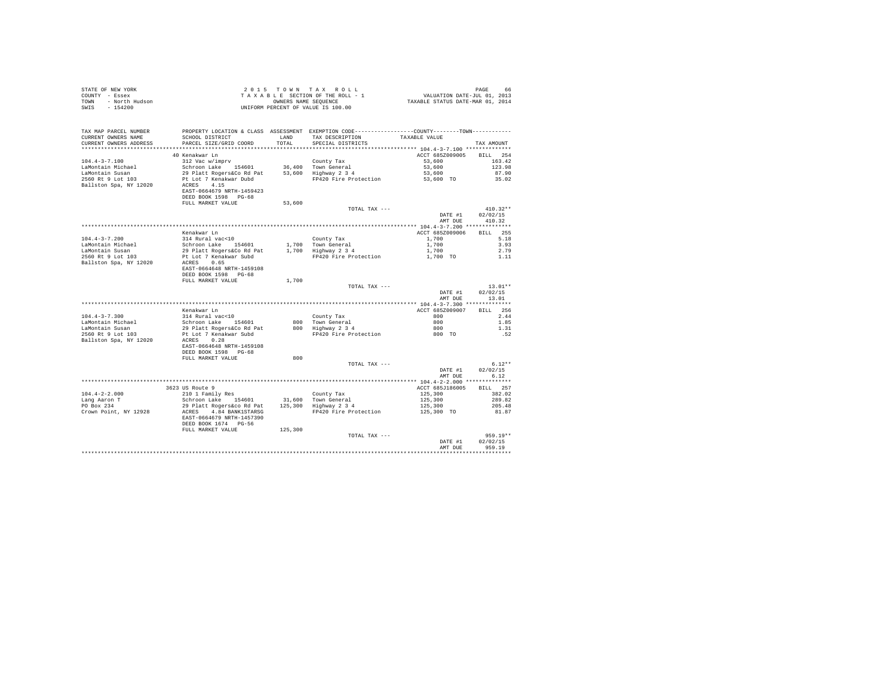STATE OF NEW YORK
COUNTY - Essex
TOWN - North Hudson
SWIS - 154200

2 0 1 5 T O W N T A X R O L L
T A X A B L E SECTION OF THE ROLL - 1
OWNERS NAME SEQUENCE
UNIFORM PERCENT OF VALUE IS 100.00

VALUATION DATE-JUL 01, 2013
TAXABLE STATUS DATE-MAR 01, 2014

| TAX MAP PARCEL NUMBER / CURRENT OWNERS NAME / CURRENT OWNERS ADDRESS | PROPERTY LOCATION & CLASS / SCHOOL DISTRICT / PARCEL SIZE/GRID COORD | ASSESSMENT LAND / TOTAL | EXEMPTION CODE / TAX DESCRIPTION / SPECIAL DISTRICTS | COUNTY / TOWN TAXABLE VALUE | TAX AMOUNT |
|---|---|---|---|---|---|
| 104.4-3-7.100 | 40 Kenakwar Ln | | | ACCT 685Z009005 | BILL 254 |
| | 312 Vac w/imprv | | County Tax | 53,600 | 163.42 |
| LaMontain Michael | Schroon Lake 154601 | 36,400 | Town General | 53,600 | 123.98 |
| LaMontain Susan | 29 Platt Rogers&Co Rd Pat | 53,600 | Highway 2 3 4 | 53,600 | 87.90 |
| 2560 Rt 9 Lot 103 | Pt Lot 7 Kenakwar Dubd | | FP420 Fire Protection | 53,600 TO | 35.02 |
| Ballston Spa, NY 12020 | ACRES 4.15 | | | | |
| | EAST-0664679 NRTH-1459423 | | | | |
| | DEED BOOK 1598 PG-68 | | | | |
| | FULL MARKET VALUE | 53,600 | | | |
| | | | TOTAL TAX --- | | 410.32** |
| | | | | DATE #1 | 02/02/15 |
| | | | | AMT DUE | 410.32 |
| 104.4-3-7.200 | Kenakwar Ln | | | ACCT 685Z009006 | BILL 255 |
| | 314 Rural vac<10 | | County Tax | 1,700 | 5.18 |
| LaMontain Michael | Schroon Lake 154601 | 1,700 | Town General | 1,700 | 3.93 |
| LaMontain Susan | 29 Platt Rogers&Co Rd Pat | 1,700 | Highway 2 3 4 | 1,700 | 2.79 |
| 2560 Rt 9 Lot 103 | Pt Lot 7 Kenakwar Subd | | FP420 Fire Protection | 1,700 TO | 1.11 |
| Ballston Spa, NY 12020 | ACRES 0.65 | | | | |
| | EAST-0664648 NRTH-1459108 | | | | |
| | DEED BOOK 1598 PG-68 | | | | |
| | FULL MARKET VALUE | 1,700 | | | |
| | | | TOTAL TAX --- | | 13.01** |
| | | | | DATE #1 | 02/02/15 |
| | | | | AMT DUE | 13.01 |
| 104.4-3-7.300 | Kenakwar Ln | | | ACCT 685Z009007 | BILL 256 |
| | 314 Rural vac<10 | | County Tax | 800 | 2.44 |
| LaMontain Michael | Schroon Lake 154601 | 800 | Town General | 800 | 1.85 |
| LaMontain Susan | 29 Platt Rogers&Co Rd Pat | 800 | Highway 2 3 4 | 800 | 1.31 |
| 2560 Rt 9 Lot 103 | Pt Lot 7 Kenakwar Subd | | FP420 Fire Protection | 800 TO | .52 |
| Ballston Spa, NY 12020 | ACRES 0.28 | | | | |
| | EAST-0664648 NRTH-1459108 | | | | |
| | DEED BOOK 1598 PG-68 | | | | |
| | FULL MARKET VALUE | 800 | | | |
| | | | TOTAL TAX --- | | 6.12** |
| | | | | DATE #1 | 02/02/15 |
| | | | | AMT DUE | 6.12 |
| 104.4-2-2.000 | 3623 US Route 9 | | | ACCT 685J186005 | BILL 257 |
| | 210 1 Family Res | | County Tax | 125,300 | 382.02 |
| Lang Aaron T | Schroon Lake 154601 | 31,600 | Town General | 125,300 | 289.82 |
| PO Box 234 | 29 Platt Rogers&co Rd Pat | 125,300 | Highway 2 3 4 | 125,300 | 205.48 |
| Crown Point, NY 12928 | ACRES 4.84 BANK1STARSG | | FP420 Fire Protection | 125,300 TO | 81.87 |
| | EAST-0664679 NRTH-1457390 | | | | |
| | DEED BOOK 1674 PG-56 | | | | |
| | FULL MARKET VALUE | 125,300 | | | |
| | | | TOTAL TAX --- | | 959.19** |
| | | | | DATE #1 | 02/02/15 |
| | | | | AMT DUE | 959.19 |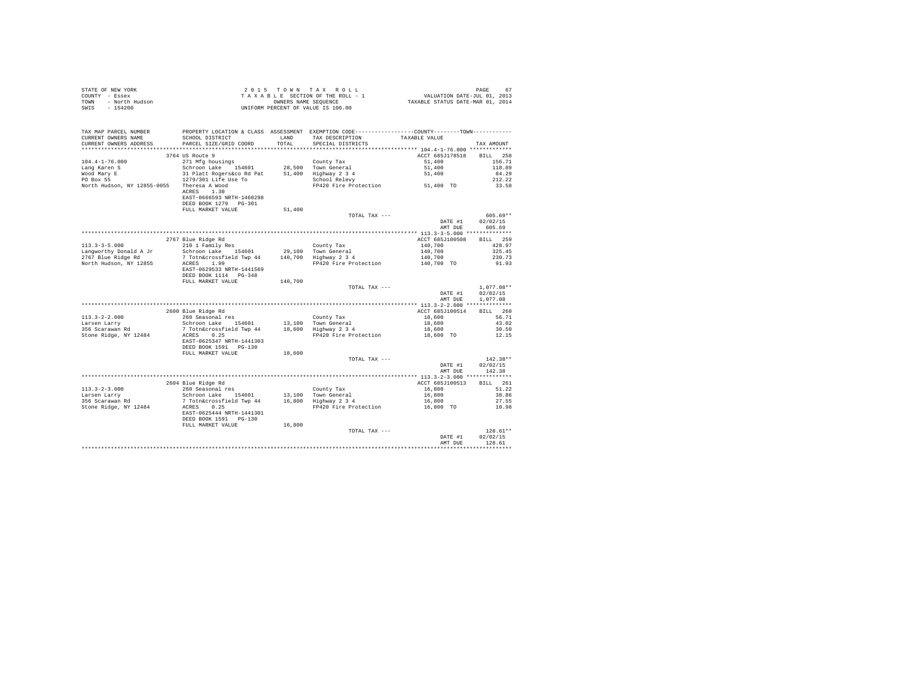STATE OF NEW YORK
COUNTY - Essex
TOWN - North Hudson
SWIS - 154200

2 0 1 5 T O W N T A X R O L L
T A X A B L E SECTION OF THE ROLL - 1
OWNERS NAME SEQUENCE
UNIFORM PERCENT OF VALUE IS 100.00

VALUATION DATE-JUL 01, 2013
TAXABLE STATUS DATE-MAR 01, 2014

| TAX MAP PARCEL NUMBER / CURRENT OWNERS NAME / CURRENT OWNERS ADDRESS | PROPERTY LOCATION & CLASS / SCHOOL DISTRICT / PARCEL SIZE/GRID COORD | ASSESSMENT LAND / TOTAL | EXEMPTION CODE / TAX DESCRIPTION / SPECIAL DISTRICTS | COUNTY / TOWN TAXABLE VALUE | TAX AMOUNT |
|---|---|---|---|---|---|
| **104.4-1-76.000** | 3764 US Route 9 | | | ACCT 685J178518 | BILL 258 |
| 104.4-1-76.000 | 271 Mfg housings | | County Tax | 51,400 | 156.71 |
| Lang Karen S | Schroon Lake 154601 | 28,500 | Town General | 51,400 | 118.89 |
| Wood Mary E | 31 Platt Rogers&co Rd Pat | 51,400 | Highway 2 3 4 | 51,400 | 84.29 |
| PO Box 55 | 1279/301 Life Use To | | School Relevy | | 212.22 |
| North Hudson, NY 12855-0055 | Theresa A Wood | | FP420 Fire Protection | 51,400 TO | 33.58 |
| | ACRES 1.30 | | | | |
| | EAST-0666593 NRTH-1460298 | | | | |
| | DEED BOOK 1279 PG-301 | | | | |
| | FULL MARKET VALUE | 51,400 | | | |
| | | | TOTAL TAX --- | | 605.69** |
| | | | | DATE #1 | 02/02/15 |
| | | | | AMT DUE | 605.69 |
| **113.3-3-5.000** | 2767 Blue Ridge Rd | | | ACCT 685J100508 | BILL 259 |
| 113.3-3-5.000 | 210 1 Family Res | | County Tax | 140,700 | 428.97 |
| Langworthy Donald A Jr | Schroon Lake 154601 | 29,100 | Town General | 140,700 | 325.45 |
| 2767 Blue Ridge Rd | 7 Totn&crossfield Twp 44 | 140,700 | Highway 2 3 4 | 140,700 | 230.73 |
| North Hudson, NY 12855 | ACRES 1.99 | | FP420 Fire Protection | 140,700 TO | 91.93 |
| | EAST-0629533 NRTH-1441569 | | | | |
| | DEED BOOK 1114 PG-348 | | | | |
| | FULL MARKET VALUE | 140,700 | | | |
| | | | TOTAL TAX --- | | 1,077.08** |
| | | | | DATE #1 | 02/02/15 |
| | | | | AMT DUE | 1,077.08 |
| **113.3-2-2.000** | 2600 Blue Ridge Rd | | | ACCT 685J100514 | BILL 260 |
| 113.3-2-2.000 | 260 Seasonal res | | County Tax | 18,600 | 56.71 |
| Larsen Larry | Schroon Lake 154601 | 13,100 | Town General | 18,600 | 43.02 |
| 356 Scarawan Rd | 7 Totn&crossfield Twp 44 | 18,600 | Highway 2 3 4 | 18,600 | 30.50 |
| Stone Ridge, NY 12484 | ACRES 0.25 | | FP420 Fire Protection | 18,600 TO | 12.15 |
| | EAST-0625347 NRTH-1441303 | | | | |
| | DEED BOOK 1591 PG-130 | | | | |
| | FULL MARKET VALUE | 18,600 | | | |
| | | | TOTAL TAX --- | | 142.38** |
| | | | | DATE #1 | 02/02/15 |
| | | | | AMT DUE | 142.38 |
| **113.3-2-3.000** | 2604 Blue Ridge Rd | | | ACCT 685J100513 | BILL 261 |
| 113.3-2-3.000 | 260 Seasonal res | | County Tax | 16,800 | 51.22 |
| Larsen Larry | Schroon Lake 154601 | 13,100 | Town General | 16,800 | 38.86 |
| 356 Scarawan Rd | 7 Totn&crossfield Twp 44 | 16,800 | Highway 2 3 4 | 16,800 | 27.55 |
| Stone Ridge, NY 12484 | ACRES 0.25 | | FP420 Fire Protection | 16,800 TO | 10.98 |
| | EAST-0625444 NRTH-1441301 | | | | |
| | DEED BOOK 1591 PG-130 | | | | |
| | FULL MARKET VALUE | 16,800 | | | |
| | | | TOTAL TAX --- | | 128.61** |
| | | | | DATE #1 | 02/02/15 |
| | | | | AMT DUE | 128.61 |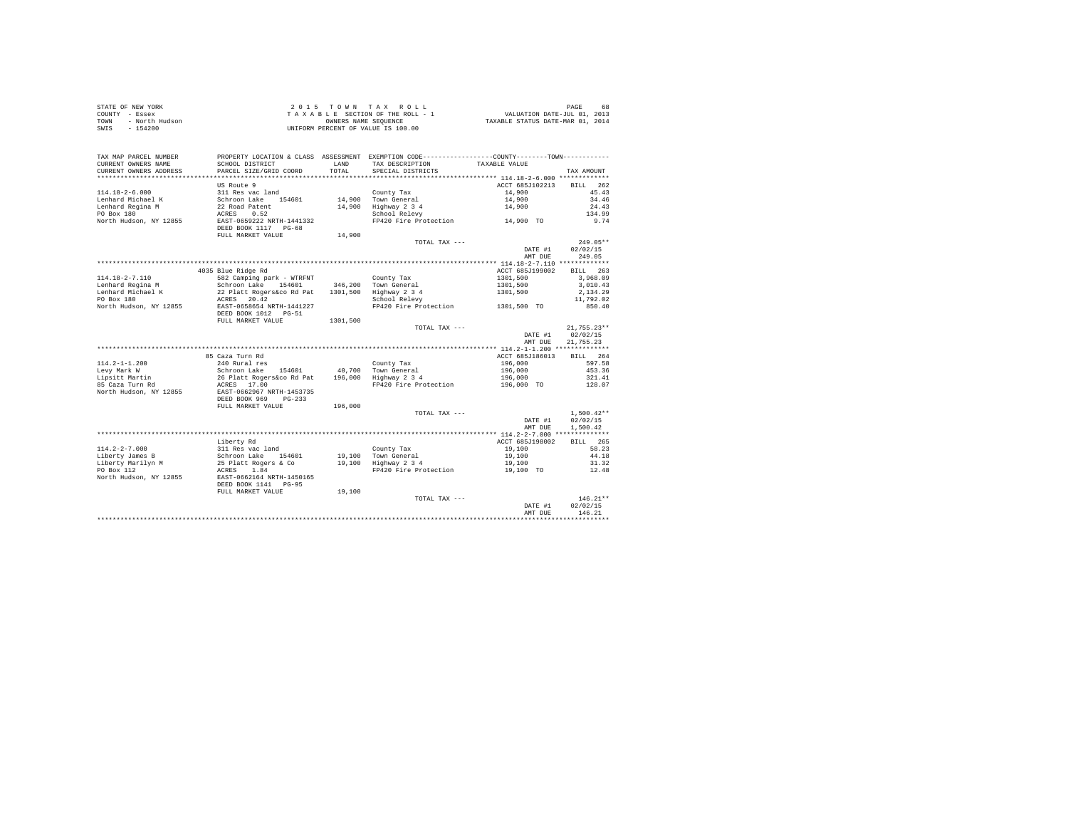STATE OF NEW YORK
COUNTY - Essex
TOWN - North Hudson
SWIS - 154200

2 0 1 5 T O W N T A X R O L L
T A X A B L E SECTION OF THE ROLL - 1
OWNERS NAME SEQUENCE
UNIFORM PERCENT OF VALUE IS 100.00

VALUATION DATE-JUL 01, 2013
TAXABLE STATUS DATE-MAR 01, 2014

| TAX MAP PARCEL NUMBER / CURRENT OWNERS NAME / CURRENT OWNERS ADDRESS | PROPERTY LOCATION & CLASS / SCHOOL DISTRICT / PARCEL SIZE/GRID COORD | ASSESSMENT LAND / TOTAL | EXEMPTION CODE / TAX DESCRIPTION / SPECIAL DISTRICTS | COUNTY--------TOWN TAXABLE VALUE | TAX AMOUNT |
|---|---|---|---|---|---|
| **114.18-2-6.000** | US Route 9 | | | ACCT 685J102213 | BILL 262 |
| 114.18-2-6.000 | 311 Res vac land | | County Tax | 14,900 | 45.43 |
| Lenhard Michael K | Schroon Lake 154601 | 14,900 | Town General | 14,900 | 34.46 |
| Lenhard Regina M | 22 Road Patent | 14,900 | Highway 2 3 4 | 14,900 | 24.43 |
| PO Box 180 | ACRES 0.52 | | School Relevy | | 134.99 |
| North Hudson, NY 12855 | EAST-0659222 NRTH-1441332 | | FP420 Fire Protection | 14,900 TO | 9.74 |
| | DEED BOOK 1117 PG-68 | | | | |
| | FULL MARKET VALUE | 14,900 | | | |
| | | | TOTAL TAX --- | | 249.05** |
| | | | | DATE #1 | 02/02/15 |
| | | | | AMT DUE | 249.05 |
| **114.18-2-7.110** | 4035 Blue Ridge Rd | | | ACCT 685J199002 | BILL 263 |
| 114.18-2-7.110 | 582 Camping park - WTRFNT | | County Tax | 1301,500 | 3,968.09 |
| Lenhard Regina M | Schroon Lake 154601 | 346,200 | Town General | 1301,500 | 3,010.43 |
| Lenhard Michael K | 22 Platt Rogers&co Rd Pat | 1301,500 | Highway 2 3 4 | 1301,500 | 2,134.29 |
| PO Box 180 | ACRES 20.42 | | School Relevy | | 11,792.02 |
| North Hudson, NY 12855 | EAST-0658654 NRTH-1441227 | | FP420 Fire Protection | 1301,500 TO | 850.40 |
| | DEED BOOK 1012 PG-51 | | | | |
| | FULL MARKET VALUE | 1301,500 | | | |
| | | | TOTAL TAX --- | | 21,755.23** |
| | | | | DATE #1 | 02/02/15 |
| | | | | AMT DUE | 21,755.23 |
| **114.2-1-1.200** | 85 Caza Turn Rd | | | ACCT 685J186013 | BILL 264 |
| 114.2-1-1.200 | 240 Rural res | | County Tax | 196,000 | 597.58 |
| Levy Mark W | Schroon Lake 154601 | 40,700 | Town General | 196,000 | 453.36 |
| Lipsitt Martin | 26 Platt Rogers&co Rd Pat | 196,000 | Highway 2 3 4 | 196,000 | 321.41 |
| 85 Caza Turn Rd | ACRES 17.00 | | FP420 Fire Protection | 196,000 TO | 128.07 |
| North Hudson, NY 12855 | EAST-0662967 NRTH-1453735 | | | | |
| | DEED BOOK 969 PG-233 | | | | |
| | FULL MARKET VALUE | 196,000 | | | |
| | | | TOTAL TAX --- | | 1,500.42** |
| | | | | DATE #1 | 02/02/15 |
| | | | | AMT DUE | 1,500.42 |
| **114.2-2-7.000** | Liberty Rd | | | ACCT 685J198002 | BILL 265 |
| 114.2-2-7.000 | 311 Res vac land | | County Tax | 19,100 | 58.23 |
| Liberty James B | Schroon Lake 154601 | 19,100 | Town General | 19,100 | 44.18 |
| Liberty Marilyn M | 25 Platt Rogers & Co | 19,100 | Highway 2 3 4 | 19,100 | 31.32 |
| PO Box 112 | ACRES 1.84 | | FP420 Fire Protection | 19,100 TO | 12.48 |
| North Hudson, NY 12855 | EAST-0662164 NRTH-1450165 | | | | |
| | DEED BOOK 1141 PG-95 | | | | |
| | FULL MARKET VALUE | 19,100 | | | |
| | | | TOTAL TAX --- | | 146.21** |
| | | | | DATE #1 | 02/02/15 |
| | | | | AMT DUE | 146.21 |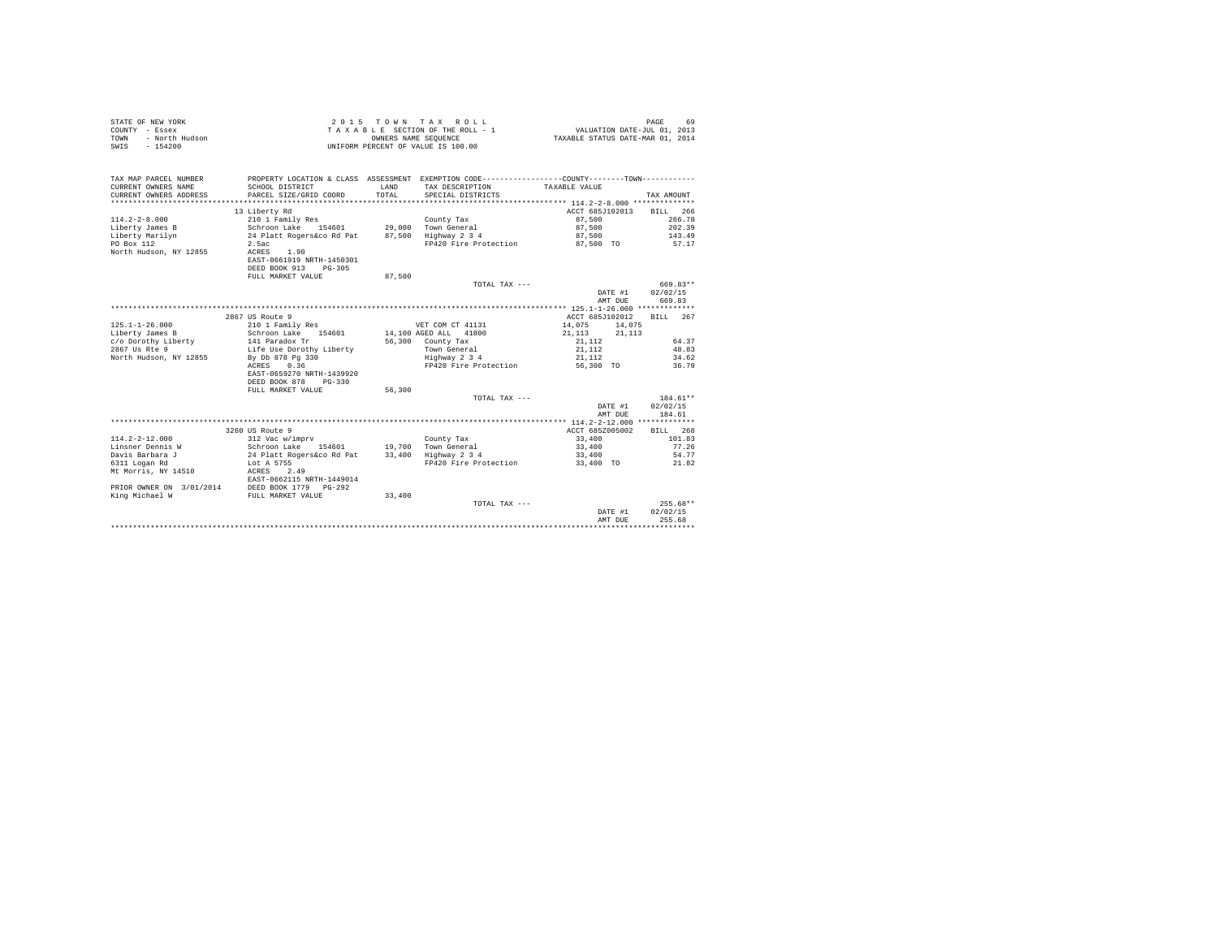STATE OF NEW YORK
COUNTY - Essex
TOWN - North Hudson
SWIS - 154200

2 0 1 5 T O W N T A X R O L L
T A X A B L E SECTION OF THE ROLL - 1
OWNERS NAME SEQUENCE
UNIFORM PERCENT OF VALUE IS 100.00

VALUATION DATE-JUL 01, 2013
TAXABLE STATUS DATE-MAR 01, 2014

| TAX MAP PARCEL NUMBER / CURRENT OWNERS NAME / CURRENT OWNERS ADDRESS | PROPERTY LOCATION & CLASS / SCHOOL DISTRICT / PARCEL SIZE/GRID COORD | ASSESSMENT LAND / TOTAL | EXEMPTION CODE / TAX DESCRIPTION / SPECIAL DISTRICTS | COUNTY / TOWN TAXABLE VALUE | | TAX AMOUNT |
|---|---|---|---|---|---|---|
| **114.2-2-8.000** | 13 Liberty Rd | | | ACCT 685J102013 | | BILL 266 |
| 114.2-2-8.000 | 210 1 Family Res | | County Tax | 87,500 | | 266.78 |
| Liberty James B | Schroon Lake 154601 | 29,000 | Town General | 87,500 | | 202.39 |
| Liberty Marilyn | 24 Platt Rogers&co Rd Pat | 87,500 | Highway 2 3 4 | 87,500 | | 143.49 |
| PO Box 112 | 2.5ac | | FP420 Fire Protection | 87,500 TO | | 57.17 |
| North Hudson, NY 12855 | ACRES 1.90 | | | | | |
| | EAST-0661919 NRTH-1450301 | | | | | |
| | DEED BOOK 913 PG-305 | | | | | |
| | FULL MARKET VALUE | 87,500 | | | | |
| | | | TOTAL TAX --- | | | 669.83** |
| | | | | | DATE #1 | 02/02/15 |
| | | | | | AMT DUE | 669.83 |
| **125.1-1-26.000** | 2867 US Route 9 | | | ACCT 685J102012 | | BILL 267 |
| 125.1-1-26.000 | 210 1 Family Res | | VET COM CT 41131 | 14,075 | 14,075 | |
| Liberty James B | Schroon Lake 154601 | 14,100 | AGED ALL 41800 | 21,113 | 21,113 | |
| c/o Dorothy Liberty | 141 Paradox Tr | 56,300 | County Tax | 21,112 | | 64.37 |
| 2867 Us Rte 9 | Life Use Dorothy Liberty | | Town General | 21,112 | | 48.83 |
| North Hudson, NY 12855 | By Db 878 Pg 330 | | Highway 2 3 4 | 21,112 | | 34.62 |
| | ACRES 0.36 | | FP420 Fire Protection | 56,300 TO | | 36.79 |
| | EAST-0659270 NRTH-1439920 | | | | | |
| | DEED BOOK 878 PG-330 | | | | | |
| | FULL MARKET VALUE | 56,300 | | | | |
| | | | TOTAL TAX --- | | | 184.61** |
| | | | | | DATE #1 | 02/02/15 |
| | | | | | AMT DUE | 184.61 |
| **114.2-2-12.000** | 3260 US Route 9 | | | ACCT 685Z005002 | | BILL 268 |
| 114.2-2-12.000 | 312 Vac w/imprv | | County Tax | 33,400 | | 101.83 |
| Linsner Dennis W | Schroon Lake 154601 | 19,700 | Town General | 33,400 | | 77.26 |
| Davis Barbara J | 24 Platt Rogers&co Rd Pat | 33,400 | Highway 2 3 4 | 33,400 | | 54.77 |
| 6311 Logan Rd | Lot A 5755 | | FP420 Fire Protection | 33,400 TO | | 21.82 |
| Mt Morris, NY 14510 | ACRES 2.49 | | | | | |
| | EAST-0662115 NRTH-1449014 | | | | | |
| PRIOR OWNER ON 3/01/2014 | DEED BOOK 1779 PG-292 | | | | | |
| King Michael W | FULL MARKET VALUE | 33,400 | | | | |
| | | | TOTAL TAX --- | | | 255.68** |
| | | | | | DATE #1 | 02/02/15 |
| | | | | | AMT DUE | 255.68 |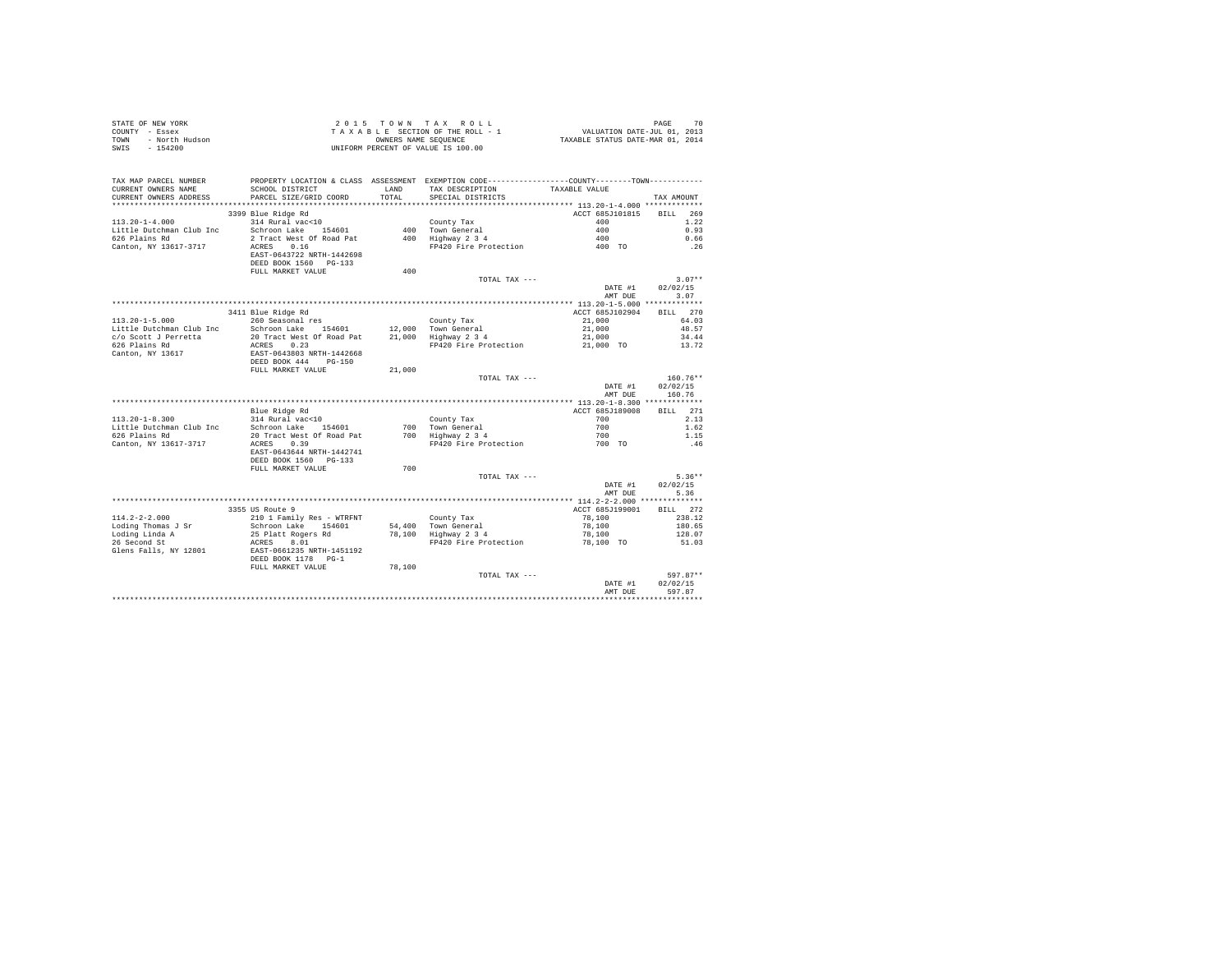STATE OF NEW YORK
COUNTY - Essex
TOWN - North Hudson
SWIS - 154200

2 0 1 5 T O W N T A X R O L L
T A X A B L E SECTION OF THE ROLL - 1
OWNERS NAME SEQUENCE
UNIFORM PERCENT OF VALUE IS 100.00

VALUATION DATE-JUL 01, 2013
TAXABLE STATUS DATE-MAR 01, 2014

| TAX MAP PARCEL NUMBER / CURRENT OWNERS NAME / CURRENT OWNERS ADDRESS | PROPERTY LOCATION & CLASS / SCHOOL DISTRICT / PARCEL SIZE/GRID COORD | ASSESSMENT LAND / TOTAL | EXEMPTION CODE / TAX DESCRIPTION / SPECIAL DISTRICTS | TAXABLE VALUE | TAX AMOUNT |
|---|---|---|---|---|---|
| **113.20-1-4.000** | 3399 Blue Ridge Rd | | | ACCT 685J101815 | BILL 269 |
| 113.20-1-4.000 | 314 Rural vac<10 | | County Tax | 400 | 1.22 |
| Little Dutchman Club Inc | Schroon Lake 154601 | 400 | Town General | 400 | 0.93 |
| 626 Plains Rd | 2 Tract West Of Road Pat | 400 | Highway 2 3 4 | 400 | 0.66 |
| Canton, NY 13617-3717 | ACRES 0.16 | | FP420 Fire Protection | 400 TO | .26 |
| | EAST-0643722 NRTH-1442698 | | | | |
| | DEED BOOK 1560 PG-133 | | | | |
| | FULL MARKET VALUE | 400 | | | |
| | | | TOTAL TAX --- | | 3.07** |
| | | | | DATE #1 | 02/02/15 |
| | | | | AMT DUE | 3.07 |
| **113.20-1-5.000** | 3411 Blue Ridge Rd | | | ACCT 685J102904 | BILL 270 |
| 113.20-1-5.000 | 260 Seasonal res | | County Tax | 21,000 | 64.03 |
| Little Dutchman Club Inc | Schroon Lake 154601 | 12,000 | Town General | 21,000 | 48.57 |
| c/o Scott J Perretta | 20 Tract West Of Road Pat | 21,000 | Highway 2 3 4 | 21,000 | 34.44 |
| 626 Plains Rd | ACRES 0.23 | | FP420 Fire Protection | 21,000 TO | 13.72 |
| Canton, NY 13617 | EAST-0643803 NRTH-1442668 | | | | |
| | DEED BOOK 444 PG-150 | | | | |
| | FULL MARKET VALUE | 21,000 | | | |
| | | | TOTAL TAX --- | | 160.76** |
| | | | | DATE #1 | 02/02/15 |
| | | | | AMT DUE | 160.76 |
| **113.20-1-8.300** | Blue Ridge Rd | | | ACCT 685J189008 | BILL 271 |
| 113.20-1-8.300 | 314 Rural vac<10 | | County Tax | 700 | 2.13 |
| Little Dutchman Club Inc | Schroon Lake 154601 | 700 | Town General | 700 | 1.62 |
| 626 Plains Rd | 20 Tract West Of Road Pat | 700 | Highway 2 3 4 | 700 | 1.15 |
| Canton, NY 13617-3717 | ACRES 0.39 | | FP420 Fire Protection | 700 TO | .46 |
| | EAST-0643644 NRTH-1442741 | | | | |
| | DEED BOOK 1560 PG-133 | | | | |
| | FULL MARKET VALUE | 700 | | | |
| | | | TOTAL TAX --- | | 5.36** |
| | | | | DATE #1 | 02/02/15 |
| | | | | AMT DUE | 5.36 |
| **114.2-2-2.000** | 3355 US Route 9 | | | ACCT 685J199001 | BILL 272 |
| 114.2-2-2.000 | 210 1 Family Res - WTRFNT | | County Tax | 78,100 | 238.12 |
| Loding Thomas J Sr | Schroon Lake 154601 | 54,400 | Town General | 78,100 | 180.65 |
| Loding Linda A | 25 Platt Rogers Rd | 78,100 | Highway 2 3 4 | 78,100 | 128.07 |
| 26 Second St | ACRES 8.01 | | FP420 Fire Protection | 78,100 TO | 51.03 |
| Glens Falls, NY 12801 | EAST-0661235 NRTH-1451192 | | | | |
| | DEED BOOK 1178 PG-1 | | | | |
| | FULL MARKET VALUE | 78,100 | | | |
| | | | TOTAL TAX --- | | 597.87** |
| | | | | DATE #1 | 02/02/15 |
| | | | | AMT DUE | 597.87 |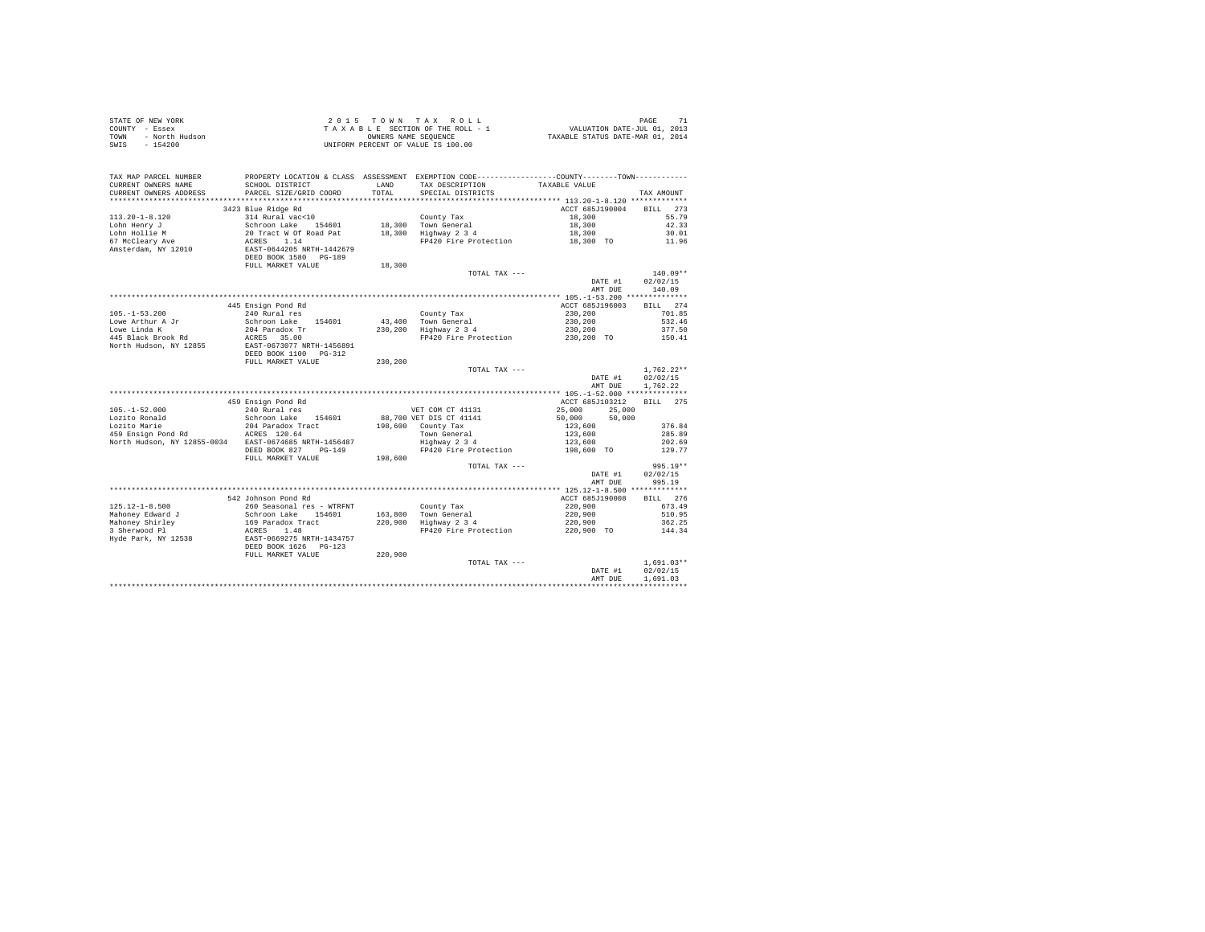STATE OF NEW YORK
COUNTY - Essex
TOWN - North Hudson
SWIS - 154200

2 0 1 5 T O W N T A X R O L L
T A X A B L E SECTION OF THE ROLL - 1
OWNERS NAME SEQUENCE
UNIFORM PERCENT OF VALUE IS 100.00

VALUATION DATE-JUL 01, 2013
TAXABLE STATUS DATE-MAR 01, 2014

| TAX MAP PARCEL NUMBER / CURRENT OWNERS NAME / CURRENT OWNERS ADDRESS | PROPERTY LOCATION & CLASS / SCHOOL DISTRICT / PARCEL SIZE/GRID COORD | ASSESSMENT LAND / TOTAL | EXEMPTION CODE / TAX DESCRIPTION / SPECIAL DISTRICTS | COUNTY / TOWN TAXABLE VALUE | TAX AMOUNT |
|---|---|---|---|---|---|
| 113.20-1-8.120 | 3423 Blue Ridge Rd | | | ACCT 685J190004 | BILL 273 |
| 113.20-1-8.120 | 314 Rural vac<10 | | County Tax | 18,300 | 55.79 |
| Lohn Henry J | Schroon Lake 154601 | 18,300 | Town General | 18,300 | 42.33 |
| Lohn Hollie M | 20 Tract W Of Road Pat | 18,300 | Highway 2 3 4 | 18,300 | 30.01 |
| 67 McCleary Ave | ACRES 1.14 | | FP420 Fire Protection | 18,300 TO | 11.96 |
| Amsterdam, NY 12010 | EAST-0644205 NRTH-1442679 | | | | |
| | DEED BOOK 1580 PG-189 | | | | |
| | FULL MARKET VALUE | 18,300 | | | |
| | | | TOTAL TAX --- | | 140.09** |
| | | | | DATE #1 | 02/02/15 |
| | | | | AMT DUE | 140.09 |
| 105.-1-53.200 | 445 Ensign Pond Rd | | | ACCT 685J196003 | BILL 274 |
| 105.-1-53.200 | 240 Rural res | | County Tax | 230,200 | 701.85 |
| Lowe Arthur A Jr | Schroon Lake 154601 | 43,400 | Town General | 230,200 | 532.46 |
| Lowe Linda K | 204 Paradox Tr | 230,200 | Highway 2 3 4 | 230,200 | 377.50 |
| 445 Black Brook Rd | ACRES 35.00 | | FP420 Fire Protection | 230,200 TO | 150.41 |
| North Hudson, NY 12855 | EAST-0673077 NRTH-1456891 | | | | |
| | DEED BOOK 1100 PG-312 | | | | |
| | FULL MARKET VALUE | 230,200 | | | |
| | | | TOTAL TAX --- | | 1,762.22** |
| | | | | DATE #1 | 02/02/15 |
| | | | | AMT DUE | 1,762.22 |
| 105.-1-52.000 | 459 Ensign Pond Rd | | | ACCT 685J103212 | BILL 275 |
| 105.-1-52.000 | 240 Rural res | | VET COM CT 41131 | 25,000 25,000 | |
| Lozito Ronald | Schroon Lake 154601 | 88,700 | VET DIS CT 41141 | 50,000 50,000 | |
| Lozito Marie | 204 Paradox Tract | 198,600 | County Tax | 123,600 | 376.84 |
| 459 Ensign Pond Rd | ACRES 120.64 | | Town General | 123,600 | 285.89 |
| North Hudson, NY 12855-0034 | EAST-0674685 NRTH-1456487 | | Highway 2 3 4 | 123,600 | 202.69 |
| | DEED BOOK 827 PG-149 | | FP420 Fire Protection | 198,600 TO | 129.77 |
| | FULL MARKET VALUE | 198,600 | | | |
| | | | TOTAL TAX --- | | 995.19** |
| | | | | DATE #1 | 02/02/15 |
| | | | | AMT DUE | 995.19 |
| 125.12-1-8.500 | 542 Johnson Pond Rd | | | ACCT 685J190008 | BILL 276 |
| 125.12-1-8.500 | 260 Seasonal res - WTRFNT | | County Tax | 220,900 | 673.49 |
| Mahoney Edward J | Schroon Lake 154601 | 163,800 | Town General | 220,900 | 510.95 |
| Mahoney Shirley | 169 Paradox Tract | 220,900 | Highway 2 3 4 | 220,900 | 362.25 |
| 3 Sherwood Pl | ACRES 1.48 | | FP420 Fire Protection | 220,900 TO | 144.34 |
| Hyde Park, NY 12538 | EAST-0669275 NRTH-1434757 | | | | |
| | DEED BOOK 1626 PG-123 | | | | |
| | FULL MARKET VALUE | 220,900 | | | |
| | | | TOTAL TAX --- | | 1,691.03** |
| | | | | DATE #1 | 02/02/15 |
| | | | | AMT DUE | 1,691.03 |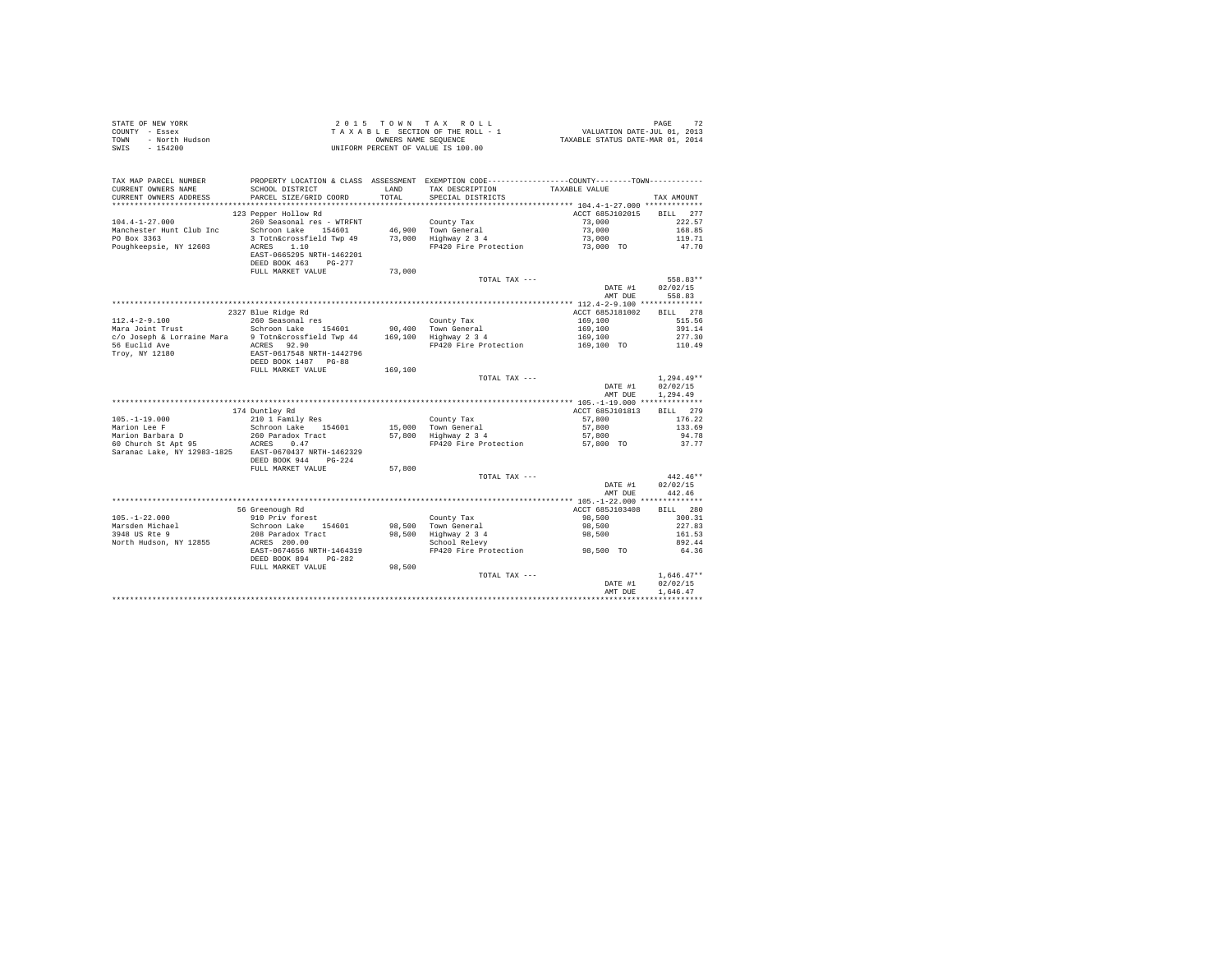STATE OF NEW YORK
COUNTY - Essex
TOWN - North Hudson
SWIS - 154200

2 0 1 5 T O W N T A X R O L L
T A X A B L E SECTION OF THE ROLL - 1
OWNERS NAME SEQUENCE
UNIFORM PERCENT OF VALUE IS 100.00

VALUATION DATE-JUL 01, 2013
TAXABLE STATUS DATE-MAR 01, 2014

| TAX MAP PARCEL NUMBER / CURRENT OWNERS NAME / CURRENT OWNERS ADDRESS | PROPERTY LOCATION & CLASS / SCHOOL DISTRICT / PARCEL SIZE/GRID COORD | ASSESSMENT LAND / TOTAL | EXEMPTION CODE / TAX DESCRIPTION / SPECIAL DISTRICTS | COUNTY--------TOWN TAXABLE VALUE | TAX AMOUNT |
|---|---|---|---|---|---|
| 104.4-1-27.000 | 123 Pepper Hollow Rd | | | ACCT 685J102015 | BILL 277 |
| | 260 Seasonal res - WTRFNT | | County Tax | 73,000 | 222.57 |
| Manchester Hunt Club Inc | Schroon Lake 154601 | 46,900 | Town General | 73,000 | 168.85 |
| PO Box 3363 | 3 Totn&crossfield Twp 49 | 73,000 | Highway 2 3 4 | 73,000 | 119.71 |
| Poughkeepsie, NY 12603 | ACRES 1.10 | | FP420 Fire Protection | 73,000 TO | 47.70 |
| | EAST-0665295 NRTH-1462201 | | | | |
| | DEED BOOK 463 PG-277 | | | | |
| | FULL MARKET VALUE | 73,000 | | | |
| | | | TOTAL TAX --- | | 558.83** |
| | | | | DATE #1 | 02/02/15 |
| | | | | AMT DUE | 558.83 |
| 112.4-2-9.100 | 2327 Blue Ridge Rd | | | ACCT 685J181002 | BILL 278 |
| | 260 Seasonal res | | County Tax | 169,100 | 515.56 |
| Mara Joint Trust | Schroon Lake 154601 | 90,400 | Town General | 169,100 | 391.14 |
| c/o Joseph & Lorraine Mara | 9 Totn&crossfield Twp 44 | 169,100 | Highway 2 3 4 | 169,100 | 277.30 |
| 56 Euclid Ave | ACRES 92.90 | | FP420 Fire Protection | 169,100 TO | 110.49 |
| Troy, NY 12180 | EAST-0617548 NRTH-1442796 | | | | |
| | DEED BOOK 1487 PG-88 | | | | |
| | FULL MARKET VALUE | 169,100 | | | |
| | | | TOTAL TAX --- | | 1,294.49** |
| | | | | DATE #1 | 02/02/15 |
| | | | | AMT DUE | 1,294.49 |
| 105.-1-19.000 | 174 Duntley Rd | | | ACCT 685J101813 | BILL 279 |
| | 210 1 Family Res | | County Tax | 57,800 | 176.22 |
| Marion Lee F | Schroon Lake 154601 | 15,000 | Town General | 57,800 | 133.69 |
| Marion Barbara D | 260 Paradox Tract | 57,800 | Highway 2 3 4 | 57,800 | 94.78 |
| 60 Church St Apt 95 | ACRES 0.47 | | FP420 Fire Protection | 57,800 TO | 37.77 |
| Saranac Lake, NY 12983-1825 | EAST-0670437 NRTH-1462329 | | | | |
| | DEED BOOK 944 PG-224 | | | | |
| | FULL MARKET VALUE | 57,800 | | | |
| | | | TOTAL TAX --- | | 442.46** |
| | | | | DATE #1 | 02/02/15 |
| | | | | AMT DUE | 442.46 |
| 105.-1-22.000 | 56 Greenough Rd | | | ACCT 685J103408 | BILL 280 |
| | 910 Priv forest | | County Tax | 98,500 | 300.31 |
| Marsden Michael | Schroon Lake 154601 | 98,500 | Town General | 98,500 | 227.83 |
| 3948 US Rte 9 | 208 Paradox Tract | 98,500 | Highway 2 3 4 | 98,500 | 161.53 |
| North Hudson, NY 12855 | ACRES 200.00 | | School Relevy | | 892.44 |
| | EAST-0674656 NRTH-1464319 | | FP420 Fire Protection | 98,500 TO | 64.36 |
| | DEED BOOK 894 PG-282 | | | | |
| | FULL MARKET VALUE | 98,500 | | | |
| | | | TOTAL TAX --- | | 1,646.47** |
| | | | | DATE #1 | 02/02/15 |
| | | | | AMT DUE | 1,646.47 |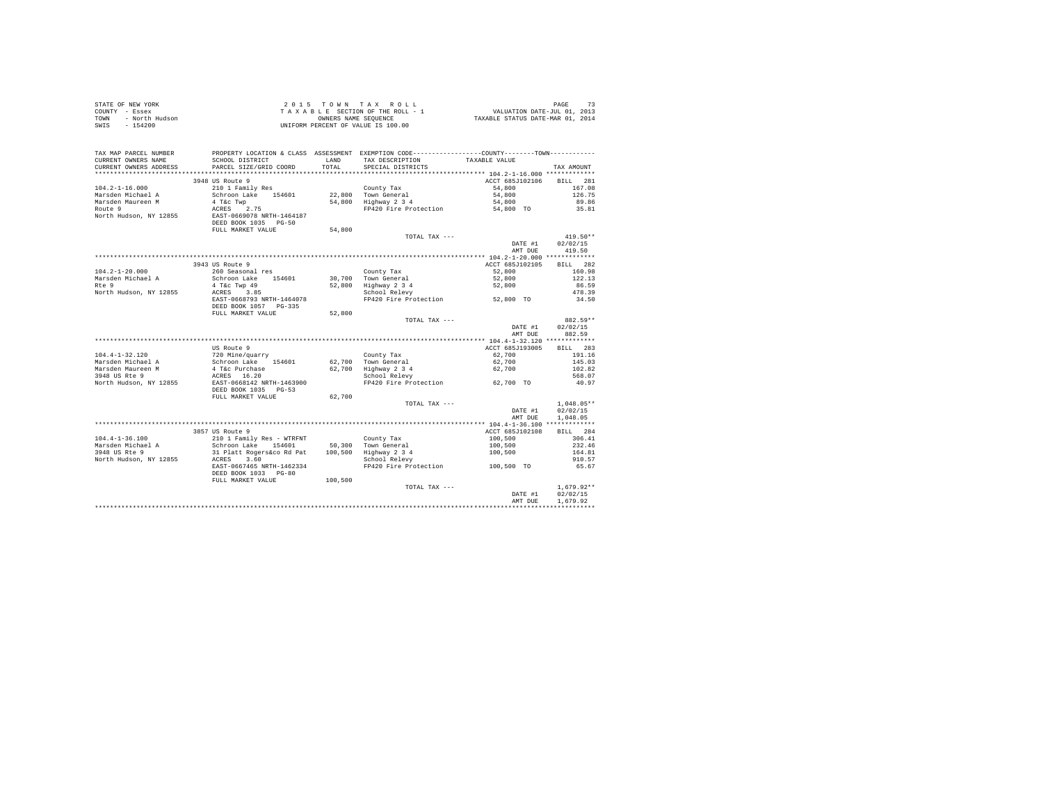STATE OF NEW YORK
COUNTY - Essex
TOWN - North Hudson
SWIS - 154200

2 0 1 5 T O W N T A X R O L L
T A X A B L E SECTION OF THE ROLL - 1
OWNERS NAME SEQUENCE
UNIFORM PERCENT OF VALUE IS 100.00

VALUATION DATE-JUL 01, 2013
TAXABLE STATUS DATE-MAR 01, 2014

```
TAX MAP PARCEL NUMBER     PROPERTY LOCATION & CLASS  ASSESSMENT  EXEMPTION CODE-----------------COUNTY--------TOWN-----------
CURRENT OWNERS NAME       SCHOOL DISTRICT               LAND      TAX DESCRIPTION            TAXABLE VALUE
CURRENT OWNERS ADDRESS    PARCEL SIZE/GRID COORD        TOTAL     SPECIAL DISTRICTS                                  TAX AMOUNT
****************************************************************************************** 104.2-1-16.000 ************
                          3948 US Route 9                                                  ACCT 685J102106     BILL  281
104.2-1-16.000            210 1 Family Res                          County Tax                 54,800              167.08
Marsden Michael A         Schroon Lake   154601       22,800   Town General               54,800              126.75
Marsden Maureen M         4 T&c Twp                   54,800   Highway 2 3 4              54,800               89.86
Route 9                   ACRES    2.75                             FP420 Fire Protection      54,800 TO            35.81
North Hudson, NY 12855    EAST-0669078 NRTH-1464187
                          DEED BOOK 1035   PG-50
                          FULL MARKET VALUE           54,800
                                                                    TOTAL TAX ---                                 419.50**
                                                                                                DATE #1       02/02/15
                                                                                                AMT DUE         419.50
****************************************************************************************** 104.2-1-20.000 ************
                          3943 US Route 9                                                  ACCT 685J102105     BILL  282
104.2-1-20.000            260 Seasonal res                          County Tax                 52,800              160.98
Marsden Michael A         Schroon Lake   154601       30,700   Town General               52,800              122.13
Rte 9                     4 T&c Twp 49                52,800   Highway 2 3 4              52,800               86.59
North Hudson, NY 12855    ACRES    3.85                             School Relevy                                  478.39
                          EAST-0668793 NRTH-1464078                 FP420 Fire Protection      52,800 TO            34.50
                          DEED BOOK 1057   PG-335
                          FULL MARKET VALUE           52,800
                                                                    TOTAL TAX ---                                 882.59**
                                                                                                DATE #1       02/02/15
                                                                                                AMT DUE         882.59
****************************************************************************************** 104.4-1-32.120 ************
                          US Route 9                                                       ACCT 685J193005     BILL  283
104.4-1-32.120            720 Mine/quarry                           County Tax                 62,700              191.16
Marsden Michael A         Schroon Lake   154601       62,700   Town General               62,700              145.03
Marsden Maureen M         4 T&c Purchase              62,700   Highway 2 3 4              62,700              102.82
3948 US Rte 9             ACRES   16.20                             School Relevy                                  568.07
North Hudson, NY 12855    EAST-0668142 NRTH-1463900                 FP420 Fire Protection      62,700 TO            40.97
                          DEED BOOK 1035   PG-53
                          FULL MARKET VALUE           62,700
                                                                    TOTAL TAX ---                               1,048.05**
                                                                                                DATE #1       02/02/15
                                                                                                AMT DUE       1,048.05
****************************************************************************************** 104.4-1-36.100 ************
                          3857 US Route 9                                                  ACCT 685J102108     BILL  284
104.4-1-36.100            210 1 Family Res - WTRFNT                 County Tax                100,500              306.41
Marsden Michael A         Schroon Lake   154601       50,300   Town General              100,500              232.46
3948 US Rte 9             31 Platt Rogers&co Rd Pat  100,500   Highway 2 3 4             100,500              164.81
North Hudson, NY 12855    ACRES    3.60                             School Relevy                                  910.57
                          EAST-0667465 NRTH-1462334                 FP420 Fire Protection     100,500 TO            65.67
                          DEED BOOK 1033   PG-80
                          FULL MARKET VALUE          100,500
                                                                    TOTAL TAX ---                               1,679.92**
                                                                                                DATE #1       02/02/15
                                                                                                AMT DUE       1,679.92
************************************************************************************************************************
```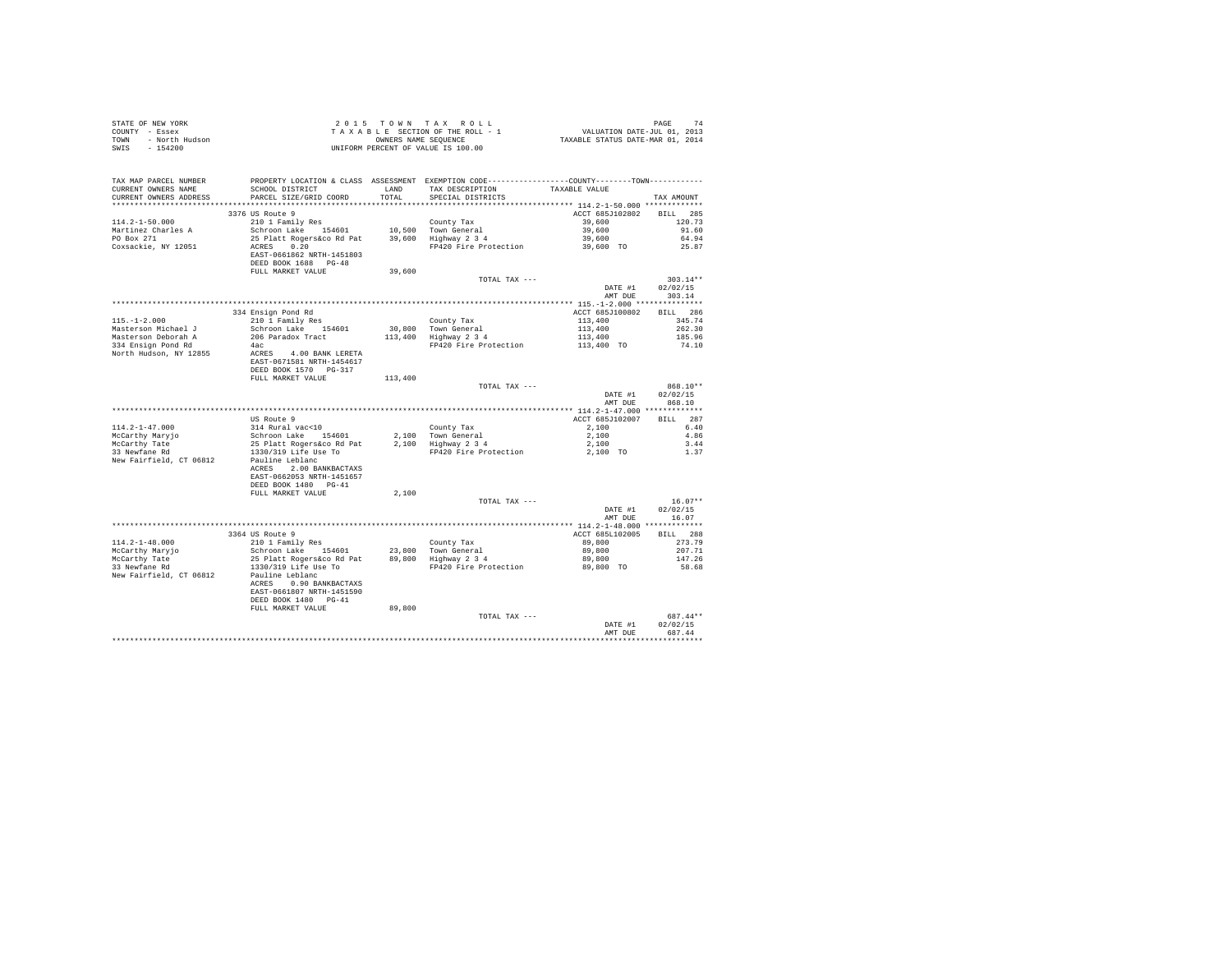STATE OF NEW YORK
COUNTY - Essex
TOWN - North Hudson
SWIS - 154200

2015 TOWN TAX ROLL
TAXABLE SECTION OF THE ROLL - 1
OWNERS NAME SEQUENCE
UNIFORM PERCENT OF VALUE IS 100.00

VALUATION DATE-JUL 01, 2013
TAXABLE STATUS DATE-MAR 01, 2014

| TAX MAP PARCEL NUMBER / CURRENT OWNERS NAME / CURRENT OWNERS ADDRESS | PROPERTY LOCATION & CLASS / SCHOOL DISTRICT / PARCEL SIZE/GRID COORD | ASSESSMENT LAND / TOTAL | EXEMPTION CODE / TAX DESCRIPTION / SPECIAL DISTRICTS | COUNTY / TOWN TAXABLE VALUE | TAX AMOUNT |
|---|---|---|---|---|---|
| **114.2-1-50.000** | 3376 US Route 9 | | | ACCT 685J102802 | BILL 285 |
| 114.2-1-50.000 | 210 1 Family Res | | County Tax | 39,600 | 120.73 |
| Martinez Charles A | Schroon Lake 154601 | 10,500 | Town General | 39,600 | 91.60 |
| PO Box 271 | 25 Platt Rogers&co Rd Pat | 39,600 | Highway 2 3 4 | 39,600 | 64.94 |
| Coxsackie, NY 12051 | ACRES 0.20 | | FP420 Fire Protection | 39,600 TO | 25.87 |
| | EAST-0661862 NRTH-1451803 | | | | |
| | DEED BOOK 1688 PG-48 | | | | |
| | FULL MARKET VALUE | 39,600 | | | |
| | | | TOTAL TAX --- | | 303.14** |
| | | | | DATE #1 | 02/02/15 |
| | | | | AMT DUE | 303.14 |
| **115.-1-2.000** | 334 Ensign Pond Rd | | | ACCT 685J100802 | BILL 286 |
| 115.-1-2.000 | 210 1 Family Res | | County Tax | 113,400 | 345.74 |
| Masterson Michael J | Schroon Lake 154601 | 30,800 | Town General | 113,400 | 262.30 |
| Masterson Deborah A | 206 Paradox Tract | 113,400 | Highway 2 3 4 | 113,400 | 185.96 |
| 334 Ensign Pond Rd | 4ac | | FP420 Fire Protection | 113,400 TO | 74.10 |
| North Hudson, NY 12855 | ACRES 4.00 BANK LERETA | | | | |
| | EAST-0671581 NRTH-1454617 | | | | |
| | DEED BOOK 1570 PG-317 | | | | |
| | FULL MARKET VALUE | 113,400 | | | |
| | | | TOTAL TAX --- | | 868.10** |
| | | | | DATE #1 | 02/02/15 |
| | | | | AMT DUE | 868.10 |
| **114.2-1-47.000** | US Route 9 | | | ACCT 685J102007 | BILL 287 |
| 114.2-1-47.000 | 314 Rural vac<10 | | County Tax | 2,100 | 6.40 |
| McCarthy Maryjo | Schroon Lake 154601 | 2,100 | Town General | 2,100 | 4.86 |
| McCarthy Tate | 25 Platt Rogers&co Rd Pat | 2,100 | Highway 2 3 4 | 2,100 | 3.44 |
| 33 Newfane Rd | 1330/319 Life Use To | | FP420 Fire Protection | 2,100 TO | 1.37 |
| New Fairfield, CT 06812 | Pauline Leblanc | | | | |
| | ACRES 2.00 BANKBACTAXS | | | | |
| | EAST-0662053 NRTH-1451657 | | | | |
| | DEED BOOK 1480 PG-41 | | | | |
| | FULL MARKET VALUE | 2,100 | | | |
| | | | TOTAL TAX --- | | 16.07** |
| | | | | DATE #1 | 02/02/15 |
| | | | | AMT DUE | 16.07 |
| **114.2-1-48.000** | 3364 US Route 9 | | | ACCT 685L102005 | BILL 288 |
| 114.2-1-48.000 | 210 1 Family Res | | County Tax | 89,800 | 273.79 |
| McCarthy Maryjo | Schroon Lake 154601 | 23,800 | Town General | 89,800 | 207.71 |
| McCarthy Tate | 25 Platt Rogers&co Rd Pat | 89,800 | Highway 2 3 4 | 89,800 | 147.26 |
| 33 Newfane Rd | 1330/319 Life Use To | | FP420 Fire Protection | 89,800 TO | 58.68 |
| New Fairfield, CT 06812 | Pauline Leblanc | | | | |
| | ACRES 0.90 BANKBACTAXS | | | | |
| | EAST-0661807 NRTH-1451590 | | | | |
| | DEED BOOK 1480 PG-41 | | | | |
| | FULL MARKET VALUE | 89,800 | | | |
| | | | TOTAL TAX --- | | 687.44** |
| | | | | DATE #1 | 02/02/15 |
| | | | | AMT DUE | 687.44 |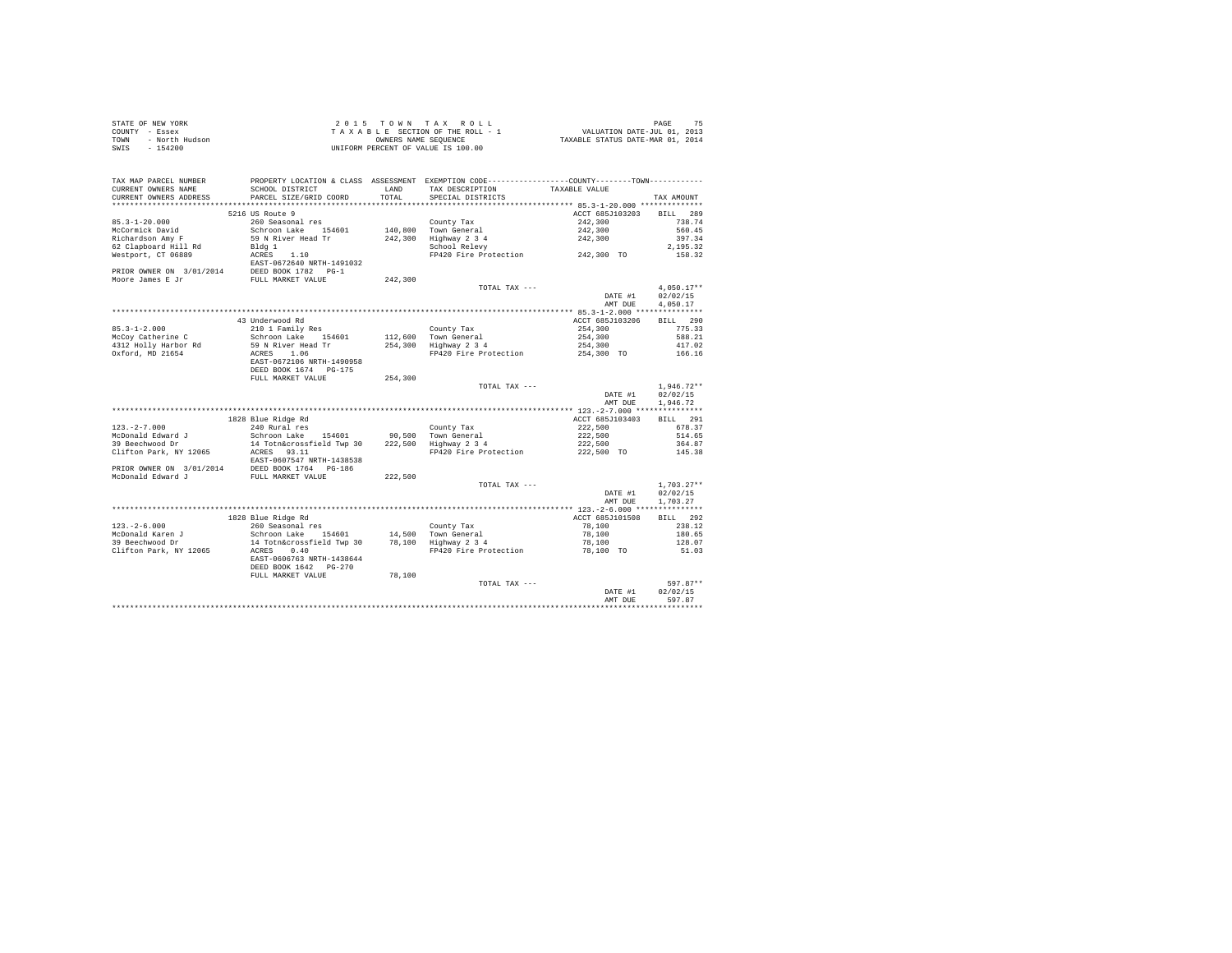STATE OF NEW YORK
COUNTY - Essex
TOWN - North Hudson
SWIS - 154200

2 0 1 5 T O W N T A X R O L L
T A X A B L E SECTION OF THE ROLL - 1
OWNERS NAME SEQUENCE
UNIFORM PERCENT OF VALUE IS 100.00

VALUATION DATE-JUL 01, 2013
TAXABLE STATUS DATE-MAR 01, 2014

| TAX MAP PARCEL NUMBER / CURRENT OWNERS NAME / CURRENT OWNERS ADDRESS | PROPERTY LOCATION & CLASS / SCHOOL DISTRICT / PARCEL SIZE/GRID COORD | ASSESSMENT LAND / TOTAL | EXEMPTION CODE / TAX DESCRIPTION / SPECIAL DISTRICTS | COUNTY--------TOWN TAXABLE VALUE | TAX AMOUNT |
|---|---|---|---|---|---|
| 85.3-1-20.000 | 5216 US Route 9 | | | ACCT 685J103203 | BILL 289 |
| 85.3-1-20.000 | 260 Seasonal res | | County Tax | 242,300 | 738.74 |
| McCormick David | Schroon Lake 154601 | 140,800 | Town General | 242,300 | 560.45 |
| Richardson Amy F | 59 N River Head Tr | 242,300 | Highway 2 3 4 | 242,300 | 397.34 |
| 62 Clapboard Hill Rd | Bldg 1 | | School Relevy | | 2,195.32 |
| Westport, CT 06889 | ACRES 1.10 | | FP420 Fire Protection | 242,300 TO | 158.32 |
| | EAST-0672640 NRTH-1491032 | | | | |
| PRIOR OWNER ON 3/01/2014 | DEED BOOK 1782 PG-1 | | | | |
| Moore James E Jr | FULL MARKET VALUE | 242,300 | | | |
| | | | TOTAL TAX --- | | 4,050.17** |
| | | | | DATE #1 | 02/02/15 |
| | | | | AMT DUE | 4,050.17 |
| 85.3-1-2.000 | 43 Underwood Rd | | | ACCT 685J103206 | BILL 290 |
| 85.3-1-2.000 | 210 1 Family Res | | County Tax | 254,300 | 775.33 |
| McCoy Catherine C | Schroon Lake 154601 | 112,600 | Town General | 254,300 | 588.21 |
| 4312 Holly Harbor Rd | 59 N River Head Tr | 254,300 | Highway 2 3 4 | 254,300 | 417.02 |
| Oxford, MD 21654 | ACRES 1.06 | | FP420 Fire Protection | 254,300 TO | 166.16 |
| | EAST-0672106 NRTH-1490958 | | | | |
| | DEED BOOK 1674 PG-175 | | | | |
| | FULL MARKET VALUE | 254,300 | | | |
| | | | TOTAL TAX --- | | 1,946.72** |
| | | | | DATE #1 | 02/02/15 |
| | | | | AMT DUE | 1,946.72 |
| 123.-2-7.000 | 1828 Blue Ridge Rd | | | ACCT 685J103403 | BILL 291 |
| 123.-2-7.000 | 240 Rural res | | County Tax | 222,500 | 678.37 |
| McDonald Edward J | Schroon Lake 154601 | 90,500 | Town General | 222,500 | 514.65 |
| 39 Beechwood Dr | 14 Totn&crossfield Twp 30 | 222,500 | Highway 2 3 4 | 222,500 | 364.87 |
| Clifton Park, NY 12065 | ACRES 93.11 | | FP420 Fire Protection | 222,500 TO | 145.38 |
| | EAST-0607547 NRTH-1438538 | | | | |
| PRIOR OWNER ON 3/01/2014 | DEED BOOK 1764 PG-186 | | | | |
| McDonald Edward J | FULL MARKET VALUE | 222,500 | | | |
| | | | TOTAL TAX --- | | 1,703.27** |
| | | | | DATE #1 | 02/02/15 |
| | | | | AMT DUE | 1,703.27 |
| 123.-2-6.000 | 1828 Blue Ridge Rd | | | ACCT 685J101508 | BILL 292 |
| 123.-2-6.000 | 260 Seasonal res | | County Tax | 78,100 | 238.12 |
| McDonald Karen J | Schroon Lake 154601 | 14,500 | Town General | 78,100 | 180.65 |
| 39 Beechwood Dr | 14 Totn&crossfield Twp 30 | 78,100 | Highway 2 3 4 | 78,100 | 128.07 |
| Clifton Park, NY 12065 | ACRES 0.40 | | FP420 Fire Protection | 78,100 TO | 51.03 |
| | EAST-0606763 NRTH-1438644 | | | | |
| | DEED BOOK 1642 PG-270 | | | | |
| | FULL MARKET VALUE | 78,100 | | | |
| | | | TOTAL TAX --- | | 597.87** |
| | | | | DATE #1 | 02/02/15 |
| | | | | AMT DUE | 597.87 |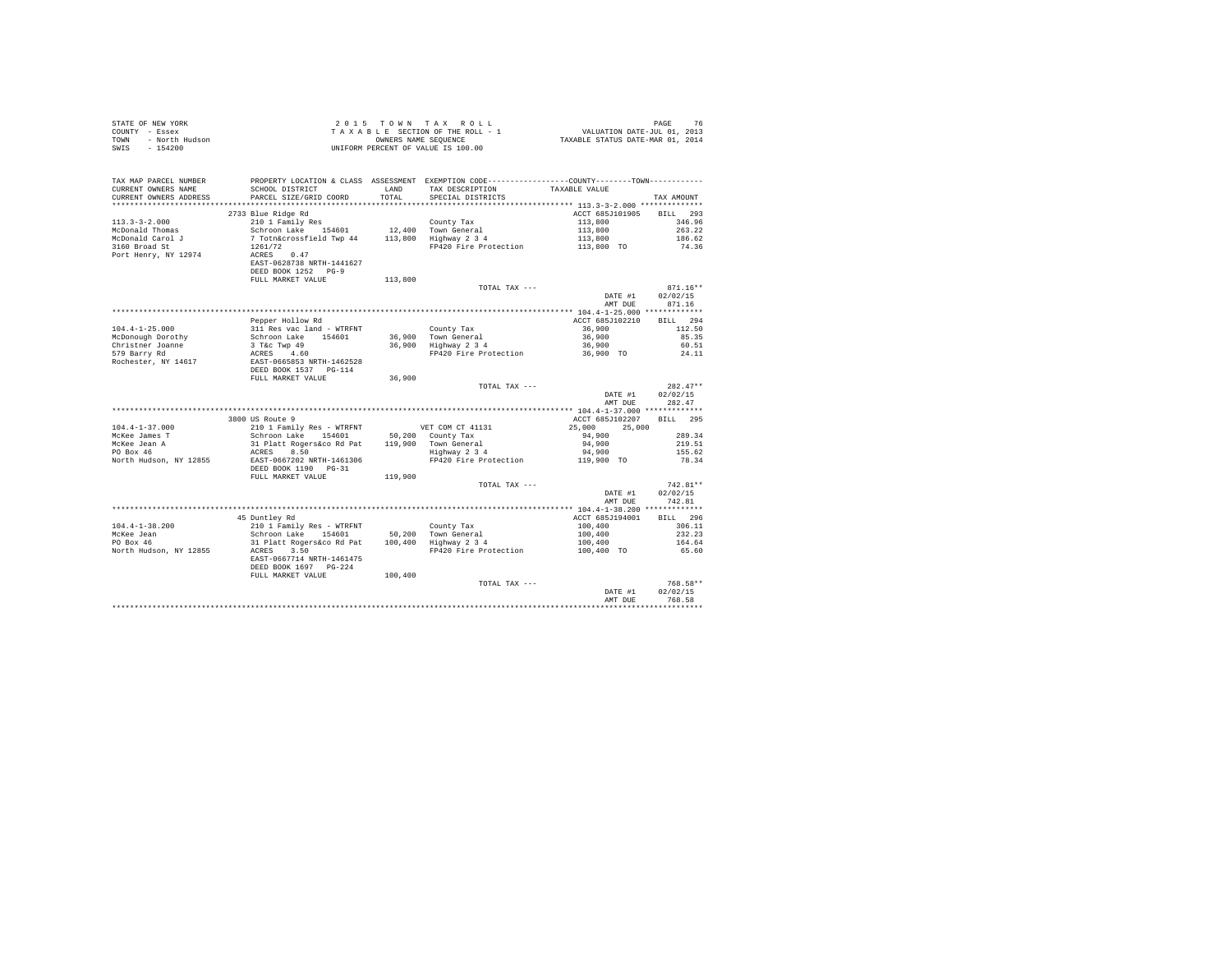STATE OF NEW YORK
COUNTY - Essex
TOWN - North Hudson
SWIS - 154200

2 0 1 5 T O W N T A X R O L L
T A X A B L E SECTION OF THE ROLL - 1
OWNERS NAME SEQUENCE
UNIFORM PERCENT OF VALUE IS 100.00

VALUATION DATE-JUL 01, 2013
TAXABLE STATUS DATE-MAR 01, 2014

| TAX MAP PARCEL NUMBER / CURRENT OWNERS NAME / CURRENT OWNERS ADDRESS | PROPERTY LOCATION & CLASS / SCHOOL DISTRICT / PARCEL SIZE/GRID COORD | ASSESSMENT LAND / TOTAL | EXEMPTION CODE / TAX DESCRIPTION / SPECIAL DISTRICTS | COUNTY / TOWN TAXABLE VALUE | TAX AMOUNT |
|---|---|---|---|---|---|
| **113.3-3-2.000** | 2733 Blue Ridge Rd | | | ACCT 685J101905 | BILL 293 |
| 113.3-3-2.000 | 210 1 Family Res | | County Tax | 113,800 | 346.96 |
| McDonald Thomas | Schroon Lake 154601 | 12,400 | Town General | 113,800 | 263.22 |
| McDonald Carol J | 7 Totn&crossfield Twp 44 | 113,800 | Highway 2 3 4 | 113,800 | 186.62 |
| 3160 Broad St | 1261/72 | | FP420 Fire Protection | 113,800 TO | 74.36 |
| Port Henry, NY 12974 | ACRES 0.47 | | | | |
| | EAST-0628738 NRTH-1441627 | | | | |
| | DEED BOOK 1252 PG-9 | | | | |
| | FULL MARKET VALUE | 113,800 | | | |
| | | | TOTAL TAX --- | | 871.16** |
| | | | | DATE #1 | 02/02/15 |
| | | | | AMT DUE | 871.16 |
| **104.4-1-25.000** | Pepper Hollow Rd | | | ACCT 685J102210 | BILL 294 |
| 104.4-1-25.000 | 311 Res vac land - WTRFNT | | County Tax | 36,900 | 112.50 |
| McDonough Dorothy | Schroon Lake 154601 | 36,900 | Town General | 36,900 | 85.35 |
| Christner Joanne | 3 T&c Twp 49 | 36,900 | Highway 2 3 4 | 36,900 | 60.51 |
| 579 Barry Rd | ACRES 4.60 | | FP420 Fire Protection | 36,900 TO | 24.11 |
| Rochester, NY 14617 | EAST-0665853 NRTH-1462528 | | | | |
| | DEED BOOK 1537 PG-114 | | | | |
| | FULL MARKET VALUE | 36,900 | | | |
| | | | TOTAL TAX --- | | 282.47** |
| | | | | DATE #1 | 02/02/15 |
| | | | | AMT DUE | 282.47 |
| **104.4-1-37.000** | 3800 US Route 9 | | | ACCT 685J102207 | BILL 295 |
| 104.4-1-37.000 | 210 1 Family Res - WTRFNT | | VET COM CT 41131 | 25,000 25,000 | |
| McKee James T | Schroon Lake 154601 | 50,200 | County Tax | 94,900 | 289.34 |
| McKee Jean A | 31 Platt Rogers&co Rd Pat | 119,900 | Town General | 94,900 | 219.51 |
| PO Box 46 | ACRES 8.50 | | Highway 2 3 4 | 94,900 | 155.62 |
| North Hudson, NY 12855 | EAST-0667202 NRTH-1461306 | | FP420 Fire Protection | 119,900 TO | 78.34 |
| | DEED BOOK 1190 PG-31 | | | | |
| | FULL MARKET VALUE | 119,900 | | | |
| | | | TOTAL TAX --- | | 742.81** |
| | | | | DATE #1 | 02/02/15 |
| | | | | AMT DUE | 742.81 |
| **104.4-1-38.200** | 45 Duntley Rd | | | ACCT 685J194001 | BILL 296 |
| 104.4-1-38.200 | 210 1 Family Res - WTRFNT | | County Tax | 100,400 | 306.11 |
| McKee Jean | Schroon Lake 154601 | 50,200 | Town General | 100,400 | 232.23 |
| PO Box 46 | 31 Platt Rogers&co Rd Pat | 100,400 | Highway 2 3 4 | 100,400 | 164.64 |
| North Hudson, NY 12855 | ACRES 3.50 | | FP420 Fire Protection | 100,400 TO | 65.60 |
| | EAST-0667714 NRTH-1461475 | | | | |
| | DEED BOOK 1697 PG-224 | | | | |
| | FULL MARKET VALUE | 100,400 | | | |
| | | | TOTAL TAX --- | | 768.58** |
| | | | | DATE #1 | 02/02/15 |
| | | | | AMT DUE | 768.58 |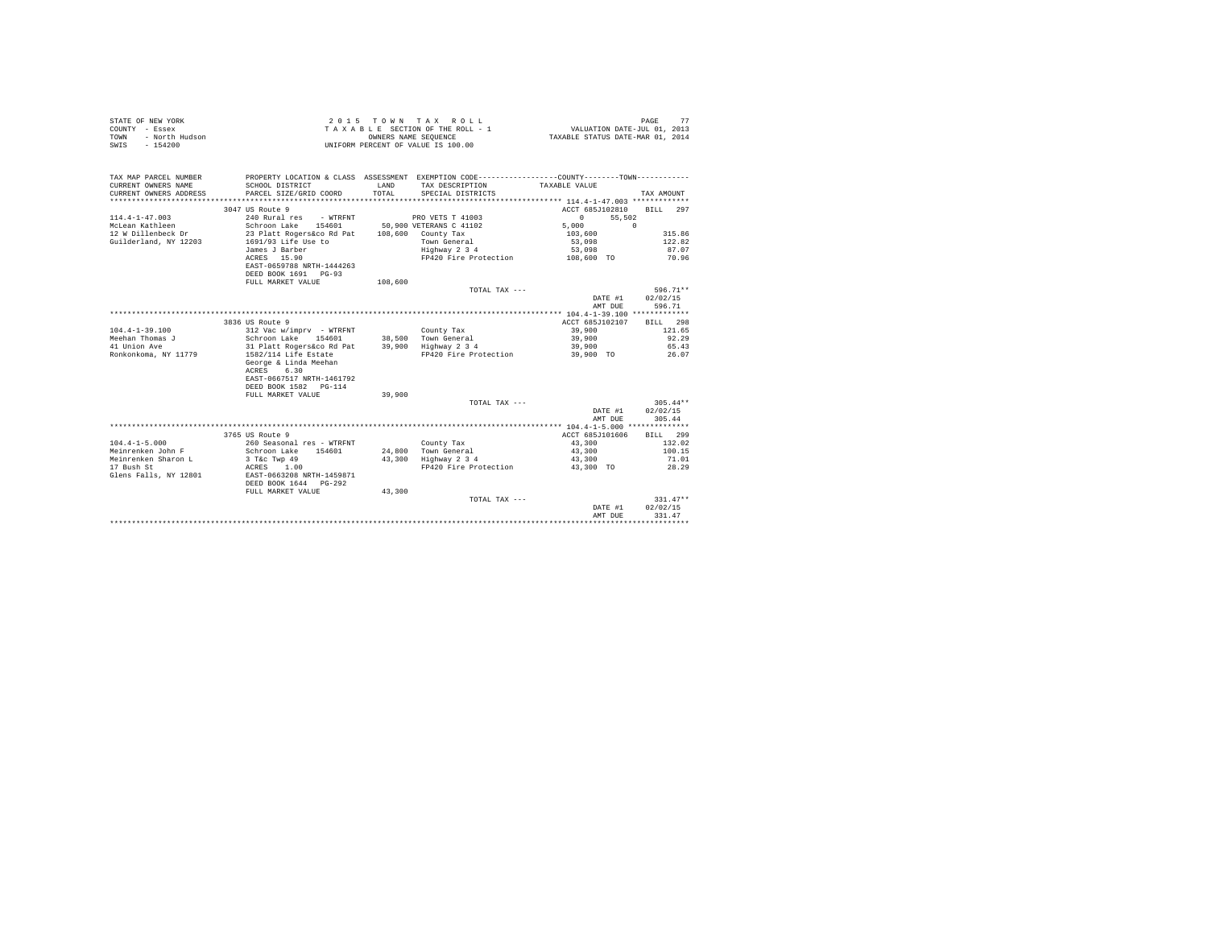STATE OF NEW YORK
COUNTY - Essex
TOWN - North Hudson
SWIS - 154200

2 0 1 5 T O W N T A X R O L L
T A X A B L E SECTION OF THE ROLL - 1
OWNERS NAME SEQUENCE
UNIFORM PERCENT OF VALUE IS 100.00

VALUATION DATE-JUL 01, 2013
TAXABLE STATUS DATE-MAR 01, 2014

| TAX MAP PARCEL NUMBER / CURRENT OWNERS NAME / CURRENT OWNERS ADDRESS | PROPERTY LOCATION & CLASS / SCHOOL DISTRICT / PARCEL SIZE/GRID COORD | ASSESSMENT LAND / TOTAL | EXEMPTION CODE / TAX DESCRIPTION / SPECIAL DISTRICTS | COUNTY TAXABLE VALUE | TOWN | TAX AMOUNT |
|---|---|---|---|---|---|---|
| **114.4-1-47.003** | 3047 US Route 9 | | | ACCT 685J102810 | | BILL 297 |
| 114.4-1-47.003 | 240 Rural res - WTRFNT | | PRO VETS T 41003 | 0 | 55,502 | |
| McLean Kathleen | Schroon Lake 154601 | 50,900 | VETERANS C 41102 | 5,000 | 0 | |
| 12 W Dillenbeck Dr | 23 Platt Rogers&co Rd Pat | 108,600 | County Tax | 103,600 | | 315.86 |
| Guilderland, NY 12203 | 1691/93 Life Use to | | Town General | 53,098 | | 122.82 |
| | James J Barber | | Highway 2 3 4 | 53,098 | | 87.07 |
| | ACRES 15.90 | | FP420 Fire Protection | 108,600 TO | | 70.96 |
| | EAST-0659788 NRTH-1444263 | | | | | |
| | DEED BOOK 1691 PG-93 | | | | | |
| | FULL MARKET VALUE | 108,600 | | | | |
| | | | TOTAL TAX --- | | | 596.71** |
| | | | | DATE #1 | | 02/02/15 |
| | | | | AMT DUE | | 596.71 |
| **104.4-1-39.100** | 3836 US Route 9 | | | ACCT 685J102107 | | BILL 298 |
| 104.4-1-39.100 | 312 Vac w/imprv - WTRFNT | | County Tax | 39,900 | | 121.65 |
| Meehan Thomas J | Schroon Lake 154601 | 38,500 | Town General | 39,900 | | 92.29 |
| 41 Union Ave | 31 Platt Rogers&co Rd Pat | 39,900 | Highway 2 3 4 | 39,900 | | 65.43 |
| Ronkonkoma, NY 11779 | 1582/114 Life Estate | | FP420 Fire Protection | 39,900 TO | | 26.07 |
| | George & Linda Meehan | | | | | |
| | ACRES 6.30 | | | | | |
| | EAST-0667517 NRTH-1461792 | | | | | |
| | DEED BOOK 1582 PG-114 | | | | | |
| | FULL MARKET VALUE | 39,900 | | | | |
| | | | TOTAL TAX --- | | | 305.44** |
| | | | | DATE #1 | | 02/02/15 |
| | | | | AMT DUE | | 305.44 |
| **104.4-1-5.000** | 3765 US Route 9 | | | ACCT 685J101606 | | BILL 299 |
| 104.4-1-5.000 | 260 Seasonal res - WTRFNT | | County Tax | 43,300 | | 132.02 |
| Meinrenken John F | Schroon Lake 154601 | 24,800 | Town General | 43,300 | | 100.15 |
| Meinrenken Sharon L | 3 T&c Twp 49 | 43,300 | Highway 2 3 4 | 43,300 | | 71.01 |
| 17 Bush St | ACRES 1.00 | | FP420 Fire Protection | 43,300 TO | | 28.29 |
| Glens Falls, NY 12801 | EAST-0663208 NRTH-1459871 | | | | | |
| | DEED BOOK 1644 PG-292 | | | | | |
| | FULL MARKET VALUE | 43,300 | | | | |
| | | | TOTAL TAX --- | | | 331.47** |
| | | | | DATE #1 | | 02/02/15 |
| | | | | AMT DUE | | 331.47 |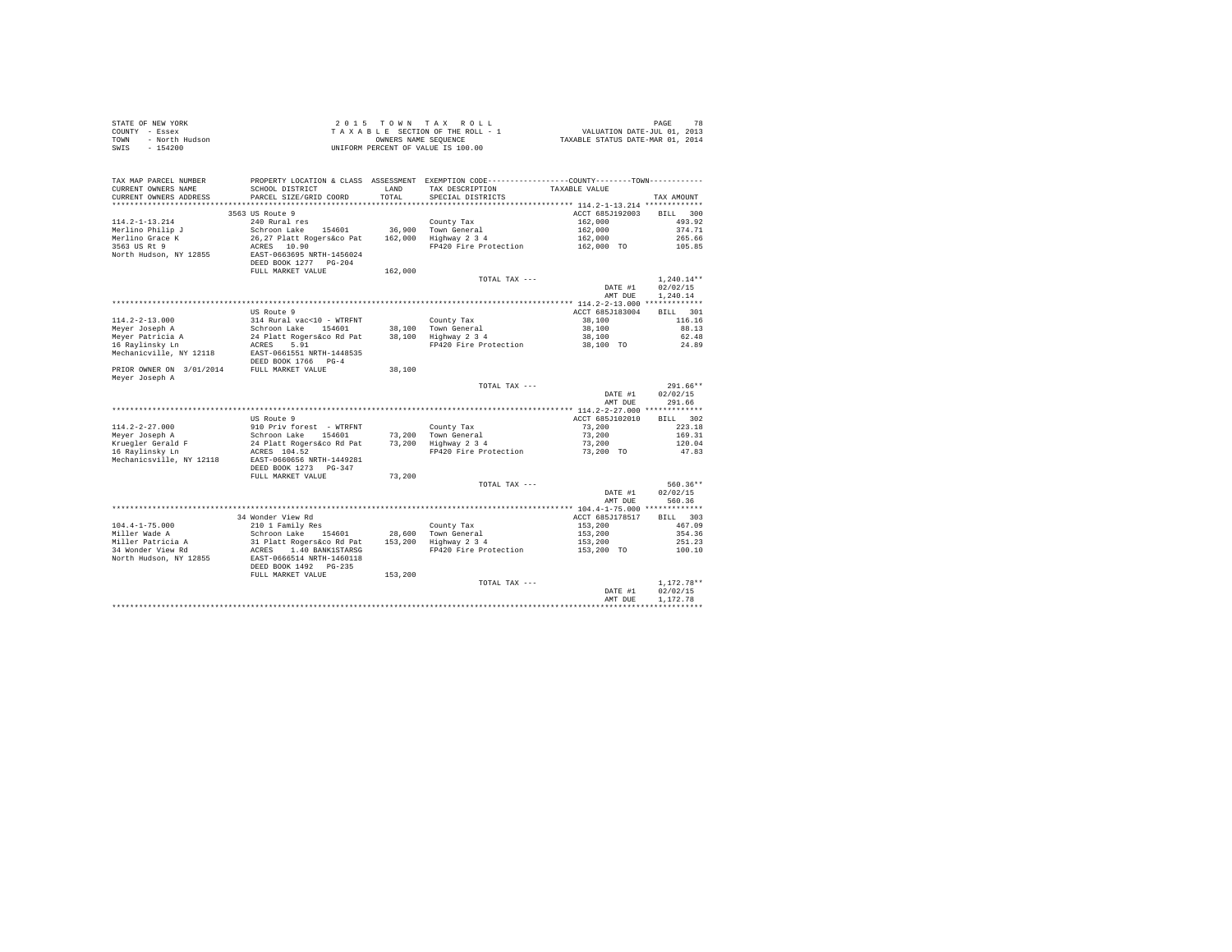STATE OF NEW YORK
COUNTY - Essex
TOWN - North Hudson
SWIS - 154200

2015 TOWN TAX ROLL
TAXABLE SECTION OF THE ROLL - 1
OWNERS NAME SEQUENCE
UNIFORM PERCENT OF VALUE IS 100.00

VALUATION DATE-JUL 01, 2013
TAXABLE STATUS DATE-MAR 01, 2014

| TAX MAP PARCEL NUMBER / CURRENT OWNERS NAME / CURRENT OWNERS ADDRESS | PROPERTY LOCATION & CLASS / SCHOOL DISTRICT / PARCEL SIZE/GRID COORD | ASSESSMENT LAND / TOTAL | EXEMPTION CODE / TAX DESCRIPTION / SPECIAL DISTRICTS | COUNTY--------TOWN / TAXABLE VALUE | TAX AMOUNT |
|---|---|---|---|---|---|
| **114.2-1-13.214** | 3563 US Route 9 | | | ACCT 685J192003 | BILL 300 |
| 114.2-1-13.214 | 240 Rural res | | County Tax | 162,000 | 493.92 |
| Merlino Philip J | Schroon Lake 154601 | 36,900 | Town General | 162,000 | 374.71 |
| Merlino Grace K | 26,27 Platt Rogers&co Pat | 162,000 | Highway 2 3 4 | 162,000 | 265.66 |
| 3563 US Rt 9 | ACRES 10.90 | | FP420 Fire Protection | 162,000 TO | 105.85 |
| North Hudson, NY 12855 | EAST-0663695 NRTH-1456024 | | | | |
| | DEED BOOK 1277 PG-204 | | | | |
| | FULL MARKET VALUE | 162,000 | | | |
| | | | TOTAL TAX --- | | 1,240.14** |
| | | | | DATE #1 | 02/02/15 |
| | | | | AMT DUE | 1,240.14 |
| **114.2-2-13.000** | US Route 9 | | | ACCT 685J183004 | BILL 301 |
| 114.2-2-13.000 | 314 Rural vac<10 - WTRFNT | | County Tax | 38,100 | 116.16 |
| Meyer Joseph A | Schroon Lake 154601 | 38,100 | Town General | 38,100 | 88.13 |
| Meyer Patricia A | 24 Platt Rogers&co Rd Pat | 38,100 | Highway 2 3 4 | 38,100 | 62.48 |
| 16 Raylinsky Ln | ACRES 5.91 | | FP420 Fire Protection | 38,100 TO | 24.89 |
| Mechanicville, NY 12118 | EAST-0661551 NRTH-1448535 | | | | |
| | DEED BOOK 1766 PG-4 | | | | |
| PRIOR OWNER ON 3/01/2014 | FULL MARKET VALUE | 38,100 | | | |
| Meyer Joseph A | | | | | |
| | | | TOTAL TAX --- | | 291.66** |
| | | | | DATE #1 | 02/02/15 |
| | | | | AMT DUE | 291.66 |
| **114.2-2-27.000** | US Route 9 | | | ACCT 685J102010 | BILL 302 |
| 114.2-2-27.000 | 910 Priv forest - WTRFNT | | County Tax | 73,200 | 223.18 |
| Meyer Joseph A | Schroon Lake 154601 | 73,200 | Town General | 73,200 | 169.31 |
| Kruegler Gerald F | 24 Platt Rogers&co Rd Pat | 73,200 | Highway 2 3 4 | 73,200 | 120.04 |
| 16 Raylinsky Ln | ACRES 104.52 | | FP420 Fire Protection | 73,200 TO | 47.83 |
| Mechanicsville, NY 12118 | EAST-0660656 NRTH-1449281 | | | | |
| | DEED BOOK 1273 PG-347 | | | | |
| | FULL MARKET VALUE | 73,200 | | | |
| | | | TOTAL TAX --- | | 560.36** |
| | | | | DATE #1 | 02/02/15 |
| | | | | AMT DUE | 560.36 |
| **104.4-1-75.000** | 34 Wonder View Rd | | | ACCT 685J178517 | BILL 303 |
| 104.4-1-75.000 | 210 1 Family Res | | County Tax | 153,200 | 467.09 |
| Miller Wade A | Schroon Lake 154601 | 28,600 | Town General | 153,200 | 354.36 |
| Miller Patricia A | 31 Platt Rogers&co Rd Pat | 153,200 | Highway 2 3 4 | 153,200 | 251.23 |
| 34 Wonder View Rd | ACRES 1.40 BANK1STARSG | | FP420 Fire Protection | 153,200 TO | 100.10 |
| North Hudson, NY 12855 | EAST-0666514 NRTH-1460118 | | | | |
| | DEED BOOK 1492 PG-235 | | | | |
| | FULL MARKET VALUE | 153,200 | | | |
| | | | TOTAL TAX --- | | 1,172.78** |
| | | | | DATE #1 | 02/02/15 |
| | | | | AMT DUE | 1,172.78 |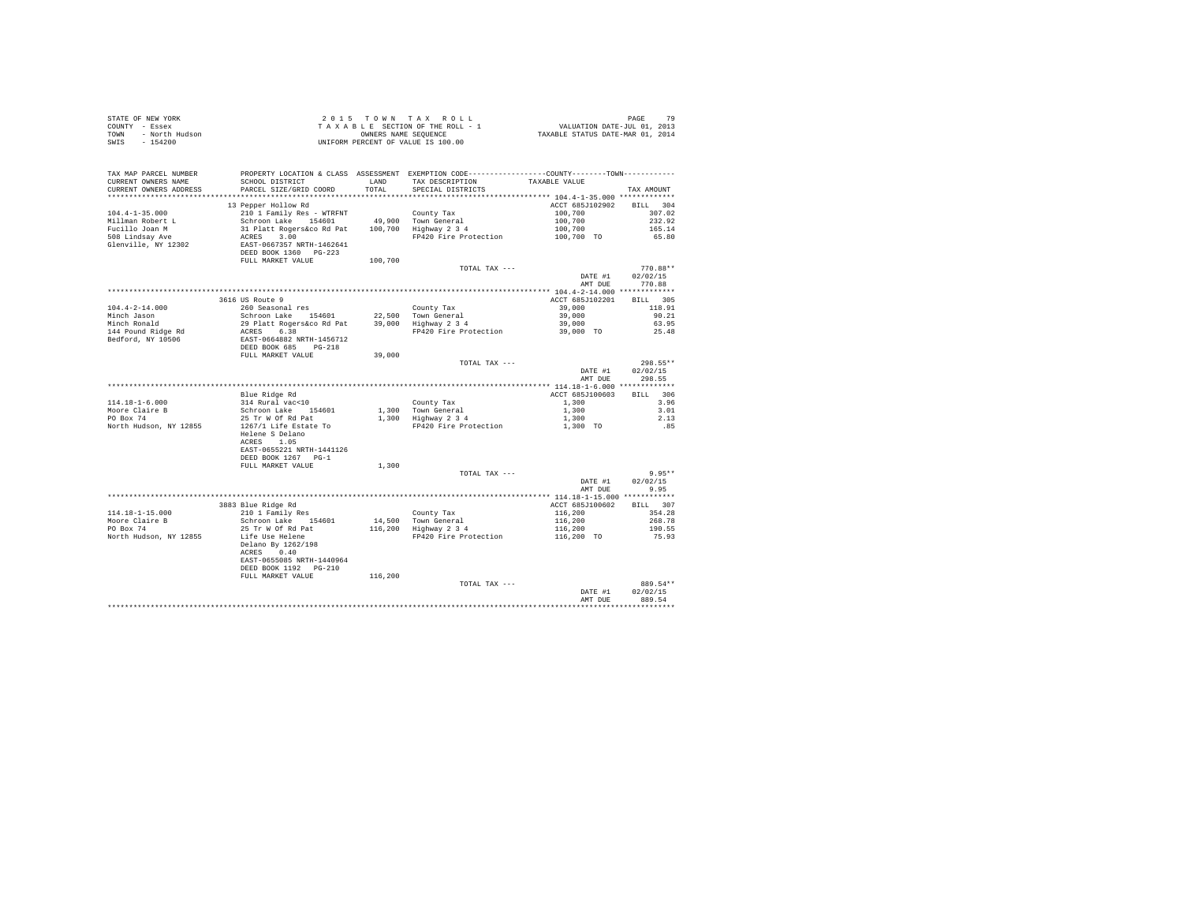STATE OF NEW YORK
COUNTY - Essex
TOWN - North Hudson
SWIS - 154200

2 0 1 5 T O W N T A X R O L L
T A X A B L E SECTION OF THE ROLL - 1
OWNERS NAME SEQUENCE
UNIFORM PERCENT OF VALUE IS 100.00

VALUATION DATE-JUL 01, 2013
TAXABLE STATUS DATE-MAR 01, 2014

| TAX MAP PARCEL NUMBER / CURRENT OWNERS NAME / CURRENT OWNERS ADDRESS | PROPERTY LOCATION & CLASS / SCHOOL DISTRICT / PARCEL SIZE/GRID COORD | ASSESSMENT LAND / TOTAL | EXEMPTION CODE / TAX DESCRIPTION / SPECIAL DISTRICTS | COUNTY--------TOWN / TAXABLE VALUE | TAX AMOUNT |
|---|---|---|---|---|---|
| **104.4-1-35.000** | 13 Pepper Hollow Rd | | | ACCT 685J102902 | BILL 304 |
| 104.4-1-35.000 | 210 1 Family Res - WTRFNT | | County Tax | 100,700 | 307.02 |
| Millman Robert L | Schroon Lake 154601 | 49,900 | Town General | 100,700 | 232.92 |
| Fucillo Joan M | 31 Platt Rogers&co Rd Pat | 100,700 | Highway 2 3 4 | 100,700 | 165.14 |
| 508 Lindsay Ave | ACRES 3.00 | | FP420 Fire Protection | 100,700 TO | 65.80 |
| Glenville, NY 12302 | EAST-0667357 NRTH-1462641 | | | | |
| | DEED BOOK 1360 PG-223 | | | | |
| | FULL MARKET VALUE | 100,700 | | | |
| | | | TOTAL TAX --- | | 770.88** |
| | | | | DATE #1 | 02/02/15 |
| | | | | AMT DUE | 770.88 |
| **104.4-2-14.000** | 3616 US Route 9 | | | ACCT 685J102201 | BILL 305 |
| 104.4-2-14.000 | 260 Seasonal res | | County Tax | 39,000 | 118.91 |
| Minch Jason | Schroon Lake 154601 | 22,500 | Town General | 39,000 | 90.21 |
| Minch Ronald | 29 Platt Rogers&co Rd Pat | 39,000 | Highway 2 3 4 | 39,000 | 63.95 |
| 144 Pound Ridge Rd | ACRES 6.30 | | FP420 Fire Protection | 39,000 TO | 25.48 |
| Bedford, NY 10506 | EAST-0664882 NRTH-1456712 | | | | |
| | DEED BOOK 685 PG-218 | | | | |
| | FULL MARKET VALUE | 39,000 | | | |
| | | | TOTAL TAX --- | | 298.55** |
| | | | | DATE #1 | 02/02/15 |
| | | | | AMT DUE | 298.55 |
| **114.18-1-6.000** | Blue Ridge Rd | | | ACCT 685J100603 | BILL 306 |
| 114.18-1-6.000 | 314 Rural vac<10 | | County Tax | 1,300 | 3.96 |
| Moore Claire B | Schroon Lake 154601 | 1,300 | Town General | 1,300 | 3.01 |
| PO Box 74 | 25 Tr W Of Rd Pat | 1,300 | Highway 2 3 4 | 1,300 | 2.13 |
| North Hudson, NY 12855 | 1267/1 Life Estate To | | FP420 Fire Protection | 1,300 TO | .85 |
| | Helene S Delano | | | | |
| | ACRES 1.05 | | | | |
| | EAST-0655221 NRTH-1441126 | | | | |
| | DEED BOOK 1267 PG-1 | | | | |
| | FULL MARKET VALUE | 1,300 | | | |
| | | | TOTAL TAX --- | | 9.95** |
| | | | | DATE #1 | 02/02/15 |
| | | | | AMT DUE | 9.95 |
| **114.18-1-15.000** | 3883 Blue Ridge Rd | | | ACCT 685J100602 | BILL 307 |
| 114.18-1-15.000 | 210 1 Family Res | | County Tax | 116,200 | 354.28 |
| Moore Claire B | Schroon Lake 154601 | 14,500 | Town General | 116,200 | 268.78 |
| PO Box 74 | 25 Tr W Of Rd Pat | 116,200 | Highway 2 3 4 | 116,200 | 190.55 |
| North Hudson, NY 12855 | Life Use Helene | | FP420 Fire Protection | 116,200 TO | 75.93 |
| | Delano By 1262/198 | | | | |
| | ACRES 0.40 | | | | |
| | EAST-0655085 NRTH-1440964 | | | | |
| | DEED BOOK 1192 PG-210 | | | | |
| | FULL MARKET VALUE | 116,200 | | | |
| | | | TOTAL TAX --- | | 889.54** |
| | | | | DATE #1 | 02/02/15 |
| | | | | AMT DUE | 889.54 |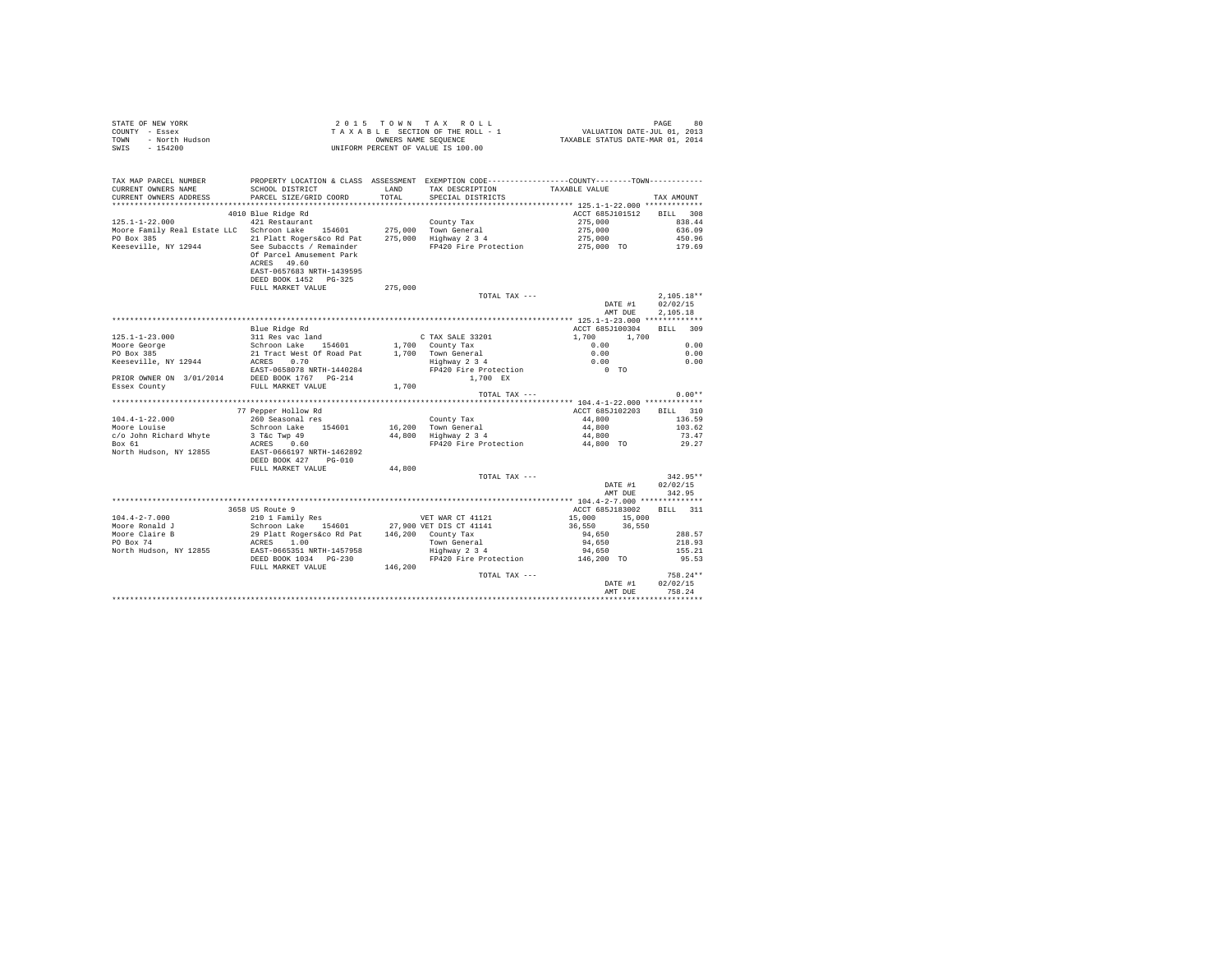STATE OF NEW YORK
COUNTY - Essex
TOWN - North Hudson
SWIS - 154200

2 0 1 5 T O W N T A X R O L L
T A X A B L E SECTION OF THE ROLL - 1
OWNERS NAME SEQUENCE
UNIFORM PERCENT OF VALUE IS 100.00

VALUATION DATE-JUL 01, 2013
TAXABLE STATUS DATE-MAR 01, 2014

| TAX MAP PARCEL NUMBER / CURRENT OWNERS NAME / CURRENT OWNERS ADDRESS | PROPERTY LOCATION & CLASS / SCHOOL DISTRICT / PARCEL SIZE/GRID COORD | ASSESSMENT LAND / TOTAL | EXEMPTION CODE / TAX DESCRIPTION / SPECIAL DISTRICTS | COUNTY / TOWN TAXABLE VALUE | TAX AMOUNT |
|---|---|---|---|---|---|
| **125.1-1-22.000** | 4010 Blue Ridge Rd | | | ACCT 685J101512 | BILL 308 |
| 125.1-1-22.000 | 421 Restaurant | | County Tax | 275,000 | 838.44 |
| Moore Family Real Estate LLC | Schroon Lake 154601 | 275,000 | Town General | 275,000 | 636.09 |
| PO Box 385 | 21 Platt Rogers&co Rd Pat | 275,000 | Highway 2 3 4 | 275,000 | 450.96 |
| Keeseville, NY 12944 | See Subaccts / Remainder | | FP420 Fire Protection | 275,000 TO | 179.69 |
| | Of Parcel Amusement Park | | | | |
| | ACRES 49.60 | | | | |
| | EAST-0657683 NRTH-1439595 | | | | |
| | DEED BOOK 1452 PG-325 | | | | |
| | FULL MARKET VALUE | 275,000 | | | |
| | | | TOTAL TAX --- | | 2,105.18** |
| | | | | DATE #1 | 02/02/15 |
| | | | | AMT DUE | 2,105.18 |
| **125.1-1-23.000** | Blue Ridge Rd | | | ACCT 685J100304 | BILL 309 |
| 125.1-1-23.000 | 311 Res vac land | | C TAX SALE 33201 | 1,700 1,700 | |
| Moore George | Schroon Lake 154601 | 1,700 | County Tax | 0.00 | 0.00 |
| PO Box 385 | 21 Tract West Of Road Pat | 1,700 | Town General | 0.00 | 0.00 |
| Keeseville, NY 12944 | ACRES 0.70 | | Highway 2 3 4 | 0.00 | 0.00 |
| | EAST-0658078 NRTH-1440284 | | FP420 Fire Protection | 0 TO | |
| PRIOR OWNER ON 3/01/2014 | DEED BOOK 1767 PG-214 | | 1,700 EX | | |
| Essex County | FULL MARKET VALUE | 1,700 | | | |
| | | | TOTAL TAX --- | | 0.00** |
| **104.4-1-22.000** | 77 Pepper Hollow Rd | | | ACCT 685J102203 | BILL 310 |
| 104.4-1-22.000 | 260 Seasonal res | | County Tax | 44,800 | 136.59 |
| Moore Louise | Schroon Lake 154601 | 16,200 | Town General | 44,800 | 103.62 |
| c/o John Richard Whyte | 3 T&c Twp 49 | 44,800 | Highway 2 3 4 | 44,800 | 73.47 |
| Box 61 | ACRES 0.60 | | FP420 Fire Protection | 44,800 TO | 29.27 |
| North Hudson, NY 12855 | EAST-0666197 NRTH-1462892 | | | | |
| | DEED BOOK 427 PG-010 | | | | |
| | FULL MARKET VALUE | 44,800 | | | |
| | | | TOTAL TAX --- | | 342.95** |
| | | | | DATE #1 | 02/02/15 |
| | | | | AMT DUE | 342.95 |
| **104.4-2-7.000** | 3658 US Route 9 | | | ACCT 685J183002 | BILL 311 |
| 104.4-2-7.000 | 210 1 Family Res | | VET WAR CT 41121 | 15,000 15,000 | |
| Moore Ronald J | Schroon Lake 154601 | 27,900 | VET DIS CT 41141 | 36,550 36,550 | |
| Moore Claire B | 29 Platt Rogers&co Rd Pat | 146,200 | County Tax | 94,650 | 288.57 |
| PO Box 74 | ACRES 1.00 | | Town General | 94,650 | 218.93 |
| North Hudson, NY 12855 | EAST-0665351 NRTH-1457958 | | Highway 2 3 4 | 94,650 | 155.21 |
| | DEED BOOK 1034 PG-230 | | FP420 Fire Protection | 146,200 TO | 95.53 |
| | FULL MARKET VALUE | 146,200 | | | |
| | | | TOTAL TAX --- | | 758.24** |
| | | | | DATE #1 | 02/02/15 |
| | | | | AMT DUE | 758.24 |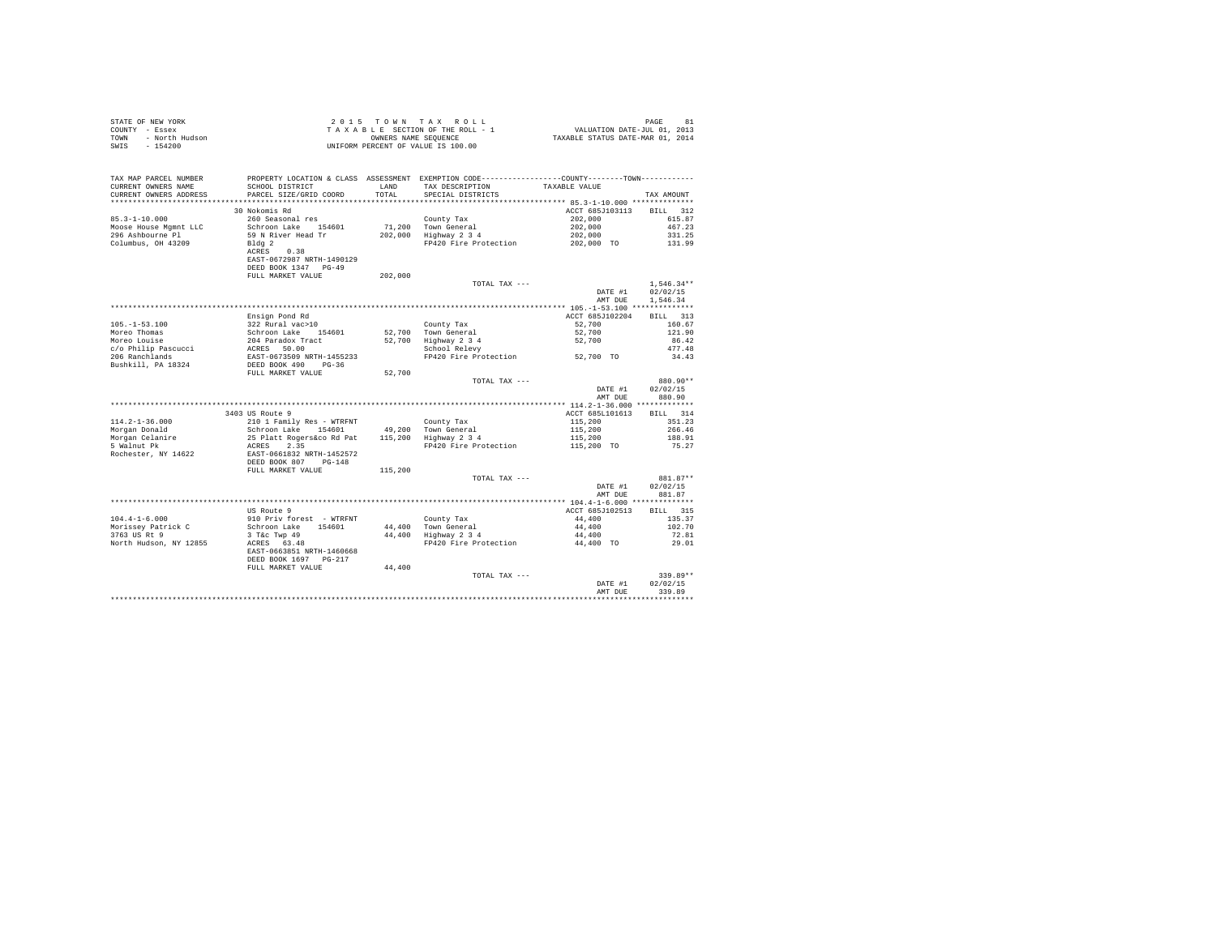STATE OF NEW YORK
COUNTY - Essex
TOWN - North Hudson
SWIS - 154200

2 0 1 5 T O W N T A X R O L L
T A X A B L E SECTION OF THE ROLL - 1
OWNERS NAME SEQUENCE
UNIFORM PERCENT OF VALUE IS 100.00

VALUATION DATE-JUL 01, 2013
TAXABLE STATUS DATE-MAR 01, 2014

| TAX MAP PARCEL NUMBER / CURRENT OWNERS NAME / CURRENT OWNERS ADDRESS | PROPERTY LOCATION & CLASS / SCHOOL DISTRICT / PARCEL SIZE/GRID COORD | ASSESSMENT LAND / TOTAL | EXEMPTION CODE / TAX DESCRIPTION / SPECIAL DISTRICTS | COUNTY--------TOWN TAXABLE VALUE | TAX AMOUNT |
|---|---|---|---|---|---|
| **85.3-1-10.000** | 30 Nokomis Rd | | | ACCT 685J103113 | BILL 312 |
| 85.3-1-10.000 | 260 Seasonal res | | County Tax | 202,000 | 615.87 |
| Moose House Mgmnt LLC | Schroon Lake 154601 | 71,200 | Town General | 202,000 | 467.23 |
| 296 Ashbourne Pl | 59 N River Head Tr | 202,000 | Highway 2 3 4 | 202,000 | 331.25 |
| Columbus, OH 43209 | Bldg 2 | | FP420 Fire Protection | 202,000 TO | 131.99 |
| | ACRES 0.38 | | | | |
| | EAST-0672987 NRTH-1490129 | | | | |
| | DEED BOOK 1347 PG-49 | | | | |
| | FULL MARKET VALUE | 202,000 | | | |
| | | | TOTAL TAX --- | | 1,546.34** |
| | | | | DATE #1 | 02/02/15 |
| | | | | AMT DUE | 1,546.34 |
| **105.-1-53.100** | Ensign Pond Rd | | | ACCT 685J102204 | BILL 313 |
| 105.-1-53.100 | 322 Rural vac>10 | | County Tax | 52,700 | 160.67 |
| Moreo Thomas | Schroon Lake 154601 | 52,700 | Town General | 52,700 | 121.90 |
| Moreo Louise | 204 Paradox Tract | 52,700 | Highway 2 3 4 | 52,700 | 86.42 |
| c/o Philip Pascucci | ACRES 50.00 | | School Relevy | | 477.48 |
| 206 Ranchlands | EAST-0673509 NRTH-1455233 | | FP420 Fire Protection | 52,700 TO | 34.43 |
| Bushkill, PA 18324 | DEED BOOK 490 PG-36 | | | | |
| | FULL MARKET VALUE | 52,700 | | | |
| | | | TOTAL TAX --- | | 880.90** |
| | | | | DATE #1 | 02/02/15 |
| | | | | AMT DUE | 880.90 |
| **114.2-1-36.000** | 3403 US Route 9 | | | ACCT 685L101613 | BILL 314 |
| 114.2-1-36.000 | 210 1 Family Res - WTRFNT | | County Tax | 115,200 | 351.23 |
| Morgan Donald | Schroon Lake 154601 | 49,200 | Town General | 115,200 | 266.46 |
| Morgan Celanire | 25 Platt Rogers&co Rd Pat | 115,200 | Highway 2 3 4 | 115,200 | 188.91 |
| 5 Walnut Pk | ACRES 2.35 | | FP420 Fire Protection | 115,200 TO | 75.27 |
| Rochester, NY 14622 | EAST-0661832 NRTH-1452572 | | | | |
| | DEED BOOK 807 PG-148 | | | | |
| | FULL MARKET VALUE | 115,200 | | | |
| | | | TOTAL TAX --- | | 881.87** |
| | | | | DATE #1 | 02/02/15 |
| | | | | AMT DUE | 881.87 |
| **104.4-1-6.000** | US Route 9 | | | ACCT 685J102513 | BILL 315 |
| 104.4-1-6.000 | 910 Priv forest - WTRFNT | | County Tax | 44,400 | 135.37 |
| Morissey Patrick C | Schroon Lake 154601 | 44,400 | Town General | 44,400 | 102.70 |
| 3763 US Rt 9 | 3 T&c Twp 49 | 44,400 | Highway 2 3 4 | 44,400 | 72.81 |
| North Hudson, NY 12855 | ACRES 63.48 | | FP420 Fire Protection | 44,400 TO | 29.01 |
| | EAST-0663851 NRTH-1460668 | | | | |
| | DEED BOOK 1697 PG-217 | | | | |
| | FULL MARKET VALUE | 44,400 | | | |
| | | | TOTAL TAX --- | | 339.89** |
| | | | | DATE #1 | 02/02/15 |
| | | | | AMT DUE | 339.89 |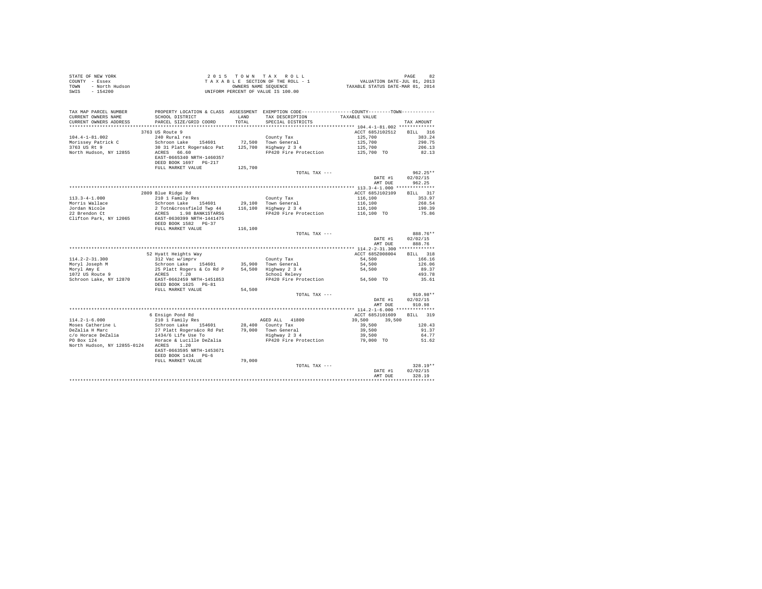STATE OF NEW YORK
COUNTY - Essex
TOWN - North Hudson
SWIS - 154200

2015 TOWN TAX ROLL
TAXABLE SECTION OF THE ROLL - 1
OWNERS NAME SEQUENCE
UNIFORM PERCENT OF VALUE IS 100.00

VALUATION DATE-JUL 01, 2013
TAXABLE STATUS DATE-MAR 01, 2014

| TAX MAP PARCEL NUMBER / CURRENT OWNERS NAME / CURRENT OWNERS ADDRESS | PROPERTY LOCATION & CLASS / SCHOOL DISTRICT / PARCEL SIZE/GRID COORD | ASSESSMENT LAND / TOTAL | EXEMPTION CODE / TAX DESCRIPTION / SPECIAL DISTRICTS | COUNTY / TOWN TAXABLE VALUE | TAX AMOUNT |
|---|---|---|---|---|---|
| **104.4-1-81.002** | 3763 US Route 9 | | | ACCT 685J102512 | BILL 316 |
| 104.4-1-81.002 | 240 Rural res | | County Tax | 125,700 | 383.24 |
| Morissey Patrick C | Schroon Lake 154601 | 72,500 | Town General | 125,700 | 290.75 |
| 3763 US Rt 9 | 30 31 Platt Rogers&co Pat | 125,700 | Highway 2 3 4 | 125,700 | 206.13 |
| North Hudson, NY 12855 | ACRES 66.60 | | FP420 Fire Protection | 125,700 TO | 82.13 |
| | EAST-0665340 NRTH-1460357 | | | | |
| | DEED BOOK 1697 PG-217 | | | | |
| | FULL MARKET VALUE | 125,700 | | | |
| | | | TOTAL TAX --- | | 962.25** |
| | | | | DATE #1 | 02/02/15 |
| | | | | AMT DUE | 962.25 |
| **113.3-4-1.000** | 2809 Blue Ridge Rd | | | ACCT 685J102109 | BILL 317 |
| 113.3-4-1.000 | 210 1 Family Res | | County Tax | 116,100 | 353.97 |
| Morris Wallace | Schroon Lake 154601 | 29,100 | Town General | 116,100 | 268.54 |
| Jordan Nicole | 2 Totn&crossfield Twp 44 | 116,100 | Highway 2 3 4 | 116,100 | 190.39 |
| 22 Brendon Ct | ACRES 1.98 BANK1STARSG | | FP420 Fire Protection | 116,100 TO | 75.86 |
| Clifton Park, NY 12065 | EAST-0630399 NRTH-1441475 | | | | |
| | DEED BOOK 1582 PG-37 | | | | |
| | FULL MARKET VALUE | 116,100 | | | |
| | | | TOTAL TAX --- | | 888.76** |
| | | | | DATE #1 | 02/02/15 |
| | | | | AMT DUE | 888.76 |
| **114.2-2-31.300** | 52 Hyatt Heights Way | | | ACCT 685Z008004 | BILL 318 |
| 114.2-2-31.300 | 312 Vac w/imprv | | County Tax | 54,500 | 166.16 |
| Moryl Joseph M | Schroon Lake 154601 | 35,900 | Town General | 54,500 | 126.06 |
| Moryl Amy E | 25 Platt Rogers & Co Rd P | 54,500 | Highway 2 3 4 | 54,500 | 89.37 |
| 1072 US Route 9 | ACRES 7.20 | | School Relevy | | 493.78 |
| Schroon Lake, NY 12870 | EAST-0662459 NRTH-1451853 | | FP420 Fire Protection | 54,500 TO | 35.61 |
| | DEED BOOK 1625 PG-81 | | | | |
| | FULL MARKET VALUE | 54,500 | | | |
| | | | TOTAL TAX --- | | 910.98** |
| | | | | DATE #1 | 02/02/15 |
| | | | | AMT DUE | 910.98 |
| **114.2-1-6.000** | 6 Ensign Pond Rd | | | ACCT 685J101609 | BILL 319 |
| 114.2-1-6.000 | 210 1 Family Res | | AGED ALL 41800 | 39,500 39,500 | |
| Moses Catherine L | Schroon Lake 154601 | 28,400 | County Tax | 39,500 | 120.43 |
| DeZalia H Marc | 27 Platt Rogers&co Rd Pat | 79,000 | Town General | 39,500 | 91.37 |
| c/o Horace DeZalia | 1434/6 Life Use To | | Highway 2 3 4 | 39,500 | 64.77 |
| PO Box 124 | Horace & Lucille DeZalia | | FP420 Fire Protection | 79,000 TO | 51.62 |
| North Hudson, NY 12855-0124 | ACRES 1.20 | | | | |
| | EAST-0663595 NRTH-1453671 | | | | |
| | DEED BOOK 1434 PG-6 | | | | |
| | FULL MARKET VALUE | 79,000 | | | |
| | | | TOTAL TAX --- | | 328.19** |
| | | | | DATE #1 | 02/02/15 |
| | | | | AMT DUE | 328.19 |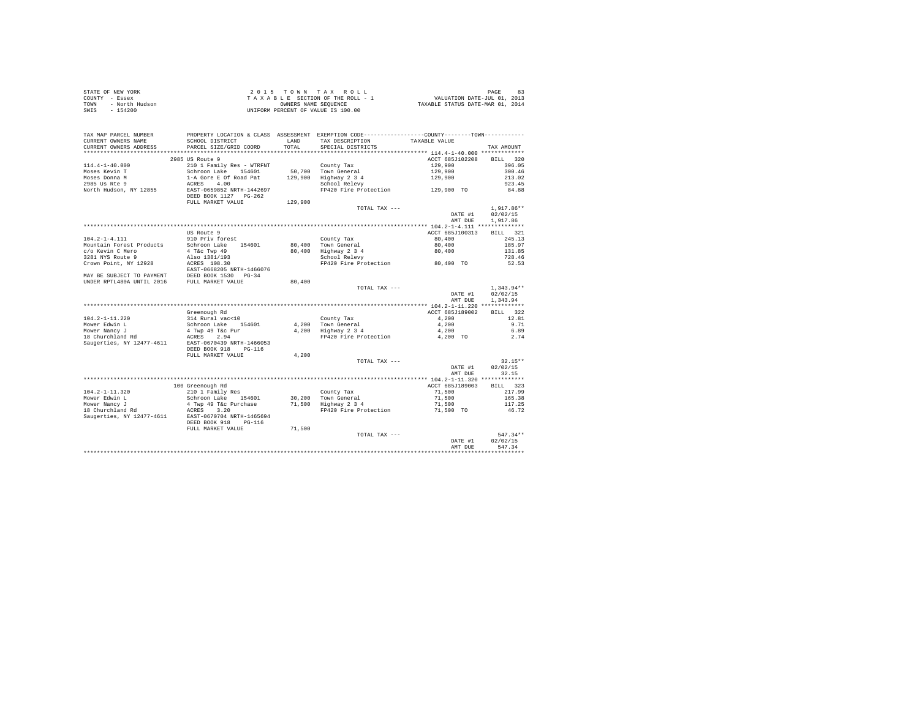STATE OF NEW YORK
COUNTY - Essex
TOWN - North Hudson
SWIS - 154200

2 0 1 5 T O W N T A X R O L L
T A X A B L E SECTION OF THE ROLL - 1
OWNERS NAME SEQUENCE
UNIFORM PERCENT OF VALUE IS 100.00

VALUATION DATE-JUL 01, 2013
TAXABLE STATUS DATE-MAR 01, 2014

| TAX MAP PARCEL NUMBER / CURRENT OWNERS NAME / CURRENT OWNERS ADDRESS | PROPERTY LOCATION & CLASS / SCHOOL DISTRICT / PARCEL SIZE/GRID COORD | ASSESSMENT LAND / TOTAL | EXEMPTION CODE / TAX DESCRIPTION / SPECIAL DISTRICTS | TAXABLE VALUE | TAX AMOUNT |
|---|---|---|---|---|---|
| **114.4-1-40.000** | 2985 US Route 9 | | | ACCT 685J102208 | BILL 320 |
| 114.4-1-40.000 | 210 1 Family Res - WTRFNT | | County Tax | 129,900 | 396.05 |
| Moses Kevin T | Schroon Lake 154601 | 50,700 | Town General | 129,900 | 300.46 |
| Moses Donna M | 1-A Gore E Of Road Pat | 129,900 | Highway 2 3 4 | 129,900 | 213.02 |
| 2985 Us Rte 9 | ACRES 4.00 | | School Relevy | | 923.45 |
| North Hudson, NY 12855 | EAST-0659852 NRTH-1442697 | | FP420 Fire Protection | 129,900 TO | 84.88 |
| | DEED BOOK 1127 PG-262 | | | | |
| | FULL MARKET VALUE | 129,900 | | | |
| | | | TOTAL TAX --- | | 1,917.86** |
| | | | | DATE #1 | 02/02/15 |
| | | | | AMT DUE | 1,917.86 |
| **104.2-1-4.111** | US Route 9 | | | ACCT 685J100313 | BILL 321 |
| 104.2-1-4.111 | 910 Priv forest | | County Tax | 80,400 | 245.13 |
| Mountain Forest Products | Schroon Lake 154601 | 80,400 | Town General | 80,400 | 185.97 |
| c/o Kevin C Mero | 4 T&c Twp 49 | 80,400 | Highway 2 3 4 | 80,400 | 131.85 |
| 3281 NYS Route 9 | Also 1381/193 | | School Relevy | | 728.46 |
| Crown Point, NY 12928 | ACRES 108.30 | | FP420 Fire Protection | 80,400 TO | 52.53 |
| | EAST-0668205 NRTH-1466076 | | | | |
| MAY BE SUBJECT TO PAYMENT | DEED BOOK 1530 PG-34 | | | | |
| UNDER RPTL480A UNTIL 2016 | FULL MARKET VALUE | 80,400 | | | |
| | | | TOTAL TAX --- | | 1,343.94** |
| | | | | DATE #1 | 02/02/15 |
| | | | | AMT DUE | 1,343.94 |
| **104.2-1-11.220** | Greenough Rd | | | ACCT 685J189002 | BILL 322 |
| 104.2-1-11.220 | 314 Rural vac<10 | | County Tax | 4,200 | 12.81 |
| Mower Edwin L | Schroon Lake 154601 | 4,200 | Town General | 4,200 | 9.71 |
| Mower Nancy J | 4 Twp 49 T&c Pur | 4,200 | Highway 2 3 4 | 4,200 | 6.89 |
| 18 Churchland Rd | ACRES 2.94 | | FP420 Fire Protection | 4,200 TO | 2.74 |
| Saugerties, NY 12477-4611 | EAST-0670439 NRTH-1466053 | | | | |
| | DEED BOOK 918 PG-116 | | | | |
| | FULL MARKET VALUE | 4,200 | | | |
| | | | TOTAL TAX --- | | 32.15** |
| | | | | DATE #1 | 02/02/15 |
| | | | | AMT DUE | 32.15 |
| **104.2-1-11.320** | 100 Greenough Rd | | | ACCT 685J189003 | BILL 323 |
| 104.2-1-11.320 | 210 1 Family Res | | County Tax | 71,500 | 217.99 |
| Mower Edwin L | Schroon Lake 154601 | 30,200 | Town General | 71,500 | 165.38 |
| Mower Nancy J | 4 Twp 49 T&c Purchase | 71,500 | Highway 2 3 4 | 71,500 | 117.25 |
| 18 Churchland Rd | ACRES 3.20 | | FP420 Fire Protection | 71,500 TO | 46.72 |
| Saugerties, NY 12477-4611 | EAST-0670704 NRTH-1465694 | | | | |
| | DEED BOOK 918 PG-116 | | | | |
| | FULL MARKET VALUE | 71,500 | | | |
| | | | TOTAL TAX --- | | 547.34** |
| | | | | DATE #1 | 02/02/15 |
| | | | | AMT DUE | 547.34 |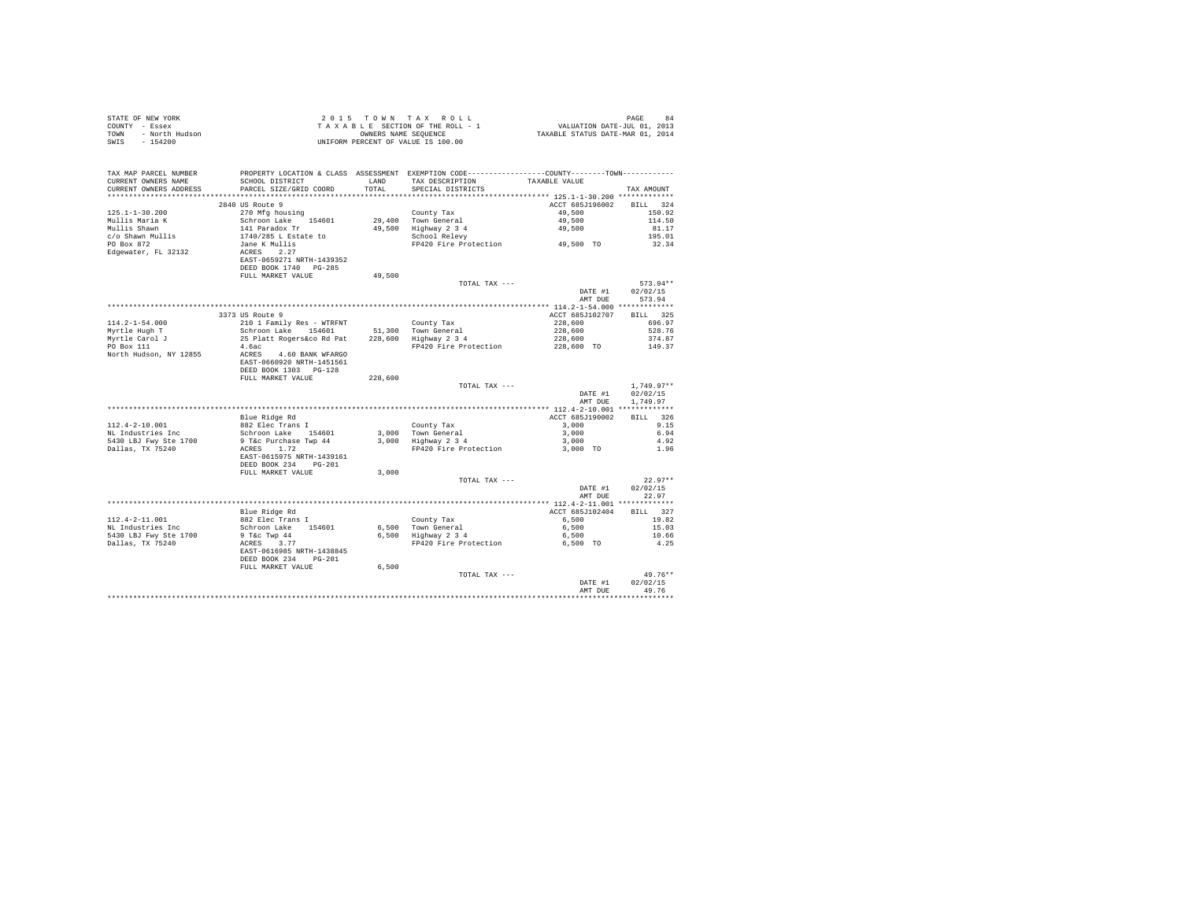STATE OF NEW YORK
COUNTY - Essex
TOWN - North Hudson
SWIS - 154200

2 0 1 5 T O W N T A X R O L L
T A X A B L E SECTION OF THE ROLL - 1
OWNERS NAME SEQUENCE
UNIFORM PERCENT OF VALUE IS 100.00

VALUATION DATE-JUL 01, 2013
TAXABLE STATUS DATE-MAR 01, 2014

| TAX MAP PARCEL NUMBER / CURRENT OWNERS NAME / CURRENT OWNERS ADDRESS | PROPERTY LOCATION & CLASS / SCHOOL DISTRICT / PARCEL SIZE/GRID COORD | ASSESSMENT LAND / TOTAL | EXEMPTION CODE / TAX DESCRIPTION / SPECIAL DISTRICTS | COUNTY--------TOWN / TAXABLE VALUE | TAX AMOUNT |
|---|---|---|---|---|---|
| 125.1-1-30.200 | 2840 US Route 9 | | | ACCT 685J196002 | BILL 324 |
| Mullis Maria K | 270 Mfg housing | | County Tax | 49,500 | 150.92 |
| Mullis Shawn | Schroon Lake 154601 | 29,400 | Town General | 49,500 | 114.50 |
| c/o Shawn Mullis | 141 Paradox Tr | 49,500 | Highway 2 3 4 | 49,500 | 81.17 |
| PO Box 872 | 1740/285 L Estate to | | School Relevy | | 195.01 |
| Edgewater, FL 32132 | Jane K Mullis | | FP420 Fire Protection | 49,500 TO | 32.34 |
| | ACRES 2.27 | | | | |
| | EAST-0659271 NRTH-1439352 | | | | |
| | DEED BOOK 1740 PG-285 | | | | |
| | FULL MARKET VALUE | 49,500 | | | |
| | | | TOTAL TAX --- | | 573.94** |
| | | | | DATE #1 | 02/02/15 |
| | | | | AMT DUE | 573.94 |
| 114.2-1-54.000 | 3373 US Route 9 | | | ACCT 685J102707 | BILL 325 |
| Myrtle Hugh T | 210 1 Family Res - WTRFNT | | County Tax | 228,600 | 696.97 |
| Myrtle Carol J | Schroon Lake 154601 | 51,300 | Town General | 228,600 | 528.76 |
| PO Box 111 | 25 Platt Rogers&co Rd Pat | 228,600 | Highway 2 3 4 | 228,600 | 374.87 |
| North Hudson, NY 12855 | 4.6ac | | FP420 Fire Protection | 228,600 TO | 149.37 |
| | ACRES 4.60 BANK WFARGO | | | | |
| | EAST-0660920 NRTH-1451561 | | | | |
| | DEED BOOK 1303 PG-128 | | | | |
| | FULL MARKET VALUE | 228,600 | | | |
| | | | TOTAL TAX --- | | 1,749.97** |
| | | | | DATE #1 | 02/02/15 |
| | | | | AMT DUE | 1,749.97 |
| 112.4-2-10.001 | Blue Ridge Rd | | | ACCT 685J190002 | BILL 326 |
| NL Industries Inc | 882 Elec Trans I | | County Tax | 3,000 | 9.15 |
| 5430 LBJ Fwy Ste 1700 | Schroon Lake 154601 | 3,000 | Town General | 3,000 | 6.94 |
| Dallas, TX 75240 | 9 T&c Purchase Twp 44 | 3,000 | Highway 2 3 4 | 3,000 | 4.92 |
| | ACRES 1.72 | | FP420 Fire Protection | 3,000 TO | 1.96 |
| | EAST-0615975 NRTH-1439161 | | | | |
| | DEED BOOK 234 PG-201 | | | | |
| | FULL MARKET VALUE | 3,000 | | | |
| | | | TOTAL TAX --- | | 22.97** |
| | | | | DATE #1 | 02/02/15 |
| | | | | AMT DUE | 22.97 |
| 112.4-2-11.001 | Blue Ridge Rd | | | ACCT 685J102404 | BILL 327 |
| NL Industries Inc | 882 Elec Trans I | | County Tax | 6,500 | 19.82 |
| 5430 LBJ Fwy Ste 1700 | Schroon Lake 154601 | 6,500 | Town General | 6,500 | 15.03 |
| Dallas, TX 75240 | 9 T&c Twp 44 | 6,500 | Highway 2 3 4 | 6,500 | 10.66 |
| | ACRES 3.77 | | FP420 Fire Protection | 6,500 TO | 4.25 |
| | EAST-0616985 NRTH-1438845 | | | | |
| | DEED BOOK 234 PG-201 | | | | |
| | FULL MARKET VALUE | 6,500 | | | |
| | | | TOTAL TAX --- | | 49.76** |
| | | | | DATE #1 | 02/02/15 |
| | | | | AMT DUE | 49.76 |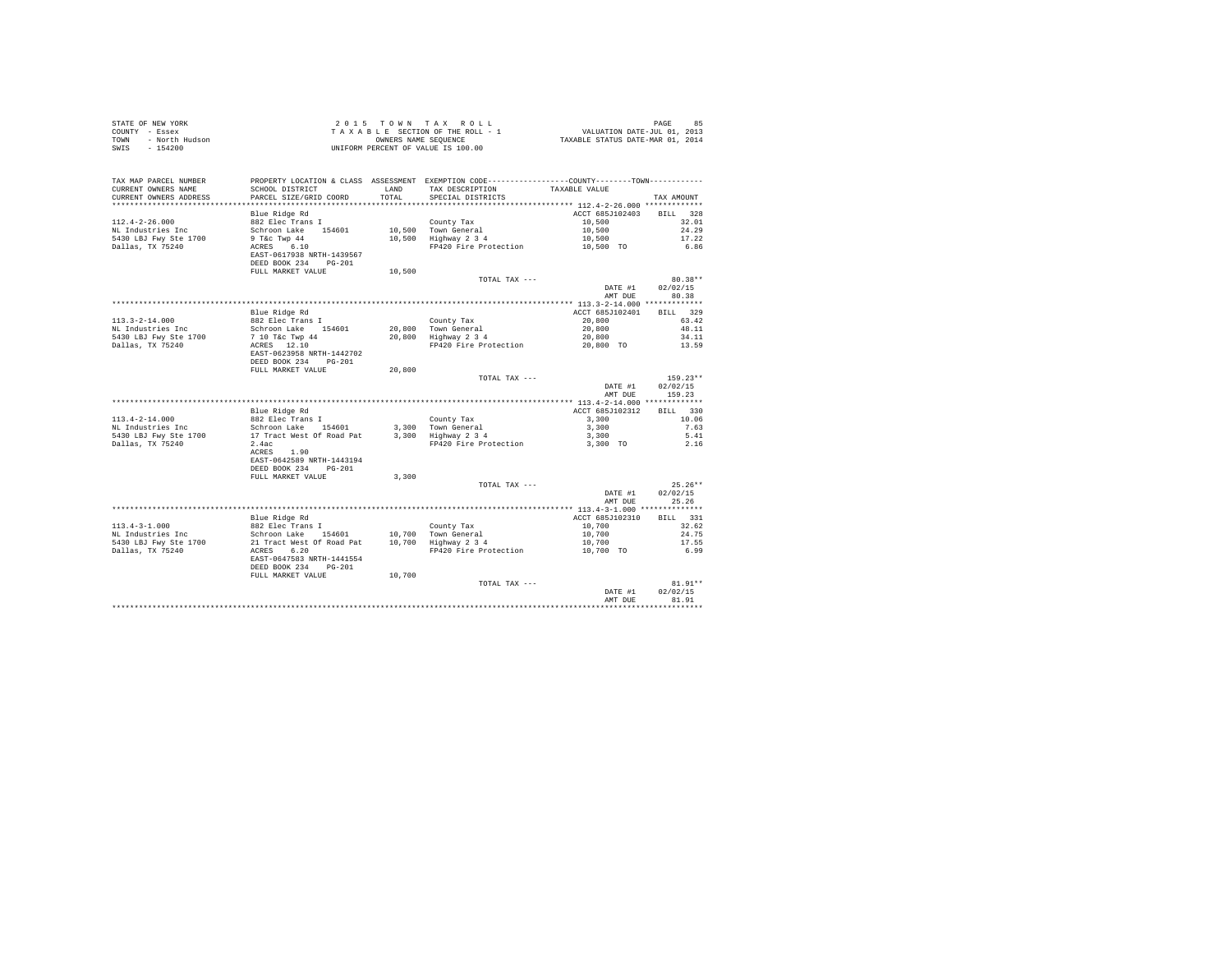STATE OF NEW YORK
COUNTY - Essex
TOWN - North Hudson
SWIS - 154200

2 0 1 5 T O W N T A X R O L L
T A X A B L E SECTION OF THE ROLL - 1
OWNERS NAME SEQUENCE
UNIFORM PERCENT OF VALUE IS 100.00

VALUATION DATE-JUL 01, 2013
TAXABLE STATUS DATE-MAR 01, 2014

| TAX MAP PARCEL NUMBER / CURRENT OWNERS NAME / CURRENT OWNERS ADDRESS | PROPERTY LOCATION & CLASS / SCHOOL DISTRICT / PARCEL SIZE/GRID COORD | ASSESSMENT LAND / TOTAL | EXEMPTION CODE / TAX DESCRIPTION / SPECIAL DISTRICTS | TAXABLE VALUE | TAX AMOUNT |
|---|---|---|---|---|---|
| **112.4-2-26.000** | Blue Ridge Rd | | | ACCT 685J102403 | BILL 328 |
| 112.4-2-26.000 | 882 Elec Trans I | | County Tax | 10,500 | 32.01 |
| NL Industries Inc | Schroon Lake 154601 | 10,500 | Town General | 10,500 | 24.29 |
| 5430 LBJ Fwy Ste 1700 | 9 T&c Twp 44 | 10,500 | Highway 2 3 4 | 10,500 | 17.22 |
| Dallas, TX 75240 | ACRES 6.10 | | FP420 Fire Protection | 10,500 TO | 6.86 |
| | EAST-0617938 NRTH-1439567 | | | | |
| | DEED BOOK 234 PG-201 | | | | |
| | FULL MARKET VALUE | 10,500 | | | |
| | | | TOTAL TAX --- | | 80.38** |
| | | | | DATE #1 | 02/02/15 |
| | | | | AMT DUE | 80.38 |
| **113.3-2-14.000** | Blue Ridge Rd | | | ACCT 685J102401 | BILL 329 |
| 113.3-2-14.000 | 882 Elec Trans I | | County Tax | 20,800 | 63.42 |
| NL Industries Inc | Schroon Lake 154601 | 20,800 | Town General | 20,800 | 48.11 |
| 5430 LBJ Fwy Ste 1700 | 7 10 T&c Twp 44 | 20,800 | Highway 2 3 4 | 20,800 | 34.11 |
| Dallas, TX 75240 | ACRES 12.10 | | FP420 Fire Protection | 20,800 TO | 13.59 |
| | EAST-0623958 NRTH-1442702 | | | | |
| | DEED BOOK 234 PG-201 | | | | |
| | FULL MARKET VALUE | 20,800 | | | |
| | | | TOTAL TAX --- | | 159.23** |
| | | | | DATE #1 | 02/02/15 |
| | | | | AMT DUE | 159.23 |
| **113.4-2-14.000** | Blue Ridge Rd | | | ACCT 685J102312 | BILL 330 |
| 113.4-2-14.000 | 882 Elec Trans I | | County Tax | 3,300 | 10.06 |
| NL Industries Inc | Schroon Lake 154601 | 3,300 | Town General | 3,300 | 7.63 |
| 5430 LBJ Fwy Ste 1700 | 17 Tract West Of Road Pat | 3,300 | Highway 2 3 4 | 3,300 | 5.41 |
| Dallas, TX 75240 | 2.4ac | | FP420 Fire Protection | 3,300 TO | 2.16 |
| | ACRES 1.90 | | | | |
| | EAST-0642589 NRTH-1443194 | | | | |
| | DEED BOOK 234 PG-201 | | | | |
| | FULL MARKET VALUE | 3,300 | | | |
| | | | TOTAL TAX --- | | 25.26** |
| | | | | DATE #1 | 02/02/15 |
| | | | | AMT DUE | 25.26 |
| **113.4-3-1.000** | Blue Ridge Rd | | | ACCT 685J102310 | BILL 331 |
| 113.4-3-1.000 | 882 Elec Trans I | | County Tax | 10,700 | 32.62 |
| NL Industries Inc | Schroon Lake 154601 | 10,700 | Town General | 10,700 | 24.75 |
| 5430 LBJ Fwy Ste 1700 | 21 Tract West Of Road Pat | 10,700 | Highway 2 3 4 | 10,700 | 17.55 |
| Dallas, TX 75240 | ACRES 6.20 | | FP420 Fire Protection | 10,700 TO | 6.99 |
| | EAST-0647583 NRTH-1441554 | | | | |
| | DEED BOOK 234 PG-201 | | | | |
| | FULL MARKET VALUE | 10,700 | | | |
| | | | TOTAL TAX --- | | 81.91** |
| | | | | DATE #1 | 02/02/15 |
| | | | | AMT DUE | 81.91 |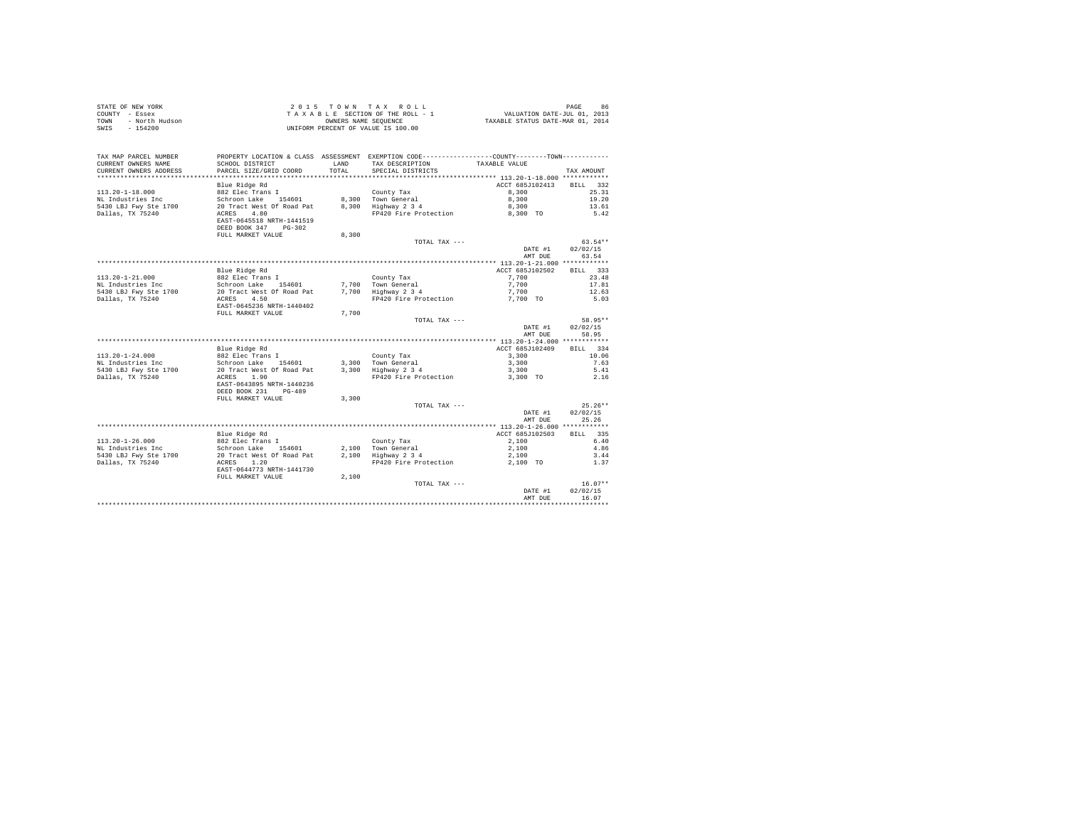STATE OF NEW YORK
COUNTY - Essex
TOWN - North Hudson
SWIS - 154200

2 0 1 5 T O W N T A X R O L L
T A X A B L E SECTION OF THE ROLL - 1
OWNERS NAME SEQUENCE
UNIFORM PERCENT OF VALUE IS 100.00

VALUATION DATE-JUL 01, 2013
TAXABLE STATUS DATE-MAR 01, 2014

| TAX MAP PARCEL NUMBER / CURRENT OWNERS NAME / CURRENT OWNERS ADDRESS | PROPERTY LOCATION & CLASS / SCHOOL DISTRICT / PARCEL SIZE/GRID COORD | ASSESSMENT LAND / TOTAL | EXEMPTION CODE / TAX DESCRIPTION / SPECIAL DISTRICTS | COUNTY / TOWN TAXABLE VALUE | TAX AMOUNT |
|---|---|---|---|---|---|
| **113.20-1-18.000** | Blue Ridge Rd | | | ACCT 685J102413 | BILL 332 |
| 113.20-1-18.000 | 882 Elec Trans I | | County Tax | 8,300 | 25.31 |
| NL Industries Inc | Schroon Lake 154601 | 8,300 | Town General | 8,300 | 19.20 |
| 5430 LBJ Fwy Ste 1700 | 20 Tract West Of Road Pat | 8,300 | Highway 2 3 4 | 8,300 | 13.61 |
| Dallas, TX 75240 | ACRES 4.80 | | FP420 Fire Protection | 8,300 TO | 5.42 |
| | EAST-0645518 NRTH-1441519 | | | | |
| | DEED BOOK 347 PG-302 | | | | |
| | FULL MARKET VALUE | 8,300 | | | |
| | | | TOTAL TAX --- | | 63.54** |
| | | | | DATE #1 | 02/02/15 |
| | | | | AMT DUE | 63.54 |
| **113.20-1-21.000** | Blue Ridge Rd | | | ACCT 685J102502 | BILL 333 |
| 113.20-1-21.000 | 882 Elec Trans I | | County Tax | 7,700 | 23.48 |
| NL Industries Inc | Schroon Lake 154601 | 7,700 | Town General | 7,700 | 17.81 |
| 5430 LBJ Fwy Ste 1700 | 20 Tract West Of Road Pat | 7,700 | Highway 2 3 4 | 7,700 | 12.63 |
| Dallas, TX 75240 | ACRES 4.50 | | FP420 Fire Protection | 7,700 TO | 5.03 |
| | EAST-0645236 NRTH-1440402 | | | | |
| | FULL MARKET VALUE | 7,700 | | | |
| | | | TOTAL TAX --- | | 58.95** |
| | | | | DATE #1 | 02/02/15 |
| | | | | AMT DUE | 58.95 |
| **113.20-1-24.000** | Blue Ridge Rd | | | ACCT 685J102409 | BILL 334 |
| 113.20-1-24.000 | 882 Elec Trans I | | County Tax | 3,300 | 10.06 |
| NL Industries Inc | Schroon Lake 154601 | 3,300 | Town General | 3,300 | 7.63 |
| 5430 LBJ Fwy Ste 1700 | 20 Tract West Of Road Pat | 3,300 | Highway 2 3 4 | 3,300 | 5.41 |
| Dallas, TX 75240 | ACRES 1.90 | | FP420 Fire Protection | 3,300 TO | 2.16 |
| | EAST-0643895 NRTH-1440236 | | | | |
| | DEED BOOK 231 PG-489 | | | | |
| | FULL MARKET VALUE | 3,300 | | | |
| | | | TOTAL TAX --- | | 25.26** |
| | | | | DATE #1 | 02/02/15 |
| | | | | AMT DUE | 25.26 |
| **113.20-1-26.000** | Blue Ridge Rd | | | ACCT 685J102503 | BILL 335 |
| 113.20-1-26.000 | 882 Elec Trans I | | County Tax | 2,100 | 6.40 |
| NL Industries Inc | Schroon Lake 154601 | 2,100 | Town General | 2,100 | 4.86 |
| 5430 LBJ Fwy Ste 1700 | 20 Tract West Of Road Pat | 2,100 | Highway 2 3 4 | 2,100 | 3.44 |
| Dallas, TX 75240 | ACRES 1.20 | | FP420 Fire Protection | 2,100 TO | 1.37 |
| | EAST-0644773 NRTH-1441730 | | | | |
| | FULL MARKET VALUE | 2,100 | | | |
| | | | TOTAL TAX --- | | 16.07** |
| | | | | DATE #1 | 02/02/15 |
| | | | | AMT DUE | 16.07 |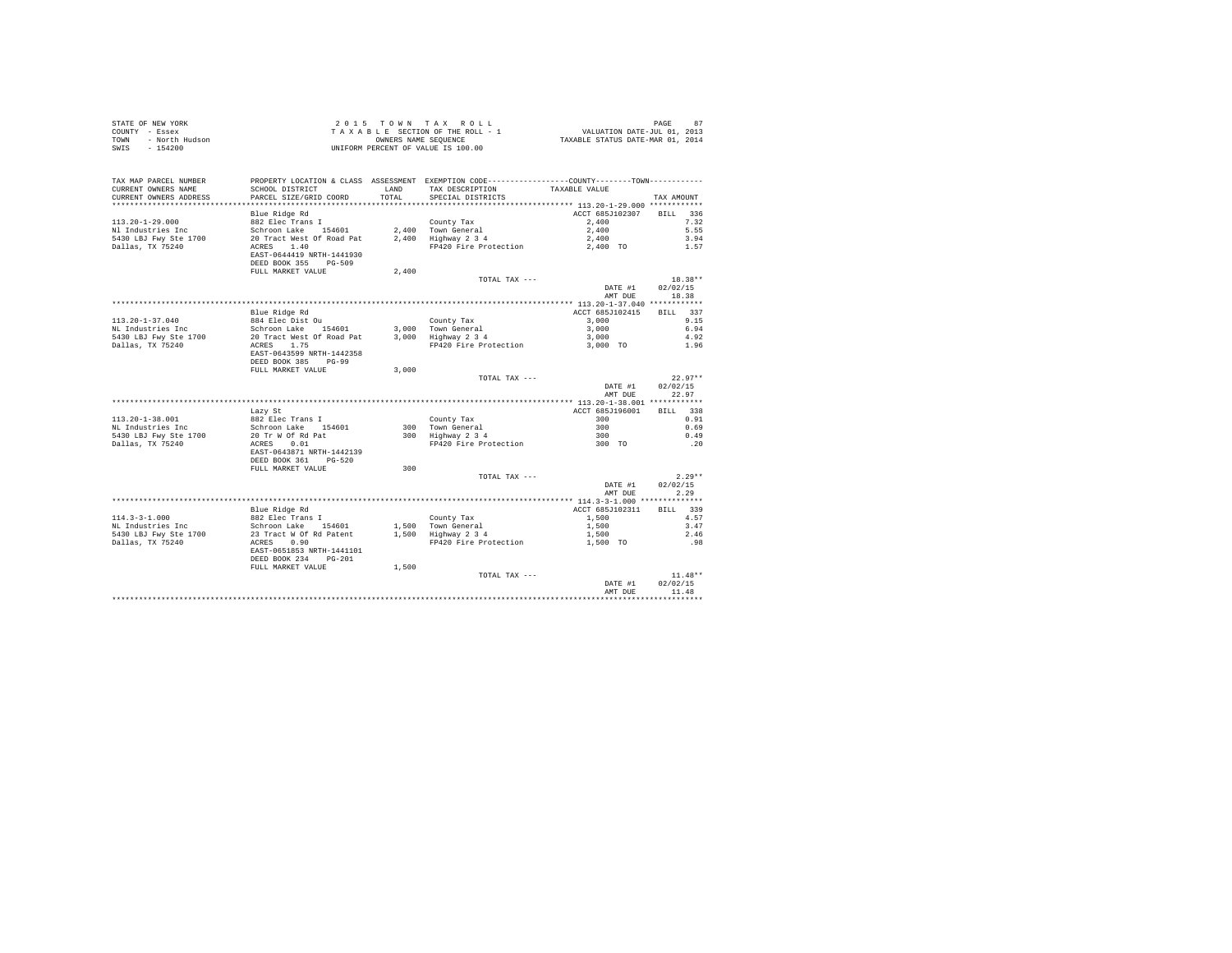STATE OF NEW YORK
COUNTY - Essex
TOWN - North Hudson
SWIS - 154200

2 0 1 5 T O W N T A X R O L L
T A X A B L E SECTION OF THE ROLL - 1
OWNERS NAME SEQUENCE
UNIFORM PERCENT OF VALUE IS 100.00

VALUATION DATE-JUL 01, 2013
TAXABLE STATUS DATE-MAR 01, 2014

| TAX MAP PARCEL NUMBER / CURRENT OWNERS NAME / CURRENT OWNERS ADDRESS | PROPERTY LOCATION & CLASS / SCHOOL DISTRICT / PARCEL SIZE/GRID COORD | ASSESSMENT LAND / TOTAL | EXEMPTION CODE / TAX DESCRIPTION / SPECIAL DISTRICTS | COUNTY / TOWN TAXABLE VALUE | TAX AMOUNT |
|---|---|---|---|---|---|
| 113.20-1-29.000 | Blue Ridge Rd | | | ACCT 685J102307 | BILL 336 |
| Nl Industries Inc | 882 Elec Trans I | | County Tax | 2,400 | 7.32 |
| 5430 LBJ Fwy Ste 1700 | Schroon Lake 154601 | 2,400 | Town General | 2,400 | 5.55 |
| Dallas, TX 75240 | 20 Tract West Of Road Pat | 2,400 | Highway 2 3 4 | 2,400 | 3.94 |
| | ACRES 1.40 | | FP420 Fire Protection | 2,400 TO | 1.57 |
| | EAST-0644419 NRTH-1441930 | | | | |
| | DEED BOOK 355 PG-509 | | | | |
| | FULL MARKET VALUE | 2,400 | | | |
| | | | TOTAL TAX --- | | 18.38** |
| | | | | DATE #1 | 02/02/15 |
| | | | | AMT DUE | 18.38 |
| 113.20-1-37.040 | Blue Ridge Rd | | | ACCT 685J102415 | BILL 337 |
| NL Industries Inc | 884 Elec Dist Ou | | County Tax | 3,000 | 9.15 |
| 5430 LBJ Fwy Ste 1700 | Schroon Lake 154601 | 3,000 | Town General | 3,000 | 6.94 |
| Dallas, TX 75240 | 20 Tract West Of Road Pat | 3,000 | Highway 2 3 4 | 3,000 | 4.92 |
| | ACRES 1.75 | | FP420 Fire Protection | 3,000 TO | 1.96 |
| | EAST-0643599 NRTH-1442358 | | | | |
| | DEED BOOK 385 PG-99 | | | | |
| | FULL MARKET VALUE | 3,000 | | | |
| | | | TOTAL TAX --- | | 22.97** |
| | | | | DATE #1 | 02/02/15 |
| | | | | AMT DUE | 22.97 |
| 113.20-1-38.001 | Lazy St | | | ACCT 685J196001 | BILL 338 |
| NL Industries Inc | 882 Elec Trans I | | County Tax | 300 | 0.91 |
| 5430 LBJ Fwy Ste 1700 | Schroon Lake 154601 | 300 | Town General | 300 | 0.69 |
| Dallas, TX 75240 | 20 Tr W Of Rd Pat | 300 | Highway 2 3 4 | 300 | 0.49 |
| | ACRES 0.01 | | FP420 Fire Protection | 300 TO | .20 |
| | EAST-0643871 NRTH-1442139 | | | | |
| | DEED BOOK 361 PG-520 | | | | |
| | FULL MARKET VALUE | 300 | | | |
| | | | TOTAL TAX --- | | 2.29** |
| | | | | DATE #1 | 02/02/15 |
| | | | | AMT DUE | 2.29 |
| 114.3-3-1.000 | Blue Ridge Rd | | | ACCT 685J102311 | BILL 339 |
| NL Industries Inc | 882 Elec Trans I | | County Tax | 1,500 | 4.57 |
| 5430 LBJ Fwy Ste 1700 | Schroon Lake 154601 | 1,500 | Town General | 1,500 | 3.47 |
| Dallas, TX 75240 | 23 Tract W Of Rd Patent | 1,500 | Highway 2 3 4 | 1,500 | 2.46 |
| | ACRES 0.90 | | FP420 Fire Protection | 1,500 TO | .98 |
| | EAST-0651853 NRTH-1441101 | | | | |
| | DEED BOOK 234 PG-201 | | | | |
| | FULL MARKET VALUE | 1,500 | | | |
| | | | TOTAL TAX --- | | 11.48** |
| | | | | DATE #1 | 02/02/15 |
| | | | | AMT DUE | 11.48 |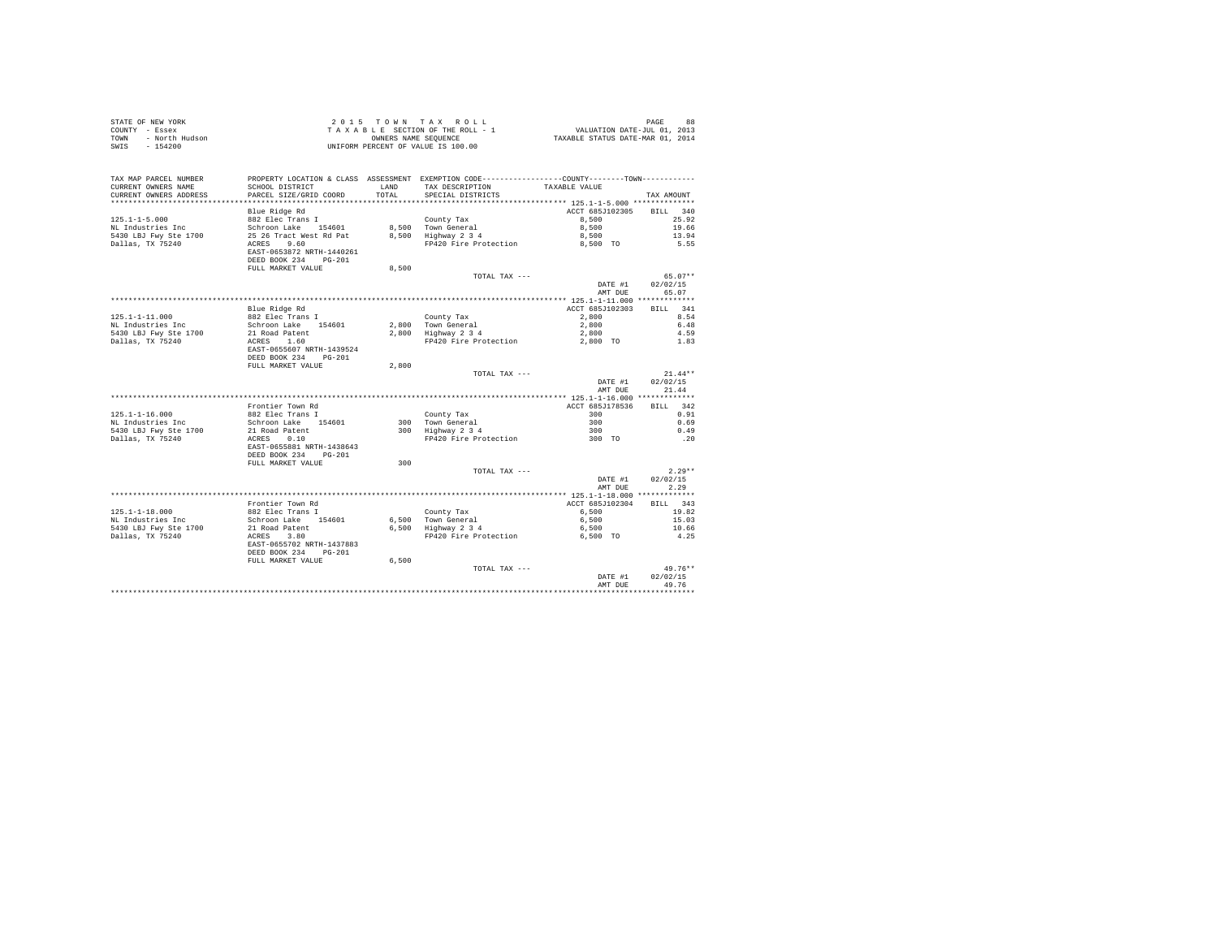STATE OF NEW YORK
COUNTY - Essex
TOWN - North Hudson
SWIS - 154200

2 0 1 5 T O W N T A X R O L L
T A X A B L E SECTION OF THE ROLL - 1
OWNERS NAME SEQUENCE
UNIFORM PERCENT OF VALUE IS 100.00

VALUATION DATE-JUL 01, 2013
TAXABLE STATUS DATE-MAR 01, 2014

| TAX MAP PARCEL NUMBER / CURRENT OWNERS NAME / CURRENT OWNERS ADDRESS | PROPERTY LOCATION & CLASS / SCHOOL DISTRICT / PARCEL SIZE/GRID COORD | ASSESSMENT LAND | TOTAL | EXEMPTION CODE / TAX DESCRIPTION / SPECIAL DISTRICTS | COUNTY--------TOWN TAXABLE VALUE | TAX AMOUNT |
|---|---|---|---|---|---|---|
| **125.1-1-5.000** | Blue Ridge Rd | | | | ACCT 685J102305 | BILL 340 |
| 125.1-1-5.000 | 882 Elec Trans I | | | County Tax | 8,500 | 25.92 |
| NL Industries Inc | Schroon Lake 154601 | 8,500 | | Town General | 8,500 | 19.66 |
| 5430 LBJ Fwy Ste 1700 | 25 26 Tract West Rd Pat | | 8,500 | Highway 2 3 4 | 8,500 | 13.94 |
| Dallas, TX 75240 | ACRES 9.60 | | | FP420 Fire Protection | 8,500 TO | 5.55 |
| | EAST-0653872 NRTH-1440261 | | | | | |
| | DEED BOOK 234 PG-201 | | | | | |
| | FULL MARKET VALUE | | 8,500 | | | |
| | | | | TOTAL TAX --- | | 65.07** |
| | | | | | DATE #1 | 02/02/15 |
| | | | | | AMT DUE | 65.07 |
| **125.1-1-11.000** | Blue Ridge Rd | | | | ACCT 685J102303 | BILL 341 |
| 125.1-1-11.000 | 882 Elec Trans I | | | County Tax | 2,800 | 8.54 |
| NL Industries Inc | Schroon Lake 154601 | 2,800 | | Town General | 2,800 | 6.48 |
| 5430 LBJ Fwy Ste 1700 | 21 Road Patent | | 2,800 | Highway 2 3 4 | 2,800 | 4.59 |
| Dallas, TX 75240 | ACRES 1.60 | | | FP420 Fire Protection | 2,800 TO | 1.83 |
| | EAST-0655607 NRTH-1439524 | | | | | |
| | DEED BOOK 234 PG-201 | | | | | |
| | FULL MARKET VALUE | | 2,800 | | | |
| | | | | TOTAL TAX --- | | 21.44** |
| | | | | | DATE #1 | 02/02/15 |
| | | | | | AMT DUE | 21.44 |
| **125.1-1-16.000** | Frontier Town Rd | | | | ACCT 685J178536 | BILL 342 |
| 125.1-1-16.000 | 882 Elec Trans I | | | County Tax | 300 | 0.91 |
| NL Industries Inc | Schroon Lake 154601 | 300 | | Town General | 300 | 0.69 |
| 5430 LBJ Fwy Ste 1700 | 21 Road Patent | | 300 | Highway 2 3 4 | 300 | 0.49 |
| Dallas, TX 75240 | ACRES 0.10 | | | FP420 Fire Protection | 300 TO | .20 |
| | EAST-0655881 NRTH-1438643 | | | | | |
| | DEED BOOK 234 PG-201 | | | | | |
| | FULL MARKET VALUE | | 300 | | | |
| | | | | TOTAL TAX --- | | 2.29** |
| | | | | | DATE #1 | 02/02/15 |
| | | | | | AMT DUE | 2.29 |
| **125.1-1-18.000** | Frontier Town Rd | | | | ACCT 685J102304 | BILL 343 |
| 125.1-1-18.000 | 882 Elec Trans I | | | County Tax | 6,500 | 19.82 |
| NL Industries Inc | Schroon Lake 154601 | 6,500 | | Town General | 6,500 | 15.03 |
| 5430 LBJ Fwy Ste 1700 | 21 Road Patent | | 6,500 | Highway 2 3 4 | 6,500 | 10.66 |
| Dallas, TX 75240 | ACRES 3.80 | | | FP420 Fire Protection | 6,500 TO | 4.25 |
| | EAST-0655702 NRTH-1437883 | | | | | |
| | DEED BOOK 234 PG-201 | | | | | |
| | FULL MARKET VALUE | | 6,500 | | | |
| | | | | TOTAL TAX --- | | 49.76** |
| | | | | | DATE #1 | 02/02/15 |
| | | | | | AMT DUE | 49.76 |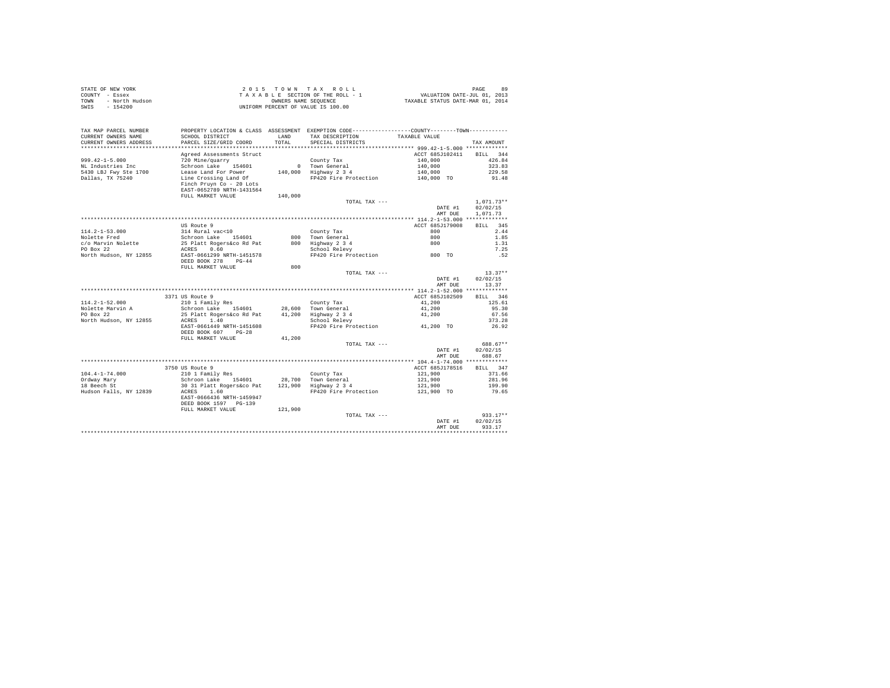STATE OF NEW YORK
COUNTY - Essex
TOWN - North Hudson
SWIS - 154200

2 0 1 5 T O W N T A X R O L L
T A X A B L E SECTION OF THE ROLL - 1
OWNERS NAME SEQUENCE
UNIFORM PERCENT OF VALUE IS 100.00

VALUATION DATE-JUL 01, 2013
TAXABLE STATUS DATE-MAR 01, 2014

| TAX MAP PARCEL NUMBER / CURRENT OWNERS NAME / CURRENT OWNERS ADDRESS | PROPERTY LOCATION & CLASS / SCHOOL DISTRICT / PARCEL SIZE/GRID COORD | ASSESSMENT LAND / TOTAL | EXEMPTION CODE / TAX DESCRIPTION / SPECIAL DISTRICTS | COUNTY--------TOWN TAXABLE VALUE | TAX AMOUNT |
|---|---|---|---|---|---|
| **999.42-1-5.000** | Agreed Assessments Struct | | | ACCT 685J102411 | BILL 344 |
| 999.42-1-5.000 | 720 Mine/quarry | | County Tax | 140,000 | 426.84 |
| NL Industries Inc | Schroon Lake 154601 | 0 | Town General | 140,000 | 323.83 |
| 5430 LBJ Fwy Ste 1700 | Lease Land For Power | 140,000 | Highway 2 3 4 | 140,000 | 229.58 |
| Dallas, TX 75240 | Line Crossing Land Of | | FP420 Fire Protection | 140,000 TO | 91.48 |
| | Finch Pruyn Co - 20 Lots | | | | |
| | EAST-0652789 NRTH-1431564 | | | | |
| | FULL MARKET VALUE | 140,000 | | | |
| | | | TOTAL TAX --- | | 1,071.73** |
| | | | | DATE #1 | 02/02/15 |
| | | | | AMT DUE | 1,071.73 |
| **114.2-1-53.000** | US Route 9 | | | ACCT 685J179008 | BILL 345 |
| 114.2-1-53.000 | 314 Rural vac<10 | | County Tax | 800 | 2.44 |
| Nolette Fred | Schroon Lake 154601 | 800 | Town General | 800 | 1.85 |
| c/o Marvin Nolette | 25 Platt Rogers&co Rd Pat | 800 | Highway 2 3 4 | 800 | 1.31 |
| PO Box 22 | ACRES 0.60 | | School Relevy | | 7.25 |
| North Hudson, NY 12855 | EAST-0661299 NRTH-1451578 | | FP420 Fire Protection | 800 TO | .52 |
| | DEED BOOK 278 PG-44 | | | | |
| | FULL MARKET VALUE | 800 | | | |
| | | | TOTAL TAX --- | | 13.37** |
| | | | | DATE #1 | 02/02/15 |
| | | | | AMT DUE | 13.37 |
| **114.2-1-52.000** | 3371 US Route 9 | | | ACCT 685J102509 | BILL 346 |
| 114.2-1-52.000 | 210 1 Family Res | | County Tax | 41,200 | 125.61 |
| Nolette Marvin A | Schroon Lake 154601 | 28,600 | Town General | 41,200 | 95.30 |
| PO Box 22 | 25 Platt Rogers&co Rd Pat | 41,200 | Highway 2 3 4 | 41,200 | 67.56 |
| North Hudson, NY 12855 | ACRES 1.40 | | School Relevy | | 373.28 |
| | EAST-0661449 NRTH-1451608 | | FP420 Fire Protection | 41,200 TO | 26.92 |
| | DEED BOOK 607 PG-28 | | | | |
| | FULL MARKET VALUE | 41,200 | | | |
| | | | TOTAL TAX --- | | 688.67** |
| | | | | DATE #1 | 02/02/15 |
| | | | | AMT DUE | 688.67 |
| **104.4-1-74.000** | 3750 US Route 9 | | | ACCT 685J178516 | BILL 347 |
| 104.4-1-74.000 | 210 1 Family Res | | County Tax | 121,900 | 371.66 |
| Ordway Mary | Schroon Lake 154601 | 28,700 | Town General | 121,900 | 281.96 |
| 18 Beech St | 30 31 Platt Rogers&co Pat | 121,900 | Highway 2 3 4 | 121,900 | 199.90 |
| Hudson Falls, NY 12839 | ACRES 1.60 | | FP420 Fire Protection | 121,900 TO | 79.65 |
| | EAST-0666436 NRTH-1459947 | | | | |
| | DEED BOOK 1597 PG-139 | | | | |
| | FULL MARKET VALUE | 121,900 | | | |
| | | | TOTAL TAX --- | | 933.17** |
| | | | | DATE #1 | 02/02/15 |
| | | | | AMT DUE | 933.17 |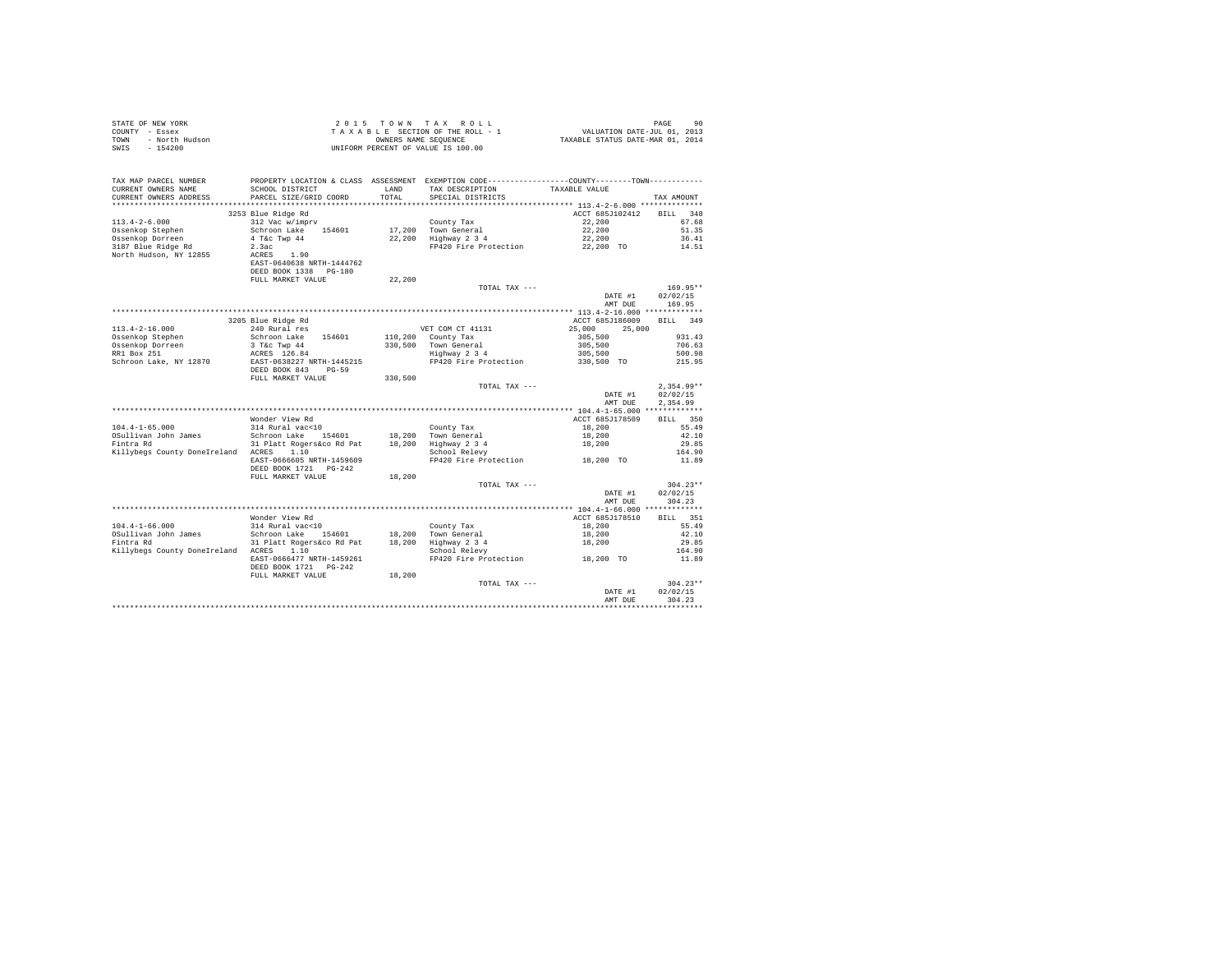STATE OF NEW YORK
COUNTY - Essex
TOWN - North Hudson
SWIS - 154200

2 0 1 5 T O W N T A X R O L L
T A X A B L E SECTION OF THE ROLL - 1
OWNERS NAME SEQUENCE
UNIFORM PERCENT OF VALUE IS 100.00

VALUATION DATE-JUL 01, 2013
TAXABLE STATUS DATE-MAR 01, 2014

```
TAX MAP PARCEL NUMBER       PROPERTY LOCATION & CLASS  ASSESSMENT  EXEMPTION CODE-----------------COUNTY--------TOWN-----------
CURRENT OWNERS NAME         SCHOOL DISTRICT             LAND       TAX DESCRIPTION            TAXABLE VALUE
CURRENT OWNERS ADDRESS      PARCEL SIZE/GRID COORD      TOTAL      SPECIAL DISTRICTS                                   TAX AMOUNT
******************************************************************************************** 113.4-2-6.000 **************
                            3253 Blue Ridge Rd                                                ACCT 685J102412    BILL  348
113.4-2-6.000               312 Vac w/imprv                        County Tax                  22,200                 67.68
Ossenkop Stephen            Schroon Lake    154601      17,200     Town General                22,200                 51.35
Ossenkop Dorreen            4 T&c Twp 44                22,200     Highway 2 3 4               22,200                 36.41
3187 Blue Ridge Rd          2.3ac                                  FP420 Fire Protection       22,200 TO              14.51
North Hudson, NY 12855      ACRES    1.90
                            EAST-0640638 NRTH-1444762
                            DEED BOOK 1338   PG-180
                            FULL MARKET VALUE           22,200
                                                                   TOTAL TAX ---                                     169.95**
                                                                                              DATE #1            02/02/15
                                                                                              AMT DUE              169.95
******************************************************************************************** 113.4-2-16.000 *************
                            3205 Blue Ridge Rd                                                ACCT 685J186009    BILL  349
113.4-2-16.000              240 Rural res                          VET COM CT 41131            25,000      25,000
Ossenkop Stephen            Schroon Lake    154601     110,200     County Tax                 305,500                931.43
Ossenkop Dorreen            3 T&c Twp 44               330,500     Town General               305,500                706.63
RR1 Box 251                 ACRES  126.84                          Highway 2 3 4              305,500                500.98
Schroon Lake, NY 12870      EAST-0638227 NRTH-1445215              FP420 Fire Protection      330,500 TO             215.95
                            DEED BOOK 843    PG-59
                            FULL MARKET VALUE          330,500
                                                                   TOTAL TAX ---                                   2,354.99**
                                                                                              DATE #1            02/02/15
                                                                                              AMT DUE            2,354.99
******************************************************************************************** 104.4-1-65.000 *************
                            Wonder View Rd                                                    ACCT 685J178509    BILL  350
104.4-1-65.000              314 Rural vac<10                       County Tax                  18,200                 55.49
OSullivan John James        Schroon Lake    154601      18,200     Town General                18,200                 42.10
Fintra Rd                   31 Platt Rogers&co Rd Pat   18,200     Highway 2 3 4               18,200                 29.85
Killybegs County DoneIreland ACRES    1.10                         School Relevy                                     164.90
                            EAST-0666605 NRTH-1459609              FP420 Fire Protection       18,200 TO              11.89
                            DEED BOOK 1721   PG-242
                            FULL MARKET VALUE           18,200
                                                                   TOTAL TAX ---                                     304.23**
                                                                                              DATE #1            02/02/15
                                                                                              AMT DUE              304.23
******************************************************************************************** 104.4-1-66.000 *************
                            Wonder View Rd                                                    ACCT 685J178510    BILL  351
104.4-1-66.000              314 Rural vac<10                       County Tax                  18,200                 55.49
OSullivan John James        Schroon Lake    154601      18,200     Town General                18,200                 42.10
Fintra Rd                   31 Platt Rogers&co Rd Pat   18,200     Highway 2 3 4               18,200                 29.85
Killybegs County DoneIreland ACRES    1.10                         School Relevy                                     164.90
                            EAST-0666477 NRTH-1459261              FP420 Fire Protection       18,200 TO              11.89
                            DEED BOOK 1721   PG-242
                            FULL MARKET VALUE           18,200
                                                                   TOTAL TAX ---                                     304.23**
                                                                                              DATE #1            02/02/15
                                                                                              AMT DUE              304.23
**************************************************************************************************************************
```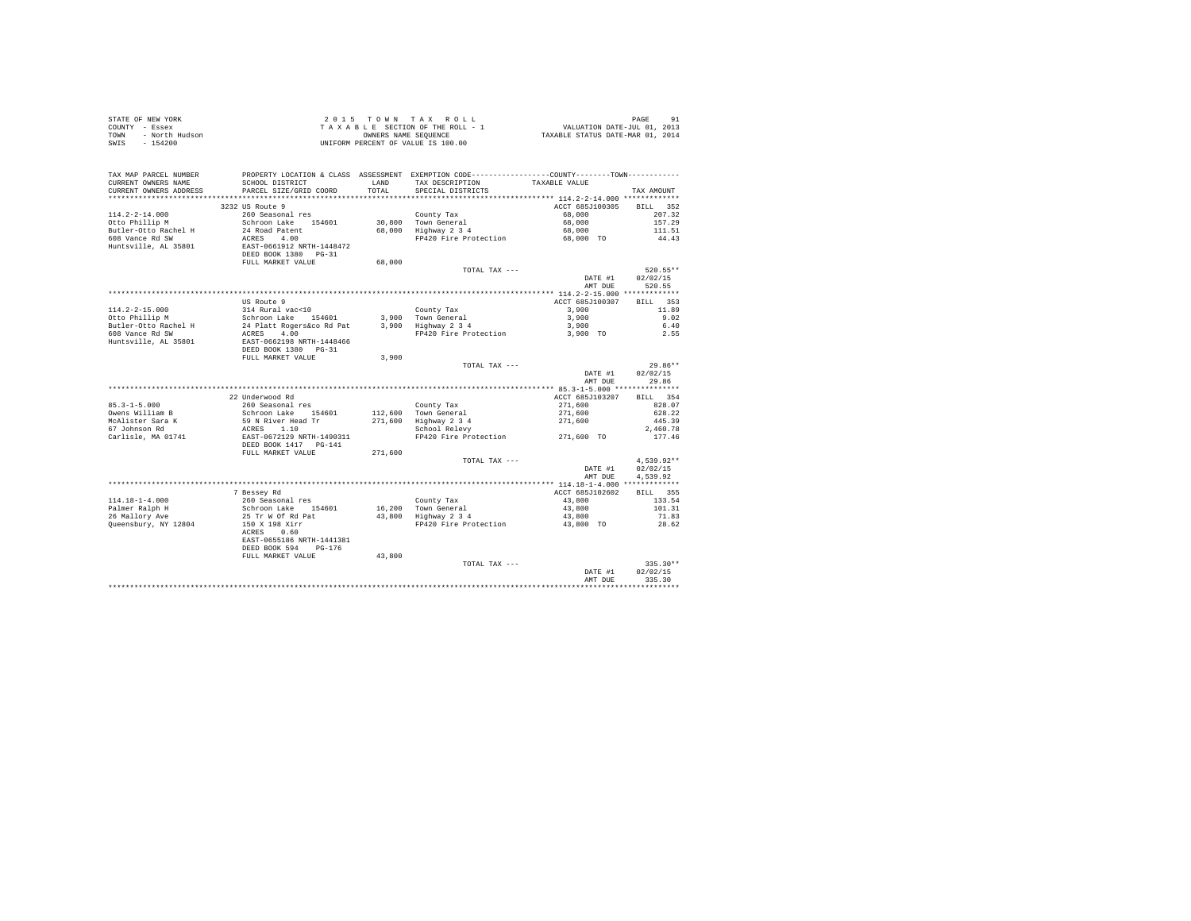STATE OF NEW YORK
COUNTY - Essex
TOWN - North Hudson
SWIS - 154200

2 0 1 5 T O W N T A X R O L L
T A X A B L E SECTION OF THE ROLL - 1
OWNERS NAME SEQUENCE
UNIFORM PERCENT OF VALUE IS 100.00

VALUATION DATE-JUL 01, 2013
TAXABLE STATUS DATE-MAR 01, 2014

| TAX MAP PARCEL NUMBER / CURRENT OWNERS NAME / CURRENT OWNERS ADDRESS | PROPERTY LOCATION & CLASS / SCHOOL DISTRICT / PARCEL SIZE/GRID COORD | ASSESSMENT LAND / TOTAL | EXEMPTION CODE / TAX DESCRIPTION / SPECIAL DISTRICTS | COUNTY / TOWN TAXABLE VALUE | TAX AMOUNT |
|---|---|---|---|---|---|
| **114.2-2-14.000** | 3232 US Route 9 | | | ACCT 685J100305 | BILL 352 |
| 114.2-2-14.000 | 260 Seasonal res | | County Tax | 68,000 | 207.32 |
| Otto Phillip M | Schroon Lake 154601 | 30,800 | Town General | 68,000 | 157.29 |
| Butler-Otto Rachel H | 24 Road Patent | 68,000 | Highway 2 3 4 | 68,000 | 111.51 |
| 608 Vance Rd SW | ACRES 4.00 | | FP420 Fire Protection | 68,000 TO | 44.43 |
| Huntsville, AL 35801 | EAST-0661912 NRTH-1448472 | | | | |
| | DEED BOOK 1380 PG-31 | | | | |
| | FULL MARKET VALUE | 68,000 | | | |
| | | | TOTAL TAX --- | | 520.55** |
| | | | | DATE #1 | 02/02/15 |
| | | | | AMT DUE | 520.55 |
| **114.2-2-15.000** | US Route 9 | | | ACCT 685J100307 | BILL 353 |
| 114.2-2-15.000 | 314 Rural vac<10 | | County Tax | 3,900 | 11.89 |
| Otto Phillip M | Schroon Lake 154601 | 3,900 | Town General | 3,900 | 9.02 |
| Butler-Otto Rachel H | 24 Platt Rogers&co Rd Pat | 3,900 | Highway 2 3 4 | 3,900 | 6.40 |
| 608 Vance Rd SW | ACRES 4.00 | | FP420 Fire Protection | 3,900 TO | 2.55 |
| Huntsville, AL 35801 | EAST-0662198 NRTH-1448466 | | | | |
| | DEED BOOK 1380 PG-31 | | | | |
| | FULL MARKET VALUE | 3,900 | | | |
| | | | TOTAL TAX --- | | 29.86** |
| | | | | DATE #1 | 02/02/15 |
| | | | | AMT DUE | 29.86 |
| **85.3-1-5.000** | 22 Underwood Rd | | | ACCT 685J103207 | BILL 354 |
| 85.3-1-5.000 | 260 Seasonal res | | County Tax | 271,600 | 828.07 |
| Owens William B | Schroon Lake 154601 | 112,600 | Town General | 271,600 | 628.22 |
| McAlister Sara K | 59 N River Head Tr | 271,600 | Highway 2 3 4 | 271,600 | 445.39 |
| 67 Johnson Rd | ACRES 1.10 | | School Relevy | | 2,460.78 |
| Carlisle, MA 01741 | EAST-0672129 NRTH-1490311 | | FP420 Fire Protection | 271,600 TO | 177.46 |
| | DEED BOOK 1417 PG-141 | | | | |
| | FULL MARKET VALUE | 271,600 | | | |
| | | | TOTAL TAX --- | | 4,539.92** |
| | | | | DATE #1 | 02/02/15 |
| | | | | AMT DUE | 4,539.92 |
| **114.18-1-4.000** | 7 Bessey Rd | | | ACCT 685J102602 | BILL 355 |
| 114.18-1-4.000 | 260 Seasonal res | | County Tax | 43,800 | 133.54 |
| Palmer Ralph H | Schroon Lake 154601 | 16,200 | Town General | 43,800 | 101.31 |
| 26 Mallory Ave | 25 Tr W Of Rd Pat | 43,800 | Highway 2 3 4 | 43,800 | 71.83 |
| Queensbury, NY 12804 | 150 X 198 Xirr | | FP420 Fire Protection | 43,800 TO | 28.62 |
| | ACRES 0.60 | | | | |
| | EAST-0655186 NRTH-1441381 | | | | |
| | DEED BOOK 594 PG-176 | | | | |
| | FULL MARKET VALUE | 43,800 | | | |
| | | | TOTAL TAX --- | | 335.30** |
| | | | | DATE #1 | 02/02/15 |
| | | | | AMT DUE | 335.30 |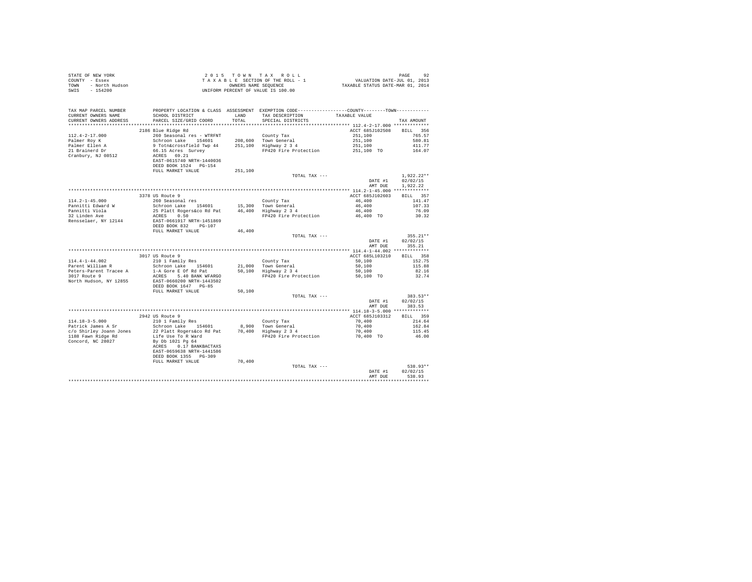STATE OF NEW YORK
COUNTY - Essex
TOWN - North Hudson
SWIS - 154200

2 0 1 5 T O W N T A X R O L L
T A X A B L E SECTION OF THE ROLL - 1
OWNERS NAME SEQUENCE
UNIFORM PERCENT OF VALUE IS 100.00

VALUATION DATE-JUL 01, 2013
TAXABLE STATUS DATE-MAR 01, 2014

```
TAX MAP PARCEL NUMBER      PROPERTY LOCATION & CLASS  ASSESSMENT  EXEMPTION CODE-----------------COUNTY--------TOWN-----------
CURRENT OWNERS NAME        SCHOOL DISTRICT              LAND      TAX DESCRIPTION           TAXABLE VALUE
CURRENT OWNERS ADDRESS     PARCEL SIZE/GRID COORD       TOTAL     SPECIAL DISTRICTS                                   TAX AMOUNT
******************************************************************************************** 112.4-2-17.000 ************
                           2186 Blue Ridge Rd                                                ACCT 685J102508     BILL  356
112.4-2-17.000             260 Seasonal res - WTRFNT              County Tax                  251,100              765.57
Palmer Roy K               Schroon Lake   154601      208,600     Town General                251,100              580.81
Palmer Ellen A             9 Totn&crossfield Twp 44   251,100     Highway 2 3 4               251,100              411.77
21 Brainerd Dr             66.15 Acres  Survey                    FP420 Fire Protection       251,100 TO           164.07
Cranbury, NJ 08512         ACRES   69.21
                           EAST-0615740 NRTH-1440036
                           DEED BOOK 1524   PG-154
                           FULL MARKET VALUE          251,100
                                                                  TOTAL TAX ---                                   1,922.22**
                                                                                             DATE #1          02/02/15
                                                                                             AMT DUE          1,922.22
******************************************************************************************** 114.2-1-45.000 ************
                           3378 US Route 9                                                   ACCT 685J102603     BILL  357
114.2-1-45.000             260 Seasonal res                       County Tax                   46,400              141.47
Pannitti Edward W          Schroon Lake   154601       15,300     Town General                 46,400              107.33
Pannitti Viola             25 Platt Rogers&co Rd Pat   46,400     Highway 2 3 4                46,400               76.09
32 Linden Ave              ACRES    0.50                          FP420 Fire Protection        46,400 TO            30.32
Rensselaer, NY 12144       EAST-0661917 NRTH-1451869
                           DEED BOOK 832    PG-107
                           FULL MARKET VALUE           46,400
                                                                  TOTAL TAX ---                                     355.21**
                                                                                             DATE #1          02/02/15
                                                                                             AMT DUE            355.21
******************************************************************************************** 114.4-1-44.002 ************
                           3017 US Route 9                                                   ACCT 685L103210     BILL  358
114.4-1-44.002             210 1 Family Res                       County Tax                   50,100              152.75
Parent William R           Schroon Lake   154601       21,000     Town General                 50,100              115.88
Peters-Parent Tracee A     1-A Gore E Of Rd Pat        50,100     Highway 2 3 4                50,100               82.16
3017 Route 9               ACRES    5.40 BANK WFARGO              FP420 Fire Protection        50,100 TO            32.74
North Hudson, NY 12855     EAST-0660200 NRTH-1443502
                           DEED BOOK 1647   PG-85
                           FULL MARKET VALUE           50,100
                                                                  TOTAL TAX ---                                     383.53**
                                                                                             DATE #1          02/02/15
                                                                                             AMT DUE            383.53
******************************************************************************************** 114.18-3-5.000 ************
                           2942 US Route 9                                                   ACCT 685J103312     BILL  359
114.18-3-5.000             210 1 Family Res                       County Tax                   70,400              214.64
Patrick James A Sr         Schroon Lake   154601        8,900     Town General                 70,400              162.84
c/o Shirley Joann Jones    22 Platt Rogers&co Rd Pat   70,400     Highway 2 3 4                70,400              115.45
1188 Fawn Ridge Rd         Life Use To R Ward                     FP420 Fire Protection        70,400 TO            46.00
Concord, NC 28027          By Db 1021 Pg 64
                           ACRES    0.17 BANKBACTAXS
                           EAST-0659638 NRTH-1441586
                           DEED BOOK 1355   PG-309
                           FULL MARKET VALUE           70,400
                                                                  TOTAL TAX ---                                     538.93**
                                                                                             DATE #1          02/02/15
                                                                                             AMT DUE            538.93
****************************************************************************************************************************
```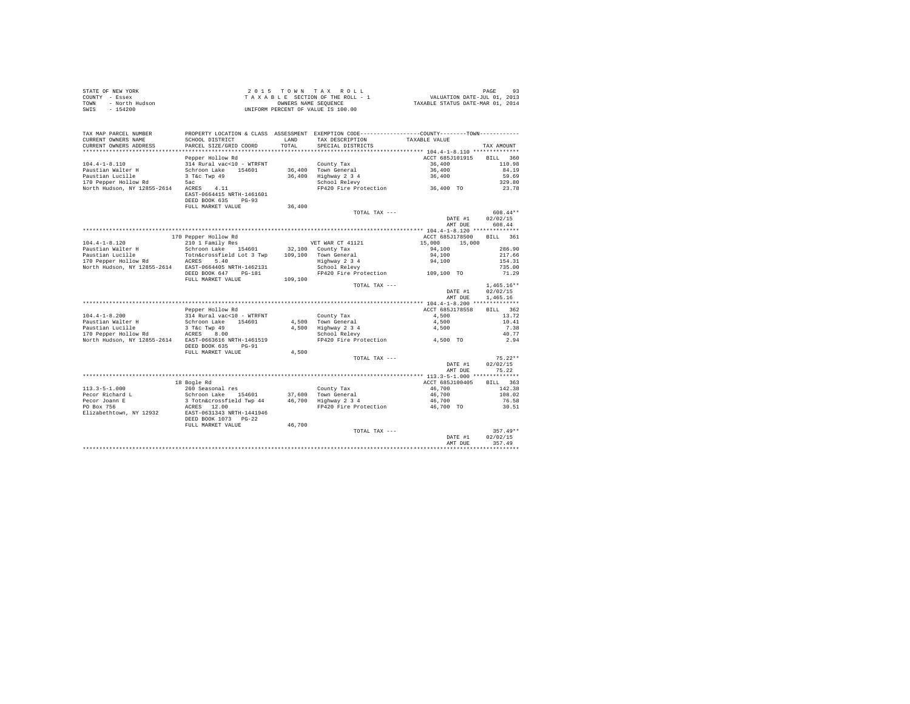STATE OF NEW YORK
COUNTY - Essex
TOWN - North Hudson
SWIS - 154200

2 0 1 5 T O W N T A X R O L L
T A X A B L E SECTION OF THE ROLL - 1
OWNERS NAME SEQUENCE
UNIFORM PERCENT OF VALUE IS 100.00

VALUATION DATE-JUL 01, 2013
TAXABLE STATUS DATE-MAR 01, 2014

```
TAX MAP PARCEL NUMBER          PROPERTY LOCATION & CLASS  ASSESSMENT  EXEMPTION CODE-----------------COUNTY--------TOWN-----------
CURRENT OWNERS NAME            SCHOOL DISTRICT              LAND      TAX DESCRIPTION             TAXABLE VALUE
CURRENT OWNERS ADDRESS         PARCEL SIZE/GRID COORD       TOTAL     SPECIAL DISTRICTS                                    TAX AMOUNT
********************************************************************************************** 104.4-1-8.110 **************
                               Pepper Hollow Rd                                                  ACCT 685J101915    BILL  360
104.4-1-8.110                  314 Rural vac<10 - WTRFNT            County Tax                      36,400               110.98
Paustian Walter H              Schroon Lake    154601      36,400   Town General                    36,400                84.19
Paustian Lucille               3 T&c Twp 49                36,400   Highway 2 3 4                   36,400                59.69
170 Pepper Hollow Rd           5ac                                  School Relevy                                        329.80
North Hudson, NY 12855-2614    ACRES    4.11                        FP420 Fire Protection           36,400 TO             23.78
                               EAST-0664415 NRTH-1461601
                               DEED BOOK 635    PG-93
                               FULL MARKET VALUE           36,400
                                                                    TOTAL TAX ---                                        608.44**
                                                                                                    DATE #1          02/02/15
                                                                                                    AMT DUE            608.44
********************************************************************************************** 104.4-1-8.120 **************
                               170 Pepper Hollow Rd                                              ACCT 685J178500    BILL  361
104.4-1-8.120                  210 1 Family Res                     VET WAR CT 41121                15,000      15,000
Paustian Walter H              Schroon Lake    154601      32,100   County Tax                      94,100               286.90
Paustian Lucille               Totn&crossfield Lot 3 Twp  109,100   Town General                    94,100               217.66
170 Pepper Hollow Rd           ACRES    5.40                        Highway 2 3 4                   94,100               154.31
North Hudson, NY 12855-2614    EAST-0664405 NRTH-1462131            School Relevy                                        735.00
                               DEED BOOK 647    PG-181              FP420 Fire Protection          109,100 TO             71.29
                               FULL MARKET VALUE          109,100
                                                                    TOTAL TAX ---                                      1,465.16**
                                                                                                    DATE #1          02/02/15
                                                                                                    AMT DUE          1,465.16
********************************************************************************************** 104.4-1-8.200 **************
                               Pepper Hollow Rd                                                  ACCT 685J178558    BILL  362
104.4-1-8.200                  314 Rural vac<10 - WTRFNT            County Tax                       4,500                13.72
Paustian Walter H              Schroon Lake    154601       4,500   Town General                     4,500                10.41
Paustian Lucille               3 T&c Twp 49                 4,500   Highway 2 3 4                    4,500                 7.38
170 Pepper Hollow Rd           ACRES    8.00                        School Relevy                                         40.77
North Hudson, NY 12855-2614    EAST-0663616 NRTH-1461519            FP420 Fire Protection            4,500 TO              2.94
                               DEED BOOK 635    PG-91
                               FULL MARKET VALUE            4,500
                                                                    TOTAL TAX ---                                         75.22**
                                                                                                    DATE #1          02/02/15
                                                                                                    AMT DUE             75.22
********************************************************************************************** 113.3-5-1.000 **************
                               18 Bogle Rd                                                       ACCT 685J100405    BILL  363
113.3-5-1.000                  260 Seasonal res                     County Tax                      46,700               142.38
Pecor Richard L                Schroon Lake    154601      37,600   Town General                    46,700               108.02
Pecor Joann E                  3 Totn&crossfield Twp 44    46,700   Highway 2 3 4                   46,700                76.58
PO Box 756                     ACRES   12.00                        FP420 Fire Protection           46,700 TO             30.51
Elizabethtown, NY 12932        EAST-0631343 NRTH-1441946
                               DEED BOOK 1073   PG-22
                               FULL MARKET VALUE           46,700
                                                                    TOTAL TAX ---                                        357.49**
                                                                                                    DATE #1          02/02/15
                                                                                                    AMT DUE            357.49
****************************************************************************************************************************
```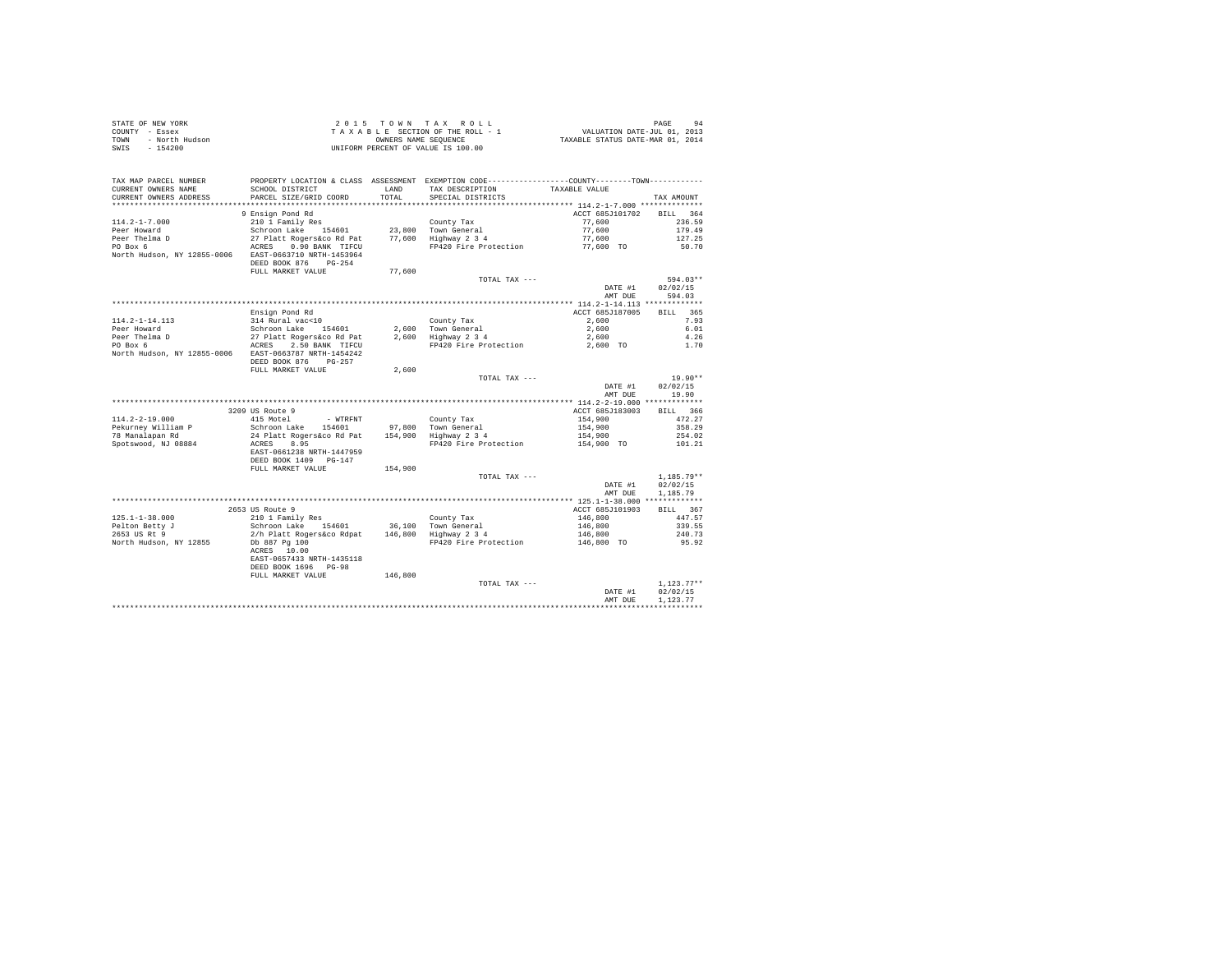STATE OF NEW YORK
COUNTY - Essex
TOWN - North Hudson
SWIS - 154200

2015 TOWN TAX ROLL
TAXABLE SECTION OF THE ROLL - 1
OWNERS NAME SEQUENCE
UNIFORM PERCENT OF VALUE IS 100.00

VALUATION DATE-JUL 01, 2013
TAXABLE STATUS DATE-MAR 01, 2014

| TAX MAP PARCEL NUMBER / CURRENT OWNERS NAME / CURRENT OWNERS ADDRESS | PROPERTY LOCATION & CLASS / SCHOOL DISTRICT / PARCEL SIZE/GRID COORD | ASSESSMENT LAND / TOTAL | EXEMPTION CODE / TAX DESCRIPTION / SPECIAL DISTRICTS | COUNTY--------TOWN TAXABLE VALUE | TAX AMOUNT |
|---|---|---|---|---|---|
| **114.2-1-7.000** | 9 Ensign Pond Rd | | | ACCT 685J101702 | BILL 364 |
| 114.2-1-7.000 | 210 1 Family Res | | County Tax | 77,600 | 236.59 |
| Peer Howard | Schroon Lake 154601 | 23,800 | Town General | 77,600 | 179.49 |
| Peer Thelma D | 27 Platt Rogers&co Rd Pat | 77,600 | Highway 2 3 4 | 77,600 | 127.25 |
| PO Box 6 | ACRES 0.90 BANK TIFCU | | FP420 Fire Protection | 77,600 TO | 50.70 |
| North Hudson, NY 12855-0006 | EAST-0663710 NRTH-1453964 | | | | |
| | DEED BOOK 876 PG-254 | | | | |
| | FULL MARKET VALUE | 77,600 | | | |
| | | | TOTAL TAX --- | | 594.03** |
| | | | | DATE #1 | 02/02/15 |
| | | | | AMT DUE | 594.03 |
| **114.2-1-14.113** | Ensign Pond Rd | | | ACCT 685J187005 | BILL 365 |
| 114.2-1-14.113 | 314 Rural vac<10 | | County Tax | 2,600 | 7.93 |
| Peer Howard | Schroon Lake 154601 | 2,600 | Town General | 2,600 | 6.01 |
| Peer Thelma D | 27 Platt Rogers&co Rd Pat | 2,600 | Highway 2 3 4 | 2,600 | 4.26 |
| PO Box 6 | ACRES 2.50 BANK TIFCU | | FP420 Fire Protection | 2,600 TO | 1.70 |
| North Hudson, NY 12855-0006 | EAST-0663787 NRTH-1454242 | | | | |
| | DEED BOOK 876 PG-257 | | | | |
| | FULL MARKET VALUE | 2,600 | | | |
| | | | TOTAL TAX --- | | 19.90** |
| | | | | DATE #1 | 02/02/15 |
| | | | | AMT DUE | 19.90 |
| **114.2-2-19.000** | 3209 US Route 9 | | | ACCT 685J183003 | BILL 366 |
| 114.2-2-19.000 | 415 Motel - WTRFNT | | County Tax | 154,900 | 472.27 |
| Pekurney William P | Schroon Lake 154601 | 97,800 | Town General | 154,900 | 358.29 |
| 78 Manalapan Rd | 24 Platt Rogers&co Rd Pat | 154,900 | Highway 2 3 4 | 154,900 | 254.02 |
| Spotswood, NJ 08884 | ACRES 8.95 | | FP420 Fire Protection | 154,900 TO | 101.21 |
| | EAST-0661238 NRTH-1447959 | | | | |
| | DEED BOOK 1409 PG-147 | | | | |
| | FULL MARKET VALUE | 154,900 | | | |
| | | | TOTAL TAX --- | | 1,185.79** |
| | | | | DATE #1 | 02/02/15 |
| | | | | AMT DUE | 1,185.79 |
| **125.1-1-38.000** | 2653 US Route 9 | | | ACCT 685J101903 | BILL 367 |
| 125.1-1-38.000 | 210 1 Family Res | | County Tax | 146,800 | 447.57 |
| Pelton Betty J | Schroon Lake 154601 | 36,100 | Town General | 146,800 | 339.55 |
| 2653 US Rt 9 | 2/h Platt Rogers&co Rdpat | 146,800 | Highway 2 3 4 | 146,800 | 240.73 |
| North Hudson, NY 12855 | Db 887 Pg 100 | | FP420 Fire Protection | 146,800 TO | 95.92 |
| | ACRES 10.00 | | | | |
| | EAST-0657433 NRTH-1435118 | | | | |
| | DEED BOOK 1696 PG-98 | | | | |
| | FULL MARKET VALUE | 146,800 | | | |
| | | | TOTAL TAX --- | | 1,123.77** |
| | | | | DATE #1 | 02/02/15 |
| | | | | AMT DUE | 1,123.77 |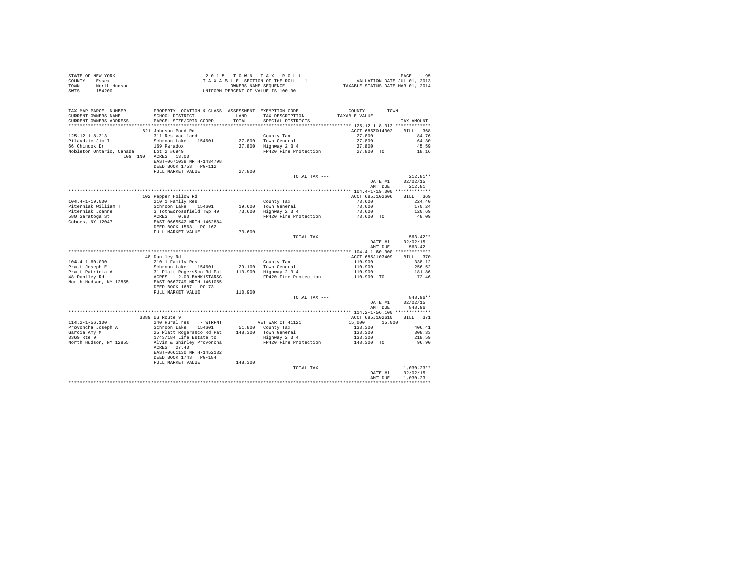STATE OF NEW YORK
COUNTY - Essex
TOWN - North Hudson
SWIS - 154200

2 0 1 5 T O W N T A X R O L L
T A X A B L E SECTION OF THE ROLL - 1
OWNERS NAME SEQUENCE
UNIFORM PERCENT OF VALUE IS 100.00

VALUATION DATE-JUL 01, 2013
TAXABLE STATUS DATE-MAR 01, 2014

| TAX MAP PARCEL NUMBER / CURRENT OWNERS NAME / CURRENT OWNERS ADDRESS | PROPERTY LOCATION & CLASS / SCHOOL DISTRICT / PARCEL SIZE/GRID COORD | ASSESSMENT LAND / TOTAL | EXEMPTION CODE / TAX DESCRIPTION / SPECIAL DISTRICTS | COUNTY / TOWN TAXABLE VALUE | TAX AMOUNT |
|---|---|---|---|---|---|
| 125.12-1-8.313 | 621 Johnson Pond Rd | | | ACCT 685Z014002 | BILL 368 |
| | 311 Res vac land | | County Tax | 27,800 | 84.76 |
| Pilavdzic Jim I | Schroon Lake 154601 | 27,800 | Town General | 27,800 | 64.30 |
| 66 Chinook Dr | 169 Paradox | 27,800 | Highway 2 3 4 | 27,800 | 45.59 |
| Nobleton Ontario, Canada | Lot 2 #6949 | | FP420 Fire Protection | 27,800 TO | 18.16 |
| L0G 1N0 | ACRES 13.00 | | | | |
| | EAST-0671038 NRTH-1434798 | | | | |
| | DEED BOOK 1753 PG-112 | | | | |
| | FULL MARKET VALUE | 27,800 | | | |
| | | | TOTAL TAX --- | | 212.81** |
| | | | | DATE #1 | 02/02/15 |
| | | | | AMT DUE | 212.81 |
| 104.4-1-19.000 | 102 Pepper Hollow Rd | | | ACCT 685J102606 | BILL 369 |
| | 210 1 Family Res | | County Tax | 73,600 | 224.40 |
| Piterniak William T | Schroon Lake 154601 | 19,600 | Town General | 73,600 | 170.24 |
| Piterniak Joanne | 3 Totn&crossfield Twp 49 | 73,600 | Highway 2 3 4 | 73,600 | 120.69 |
| 580 Saratoga St | ACRES 0.80 | | FP420 Fire Protection | 73,600 TO | 48.09 |
| Cohoes, NY 12047 | EAST-0665542 NRTH-1462884 | | | | |
| | DEED BOOK 1563 PG-162 | | | | |
| | FULL MARKET VALUE | 73,600 | | | |
| | | | TOTAL TAX --- | | 563.42** |
| | | | | DATE #1 | 02/02/15 |
| | | | | AMT DUE | 563.42 |
| 104.4-1-60.000 | 48 Duntley Rd | | | ACCT 685J103409 | BILL 370 |
| | 210 1 Family Res | | County Tax | 110,900 | 338.12 |
| Pratt Joseph E | Schroon Lake 154601 | 29,100 | Town General | 110,900 | 256.52 |
| Pratt Patricia A | 31 Platt Rogers&co Rd Pat | 110,900 | Highway 2 3 4 | 110,900 | 181.86 |
| 48 Duntley Rd | ACRES 2.00 BANK1STARSG | | FP420 Fire Protection | 110,900 TO | 72.46 |
| North Hudson, NY 12855 | EAST-0667749 NRTH-1461055 | | | | |
| | DEED BOOK 1687 PG-73 | | | | |
| | FULL MARKET VALUE | 110,900 | | | |
| | | | TOTAL TAX --- | | 848.96** |
| | | | | DATE #1 | 02/02/15 |
| | | | | AMT DUE | 848.96 |
| 114.2-1-56.100 | 3389 US Route 9 | | | ACCT 685J102610 | BILL 371 |
| | 240 Rural res - WTRFNT | | VET WAR CT 41121 | 15,000 15,000 | |
| Provoncha Joseph A | Schroon Lake 154601 | 51,800 | County Tax | 133,300 | 406.41 |
| Garcia Amy M | 25 Platt Rogers&co Rd Pat | 148,300 | Town General | 133,300 | 308.33 |
| 3369 Rte 9 | 1743/184 Life Estate to | | Highway 2 3 4 | 133,300 | 218.59 |
| North Hudson, NY 12855 | Alvin & Shirley Provoncha | | FP420 Fire Protection | 148,300 TO | 96.90 |
| | ACRES 27.40 | | | | |
| | EAST-0661130 NRTH-1452132 | | | | |
| | DEED BOOK 1743 PG-184 | | | | |
| | FULL MARKET VALUE | 148,300 | | | |
| | | | TOTAL TAX --- | | 1,030.23** |
| | | | | DATE #1 | 02/02/15 |
| | | | | AMT DUE | 1,030.23 |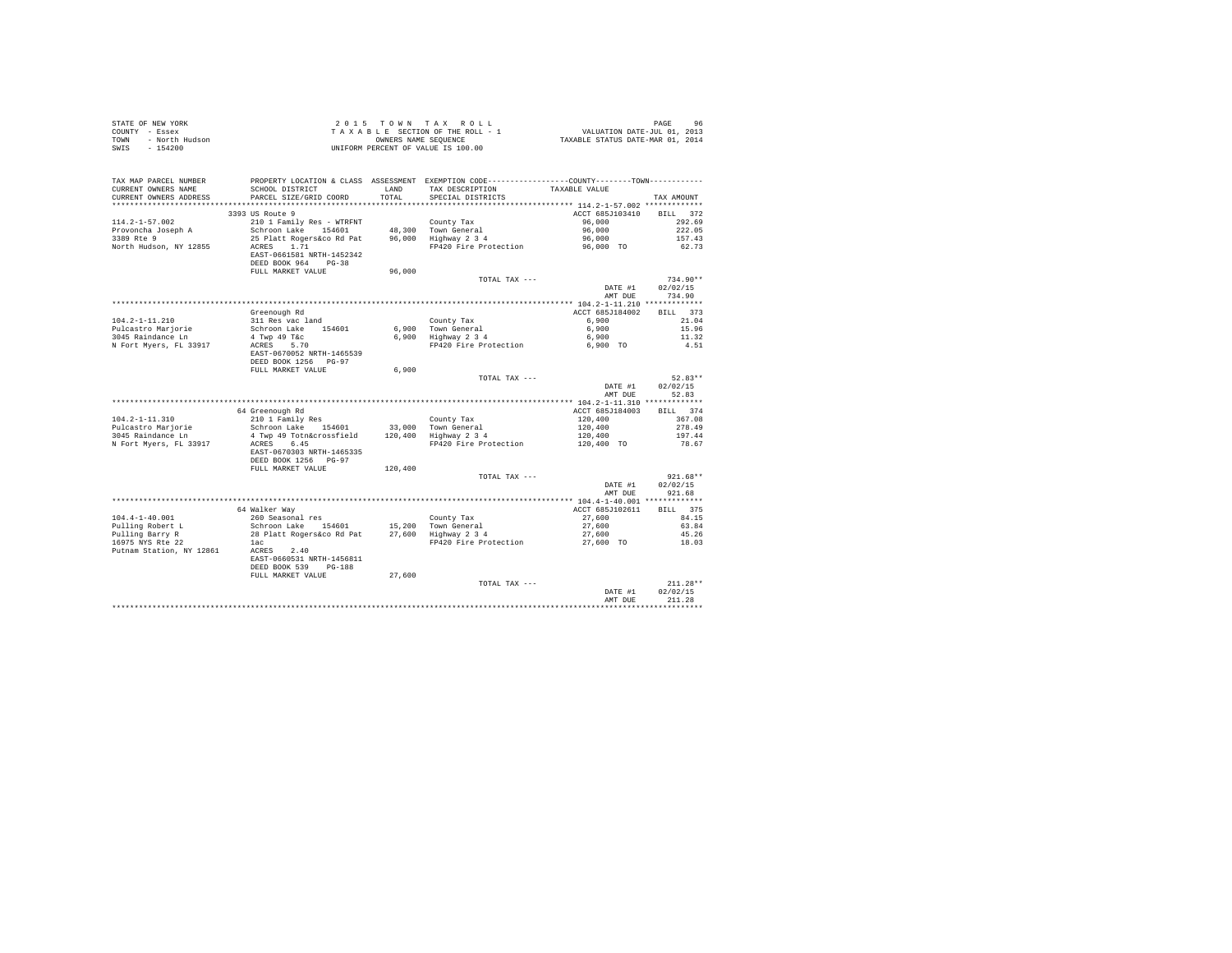STATE OF NEW YORK | COUNTY - Essex | TOWN - North Hudson | SWIS - 154200

2015 TOWN TAX ROLL
TAXABLE SECTION OF THE ROLL - 1
OWNERS NAME SEQUENCE
UNIFORM PERCENT OF VALUE IS 100.00

VALUATION DATE-JUL 01, 2013
TAXABLE STATUS DATE-MAR 01, 2014

| TAX MAP PARCEL NUMBER / CURRENT OWNERS NAME / CURRENT OWNERS ADDRESS | PROPERTY LOCATION & CLASS / SCHOOL DISTRICT / PARCEL SIZE/GRID COORD | ASSESSMENT LAND / TOTAL | EXEMPTION CODE / TAX DESCRIPTION / SPECIAL DISTRICTS | COUNTY--------TOWN TAXABLE VALUE | TAX AMOUNT |
|---|---|---|---|---|---|
| | 3393 US Route 9 | | | ACCT 685J103410 | BILL 372 |
| 114.2-1-57.002 | 210 1 Family Res - WTRFNT | | County Tax | 96,000 | 292.69 |
| Provoncha Joseph A | Schroon Lake 154601 | 48,300 | Town General | 96,000 | 222.05 |
| 3389 Rte 9 | 25 Platt Rogers&co Rd Pat | 96,000 | Highway 2 3 4 | 96,000 | 157.43 |
| North Hudson, NY 12855 | ACRES 1.71 | | FP420 Fire Protection | 96,000 TO | 62.73 |
| | EAST-0661581 NRTH-1452342 | | | | |
| | DEED BOOK 964 PG-38 | | | | |
| | FULL MARKET VALUE | 96,000 | | | |
| | | | TOTAL TAX --- | | 734.90** |
| | | | | DATE #1 | 02/02/15 |
| | | | | AMT DUE | 734.90 |
| | Greenough Rd | | | ACCT 685J184002 | BILL 373 |
| 104.2-1-11.210 | 311 Res vac land | | County Tax | 6,900 | 21.04 |
| Pulcastro Marjorie | Schroon Lake 154601 | 6,900 | Town General | 6,900 | 15.96 |
| 3045 Raindance Ln | 4 Twp 49 T&c | 6,900 | Highway 2 3 4 | 6,900 | 11.32 |
| N Fort Myers, FL 33917 | ACRES 5.70 | | FP420 Fire Protection | 6,900 TO | 4.51 |
| | EAST-0670052 NRTH-1465539 | | | | |
| | DEED BOOK 1256 PG-97 | | | | |
| | FULL MARKET VALUE | 6,900 | | | |
| | | | TOTAL TAX --- | | 52.83** |
| | | | | DATE #1 | 02/02/15 |
| | | | | AMT DUE | 52.83 |
| | 64 Greenough Rd | | | ACCT 685J184003 | BILL 374 |
| 104.2-1-11.310 | 210 1 Family Res | | County Tax | 120,400 | 367.08 |
| Pulcastro Marjorie | Schroon Lake 154601 | 33,000 | Town General | 120,400 | 278.49 |
| 3045 Raindance Ln | 4 Twp 49 Totn&crossfield | 120,400 | Highway 2 3 4 | 120,400 | 197.44 |
| N Fort Myers, FL 33917 | ACRES 6.45 | | FP420 Fire Protection | 120,400 TO | 78.67 |
| | EAST-0670303 NRTH-1465335 | | | | |
| | DEED BOOK 1256 PG-97 | | | | |
| | FULL MARKET VALUE | 120,400 | | | |
| | | | TOTAL TAX --- | | 921.68** |
| | | | | DATE #1 | 02/02/15 |
| | | | | AMT DUE | 921.68 |
| | 64 Walker Way | | | ACCT 685J102611 | BILL 375 |
| 104.4-1-40.001 | 260 Seasonal res | | County Tax | 27,600 | 84.15 |
| Pulling Robert L | Schroon Lake 154601 | 15,200 | Town General | 27,600 | 63.84 |
| Pulling Barry R | 28 Platt Rogers&co Rd Pat | 27,600 | Highway 2 3 4 | 27,600 | 45.26 |
| 16975 NYS Rte 22 | 1ac | | FP420 Fire Protection | 27,600 TO | 18.03 |
| Putnam Station, NY 12861 | ACRES 2.40 | | | | |
| | EAST-0660531 NRTH-1456811 | | | | |
| | DEED BOOK 539 PG-188 | | | | |
| | FULL MARKET VALUE | 27,600 | | | |
| | | | TOTAL TAX --- | | 211.28** |
| | | | | DATE #1 | 02/02/15 |
| | | | | AMT DUE | 211.28 |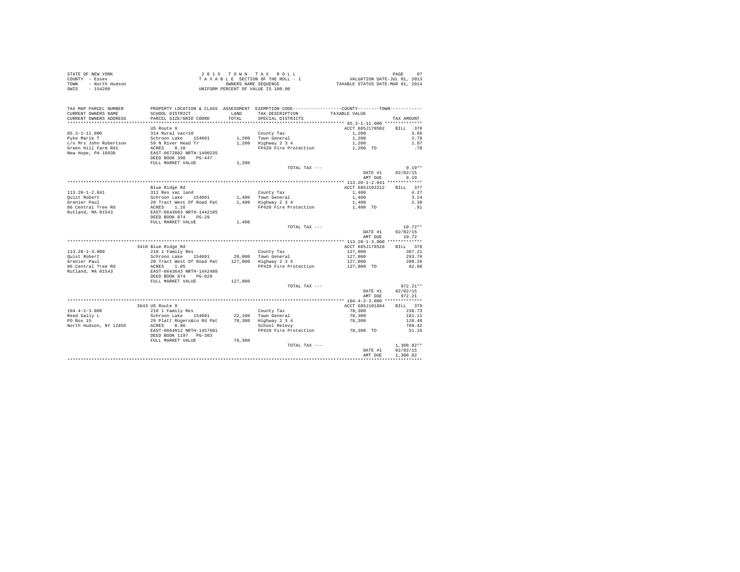STATE OF NEW YORK
COUNTY - Essex
TOWN - North Hudson
SWIS - 154200

2 0 1 5 T O W N T A X R O L L
T A X A B L E SECTION OF THE ROLL - 1
OWNERS NAME SEQUENCE
UNIFORM PERCENT OF VALUE IS 100.00

VALUATION DATE-JUL 01, 2013
TAXABLE STATUS DATE-MAR 01, 2014

| TAX MAP PARCEL NUMBER / CURRENT OWNERS NAME / CURRENT OWNERS ADDRESS | PROPERTY LOCATION & CLASS / SCHOOL DISTRICT / PARCEL SIZE/GRID COORD | ASSESSMENT LAND / TOTAL | EXEMPTION CODE / TAX DESCRIPTION / SPECIAL DISTRICTS | COUNTY / TOWN TAXABLE VALUE | TAX AMOUNT |
|---|---|---|---|---|---|
| **85.3-1-11.000** | US Route 9 | | | ACCT 685J178502 | BILL 376 |
| Pyke Marie T | 314 Rural vac<10 | | County Tax | 1,200 | 3.66 |
| c/o Mrs John Robertson | Schroon Lake 154601 | 1,200 | Town General | 1,200 | 2.78 |
| Green Hill Farm Rd1 | 59 N River Head Tr | 1,200 | Highway 2 3 4 | 1,200 | 1.97 |
| New Hope, PA 18938 | ACRES 0.10 | | FP420 Fire Protection | 1,200 TO | .78 |
| | EAST-0672882 NRTH-1490235 | | | | |
| | DEED BOOK 390 PG-447 | | | | |
| | FULL MARKET VALUE | 1,200 | | | |
| | | | TOTAL TAX --- | | 9.19** |
| | | | | DATE #1 | 02/02/15 |
| | | | | AMT DUE | 9.19 |
| **113.20-1-2.041** | Blue Ridge Rd | | | ACCT 685J102212 | BILL 377 |
| Quist Robert | 311 Res vac land | | County Tax | 1,400 | 4.27 |
| Grenier Paul | Schroon Lake 154601 | 1,400 | Town General | 1,400 | 3.24 |
| 86 Central Tree Rd | 20 Tract West Of Road Pat | 1,400 | Highway 2 3 4 | 1,400 | 2.30 |
| Rutland, MA 01543 | ACRES 1.16 | | FP420 Fire Protection | 1,400 TO | .91 |
| | EAST-0643603 NRTH-1442185 | | | | |
| | DEED BOOK 874 PG-29 | | | | |
| | FULL MARKET VALUE | 1,400 | | | |
| | | | TOTAL TAX --- | | 10.72** |
| | | | | DATE #1 | 02/02/15 |
| | | | | AMT DUE | 10.72 |
| **113.20-1-3.000** | 3410 Blue Ridge Rd | | | ACCT 685J178528 | BILL 378 |
| Quist Robert | 210 1 Family Res | | County Tax | 127,000 | 387.21 |
| Grenier Paul | Schroon Lake 154601 | 28,000 | Town General | 127,000 | 293.76 |
| 86 Central Tree Rd | 20 Tract West Of Road Pat | 127,000 | Highway 2 3 4 | 127,000 | 208.26 |
| Rutland, MA 01543 | ACRES 1.05 | | FP420 Fire Protection | 127,000 TO | 82.98 |
| | EAST-0643643 NRTH-1442488 | | | | |
| | DEED BOOK 874 PG-029 | | | | |
| | FULL MARKET VALUE | 127,000 | | | |
| | | | TOTAL TAX --- | | 972.21** |
| | | | | DATE #1 | 02/02/15 |
| | | | | AMT DUE | 972.21 |
| **104.4-2-3.000** | 3643 US Route 9 | | | ACCT 685J101804 | BILL 379 |
| Reed Sally L | 210 1 Family Res | | County Tax | 78,300 | 238.73 |
| PO Box 15 | Schroon Lake 154601 | 22,100 | Town General | 78,300 | 181.11 |
| North Hudson, NY 12855 | 29 Platt Rogers&co Rd Pat | 78,300 | Highway 2 3 4 | 78,300 | 128.40 |
| | ACRES 0.86 | | School Relevy | | 709.42 |
| | EAST-0664912 NRTH-1457681 | | FP420 Fire Protection | 78,300 TO | 51.16 |
| | DEED BOOK 1197 PG-303 | | | | |
| | FULL MARKET VALUE | 78,300 | | | |
| | | | TOTAL TAX --- | | 1,308.82** |
| | | | | DATE #1 | 02/02/15 |
| | | | | AMT DUE | 1,308.82 |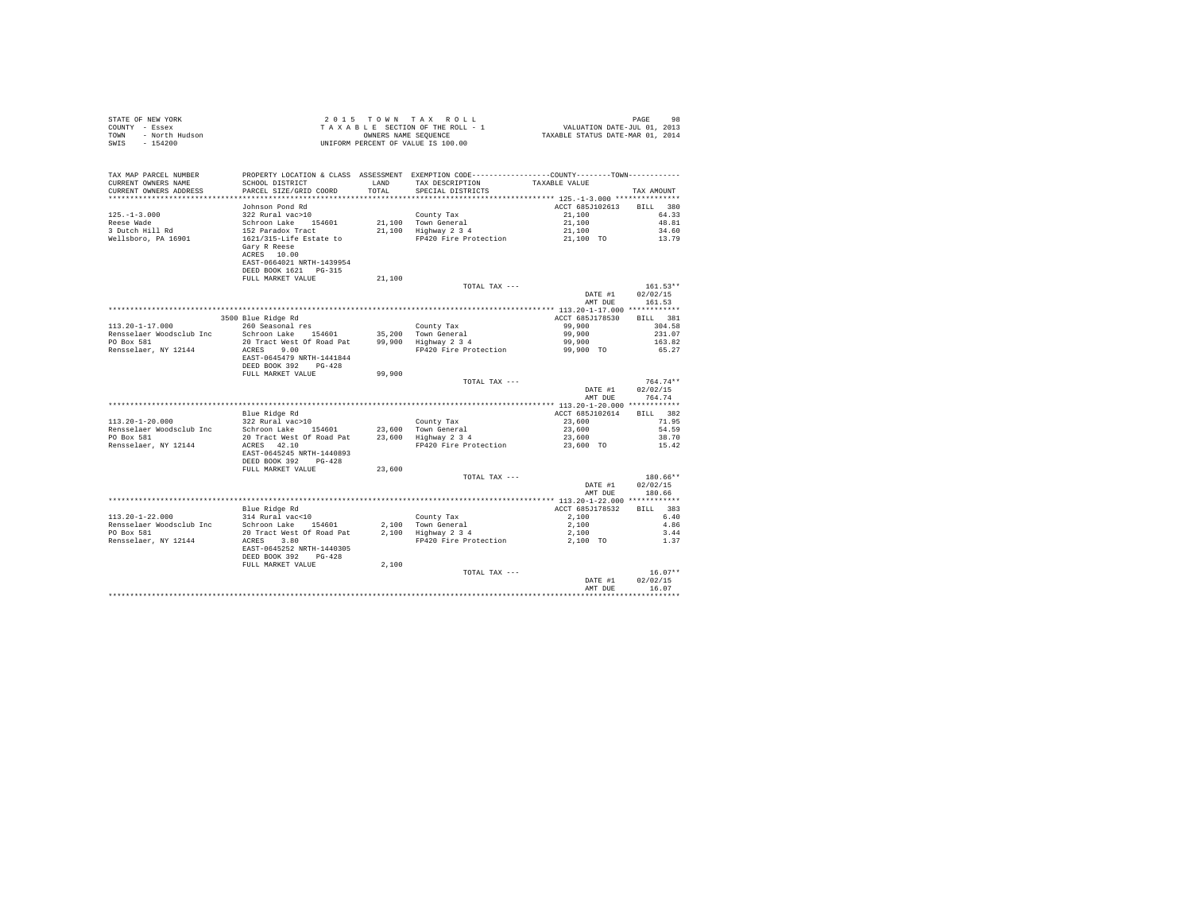STATE OF NEW YORK
COUNTY - Essex
TOWN - North Hudson
SWIS - 154200

2015 TOWN TAX ROLL
TAXABLE SECTION OF THE ROLL - 1
OWNERS NAME SEQUENCE
UNIFORM PERCENT OF VALUE IS 100.00

VALUATION DATE-JUL 01, 2013
TAXABLE STATUS DATE-MAR 01, 2014

| TAX MAP PARCEL NUMBER / CURRENT OWNERS NAME / CURRENT OWNERS ADDRESS | PROPERTY LOCATION & CLASS / SCHOOL DISTRICT / PARCEL SIZE/GRID COORD | ASSESSMENT LAND / TOTAL | EXEMPTION CODE / TAX DESCRIPTION / SPECIAL DISTRICTS | COUNTY / TOWN TAXABLE VALUE | TAX AMOUNT |
|---|---|---|---|---|---|
| **125.-1-3.000** | Johnson Pond Rd | | | ACCT 685J102613 | BILL 380 |
| 125.-1-3.000 | 322 Rural vac>10 | | County Tax | 21,100 | 64.33 |
| Reese Wade | Schroon Lake 154601 | 21,100 | Town General | 21,100 | 48.81 |
| 3 Dutch Hill Rd | 152 Paradox Tract | 21,100 | Highway 2 3 4 | 21,100 | 34.60 |
| Wellsboro, PA 16901 | 1621/315-Life Estate to | | FP420 Fire Protection | 21,100 TO | 13.79 |
| | Gary R Reese | | | | |
| | ACRES 10.00 | | | | |
| | EAST-0664021 NRTH-1439954 | | | | |
| | DEED BOOK 1621 PG-315 | | | | |
| | FULL MARKET VALUE | 21,100 | | | |
| | | | TOTAL TAX --- | | 161.53** |
| | | | | DATE #1 | 02/02/15 |
| | | | | AMT DUE | 161.53 |
| **113.20-1-17.000** | 3500 Blue Ridge Rd | | | ACCT 685J178530 | BILL 381 |
| 113.20-1-17.000 | 260 Seasonal res | | County Tax | 99,900 | 304.58 |
| Rensselaer Woodsclub Inc | Schroon Lake 154601 | 35,200 | Town General | 99,900 | 231.07 |
| PO Box 581 | 20 Tract West Of Road Pat | 99,900 | Highway 2 3 4 | 99,900 | 163.82 |
| Rensselaer, NY 12144 | ACRES 9.00 | | FP420 Fire Protection | 99,900 TO | 65.27 |
| | EAST-0645479 NRTH-1441844 | | | | |
| | DEED BOOK 392 PG-428 | | | | |
| | FULL MARKET VALUE | 99,900 | | | |
| | | | TOTAL TAX --- | | 764.74** |
| | | | | DATE #1 | 02/02/15 |
| | | | | AMT DUE | 764.74 |
| **113.20-1-20.000** | Blue Ridge Rd | | | ACCT 685J102614 | BILL 382 |
| 113.20-1-20.000 | 322 Rural vac>10 | | County Tax | 23,600 | 71.95 |
| Rensselaer Woodsclub Inc | Schroon Lake 154601 | 23,600 | Town General | 23,600 | 54.59 |
| PO Box 581 | 20 Tract West Of Road Pat | 23,600 | Highway 2 3 4 | 23,600 | 38.70 |
| Rensselaer, NY 12144 | ACRES 42.10 | | FP420 Fire Protection | 23,600 TO | 15.42 |
| | EAST-0645245 NRTH-1440893 | | | | |
| | DEED BOOK 392 PG-428 | | | | |
| | FULL MARKET VALUE | 23,600 | | | |
| | | | TOTAL TAX --- | | 180.66** |
| | | | | DATE #1 | 02/02/15 |
| | | | | AMT DUE | 180.66 |
| **113.20-1-22.000** | Blue Ridge Rd | | | ACCT 685J178532 | BILL 383 |
| 113.20-1-22.000 | 314 Rural vac<10 | | County Tax | 2,100 | 6.40 |
| Rensselaer Woodsclub Inc | Schroon Lake 154601 | 2,100 | Town General | 2,100 | 4.86 |
| PO Box 581 | 20 Tract West Of Road Pat | 2,100 | Highway 2 3 4 | 2,100 | 3.44 |
| Rensselaer, NY 12144 | ACRES 3.80 | | FP420 Fire Protection | 2,100 TO | 1.37 |
| | EAST-0645252 NRTH-1440305 | | | | |
| | DEED BOOK 392 PG-428 | | | | |
| | FULL MARKET VALUE | 2,100 | | | |
| | | | TOTAL TAX --- | | 16.07** |
| | | | | DATE #1 | 02/02/15 |
| | | | | AMT DUE | 16.07 |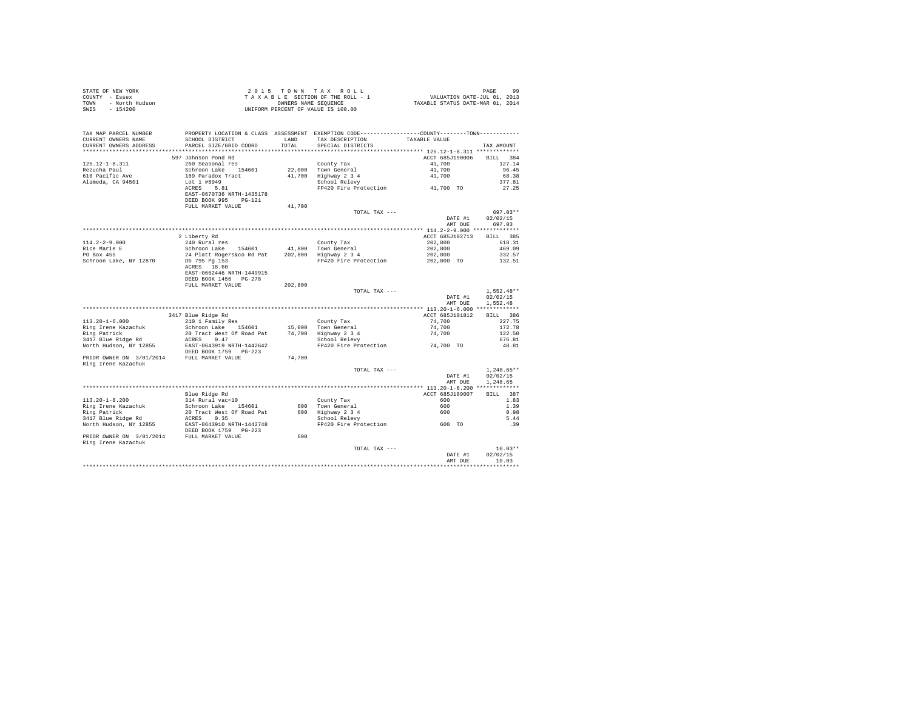STATE OF NEW YORK
COUNTY - Essex
TOWN - North Hudson
SWIS - 154200

2015 TOWN TAX ROLL
TAXABLE SECTION OF THE ROLL - 1
OWNERS NAME SEQUENCE
UNIFORM PERCENT OF VALUE IS 100.00

VALUATION DATE-JUL 01, 2013
TAXABLE STATUS DATE-MAR 01, 2014

| TAX MAP PARCEL NUMBER / CURRENT OWNERS NAME / CURRENT OWNERS ADDRESS | PROPERTY LOCATION & CLASS / SCHOOL DISTRICT / PARCEL SIZE/GRID COORD | ASSESSMENT LAND / TOTAL | EXEMPTION CODE / TAX DESCRIPTION / SPECIAL DISTRICTS | COUNTY / TOWN TAXABLE VALUE | TAX AMOUNT |
|---|---|---|---|---|---|
| 125.12-1-8.311 | 597 Johnson Pond Rd | | | ACCT 685J190006 | BILL 384 |
| Rezucha Paul | 260 Seasonal res | | County Tax | 41,700 | 127.14 |
| 610 Pacific Ave | Schroon Lake 154601 | 22,000 | Town General | 41,700 | 96.45 |
| Alameda, CA 94501 | 169 Paradox Tract | 41,700 | Highway 2 3 4 | 41,700 | 68.38 |
| | Lot 1 #6949 | | School Relevy | | 377.81 |
| | ACRES 5.81 | | FP420 Fire Protection | 41,700 TO | 27.25 |
| | EAST-0670736 NRTH-1435178 | | | | |
| | DEED BOOK 995 PG-121 | | | | |
| | FULL MARKET VALUE | 41,700 | | | |
| | | | TOTAL TAX --- | | 697.03** |
| | | | | DATE #1 | 02/02/15 |
| | | | | AMT DUE | 697.03 |
| 114.2-2-9.000 | 2 Liberty Rd | | | ACCT 685J102713 | BILL 385 |
| Rice Marie E | 240 Rural res | | County Tax | 202,800 | 618.31 |
| PO Box 455 | Schroon Lake 154601 | 41,800 | Town General | 202,800 | 469.09 |
| Schroon Lake, NY 12870 | 24 Platt Rogers&co Rd Pat | 202,800 | Highway 2 3 4 | 202,800 | 332.57 |
| | Db 795 Pg 153 | | FP420 Fire Protection | 202,800 TO | 132.51 |
| | ACRES 18.60 | | | | |
| | EAST-0662446 NRTH-1449915 | | | | |
| | DEED BOOK 1456 PG-278 | | | | |
| | FULL MARKET VALUE | 202,800 | | | |
| | | | TOTAL TAX --- | | 1,552.48** |
| | | | | DATE #1 | 02/02/15 |
| | | | | AMT DUE | 1,552.48 |
| 113.20-1-6.000 | 3417 Blue Ridge Rd | | | ACCT 685J101812 | BILL 386 |
| Ring Irene Kazachuk | 210 1 Family Res | | County Tax | 74,700 | 227.75 |
| Ring Patrick | Schroon Lake 154601 | 15,000 | Town General | 74,700 | 172.78 |
| 3417 Blue Ridge Rd | 20 Tract West Of Road Pat | 74,700 | Highway 2 3 4 | 74,700 | 122.50 |
| North Hudson, NY 12855 | ACRES 0.47 | | School Relevy | | 676.81 |
| | EAST-0643919 NRTH-1442642 | | FP420 Fire Protection | 74,700 TO | 48.81 |
| | DEED BOOK 1759 PG-223 | | | | |
| PRIOR OWNER ON 3/01/2014 | FULL MARKET VALUE | 74,700 | | | |
| Ring Irene Kazachuk | | | | | |
| | | | TOTAL TAX --- | | 1,248.65** |
| | | | | DATE #1 | 02/02/15 |
| | | | | AMT DUE | 1,248.65 |
| 113.20-1-8.200 | Blue Ridge Rd | | | ACCT 685J189007 | BILL 387 |
| Ring Irene Kazachuk | 314 Rural vac<10 | | County Tax | 600 | 1.83 |
| Ring Patrick | Schroon Lake 154601 | 600 | Town General | 600 | 1.39 |
| 3417 Blue Ridge Rd | 20 Tract West Of Road Pat | 600 | Highway 2 3 4 | 600 | 0.98 |
| North Hudson, NY 12855 | ACRES 0.35 | | School Relevy | | 5.44 |
| | EAST-0643910 NRTH-1442748 | | FP420 Fire Protection | 600 TO | .39 |
| | DEED BOOK 1759 PG-223 | | | | |
| PRIOR OWNER ON 3/01/2014 | FULL MARKET VALUE | 600 | | | |
| Ring Irene Kazachuk | | | | | |
| | | | TOTAL TAX --- | | 10.03** |
| | | | | DATE #1 | 02/02/15 |
| | | | | AMT DUE | 10.03 |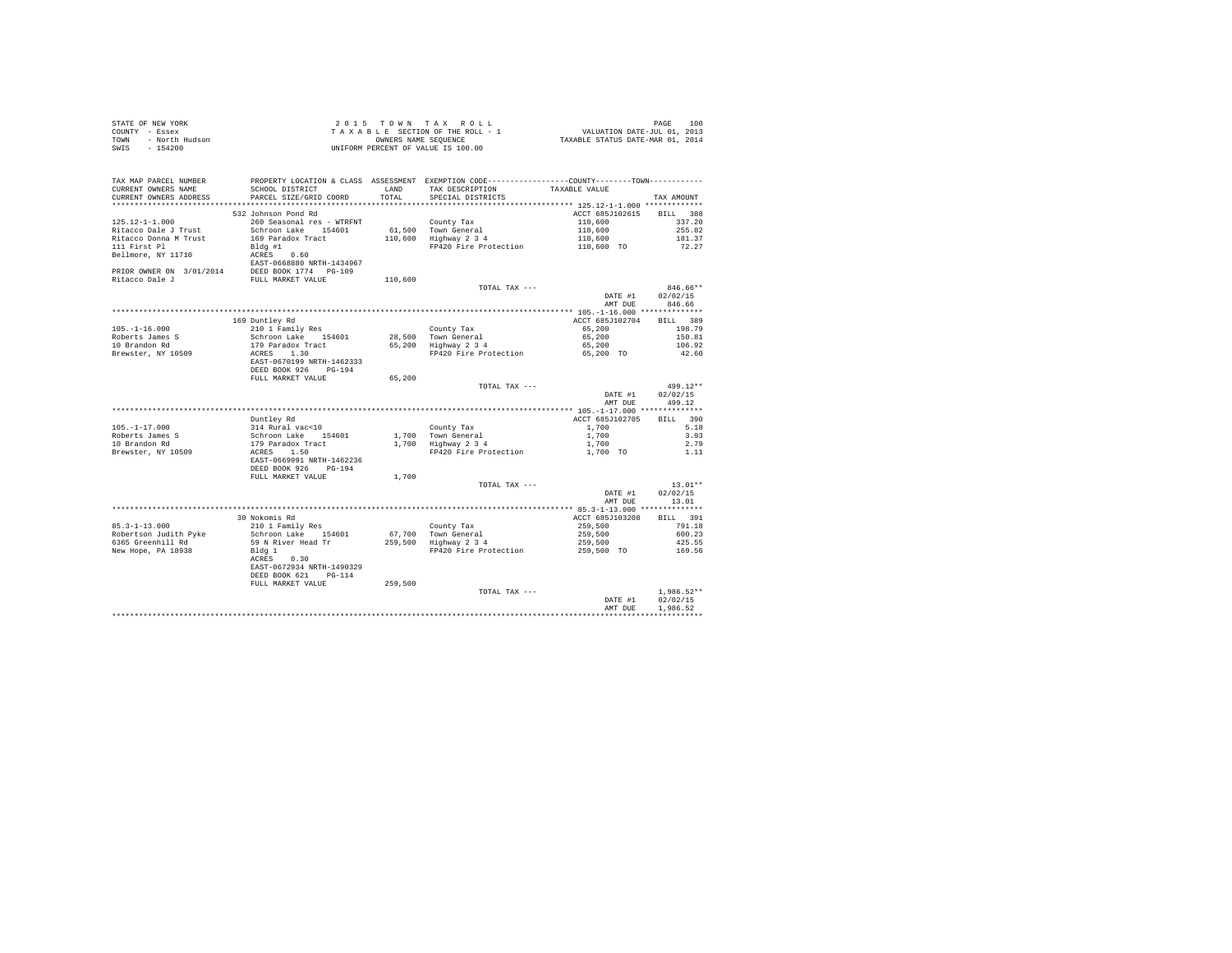STATE OF NEW YORK
COUNTY - Essex
TOWN - North Hudson
SWIS - 154200

2 0 1 5 T O W N T A X R O L L
T A X A B L E SECTION OF THE ROLL - 1
OWNERS NAME SEQUENCE
UNIFORM PERCENT OF VALUE IS 100.00

VALUATION DATE-JUL 01, 2013
TAXABLE STATUS DATE-MAR 01, 2014

| TAX MAP PARCEL NUMBER / CURRENT OWNERS NAME / CURRENT OWNERS ADDRESS | PROPERTY LOCATION & CLASS / SCHOOL DISTRICT / PARCEL SIZE/GRID COORD | ASSESSMENT LAND / TOTAL | EXEMPTION CODE / TAX DESCRIPTION / SPECIAL DISTRICTS | COUNTY--------TOWN TAXABLE VALUE | TAX AMOUNT |
|---|---|---|---|---|---|
| 125.12-1-1.000 | 532 Johnson Pond Rd | | | ACCT 685J102615 | BILL 388 |
| | 260 Seasonal res - WTRFNT | | County Tax | 110,600 | 337.20 |
| Ritacco Dale J Trust | Schroon Lake 154601 | 61,500 | Town General | 110,600 | 255.82 |
| Ritacco Donna M Trust | 169 Paradox Tract | 110,600 | Highway 2 3 4 | 110,600 | 181.37 |
| 111 First Pl | Bldg #1 | | FP420 Fire Protection | 110,600 TO | 72.27 |
| Bellmore, NY 11710 | ACRES 0.60 | | | | |
| | EAST-0668880 NRTH-1434967 | | | | |
| PRIOR OWNER ON 3/01/2014 | DEED BOOK 1774 PG-109 | | | | |
| Ritacco Dale J | FULL MARKET VALUE | 110,600 | | | |
| | | | TOTAL TAX --- | | 846.66** |
| | | | | DATE #1 | 02/02/15 |
| | | | | AMT DUE | 846.66 |
| 105.-1-16.000 | 169 Duntley Rd | | | ACCT 685J102704 | BILL 389 |
| | 210 1 Family Res | | County Tax | 65,200 | 198.79 |
| Roberts James S | Schroon Lake 154601 | 28,500 | Town General | 65,200 | 150.81 |
| 10 Brandon Rd | 179 Paradox Tract | 65,200 | Highway 2 3 4 | 65,200 | 106.92 |
| Brewster, NY 10509 | ACRES 1.30 | | FP420 Fire Protection | 65,200 TO | 42.60 |
| | EAST-0670199 NRTH-1462333 | | | | |
| | DEED BOOK 926 PG-194 | | | | |
| | FULL MARKET VALUE | 65,200 | | | |
| | | | TOTAL TAX --- | | 499.12** |
| | | | | DATE #1 | 02/02/15 |
| | | | | AMT DUE | 499.12 |
| 105.-1-17.000 | Duntley Rd | | | ACCT 685J102705 | BILL 390 |
| | 314 Rural vac<10 | | County Tax | 1,700 | 5.18 |
| Roberts James S | Schroon Lake 154601 | 1,700 | Town General | 1,700 | 3.93 |
| 10 Brandon Rd | 179 Paradox Tract | 1,700 | Highway 2 3 4 | 1,700 | 2.79 |
| Brewster, NY 10509 | ACRES 1.50 | | FP420 Fire Protection | 1,700 TO | 1.11 |
| | EAST-0669991 NRTH-1462236 | | | | |
| | DEED BOOK 926 PG-194 | | | | |
| | FULL MARKET VALUE | 1,700 | | | |
| | | | TOTAL TAX --- | | 13.01** |
| | | | | DATE #1 | 02/02/15 |
| | | | | AMT DUE | 13.01 |
| 85.3-1-13.000 | 30 Nokomis Rd | | | ACCT 685J103208 | BILL 391 |
| | 210 1 Family Res | | County Tax | 259,500 | 791.18 |
| Robertson Judith Pyke | Schroon Lake 154601 | 67,700 | Town General | 259,500 | 600.23 |
| 6365 Greenhill Rd | 59 N River Head Tr | 259,500 | Highway 2 3 4 | 259,500 | 425.55 |
| New Hope, PA 18938 | Bldg 1 | | FP420 Fire Protection | 259,500 TO | 169.56 |
| | ACRES 0.30 | | | | |
| | EAST-0672934 NRTH-1490329 | | | | |
| | DEED BOOK 621 PG-114 | | | | |
| | FULL MARKET VALUE | 259,500 | | | |
| | | | TOTAL TAX --- | | 1,986.52** |
| | | | | DATE #1 | 02/02/15 |
| | | | | AMT DUE | 1,986.52 |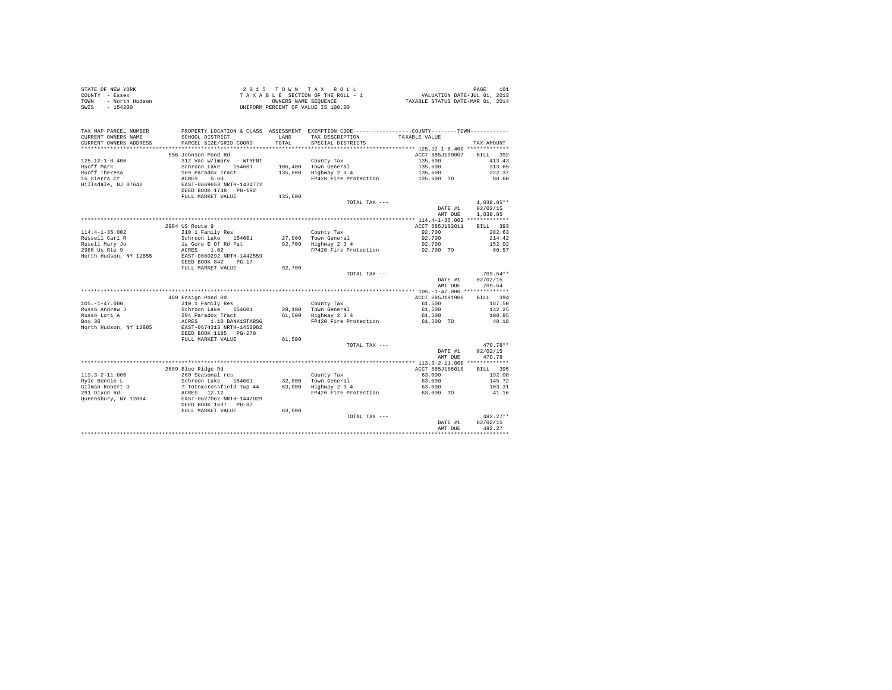STATE OF NEW YORK
COUNTY - Essex
TOWN - North Hudson
SWIS - 154200

2 0 1 5 T O W N T A X R O L L
T A X A B L E SECTION OF THE ROLL - 1
OWNERS NAME SEQUENCE
UNIFORM PERCENT OF VALUE IS 100.00

VALUATION DATE-JUL 01, 2013
TAXABLE STATUS DATE-MAR 01, 2014

| TAX MAP PARCEL NUMBER / CURRENT OWNERS NAME / CURRENT OWNERS ADDRESS | PROPERTY LOCATION & CLASS / SCHOOL DISTRICT / PARCEL SIZE/GRID COORD | ASSESSMENT LAND / TOTAL | EXEMPTION CODE / TAX DESCRIPTION / SPECIAL DISTRICTS | TAXABLE VALUE | TAX AMOUNT |
|---|---|---|---|---|---|
| 125.12-1-8.400 | 556 Johnson Pond Rd | | | ACCT 685J190007 | BILL 392 |
| Ruoff Mark | 312 Vac w/imprv - WTRFNT | | County Tax | 135,600 | 413.43 |
| Ruoff Theresa | Schroon Lake 154601 | 106,400 | Town General | 135,600 | 313.65 |
| 15 Sierra Ct | 169 Paradox Tract | 135,600 | Highway 2 3 4 | 135,600 | 222.37 |
| Hillsdale, NJ 07642 | ACRES 0.60 | | FP420 Fire Protection | 135,600 TO | 88.60 |
| | EAST-0669653 NRTH-1434772 | | | | |
| | DEED BOOK 1748 PG-192 | | | | |
| | FULL MARKET VALUE | 135,600 | | | |
| | | | TOTAL TAX --- | | 1,038.05** |
| | | | | DATE #1 | 02/02/15 |
| | | | | AMT DUE | 1,038.05 |
| 114.4-1-35.002 | 2984 US Route 9 | | | ACCT 685J102011 | BILL 393 |
| Russell Carl R | 210 1 Family Res | | County Tax | 92,700 | 282.63 |
| Rusell Mary Jo | Schroon Lake 154601 | 27,900 | Town General | 92,700 | 214.42 |
| 2988 Us Rte 9 | 1a Gore E Of Rd Pat | 92,700 | Highway 2 3 4 | 92,700 | 152.02 |
| North Hudson, NY 12855 | ACRES 1.02 | | FP420 Fire Protection | 92,700 TO | 60.57 |
| | EAST-0660292 NRTH-1442559 | | | | |
| | DEED BOOK 842 PG-17 | | | | |
| | FULL MARKET VALUE | 92,700 | | | |
| | | | TOTAL TAX --- | | 709.64** |
| | | | | DATE #1 | 02/02/15 |
| | | | | AMT DUE | 709.64 |
| 105.-1-47.000 | 469 Ensign Pond Rd | | | ACCT 685J101906 | BILL 394 |
| Russo Andrew J | 210 1 Family Res | | County Tax | 61,500 | 187.50 |
| Russo Lori A | Schroon Lake 154601 | 28,100 | Town General | 61,500 | 142.25 |
| Box 36 | 204 Paradox Tract | 61,500 | Highway 2 3 4 | 61,500 | 100.85 |
| North Hudson, NY 12885 | ACRES 1.10 BANK1STARSG | | FP420 Fire Protection | 61,500 TO | 40.18 |
| | EAST-0674313 NRTH-1456082 | | | | |
| | DEED BOOK 1185 PG-270 | | | | |
| | FULL MARKET VALUE | 61,500 | | | |
| | | | TOTAL TAX --- | | 470.78** |
| | | | | DATE #1 | 02/02/15 |
| | | | | AMT DUE | 470.78 |
| 113.3-2-11.000 | 2689 Blue Ridge Rd | | | ACCT 685J186010 | BILL 395 |
| Ryle Bonnie L | 260 Seasonal res | | County Tax | 63,000 | 192.08 |
| Gilman Robert D | Schroon Lake 154601 | 32,800 | Town General | 63,000 | 145.72 |
| 291 Dixon Rd | 7 Totn&crossfield Twp 44 | 63,000 | Highway 2 3 4 | 63,000 | 103.31 |
| Queensbury, NY 12804 | ACRES 12.12 | | FP420 Fire Protection | 63,000 TO | 41.16 |
| | EAST-0627062 NRTH-1442029 | | | | |
| | DEED BOOK 1637 PG-87 | | | | |
| | FULL MARKET VALUE | 63,000 | | | |
| | | | TOTAL TAX --- | | 482.27** |
| | | | | DATE #1 | 02/02/15 |
| | | | | AMT DUE | 482.27 |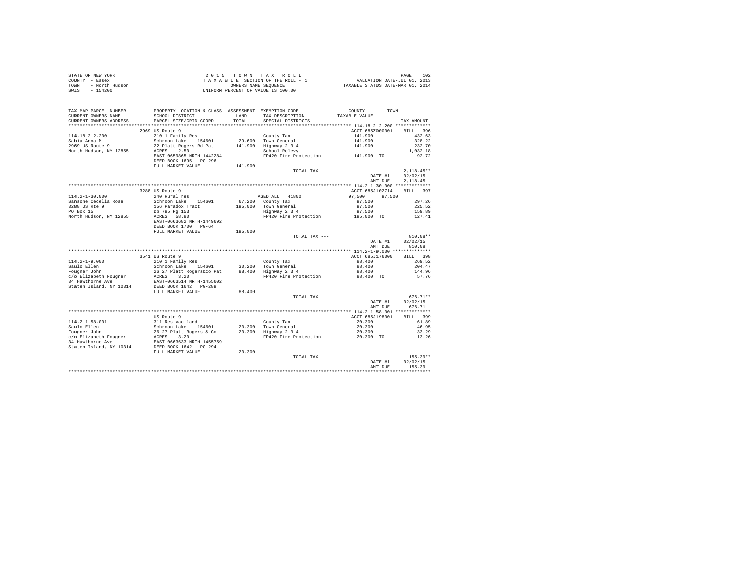STATE OF NEW YORK
COUNTY - Essex
TOWN - North Hudson
SWIS - 154200

2 0 1 5 T O W N T A X R O L L
T A X A B L E SECTION OF THE ROLL - 1
OWNERS NAME SEQUENCE
UNIFORM PERCENT OF VALUE IS 100.00

VALUATION DATE-JUL 01, 2013
TAXABLE STATUS DATE-MAR 01, 2014

| TAX MAP PARCEL NUMBER / CURRENT OWNERS NAME / CURRENT OWNERS ADDRESS | PROPERTY LOCATION & CLASS / SCHOOL DISTRICT / PARCEL SIZE/GRID COORD | ASSESSMENT LAND / TOTAL | EXEMPTION CODE / TAX DESCRIPTION / SPECIAL DISTRICTS | COUNTY / TOWN TAXABLE VALUE | TAX AMOUNT |
|---|---|---|---|---|---|
| **114.18-2-2.200** | 2969 US Route 9 | | | ACCT 685Z000001 | BILL 396 |
| 114.18-2-2.200 | 210 1 Family Res | | County Tax | 141,900 | 432.63 |
| Sabia Anna M | Schroon Lake 154601 | 29,600 | Town General | 141,900 | 328.22 |
| 2969 US Route 9 | 22 Platt Rogers Rd Pat | 141,900 | Highway 2 3 4 | 141,900 | 232.70 |
| North Hudson, NY 12855 | ACRES 2.50 | | School Relevy | | 1,032.18 |
| | EAST-0659865 NRTH-1442284 | | FP420 Fire Protection | 141,900 TO | 92.72 |
| | DEED BOOK 1695 PG-296 | | | | |
| | FULL MARKET VALUE | 141,900 | | | |
| | | | TOTAL TAX --- | | 2,118.45** |
| | | | | DATE #1 | 02/02/15 |
| | | | | AMT DUE | 2,118.45 |
| **114.2-1-30.000** | 3288 US Route 9 | | | ACCT 685J102714 | BILL 397 |
| 114.2-1-30.000 | 240 Rural res | | AGED ALL 41800 | 97,500 97,500 | |
| Sansone Cecelia Rose | Schroon Lake 154601 | 67,200 | County Tax | 97,500 | 297.26 |
| 3288 US Rte 9 | 156 Paradox Tract | 195,000 | Town General | 97,500 | 225.52 |
| PO Box 15 | Db 795 Pg 153 | | Highway 2 3 4 | 97,500 | 159.89 |
| North Hudson, NY 12855 | ACRES 58.80 | | FP420 Fire Protection | 195,000 TO | 127.41 |
| | EAST-0663682 NRTH-1449692 | | | | |
| | DEED BOOK 1700 PG-64 | | | | |
| | FULL MARKET VALUE | 195,000 | | | |
| | | | TOTAL TAX --- | | 810.08** |
| | | | | DATE #1 | 02/02/15 |
| | | | | AMT DUE | 810.08 |
| **114.2-1-9.000** | 3541 US Route 9 | | | ACCT 685J176000 | BILL 398 |
| 114.2-1-9.000 | 210 1 Family Res | | County Tax | 88,400 | 269.52 |
| Saulo Ellen | Schroon Lake 154601 | 30,200 | Town General | 88,400 | 204.47 |
| Fougner John | 26 27 Platt Rogers&co Pat | 88,400 | Highway 2 3 4 | 88,400 | 144.96 |
| c/o Elizabeth Fougner | ACRES 3.20 | | FP420 Fire Protection | 88,400 TO | 57.76 |
| 34 Hawthorne Ave | EAST-0663514 NRTH-1455602 | | | | |
| Staten Island, NY 10314 | DEED BOOK 1642 PG-289 | | | | |
| | FULL MARKET VALUE | 88,400 | | | |
| | | | TOTAL TAX --- | | 676.71** |
| | | | | DATE #1 | 02/02/15 |
| | | | | AMT DUE | 676.71 |
| **114.2-1-58.001** | US Route 9 | | | ACCT 685J198001 | BILL 399 |
| 114.2-1-58.001 | 311 Res vac land | | County Tax | 20,300 | 61.89 |
| Saulo Ellen | Schroon Lake 154601 | 20,300 | Town General | 20,300 | 46.95 |
| Fougner John | 26 27 Platt Rogers & Co | 20,300 | Highway 2 3 4 | 20,300 | 33.29 |
| c/o Elizabeth Fougner | ACRES 3.20 | | FP420 Fire Protection | 20,300 TO | 13.26 |
| 34 Hawthorne Ave | EAST-0663633 NRTH-1455759 | | | | |
| Staten Island, NY 10314 | DEED BOOK 1642 PG-294 | | | | |
| | FULL MARKET VALUE | 20,300 | | | |
| | | | TOTAL TAX --- | | 155.39** |
| | | | | DATE #1 | 02/02/15 |
| | | | | AMT DUE | 155.39 |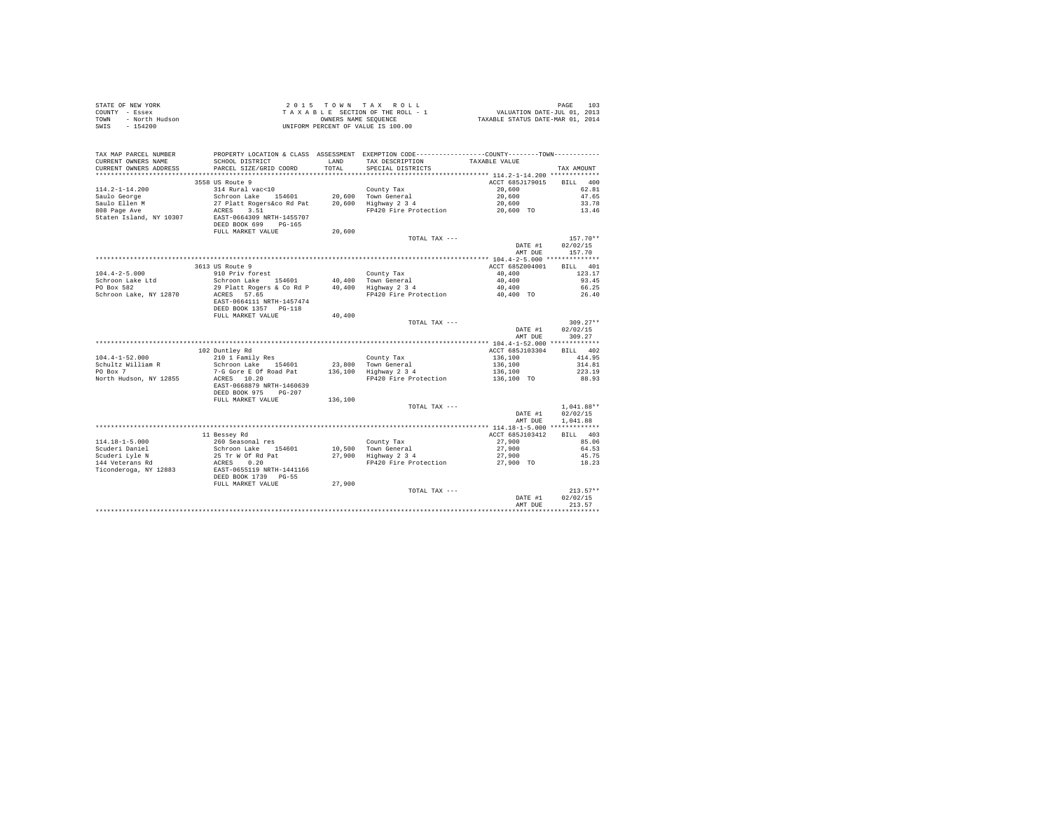STATE OF NEW YORK
COUNTY - Essex
TOWN - North Hudson
SWIS - 154200

2 0 1 5 T O W N T A X R O L L
T A X A B L E SECTION OF THE ROLL - 1
OWNERS NAME SEQUENCE
UNIFORM PERCENT OF VALUE IS 100.00

VALUATION DATE-JUL 01, 2013
TAXABLE STATUS DATE-MAR 01, 2014

| TAX MAP PARCEL NUMBER / CURRENT OWNERS NAME / CURRENT OWNERS ADDRESS | PROPERTY LOCATION & CLASS / SCHOOL DISTRICT / PARCEL SIZE/GRID COORD | ASSESSMENT LAND / TOTAL | EXEMPTION CODE / TAX DESCRIPTION / SPECIAL DISTRICTS | COUNTY / TOWN TAXABLE VALUE | TAX AMOUNT |
|---|---|---|---|---|---|
| 114.2-1-14.200 | 3558 US Route 9 | | | ACCT 685J179015 | BILL 400 |
| 114.2-1-14.200 | 314 Rural vac<10 | | County Tax | 20,600 | 62.81 |
| Saulo George | Schroon Lake 154601 | 20,600 | Town General | 20,600 | 47.65 |
| Saulo Ellen M | 27 Platt Rogers&co Rd Pat | 20,600 | Highway 2 3 4 | 20,600 | 33.78 |
| 808 Page Ave | ACRES 3.51 | | FP420 Fire Protection | 20,600 TO | 13.46 |
| Staten Island, NY 10307 | EAST-0664309 NRTH-1455707 | | | | |
| | DEED BOOK 699 PG-165 | | | | |
| | FULL MARKET VALUE | 20,600 | | | |
| | | | TOTAL TAX --- | | 157.70** |
| | | | | DATE #1 | 02/02/15 |
| | | | | AMT DUE | 157.70 |
| 104.4-2-5.000 | 3613 US Route 9 | | | ACCT 685Z004001 | BILL 401 |
| 104.4-2-5.000 | 910 Priv forest | | County Tax | 40,400 | 123.17 |
| Schroon Lake Ltd | Schroon Lake 154601 | 40,400 | Town General | 40,400 | 93.45 |
| PO Box 582 | 29 Platt Rogers & Co Rd P | 40,400 | Highway 2 3 4 | 40,400 | 66.25 |
| Schroon Lake, NY 12870 | ACRES 57.65 | | FP420 Fire Protection | 40,400 TO | 26.40 |
| | EAST-0664111 NRTH-1457474 | | | | |
| | DEED BOOK 1357 PG-118 | | | | |
| | FULL MARKET VALUE | 40,400 | | | |
| | | | TOTAL TAX --- | | 309.27** |
| | | | | DATE #1 | 02/02/15 |
| | | | | AMT DUE | 309.27 |
| 104.4-1-52.000 | 102 Duntley Rd | | | ACCT 685J103304 | BILL 402 |
| 104.4-1-52.000 | 210 1 Family Res | | County Tax | 136,100 | 414.95 |
| Schultz William R | Schroon Lake 154601 | 23,800 | Town General | 136,100 | 314.81 |
| PO Box 7 | 7-G Gore E Of Road Pat | 136,100 | Highway 2 3 4 | 136,100 | 223.19 |
| North Hudson, NY 12855 | ACRES 10.20 | | FP420 Fire Protection | 136,100 TO | 88.93 |
| | EAST-0668879 NRTH-1460639 | | | | |
| | DEED BOOK 975 PG-207 | | | | |
| | FULL MARKET VALUE | 136,100 | | | |
| | | | TOTAL TAX --- | | 1,041.88** |
| | | | | DATE #1 | 02/02/15 |
| | | | | AMT DUE | 1,041.88 |
| 114.18-1-5.000 | 11 Bessey Rd | | | ACCT 685J103412 | BILL 403 |
| 114.18-1-5.000 | 260 Seasonal res | | County Tax | 27,900 | 85.06 |
| Scuderi Daniel | Schroon Lake 154601 | 10,500 | Town General | 27,900 | 64.53 |
| Scuderi Lyle N | 25 Tr W Of Rd Pat | 27,900 | Highway 2 3 4 | 27,900 | 45.75 |
| 144 Veterans Rd | ACRES 0.20 | | FP420 Fire Protection | 27,900 TO | 18.23 |
| Ticonderoga, NY 12883 | EAST-0655119 NRTH-1441166 | | | | |
| | DEED BOOK 1739 PG-55 | | | | |
| | FULL MARKET VALUE | 27,900 | | | |
| | | | TOTAL TAX --- | | 213.57** |
| | | | | DATE #1 | 02/02/15 |
| | | | | AMT DUE | 213.57 |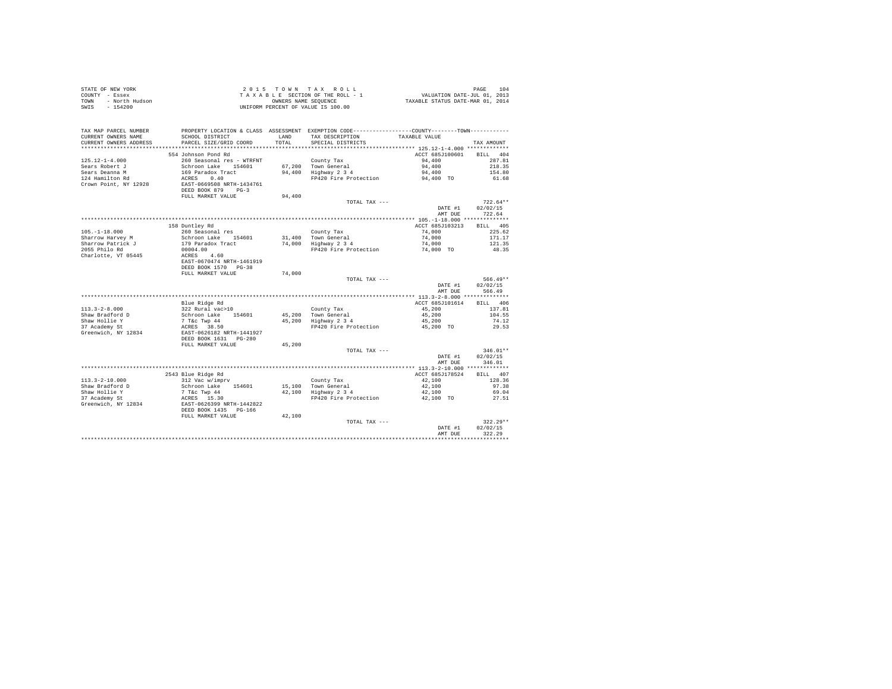STATE OF NEW YORK
COUNTY - Essex
TOWN - North Hudson
SWIS - 154200

2 0 1 5 T O W N T A X R O L L
T A X A B L E SECTION OF THE ROLL - 1
OWNERS NAME SEQUENCE
UNIFORM PERCENT OF VALUE IS 100.00

VALUATION DATE-JUL 01, 2013
TAXABLE STATUS DATE-MAR 01, 2014

| TAX MAP PARCEL NUMBER / CURRENT OWNERS NAME / CURRENT OWNERS ADDRESS | PROPERTY LOCATION & CLASS / SCHOOL DISTRICT / PARCEL SIZE/GRID COORD | ASSESSMENT LAND / TOTAL | EXEMPTION CODE / TAX DESCRIPTION / SPECIAL DISTRICTS | COUNTY / TOWN TAXABLE VALUE | TAX AMOUNT |
|---|---|---|---|---|---|
| 125.12-1-4.000 | 554 Johnson Pond Rd | | | ACCT 685J100601 | BILL 404 |
| | 260 Seasonal res - WTRFNT | | County Tax | 94,400 | 287.81 |
| Sears Robert J | Schroon Lake 154601 | 67,200 | Town General | 94,400 | 218.35 |
| Sears Deanna M | 169 Paradox Tract | 94,400 | Highway 2 3 4 | 94,400 | 154.80 |
| 124 Hamilton Rd | ACRES 0.40 | | FP420 Fire Protection | 94,400 TO | 61.68 |
| Crown Point, NY 12928 | EAST-0669508 NRTH-1434761 | | | | |
| | DEED BOOK 879 PG-3 | | | | |
| | FULL MARKET VALUE | 94,400 | | | |
| | | | TOTAL TAX --- | | 722.64** |
| | | | | DATE #1 | 02/02/15 |
| | | | | AMT DUE | 722.64 |
| 105.-1-18.000 | 158 Duntley Rd | | | ACCT 685J103213 | BILL 405 |
| | 260 Seasonal res | | County Tax | 74,000 | 225.62 |
| Sharrow Harvey M | Schroon Lake 154601 | 31,400 | Town General | 74,000 | 171.17 |
| Sharrow Patrick J | 179 Paradox Tract | 74,000 | Highway 2 3 4 | 74,000 | 121.35 |
| 2055 Philo Rd | 00004.00 | | FP420 Fire Protection | 74,000 TO | 48.35 |
| Charlotte, VT 05445 | ACRES 4.60 | | | | |
| | EAST-0670474 NRTH-1461919 | | | | |
| | DEED BOOK 1570 PG-38 | | | | |
| | FULL MARKET VALUE | 74,000 | | | |
| | | | TOTAL TAX --- | | 566.49** |
| | | | | DATE #1 | 02/02/15 |
| | | | | AMT DUE | 566.49 |
| 113.3-2-8.000 | Blue Ridge Rd | | | ACCT 685J101614 | BILL 406 |
| | 322 Rural vac>10 | | County Tax | 45,200 | 137.81 |
| Shaw Bradford D | Schroon Lake 154601 | 45,200 | Town General | 45,200 | 104.55 |
| Shaw Hollie Y | 7 T&c Twp 44 | 45,200 | Highway 2 3 4 | 45,200 | 74.12 |
| 37 Academy St | ACRES 38.50 | | FP420 Fire Protection | 45,200 TO | 29.53 |
| Greenwich, NY 12834 | EAST-0626182 NRTH-1441927 | | | | |
| | DEED BOOK 1631 PG-280 | | | | |
| | FULL MARKET VALUE | 45,200 | | | |
| | | | TOTAL TAX --- | | 346.01** |
| | | | | DATE #1 | 02/02/15 |
| | | | | AMT DUE | 346.01 |
| 113.3-2-10.000 | 2543 Blue Ridge Rd | | | ACCT 685J178524 | BILL 407 |
| | 312 Vac w/imprv | | County Tax | 42,100 | 128.36 |
| Shaw Bradford D | Schroon Lake 154601 | 15,100 | Town General | 42,100 | 97.38 |
| Shaw Hollie Y | 7 T&c Twp 44 | 42,100 | Highway 2 3 4 | 42,100 | 69.04 |
| 37 Academy St | ACRES 15.30 | | FP420 Fire Protection | 42,100 TO | 27.51 |
| Greenwich, NY 12834 | EAST-0626399 NRTH-1442822 | | | | |
| | DEED BOOK 1435 PG-166 | | | | |
| | FULL MARKET VALUE | 42,100 | | | |
| | | | TOTAL TAX --- | | 322.29** |
| | | | | DATE #1 | 02/02/15 |
| | | | | AMT DUE | 322.29 |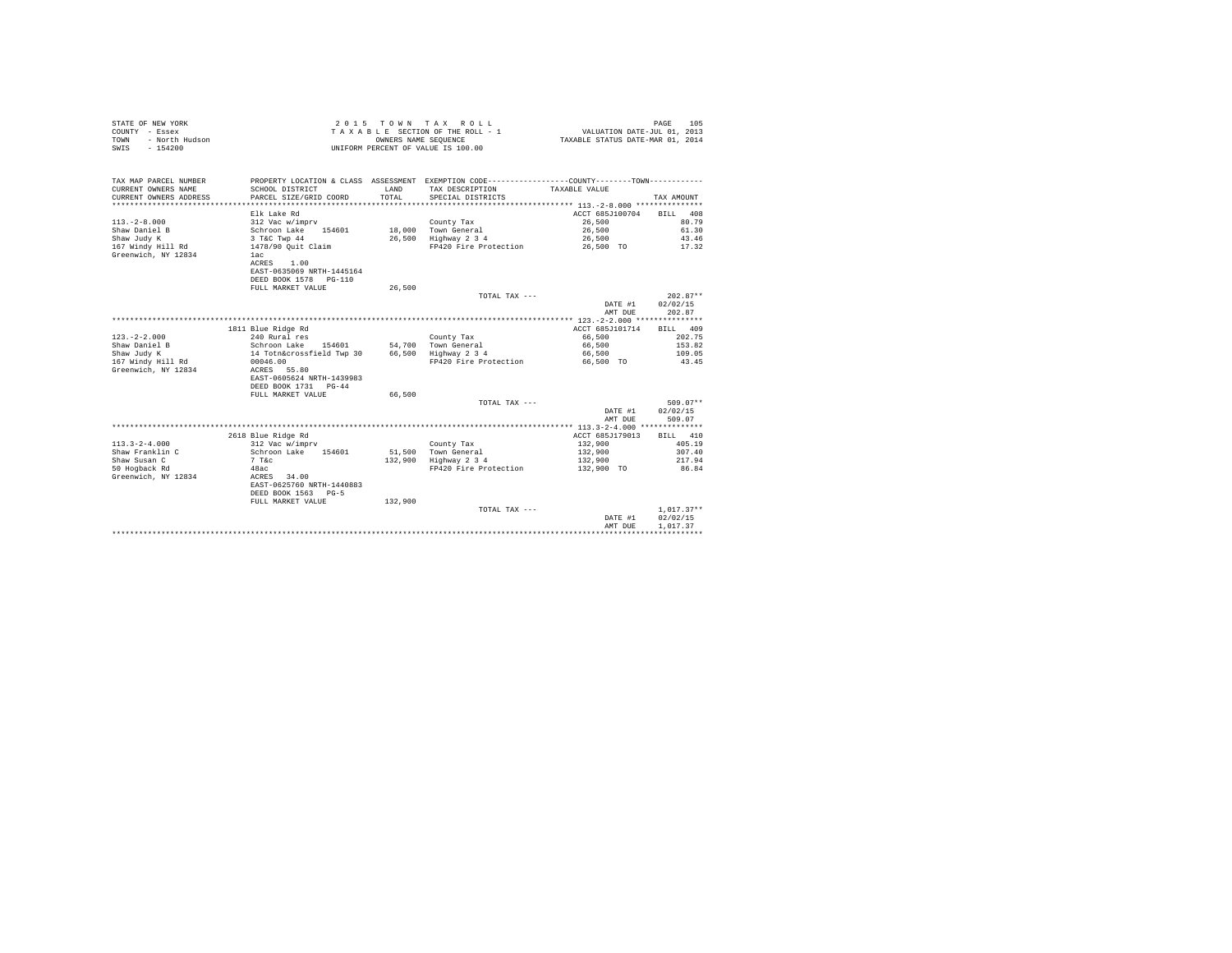STATE OF NEW YORK
COUNTY - Essex
TOWN - North Hudson
SWIS - 154200

2015 TOWN TAX ROLL
TAXABLE SECTION OF THE ROLL - 1
OWNERS NAME SEQUENCE
UNIFORM PERCENT OF VALUE IS 100.00

VALUATION DATE-JUL 01, 2013
TAXABLE STATUS DATE-MAR 01, 2014

| TAX MAP PARCEL NUMBER / CURRENT OWNERS NAME / CURRENT OWNERS ADDRESS | PROPERTY LOCATION & CLASS / SCHOOL DISTRICT / PARCEL SIZE/GRID COORD | ASSESSMENT LAND / TOTAL | EXEMPTION CODE / TAX DESCRIPTION / SPECIAL DISTRICTS | COUNTY / TOWN TAXABLE VALUE | TAX AMOUNT |
|---|---|---|---|---|---|
| **113.-2-8.000** | Elk Lake Rd | | | ACCT 685J100704 | BILL 408 |
| 113.-2-8.000 | 312 Vac w/imprv | | County Tax | 26,500 | 80.79 |
| Shaw Daniel B | Schroon Lake 154601 | 18,000 | Town General | 26,500 | 61.30 |
| Shaw Judy K | 3 T&C Twp 44 | 26,500 | Highway 2 3 4 | 26,500 | 43.46 |
| 167 Windy Hill Rd | 1478/90 Quit Claim | | FP420 Fire Protection | 26,500 TO | 17.32 |
| Greenwich, NY 12834 | 1ac | | | | |
| | ACRES 1.00 | | | | |
| | EAST-0635069 NRTH-1445164 | | | | |
| | DEED BOOK 1578 PG-110 | | | | |
| | FULL MARKET VALUE | 26,500 | | | |
| | | | TOTAL TAX --- | | 202.87** |
| | | | | DATE #1 | 02/02/15 |
| | | | | AMT DUE | 202.87 |
| **123.-2-2.000** | 1811 Blue Ridge Rd | | | ACCT 685J101714 | BILL 409 |
| 123.-2-2.000 | 240 Rural res | | County Tax | 66,500 | 202.75 |
| Shaw Daniel B | Schroon Lake 154601 | 54,700 | Town General | 66,500 | 153.82 |
| Shaw Judy K | 14 Totn&crossfield Twp 30 | 66,500 | Highway 2 3 4 | 66,500 | 109.05 |
| 167 Windy Hill Rd | 00046.00 | | FP420 Fire Protection | 66,500 TO | 43.45 |
| Greenwich, NY 12834 | ACRES 55.80 | | | | |
| | EAST-0605624 NRTH-1439983 | | | | |
| | DEED BOOK 1731 PG-44 | | | | |
| | FULL MARKET VALUE | 66,500 | | | |
| | | | TOTAL TAX --- | | 509.07** |
| | | | | DATE #1 | 02/02/15 |
| | | | | AMT DUE | 509.07 |
| **113.3-2-4.000** | 2618 Blue Ridge Rd | | | ACCT 685J179013 | BILL 410 |
| 113.3-2-4.000 | 312 Vac w/imprv | | County Tax | 132,900 | 405.19 |
| Shaw Franklin C | Schroon Lake 154601 | 51,500 | Town General | 132,900 | 307.40 |
| Shaw Susan C | 7 T&c | 132,900 | Highway 2 3 4 | 132,900 | 217.94 |
| 50 Hogback Rd | 48ac | | FP420 Fire Protection | 132,900 TO | 86.84 |
| Greenwich, NY 12834 | ACRES 34.00 | | | | |
| | EAST-0625760 NRTH-1440883 | | | | |
| | DEED BOOK 1563 PG-5 | | | | |
| | FULL MARKET VALUE | 132,900 | | | |
| | | | TOTAL TAX --- | | 1,017.37** |
| | | | | DATE #1 | 02/02/15 |
| | | | | AMT DUE | 1,017.37 |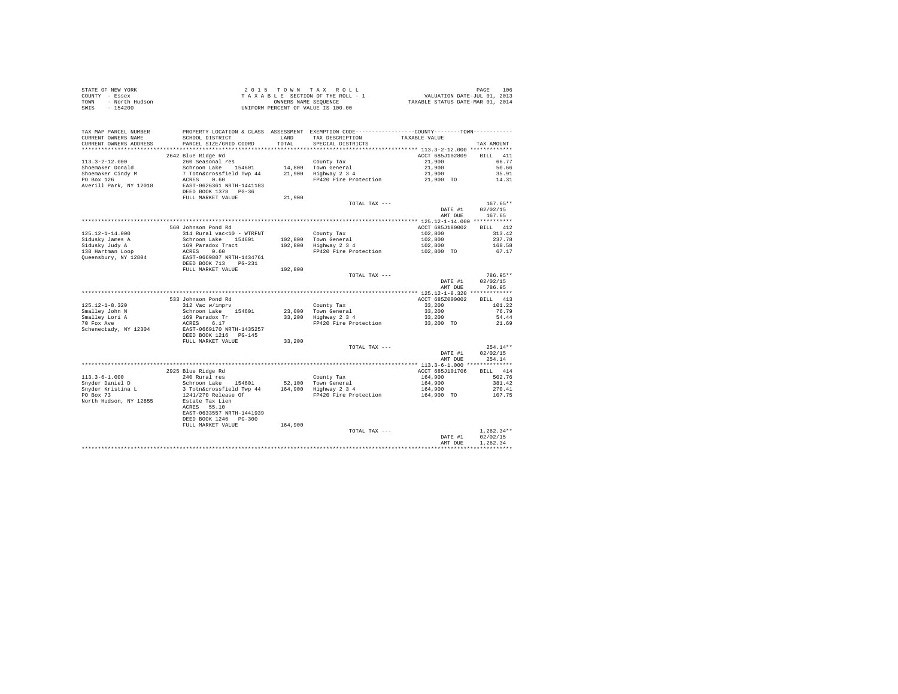STATE OF NEW YORK
COUNTY - Essex
TOWN - North Hudson
SWIS - 154200

2 0 1 5 T O W N T A X R O L L
T A X A B L E SECTION OF THE ROLL - 1
OWNERS NAME SEQUENCE
UNIFORM PERCENT OF VALUE IS 100.00

VALUATION DATE-JUL 01, 2013
TAXABLE STATUS DATE-MAR 01, 2014

| TAX MAP PARCEL NUMBER / CURRENT OWNERS NAME / CURRENT OWNERS ADDRESS | PROPERTY LOCATION & CLASS / SCHOOL DISTRICT / PARCEL SIZE/GRID COORD | ASSESSMENT LAND / TOTAL | EXEMPTION CODE / TAX DESCRIPTION / SPECIAL DISTRICTS | COUNTY--------TOWN TAXABLE VALUE | TAX AMOUNT |
|---|---|---|---|---|---|
| **113.3-2-12.000** | 2642 Blue Ridge Rd | | | ACCT 685J102809 | BILL 411 |
| 113.3-2-12.000 | 260 Seasonal res | | County Tax | 21,900 | 66.77 |
| Shoemaker Donald | Schroon Lake 154601 | 14,800 | Town General | 21,900 | 50.66 |
| Shoemaker Cindy M | 7 Totn&crossfield Twp 44 | 21,900 | Highway 2 3 4 | 21,900 | 35.91 |
| PO Box 126 | ACRES 0.60 | | FP420 Fire Protection | 21,900 TO | 14.31 |
| Averill Park, NY 12018 | EAST-0626361 NRTH-1441183 | | | | |
| | DEED BOOK 1378 PG-36 | | | | |
| | FULL MARKET VALUE | 21,900 | | | |
| | | | TOTAL TAX --- | | 167.65** |
| | | | | DATE #1 | 02/02/15 |
| | | | | AMT DUE | 167.65 |
| **125.12-1-14.000** | 560 Johnson Pond Rd | | | ACCT 685J180002 | BILL 412 |
| 125.12-1-14.000 | 314 Rural vac<10 - WTRFNT | | County Tax | 102,800 | 313.42 |
| Sidusky James A | Schroon Lake 154601 | 102,800 | Town General | 102,800 | 237.78 |
| Sidusky Judy A | 169 Paradox Tract | 102,800 | Highway 2 3 4 | 102,800 | 168.58 |
| 138 Hartman Loop | ACRES 0.60 | | FP420 Fire Protection | 102,800 TO | 67.17 |
| Queensbury, NY 12804 | EAST-0669807 NRTH-1434761 | | | | |
| | DEED BOOK 713 PG-231 | | | | |
| | FULL MARKET VALUE | 102,800 | | | |
| | | | TOTAL TAX --- | | 786.95** |
| | | | | DATE #1 | 02/02/15 |
| | | | | AMT DUE | 786.95 |
| **125.12-1-8.320** | 533 Johnson Pond Rd | | | ACCT 685Z000002 | BILL 413 |
| 125.12-1-8.320 | 312 Vac w/imprv | | County Tax | 33,200 | 101.22 |
| Smalley John N | Schroon Lake 154601 | 23,000 | Town General | 33,200 | 76.79 |
| Smalley Lori A | 169 Paradox Tr | 33,200 | Highway 2 3 4 | 33,200 | 54.44 |
| 70 Fox Ave | ACRES 6.17 | | FP420 Fire Protection | 33,200 TO | 21.69 |
| Schenectady, NY 12304 | EAST-0669170 NRTH-1435257 | | | | |
| | DEED BOOK 1216 PG-145 | | | | |
| | FULL MARKET VALUE | 33,200 | | | |
| | | | TOTAL TAX --- | | 254.14** |
| | | | | DATE #1 | 02/02/15 |
| | | | | AMT DUE | 254.14 |
| **113.3-6-1.000** | 2925 Blue Ridge Rd | | | ACCT 685J101706 | BILL 414 |
| 113.3-6-1.000 | 240 Rural res | | County Tax | 164,900 | 502.76 |
| Snyder Daniel D | Schroon Lake 154601 | 52,100 | Town General | 164,900 | 381.42 |
| Snyder Kristina L | 3 Totn&crossfield Twp 44 | 164,900 | Highway 2 3 4 | 164,900 | 270.41 |
| PO Box 73 | 1241/270 Release Of | | FP420 Fire Protection | 164,900 TO | 107.75 |
| North Hudson, NY 12855 | Estate Tax Lien | | | | |
| | ACRES 55.10 | | | | |
| | EAST-0633557 NRTH-1441939 | | | | |
| | DEED BOOK 1246 PG-300 | | | | |
| | FULL MARKET VALUE | 164,900 | | | |
| | | | TOTAL TAX --- | | 1,262.34** |
| | | | | DATE #1 | 02/02/15 |
| | | | | AMT DUE | 1,262.34 |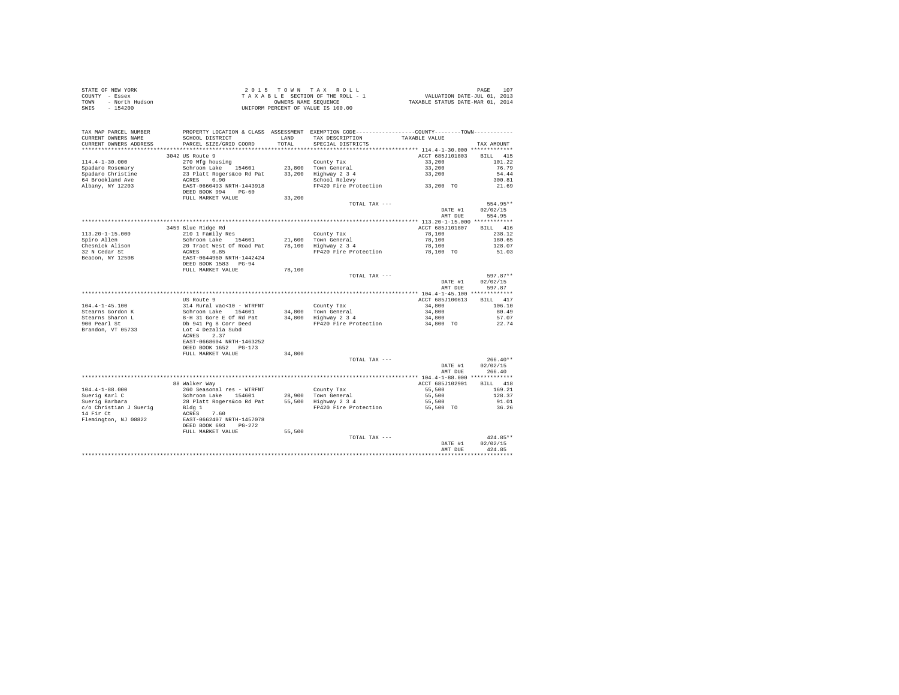STATE OF NEW YORK
COUNTY - Essex
TOWN - North Hudson
SWIS - 154200

2015 TOWN TAX ROLL
TAXABLE SECTION OF THE ROLL - 1
OWNERS NAME SEQUENCE
UNIFORM PERCENT OF VALUE IS 100.00

VALUATION DATE-JUL 01, 2013
TAXABLE STATUS DATE-MAR 01, 2014

| TAX MAP PARCEL NUMBER / CURRENT OWNERS NAME / CURRENT OWNERS ADDRESS | PROPERTY LOCATION & CLASS / SCHOOL DISTRICT / PARCEL SIZE/GRID COORD | ASSESSMENT LAND / TOTAL | EXEMPTION CODE / TAX DESCRIPTION / SPECIAL DISTRICTS | COUNTY / TOWN TAXABLE VALUE | TAX AMOUNT |
|---|---|---|---|---|---|
| **114.4-1-30.000** | 3042 US Route 9 | | | ACCT 685J101803 | BILL 415 |
| 114.4-1-30.000 | 270 Mfg housing | | County Tax | 33,200 | 101.22 |
| Spadaro Rosemary | Schroon Lake 154601 | 23,800 | Town General | 33,200 | 76.79 |
| Spadaro Christine | 23 Platt Rogers&co Rd Pat | 33,200 | Highway 2 3 4 | 33,200 | 54.44 |
| 64 Brookland Ave | ACRES 0.90 | | School Relevy | | 300.81 |
| Albany, NY 12203 | EAST-0660493 NRTH-1443918 | | FP420 Fire Protection | 33,200 TO | 21.69 |
| | DEED BOOK 994 PG-60 | | | | |
| | FULL MARKET VALUE | 33,200 | | | |
| | | | TOTAL TAX --- | | 554.95** |
| | | | | DATE #1 | 02/02/15 |
| | | | | AMT DUE | 554.95 |
| **113.20-1-15.000** | 3459 Blue Ridge Rd | | | ACCT 685J101807 | BILL 416 |
| 113.20-1-15.000 | 210 1 Family Res | | County Tax | 78,100 | 238.12 |
| Spiro Allen | Schroon Lake 154601 | 21,600 | Town General | 78,100 | 180.65 |
| Chesnick Alison | 20 Tract West Of Road Pat | 78,100 | Highway 2 3 4 | 78,100 | 128.07 |
| 32 N Cedar St | ACRES 0.85 | | FP420 Fire Protection | 78,100 TO | 51.03 |
| Beacon, NY 12508 | EAST-0644960 NRTH-1442424 | | | | |
| | DEED BOOK 1583 PG-94 | | | | |
| | FULL MARKET VALUE | 78,100 | | | |
| | | | TOTAL TAX --- | | 597.87** |
| | | | | DATE #1 | 02/02/15 |
| | | | | AMT DUE | 597.87 |
| **104.4-1-45.100** | US Route 9 | | | ACCT 685J100613 | BILL 417 |
| 104.4-1-45.100 | 314 Rural vac<10 - WTRFNT | | County Tax | 34,800 | 106.10 |
| Stearns Gordon K | Schroon Lake 154601 | 34,800 | Town General | 34,800 | 80.49 |
| Stearns Sharon L | 8-H 31 Gore E Of Rd Pat | 34,800 | Highway 2 3 4 | 34,800 | 57.07 |
| 900 Pearl St | Db 941 Pg 8 Corr Deed | | FP420 Fire Protection | 34,800 TO | 22.74 |
| Brandon, VT 05733 | Lot 4 Dezalia Subd | | | | |
| | ACRES 2.37 | | | | |
| | EAST-0668604 NRTH-1463252 | | | | |
| | DEED BOOK 1652 PG-173 | | | | |
| | FULL MARKET VALUE | 34,800 | | | |
| | | | TOTAL TAX --- | | 266.40** |
| | | | | DATE #1 | 02/02/15 |
| | | | | AMT DUE | 266.40 |
| **104.4-1-88.000** | 88 Walker Way | | | ACCT 685J102901 | BILL 418 |
| 104.4-1-88.000 | 260 Seasonal res - WTRFNT | | County Tax | 55,500 | 169.21 |
| Suerig Karl C | Schroon Lake 154601 | 28,900 | Town General | 55,500 | 128.37 |
| Suerig Barbara | 28 Platt Rogers&co Rd Pat | 55,500 | Highway 2 3 4 | 55,500 | 91.01 |
| c/o Christian J Suerig | Bldg 1 | | FP420 Fire Protection | 55,500 TO | 36.26 |
| 14 Fir Ct | ACRES 7.60 | | | | |
| Flemington, NJ 08822 | EAST-0662407 NRTH-1457078 | | | | |
| | DEED BOOK 693 PG-272 | | | | |
| | FULL MARKET VALUE | 55,500 | | | |
| | | | TOTAL TAX --- | | 424.85** |
| | | | | DATE #1 | 02/02/15 |
| | | | | AMT DUE | 424.85 |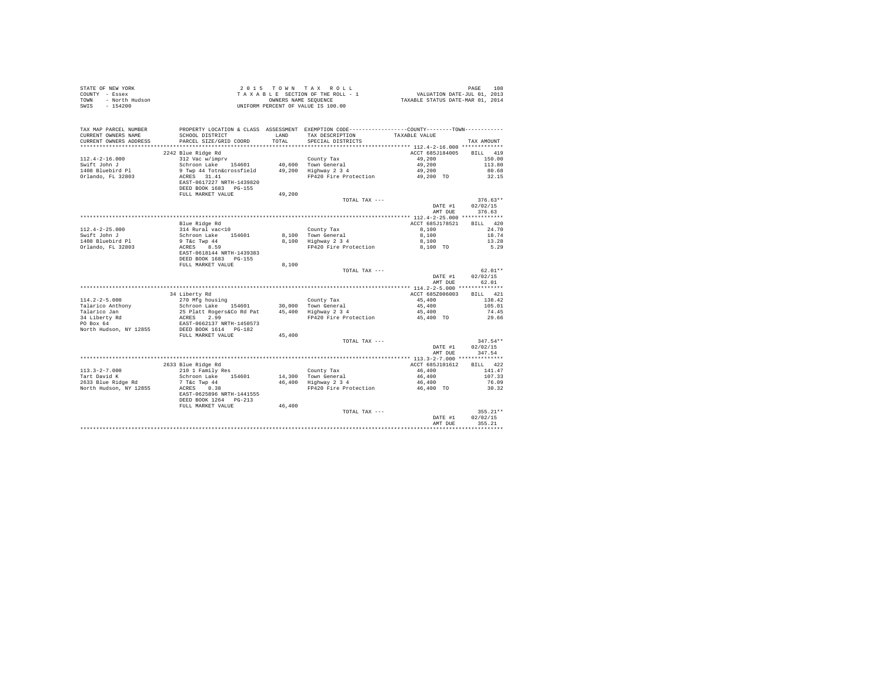STATE OF NEW YORK
COUNTY - Essex
TOWN - North Hudson
SWIS - 154200

2 0 1 5 T O W N T A X R O L L
T A X A B L E SECTION OF THE ROLL - 1
OWNERS NAME SEQUENCE
UNIFORM PERCENT OF VALUE IS 100.00

VALUATION DATE-JUL 01, 2013
TAXABLE STATUS DATE-MAR 01, 2014

| TAX MAP PARCEL NUMBER / CURRENT OWNERS NAME / CURRENT OWNERS ADDRESS | PROPERTY LOCATION & CLASS / SCHOOL DISTRICT / PARCEL SIZE/GRID COORD | ASSESSMENT LAND / TOTAL | EXEMPTION CODE / TAX DESCRIPTION / SPECIAL DISTRICTS | TAXABLE VALUE | TAX AMOUNT |
|---|---|---|---|---|---|
| 112.4-2-16.000 | 2242 Blue Ridge Rd | | | ACCT 685J184005 | BILL 419 |
| Swift John J | 312 Vac w/imprv | | County Tax | 49,200 | 150.00 |
| 1408 Bluebird Pl | Schroon Lake 154601 | 40,600 | Town General | 49,200 | 113.80 |
| Orlando, FL 32803 | 9 Twp 44 Totn&crossfield | 49,200 | Highway 2 3 4 | 49,200 | 80.68 |
| | ACRES 31.41 | | FP420 Fire Protection | 49,200 TO | 32.15 |
| | EAST-0617227 NRTH-1439820 | | | | |
| | DEED BOOK 1683 PG-155 | | | | |
| | FULL MARKET VALUE | 49,200 | | | |
| | | | TOTAL TAX --- | | 376.63** |
| | | | | DATE #1 | 02/02/15 |
| | | | | AMT DUE | 376.63 |
| 112.4-2-25.000 | Blue Ridge Rd | | | ACCT 685J178521 | BILL 420 |
| Swift John J | 314 Rural vac<10 | | County Tax | 8,100 | 24.70 |
| 1408 Bluebird Pl | Schroon Lake 154601 | 8,100 | Town General | 8,100 | 18.74 |
| Orlando, FL 32803 | 9 T&c Twp 44 | 8,100 | Highway 2 3 4 | 8,100 | 13.28 |
| | ACRES 8.59 | | FP420 Fire Protection | 8,100 TO | 5.29 |
| | EAST-0618144 NRTH-1439383 | | | | |
| | DEED BOOK 1683 PG-155 | | | | |
| | FULL MARKET VALUE | 8,100 | | | |
| | | | TOTAL TAX --- | | 62.01** |
| | | | | DATE #1 | 02/02/15 |
| | | | | AMT DUE | 62.01 |
| 114.2-2-5.000 | 34 Liberty Rd | | | ACCT 685Z006003 | BILL 421 |
| Talarico Anthony | 270 Mfg housing | | County Tax | 45,400 | 138.42 |
| Talarico Jan | Schroon Lake 154601 | 30,000 | Town General | 45,400 | 105.01 |
| 34 Liberty Rd | 25 Platt Rogers&Co Rd Pat | 45,400 | Highway 2 3 4 | 45,400 | 74.45 |
| PO Box 64 | ACRES 2.99 | | FP420 Fire Protection | 45,400 TO | 29.66 |
| North Hudson, NY 12855 | EAST-0662137 NRTH-1450573 | | | | |
| | DEED BOOK 1614 PG-182 | | | | |
| | FULL MARKET VALUE | 45,400 | | | |
| | | | TOTAL TAX --- | | 347.54** |
| | | | | DATE #1 | 02/02/15 |
| | | | | AMT DUE | 347.54 |
| 113.3-2-7.000 | 2633 Blue Ridge Rd | | | ACCT 685J101612 | BILL 422 |
| Tart David K | 210 1 Family Res | | County Tax | 46,400 | 141.47 |
| 2633 Blue Ridge Rd | Schroon Lake 154601 | 14,300 | Town General | 46,400 | 107.33 |
| North Hudson, NY 12855 | 7 T&c Twp 44 | 46,400 | Highway 2 3 4 | 46,400 | 76.09 |
| | ACRES 0.38 | | FP420 Fire Protection | 46,400 TO | 30.32 |
| | EAST-0625896 NRTH-1441555 | | | | |
| | DEED BOOK 1264 PG-213 | | | | |
| | FULL MARKET VALUE | 46,400 | | | |
| | | | TOTAL TAX --- | | 355.21** |
| | | | | DATE #1 | 02/02/15 |
| | | | | AMT DUE | 355.21 |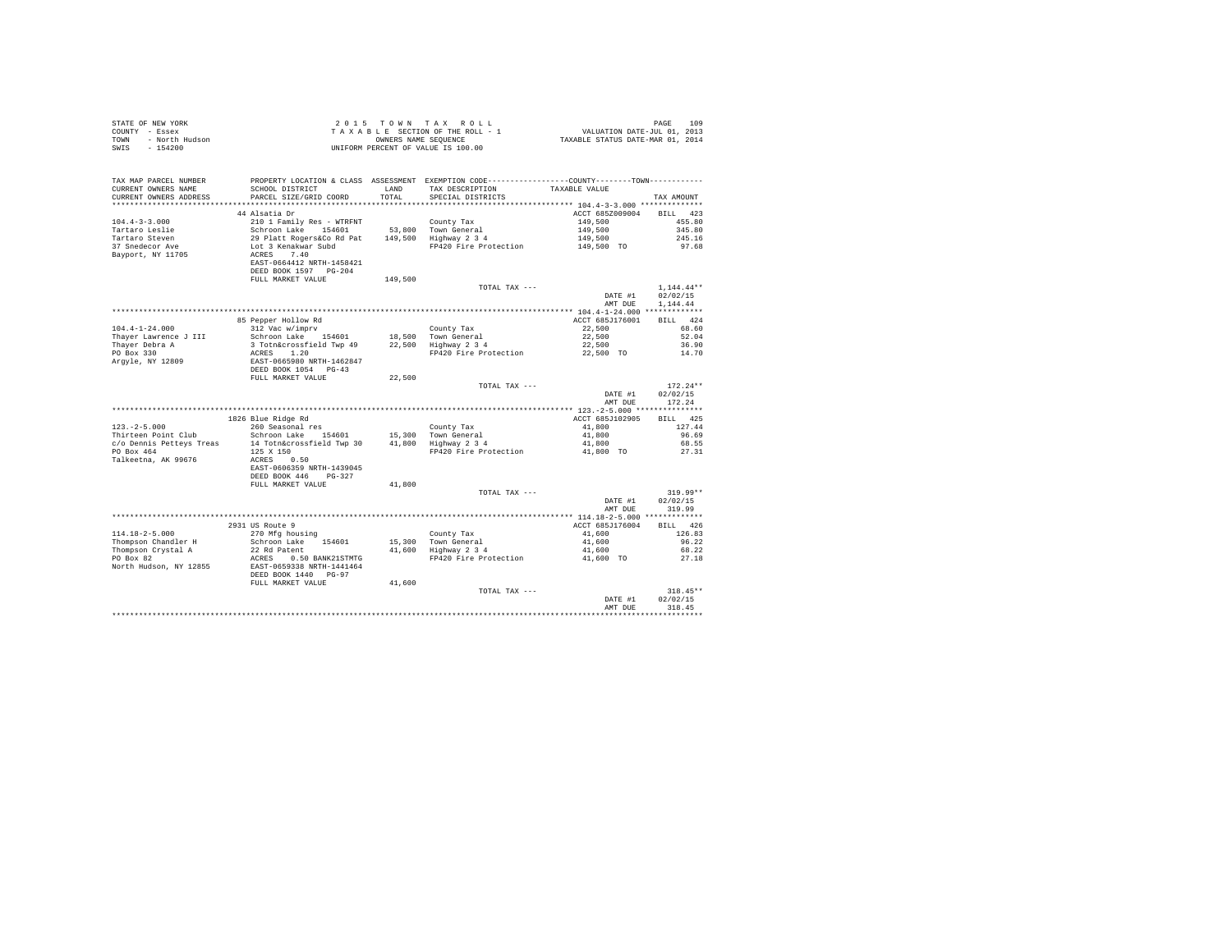STATE OF NEW YORK
COUNTY - Essex
TOWN - North Hudson
SWIS - 154200

2 0 1 5 T O W N T A X R O L L
T A X A B L E SECTION OF THE ROLL - 1
OWNERS NAME SEQUENCE
UNIFORM PERCENT OF VALUE IS 100.00

VALUATION DATE-JUL 01, 2013
TAXABLE STATUS DATE-MAR 01, 2014

| TAX MAP PARCEL NUMBER / CURRENT OWNERS NAME / CURRENT OWNERS ADDRESS | PROPERTY LOCATION & CLASS / SCHOOL DISTRICT / PARCEL SIZE/GRID COORD | ASSESSMENT LAND / TOTAL | EXEMPTION CODE / TAX DESCRIPTION / SPECIAL DISTRICTS | COUNTY / TOWN TAXABLE VALUE | TAX AMOUNT |
|---|---|---|---|---|---|
| | 44 Alsatia Dr | | | ACCT 685Z009004 | BILL 423 |
| 104.4-3-3.000 | 210 1 Family Res - WTRFNT | | County Tax | 149,500 | 455.80 |
| Tartaro Leslie | Schroon Lake 154601 | 53,800 | Town General | 149,500 | 345.80 |
| Tartaro Steven | 29 Platt Rogers&Co Rd Pat | 149,500 | Highway 2 3 4 | 149,500 | 245.16 |
| 37 Snedecor Ave | Lot 3 Kenakwar Subd | | FP420 Fire Protection | 149,500 TO | 97.68 |
| Bayport, NY 11705 | ACRES 7.40 | | | | |
| | EAST-0664412 NRTH-1458421 | | | | |
| | DEED BOOK 1597 PG-204 | | | | |
| | FULL MARKET VALUE | 149,500 | | | |
| | | | TOTAL TAX --- | | 1,144.44** |
| | | | | DATE #1 | 02/02/15 |
| | | | | AMT DUE | 1,144.44 |
| | 85 Pepper Hollow Rd | | | ACCT 685J176001 | BILL 424 |
| 104.4-1-24.000 | 312 Vac w/imprv | | County Tax | 22,500 | 68.60 |
| Thayer Lawrence J III | Schroon Lake 154601 | 18,500 | Town General | 22,500 | 52.04 |
| Thayer Debra A | 3 Totn&crossfield Twp 49 | 22,500 | Highway 2 3 4 | 22,500 | 36.90 |
| PO Box 330 | ACRES 1.20 | | FP420 Fire Protection | 22,500 TO | 14.70 |
| Argyle, NY 12809 | EAST-0665980 NRTH-1462847 | | | | |
| | DEED BOOK 1054 PG-43 | | | | |
| | FULL MARKET VALUE | 22,500 | | | |
| | | | TOTAL TAX --- | | 172.24** |
| | | | | DATE #1 | 02/02/15 |
| | | | | AMT DUE | 172.24 |
| | 1826 Blue Ridge Rd | | | ACCT 685J102905 | BILL 425 |
| 123.-2-5.000 | 260 Seasonal res | | County Tax | 41,800 | 127.44 |
| Thirteen Point Club | Schroon Lake 154601 | 15,300 | Town General | 41,800 | 96.69 |
| c/o Dennis Petteys Treas | 14 Totn&crossfield Twp 30 | 41,800 | Highway 2 3 4 | 41,800 | 68.55 |
| PO Box 464 | 125 X 150 | | FP420 Fire Protection | 41,800 TO | 27.31 |
| Talkeetna, AK 99676 | ACRES 0.50 | | | | |
| | EAST-0606359 NRTH-1439045 | | | | |
| | DEED BOOK 446 PG-327 | | | | |
| | FULL MARKET VALUE | 41,800 | | | |
| | | | TOTAL TAX --- | | 319.99** |
| | | | | DATE #1 | 02/02/15 |
| | | | | AMT DUE | 319.99 |
| | 2931 US Route 9 | | | ACCT 685J176004 | BILL 426 |
| 114.18-2-5.000 | 270 Mfg housing | | County Tax | 41,600 | 126.83 |
| Thompson Chandler H | Schroon Lake 154601 | 15,300 | Town General | 41,600 | 96.22 |
| Thompson Crystal A | 22 Rd Patent | 41,600 | Highway 2 3 4 | 41,600 | 68.22 |
| PO Box 82 | ACRES 0.50 BANK21STMTG | | FP420 Fire Protection | 41,600 TO | 27.18 |
| North Hudson, NY 12855 | EAST-0659338 NRTH-1441464 | | | | |
| | DEED BOOK 1440 PG-97 | | | | |
| | FULL MARKET VALUE | 41,600 | | | |
| | | | TOTAL TAX --- | | 318.45** |
| | | | | DATE #1 | 02/02/15 |
| | | | | AMT DUE | 318.45 |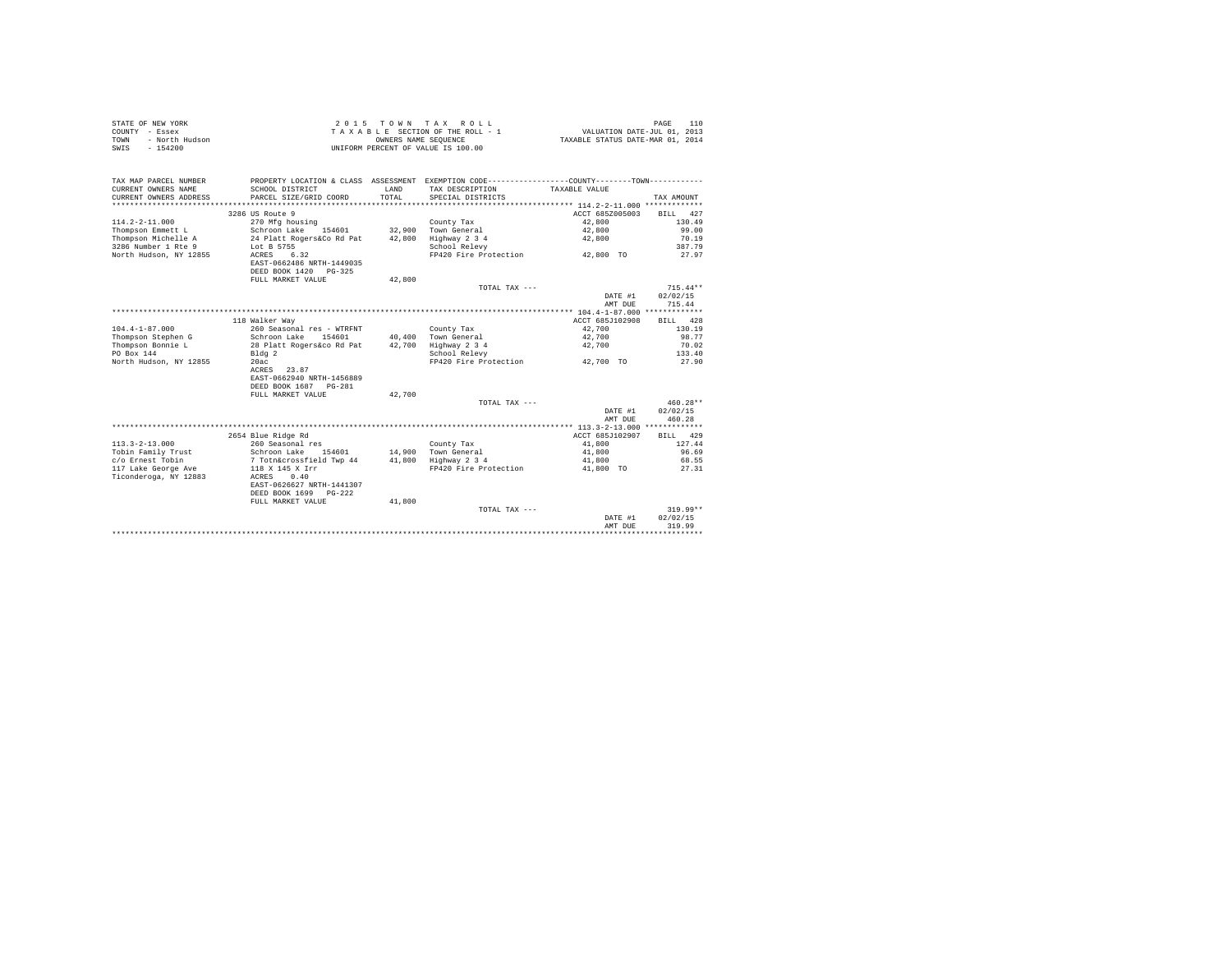STATE OF NEW YORK
COUNTY - Essex
TOWN - North Hudson
SWIS - 154200

2 0 1 5 T O W N T A X R O L L
T A X A B L E SECTION OF THE ROLL - 1
OWNERS NAME SEQUENCE
UNIFORM PERCENT OF VALUE IS 100.00

VALUATION DATE-JUL 01, 2013
TAXABLE STATUS DATE-MAR 01, 2014

| TAX MAP PARCEL NUMBER / CURRENT OWNERS NAME / CURRENT OWNERS ADDRESS | PROPERTY LOCATION & CLASS / SCHOOL DISTRICT / PARCEL SIZE/GRID COORD | ASSESSMENT LAND / TOTAL | EXEMPTION CODE / TAX DESCRIPTION / SPECIAL DISTRICTS | COUNTY / TOWN TAXABLE VALUE | TAX AMOUNT |
|---|---|---|---|---|---|
| **114.2-2-11.000** | 3286 US Route 9 | | | ACCT 685Z005003 | BILL 427 |
| 114.2-2-11.000 | 270 Mfg housing | | County Tax | 42,800 | 130.49 |
| Thompson Emmett L | Schroon Lake 154601 | 32,900 | Town General | 42,800 | 99.00 |
| Thompson Michelle A | 24 Platt Rogers&Co Rd Pat | 42,800 | Highway 2 3 4 | 42,800 | 70.19 |
| 3286 Number 1 Rte 9 | Lot B 5755 | | School Relevy | | 387.79 |
| North Hudson, NY 12855 | ACRES 6.32 | | FP420 Fire Protection | 42,800 TO | 27.97 |
| | EAST-0662486 NRTH-1449035 | | | | |
| | DEED BOOK 1420 PG-325 | | | | |
| | FULL MARKET VALUE | 42,800 | | | |
| | | | TOTAL TAX --- | | 715.44** |
| | | | | DATE #1 | 02/02/15 |
| | | | | AMT DUE | 715.44 |
| **104.4-1-87.000** | 118 Walker Way | | | ACCT 685J102908 | BILL 428 |
| 104.4-1-87.000 | 260 Seasonal res - WTRFNT | | County Tax | 42,700 | 130.19 |
| Thompson Stephen G | Schroon Lake 154601 | 40,400 | Town General | 42,700 | 98.77 |
| Thompson Bonnie L | 28 Platt Rogers&co Rd Pat | 42,700 | Highway 2 3 4 | 42,700 | 70.02 |
| PO Box 144 | Bldg 2 | | School Relevy | | 133.40 |
| North Hudson, NY 12855 | 20ac | | FP420 Fire Protection | 42,700 TO | 27.90 |
| | ACRES 23.87 | | | | |
| | EAST-0662940 NRTH-1456889 | | | | |
| | DEED BOOK 1687 PG-281 | | | | |
| | FULL MARKET VALUE | 42,700 | | | |
| | | | TOTAL TAX --- | | 460.28** |
| | | | | DATE #1 | 02/02/15 |
| | | | | AMT DUE | 460.28 |
| **113.3-2-13.000** | 2654 Blue Ridge Rd | | | ACCT 685J102907 | BILL 429 |
| 113.3-2-13.000 | 260 Seasonal res | | County Tax | 41,800 | 127.44 |
| Tobin Family Trust | Schroon Lake 154601 | 14,900 | Town General | 41,800 | 96.69 |
| c/o Ernest Tobin | 7 Totn&crossfield Twp 44 | 41,800 | Highway 2 3 4 | 41,800 | 68.55 |
| 117 Lake George Ave | 118 X 145 X Irr | | FP420 Fire Protection | 41,800 TO | 27.31 |
| Ticonderoga, NY 12883 | ACRES 0.40 | | | | |
| | EAST-0626627 NRTH-1441307 | | | | |
| | DEED BOOK 1699 PG-222 | | | | |
| | FULL MARKET VALUE | 41,800 | | | |
| | | | TOTAL TAX --- | | 319.99** |
| | | | | DATE #1 | 02/02/15 |
| | | | | AMT DUE | 319.99 |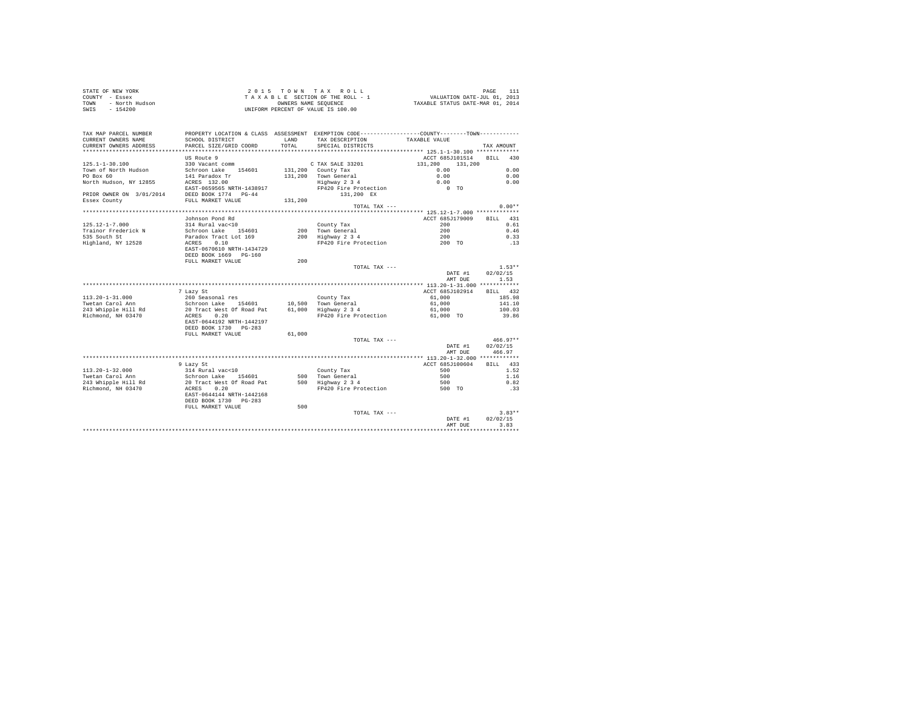STATE OF NEW YORK
COUNTY - Essex
TOWN - North Hudson
SWIS - 154200

2015 TOWN TAX ROLL
TAXABLE SECTION OF THE ROLL - 1
OWNERS NAME SEQUENCE
UNIFORM PERCENT OF VALUE IS 100.00

VALUATION DATE-JUL 01, 2013
TAXABLE STATUS DATE-MAR 01, 2014

```
TAX MAP PARCEL NUMBER     PROPERTY LOCATION & CLASS  ASSESSMENT  EXEMPTION CODE-----------------COUNTY--------TOWN-----------
CURRENT OWNERS NAME       SCHOOL DISTRICT               LAND      TAX DESCRIPTION            TAXABLE VALUE
CURRENT OWNERS ADDRESS    PARCEL SIZE/GRID COORD        TOTAL     SPECIAL DISTRICTS                                    TAX AMOUNT
*********************************************************************************************** 125.1-1-30.100 *************
                          US Route 9                                                         ACCT 685J101514    BILL  430
125.1-1-30.100            330 Vacant comm                        C TAX SALE 33201            131,200    131,200
Town of North Hudson      Schroon Lake   154601      131,200  County Tax                        0.00                   0.00
PO Box 60                 141 Paradox Tr             131,200  Town General                      0.00                   0.00
North Hudson, NY 12855    ACRES  132.00                       Highway 2 3 4                     0.00                   0.00
                          EAST-0659565 NRTH-1438917           FP420 Fire Protection                0 TO
PRIOR OWNER ON  3/01/2014  DEED BOOK 1774   PG-44                   131,200 EX
Essex County              FULL MARKET VALUE          131,200
                                                                  TOTAL TAX ---                                        0.00**
*********************************************************************************************** 125.12-1-7.000 *************
                          Johnson Pond Rd                                                    ACCT 685J179009    BILL  431
125.12-1-7.000            314 Rural vac<10                    County Tax                          200                  0.61
Trainor Frederick N       Schroon Lake   154601          200  Town General                        200                  0.46
535 South St              Paradox Tract Lot 169          200  Highway 2 3 4                       200                  0.33
Highland, NY 12528        ACRES    0.10                       FP420 Fire Protection               200 TO                .13
                          EAST-0670610 NRTH-1434729
                          DEED BOOK 1669   PG-160
                          FULL MARKET VALUE              200
                                                                  TOTAL TAX ---                                        1.53**
                                                                                              DATE #1         02/02/15
                                                                                              AMT DUE             1.53
*********************************************************************************************** 113.20-1-31.000 ************
                          7 Lazy St                                                          ACCT 685J102914    BILL  432
113.20-1-31.000           260 Seasonal res                    County Tax                       61,000                185.98
Twetan Carol Ann          Schroon Lake   154601       10,500  Town General                     61,000                141.10
243 Whipple Hill Rd       20 Tract West Of Road Pat   61,000  Highway 2 3 4                    61,000                100.03
Richmond, NH 03470        ACRES    0.20                       FP420 Fire Protection            61,000 TO              39.86
                          EAST-0644192 NRTH-1442197
                          DEED BOOK 1730   PG-283
                          FULL MARKET VALUE           61,000
                                                                  TOTAL TAX ---                                      466.97**
                                                                                              DATE #1         02/02/15
                                                                                              AMT DUE           466.97
*********************************************************************************************** 113.20-1-32.000 ************
                          9 Lazy St                                                          ACCT 685J100604    BILL  433
113.20-1-32.000           314 Rural vac<10                    County Tax                          500                  1.52
Twetan Carol Ann          Schroon Lake   154601          500  Town General                        500                  1.16
243 Whipple Hill Rd       20 Tract West Of Road Pat      500  Highway 2 3 4                       500                  0.82
Richmond, NH 03470        ACRES    0.20                       FP420 Fire Protection               500 TO                .33
                          EAST-0644144 NRTH-1442168
                          DEED BOOK 1730   PG-283
                          FULL MARKET VALUE              500
                                                                  TOTAL TAX ---                                        3.83**
                                                                                              DATE #1         02/02/15
                                                                                              AMT DUE             3.83
****************************************************************************************************************************
```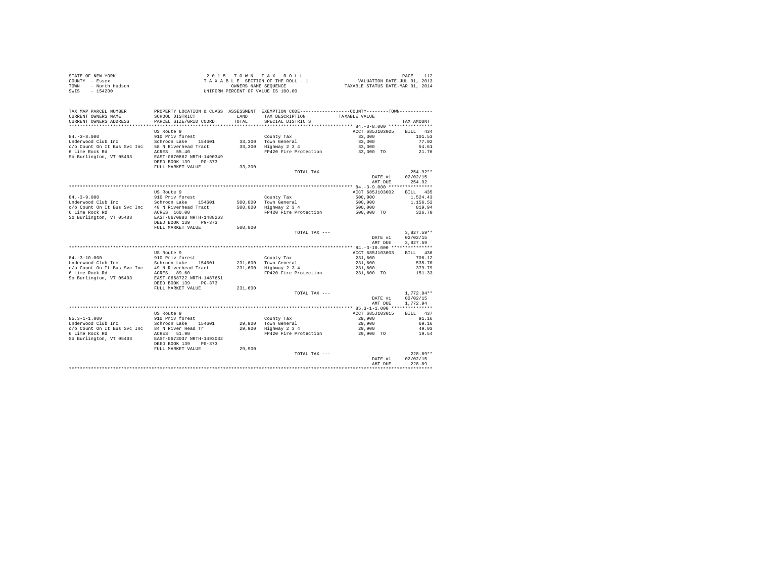STATE OF NEW YORK
COUNTY - Essex
TOWN - North Hudson
SWIS - 154200

2 0 1 5 T O W N T A X R O L L
T A X A B L E SECTION OF THE ROLL - 1
OWNERS NAME SEQUENCE
UNIFORM PERCENT OF VALUE IS 100.00

VALUATION DATE-JUL 01, 2013
TAXABLE STATUS DATE-MAR 01, 2014

| TAX MAP PARCEL NUMBER / CURRENT OWNERS NAME / CURRENT OWNERS ADDRESS | PROPERTY LOCATION & CLASS / SCHOOL DISTRICT / PARCEL SIZE/GRID COORD | ASSESSMENT LAND / TOTAL | EXEMPTION CODE / TAX DESCRIPTION / SPECIAL DISTRICTS | COUNTY / TOWN TAXABLE VALUE | TAX AMOUNT |
|---|---|---|---|---|---|
| **84.-3-8.000** | US Route 9 | | | ACCT 685J103005 | BILL 434 |
| 84.-3-8.000 | 910 Priv forest | | County Tax | 33,300 | 101.53 |
| Underwood Club Inc | Schroon Lake 154601 | 33,300 | Town General | 33,300 | 77.02 |
| c/o Count On It Bus Svc Inc | 58 N Riverhead Tract | 33,300 | Highway 2 3 4 | 33,300 | 54.61 |
| 6 Lime Rock Rd | ACRES 55.40 | | FP420 Fire Protection | 33,300 TO | 21.76 |
| So Burlington, VT 05403 | EAST-0670862 NRTH-1490349 | | | | |
| | DEED BOOK 139 PG-373 | | | | |
| | FULL MARKET VALUE | 33,300 | | | |
| | | | TOTAL TAX --- | | 254.92** |
| | | | | DATE #1 | 02/02/15 |
| | | | | AMT DUE | 254.92 |
| **84.-3-9.000** | US Route 9 | | | ACCT 685J103002 | BILL 435 |
| 84.-3-9.000 | 910 Priv forest | | County Tax | 500,000 | 1,524.43 |
| Underwood Club Inc | Schroon Lake 154601 | 500,000 | Town General | 500,000 | 1,156.52 |
| c/o Count On It Bus Svc Inc | 48 N Riverhead Tract | 500,000 | Highway 2 3 4 | 500,000 | 819.94 |
| 6 Lime Rock Rd | ACRES 160.00 | | FP420 Fire Protection | 500,000 TO | 326.70 |
| So Burlington, VT 05403 | EAST-0670883 NRTH-1488263 | | | | |
| | DEED BOOK 139 PG-373 | | | | |
| | FULL MARKET VALUE | 500,000 | | | |
| | | | TOTAL TAX --- | | 3,827.59** |
| | | | | DATE #1 | 02/02/15 |
| | | | | AMT DUE | 3,827.59 |
| **84.-3-10.000** | US Route 9 | | | ACCT 685J103003 | BILL 436 |
| 84.-3-10.000 | 910 Priv forest | | County Tax | 231,600 | 706.12 |
| Underwood Club Inc | Schroon Lake 154601 | 231,600 | Town General | 231,600 | 535.70 |
| c/o Count On It Bus Svc Inc | 49 N Riverhead Tract | 231,600 | Highway 2 3 4 | 231,600 | 379.79 |
| 6 Lime Rock Rd | ACRES 89.60 | | FP420 Fire Protection | 231,600 TO | 151.33 |
| So Burlington, VT 05403 | EAST-0668722 NRTH-1487651 | | | | |
| | DEED BOOK 139 PG-373 | | | | |
| | FULL MARKET VALUE | 231,600 | | | |
| | | | TOTAL TAX --- | | 1,772.94** |
| | | | | DATE #1 | 02/02/15 |
| | | | | AMT DUE | 1,772.94 |
| **85.3-1-1.000** | US Route 9 | | | ACCT 685J103015 | BILL 437 |
| 85.3-1-1.000 | 910 Priv forest | | County Tax | 29,900 | 91.16 |
| Underwood Club Inc | Schroon Lake 154601 | 29,900 | Town General | 29,900 | 69.16 |
| c/o Count On It Bus Svc Inc | 84 N River Head Tr | 29,900 | Highway 2 3 4 | 29,900 | 49.03 |
| 6 Lime Rock Rd | ACRES 51.90 | | FP420 Fire Protection | 29,900 TO | 19.54 |
| So Burlington, VT 05403 | EAST-0673037 NRTH-1493032 | | | | |
| | DEED BOOK 139 PG-373 | | | | |
| | FULL MARKET VALUE | 29,900 | | | |
| | | | TOTAL TAX --- | | 228.89** |
| | | | | DATE #1 | 02/02/15 |
| | | | | AMT DUE | 228.89 |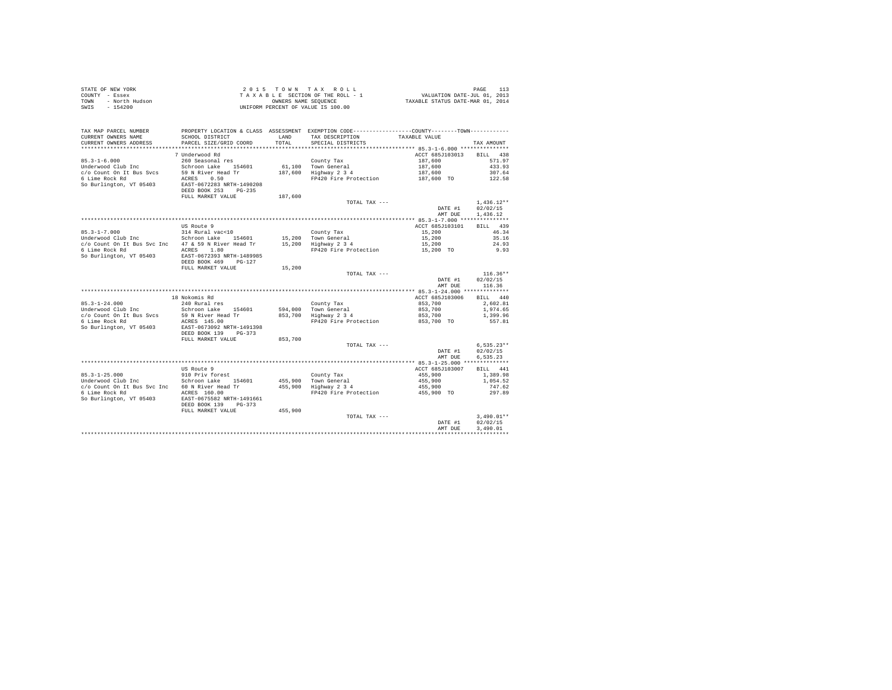STATE OF NEW YORK
COUNTY - Essex
TOWN - North Hudson
SWIS - 154200

2015 TOWN TAX ROLL
TAXABLE SECTION OF THE ROLL - 1
OWNERS NAME SEQUENCE
UNIFORM PERCENT OF VALUE IS 100.00

VALUATION DATE-JUL 01, 2013
TAXABLE STATUS DATE-MAR 01, 2014

| TAX MAP PARCEL NUMBER / CURRENT OWNERS NAME / CURRENT OWNERS ADDRESS | PROPERTY LOCATION & CLASS / SCHOOL DISTRICT / PARCEL SIZE/GRID COORD | ASSESSMENT LAND / TOTAL | EXEMPTION CODE / TAX DESCRIPTION / SPECIAL DISTRICTS | COUNTY / TOWN TAXABLE VALUE | TAX AMOUNT |
|---|---|---|---|---|---|
| **85.3-1-6.000** | 7 Underwood Rd | | | ACCT 685J103013 | BILL 438 |
| 85.3-1-6.000 | 260 Seasonal res | | County Tax | 187,600 | 571.97 |
| Underwood Club Inc | Schroon Lake 154601 | 61,100 | Town General | 187,600 | 433.93 |
| c/o Count On It Bus Svcs | 59 N River Head Tr | 187,600 | Highway 2 3 4 | 187,600 | 307.64 |
| 6 Lime Rock Rd | ACRES 0.50 | | FP420 Fire Protection | 187,600 TO | 122.58 |
| So Burlington, VT 05403 | EAST-0672283 NRTH-1490208 | | | | |
| | DEED BOOK 253 PG-235 | | | | |
| | FULL MARKET VALUE | 187,600 | | | |
| | | | TOTAL TAX --- | | 1,436.12** |
| | | | | DATE #1 | 02/02/15 |
| | | | | AMT DUE | 1,436.12 |
| **85.3-1-7.000** | US Route 9 | | | ACCT 685J103101 | BILL 439 |
| 85.3-1-7.000 | 314 Rural vac<10 | | County Tax | 15,200 | 46.34 |
| Underwood Club Inc | Schroon Lake 154601 | 15,200 | Town General | 15,200 | 35.16 |
| c/o Count On It Bus Svc Inc | 47 & 59 N River Head Tr | 15,200 | Highway 2 3 4 | 15,200 | 24.93 |
| 6 Lime Rock Rd | ACRES 1.80 | | FP420 Fire Protection | 15,200 TO | 9.93 |
| So Burlington, VT 05403 | EAST-0672393 NRTH-1489985 | | | | |
| | DEED BOOK 469 PG-127 | | | | |
| | FULL MARKET VALUE | 15,200 | | | |
| | | | TOTAL TAX --- | | 116.36** |
| | | | | DATE #1 | 02/02/15 |
| | | | | AMT DUE | 116.36 |
| **85.3-1-24.000** | 18 Nokomis Rd | | | ACCT 685J103006 | BILL 440 |
| 85.3-1-24.000 | 240 Rural res | | County Tax | 853,700 | 2,602.81 |
| Underwood Club Inc | Schroon Lake 154601 | 594,000 | Town General | 853,700 | 1,974.65 |
| c/o Count On It Bus Svcs | 59 N River Head Tr | 853,700 | Highway 2 3 4 | 853,700 | 1,399.96 |
| 6 Lime Rock Rd | ACRES 145.00 | | FP420 Fire Protection | 853,700 TO | 557.81 |
| So Burlington, VT 05403 | EAST-0673092 NRTH-1491398 | | | | |
| | DEED BOOK 139 PG-373 | | | | |
| | FULL MARKET VALUE | 853,700 | | | |
| | | | TOTAL TAX --- | | 6,535.23** |
| | | | | DATE #1 | 02/02/15 |
| | | | | AMT DUE | 6,535.23 |
| **85.3-1-25.000** | US Route 9 | | | ACCT 685J103007 | BILL 441 |
| 85.3-1-25.000 | 910 Priv forest | | County Tax | 455,900 | 1,389.98 |
| Underwood Club Inc | Schroon Lake 154601 | 455,900 | Town General | 455,900 | 1,054.52 |
| c/o Count On It Bus Svc Inc | 60 N River Head Tr | 455,900 | Highway 2 3 4 | 455,900 | 747.62 |
| 6 Lime Rock Rd | ACRES 160.00 | | FP420 Fire Protection | 455,900 TO | 297.89 |
| So Burlington, VT 05403 | EAST-0675582 NRTH-1491661 | | | | |
| | DEED BOOK 139 PG-373 | | | | |
| | FULL MARKET VALUE | 455,900 | | | |
| | | | TOTAL TAX --- | | 3,490.01** |
| | | | | DATE #1 | 02/02/15 |
| | | | | AMT DUE | 3,490.01 |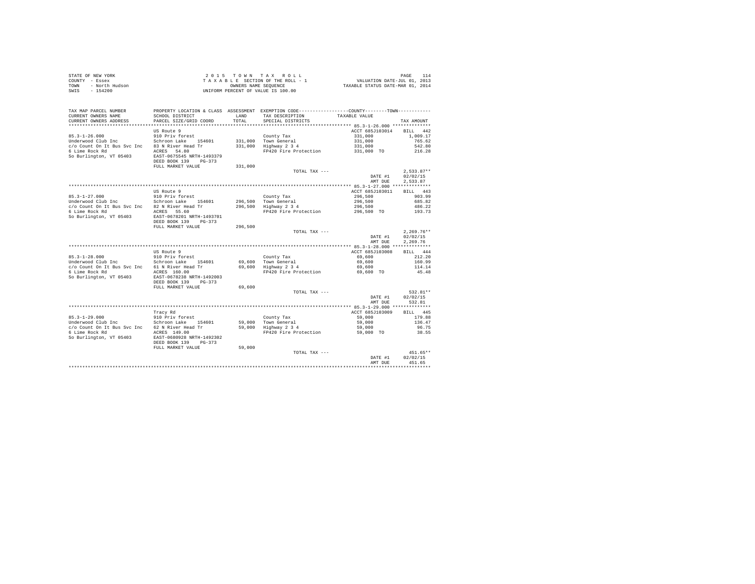STATE OF NEW YORK
COUNTY - Essex
TOWN - North Hudson
SWIS - 154200

2015 TOWN TAX ROLL
TAXABLE SECTION OF THE ROLL - 1
OWNERS NAME SEQUENCE
UNIFORM PERCENT OF VALUE IS 100.00

VALUATION DATE-JUL 01, 2013
TAXABLE STATUS DATE-MAR 01, 2014

| TAX MAP PARCEL NUMBER / CURRENT OWNERS NAME / CURRENT OWNERS ADDRESS | PROPERTY LOCATION & CLASS / SCHOOL DISTRICT / PARCEL SIZE/GRID COORD | ASSESSMENT LAND / TOTAL | EXEMPTION CODE / TAX DESCRIPTION / SPECIAL DISTRICTS | TAXABLE VALUE | TAX AMOUNT |
|---|---|---|---|---|---|
| **85.3-1-26.000** | US Route 9 | | | ACCT 685J103014 | BILL 442 |
| 85.3-1-26.000 | 910 Priv forest | | County Tax | 331,000 | 1,009.17 |
| Underwood Club Inc | Schroon Lake 154601 | 331,000 | Town General | 331,000 | 765.62 |
| c/o Count On It Bus Svc Inc | 83 N River Head Tr | 331,000 | Highway 2 3 4 | 331,000 | 542.80 |
| 6 Lime Rock Rd | ACRES 54.80 | | FP420 Fire Protection | 331,000 TO | 216.28 |
| So Burlington, VT 05403 | EAST-0675545 NRTH-1493379 | | | | |
| | DEED BOOK 139 PG-373 | | | | |
| | FULL MARKET VALUE | 331,000 | | | |
| | | | TOTAL TAX --- | | 2,533.87** |
| | | | | DATE #1 | 02/02/15 |
| | | | | AMT DUE | 2,533.87 |
| **85.3-1-27.000** | US Route 9 | | | ACCT 685J103011 | BILL 443 |
| 85.3-1-27.000 | 910 Priv forest | | County Tax | 296,500 | 903.99 |
| Underwood Club Inc | Schroon Lake 154601 | 296,500 | Town General | 296,500 | 685.82 |
| c/o Count On It Bus Svc Inc | 82 N River Head Tr | 296,500 | Highway 2 3 4 | 296,500 | 486.22 |
| 6 Lime Rock Rd | ACRES 55.60 | | FP420 Fire Protection | 296,500 TO | 193.73 |
| So Burlington, VT 05403 | EAST-0678201 NRTH-1493701 | | | | |
| | DEED BOOK 139 PG-373 | | | | |
| | FULL MARKET VALUE | 296,500 | | | |
| | | | TOTAL TAX --- | | 2,269.76** |
| | | | | DATE #1 | 02/02/15 |
| | | | | AMT DUE | 2,269.76 |
| **85.3-1-28.000** | US Route 9 | | | ACCT 685J103008 | BILL 444 |
| 85.3-1-28.000 | 910 Priv forest | | County Tax | 69,600 | 212.20 |
| Underwood Club Inc | Schroon Lake 154601 | 69,600 | Town General | 69,600 | 160.99 |
| c/o Count On It Bus Svc Inc | 61 N River Head Tr | 69,600 | Highway 2 3 4 | 69,600 | 114.14 |
| 6 Lime Rock Rd | ACRES 160.00 | | FP420 Fire Protection | 69,600 TO | 45.48 |
| So Burlington, VT 05403 | EAST-0678238 NRTH-1492003 | | | | |
| | DEED BOOK 139 PG-373 | | | | |
| | FULL MARKET VALUE | 69,600 | | | |
| | | | TOTAL TAX --- | | 532.81** |
| | | | | DATE #1 | 02/02/15 |
| | | | | AMT DUE | 532.81 |
| **85.3-1-29.000** | Tracy Rd | | | ACCT 685J103009 | BILL 445 |
| 85.3-1-29.000 | 910 Priv forest | | County Tax | 59,000 | 179.88 |
| Underwood Club Inc | Schroon Lake 154601 | 59,000 | Town General | 59,000 | 136.47 |
| c/o Count On It Bus Svc Inc | 62 N River Head Tr | 59,000 | Highway 2 3 4 | 59,000 | 96.75 |
| 6 Lime Rock Rd | ACRES 149.00 | | FP420 Fire Protection | 59,000 TO | 38.55 |
| So Burlington, VT 05403 | EAST-0680928 NRTH-1492302 | | | | |
| | DEED BOOK 139 PG-373 | | | | |
| | FULL MARKET VALUE | 59,000 | | | |
| | | | TOTAL TAX --- | | 451.65** |
| | | | | DATE #1 | 02/02/15 |
| | | | | AMT DUE | 451.65 |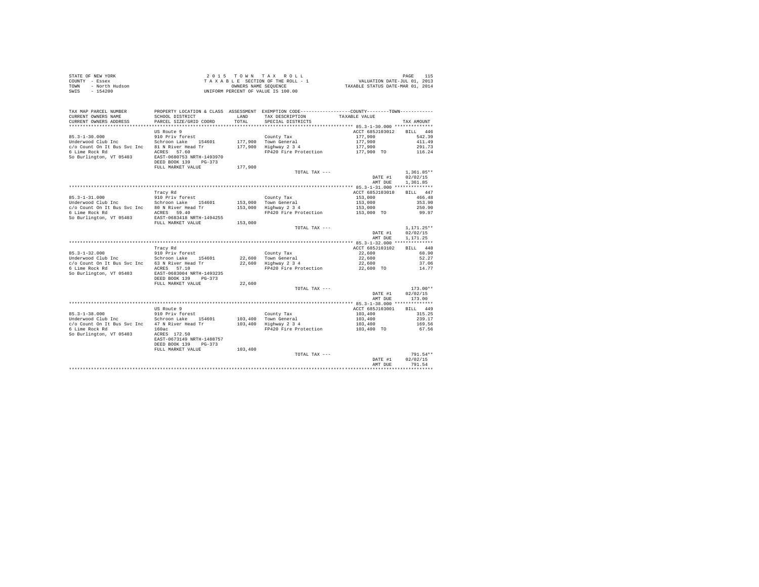STATE OF NEW YORK
COUNTY - Essex
TOWN - North Hudson
SWIS - 154200

2015 TOWN TAX ROLL
TAXABLE SECTION OF THE ROLL - 1
OWNERS NAME SEQUENCE
UNIFORM PERCENT OF VALUE IS 100.00

VALUATION DATE-JUL 01, 2013
TAXABLE STATUS DATE-MAR 01, 2014

| TAX MAP PARCEL NUMBER / CURRENT OWNERS NAME / CURRENT OWNERS ADDRESS | PROPERTY LOCATION & CLASS / SCHOOL DISTRICT / PARCEL SIZE/GRID COORD | ASSESSMENT LAND / TOTAL | EXEMPTION CODE / TAX DESCRIPTION / SPECIAL DISTRICTS | COUNTY / TOWN TAXABLE VALUE | TAX AMOUNT |
|---|---|---|---|---|---|
| **85.3-1-30.000** | US Route 9 | | | ACCT 685J103012 | BILL 446 |
| 85.3-1-30.000 | 910 Priv forest | | County Tax | 177,900 | 542.39 |
| Underwood Club Inc | Schroon Lake 154601 | 177,900 | Town General | 177,900 | 411.49 |
| c/o Count On It Bus Svc Inc | 81 N River Head Tr | 177,900 | Highway 2 3 4 | 177,900 | 291.73 |
| 6 Lime Rock Rd | ACRES 57.60 | | FP420 Fire Protection | 177,900 TO | 116.24 |
| So Burlington, VT 05403 | EAST-0680753 NRTH-1493970 | | | | |
| | DEED BOOK 139 PG-373 | | | | |
| | FULL MARKET VALUE | 177,900 | | | |
| | | | TOTAL TAX --- | | 1,361.85** |
| | | | | DATE #1 | 02/02/15 |
| | | | | AMT DUE | 1,361.85 |
| **85.3-1-31.000** | Tracy Rd | | | ACCT 685J103010 | BILL 447 |
| 85.3-1-31.000 | 910 Priv forest | | County Tax | 153,000 | 466.48 |
| Underwood Club Inc | Schroon Lake 154601 | 153,000 | Town General | 153,000 | 353.90 |
| c/o Count On It Bus Svc Inc | 80 N River Head Tr | 153,000 | Highway 2 3 4 | 153,000 | 250.90 |
| 6 Lime Rock Rd | ACRES 59.40 | | FP420 Fire Protection | 153,000 TO | 99.97 |
| So Burlington, VT 05403 | EAST-0683418 NRTH-1494255 | | | | |
| | FULL MARKET VALUE | 153,000 | | | |
| | | | TOTAL TAX --- | | 1,171.25** |
| | | | | DATE #1 | 02/02/15 |
| | | | | AMT DUE | 1,171.25 |
| **85.3-1-32.000** | Tracy Rd | | | ACCT 685J103102 | BILL 448 |
| 85.3-1-32.000 | 910 Priv forest | | County Tax | 22,600 | 68.90 |
| Underwood Club Inc | Schroon Lake 154601 | 22,600 | Town General | 22,600 | 52.27 |
| c/o Count On It Bus Svc Inc | 63 N River Head Tr | 22,600 | Highway 2 3 4 | 22,600 | 37.06 |
| 6 Lime Rock Rd | ACRES 57.10 | | FP420 Fire Protection | 22,600 TO | 14.77 |
| So Burlington, VT 05403 | EAST-0683004 NRTH-1493235 | | | | |
| | DEED BOOK 139 PG-373 | | | | |
| | FULL MARKET VALUE | 22,600 | | | |
| | | | TOTAL TAX --- | | 173.00** |
| | | | | DATE #1 | 02/02/15 |
| | | | | AMT DUE | 173.00 |
| **85.3-1-38.000** | US Route 9 | | | ACCT 685J103001 | BILL 449 |
| 85.3-1-38.000 | 910 Priv forest | | County Tax | 103,400 | 315.25 |
| Underwood Club Inc | Schroon Lake 154601 | 103,400 | Town General | 103,400 | 239.17 |
| c/o Count On It Bus Svc Inc | 47 N River Head Tr | 103,400 | Highway 2 3 4 | 103,400 | 169.56 |
| 6 Lime Rock Rd | 160ac | | FP420 Fire Protection | 103,400 TO | 67.56 |
| So Burlington, VT 05403 | ACRES 172.50 | | | | |
| | EAST-0673149 NRTH-1488757 | | | | |
| | DEED BOOK 139 PG-373 | | | | |
| | FULL MARKET VALUE | 103,400 | | | |
| | | | TOTAL TAX --- | | 791.54** |
| | | | | DATE #1 | 02/02/15 |
| | | | | AMT DUE | 791.54 |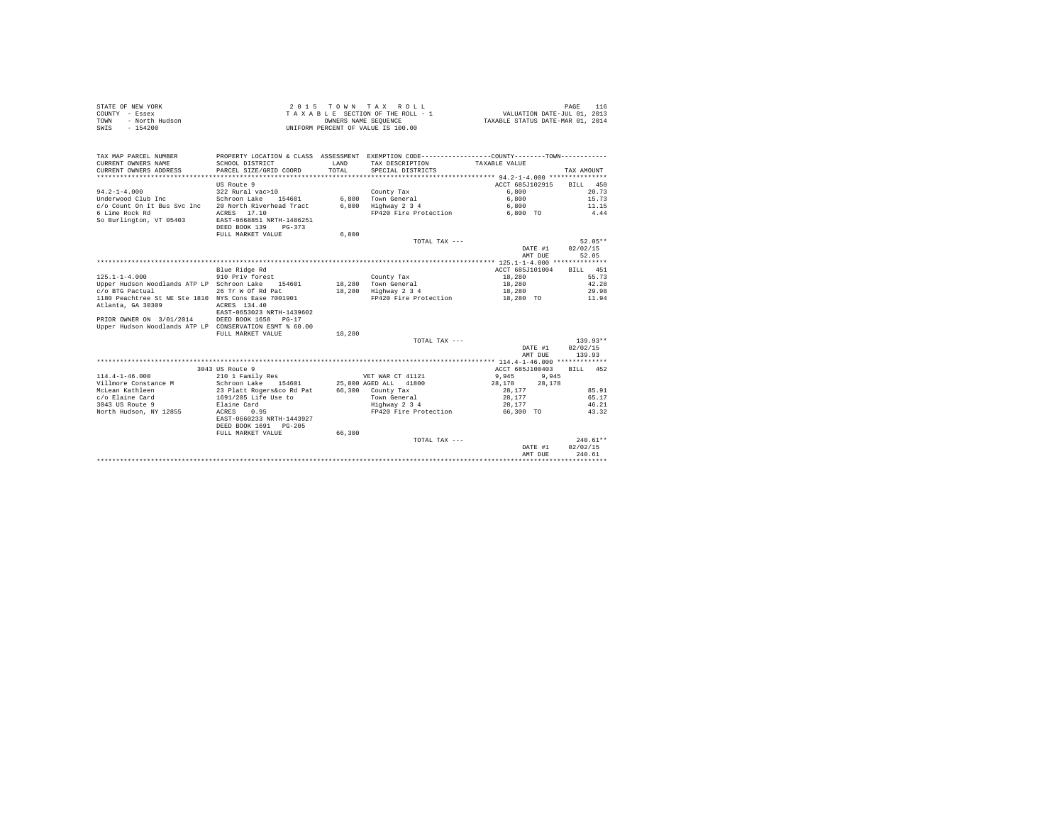STATE OF NEW YORK — COUNTY - Essex — TOWN - North Hudson — SWIS - 154200

2015 TOWN TAX ROLL
TAXABLE SECTION OF THE ROLL - 1
OWNERS NAME SEQUENCE
UNIFORM PERCENT OF VALUE IS 100.00

VALUATION DATE-JUL 01, 2013
TAXABLE STATUS DATE-MAR 01, 2014

```
TAX MAP PARCEL NUMBER          PROPERTY LOCATION & CLASS  ASSESSMENT  EXEMPTION CODE-----------------COUNTY--------TOWN-----------
CURRENT OWNERS NAME            SCHOOL DISTRICT              LAND      TAX DESCRIPTION           TAXABLE VALUE
CURRENT OWNERS ADDRESS         PARCEL SIZE/GRID COORD       TOTAL     SPECIAL DISTRICTS                                   TAX AMOUNT
*************************************************************************************************** 94.2-1-4.000 ***************
                               US Route 9                                                      ACCT 685J102915     BILL  450
94.2-1-4.000                   322 Rural vac>10                       County Tax                   6,800                  20.73
Underwood Club Inc             Schroon Lake    154601       6,800     Town General                 6,800                  15.73
c/o Count On It Bus Svc Inc    20 North Riverhead Tract     6,800     Highway 2 3 4                6,800                  11.15
6 Lime Rock Rd                 ACRES   17.10                          FP420 Fire Protection        6,800 TO                4.44
So Burlington, VT 05403        EAST-0668851 NRTH-1486251
                               DEED BOOK 139    PG-373
                               FULL MARKET VALUE            6,800
                                                                      TOTAL TAX ---                                       52.05**
                                                                                                   DATE #1      02/02/15
                                                                                                   AMT DUE         52.05
*************************************************************************************************** 125.1-1-4.000 **************
                               Blue Ridge Rd                                                   ACCT 685J101004     BILL  451
125.1-1-4.000                  910 Priv forest                        County Tax                  18,280                  55.73
Upper Hudson Woodlands ATP LP  Schroon Lake    154601      18,280     Town General                18,280                  42.28
c/o BTG Pactual                26 Tr W Of Rd Pat           18,280     Highway 2 3 4               18,280                  29.98
1180 Peachtree St NE Ste 1810  NYS Cons Ease 7001901                  FP420 Fire Protection       18,280 TO               11.94
Atlanta, GA 30309              ACRES  134.40
                               EAST-0653023 NRTH-1439602
PRIOR OWNER ON 3/01/2014       DEED BOOK 1658   PG-17
Upper Hudson Woodlands ATP LP  CONSERVATION ESMT % 60.00
                               FULL MARKET VALUE           18,280
                                                                      TOTAL TAX ---                                      139.93**
                                                                                                   DATE #1      02/02/15
                                                                                                   AMT DUE        139.93
*************************************************************************************************** 114.4-1-46.000 *************
                          3043 US Route 9                                                      ACCT 685J100403     BILL  452
114.4-1-46.000                 210 1 Family Res                       VET WAR CT 41121             9,945       9,945
Villmore Constance M           Schroon Lake    154601      25,800 AGED ALL   41800               28,178      28,178
McLean Kathleen                23 Platt Rogers&co Rd Pat   66,300     County Tax                  28,177                  85.91
c/o Elaine Card                1691/205 Life Use to                   Town General                28,177                  65.17
3043 US Route 9                Elaine Card                            Highway 2 3 4               28,177                  46.21
North Hudson, NY 12855         ACRES    0.95                          FP420 Fire Protection       66,300 TO               43.32
                               EAST-0660233 NRTH-1443927
                               DEED BOOK 1691   PG-205
                               FULL MARKET VALUE           66,300
                                                                      TOTAL TAX ---                                      240.61**
                                                                                                   DATE #1      02/02/15
                                                                                                   AMT DUE        240.61
********************************************************************************************************************************
```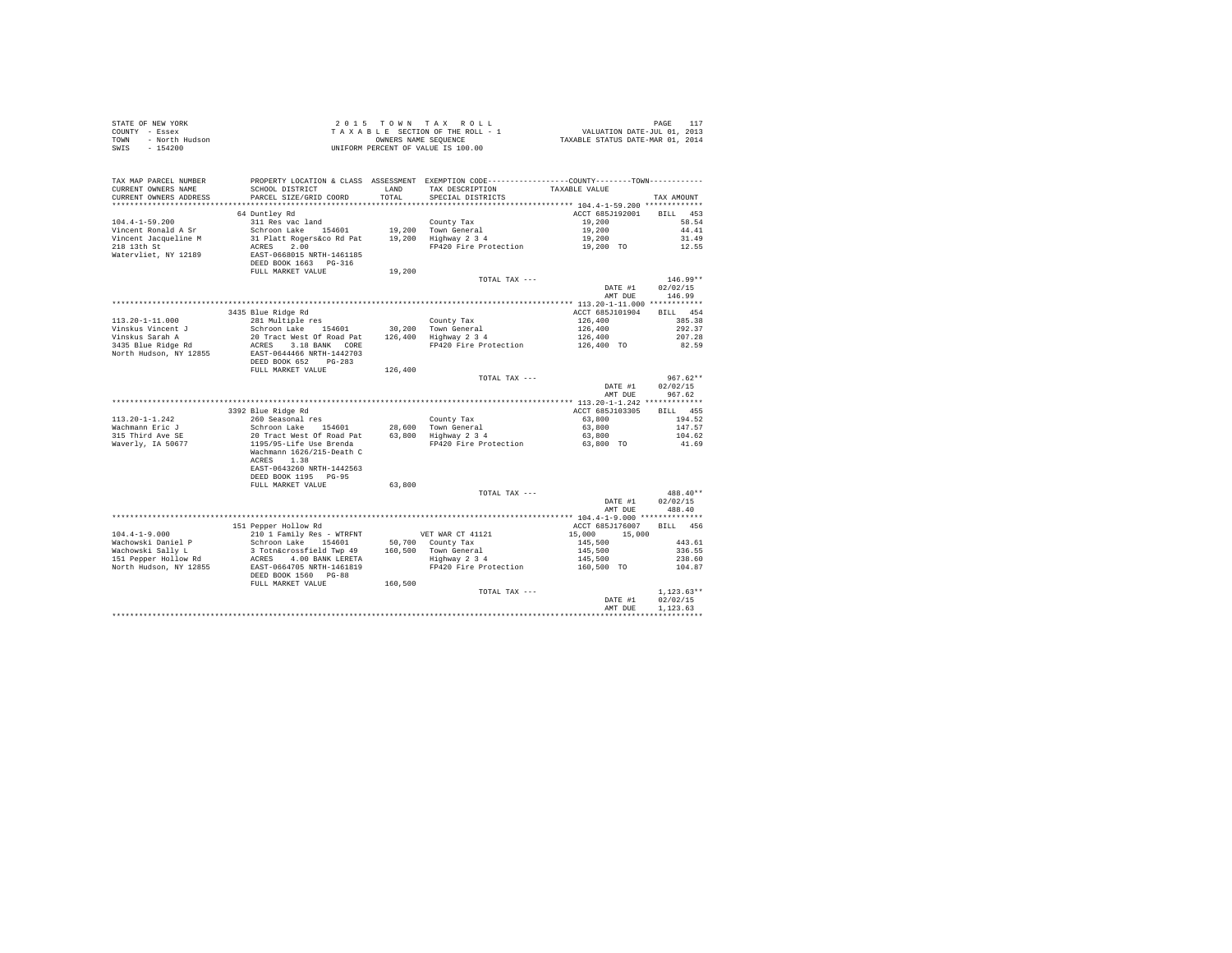STATE OF NEW YORK  
COUNTY - Essex  
TOWN - North Hudson  
SWIS - 154200

2 0 1 5 T O W N T A X R O L L  
T A X A B L E SECTION OF THE ROLL - 1  
OWNERS NAME SEQUENCE  
UNIFORM PERCENT OF VALUE IS 100.00

VALUATION DATE-JUL 01, 2013  
TAXABLE STATUS DATE-MAR 01, 2014

| TAX MAP PARCEL NUMBER / CURRENT OWNERS NAME / CURRENT OWNERS ADDRESS | PROPERTY LOCATION & CLASS / SCHOOL DISTRICT / PARCEL SIZE/GRID COORD | ASSESSMENT LAND / TOTAL | EXEMPTION CODE / TAX DESCRIPTION / SPECIAL DISTRICTS | COUNTY / TOWN TAXABLE VALUE | TAX AMOUNT |
|---|---|---|---|---|---|
| **104.4-1-59.200** | 64 Duntley Rd | | | ACCT 685J192001 | BILL 453 |
| 104.4-1-59.200 | 311 Res vac land | | County Tax | 19,200 | 58.54 |
| Vincent Ronald A Sr | Schroon Lake 154601 | 19,200 | Town General | 19,200 | 44.41 |
| Vincent Jacqueline M | 31 Platt Rogers&co Rd Pat | 19,200 | Highway 2 3 4 | 19,200 | 31.49 |
| 218 13th St | ACRES 2.00 | | FP420 Fire Protection | 19,200 TO | 12.55 |
| Watervliet, NY 12189 | EAST-0668015 NRTH-1461185 | | | | |
| | DEED BOOK 1663 PG-316 | | | | |
| | FULL MARKET VALUE | 19,200 | | | |
| | | | TOTAL TAX --- | | 146.99** |
| | | | | DATE #1 | 02/02/15 |
| | | | | AMT DUE | 146.99 |
| **113.20-1-11.000** | 3435 Blue Ridge Rd | | | ACCT 685J101904 | BILL 454 |
| 113.20-1-11.000 | 281 Multiple res | | County Tax | 126,400 | 385.38 |
| Vinskus Vincent J | Schroon Lake 154601 | 30,200 | Town General | 126,400 | 292.37 |
| Vinskus Sarah A | 20 Tract West Of Road Pat | 126,400 | Highway 2 3 4 | 126,400 | 207.28 |
| 3435 Blue Ridge Rd | ACRES 3.18 BANK CORE | | FP420 Fire Protection | 126,400 TO | 82.59 |
| North Hudson, NY 12855 | EAST-0644466 NRTH-1442703 | | | | |
| | DEED BOOK 652 PG-283 | | | | |
| | FULL MARKET VALUE | 126,400 | | | |
| | | | TOTAL TAX --- | | 967.62** |
| | | | | DATE #1 | 02/02/15 |
| | | | | AMT DUE | 967.62 |
| **113.20-1-1.242** | 3392 Blue Ridge Rd | | | ACCT 685J103305 | BILL 455 |
| 113.20-1-1.242 | 260 Seasonal res | | County Tax | 63,800 | 194.52 |
| Wachmann Eric J | Schroon Lake 154601 | 28,600 | Town General | 63,800 | 147.57 |
| 315 Third Ave SE | 20 Tract West Of Road Pat | 63,800 | Highway 2 3 4 | 63,800 | 104.62 |
| Waverly, IA 50677 | 1195/95-Life Use Brenda | | FP420 Fire Protection | 63,800 TO | 41.69 |
| | Wachmann 1626/215-Death C | | | | |
| | ACRES 1.38 | | | | |
| | EAST-0643260 NRTH-1442563 | | | | |
| | DEED BOOK 1195 PG-95 | | | | |
| | FULL MARKET VALUE | 63,800 | | | |
| | | | TOTAL TAX --- | | 488.40** |
| | | | | DATE #1 | 02/02/15 |
| | | | | AMT DUE | 488.40 |
| **104.4-1-9.000** | 151 Pepper Hollow Rd | | | ACCT 685J176007 | BILL 456 |
| 104.4-1-9.000 | 210 1 Family Res - WTRFNT | | VET WAR CT 41121 | 15,000 15,000 | |
| Wachowski Daniel P | Schroon Lake 154601 | 50,700 | County Tax | 145,500 | 443.61 |
| Wachowski Sally L | 3 Totn&crossfield Twp 49 | 160,500 | Town General | 145,500 | 336.55 |
| 151 Pepper Hollow Rd | ACRES 4.00 BANK LERETA | | Highway 2 3 4 | 145,500 | 238.60 |
| North Hudson, NY 12855 | EAST-0664705 NRTH-1461819 | | FP420 Fire Protection | 160,500 TO | 104.87 |
| | DEED BOOK 1560 PG-88 | | | | |
| | FULL MARKET VALUE | 160,500 | | | |
| | | | TOTAL TAX --- | | 1,123.63** |
| | | | | DATE #1 | 02/02/15 |
| | | | | AMT DUE | 1,123.63 |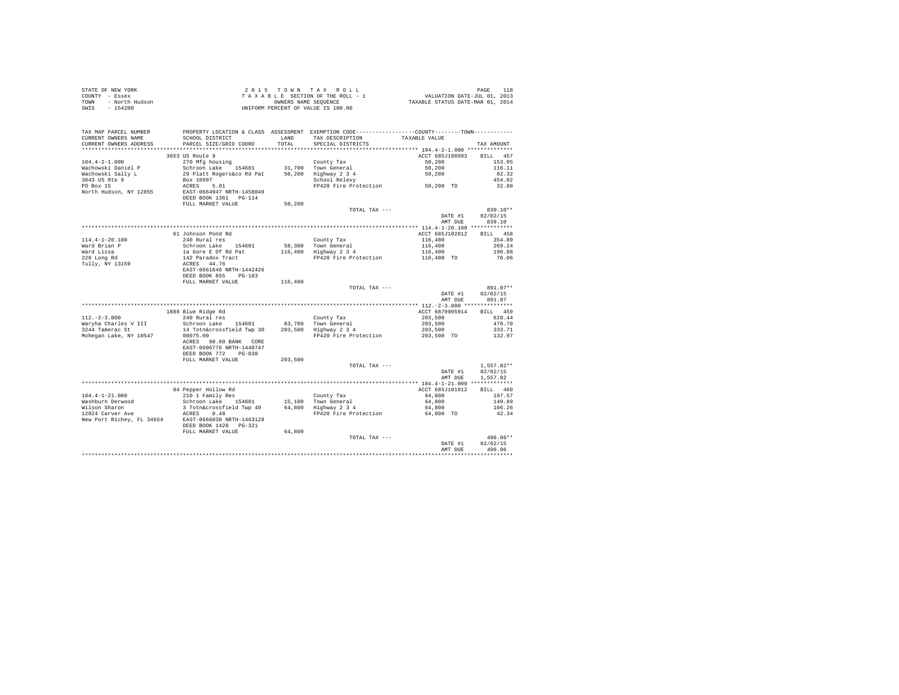STATE OF NEW YORK
COUNTY - Essex
TOWN - North Hudson
SWIS - 154200

2 0 1 5 T O W N T A X R O L L
T A X A B L E SECTION OF THE ROLL - 1
OWNERS NAME SEQUENCE
UNIFORM PERCENT OF VALUE IS 100.00

VALUATION DATE-JUL 01, 2013
TAXABLE STATUS DATE-MAR 01, 2014

| TAX MAP PARCEL NUMBER / CURRENT OWNERS NAME / CURRENT OWNERS ADDRESS | PROPERTY LOCATION & CLASS / SCHOOL DISTRICT / PARCEL SIZE/GRID COORD | ASSESSMENT LAND / TOTAL | EXEMPTION CODE / TAX DESCRIPTION / SPECIAL DISTRICTS | COUNTY--------TOWN / TAXABLE VALUE | TAX AMOUNT |
|---|---|---|---|---|---|
| 104.4-2-1.000 | 3653 US Route 9 | | | ACCT 685J100503 | BILL 457 |
| Wachowski Daniel P | 270 Mfg housing | | County Tax | 50,200 | 153.05 |
| Wachowski Sally L | Schroon Lake 154601 | 31,700 | Town General | 50,200 | 116.11 |
| 3643 US Rte 9 | 29 Platt Rogers&co Rd Pat | 50,200 | Highway 2 3 4 | 50,200 | 82.32 |
| PO Box 15 | Box 10997 | | School Relevy | | 454.82 |
| North Hudson, NY 12855 | ACRES 5.01 | | FP420 Fire Protection | 50,200 TO | 32.80 |
| | EAST-0664947 NRTH-1458049 | | | | |
| | DEED BOOK 1361 PG-114 | | | | |
| | FULL MARKET VALUE | 50,200 | | | |
| | | | TOTAL TAX --- | | 839.10** |
| | | | | DATE #1 | 02/02/15 |
| | | | | AMT DUE | 839.10 |
| 114.4-1-20.100 | 61 Johnson Pond Rd | | | ACCT 685J102812 | BILL 458 |
| Ward Brian P | 240 Rural res | | County Tax | 116,400 | 354.89 |
| Ward Lissa | Schroon Lake 154601 | 58,300 | Town General | 116,400 | 269.24 |
| 220 Long Rd | 1a Gore E Of Rd Pat | 116,400 | Highway 2 3 4 | 116,400 | 190.88 |
| Tully, NY 13159 | 142 Paradox Tract | | FP420 Fire Protection | 116,400 TO | 76.06 |
| | ACRES 44.76 | | | | |
| | EAST-0661646 NRTH-1442426 | | | | |
| | DEED BOOK 855 PG-183 | | | | |
| | FULL MARKET VALUE | 116,400 | | | |
| | | | TOTAL TAX --- | | 891.07** |
| | | | | DATE #1 | 02/02/15 |
| | | | | AMT DUE | 891.07 |
| 112.-2-3.000 | 1889 Blue Ridge Rd | | | ACCT 6879905914 | BILL 459 |
| Waryha Charles V III | 240 Rural res | | County Tax | 203,500 | 620.44 |
| 3244 Tamerac St | Schroon Lake 154601 | 83,700 | Town General | 203,500 | 470.70 |
| Mohegan Lake, NY 10547 | 14 Totn&crossfield Twp 30 | 203,500 | Highway 2 3 4 | 203,500 | 333.71 |
| | 00075.00 | | FP420 Fire Protection | 203,500 TO | 132.97 |
| | ACRES 98.60 BANK CORE | | | | |
| | EAST-0606776 NRTH-1440747 | | | | |
| | DEED BOOK 772 PG-038 | | | | |
| | FULL MARKET VALUE | 203,500 | | | |
| | | | TOTAL TAX --- | | 1,557.82** |
| | | | | DATE #1 | 02/02/15 |
| | | | | AMT DUE | 1,557.82 |
| 104.4-1-21.000 | 84 Pepper Hollow Rd | | | ACCT 685J101912 | BILL 460 |
| Washburn Derwood | 210 1 Family Res | | County Tax | 64,800 | 197.57 |
| Wilson Sharon | Schroon Lake 154601 | 15,100 | Town General | 64,800 | 149.89 |
| 12024 Carver Ave | 3 Totn&crossfield Twp 49 | 64,800 | Highway 2 3 4 | 64,800 | 106.26 |
| New Port Richey, FL 34654 | ACRES 0.48 | | FP420 Fire Protection | 64,800 TO | 42.34 |
| | EAST-0666030 NRTH-1463128 | | | | |
| | DEED BOOK 1428 PG-321 | | | | |
| | FULL MARKET VALUE | 64,800 | | | |
| | | | TOTAL TAX --- | | 496.06** |
| | | | | DATE #1 | 02/02/15 |
| | | | | AMT DUE | 496.06 |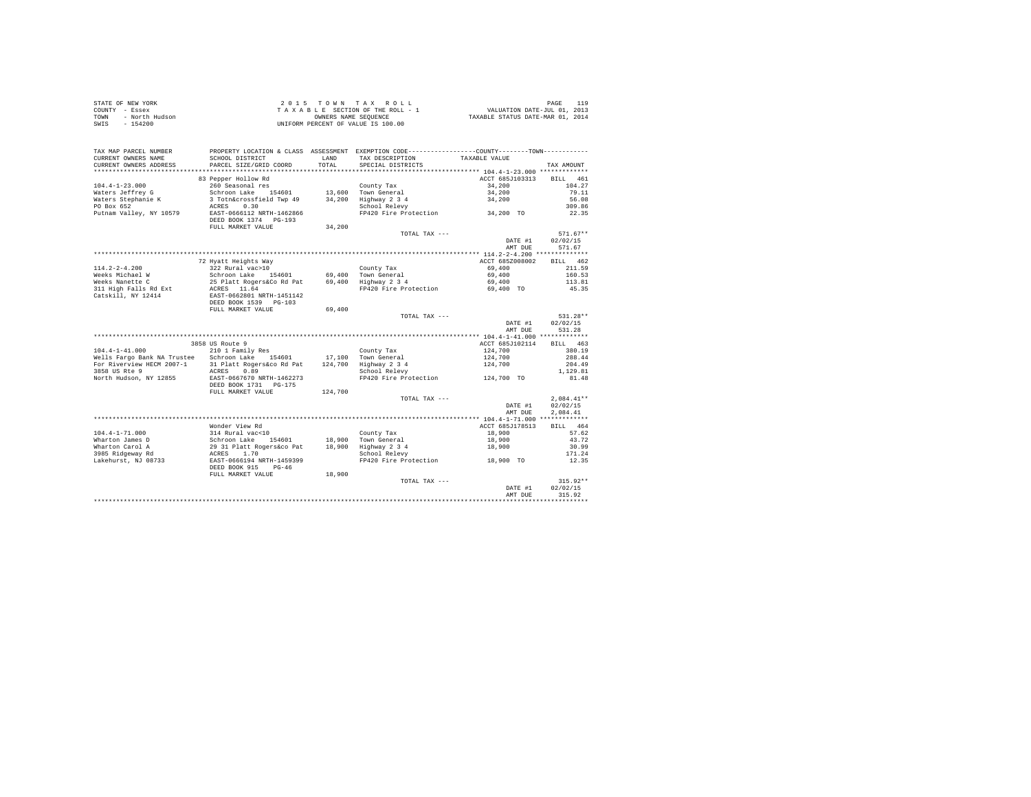STATE OF NEW YORK
COUNTY - Essex
TOWN - North Hudson
SWIS - 154200

2 0 1 5 T O W N T A X R O L L
T A X A B L E SECTION OF THE ROLL - 1
OWNERS NAME SEQUENCE
UNIFORM PERCENT OF VALUE IS 100.00

VALUATION DATE-JUL 01, 2013
TAXABLE STATUS DATE-MAR 01, 2014

| TAX MAP PARCEL NUMBER / CURRENT OWNERS NAME / CURRENT OWNERS ADDRESS | PROPERTY LOCATION & CLASS / SCHOOL DISTRICT / PARCEL SIZE/GRID COORD | ASSESSMENT LAND / TOTAL | EXEMPTION CODE / TAX DESCRIPTION / SPECIAL DISTRICTS | COUNTY--------TOWN TAXABLE VALUE | TAX AMOUNT |
|---|---|---|---|---|---|
| **104.4-1-23.000** | 83 Pepper Hollow Rd | | | ACCT 685J103313 | BILL 461 |
| 104.4-1-23.000 | 260 Seasonal res | | County Tax | 34,200 | 104.27 |
| Waters Jeffrey G | Schroon Lake 154601 | 13,600 | Town General | 34,200 | 79.11 |
| Waters Stephanie K | 3 Totn&crossfield Twp 49 | 34,200 | Highway 2 3 4 | 34,200 | 56.08 |
| PO Box 652 | ACRES 0.30 | | School Relevy | | 309.86 |
| Putnam Valley, NY 10579 | EAST-0666112 NRTH-1462866 | | FP420 Fire Protection | 34,200 TO | 22.35 |
| | DEED BOOK 1374 PG-193 | | | | |
| | FULL MARKET VALUE | 34,200 | | | |
| | | | TOTAL TAX --- | | 571.67** |
| | | | | DATE #1 | 02/02/15 |
| | | | | AMT DUE | 571.67 |
| **114.2-2-4.200** | 72 Hyatt Heights Way | | | ACCT 685Z008002 | BILL 462 |
| 114.2-2-4.200 | 322 Rural vac>10 | | County Tax | 69,400 | 211.59 |
| Weeks Michael W | Schroon Lake 154601 | 69,400 | Town General | 69,400 | 160.53 |
| Weeks Nanette C | 25 Platt Rogers&Co Rd Pat | 69,400 | Highway 2 3 4 | 69,400 | 113.81 |
| 311 High Falls Rd Ext | ACRES 11.64 | | FP420 Fire Protection | 69,400 TO | 45.35 |
| Catskill, NY 12414 | EAST-0662801 NRTH-1451142 | | | | |
| | DEED BOOK 1539 PG-103 | | | | |
| | FULL MARKET VALUE | 69,400 | | | |
| | | | TOTAL TAX --- | | 531.28** |
| | | | | DATE #1 | 02/02/15 |
| | | | | AMT DUE | 531.28 |
| **104.4-1-41.000** | 3858 US Route 9 | | | ACCT 685J102114 | BILL 463 |
| 104.4-1-41.000 | 210 1 Family Res | | County Tax | 124,700 | 380.19 |
| Wells Fargo Bank NA Trustee | Schroon Lake 154601 | 17,100 | Town General | 124,700 | 288.44 |
| For Riverview HECM 2007-1 | 31 Platt Rogers&co Rd Pat | 124,700 | Highway 2 3 4 | 124,700 | 204.49 |
| 3858 US Rte 9 | ACRES 0.89 | | School Relevy | | 1,129.81 |
| North Hudson, NY 12855 | EAST-0667670 NRTH-1462273 | | FP420 Fire Protection | 124,700 TO | 81.48 |
| | DEED BOOK 1731 PG-175 | | | | |
| | FULL MARKET VALUE | 124,700 | | | |
| | | | TOTAL TAX --- | | 2,084.41** |
| | | | | DATE #1 | 02/02/15 |
| | | | | AMT DUE | 2,084.41 |
| **104.4-1-71.000** | Wonder View Rd | | | ACCT 685J178513 | BILL 464 |
| 104.4-1-71.000 | 314 Rural vac<10 | | County Tax | 18,900 | 57.62 |
| Wharton James D | Schroon Lake 154601 | 18,900 | Town General | 18,900 | 43.72 |
| Wharton Carol A | 29 31 Platt Rogers&co Pat | 18,900 | Highway 2 3 4 | 18,900 | 30.99 |
| 3985 Ridgeway Rd | ACRES 1.70 | | School Relevy | | 171.24 |
| Lakehurst, NJ 08733 | EAST-0666194 NRTH-1459399 | | FP420 Fire Protection | 18,900 TO | 12.35 |
| | DEED BOOK 915 PG-46 | | | | |
| | FULL MARKET VALUE | 18,900 | | | |
| | | | TOTAL TAX --- | | 315.92** |
| | | | | DATE #1 | 02/02/15 |
| | | | | AMT DUE | 315.92 |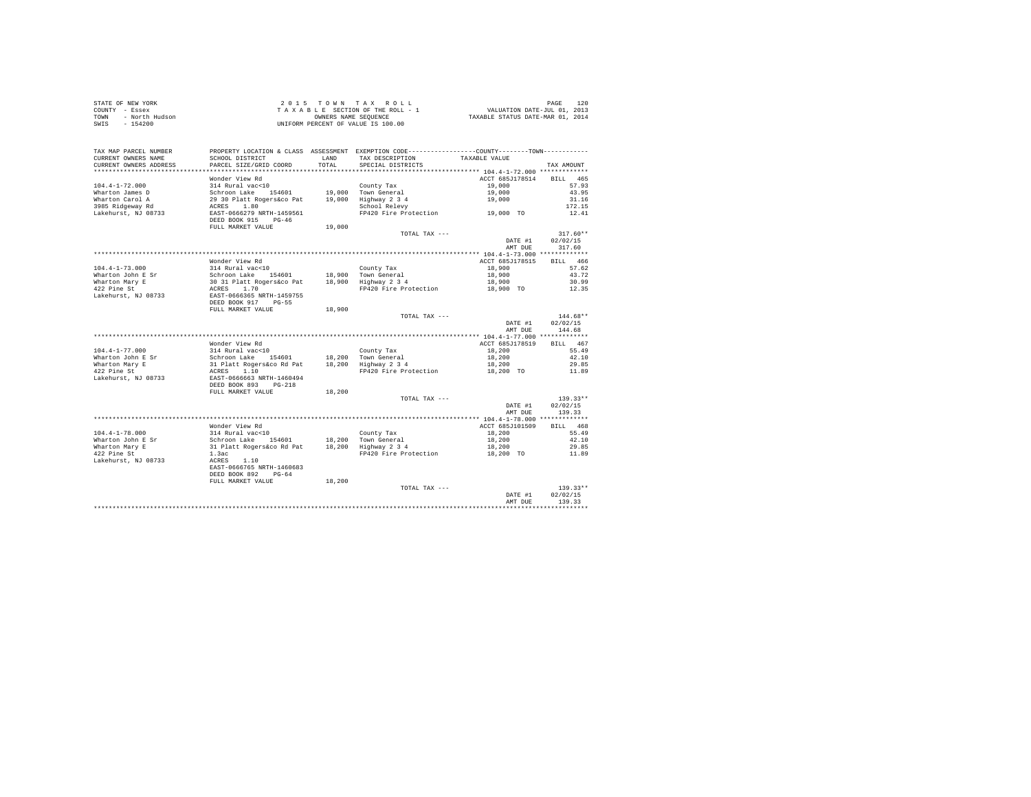STATE OF NEW YORK
COUNTY - Essex
TOWN - North Hudson
SWIS - 154200

2 0 1 5 T O W N T A X R O L L
T A X A B L E SECTION OF THE ROLL - 1
OWNERS NAME SEQUENCE
UNIFORM PERCENT OF VALUE IS 100.00

VALUATION DATE-JUL 01, 2013
TAXABLE STATUS DATE-MAR 01, 2014

| TAX MAP PARCEL NUMBER / CURRENT OWNERS NAME / CURRENT OWNERS ADDRESS | PROPERTY LOCATION & CLASS / SCHOOL DISTRICT / PARCEL SIZE/GRID COORD | ASSESSMENT LAND / TOTAL | EXEMPTION CODE / TAX DESCRIPTION / SPECIAL DISTRICTS | COUNTY--------TOWN TAXABLE VALUE | TAX AMOUNT |
|---|---|---|---|---|---|
| 104.4-1-72.000 | Wonder View Rd | | | ACCT 685J178514 | BILL 465 |
| | 314 Rural vac<10 | | County Tax | 19,000 | 57.93 |
| Wharton James D | Schroon Lake 154601 | 19,000 | Town General | 19,000 | 43.95 |
| Wharton Carol A | 29 30 Platt Rogers&co Pat | 19,000 | Highway 2 3 4 | 19,000 | 31.16 |
| 3985 Ridgeway Rd | ACRES 1.80 | | School Relevy | | 172.15 |
| Lakehurst, NJ 08733 | EAST-0666279 NRTH-1459561 | | FP420 Fire Protection | 19,000 TO | 12.41 |
| | DEED BOOK 915 PG-46 | | | | |
| | FULL MARKET VALUE | 19,000 | | | |
| | | | TOTAL TAX --- | | 317.60** |
| | | | | DATE #1 | 02/02/15 |
| | | | | AMT DUE | 317.60 |
| 104.4-1-73.000 | Wonder View Rd | | | ACCT 685J178515 | BILL 466 |
| | 314 Rural vac<10 | | County Tax | 18,900 | 57.62 |
| Wharton John E Sr | Schroon Lake 154601 | 18,900 | Town General | 18,900 | 43.72 |
| Wharton Mary E | 30 31 Platt Rogers&co Pat | 18,900 | Highway 2 3 4 | 18,900 | 30.99 |
| 422 Pine St | ACRES 1.70 | | FP420 Fire Protection | 18,900 TO | 12.35 |
| Lakehurst, NJ 08733 | EAST-0666365 NRTH-1459755 | | | | |
| | DEED BOOK 917 PG-55 | | | | |
| | FULL MARKET VALUE | 18,900 | | | |
| | | | TOTAL TAX --- | | 144.68** |
| | | | | DATE #1 | 02/02/15 |
| | | | | AMT DUE | 144.68 |
| 104.4-1-77.000 | Wonder View Rd | | | ACCT 685J178519 | BILL 467 |
| | 314 Rural vac<10 | | County Tax | 18,200 | 55.49 |
| Wharton John E Sr | Schroon Lake 154601 | 18,200 | Town General | 18,200 | 42.10 |
| Wharton Mary E | 31 Platt Rogers&co Rd Pat | 18,200 | Highway 2 3 4 | 18,200 | 29.85 |
| 422 Pine St | ACRES 1.10 | | FP420 Fire Protection | 18,200 TO | 11.89 |
| Lakehurst, NJ 08733 | EAST-0666663 NRTH-1460494 | | | | |
| | DEED BOOK 893 PG-218 | | | | |
| | FULL MARKET VALUE | 18,200 | | | |
| | | | TOTAL TAX --- | | 139.33** |
| | | | | DATE #1 | 02/02/15 |
| | | | | AMT DUE | 139.33 |
| 104.4-1-78.000 | Wonder View Rd | | | ACCT 685J101509 | BILL 468 |
| | 314 Rural vac<10 | | County Tax | 18,200 | 55.49 |
| Wharton John E Sr | Schroon Lake 154601 | 18,200 | Town General | 18,200 | 42.10 |
| Wharton Mary E | 31 Platt Rogers&co Rd Pat | 18,200 | Highway 2 3 4 | 18,200 | 29.85 |
| 422 Pine St | 1.3ac | | FP420 Fire Protection | 18,200 TO | 11.89 |
| Lakehurst, NJ 08733 | ACRES 1.10 | | | | |
| | EAST-0666765 NRTH-1460683 | | | | |
| | DEED BOOK 892 PG-64 | | | | |
| | FULL MARKET VALUE | 18,200 | | | |
| | | | TOTAL TAX --- | | 139.33** |
| | | | | DATE #1 | 02/02/15 |
| | | | | AMT DUE | 139.33 |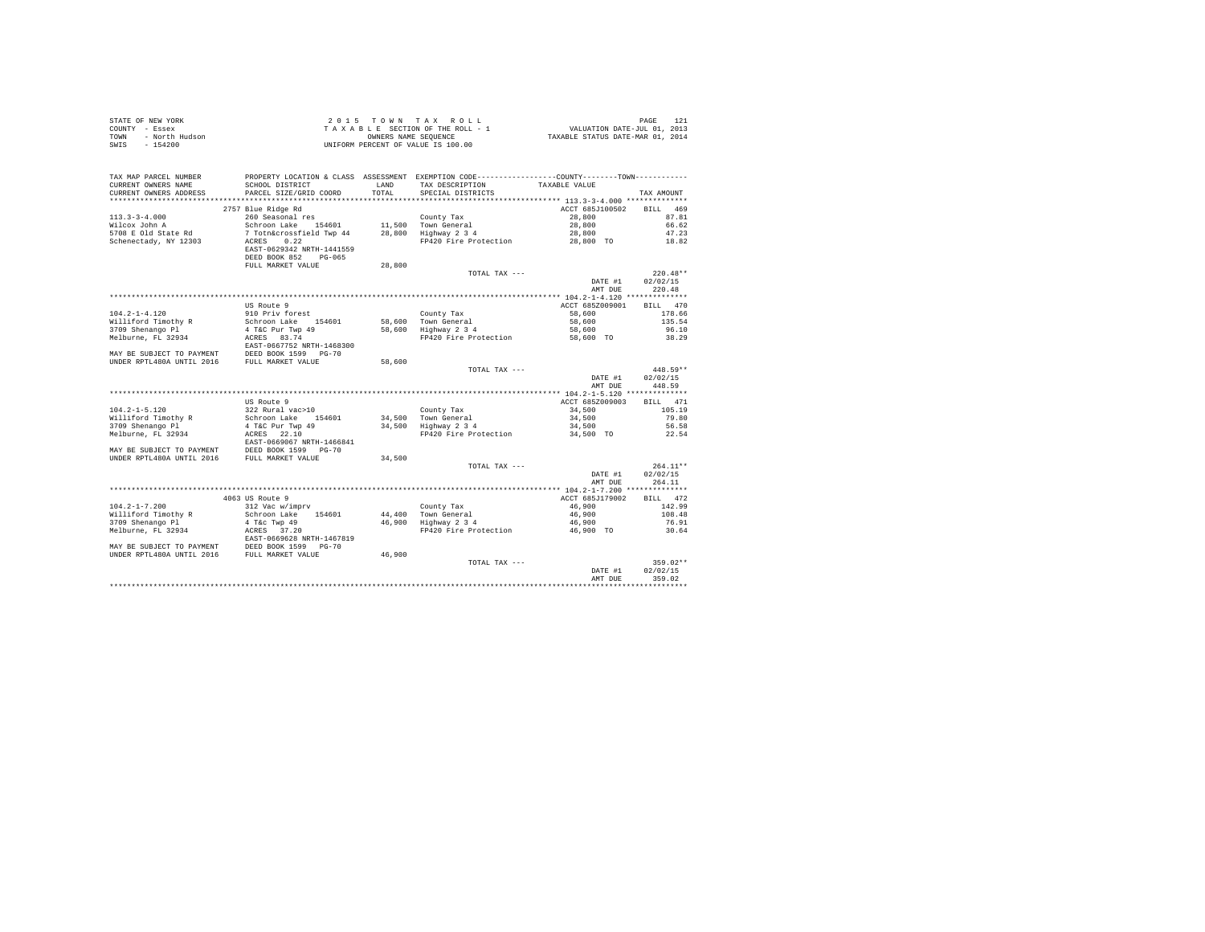STATE OF NEW YORK
COUNTY - Essex
TOWN - North Hudson
SWIS - 154200

2 0 1 5 T O W N T A X R O L L
T A X A B L E SECTION OF THE ROLL - 1
OWNERS NAME SEQUENCE
UNIFORM PERCENT OF VALUE IS 100.00

VALUATION DATE-JUL 01, 2013
TAXABLE STATUS DATE-MAR 01, 2014

| TAX MAP PARCEL NUMBER / CURRENT OWNERS NAME / CURRENT OWNERS ADDRESS | PROPERTY LOCATION & CLASS / SCHOOL DISTRICT / PARCEL SIZE/GRID COORD | ASSESSMENT LAND / TOTAL | EXEMPTION CODE / TAX DESCRIPTION / SPECIAL DISTRICTS | COUNTY--------TOWN / TAXABLE VALUE | TAX AMOUNT |
|---|---|---|---|---|---|
| **113.3-3-4.000** | 2757 Blue Ridge Rd | | | ACCT 685J100502 | BILL 469 |
| 113.3-3-4.000 | 260 Seasonal res | | County Tax | 28,800 | 87.81 |
| Wilcox John A | Schroon Lake 154601 | 11,500 | Town General | 28,800 | 66.62 |
| 5708 E Old State Rd | 7 Totn&crossfield Twp 44 | 28,800 | Highway 2 3 4 | 28,800 | 47.23 |
| Schenectady, NY 12303 | ACRES 0.22 | | FP420 Fire Protection | 28,800 TO | 18.82 |
| | EAST-0629342 NRTH-1441559 | | | | |
| | DEED BOOK 852 PG-065 | | | | |
| | FULL MARKET VALUE | 28,800 | | | |
| | | | TOTAL TAX --- | | 220.48** |
| | | | | DATE #1 | 02/02/15 |
| | | | | AMT DUE | 220.48 |
| **104.2-1-4.120** | US Route 9 | | | ACCT 685Z009001 | BILL 470 |
| 104.2-1-4.120 | 910 Priv forest | | County Tax | 58,600 | 178.66 |
| Williford Timothy R | Schroon Lake 154601 | 58,600 | Town General | 58,600 | 135.54 |
| 3709 Shenango Pl | 4 T&C Pur Twp 49 | 58,600 | Highway 2 3 4 | 58,600 | 96.10 |
| Melburne, FL 32934 | ACRES 83.74 | | FP420 Fire Protection | 58,600 TO | 38.29 |
| | EAST-0667752 NRTH-1468300 | | | | |
| MAY BE SUBJECT TO PAYMENT | DEED BOOK 1599 PG-70 | | | | |
| UNDER RPTL480A UNTIL 2016 | FULL MARKET VALUE | 58,600 | | | |
| | | | TOTAL TAX --- | | 448.59** |
| | | | | DATE #1 | 02/02/15 |
| | | | | AMT DUE | 448.59 |
| **104.2-1-5.120** | US Route 9 | | | ACCT 685Z009003 | BILL 471 |
| 104.2-1-5.120 | 322 Rural vac>10 | | County Tax | 34,500 | 105.19 |
| Williford Timothy R | Schroon Lake 154601 | 34,500 | Town General | 34,500 | 79.80 |
| 3709 Shenango Pl | 4 T&C Pur Twp 49 | 34,500 | Highway 2 3 4 | 34,500 | 56.58 |
| Melburne, FL 32934 | ACRES 22.10 | | FP420 Fire Protection | 34,500 TO | 22.54 |
| | EAST-0669067 NRTH-1466841 | | | | |
| MAY BE SUBJECT TO PAYMENT | DEED BOOK 1599 PG-70 | | | | |
| UNDER RPTL480A UNTIL 2016 | FULL MARKET VALUE | 34,500 | | | |
| | | | TOTAL TAX --- | | 264.11** |
| | | | | DATE #1 | 02/02/15 |
| | | | | AMT DUE | 264.11 |
| **104.2-1-7.200** | 4063 US Route 9 | | | ACCT 685J179002 | BILL 472 |
| 104.2-1-7.200 | 312 Vac w/imprv | | County Tax | 46,900 | 142.99 |
| Williford Timothy R | Schroon Lake 154601 | 44,400 | Town General | 46,900 | 108.48 |
| 3709 Shenango Pl | 4 T&c Twp 49 | 46,900 | Highway 2 3 4 | 46,900 | 76.91 |
| Melburne, FL 32934 | ACRES 37.20 | | FP420 Fire Protection | 46,900 TO | 30.64 |
| | EAST-0669628 NRTH-1467819 | | | | |
| MAY BE SUBJECT TO PAYMENT | DEED BOOK 1599 PG-70 | | | | |
| UNDER RPTL480A UNTIL 2016 | FULL MARKET VALUE | 46,900 | | | |
| | | | TOTAL TAX --- | | 359.02** |
| | | | | DATE #1 | 02/02/15 |
| | | | | AMT DUE | 359.02 |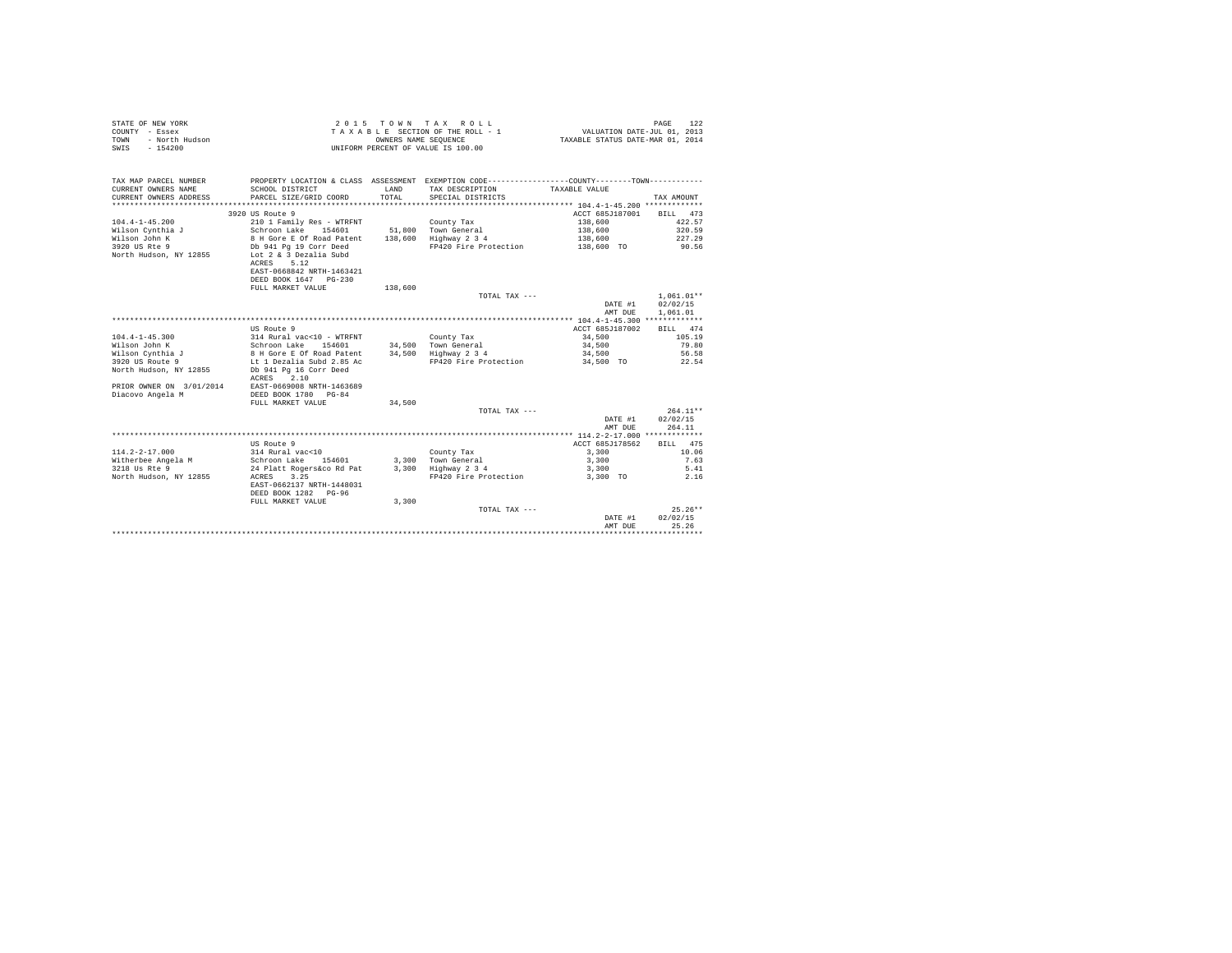STATE OF NEW YORK
COUNTY - Essex
TOWN - North Hudson
SWIS - 154200

2015 TOWN TAX ROLL
TAXABLE SECTION OF THE ROLL - 1
OWNERS NAME SEQUENCE
UNIFORM PERCENT OF VALUE IS 100.00

VALUATION DATE-JUL 01, 2013
TAXABLE STATUS DATE-MAR 01, 2014

| TAX MAP PARCEL NUMBER / CURRENT OWNERS NAME / CURRENT OWNERS ADDRESS | PROPERTY LOCATION & CLASS / SCHOOL DISTRICT / PARCEL SIZE/GRID COORD | ASSESSMENT LAND / TOTAL | EXEMPTION CODE / TAX DESCRIPTION / SPECIAL DISTRICTS | COUNTY / TOWN TAXABLE VALUE | TAX AMOUNT |
|---|---|---|---|---|---|
| 104.4-1-45.200 | 3920 US Route 9 | | | ACCT 685J187001 | BILL 473 |
| 104.4-1-45.200 | 210 1 Family Res - WTRFNT | | County Tax | 138,600 | 422.57 |
| Wilson Cynthia J | Schroon Lake 154601 | 51,800 | Town General | 138,600 | 320.59 |
| Wilson John K | 8 H Gore E Of Road Patent | 138,600 | Highway 2 3 4 | 138,600 | 227.29 |
| 3920 US Rte 9 | Db 941 Pg 19 Corr Deed | | FP420 Fire Protection | 138,600 TO | 90.56 |
| North Hudson, NY 12855 | Lot 2 & 3 Dezalia Subd | | | | |
| | ACRES 5.12 | | | | |
| | EAST-0668842 NRTH-1463421 | | | | |
| | DEED BOOK 1647 PG-230 | | | | |
| | FULL MARKET VALUE | 138,600 | | | |
| | | | TOTAL TAX --- | | 1,061.01** |
| | | | | DATE #1 | 02/02/15 |
| | | | | AMT DUE | 1,061.01 |
| 104.4-1-45.300 | US Route 9 | | | ACCT 685J187002 | BILL 474 |
| 104.4-1-45.300 | 314 Rural vac<10 - WTRFNT | | County Tax | 34,500 | 105.19 |
| Wilson John K | Schroon Lake 154601 | 34,500 | Town General | 34,500 | 79.80 |
| Wilson Cynthia J | 8 H Gore E Of Road Patent | 34,500 | Highway 2 3 4 | 34,500 | 56.58 |
| 3920 US Route 9 | Lt 1 Dezalia Subd 2.85 Ac | | FP420 Fire Protection | 34,500 TO | 22.54 |
| North Hudson, NY 12855 | Db 941 Pg 16 Corr Deed | | | | |
| | ACRES 2.10 | | | | |
| PRIOR OWNER ON 3/01/2014 | EAST-0669008 NRTH-1463689 | | | | |
| Diacovo Angela M | DEED BOOK 1780 PG-84 | | | | |
| | FULL MARKET VALUE | 34,500 | | | |
| | | | TOTAL TAX --- | | 264.11** |
| | | | | DATE #1 | 02/02/15 |
| | | | | AMT DUE | 264.11 |
| 114.2-2-17.000 | US Route 9 | | | ACCT 685J178562 | BILL 475 |
| 114.2-2-17.000 | 314 Rural vac<10 | | County Tax | 3,300 | 10.06 |
| Witherbee Angela M | Schroon Lake 154601 | 3,300 | Town General | 3,300 | 7.63 |
| 3218 Us Rte 9 | 24 Platt Rogers&co Rd Pat | 3,300 | Highway 2 3 4 | 3,300 | 5.41 |
| North Hudson, NY 12855 | ACRES 3.25 | | FP420 Fire Protection | 3,300 TO | 2.16 |
| | EAST-0662137 NRTH-1448031 | | | | |
| | DEED BOOK 1282 PG-96 | | | | |
| | FULL MARKET VALUE | 3,300 | | | |
| | | | TOTAL TAX --- | | 25.26** |
| | | | | DATE #1 | 02/02/15 |
| | | | | AMT DUE | 25.26 |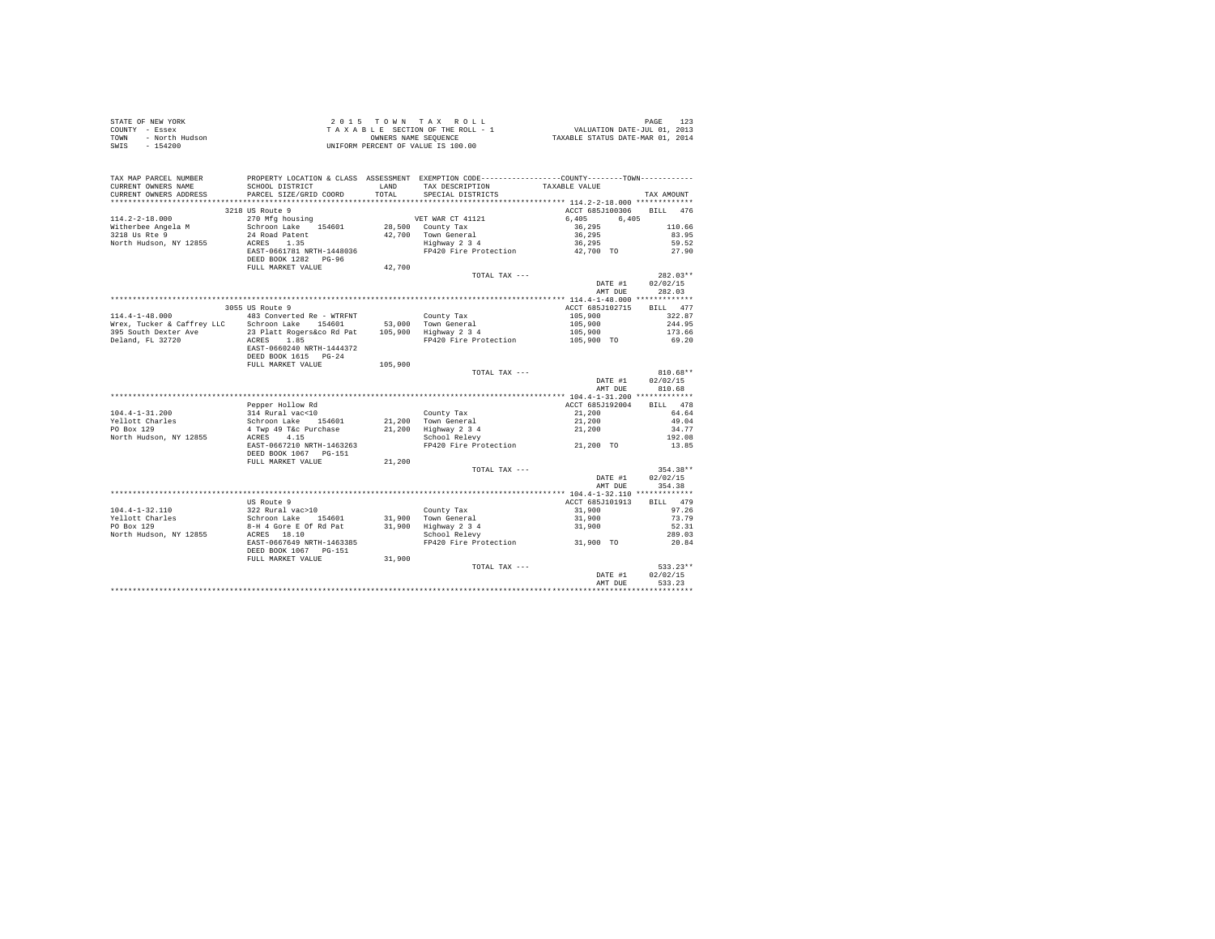STATE OF NEW YORK
COUNTY - Essex
TOWN - North Hudson
SWIS - 154200

2015 TOWN TAX ROLL
TAXABLE SECTION OF THE ROLL - 1
OWNERS NAME SEQUENCE
UNIFORM PERCENT OF VALUE IS 100.00

VALUATION DATE-JUL 01, 2013
TAXABLE STATUS DATE-MAR 01, 2014

```
TAX MAP PARCEL NUMBER      PROPERTY LOCATION & CLASS  ASSESSMENT  EXEMPTION CODE-----------------COUNTY--------TOWN-----------
CURRENT OWNERS NAME        SCHOOL DISTRICT             LAND       TAX DESCRIPTION            TAXABLE VALUE
CURRENT OWNERS ADDRESS     PARCEL SIZE/GRID COORD      TOTAL      SPECIAL DISTRICTS                                    TAX AMOUNT
******************************************************************************************** 114.2-2-18.000 *************
                           3218 US Route 9                                                  ACCT 685J100306    BILL  476
114.2-2-18.000             270 Mfg housing                        VET WAR CT 41121           6,405      6,405
Witherbee Angela M         Schroon Lake    154601      28,500     County Tax                 36,295                  110.66
3218 Us Rte 9              24 Road Patent              42,700     Town General               36,295                   83.95
North Hudson, NY 12855     ACRES    1.35                          Highway 2 3 4              36,295                   59.52
                           EAST-0661781 NRTH-1448036              FP420 Fire Protection      42,700 TO                27.90
                           DEED BOOK 1282   PG-96
                           FULL MARKET VALUE           42,700
                                                                  TOTAL TAX ---                                    282.03**
                                                                                             DATE #1           02/02/15
                                                                                             AMT DUE             282.03
******************************************************************************************** 114.4-1-48.000 *************
                           3055 US Route 9                                                  ACCT 685J102715    BILL  477
114.4-1-48.000             483 Converted Re - WTRFNT              County Tax                 105,900                 322.87
Wrex, Tucker & Caffrey LLC Schroon Lake    154601      53,000     Town General               105,900                 244.95
395 South Dexter Ave       23 Platt Rogers&co Rd Pat  105,900     Highway 2 3 4              105,900                 173.66
Deland, FL 32720           ACRES    1.85                          FP420 Fire Protection      105,900 TO               69.20
                           EAST-0660240 NRTH-1444372
                           DEED BOOK 1615   PG-24
                           FULL MARKET VALUE          105,900
                                                                  TOTAL TAX ---                                    810.68**
                                                                                             DATE #1           02/02/15
                                                                                             AMT DUE             810.68
******************************************************************************************** 104.4-1-31.200 *************
                           Pepper Hollow Rd                                                 ACCT 685J192004    BILL  478
104.4-1-31.200             314 Rural vac<10                       County Tax                 21,200                   64.64
Yellott Charles            Schroon Lake    154601      21,200     Town General               21,200                   49.04
PO Box 129                 4 Twp 49 T&c Purchase       21,200     Highway 2 3 4              21,200                   34.77
North Hudson, NY 12855     ACRES    4.15                          School Relevy                                      192.08
                           EAST-0667210 NRTH-1463263              FP420 Fire Protection      21,200 TO                13.85
                           DEED BOOK 1067   PG-151
                           FULL MARKET VALUE           21,200
                                                                  TOTAL TAX ---                                    354.38**
                                                                                             DATE #1           02/02/15
                                                                                             AMT DUE             354.38
******************************************************************************************** 104.4-1-32.110 *************
                           US Route 9                                                       ACCT 685J101913    BILL  479
104.4-1-32.110             322 Rural vac>10                       County Tax                 31,900                   97.26
Yellott Charles            Schroon Lake    154601      31,900     Town General               31,900                   73.79
PO Box 129                 8-H 4 Gore E Of Rd Pat      31,900     Highway 2 3 4              31,900                   52.31
North Hudson, NY 12855     ACRES   18.10                          School Relevy                                      289.03
                           EAST-0667649 NRTH-1463385              FP420 Fire Protection      31,900 TO                20.84
                           DEED BOOK 1067   PG-151
                           FULL MARKET VALUE           31,900
                                                                  TOTAL TAX ---                                    533.23**
                                                                                             DATE #1           02/02/15
                                                                                             AMT DUE             533.23
************************************************************************************************************************
```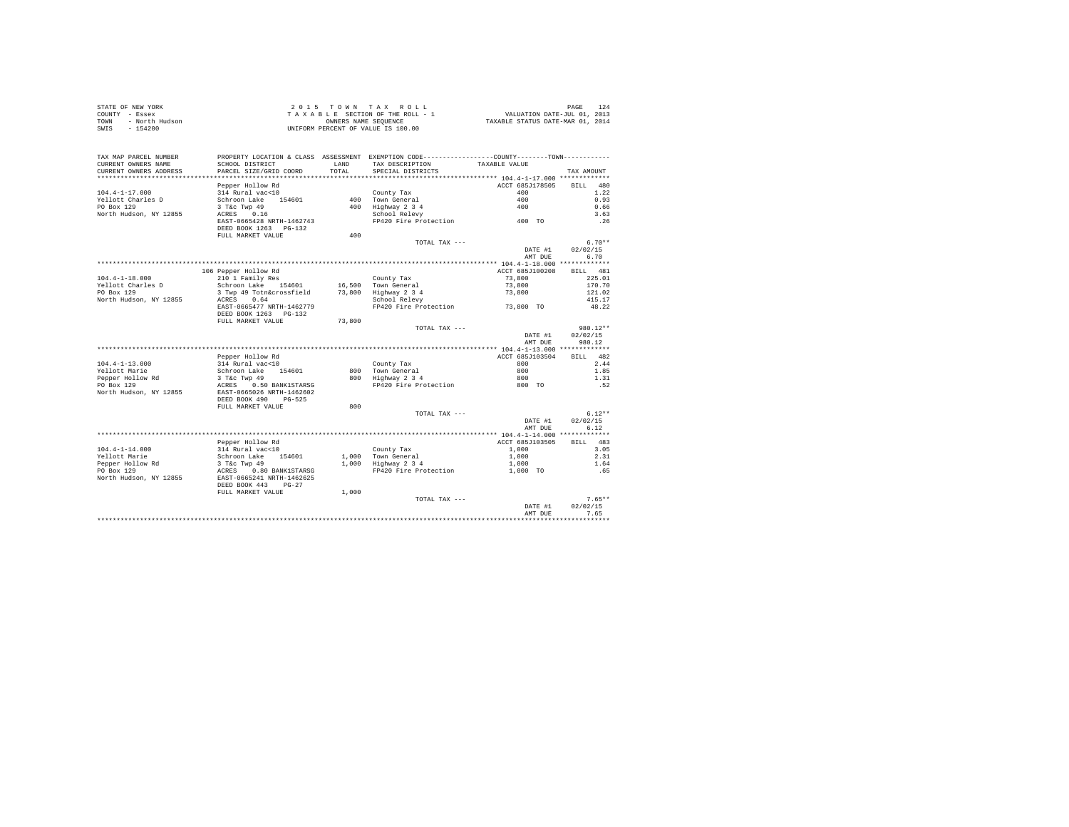STATE OF NEW YORK — 2015 TOWN TAX ROLL
COUNTY - Essex — TAXABLE SECTION OF THE ROLL - 1 — VALUATION DATE-JUL 01, 2013
TOWN - North Hudson — OWNERS NAME SEQUENCE — TAXABLE STATUS DATE-MAR 01, 2014
SWIS - 154200 — UNIFORM PERCENT OF VALUE IS 100.00

| TAX MAP PARCEL NUMBER / CURRENT OWNERS NAME / CURRENT OWNERS ADDRESS | PROPERTY LOCATION & CLASS / SCHOOL DISTRICT / PARCEL SIZE/GRID COORD | ASSESSMENT LAND / TOTAL | EXEMPTION CODE / TAX DESCRIPTION / SPECIAL DISTRICTS | COUNTY--------TOWN TAXABLE VALUE | TAX AMOUNT |
|---|---|---|---|---|---|
| **104.4-1-17.000** | Pepper Hollow Rd | | | ACCT 685J178505 | BILL 480 |
| 104.4-1-17.000 | 314 Rural vac<10 | | County Tax | 400 | 1.22 |
| Yellott Charles D | Schroon Lake 154601 | 400 | Town General | 400 | 0.93 |
| PO Box 129 | 3 T&c Twp 49 | 400 | Highway 2 3 4 | 400 | 0.66 |
| North Hudson, NY 12855 | ACRES 0.16 | | School Relevy | | 3.63 |
| | EAST-0665428 NRTH-1462743 | | FP420 Fire Protection | 400 TO | .26 |
| | DEED BOOK 1263 PG-132 | | | | |
| | FULL MARKET VALUE | 400 | | | |
| | | | TOTAL TAX --- | | 6.70** |
| | | | | DATE #1 | 02/02/15 |
| | | | | AMT DUE | 6.70 |
| **104.4-1-18.000** | 106 Pepper Hollow Rd | | | ACCT 685J100208 | BILL 481 |
| 104.4-1-18.000 | 210 1 Family Res | | County Tax | 73,800 | 225.01 |
| Yellott Charles D | Schroon Lake 154601 | 16,500 | Town General | 73,800 | 170.70 |
| PO Box 129 | 3 Twp 49 Totn&crossfield | 73,800 | Highway 2 3 4 | 73,800 | 121.02 |
| North Hudson, NY 12855 | ACRES 0.64 | | School Relevy | | 415.17 |
| | EAST-0665477 NRTH-1462779 | | FP420 Fire Protection | 73,800 TO | 48.22 |
| | DEED BOOK 1263 PG-132 | | | | |
| | FULL MARKET VALUE | 73,800 | | | |
| | | | TOTAL TAX --- | | 980.12** |
| | | | | DATE #1 | 02/02/15 |
| | | | | AMT DUE | 980.12 |
| **104.4-1-13.000** | Pepper Hollow Rd | | | ACCT 685J103504 | BILL 482 |
| 104.4-1-13.000 | 314 Rural vac<10 | | County Tax | 800 | 2.44 |
| Yellott Marie | Schroon Lake 154601 | 800 | Town General | 800 | 1.85 |
| Pepper Hollow Rd | 3 T&c Twp 49 | 800 | Highway 2 3 4 | 800 | 1.31 |
| PO Box 129 | ACRES 0.50 BANK1STARSG | | FP420 Fire Protection | 800 TO | .52 |
| North Hudson, NY 12855 | EAST-0665026 NRTH-1462602 | | | | |
| | DEED BOOK 490 PG-525 | | | | |
| | FULL MARKET VALUE | 800 | | | |
| | | | TOTAL TAX --- | | 6.12** |
| | | | | DATE #1 | 02/02/15 |
| | | | | AMT DUE | 6.12 |
| **104.4-1-14.000** | Pepper Hollow Rd | | | ACCT 685J103505 | BILL 483 |
| 104.4-1-14.000 | 314 Rural vac<10 | | County Tax | 1,000 | 3.05 |
| Yellott Marie | Schroon Lake 154601 | 1,000 | Town General | 1,000 | 2.31 |
| Pepper Hollow Rd | 3 T&c Twp 49 | 1,000 | Highway 2 3 4 | 1,000 | 1.64 |
| PO Box 129 | ACRES 0.80 BANK1STARSG | | FP420 Fire Protection | 1,000 TO | .65 |
| North Hudson, NY 12855 | EAST-0665241 NRTH-1462625 | | | | |
| | DEED BOOK 443 PG-27 | | | | |
| | FULL MARKET VALUE | 1,000 | | | |
| | | | TOTAL TAX --- | | 7.65** |
| | | | | DATE #1 | 02/02/15 |
| | | | | AMT DUE | 7.65 |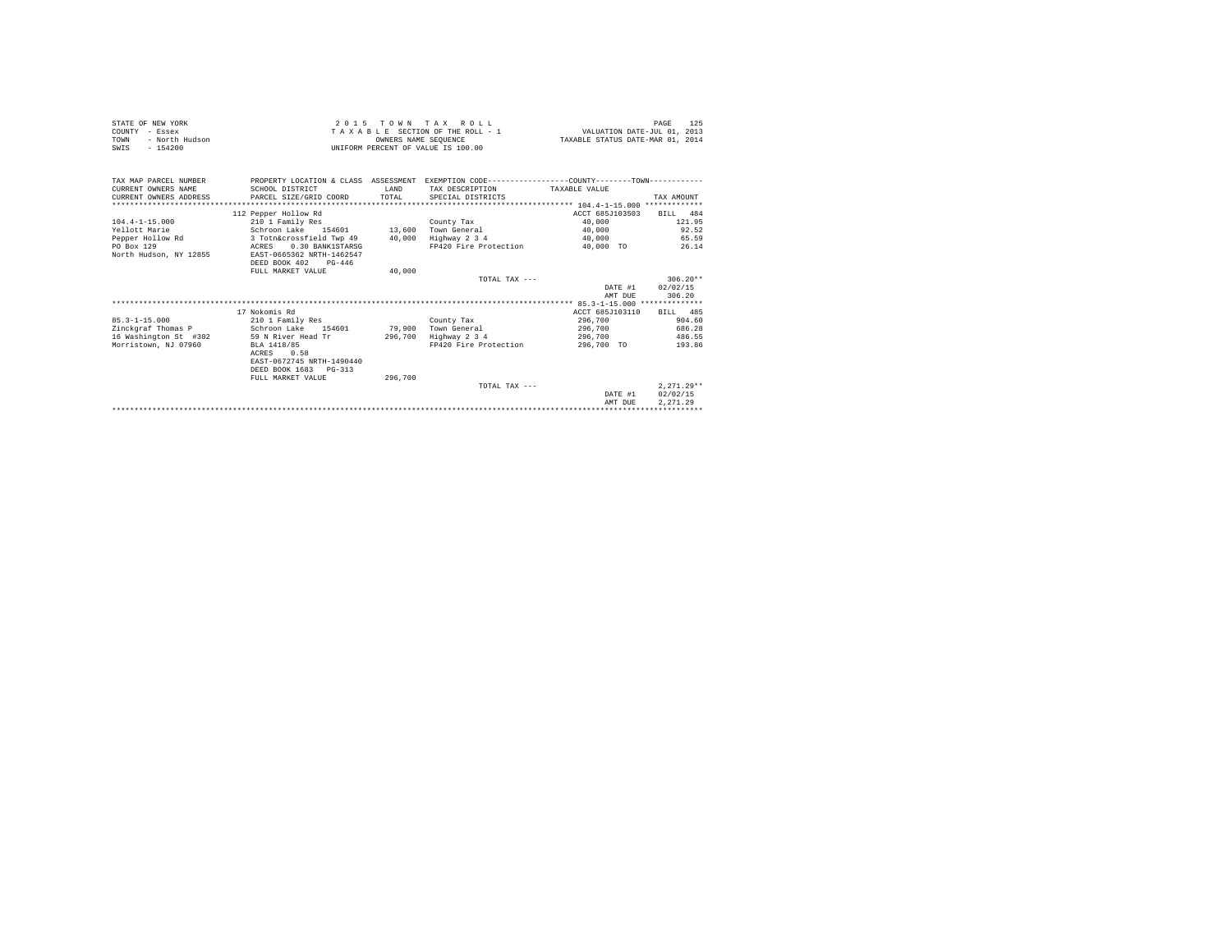STATE OF NEW YORK
COUNTY - Essex
TOWN - North Hudson
SWIS - 154200

2 0 1 5 T O W N T A X R O L L
T A X A B L E SECTION OF THE ROLL - 1
OWNERS NAME SEQUENCE
UNIFORM PERCENT OF VALUE IS 100.00

VALUATION DATE-JUL 01, 2013
TAXABLE STATUS DATE-MAR 01, 2014

| TAX MAP PARCEL NUMBER / CURRENT OWNERS NAME / CURRENT OWNERS ADDRESS | PROPERTY LOCATION & CLASS / SCHOOL DISTRICT / PARCEL SIZE/GRID COORD | ASSESSMENT LAND / TOTAL | EXEMPTION CODE / TAX DESCRIPTION / SPECIAL DISTRICTS | COUNTY / TOWN TAXABLE VALUE | TAX AMOUNT |
|---|---|---|---|---|---|
| 104.4-1-15.000 | 112 Pepper Hollow Rd | | | ACCT 685J103503 | BILL 484 |
| 104.4-1-15.000 | 210 1 Family Res | | County Tax | 40,000 | 121.95 |
| Yellott Marie | Schroon Lake 154601 | 13,600 | Town General | 40,000 | 92.52 |
| Pepper Hollow Rd | 3 Totn&crossfield Twp 49 | 40,000 | Highway 2 3 4 | 40,000 | 65.59 |
| PO Box 129 | ACRES 0.30 BANK1STARSG | | FP420 Fire Protection | 40,000 TO | 26.14 |
| North Hudson, NY 12855 | EAST-0665362 NRTH-1462547 | | | | |
| | DEED BOOK 402 PG-446 | | | | |
| | FULL MARKET VALUE | 40,000 | | | |
| | | | TOTAL TAX --- | | 306.20** |
| | | | | DATE #1 | 02/02/15 |
| | | | | AMT DUE | 306.20 |
| 85.3-1-15.000 | 17 Nokomis Rd | | | ACCT 685J103110 | BILL 485 |
| 85.3-1-15.000 | 210 1 Family Res | | County Tax | 296,700 | 904.60 |
| Zinckgraf Thomas P | Schroon Lake 154601 | 79,900 | Town General | 296,700 | 686.28 |
| 16 Washington St #302 | 59 N River Head Tr | 296,700 | Highway 2 3 4 | 296,700 | 486.55 |
| Morristown, NJ 07960 | BLA 1418/85 | | FP420 Fire Protection | 296,700 TO | 193.86 |
| | ACRES 0.58 | | | | |
| | EAST-0672745 NRTH-1490440 | | | | |
| | DEED BOOK 1683 PG-313 | | | | |
| | FULL MARKET VALUE | 296,700 | | | |
| | | | TOTAL TAX --- | | 2,271.29** |
| | | | | DATE #1 | 02/02/15 |
| | | | | AMT DUE | 2,271.29 |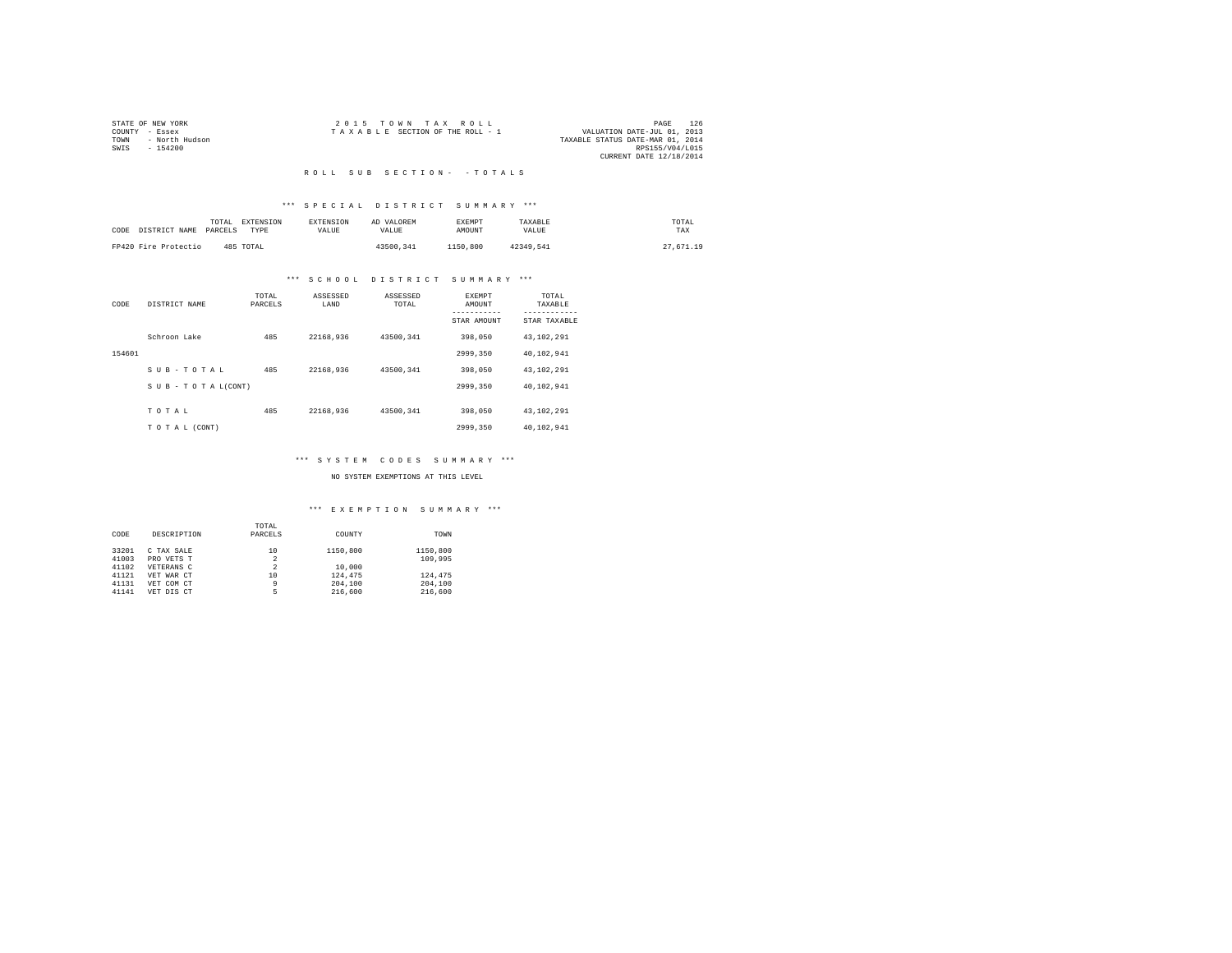STATE OF NEW YORK
COUNTY - Essex
TOWN - North Hudson
SWIS - 154200

2015 TOWN TAX ROLL
TAXABLE SECTION OF THE ROLL - 1

VALUATION DATE-JUL 01, 2013
TAXABLE STATUS DATE-MAR 01, 2014
RPS155/V04/L015
CURRENT DATE 12/18/2014

## ROLL SUB SECTION- - TOTALS

### *** SPECIAL DISTRICT SUMMARY ***

| CODE | DISTRICT NAME | TOTAL PARCELS | EXTENSION TYPE | EXTENSION VALUE | AD VALOREM VALUE | EXEMPT AMOUNT | TAXABLE VALUE | TOTAL TAX |
|---|---|---|---|---|---|---|---|---|
| FP420 | Fire Protectio | 485 | TOTAL | | 43500,341 | 1150,800 | 42349,541 | 27,671.19 |

### *** SCHOOL DISTRICT SUMMARY ***

| CODE | DISTRICT NAME | TOTAL PARCELS | ASSESSED LAND | ASSESSED TOTAL | EXEMPT AMOUNT / STAR AMOUNT | TOTAL TAXABLE / STAR TAXABLE |
|---|---|---|---|---|---|---|
| | Schroon Lake | 485 | 22168,936 | 43500,341 | 398,050 | 43,102,291 |
| 154601 | | | | | 2999,350 | 40,102,941 |
| | SUB-TOTAL | 485 | 22168,936 | 43500,341 | 398,050 | 43,102,291 |
| | SUB-TOTAL(CONT) | | | | 2999,350 | 40,102,941 |
| | TOTAL | 485 | 22168,936 | 43500,341 | 398,050 | 43,102,291 |
| | TOTAL (CONT) | | | | 2999,350 | 40,102,941 |

### *** SYSTEM CODES SUMMARY ***

NO SYSTEM EXEMPTIONS AT THIS LEVEL

### *** EXEMPTION SUMMARY ***

| CODE | DESCRIPTION | TOTAL PARCELS | COUNTY | TOWN |
|---|---|---|---|---|
| 33201 | C TAX SALE | 10 | 1150,800 | 1150,800 |
| 41003 | PRO VETS T | 2 | | 109,995 |
| 41102 | VETERANS C | 2 | 10,000 | |
| 41121 | VET WAR CT | 10 | 124,475 | 124,475 |
| 41131 | VET COM CT | 9 | 204,100 | 204,100 |
| 41141 | VET DIS CT | 5 | 216,600 | 216,600 |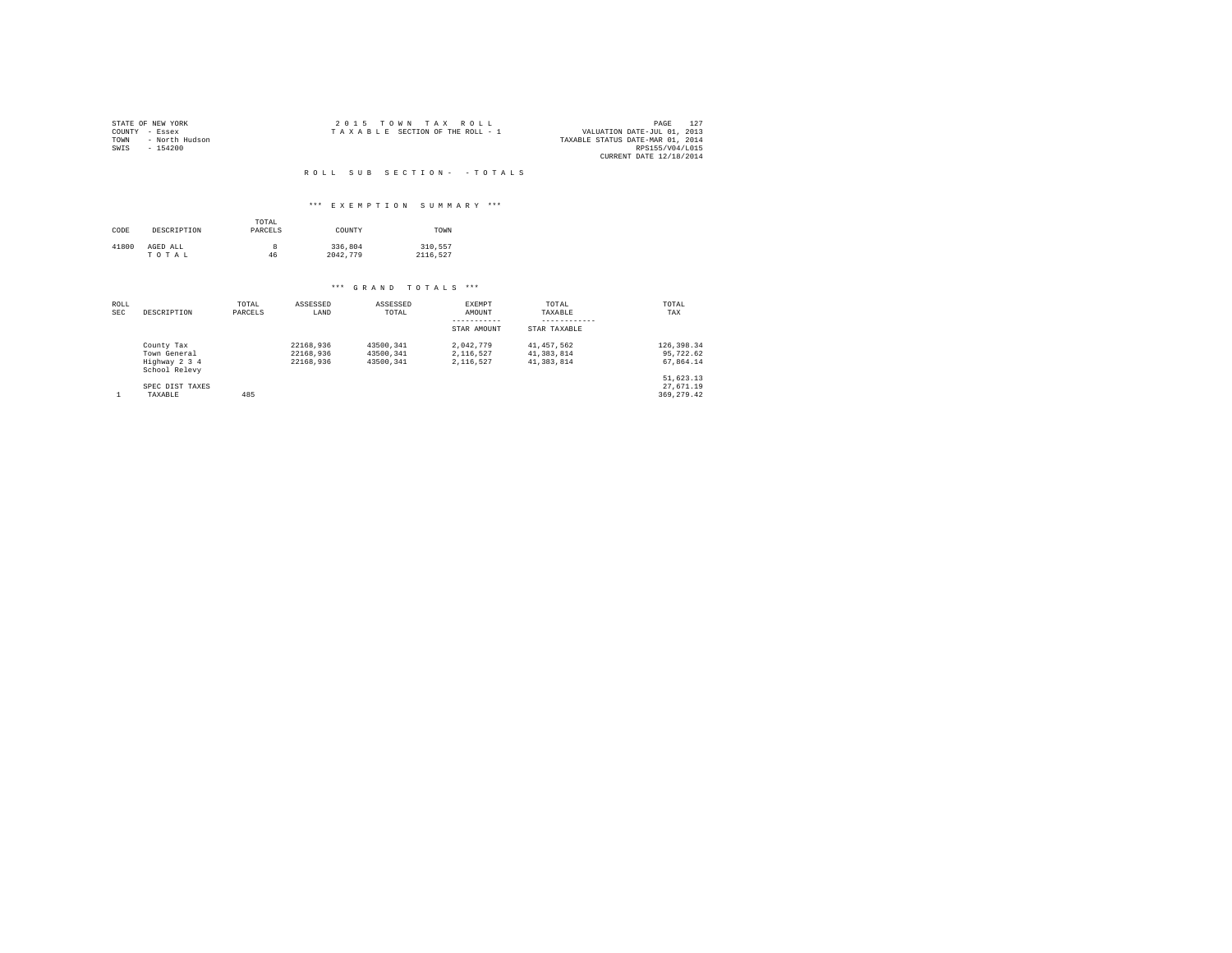STATE OF NEW YORK
COUNTY - Essex
TOWN - North Hudson
SWIS - 154200

2 0 1 5 T O W N T A X R O L L
T A X A B L E SECTION OF THE ROLL - 1

VALUATION DATE-JUL 01, 2013
TAXABLE STATUS DATE-MAR 01, 2014
RPS155/V04/L015
CURRENT DATE 12/18/2014

R O L L S U B S E C T I O N - - T O T A L S

*** E X E M P T I O N S U M M A R Y ***

| CODE | DESCRIPTION | TOTAL PARCELS | COUNTY | TOWN |
|---|---|---|---|---|
| 41800 | AGED ALL | 8 | 336,804 | 310,557 |
| | T O T A L | 46 | 2042,779 | 2116,527 |

*** G R A N D T O T A L S ***

| ROLL SEC | DESCRIPTION | TOTAL PARCELS | ASSESSED LAND | ASSESSED TOTAL | EXEMPT AMOUNT / STAR AMOUNT | TOTAL TAXABLE / STAR TAXABLE | TOTAL TAX |
|---|---|---|---|---|---|---|---|
| | County Tax | | 22168,936 | 43500,341 | 2,042,779 | 41,457,562 | 126,398.34 |
| | Town General | | 22168,936 | 43500,341 | 2,116,527 | 41,383,814 | 95,722.62 |
| | Highway 2 3 4 | | 22168,936 | 43500,341 | 2,116,527 | 41,383,814 | 67,864.14 |
| | School Relevy | | | | | | 51,623.13 |
| | SPEC DIST TAXES | | | | | | 27,671.19 |
| 1 | TAXABLE | 485 | | | | | 369,279.42 |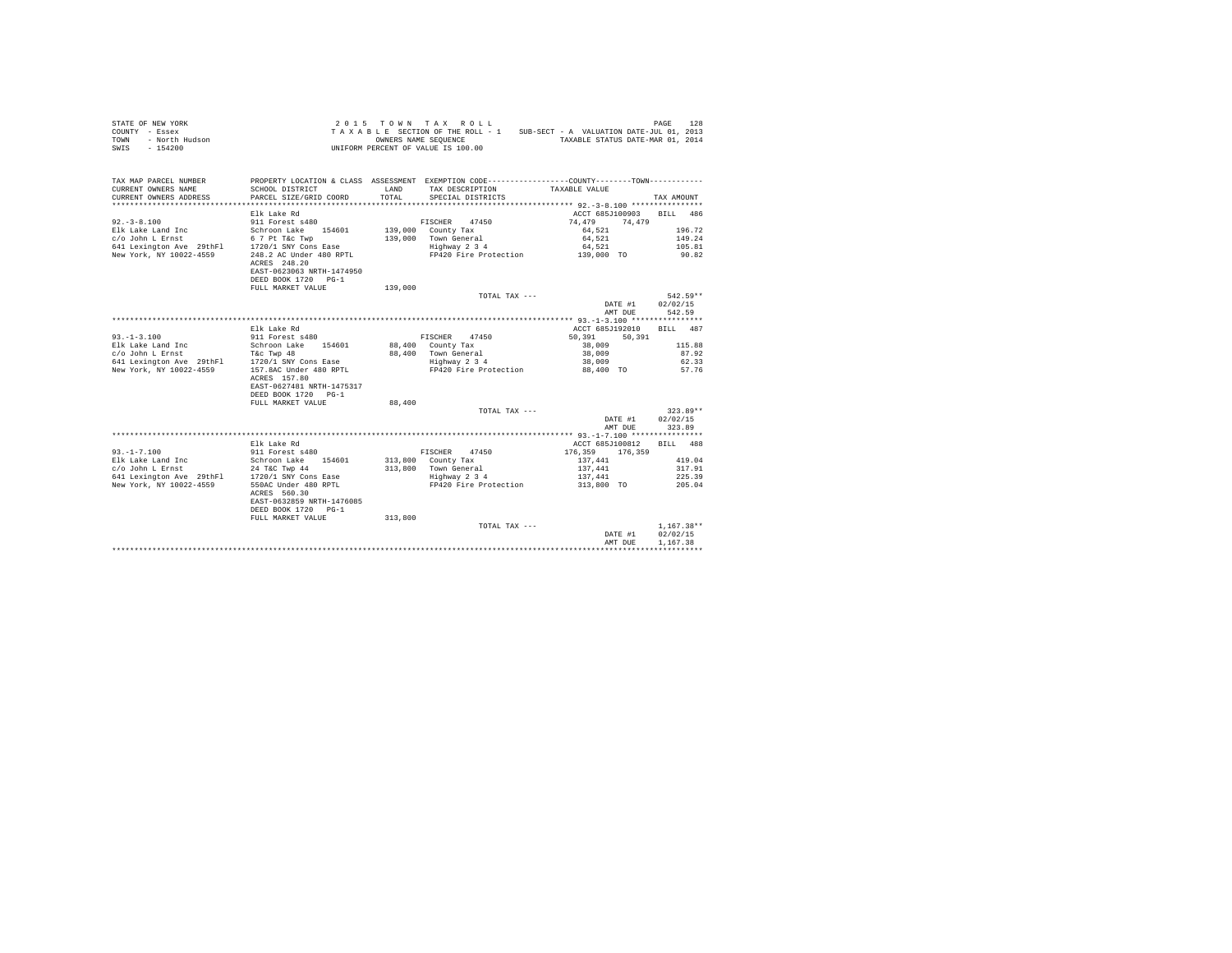STATE OF NEW YORK  
COUNTY - Essex  
TOWN - North Hudson  
SWIS - 154200

2 0 1 5 T O W N T A X R O L L  
T A X A B L E SECTION OF THE ROLL - 1 SUB-SECT - A VALUATION DATE-JUL 01, 2013  
OWNERS NAME SEQUENCE TAXABLE STATUS DATE-MAR 01, 2014  
UNIFORM PERCENT OF VALUE IS 100.00

| TAX MAP PARCEL NUMBER / CURRENT OWNERS NAME / CURRENT OWNERS ADDRESS | PROPERTY LOCATION & CLASS / SCHOOL DISTRICT / PARCEL SIZE/GRID COORD | ASSESSMENT LAND / TOTAL | EXEMPTION CODE / TAX DESCRIPTION / SPECIAL DISTRICTS | COUNTY / TAXABLE VALUE | TOWN | TAX AMOUNT |
|---|---|---|---|---|---|---|
| **92.-3-8.100** | Elk Lake Rd | | | ACCT 685J100903 | | BILL 486 |
| | 911 Forest s480 | | FISCHER 47450 | 74,479 | 74,479 | |
| Elk Lake Land Inc | Schroon Lake 154601 | 139,000 | County Tax | 64,521 | | 196.72 |
| c/o John L Ernst | 6 7 Pt T&c Twp | 139,000 | Town General | 64,521 | | 149.24 |
| 641 Lexington Ave 29thFl | 1720/1 SNY Cons Ease | | Highway 2 3 4 | 64,521 | | 105.81 |
| New York, NY 10022-4559 | 248.2 AC Under 480 RPTL | | FP420 Fire Protection | 139,000 TO | | 90.82 |
| | ACRES 248.20 | | | | | |
| | EAST-0623063 NRTH-1474950 | | | | | |
| | DEED BOOK 1720 PG-1 | | | | | |
| | FULL MARKET VALUE | 139,000 | | | | |
| | | | TOTAL TAX --- | | | 542.59** |
| | | | | | DATE #1 | 02/02/15 |
| | | | | | AMT DUE | 542.59 |
| **93.-1-3.100** | Elk Lake Rd | | | ACCT 685J192010 | | BILL 487 |
| | 911 Forest s480 | | FISCHER 47450 | 50,391 | 50,391 | |
| Elk Lake Land Inc | Schroon Lake 154601 | 88,400 | County Tax | 38,009 | | 115.88 |
| c/o John L Ernst | T&c Twp 48 | 88,400 | Town General | 38,009 | | 87.92 |
| 641 Lexington Ave 29thFl | 1720/1 SNY Cons Ease | | Highway 2 3 4 | 38,009 | | 62.33 |
| New York, NY 10022-4559 | 157.8AC Under 480 RPTL | | FP420 Fire Protection | 88,400 TO | | 57.76 |
| | ACRES 157.80 | | | | | |
| | EAST-0627481 NRTH-1475317 | | | | | |
| | DEED BOOK 1720 PG-1 | | | | | |
| | FULL MARKET VALUE | 88,400 | | | | |
| | | | TOTAL TAX --- | | | 323.89** |
| | | | | | DATE #1 | 02/02/15 |
| | | | | | AMT DUE | 323.89 |
| **93.-1-7.100** | Elk Lake Rd | | | ACCT 685J100812 | | BILL 488 |
| | 911 Forest s480 | | FISCHER 47450 | 176,359 | 176,359 | |
| Elk Lake Land Inc | Schroon Lake 154601 | 313,800 | County Tax | 137,441 | | 419.04 |
| c/o John L Ernst | 24 T&C Twp 44 | 313,800 | Town General | 137,441 | | 317.91 |
| 641 Lexington Ave 29thFl | 1720/1 SNY Cons Ease | | Highway 2 3 4 | 137,441 | | 225.39 |
| New York, NY 10022-4559 | 550AC Under 480 RPTL | | FP420 Fire Protection | 313,800 TO | | 205.04 |
| | ACRES 560.30 | | | | | |
| | EAST-0632859 NRTH-1476085 | | | | | |
| | DEED BOOK 1720 PG-1 | | | | | |
| | FULL MARKET VALUE | 313,800 | | | | |
| | | | TOTAL TAX --- | | | 1,167.38** |
| | | | | | DATE #1 | 02/02/15 |
| | | | | | AMT DUE | 1,167.38 |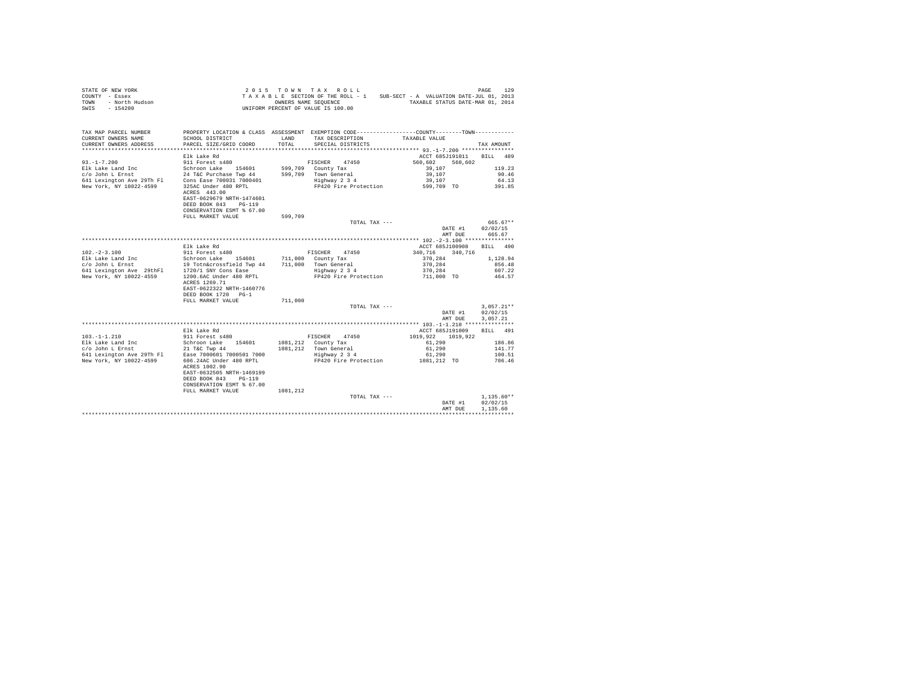```
STATE OF NEW YORK                                   2 0 1 5   T O W N   T A X   R O L L                                          PAGE   129
COUNTY  - Essex                               T A X A B L E  SECTION OF THE ROLL - 1    SUB-SECT - A  VALUATION DATE-JUL 01, 2013
TOWN    - North Hudson                                 OWNERS NAME SEQUENCE               TAXABLE STATUS DATE-MAR 01, 2014
SWIS    - 154200                                  UNIFORM PERCENT OF VALUE IS 100.00

TAX MAP PARCEL NUMBER          PROPERTY LOCATION & CLASS  ASSESSMENT  EXEMPTION CODE-----------------COUNTY--------TOWN-----------
CURRENT OWNERS NAME            SCHOOL DISTRICT             LAND       TAX DESCRIPTION          TAXABLE VALUE
CURRENT OWNERS ADDRESS         PARCEL SIZE/GRID COORD      TOTAL      SPECIAL DISTRICTS                                      TAX AMOUNT
********************************************************************************************* 93.-1-7.200 ****************
                               Elk Lake Rd                                                      ACCT 685J191011     BILL   489
93.-1-7.200                    911 Forest s480                       FISCHER    47450           560,602    560,602
Elk Lake Land Inc              Schroon Lake    154601       599,709  County Tax                  39,107                  119.23
c/o John L Ernst               24 T&C Purchase Twp 44       599,709  Town General                39,107                   90.46
641 Lexington Ave 29Th Fl      Cons Ease 700031 7000401              Highway 2 3 4               39,107                   64.13
New York, NY 10022-4599        325AC Under 480 RPTL                  FP420 Fire Protection       599,709 TO              391.85
                               ACRES  443.00
                               EAST-0629679 NRTH-1474601
                               DEED BOOK 843    PG-119
                               CONSERVATION ESMT % 67.00
                               FULL MARKET VALUE           599,709
                                                                     TOTAL TAX ---                                        665.67**
                                                                                                 DATE #1      02/02/15
                                                                                                 AMT DUE        665.67
********************************************************************************************* 102.-2-3.100 ***************
                               Elk Lake Rd                                                      ACCT 685J100908     BILL   490
102.-2-3.100                   911 Forest s480                       FISCHER    47450           340,716    340,716
Elk Lake Land Inc              Schroon Lake    154601       711,000  County Tax                 370,284                1,128.94
c/o John L Ernst               19 Totn&crossfield Twp 44    711,000  Town General               370,284                  856.48
641 Lexington Ave  29thFl      1720/1 SNY Cons Ease                  Highway 2 3 4              370,284                  607.22
New York, NY 10022-4559        1200.6AC Under 480 RPTL               FP420 Fire Protection       711,000 TO              464.57
                               ACRES 1269.71
                               EAST-0622322 NRTH-1460776
                               DEED BOOK 1720   PG-1
                               FULL MARKET VALUE           711,000
                                                                     TOTAL TAX ---                                      3,057.21**
                                                                                                 DATE #1      02/02/15
                                                                                                 AMT DUE      3,057.21
********************************************************************************************* 103.-1-1.210 ***************
                               Elk Lake Rd                                                      ACCT 685J191009     BILL   491
103.-1-1.210                   911 Forest s480                       FISCHER    47450          1019,922   1019,922
Elk Lake Land Inc              Schroon Lake    154601      1081,212  County Tax                  61,290                  186.86
c/o John L Ernst               21 T&C Twp 44               1081,212  Town General                61,290                  141.77
641 Lexington Ave 29Th Fl      Ease 7000601 7000501 7000             Highway 2 3 4               61,290                  100.51
New York, NY 10022-4599        606.24AC Under 480 RPTL               FP420 Fire Protection      1081,212 TO              706.46
                               ACRES 1002.90
                               EAST-0632505 NRTH-1469199
                               DEED BOOK 843    PG-119
                               CONSERVATION ESMT % 67.00
                               FULL MARKET VALUE          1081,212
                                                                     TOTAL TAX ---                                      1,135.60**
                                                                                                 DATE #1      02/02/15
                                                                                                 AMT DUE      1,135.60
****************************************************************************************************************************
```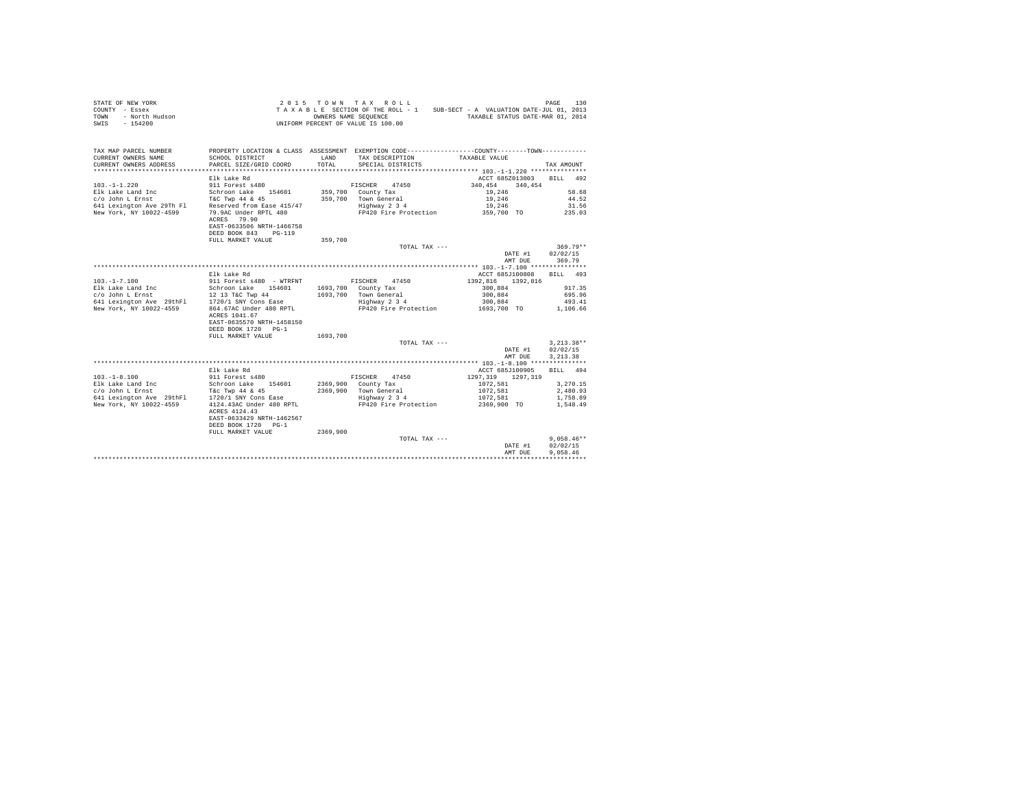STATE OF NEW YORK
COUNTY - Essex
TOWN - North Hudson
SWIS - 154200

2015 TOWN TAX ROLL
TAXABLE SECTION OF THE ROLL - 1
OWNERS NAME SEQUENCE
UNIFORM PERCENT OF VALUE IS 100.00

SUB-SECT - A VALUATION DATE-JUL 01, 2013
TAXABLE STATUS DATE-MAR 01, 2014

| TAX MAP PARCEL NUMBER / CURRENT OWNERS NAME / CURRENT OWNERS ADDRESS | PROPERTY LOCATION & CLASS / SCHOOL DISTRICT / PARCEL SIZE/GRID COORD | ASSESSMENT LAND / TOTAL | EXEMPTION CODE / TAX DESCRIPTION / SPECIAL DISTRICTS | COUNTY / TOWN TAXABLE VALUE | TAX AMOUNT |
|---|---|---|---|---|---|
| **103.-1-1.220** | Elk Lake Rd | | | ACCT 685Z013003 | BILL 492 |
| 103.-1-1.220 | 911 Forest s480 | | FISCHER 47450 | 340,454 340,454 | |
| Elk Lake Land Inc | Schroon Lake 154601 | 359,700 | County Tax | 19,246 | 58.68 |
| c/o John L Ernst | T&C Twp 44 & 45 | 359,700 | Town General | 19,246 | 44.52 |
| 641 Lexington Ave 29Th Fl | Reserved from Ease 415/47 | | Highway 2 3 4 | 19,246 | 31.56 |
| New York, NY 10022-4599 | 79.9AC Under RPTL 480 | | FP420 Fire Protection | 359,700 TO | 235.03 |
| | ACRES 79.90 | | | | |
| | EAST-0633506 NRTH-1466758 | | | | |
| | DEED BOOK 843 PG-119 | | | | |
| | FULL MARKET VALUE | 359,700 | | | |
| | | | TOTAL TAX --- | | 369.79** |
| | | | | DATE #1 | 02/02/15 |
| | | | | AMT DUE | 369.79 |
| **103.-1-7.100** | Elk Lake Rd | | | ACCT 685J100808 | BILL 493 |
| 103.-1-7.100 | 911 Forest s480 - WTRFNT | | FISCHER 47450 | 1392,816 1392,816 | |
| Elk Lake Land Inc | Schroon Lake 154601 | 1693,700 | County Tax | 300,884 | 917.35 |
| c/o John L Ernst | 12 13 T&C Twp 44 | 1693,700 | Town General | 300,884 | 695.96 |
| 641 Lexington Ave 29thFl | 1720/1 SNY Cons Ease | | Highway 2 3 4 | 300,884 | 493.41 |
| New York, NY 10022-4559 | 864.67AC Under 480 RPTL | | FP420 Fire Protection | 1693,700 TO | 1,106.66 |
| | ACRES 1041.67 | | | | |
| | EAST-0635570 NRTH-1458150 | | | | |
| | DEED BOOK 1720 PG-1 | | | | |
| | FULL MARKET VALUE | 1693,700 | | | |
| | | | TOTAL TAX --- | | 3,213.38** |
| | | | | DATE #1 | 02/02/15 |
| | | | | AMT DUE | 3,213.38 |
| **103.-1-8.100** | Elk Lake Rd | | | ACCT 685J100905 | BILL 494 |
| 103.-1-8.100 | 911 Forest s480 | | FISCHER 47450 | 1297,319 1297,319 | |
| Elk Lake Land Inc | Schroon Lake 154601 | 2369,900 | County Tax | 1072,581 | 3,270.15 |
| c/o John L Ernst | T&c Twp 44 & 45 | 2369,900 | Town General | 1072,581 | 2,480.93 |
| 641 Lexington Ave 29thFl | 1720/1 SNY Cons Ease | | Highway 2 3 4 | 1072,581 | 1,758.89 |
| New York, NY 10022-4559 | 4124.43AC Under 480 RPTL | | FP420 Fire Protection | 2369,900 TO | 1,548.49 |
| | ACRES 4124.43 | | | | |
| | EAST-0633429 NRTH-1462567 | | | | |
| | DEED BOOK 1720 PG-1 | | | | |
| | FULL MARKET VALUE | 2369,900 | | | |
| | | | TOTAL TAX --- | | 9,058.46** |
| | | | | DATE #1 | 02/02/15 |
| | | | | AMT DUE | 9,058.46 |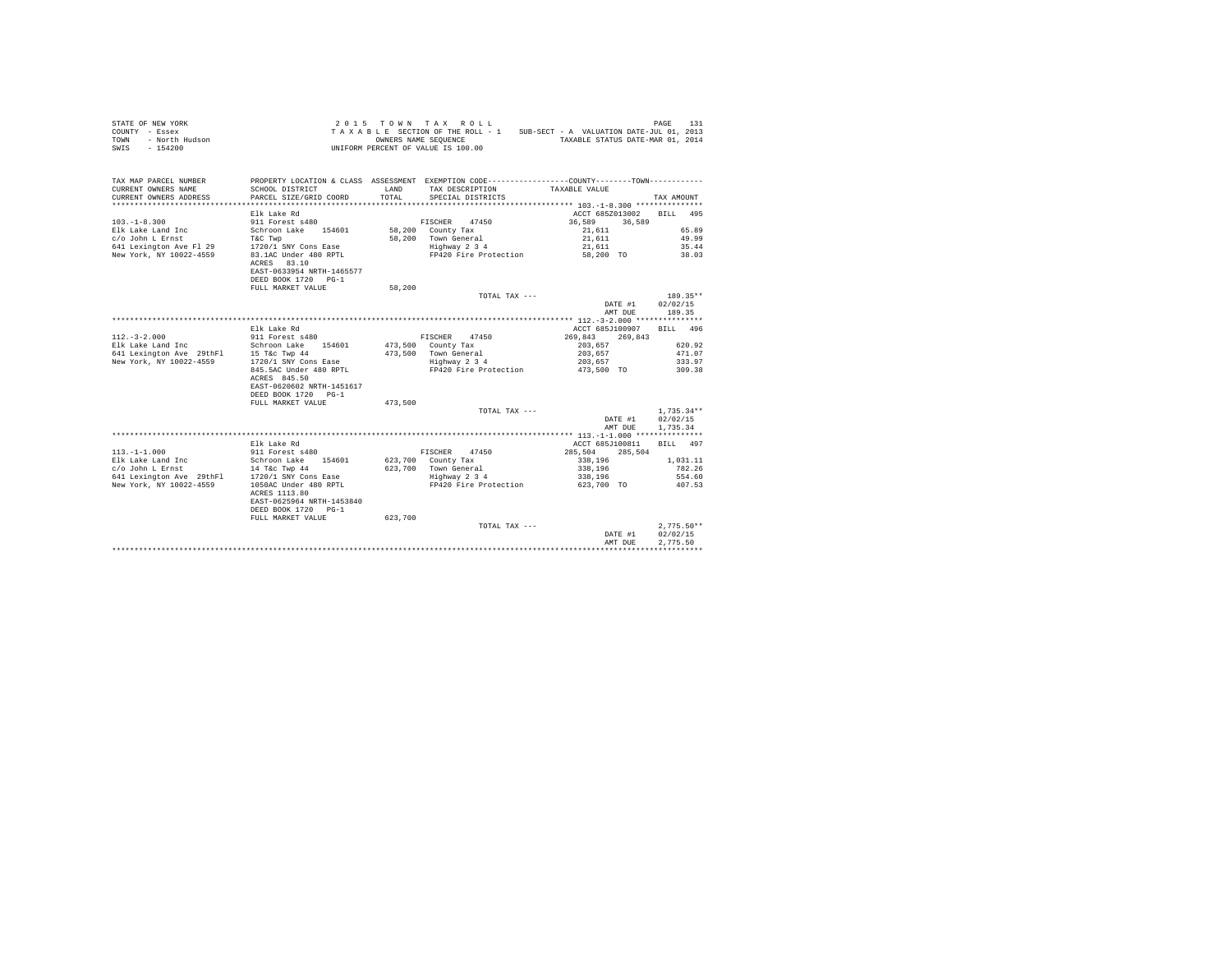STATE OF NEW YORK
COUNTY - Essex
TOWN - North Hudson
SWIS - 154200

2015 TOWN TAX ROLL
TAXABLE SECTION OF THE ROLL - 1 SUB-SECT - A VALUATION DATE-JUL 01, 2013
OWNERS NAME SEQUENCE TAXABLE STATUS DATE-MAR 01, 2014
UNIFORM PERCENT OF VALUE IS 100.00

| TAX MAP PARCEL NUMBER / CURRENT OWNERS NAME / CURRENT OWNERS ADDRESS | PROPERTY LOCATION & CLASS / SCHOOL DISTRICT / PARCEL SIZE/GRID COORD | ASSESSMENT LAND / TOTAL | EXEMPTION CODE / TAX DESCRIPTION / SPECIAL DISTRICTS | COUNTY / TAXABLE VALUE | TOWN | TAX AMOUNT |
|---|---|---|---|---|---|---|
| | Elk Lake Rd | | | ACCT 685Z013002 | | BILL 495 |
| 103.-1-8.300 | 911 Forest s480 | | FISCHER 47450 | 36,589 | 36,589 | |
| Elk Lake Land Inc | Schroon Lake 154601 | 58,200 | County Tax | 21,611 | | 65.89 |
| c/o John L Ernst | T&C Twp | 58,200 | Town General | 21,611 | | 49.99 |
| 641 Lexington Ave Fl 29 | 1720/1 SNY Cons Ease | | Highway 2 3 4 | 21,611 | | 35.44 |
| New York, NY 10022-4559 | 83.1AC Under 480 RPTL | | FP420 Fire Protection | 58,200 TO | | 38.03 |
| | ACRES 83.10 | | | | | |
| | EAST-0633954 NRTH-1465577 | | | | | |
| | DEED BOOK 1720 PG-1 | | | | | |
| | FULL MARKET VALUE | 58,200 | | | | |
| | | | TOTAL TAX --- | | | 189.35** |
| | | | | | DATE #1 | 02/02/15 |
| | | | | | AMT DUE | 189.35 |
| | Elk Lake Rd | | | ACCT 685J100907 | | BILL 496 |
| 112.-3-2.000 | 911 Forest s480 | | FISCHER 47450 | 269,843 | 269,843 | |
| Elk Lake Land Inc | Schroon Lake 154601 | 473,500 | County Tax | 203,657 | | 620.92 |
| 641 Lexington Ave 29thFl | 15 T&c Twp 44 | 473,500 | Town General | 203,657 | | 471.07 |
| New York, NY 10022-4559 | 1720/1 SNY Cons Ease | | Highway 2 3 4 | 203,657 | | 333.97 |
| | 845.5AC Under 480 RPTL | | FP420 Fire Protection | 473,500 TO | | 309.38 |
| | ACRES 845.50 | | | | | |
| | EAST-0620602 NRTH-1451617 | | | | | |
| | DEED BOOK 1720 PG-1 | | | | | |
| | FULL MARKET VALUE | 473,500 | | | | |
| | | | TOTAL TAX --- | | | 1,735.34** |
| | | | | | DATE #1 | 02/02/15 |
| | | | | | AMT DUE | 1,735.34 |
| | Elk Lake Rd | | | ACCT 685J100811 | | BILL 497 |
| 113.-1-1.000 | 911 Forest s480 | | FISCHER 47450 | 285,504 | 285,504 | |
| Elk Lake Land Inc | Schroon Lake 154601 | 623,700 | County Tax | 338,196 | | 1,031.11 |
| c/o John L Ernst | 14 T&c Twp 44 | 623,700 | Town General | 338,196 | | 782.26 |
| 641 Lexington Ave 29thFl | 1720/1 SNY Cons Ease | | Highway 2 3 4 | 338,196 | | 554.60 |
| New York, NY 10022-4559 | 1050AC Under 480 RPTL | | FP420 Fire Protection | 623,700 TO | | 407.53 |
| | ACRES 1113.80 | | | | | |
| | EAST-0625964 NRTH-1453840 | | | | | |
| | DEED BOOK 1720 PG-1 | | | | | |
| | FULL MARKET VALUE | 623,700 | | | | |
| | | | TOTAL TAX --- | | | 2,775.50** |
| | | | | | DATE #1 | 02/02/15 |
| | | | | | AMT DUE | 2,775.50 |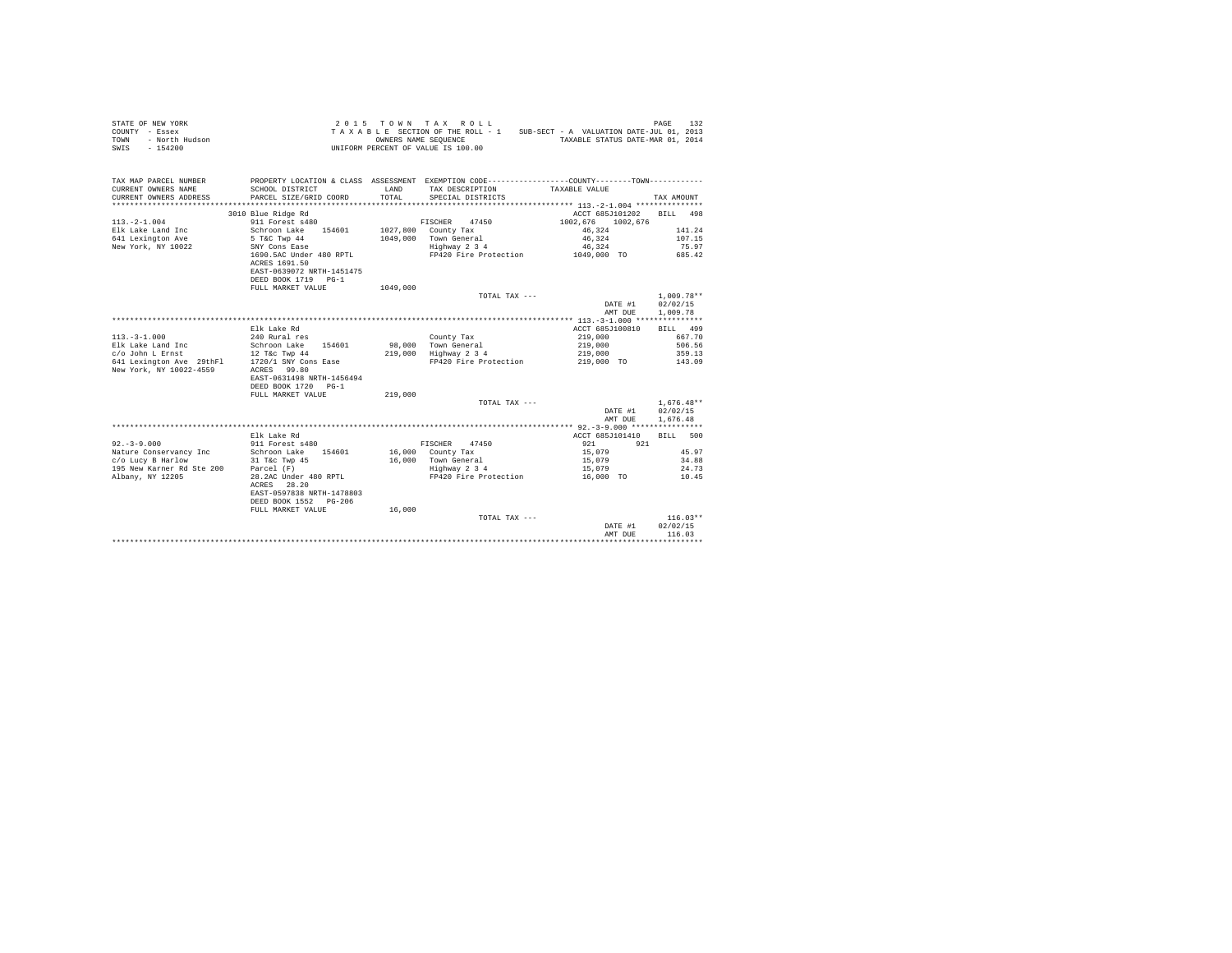STATE OF NEW YORK
COUNTY - Essex
TOWN - North Hudson
SWIS - 154200

2 0 1 5 T O W N T A X R O L L
T A X A B L E SECTION OF THE ROLL - 1 SUB-SECT - A VALUATION DATE-JUL 01, 2013
OWNERS NAME SEQUENCE TAXABLE STATUS DATE-MAR 01, 2014
UNIFORM PERCENT OF VALUE IS 100.00

| TAX MAP PARCEL NUMBER<br>CURRENT OWNERS NAME<br>CURRENT OWNERS ADDRESS | PROPERTY LOCATION & CLASS<br>SCHOOL DISTRICT<br>PARCEL SIZE/GRID COORD | ASSESSMENT<br>LAND<br>TOTAL | EXEMPTION CODE<br>TAX DESCRIPTION<br>SPECIAL DISTRICTS | COUNTY / TOWN<br>TAXABLE VALUE | TAX AMOUNT |
|---|---|---|---|---|---|
| **113.-2-1.004** | 3010 Blue Ridge Rd | | | ACCT 685J101202 | BILL 498 |
| 113.-2-1.004 | 911 Forest s480 | | FISCHER 47450 | 1002,676 1002,676 | |
| Elk Lake Land Inc | Schroon Lake 154601 | 1027,800 | County Tax | 46,324 | 141.24 |
| 641 Lexington Ave | 5 T&C Twp 44 | 1049,000 | Town General | 46,324 | 107.15 |
| New York, NY 10022 | SNY Cons Ease | | Highway 2 3 4 | 46,324 | 75.97 |
| | 1690.5AC Under 480 RPTL | | FP420 Fire Protection | 1049,000 TO | 685.42 |
| | ACRES 1691.50 | | | | |
| | EAST-0639072 NRTH-1451475 | | | | |
| | DEED BOOK 1719 PG-1 | | | | |
| | FULL MARKET VALUE | 1049,000 | | | |
| | | | TOTAL TAX --- | | 1,009.78** |
| | | | | DATE #1 | 02/02/15 |
| | | | | AMT DUE | 1,009.78 |
| **113.-3-1.000** | Elk Lake Rd | | | ACCT 685J100810 | BILL 499 |
| 113.-3-1.000 | 240 Rural res | | County Tax | 219,000 | 667.70 |
| Elk Lake Land Inc | Schroon Lake 154601 | 98,000 | Town General | 219,000 | 506.56 |
| c/o John L Ernst | 12 T&c Twp 44 | 219,000 | Highway 2 3 4 | 219,000 | 359.13 |
| 641 Lexington Ave 29thFl | 1720/1 SNY Cons Ease | | FP420 Fire Protection | 219,000 TO | 143.09 |
| New York, NY 10022-4559 | ACRES 99.80 | | | | |
| | EAST-0631498 NRTH-1456494 | | | | |
| | DEED BOOK 1720 PG-1 | | | | |
| | FULL MARKET VALUE | 219,000 | | | |
| | | | TOTAL TAX --- | | 1,676.48** |
| | | | | DATE #1 | 02/02/15 |
| | | | | AMT DUE | 1,676.48 |
| **92.-3-9.000** | Elk Lake Rd | | | ACCT 685J101410 | BILL 500 |
| 92.-3-9.000 | 911 Forest s480 | | FISCHER 47450 | 921 921 | |
| Nature Conservancy Inc | Schroon Lake 154601 | 16,000 | County Tax | 15,079 | 45.97 |
| c/o Lucy B Harlow | 31 T&c Twp 45 | 16,000 | Town General | 15,079 | 34.88 |
| 195 New Karner Rd Ste 200 | Parcel (F) | | Highway 2 3 4 | 15,079 | 24.73 |
| Albany, NY 12205 | 28.2AC Under 480 RPTL | | FP420 Fire Protection | 16,000 TO | 10.45 |
| | ACRES 28.20 | | | | |
| | EAST-0597838 NRTH-1478803 | | | | |
| | DEED BOOK 1552 PG-206 | | | | |
| | FULL MARKET VALUE | 16,000 | | | |
| | | | TOTAL TAX --- | | 116.03** |
| | | | | DATE #1 | 02/02/15 |
| | | | | AMT DUE | 116.03 |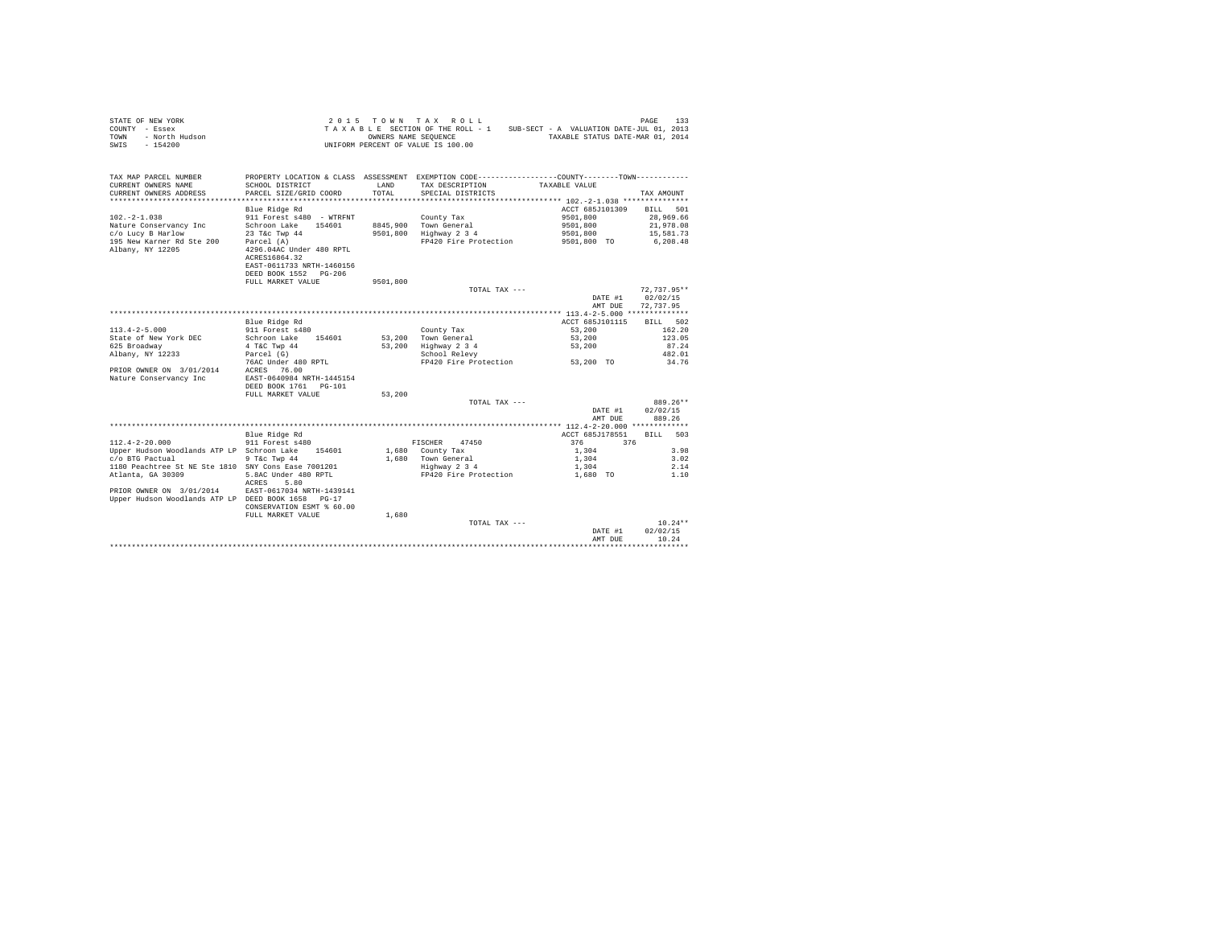STATE OF NEW YORK
COUNTY - Essex
TOWN - North Hudson
SWIS - 154200

2 0 1 5 T O W N T A X R O L L
T A X A B L E SECTION OF THE ROLL - 1
OWNERS NAME SEQUENCE
UNIFORM PERCENT OF VALUE IS 100.00

SUB-SECT - A VALUATION DATE-JUL 01, 2013
TAXABLE STATUS DATE-MAR 01, 2014

| TAX MAP PARCEL NUMBER / CURRENT OWNERS NAME / CURRENT OWNERS ADDRESS | PROPERTY LOCATION & CLASS / SCHOOL DISTRICT / PARCEL SIZE/GRID COORD | ASSESSMENT LAND / TOTAL | EXEMPTION CODE / TAX DESCRIPTION / SPECIAL DISTRICTS | COUNTY / TOWN TAXABLE VALUE | TAX AMOUNT |
|---|---|---|---|---|---|
| **102.-2-1.038** | Blue Ridge Rd | | | ACCT 685J101309 | BILL 501 |
| 102.-2-1.038 | 911 Forest s480 - WTRFNT | | County Tax | 9501,800 | 28,969.66 |
| Nature Conservancy Inc | Schroon Lake 154601 | 8845,900 | Town General | 9501,800 | 21,978.08 |
| c/o Lucy B Harlow | 23 T&c Twp 44 | 9501,800 | Highway 2 3 4 | 9501,800 | 15,581.73 |
| 195 New Karner Rd Ste 200 | Parcel (A) | | FP420 Fire Protection | 9501,800 TO | 6,208.48 |
| Albany, NY 12205 | 4296.04AC Under 480 RPTL | | | | |
| | ACRES16864.32 | | | | |
| | EAST-0611733 NRTH-1460156 | | | | |
| | DEED BOOK 1552 PG-206 | | | | |
| | FULL MARKET VALUE | 9501,800 | | | |
| | | | TOTAL TAX --- | | 72,737.95** |
| | | | | DATE #1 | 02/02/15 |
| | | | | AMT DUE | 72,737.95 |
| **113.4-2-5.000** | Blue Ridge Rd | | | ACCT 685J101115 | BILL 502 |
| 113.4-2-5.000 | 911 Forest s480 | | County Tax | 53,200 | 162.20 |
| State of New York DEC | Schroon Lake 154601 | 53,200 | Town General | 53,200 | 123.05 |
| 625 Broadway | 4 T&C Twp 44 | 53,200 | Highway 2 3 4 | 53,200 | 87.24 |
| Albany, NY 12233 | Parcel (G) | | School Relevy | | 482.01 |
| | 76AC Under 480 RPTL | | FP420 Fire Protection | 53,200 TO | 34.76 |
| PRIOR OWNER ON 3/01/2014 | ACRES 76.00 | | | | |
| Nature Conservancy Inc | EAST-0640984 NRTH-1445154 | | | | |
| | DEED BOOK 1761 PG-101 | | | | |
| | FULL MARKET VALUE | 53,200 | | | |
| | | | TOTAL TAX --- | | 889.26** |
| | | | | DATE #1 | 02/02/15 |
| | | | | AMT DUE | 889.26 |
| **112.4-2-20.000** | Blue Ridge Rd | | | ACCT 685J178551 | BILL 503 |
| 112.4-2-20.000 | 911 Forest s480 | | FISCHER 47450 | 376 376 | |
| Upper Hudson Woodlands ATP LP | Schroon Lake 154601 | 1,680 | County Tax | 1,304 | 3.98 |
| c/o BTG Pactual | 9 T&c Twp 44 | 1,680 | Town General | 1,304 | 3.02 |
| 1180 Peachtree St NE Ste 1810 | SNY Cons Ease 7001201 | | Highway 2 3 4 | 1,304 | 2.14 |
| Atlanta, GA 30309 | 5.8AC Under 480 RPTL | | FP420 Fire Protection | 1,680 TO | 1.10 |
| | ACRES 5.80 | | | | |
| PRIOR OWNER ON 3/01/2014 | EAST-0617034 NRTH-1439141 | | | | |
| Upper Hudson Woodlands ATP LP | DEED BOOK 1658 PG-17 | | | | |
| | CONSERVATION ESMT % 60.00 | | | | |
| | FULL MARKET VALUE | 1,680 | | | |
| | | | TOTAL TAX --- | | 10.24** |
| | | | | DATE #1 | 02/02/15 |
| | | | | AMT DUE | 10.24 |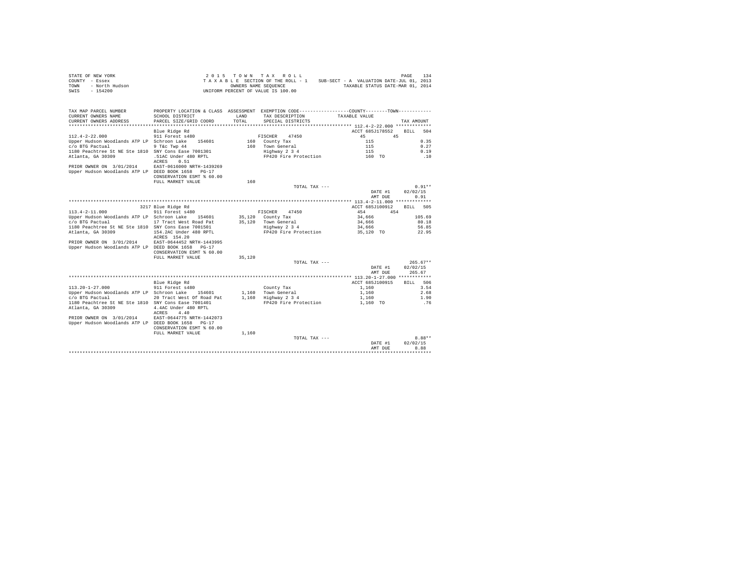STATE OF NEW YORK
COUNTY - Essex
TOWN - North Hudson
SWIS - 154200

2 0 1 5 T O W N T A X R O L L
T A X A B L E SECTION OF THE ROLL - 1 SUB-SECT - A VALUATION DATE-JUL 01, 2013
OWNERS NAME SEQUENCE TAXABLE STATUS DATE-MAR 01, 2014
UNIFORM PERCENT OF VALUE IS 100.00

| TAX MAP PARCEL NUMBER / CURRENT OWNERS NAME / CURRENT OWNERS ADDRESS | PROPERTY LOCATION & CLASS / SCHOOL DISTRICT / PARCEL SIZE/GRID COORD | ASSESSMENT LAND / TOTAL | EXEMPTION CODE / TAX DESCRIPTION / SPECIAL DISTRICTS | COUNTY TAXABLE VALUE | TOWN | TAX AMOUNT |
|---|---|---|---|---|---|---|
| **112.4-2-22.000** | Blue Ridge Rd | | | ACCT 685J178552 | | BILL 504 |
| 112.4-2-22.000 | 911 Forest s480 | | FISCHER 47450 | 45 | 45 | |
| Upper Hudson Woodlands ATP LP | Schroon Lake 154601 | 160 | County Tax | 115 | | 0.35 |
| c/o BTG Pactual | 9 T&c Twp 44 | 160 | Town General | 115 | | 0.27 |
| 1180 Peachtree St NE Ste 1810 | SNY Cons Ease 7001301 | | Highway 2 3 4 | 115 | | 0.19 |
| Atlanta, GA 30309 | .51AC Under 480 RPTL | | FP420 Fire Protection | 160 TO | | .10 |
| | ACRES 0.51 | | | | | |
| PRIOR OWNER ON 3/01/2014 | EAST-0616000 NRTH-1439269 | | | | | |
| Upper Hudson Woodlands ATP LP | DEED BOOK 1658 PG-17 | | | | | |
| | CONSERVATION ESMT % 60.00 | | | | | |
| | FULL MARKET VALUE | 160 | | | | |
| | | | TOTAL TAX --- | | | 0.91** |
| | | | | | DATE #1 | 02/02/15 |
| | | | | | AMT DUE | 0.91 |
| **113.4-2-11.000** | 3217 Blue Ridge Rd | | | ACCT 685J100912 | | BILL 505 |
| 113.4-2-11.000 | 911 Forest s480 | | FISCHER 47450 | 454 | 454 | |
| Upper Hudson Woodlands ATP LP | Schroon Lake 154601 | 35,120 | County Tax | 34,666 | | 105.69 |
| c/o BTG Pactual | 17 Tract West Road Pat | 35,120 | Town General | 34,666 | | 80.18 |
| 1180 Peachtree St NE Ste 1810 | SNY Cons Ease 7001501 | | Highway 2 3 4 | 34,666 | | 56.85 |
| Atlanta, GA 30309 | 154.2AC Under 480 RPTL | | FP420 Fire Protection | 35,120 TO | | 22.95 |
| | ACRES 154.20 | | | | | |
| PRIOR OWNER ON 3/01/2014 | EAST-0644452 NRTH-1443995 | | | | | |
| Upper Hudson Woodlands ATP LP | DEED BOOK 1658 PG-17 | | | | | |
| | CONSERVATION ESMT % 60.00 | | | | | |
| | FULL MARKET VALUE | 35,120 | | | | |
| | | | TOTAL TAX --- | | | 265.67** |
| | | | | | DATE #1 | 02/02/15 |
| | | | | | AMT DUE | 265.67 |
| **113.20-1-27.000** | Blue Ridge Rd | | | ACCT 685J100915 | | BILL 506 |
| 113.20-1-27.000 | 911 Forest s480 | | County Tax | 1,160 | | 3.54 |
| Upper Hudson Woodlands ATP LP | Schroon Lake 154601 | 1,160 | Town General | 1,160 | | 2.68 |
| c/o BTG Pactual | 20 Tract West Of Road Pat | 1,160 | Highway 2 3 4 | 1,160 | | 1.90 |
| 1180 Peachtree St NE Ste 1810 | SNY Cons Ease 7001401 | | FP420 Fire Protection | 1,160 TO | | .76 |
| Atlanta, GA 30309 | 4.4AC Under 480 RPTL | | | | | |
| | ACRES 4.40 | | | | | |
| PRIOR OWNER ON 3/01/2014 | EAST-0644775 NRTH-1442073 | | | | | |
| Upper Hudson Woodlands ATP LP | DEED BOOK 1658 PG-17 | | | | | |
| | CONSERVATION ESMT % 60.00 | | | | | |
| | FULL MARKET VALUE | 1,160 | | | | |
| | | | TOTAL TAX --- | | | 8.88** |
| | | | | | DATE #1 | 02/02/15 |
| | | | | | AMT DUE | 8.88 |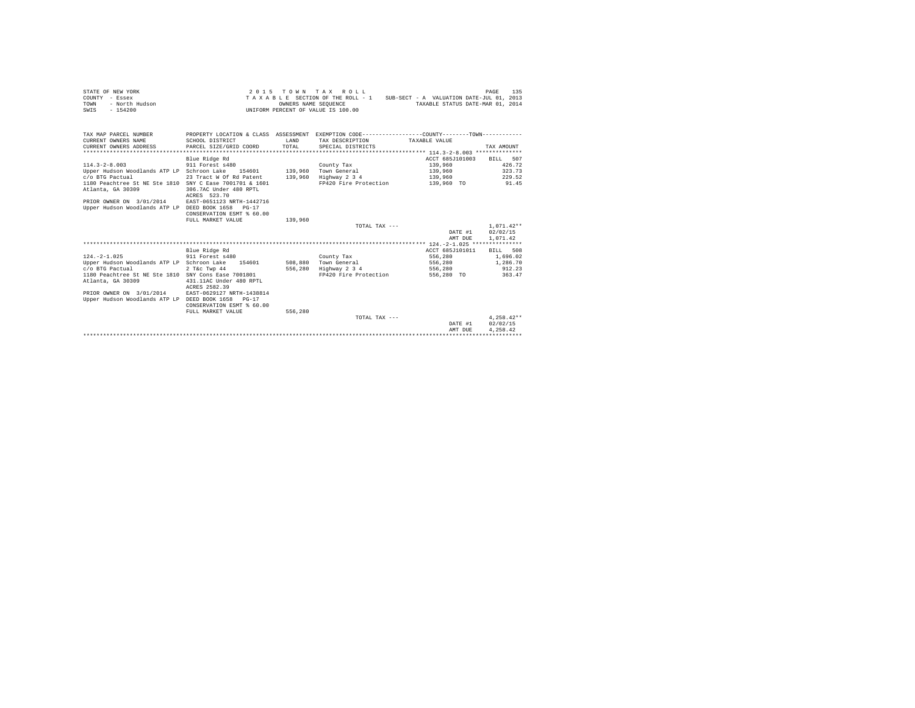STATE OF NEW YORK
COUNTY - Essex
TOWN - North Hudson
SWIS - 154200

2015 TOWN TAX ROLL
TAXABLE SECTION OF THE ROLL - 1
OWNERS NAME SEQUENCE
UNIFORM PERCENT OF VALUE IS 100.00

SUB-SECT - A VALUATION DATE-JUL 01, 2013
TAXABLE STATUS DATE-MAR 01, 2014

```
TAX MAP PARCEL NUMBER          PROPERTY LOCATION & CLASS  ASSESSMENT  EXEMPTION CODE-----------------COUNTY--------TOWN-----------
CURRENT OWNERS NAME            SCHOOL DISTRICT              LAND      TAX DESCRIPTION            TAXABLE VALUE
CURRENT OWNERS ADDRESS         PARCEL SIZE/GRID COORD       TOTAL     SPECIAL DISTRICTS                                  TAX AMOUNT
*********************************************************************************************** 114.3-2-8.003 **************
                               Blue Ridge Rd                                                     ACCT 685J101003    BILL  507
114.3-2-8.003                  911 Forest s480                        County Tax                  139,960              426.72
Upper Hudson Woodlands ATP LP  Schroon Lake    154601     139,960     Town General                139,960              323.73
c/o BTG Pactual                23 Tract W Of Rd Patent    139,960     Highway 2 3 4               139,960              229.52
1180 Peachtree St NE Ste 1810  SNY C Ease 7001701 & 1601              FP420 Fire Protection       139,960 TO            91.45
Atlanta, GA 30309              306.7AC Under 480 RPTL
                               ACRES  523.70
PRIOR OWNER ON  3/01/2014      EAST-0651123 NRTH-1442716
Upper Hudson Woodlands ATP LP  DEED BOOK 1658   PG-17
                               CONSERVATION ESMT % 60.00
                               FULL MARKET VALUE          139,960
                                                                      TOTAL TAX ---                                  1,071.42**
                                                                                                 DATE #1          02/02/15
                                                                                                 AMT DUE          1,071.42
*********************************************************************************************** 124.-2-1.025 ***************
                               Blue Ridge Rd                                                     ACCT 685J101011    BILL  508
124.-2-1.025                   911 Forest s480                        County Tax                  556,280            1,696.02
Upper Hudson Woodlands ATP LP  Schroon Lake    154601     508,880     Town General                556,280            1,286.70
c/o BTG Pactual                2 T&c Twp 44               556,280     Highway 2 3 4               556,280              912.23
1180 Peachtree St NE Ste 1810  SNY Cons Ease 7001801                  FP420 Fire Protection       556,280 TO           363.47
Atlanta, GA 30309              431.11AC Under 480 RPTL
                               ACRES 2582.39
PRIOR OWNER ON  3/01/2014      EAST-0629127 NRTH-1438814
Upper Hudson Woodlands ATP LP  DEED BOOK 1658   PG-17
                               CONSERVATION ESMT % 60.00
                               FULL MARKET VALUE          556,280
                                                                      TOTAL TAX ---                                  4,258.42**
                                                                                                 DATE #1          02/02/15
                                                                                                 AMT DUE          4,258.42
****************************************************************************************************************************
```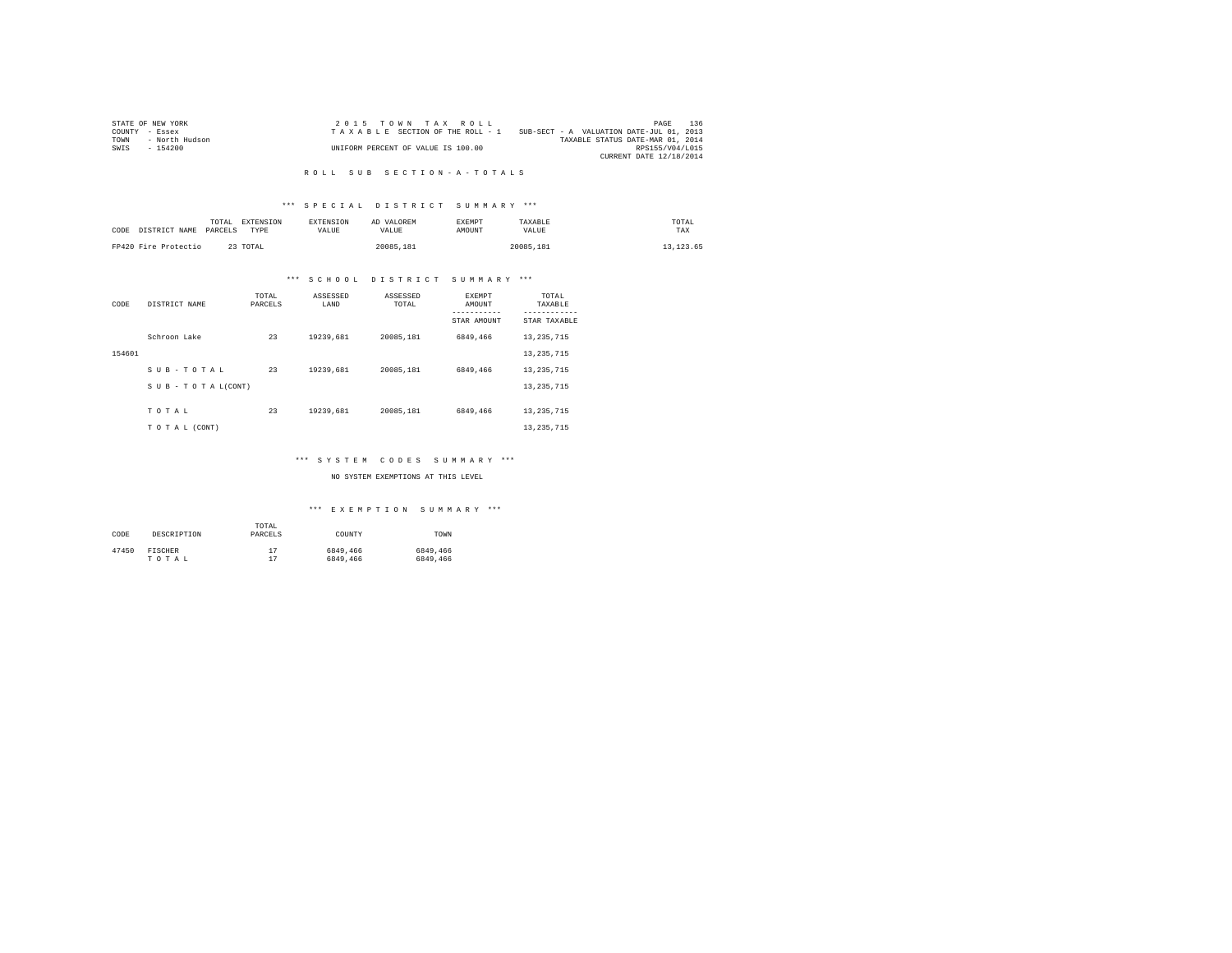STATE OF NEW YORK
COUNTY - Essex
TOWN - North Hudson
SWIS - 154200

2 0 1 5 T O W N T A X R O L L
T A X A B L E SECTION OF THE ROLL - 1
UNIFORM PERCENT OF VALUE IS 100.00

SUB-SECT - A VALUATION DATE-JUL 01, 2013
TAXABLE STATUS DATE-MAR 01, 2014
RPS155/V04/L015
CURRENT DATE 12/18/2014

R O L L S U B S E C T I O N - A - T O T A L S

*** S P E C I A L D I S T R I C T S U M M A R Y ***

| CODE | DISTRICT NAME | TOTAL PARCELS | EXTENSION TYPE | EXTENSION VALUE | AD VALOREM VALUE | EXEMPT AMOUNT | TAXABLE VALUE | TOTAL TAX |
|---|---|---|---|---|---|---|---|---|
| FP420 | Fire Protectio | 23 | TOTAL | | 20085,181 | | 20085,181 | 13,123.65 |

*** S C H O O L D I S T R I C T S U M M A R Y ***

| CODE | DISTRICT NAME | TOTAL PARCELS | ASSESSED LAND | ASSESSED TOTAL | EXEMPT AMOUNT / STAR AMOUNT | TOTAL TAXABLE / STAR TAXABLE |
|---|---|---|---|---|---|---|
| | Schroon Lake | 23 | 19239,681 | 20085,181 | 6849,466 | 13,235,715 |
| 154601 | | | | | | 13,235,715 |
| | S U B - T O T A L | 23 | 19239,681 | 20085,181 | 6849,466 | 13,235,715 |
| | S U B - T O T A L(CONT) | | | | | 13,235,715 |
| | T O T A L | 23 | 19239,681 | 20085,181 | 6849,466 | 13,235,715 |
| | T O T A L (CONT) | | | | | 13,235,715 |

*** S Y S T E M C O D E S S U M M A R Y ***

NO SYSTEM EXEMPTIONS AT THIS LEVEL

*** E X E M P T I O N S U M M A R Y ***

| CODE | DESCRIPTION | TOTAL PARCELS | COUNTY | TOWN |
|---|---|---|---|---|
| 47450 | FISCHER | 17 | 6849,466 | 6849,466 |
| | T O T A L | 17 | 6849,466 | 6849,466 |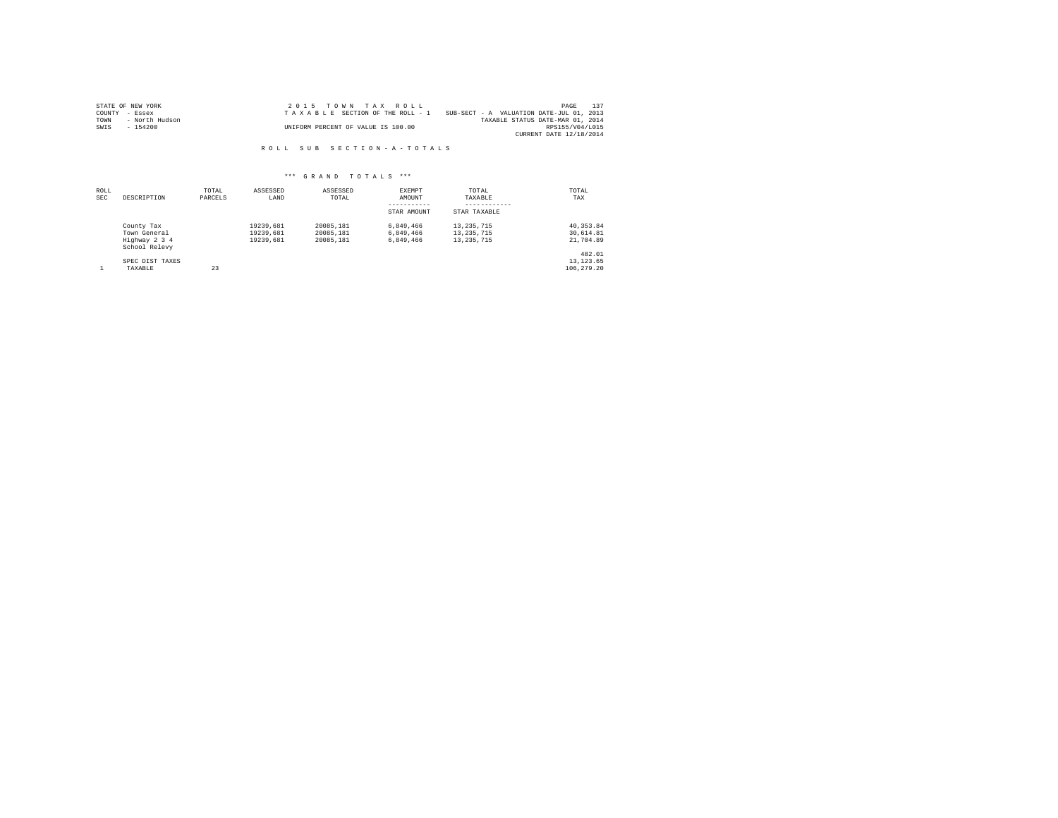STATE OF NEW YORK
COUNTY - Essex
TOWN - North Hudson
SWIS - 154200

2 0 1 5 T O W N T A X R O L L
T A X A B L E SECTION OF THE ROLL - 1
UNIFORM PERCENT OF VALUE IS 100.00

SUB-SECT - A VALUATION DATE-JUL 01, 2013
TAXABLE STATUS DATE-MAR 01, 2014
RPS155/V04/L015
CURRENT DATE 12/18/2014

R O L L S U B S E C T I O N - A - T O T A L S

\*\*\* G R A N D T O T A L S \*\*\*

| ROLL SEC | DESCRIPTION | TOTAL PARCELS | ASSESSED LAND | ASSESSED TOTAL | EXEMPT AMOUNT<br>-----------<br>STAR AMOUNT | TOTAL TAXABLE<br>------------<br>STAR TAXABLE | TOTAL TAX |
|---|---|---|---|---|---|---|---|
| | County Tax | | 19239,681 | 20085,181 | 6,849,466 | 13,235,715 | 40,353.84 |
| | Town General | | 19239,681 | 20085,181 | 6,849,466 | 13,235,715 | 30,614.81 |
| | Highway 2 3 4 | | 19239,681 | 20085,181 | 6,849,466 | 13,235,715 | 21,704.89 |
| | School Relevy | | | | | | 482.01 |
| | SPEC DIST TAXES | | | | | | 13,123.65 |
| 1 | TAXABLE | 23 | | | | | 106,279.20 |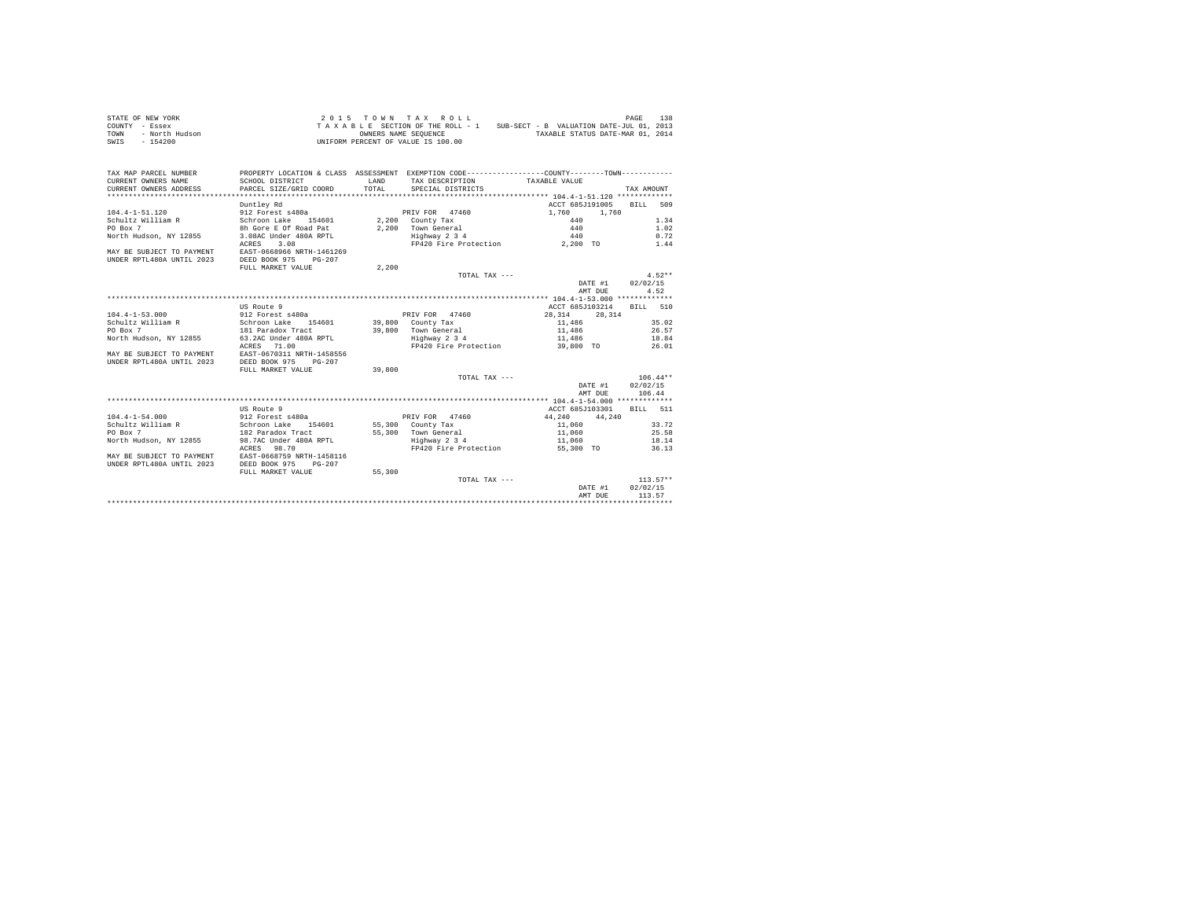STATE OF NEW YORK
COUNTY - Essex
TOWN - North Hudson
SWIS - 154200

2 0 1 5 T O W N T A X R O L L
T A X A B L E SECTION OF THE ROLL - 1 SUB-SECT - B VALUATION DATE-JUL 01, 2013
OWNERS NAME SEQUENCE TAXABLE STATUS DATE-MAR 01, 2014
UNIFORM PERCENT OF VALUE IS 100.00

| TAX MAP PARCEL NUMBER / CURRENT OWNERS NAME / CURRENT OWNERS ADDRESS | PROPERTY LOCATION & CLASS / SCHOOL DISTRICT / PARCEL SIZE/GRID COORD | ASSESSMENT LAND / TOTAL | EXEMPTION CODE / TAX DESCRIPTION / SPECIAL DISTRICTS | COUNTY TAXABLE VALUE | TOWN | TAX AMOUNT |
|---|---|---|---|---|---|---|
| **104.4-1-51.120** | Duntley Rd | | | ACCT 685J191005 | | BILL 509 |
| 104.4-1-51.120 | 912 Forest s480a | | PRIV FOR 47460 | 1,760 | 1,760 | |
| Schultz William R | Schroon Lake 154601 | 2,200 | County Tax | 440 | | 1.34 |
| PO Box 7 | 8h Gore E Of Road Pat | 2,200 | Town General | 440 | | 1.02 |
| North Hudson, NY 12855 | 3.08AC Under 480A RPTL | | Highway 2 3 4 | 440 | | 0.72 |
| | ACRES 3.08 | | FP420 Fire Protection | 2,200 TO | | 1.44 |
| MAY BE SUBJECT TO PAYMENT | EAST-0668966 NRTH-1461269 | | | | | |
| UNDER RPTL480A UNTIL 2023 | DEED BOOK 975 PG-207 | | | | | |
| | FULL MARKET VALUE | 2,200 | | | | |
| | | | TOTAL TAX --- | | | 4.52** |
| | | | | | DATE #1 | 02/02/15 |
| | | | | | AMT DUE | 4.52 |
| **104.4-1-53.000** | US Route 9 | | | ACCT 685J103214 | | BILL 510 |
| 104.4-1-53.000 | 912 Forest s480a | | PRIV FOR 47460 | 28,314 | 28,314 | |
| Schultz William R | Schroon Lake 154601 | 39,800 | County Tax | 11,486 | | 35.02 |
| PO Box 7 | 181 Paradox Tract | 39,800 | Town General | 11,486 | | 26.57 |
| North Hudson, NY 12855 | 63.2AC Under 480A RPTL | | Highway 2 3 4 | 11,486 | | 18.84 |
| | ACRES 71.00 | | FP420 Fire Protection | 39,800 TO | | 26.01 |
| MAY BE SUBJECT TO PAYMENT | EAST-0670311 NRTH-1458556 | | | | | |
| UNDER RPTL480A UNTIL 2023 | DEED BOOK 975 PG-207 | | | | | |
| | FULL MARKET VALUE | 39,800 | | | | |
| | | | TOTAL TAX --- | | | 106.44** |
| | | | | | DATE #1 | 02/02/15 |
| | | | | | AMT DUE | 106.44 |
| **104.4-1-54.000** | US Route 9 | | | ACCT 685J103301 | | BILL 511 |
| 104.4-1-54.000 | 912 Forest s480a | | PRIV FOR 47460 | 44,240 | 44,240 | |
| Schultz William R | Schroon Lake 154601 | 55,300 | County Tax | 11,060 | | 33.72 |
| PO Box 7 | 182 Paradox Tract | 55,300 | Town General | 11,060 | | 25.58 |
| North Hudson, NY 12855 | 98.7AC Under 480A RPTL | | Highway 2 3 4 | 11,060 | | 18.14 |
| | ACRES 98.70 | | FP420 Fire Protection | 55,300 TO | | 36.13 |
| MAY BE SUBJECT TO PAYMENT | EAST-0668759 NRTH-1458116 | | | | | |
| UNDER RPTL480A UNTIL 2023 | DEED BOOK 975 PG-207 | | | | | |
| | FULL MARKET VALUE | 55,300 | | | | |
| | | | TOTAL TAX --- | | | 113.57** |
| | | | | | DATE #1 | 02/02/15 |
| | | | | | AMT DUE | 113.57 |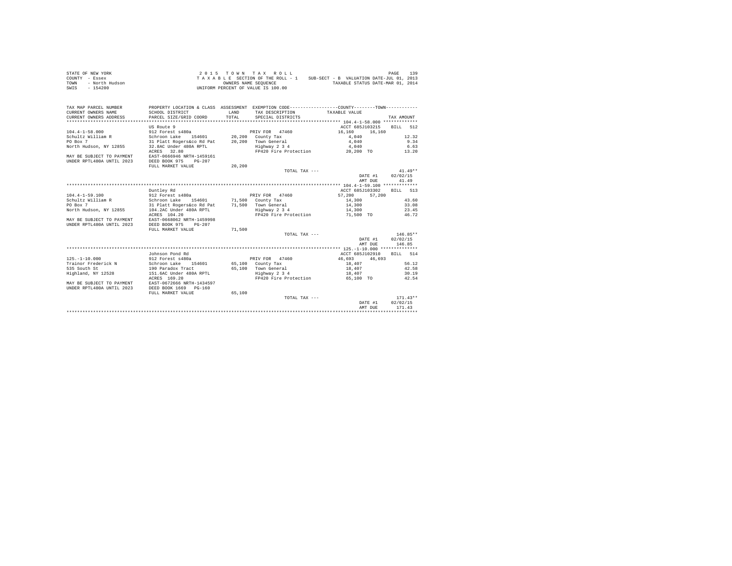STATE OF NEW YORK
COUNTY - Essex
TOWN - North Hudson
SWIS - 154200

2 0 1 5 T O W N T A X R O L L
T A X A B L E SECTION OF THE ROLL - 1
OWNERS NAME SEQUENCE
UNIFORM PERCENT OF VALUE IS 100.00

SUB-SECT - B VALUATION DATE-JUL 01, 2013
TAXABLE STATUS DATE-MAR 01, 2014

```
TAX MAP PARCEL NUMBER      PROPERTY LOCATION & CLASS  ASSESSMENT  EXEMPTION CODE-----------------COUNTY--------TOWN------------
CURRENT OWNERS NAME        SCHOOL DISTRICT              LAND      TAX DESCRIPTION            TAXABLE VALUE
CURRENT OWNERS ADDRESS     PARCEL SIZE/GRID COORD       TOTAL     SPECIAL DISTRICTS                                   TAX AMOUNT
*********************************************************************************************** 104.4-1-58.000 *************
                           US Route 9                                                   ACCT 685J103215    BILL   512
104.4-1-58.000             912 Forest s480a                       PRIV FOR  47460        16,160     16,160
Schultz William R          Schroon Lake   154601       20,200     County Tax               4,040                  12.32
PO Box 7                   31 Platt Rogers&co Rd Pat   20,200     Town General             4,040                   9.34
North Hudson, NY 12855     32.8AC Under 480A RPTL                 Highway 2 3 4            4,040                   6.63
                           ACRES   32.80                          FP420 Fire Protection   20,200 TO               13.20
MAY BE SUBJECT TO PAYMENT  EAST-0666946 NRTH-1459161
UNDER RPTL480A UNTIL 2023  DEED BOOK 975    PG-207
                           FULL MARKET VALUE           20,200
                                                                  TOTAL TAX ---                                  41.49**
                                                                                          DATE #1     02/02/15
                                                                                          AMT DUE        41.49
*********************************************************************************************** 104.4-1-59.100 *************
                           Duntley Rd                                                   ACCT 685J103302    BILL   513
104.4-1-59.100             912 Forest s480a                       PRIV FOR  47460        57,200     57,200
Schultz William R          Schroon Lake   154601       71,500     County Tax              14,300                  43.60
PO Box 7                   31 Platt Rogers&co Rd Pat   71,500     Town General            14,300                  33.08
North Hudson, NY 12855     104.2AC Under 480A RPTL                Highway 2 3 4           14,300                  23.45
                           ACRES  104.20                          FP420 Fire Protection   71,500 TO               46.72
MAY BE SUBJECT TO PAYMENT  EAST-0668062 NRTH-1459998
UNDER RPTL480A UNTIL 2023  DEED BOOK 975    PG-207
                           FULL MARKET VALUE           71,500
                                                                  TOTAL TAX ---                                 146.85**
                                                                                          DATE #1     02/02/15
                                                                                          AMT DUE       146.85
*********************************************************************************************** 125.-1-10.000 **************
                           Johnson Pond Rd                                              ACCT 685J102910    BILL   514
125.-1-10.000              912 Forest s480a                       PRIV FOR  47460        46,693     46,693
Trainor Frederick N        Schroon Lake   154601       65,100     County Tax              18,407                  56.12
535 South St               190 Paradox Tract           65,100     Town General            18,407                  42.58
Highland, NY 12528         151.6AC Under 480A RPTL                Highway 2 3 4           18,407                  30.19
                           ACRES  169.20                          FP420 Fire Protection   65,100 TO               42.54
MAY BE SUBJECT TO PAYMENT  EAST-0672666 NRTH-1434597
UNDER RPTL480A UNTIL 2023  DEED BOOK 1669   PG-160
                           FULL MARKET VALUE           65,100
                                                                  TOTAL TAX ---                                 171.43**
                                                                                          DATE #1     02/02/15
                                                                                          AMT DUE       171.43
****************************************************************************************************************************
```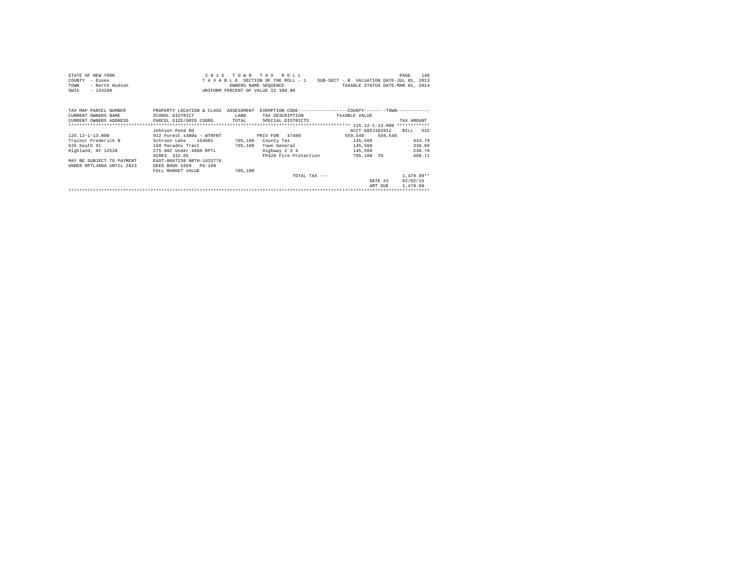STATE OF NEW YORK
COUNTY - Essex
TOWN - North Hudson
SWIS - 154200

2 0 1 5 T O W N T A X R O L L
T A X A B L E SECTION OF THE ROLL - 1
OWNERS NAME SEQUENCE
UNIFORM PERCENT OF VALUE IS 100.00

SUB-SECT - B VALUATION DATE-JUL 01, 2013
TAXABLE STATUS DATE-MAR 01, 2014

| TAX MAP PARCEL NUMBER / CURRENT OWNERS NAME / CURRENT OWNERS ADDRESS | PROPERTY LOCATION & CLASS / SCHOOL DISTRICT / PARCEL SIZE/GRID COORD | ASSESSMENT LAND / TOTAL | EXEMPTION CODE / TAX DESCRIPTION / SPECIAL DISTRICTS | COUNTY TAXABLE VALUE | TOWN | TAX AMOUNT |
|---|---|---|---|---|---|---|
| | Johnson Pond Rd | | | ACCT 685J102912 | | BILL 515 |
| 125.12-1-13.000 | 912 Forest s480a - WTRFNT | | PRIV FOR 47460 | 559,540 | 559,540 | |
| Trainor Frederick N | Schroon Lake 154601 | 705,100 | County Tax | 145,560 | | 443.79 |
| 535 South St | 169 Paradox Tract | 705,100 | Town General | 145,560 | | 336.69 |
| Highland, NY 12528 | 275.9AC Under 480A RPTL | | Highway 2 3 4 | 145,560 | | 238.70 |
| | ACRES 332.65 | | FP420 Fire Protection | 705,100 TO | | 460.71 |
| MAY BE SUBJECT TO PAYMENT | EAST-0667230 NRTH-1433776 | | | | | |
| UNDER RPTL480A UNTIL 2023 | DEED BOOK 1669 PG-160 | | | | | |
| | FULL MARKET VALUE | 705,100 | | | | |
| | | | TOTAL TAX --- | | | 1,479.89** |
| | | | | | DATE #1 | 02/02/15 |
| | | | | | AMT DUE | 1,479.89 |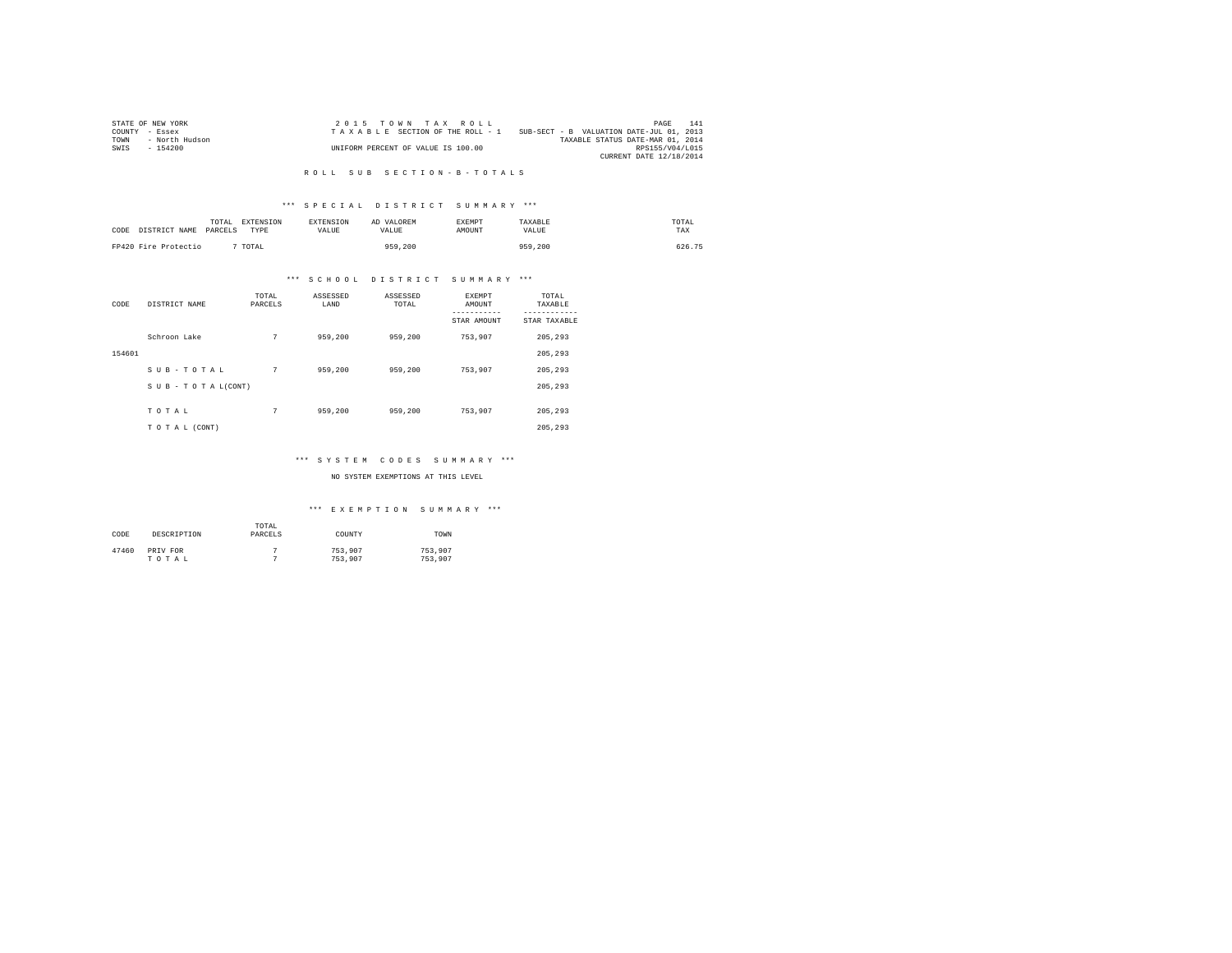STATE OF NEW YORK
COUNTY - Essex
TOWN - North Hudson
SWIS - 154200

2 0 1 5 T O W N T A X R O L L
T A X A B L E SECTION OF THE ROLL - 1
UNIFORM PERCENT OF VALUE IS 100.00

SUB-SECT - B VALUATION DATE-JUL 01, 2013
TAXABLE STATUS DATE-MAR 01, 2014
RPS155/V04/L015
CURRENT DATE 12/18/2014

R O L L S U B S E C T I O N - B - T O T A L S

*** S P E C I A L D I S T R I C T S U M M A R Y ***

| CODE | DISTRICT NAME | TOTAL PARCELS | EXTENSION TYPE | EXTENSION VALUE | AD VALOREM VALUE | EXEMPT AMOUNT | TAXABLE VALUE | TOTAL TAX |
|---|---|---|---|---|---|---|---|---|
| FP420 | Fire Protectio | 7 | TOTAL | | 959,200 | | 959,200 | 626.75 |

*** S C H O O L D I S T R I C T S U M M A R Y ***

| CODE | DISTRICT NAME | TOTAL PARCELS | ASSESSED LAND | ASSESSED TOTAL | EXEMPT AMOUNT / STAR AMOUNT | TOTAL TAXABLE / STAR TAXABLE |
|---|---|---|---|---|---|---|
| | Schroon Lake | 7 | 959,200 | 959,200 | 753,907 | 205,293 |
| 154601 | | | | | | 205,293 |
| | S U B - T O T A L | 7 | 959,200 | 959,200 | 753,907 | 205,293 |
| | S U B - T O T A L(CONT) | | | | | 205,293 |
| | T O T A L | 7 | 959,200 | 959,200 | 753,907 | 205,293 |
| | T O T A L (CONT) | | | | | 205,293 |

*** S Y S T E M C O D E S S U M M A R Y ***

NO SYSTEM EXEMPTIONS AT THIS LEVEL

*** E X E M P T I O N S U M M A R Y ***

| CODE | DESCRIPTION | TOTAL PARCELS | COUNTY | TOWN |
|---|---|---|---|---|
| 47460 | PRIV FOR | 7 | 753,907 | 753,907 |
| | T O T A L | 7 | 753,907 | 753,907 |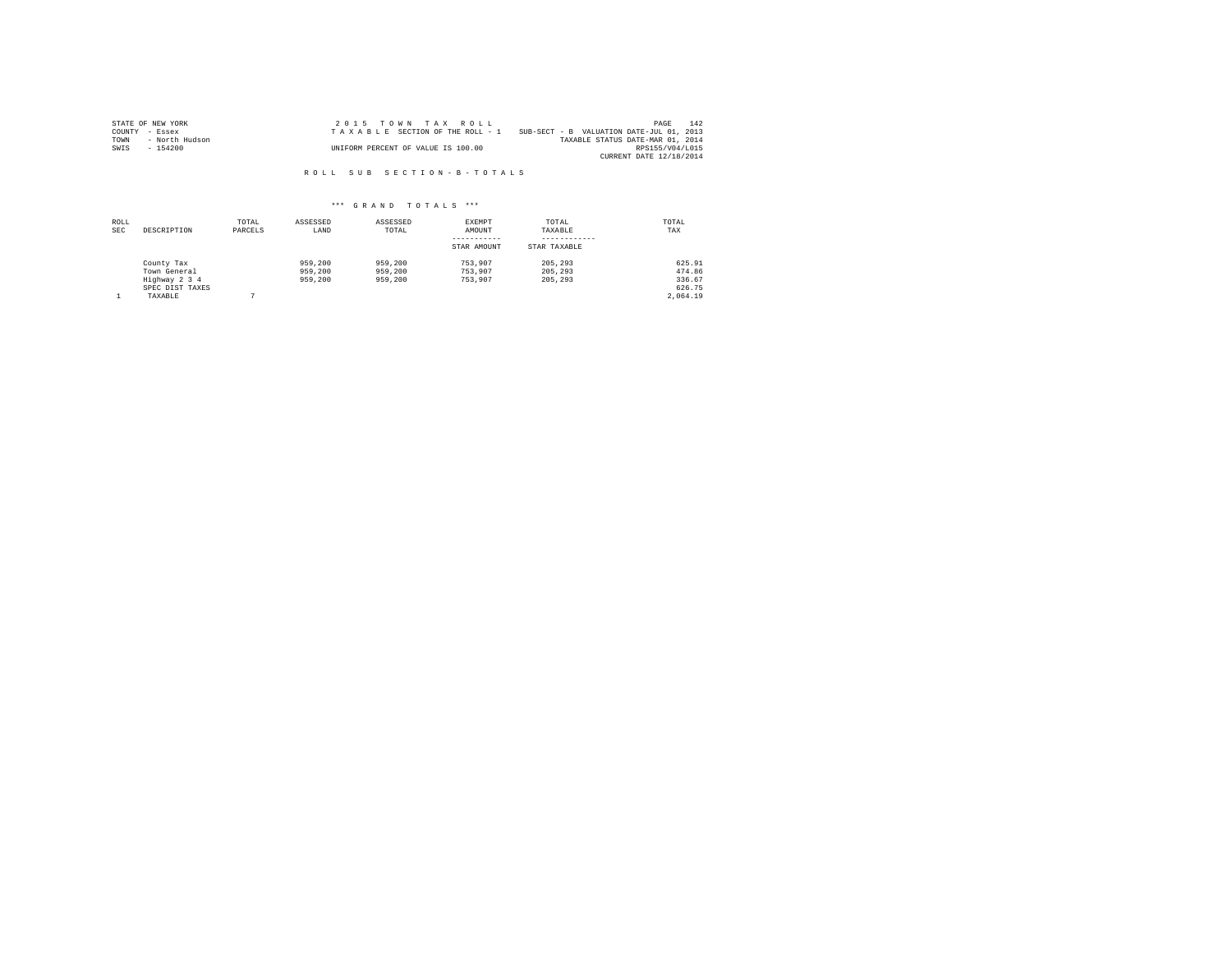STATE OF NEW YORK
COUNTY - Essex
TOWN - North Hudson
SWIS - 154200

2 0 1 5 T O W N T A X R O L L
T A X A B L E SECTION OF THE ROLL - 1 SUB-SECT - B VALUATION DATE-JUL 01, 2013
TAXABLE STATUS DATE-MAR 01, 2014
UNIFORM PERCENT OF VALUE IS 100.00
RPS155/V04/L015
CURRENT DATE 12/18/2014

R O L L S U B S E C T I O N - B - T O T A L S

*** G R A N D T O T A L S ***

| ROLL SEC | DESCRIPTION | TOTAL PARCELS | ASSESSED LAND | ASSESSED TOTAL | EXEMPT AMOUNT / STAR AMOUNT | TOTAL TAXABLE / STAR TAXABLE | TOTAL TAX |
|---|---|---|---|---|---|---|---|
| | County Tax | | 959,200 | 959,200 | 753,907 | 205,293 | 625.91 |
| | Town General | | 959,200 | 959,200 | 753,907 | 205,293 | 474.86 |
| | Highway 2 3 4 | | 959,200 | 959,200 | 753,907 | 205,293 | 336.67 |
| | SPEC DIST TAXES | | | | | | 626.75 |
| 1 | TAXABLE | 7 | | | | | 2,064.19 |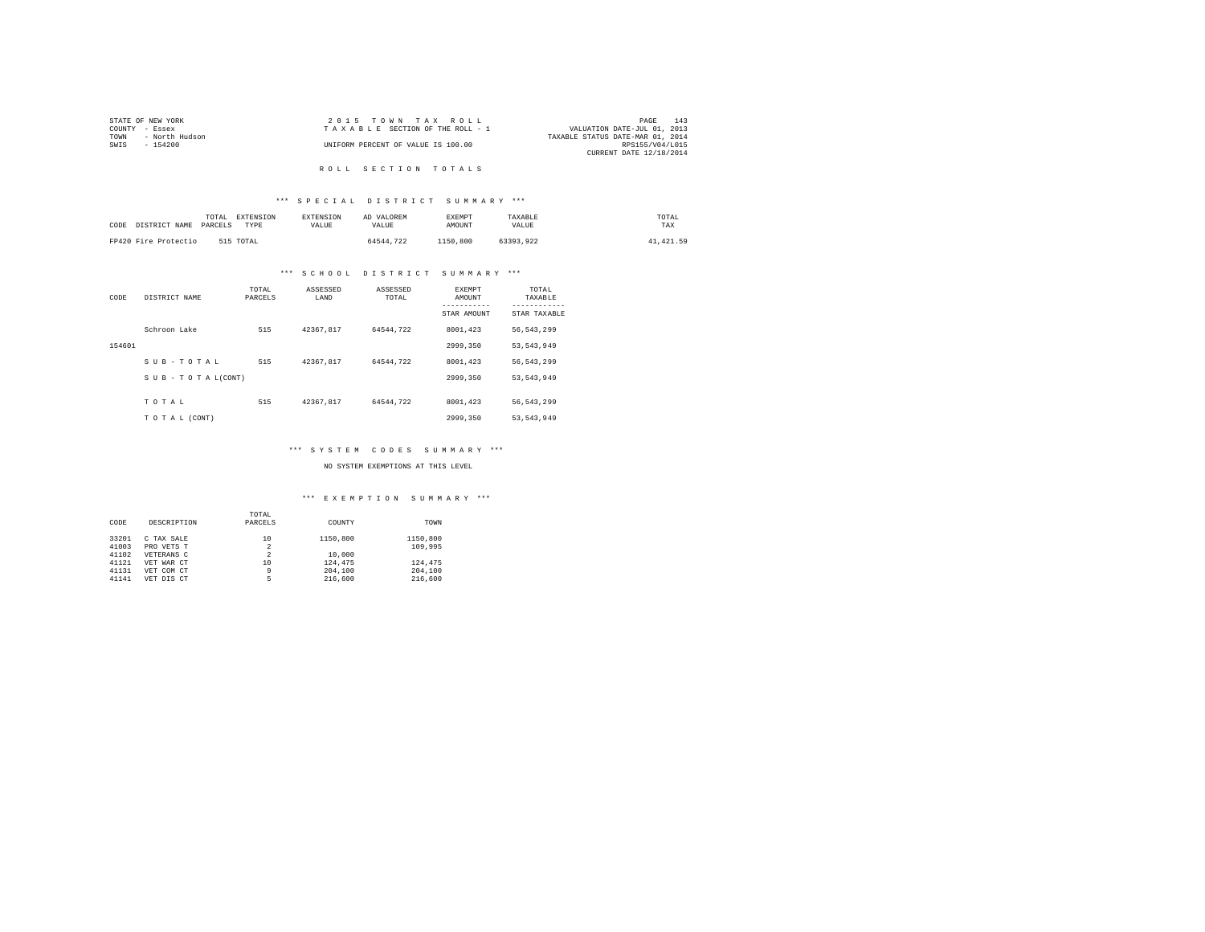STATE OF NEW YORK
COUNTY - Essex
TOWN - North Hudson
SWIS - 154200

2 0 1 5 T O W N T A X R O L L
T A X A B L E SECTION OF THE ROLL - 1
UNIFORM PERCENT OF VALUE IS 100.00

VALUATION DATE-JUL 01, 2013
TAXABLE STATUS DATE-MAR 01, 2014
RPS155/V04/L015
CURRENT DATE 12/18/2014

## R O L L S E C T I O N T O T A L S

### *** S P E C I A L D I S T R I C T S U M M A R Y ***

| CODE | DISTRICT NAME | TOTAL PARCELS | EXTENSION TYPE | EXTENSION VALUE | AD VALOREM VALUE | EXEMPT AMOUNT | TAXABLE VALUE | TOTAL TAX |
|---|---|---|---|---|---|---|---|---|
| FP420 | Fire Protectio | 515 | TOTAL | | 64544,722 | 1150,800 | 63393,922 | 41,421.59 |

### *** S C H O O L D I S T R I C T S U M M A R Y ***

| CODE | DISTRICT NAME | TOTAL PARCELS | ASSESSED LAND | ASSESSED TOTAL | EXEMPT AMOUNT / STAR AMOUNT | TOTAL TAXABLE / STAR TAXABLE |
|---|---|---|---|---|---|---|
| | Schroon Lake | 515 | 42367,817 | 64544,722 | 8001,423 | 56,543,299 |
| 154601 | | | | | 2999,350 | 53,543,949 |
| | S U B - T O T A L | 515 | 42367,817 | 64544,722 | 8001,423 | 56,543,299 |
| | S U B - T O T A L(CONT) | | | | 2999,350 | 53,543,949 |
| | T O T A L | 515 | 42367,817 | 64544,722 | 8001,423 | 56,543,299 |
| | T O T A L (CONT) | | | | 2999,350 | 53,543,949 |

### *** S Y S T E M C O D E S S U M M A R Y ***

NO SYSTEM EXEMPTIONS AT THIS LEVEL

### *** E X E M P T I O N S U M M A R Y ***

| CODE | DESCRIPTION | TOTAL PARCELS | COUNTY | TOWN |
|---|---|---|---|---|
| 33201 | C TAX SALE | 10 | 1150,800 | 1150,800 |
| 41003 | PRO VETS T | 2 | | 109,995 |
| 41102 | VETERANS C | 2 | 10,000 | |
| 41121 | VET WAR CT | 10 | 124,475 | 124,475 |
| 41131 | VET COM CT | 9 | 204,100 | 204,100 |
| 41141 | VET DIS CT | 5 | 216,600 | 216,600 |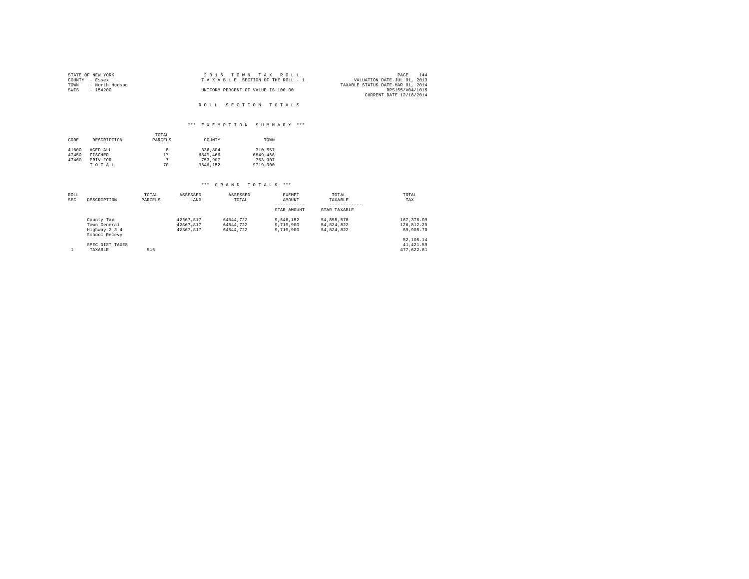STATE OF NEW YORK
COUNTY - Essex
TOWN - North Hudson
SWIS - 154200

2 0 1 5 T O W N T A X R O L L
T A X A B L E SECTION OF THE ROLL - 1
UNIFORM PERCENT OF VALUE IS 100.00

VALUATION DATE-JUL 01, 2013
TAXABLE STATUS DATE-MAR 01, 2014
RPS155/V04/L015
CURRENT DATE 12/18/2014

R O L L S E C T I O N T O T A L S

*** E X E M P T I O N S U M M A R Y ***

| CODE | DESCRIPTION | TOTAL PARCELS | COUNTY | TOWN |
|---|---|---|---|---|
| 41800 | AGED ALL | 8 | 336,804 | 310,557 |
| 47450 | FISCHER | 17 | 6849,466 | 6849,466 |
| 47460 | PRIV FOR | 7 | 753,907 | 753,907 |
| | T O T A L | 70 | 9646,152 | 9719,900 |

*** G R A N D T O T A L S ***

| ROLL SEC | DESCRIPTION | TOTAL PARCELS | ASSESSED LAND | ASSESSED TOTAL | EXEMPT AMOUNT<br>-----------<br>STAR AMOUNT | TOTAL TAXABLE<br>------------<br>STAR TAXABLE | TOTAL TAX |
|---|---|---|---|---|---|---|---|
| | County Tax | | 42367,817 | 64544,722 | 9,646,152 | 54,898,570 | 167,378.09 |
| | Town General | | 42367,817 | 64544,722 | 9,719,900 | 54,824,822 | 126,812.29 |
| | Highway 2 3 4 | | 42367,817 | 64544,722 | 9,719,900 | 54,824,822 | 89,905.70 |
| | School Relevy | | | | | | 52,105.14 |
| | SPEC DIST TAXES | | | | | | 41,421.59 |
| 1 | TAXABLE | 515 | | | | | 477,622.81 |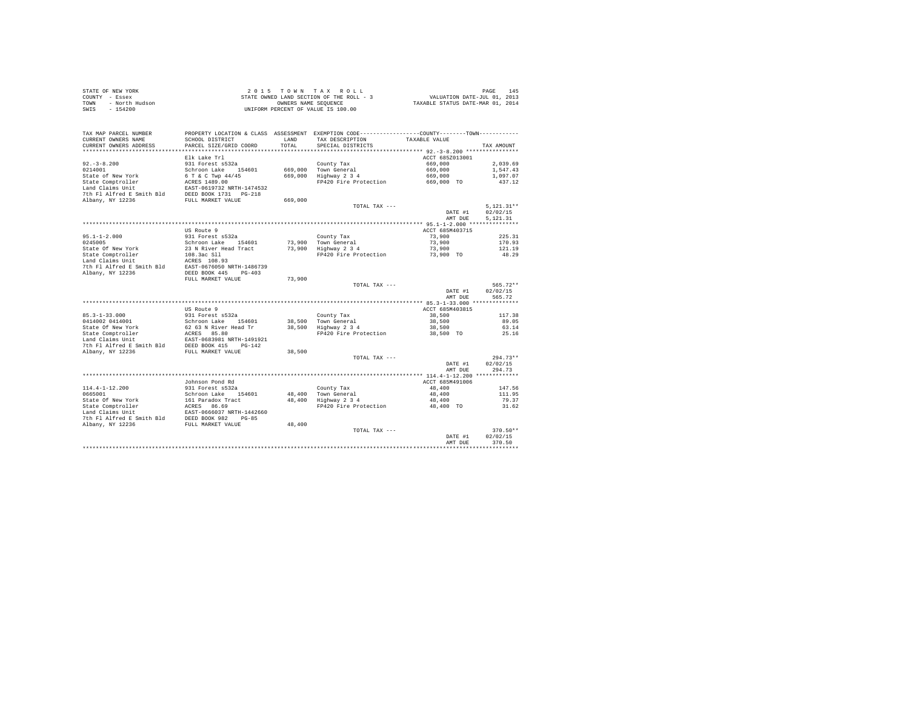STATE OF NEW YORK
COUNTY - Essex
TOWN - North Hudson
SWIS - 154200

2015 TOWN TAX ROLL
STATE OWNED LAND SECTION OF THE ROLL - 3
OWNERS NAME SEQUENCE
UNIFORM PERCENT OF VALUE IS 100.00

VALUATION DATE-JUL 01, 2013
TAXABLE STATUS DATE-MAR 01, 2014

| TAX MAP PARCEL NUMBER / CURRENT OWNERS NAME / CURRENT OWNERS ADDRESS | PROPERTY LOCATION & CLASS / SCHOOL DISTRICT / PARCEL SIZE/GRID COORD | ASSESSMENT LAND / TOTAL | EXEMPTION CODE / TAX DESCRIPTION / SPECIAL DISTRICTS | TAXABLE VALUE | TAX AMOUNT |
|---|---|---|---|---|---|
| **92.-3-8.200** | Elk Lake Trl | | | ACCT 685Z013001 | |
| 92.-3-8.200 | 931 Forest s532a | | County Tax | 669,000 | 2,039.69 |
| 0214001 | Schroon Lake 154601 | 669,000 | Town General | 669,000 | 1,547.43 |
| State of New York | 6 T & C Twp 44/45 | 669,000 | Highway 2 3 4 | 669,000 | 1,097.07 |
| State Comptroller | ACRES 1489.00 | | FP420 Fire Protection | 669,000 TO | 437.12 |
| Land Claims Unit | EAST-0619732 NRTH-1474532 | | | | |
| 7th Fl Alfred E Smith Bld | DEED BOOK 1731 PG-218 | | | | |
| Albany, NY 12236 | FULL MARKET VALUE | 669,000 | | | |
| | | | TOTAL TAX --- | | 5,121.31** |
| | | | | DATE #1 | 02/02/15 |
| | | | | AMT DUE | 5,121.31 |
| **95.1-1-2.000** | US Route 9 | | | ACCT 685M403715 | |
| 95.1-1-2.000 | 931 Forest s532a | | County Tax | 73,900 | 225.31 |
| 0245005 | Schroon Lake 154601 | 73,900 | Town General | 73,900 | 170.93 |
| State Of New York | 23 N River Head Tract | 73,900 | Highway 2 3 4 | 73,900 | 121.19 |
| State Comptroller | 108.3ac Sll | | FP420 Fire Protection | 73,900 TO | 48.29 |
| Land Claims Unit | ACRES 108.93 | | | | |
| 7th Fl Alfred E Smith Bld | EAST-0676050 NRTH-1486739 | | | | |
| Albany, NY 12236 | DEED BOOK 445 PG-403 | | | | |
| | FULL MARKET VALUE | 73,900 | | | |
| | | | TOTAL TAX --- | | 565.72** |
| | | | | DATE #1 | 02/02/15 |
| | | | | AMT DUE | 565.72 |
| **85.3-1-33.000** | US Route 9 | | | ACCT 685M403815 | |
| 85.3-1-33.000 | 931 Forest s532a | | County Tax | 38,500 | 117.38 |
| 0414002 0414001 | Schroon Lake 154601 | 38,500 | Town General | 38,500 | 89.05 |
| State Of New York | 62 63 N River Head Tr | 38,500 | Highway 2 3 4 | 38,500 | 63.14 |
| State Comptroller | ACRES 85.80 | | FP420 Fire Protection | 38,500 TO | 25.16 |
| Land Claims Unit | EAST-0683981 NRTH-1491921 | | | | |
| 7th Fl Alfred E Smith Bld | DEED BOOK 415 PG-142 | | | | |
| Albany, NY 12236 | FULL MARKET VALUE | 38,500 | | | |
| | | | TOTAL TAX --- | | 294.73** |
| | | | | DATE #1 | 02/02/15 |
| | | | | AMT DUE | 294.73 |
| **114.4-1-12.200** | Johnson Pond Rd | | | ACCT 685M491006 | |
| 114.4-1-12.200 | 931 Forest s532a | | County Tax | 48,400 | 147.56 |
| 0665001 | Schroon Lake 154601 | 48,400 | Town General | 48,400 | 111.95 |
| State Of New York | 161 Paradox Tract | 48,400 | Highway 2 3 4 | 48,400 | 79.37 |
| State Comptroller | ACRES 86.69 | | FP420 Fire Protection | 48,400 TO | 31.62 |
| Land Claims Unit | EAST-0666037 NRTH-1442660 | | | | |
| 7th Fl Alfred E Smith Bld | DEED BOOK 982 PG-85 | | | | |
| Albany, NY 12236 | FULL MARKET VALUE | 48,400 | | | |
| | | | TOTAL TAX --- | | 370.50** |
| | | | | DATE #1 | 02/02/15 |
| | | | | AMT DUE | 370.50 |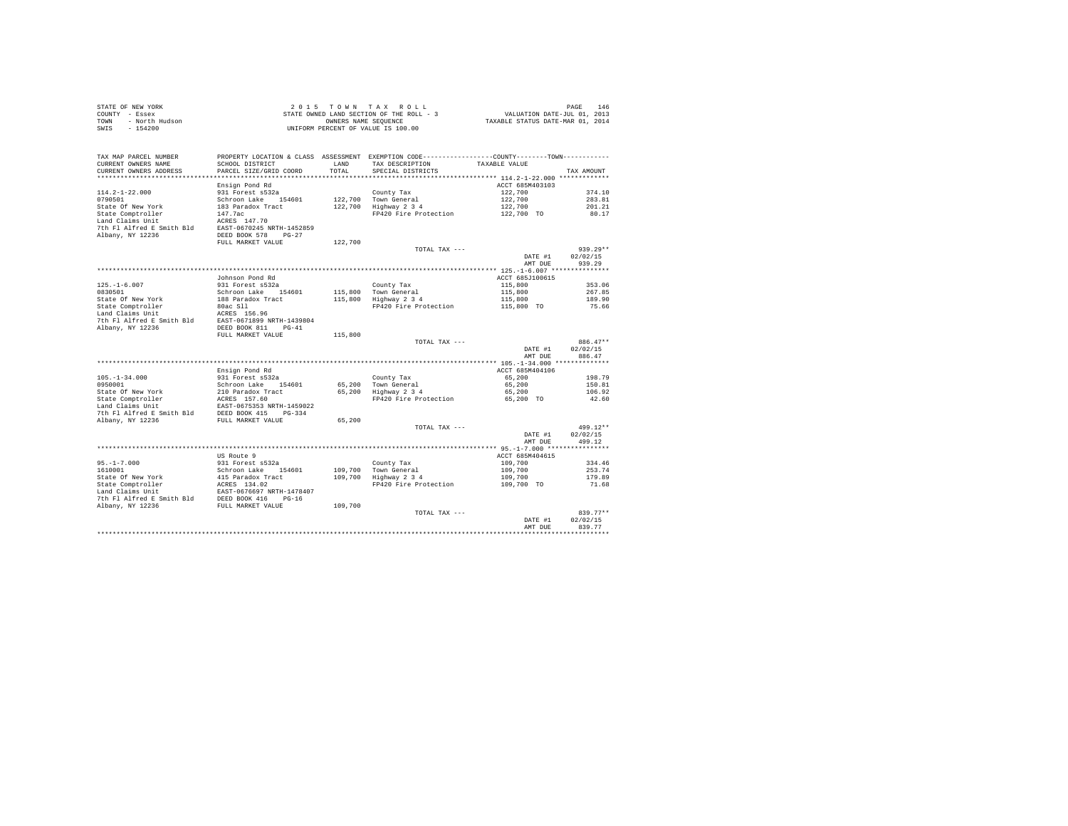STATE OF NEW YORK
COUNTY - Essex
TOWN - North Hudson
SWIS - 154200

2 0 1 5 T O W N T A X R O L L
STATE OWNED LAND SECTION OF THE ROLL - 3
OWNERS NAME SEQUENCE
UNIFORM PERCENT OF VALUE IS 100.00

VALUATION DATE-JUL 01, 2013
TAXABLE STATUS DATE-MAR 01, 2014

| TAX MAP PARCEL NUMBER / CURRENT OWNERS NAME / CURRENT OWNERS ADDRESS | PROPERTY LOCATION & CLASS / SCHOOL DISTRICT / PARCEL SIZE/GRID COORD | ASSESSMENT LAND / TOTAL | EXEMPTION CODE / TAX DESCRIPTION / SPECIAL DISTRICTS | COUNTY--------TOWN TAXABLE VALUE | TAX AMOUNT |
|---|---|---|---|---|---|
| **114.2-1-22.000** | Ensign Pond Rd | | | ACCT 685M403103 | |
| 114.2-1-22.000 | 931 Forest s532a | | County Tax | 122,700 | 374.10 |
| 0790501 | Schroon Lake 154601 | 122,700 | Town General | 122,700 | 283.81 |
| State Of New York | 183 Paradox Tract | 122,700 | Highway 2 3 4 | 122,700 | 201.21 |
| State Comptroller | 147.7ac | | FP420 Fire Protection | 122,700 TO | 80.17 |
| Land Claims Unit | ACRES 147.70 | | | | |
| 7th Fl Alfred E Smith Bld | EAST-0670245 NRTH-1452859 | | | | |
| Albany, NY 12236 | DEED BOOK 578 PG-27 | | | | |
| | FULL MARKET VALUE | 122,700 | | | |
| | | | TOTAL TAX --- | | 939.29** |
| | | | | DATE #1 | 02/02/15 |
| | | | | AMT DUE | 939.29 |
| **125.-1-6.007** | Johnson Pond Rd | | | ACCT 685J100615 | |
| 125.-1-6.007 | 931 Forest s532a | | County Tax | 115,800 | 353.06 |
| 0830501 | Schroon Lake 154601 | 115,800 | Town General | 115,800 | 267.85 |
| State Of New York | 188 Paradox Tract | 115,800 | Highway 2 3 4 | 115,800 | 189.90 |
| State Comptroller | 80ac Sll | | FP420 Fire Protection | 115,800 TO | 75.66 |
| Land Claims Unit | ACRES 156.96 | | | | |
| 7th Fl Alfred E Smith Bld | EAST-0671899 NRTH-1439804 | | | | |
| Albany, NY 12236 | DEED BOOK 811 PG-41 | | | | |
| | FULL MARKET VALUE | 115,800 | | | |
| | | | TOTAL TAX --- | | 886.47** |
| | | | | DATE #1 | 02/02/15 |
| | | | | AMT DUE | 886.47 |
| **105.-1-34.000** | Ensign Pond Rd | | | ACCT 685M404106 | |
| 105.-1-34.000 | 931 Forest s532a | | County Tax | 65,200 | 198.79 |
| 0950001 | Schroon Lake 154601 | 65,200 | Town General | 65,200 | 150.81 |
| State Of New York | 210 Paradox Tract | 65,200 | Highway 2 3 4 | 65,200 | 106.92 |
| State Comptroller | ACRES 157.60 | | FP420 Fire Protection | 65,200 TO | 42.60 |
| Land Claims Unit | EAST-0675353 NRTH-1459022 | | | | |
| 7th Fl Alfred E Smith Bld | DEED BOOK 415 PG-334 | | | | |
| Albany, NY 12236 | FULL MARKET VALUE | 65,200 | | | |
| | | | TOTAL TAX --- | | 499.12** |
| | | | | DATE #1 | 02/02/15 |
| | | | | AMT DUE | 499.12 |
| **95.-1-7.000** | US Route 9 | | | ACCT 685M404615 | |
| 95.-1-7.000 | 931 Forest s532a | | County Tax | 109,700 | 334.46 |
| 1610001 | Schroon Lake 154601 | 109,700 | Town General | 109,700 | 253.74 |
| State Of New York | 415 Paradox Tract | 109,700 | Highway 2 3 4 | 109,700 | 179.89 |
| State Comptroller | ACRES 134.02 | | FP420 Fire Protection | 109,700 TO | 71.68 |
| Land Claims Unit | EAST-0676697 NRTH-1478407 | | | | |
| 7th Fl Alfred E Smith Bld | DEED BOOK 416 PG-16 | | | | |
| Albany, NY 12236 | FULL MARKET VALUE | 109,700 | | | |
| | | | TOTAL TAX --- | | 839.77** |
| | | | | DATE #1 | 02/02/15 |
| | | | | AMT DUE | 839.77 |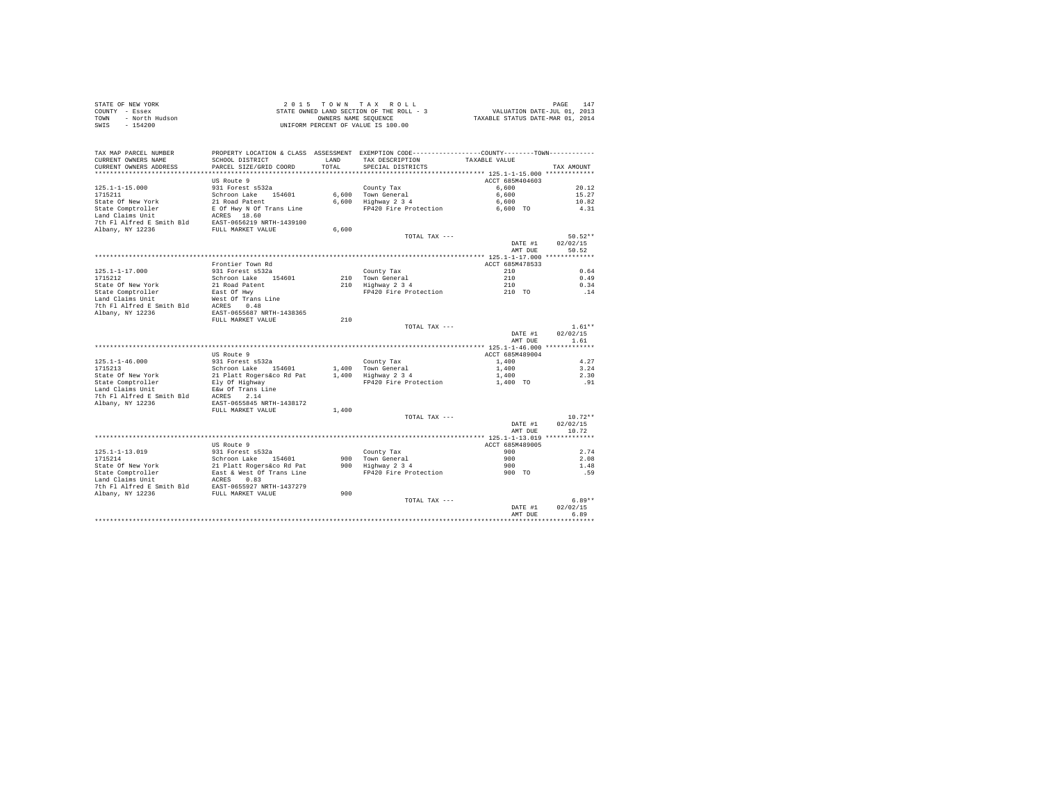STATE OF NEW YORK
COUNTY - Essex
TOWN - North Hudson
SWIS - 154200

2015 TOWN TAX ROLL
STATE OWNED LAND SECTION OF THE ROLL - 3
OWNERS NAME SEQUENCE
UNIFORM PERCENT OF VALUE IS 100.00

VALUATION DATE-JUL 01, 2013
TAXABLE STATUS DATE-MAR 01, 2014

| TAX MAP PARCEL NUMBER / CURRENT OWNERS NAME / CURRENT OWNERS ADDRESS | PROPERTY LOCATION & CLASS / SCHOOL DISTRICT / PARCEL SIZE/GRID COORD | ASSESSMENT LAND / TOTAL | EXEMPTION CODE / TAX DESCRIPTION / SPECIAL DISTRICTS | COUNTY/TOWN TAXABLE VALUE | TAX AMOUNT |
|---|---|---|---|---|---|
| **125.1-1-15.000** | US Route 9 | | | ACCT 685M404603 | |
| 125.1-1-15.000 | 931 Forest s532a | | County Tax | 6,600 | 20.12 |
| 1715211 | Schroon Lake 154601 | 6,600 | Town General | 6,600 | 15.27 |
| State Of New York | 21 Road Patent | 6,600 | Highway 2 3 4 | 6,600 | 10.82 |
| State Comptroller | E Of Hwy N Of Trans Line | | FP420 Fire Protection | 6,600 TO | 4.31 |
| Land Claims Unit | ACRES 18.60 | | | | |
| 7th Fl Alfred E Smith Bld | EAST-0656219 NRTH-1439100 | | | | |
| Albany, NY 12236 | FULL MARKET VALUE | 6,600 | | | |
| | | | TOTAL TAX --- | | 50.52** |
| | | | | DATE #1 | 02/02/15 |
| | | | | AMT DUE | 50.52 |
| **125.1-1-17.000** | Frontier Town Rd | | | ACCT 685M478533 | |
| 125.1-1-17.000 | 931 Forest s532a | | County Tax | 210 | 0.64 |
| 1715212 | Schroon Lake 154601 | 210 | Town General | 210 | 0.49 |
| State Of New York | 21 Road Patent | 210 | Highway 2 3 4 | 210 | 0.34 |
| State Comptroller | East Of Hwy | | FP420 Fire Protection | 210 TO | .14 |
| Land Claims Unit | West Of Trans Line | | | | |
| 7th Fl Alfred E Smith Bld | ACRES 0.48 | | | | |
| Albany, NY 12236 | EAST-0655687 NRTH-1438365 | | | | |
| | FULL MARKET VALUE | 210 | | | |
| | | | TOTAL TAX --- | | 1.61** |
| | | | | DATE #1 | 02/02/15 |
| | | | | AMT DUE | 1.61 |
| **125.1-1-46.000** | US Route 9 | | | ACCT 685M489004 | |
| 125.1-1-46.000 | 931 Forest s532a | | County Tax | 1,400 | 4.27 |
| 1715213 | Schroon Lake 154601 | 1,400 | Town General | 1,400 | 3.24 |
| State Of New York | 21 Platt Rogers&co Rd Pat | 1,400 | Highway 2 3 4 | 1,400 | 2.30 |
| State Comptroller | Ely Of Highway | | FP420 Fire Protection | 1,400 TO | .91 |
| Land Claims Unit | E&W Of Trans Line | | | | |
| 7th Fl Alfred E Smith Bld | ACRES 2.14 | | | | |
| Albany, NY 12236 | EAST-0655845 NRTH-1438172 | | | | |
| | FULL MARKET VALUE | 1,400 | | | |
| | | | TOTAL TAX --- | | 10.72** |
| | | | | DATE #1 | 02/02/15 |
| | | | | AMT DUE | 10.72 |
| **125.1-1-13.019** | US Route 9 | | | ACCT 685M489005 | |
| 125.1-1-13.019 | 931 Forest s532a | | County Tax | 900 | 2.74 |
| 1715214 | Schroon Lake 154601 | 900 | Town General | 900 | 2.08 |
| State Of New York | 21 Platt Rogers&co Rd Pat | 900 | Highway 2 3 4 | 900 | 1.48 |
| State Comptroller | East & West Of Trans Line | | FP420 Fire Protection | 900 TO | .59 |
| Land Claims Unit | ACRES 0.83 | | | | |
| 7th Fl Alfred E Smith Bld | EAST-0655927 NRTH-1437279 | | | | |
| Albany, NY 12236 | FULL MARKET VALUE | 900 | | | |
| | | | TOTAL TAX --- | | 6.89** |
| | | | | DATE #1 | 02/02/15 |
| | | | | AMT DUE | 6.89 |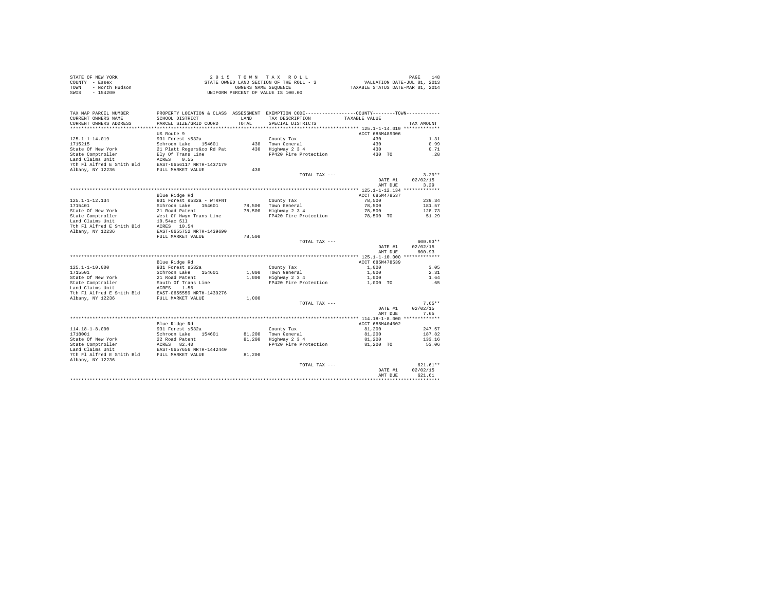STATE OF NEW YORK
COUNTY - Essex
TOWN - North Hudson
SWIS - 154200

2 0 1 5 T O W N T A X R O L L
STATE OWNED LAND SECTION OF THE ROLL - 3
OWNERS NAME SEQUENCE
UNIFORM PERCENT OF VALUE IS 100.00

VALUATION DATE-JUL 01, 2013
TAXABLE STATUS DATE-MAR 01, 2014

| TAX MAP PARCEL NUMBER / CURRENT OWNERS NAME / CURRENT OWNERS ADDRESS | PROPERTY LOCATION & CLASS / SCHOOL DISTRICT / PARCEL SIZE/GRID COORD | ASSESSMENT LAND / TOTAL | EXEMPTION CODE / TAX DESCRIPTION / SPECIAL DISTRICTS | COUNTY / TOWN TAXABLE VALUE | TAX AMOUNT |
|---|---|---|---|---|---|
| **125.1-1-14.019** | US Route 9 | | | ACCT 685M489006 | |
| 125.1-1-14.019 | 931 Forest s532a | | County Tax | 430 | 1.31 |
| 1715215 | Schroon Lake 154601 | 430 | Town General | 430 | 0.99 |
| State Of New York | 21 Platt Rogers&co Rd Pat | 430 | Highway 2 3 4 | 430 | 0.71 |
| State Comptroller | Ely Of Trans Line | | FP420 Fire Protection | 430 TO | .28 |
| Land Claims Unit | ACRES 0.55 | | | | |
| 7th Fl Alfred E Smith Bld | EAST-0656117 NRTH-1437179 | | | | |
| Albany, NY 12236 | FULL MARKET VALUE | 430 | | | |
| | | | TOTAL TAX --- | | 3.29** |
| | | | | DATE #1 | 02/02/15 |
| | | | | AMT DUE | 3.29 |
| **125.1-1-12.134** | Blue Ridge Rd | | | ACCT 685M478537 | |
| 125.1-1-12.134 | 931 Forest s532a - WTRFNT | | County Tax | 78,500 | 239.34 |
| 1715401 | Schroon Lake 154601 | 78,500 | Town General | 78,500 | 181.57 |
| State Of New York | 21 Road Patent | 78,500 | Highway 2 3 4 | 78,500 | 128.73 |
| State Comptroller | West Of Hwyn Trans Line | | FP420 Fire Protection | 78,500 TO | 51.29 |
| Land Claims Unit | 10.54ac Sll | | | | |
| 7th Fl Alfred E Smith Bld | ACRES 10.54 | | | | |
| Albany, NY 12236 | EAST-0655752 NRTH-1439690 | | | | |
| | FULL MARKET VALUE | 78,500 | | | |
| | | | TOTAL TAX --- | | 600.93** |
| | | | | DATE #1 | 02/02/15 |
| | | | | AMT DUE | 600.93 |
| **125.1-1-10.000** | Blue Ridge Rd | | | ACCT 685M478539 | |
| 125.1-1-10.000 | 931 Forest s532a | | County Tax | 1,000 | 3.05 |
| 1715501 | Schroon Lake 154601 | 1,000 | Town General | 1,000 | 2.31 |
| State Of New York | 21 Road Patent | 1,000 | Highway 2 3 4 | 1,000 | 1.64 |
| State Comptroller | South Of Trans Line | | FP420 Fire Protection | 1,000 TO | .65 |
| Land Claims Unit | ACRES 1.56 | | | | |
| 7th Fl Alfred E Smith Bld | EAST-0655559 NRTH-1439276 | | | | |
| Albany, NY 12236 | FULL MARKET VALUE | 1,000 | | | |
| | | | TOTAL TAX --- | | 7.65** |
| | | | | DATE #1 | 02/02/15 |
| | | | | AMT DUE | 7.65 |
| **114.18-1-8.000** | Blue Ridge Rd | | | ACCT 685M404602 | |
| 114.18-1-8.000 | 931 Forest s532a | | County Tax | 81,200 | 247.57 |
| 1718001 | Schroon Lake 154601 | 81,200 | Town General | 81,200 | 187.82 |
| State Of New York | 22 Road Patent | 81,200 | Highway 2 3 4 | 81,200 | 133.16 |
| State Comptroller | ACRES 82.40 | | FP420 Fire Protection | 81,200 TO | 53.06 |
| Land Claims Unit | EAST-0657656 NRTH-1442440 | | | | |
| 7th Fl Alfred E Smith Bld | FULL MARKET VALUE | 81,200 | | | |
| Albany, NY 12236 | | | | | |
| | | | TOTAL TAX --- | | 621.61** |
| | | | | DATE #1 | 02/02/15 |
| | | | | AMT DUE | 621.61 |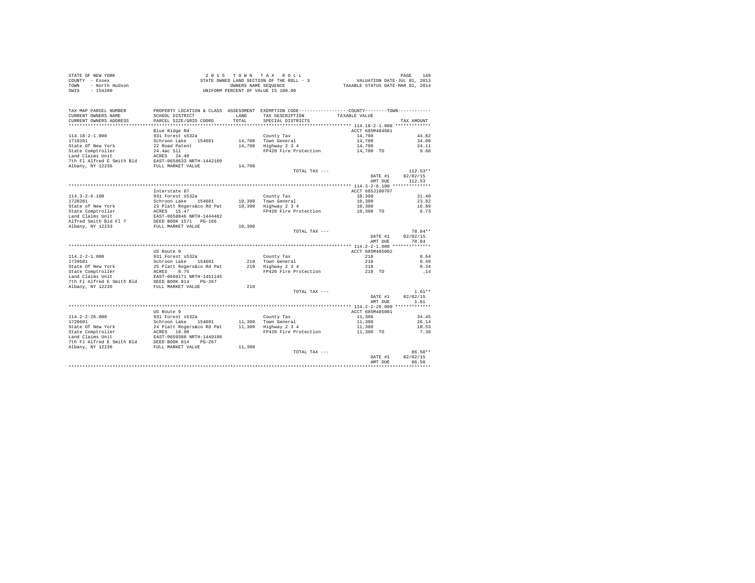STATE OF NEW YORK
COUNTY - Essex
TOWN - North Hudson
SWIS - 154200

2 0 1 5 T O W N T A X R O L L
STATE OWNED LAND SECTION OF THE ROLL - 3
OWNERS NAME SEQUENCE
UNIFORM PERCENT OF VALUE IS 100.00

VALUATION DATE-JUL 01, 2013
TAXABLE STATUS DATE-MAR 01, 2014

| TAX MAP PARCEL NUMBER / CURRENT OWNERS NAME / CURRENT OWNERS ADDRESS | PROPERTY LOCATION & CLASS / SCHOOL DISTRICT / PARCEL SIZE/GRID COORD | ASSESSMENT LAND / TOTAL | EXEMPTION CODE / TAX DESCRIPTION / SPECIAL DISTRICTS | COUNTY / TOWN TAXABLE VALUE | TAX AMOUNT |
|---|---|---|---|---|---|
| **114.18-2-1.000** | Blue Ridge Rd | | | ACCT 685M404601 | |
| 114.18-2-1.000 | 931 Forest s532a | | County Tax | 14,700 | 44.82 |
| 1718201 | Schroon Lake 154601 | 14,700 | Town General | 14,700 | 34.00 |
| State Of New York | 22 Road Patent | 14,700 | Highway 2 3 4 | 14,700 | 24.11 |
| State Comptroller | 24.4ac Sll | | FP420 Fire Protection | 14,700 TO | 9.60 |
| Land Claims Unit | ACRES 24.40 | | | | |
| 7th Fl Alfred E Smith Bld | EAST-0658633 NRTH-1442160 | | | | |
| Albany, NY 12236 | FULL MARKET VALUE | 14,700 | | | |
| | | | TOTAL TAX --- | | 112.53** |
| | | | | DATE #1 | 02/02/15 |
| | | | | AMT DUE | 112.53 |
| **114.3-2-6.100** | Interstate 87 | | | ACCT 685J100707 | |
| 114.3-2-6.100 | 931 Forest s532a | | County Tax | 10,300 | 31.40 |
| 1720201 | Schroon Lake 154601 | 10,300 | Town General | 10,300 | 23.82 |
| State of New York | 23 Platt Rogers&co Rd Pat | 10,300 | Highway 2 3 4 | 10,300 | 16.89 |
| State Comptroller | ACRES 15.47 | | FP420 Fire Protection | 10,300 TO | 6.73 |
| Land Claims Unit | EAST-0658846 NRTH-1444402 | | | | |
| Alfred Smith Bld Fl 7 | DEED BOOK 1571 PG-166 | | | | |
| Albany, NY 12233 | FULL MARKET VALUE | 10,300 | | | |
| | | | TOTAL TAX --- | | 78.84** |
| | | | | DATE #1 | 02/02/15 |
| | | | | AMT DUE | 78.84 |
| **114.2-2-1.000** | US Route 9 | | | ACCT 685M485002 | |
| 114.2-2-1.000 | 931 Forest s532a | | County Tax | 210 | 0.64 |
| 1720501 | Schroon Lake 154601 | 210 | Town General | 210 | 0.49 |
| State Of New York | 25 Platt Rogers&co Rd Pat | 210 | Highway 2 3 4 | 210 | 0.34 |
| State Comptroller | ACRES 0.75 | | FP420 Fire Protection | 210 TO | .14 |
| Land Claims Unit | EAST-0660171 NRTH-1451145 | | | | |
| 7th Fl Alfred E Smith Bld | DEED BOOK 814 PG-267 | | | | |
| Albany, NY 12236 | FULL MARKET VALUE | 210 | | | |
| | | | TOTAL TAX --- | | 1.61** |
| | | | | DATE #1 | 02/02/15 |
| | | | | AMT DUE | 1.61 |
| **114.2-2-26.000** | US Route 9 | | | ACCT 685M485001 | |
| 114.2-2-26.000 | 931 Forest s532a | | County Tax | 11,300 | 34.45 |
| 1720601 | Schroon Lake 154601 | 11,300 | Town General | 11,300 | 26.14 |
| State Of New York | 24 Platt Rogers&co Rd Pat | 11,300 | Highway 2 3 4 | 11,300 | 18.53 |
| State Comptroller | ACRES 19.90 | | FP420 Fire Protection | 11,300 TO | 7.38 |
| Land Claims Unit | EAST-0659388 NRTH-1449196 | | | | |
| 7th Fl Alfred E Smith Bld | DEED BOOK 814 PG-267 | | | | |
| Albany, NY 12236 | FULL MARKET VALUE | 11,300 | | | |
| | | | TOTAL TAX --- | | 86.50** |
| | | | | DATE #1 | 02/02/15 |
| | | | | AMT DUE | 86.50 |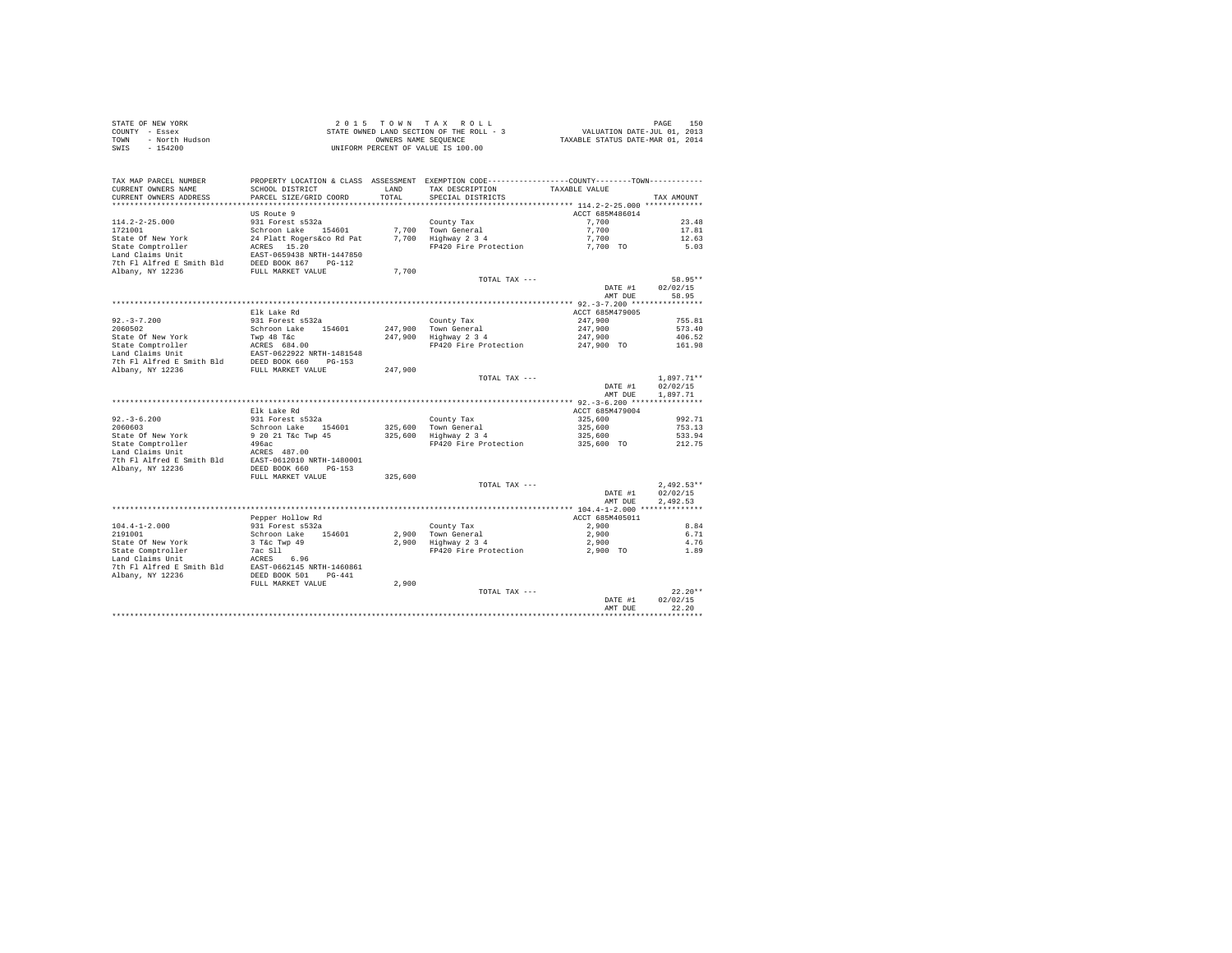STATE OF NEW YORK
COUNTY - Essex
TOWN - North Hudson
SWIS - 154200

2 0 1 5 T O W N T A X R O L L
STATE OWNED LAND SECTION OF THE ROLL - 3
OWNERS NAME SEQUENCE
UNIFORM PERCENT OF VALUE IS 100.00

VALUATION DATE-JUL 01, 2013
TAXABLE STATUS DATE-MAR 01, 2014

| TAX MAP PARCEL NUMBER / CURRENT OWNERS NAME / CURRENT OWNERS ADDRESS | PROPERTY LOCATION & CLASS / SCHOOL DISTRICT / PARCEL SIZE/GRID COORD | ASSESSMENT LAND / TOTAL | EXEMPTION CODE / TAX DESCRIPTION / SPECIAL DISTRICTS | COUNTY--------TOWN TAXABLE VALUE | TAX AMOUNT |
|---|---|---|---|---|---|
| **114.2-2-25.000** | US Route 9 | | | ACCT 685M486014 | |
| 114.2-2-25.000 | 931 Forest s532a | | County Tax | 7,700 | 23.48 |
| 1721001 | Schroon Lake 154601 | 7,700 | Town General | 7,700 | 17.81 |
| State Of New York | 24 Platt Rogers&co Rd Pat | 7,700 | Highway 2 3 4 | 7,700 | 12.63 |
| State Comptroller | ACRES 15.20 | | FP420 Fire Protection | 7,700 TO | 5.03 |
| Land Claims Unit | EAST-0659438 NRTH-1447850 | | | | |
| 7th Fl Alfred E Smith Bld | DEED BOOK 867 PG-112 | | | | |
| Albany, NY 12236 | FULL MARKET VALUE | 7,700 | | | |
| | | | TOTAL TAX --- | | 58.95** |
| | | | | DATE #1 | 02/02/15 |
| | | | | AMT DUE | 58.95 |
| **92.-3-7.200** | Elk Lake Rd | | | ACCT 685M479005 | |
| 92.-3-7.200 | 931 Forest s532a | | County Tax | 247,900 | 755.81 |
| 2060502 | Schroon Lake 154601 | 247,900 | Town General | 247,900 | 573.40 |
| State Of New York | Twp 48 T&c | 247,900 | Highway 2 3 4 | 247,900 | 406.52 |
| State Comptroller | ACRES 684.00 | | FP420 Fire Protection | 247,900 TO | 161.98 |
| Land Claims Unit | EAST-0622922 NRTH-1481548 | | | | |
| 7th Fl Alfred E Smith Bld | DEED BOOK 660 PG-153 | | | | |
| Albany, NY 12236 | FULL MARKET VALUE | 247,900 | | | |
| | | | TOTAL TAX --- | | 1,897.71** |
| | | | | DATE #1 | 02/02/15 |
| | | | | AMT DUE | 1,897.71 |
| **92.-3-6.200** | Elk Lake Rd | | | ACCT 685M479004 | |
| 92.-3-6.200 | 931 Forest s532a | | County Tax | 325,600 | 992.71 |
| 2060603 | Schroon Lake 154601 | 325,600 | Town General | 325,600 | 753.13 |
| State Of New York | 9 20 21 T&c Twp 45 | 325,600 | Highway 2 3 4 | 325,600 | 533.94 |
| State Comptroller | 496ac | | FP420 Fire Protection | 325,600 TO | 212.75 |
| Land Claims Unit | ACRES 487.00 | | | | |
| 7th Fl Alfred E Smith Bld | EAST-0612010 NRTH-1480001 | | | | |
| Albany, NY 12236 | DEED BOOK 660 PG-153 | | | | |
| | FULL MARKET VALUE | 325,600 | | | |
| | | | TOTAL TAX --- | | 2,492.53** |
| | | | | DATE #1 | 02/02/15 |
| | | | | AMT DUE | 2,492.53 |
| **104.4-1-2.000** | Pepper Hollow Rd | | | ACCT 685M405011 | |
| 104.4-1-2.000 | 931 Forest s532a | | County Tax | 2,900 | 8.84 |
| 2191001 | Schroon Lake 154601 | 2,900 | Town General | 2,900 | 6.71 |
| State Of New York | 3 T&c Twp 49 | 2,900 | Highway 2 3 4 | 2,900 | 4.76 |
| State Comptroller | 7ac Sll | | FP420 Fire Protection | 2,900 TO | 1.89 |
| Land Claims Unit | ACRES 6.96 | | | | |
| 7th Fl Alfred E Smith Bld | EAST-0662145 NRTH-1460861 | | | | |
| Albany, NY 12236 | DEED BOOK 501 PG-441 | | | | |
| | FULL MARKET VALUE | 2,900 | | | |
| | | | TOTAL TAX --- | | 22.20** |
| | | | | DATE #1 | 02/02/15 |
| | | | | AMT DUE | 22.20 |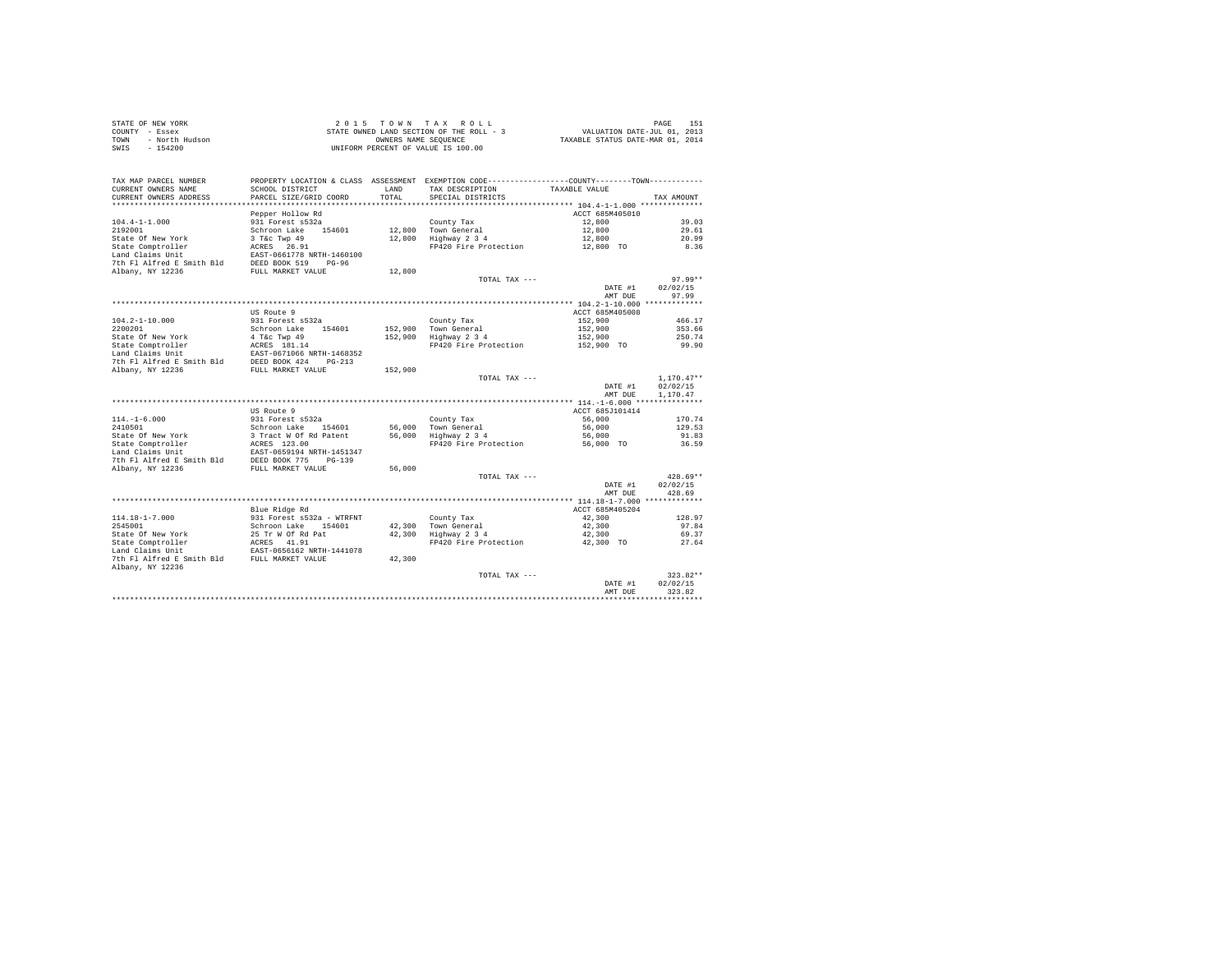STATE OF NEW YORK
COUNTY - Essex
TOWN - North Hudson
SWIS - 154200

2 0 1 5 T O W N T A X R O L L
STATE OWNED LAND SECTION OF THE ROLL - 3
OWNERS NAME SEQUENCE
UNIFORM PERCENT OF VALUE IS 100.00

VALUATION DATE-JUL 01, 2013
TAXABLE STATUS DATE-MAR 01, 2014

| TAX MAP PARCEL NUMBER / CURRENT OWNERS NAME / CURRENT OWNERS ADDRESS | PROPERTY LOCATION & CLASS / SCHOOL DISTRICT / PARCEL SIZE/GRID COORD | ASSESSMENT LAND / TOTAL | EXEMPTION CODE / TAX DESCRIPTION / SPECIAL DISTRICTS | COUNTY / TOWN TAXABLE VALUE | TAX AMOUNT |
|---|---|---|---|---|---|
| **104.4-1-1.000** | Pepper Hollow Rd | | | ACCT 685M405010 | |
| 104.4-1-1.000 | 931 Forest s532a | | County Tax | 12,800 | 39.03 |
| 2192001 | Schroon Lake 154601 | 12,800 | Town General | 12,800 | 29.61 |
| State Of New York | 3 T&c Twp 49 | 12,800 | Highway 2 3 4 | 12,800 | 20.99 |
| State Comptroller | ACRES 26.91 | | FP420 Fire Protection | 12,800 TO | 8.36 |
| Land Claims Unit | EAST-0661778 NRTH-1460100 | | | | |
| 7th Fl Alfred E Smith Bld | DEED BOOK 519 PG-96 | | | | |
| Albany, NY 12236 | FULL MARKET VALUE | 12,800 | | | |
| | | | TOTAL TAX --- | | 97.99** |
| | | | | DATE #1 | 02/02/15 |
| | | | | AMT DUE | 97.99 |
| **104.2-1-10.000** | US Route 9 | | | ACCT 685M405008 | |
| 104.2-1-10.000 | 931 Forest s532a | | County Tax | 152,900 | 466.17 |
| 2200201 | Schroon Lake 154601 | 152,900 | Town General | 152,900 | 353.66 |
| State Of New York | 4 T&c Twp 49 | 152,900 | Highway 2 3 4 | 152,900 | 250.74 |
| State Comptroller | ACRES 181.14 | | FP420 Fire Protection | 152,900 TO | 99.90 |
| Land Claims Unit | EAST-0671066 NRTH-1468352 | | | | |
| 7th Fl Alfred E Smith Bld | DEED BOOK 424 PG-213 | | | | |
| Albany, NY 12236 | FULL MARKET VALUE | 152,900 | | | |
| | | | TOTAL TAX --- | | 1,170.47** |
| | | | | DATE #1 | 02/02/15 |
| | | | | AMT DUE | 1,170.47 |
| **114.-1-6.000** | US Route 9 | | | ACCT 685J101414 | |
| 114.-1-6.000 | 931 Forest s532a | | County Tax | 56,000 | 170.74 |
| 2410501 | Schroon Lake 154601 | 56,000 | Town General | 56,000 | 129.53 |
| State Of New York | 3 Tract W Of Rd Patent | 56,000 | Highway 2 3 4 | 56,000 | 91.83 |
| State Comptroller | ACRES 123.00 | | FP420 Fire Protection | 56,000 TO | 36.59 |
| Land Claims Unit | EAST-0659194 NRTH-1451347 | | | | |
| 7th Fl Alfred E Smith Bld | DEED BOOK 775 PG-139 | | | | |
| Albany, NY 12236 | FULL MARKET VALUE | 56,000 | | | |
| | | | TOTAL TAX --- | | 428.69** |
| | | | | DATE #1 | 02/02/15 |
| | | | | AMT DUE | 428.69 |
| **114.18-1-7.000** | Blue Ridge Rd | | | ACCT 685M405204 | |
| 114.18-1-7.000 | 931 Forest s532a - WTRFNT | | County Tax | 42,300 | 128.97 |
| 2545001 | Schroon Lake 154601 | 42,300 | Town General | 42,300 | 97.84 |
| State Of New York | 25 Tr W Of Rd Pat | 42,300 | Highway 2 3 4 | 42,300 | 69.37 |
| State Comptroller | ACRES 41.91 | | FP420 Fire Protection | 42,300 TO | 27.64 |
| Land Claims Unit | EAST-0656162 NRTH-1441078 | | | | |
| 7th Fl Alfred E Smith Bld | FULL MARKET VALUE | 42,300 | | | |
| Albany, NY 12236 | | | | | |
| | | | TOTAL TAX --- | | 323.82** |
| | | | | DATE #1 | 02/02/15 |
| | | | | AMT DUE | 323.82 |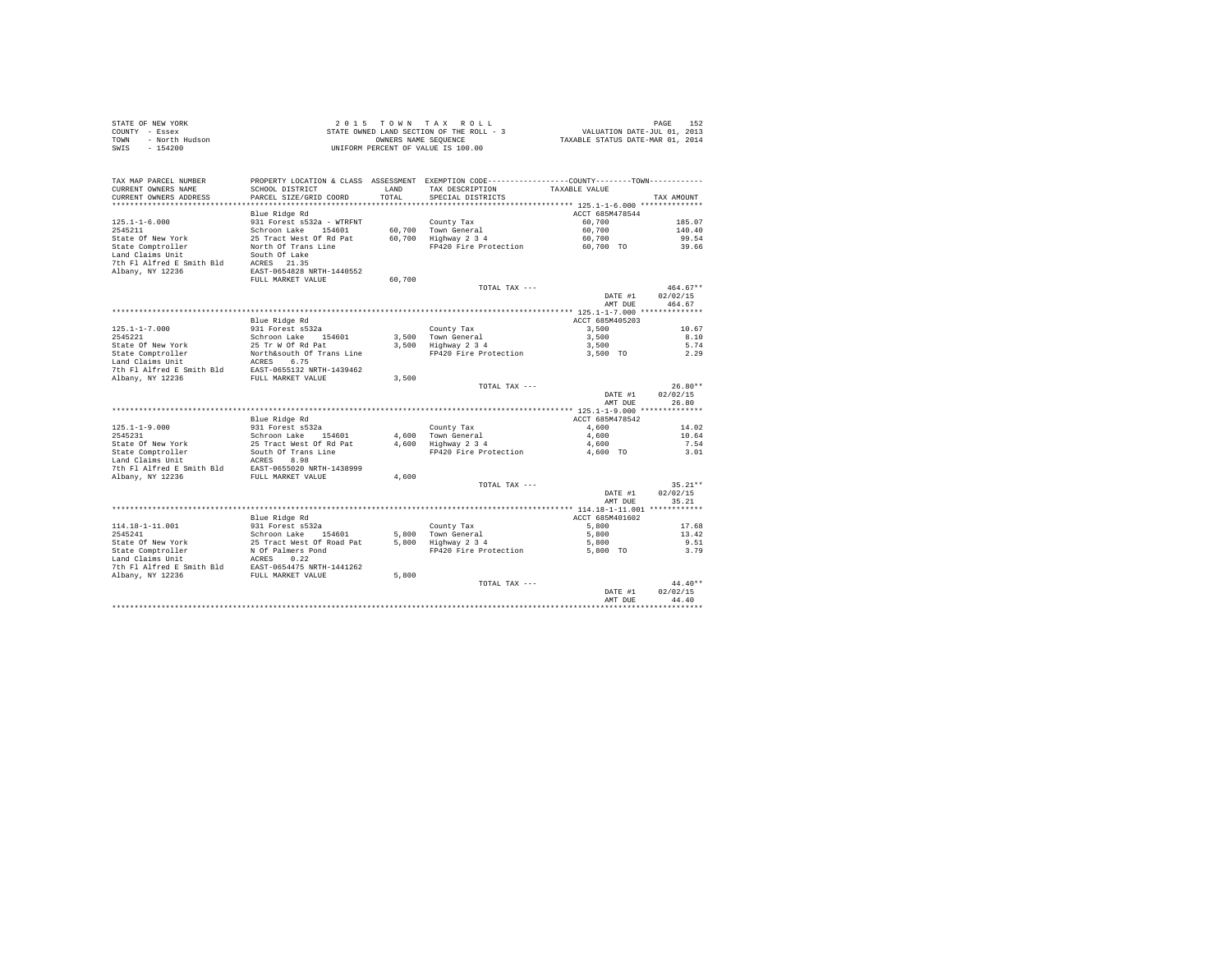STATE OF NEW YORK
COUNTY - Essex
TOWN - North Hudson
SWIS - 154200

2 0 1 5 T O W N T A X R O L L
STATE OWNED LAND SECTION OF THE ROLL - 3
OWNERS NAME SEQUENCE
UNIFORM PERCENT OF VALUE IS 100.00

VALUATION DATE-JUL 01, 2013
TAXABLE STATUS DATE-MAR 01, 2014

| TAX MAP PARCEL NUMBER / CURRENT OWNERS NAME / CURRENT OWNERS ADDRESS | PROPERTY LOCATION & CLASS / SCHOOL DISTRICT / PARCEL SIZE/GRID COORD | ASSESSMENT LAND / TOTAL | EXEMPTION CODE / TAX DESCRIPTION / SPECIAL DISTRICTS | COUNTY--------TOWN TAXABLE VALUE | TAX AMOUNT |
|---|---|---|---|---|---|
| **125.1-1-6.000** | Blue Ridge Rd | | | ACCT 685M478544 | |
| 2545211 | 931 Forest s532a - WTRFNT | | County Tax | 60,700 | 185.07 |
| State Of New York | Schroon Lake 154601 | 60,700 | Town General | 60,700 | 140.40 |
| State Comptroller | 25 Tract West Of Rd Pat | 60,700 | Highway 2 3 4 | 60,700 | 99.54 |
| Land Claims Unit | North Of Trans Line | | FP420 Fire Protection | 60,700 TO | 39.66 |
| 7th Fl Alfred E Smith Bld | South Of Lake | | | | |
| Albany, NY 12236 | ACRES 21.35 | | | | |
| | EAST-0654828 NRTH-1440552 | | | | |
| | FULL MARKET VALUE | 60,700 | | | |
| | | | TOTAL TAX --- | | 464.67** |
| | | | | DATE #1 | 02/02/15 |
| | | | | AMT DUE | 464.67 |
| **125.1-1-7.000** | Blue Ridge Rd | | | ACCT 685M405203 | |
| 2545221 | 931 Forest s532a | | County Tax | 3,500 | 10.67 |
| State Of New York | Schroon Lake 154601 | 3,500 | Town General | 3,500 | 8.10 |
| State Comptroller | 25 Tr W Of Rd Pat | 3,500 | Highway 2 3 4 | 3,500 | 5.74 |
| Land Claims Unit | North&south Of Trans Line | | FP420 Fire Protection | 3,500 TO | 2.29 |
| 7th Fl Alfred E Smith Bld | ACRES 6.75 | | | | |
| Albany, NY 12236 | EAST-0655132 NRTH-1439462 | | | | |
| | FULL MARKET VALUE | 3,500 | | | |
| | | | TOTAL TAX --- | | 26.80** |
| | | | | DATE #1 | 02/02/15 |
| | | | | AMT DUE | 26.80 |
| **125.1-1-9.000** | Blue Ridge Rd | | | ACCT 685M478542 | |
| 2545231 | 931 Forest s532a | | County Tax | 4,600 | 14.02 |
| State Of New York | Schroon Lake 154601 | 4,600 | Town General | 4,600 | 10.64 |
| State Comptroller | 25 Tract West Of Rd Pat | 4,600 | Highway 2 3 4 | 4,600 | 7.54 |
| Land Claims Unit | South Of Trans Line | | FP420 Fire Protection | 4,600 TO | 3.01 |
| 7th Fl Alfred E Smith Bld | ACRES 8.98 | | | | |
| Albany, NY 12236 | EAST-0655020 NRTH-1438999 | | | | |
| | FULL MARKET VALUE | 4,600 | | | |
| | | | TOTAL TAX --- | | 35.21** |
| | | | | DATE #1 | 02/02/15 |
| | | | | AMT DUE | 35.21 |
| **114.18-1-11.001** | Blue Ridge Rd | | | ACCT 685M401602 | |
| 2545241 | 931 Forest s532a | | County Tax | 5,800 | 17.68 |
| State Of New York | Schroon Lake 154601 | 5,800 | Town General | 5,800 | 13.42 |
| State Comptroller | 25 Tract West Of Road Pat | 5,800 | Highway 2 3 4 | 5,800 | 9.51 |
| Land Claims Unit | N Of Palmers Pond | | FP420 Fire Protection | 5,800 TO | 3.79 |
| 7th Fl Alfred E Smith Bld | ACRES 0.22 | | | | |
| Albany, NY 12236 | EAST-0654475 NRTH-1441262 | | | | |
| | FULL MARKET VALUE | 5,800 | | | |
| | | | TOTAL TAX --- | | 44.40** |
| | | | | DATE #1 | 02/02/15 |
| | | | | AMT DUE | 44.40 |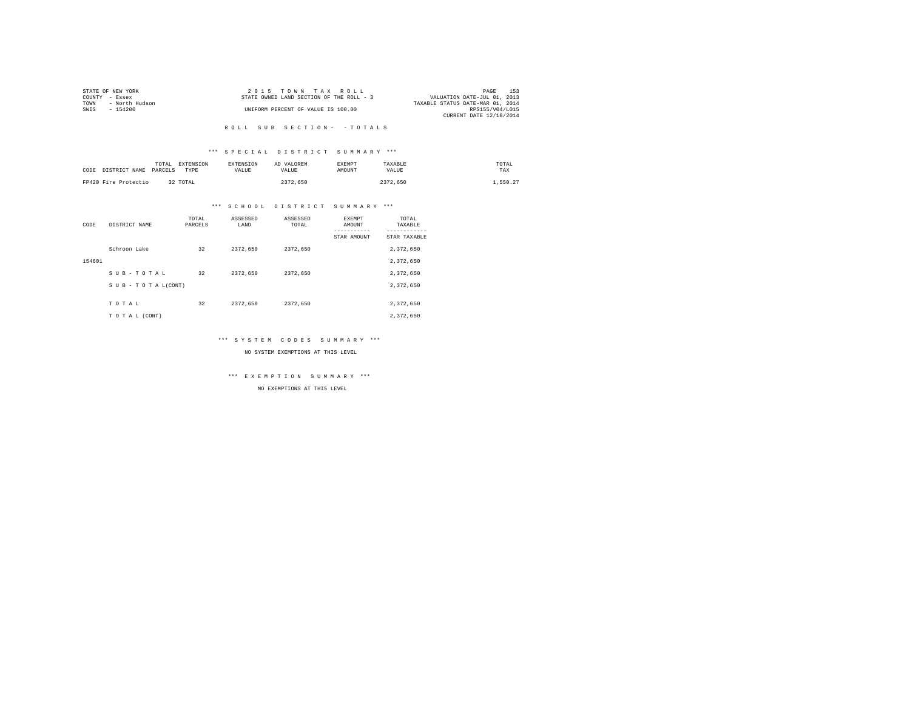STATE OF NEW YORK
COUNTY - Essex
TOWN - North Hudson
SWIS - 154200

2 0 1 5 T O W N T A X R O L L
STATE OWNED LAND SECTION OF THE ROLL - 3
UNIFORM PERCENT OF VALUE IS 100.00

VALUATION DATE-JUL 01, 2013
TAXABLE STATUS DATE-MAR 01, 2014
RPS155/V04/L015
CURRENT DATE 12/18/2014

R O L L S U B S E C T I O N - - T O T A L S

*** S P E C I A L D I S T R I C T S U M M A R Y ***

| CODE | DISTRICT NAME | TOTAL PARCELS | EXTENSION TYPE | EXTENSION VALUE | AD VALOREM VALUE | EXEMPT AMOUNT | TAXABLE VALUE | TOTAL TAX |
|---|---|---|---|---|---|---|---|---|
| FP420 | Fire Protectio | 32 | TOTAL | | 2372,650 | | 2372,650 | 1,550.27 |

*** S C H O O L D I S T R I C T S U M M A R Y ***

| CODE | DISTRICT NAME | TOTAL PARCELS | ASSESSED LAND | ASSESSED TOTAL | EXEMPT AMOUNT / STAR AMOUNT | TOTAL TAXABLE / STAR TAXABLE |
|---|---|---|---|---|---|---|
| | Schroon Lake | 32 | 2372,650 | 2372,650 | | 2,372,650 |
| 154601 | | | | | | 2,372,650 |
| | S U B - T O T A L | 32 | 2372,650 | 2372,650 | | 2,372,650 |
| | S U B - T O T A L(CONT) | | | | | 2,372,650 |
| | T O T A L | 32 | 2372,650 | 2372,650 | | 2,372,650 |
| | T O T A L (CONT) | | | | | 2,372,650 |

*** S Y S T E M C O D E S S U M M A R Y ***

NO SYSTEM EXEMPTIONS AT THIS LEVEL

*** E X E M P T I O N S U M M A R Y ***

NO EXEMPTIONS AT THIS LEVEL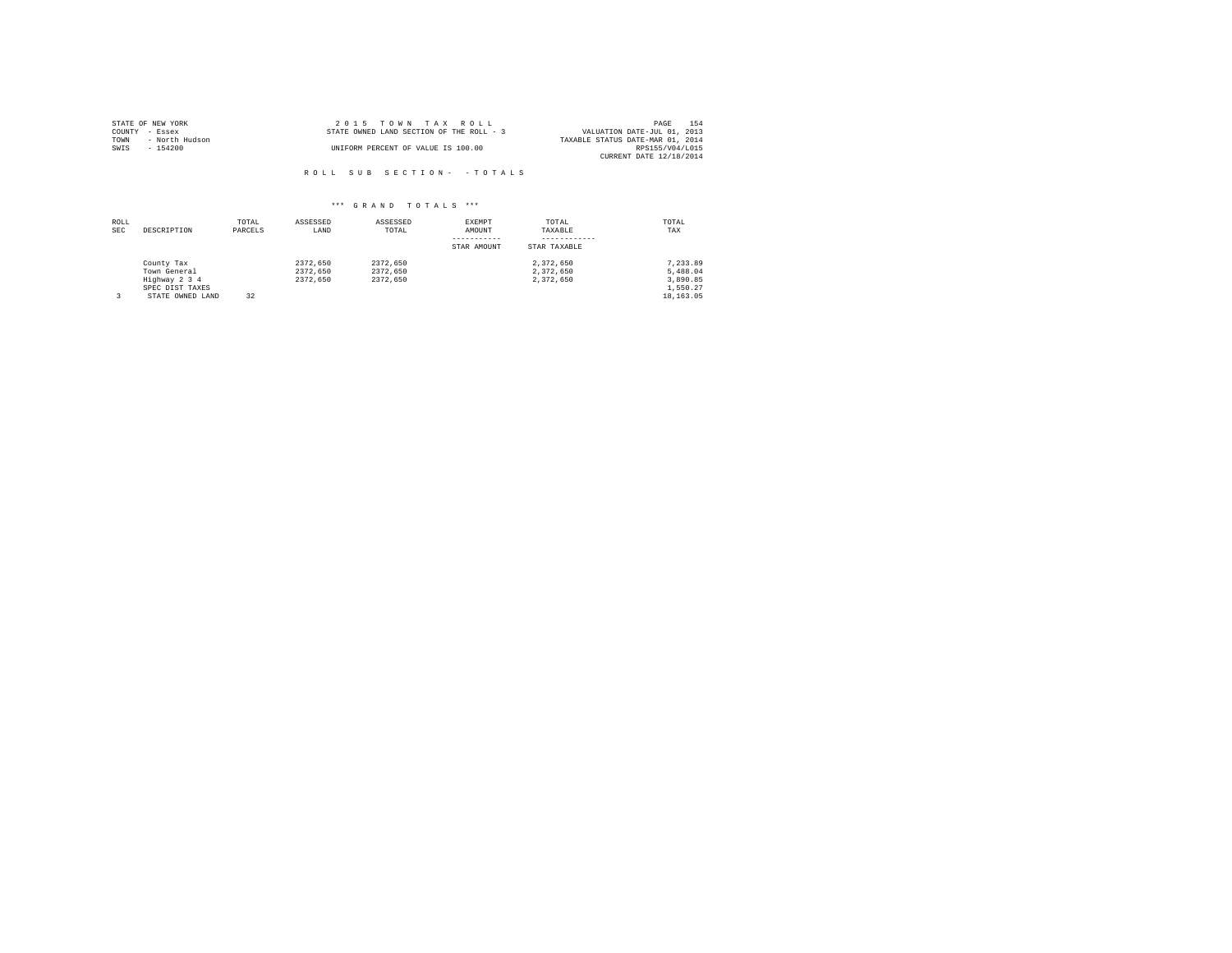STATE OF NEW YORK
COUNTY - Essex
TOWN - North Hudson
SWIS - 154200

2 0 1 5 T O W N T A X R O L L
STATE OWNED LAND SECTION OF THE ROLL - 3
UNIFORM PERCENT OF VALUE IS 100.00

VALUATION DATE-JUL 01, 2013
TAXABLE STATUS DATE-MAR 01, 2014
RPS155/V04/L015
CURRENT DATE 12/18/2014

R O L L S U B S E C T I O N - - T O T A L S

*** G R A N D T O T A L S ***

| ROLL SEC | DESCRIPTION | TOTAL PARCELS | ASSESSED LAND | ASSESSED TOTAL | EXEMPT AMOUNT / STAR AMOUNT | TOTAL TAXABLE / STAR TAXABLE | TOTAL TAX |
|---|---|---|---|---|---|---|---|
| | County Tax | | 2372,650 | 2372,650 | | 2,372,650 | 7,233.89 |
| | Town General | | 2372,650 | 2372,650 | | 2,372,650 | 5,488.04 |
| | Highway 2 3 4 | | 2372,650 | 2372,650 | | 2,372,650 | 3,890.85 |
| | SPEC DIST TAXES | | | | | | 1,550.27 |
| 3 | STATE OWNED LAND | 32 | | | | | 18,163.05 |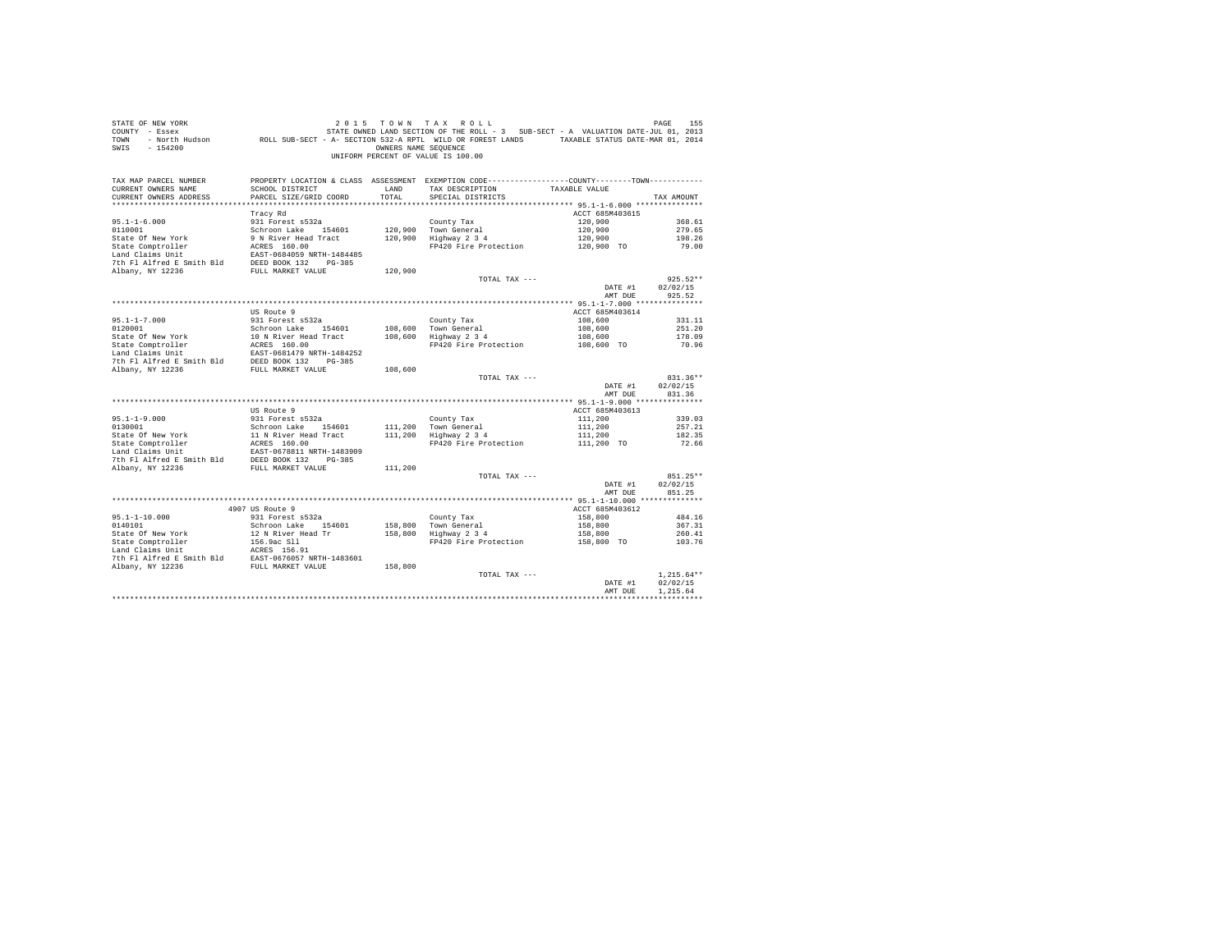STATE OF NEW YORK
COUNTY - Essex
TOWN - North Hudson
SWIS - 154200

2 0 1 5 T O W N T A X R O L L
STATE OWNED LAND SECTION OF THE ROLL - 3 SUB-SECT - A VALUATION DATE-JUL 01, 2013
ROLL SUB-SECT - A- SECTION 532-A RPTL WILD OR FOREST LANDS TAXABLE STATUS DATE-MAR 01, 2014
OWNERS NAME SEQUENCE
UNIFORM PERCENT OF VALUE IS 100.00

| TAX MAP PARCEL NUMBER / CURRENT OWNERS NAME / CURRENT OWNERS ADDRESS | PROPERTY LOCATION & CLASS / SCHOOL DISTRICT / PARCEL SIZE/GRID COORD | ASSESSMENT LAND | TOTAL | EXEMPTION CODE / TAX DESCRIPTION / SPECIAL DISTRICTS | COUNTY / TOWN TAXABLE VALUE | TAX AMOUNT |
|---|---|---|---|---|---|---|
| 95.1-1-6.000 | Tracy Rd | | | | ACCT 685M403615 | |
| 95.1-1-6.000 | 931 Forest s532a | | | County Tax | 120,900 | 368.61 |
| 0110001 | Schroon Lake 154601 | 120,900 | | Town General | 120,900 | 279.65 |
| State Of New York | 9 N River Head Tract | | 120,900 | Highway 2 3 4 | 120,900 | 198.26 |
| State Comptroller | ACRES 160.00 | | | FP420 Fire Protection | 120,900 TO | 79.00 |
| Land Claims Unit | EAST-0684059 NRTH-1484485 | | | | | |
| 7th Fl Alfred E Smith Bld | DEED BOOK 132 PG-385 | | | | | |
| Albany, NY 12236 | FULL MARKET VALUE | | 120,900 | | | |
| | | | | TOTAL TAX --- | | 925.52** |
| | | | | | DATE #1 | 02/02/15 |
| | | | | | AMT DUE | 925.52 |
| 95.1-1-7.000 | US Route 9 | | | | ACCT 685M403614 | |
| 95.1-1-7.000 | 931 Forest s532a | | | County Tax | 108,600 | 331.11 |
| 0120001 | Schroon Lake 154601 | 108,600 | | Town General | 108,600 | 251.20 |
| State Of New York | 10 N River Head Tract | | 108,600 | Highway 2 3 4 | 108,600 | 178.09 |
| State Comptroller | ACRES 160.00 | | | FP420 Fire Protection | 108,600 TO | 70.96 |
| Land Claims Unit | EAST-0681479 NRTH-1484252 | | | | | |
| 7th Fl Alfred E Smith Bld | DEED BOOK 132 PG-385 | | | | | |
| Albany, NY 12236 | FULL MARKET VALUE | | 108,600 | | | |
| | | | | TOTAL TAX --- | | 831.36** |
| | | | | | DATE #1 | 02/02/15 |
| | | | | | AMT DUE | 831.36 |
| 95.1-1-9.000 | US Route 9 | | | | ACCT 685M403613 | |
| 95.1-1-9.000 | 931 Forest s532a | | | County Tax | 111,200 | 339.03 |
| 0130001 | Schroon Lake 154601 | 111,200 | | Town General | 111,200 | 257.21 |
| State Of New York | 11 N River Head Tract | | 111,200 | Highway 2 3 4 | 111,200 | 182.35 |
| State Comptroller | ACRES 160.00 | | | FP420 Fire Protection | 111,200 TO | 72.66 |
| Land Claims Unit | EAST-0678811 NRTH-1483909 | | | | | |
| 7th Fl Alfred E Smith Bld | DEED BOOK 132 PG-385 | | | | | |
| Albany, NY 12236 | FULL MARKET VALUE | | 111,200 | | | |
| | | | | TOTAL TAX --- | | 851.25** |
| | | | | | DATE #1 | 02/02/15 |
| | | | | | AMT DUE | 851.25 |
| 95.1-1-10.000 | 4907 US Route 9 | | | | ACCT 685M403612 | |
| 95.1-1-10.000 | 931 Forest s532a | | | County Tax | 158,800 | 484.16 |
| 0140101 | Schroon Lake 154601 | 158,800 | | Town General | 158,800 | 367.31 |
| State Of New York | 12 N River Head Tr | | 158,800 | Highway 2 3 4 | 158,800 | 260.41 |
| State Comptroller | 156.9ac Sll | | | FP420 Fire Protection | 158,800 TO | 103.76 |
| Land Claims Unit | ACRES 156.91 | | | | | |
| 7th Fl Alfred E Smith Bld | EAST-0676057 NRTH-1483601 | | | | | |
| Albany, NY 12236 | FULL MARKET VALUE | | 158,800 | | | |
| | | | | TOTAL TAX --- | | 1,215.64** |
| | | | | | DATE #1 | 02/02/15 |
| | | | | | AMT DUE | 1,215.64 |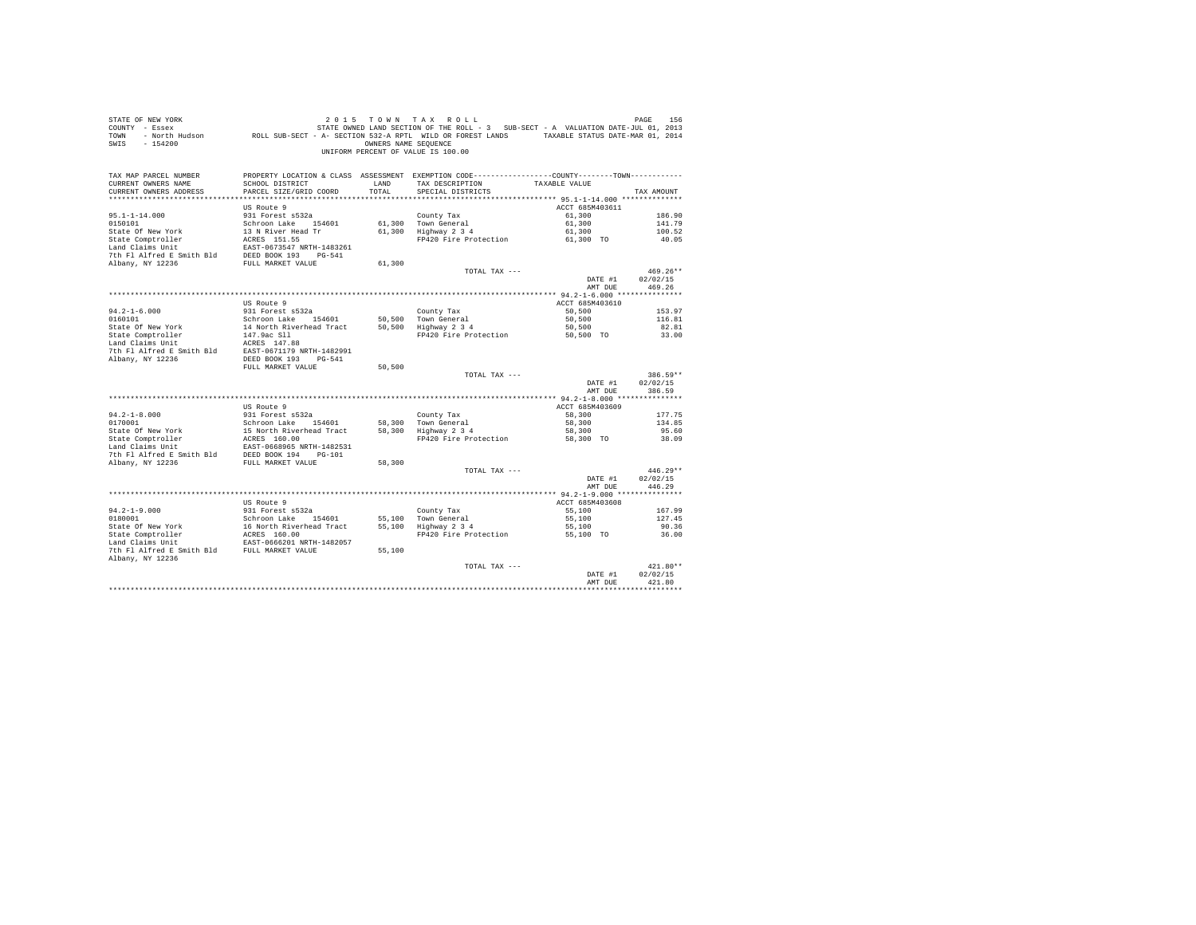STATE OF NEW YORK
COUNTY - Essex
TOWN - North Hudson
SWIS - 154200

2 0 1 5 T O W N T A X R O L L
STATE OWNED LAND SECTION OF THE ROLL - 3 SUB-SECT - A VALUATION DATE-JUL 01, 2013
ROLL SUB-SECT - A- SECTION 532-A RPTL WILD OR FOREST LANDS TAXABLE STATUS DATE-MAR 01, 2014
OWNERS NAME SEQUENCE
UNIFORM PERCENT OF VALUE IS 100.00

| TAX MAP PARCEL NUMBER / CURRENT OWNERS NAME / CURRENT OWNERS ADDRESS | PROPERTY LOCATION & CLASS / SCHOOL DISTRICT / PARCEL SIZE/GRID COORD | ASSESSMENT LAND / TOTAL | EXEMPTION CODE / TAX DESCRIPTION / SPECIAL DISTRICTS | COUNTY--------TOWN / TAXABLE VALUE | TAX AMOUNT |
|---|---|---|---|---|---|
| **95.1-1-14.000** | US Route 9 | | | ACCT 685M403611 | |
| 95.1-1-14.000 | 931 Forest s532a | | County Tax | 61,300 | 186.90 |
| 0150101 | Schroon Lake 154601 | 61,300 | Town General | 61,300 | 141.79 |
| State Of New York | 13 N River Head Tr | 61,300 | Highway 2 3 4 | 61,300 | 100.52 |
| State Comptroller | ACRES 151.55 | | FP420 Fire Protection | 61,300 TO | 40.05 |
| Land Claims Unit | EAST-0673547 NRTH-1483261 | | | | |
| 7th Fl Alfred E Smith Bld | DEED BOOK 193 PG-541 | | | | |
| Albany, NY 12236 | FULL MARKET VALUE | 61,300 | | | |
| | | | TOTAL TAX --- | | 469.26** |
| | | | | DATE #1 | 02/02/15 |
| | | | | AMT DUE | 469.26 |
| **94.2-1-6.000** | US Route 9 | | | ACCT 685M403610 | |
| 94.2-1-6.000 | 931 Forest s532a | | County Tax | 50,500 | 153.97 |
| 0160101 | Schroon Lake 154601 | 50,500 | Town General | 50,500 | 116.81 |
| State Of New York | 14 North Riverhead Tract | 50,500 | Highway 2 3 4 | 50,500 | 82.81 |
| State Comptroller | 147.9ac Sll | | FP420 Fire Protection | 50,500 TO | 33.00 |
| Land Claims Unit | ACRES 147.88 | | | | |
| 7th Fl Alfred E Smith Bld | EAST-0671179 NRTH-1482991 | | | | |
| Albany, NY 12236 | DEED BOOK 193 PG-541 | | | | |
| | FULL MARKET VALUE | 50,500 | | | |
| | | | TOTAL TAX --- | | 386.59** |
| | | | | DATE #1 | 02/02/15 |
| | | | | AMT DUE | 386.59 |
| **94.2-1-8.000** | US Route 9 | | | ACCT 685M403609 | |
| 94.2-1-8.000 | 931 Forest s532a | | County Tax | 58,300 | 177.75 |
| 0170001 | Schroon Lake 154601 | 58,300 | Town General | 58,300 | 134.85 |
| State Of New York | 15 North Riverhead Tract | 58,300 | Highway 2 3 4 | 58,300 | 95.60 |
| State Comptroller | ACRES 160.00 | | FP420 Fire Protection | 58,300 TO | 38.09 |
| Land Claims Unit | EAST-0668965 NRTH-1482531 | | | | |
| 7th Fl Alfred E Smith Bld | DEED BOOK 194 PG-101 | | | | |
| Albany, NY 12236 | FULL MARKET VALUE | 58,300 | | | |
| | | | TOTAL TAX --- | | 446.29** |
| | | | | DATE #1 | 02/02/15 |
| | | | | AMT DUE | 446.29 |
| **94.2-1-9.000** | US Route 9 | | | ACCT 685M403608 | |
| 94.2-1-9.000 | 931 Forest s532a | | County Tax | 55,100 | 167.99 |
| 0180001 | Schroon Lake 154601 | 55,100 | Town General | 55,100 | 127.45 |
| State Of New York | 16 North Riverhead Tract | 55,100 | Highway 2 3 4 | 55,100 | 90.36 |
| State Comptroller | ACRES 160.00 | | FP420 Fire Protection | 55,100 TO | 36.00 |
| Land Claims Unit | EAST-0666201 NRTH-1482057 | | | | |
| 7th Fl Alfred E Smith Bld | FULL MARKET VALUE | 55,100 | | | |
| Albany, NY 12236 | | | | | |
| | | | TOTAL TAX --- | | 421.80** |
| | | | | DATE #1 | 02/02/15 |
| | | | | AMT DUE | 421.80 |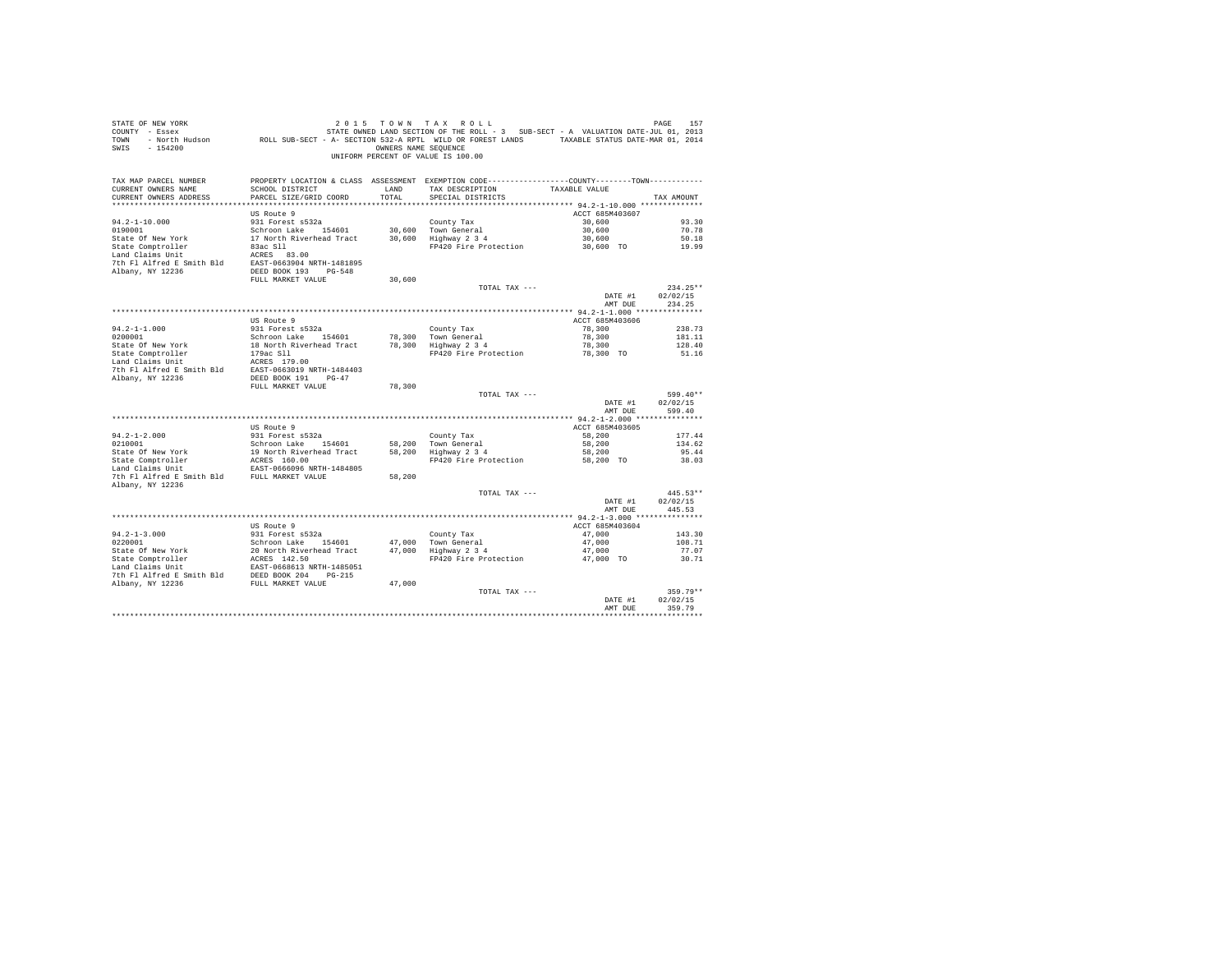STATE OF NEW YORK
COUNTY - Essex
TOWN - North Hudson
SWIS - 154200

2 0 1 5 T O W N T A X R O L L
STATE OWNED LAND SECTION OF THE ROLL - 3 SUB-SECT - A VALUATION DATE-JUL 01, 2013
ROLL SUB-SECT - A- SECTION 532-A RPTL WILD OR FOREST LANDS TAXABLE STATUS DATE-MAR 01, 2014
OWNERS NAME SEQUENCE
UNIFORM PERCENT OF VALUE IS 100.00

| TAX MAP PARCEL NUMBER / CURRENT OWNERS NAME / CURRENT OWNERS ADDRESS | PROPERTY LOCATION & CLASS / SCHOOL DISTRICT / PARCEL SIZE/GRID COORD | ASSESSMENT LAND / TOTAL | EXEMPTION CODE / TAX DESCRIPTION / SPECIAL DISTRICTS | COUNTY--------TOWN / TAXABLE VALUE | TAX AMOUNT |
|---|---|---|---|---|---|
| **94.2-1-10.000** | US Route 9 | | | ACCT 685M403607 | |
| 94.2-1-10.000 | 931 Forest s532a | | County Tax | 30,600 | 93.30 |
| 0190001 | Schroon Lake 154601 | 30,600 | Town General | 30,600 | 70.78 |
| State Of New York | 17 North Riverhead Tract | 30,600 | Highway 2 3 4 | 30,600 | 50.18 |
| State Comptroller | 83ac Sll | | FP420 Fire Protection | 30,600 TO | 19.99 |
| Land Claims Unit | ACRES 83.00 | | | | |
| 7th Fl Alfred E Smith Bld | EAST-0663904 NRTH-1481895 | | | | |
| Albany, NY 12236 | DEED BOOK 193 PG-548 | | | | |
| | FULL MARKET VALUE | 30,600 | | | |
| | | | TOTAL TAX --- | | 234.25** |
| | | | | DATE #1 | 02/02/15 |
| | | | | AMT DUE | 234.25 |
| **94.2-1-1.000** | US Route 9 | | | ACCT 685M403606 | |
| 94.2-1-1.000 | 931 Forest s532a | | County Tax | 78,300 | 238.73 |
| 0200001 | Schroon Lake 154601 | 78,300 | Town General | 78,300 | 181.11 |
| State Of New York | 18 North Riverhead Tract | 78,300 | Highway 2 3 4 | 78,300 | 128.40 |
| State Comptroller | 179ac Sll | | FP420 Fire Protection | 78,300 TO | 51.16 |
| Land Claims Unit | ACRES 179.00 | | | | |
| 7th Fl Alfred E Smith Bld | EAST-0663019 NRTH-1484403 | | | | |
| Albany, NY 12236 | DEED BOOK 191 PG-47 | | | | |
| | FULL MARKET VALUE | 78,300 | | | |
| | | | TOTAL TAX --- | | 599.40** |
| | | | | DATE #1 | 02/02/15 |
| | | | | AMT DUE | 599.40 |
| **94.2-1-2.000** | US Route 9 | | | ACCT 685M403605 | |
| 94.2-1-2.000 | 931 Forest s532a | | County Tax | 58,200 | 177.44 |
| 0210001 | Schroon Lake 154601 | 58,200 | Town General | 58,200 | 134.62 |
| State Of New York | 19 North Riverhead Tract | 58,200 | Highway 2 3 4 | 58,200 | 95.44 |
| State Comptroller | ACRES 160.00 | | FP420 Fire Protection | 58,200 TO | 38.03 |
| Land Claims Unit | EAST-0666096 NRTH-1484805 | | | | |
| 7th Fl Alfred E Smith Bld | FULL MARKET VALUE | 58,200 | | | |
| Albany, NY 12236 | | | | | |
| | | | TOTAL TAX --- | | 445.53** |
| | | | | DATE #1 | 02/02/15 |
| | | | | AMT DUE | 445.53 |
| **94.2-1-3.000** | US Route 9 | | | ACCT 685M403604 | |
| 94.2-1-3.000 | 931 Forest s532a | | County Tax | 47,000 | 143.30 |
| 0220001 | Schroon Lake 154601 | 47,000 | Town General | 47,000 | 108.71 |
| State Of New York | 20 North Riverhead Tract | 47,000 | Highway 2 3 4 | 47,000 | 77.07 |
| State Comptroller | ACRES 142.50 | | FP420 Fire Protection | 47,000 TO | 30.71 |
| Land Claims Unit | EAST-0668613 NRTH-1485051 | | | | |
| 7th Fl Alfred E Smith Bld | DEED BOOK 204 PG-215 | | | | |
| Albany, NY 12236 | FULL MARKET VALUE | 47,000 | | | |
| | | | TOTAL TAX --- | | 359.79** |
| | | | | DATE #1 | 02/02/15 |
| | | | | AMT DUE | 359.79 |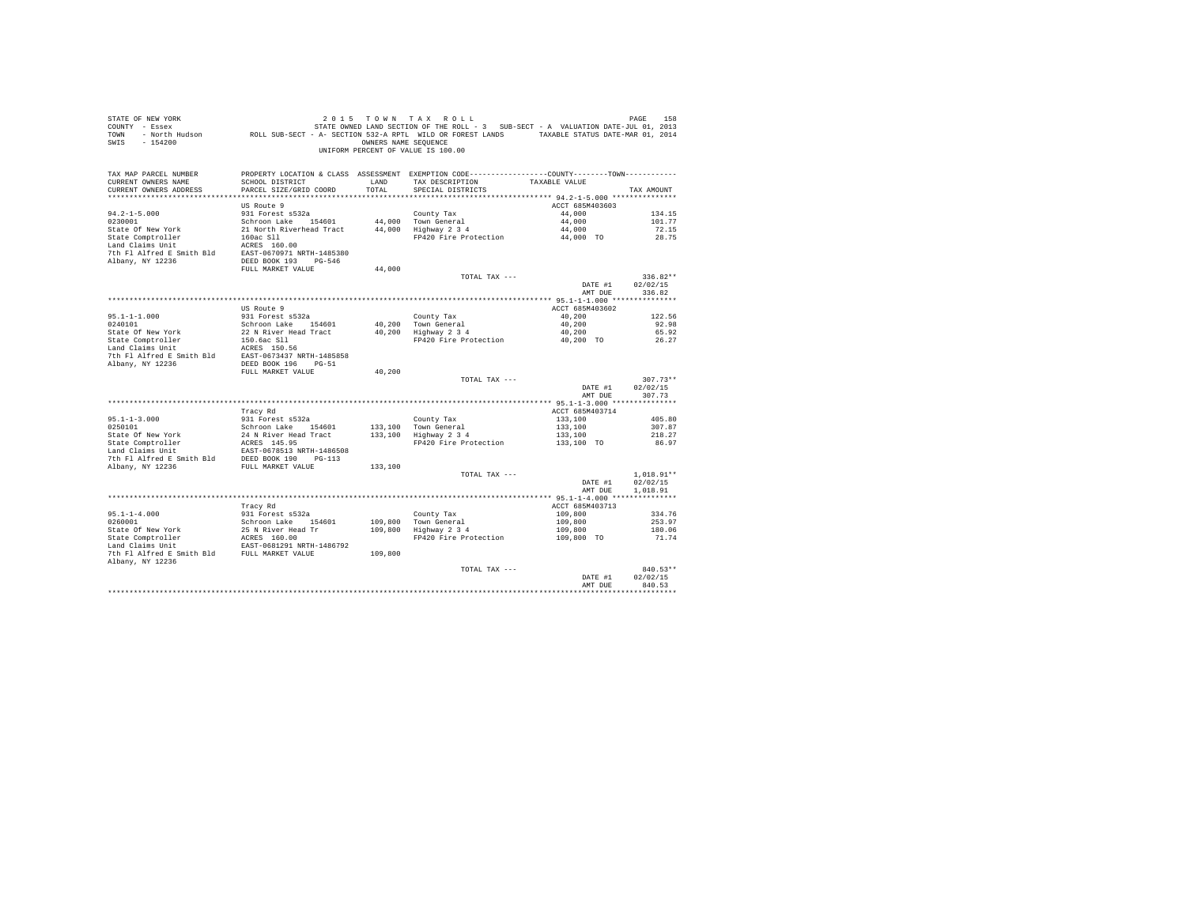STATE OF NEW YORK
COUNTY - Essex
TOWN - North Hudson
SWIS - 154200

2 0 1 5 T O W N T A X R O L L

STATE OWNED LAND SECTION OF THE ROLL - 3 SUB-SECT - A VALUATION DATE-JUL 01, 2013

ROLL SUB-SECT - A- SECTION 532-A RPTL WILD OR FOREST LANDS TAXABLE STATUS DATE-MAR 01, 2014

OWNERS NAME SEQUENCE

UNIFORM PERCENT OF VALUE IS 100.00

| TAX MAP PARCEL NUMBER / CURRENT OWNERS NAME / CURRENT OWNERS ADDRESS | PROPERTY LOCATION & CLASS / SCHOOL DISTRICT / PARCEL SIZE/GRID COORD | ASSESSMENT LAND / TOTAL | EXEMPTION CODE / TAX DESCRIPTION / SPECIAL DISTRICTS | COUNTY / TOWN TAXABLE VALUE | TAX AMOUNT |
|---|---|---|---|---|---|
| **94.2-1-5.000** | US Route 9 | | | ACCT 685M403603 | |
| 94.2-1-5.000 | 931 Forest s532a | | County Tax | 44,000 | 134.15 |
| 0230001 | Schroon Lake 154601 | 44,000 | Town General | 44,000 | 101.77 |
| State Of New York | 21 North Riverhead Tract | 44,000 | Highway 2 3 4 | 44,000 | 72.15 |
| State Comptroller | 160ac Sll | | FP420 Fire Protection | 44,000 TO | 28.75 |
| Land Claims Unit | ACRES 160.00 | | | | |
| 7th Fl Alfred E Smith Bld | EAST-0670971 NRTH-1485380 | | | | |
| Albany, NY 12236 | DEED BOOK 193 PG-546 | | | | |
| | FULL MARKET VALUE | 44,000 | | | |
| | | | TOTAL TAX --- | | 336.82** |
| | | | | DATE #1 | 02/02/15 |
| | | | | AMT DUE | 336.82 |
| **95.1-1-1.000** | US Route 9 | | | ACCT 685M403602 | |
| 95.1-1-1.000 | 931 Forest s532a | | County Tax | 40,200 | 122.56 |
| 0240101 | Schroon Lake 154601 | 40,200 | Town General | 40,200 | 92.98 |
| State Of New York | 22 N River Head Tract | 40,200 | Highway 2 3 4 | 40,200 | 65.92 |
| State Comptroller | 150.6ac Sll | | FP420 Fire Protection | 40,200 TO | 26.27 |
| Land Claims Unit | ACRES 150.56 | | | | |
| 7th Fl Alfred E Smith Bld | EAST-0673437 NRTH-1485858 | | | | |
| Albany, NY 12236 | DEED BOOK 196 PG-51 | | | | |
| | FULL MARKET VALUE | 40,200 | | | |
| | | | TOTAL TAX --- | | 307.73** |
| | | | | DATE #1 | 02/02/15 |
| | | | | AMT DUE | 307.73 |
| **95.1-1-3.000** | Tracy Rd | | | ACCT 685M403714 | |
| 95.1-1-3.000 | 931 Forest s532a | | County Tax | 133,100 | 405.80 |
| 0250101 | Schroon Lake 154601 | 133,100 | Town General | 133,100 | 307.87 |
| State Of New York | 24 N River Head Tract | 133,100 | Highway 2 3 4 | 133,100 | 218.27 |
| State Comptroller | ACRES 145.95 | | FP420 Fire Protection | 133,100 TO | 86.97 |
| Land Claims Unit | EAST-0678513 NRTH-1486508 | | | | |
| 7th Fl Alfred E Smith Bld | DEED BOOK 190 PG-113 | | | | |
| Albany, NY 12236 | FULL MARKET VALUE | 133,100 | | | |
| | | | TOTAL TAX --- | | 1,018.91** |
| | | | | DATE #1 | 02/02/15 |
| | | | | AMT DUE | 1,018.91 |
| **95.1-1-4.000** | Tracy Rd | | | ACCT 685M403713 | |
| 95.1-1-4.000 | 931 Forest s532a | | County Tax | 109,800 | 334.76 |
| 0260001 | Schroon Lake 154601 | 109,800 | Town General | 109,800 | 253.97 |
| State Of New York | 25 N River Head Tr | 109,800 | Highway 2 3 4 | 109,800 | 180.06 |
| State Comptroller | ACRES 160.00 | | FP420 Fire Protection | 109,800 TO | 71.74 |
| Land Claims Unit | EAST-0681291 NRTH-1486792 | | | | |
| 7th Fl Alfred E Smith Bld | FULL MARKET VALUE | 109,800 | | | |
| Albany, NY 12236 | | | | | |
| | | | TOTAL TAX --- | | 840.53** |
| | | | | DATE #1 | 02/02/15 |
| | | | | AMT DUE | 840.53 |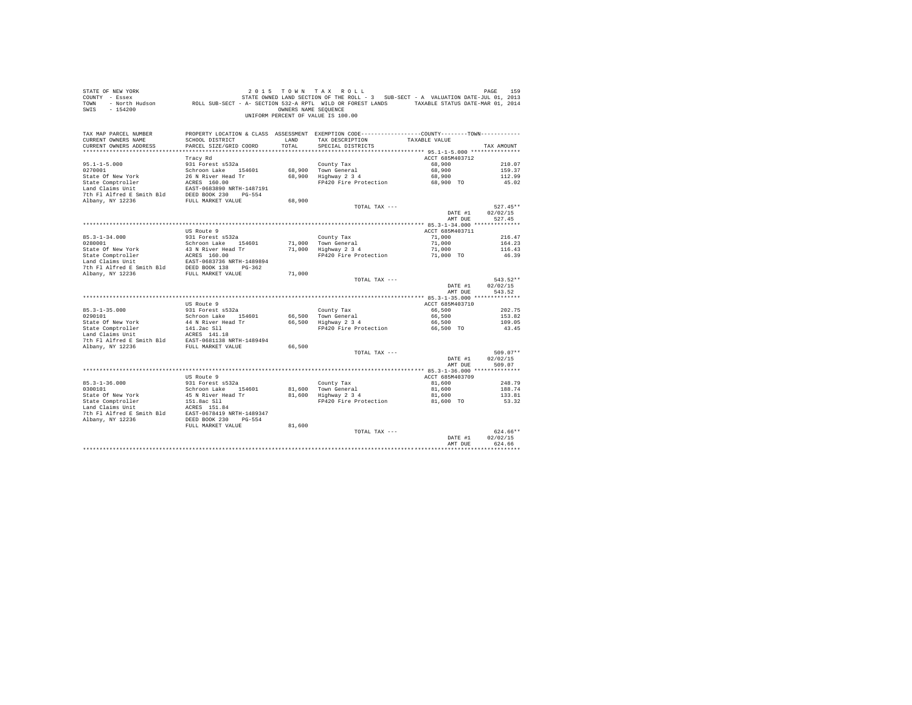STATE OF NEW YORK  
COUNTY - Essex  
TOWN - North Hudson  
SWIS - 154200

2 0 1 5 T O W N T A X R O L L  
STATE OWNED LAND SECTION OF THE ROLL - 3 SUB-SECT - A VALUATION DATE-JUL 01, 2013  
ROLL SUB-SECT - A- SECTION 532-A RPTL WILD OR FOREST LANDS TAXABLE STATUS DATE-MAR 01, 2014  
OWNERS NAME SEQUENCE  
UNIFORM PERCENT OF VALUE IS 100.00

| TAX MAP PARCEL NUMBER / CURRENT OWNERS NAME / CURRENT OWNERS ADDRESS | PROPERTY LOCATION & CLASS / SCHOOL DISTRICT / PARCEL SIZE/GRID COORD | ASSESSMENT LAND | ASSESSMENT TOTAL | EXEMPTION CODE / TAX DESCRIPTION / SPECIAL DISTRICTS | COUNTY/TOWN TAXABLE VALUE | TAX AMOUNT |
|---|---|---|---|---|---|---|
| **95.1-1-5.000** | Tracy Rd | | | | ACCT 685M403712 | |
| 95.1-1-5.000 | 931 Forest s532a | | | County Tax | 68,900 | 210.07 |
| 0270001 | Schroon Lake 154601 | 68,900 | | Town General | 68,900 | 159.37 |
| State Of New York | 26 N River Head Tr | | 68,900 | Highway 2 3 4 | 68,900 | 112.99 |
| State Comptroller | ACRES 160.00 | | | FP420 Fire Protection | 68,900 TO | 45.02 |
| Land Claims Unit | EAST-0683890 NRTH-1487191 | | | | | |
| 7th Fl Alfred E Smith Bld | DEED BOOK 230 PG-554 | | | | | |
| Albany, NY 12236 | FULL MARKET VALUE | | 68,900 | | | |
| | | | | TOTAL TAX --- | | 527.45** |
| | | | | | DATE #1 | 02/02/15 |
| | | | | | AMT DUE | 527.45 |
| **85.3-1-34.000** | US Route 9 | | | | ACCT 685M403711 | |
| 85.3-1-34.000 | 931 Forest s532a | | | County Tax | 71,000 | 216.47 |
| 0280001 | Schroon Lake 154601 | 71,000 | | Town General | 71,000 | 164.23 |
| State Of New York | 43 N River Head Tr | | 71,000 | Highway 2 3 4 | 71,000 | 116.43 |
| State Comptroller | ACRES 160.00 | | | FP420 Fire Protection | 71,000 TO | 46.39 |
| Land Claims Unit | EAST-0683736 NRTH-1489894 | | | | | |
| 7th Fl Alfred E Smith Bld | DEED BOOK 138 PG-362 | | | | | |
| Albany, NY 12236 | FULL MARKET VALUE | | 71,000 | | | |
| | | | | TOTAL TAX --- | | 543.52** |
| | | | | | DATE #1 | 02/02/15 |
| | | | | | AMT DUE | 543.52 |
| **85.3-1-35.000** | US Route 9 | | | | ACCT 685M403710 | |
| 85.3-1-35.000 | 931 Forest s532a | | | County Tax | 66,500 | 202.75 |
| 0290101 | Schroon Lake 154601 | 66,500 | | Town General | 66,500 | 153.82 |
| State Of New York | 44 N River Head Tr | | 66,500 | Highway 2 3 4 | 66,500 | 109.05 |
| State Comptroller | 141.2ac Sll | | | FP420 Fire Protection | 66,500 TO | 43.45 |
| Land Claims Unit | ACRES 141.18 | | | | | |
| 7th Fl Alfred E Smith Bld | EAST-0681138 NRTH-1489494 | | | | | |
| Albany, NY 12236 | FULL MARKET VALUE | | 66,500 | | | |
| | | | | TOTAL TAX --- | | 509.07** |
| | | | | | DATE #1 | 02/02/15 |
| | | | | | AMT DUE | 509.07 |
| **85.3-1-36.000** | US Route 9 | | | | ACCT 685M403709 | |
| 85.3-1-36.000 | 931 Forest s532a | | | County Tax | 81,600 | 248.79 |
| 0300101 | Schroon Lake 154601 | 81,600 | | Town General | 81,600 | 188.74 |
| State Of New York | 45 N River Head Tr | | 81,600 | Highway 2 3 4 | 81,600 | 133.81 |
| State Comptroller | 151.8ac Sll | | | FP420 Fire Protection | 81,600 TO | 53.32 |
| Land Claims Unit | ACRES 151.84 | | | | | |
| 7th Fl Alfred E Smith Bld | EAST-0678419 NRTH-1489347 | | | | | |
| Albany, NY 12236 | DEED BOOK 230 PG-554 | | | | | |
| | FULL MARKET VALUE | | 81,600 | | | |
| | | | | TOTAL TAX --- | | 624.66** |
| | | | | | DATE #1 | 02/02/15 |
| | | | | | AMT DUE | 624.66 |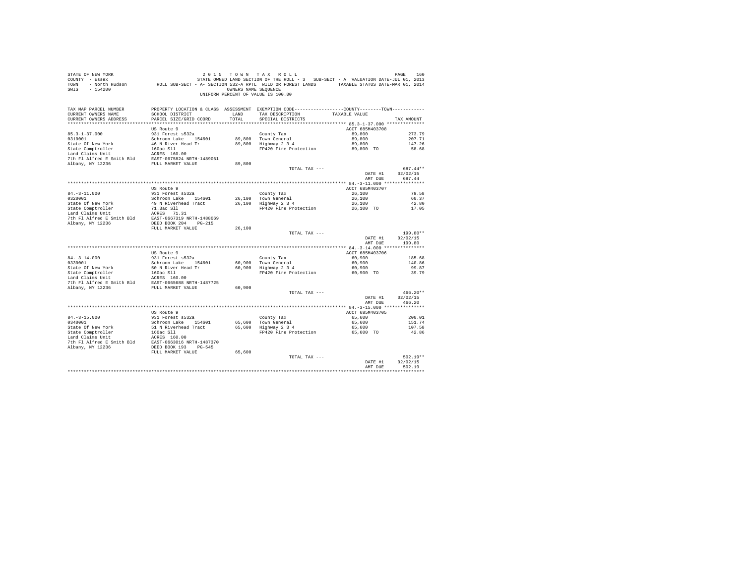STATE OF NEW YORK — COUNTY - Essex — TOWN - North Hudson — SWIS - 154200

2 0 1 5 T O W N T A X R O L L

STATE OWNED LAND SECTION OF THE ROLL - 3 SUB-SECT - A VALUATION DATE-JUL 01, 2013

ROLL SUB-SECT - A- SECTION 532-A RPTL WILD OR FOREST LANDS TAXABLE STATUS DATE-MAR 01, 2014

OWNERS NAME SEQUENCE

UNIFORM PERCENT OF VALUE IS 100.00

| TAX MAP PARCEL NUMBER / CURRENT OWNERS NAME / CURRENT OWNERS ADDRESS | PROPERTY LOCATION & CLASS / SCHOOL DISTRICT / PARCEL SIZE/GRID COORD | ASSESSMENT LAND / TOTAL | EXEMPTION CODE / TAX DESCRIPTION / SPECIAL DISTRICTS | COUNTY--------TOWN / TAXABLE VALUE | TAX AMOUNT |
|---|---|---|---|---|---|
| **85.3-1-37.000** | US Route 9 | | | ACCT 685M403708 | |
| 85.3-1-37.000 | 931 Forest s532a | | County Tax | 89,800 | 273.79 |
| 0310001 | Schroon Lake 154601 | 89,800 | Town General | 89,800 | 207.71 |
| State Of New York | 46 N River Head Tr | 89,800 | Highway 2 3 4 | 89,800 | 147.26 |
| State Comptroller | 160ac Sll | | FP420 Fire Protection | 89,800 TO | 58.68 |
| Land Claims Unit | ACRES 160.00 | | | | |
| 7th Fl Alfred E Smith Bld | EAST-0675824 NRTH-1489061 | | | | |
| Albany, NY 12236 | FULL MARKET VALUE | 89,800 | | | |
| | | | TOTAL TAX --- | | 687.44** |
| | | | | DATE #1 | 02/02/15 |
| | | | | AMT DUE | 687.44 |
| **84.-3-11.000** | US Route 9 | | | ACCT 685M403707 | |
| 84.-3-11.000 | 931 Forest s532a | | County Tax | 26,100 | 79.58 |
| 0320001 | Schroon Lake 154601 | 26,100 | Town General | 26,100 | 60.37 |
| State Of New York | 49 N Riverhead Tract | 26,100 | Highway 2 3 4 | 26,100 | 42.80 |
| State Comptroller | 71.3ac Sll | | FP420 Fire Protection | 26,100 TO | 17.05 |
| Land Claims Unit | ACRES 71.31 | | | | |
| 7th Fl Alfred E Smith Bld | EAST-0667319 NRTH-1488069 | | | | |
| Albany, NY 12236 | DEED BOOK 204 PG-215 | | | | |
| | FULL MARKET VALUE | 26,100 | | | |
| | | | TOTAL TAX --- | | 199.80** |
| | | | | DATE #1 | 02/02/15 |
| | | | | AMT DUE | 199.80 |
| **84.-3-14.000** | US Route 9 | | | ACCT 685M403706 | |
| 84.-3-14.000 | 931 Forest s532a | | County Tax | 60,900 | 185.68 |
| 0330001 | Schroon Lake 154601 | 60,900 | Town General | 60,900 | 140.86 |
| State Of New York | 50 N River Head Tr | 60,900 | Highway 2 3 4 | 60,900 | 99.87 |
| State Comptroller | 160ac Sll | | FP420 Fire Protection | 60,900 TO | 39.79 |
| Land Claims Unit | ACRES 160.00 | | | | |
| 7th Fl Alfred E Smith Bld | EAST-0665688 NRTH-1487725 | | | | |
| Albany, NY 12236 | FULL MARKET VALUE | 60,900 | | | |
| | | | TOTAL TAX --- | | 466.20** |
| | | | | DATE #1 | 02/02/15 |
| | | | | AMT DUE | 466.20 |
| **84.-3-15.000** | US Route 9 | | | ACCT 685M403705 | |
| 84.-3-15.000 | 931 Forest s532a | | County Tax | 65,600 | 200.01 |
| 0340001 | Schroon Lake 154601 | 65,600 | Town General | 65,600 | 151.74 |
| State Of New York | 51 N Riverhead Tract | 65,600 | Highway 2 3 4 | 65,600 | 107.58 |
| State Comptroller | 160ac Sll | | FP420 Fire Protection | 65,600 TO | 42.86 |
| Land Claims Unit | ACRES 160.00 | | | | |
| 7th Fl Alfred E Smith Bld | EAST-0663016 NRTH-1487370 | | | | |
| Albany, NY 12236 | DEED BOOK 193 PG-545 | | | | |
| | FULL MARKET VALUE | 65,600 | | | |
| | | | TOTAL TAX --- | | 502.19** |
| | | | | DATE #1 | 02/02/15 |
| | | | | AMT DUE | 502.19 |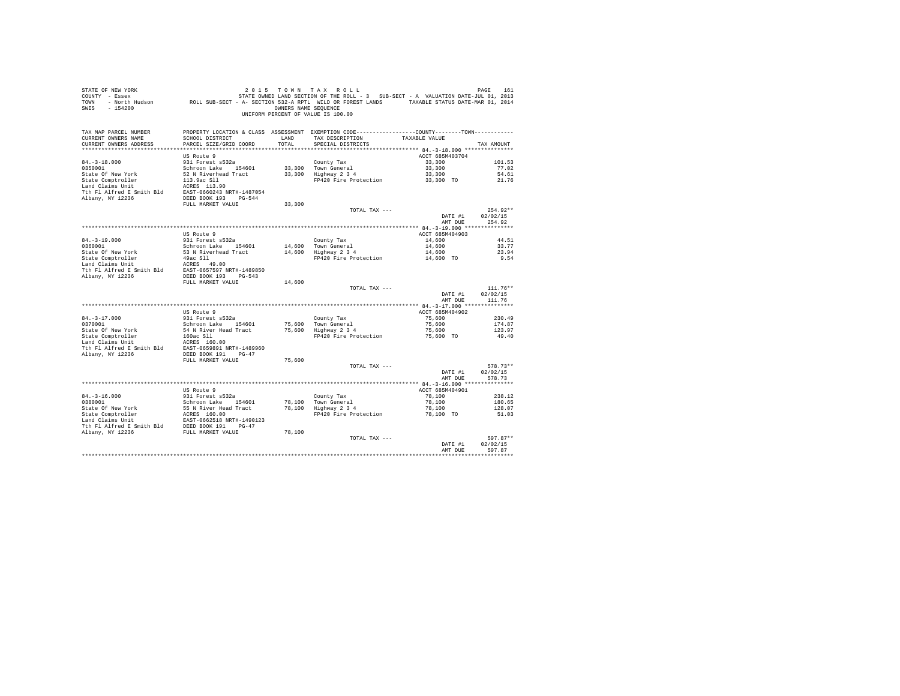STATE OF NEW YORK
COUNTY - Essex
TOWN - North Hudson
SWIS - 154200

2015 TOWN TAX ROLL
STATE OWNED LAND SECTION OF THE ROLL - 3 SUB-SECT - A VALUATION DATE-JUL 01, 2013
ROLL SUB-SECT - A- SECTION 532-A RPTL WILD OR FOREST LANDS TAXABLE STATUS DATE-MAR 01, 2014
OWNERS NAME SEQUENCE
UNIFORM PERCENT OF VALUE IS 100.00

| TAX MAP PARCEL NUMBER / CURRENT OWNERS NAME / CURRENT OWNERS ADDRESS | PROPERTY LOCATION & CLASS / SCHOOL DISTRICT / PARCEL SIZE/GRID COORD | ASSESSMENT LAND / TOTAL | EXEMPTION CODE / TAX DESCRIPTION / SPECIAL DISTRICTS | COUNTY / TOWN TAXABLE VALUE | TAX AMOUNT |
|---|---|---|---|---|---|
| **84.-3-18.000** | US Route 9 | | | ACCT 685M403704 | |
| 84.-3-18.000 | 931 Forest s532a | | County Tax | 33,300 | 101.53 |
| 0350001 | Schroon Lake 154601 | 33,300 | Town General | 33,300 | 77.02 |
| State Of New York | 52 N Riverhead Tract | 33,300 | Highway 2 3 4 | 33,300 | 54.61 |
| State Comptroller | 113.9ac Sll | | FP420 Fire Protection | 33,300 TO | 21.76 |
| Land Claims Unit | ACRES 113.90 | | | | |
| 7th Fl Alfred E Smith Bld | EAST-0660243 NRTH-1487054 | | | | |
| Albany, NY 12236 | DEED BOOK 193 PG-544 | | | | |
| | FULL MARKET VALUE | 33,300 | | | |
| | | | TOTAL TAX --- | | 254.92** |
| | | | | DATE #1 | 02/02/15 |
| | | | | AMT DUE | 254.92 |
| **84.-3-19.000** | US Route 9 | | | ACCT 685M404903 | |
| 84.-3-19.000 | 931 Forest s532a | | County Tax | 14,600 | 44.51 |
| 0360001 | Schroon Lake 154601 | 14,600 | Town General | 14,600 | 33.77 |
| State Of New York | 53 N Riverhead Tract | 14,600 | Highway 2 3 4 | 14,600 | 23.94 |
| State Comptroller | 49ac Sll | | FP420 Fire Protection | 14,600 TO | 9.54 |
| Land Claims Unit | ACRES 49.00 | | | | |
| 7th Fl Alfred E Smith Bld | EAST-0657597 NRTH-1489850 | | | | |
| Albany, NY 12236 | DEED BOOK 193 PG-543 | | | | |
| | FULL MARKET VALUE | 14,600 | | | |
| | | | TOTAL TAX --- | | 111.76** |
| | | | | DATE #1 | 02/02/15 |
| | | | | AMT DUE | 111.76 |
| **84.-3-17.000** | US Route 9 | | | ACCT 685M404902 | |
| 84.-3-17.000 | 931 Forest s532a | | County Tax | 75,600 | 230.49 |
| 0370001 | Schroon Lake 154601 | 75,600 | Town General | 75,600 | 174.87 |
| State Of New York | 54 N River Head Tract | 75,600 | Highway 2 3 4 | 75,600 | 123.97 |
| State Comptroller | 160ac Sll | | FP420 Fire Protection | 75,600 TO | 49.40 |
| Land Claims Unit | ACRES 160.00 | | | | |
| 7th Fl Alfred E Smith Bld | EAST-0659891 NRTH-1489960 | | | | |
| Albany, NY 12236 | DEED BOOK 191 PG-47 | | | | |
| | FULL MARKET VALUE | 75,600 | | | |
| | | | TOTAL TAX --- | | 578.73** |
| | | | | DATE #1 | 02/02/15 |
| | | | | AMT DUE | 578.73 |
| **84.-3-16.000** | US Route 9 | | | ACCT 685M404901 | |
| 84.-3-16.000 | 931 Forest s532a | | County Tax | 78,100 | 238.12 |
| 0380001 | Schroon Lake 154601 | 78,100 | Town General | 78,100 | 180.65 |
| State Of New York | 55 N River Head Tract | 78,100 | Highway 2 3 4 | 78,100 | 128.07 |
| State Comptroller | ACRES 160.00 | | FP420 Fire Protection | 78,100 TO | 51.03 |
| Land Claims Unit | EAST-0662518 NRTH-1490123 | | | | |
| 7th Fl Alfred E Smith Bld | DEED BOOK 191 PG-47 | | | | |
| Albany, NY 12236 | FULL MARKET VALUE | 78,100 | | | |
| | | | TOTAL TAX --- | | 597.87** |
| | | | | DATE #1 | 02/02/15 |
| | | | | AMT DUE | 597.87 |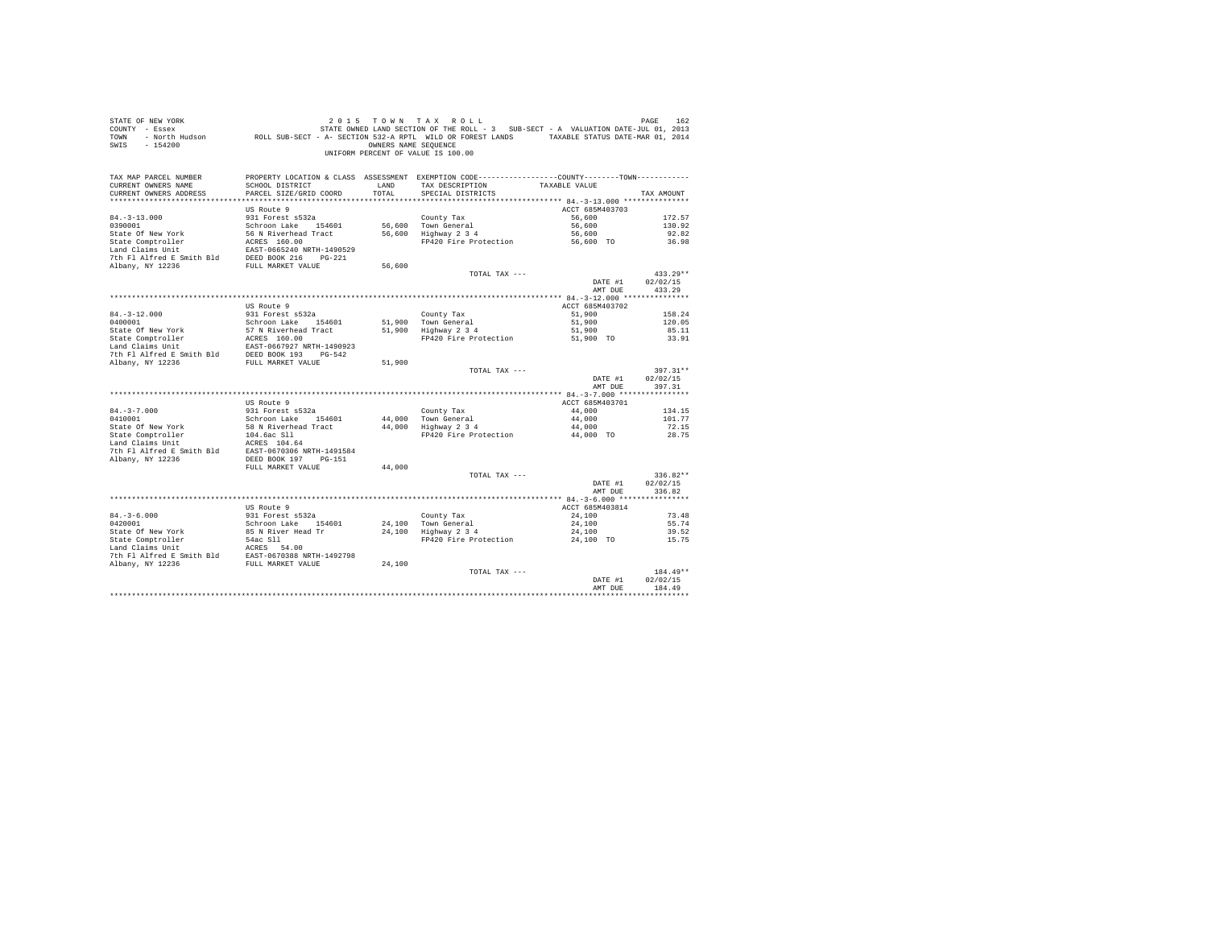STATE OF NEW YORK
COUNTY - Essex
TOWN - North Hudson
SWIS - 154200

2 0 1 5 T O W N T A X R O L L
STATE OWNED LAND SECTION OF THE ROLL - 3 SUB-SECT - A VALUATION DATE-JUL 01, 2013
ROLL SUB-SECT - A- SECTION 532-A RPTL WILD OR FOREST LANDS TAXABLE STATUS DATE-MAR 01, 2014
OWNERS NAME SEQUENCE
UNIFORM PERCENT OF VALUE IS 100.00

| TAX MAP PARCEL NUMBER / CURRENT OWNERS NAME / CURRENT OWNERS ADDRESS | PROPERTY LOCATION & CLASS / SCHOOL DISTRICT / PARCEL SIZE/GRID COORD | ASSESSMENT LAND / TOTAL | EXEMPTION CODE / TAX DESCRIPTION / SPECIAL DISTRICTS | COUNTY--------TOWN / TAXABLE VALUE | TAX AMOUNT |
|---|---|---|---|---|---|
| **84.-3-13.000** | US Route 9 | | | ACCT 685M403703 | |
| 84.-3-13.000 | 931 Forest s532a | | County Tax | 56,600 | 172.57 |
| 0390001 | Schroon Lake 154601 | 56,600 | Town General | 56,600 | 130.92 |
| State Of New York | 56 N Riverhead Tract | 56,600 | Highway 2 3 4 | 56,600 | 92.82 |
| State Comptroller | ACRES 160.00 | | FP420 Fire Protection | 56,600 TO | 36.98 |
| Land Claims Unit | EAST-0665240 NRTH-1490529 | | | | |
| 7th Fl Alfred E Smith Bld | DEED BOOK 216 PG-221 | | | | |
| Albany, NY 12236 | FULL MARKET VALUE | 56,600 | | | |
| | | | TOTAL TAX --- | | 433.29** |
| | | | | DATE #1 | 02/02/15 |
| | | | | AMT DUE | 433.29 |
| **84.-3-12.000** | US Route 9 | | | ACCT 685M403702 | |
| 84.-3-12.000 | 931 Forest s532a | | County Tax | 51,900 | 158.24 |
| 0400001 | Schroon Lake 154601 | 51,900 | Town General | 51,900 | 120.05 |
| State Of New York | 57 N Riverhead Tract | 51,900 | Highway 2 3 4 | 51,900 | 85.11 |
| State Comptroller | ACRES 160.00 | | FP420 Fire Protection | 51,900 TO | 33.91 |
| Land Claims Unit | EAST-0667927 NRTH-1490923 | | | | |
| 7th Fl Alfred E Smith Bld | DEED BOOK 193 PG-542 | | | | |
| Albany, NY 12236 | FULL MARKET VALUE | 51,900 | | | |
| | | | TOTAL TAX --- | | 397.31** |
| | | | | DATE #1 | 02/02/15 |
| | | | | AMT DUE | 397.31 |
| **84.-3-7.000** | US Route 9 | | | ACCT 685M403701 | |
| 84.-3-7.000 | 931 Forest s532a | | County Tax | 44,000 | 134.15 |
| 0410001 | Schroon Lake 154601 | 44,000 | Town General | 44,000 | 101.77 |
| State Of New York | 58 N Riverhead Tract | 44,000 | Highway 2 3 4 | 44,000 | 72.15 |
| State Comptroller | 104.6ac Sll | | FP420 Fire Protection | 44,000 TO | 28.75 |
| Land Claims Unit | ACRES 104.64 | | | | |
| 7th Fl Alfred E Smith Bld | EAST-0670306 NRTH-1491584 | | | | |
| Albany, NY 12236 | DEED BOOK 197 PG-151 | | | | |
| | FULL MARKET VALUE | 44,000 | | | |
| | | | TOTAL TAX --- | | 336.82** |
| | | | | DATE #1 | 02/02/15 |
| | | | | AMT DUE | 336.82 |
| **84.-3-6.000** | US Route 9 | | | ACCT 685M403814 | |
| 84.-3-6.000 | 931 Forest s532a | | County Tax | 24,100 | 73.48 |
| 0420001 | Schroon Lake 154601 | 24,100 | Town General | 24,100 | 55.74 |
| State Of New York | 85 N River Head Tr | 24,100 | Highway 2 3 4 | 24,100 | 39.52 |
| State Comptroller | 54ac Sll | | FP420 Fire Protection | 24,100 TO | 15.75 |
| Land Claims Unit | ACRES 54.00 | | | | |
| 7th Fl Alfred E Smith Bld | EAST-0670388 NRTH-1492798 | | | | |
| Albany, NY 12236 | FULL MARKET VALUE | 24,100 | | | |
| | | | TOTAL TAX --- | | 184.49** |
| | | | | DATE #1 | 02/02/15 |
| | | | | AMT DUE | 184.49 |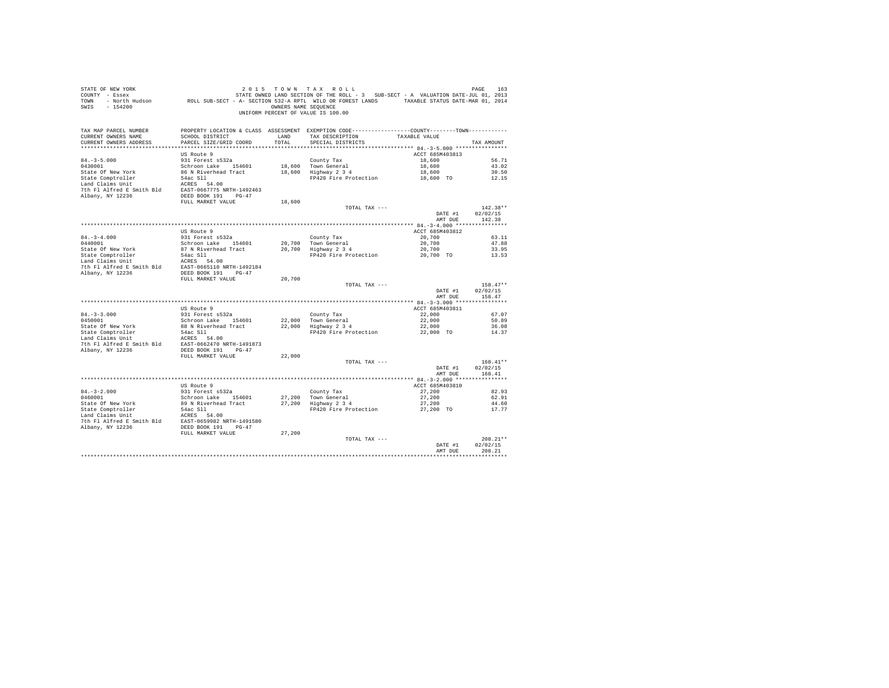STATE OF NEW YORK — 2015 TOWN TAX ROLL
COUNTY - Essex — STATE OWNED LAND SECTION OF THE ROLL - 3 SUB-SECT - A VALUATION DATE-JUL 01, 2013
TOWN - North Hudson — ROLL SUB-SECT - A- SECTION 532-A RPTL WILD OR FOREST LANDS — TAXABLE STATUS DATE-MAR 01, 2014
SWIS - 154200 — OWNERS NAME SEQUENCE
UNIFORM PERCENT OF VALUE IS 100.00

| TAX MAP PARCEL NUMBER / CURRENT OWNERS NAME / CURRENT OWNERS ADDRESS | PROPERTY LOCATION & CLASS / SCHOOL DISTRICT / PARCEL SIZE/GRID COORD | ASSESSMENT LAND / TOTAL | EXEMPTION CODE / TAX DESCRIPTION / SPECIAL DISTRICTS | COUNTY--------TOWN / TAXABLE VALUE | TAX AMOUNT |
|---|---|---|---|---|---|
| **84.-3-5.000** | US Route 9 | | | ACCT 685M403813 | |
| 84.-3-5.000 | 931 Forest s532a | | County Tax | 18,600 | 56.71 |
| 0430001 | Schroon Lake 154601 | 18,600 | Town General | 18,600 | 43.02 |
| State Of New York | 86 N Riverhead Tract | 18,600 | Highway 2 3 4 | 18,600 | 30.50 |
| State Comptroller | 54ac Sll | | FP420 Fire Protection | 18,600 TO | 12.15 |
| Land Claims Unit | ACRES 54.00 | | | | |
| 7th Fl Alfred E Smith Bld | EAST-0667775 NRTH-1492463 | | | | |
| Albany, NY 12236 | DEED BOOK 191 PG-47 | | | | |
| | FULL MARKET VALUE | 18,600 | | | |
| | | | TOTAL TAX --- | | 142.38** |
| | | | | DATE #1 | 02/02/15 |
| | | | | AMT DUE | 142.38 |
| **84.-3-4.000** | US Route 9 | | | ACCT 685M403812 | |
| 84.-3-4.000 | 931 Forest s532a | | County Tax | 20,700 | 63.11 |
| 0440001 | Schroon Lake 154601 | 20,700 | Town General | 20,700 | 47.88 |
| State Of New York | 87 N Riverhead Tract | 20,700 | Highway 2 3 4 | 20,700 | 33.95 |
| State Comptroller | 54ac Sll | | FP420 Fire Protection | 20,700 TO | 13.53 |
| Land Claims Unit | ACRES 54.00 | | | | |
| 7th Fl Alfred E Smith Bld | EAST-0665110 NRTH-1492184 | | | | |
| Albany, NY 12236 | DEED BOOK 191 PG-47 | | | | |
| | FULL MARKET VALUE | 20,700 | | | |
| | | | TOTAL TAX --- | | 158.47** |
| | | | | DATE #1 | 02/02/15 |
| | | | | AMT DUE | 158.47 |
| **84.-3-3.000** | US Route 9 | | | ACCT 685M403811 | |
| 84.-3-3.000 | 931 Forest s532a | | County Tax | 22,000 | 67.07 |
| 0450001 | Schroon Lake 154601 | 22,000 | Town General | 22,000 | 50.89 |
| State Of New York | 88 N Riverhead Tract | 22,000 | Highway 2 3 4 | 22,000 | 36.08 |
| State Comptroller | 54ac Sll | | FP420 Fire Protection | 22,000 TO | 14.37 |
| Land Claims Unit | ACRES 54.00 | | | | |
| 7th Fl Alfred E Smith Bld | EAST-0662470 NRTH-1491873 | | | | |
| Albany, NY 12236 | DEED BOOK 191 PG-47 | | | | |
| | FULL MARKET VALUE | 22,000 | | | |
| | | | TOTAL TAX --- | | 168.41** |
| | | | | DATE #1 | 02/02/15 |
| | | | | AMT DUE | 168.41 |
| **84.-3-2.000** | US Route 9 | | | ACCT 685M403810 | |
| 84.-3-2.000 | 931 Forest s532a | | County Tax | 27,200 | 82.93 |
| 0460001 | Schroon Lake 154601 | 27,200 | Town General | 27,200 | 62.91 |
| State Of New York | 89 N Riverhead Tract | 27,200 | Highway 2 3 4 | 27,200 | 44.60 |
| State Comptroller | 54ac Sll | | FP420 Fire Protection | 27,200 TO | 17.77 |
| Land Claims Unit | ACRES 54.00 | | | | |
| 7th Fl Alfred E Smith Bld | EAST-0659982 NRTH-1491580 | | | | |
| Albany, NY 12236 | DEED BOOK 191 PG-47 | | | | |
| | FULL MARKET VALUE | 27,200 | | | |
| | | | TOTAL TAX --- | | 208.21** |
| | | | | DATE #1 | 02/02/15 |
| | | | | AMT DUE | 208.21 |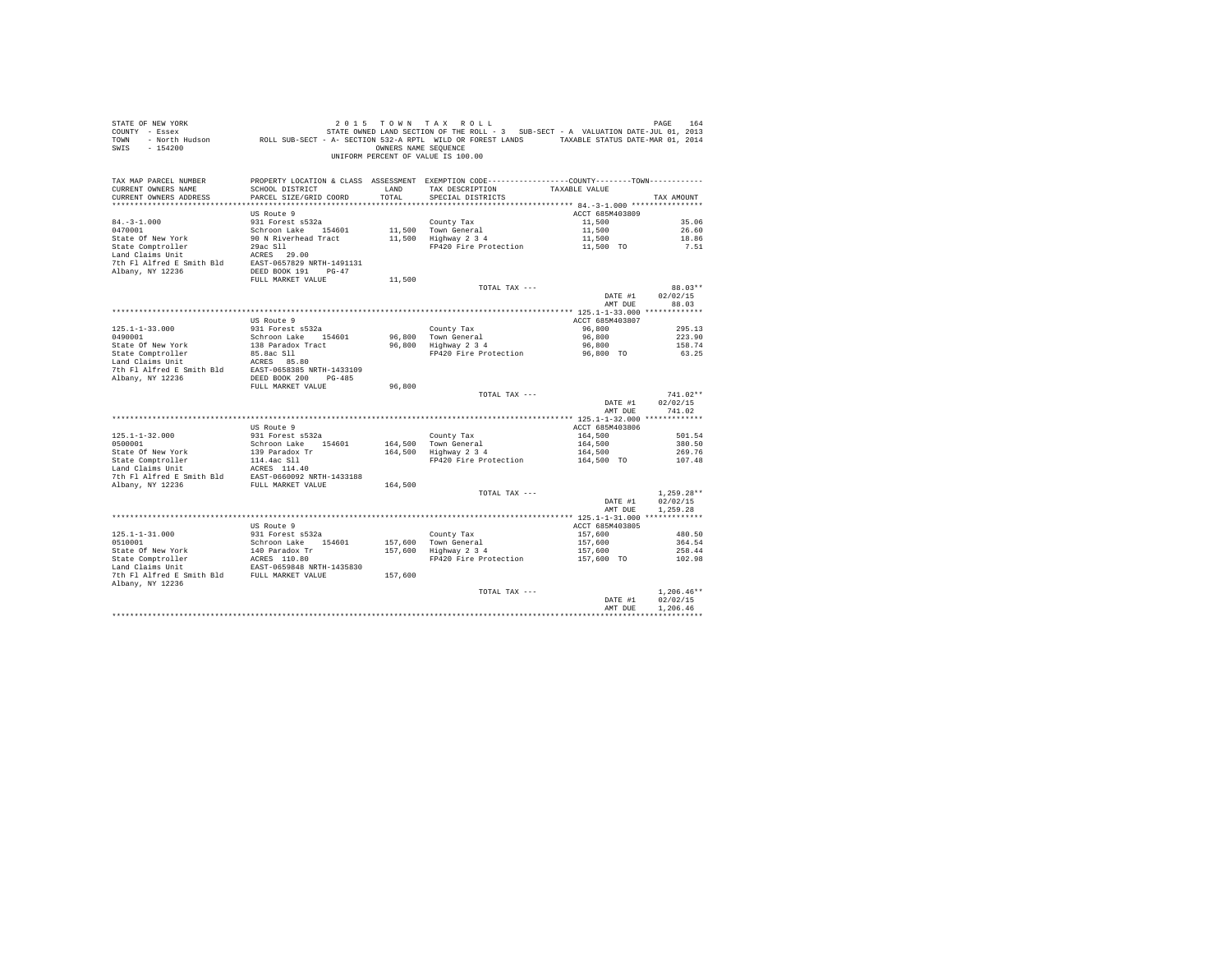STATE OF NEW YORK
COUNTY - Essex
TOWN - North Hudson
SWIS - 154200

2 0 1 5 T O W N T A X R O L L
STATE OWNED LAND SECTION OF THE ROLL - 3 SUB-SECT - A VALUATION DATE-JUL 01, 2013
ROLL SUB-SECT - A- SECTION 532-A RPTL WILD OR FOREST LANDS TAXABLE STATUS DATE-MAR 01, 2014
OWNERS NAME SEQUENCE
UNIFORM PERCENT OF VALUE IS 100.00

| TAX MAP PARCEL NUMBER / CURRENT OWNERS NAME / CURRENT OWNERS ADDRESS | PROPERTY LOCATION & CLASS / SCHOOL DISTRICT / PARCEL SIZE/GRID COORD | ASSESSMENT LAND / TOTAL | EXEMPTION CODE / TAX DESCRIPTION / SPECIAL DISTRICTS | COUNTY / TOWN TAXABLE VALUE | TAX AMOUNT |
|---|---|---|---|---|---|
| **84.-3-1.000** | US Route 9 | | | ACCT 685M403809 | |
| 84.-3-1.000 | 931 Forest s532a | | County Tax | 11,500 | 35.06 |
| 0470001 | Schroon Lake 154601 | 11,500 | Town General | 11,500 | 26.60 |
| State Of New York | 90 N Riverhead Tract | 11,500 | Highway 2 3 4 | 11,500 | 18.86 |
| State Comptroller | 29ac Sll | | FP420 Fire Protection | 11,500 TO | 7.51 |
| Land Claims Unit | ACRES 29.00 | | | | |
| 7th Fl Alfred E Smith Bld | EAST-0657829 NRTH-1491131 | | | | |
| Albany, NY 12236 | DEED BOOK 191 PG-47 | | | | |
| | FULL MARKET VALUE | 11,500 | | | |
| | | | TOTAL TAX --- | | 88.03** |
| | | | | DATE #1 | 02/02/15 |
| | | | | AMT DUE | 88.03 |
| **125.1-1-33.000** | US Route 9 | | | ACCT 685M403807 | |
| 125.1-1-33.000 | 931 Forest s532a | | County Tax | 96,800 | 295.13 |
| 0490001 | Schroon Lake 154601 | 96,800 | Town General | 96,800 | 223.90 |
| State Of New York | 138 Paradox Tract | 96,800 | Highway 2 3 4 | 96,800 | 158.74 |
| State Comptroller | 85.8ac Sll | | FP420 Fire Protection | 96,800 TO | 63.25 |
| Land Claims Unit | ACRES 85.80 | | | | |
| 7th Fl Alfred E Smith Bld | EAST-0658385 NRTH-1433109 | | | | |
| Albany, NY 12236 | DEED BOOK 200 PG-485 | | | | |
| | FULL MARKET VALUE | 96,800 | | | |
| | | | TOTAL TAX --- | | 741.02** |
| | | | | DATE #1 | 02/02/15 |
| | | | | AMT DUE | 741.02 |
| **125.1-1-32.000** | US Route 9 | | | ACCT 685M403806 | |
| 125.1-1-32.000 | 931 Forest s532a | | County Tax | 164,500 | 501.54 |
| 0500001 | Schroon Lake 154601 | 164,500 | Town General | 164,500 | 380.50 |
| State Of New York | 139 Paradox Tr | 164,500 | Highway 2 3 4 | 164,500 | 269.76 |
| State Comptroller | 114.4ac Sll | | FP420 Fire Protection | 164,500 TO | 107.48 |
| Land Claims Unit | ACRES 114.40 | | | | |
| 7th Fl Alfred E Smith Bld | EAST-0660092 NRTH-1433188 | | | | |
| Albany, NY 12236 | FULL MARKET VALUE | 164,500 | | | |
| | | | TOTAL TAX --- | | 1,259.28** |
| | | | | DATE #1 | 02/02/15 |
| | | | | AMT DUE | 1,259.28 |
| **125.1-1-31.000** | US Route 9 | | | ACCT 685M403805 | |
| 125.1-1-31.000 | 931 Forest s532a | | County Tax | 157,600 | 480.50 |
| 0510001 | Schroon Lake 154601 | 157,600 | Town General | 157,600 | 364.54 |
| State Of New York | 140 Paradox Tr | 157,600 | Highway 2 3 4 | 157,600 | 258.44 |
| State Comptroller | ACRES 110.80 | | FP420 Fire Protection | 157,600 TO | 102.98 |
| Land Claims Unit | EAST-0659848 NRTH-1435830 | | | | |
| 7th Fl Alfred E Smith Bld | FULL MARKET VALUE | 157,600 | | | |
| Albany, NY 12236 | | | | | |
| | | | TOTAL TAX --- | | 1,206.46** |
| | | | | DATE #1 | 02/02/15 |
| | | | | AMT DUE | 1,206.46 |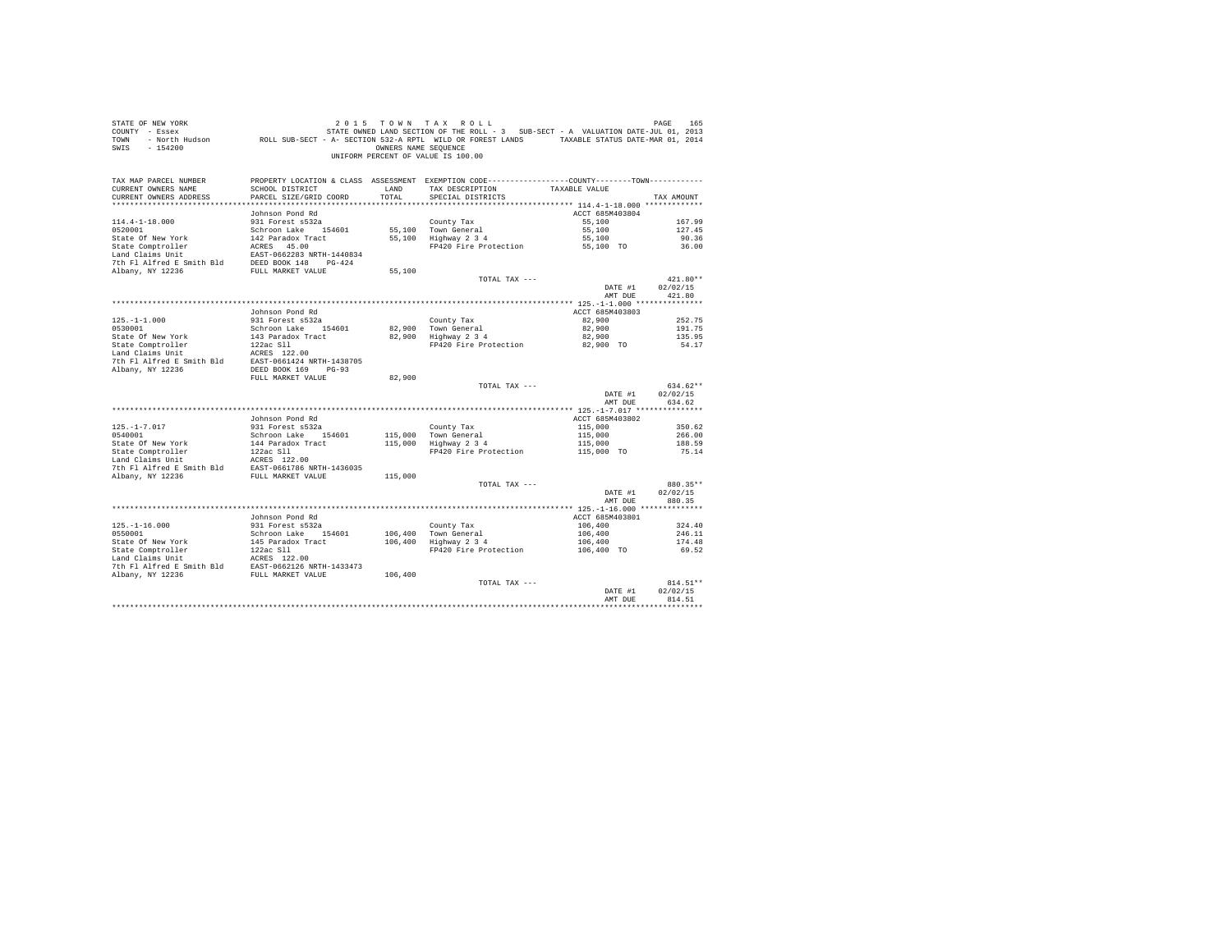STATE OF NEW YORK
COUNTY - Essex
TOWN - North Hudson
SWIS - 154200

2 0 1 5 T O W N T A X R O L L
STATE OWNED LAND SECTION OF THE ROLL - 3 SUB-SECT - A VALUATION DATE-JUL 01, 2013
ROLL SUB-SECT - A- SECTION 532-A RPTL WILD OR FOREST LANDS TAXABLE STATUS DATE-MAR 01, 2014
OWNERS NAME SEQUENCE
UNIFORM PERCENT OF VALUE IS 100.00

| TAX MAP PARCEL NUMBER / CURRENT OWNERS NAME / CURRENT OWNERS ADDRESS | PROPERTY LOCATION & CLASS / SCHOOL DISTRICT / PARCEL SIZE/GRID COORD | ASSESSMENT LAND / TOTAL | EXEMPTION CODE / TAX DESCRIPTION / SPECIAL DISTRICTS | COUNTY / TOWN TAXABLE VALUE | TAX AMOUNT |
|---|---|---|---|---|---|
| **114.4-1-18.000** | Johnson Pond Rd | | | ACCT 685M403804 | |
| 114.4-1-18.000 | 931 Forest s532a | | County Tax | 55,100 | 167.99 |
| 0520001 | Schroon Lake 154601 | 55,100 | Town General | 55,100 | 127.45 |
| State Of New York | 142 Paradox Tract | 55,100 | Highway 2 3 4 | 55,100 | 90.36 |
| State Comptroller | ACRES 45.00 | | FP420 Fire Protection | 55,100 TO | 36.00 |
| Land Claims Unit | EAST-0662283 NRTH-1440834 | | | | |
| 7th Fl Alfred E Smith Bld | DEED BOOK 148 PG-424 | | | | |
| Albany, NY 12236 | FULL MARKET VALUE | 55,100 | | | |
| | | | TOTAL TAX --- | | 421.80** |
| | | | | DATE #1 | 02/02/15 |
| | | | | AMT DUE | 421.80 |
| **125.-1-1.000** | Johnson Pond Rd | | | ACCT 685M403803 | |
| 125.-1-1.000 | 931 Forest s532a | | County Tax | 82,900 | 252.75 |
| 0530001 | Schroon Lake 154601 | 82,900 | Town General | 82,900 | 191.75 |
| State Of New York | 143 Paradox Tract | 82,900 | Highway 2 3 4 | 82,900 | 135.95 |
| State Comptroller | 122ac Sll | | FP420 Fire Protection | 82,900 TO | 54.17 |
| Land Claims Unit | ACRES 122.00 | | | | |
| 7th Fl Alfred E Smith Bld | EAST-0661424 NRTH-1438705 | | | | |
| Albany, NY 12236 | DEED BOOK 169 PG-93 | | | | |
| | FULL MARKET VALUE | 82,900 | | | |
| | | | TOTAL TAX --- | | 634.62** |
| | | | | DATE #1 | 02/02/15 |
| | | | | AMT DUE | 634.62 |
| **125.-1-7.017** | Johnson Pond Rd | | | ACCT 685M403802 | |
| 125.-1-7.017 | 931 Forest s532a | | County Tax | 115,000 | 350.62 |
| 0540001 | Schroon Lake 154601 | 115,000 | Town General | 115,000 | 266.00 |
| State Of New York | 144 Paradox Tract | 115,000 | Highway 2 3 4 | 115,000 | 188.59 |
| State Comptroller | 122ac Sll | | FP420 Fire Protection | 115,000 TO | 75.14 |
| Land Claims Unit | ACRES 122.00 | | | | |
| 7th Fl Alfred E Smith Bld | EAST-0661786 NRTH-1436035 | | | | |
| Albany, NY 12236 | FULL MARKET VALUE | 115,000 | | | |
| | | | TOTAL TAX --- | | 880.35** |
| | | | | DATE #1 | 02/02/15 |
| | | | | AMT DUE | 880.35 |
| **125.-1-16.000** | Johnson Pond Rd | | | ACCT 685M403801 | |
| 125.-1-16.000 | 931 Forest s532a | | County Tax | 106,400 | 324.40 |
| 0550001 | Schroon Lake 154601 | 106,400 | Town General | 106,400 | 246.11 |
| State Of New York | 145 Paradox Tract | 106,400 | Highway 2 3 4 | 106,400 | 174.48 |
| State Comptroller | 122ac Sll | | FP420 Fire Protection | 106,400 TO | 69.52 |
| Land Claims Unit | ACRES 122.00 | | | | |
| 7th Fl Alfred E Smith Bld | EAST-0662126 NRTH-1433473 | | | | |
| Albany, NY 12236 | FULL MARKET VALUE | 106,400 | | | |
| | | | TOTAL TAX --- | | 814.51** |
| | | | | DATE #1 | 02/02/15 |
| | | | | AMT DUE | 814.51 |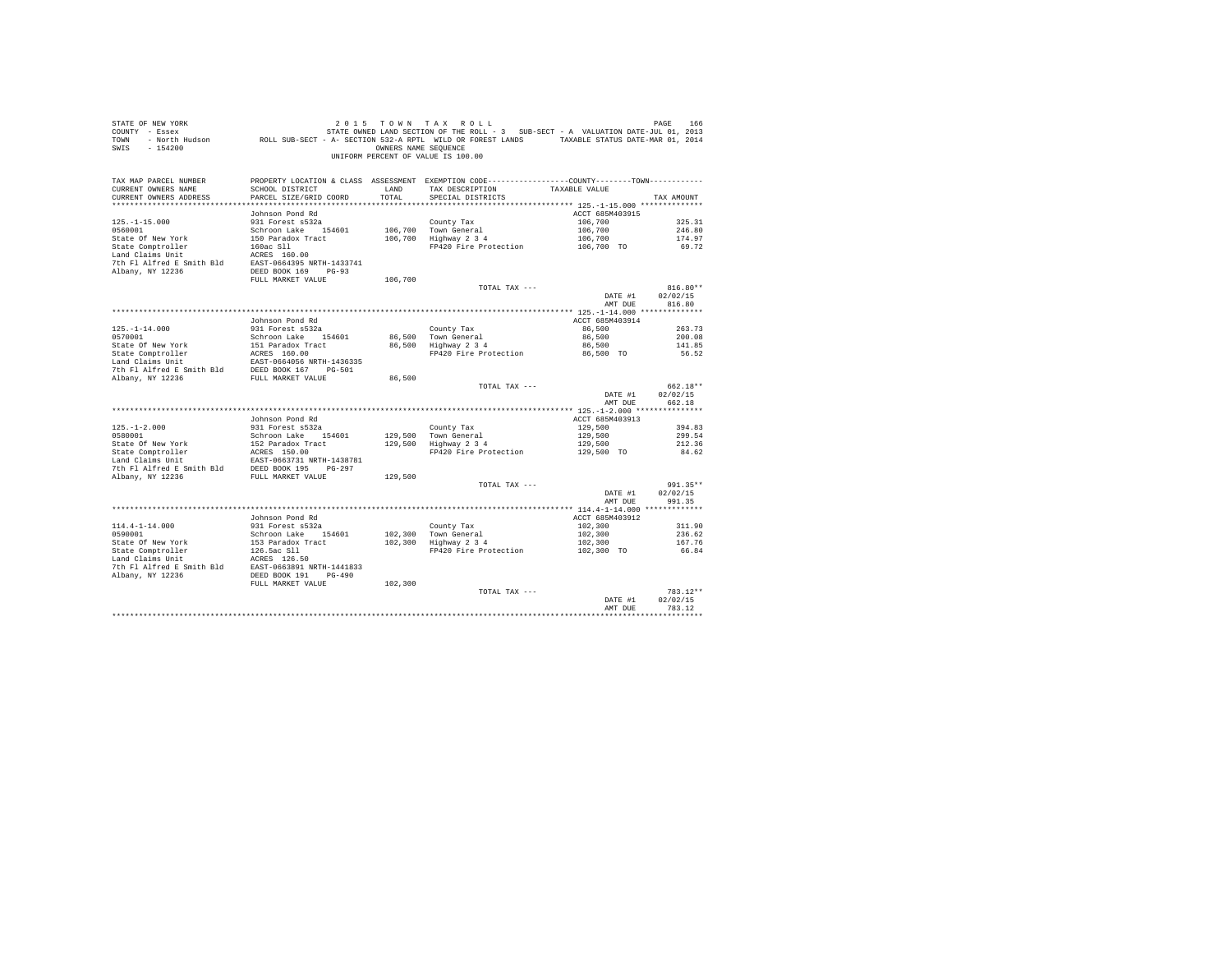STATE OF NEW YORK 2 0 1 5 T O W N T A X R O L L
COUNTY - Essex STATE OWNED LAND SECTION OF THE ROLL - 3 SUB-SECT - A VALUATION DATE-JUL 01, 2013
TOWN - North Hudson ROLL SUB-SECT - A- SECTION 532-A RPTL WILD OR FOREST LANDS TAXABLE STATUS DATE-MAR 01, 2014
SWIS - 154200 OWNERS NAME SEQUENCE
UNIFORM PERCENT OF VALUE IS 100.00

| TAX MAP PARCEL NUMBER / CURRENT OWNERS NAME / CURRENT OWNERS ADDRESS | PROPERTY LOCATION & CLASS / SCHOOL DISTRICT / PARCEL SIZE/GRID COORD | ASSESSMENT LAND / TOTAL | EXEMPTION CODE / TAX DESCRIPTION / SPECIAL DISTRICTS | COUNTY--------TOWN TAXABLE VALUE | TAX AMOUNT |
|---|---|---|---|---|---|
| 125.-1-15.000 | Johnson Pond Rd | | | ACCT 685M403915 | |
| 125.-1-15.000 | 931 Forest s532a | | County Tax | 106,700 | 325.31 |
| 0560001 | Schroon Lake 154601 | 106,700 | Town General | 106,700 | 246.80 |
| State Of New York | 150 Paradox Tract | 106,700 | Highway 2 3 4 | 106,700 | 174.97 |
| State Comptroller | 160ac Sll | | FP420 Fire Protection | 106,700 TO | 69.72 |
| Land Claims Unit | ACRES 160.00 | | | | |
| 7th Fl Alfred E Smith Bld | EAST-0664395 NRTH-1433741 | | | | |
| Albany, NY 12236 | DEED BOOK 169 PG-93 | | | | |
| | FULL MARKET VALUE | 106,700 | | | |
| | | | TOTAL TAX --- | | 816.80** |
| | | | | DATE #1 | 02/02/15 |
| | | | | AMT DUE | 816.80 |
| 125.-1-14.000 | Johnson Pond Rd | | | ACCT 685M403914 | |
| 125.-1-14.000 | 931 Forest s532a | | County Tax | 86,500 | 263.73 |
| 0570001 | Schroon Lake 154601 | 86,500 | Town General | 86,500 | 200.08 |
| State Of New York | 151 Paradox Tract | 86,500 | Highway 2 3 4 | 86,500 | 141.85 |
| State Comptroller | ACRES 160.00 | | FP420 Fire Protection | 86,500 TO | 56.52 |
| Land Claims Unit | EAST-0664056 NRTH-1436335 | | | | |
| 7th Fl Alfred E Smith Bld | DEED BOOK 167 PG-501 | | | | |
| Albany, NY 12236 | FULL MARKET VALUE | 86,500 | | | |
| | | | TOTAL TAX --- | | 662.18** |
| | | | | DATE #1 | 02/02/15 |
| | | | | AMT DUE | 662.18 |
| 125.-1-2.000 | Johnson Pond Rd | | | ACCT 685M403913 | |
| 125.-1-2.000 | 931 Forest s532a | | County Tax | 129,500 | 394.83 |
| 0580001 | Schroon Lake 154601 | 129,500 | Town General | 129,500 | 299.54 |
| State Of New York | 152 Paradox Tract | 129,500 | Highway 2 3 4 | 129,500 | 212.36 |
| State Comptroller | ACRES 150.00 | | FP420 Fire Protection | 129,500 TO | 84.62 |
| Land Claims Unit | EAST-0663731 NRTH-1438781 | | | | |
| 7th Fl Alfred E Smith Bld | DEED BOOK 195 PG-297 | | | | |
| Albany, NY 12236 | FULL MARKET VALUE | 129,500 | | | |
| | | | TOTAL TAX --- | | 991.35** |
| | | | | DATE #1 | 02/02/15 |
| | | | | AMT DUE | 991.35 |
| 114.4-1-14.000 | Johnson Pond Rd | | | ACCT 685M403912 | |
| 114.4-1-14.000 | 931 Forest s532a | | County Tax | 102,300 | 311.90 |
| 0590001 | Schroon Lake 154601 | 102,300 | Town General | 102,300 | 236.62 |
| State Of New York | 153 Paradox Tract | 102,300 | Highway 2 3 4 | 102,300 | 167.76 |
| State Comptroller | 126.5ac Sll | | FP420 Fire Protection | 102,300 TO | 66.84 |
| Land Claims Unit | ACRES 126.50 | | | | |
| 7th Fl Alfred E Smith Bld | EAST-0663891 NRTH-1441833 | | | | |
| Albany, NY 12236 | DEED BOOK 191 PG-490 | | | | |
| | FULL MARKET VALUE | 102,300 | | | |
| | | | TOTAL TAX --- | | 783.12** |
| | | | | DATE #1 | 02/02/15 |
| | | | | AMT DUE | 783.12 |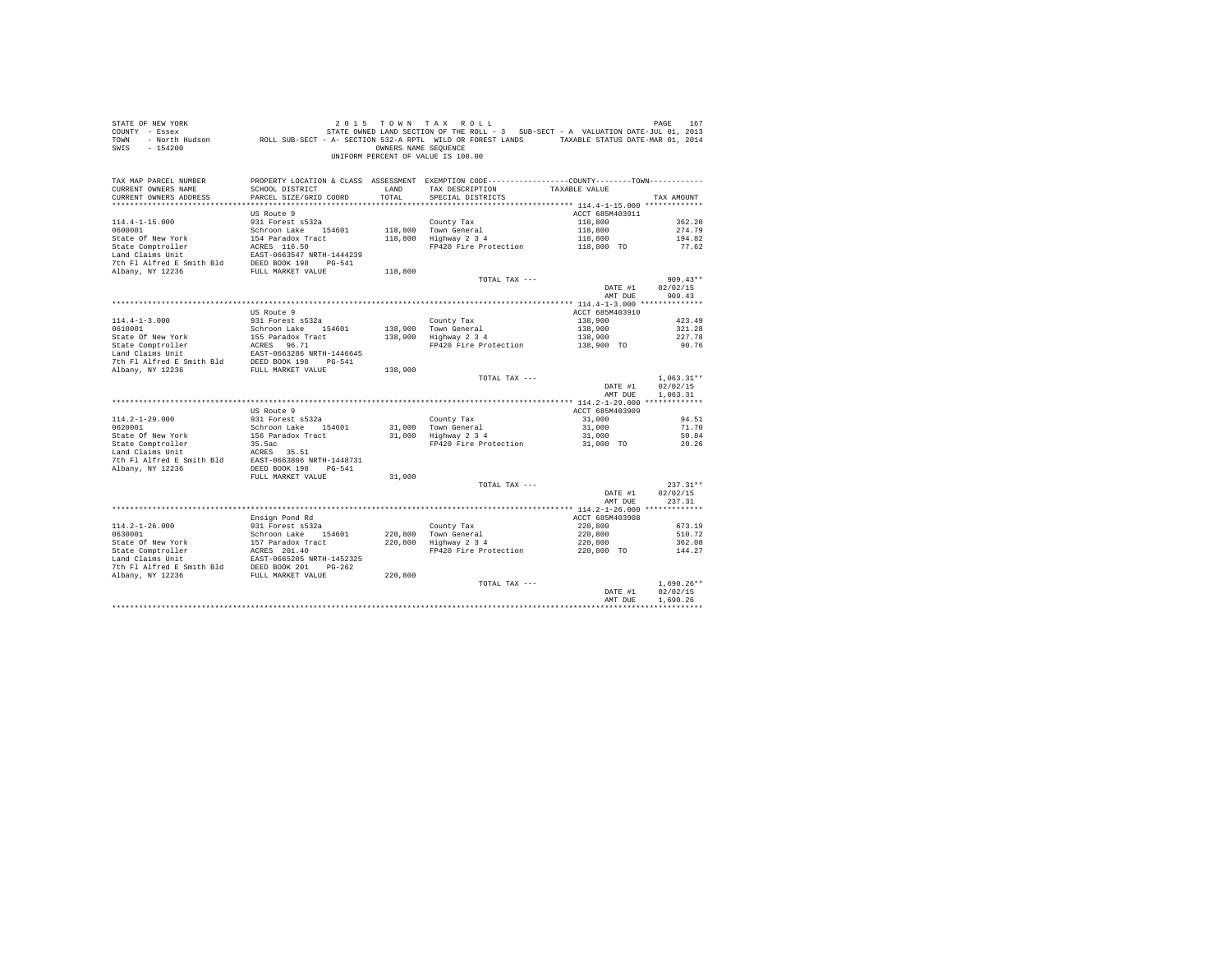STATE OF NEW YORK
COUNTY - Essex
TOWN - North Hudson
SWIS - 154200

2 0 1 5 T O W N T A X R O L L
STATE OWNED LAND SECTION OF THE ROLL - 3 SUB-SECT - A VALUATION DATE-JUL 01, 2013
ROLL SUB-SECT - A- SECTION 532-A RPTL WILD OR FOREST LANDS TAXABLE STATUS DATE-MAR 01, 2014
OWNERS NAME SEQUENCE
UNIFORM PERCENT OF VALUE IS 100.00

| TAX MAP PARCEL NUMBER / CURRENT OWNERS NAME / CURRENT OWNERS ADDRESS | PROPERTY LOCATION & CLASS / SCHOOL DISTRICT / PARCEL SIZE/GRID COORD | ASSESSMENT LAND | TOTAL | EXEMPTION CODE / TAX DESCRIPTION / SPECIAL DISTRICTS | COUNTY / TOWN TAXABLE VALUE | TAX AMOUNT |
|---|---|---|---|---|---|---|
| **114.4-1-15.000** | US Route 9 | | | | ACCT 685M403911 | |
| 114.4-1-15.000 | 931 Forest s532a | | | County Tax | 118,800 | 362.20 |
| 0600001 | Schroon Lake 154601 | 118,800 | | Town General | 118,800 | 274.79 |
| State Of New York | 154 Paradox Tract | | 118,800 | Highway 2 3 4 | 118,800 | 194.82 |
| State Comptroller | ACRES 116.50 | | | FP420 Fire Protection | 118,800 TO | 77.62 |
| Land Claims Unit | EAST-0663547 NRTH-1444239 | | | | | |
| 7th Fl Alfred E Smith Bld | DEED BOOK 198 PG-541 | | | | | |
| Albany, NY 12236 | FULL MARKET VALUE | | 118,800 | | | |
| | | | | TOTAL TAX --- | | 909.43** |
| | | | | | DATE #1 | 02/02/15 |
| | | | | | AMT DUE | 909.43 |
| **114.4-1-3.000** | US Route 9 | | | | ACCT 685M403910 | |
| 114.4-1-3.000 | 931 Forest s532a | | | County Tax | 138,900 | 423.49 |
| 0610001 | Schroon Lake 154601 | 138,900 | | Town General | 138,900 | 321.28 |
| State Of New York | 155 Paradox Tract | | 138,900 | Highway 2 3 4 | 138,900 | 227.78 |
| State Comptroller | ACRES 96.71 | | | FP420 Fire Protection | 138,900 TO | 90.76 |
| Land Claims Unit | EAST-0663286 NRTH-1446645 | | | | | |
| 7th Fl Alfred E Smith Bld | DEED BOOK 198 PG-541 | | | | | |
| Albany, NY 12236 | FULL MARKET VALUE | | 138,900 | | | |
| | | | | TOTAL TAX --- | | 1,063.31** |
| | | | | | DATE #1 | 02/02/15 |
| | | | | | AMT DUE | 1,063.31 |
| **114.2-1-29.000** | US Route 9 | | | | ACCT 685M403909 | |
| 114.2-1-29.000 | 931 Forest s532a | | | County Tax | 31,000 | 94.51 |
| 0620001 | Schroon Lake 154601 | 31,000 | | Town General | 31,000 | 71.70 |
| State Of New York | 156 Paradox Tract | | 31,000 | Highway 2 3 4 | 31,000 | 50.84 |
| State Comptroller | 35.5ac | | | FP420 Fire Protection | 31,000 TO | 20.26 |
| Land Claims Unit | ACRES 35.51 | | | | | |
| 7th Fl Alfred E Smith Bld | EAST-0663806 NRTH-1448731 | | | | | |
| Albany, NY 12236 | DEED BOOK 198 PG-541 | | | | | |
| | FULL MARKET VALUE | | 31,000 | | | |
| | | | | TOTAL TAX --- | | 237.31** |
| | | | | | DATE #1 | 02/02/15 |
| | | | | | AMT DUE | 237.31 |
| **114.2-1-26.000** | Ensign Pond Rd | | | | ACCT 685M403908 | |
| 114.2-1-26.000 | 931 Forest s532a | | | County Tax | 220,800 | 673.19 |
| 0630001 | Schroon Lake 154601 | 220,800 | | Town General | 220,800 | 510.72 |
| State Of New York | 157 Paradox Tract | | 220,800 | Highway 2 3 4 | 220,800 | 362.08 |
| State Comptroller | ACRES 201.40 | | | FP420 Fire Protection | 220,800 TO | 144.27 |
| Land Claims Unit | EAST-0665205 NRTH-1452325 | | | | | |
| 7th Fl Alfred E Smith Bld | DEED BOOK 201 PG-262 | | | | | |
| Albany, NY 12236 | FULL MARKET VALUE | | 220,800 | | | |
| | | | | TOTAL TAX --- | | 1,690.26** |
| | | | | | DATE #1 | 02/02/15 |
| | | | | | AMT DUE | 1,690.26 |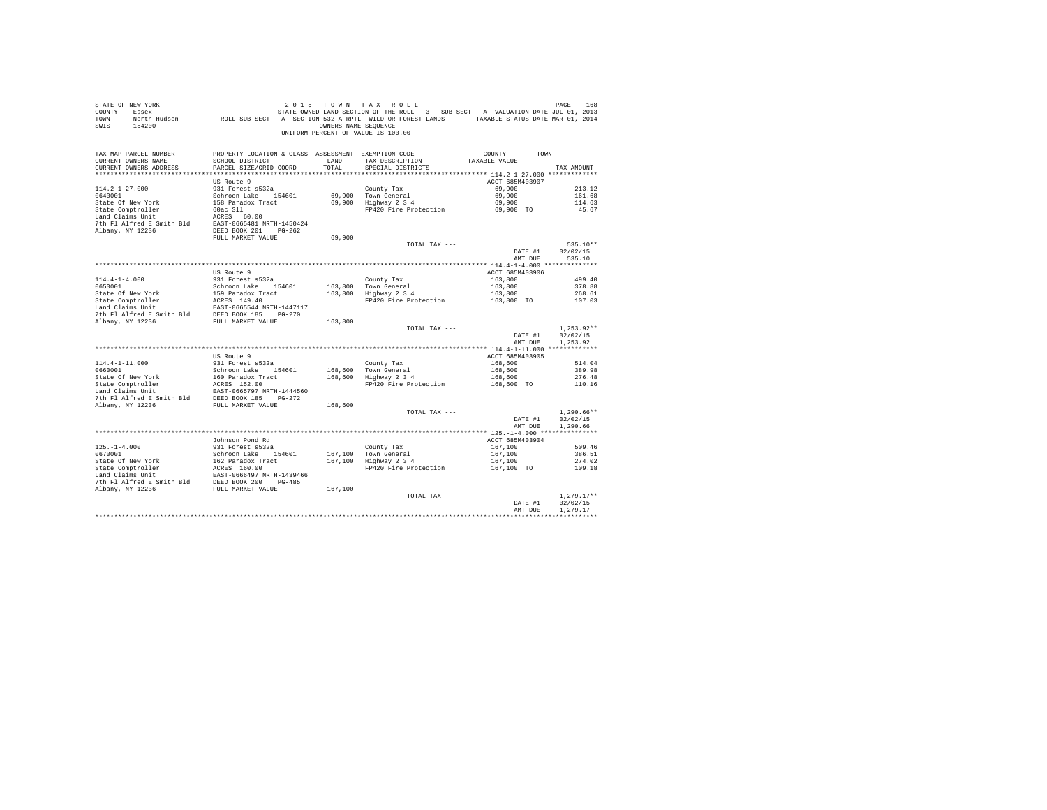STATE OF NEW YORK — 2015 TOWN TAX ROLL
COUNTY - Essex — STATE OWNED LAND SECTION OF THE ROLL - 3 SUB-SECT - A VALUATION DATE-JUL 01, 2013
TOWN - North Hudson — ROLL SUB-SECT - A- SECTION 532-A RPTL WILD OR FOREST LANDS — TAXABLE STATUS DATE-MAR 01, 2014
SWIS - 154200 — OWNERS NAME SEQUENCE
UNIFORM PERCENT OF VALUE IS 100.00

| TAX MAP PARCEL NUMBER / CURRENT OWNERS NAME / CURRENT OWNERS ADDRESS | PROPERTY LOCATION & CLASS / SCHOOL DISTRICT / PARCEL SIZE/GRID COORD | ASSESSMENT LAND / TOTAL | EXEMPTION CODE / TAX DESCRIPTION / SPECIAL DISTRICTS | COUNTY / TOWN TAXABLE VALUE | TAX AMOUNT |
|---|---|---|---|---|---|
| **114.2-1-27.000** | US Route 9 | | | ACCT 685M403907 | |
| 114.2-1-27.000 | 931 Forest s532a | | County Tax | 69,900 | 213.12 |
| 0640001 | Schroon Lake 154601 | 69,900 | Town General | 69,900 | 161.68 |
| State Of New York | 158 Paradox Tract | 69,900 | Highway 2 3 4 | 69,900 | 114.63 |
| State Comptroller | 60ac Sll | | FP420 Fire Protection | 69,900 TO | 45.67 |
| Land Claims Unit | ACRES 60.00 | | | | |
| 7th Fl Alfred E Smith Bld | EAST-0665481 NRTH-1450424 | | | | |
| Albany, NY 12236 | DEED BOOK 201 PG-262 | | | | |
| | FULL MARKET VALUE | 69,900 | | | |
| | | | TOTAL TAX --- | | 535.10** |
| | | | | DATE #1 | 02/02/15 |
| | | | | AMT DUE | 535.10 |
| **114.4-1-4.000** | US Route 9 | | | ACCT 685M403906 | |
| 114.4-1-4.000 | 931 Forest s532a | | County Tax | 163,800 | 499.40 |
| 0650001 | Schroon Lake 154601 | 163,800 | Town General | 163,800 | 378.88 |
| State Of New York | 159 Paradox Tract | 163,800 | Highway 2 3 4 | 163,800 | 268.61 |
| State Comptroller | ACRES 149.40 | | FP420 Fire Protection | 163,800 TO | 107.03 |
| Land Claims Unit | EAST-0665544 NRTH-1447117 | | | | |
| 7th Fl Alfred E Smith Bld | DEED BOOK 185 PG-270 | | | | |
| Albany, NY 12236 | FULL MARKET VALUE | 163,800 | | | |
| | | | TOTAL TAX --- | | 1,253.92** |
| | | | | DATE #1 | 02/02/15 |
| | | | | AMT DUE | 1,253.92 |
| **114.4-1-11.000** | US Route 9 | | | ACCT 685M403905 | |
| 114.4-1-11.000 | 931 Forest s532a | | County Tax | 168,600 | 514.04 |
| 0660001 | Schroon Lake 154601 | 168,600 | Town General | 168,600 | 389.98 |
| State Of New York | 160 Paradox Tract | 168,600 | Highway 2 3 4 | 168,600 | 276.48 |
| State Comptroller | ACRES 152.00 | | FP420 Fire Protection | 168,600 TO | 110.16 |
| Land Claims Unit | EAST-0665797 NRTH-1444560 | | | | |
| 7th Fl Alfred E Smith Bld | DEED BOOK 185 PG-272 | | | | |
| Albany, NY 12236 | FULL MARKET VALUE | 168,600 | | | |
| | | | TOTAL TAX --- | | 1,290.66** |
| | | | | DATE #1 | 02/02/15 |
| | | | | AMT DUE | 1,290.66 |
| **125.-1-4.000** | Johnson Pond Rd | | | ACCT 685M403904 | |
| 125.-1-4.000 | 931 Forest s532a | | County Tax | 167,100 | 509.46 |
| 0670001 | Schroon Lake 154601 | 167,100 | Town General | 167,100 | 386.51 |
| State Of New York | 162 Paradox Tract | 167,100 | Highway 2 3 4 | 167,100 | 274.02 |
| State Comptroller | ACRES 160.00 | | FP420 Fire Protection | 167,100 TO | 109.18 |
| Land Claims Unit | EAST-0666497 NRTH-1439466 | | | | |
| 7th Fl Alfred E Smith Bld | DEED BOOK 200 PG-485 | | | | |
| Albany, NY 12236 | FULL MARKET VALUE | 167,100 | | | |
| | | | TOTAL TAX --- | | 1,279.17** |
| | | | | DATE #1 | 02/02/15 |
| | | | | AMT DUE | 1,279.17 |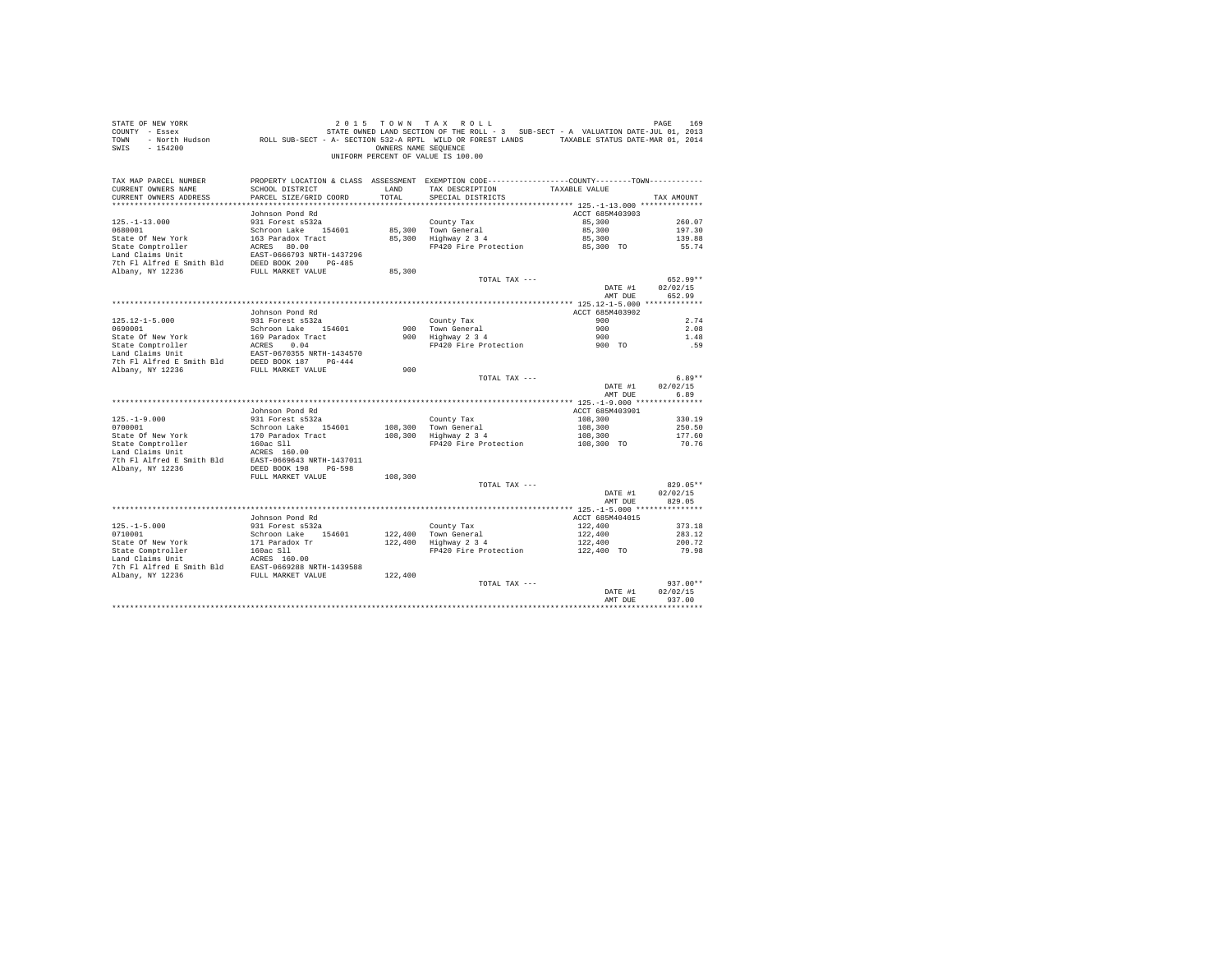STATE OF NEW YORK — 2015 TOWN TAX ROLL
COUNTY - Essex — STATE OWNED LAND SECTION OF THE ROLL - 3 SUB-SECT - A VALUATION DATE-JUL 01, 2013
TOWN - North Hudson — ROLL SUB-SECT - A- SECTION 532-A RPTL WILD OR FOREST LANDS — TAXABLE STATUS DATE-MAR 01, 2014
SWIS - 154200 — OWNERS NAME SEQUENCE
UNIFORM PERCENT OF VALUE IS 100.00

| TAX MAP PARCEL NUMBER / CURRENT OWNERS NAME / CURRENT OWNERS ADDRESS | PROPERTY LOCATION & CLASS / SCHOOL DISTRICT / PARCEL SIZE/GRID COORD | ASSESSMENT LAND / TOTAL | EXEMPTION CODE / TAX DESCRIPTION / SPECIAL DISTRICTS | COUNTY--------TOWN / TAXABLE VALUE | TAX AMOUNT |
|---|---|---|---|---|---|
| **125.-1-13.000** | Johnson Pond Rd | | | ACCT 685M403903 | |
| 125.-1-13.000 | 931 Forest s532a | | County Tax | 85,300 | 260.07 |
| 0680001 | Schroon Lake 154601 | 85,300 | Town General | 85,300 | 197.30 |
| State Of New York | 163 Paradox Tract | 85,300 | Highway 2 3 4 | 85,300 | 139.88 |
| State Comptroller | ACRES 80.00 | | FP420 Fire Protection | 85,300 TO | 55.74 |
| Land Claims Unit | EAST-0666793 NRTH-1437296 | | | | |
| 7th Fl Alfred E Smith Bld | DEED BOOK 200 PG-485 | | | | |
| Albany, NY 12236 | FULL MARKET VALUE | 85,300 | | | |
| | | | TOTAL TAX --- | | 652.99** |
| | | | | DATE #1 | 02/02/15 |
| | | | | AMT DUE | 652.99 |
| **125.12-1-5.000** | Johnson Pond Rd | | | ACCT 685M403902 | |
| 125.12-1-5.000 | 931 Forest s532a | | County Tax | 900 | 2.74 |
| 0690001 | Schroon Lake 154601 | 900 | Town General | 900 | 2.08 |
| State Of New York | 169 Paradox Tract | 900 | Highway 2 3 4 | 900 | 1.48 |
| State Comptroller | ACRES 0.04 | | FP420 Fire Protection | 900 TO | .59 |
| Land Claims Unit | EAST-0670355 NRTH-1434570 | | | | |
| 7th Fl Alfred E Smith Bld | DEED BOOK 187 PG-444 | | | | |
| Albany, NY 12236 | FULL MARKET VALUE | 900 | | | |
| | | | TOTAL TAX --- | | 6.89** |
| | | | | DATE #1 | 02/02/15 |
| | | | | AMT DUE | 6.89 |
| **125.-1-9.000** | Johnson Pond Rd | | | ACCT 685M403901 | |
| 125.-1-9.000 | 931 Forest s532a | | County Tax | 108,300 | 330.19 |
| 0700001 | Schroon Lake 154601 | 108,300 | Town General | 108,300 | 250.50 |
| State Of New York | 170 Paradox Tract | 108,300 | Highway 2 3 4 | 108,300 | 177.60 |
| State Comptroller | 160ac Sll | | FP420 Fire Protection | 108,300 TO | 70.76 |
| Land Claims Unit | ACRES 160.00 | | | | |
| 7th Fl Alfred E Smith Bld | EAST-0669643 NRTH-1437011 | | | | |
| Albany, NY 12236 | DEED BOOK 198 PG-598 | | | | |
| | FULL MARKET VALUE | 108,300 | | | |
| | | | TOTAL TAX --- | | 829.05** |
| | | | | DATE #1 | 02/02/15 |
| | | | | AMT DUE | 829.05 |
| **125.-1-5.000** | Johnson Pond Rd | | | ACCT 685M404015 | |
| 125.-1-5.000 | 931 Forest s532a | | County Tax | 122,400 | 373.18 |
| 0710001 | Schroon Lake 154601 | 122,400 | Town General | 122,400 | 283.12 |
| State Of New York | 171 Paradox Tr | 122,400 | Highway 2 3 4 | 122,400 | 200.72 |
| State Comptroller | 160ac Sll | | FP420 Fire Protection | 122,400 TO | 79.98 |
| Land Claims Unit | ACRES 160.00 | | | | |
| 7th Fl Alfred E Smith Bld | EAST-0669288 NRTH-1439588 | | | | |
| Albany, NY 12236 | FULL MARKET VALUE | 122,400 | | | |
| | | | TOTAL TAX --- | | 937.00** |
| | | | | DATE #1 | 02/02/15 |
| | | | | AMT DUE | 937.00 |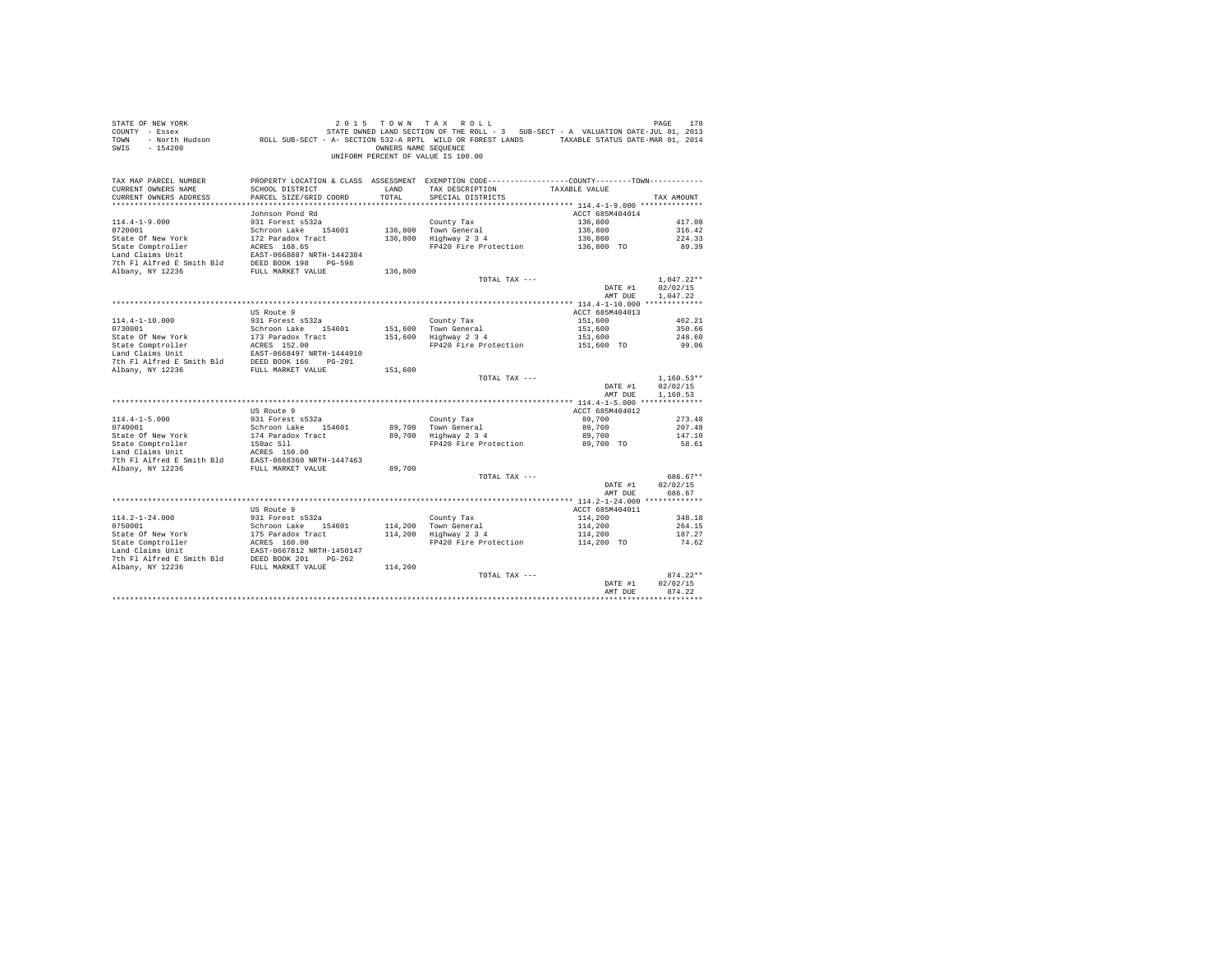STATE OF NEW YORK
COUNTY - Essex
TOWN - North Hudson
SWIS - 154200

2 0 1 5 T O W N T A X R O L L
STATE OWNED LAND SECTION OF THE ROLL - 3 SUB-SECT - A VALUATION DATE-JUL 01, 2013
ROLL SUB-SECT - A- SECTION 532-A RPTL WILD OR FOREST LANDS TAXABLE STATUS DATE-MAR 01, 2014
OWNERS NAME SEQUENCE
UNIFORM PERCENT OF VALUE IS 100.00

| TAX MAP PARCEL NUMBER / CURRENT OWNERS NAME / CURRENT OWNERS ADDRESS | PROPERTY LOCATION & CLASS / SCHOOL DISTRICT / PARCEL SIZE/GRID COORD | ASSESSMENT LAND / TOTAL | EXEMPTION CODE / TAX DESCRIPTION / SPECIAL DISTRICTS | COUNTY / TOWN TAXABLE VALUE | TAX AMOUNT |
|---|---|---|---|---|---|
| 114.4-1-9.000 | Johnson Pond Rd | | | ACCT 685M404014 | |
| 0720001 | 931 Forest s532a | | County Tax | 136,800 | 417.08 |
| State Of New York | Schroon Lake 154601 | 136,800 | Town General | 136,800 | 316.42 |
| State Comptroller | 172 Paradox Tract | 136,800 | Highway 2 3 4 | 136,800 | 224.33 |
| Land Claims Unit | ACRES 168.65 | | FP420 Fire Protection | 136,800 TO | 89.39 |
| 7th Fl Alfred E Smith Bld | EAST-0668887 NRTH-1442384 | | | | |
| Albany, NY 12236 | DEED BOOK 198 PG-598 | | | | |
| | FULL MARKET VALUE | 136,800 | | | |
| | | | TOTAL TAX --- | | 1,047.22** |
| | | | | DATE #1 | 02/02/15 |
| | | | | AMT DUE | 1,047.22 |
| 114.4-1-10.000 | US Route 9 | | | ACCT 685M404013 | |
| 0730001 | 931 Forest s532a | | County Tax | 151,600 | 462.21 |
| State Of New York | Schroon Lake 154601 | 151,600 | Town General | 151,600 | 350.66 |
| State Comptroller | 173 Paradox Tract | 151,600 | Highway 2 3 4 | 151,600 | 248.60 |
| Land Claims Unit | ACRES 152.00 | | FP420 Fire Protection | 151,600 TO | 99.06 |
| 7th Fl Alfred E Smith Bld | EAST-0668497 NRTH-1444910 | | | | |
| Albany, NY 12236 | DEED BOOK 166 PG-201 | | | | |
| | FULL MARKET VALUE | 151,600 | | | |
| | | | TOTAL TAX --- | | 1,160.53** |
| | | | | DATE #1 | 02/02/15 |
| | | | | AMT DUE | 1,160.53 |
| 114.4-1-5.000 | US Route 9 | | | ACCT 685M404012 | |
| 0740001 | 931 Forest s532a | | County Tax | 89,700 | 273.48 |
| State Of New York | Schroon Lake 154601 | 89,700 | Town General | 89,700 | 207.48 |
| State Comptroller | 174 Paradox Tract | 89,700 | Highway 2 3 4 | 89,700 | 147.10 |
| Land Claims Unit | 150ac Sll | | FP420 Fire Protection | 89,700 TO | 58.61 |
| 7th Fl Alfred E Smith Bld | ACRES 150.00 | | | | |
| Albany, NY 12236 | EAST-0668360 NRTH-1447463 | | | | |
| | FULL MARKET VALUE | 89,700 | | | |
| | | | TOTAL TAX --- | | 686.67** |
| | | | | DATE #1 | 02/02/15 |
| | | | | AMT DUE | 686.67 |
| 114.2-1-24.000 | US Route 9 | | | ACCT 685M404011 | |
| 0750001 | 931 Forest s532a | | County Tax | 114,200 | 348.18 |
| State Of New York | Schroon Lake 154601 | 114,200 | Town General | 114,200 | 264.15 |
| State Comptroller | 175 Paradox Tract | 114,200 | Highway 2 3 4 | 114,200 | 187.27 |
| Land Claims Unit | ACRES 160.00 | | FP420 Fire Protection | 114,200 TO | 74.62 |
| 7th Fl Alfred E Smith Bld | EAST-0667812 NRTH-1450147 | | | | |
| Albany, NY 12236 | DEED BOOK 201 PG-262 | | | | |
| | FULL MARKET VALUE | 114,200 | | | |
| | | | TOTAL TAX --- | | 874.22** |
| | | | | DATE #1 | 02/02/15 |
| | | | | AMT DUE | 874.22 |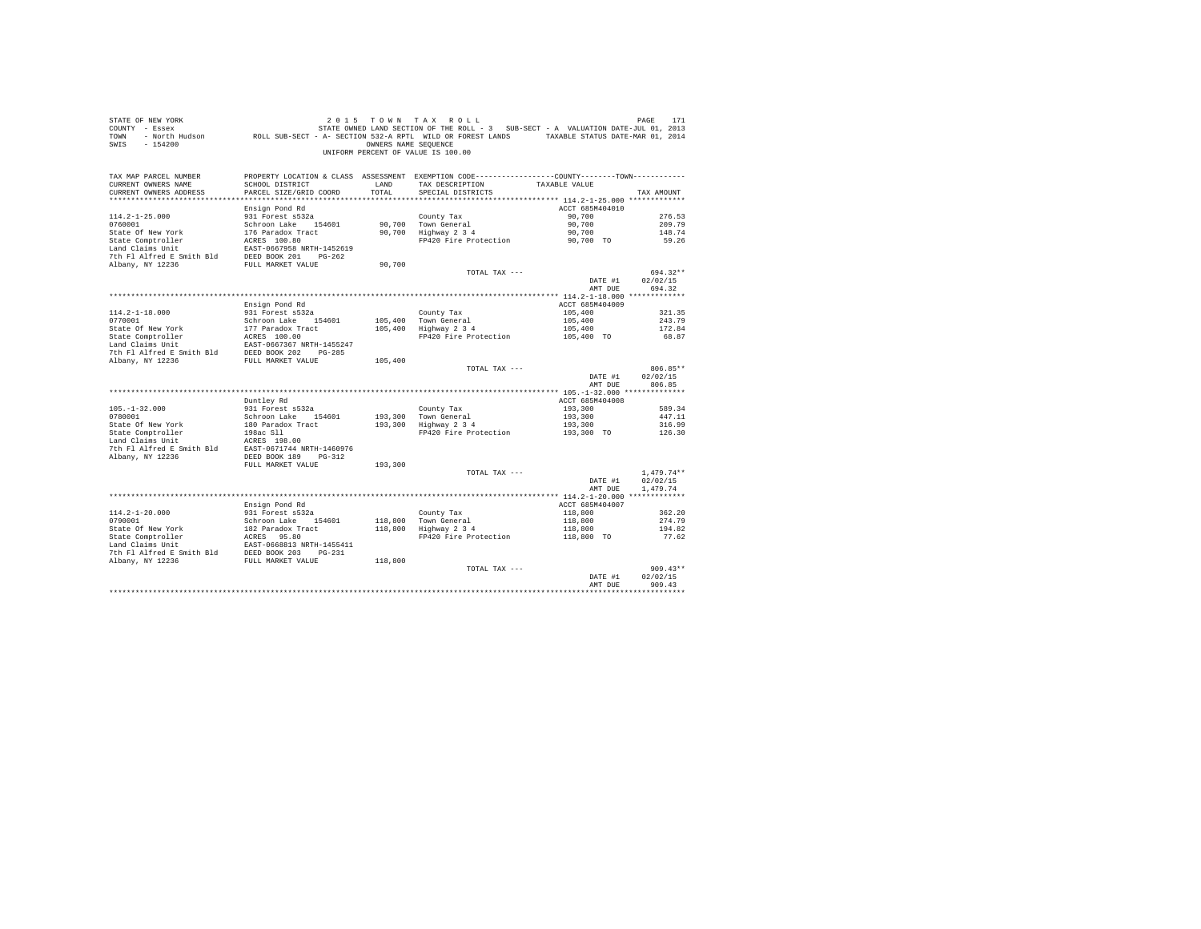STATE OF NEW YORK | 2 0 1 5 T O W N T A X R O L L
COUNTY - Essex | STATE OWNED LAND SECTION OF THE ROLL - 3 SUB-SECT - A VALUATION DATE-JUL 01, 2013
TOWN - North Hudson | ROLL SUB-SECT - A- SECTION 532-A RPTL WILD OR FOREST LANDS TAXABLE STATUS DATE-MAR 01, 2014
SWIS - 154200 | OWNERS NAME SEQUENCE
UNIFORM PERCENT OF VALUE IS 100.00

| TAX MAP PARCEL NUMBER / CURRENT OWNERS NAME / CURRENT OWNERS ADDRESS | PROPERTY LOCATION & CLASS / SCHOOL DISTRICT / PARCEL SIZE/GRID COORD | ASSESSMENT LAND / TOTAL | EXEMPTION CODE / TAX DESCRIPTION / SPECIAL DISTRICTS | COUNTY / TOWN TAXABLE VALUE | TAX AMOUNT |
|---|---|---|---|---|---|
| **114.2-1-25.000** | Ensign Pond Rd | | | ACCT 685M404010 | |
| 0760001 | 931 Forest s532a | | County Tax | 90,700 | 276.53 |
| State Of New York | Schroon Lake 154601 | 90,700 | Town General | 90,700 | 209.79 |
| State Comptroller | 176 Paradox Tract | 90,700 | Highway 2 3 4 | 90,700 | 148.74 |
| Land Claims Unit | ACRES 100.80 | | FP420 Fire Protection | 90,700 TO | 59.26 |
| 7th Fl Alfred E Smith Bld | EAST-0667958 NRTH-1452619 | | | | |
| Albany, NY 12236 | DEED BOOK 201 PG-262 | | | | |
| | FULL MARKET VALUE | 90,700 | | | |
| | | | TOTAL TAX --- | | 694.32** |
| | | | | DATE #1 | 02/02/15 |
| | | | | AMT DUE | 694.32 |
| **114.2-1-18.000** | Ensign Pond Rd | | | ACCT 685M404009 | |
| 0770001 | 931 Forest s532a | | County Tax | 105,400 | 321.35 |
| State Of New York | Schroon Lake 154601 | 105,400 | Town General | 105,400 | 243.79 |
| State Comptroller | 177 Paradox Tract | 105,400 | Highway 2 3 4 | 105,400 | 172.84 |
| Land Claims Unit | ACRES 100.00 | | FP420 Fire Protection | 105,400 TO | 68.87 |
| 7th Fl Alfred E Smith Bld | EAST-0667367 NRTH-1455247 | | | | |
| Albany, NY 12236 | DEED BOOK 202 PG-285 | | | | |
| | FULL MARKET VALUE | 105,400 | | | |
| | | | TOTAL TAX --- | | 806.85** |
| | | | | DATE #1 | 02/02/15 |
| | | | | AMT DUE | 806.85 |
| **105.-1-32.000** | Duntley Rd | | | ACCT 685M404008 | |
| 0780001 | 931 Forest s532a | | County Tax | 193,300 | 589.34 |
| State Of New York | Schroon Lake 154601 | 193,300 | Town General | 193,300 | 447.11 |
| State Comptroller | 180 Paradox Tract | 193,300 | Highway 2 3 4 | 193,300 | 316.99 |
| Land Claims Unit | 198ac Sll | | FP420 Fire Protection | 193,300 TO | 126.30 |
| 7th Fl Alfred E Smith Bld | ACRES 198.00 | | | | |
| Albany, NY 12236 | EAST-0671744 NRTH-1460976 | | | | |
| | DEED BOOK 189 PG-312 | | | | |
| | FULL MARKET VALUE | 193,300 | | | |
| | | | TOTAL TAX --- | | 1,479.74** |
| | | | | DATE #1 | 02/02/15 |
| | | | | AMT DUE | 1,479.74 |
| **114.2-1-20.000** | Ensign Pond Rd | | | ACCT 685M404007 | |
| 0790001 | 931 Forest s532a | | County Tax | 118,800 | 362.20 |
| State Of New York | Schroon Lake 154601 | 118,800 | Town General | 118,800 | 274.79 |
| State Comptroller | 182 Paradox Tract | 118,800 | Highway 2 3 4 | 118,800 | 194.82 |
| Land Claims Unit | ACRES 95.80 | | FP420 Fire Protection | 118,800 TO | 77.62 |
| 7th Fl Alfred E Smith Bld | EAST-0668813 NRTH-1455411 | | | | |
| Albany, NY 12236 | DEED BOOK 203 PG-231 | | | | |
| | FULL MARKET VALUE | 118,800 | | | |
| | | | TOTAL TAX --- | | 909.43** |
| | | | | DATE #1 | 02/02/15 |
| | | | | AMT DUE | 909.43 |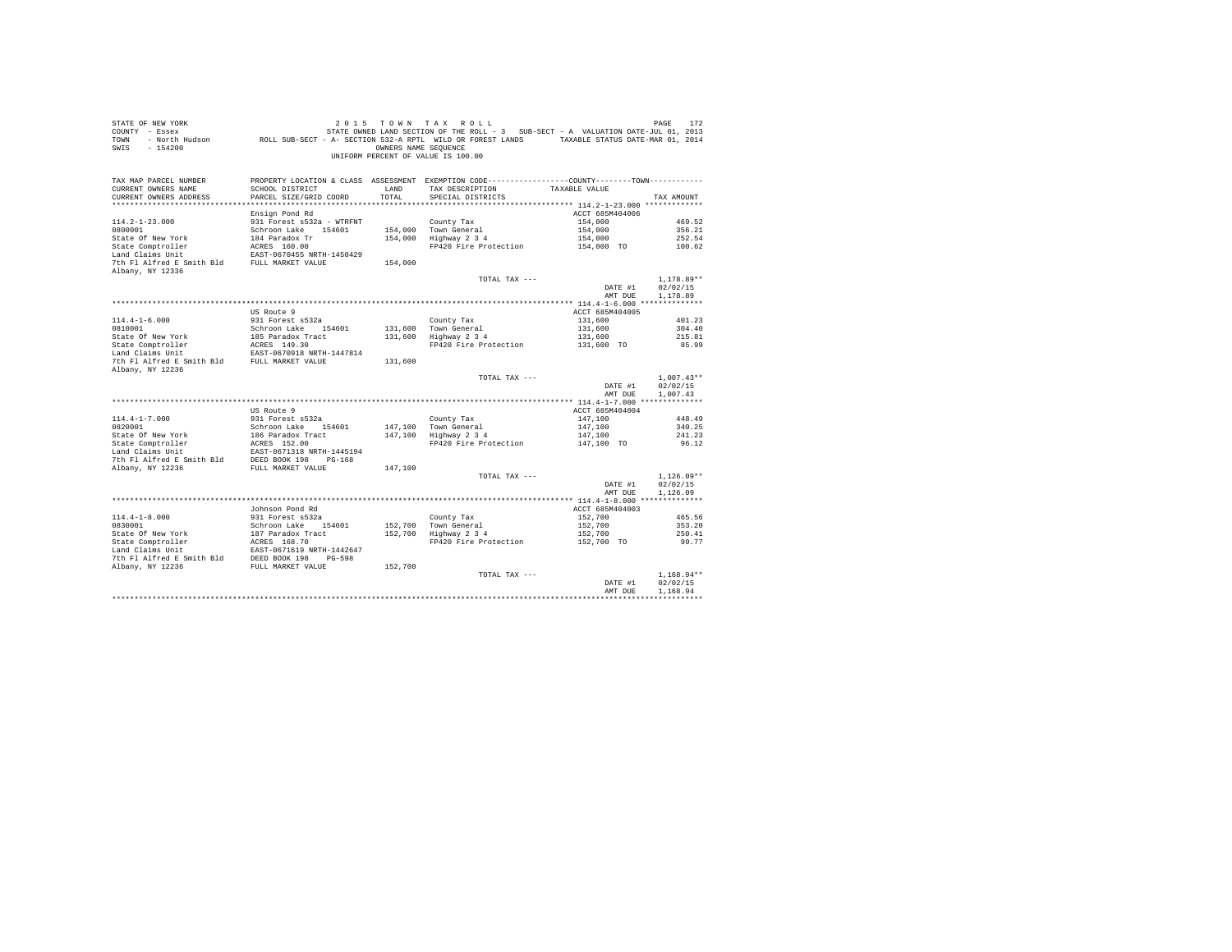STATE OF NEW YORK
COUNTY - Essex
TOWN - North Hudson
SWIS - 154200

2 0 1 5 T O W N T A X R O L L
STATE OWNED LAND SECTION OF THE ROLL - 3 SUB-SECT - A VALUATION DATE-JUL 01, 2013
ROLL SUB-SECT - A- SECTION 532-A RPTL WILD OR FOREST LANDS TAXABLE STATUS DATE-MAR 01, 2014
OWNERS NAME SEQUENCE
UNIFORM PERCENT OF VALUE IS 100.00

| TAX MAP PARCEL NUMBER / CURRENT OWNERS NAME / CURRENT OWNERS ADDRESS | PROPERTY LOCATION & CLASS / SCHOOL DISTRICT / PARCEL SIZE/GRID COORD | ASSESSMENT LAND / TOTAL | EXEMPTION CODE / TAX DESCRIPTION / SPECIAL DISTRICTS | COUNTY--------TOWN / TAXABLE VALUE | TAX AMOUNT |
|---|---|---|---|---|---|
| **114.2-1-23.000** | Ensign Pond Rd | | | ACCT 685M404006 | |
| 114.2-1-23.000 | 931 Forest s532a - WTRFNT | | County Tax | 154,000 | 469.52 |
| 0800001 | Schroon Lake 154601 | 154,000 | Town General | 154,000 | 356.21 |
| State Of New York | 184 Paradox Tr | 154,000 | Highway 2 3 4 | 154,000 | 252.54 |
| State Comptroller | ACRES 160.00 | | FP420 Fire Protection | 154,000 TO | 100.62 |
| Land Claims Unit | EAST-0670455 NRTH-1450429 | | | | |
| 7th Fl Alfred E Smith Bld | FULL MARKET VALUE | 154,000 | | | |
| Albany, NY 12336 | | | | | |
| | | | TOTAL TAX --- | | 1,178.89** |
| | | | | DATE #1 | 02/02/15 |
| | | | | AMT DUE | 1,178.89 |
| **114.4-1-6.000** | US Route 9 | | | ACCT 685M404005 | |
| 114.4-1-6.000 | 931 Forest s532a | | County Tax | 131,600 | 401.23 |
| 0810001 | Schroon Lake 154601 | 131,600 | Town General | 131,600 | 304.40 |
| State Of New York | 185 Paradox Tract | 131,600 | Highway 2 3 4 | 131,600 | 215.81 |
| State Comptroller | ACRES 149.30 | | FP420 Fire Protection | 131,600 TO | 85.99 |
| Land Claims Unit | EAST-0670918 NRTH-1447814 | | | | |
| 7th Fl Alfred E Smith Bld | FULL MARKET VALUE | 131,600 | | | |
| Albany, NY 12236 | | | | | |
| | | | TOTAL TAX --- | | 1,007.43** |
| | | | | DATE #1 | 02/02/15 |
| | | | | AMT DUE | 1,007.43 |
| **114.4-1-7.000** | US Route 9 | | | ACCT 685M404004 | |
| 114.4-1-7.000 | 931 Forest s532a | | County Tax | 147,100 | 448.49 |
| 0820001 | Schroon Lake 154601 | 147,100 | Town General | 147,100 | 340.25 |
| State Of New York | 186 Paradox Tract | 147,100 | Highway 2 3 4 | 147,100 | 241.23 |
| State Comptroller | ACRES 152.00 | | FP420 Fire Protection | 147,100 TO | 96.12 |
| Land Claims Unit | EAST-0671318 NRTH-1445194 | | | | |
| 7th Fl Alfred E Smith Bld | DEED BOOK 198 PG-168 | | | | |
| Albany, NY 12236 | FULL MARKET VALUE | 147,100 | | | |
| | | | TOTAL TAX --- | | 1,126.09** |
| | | | | DATE #1 | 02/02/15 |
| | | | | AMT DUE | 1,126.09 |
| **114.4-1-8.000** | Johnson Pond Rd | | | ACCT 685M404003 | |
| 114.4-1-8.000 | 931 Forest s532a | | County Tax | 152,700 | 465.56 |
| 0830001 | Schroon Lake 154601 | 152,700 | Town General | 152,700 | 353.20 |
| State Of New York | 187 Paradox Tract | 152,700 | Highway 2 3 4 | 152,700 | 250.41 |
| State Comptroller | ACRES 168.70 | | FP420 Fire Protection | 152,700 TO | 99.77 |
| Land Claims Unit | EAST-0671619 NRTH-1442647 | | | | |
| 7th Fl Alfred E Smith Bld | DEED BOOK 198 PG-598 | | | | |
| Albany, NY 12236 | FULL MARKET VALUE | 152,700 | | | |
| | | | TOTAL TAX --- | | 1,168.94** |
| | | | | DATE #1 | 02/02/15 |
| | | | | AMT DUE | 1,168.94 |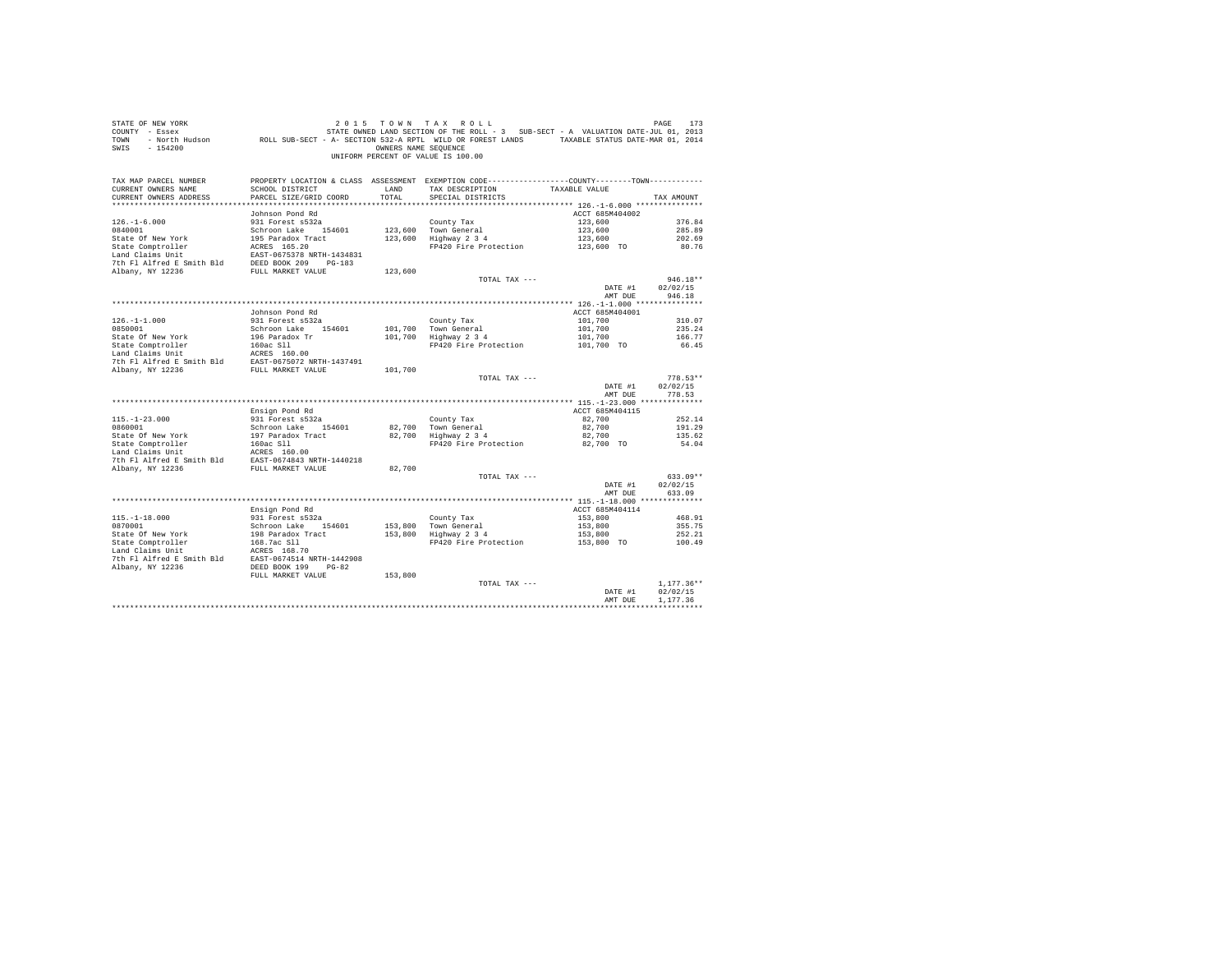STATE OF NEW YORK
COUNTY - Essex
TOWN - North Hudson
SWIS - 154200

2 0 1 5 T O W N T A X R O L L
STATE OWNED LAND SECTION OF THE ROLL - 3 SUB-SECT - A VALUATION DATE-JUL 01, 2013
ROLL SUB-SECT - A- SECTION 532-A RPTL WILD OR FOREST LANDS TAXABLE STATUS DATE-MAR 01, 2014
OWNERS NAME SEQUENCE
UNIFORM PERCENT OF VALUE IS 100.00

| TAX MAP PARCEL NUMBER / CURRENT OWNERS NAME / CURRENT OWNERS ADDRESS | PROPERTY LOCATION & CLASS / SCHOOL DISTRICT / PARCEL SIZE/GRID COORD | ASSESSMENT LAND / TOTAL | EXEMPTION CODE / TAX DESCRIPTION / SPECIAL DISTRICTS | COUNTY / TOWN / TAXABLE VALUE | TAX AMOUNT |
|---|---|---|---|---|---|
| **126.-1-6.000** | Johnson Pond Rd | | | ACCT 685M404002 | |
| 126.-1-6.000 | 931 Forest s532a | | County Tax | 123,600 | 376.84 |
| 0840001 | Schroon Lake 154601 | 123,600 | Town General | 123,600 | 285.89 |
| State Of New York | 195 Paradox Tract | 123,600 | Highway 2 3 4 | 123,600 | 202.69 |
| State Comptroller | ACRES 165.20 | | FP420 Fire Protection | 123,600 TO | 80.76 |
| Land Claims Unit | EAST-0675378 NRTH-1434831 | | | | |
| 7th Fl Alfred E Smith Bld | DEED BOOK 209 PG-183 | | | | |
| Albany, NY 12236 | FULL MARKET VALUE | 123,600 | | | |
| | | | TOTAL TAX --- | | 946.18** |
| | | | | DATE #1 | 02/02/15 |
| | | | | AMT DUE | 946.18 |
| **126.-1-1.000** | Johnson Pond Rd | | | ACCT 685M404001 | |
| 126.-1-1.000 | 931 Forest s532a | | County Tax | 101,700 | 310.07 |
| 0850001 | Schroon Lake 154601 | 101,700 | Town General | 101,700 | 235.24 |
| State Of New York | 196 Paradox Tr | 101,700 | Highway 2 3 4 | 101,700 | 166.77 |
| State Comptroller | 160ac Sll | | FP420 Fire Protection | 101,700 TO | 66.45 |
| Land Claims Unit | ACRES 160.00 | | | | |
| 7th Fl Alfred E Smith Bld | EAST-0675072 NRTH-1437491 | | | | |
| Albany, NY 12236 | FULL MARKET VALUE | 101,700 | | | |
| | | | TOTAL TAX --- | | 778.53** |
| | | | | DATE #1 | 02/02/15 |
| | | | | AMT DUE | 778.53 |
| **115.-1-23.000** | Ensign Pond Rd | | | ACCT 685M404115 | |
| 115.-1-23.000 | 931 Forest s532a | | County Tax | 82,700 | 252.14 |
| 0860001 | Schroon Lake 154601 | 82,700 | Town General | 82,700 | 191.29 |
| State Of New York | 197 Paradox Tract | 82,700 | Highway 2 3 4 | 82,700 | 135.62 |
| State Comptroller | 160ac Sll | | FP420 Fire Protection | 82,700 TO | 54.04 |
| Land Claims Unit | ACRES 160.00 | | | | |
| 7th Fl Alfred E Smith Bld | EAST-0674843 NRTH-1440218 | | | | |
| Albany, NY 12236 | FULL MARKET VALUE | 82,700 | | | |
| | | | TOTAL TAX --- | | 633.09** |
| | | | | DATE #1 | 02/02/15 |
| | | | | AMT DUE | 633.09 |
| **115.-1-18.000** | Ensign Pond Rd | | | ACCT 685M404114 | |
| 115.-1-18.000 | 931 Forest s532a | | County Tax | 153,800 | 468.91 |
| 0870001 | Schroon Lake 154601 | 153,800 | Town General | 153,800 | 355.75 |
| State Of New York | 198 Paradox Tract | 153,800 | Highway 2 3 4 | 153,800 | 252.21 |
| State Comptroller | 168.7ac Sll | | FP420 Fire Protection | 153,800 TO | 100.49 |
| Land Claims Unit | ACRES 168.70 | | | | |
| 7th Fl Alfred E Smith Bld | EAST-0674514 NRTH-1442908 | | | | |
| Albany, NY 12236 | DEED BOOK 199 PG-82 | | | | |
| | FULL MARKET VALUE | 153,800 | | | |
| | | | TOTAL TAX --- | | 1,177.36** |
| | | | | DATE #1 | 02/02/15 |
| | | | | AMT DUE | 1,177.36 |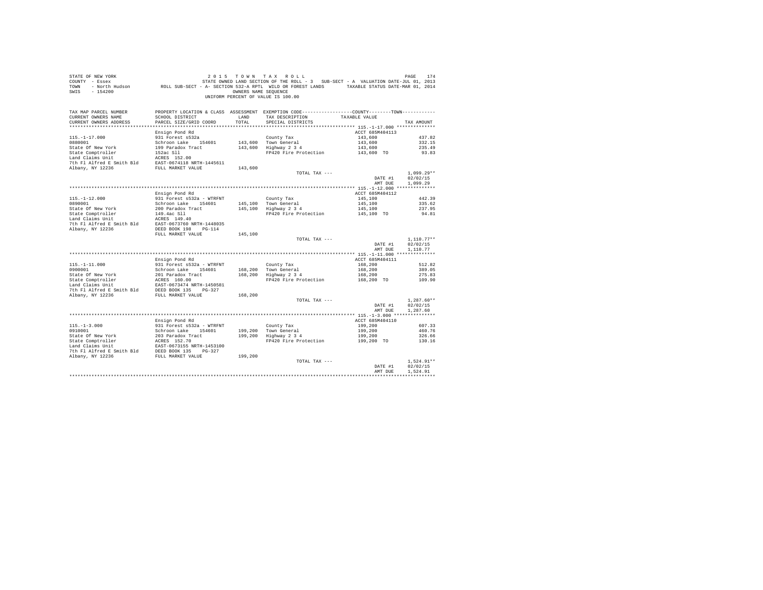STATE OF NEW YORK
COUNTY - Essex
TOWN - North Hudson
SWIS - 154200

2015 TOWN TAX ROLL
STATE OWNED LAND SECTION OF THE ROLL - 3 SUB-SECT - A VALUATION DATE-JUL 01, 2013
ROLL SUB-SECT - A- SECTION 532-A RPTL WILD OR FOREST LANDS TAXABLE STATUS DATE-MAR 01, 2014
OWNERS NAME SEQUENCE
UNIFORM PERCENT OF VALUE IS 100.00

| TAX MAP PARCEL NUMBER / CURRENT OWNERS NAME / CURRENT OWNERS ADDRESS | PROPERTY LOCATION & CLASS / SCHOOL DISTRICT / PARCEL SIZE/GRID COORD | ASSESSMENT LAND / TOTAL | EXEMPTION CODE / TAX DESCRIPTION / SPECIAL DISTRICTS | COUNTY--------TOWN TAXABLE VALUE | TAX AMOUNT |
|---|---|---|---|---|---|
| ******** 115.-1-17.000 ******** | | | | | |
| | Ensign Pond Rd | | | ACCT 685M404113 | |
| 115.-1-17.000 | 931 Forest s532a | | County Tax | 143,600 | 437.82 |
| 0880001 | Schroon Lake 154601 | 143,600 | Town General | 143,600 | 332.15 |
| State Of New York | 199 Paradox Tract | 143,600 | Highway 2 3 4 | 143,600 | 235.49 |
| State Comptroller | 152ac Sll | | FP420 Fire Protection | 143,600 TO | 93.83 |
| Land Claims Unit | ACRES 152.00 | | | | |
| 7th Fl Alfred E Smith Bld | EAST-0674118 NRTH-1445611 | | | | |
| Albany, NY 12236 | FULL MARKET VALUE | 143,600 | | | |
| | | | TOTAL TAX --- | | 1,099.29** |
| | | | | DATE #1 | 02/02/15 |
| | | | | AMT DUE | 1,099.29 |
| ******** 115.-1-12.000 ******** | | | | | |
| | Ensign Pond Rd | | | ACCT 685M404112 | |
| 115.-1-12.000 | 931 Forest s532a - WTRFNT | | County Tax | 145,100 | 442.39 |
| 0890001 | Schroon Lake 154601 | 145,100 | Town General | 145,100 | 335.62 |
| State Of New York | 200 Paradox Tract | 145,100 | Highway 2 3 4 | 145,100 | 237.95 |
| State Comptroller | 149.4ac Sll | | FP420 Fire Protection | 145,100 TO | 94.81 |
| Land Claims Unit | ACRES 149.40 | | | | |
| 7th Fl Alfred E Smith Bld | EAST-0673760 NRTH-1448035 | | | | |
| Albany, NY 12236 | DEED BOOK 198 PG-114 | | | | |
| | FULL MARKET VALUE | 145,100 | | | |
| | | | TOTAL TAX --- | | 1,110.77** |
| | | | | DATE #1 | 02/02/15 |
| | | | | AMT DUE | 1,110.77 |
| ******** 115.-1-11.000 ******** | | | | | |
| | Ensign Pond Rd | | | ACCT 685M404111 | |
| 115.-1-11.000 | 931 Forest s532a - WTRFNT | | County Tax | 168,200 | 512.82 |
| 0900001 | Schroon Lake 154601 | 168,200 | Town General | 168,200 | 389.05 |
| State Of New York | 201 Paradox Tract | 168,200 | Highway 2 3 4 | 168,200 | 275.83 |
| State Comptroller | ACRES 160.00 | | FP420 Fire Protection | 168,200 TO | 109.90 |
| Land Claims Unit | EAST-0673474 NRTH-1450581 | | | | |
| 7th Fl Alfred E Smith Bld | DEED BOOK 135 PG-327 | | | | |
| Albany, NY 12236 | FULL MARKET VALUE | 168,200 | | | |
| | | | TOTAL TAX --- | | 1,287.60** |
| | | | | DATE #1 | 02/02/15 |
| | | | | AMT DUE | 1,287.60 |
| ******** 115.-1-3.000 ******** | | | | | |
| | Ensign Pond Rd | | | ACCT 685M404110 | |
| 115.-1-3.000 | 931 Forest s532a - WTRFNT | | County Tax | 199,200 | 607.33 |
| 0910001 | Schroon Lake 154601 | 199,200 | Town General | 199,200 | 460.76 |
| State Of New York | 203 Paradox Tract | 199,200 | Highway 2 3 4 | 199,200 | 326.66 |
| State Comptroller | ACRES 152.70 | | FP420 Fire Protection | 199,200 TO | 130.16 |
| Land Claims Unit | EAST-0673155 NRTH-1453100 | | | | |
| 7th Fl Alfred E Smith Bld | DEED BOOK 135 PG-327 | | | | |
| Albany, NY 12236 | FULL MARKET VALUE | 199,200 | | | |
| | | | TOTAL TAX --- | | 1,524.91** |
| | | | | DATE #1 | 02/02/15 |
| | | | | AMT DUE | 1,524.91 |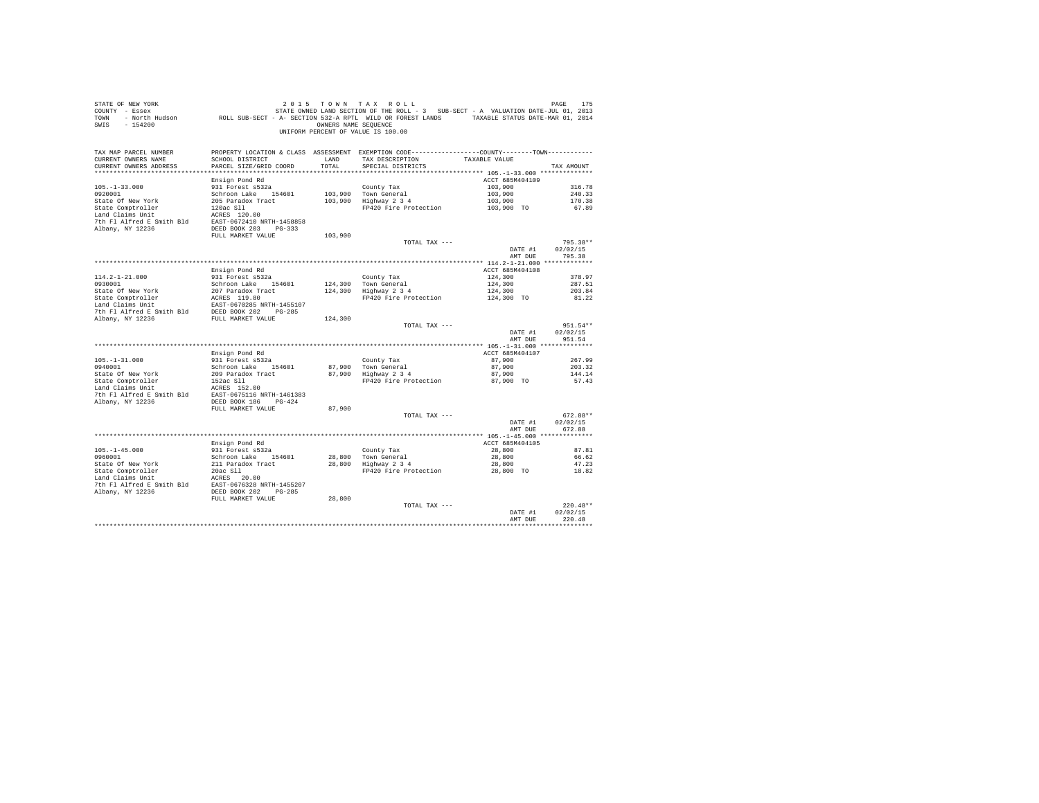STATE OF NEW YORK
COUNTY - Essex
TOWN - North Hudson
SWIS - 154200

2015 TOWN TAX ROLL
STATE OWNED LAND SECTION OF THE ROLL - 3 SUB-SECT - A VALUATION DATE-JUL 01, 2013
ROLL SUB-SECT - A- SECTION 532-A RPTL WILD OR FOREST LANDS TAXABLE STATUS DATE-MAR 01, 2014
OWNERS NAME SEQUENCE
UNIFORM PERCENT OF VALUE IS 100.00

| TAX MAP PARCEL NUMBER / CURRENT OWNERS NAME / CURRENT OWNERS ADDRESS | PROPERTY LOCATION & CLASS / SCHOOL DISTRICT / PARCEL SIZE/GRID COORD | ASSESSMENT LAND / TOTAL | EXEMPTION CODE / TAX DESCRIPTION / SPECIAL DISTRICTS | COUNTY--------TOWN TAXABLE VALUE | TAX AMOUNT |
|---|---|---|---|---|---|
| **105.-1-33.000** | Ensign Pond Rd | | | ACCT 685M404109 | |
| 105.-1-33.000 | 931 Forest s532a | | County Tax | 103,900 | 316.78 |
| 0920001 | Schroon Lake 154601 | 103,900 | Town General | 103,900 | 240.33 |
| State Of New York | 205 Paradox Tract | 103,900 | Highway 2 3 4 | 103,900 | 170.38 |
| State Comptroller | 120ac Sll | | FP420 Fire Protection | 103,900 TO | 67.89 |
| Land Claims Unit | ACRES 120.00 | | | | |
| 7th Fl Alfred E Smith Bld | EAST-0672410 NRTH-1458858 | | | | |
| Albany, NY 12236 | DEED BOOK 203 PG-333 | | | | |
| | FULL MARKET VALUE | 103,900 | | | |
| | | | TOTAL TAX --- | | 795.38** |
| | | | | DATE #1 | 02/02/15 |
| | | | | AMT DUE | 795.38 |
| **114.2-1-21.000** | Ensign Pond Rd | | | ACCT 685M404108 | |
| 114.2-1-21.000 | 931 Forest s532a | | County Tax | 124,300 | 378.97 |
| 0930001 | Schroon Lake 154601 | 124,300 | Town General | 124,300 | 287.51 |
| State Of New York | 207 Paradox Tract | 124,300 | Highway 2 3 4 | 124,300 | 203.84 |
| State Comptroller | ACRES 119.80 | | FP420 Fire Protection | 124,300 TO | 81.22 |
| Land Claims Unit | EAST-0670285 NRTH-1455107 | | | | |
| 7th Fl Alfred E Smith Bld | DEED BOOK 202 PG-285 | | | | |
| Albany, NY 12236 | FULL MARKET VALUE | 124,300 | | | |
| | | | TOTAL TAX --- | | 951.54** |
| | | | | DATE #1 | 02/02/15 |
| | | | | AMT DUE | 951.54 |
| **105.-1-31.000** | Ensign Pond Rd | | | ACCT 685M404107 | |
| 105.-1-31.000 | 931 Forest s532a | | County Tax | 87,900 | 267.99 |
| 0940001 | Schroon Lake 154601 | 87,900 | Town General | 87,900 | 203.32 |
| State Of New York | 209 Paradox Tract | 87,900 | Highway 2 3 4 | 87,900 | 144.14 |
| State Comptroller | 152ac Sll | | FP420 Fire Protection | 87,900 TO | 57.43 |
| Land Claims Unit | ACRES 152.00 | | | | |
| 7th Fl Alfred E Smith Bld | EAST-0675116 NRTH-1461383 | | | | |
| Albany, NY 12236 | DEED BOOK 186 PG-424 | | | | |
| | FULL MARKET VALUE | 87,900 | | | |
| | | | TOTAL TAX --- | | 672.88** |
| | | | | DATE #1 | 02/02/15 |
| | | | | AMT DUE | 672.88 |
| **105.-1-45.000** | Ensign Pond Rd | | | ACCT 685M404105 | |
| 105.-1-45.000 | 931 Forest s532a | | County Tax | 28,800 | 87.81 |
| 0960001 | Schroon Lake 154601 | 28,800 | Town General | 28,800 | 66.62 |
| State Of New York | 211 Paradox Tract | 28,800 | Highway 2 3 4 | 28,800 | 47.23 |
| State Comptroller | 20ac Sll | | FP420 Fire Protection | 28,800 TO | 18.82 |
| Land Claims Unit | ACRES 20.00 | | | | |
| 7th Fl Alfred E Smith Bld | EAST-0676328 NRTH-1455207 | | | | |
| Albany, NY 12236 | DEED BOOK 202 PG-285 | | | | |
| | FULL MARKET VALUE | 28,800 | | | |
| | | | TOTAL TAX --- | | 220.48** |
| | | | | DATE #1 | 02/02/15 |
| | | | | AMT DUE | 220.48 |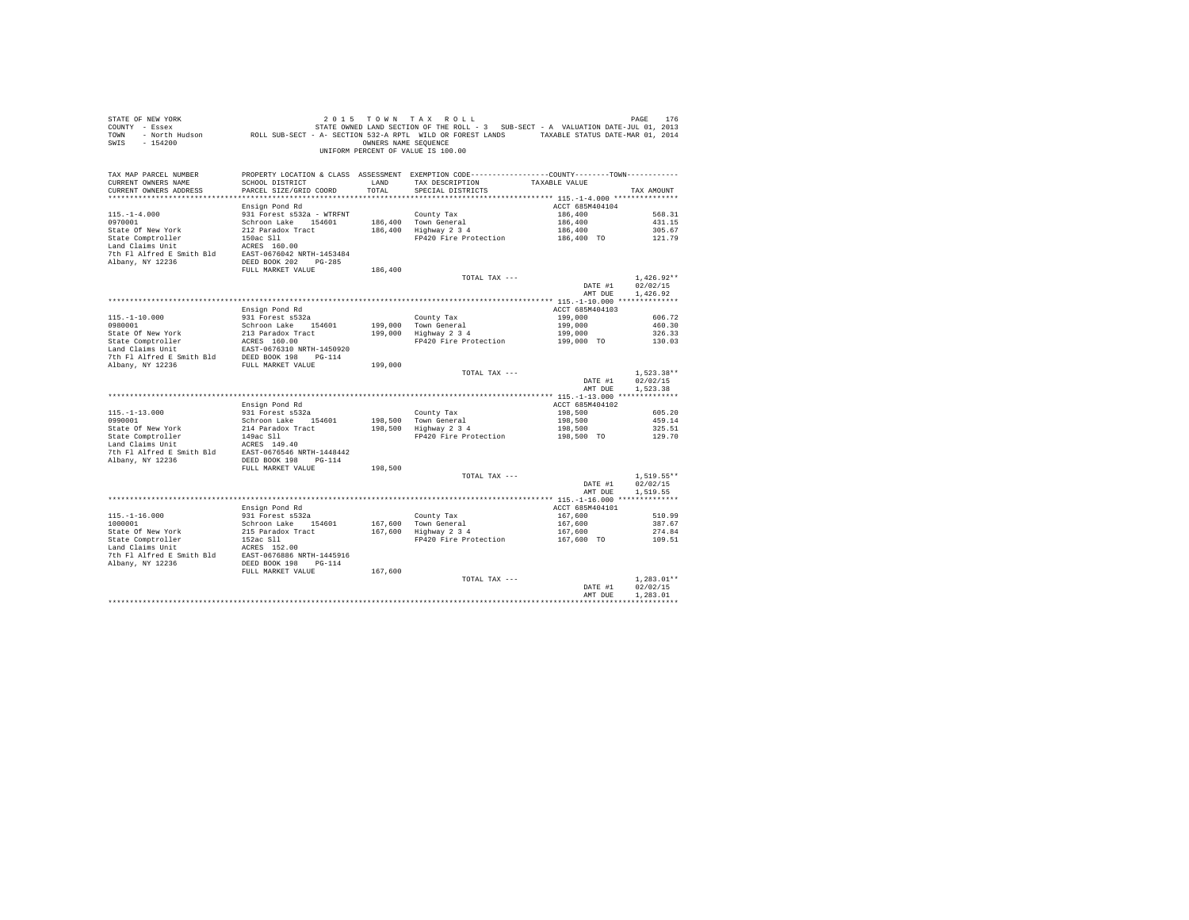STATE OF NEW YORK
COUNTY - Essex
TOWN - North Hudson
SWIS - 154200

2 0 1 5 T O W N T A X R O L L
STATE OWNED LAND SECTION OF THE ROLL - 3 SUB-SECT - A VALUATION DATE-JUL 01, 2013
ROLL SUB-SECT - A- SECTION 532-A RPTL WILD OR FOREST LANDS TAXABLE STATUS DATE-MAR 01, 2014
OWNERS NAME SEQUENCE
UNIFORM PERCENT OF VALUE IS 100.00

| TAX MAP PARCEL NUMBER / CURRENT OWNERS NAME / CURRENT OWNERS ADDRESS | PROPERTY LOCATION & CLASS / SCHOOL DISTRICT / PARCEL SIZE/GRID COORD | ASSESSMENT LAND / TOTAL | EXEMPTION CODE / TAX DESCRIPTION / SPECIAL DISTRICTS | COUNTY / TOWN TAXABLE VALUE | TAX AMOUNT |
|---|---|---|---|---|---|
| **115.-1-4.000** | Ensign Pond Rd | | | ACCT 685M404104 | |
| 115.-1-4.000 | 931 Forest s532a - WTRFNT | | County Tax | 186,400 | 568.31 |
| 0970001 | Schroon Lake 154601 | 186,400 | Town General | 186,400 | 431.15 |
| State Of New York | 212 Paradox Tract | 186,400 | Highway 2 3 4 | 186,400 | 305.67 |
| State Comptroller | 150ac Sll | | FP420 Fire Protection | 186,400 TO | 121.79 |
| Land Claims Unit | ACRES 160.00 | | | | |
| 7th Fl Alfred E Smith Bld | EAST-0676042 NRTH-1453484 | | | | |
| Albany, NY 12236 | DEED BOOK 202 PG-285 | | | | |
| | FULL MARKET VALUE | 186,400 | | | |
| | | | TOTAL TAX --- | | 1,426.92** |
| | | | | DATE #1 | 02/02/15 |
| | | | | AMT DUE | 1,426.92 |
| **115.-1-10.000** | Ensign Pond Rd | | | ACCT 685M404103 | |
| 115.-1-10.000 | 931 Forest s532a | | County Tax | 199,000 | 606.72 |
| 0980001 | Schroon Lake 154601 | 199,000 | Town General | 199,000 | 460.30 |
| State Of New York | 213 Paradox Tract | 199,000 | Highway 2 3 4 | 199,000 | 326.33 |
| State Comptroller | ACRES 160.00 | | FP420 Fire Protection | 199,000 TO | 130.03 |
| Land Claims Unit | EAST-0676310 NRTH-1450920 | | | | |
| 7th Fl Alfred E Smith Bld | DEED BOOK 198 PG-114 | | | | |
| Albany, NY 12236 | FULL MARKET VALUE | 199,000 | | | |
| | | | TOTAL TAX --- | | 1,523.38** |
| | | | | DATE #1 | 02/02/15 |
| | | | | AMT DUE | 1,523.38 |
| **115.-1-13.000** | Ensign Pond Rd | | | ACCT 685M404102 | |
| 115.-1-13.000 | 931 Forest s532a | | County Tax | 198,500 | 605.20 |
| 0990001 | Schroon Lake 154601 | 198,500 | Town General | 198,500 | 459.14 |
| State Of New York | 214 Paradox Tract | 198,500 | Highway 2 3 4 | 198,500 | 325.51 |
| State Comptroller | 149ac Sll | | FP420 Fire Protection | 198,500 TO | 129.70 |
| Land Claims Unit | ACRES 149.40 | | | | |
| 7th Fl Alfred E Smith Bld | EAST-0676546 NRTH-1448442 | | | | |
| Albany, NY 12236 | DEED BOOK 198 PG-114 | | | | |
| | FULL MARKET VALUE | 198,500 | | | |
| | | | TOTAL TAX --- | | 1,519.55** |
| | | | | DATE #1 | 02/02/15 |
| | | | | AMT DUE | 1,519.55 |
| **115.-1-16.000** | Ensign Pond Rd | | | ACCT 685M404101 | |
| 115.-1-16.000 | 931 Forest s532a | | County Tax | 167,600 | 510.99 |
| 1000001 | Schroon Lake 154601 | 167,600 | Town General | 167,600 | 387.67 |
| State Of New York | 215 Paradox Tract | 167,600 | Highway 2 3 4 | 167,600 | 274.84 |
| State Comptroller | 152ac Sll | | FP420 Fire Protection | 167,600 TO | 109.51 |
| Land Claims Unit | ACRES 152.00 | | | | |
| 7th Fl Alfred E Smith Bld | EAST-0676806 NRTH-1445916 | | | | |
| Albany, NY 12236 | DEED BOOK 198 PG-114 | | | | |
| | FULL MARKET VALUE | 167,600 | | | |
| | | | TOTAL TAX --- | | 1,283.01** |
| | | | | DATE #1 | 02/02/15 |
| | | | | AMT DUE | 1,283.01 |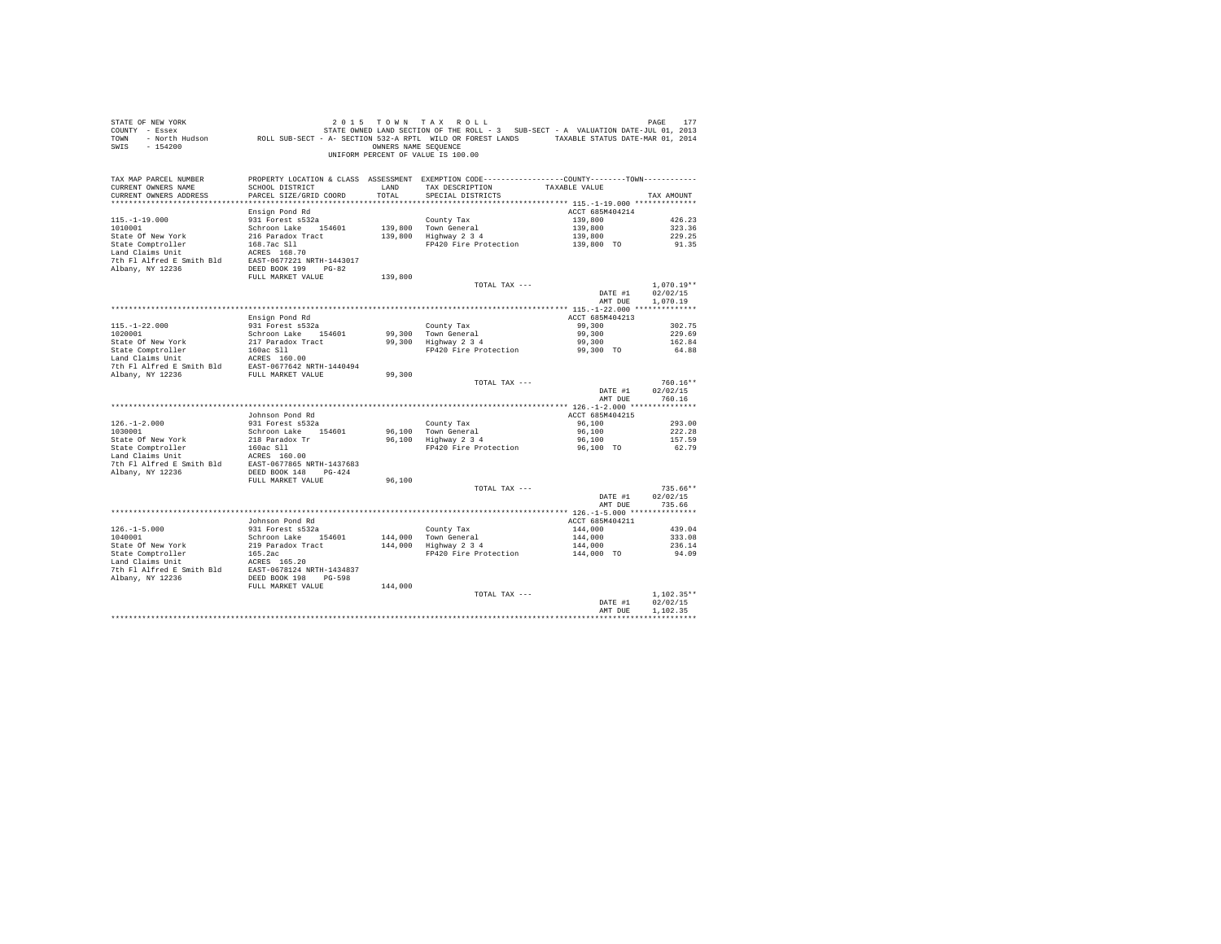STATE OF NEW YORK — 2015 TOWN TAX ROLL
COUNTY - Essex — STATE OWNED LAND SECTION OF THE ROLL - 3 SUB-SECT - A VALUATION DATE-JUL 01, 2013
TOWN - North Hudson — ROLL SUB-SECT - A- SECTION 532-A RPTL WILD OR FOREST LANDS — TAXABLE STATUS DATE-MAR 01, 2014
SWIS - 154200 — OWNERS NAME SEQUENCE
UNIFORM PERCENT OF VALUE IS 100.00

| TAX MAP PARCEL NUMBER / CURRENT OWNERS NAME / CURRENT OWNERS ADDRESS | PROPERTY LOCATION & CLASS / SCHOOL DISTRICT / PARCEL SIZE/GRID COORD | ASSESSMENT LAND / TOTAL | EXEMPTION CODE / TAX DESCRIPTION / SPECIAL DISTRICTS | COUNTY--------TOWN / TAXABLE VALUE | TAX AMOUNT |
|---|---|---|---|---|---|
| **115.-1-19.000** | Ensign Pond Rd | | | ACCT 685M404214 | |
| 115.-1-19.000 | 931 Forest s532a | | County Tax | 139,800 | 426.23 |
| 1010001 | Schroon Lake 154601 | 139,800 | Town General | 139,800 | 323.36 |
| State Of New York | 216 Paradox Tract | 139,800 | Highway 2 3 4 | 139,800 | 229.25 |
| State Comptroller | 168.7ac Sll | | FP420 Fire Protection | 139,800 TO | 91.35 |
| Land Claims Unit | ACRES 168.70 | | | | |
| 7th Fl Alfred E Smith Bld | EAST-0677221 NRTH-1443017 | | | | |
| Albany, NY 12236 | DEED BOOK 199 PG-82 | | | | |
| | FULL MARKET VALUE | 139,800 | | | |
| | | | TOTAL TAX --- | | 1,070.19** |
| | | | | DATE #1 | 02/02/15 |
| | | | | AMT DUE | 1,070.19 |
| **115.-1-22.000** | Ensign Pond Rd | | | ACCT 685M404213 | |
| 115.-1-22.000 | 931 Forest s532a | | County Tax | 99,300 | 302.75 |
| 1020001 | Schroon Lake 154601 | 99,300 | Town General | 99,300 | 229.69 |
| State Of New York | 217 Paradox Tract | 99,300 | Highway 2 3 4 | 99,300 | 162.84 |
| State Comptroller | 160ac Sll | | FP420 Fire Protection | 99,300 TO | 64.88 |
| Land Claims Unit | ACRES 160.00 | | | | |
| 7th Fl Alfred E Smith Bld | EAST-0677642 NRTH-1440494 | | | | |
| Albany, NY 12236 | FULL MARKET VALUE | 99,300 | | | |
| | | | TOTAL TAX --- | | 760.16** |
| | | | | DATE #1 | 02/02/15 |
| | | | | AMT DUE | 760.16 |
| **126.-1-2.000** | Johnson Pond Rd | | | ACCT 685M404215 | |
| 126.-1-2.000 | 931 Forest s532a | | County Tax | 96,100 | 293.00 |
| 1030001 | Schroon Lake 154601 | 96,100 | Town General | 96,100 | 222.28 |
| State Of New York | 218 Paradox Tr | 96,100 | Highway 2 3 4 | 96,100 | 157.59 |
| State Comptroller | 160ac Sll | | FP420 Fire Protection | 96,100 TO | 62.79 |
| Land Claims Unit | ACRES 160.00 | | | | |
| 7th Fl Alfred E Smith Bld | EAST-0677865 NRTH-1437683 | | | | |
| Albany, NY 12236 | DEED BOOK 148 PG-424 | | | | |
| | FULL MARKET VALUE | 96,100 | | | |
| | | | TOTAL TAX --- | | 735.66** |
| | | | | DATE #1 | 02/02/15 |
| | | | | AMT DUE | 735.66 |
| **126.-1-5.000** | Johnson Pond Rd | | | ACCT 685M404211 | |
| 126.-1-5.000 | 931 Forest s532a | | County Tax | 144,000 | 439.04 |
| 1040001 | Schroon Lake 154601 | 144,000 | Town General | 144,000 | 333.08 |
| State Of New York | 219 Paradox Tract | 144,000 | Highway 2 3 4 | 144,000 | 236.14 |
| State Comptroller | 165.2ac | | FP420 Fire Protection | 144,000 TO | 94.09 |
| Land Claims Unit | ACRES 165.20 | | | | |
| 7th Fl Alfred E Smith Bld | EAST-0678124 NRTH-1434837 | | | | |
| Albany, NY 12236 | DEED BOOK 198 PG-598 | | | | |
| | FULL MARKET VALUE | 144,000 | | | |
| | | | TOTAL TAX --- | | 1,102.35** |
| | | | | DATE #1 | 02/02/15 |
| | | | | AMT DUE | 1,102.35 |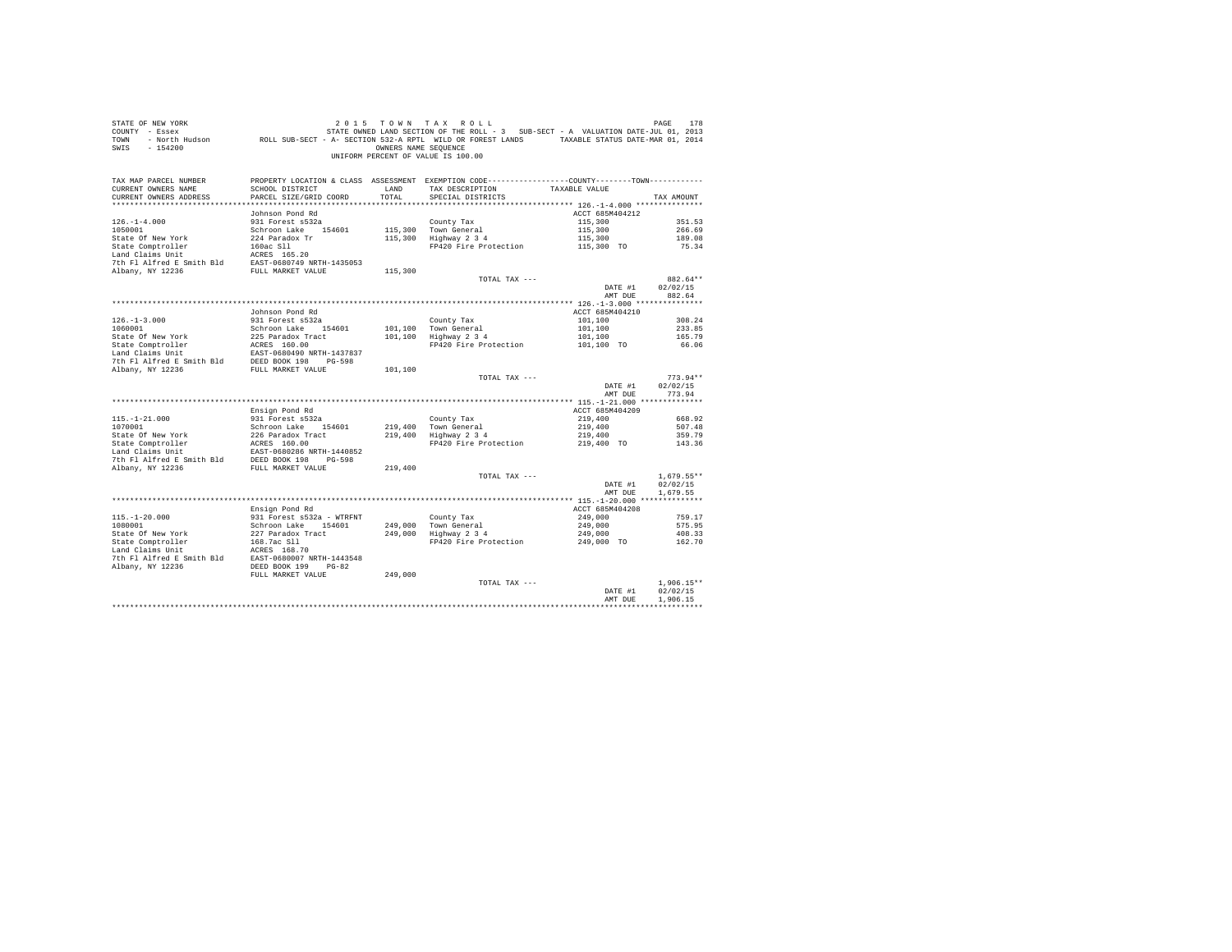STATE OF NEW YORK
COUNTY - Essex
TOWN - North Hudson
SWIS - 154200

2015 TOWN TAX ROLL
STATE OWNED LAND SECTION OF THE ROLL - 3 SUB-SECT - A VALUATION DATE-JUL 01, 2013
ROLL SUB-SECT - A- SECTION 532-A RPTL WILD OR FOREST LANDS TAXABLE STATUS DATE-MAR 01, 2014
OWNERS NAME SEQUENCE
UNIFORM PERCENT OF VALUE IS 100.00

| TAX MAP PARCEL NUMBER / CURRENT OWNERS NAME / CURRENT OWNERS ADDRESS | PROPERTY LOCATION & CLASS / SCHOOL DISTRICT / PARCEL SIZE/GRID COORD | ASSESSMENT LAND / TOTAL | EXEMPTION CODE / TAX DESCRIPTION / SPECIAL DISTRICTS | COUNTY / TOWN TAXABLE VALUE | TAX AMOUNT |
|---|---|---|---|---|---|
| **126.-1-4.000** | Johnson Pond Rd | | | ACCT 685M404212 | |
| 126.-1-4.000 | 931 Forest s532a | | County Tax | 115,300 | 351.53 |
| 1050001 | Schroon Lake 154601 | 115,300 | Town General | 115,300 | 266.69 |
| State Of New York | 224 Paradox Tr | 115,300 | Highway 2 3 4 | 115,300 | 189.08 |
| State Comptroller | 160ac Sll | | FP420 Fire Protection | 115,300 TO | 75.34 |
| Land Claims Unit | ACRES 165.20 | | | | |
| 7th Fl Alfred E Smith Bld | EAST-0680749 NRTH-1435053 | | | | |
| Albany, NY 12236 | FULL MARKET VALUE | 115,300 | | | |
| | | | TOTAL TAX --- | | 882.64** |
| | | | | DATE #1 | 02/02/15 |
| | | | | AMT DUE | 882.64 |
| **126.-1-3.000** | Johnson Pond Rd | | | ACCT 685M404210 | |
| 126.-1-3.000 | 931 Forest s532a | | County Tax | 101,100 | 308.24 |
| 1060001 | Schroon Lake 154601 | 101,100 | Town General | 101,100 | 233.85 |
| State Of New York | 225 Paradox Tract | 101,100 | Highway 2 3 4 | 101,100 | 165.79 |
| State Comptroller | ACRES 160.00 | | FP420 Fire Protection | 101,100 TO | 66.06 |
| Land Claims Unit | EAST-0680490 NRTH-1437837 | | | | |
| 7th Fl Alfred E Smith Bld | DEED BOOK 198 PG-598 | | | | |
| Albany, NY 12236 | FULL MARKET VALUE | 101,100 | | | |
| | | | TOTAL TAX --- | | 773.94** |
| | | | | DATE #1 | 02/02/15 |
| | | | | AMT DUE | 773.94 |
| **115.-1-21.000** | Ensign Pond Rd | | | ACCT 685M404209 | |
| 115.-1-21.000 | 931 Forest s532a | | County Tax | 219,400 | 668.92 |
| 1070001 | Schroon Lake 154601 | 219,400 | Town General | 219,400 | 507.48 |
| State Of New York | 226 Paradox Tract | 219,400 | Highway 2 3 4 | 219,400 | 359.79 |
| State Comptroller | ACRES 160.00 | | FP420 Fire Protection | 219,400 TO | 143.36 |
| Land Claims Unit | EAST-0680286 NRTH-1440852 | | | | |
| 7th Fl Alfred E Smith Bld | DEED BOOK 198 PG-598 | | | | |
| Albany, NY 12236 | FULL MARKET VALUE | 219,400 | | | |
| | | | TOTAL TAX --- | | 1,679.55** |
| | | | | DATE #1 | 02/02/15 |
| | | | | AMT DUE | 1,679.55 |
| **115.-1-20.000** | Ensign Pond Rd | | | ACCT 685M404208 | |
| 115.-1-20.000 | 931 Forest s532a - WTRFNT | | County Tax | 249,000 | 759.17 |
| 1080001 | Schroon Lake 154601 | 249,000 | Town General | 249,000 | 575.95 |
| State Of New York | 227 Paradox Tract | 249,000 | Highway 2 3 4 | 249,000 | 408.33 |
| State Comptroller | 168.7ac Sll | | FP420 Fire Protection | 249,000 TO | 162.70 |
| Land Claims Unit | ACRES 168.70 | | | | |
| 7th Fl Alfred E Smith Bld | EAST-0680007 NRTH-1443548 | | | | |
| Albany, NY 12236 | DEED BOOK 199 PG-82 | | | | |
| | FULL MARKET VALUE | 249,000 | | | |
| | | | TOTAL TAX --- | | 1,906.15** |
| | | | | DATE #1 | 02/02/15 |
| | | | | AMT DUE | 1,906.15 |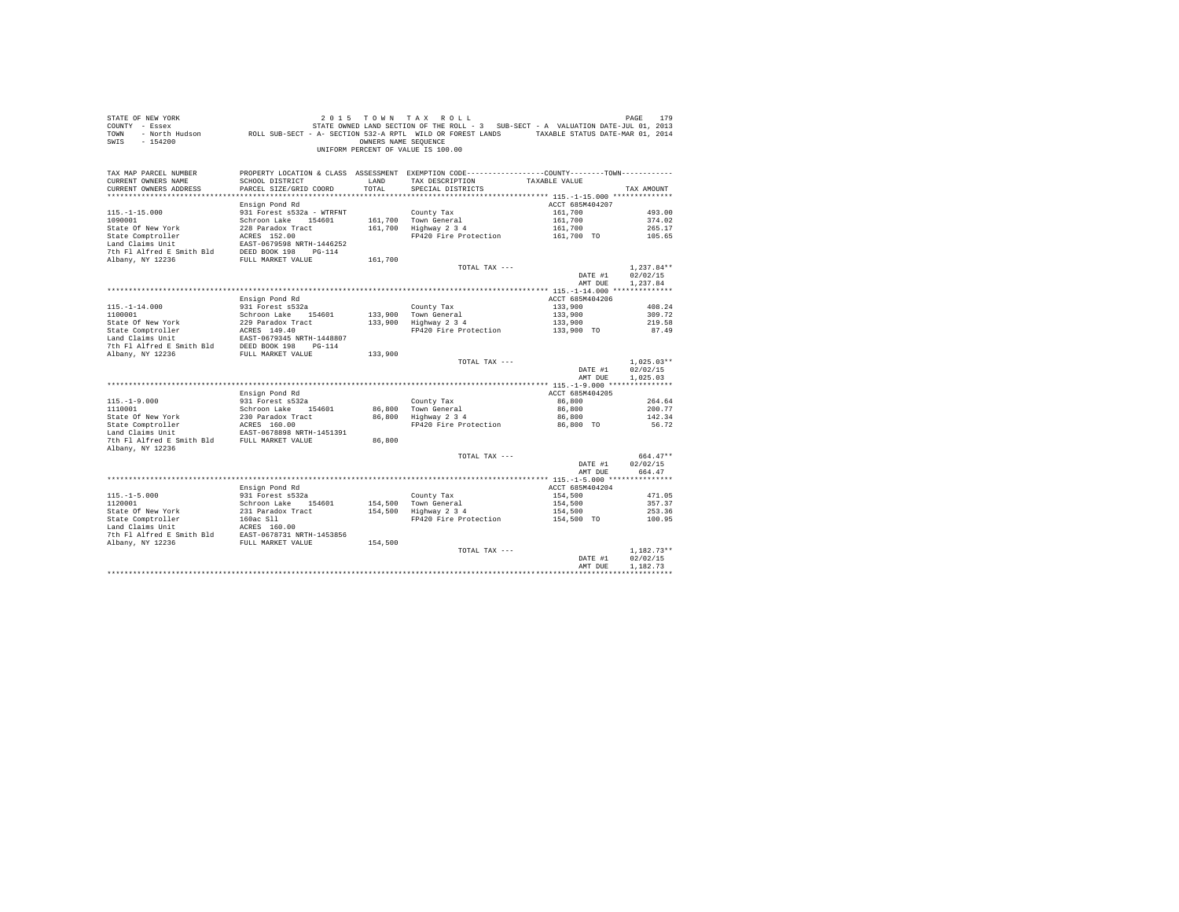STATE OF NEW YORK
COUNTY - Essex
TOWN - North Hudson
SWIS - 154200

2015 TOWN TAX ROLL
STATE OWNED LAND SECTION OF THE ROLL - 3 SUB-SECT - A VALUATION DATE-JUL 01, 2013
ROLL SUB-SECT - A- SECTION 532-A RPTL WILD OR FOREST LANDS TAXABLE STATUS DATE-MAR 01, 2014
OWNERS NAME SEQUENCE
UNIFORM PERCENT OF VALUE IS 100.00

| TAX MAP PARCEL NUMBER / CURRENT OWNERS NAME / CURRENT OWNERS ADDRESS | PROPERTY LOCATION & CLASS / SCHOOL DISTRICT / PARCEL SIZE/GRID COORD | ASSESSMENT LAND | TOTAL | EXEMPTION CODE / TAX DESCRIPTION / SPECIAL DISTRICTS | COUNTY / TOWN TAXABLE VALUE | TAX AMOUNT |
|---|---|---|---|---|---|---|
| 115.-1-15.000 | Ensign Pond Rd | | | | ACCT 685M404207 | |
| 1090001 | 931 Forest s532a - WTRFNT | | | County Tax | 161,700 | 493.00 |
| State Of New York | Schroon Lake 154601 | 161,700 | | Town General | 161,700 | 374.02 |
| State Comptroller | 228 Paradox Tract | | 161,700 | Highway 2 3 4 | 161,700 | 265.17 |
| Land Claims Unit | ACRES 152.00 | | | FP420 Fire Protection | 161,700 TO | 105.65 |
| 7th Fl Alfred E Smith Bld | EAST-0679598 NRTH-1446252 | | | | | |
| Albany, NY 12236 | DEED BOOK 198 PG-114 | | | | | |
| | FULL MARKET VALUE | | 161,700 | | | |
| | | | | TOTAL TAX --- | | 1,237.84** |
| | | | | | DATE #1 | 02/02/15 |
| | | | | | AMT DUE | 1,237.84 |
| 115.-1-14.000 | Ensign Pond Rd | | | | ACCT 685M404206 | |
| 1100001 | 931 Forest s532a | | | County Tax | 133,900 | 408.24 |
| State Of New York | Schroon Lake 154601 | 133,900 | | Town General | 133,900 | 309.72 |
| State Comptroller | 229 Paradox Tract | | 133,900 | Highway 2 3 4 | 133,900 | 219.58 |
| Land Claims Unit | ACRES 149.40 | | | FP420 Fire Protection | 133,900 TO | 87.49 |
| 7th Fl Alfred E Smith Bld | EAST-0679345 NRTH-1448807 | | | | | |
| Albany, NY 12236 | DEED BOOK 198 PG-114 | | | | | |
| | FULL MARKET VALUE | | 133,900 | | | |
| | | | | TOTAL TAX --- | | 1,025.03** |
| | | | | | DATE #1 | 02/02/15 |
| | | | | | AMT DUE | 1,025.03 |
| 115.-1-9.000 | Ensign Pond Rd | | | | ACCT 685M404205 | |
| 1110001 | 931 Forest s532a | | | County Tax | 86,800 | 264.64 |
| State Of New York | Schroon Lake 154601 | 86,800 | | Town General | 86,800 | 200.77 |
| State Comptroller | 230 Paradox Tract | | 86,800 | Highway 2 3 4 | 86,800 | 142.34 |
| Land Claims Unit | ACRES 160.00 | | | FP420 Fire Protection | 86,800 TO | 56.72 |
| 7th Fl Alfred E Smith Bld | EAST-0678898 NRTH-1451391 | | | | | |
| Albany, NY 12236 | FULL MARKET VALUE | | 86,800 | | | |
| | | | | TOTAL TAX --- | | 664.47** |
| | | | | | DATE #1 | 02/02/15 |
| | | | | | AMT DUE | 664.47 |
| 115.-1-5.000 | Ensign Pond Rd | | | | ACCT 685M404204 | |
| 1120001 | 931 Forest s532a | | | County Tax | 154,500 | 471.05 |
| State Of New York | Schroon Lake 154601 | 154,500 | | Town General | 154,500 | 357.37 |
| State Comptroller | 231 Paradox Tract | | 154,500 | Highway 2 3 4 | 154,500 | 253.36 |
| Land Claims Unit | 160ac Sll | | | FP420 Fire Protection | 154,500 TO | 100.95 |
| 7th Fl Alfred E Smith Bld | ACRES 160.00 | | | | | |
| Albany, NY 12236 | EAST-0678731 NRTH-1453856 | | | | | |
| | FULL MARKET VALUE | | 154,500 | | | |
| | | | | TOTAL TAX --- | | 1,182.73** |
| | | | | | DATE #1 | 02/02/15 |
| | | | | | AMT DUE | 1,182.73 |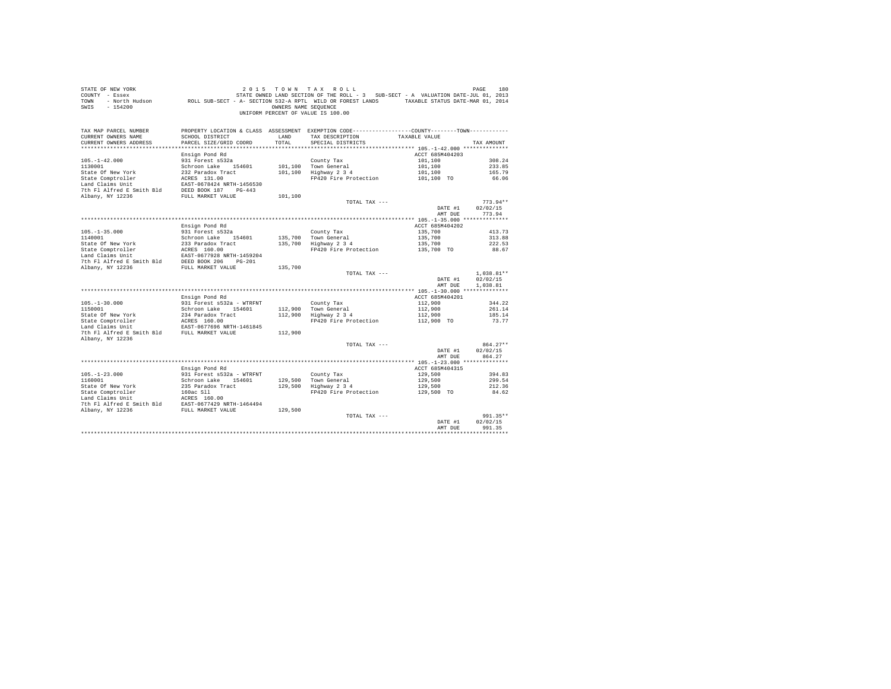STATE OF NEW YORK
COUNTY - Essex
TOWN - North Hudson
SWIS - 154200

2 0 1 5 T O W N T A X R O L L
STATE OWNED LAND SECTION OF THE ROLL - 3 SUB-SECT - A VALUATION DATE-JUL 01, 2013
ROLL SUB-SECT - A- SECTION 532-A RPTL WILD OR FOREST LANDS TAXABLE STATUS DATE-MAR 01, 2014
OWNERS NAME SEQUENCE
UNIFORM PERCENT OF VALUE IS 100.00

| TAX MAP PARCEL NUMBER / CURRENT OWNERS NAME / CURRENT OWNERS ADDRESS | PROPERTY LOCATION & CLASS / SCHOOL DISTRICT / PARCEL SIZE/GRID COORD | ASSESSMENT LAND / TOTAL | EXEMPTION CODE / TAX DESCRIPTION / SPECIAL DISTRICTS | COUNTY--------TOWN TAXABLE VALUE | TAX AMOUNT |
|---|---|---|---|---|---|
| **105.-1-42.000** | Ensign Pond Rd | | | ACCT 685M404203 | |
| 105.-1-42.000 | 931 Forest s532a | | County Tax | 101,100 | 308.24 |
| 1130001 | Schroon Lake 154601 | 101,100 | Town General | 101,100 | 233.85 |
| State Of New York | 232 Paradox Tract | 101,100 | Highway 2 3 4 | 101,100 | 165.79 |
| State Comptroller | ACRES 131.00 | | FP420 Fire Protection | 101,100 TO | 66.06 |
| Land Claims Unit | EAST-0678424 NRTH-1456530 | | | | |
| 7th Fl Alfred E Smith Bld | DEED BOOK 187 PG-443 | | | | |
| Albany, NY 12236 | FULL MARKET VALUE | 101,100 | | | |
| | | | TOTAL TAX --- | | 773.94** |
| | | | | DATE #1 | 02/02/15 |
| | | | | AMT DUE | 773.94 |
| **105.-1-35.000** | Ensign Pond Rd | | | ACCT 685M404202 | |
| 105.-1-35.000 | 931 Forest s532a | | County Tax | 135,700 | 413.73 |
| 1140001 | Schroon Lake 154601 | 135,700 | Town General | 135,700 | 313.88 |
| State Of New York | 233 Paradox Tract | 135,700 | Highway 2 3 4 | 135,700 | 222.53 |
| State Comptroller | ACRES 160.00 | | FP420 Fire Protection | 135,700 TO | 88.67 |
| Land Claims Unit | EAST-0677928 NRTH-1459204 | | | | |
| 7th Fl Alfred E Smith Bld | DEED BOOK 206 PG-201 | | | | |
| Albany, NY 12236 | FULL MARKET VALUE | 135,700 | | | |
| | | | TOTAL TAX --- | | 1,038.81** |
| | | | | DATE #1 | 02/02/15 |
| | | | | AMT DUE | 1,038.81 |
| **105.-1-30.000** | Ensign Pond Rd | | | ACCT 685M404201 | |
| 105.-1-30.000 | 931 Forest s532a - WTRFNT | | County Tax | 112,900 | 344.22 |
| 1150001 | Schroon Lake 154601 | 112,900 | Town General | 112,900 | 261.14 |
| State Of New York | 234 Paradox Tract | 112,900 | Highway 2 3 4 | 112,900 | 185.14 |
| State Comptroller | ACRES 160.00 | | FP420 Fire Protection | 112,900 TO | 73.77 |
| Land Claims Unit | EAST-0677696 NRTH-1461845 | | | | |
| 7th Fl Alfred E Smith Bld | FULL MARKET VALUE | 112,900 | | | |
| Albany, NY 12236 | | | | | |
| | | | TOTAL TAX --- | | 864.27** |
| | | | | DATE #1 | 02/02/15 |
| | | | | AMT DUE | 864.27 |
| **105.-1-23.000** | Ensign Pond Rd | | | ACCT 685M404315 | |
| 105.-1-23.000 | 931 Forest s532a - WTRFNT | | County Tax | 129,500 | 394.83 |
| 1160001 | Schroon Lake 154601 | 129,500 | Town General | 129,500 | 299.54 |
| State Of New York | 235 Paradox Tract | 129,500 | Highway 2 3 4 | 129,500 | 212.36 |
| State Comptroller | 160ac Sll | | FP420 Fire Protection | 129,500 TO | 84.62 |
| Land Claims Unit | ACRES 160.00 | | | | |
| 7th Fl Alfred E Smith Bld | EAST-0677429 NRTH-1464494 | | | | |
| Albany, NY 12236 | FULL MARKET VALUE | 129,500 | | | |
| | | | TOTAL TAX --- | | 991.35** |
| | | | | DATE #1 | 02/02/15 |
| | | | | AMT DUE | 991.35 |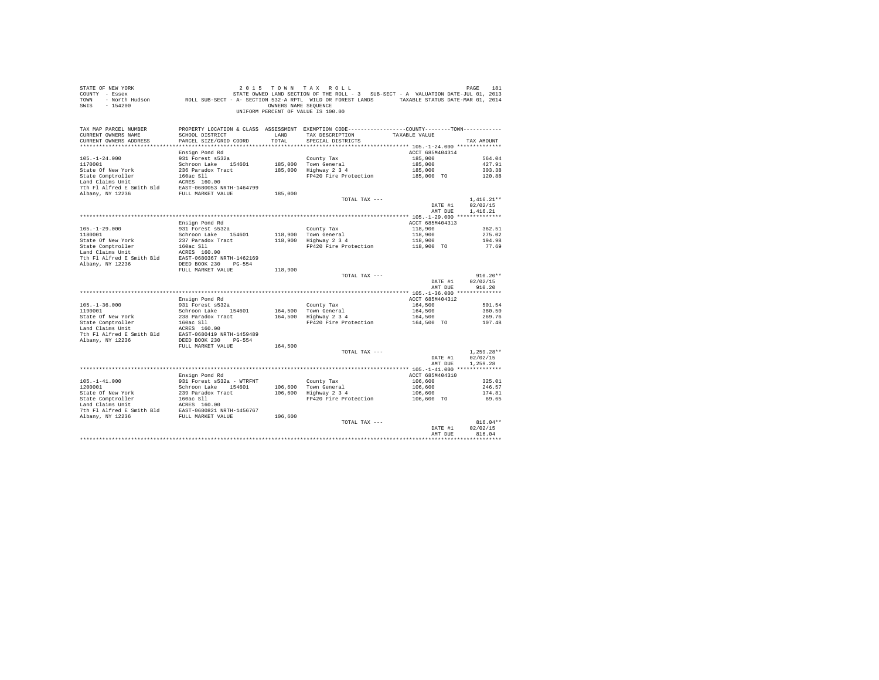STATE OF NEW YORK  
COUNTY - Essex  
TOWN - North Hudson  
SWIS - 154200

2 0 1 5 T O W N T A X R O L L  
STATE OWNED LAND SECTION OF THE ROLL - 3 SUB-SECT - A VALUATION DATE-JUL 01, 2013  
ROLL SUB-SECT - A- SECTION 532-A RPTL WILD OR FOREST LANDS TAXABLE STATUS DATE-MAR 01, 2014  
OWNERS NAME SEQUENCE  
UNIFORM PERCENT OF VALUE IS 100.00

| TAX MAP PARCEL NUMBER / CURRENT OWNERS NAME / CURRENT OWNERS ADDRESS | PROPERTY LOCATION & CLASS / SCHOOL DISTRICT / PARCEL SIZE/GRID COORD | ASSESSMENT LAND / TOTAL | EXEMPTION CODE / TAX DESCRIPTION / SPECIAL DISTRICTS | COUNTY--------TOWN / TAXABLE VALUE | TAX AMOUNT |
|---|---|---|---|---|---|
| ******** 105.-1-24.000 ******** | | | | | |
| | Ensign Pond Rd | | | ACCT 685M404314 | |
| 105.-1-24.000 | 931 Forest s532a | | County Tax | 185,000 | 564.04 |
| 1170001 | Schroon Lake 154601 | 185,000 | Town General | 185,000 | 427.91 |
| State Of New York | 236 Paradox Tract | 185,000 | Highway 2 3 4 | 185,000 | 303.38 |
| State Comptroller | 160ac Sll | | FP420 Fire Protection | 185,000 TO | 120.88 |
| Land Claims Unit | ACRES 160.00 | | | | |
| 7th Fl Alfred E Smith Bld | EAST-0680053 NRTH-1464799 | | | | |
| Albany, NY 12236 | FULL MARKET VALUE | 185,000 | | | |
| | | | TOTAL TAX --- | | 1,416.21** |
| | | | | DATE #1 | 02/02/15 |
| | | | | AMT DUE | 1,416.21 |
| ******** 105.-1-29.000 ******** | | | | | |
| | Ensign Pond Rd | | | ACCT 685M404313 | |
| 105.-1-29.000 | 931 Forest s532a | | County Tax | 118,900 | 362.51 |
| 1180001 | Schroon Lake 154601 | 118,900 | Town General | 118,900 | 275.02 |
| State Of New York | 237 Paradox Tract | 118,900 | Highway 2 3 4 | 118,900 | 194.98 |
| State Comptroller | 160ac Sll | | FP420 Fire Protection | 118,900 TO | 77.69 |
| Land Claims Unit | ACRES 160.00 | | | | |
| 7th Fl Alfred E Smith Bld | EAST-0680367 NRTH-1462169 | | | | |
| Albany, NY 12236 | DEED BOOK 230 PG-554 | | | | |
| | FULL MARKET VALUE | 118,900 | | | |
| | | | TOTAL TAX --- | | 910.20** |
| | | | | DATE #1 | 02/02/15 |
| | | | | AMT DUE | 910.20 |
| ******** 105.-1-36.000 ******** | | | | | |
| | Ensign Pond Rd | | | ACCT 685M404312 | |
| 105.-1-36.000 | 931 Forest s532a | | County Tax | 164,500 | 501.54 |
| 1190001 | Schroon Lake 154601 | 164,500 | Town General | 164,500 | 380.50 |
| State Of New York | 238 Paradox Tract | 164,500 | Highway 2 3 4 | 164,500 | 269.76 |
| State Comptroller | 160ac Sll | | FP420 Fire Protection | 164,500 TO | 107.48 |
| Land Claims Unit | ACRES 160.00 | | | | |
| 7th Fl Alfred E Smith Bld | EAST-0680419 NRTH-1459489 | | | | |
| Albany, NY 12236 | DEED BOOK 230 PG-554 | | | | |
| | FULL MARKET VALUE | 164,500 | | | |
| | | | TOTAL TAX --- | | 1,259.28** |
| | | | | DATE #1 | 02/02/15 |
| | | | | AMT DUE | 1,259.28 |
| ******** 105.-1-41.000 ******** | | | | | |
| | Ensign Pond Rd | | | ACCT 685M404310 | |
| 105.-1-41.000 | 931 Forest s532a - WTRFNT | | County Tax | 106,600 | 325.01 |
| 1200001 | Schroon Lake 154601 | 106,600 | Town General | 106,600 | 246.57 |
| State Of New York | 239 Paradox Tract | 106,600 | Highway 2 3 4 | 106,600 | 174.81 |
| State Comptroller | 160ac Sll | | FP420 Fire Protection | 106,600 TO | 69.65 |
| Land Claims Unit | ACRES 160.00 | | | | |
| 7th Fl Alfred E Smith Bld | EAST-0680821 NRTH-1456767 | | | | |
| Albany, NY 12236 | FULL MARKET VALUE | 106,600 | | | |
| | | | TOTAL TAX --- | | 816.04** |
| | | | | DATE #1 | 02/02/15 |
| | | | | AMT DUE | 816.04 |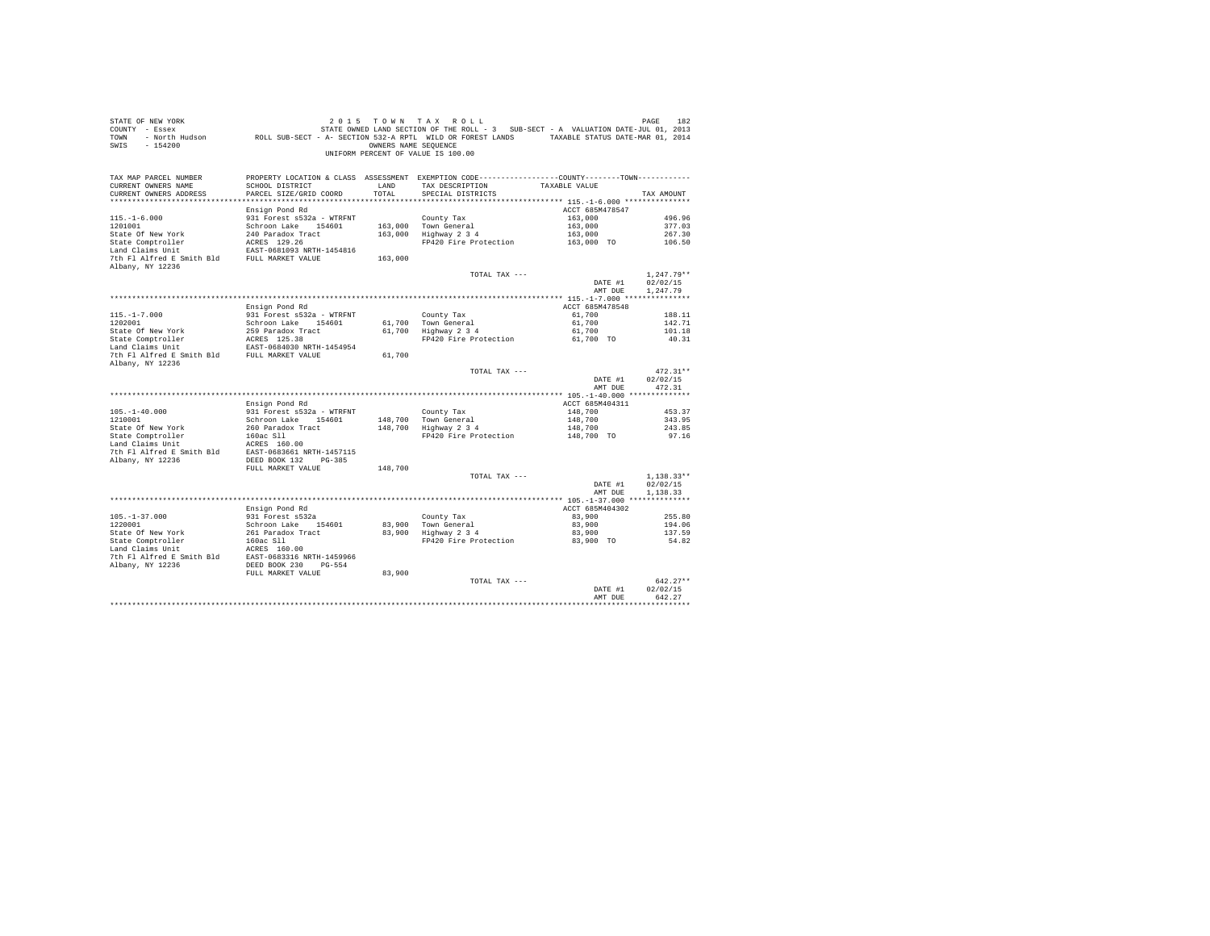STATE OF NEW YORK 2 0 1 5 T O W N T A X R O L L
COUNTY - Essex STATE OWNED LAND SECTION OF THE ROLL - 3 SUB-SECT - A VALUATION DATE-JUL 01, 2013
TOWN - North Hudson ROLL SUB-SECT - A- SECTION 532-A RPTL WILD OR FOREST LANDS TAXABLE STATUS DATE-MAR 01, 2014
SWIS - 154200 OWNERS NAME SEQUENCE
UNIFORM PERCENT OF VALUE IS 100.00

| TAX MAP PARCEL NUMBER / CURRENT OWNERS NAME / CURRENT OWNERS ADDRESS | PROPERTY LOCATION & CLASS / SCHOOL DISTRICT / PARCEL SIZE/GRID COORD | ASSESSMENT LAND / TOTAL | EXEMPTION CODE / TAX DESCRIPTION / SPECIAL DISTRICTS | COUNTY--------TOWN / TAXABLE VALUE | TAX AMOUNT |
|---|---|---|---|---|---|
| | Ensign Pond Rd | | | ACCT 685M478547 | |
| 115.-1-6.000 | 931 Forest s532a - WTRFNT | | County Tax | 163,000 | 496.96 |
| 1201001 | Schroon Lake 154601 | 163,000 | Town General | 163,000 | 377.03 |
| State Of New York | 240 Paradox Tract | 163,000 | Highway 2 3 4 | 163,000 | 267.30 |
| State Comptroller | ACRES 129.26 | | FP420 Fire Protection | 163,000 TO | 106.50 |
| Land Claims Unit | EAST-0681093 NRTH-1454816 | | | | |
| 7th Fl Alfred E Smith Bld | FULL MARKET VALUE | 163,000 | | | |
| Albany, NY 12236 | | | | | |
| | | | TOTAL TAX --- | | 1,247.79** |
| | | | | DATE #1 | 02/02/15 |
| | | | | AMT DUE | 1,247.79 |
| | Ensign Pond Rd | | | ACCT 685M478548 | |
| 115.-1-7.000 | 931 Forest s532a - WTRFNT | | County Tax | 61,700 | 188.11 |
| 1202001 | Schroon Lake 154601 | 61,700 | Town General | 61,700 | 142.71 |
| State Of New York | 259 Paradox Tract | 61,700 | Highway 2 3 4 | 61,700 | 101.18 |
| State Comptroller | ACRES 125.38 | | FP420 Fire Protection | 61,700 TO | 40.31 |
| Land Claims Unit | EAST-0684030 NRTH-1454954 | | | | |
| 7th Fl Alfred E Smith Bld | FULL MARKET VALUE | 61,700 | | | |
| Albany, NY 12236 | | | | | |
| | | | TOTAL TAX --- | | 472.31** |
| | | | | DATE #1 | 02/02/15 |
| | | | | AMT DUE | 472.31 |
| | Ensign Pond Rd | | | ACCT 685M404311 | |
| 105.-1-40.000 | 931 Forest s532a - WTRFNT | | County Tax | 148,700 | 453.37 |
| 1210001 | Schroon Lake 154601 | 148,700 | Town General | 148,700 | 343.95 |
| State Of New York | 260 Paradox Tract | 148,700 | Highway 2 3 4 | 148,700 | 243.85 |
| State Comptroller | 160ac Sll | | FP420 Fire Protection | 148,700 TO | 97.16 |
| Land Claims Unit | ACRES 160.00 | | | | |
| 7th Fl Alfred E Smith Bld | EAST-0683661 NRTH-1457115 | | | | |
| Albany, NY 12236 | DEED BOOK 132 PG-385 | | | | |
| | FULL MARKET VALUE | 148,700 | | | |
| | | | TOTAL TAX --- | | 1,138.33** |
| | | | | DATE #1 | 02/02/15 |
| | | | | AMT DUE | 1,138.33 |
| | Ensign Pond Rd | | | ACCT 685M404302 | |
| 105.-1-37.000 | 931 Forest s532a | | County Tax | 83,900 | 255.80 |
| 1220001 | Schroon Lake 154601 | 83,900 | Town General | 83,900 | 194.06 |
| State Of New York | 261 Paradox Tract | 83,900 | Highway 2 3 4 | 83,900 | 137.59 |
| State Comptroller | 160ac Sll | | FP420 Fire Protection | 83,900 TO | 54.82 |
| Land Claims Unit | ACRES 160.00 | | | | |
| 7th Fl Alfred E Smith Bld | EAST-0683316 NRTH-1459966 | | | | |
| Albany, NY 12236 | DEED BOOK 230 PG-554 | | | | |
| | FULL MARKET VALUE | 83,900 | | | |
| | | | TOTAL TAX --- | | 642.27** |
| | | | | DATE #1 | 02/02/15 |
| | | | | AMT DUE | 642.27 |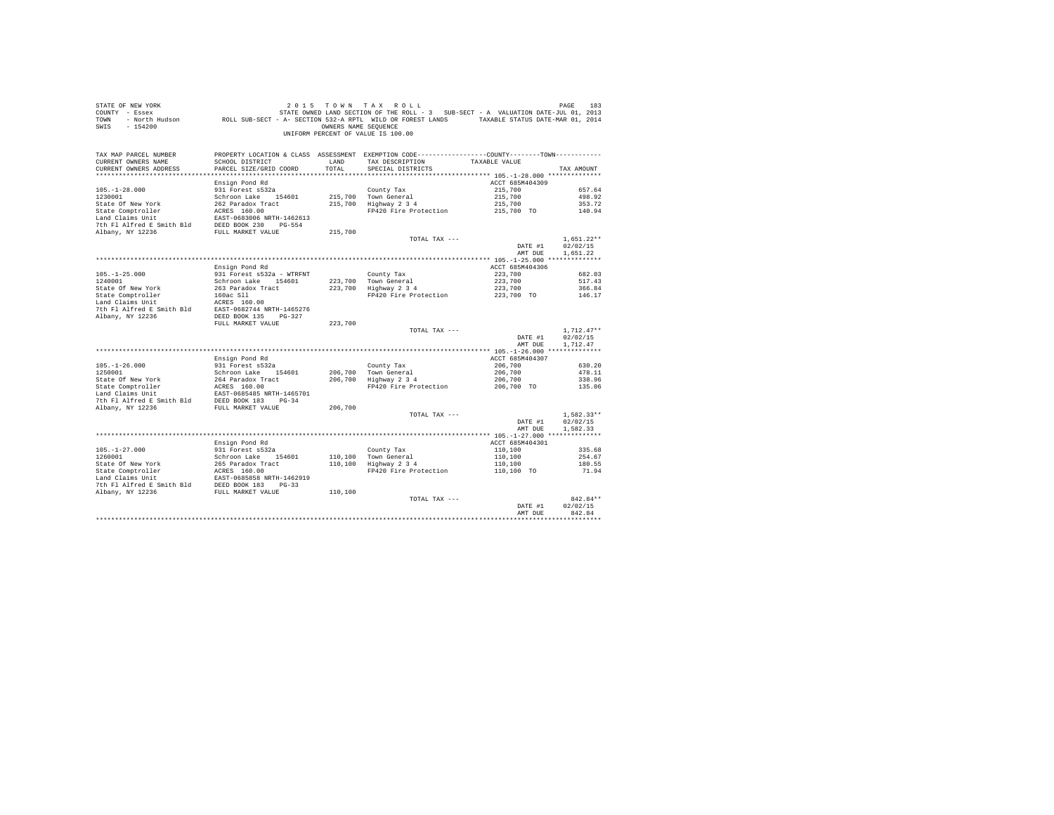STATE OF NEW YORK — 2015 TOWN TAX ROLL
COUNTY - Essex — STATE OWNED LAND SECTION OF THE ROLL - 3 SUB-SECT - A VALUATION DATE-JUL 01, 2013
TOWN - North Hudson — ROLL SUB-SECT - A- SECTION 532-A RPTL WILD OR FOREST LANDS — TAXABLE STATUS DATE-MAR 01, 2014
SWIS - 154200 — OWNERS NAME SEQUENCE
UNIFORM PERCENT OF VALUE IS 100.00

| TAX MAP PARCEL NUMBER / CURRENT OWNERS NAME / CURRENT OWNERS ADDRESS | PROPERTY LOCATION & CLASS / SCHOOL DISTRICT / PARCEL SIZE/GRID COORD | ASSESSMENT LAND / TOTAL | EXEMPTION CODE / TAX DESCRIPTION / SPECIAL DISTRICTS | COUNTY / TOWN TAXABLE VALUE | TAX AMOUNT |
|---|---|---|---|---|---|
| **105.-1-28.000** | Ensign Pond Rd | | | ACCT 685M404309 | |
| 1230001 | 931 Forest s532a | | County Tax | 215,700 | 657.64 |
| State Of New York | Schroon Lake 154601 | 215,700 | Town General | 215,700 | 498.92 |
| State Comptroller | 262 Paradox Tract | 215,700 | Highway 2 3 4 | 215,700 | 353.72 |
| Land Claims Unit | ACRES 160.00 | | FP420 Fire Protection | 215,700 TO | 140.94 |
| 7th Fl Alfred E Smith Bld | EAST-0683006 NRTH-1462613 | | | | |
| Albany, NY 12236 | DEED BOOK 230 PG-554 | | | | |
| | FULL MARKET VALUE | 215,700 | | | |
| | | | TOTAL TAX --- | | 1,651.22** |
| | | | | DATE #1 | 02/02/15 |
| | | | | AMT DUE | 1,651.22 |
| **105.-1-25.000** | Ensign Pond Rd | | | ACCT 685M404306 | |
| 1240001 | 931 Forest s532a - WTRFNT | | County Tax | 223,700 | 682.03 |
| State Of New York | Schroon Lake 154601 | 223,700 | Town General | 223,700 | 517.43 |
| State Comptroller | 263 Paradox Tract | 223,700 | Highway 2 3 4 | 223,700 | 366.84 |
| Land Claims Unit | 160ac Sll | | FP420 Fire Protection | 223,700 TO | 146.17 |
| 7th Fl Alfred E Smith Bld | ACRES 160.00 | | | | |
| Albany, NY 12236 | EAST-0682744 NRTH-1465276 | | | | |
| | DEED BOOK 135 PG-327 | | | | |
| | FULL MARKET VALUE | 223,700 | | | |
| | | | TOTAL TAX --- | | 1,712.47** |
| | | | | DATE #1 | 02/02/15 |
| | | | | AMT DUE | 1,712.47 |
| **105.-1-26.000** | Ensign Pond Rd | | | ACCT 685M404307 | |
| 1250001 | 931 Forest s532a | | County Tax | 206,700 | 630.20 |
| State Of New York | Schroon Lake 154601 | 206,700 | Town General | 206,700 | 478.11 |
| State Comptroller | 264 Paradox Tract | 206,700 | Highway 2 3 4 | 206,700 | 338.96 |
| Land Claims Unit | ACRES 160.00 | | FP420 Fire Protection | 206,700 TO | 135.06 |
| 7th Fl Alfred E Smith Bld | EAST-0685485 NRTH-1465701 | | | | |
| Albany, NY 12236 | DEED BOOK 183 PG-34 | | | | |
| | FULL MARKET VALUE | 206,700 | | | |
| | | | TOTAL TAX --- | | 1,582.33** |
| | | | | DATE #1 | 02/02/15 |
| | | | | AMT DUE | 1,582.33 |
| **105.-1-27.000** | Ensign Pond Rd | | | ACCT 685M404301 | |
| 1260001 | 931 Forest s532a | | County Tax | 110,100 | 335.68 |
| State Of New York | Schroon Lake 154601 | 110,100 | Town General | 110,100 | 254.67 |
| State Comptroller | 265 Paradox Tract | 110,100 | Highway 2 3 4 | 110,100 | 180.55 |
| Land Claims Unit | ACRES 160.00 | | FP420 Fire Protection | 110,100 TO | 71.94 |
| 7th Fl Alfred E Smith Bld | EAST-0685858 NRTH-1462919 | | | | |
| Albany, NY 12236 | DEED BOOK 183 PG-33 | | | | |
| | FULL MARKET VALUE | 110,100 | | | |
| | | | TOTAL TAX --- | | 842.84** |
| | | | | DATE #1 | 02/02/15 |
| | | | | AMT DUE | 842.84 |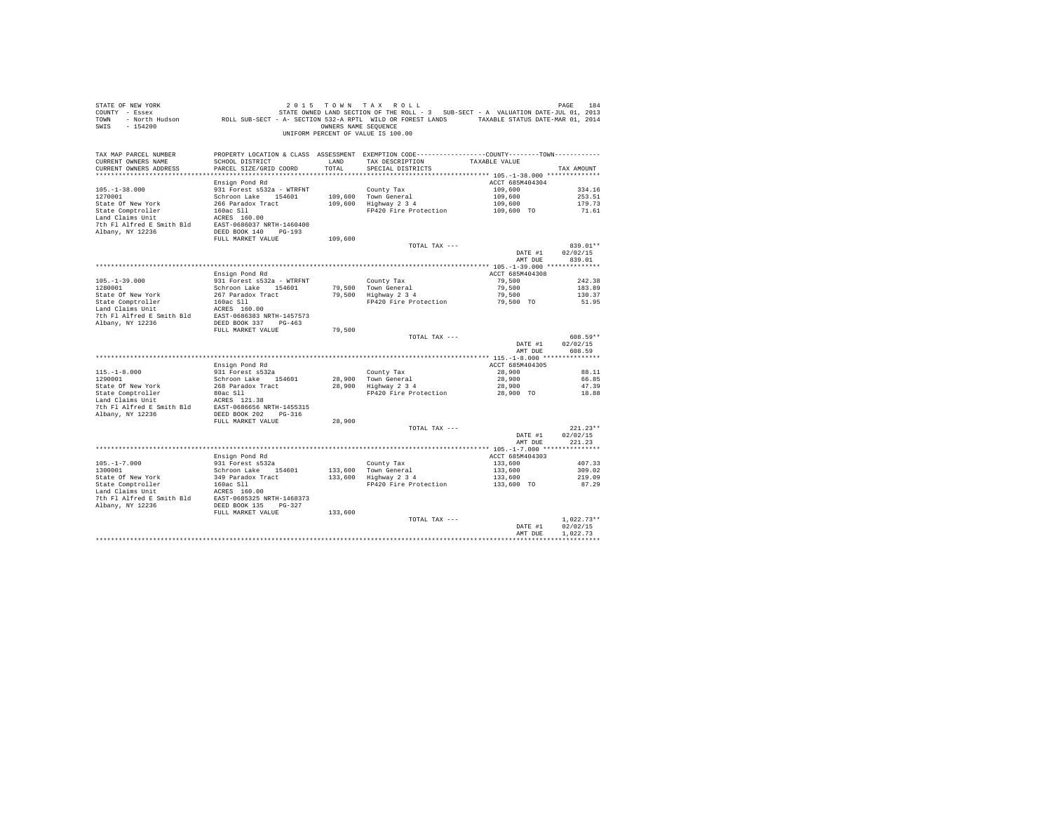STATE OF NEW YORK 2 0 1 5 T O W N T A X R O L L
COUNTY - Essex STATE OWNED LAND SECTION OF THE ROLL - 3 SUB-SECT - A VALUATION DATE-JUL 01, 2013
TOWN - North Hudson ROLL SUB-SECT - A- SECTION 532-A RPTL WILD OR FOREST LANDS TAXABLE STATUS DATE-MAR 01, 2014
SWIS - 154200 OWNERS NAME SEQUENCE
UNIFORM PERCENT OF VALUE IS 100.00

| TAX MAP PARCEL NUMBER / CURRENT OWNERS NAME / CURRENT OWNERS ADDRESS | PROPERTY LOCATION & CLASS / SCHOOL DISTRICT / PARCEL SIZE/GRID COORD | ASSESSMENT LAND / TOTAL | EXEMPTION CODE / TAX DESCRIPTION / SPECIAL DISTRICTS | COUNTY--------TOWN / TAXABLE VALUE | TAX AMOUNT |
|---|---|---|---|---|---|
| **105.-1-38.000** | Ensign Pond Rd | | | ACCT 685M404304 | |
| 105.-1-38.000 | 931 Forest s532a - WTRFNT | | County Tax | 109,600 | 334.16 |
| 1270001 | Schroon Lake 154601 | 109,600 | Town General | 109,600 | 253.51 |
| State Of New York | 266 Paradox Tract | 109,600 | Highway 2 3 4 | 109,600 | 179.73 |
| State Comptroller | 160ac Sll | | FP420 Fire Protection | 109,600 TO | 71.61 |
| Land Claims Unit | ACRES 160.00 | | | | |
| 7th Fl Alfred E Smith Bld | EAST-0686037 NRTH-1460400 | | | | |
| Albany, NY 12236 | DEED BOOK 140 PG-193 | | | | |
| | FULL MARKET VALUE | 109,600 | | | |
| | | | TOTAL TAX --- | | 839.01** |
| | | | | DATE #1 | 02/02/15 |
| | | | | AMT DUE | 839.01 |
| **105.-1-39.000** | Ensign Pond Rd | | | ACCT 685M404308 | |
| 105.-1-39.000 | 931 Forest s532a - WTRFNT | | County Tax | 79,500 | 242.38 |
| 1280001 | Schroon Lake 154601 | 79,500 | Town General | 79,500 | 183.89 |
| State Of New York | 267 Paradox Tract | 79,500 | Highway 2 3 4 | 79,500 | 130.37 |
| State Comptroller | 160ac Sll | | FP420 Fire Protection | 79,500 TO | 51.95 |
| Land Claims Unit | ACRES 160.00 | | | | |
| 7th Fl Alfred E Smith Bld | EAST-0686383 NRTH-1457573 | | | | |
| Albany, NY 12236 | DEED BOOK 337 PG-463 | | | | |
| | FULL MARKET VALUE | 79,500 | | | |
| | | | TOTAL TAX --- | | 608.59** |
| | | | | DATE #1 | 02/02/15 |
| | | | | AMT DUE | 608.59 |
| **115.-1-8.000** | Ensign Pond Rd | | | ACCT 685M404305 | |
| 115.-1-8.000 | 931 Forest s532a | | County Tax | 28,900 | 88.11 |
| 1290001 | Schroon Lake 154601 | 28,900 | Town General | 28,900 | 66.85 |
| State Of New York | 268 Paradox Tract | 28,900 | Highway 2 3 4 | 28,900 | 47.39 |
| State Comptroller | 80ac Sll | | FP420 Fire Protection | 28,900 TO | 18.88 |
| Land Claims Unit | ACRES 121.38 | | | | |
| 7th Fl Alfred E Smith Bld | EAST-0686656 NRTH-1455315 | | | | |
| Albany, NY 12236 | DEED BOOK 202 PG-316 | | | | |
| | FULL MARKET VALUE | 28,900 | | | |
| | | | TOTAL TAX --- | | 221.23** |
| | | | | DATE #1 | 02/02/15 |
| | | | | AMT DUE | 221.23 |
| **105.-1-7.000** | Ensign Pond Rd | | | ACCT 685M404303 | |
| 105.-1-7.000 | 931 Forest s532a | | County Tax | 133,600 | 407.33 |
| 1300001 | Schroon Lake 154601 | 133,600 | Town General | 133,600 | 309.02 |
| State Of New York | 349 Paradox Tract | 133,600 | Highway 2 3 4 | 133,600 | 219.09 |
| State Comptroller | 160ac Sll | | FP420 Fire Protection | 133,600 TO | 87.29 |
| Land Claims Unit | ACRES 160.00 | | | | |
| 7th Fl Alfred E Smith Bld | EAST-0685325 NRTH-1468373 | | | | |
| Albany, NY 12236 | DEED BOOK 135 PG-327 | | | | |
| | FULL MARKET VALUE | 133,600 | | | |
| | | | TOTAL TAX --- | | 1,022.73** |
| | | | | DATE #1 | 02/02/15 |
| | | | | AMT DUE | 1,022.73 |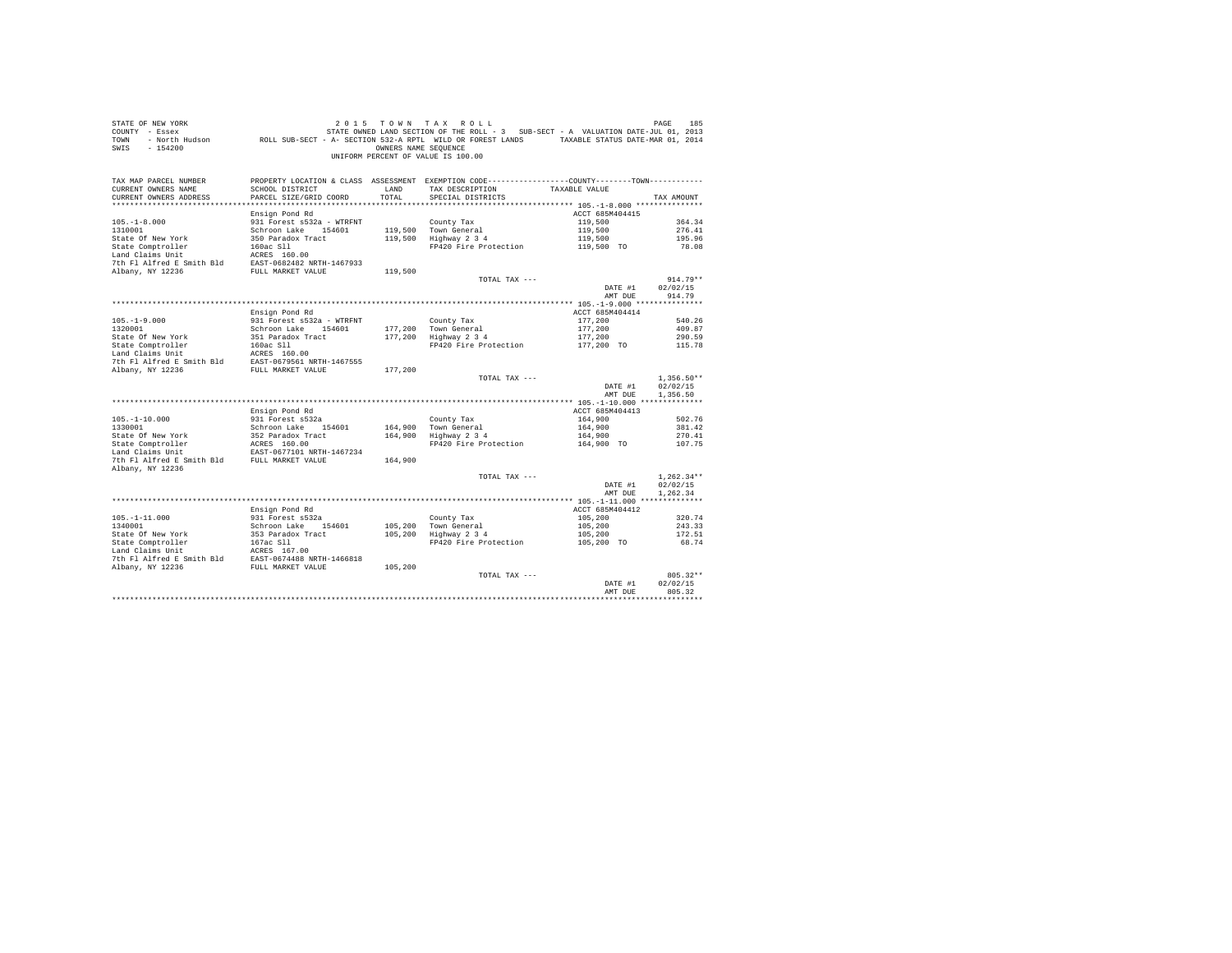STATE OF NEW YORK
COUNTY - Essex
TOWN - North Hudson
SWIS - 154200

2 0 1 5 T O W N T A X R O L L
STATE OWNED LAND SECTION OF THE ROLL - 3 SUB-SECT - A VALUATION DATE-JUL 01, 2013
ROLL SUB-SECT - A- SECTION 532-A RPTL WILD OR FOREST LANDS TAXABLE STATUS DATE-MAR 01, 2014
OWNERS NAME SEQUENCE
UNIFORM PERCENT OF VALUE IS 100.00

| TAX MAP PARCEL NUMBER / CURRENT OWNERS NAME / CURRENT OWNERS ADDRESS | PROPERTY LOCATION & CLASS / SCHOOL DISTRICT / PARCEL SIZE/GRID COORD | ASSESSMENT LAND | TOTAL | EXEMPTION CODE / TAX DESCRIPTION / SPECIAL DISTRICTS | COUNTY--------TOWN TAXABLE VALUE | TAX AMOUNT |
|---|---|---|---|---|---|---|
| **105.-1-8.000** | Ensign Pond Rd | | | | ACCT 685M404415 | |
| 105.-1-8.000 | 931 Forest s532a - WTRFNT | | | County Tax | 119,500 | 364.34 |
| 1310001 | Schroon Lake 154601 | 119,500 | | Town General | 119,500 | 276.41 |
| State Of New York | 350 Paradox Tract | | 119,500 | Highway 2 3 4 | 119,500 | 195.96 |
| State Comptroller | 160ac Sll | | | FP420 Fire Protection | 119,500 TO | 78.08 |
| Land Claims Unit | ACRES 160.00 | | | | | |
| 7th Fl Alfred E Smith Bld | EAST-0682482 NRTH-1467933 | | | | | |
| Albany, NY 12236 | FULL MARKET VALUE | | 119,500 | | | |
| | | | | TOTAL TAX --- | | 914.79** |
| | | | | | DATE #1 | 02/02/15 |
| | | | | | AMT DUE | 914.79 |
| **105.-1-9.000** | Ensign Pond Rd | | | | ACCT 685M404414 | |
| 105.-1-9.000 | 931 Forest s532a - WTRFNT | | | County Tax | 177,200 | 540.26 |
| 1320001 | Schroon Lake 154601 | 177,200 | | Town General | 177,200 | 409.87 |
| State Of New York | 351 Paradox Tract | | 177,200 | Highway 2 3 4 | 177,200 | 290.59 |
| State Comptroller | 160ac Sll | | | FP420 Fire Protection | 177,200 TO | 115.78 |
| Land Claims Unit | ACRES 160.00 | | | | | |
| 7th Fl Alfred E Smith Bld | EAST-0679561 NRTH-1467555 | | | | | |
| Albany, NY 12236 | FULL MARKET VALUE | | 177,200 | | | |
| | | | | TOTAL TAX --- | | 1,356.50** |
| | | | | | DATE #1 | 02/02/15 |
| | | | | | AMT DUE | 1,356.50 |
| **105.-1-10.000** | Ensign Pond Rd | | | | ACCT 685M404413 | |
| 105.-1-10.000 | 931 Forest s532a | | | County Tax | 164,900 | 502.76 |
| 1330001 | Schroon Lake 154601 | 164,900 | | Town General | 164,900 | 381.42 |
| State Of New York | 352 Paradox Tract | | 164,900 | Highway 2 3 4 | 164,900 | 270.41 |
| State Comptroller | ACRES 160.00 | | | FP420 Fire Protection | 164,900 TO | 107.75 |
| Land Claims Unit | EAST-0677101 NRTH-1467234 | | | | | |
| 7th Fl Alfred E Smith Bld | FULL MARKET VALUE | | 164,900 | | | |
| Albany, NY 12236 | | | | | | |
| | | | | TOTAL TAX --- | | 1,262.34** |
| | | | | | DATE #1 | 02/02/15 |
| | | | | | AMT DUE | 1,262.34 |
| **105.-1-11.000** | Ensign Pond Rd | | | | ACCT 685M404412 | |
| 105.-1-11.000 | 931 Forest s532a | | | County Tax | 105,200 | 320.74 |
| 1340001 | Schroon Lake 154601 | 105,200 | | Town General | 105,200 | 243.33 |
| State Of New York | 353 Paradox Tract | | 105,200 | Highway 2 3 4 | 105,200 | 172.51 |
| State Comptroller | 167ac Sll | | | FP420 Fire Protection | 105,200 TO | 68.74 |
| Land Claims Unit | ACRES 167.00 | | | | | |
| 7th Fl Alfred E Smith Bld | EAST-0674488 NRTH-1466818 | | | | | |
| Albany, NY 12236 | FULL MARKET VALUE | | 105,200 | | | |
| | | | | TOTAL TAX --- | | 805.32** |
| | | | | | DATE #1 | 02/02/15 |
| | | | | | AMT DUE | 805.32 |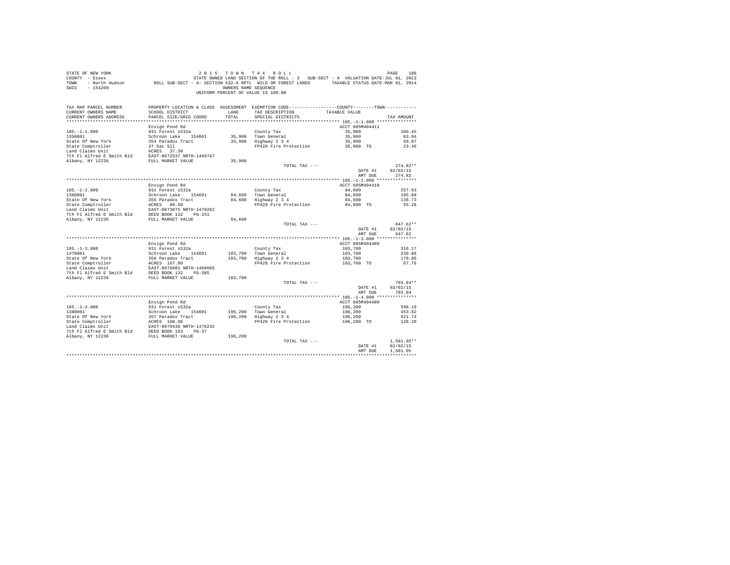STATE OF NEW YORK
COUNTY - Essex
TOWN - North Hudson
SWIS - 154200

2 0 1 5 T O W N T A X R O L L
STATE OWNED LAND SECTION OF THE ROLL - 3 SUB-SECT - A VALUATION DATE-JUL 01, 2013
ROLL SUB-SECT - A- SECTION 532-A RPTL WILD OR FOREST LANDS TAXABLE STATUS DATE-MAR 01, 2014
OWNERS NAME SEQUENCE
UNIFORM PERCENT OF VALUE IS 100.00

| TAX MAP PARCEL NUMBER / CURRENT OWNERS NAME / CURRENT OWNERS ADDRESS | PROPERTY LOCATION & CLASS / SCHOOL DISTRICT / PARCEL SIZE/GRID COORD | ASSESSMENT LAND / TOTAL | EXEMPTION CODE / TAX DESCRIPTION / SPECIAL DISTRICTS | COUNTY/TOWN TAXABLE VALUE | TAX AMOUNT |
|---|---|---|---|---|---|
| **105.-1-1.000** | Ensign Pond Rd | | | ACCT 685M404411 | |
| 1350001 | 931 Forest s532a | | County Tax | 35,900 | 109.45 |
| State Of New York | Schroon Lake 154601 | 35,900 | Town General | 35,900 | 83.04 |
| State Comptroller | 354 Paradox Tract | 35,900 | Highway 2 3 4 | 35,900 | 58.87 |
| Land Claims Unit | 37.5ac Sll | | FP420 Fire Protection | 35,900 TO | 23.46 |
| 7th Fl Alfred E Smith Bld | ACRES 37.50 | | | | |
| Albany, NY 12236 | EAST-0672537 NRTH-1469747 | | | | |
| | FULL MARKET VALUE | 35,900 | | | |
| | | | TOTAL TAX --- | | 274.82** |
| | | | | DATE #1 | 02/02/15 |
| | | | | AMT DUE | 274.82 |
| **105.-1-2.000** | Ensign Pond Rd | | | ACCT 685M404410 | |
| 1360001 | 931 Forest s532a | | County Tax | 84,600 | 257.93 |
| State Of New York | Schroon Lake 154601 | 84,600 | Town General | 84,600 | 195.68 |
| State Comptroller | 355 Paradox Tract | 84,600 | Highway 2 3 4 | 84,600 | 138.73 |
| Land Claims Unit | ACRES 89.50 | | FP420 Fire Protection | 84,600 TO | 55.28 |
| 7th Fl Alfred E Smith Bld | EAST-0673075 NRTH-1470262 | | | | |
| Albany, NY 12236 | DEED BOOK 132 PG-251 | | | | |
| | FULL MARKET VALUE | 84,600 | | | |
| | | | TOTAL TAX --- | | 647.62** |
| | | | | DATE #1 | 02/02/15 |
| | | | | AMT DUE | 647.62 |
| **105.-1-3.000** | Ensign Pond Rd | | | ACCT 685M404409 | |
| 1370001 | 931 Forest s532a | | County Tax | 103,700 | 316.17 |
| State Of New York | Schroon Lake 154601 | 103,700 | Town General | 103,700 | 239.86 |
| State Comptroller | 356 Paradox Tract | 103,700 | Highway 2 3 4 | 103,700 | 170.05 |
| Land Claims Unit | ACRES 167.00 | | FP420 Fire Protection | 103,700 TO | 67.76 |
| 7th Fl Alfred E Smith Bld | EAST-0676601 NRTH-1469665 | | | | |
| Albany, NY 12236 | DEED BOOK 132 PG-385 | | | | |
| | FULL MARKET VALUE | 103,700 | | | |
| | | | TOTAL TAX --- | | 793.84** |
| | | | | DATE #1 | 02/02/15 |
| | | | | AMT DUE | 793.84 |
| **105.-1-4.000** | Ensign Pond Rd | | | ACCT 685M404408 | |
| 1380001 | 931 Forest s532a | | County Tax | 196,200 | 598.19 |
| State Of New York | Schroon Lake 154601 | 196,200 | Town General | 196,200 | 453.82 |
| State Comptroller | 357 Paradox Tract | 196,200 | Highway 2 3 4 | 196,200 | 321.74 |
| Land Claims Unit | ACRES 160.00 | | FP420 Fire Protection | 196,200 TO | 128.20 |
| 7th Fl Alfred E Smith Bld | EAST-0679438 NRTH-1470232 | | | | |
| Albany, NY 12236 | DEED BOOK 183 PG-37 | | | | |
| | FULL MARKET VALUE | 196,200 | | | |
| | | | TOTAL TAX --- | | 1,501.95** |
| | | | | DATE #1 | 02/02/15 |
| | | | | AMT DUE | 1,501.95 |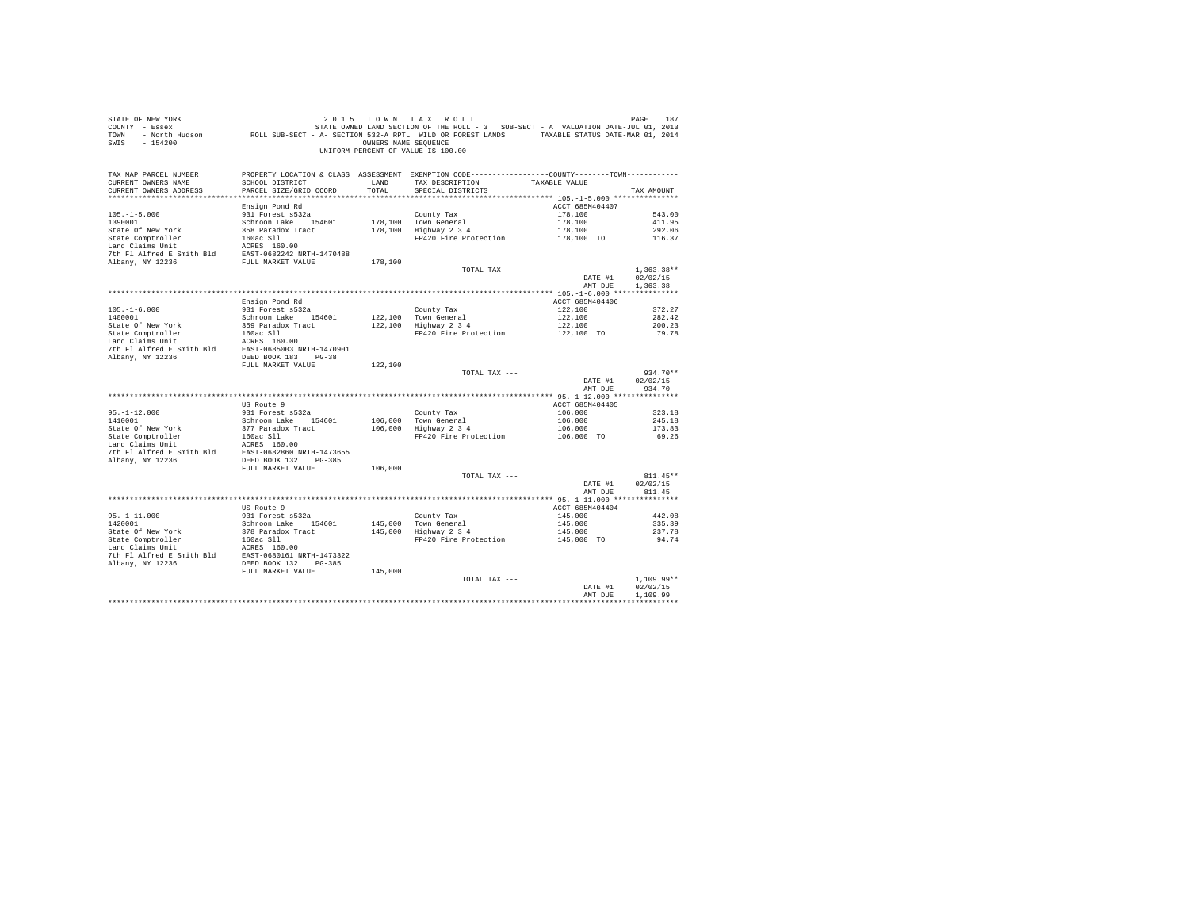STATE OF NEW YORK
COUNTY - Essex
TOWN - North Hudson
SWIS - 154200

2015 TOWN TAX ROLL

STATE OWNED LAND SECTION OF THE ROLL - 3 SUB-SECT - A VALUATION DATE-JUL 01, 2013

ROLL SUB-SECT - A- SECTION 532-A RPTL WILD OR FOREST LANDS TAXABLE STATUS DATE-MAR 01, 2014

OWNERS NAME SEQUENCE

UNIFORM PERCENT OF VALUE IS 100.00

| TAX MAP PARCEL NUMBER / CURRENT OWNERS NAME / CURRENT OWNERS ADDRESS | PROPERTY LOCATION & CLASS / SCHOOL DISTRICT / PARCEL SIZE/GRID COORD | ASSESSMENT LAND / TOTAL | EXEMPTION CODE / TAX DESCRIPTION / SPECIAL DISTRICTS | COUNTY--TOWN TAXABLE VALUE | TAX AMOUNT |
|---|---|---|---|---|---|
| **105.-1-5.000** | Ensign Pond Rd | | | ACCT 685M404407 | |
| 105.-1-5.000 | 931 Forest s532a | | County Tax | 178,100 | 543.00 |
| 1390001 | Schroon Lake 154601 | 178,100 | Town General | 178,100 | 411.95 |
| State Of New York | 358 Paradox Tract | 178,100 | Highway 2 3 4 | 178,100 | 292.06 |
| State Comptroller | 160ac Sll | | FP420 Fire Protection | 178,100 TO | 116.37 |
| Land Claims Unit | ACRES 160.00 | | | | |
| 7th Fl Alfred E Smith Bld | EAST-0682242 NRTH-1470488 | | | | |
| Albany, NY 12236 | FULL MARKET VALUE | 178,100 | | | |
| | | | TOTAL TAX --- | | 1,363.38** |
| | | | | DATE #1 | 02/02/15 |
| | | | | AMT DUE | 1,363.38 |
| **105.-1-6.000** | Ensign Pond Rd | | | ACCT 685M404406 | |
| 105.-1-6.000 | 931 Forest s532a | | County Tax | 122,100 | 372.27 |
| 1400001 | Schroon Lake 154601 | 122,100 | Town General | 122,100 | 282.42 |
| State Of New York | 359 Paradox Tract | 122,100 | Highway 2 3 4 | 122,100 | 200.23 |
| State Comptroller | 160ac Sll | | FP420 Fire Protection | 122,100 TO | 79.78 |
| Land Claims Unit | ACRES 160.00 | | | | |
| 7th Fl Alfred E Smith Bld | EAST-0685003 NRTH-1470901 | | | | |
| Albany, NY 12236 | DEED BOOK 183 PG-38 | | | | |
| | FULL MARKET VALUE | 122,100 | | | |
| | | | TOTAL TAX --- | | 934.70** |
| | | | | DATE #1 | 02/02/15 |
| | | | | AMT DUE | 934.70 |
| **95.-1-12.000** | US Route 9 | | | ACCT 685M404405 | |
| 95.-1-12.000 | 931 Forest s532a | | County Tax | 106,000 | 323.18 |
| 1410001 | Schroon Lake 154601 | 106,000 | Town General | 106,000 | 245.18 |
| State Of New York | 377 Paradox Tract | 106,000 | Highway 2 3 4 | 106,000 | 173.83 |
| State Comptroller | 160ac Sll | | FP420 Fire Protection | 106,000 TO | 69.26 |
| Land Claims Unit | ACRES 160.00 | | | | |
| 7th Fl Alfred E Smith Bld | EAST-0682860 NRTH-1473655 | | | | |
| Albany, NY 12236 | DEED BOOK 132 PG-385 | | | | |
| | FULL MARKET VALUE | 106,000 | | | |
| | | | TOTAL TAX --- | | 811.45** |
| | | | | DATE #1 | 02/02/15 |
| | | | | AMT DUE | 811.45 |
| **95.-1-11.000** | US Route 9 | | | ACCT 685M404404 | |
| 95.-1-11.000 | 931 Forest s532a | | County Tax | 145,000 | 442.08 |
| 1420001 | Schroon Lake 154601 | 145,000 | Town General | 145,000 | 335.39 |
| State Of New York | 378 Paradox Tract | 145,000 | Highway 2 3 4 | 145,000 | 237.78 |
| State Comptroller | 160ac Sll | | FP420 Fire Protection | 145,000 TO | 94.74 |
| Land Claims Unit | ACRES 160.00 | | | | |
| 7th Fl Alfred E Smith Bld | EAST-0680161 NRTH-1473322 | | | | |
| Albany, NY 12236 | DEED BOOK 132 PG-385 | | | | |
| | FULL MARKET VALUE | 145,000 | | | |
| | | | TOTAL TAX --- | | 1,109.99** |
| | | | | DATE #1 | 02/02/15 |
| | | | | AMT DUE | 1,109.99 |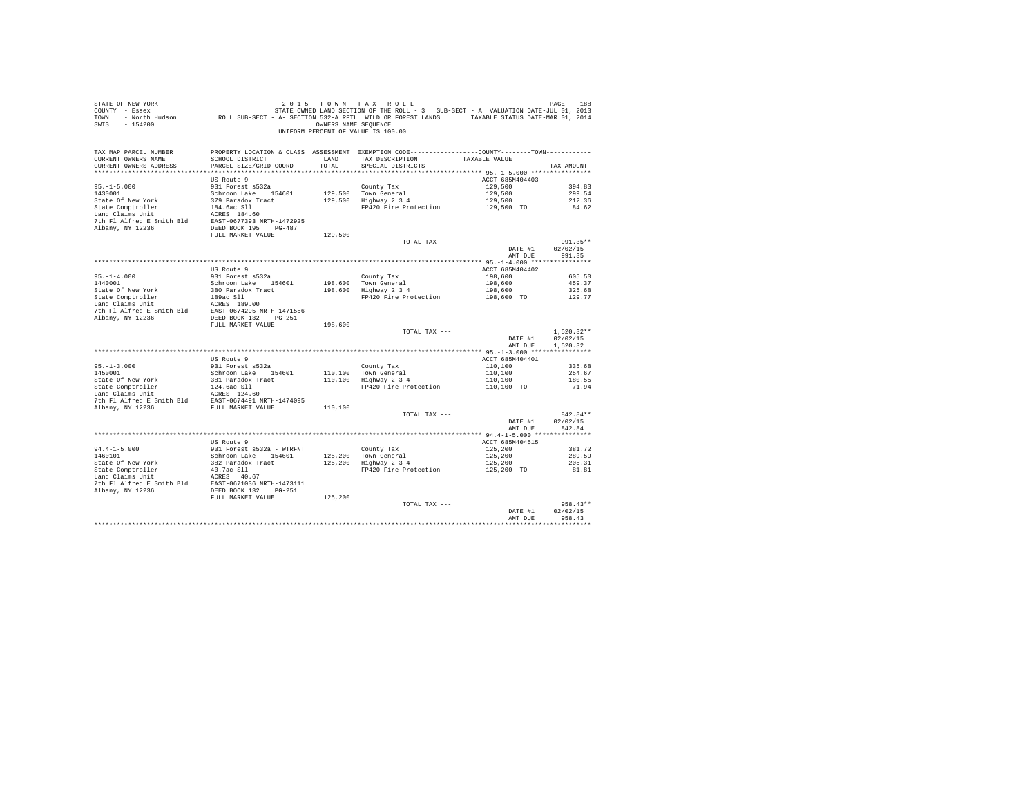STATE OF NEW YORK
COUNTY - Essex
TOWN - North Hudson
SWIS - 154200

2015 TOWN TAX ROLL
STATE OWNED LAND SECTION OF THE ROLL - 3 SUB-SECT - A VALUATION DATE-JUL 01, 2013
ROLL SUB-SECT - A- SECTION 532-A RPTL WILD OR FOREST LANDS TAXABLE STATUS DATE-MAR 01, 2014
OWNERS NAME SEQUENCE
UNIFORM PERCENT OF VALUE IS 100.00

| TAX MAP PARCEL NUMBER / CURRENT OWNERS NAME / CURRENT OWNERS ADDRESS | PROPERTY LOCATION & CLASS / SCHOOL DISTRICT / PARCEL SIZE/GRID COORD | ASSESSMENT LAND | TOTAL | EXEMPTION CODE / TAX DESCRIPTION / SPECIAL DISTRICTS | COUNTY--------TOWN TAXABLE VALUE | TAX AMOUNT |
|---|---|---|---|---|---|---|
| **95.-1-5.000** | US Route 9 | | | | ACCT 685M404403 | |
| 95.-1-5.000 | 931 Forest s532a | | | County Tax | 129,500 | 394.83 |
| 1430001 | Schroon Lake 154601 | 129,500 | | Town General | 129,500 | 299.54 |
| State Of New York | 379 Paradox Tract | | 129,500 | Highway 2 3 4 | 129,500 | 212.36 |
| State Comptroller | 184.6ac Sll | | | FP420 Fire Protection | 129,500 TO | 84.62 |
| Land Claims Unit | ACRES 184.60 | | | | | |
| 7th Fl Alfred E Smith Bld | EAST-0677393 NRTH-1472925 | | | | | |
| Albany, NY 12236 | DEED BOOK 195 PG-487 | | | | | |
| | FULL MARKET VALUE | | 129,500 | | | |
| | | | | TOTAL TAX --- | | 991.35** |
| | | | | | DATE #1 | 02/02/15 |
| | | | | | AMT DUE | 991.35 |
| **95.-1-4.000** | US Route 9 | | | | ACCT 685M404402 | |
| 95.-1-4.000 | 931 Forest s532a | | | County Tax | 198,600 | 605.50 |
| 1440001 | Schroon Lake 154601 | 198,600 | | Town General | 198,600 | 459.37 |
| State Of New York | 380 Paradox Tract | | 198,600 | Highway 2 3 4 | 198,600 | 325.68 |
| State Comptroller | 189ac Sll | | | FP420 Fire Protection | 198,600 TO | 129.77 |
| Land Claims Unit | ACRES 189.00 | | | | | |
| 7th Fl Alfred E Smith Bld | EAST-0674295 NRTH-1471556 | | | | | |
| Albany, NY 12236 | DEED BOOK 132 PG-251 | | | | | |
| | FULL MARKET VALUE | | 198,600 | | | |
| | | | | TOTAL TAX --- | | 1,520.32** |
| | | | | | DATE #1 | 02/02/15 |
| | | | | | AMT DUE | 1,520.32 |
| **95.-1-3.000** | US Route 9 | | | | ACCT 685M404401 | |
| 95.-1-3.000 | 931 Forest s532a | | | County Tax | 110,100 | 335.68 |
| 1450001 | Schroon Lake 154601 | 110,100 | | Town General | 110,100 | 254.67 |
| State Of New York | 381 Paradox Tract | | 110,100 | Highway 2 3 4 | 110,100 | 180.55 |
| State Comptroller | 124.6ac Sll | | | FP420 Fire Protection | 110,100 TO | 71.94 |
| Land Claims Unit | ACRES 124.60 | | | | | |
| 7th Fl Alfred E Smith Bld | EAST-0674491 NRTH-1474095 | | | | | |
| Albany, NY 12236 | FULL MARKET VALUE | | 110,100 | | | |
| | | | | TOTAL TAX --- | | 842.84** |
| | | | | | DATE #1 | 02/02/15 |
| | | | | | AMT DUE | 842.84 |
| **94.4-1-5.000** | US Route 9 | | | | ACCT 685M404515 | |
| 94.4-1-5.000 | 931 Forest s532a - WTRFNT | | | County Tax | 125,200 | 381.72 |
| 1460101 | Schroon Lake 154601 | 125,200 | | Town General | 125,200 | 289.59 |
| State Of New York | 382 Paradox Tract | | 125,200 | Highway 2 3 4 | 125,200 | 205.31 |
| State Comptroller | 40.7ac Sll | | | FP420 Fire Protection | 125,200 TO | 81.81 |
| Land Claims Unit | ACRES 40.67 | | | | | |
| 7th Fl Alfred E Smith Bld | EAST-0671036 NRTH-1473111 | | | | | |
| Albany, NY 12236 | DEED BOOK 132 PG-251 | | | | | |
| | FULL MARKET VALUE | | 125,200 | | | |
| | | | | TOTAL TAX --- | | 958.43** |
| | | | | | DATE #1 | 02/02/15 |
| | | | | | AMT DUE | 958.43 |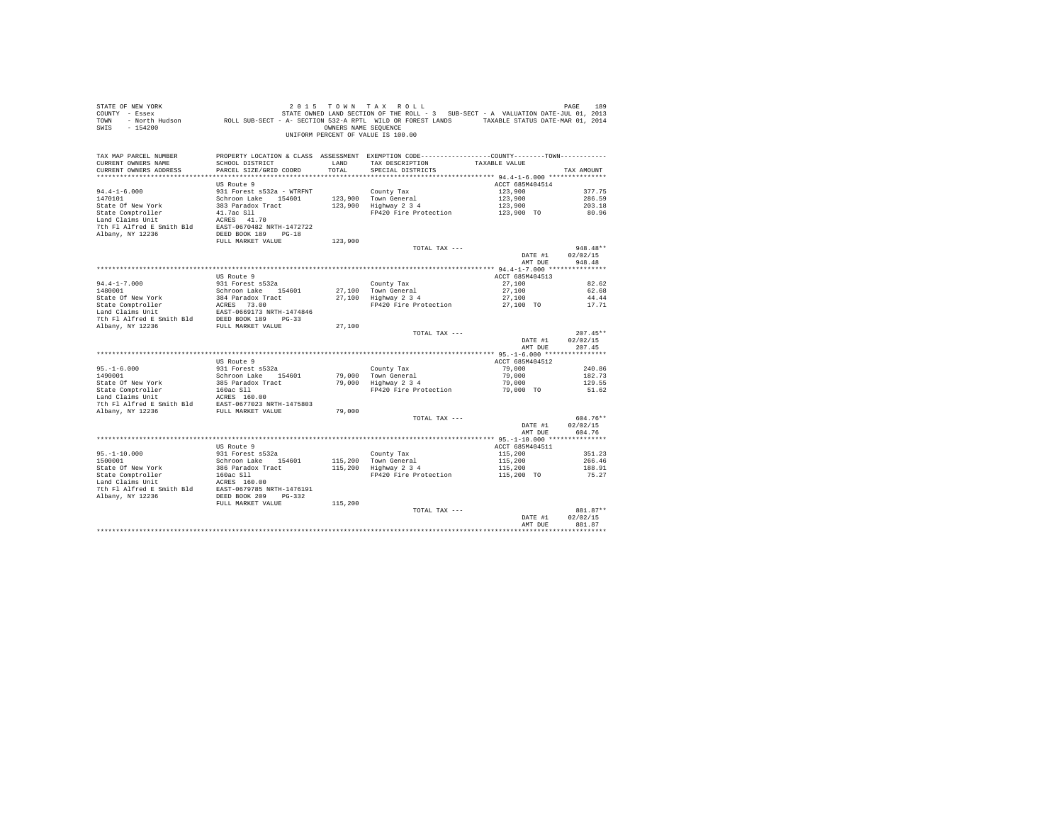STATE OF NEW YORK
COUNTY - Essex
TOWN - North Hudson
SWIS - 154200

2 0 1 5 T O W N T A X R O L L
STATE OWNED LAND SECTION OF THE ROLL - 3 SUB-SECT - A VALUATION DATE-JUL 01, 2013
ROLL SUB-SECT - A- SECTION 532-A RPTL WILD OR FOREST LANDS TAXABLE STATUS DATE-MAR 01, 2014
OWNERS NAME SEQUENCE
UNIFORM PERCENT OF VALUE IS 100.00

| TAX MAP PARCEL NUMBER / CURRENT OWNERS NAME / CURRENT OWNERS ADDRESS | PROPERTY LOCATION & CLASS / SCHOOL DISTRICT / PARCEL SIZE/GRID COORD | ASSESSMENT LAND / TOTAL | EXEMPTION CODE / TAX DESCRIPTION / SPECIAL DISTRICTS | COUNTY / TOWN TAXABLE VALUE | TAX AMOUNT |
|---|---|---|---|---|---|
| **94.4-1-6.000** | US Route 9 | | | ACCT 685M404514 | |
| 94.4-1-6.000 | 931 Forest s532a - WTRFNT | | County Tax | 123,900 | 377.75 |
| 1470101 | Schroon Lake 154601 | 123,900 | Town General | 123,900 | 286.59 |
| State Of New York | 383 Paradox Tract | 123,900 | Highway 2 3 4 | 123,900 | 203.18 |
| State Comptroller | 41.7ac Sll | | FP420 Fire Protection | 123,900 TO | 80.96 |
| Land Claims Unit | ACRES 41.70 | | | | |
| 7th Fl Alfred E Smith Bld | EAST-0670482 NRTH-1472722 | | | | |
| Albany, NY 12236 | DEED BOOK 189 PG-18 | | | | |
| | FULL MARKET VALUE | 123,900 | | | |
| | | | TOTAL TAX --- | | 948.48** |
| | | | | DATE #1 | 02/02/15 |
| | | | | AMT DUE | 948.48 |
| **94.4-1-7.000** | US Route 9 | | | ACCT 685M404513 | |
| 94.4-1-7.000 | 931 Forest s532a | | County Tax | 27,100 | 82.62 |
| 1480001 | Schroon Lake 154601 | 27,100 | Town General | 27,100 | 62.68 |
| State Of New York | 384 Paradox Tract | 27,100 | Highway 2 3 4 | 27,100 | 44.44 |
| State Comptroller | ACRES 73.00 | | FP420 Fire Protection | 27,100 TO | 17.71 |
| Land Claims Unit | EAST-0669173 NRTH-1474846 | | | | |
| 7th Fl Alfred E Smith Bld | DEED BOOK 189 PG-33 | | | | |
| Albany, NY 12236 | FULL MARKET VALUE | 27,100 | | | |
| | | | TOTAL TAX --- | | 207.45** |
| | | | | DATE #1 | 02/02/15 |
| | | | | AMT DUE | 207.45 |
| **95.-1-6.000** | US Route 9 | | | ACCT 685M404512 | |
| 95.-1-6.000 | 931 Forest s532a | | County Tax | 79,000 | 240.86 |
| 1490001 | Schroon Lake 154601 | 79,000 | Town General | 79,000 | 182.73 |
| State Of New York | 385 Paradox Tract | 79,000 | Highway 2 3 4 | 79,000 | 129.55 |
| State Comptroller | 160ac Sll | | FP420 Fire Protection | 79,000 TO | 51.62 |
| Land Claims Unit | ACRES 160.00 | | | | |
| 7th Fl Alfred E Smith Bld | EAST-0677023 NRTH-1475803 | | | | |
| Albany, NY 12236 | FULL MARKET VALUE | 79,000 | | | |
| | | | TOTAL TAX --- | | 604.76** |
| | | | | DATE #1 | 02/02/15 |
| | | | | AMT DUE | 604.76 |
| **95.-1-10.000** | US Route 9 | | | ACCT 685M404511 | |
| 95.-1-10.000 | 931 Forest s532a | | County Tax | 115,200 | 351.23 |
| 1500001 | Schroon Lake 154601 | 115,200 | Town General | 115,200 | 266.46 |
| State Of New York | 386 Paradox Tract | 115,200 | Highway 2 3 4 | 115,200 | 188.91 |
| State Comptroller | 160ac Sll | | FP420 Fire Protection | 115,200 TO | 75.27 |
| Land Claims Unit | ACRES 160.00 | | | | |
| 7th Fl Alfred E Smith Bld | EAST-0679785 NRTH-1476191 | | | | |
| Albany, NY 12236 | DEED BOOK 209 PG-332 | | | | |
| | FULL MARKET VALUE | 115,200 | | | |
| | | | TOTAL TAX --- | | 881.87** |
| | | | | DATE #1 | 02/02/15 |
| | | | | AMT DUE | 881.87 |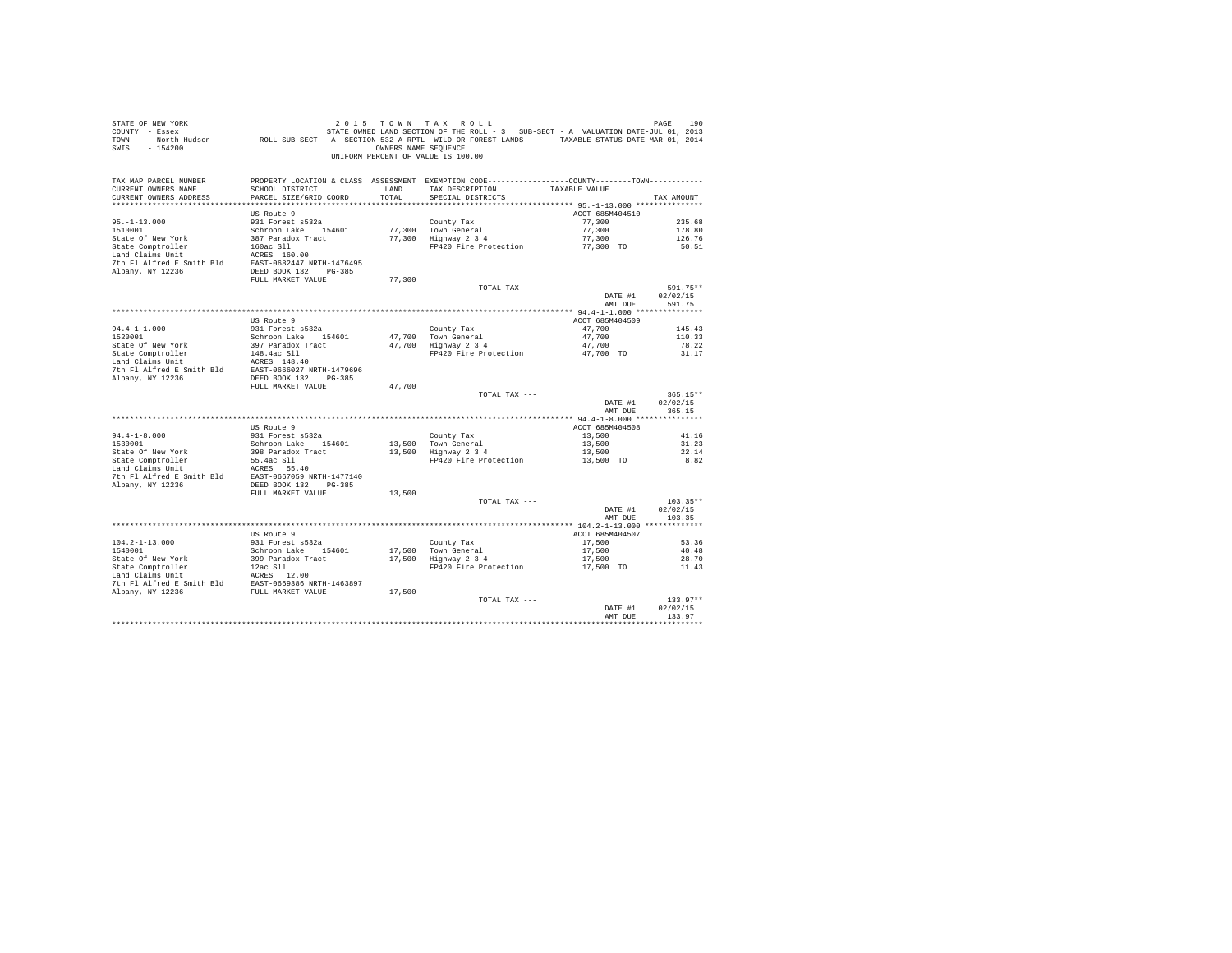STATE OF NEW YORK 2 0 1 5 T O W N T A X R O L L
COUNTY - Essex STATE OWNED LAND SECTION OF THE ROLL - 3 SUB-SECT - A VALUATION DATE-JUL 01, 2013
TOWN - North Hudson ROLL SUB-SECT - A- SECTION 532-A RPTL WILD OR FOREST LANDS TAXABLE STATUS DATE-MAR 01, 2014
SWIS - 154200 OWNERS NAME SEQUENCE
UNIFORM PERCENT OF VALUE IS 100.00

| TAX MAP PARCEL NUMBER / CURRENT OWNERS NAME / CURRENT OWNERS ADDRESS | PROPERTY LOCATION & CLASS / SCHOOL DISTRICT / PARCEL SIZE/GRID COORD | ASSESSMENT LAND / TOTAL | EXEMPTION CODE / TAX DESCRIPTION / SPECIAL DISTRICTS | COUNTY / TOWN TAXABLE VALUE | TAX AMOUNT |
|---|---|---|---|---|---|
| 95.-1-13.000 | US Route 9 | | | ACCT 685M404510 | |
| 1510001 | 931 Forest s532a | | County Tax | 77,300 | 235.68 |
| State Of New York | Schroon Lake 154601 | 77,300 | Town General | 77,300 | 178.80 |
| State Comptroller | 387 Paradox Tract | 77,300 | Highway 2 3 4 | 77,300 | 126.76 |
| Land Claims Unit | 160ac Sll | | FP420 Fire Protection | 77,300 TO | 50.51 |
| 7th Fl Alfred E Smith Bld | ACRES 160.00 | | | | |
| Albany, NY 12236 | EAST-0682447 NRTH-1476495 | | | | |
| | DEED BOOK 132 PG-385 | | | | |
| | FULL MARKET VALUE | 77,300 | | | |
| | | | TOTAL TAX --- | | 591.75** |
| | | | | DATE #1 | 02/02/15 |
| | | | | AMT DUE | 591.75 |
| 94.4-1-1.000 | US Route 9 | | | ACCT 685M404509 | |
| 1520001 | 931 Forest s532a | | County Tax | 47,700 | 145.43 |
| State Of New York | Schroon Lake 154601 | 47,700 | Town General | 47,700 | 110.33 |
| State Comptroller | 397 Paradox Tract | 47,700 | Highway 2 3 4 | 47,700 | 78.22 |
| Land Claims Unit | 148.4ac Sll | | FP420 Fire Protection | 47,700 TO | 31.17 |
| 7th Fl Alfred E Smith Bld | ACRES 148.40 | | | | |
| Albany, NY 12236 | EAST-0666027 NRTH-1479696 | | | | |
| | DEED BOOK 132 PG-385 | | | | |
| | FULL MARKET VALUE | 47,700 | | | |
| | | | TOTAL TAX --- | | 365.15** |
| | | | | DATE #1 | 02/02/15 |
| | | | | AMT DUE | 365.15 |
| 94.4-1-8.000 | US Route 9 | | | ACCT 685M404508 | |
| 1530001 | 931 Forest s532a | | County Tax | 13,500 | 41.16 |
| State Of New York | Schroon Lake 154601 | 13,500 | Town General | 13,500 | 31.23 |
| State Comptroller | 398 Paradox Tract | 13,500 | Highway 2 3 4 | 13,500 | 22.14 |
| Land Claims Unit | 55.4ac Sll | | FP420 Fire Protection | 13,500 TO | 8.82 |
| 7th Fl Alfred E Smith Bld | ACRES 55.40 | | | | |
| Albany, NY 12236 | EAST-0667059 NRTH-1477140 | | | | |
| | DEED BOOK 132 PG-385 | | | | |
| | FULL MARKET VALUE | 13,500 | | | |
| | | | TOTAL TAX --- | | 103.35** |
| | | | | DATE #1 | 02/02/15 |
| | | | | AMT DUE | 103.35 |
| 104.2-1-13.000 | US Route 9 | | | ACCT 685M404507 | |
| 1540001 | 931 Forest s532a | | County Tax | 17,500 | 53.36 |
| State Of New York | Schroon Lake 154601 | 17,500 | Town General | 17,500 | 40.48 |
| State Comptroller | 399 Paradox Tract | 17,500 | Highway 2 3 4 | 17,500 | 28.70 |
| Land Claims Unit | 12ac Sll | | FP420 Fire Protection | 17,500 TO | 11.43 |
| 7th Fl Alfred E Smith Bld | ACRES 12.00 | | | | |
| Albany, NY 12236 | EAST-0669386 NRTH-1463897 | | | | |
| | FULL MARKET VALUE | 17,500 | | | |
| | | | TOTAL TAX --- | | 133.97** |
| | | | | DATE #1 | 02/02/15 |
| | | | | AMT DUE | 133.97 |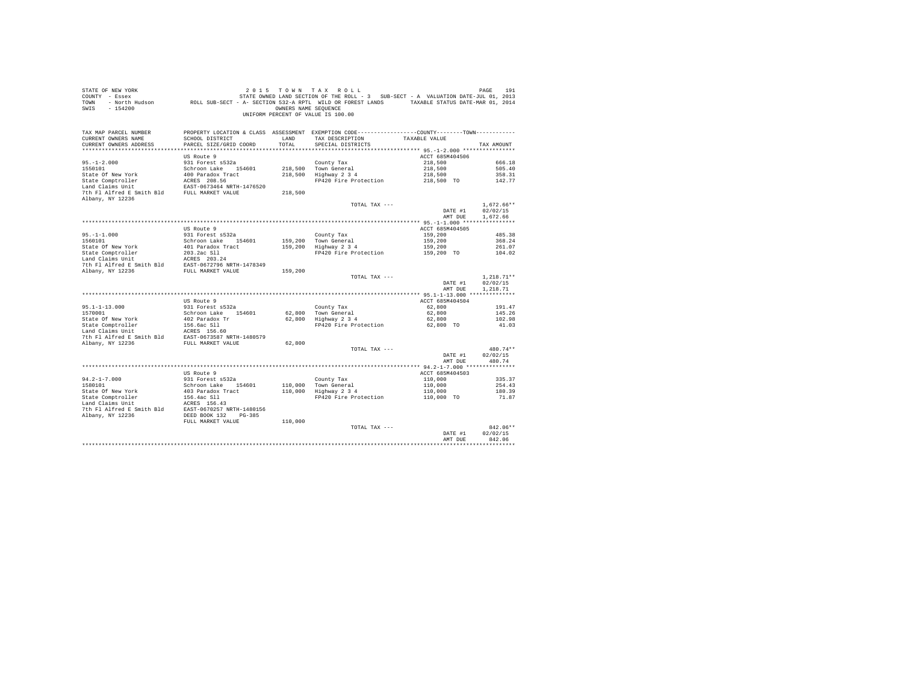STATE OF NEW YORK  
COUNTY - Essex  
TOWN - North Hudson  
SWIS - 154200

2015 TOWN TAX ROLL  
STATE OWNED LAND SECTION OF THE ROLL - 3 SUB-SECT - A VALUATION DATE-JUL 01, 2013  
ROLL SUB-SECT - A- SECTION 532-A RPTL WILD OR FOREST LANDS TAXABLE STATUS DATE-MAR 01, 2014  
OWNERS NAME SEQUENCE  
UNIFORM PERCENT OF VALUE IS 100.00

| TAX MAP PARCEL NUMBER / CURRENT OWNERS NAME / CURRENT OWNERS ADDRESS | PROPERTY LOCATION & CLASS / SCHOOL DISTRICT / PARCEL SIZE/GRID COORD | ASSESSMENT LAND | TOTAL | EXEMPTION CODE / TAX DESCRIPTION / SPECIAL DISTRICTS | COUNTY/TOWN TAXABLE VALUE | TAX AMOUNT |
|---|---|---|---|---|---|---|
| **95.-1-2.000** | US Route 9 | | | | ACCT 685M404506 | |
| 95.-1-2.000 | 931 Forest s532a | | | County Tax | 218,500 | 666.18 |
| 1550101 | Schroon Lake 154601 | 218,500 | | Town General | 218,500 | 505.40 |
| State Of New York | 400 Paradox Tract | | 218,500 | Highway 2 3 4 | 218,500 | 358.31 |
| State Comptroller | ACRES 208.56 | | | FP420 Fire Protection | 218,500 TO | 142.77 |
| Land Claims Unit | EAST-0673464 NRTH-1476520 | | | | | |
| 7th Fl Alfred E Smith Bld | FULL MARKET VALUE | | 218,500 | | | |
| Albany, NY 12236 | | | | | | |
| | | | | TOTAL TAX --- | | 1,672.66** |
| | | | | | DATE #1 | 02/02/15 |
| | | | | | AMT DUE | 1,672.66 |
| **95.-1-1.000** | US Route 9 | | | | ACCT 685M404505 | |
| 95.-1-1.000 | 931 Forest s532a | | | County Tax | 159,200 | 485.38 |
| 1560101 | Schroon Lake 154601 | 159,200 | | Town General | 159,200 | 368.24 |
| State Of New York | 401 Paradox Tract | | 159,200 | Highway 2 3 4 | 159,200 | 261.07 |
| State Comptroller | 203.2ac Sll | | | FP420 Fire Protection | 159,200 TO | 104.02 |
| Land Claims Unit | ACRES 203.24 | | | | | |
| 7th Fl Alfred E Smith Bld | EAST-0672796 NRTH-1478349 | | | | | |
| Albany, NY 12236 | FULL MARKET VALUE | | 159,200 | | | |
| | | | | TOTAL TAX --- | | 1,218.71** |
| | | | | | DATE #1 | 02/02/15 |
| | | | | | AMT DUE | 1,218.71 |
| **95.1-1-13.000** | US Route 9 | | | | ACCT 685M404504 | |
| 95.1-1-13.000 | 931 Forest s532a | | | County Tax | 62,800 | 191.47 |
| 1570001 | Schroon Lake 154601 | 62,800 | | Town General | 62,800 | 145.26 |
| State Of New York | 402 Paradox Tr | | 62,800 | Highway 2 3 4 | 62,800 | 102.98 |
| State Comptroller | 156.6ac Sll | | | FP420 Fire Protection | 62,800 TO | 41.03 |
| Land Claims Unit | ACRES 156.60 | | | | | |
| 7th Fl Alfred E Smith Bld | EAST-0673587 NRTH-1480579 | | | | | |
| Albany, NY 12236 | FULL MARKET VALUE | | 62,800 | | | |
| | | | | TOTAL TAX --- | | 480.74** |
| | | | | | DATE #1 | 02/02/15 |
| | | | | | AMT DUE | 480.74 |
| **94.2-1-7.000** | US Route 9 | | | | ACCT 685M404503 | |
| 94.2-1-7.000 | 931 Forest s532a | | | County Tax | 110,000 | 335.37 |
| 1580101 | Schroon Lake 154601 | 110,000 | | Town General | 110,000 | 254.43 |
| State Of New York | 403 Paradox Tract | | 110,000 | Highway 2 3 4 | 110,000 | 180.39 |
| State Comptroller | 156.4ac Sll | | | FP420 Fire Protection | 110,000 TO | 71.87 |
| Land Claims Unit | ACRES 156.43 | | | | | |
| 7th Fl Alfred E Smith Bld | EAST-0670257 NRTH-1480156 | | | | | |
| Albany, NY 12236 | DEED BOOK 132 PG-385 | | | | | |
| | FULL MARKET VALUE | | 110,000 | | | |
| | | | | TOTAL TAX --- | | 842.06** |
| | | | | | DATE #1 | 02/02/15 |
| | | | | | AMT DUE | 842.06 |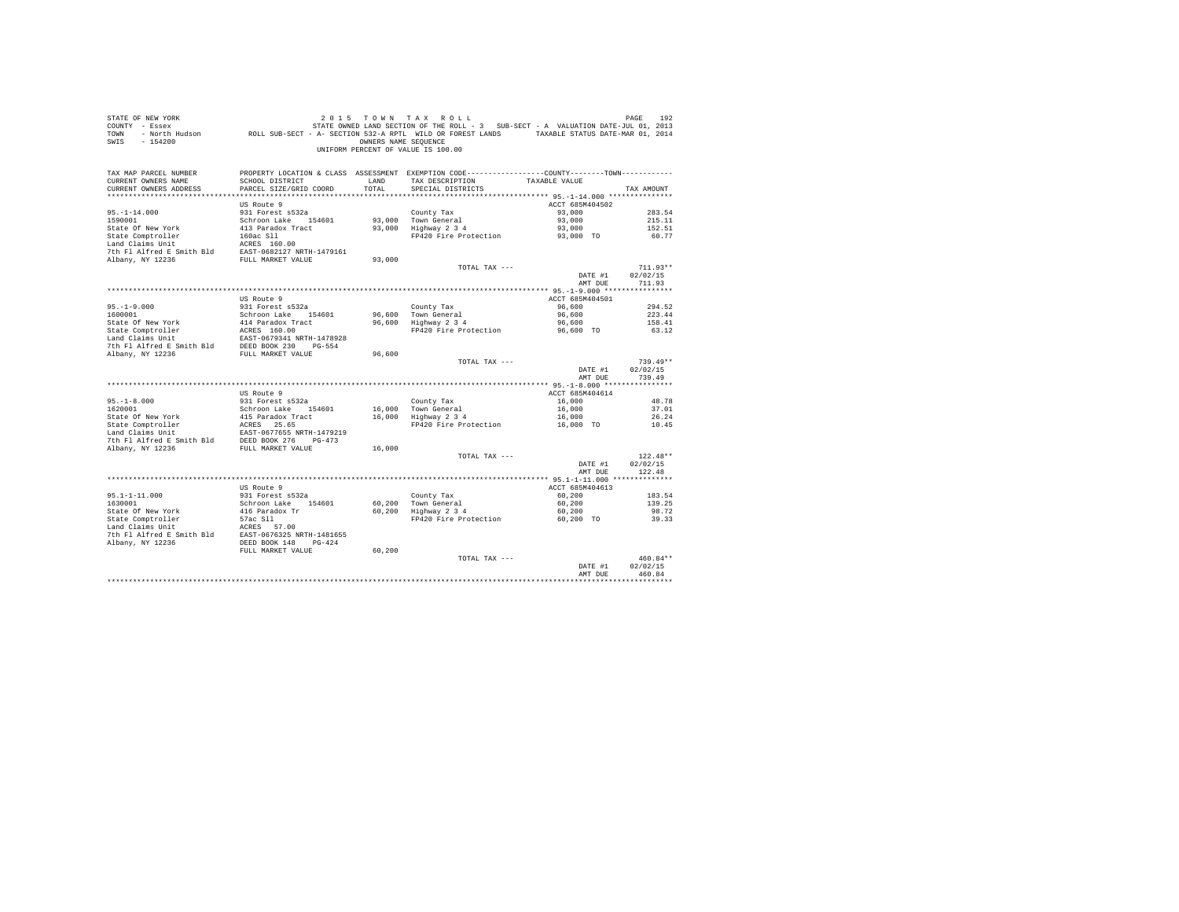STATE OF NEW YORK
COUNTY - Essex
TOWN - North Hudson
SWIS - 154200

2 0 1 5 T O W N T A X R O L L
STATE OWNED LAND SECTION OF THE ROLL - 3 SUB-SECT - A VALUATION DATE-JUL 01, 2013
ROLL SUB-SECT - A- SECTION 532-A RPTL WILD OR FOREST LANDS TAXABLE STATUS DATE-MAR 01, 2014
OWNERS NAME SEQUENCE
UNIFORM PERCENT OF VALUE IS 100.00

| TAX MAP PARCEL NUMBER / CURRENT OWNERS NAME / CURRENT OWNERS ADDRESS | PROPERTY LOCATION & CLASS / SCHOOL DISTRICT / PARCEL SIZE/GRID COORD | ASSESSMENT LAND / TOTAL | EXEMPTION CODE / TAX DESCRIPTION / SPECIAL DISTRICTS | COUNTY--------TOWN TAXABLE VALUE | TAX AMOUNT |
|---|---|---|---|---|---|
| **95.-1-14.000** | US Route 9 | | | ACCT 685M404502 | |
| 95.-1-14.000 | 931 Forest s532a | | County Tax | 93,000 | 283.54 |
| 1590001 | Schroon Lake 154601 | 93,000 | Town General | 93,000 | 215.11 |
| State Of New York | 413 Paradox Tract | 93,000 | Highway 2 3 4 | 93,000 | 152.51 |
| State Comptroller | 160ac Sll | | FP420 Fire Protection | 93,000 TO | 60.77 |
| Land Claims Unit | ACRES 160.00 | | | | |
| 7th Fl Alfred E Smith Bld | EAST-0682127 NRTH-1479161 | | | | |
| Albany, NY 12236 | FULL MARKET VALUE | 93,000 | | | |
| | | | TOTAL TAX --- | | 711.93** |
| | | | | DATE #1 | 02/02/15 |
| | | | | AMT DUE | 711.93 |
| **95.-1-9.000** | US Route 9 | | | ACCT 685M404501 | |
| 95.-1-9.000 | 931 Forest s532a | | County Tax | 96,600 | 294.52 |
| 1600001 | Schroon Lake 154601 | 96,600 | Town General | 96,600 | 223.44 |
| State Of New York | 414 Paradox Tract | 96,600 | Highway 2 3 4 | 96,600 | 158.41 |
| State Comptroller | ACRES 160.00 | | FP420 Fire Protection | 96,600 TO | 63.12 |
| Land Claims Unit | EAST-0679341 NRTH-1478928 | | | | |
| 7th Fl Alfred E Smith Bld | DEED BOOK 230 PG-554 | | | | |
| Albany, NY 12236 | FULL MARKET VALUE | 96,600 | | | |
| | | | TOTAL TAX --- | | 739.49** |
| | | | | DATE #1 | 02/02/15 |
| | | | | AMT DUE | 739.49 |
| **95.-1-8.000** | US Route 9 | | | ACCT 685M404614 | |
| 95.-1-8.000 | 931 Forest s532a | | County Tax | 16,000 | 48.78 |
| 1620001 | Schroon Lake 154601 | 16,000 | Town General | 16,000 | 37.01 |
| State Of New York | 415 Paradox Tract | 16,000 | Highway 2 3 4 | 16,000 | 26.24 |
| State Comptroller | ACRES 25.65 | | FP420 Fire Protection | 16,000 TO | 10.45 |
| Land Claims Unit | EAST-0677655 NRTH-1479219 | | | | |
| 7th Fl Alfred E Smith Bld | DEED BOOK 276 PG-473 | | | | |
| Albany, NY 12236 | FULL MARKET VALUE | 16,000 | | | |
| | | | TOTAL TAX --- | | 122.48** |
| | | | | DATE #1 | 02/02/15 |
| | | | | AMT DUE | 122.48 |
| **95.1-1-11.000** | US Route 9 | | | ACCT 685M404613 | |
| 95.1-1-11.000 | 931 Forest s532a | | County Tax | 60,200 | 183.54 |
| 1630001 | Schroon Lake 154601 | 60,200 | Town General | 60,200 | 139.25 |
| State Of New York | 416 Paradox Tr | 60,200 | Highway 2 3 4 | 60,200 | 98.72 |
| State Comptroller | 57ac Sll | | FP420 Fire Protection | 60,200 TO | 39.33 |
| Land Claims Unit | ACRES 57.00 | | | | |
| 7th Fl Alfred E Smith Bld | EAST-0676325 NRTH-1481655 | | | | |
| Albany, NY 12236 | DEED BOOK 148 PG-424 | | | | |
| | FULL MARKET VALUE | 60,200 | | | |
| | | | TOTAL TAX --- | | 460.84** |
| | | | | DATE #1 | 02/02/15 |
| | | | | AMT DUE | 460.84 |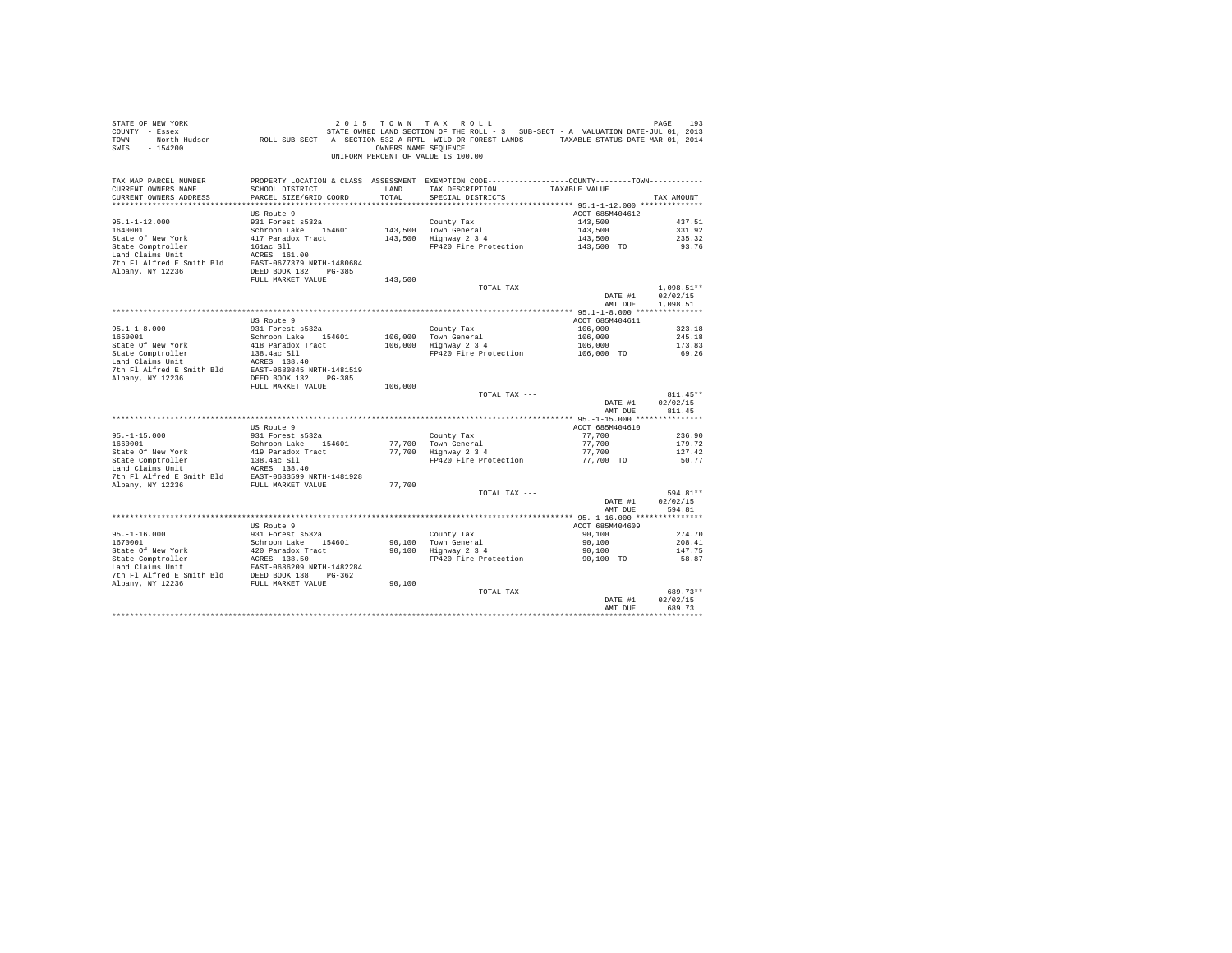STATE OF NEW YORK — 2 0 1 5 T O W N T A X R O L L

COUNTY - Essex — STATE OWNED LAND SECTION OF THE ROLL - 3 SUB-SECT - A VALUATION DATE-JUL 01, 2013

TOWN - North Hudson — ROLL SUB-SECT - A- SECTION 532-A RPTL WILD OR FOREST LANDS — TAXABLE STATUS DATE-MAR 01, 2014

SWIS - 154200 — OWNERS NAME SEQUENCE

UNIFORM PERCENT OF VALUE IS 100.00

| TAX MAP PARCEL NUMBER / CURRENT OWNERS NAME / CURRENT OWNERS ADDRESS | PROPERTY LOCATION & CLASS / SCHOOL DISTRICT / PARCEL SIZE/GRID COORD | ASSESSMENT LAND / TOTAL | EXEMPTION CODE / TAX DESCRIPTION / SPECIAL DISTRICTS | COUNTY / TOWN TAXABLE VALUE | TAX AMOUNT |
|---|---|---|---|---|---|
| 95.1-1-12.000 | US Route 9 | | | ACCT 685M404612 | |
| 1640001 | 931 Forest s532a | | County Tax | 143,500 | 437.51 |
| State Of New York | Schroon Lake 154601 | 143,500 | Town General | 143,500 | 331.92 |
| State Comptroller | 417 Paradox Tract | 143,500 | Highway 2 3 4 | 143,500 | 235.32 |
| Land Claims Unit | 161ac Sll | | FP420 Fire Protection | 143,500 TO | 93.76 |
| 7th Fl Alfred E Smith Bld | ACRES 161.00 | | | | |
| Albany, NY 12236 | EAST-0677379 NRTH-1480684 | | | | |
| | DEED BOOK 132 PG-385 | | | | |
| | FULL MARKET VALUE | 143,500 | | | |
| | | | TOTAL TAX --- | | 1,098.51** |
| | | | | DATE #1 | 02/02/15 |
| | | | | AMT DUE | 1,098.51 |
| 95.1-1-8.000 | US Route 9 | | | ACCT 685M404611 | |
| 1650001 | 931 Forest s532a | | County Tax | 106,000 | 323.18 |
| State Of New York | Schroon Lake 154601 | 106,000 | Town General | 106,000 | 245.18 |
| State Comptroller | 418 Paradox Tract | 106,000 | Highway 2 3 4 | 106,000 | 173.83 |
| Land Claims Unit | 138.4ac Sll | | FP420 Fire Protection | 106,000 TO | 69.26 |
| 7th Fl Alfred E Smith Bld | ACRES 138.40 | | | | |
| Albany, NY 12236 | EAST-0680845 NRTH-1481519 | | | | |
| | DEED BOOK 132 PG-385 | | | | |
| | FULL MARKET VALUE | 106,000 | | | |
| | | | TOTAL TAX --- | | 811.45** |
| | | | | DATE #1 | 02/02/15 |
| | | | | AMT DUE | 811.45 |
| 95.-1-15.000 | US Route 9 | | | ACCT 685M404610 | |
| 1660001 | 931 Forest s532a | | County Tax | 77,700 | 236.90 |
| State Of New York | Schroon Lake 154601 | 77,700 | Town General | 77,700 | 179.72 |
| State Comptroller | 419 Paradox Tract | 77,700 | Highway 2 3 4 | 77,700 | 127.42 |
| Land Claims Unit | 138.4ac Sll | | FP420 Fire Protection | 77,700 TO | 50.77 |
| 7th Fl Alfred E Smith Bld | ACRES 138.40 | | | | |
| Albany, NY 12236 | EAST-0683599 NRTH-1481928 | | | | |
| | FULL MARKET VALUE | 77,700 | | | |
| | | | TOTAL TAX --- | | 594.81** |
| | | | | DATE #1 | 02/02/15 |
| | | | | AMT DUE | 594.81 |
| 95.-1-16.000 | US Route 9 | | | ACCT 685M404609 | |
| 1670001 | 931 Forest s532a | | County Tax | 90,100 | 274.70 |
| State Of New York | Schroon Lake 154601 | 90,100 | Town General | 90,100 | 208.41 |
| State Comptroller | 420 Paradox Tract | 90,100 | Highway 2 3 4 | 90,100 | 147.75 |
| Land Claims Unit | ACRES 138.50 | | FP420 Fire Protection | 90,100 TO | 58.87 |
| 7th Fl Alfred E Smith Bld | EAST-0686209 NRTH-1482284 | | | | |
| Albany, NY 12236 | DEED BOOK 138 PG-362 | | | | |
| | FULL MARKET VALUE | 90,100 | | | |
| | | | TOTAL TAX --- | | 689.73** |
| | | | | DATE #1 | 02/02/15 |
| | | | | AMT DUE | 689.73 |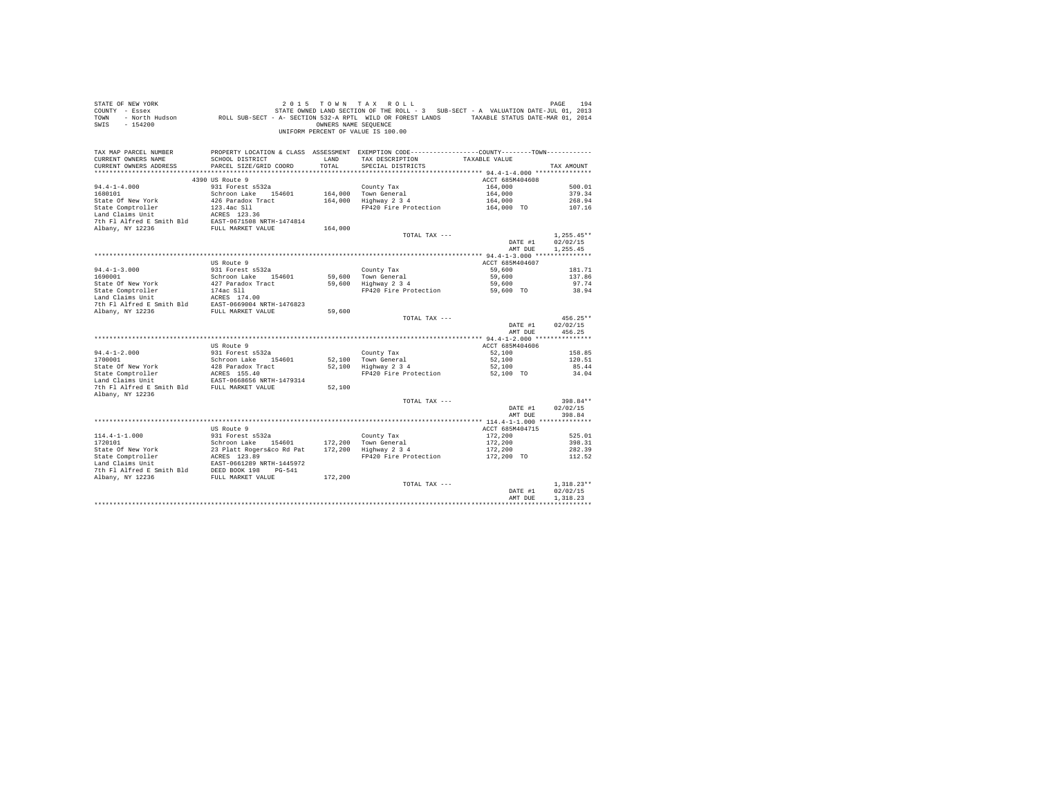STATE OF NEW YORK
COUNTY - Essex
TOWN - North Hudson
SWIS - 154200

2 0 1 5 T O W N T A X R O L L
STATE OWNED LAND SECTION OF THE ROLL - 3 SUB-SECT - A VALUATION DATE-JUL 01, 2013
ROLL SUB-SECT - A- SECTION 532-A RPTL WILD OR FOREST LANDS TAXABLE STATUS DATE-MAR 01, 2014
OWNERS NAME SEQUENCE
UNIFORM PERCENT OF VALUE IS 100.00

| TAX MAP PARCEL NUMBER / CURRENT OWNERS NAME / CURRENT OWNERS ADDRESS | PROPERTY LOCATION & CLASS / SCHOOL DISTRICT / PARCEL SIZE/GRID COORD | ASSESSMENT LAND / TOTAL | EXEMPTION CODE / TAX DESCRIPTION / SPECIAL DISTRICTS | COUNTY / TOWN TAXABLE VALUE | TAX AMOUNT |
|---|---|---|---|---|---|
| **94.4-1-4.000** | 4390 US Route 9 | | | ACCT 685M404608 | |
| 94.4-1-4.000 | 931 Forest s532a | | County Tax | 164,000 | 500.01 |
| 1680101 | Schroon Lake 154601 | 164,000 | Town General | 164,000 | 379.34 |
| State Of New York | 426 Paradox Tract | 164,000 | Highway 2 3 4 | 164,000 | 268.94 |
| State Comptroller | 123.4ac Sll | | FP420 Fire Protection | 164,000 TO | 107.16 |
| Land Claims Unit | ACRES 123.36 | | | | |
| 7th Fl Alfred E Smith Bld | EAST-0671508 NRTH-1474814 | | | | |
| Albany, NY 12236 | FULL MARKET VALUE | 164,000 | | | |
| | | | TOTAL TAX --- | | 1,255.45** |
| | | | | DATE #1 | 02/02/15 |
| | | | | AMT DUE | 1,255.45 |
| **94.4-1-3.000** | US Route 9 | | | ACCT 685M404607 | |
| 94.4-1-3.000 | 931 Forest s532a | | County Tax | 59,600 | 181.71 |
| 1690001 | Schroon Lake 154601 | 59,600 | Town General | 59,600 | 137.86 |
| State Of New York | 427 Paradox Tract | 59,600 | Highway 2 3 4 | 59,600 | 97.74 |
| State Comptroller | 174ac Sll | | FP420 Fire Protection | 59,600 TO | 38.94 |
| Land Claims Unit | ACRES 174.00 | | | | |
| 7th Fl Alfred E Smith Bld | EAST-0669004 NRTH-1476823 | | | | |
| Albany, NY 12236 | FULL MARKET VALUE | 59,600 | | | |
| | | | TOTAL TAX --- | | 456.25** |
| | | | | DATE #1 | 02/02/15 |
| | | | | AMT DUE | 456.25 |
| **94.4-1-2.000** | US Route 9 | | | ACCT 685M404606 | |
| 94.4-1-2.000 | 931 Forest s532a | | County Tax | 52,100 | 158.85 |
| 1700001 | Schroon Lake 154601 | 52,100 | Town General | 52,100 | 120.51 |
| State Of New York | 428 Paradox Tract | 52,100 | Highway 2 3 4 | 52,100 | 85.44 |
| State Comptroller | ACRES 155.40 | | FP420 Fire Protection | 52,100 TO | 34.04 |
| Land Claims Unit | EAST-0668656 NRTH-1479314 | | | | |
| 7th Fl Alfred E Smith Bld | FULL MARKET VALUE | 52,100 | | | |
| Albany, NY 12236 | | | | | |
| | | | TOTAL TAX --- | | 398.84** |
| | | | | DATE #1 | 02/02/15 |
| | | | | AMT DUE | 398.84 |
| **114.4-1-1.000** | US Route 9 | | | ACCT 685M404715 | |
| 114.4-1-1.000 | 931 Forest s532a | | County Tax | 172,200 | 525.01 |
| 1720101 | Schroon Lake 154601 | 172,200 | Town General | 172,200 | 398.31 |
| State Of New York | 23 Platt Rogers&co Rd Pat | 172,200 | Highway 2 3 4 | 172,200 | 282.39 |
| State Comptroller | ACRES 123.89 | | FP420 Fire Protection | 172,200 TO | 112.52 |
| Land Claims Unit | EAST-0661289 NRTH-1445972 | | | | |
| 7th Fl Alfred E Smith Bld | DEED BOOK 198 PG-541 | | | | |
| Albany, NY 12236 | FULL MARKET VALUE | 172,200 | | | |
| | | | TOTAL TAX --- | | 1,318.23** |
| | | | | DATE #1 | 02/02/15 |
| | | | | AMT DUE | 1,318.23 |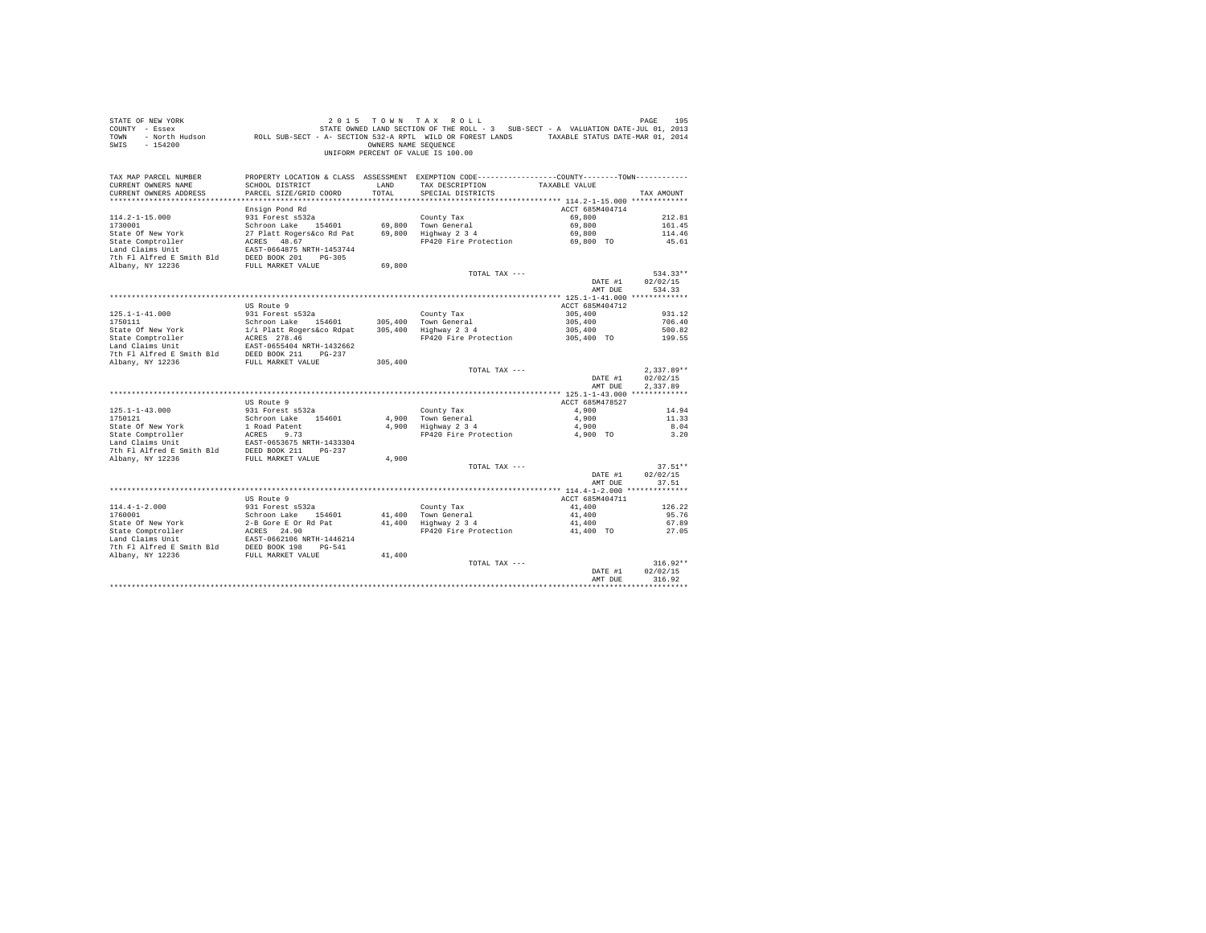STATE OF NEW YORK — 2 0 1 5 T O W N T A X R O L L
COUNTY - Essex — STATE OWNED LAND SECTION OF THE ROLL - 3 SUB-SECT - A VALUATION DATE-JUL 01, 2013
TOWN - North Hudson — ROLL SUB-SECT - A- SECTION 532-A RPTL WILD OR FOREST LANDS — TAXABLE STATUS DATE-MAR 01, 2014
SWIS - 154200 — OWNERS NAME SEQUENCE
UNIFORM PERCENT OF VALUE IS 100.00

| TAX MAP PARCEL NUMBER / CURRENT OWNERS NAME / CURRENT OWNERS ADDRESS | PROPERTY LOCATION & CLASS / SCHOOL DISTRICT / PARCEL SIZE/GRID COORD | ASSESSMENT LAND | TOTAL | EXEMPTION CODE / TAX DESCRIPTION / SPECIAL DISTRICTS | TAXABLE VALUE (COUNTY--------TOWN) | TAX AMOUNT |
|---|---|---|---|---|---|---|
| 114.2-1-15.000 | Ensign Pond Rd | | | | ACCT 685M404714 | |
| 114.2-1-15.000 | 931 Forest s532a | | | County Tax | 69,800 | 212.81 |
| 1730001 | Schroon Lake 154601 | 69,800 | 69,800 | Town General | 69,800 | 161.45 |
| State Of New York | 27 Platt Rogers&co Rd Pat | | | Highway 2 3 4 | 69,800 | 114.46 |
| State Comptroller | ACRES 48.67 | | | FP420 Fire Protection | 69,800 TO | 45.61 |
| Land Claims Unit | EAST-0664875 NRTH-1453744 | | | | | |
| 7th Fl Alfred E Smith Bld | DEED BOOK 201 PG-305 | | | | | |
| Albany, NY 12236 | FULL MARKET VALUE | | 69,800 | | | |
| | | | | TOTAL TAX --- | | 534.33** |
| | | | | | DATE #1 | 02/02/15 |
| | | | | | AMT DUE | 534.33 |
| 125.1-1-41.000 | US Route 9 | | | | ACCT 685M404712 | |
| 125.1-1-41.000 | 931 Forest s532a | | | County Tax | 305,400 | 931.12 |
| 1750111 | Schroon Lake 154601 | 305,400 | 305,400 | Town General | 305,400 | 706.40 |
| State Of New York | 1/i Platt Rogers&co Rdpat | | | Highway 2 3 4 | 305,400 | 500.82 |
| State Comptroller | ACRES 278.46 | | | FP420 Fire Protection | 305,400 TO | 199.55 |
| Land Claims Unit | EAST-0655404 NRTH-1432662 | | | | | |
| 7th Fl Alfred E Smith Bld | DEED BOOK 211 PG-237 | | | | | |
| Albany, NY 12236 | FULL MARKET VALUE | | 305,400 | | | |
| | | | | TOTAL TAX --- | | 2,337.89** |
| | | | | | DATE #1 | 02/02/15 |
| | | | | | AMT DUE | 2,337.89 |
| 125.1-1-43.000 | US Route 9 | | | | ACCT 685M478527 | |
| 125.1-1-43.000 | 931 Forest s532a | | | County Tax | 4,900 | 14.94 |
| 1750121 | Schroon Lake 154601 | 4,900 | 4,900 | Town General | 4,900 | 11.33 |
| State Of New York | 1 Road Patent | | | Highway 2 3 4 | 4,900 | 8.04 |
| State Comptroller | ACRES 9.73 | | | FP420 Fire Protection | 4,900 TO | 3.20 |
| Land Claims Unit | EAST-0653675 NRTH-1433304 | | | | | |
| 7th Fl Alfred E Smith Bld | DEED BOOK 211 PG-237 | | | | | |
| Albany, NY 12236 | FULL MARKET VALUE | | 4,900 | | | |
| | | | | TOTAL TAX --- | | 37.51** |
| | | | | | DATE #1 | 02/02/15 |
| | | | | | AMT DUE | 37.51 |
| 114.4-1-2.000 | US Route 9 | | | | ACCT 685M404711 | |
| 114.4-1-2.000 | 931 Forest s532a | | | County Tax | 41,400 | 126.22 |
| 1760001 | Schroon Lake 154601 | 41,400 | 41,400 | Town General | 41,400 | 95.76 |
| State Of New York | 2-B Gore E Or Rd Pat | | | Highway 2 3 4 | 41,400 | 67.89 |
| State Comptroller | ACRES 24.90 | | | FP420 Fire Protection | 41,400 TO | 27.05 |
| Land Claims Unit | EAST-0662106 NRTH-1446214 | | | | | |
| 7th Fl Alfred E Smith Bld | DEED BOOK 198 PG-541 | | | | | |
| Albany, NY 12236 | FULL MARKET VALUE | | 41,400 | | | |
| | | | | TOTAL TAX --- | | 316.92** |
| | | | | | DATE #1 | 02/02/15 |
| | | | | | AMT DUE | 316.92 |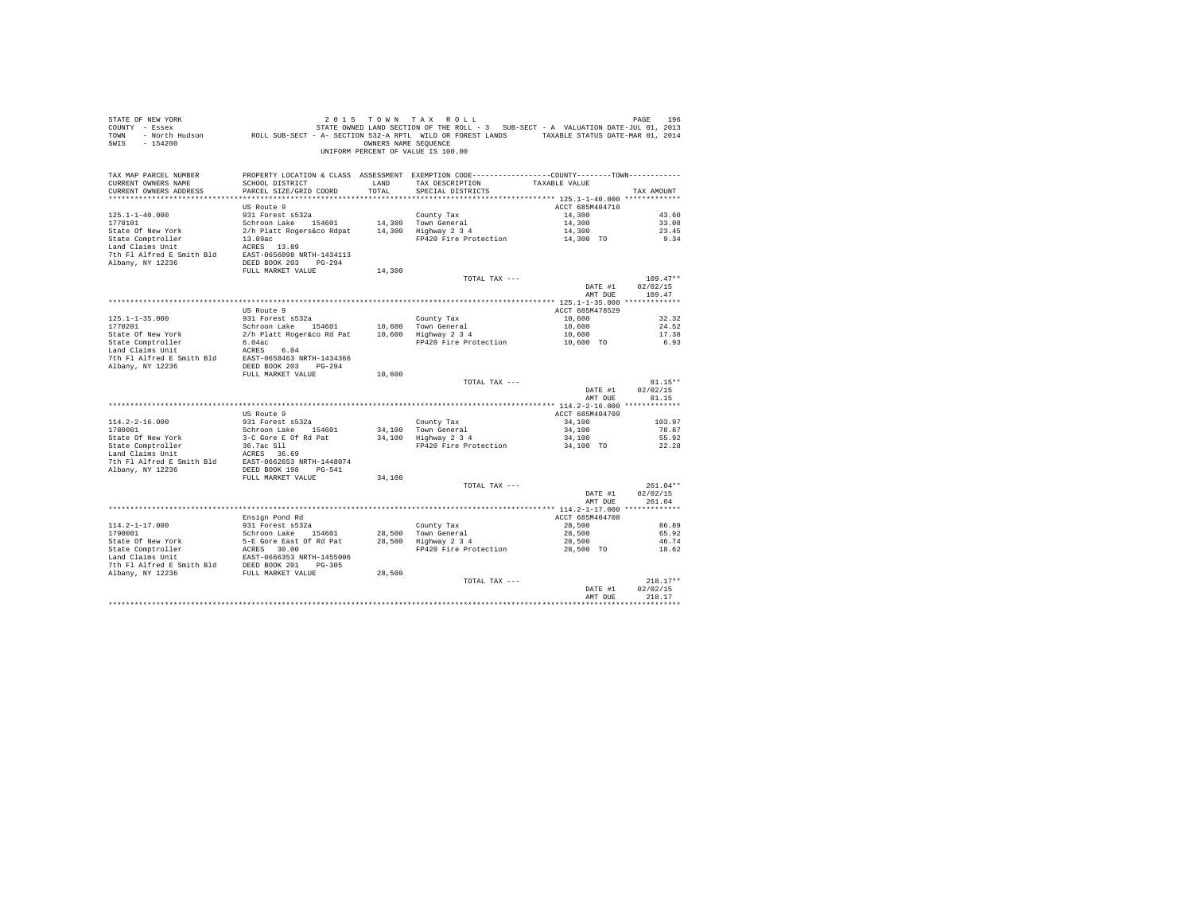STATE OF NEW YORK
COUNTY - Essex
TOWN - North Hudson
SWIS - 154200

2 0 1 5 T O W N T A X R O L L
STATE OWNED LAND SECTION OF THE ROLL - 3 SUB-SECT - A VALUATION DATE-JUL 01, 2013
ROLL SUB-SECT - A- SECTION 532-A RPTL WILD OR FOREST LANDS TAXABLE STATUS DATE-MAR 01, 2014
OWNERS NAME SEQUENCE
UNIFORM PERCENT OF VALUE IS 100.00

| TAX MAP PARCEL NUMBER / CURRENT OWNERS NAME / CURRENT OWNERS ADDRESS | PROPERTY LOCATION & CLASS / SCHOOL DISTRICT / PARCEL SIZE/GRID COORD | ASSESSMENT LAND / TOTAL | EXEMPTION CODE / TAX DESCRIPTION / SPECIAL DISTRICTS | COUNTY / TOWN TAXABLE VALUE | TAX AMOUNT |
|---|---|---|---|---|---|
| **125.1-1-40.000** | US Route 9 | | | ACCT 685M404710 | |
| 125.1-1-40.000 | 931 Forest s532a | | County Tax | 14,300 | 43.60 |
| 1770101 | Schroon Lake 154601 | 14,300 | Town General | 14,300 | 33.08 |
| State Of New York | 2/h Platt Rogers&co Rdpat | 14,300 | Highway 2 3 4 | 14,300 | 23.45 |
| State Comptroller | 13.89ac | | FP420 Fire Protection | 14,300 TO | 9.34 |
| Land Claims Unit | ACRES 13.89 | | | | |
| 7th Fl Alfred E Smith Bld | EAST-0656098 NRTH-1434113 | | | | |
| Albany, NY 12236 | DEED BOOK 203 PG-294 | | | | |
| | FULL MARKET VALUE | 14,300 | | | |
| | | | TOTAL TAX --- | | 109.47** |
| | | | | DATE #1 | 02/02/15 |
| | | | | AMT DUE | 109.47 |
| **125.1-1-35.000** | US Route 9 | | | ACCT 685M478529 | |
| 125.1-1-35.000 | 931 Forest s532a | | County Tax | 10,600 | 32.32 |
| 1770201 | Schroon Lake 154601 | 10,600 | Town General | 10,600 | 24.52 |
| State Of New York | 2/h Platt Roger&co Rd Pat | 10,600 | Highway 2 3 4 | 10,600 | 17.38 |
| State Comptroller | 6.04ac | | FP420 Fire Protection | 10,600 TO | 6.93 |
| Land Claims Unit | ACRES 6.04 | | | | |
| 7th Fl Alfred E Smith Bld | EAST-0658463 NRTH-1434366 | | | | |
| Albany, NY 12236 | DEED BOOK 203 PG-294 | | | | |
| | FULL MARKET VALUE | 10,600 | | | |
| | | | TOTAL TAX --- | | 81.15** |
| | | | | DATE #1 | 02/02/15 |
| | | | | AMT DUE | 81.15 |
| **114.2-2-16.000** | US Route 9 | | | ACCT 685M404709 | |
| 114.2-2-16.000 | 931 Forest s532a | | County Tax | 34,100 | 103.97 |
| 1780001 | Schroon Lake 154601 | 34,100 | Town General | 34,100 | 78.87 |
| State Of New York | 3-C Gore E Of Rd Pat | 34,100 | Highway 2 3 4 | 34,100 | 55.92 |
| State Comptroller | 36.7ac Sll | | FP420 Fire Protection | 34,100 TO | 22.28 |
| Land Claims Unit | ACRES 36.69 | | | | |
| 7th Fl Alfred E Smith Bld | EAST-0662653 NRTH-1448074 | | | | |
| Albany, NY 12236 | DEED BOOK 198 PG-541 | | | | |
| | FULL MARKET VALUE | 34,100 | | | |
| | | | TOTAL TAX --- | | 261.04** |
| | | | | DATE #1 | 02/02/15 |
| | | | | AMT DUE | 261.04 |
| **114.2-1-17.000** | Ensign Pond Rd | | | ACCT 685M404708 | |
| 114.2-1-17.000 | 931 Forest s532a | | County Tax | 28,500 | 86.89 |
| 1790001 | Schroon Lake 154601 | 28,500 | Town General | 28,500 | 65.92 |
| State Of New York | 5-E Gore East Of Rd Pat | 28,500 | Highway 2 3 4 | 28,500 | 46.74 |
| State Comptroller | ACRES 30.00 | | FP420 Fire Protection | 28,500 TO | 18.62 |
| Land Claims Unit | EAST-0666353 NRTH-1455006 | | | | |
| 7th Fl Alfred E Smith Bld | DEED BOOK 201 PG-305 | | | | |
| Albany, NY 12236 | FULL MARKET VALUE | 28,500 | | | |
| | | | TOTAL TAX --- | | 218.17** |
| | | | | DATE #1 | 02/02/15 |
| | | | | AMT DUE | 218.17 |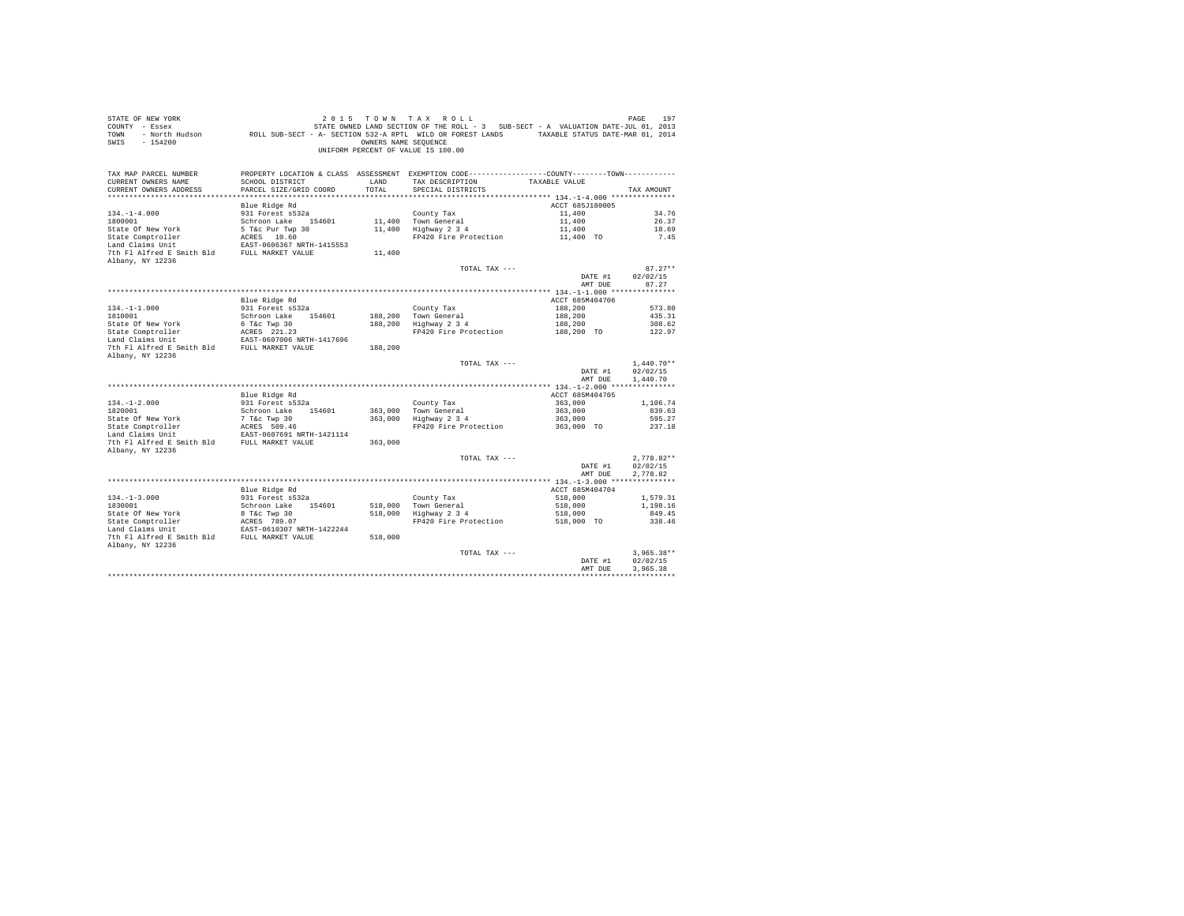STATE OF NEW YORK
COUNTY - Essex
TOWN - North Hudson
SWIS - 154200

2015 TOWN TAX ROLL
STATE OWNED LAND SECTION OF THE ROLL - 3 SUB-SECT - A VALUATION DATE-JUL 01, 2013
ROLL SUB-SECT - A- SECTION 532-A RPTL WILD OR FOREST LANDS TAXABLE STATUS DATE-MAR 01, 2014
OWNERS NAME SEQUENCE
UNIFORM PERCENT OF VALUE IS 100.00

| TAX MAP PARCEL NUMBER / CURRENT OWNERS NAME / CURRENT OWNERS ADDRESS | PROPERTY LOCATION & CLASS / SCHOOL DISTRICT / PARCEL SIZE/GRID COORD | ASSESSMENT LAND / TOTAL | EXEMPTION CODE / TAX DESCRIPTION / SPECIAL DISTRICTS | COUNTY / TOWN TAXABLE VALUE | TAX AMOUNT |
|---|---|---|---|---|---|
| **134.-1-4.000** | Blue Ridge Rd | | | ACCT 685J180005 | |
| 134.-1-4.000 | 931 Forest s532a | | County Tax | 11,400 | 34.76 |
| 1800001 | Schroon Lake 154601 | 11,400 | Town General | 11,400 | 26.37 |
| State Of New York | 5 T&c Pur Twp 30 | 11,400 | Highway 2 3 4 | 11,400 | 18.69 |
| State Comptroller | ACRES 10.60 | | FP420 Fire Protection | 11,400 TO | 7.45 |
| Land Claims Unit | EAST-0606367 NRTH-1415553 | | | | |
| 7th Fl Alfred E Smith Bld | FULL MARKET VALUE | 11,400 | | | |
| Albany, NY 12236 | | | | | |
| | | | TOTAL TAX --- | | 87.27** |
| | | | | DATE #1 | 02/02/15 |
| | | | | AMT DUE | 87.27 |
| **134.-1-1.000** | Blue Ridge Rd | | | ACCT 685M404706 | |
| 134.-1-1.000 | 931 Forest s532a | | County Tax | 188,200 | 573.80 |
| 1810001 | Schroon Lake 154601 | 188,200 | Town General | 188,200 | 435.31 |
| State Of New York | 6 T&c Twp 30 | 188,200 | Highway 2 3 4 | 188,200 | 308.62 |
| State Comptroller | ACRES 221.23 | | FP420 Fire Protection | 188,200 TO | 122.97 |
| Land Claims Unit | EAST-0607006 NRTH-1417696 | | | | |
| 7th Fl Alfred E Smith Bld | FULL MARKET VALUE | 188,200 | | | |
| Albany, NY 12236 | | | | | |
| | | | TOTAL TAX --- | | 1,440.70** |
| | | | | DATE #1 | 02/02/15 |
| | | | | AMT DUE | 1,440.70 |
| **134.-1-2.000** | Blue Ridge Rd | | | ACCT 685M404705 | |
| 134.-1-2.000 | 931 Forest s532a | | County Tax | 363,000 | 1,106.74 |
| 1820001 | Schroon Lake 154601 | 363,000 | Town General | 363,000 | 839.63 |
| State Of New York | 7 T&c Twp 30 | 363,000 | Highway 2 3 4 | 363,000 | 595.27 |
| State Comptroller | ACRES 509.46 | | FP420 Fire Protection | 363,000 TO | 237.18 |
| Land Claims Unit | EAST-0607691 NRTH-1421114 | | | | |
| 7th Fl Alfred E Smith Bld | FULL MARKET VALUE | 363,000 | | | |
| Albany, NY 12236 | | | | | |
| | | | TOTAL TAX --- | | 2,778.82** |
| | | | | DATE #1 | 02/02/15 |
| | | | | AMT DUE | 2,778.82 |
| **134.-1-3.000** | Blue Ridge Rd | | | ACCT 685M404704 | |
| 134.-1-3.000 | 931 Forest s532a | | County Tax | 518,000 | 1,579.31 |
| 1830001 | Schroon Lake 154601 | 518,000 | Town General | 518,000 | 1,198.16 |
| State Of New York | 8 T&c Twp 30 | 518,000 | Highway 2 3 4 | 518,000 | 849.45 |
| State Comptroller | ACRES 789.07 | | FP420 Fire Protection | 518,000 TO | 338.46 |
| Land Claims Unit | EAST-0610307 NRTH-1422244 | | | | |
| 7th Fl Alfred E Smith Bld | FULL MARKET VALUE | 518,000 | | | |
| Albany, NY 12236 | | | | | |
| | | | TOTAL TAX --- | | 3,965.38** |
| | | | | DATE #1 | 02/02/15 |
| | | | | AMT DUE | 3,965.38 |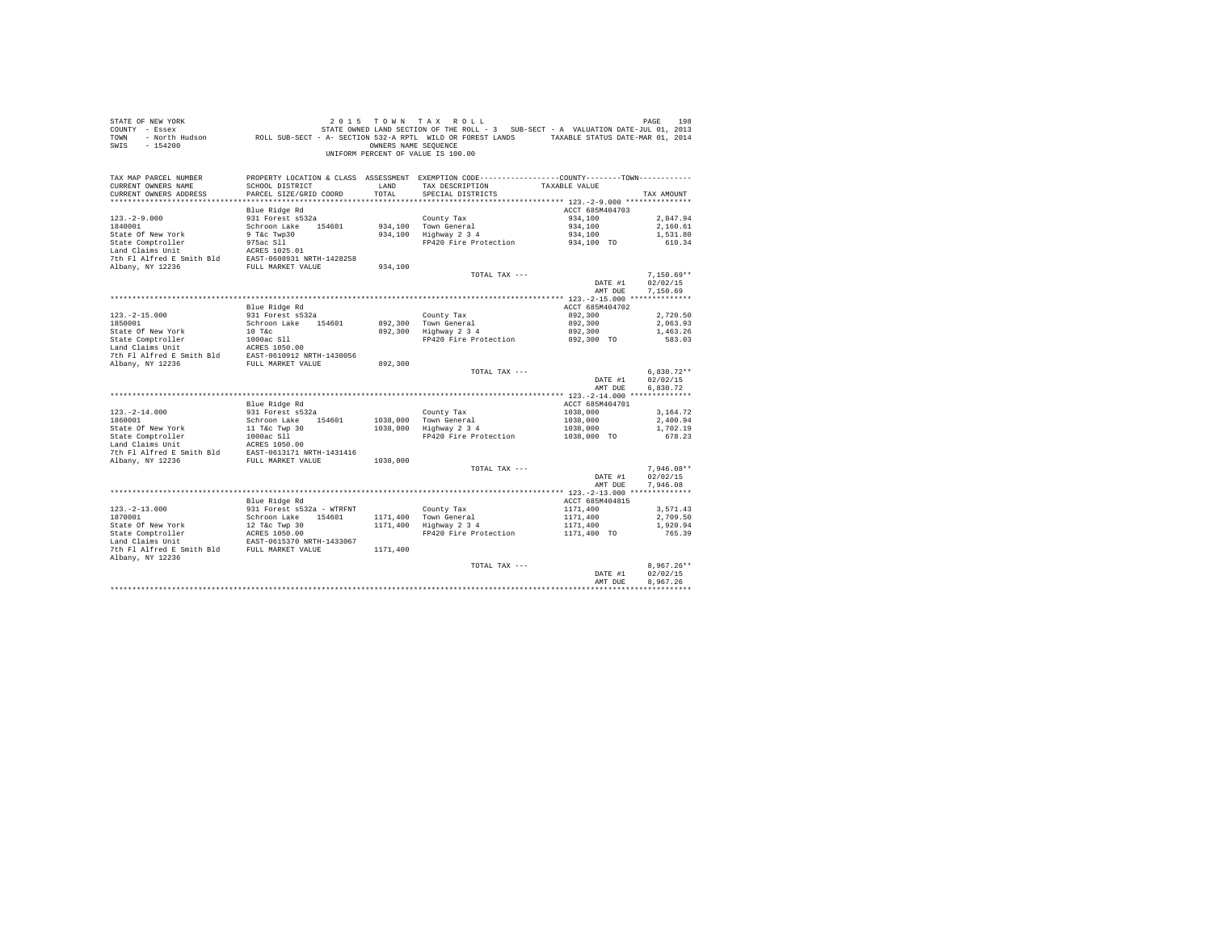STATE OF NEW YORK — 2 0 1 5 T O W N T A X R O L L
COUNTY - Essex — STATE OWNED LAND SECTION OF THE ROLL - 3 SUB-SECT - A VALUATION DATE-JUL 01, 2013
TOWN - North Hudson — ROLL SUB-SECT - A- SECTION 532-A RPTL WILD OR FOREST LANDS — TAXABLE STATUS DATE-MAR 01, 2014
SWIS - 154200 — OWNERS NAME SEQUENCE
UNIFORM PERCENT OF VALUE IS 100.00

| TAX MAP PARCEL NUMBER / CURRENT OWNERS NAME / CURRENT OWNERS ADDRESS | PROPERTY LOCATION & CLASS / SCHOOL DISTRICT / PARCEL SIZE/GRID COORD | ASSESSMENT LAND / TOTAL | EXEMPTION CODE / TAX DESCRIPTION / SPECIAL DISTRICTS | COUNTY / TOWN TAXABLE VALUE | TAX AMOUNT |
|---|---|---|---|---|---|
| 123.-2-9.000 | Blue Ridge Rd | | | ACCT 685M404703 | |
| 1840001 | 931 Forest s532a | | County Tax | 934,100 | 2,847.94 |
| State Of New York | Schroon Lake 154601 | 934,100 | Town General | 934,100 | 2,160.61 |
| State Comptroller | 9 T&c Twp30 | 934,100 | Highway 2 3 4 | 934,100 | 1,531.80 |
| Land Claims Unit | 975ac Sll | | FP420 Fire Protection | 934,100 TO | 610.34 |
| 7th Fl Alfred E Smith Bld | ACRES 1025.01 | | | | |
| Albany, NY 12236 | EAST-0608931 NRTH-1428258 | | | | |
| | FULL MARKET VALUE | 934,100 | | | |
| | | | TOTAL TAX --- | | 7,150.69** |
| | | | | DATE #1 | 02/02/15 |
| | | | | AMT DUE | 7,150.69 |
| 123.-2-15.000 | Blue Ridge Rd | | | ACCT 685M404702 | |
| 1850001 | 931 Forest s532a | | County Tax | 892,300 | 2,720.50 |
| State Of New York | Schroon Lake 154601 | 892,300 | Town General | 892,300 | 2,063.93 |
| State Comptroller | 10 T&c | 892,300 | Highway 2 3 4 | 892,300 | 1,463.26 |
| Land Claims Unit | 1000ac Sll | | FP420 Fire Protection | 892,300 TO | 583.03 |
| 7th Fl Alfred E Smith Bld | ACRES 1050.00 | | | | |
| Albany, NY 12236 | EAST-0610912 NRTH-1430056 | | | | |
| | FULL MARKET VALUE | 892,300 | | | |
| | | | TOTAL TAX --- | | 6,830.72** |
| | | | | DATE #1 | 02/02/15 |
| | | | | AMT DUE | 6,830.72 |
| 123.-2-14.000 | Blue Ridge Rd | | | ACCT 685M404701 | |
| 1860001 | 931 Forest s532a | | County Tax | 1038,000 | 3,164.72 |
| State Of New York | Schroon Lake 154601 | 1038,000 | Town General | 1038,000 | 2,400.94 |
| State Comptroller | 11 T&c Twp 30 | 1038,000 | Highway 2 3 4 | 1038,000 | 1,702.19 |
| Land Claims Unit | 1000ac Sll | | FP420 Fire Protection | 1038,000 TO | 678.23 |
| 7th Fl Alfred E Smith Bld | ACRES 1050.00 | | | | |
| Albany, NY 12236 | EAST-0613171 NRTH-1431416 | | | | |
| | FULL MARKET VALUE | 1038,000 | | | |
| | | | TOTAL TAX --- | | 7,946.08** |
| | | | | DATE #1 | 02/02/15 |
| | | | | AMT DUE | 7,946.08 |
| 123.-2-13.000 | Blue Ridge Rd | | | ACCT 685M404815 | |
| 1870001 | 931 Forest s532a - WTRFNT | | County Tax | 1171,400 | 3,571.43 |
| State Of New York | Schroon Lake 154601 | 1171,400 | Town General | 1171,400 | 2,709.50 |
| State Comptroller | 12 T&c Twp 30 | 1171,400 | Highway 2 3 4 | 1171,400 | 1,920.94 |
| Land Claims Unit | ACRES 1050.00 | | FP420 Fire Protection | 1171,400 TO | 765.39 |
| 7th Fl Alfred E Smith Bld | EAST-0615370 NRTH-1433067 | | | | |
| Albany, NY 12236 | FULL MARKET VALUE | 1171,400 | | | |
| | | | TOTAL TAX --- | | 8,967.26** |
| | | | | DATE #1 | 02/02/15 |
| | | | | AMT DUE | 8,967.26 |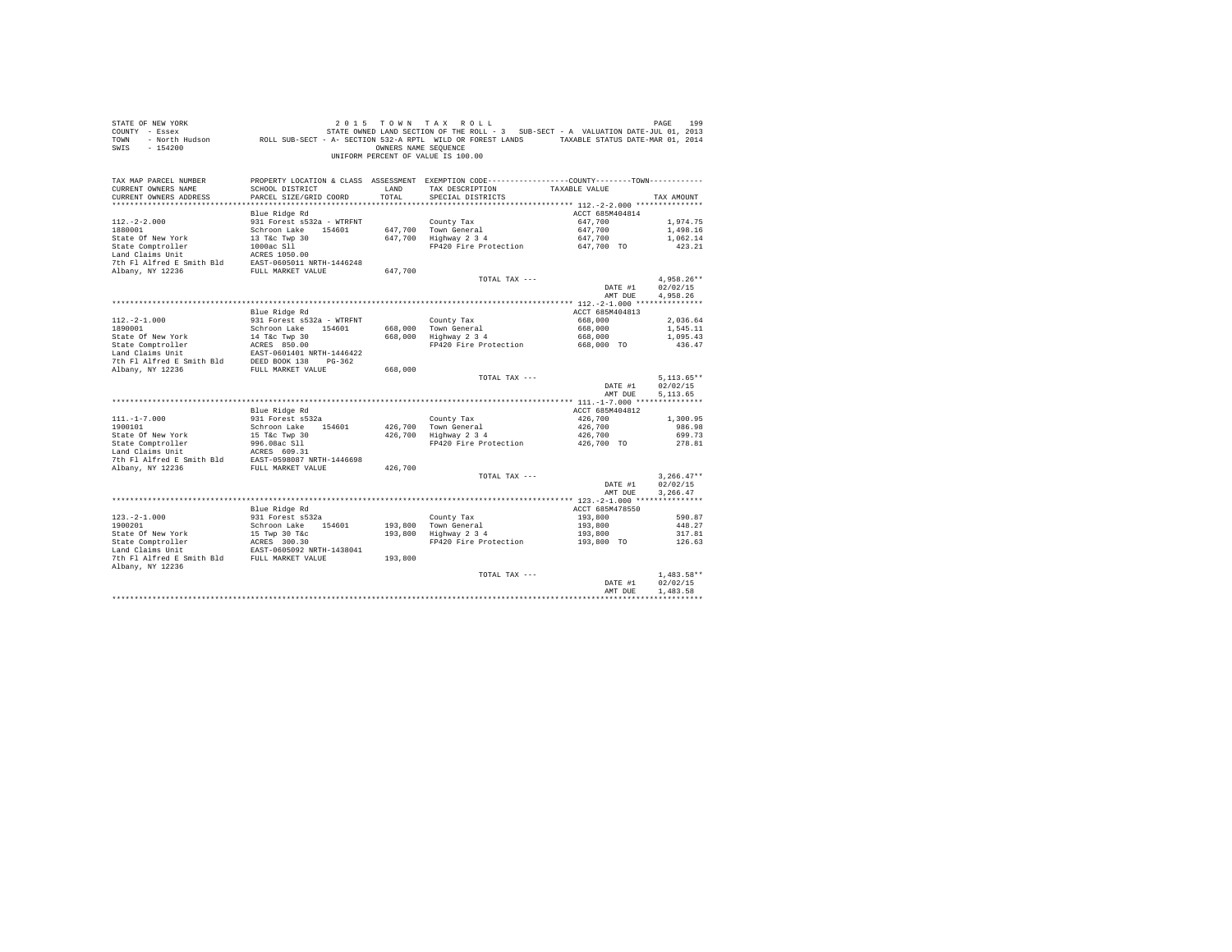STATE OF NEW YORK
COUNTY - Essex
TOWN - North Hudson
SWIS - 154200

2 0 1 5 T O W N T A X R O L L
STATE OWNED LAND SECTION OF THE ROLL - 3 SUB-SECT - A VALUATION DATE-JUL 01, 2013
ROLL SUB-SECT - A- SECTION 532-A RPTL WILD OR FOREST LANDS TAXABLE STATUS DATE-MAR 01, 2014
OWNERS NAME SEQUENCE
UNIFORM PERCENT OF VALUE IS 100.00

| TAX MAP PARCEL NUMBER / CURRENT OWNERS NAME / CURRENT OWNERS ADDRESS | PROPERTY LOCATION & CLASS / SCHOOL DISTRICT / PARCEL SIZE/GRID COORD | ASSESSMENT LAND / TOTAL | EXEMPTION CODE / TAX DESCRIPTION / SPECIAL DISTRICTS | COUNTY--------TOWN / TAXABLE VALUE | TAX AMOUNT |
|---|---|---|---|---|---|
| 112.-2-2.000 | Blue Ridge Rd | | | ACCT 685M404814 | |
| 112.-2-2.000 | 931 Forest s532a - WTRFNT | | County Tax | 647,700 | 1,974.75 |
| 1880001 | Schroon Lake 154601 | 647,700 | Town General | 647,700 | 1,498.16 |
| State Of New York | 13 T&c Twp 30 | 647,700 | Highway 2 3 4 | 647,700 | 1,062.14 |
| State Comptroller | 1000ac Sll | | FP420 Fire Protection | 647,700 TO | 423.21 |
| Land Claims Unit | ACRES 1050.00 | | | | |
| 7th Fl Alfred E Smith Bld | EAST-0605011 NRTH-1446248 | | | | |
| Albany, NY 12236 | FULL MARKET VALUE | 647,700 | | | |
| | | | TOTAL TAX --- | | 4,958.26** |
| | | | | DATE #1 | 02/02/15 |
| | | | | AMT DUE | 4,958.26 |
| 112.-2-1.000 | Blue Ridge Rd | | | ACCT 685M404813 | |
| 112.-2-1.000 | 931 Forest s532a - WTRFNT | | County Tax | 668,000 | 2,036.64 |
| 1890001 | Schroon Lake 154601 | 668,000 | Town General | 668,000 | 1,545.11 |
| State Of New York | 14 T&c Twp 30 | 668,000 | Highway 2 3 4 | 668,000 | 1,095.43 |
| State Comptroller | ACRES 850.00 | | FP420 Fire Protection | 668,000 TO | 436.47 |
| Land Claims Unit | EAST-0601401 NRTH-1446422 | | | | |
| 7th Fl Alfred E Smith Bld | DEED BOOK 138 PG-362 | | | | |
| Albany, NY 12236 | FULL MARKET VALUE | 668,000 | | | |
| | | | TOTAL TAX --- | | 5,113.65** |
| | | | | DATE #1 | 02/02/15 |
| | | | | AMT DUE | 5,113.65 |
| 111.-1-7.000 | Blue Ridge Rd | | | ACCT 685M404812 | |
| 111.-1-7.000 | 931 Forest s532a | | County Tax | 426,700 | 1,300.95 |
| 1900101 | Schroon Lake 154601 | 426,700 | Town General | 426,700 | 986.98 |
| State Of New York | 15 T&c Twp 30 | 426,700 | Highway 2 3 4 | 426,700 | 699.73 |
| State Comptroller | 996.08ac Sll | | FP420 Fire Protection | 426,700 TO | 278.81 |
| Land Claims Unit | ACRES 609.31 | | | | |
| 7th Fl Alfred E Smith Bld | EAST-0598087 NRTH-1446698 | | | | |
| Albany, NY 12236 | FULL MARKET VALUE | 426,700 | | | |
| | | | TOTAL TAX --- | | 3,266.47** |
| | | | | DATE #1 | 02/02/15 |
| | | | | AMT DUE | 3,266.47 |
| 123.-2-1.000 | Blue Ridge Rd | | | ACCT 685M478550 | |
| 123.-2-1.000 | 931 Forest s532a | | County Tax | 193,800 | 590.87 |
| 1900201 | Schroon Lake 154601 | 193,800 | Town General | 193,800 | 448.27 |
| State Of New York | 15 Twp 30 T&c | 193,800 | Highway 2 3 4 | 193,800 | 317.81 |
| State Comptroller | ACRES 300.30 | | FP420 Fire Protection | 193,800 TO | 126.63 |
| Land Claims Unit | EAST-0605092 NRTH-1438041 | | | | |
| 7th Fl Alfred E Smith Bld | FULL MARKET VALUE | 193,800 | | | |
| Albany, NY 12236 | | | | | |
| | | | TOTAL TAX --- | | 1,483.58** |
| | | | | DATE #1 | 02/02/15 |
| | | | | AMT DUE | 1,483.58 |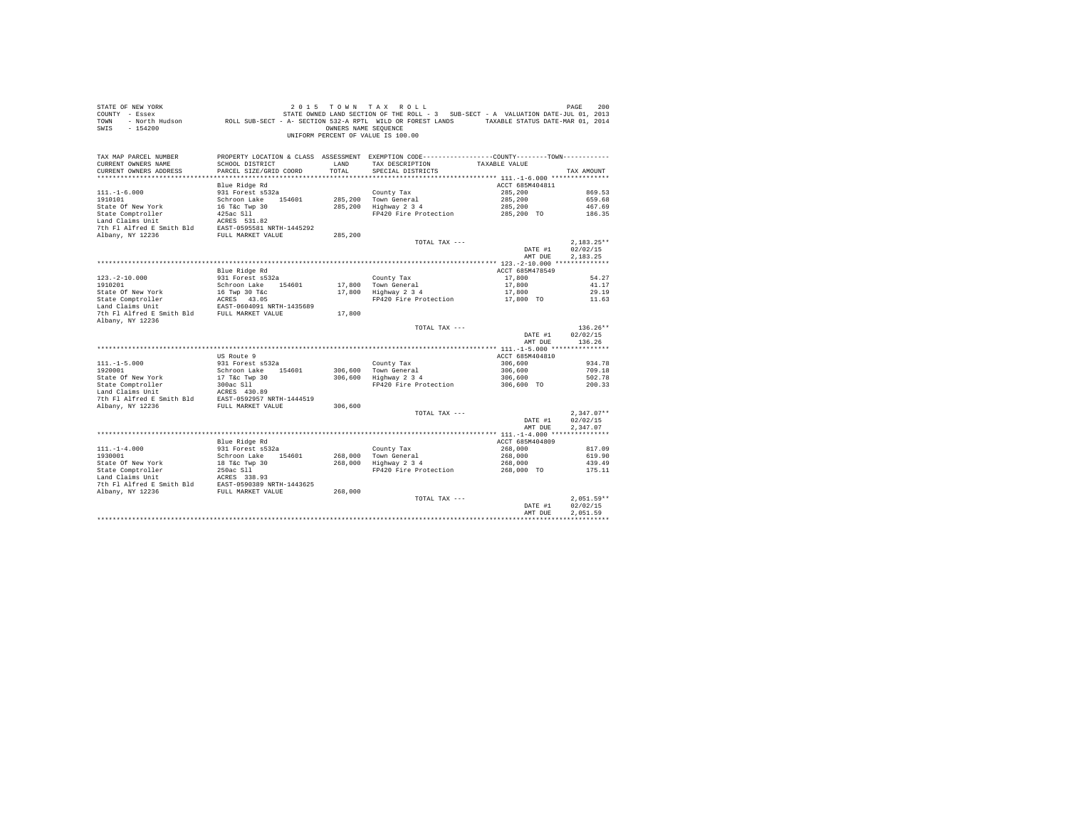STATE OF NEW YORK
COUNTY - Essex
TOWN - North Hudson
SWIS - 154200

2 0 1 5 T O W N T A X R O L L
STATE OWNED LAND SECTION OF THE ROLL - 3 SUB-SECT - A VALUATION DATE-JUL 01, 2013
ROLL SUB-SECT - A- SECTION 532-A RPTL WILD OR FOREST LANDS TAXABLE STATUS DATE-MAR 01, 2014
OWNERS NAME SEQUENCE
UNIFORM PERCENT OF VALUE IS 100.00

| TAX MAP PARCEL NUMBER / CURRENT OWNERS NAME / CURRENT OWNERS ADDRESS | PROPERTY LOCATION & CLASS / SCHOOL DISTRICT / PARCEL SIZE/GRID COORD | ASSESSMENT LAND / TOTAL | EXEMPTION CODE / TAX DESCRIPTION / SPECIAL DISTRICTS | COUNTY--------TOWN TAXABLE VALUE | TAX AMOUNT |
|---|---|---|---|---|---|
| **111.-1-6.000** | Blue Ridge Rd | | | ACCT 685M404811 | |
| 111.-1-6.000 | 931 Forest s532a | | County Tax | 285,200 | 869.53 |
| 1910101 | Schroon Lake 154601 | 285,200 | Town General | 285,200 | 659.68 |
| State Of New York | 16 T&c Twp 30 | 285,200 | Highway 2 3 4 | 285,200 | 467.69 |
| State Comptroller | 425ac Sll | | FP420 Fire Protection | 285,200 TO | 186.35 |
| Land Claims Unit | ACRES 531.82 | | | | |
| 7th Fl Alfred E Smith Bld | EAST-0595581 NRTH-1445292 | | | | |
| Albany, NY 12236 | FULL MARKET VALUE | 285,200 | | | |
| | | | TOTAL TAX --- | | 2,183.25** |
| | | | | DATE #1 | 02/02/15 |
| | | | | AMT DUE | 2,183.25 |
| **123.-2-10.000** | Blue Ridge Rd | | | ACCT 685M478549 | |
| 123.-2-10.000 | 931 Forest s532a | | County Tax | 17,800 | 54.27 |
| 1910201 | Schroon Lake 154601 | 17,800 | Town General | 17,800 | 41.17 |
| State Of New York | 16 Twp 30 T&c | 17,800 | Highway 2 3 4 | 17,800 | 29.19 |
| State Comptroller | ACRES 43.05 | | FP420 Fire Protection | 17,800 TO | 11.63 |
| Land Claims Unit | EAST-0604091 NRTH-1435689 | | | | |
| 7th Fl Alfred E Smith Bld | FULL MARKET VALUE | 17,800 | | | |
| Albany, NY 12236 | | | | | |
| | | | TOTAL TAX --- | | 136.26** |
| | | | | DATE #1 | 02/02/15 |
| | | | | AMT DUE | 136.26 |
| **111.-1-5.000** | US Route 9 | | | ACCT 685M404810 | |
| 111.-1-5.000 | 931 Forest s532a | | County Tax | 306,600 | 934.78 |
| 1920001 | Schroon Lake 154601 | 306,600 | Town General | 306,600 | 709.18 |
| State Of New York | 17 T&c Twp 30 | 306,600 | Highway 2 3 4 | 306,600 | 502.78 |
| State Comptroller | 300ac Sll | | FP420 Fire Protection | 306,600 TO | 200.33 |
| Land Claims Unit | ACRES 430.89 | | | | |
| 7th Fl Alfred E Smith Bld | EAST-0592957 NRTH-1444519 | | | | |
| Albany, NY 12236 | FULL MARKET VALUE | 306,600 | | | |
| | | | TOTAL TAX --- | | 2,347.07** |
| | | | | DATE #1 | 02/02/15 |
| | | | | AMT DUE | 2,347.07 |
| **111.-1-4.000** | Blue Ridge Rd | | | ACCT 685M404809 | |
| 111.-1-4.000 | 931 Forest s532a | | County Tax | 268,000 | 817.09 |
| 1930001 | Schroon Lake 154601 | 268,000 | Town General | 268,000 | 619.90 |
| State Of New York | 18 T&c Twp 30 | 268,000 | Highway 2 3 4 | 268,000 | 439.49 |
| State Comptroller | 250ac Sll | | FP420 Fire Protection | 268,000 TO | 175.11 |
| Land Claims Unit | ACRES 338.93 | | | | |
| 7th Fl Alfred E Smith Bld | EAST-0590389 NRTH-1443625 | | | | |
| Albany, NY 12236 | FULL MARKET VALUE | 268,000 | | | |
| | | | TOTAL TAX --- | | 2,051.59** |
| | | | | DATE #1 | 02/02/15 |
| | | | | AMT DUE | 2,051.59 |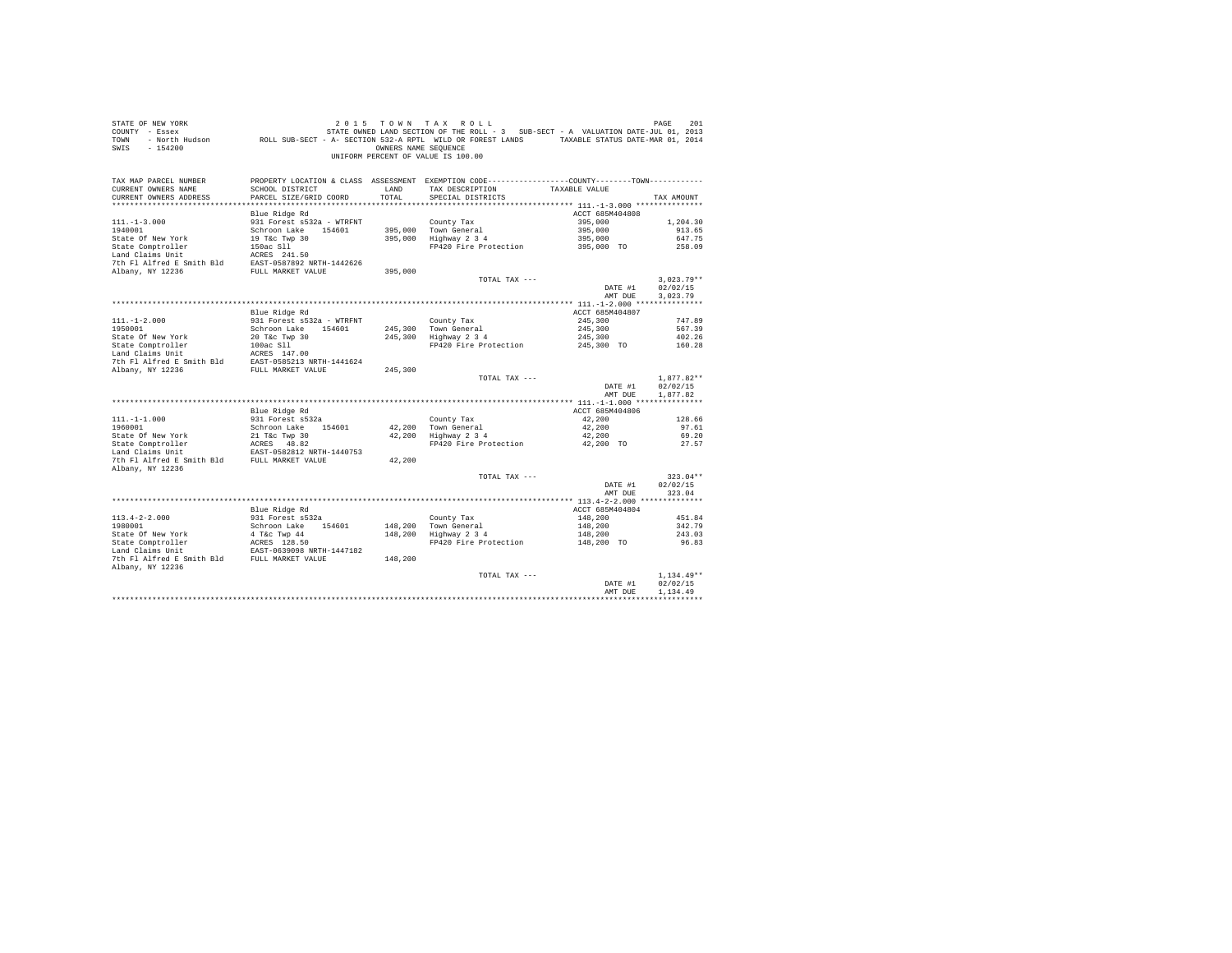STATE OF NEW YORK | 2 0 1 5 T O W N T A X R O L L
COUNTY - Essex | STATE OWNED LAND SECTION OF THE ROLL - 3 SUB-SECT - A VALUATION DATE-JUL 01, 2013
TOWN - North Hudson | ROLL SUB-SECT - A- SECTION 532-A RPTL WILD OR FOREST LANDS TAXABLE STATUS DATE-MAR 01, 2014
SWIS - 154200 | OWNERS NAME SEQUENCE
UNIFORM PERCENT OF VALUE IS 100.00

| TAX MAP PARCEL NUMBER / CURRENT OWNERS NAME / CURRENT OWNERS ADDRESS | PROPERTY LOCATION & CLASS / SCHOOL DISTRICT / PARCEL SIZE/GRID COORD | ASSESSMENT LAND / TOTAL | EXEMPTION CODE / TAX DESCRIPTION / SPECIAL DISTRICTS | COUNTY--------TOWN TAXABLE VALUE | TAX AMOUNT |
|---|---|---|---|---|---|
| 111.-1-3.000 | Blue Ridge Rd | | | ACCT 685M404808 | |
| 1940001 | 931 Forest s532a - WTRFNT | | County Tax | 395,000 | 1,204.30 |
| State Of New York | Schroon Lake 154601 | 395,000 | Town General | 395,000 | 913.65 |
| State Comptroller | 19 T&c Twp 30 | 395,000 | Highway 2 3 4 | 395,000 | 647.75 |
| Land Claims Unit | 150ac Sll | | FP420 Fire Protection | 395,000 TO | 258.09 |
| 7th Fl Alfred E Smith Bld | ACRES 241.50 | | | | |
| Albany, NY 12236 | EAST-0587892 NRTH-1442626 | | | | |
| | FULL MARKET VALUE | 395,000 | | | |
| | | | TOTAL TAX --- | | 3,023.79** |
| | | | | DATE #1 | 02/02/15 |
| | | | | AMT DUE | 3,023.79 |
| 111.-1-2.000 | Blue Ridge Rd | | | ACCT 685M404807 | |
| 1950001 | 931 Forest s532a - WTRFNT | | County Tax | 245,300 | 747.89 |
| State Of New York | Schroon Lake 154601 | 245,300 | Town General | 245,300 | 567.39 |
| State Comptroller | 20 T&c Twp 30 | 245,300 | Highway 2 3 4 | 245,300 | 402.26 |
| Land Claims Unit | 100ac Sll | | FP420 Fire Protection | 245,300 TO | 160.28 |
| 7th Fl Alfred E Smith Bld | ACRES 147.00 | | | | |
| Albany, NY 12236 | EAST-0585213 NRTH-1441624 | | | | |
| | FULL MARKET VALUE | 245,300 | | | |
| | | | TOTAL TAX --- | | 1,877.82** |
| | | | | DATE #1 | 02/02/15 |
| | | | | AMT DUE | 1,877.82 |
| 111.-1-1.000 | Blue Ridge Rd | | | ACCT 685M404806 | |
| 1960001 | 931 Forest s532a | | County Tax | 42,200 | 128.66 |
| State Of New York | Schroon Lake 154601 | 42,200 | Town General | 42,200 | 97.61 |
| State Comptroller | 21 T&c Twp 30 | 42,200 | Highway 2 3 4 | 42,200 | 69.20 |
| Land Claims Unit | ACRES 48.82 | | FP420 Fire Protection | 42,200 TO | 27.57 |
| 7th Fl Alfred E Smith Bld | EAST-0582812 NRTH-1440753 | | | | |
| Albany, NY 12236 | FULL MARKET VALUE | 42,200 | | | |
| | | | TOTAL TAX --- | | 323.04** |
| | | | | DATE #1 | 02/02/15 |
| | | | | AMT DUE | 323.04 |
| 113.4-2-2.000 | Blue Ridge Rd | | | ACCT 685M404804 | |
| 1980001 | 931 Forest s532a | | County Tax | 148,200 | 451.84 |
| State Of New York | Schroon Lake 154601 | 148,200 | Town General | 148,200 | 342.79 |
| State Comptroller | 4 T&c Twp 44 | 148,200 | Highway 2 3 4 | 148,200 | 243.03 |
| Land Claims Unit | ACRES 128.50 | | FP420 Fire Protection | 148,200 TO | 96.83 |
| 7th Fl Alfred E Smith Bld | EAST-0639098 NRTH-1447182 | | | | |
| Albany, NY 12236 | FULL MARKET VALUE | 148,200 | | | |
| | | | TOTAL TAX --- | | 1,134.49** |
| | | | | DATE #1 | 02/02/15 |
| | | | | AMT DUE | 1,134.49 |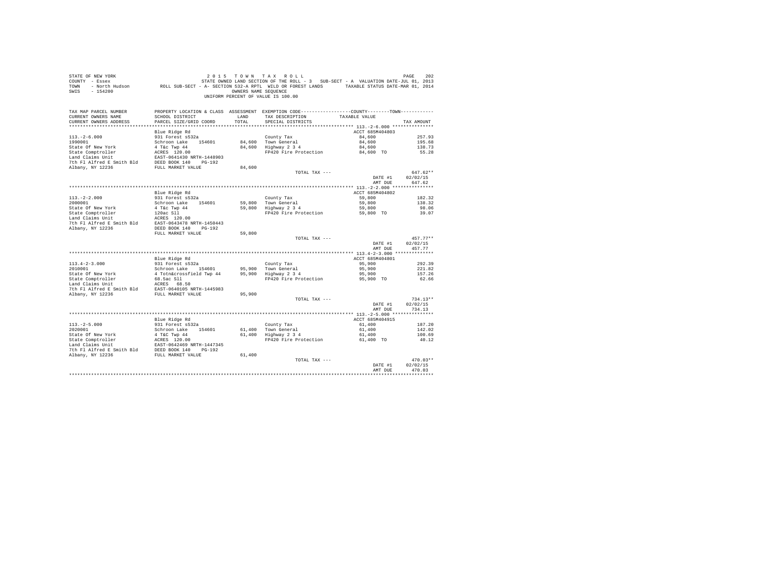STATE OF NEW YORK
COUNTY - Essex
TOWN - North Hudson
SWIS - 154200

2 0 1 5 T O W N T A X R O L L
STATE OWNED LAND SECTION OF THE ROLL - 3 SUB-SECT - A VALUATION DATE-JUL 01, 2013
ROLL SUB-SECT - A- SECTION 532-A RPTL WILD OR FOREST LANDS TAXABLE STATUS DATE-MAR 01, 2014
OWNERS NAME SEQUENCE
UNIFORM PERCENT OF VALUE IS 100.00

| TAX MAP PARCEL NUMBER / CURRENT OWNERS NAME / CURRENT OWNERS ADDRESS | PROPERTY LOCATION & CLASS / SCHOOL DISTRICT / PARCEL SIZE/GRID COORD | ASSESSMENT LAND / TOTAL | EXEMPTION CODE / TAX DESCRIPTION / SPECIAL DISTRICTS | COUNTY--------TOWN TAXABLE VALUE | TAX AMOUNT |
|---|---|---|---|---|---|
| **113.-2-6.000** | Blue Ridge Rd | | | ACCT 685M404803 | |
| 113.-2-6.000 | 931 Forest s532a | | County Tax | 84,600 | 257.93 |
| 1990001 | Schroon Lake 154601 | 84,600 | Town General | 84,600 | 195.68 |
| State Of New York | 4 T&c Twp 44 | 84,600 | Highway 2 3 4 | 84,600 | 138.73 |
| State Comptroller | ACRES 120.00 | | FP420 Fire Protection | 84,600 TO | 55.28 |
| Land Claims Unit | EAST-0641430 NRTH-1448903 | | | | |
| 7th Fl Alfred E Smith Bld | DEED BOOK 140 PG-192 | | | | |
| Albany, NY 12236 | FULL MARKET VALUE | 84,600 | | | |
| | | | TOTAL TAX --- | | 647.62** |
| | | | | DATE #1 | 02/02/15 |
| | | | | AMT DUE | 647.62 |
| **113.-2-2.000** | Blue Ridge Rd | | | ACCT 685M404802 | |
| 113.-2-2.000 | 931 Forest s532a | | County Tax | 59,800 | 182.32 |
| 2000001 | Schroon Lake 154601 | 59,800 | Town General | 59,800 | 138.32 |
| State Of New York | 4 T&c Twp 44 | 59,800 | Highway 2 3 4 | 59,800 | 98.06 |
| State Comptroller | 120ac Sll | | FP420 Fire Protection | 59,800 TO | 39.07 |
| Land Claims Unit | ACRES 120.00 | | | | |
| 7th Fl Alfred E Smith Bld | EAST-0643478 NRTH-1450443 | | | | |
| Albany, NY 12236 | DEED BOOK 140 PG-192 | | | | |
| | FULL MARKET VALUE | 59,800 | | | |
| | | | TOTAL TAX --- | | 457.77** |
| | | | | DATE #1 | 02/02/15 |
| | | | | AMT DUE | 457.77 |
| **113.4-2-3.000** | Blue Ridge Rd | | | ACCT 685M404801 | |
| 113.4-2-3.000 | 931 Forest s532a | | County Tax | 95,900 | 292.39 |
| 2010001 | Schroon Lake 154601 | 95,900 | Town General | 95,900 | 221.82 |
| State Of New York | 4 Totn&crossfield Twp 44 | 95,900 | Highway 2 3 4 | 95,900 | 157.26 |
| State Comptroller | 68.5ac Sll | | FP420 Fire Protection | 95,900 TO | 62.66 |
| Land Claims Unit | ACRES 68.50 | | | | |
| 7th Fl Alfred E Smith Bld | EAST-0640105 NRTH-1445983 | | | | |
| Albany, NY 12236 | FULL MARKET VALUE | 95,900 | | | |
| | | | TOTAL TAX --- | | 734.13** |
| | | | | DATE #1 | 02/02/15 |
| | | | | AMT DUE | 734.13 |
| **113.-2-5.000** | Blue Ridge Rd | | | ACCT 685M404915 | |
| 113.-2-5.000 | 931 Forest s532a | | County Tax | 61,400 | 187.20 |
| 2020001 | Schroon Lake 154601 | 61,400 | Town General | 61,400 | 142.02 |
| State Of New York | 4 T&C Twp 44 | 61,400 | Highway 2 3 4 | 61,400 | 100.69 |
| State Comptroller | ACRES 120.00 | | FP420 Fire Protection | 61,400 TO | 40.12 |
| Land Claims Unit | EAST-0642469 NRTH-1447345 | | | | |
| 7th Fl Alfred E Smith Bld | DEED BOOK 140 PG-192 | | | | |
| Albany, NY 12236 | FULL MARKET VALUE | 61,400 | | | |
| | | | TOTAL TAX --- | | 470.03** |
| | | | | DATE #1 | 02/02/15 |
| | | | | AMT DUE | 470.03 |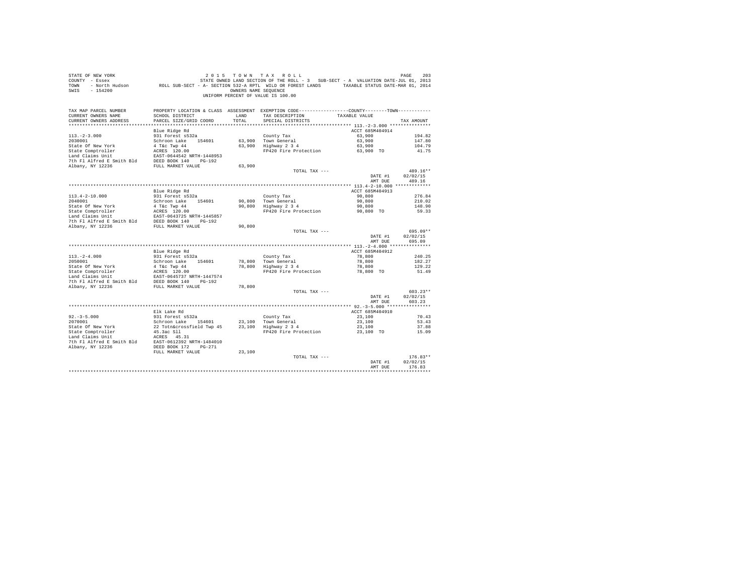STATE OF NEW YORK 2 0 1 5 T O W N T A X R O L L
COUNTY - Essex STATE OWNED LAND SECTION OF THE ROLL - 3 SUB-SECT - A VALUATION DATE-JUL 01, 2013
TOWN - North Hudson ROLL SUB-SECT - A- SECTION 532-A RPTL WILD OR FOREST LANDS TAXABLE STATUS DATE-MAR 01, 2014
SWIS - 154200 OWNERS NAME SEQUENCE
UNIFORM PERCENT OF VALUE IS 100.00

| TAX MAP PARCEL NUMBER / CURRENT OWNERS NAME / CURRENT OWNERS ADDRESS | PROPERTY LOCATION & CLASS / SCHOOL DISTRICT / PARCEL SIZE/GRID COORD | ASSESSMENT LAND / TOTAL | EXEMPTION CODE / TAX DESCRIPTION / SPECIAL DISTRICTS | COUNTY / TOWN TAXABLE VALUE | TAX AMOUNT |
|---|---|---|---|---|---|
| 113.-2-3.000 | Blue Ridge Rd | | | ACCT 685M404914 | |
| 113.-2-3.000 | 931 Forest s532a | | County Tax | 63,900 | 194.82 |
| 2030001 | Schroon Lake 154601 | 63,900 | Town General | 63,900 | 147.80 |
| State Of New York | 4 T&c Twp 44 | 63,900 | Highway 2 3 4 | 63,900 | 104.79 |
| State Comptroller | ACRES 120.00 | | FP420 Fire Protection | 63,900 TO | 41.75 |
| Land Claims Unit | EAST-0644542 NRTH-1448953 | | | | |
| 7th Fl Alfred E Smith Bld | DEED BOOK 140 PG-192 | | | | |
| Albany, NY 12236 | FULL MARKET VALUE | 63,900 | | | |
| | | | TOTAL TAX --- | | 489.16** |
| | | | | DATE #1 | 02/02/15 |
| | | | | AMT DUE | 489.16 |
| 113.4-2-10.000 | Blue Ridge Rd | | | ACCT 685M404913 | |
| 113.4-2-10.000 | 931 Forest s532a | | County Tax | 90,800 | 276.84 |
| 2040001 | Schroon Lake 154601 | 90,800 | Town General | 90,800 | 210.02 |
| State Of New York | 4 T&c Twp 44 | 90,800 | Highway 2 3 4 | 90,800 | 148.90 |
| State Comptroller | ACRES 120.00 | | FP420 Fire Protection | 90,800 TO | 59.33 |
| Land Claims Unit | EAST-0643725 NRTH-1445857 | | | | |
| 7th Fl Alfred E Smith Bld | DEED BOOK 140 PG-192 | | | | |
| Albany, NY 12236 | FULL MARKET VALUE | 90,800 | | | |
| | | | TOTAL TAX --- | | 695.09** |
| | | | | DATE #1 | 02/02/15 |
| | | | | AMT DUE | 695.09 |
| 113.-2-4.000 | Blue Ridge Rd | | | ACCT 685M404912 | |
| 113.-2-4.000 | 931 Forest s532a | | County Tax | 78,800 | 240.25 |
| 2050001 | Schroon Lake 154601 | 78,800 | Town General | 78,800 | 182.27 |
| State Of New York | 4 T&c Twp 44 | 78,800 | Highway 2 3 4 | 78,800 | 129.22 |
| State Comptroller | ACRES 120.00 | | FP420 Fire Protection | 78,800 TO | 51.49 |
| Land Claims Unit | EAST-0645737 NRTH-1447574 | | | | |
| 7th Fl Alfred E Smith Bld | DEED BOOK 140 PG-192 | | | | |
| Albany, NY 12236 | FULL MARKET VALUE | 78,800 | | | |
| | | | TOTAL TAX --- | | 603.23** |
| | | | | DATE #1 | 02/02/15 |
| | | | | AMT DUE | 603.23 |
| 92.-3-5.000 | Elk Lake Rd | | | ACCT 685M404910 | |
| 92.-3-5.000 | 931 Forest s532a | | County Tax | 23,100 | 70.43 |
| 2070001 | Schroon Lake 154601 | 23,100 | Town General | 23,100 | 53.43 |
| State Of New York | 22 Totn&crossfield Twp 45 | 23,100 | Highway 2 3 4 | 23,100 | 37.88 |
| State Comptroller | 45.3ac Sll | | FP420 Fire Protection | 23,100 TO | 15.09 |
| Land Claims Unit | ACRES 45.31 | | | | |
| 7th Fl Alfred E Smith Bld | EAST-0612392 NRTH-1484010 | | | | |
| Albany, NY 12236 | DEED BOOK 172 PG-271 | | | | |
| | FULL MARKET VALUE | 23,100 | | | |
| | | | TOTAL TAX --- | | 176.83** |
| | | | | DATE #1 | 02/02/15 |
| | | | | AMT DUE | 176.83 |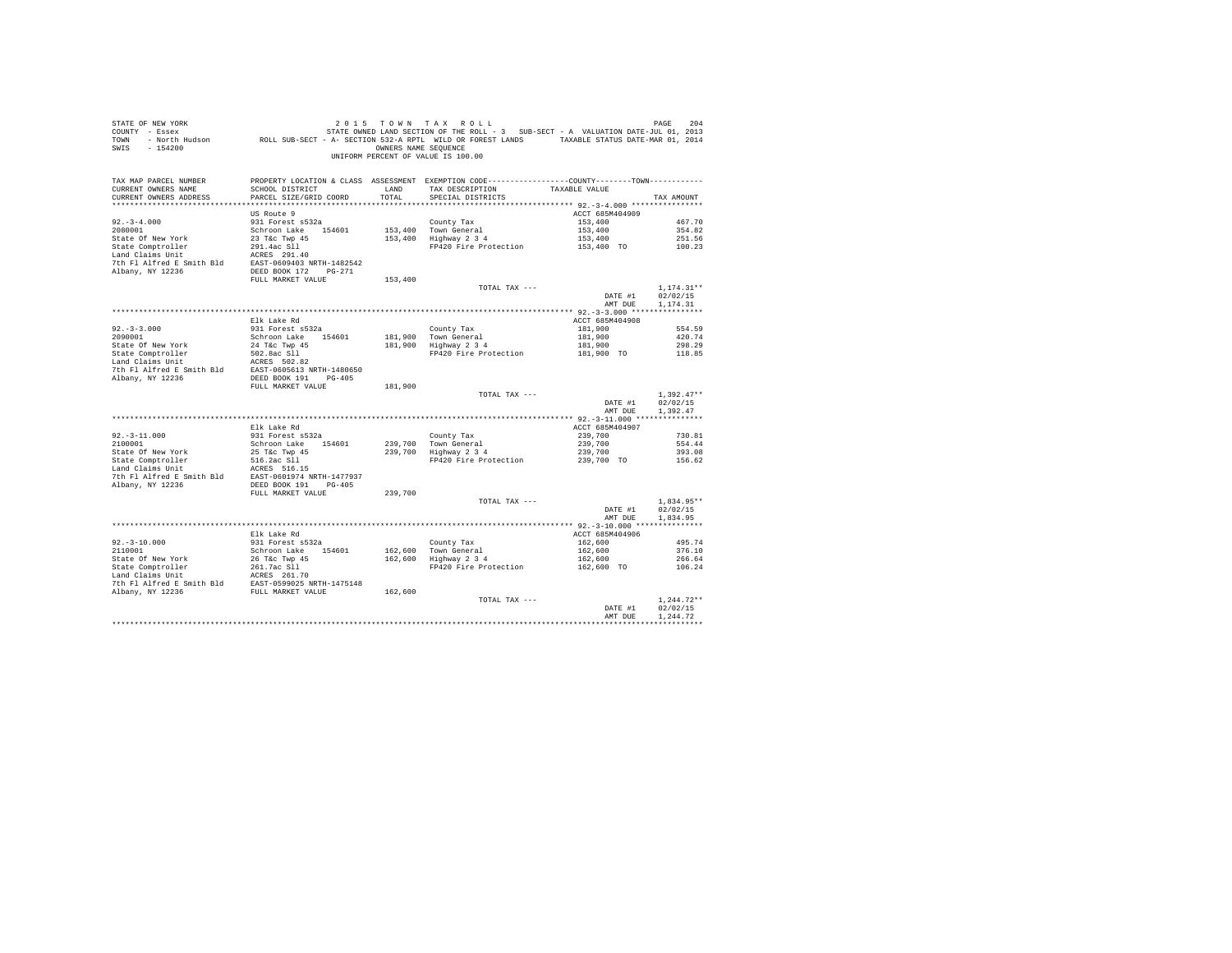STATE OF NEW YORK
COUNTY - Essex
TOWN - North Hudson
SWIS - 154200

2 0 1 5 T O W N T A X R O L L
STATE OWNED LAND SECTION OF THE ROLL - 3 SUB-SECT - A VALUATION DATE-JUL 01, 2013
ROLL SUB-SECT - A- SECTION 532-A RPTL WILD OR FOREST LANDS TAXABLE STATUS DATE-MAR 01, 2014
OWNERS NAME SEQUENCE
UNIFORM PERCENT OF VALUE IS 100.00

| TAX MAP PARCEL NUMBER / CURRENT OWNERS NAME / CURRENT OWNERS ADDRESS | PROPERTY LOCATION & CLASS / SCHOOL DISTRICT / PARCEL SIZE/GRID COORD | ASSESSMENT LAND | TOTAL | EXEMPTION CODE / TAX DESCRIPTION / SPECIAL DISTRICTS | COUNTY--------TOWN TAXABLE VALUE | TAX AMOUNT |
|---|---|---|---|---|---|---|
| **92.-3-4.000** | US Route 9 | | | | ACCT 685M404909 | |
| 92.-3-4.000 | 931 Forest s532a | | | County Tax | 153,400 | 467.70 |
| 2080001 | Schroon Lake 154601 | 153,400 | | Town General | 153,400 | 354.82 |
| State Of New York | 23 T&c Twp 45 | | 153,400 | Highway 2 3 4 | 153,400 | 251.56 |
| State Comptroller | 291.4ac Sll | | | FP420 Fire Protection | 153,400 TO | 100.23 |
| Land Claims Unit | ACRES 291.40 | | | | | |
| 7th Fl Alfred E Smith Bld | EAST-0609403 NRTH-1482542 | | | | | |
| Albany, NY 12236 | DEED BOOK 172 PG-271 | | | | | |
| | FULL MARKET VALUE | | 153,400 | | | |
| | | | | TOTAL TAX --- | | 1,174.31** |
| | | | | | DATE #1 | 02/02/15 |
| | | | | | AMT DUE | 1,174.31 |
| **92.-3-3.000** | Elk Lake Rd | | | | ACCT 685M404908 | |
| 92.-3-3.000 | 931 Forest s532a | | | County Tax | 181,900 | 554.59 |
| 2090001 | Schroon Lake 154601 | 181,900 | | Town General | 181,900 | 420.74 |
| State Of New York | 24 T&c Twp 45 | | 181,900 | Highway 2 3 4 | 181,900 | 298.29 |
| State Comptroller | 502.8ac Sll | | | FP420 Fire Protection | 181,900 TO | 118.85 |
| Land Claims Unit | ACRES 502.82 | | | | | |
| 7th Fl Alfred E Smith Bld | EAST-0605613 NRTH-1480650 | | | | | |
| Albany, NY 12236 | DEED BOOK 191 PG-405 | | | | | |
| | FULL MARKET VALUE | | 181,900 | | | |
| | | | | TOTAL TAX --- | | 1,392.47** |
| | | | | | DATE #1 | 02/02/15 |
| | | | | | AMT DUE | 1,392.47 |
| **92.-3-11.000** | Elk Lake Rd | | | | ACCT 685M404907 | |
| 92.-3-11.000 | 931 Forest s532a | | | County Tax | 239,700 | 730.81 |
| 2100001 | Schroon Lake 154601 | 239,700 | | Town General | 239,700 | 554.44 |
| State Of New York | 25 T&c Twp 45 | | 239,700 | Highway 2 3 4 | 239,700 | 393.08 |
| State Comptroller | 516.2ac Sll | | | FP420 Fire Protection | 239,700 TO | 156.62 |
| Land Claims Unit | ACRES 516.15 | | | | | |
| 7th Fl Alfred E Smith Bld | EAST-0601974 NRTH-1477937 | | | | | |
| Albany, NY 12236 | DEED BOOK 191 PG-405 | | | | | |
| | FULL MARKET VALUE | | 239,700 | | | |
| | | | | TOTAL TAX --- | | 1,834.95** |
| | | | | | DATE #1 | 02/02/15 |
| | | | | | AMT DUE | 1,834.95 |
| **92.-3-10.000** | Elk Lake Rd | | | | ACCT 685M404906 | |
| 92.-3-10.000 | 931 Forest s532a | | | County Tax | 162,600 | 495.74 |
| 2110001 | Schroon Lake 154601 | 162,600 | | Town General | 162,600 | 376.10 |
| State Of New York | 26 T&c Twp 45 | | 162,600 | Highway 2 3 4 | 162,600 | 266.64 |
| State Comptroller | 261.7ac Sll | | | FP420 Fire Protection | 162,600 TO | 106.24 |
| Land Claims Unit | ACRES 261.70 | | | | | |
| 7th Fl Alfred E Smith Bld | EAST-0599025 NRTH-1475148 | | | | | |
| Albany, NY 12236 | FULL MARKET VALUE | | 162,600 | | | |
| | | | | TOTAL TAX --- | | 1,244.72** |
| | | | | | DATE #1 | 02/02/15 |
| | | | | | AMT DUE | 1,244.72 |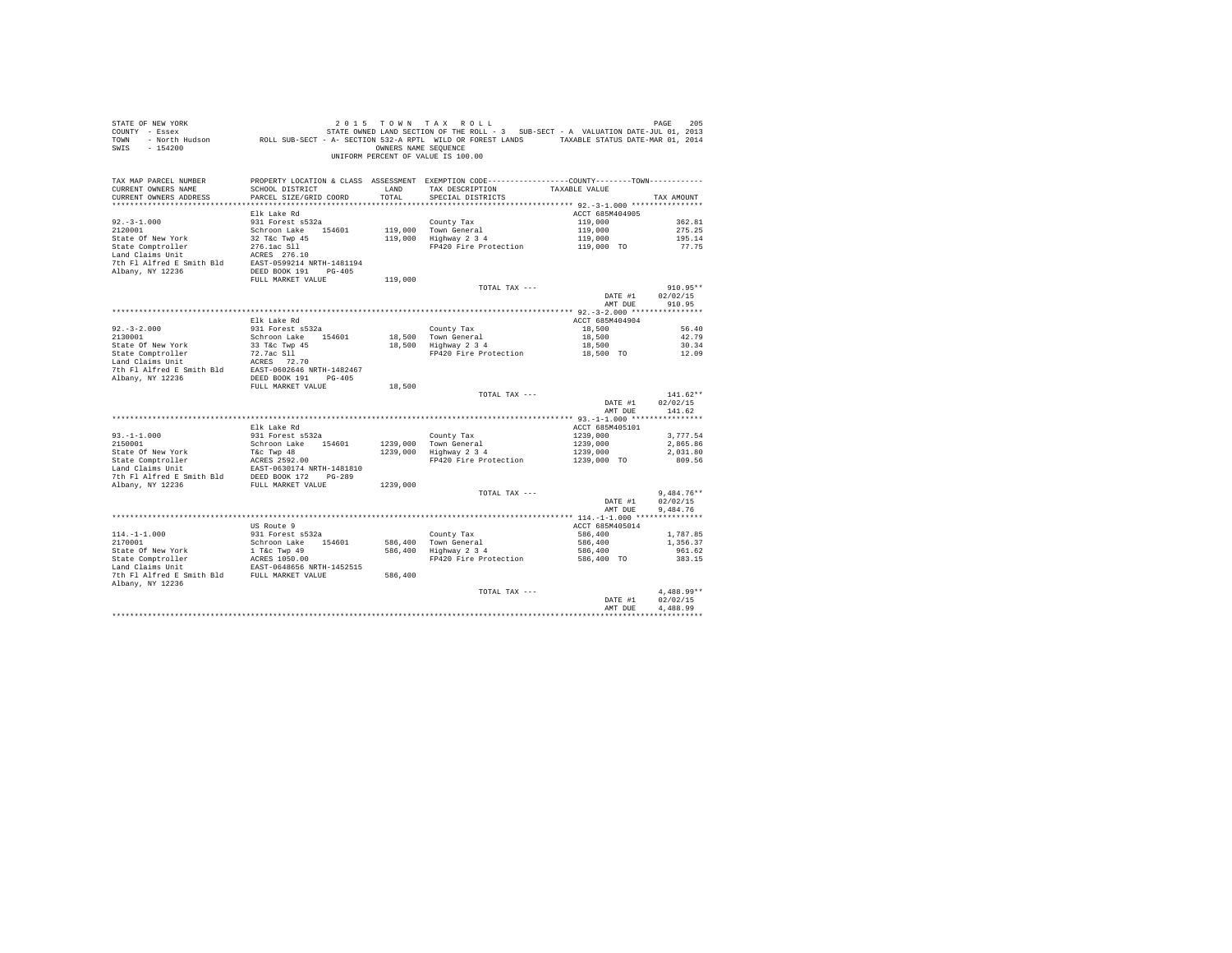STATE OF NEW YORK
COUNTY - Essex
TOWN - North Hudson
SWIS - 154200

2 0 1 5 T O W N T A X R O L L
STATE OWNED LAND SECTION OF THE ROLL - 3 SUB-SECT - A VALUATION DATE-JUL 01, 2013
ROLL SUB-SECT - A- SECTION 532-A RPTL WILD OR FOREST LANDS TAXABLE STATUS DATE-MAR 01, 2014
OWNERS NAME SEQUENCE
UNIFORM PERCENT OF VALUE IS 100.00

| TAX MAP PARCEL NUMBER / CURRENT OWNERS NAME / CURRENT OWNERS ADDRESS | PROPERTY LOCATION & CLASS / SCHOOL DISTRICT / PARCEL SIZE/GRID COORD | ASSESSMENT LAND | TOTAL | EXEMPTION CODE / TAX DESCRIPTION / SPECIAL DISTRICTS | TAXABLE VALUE (COUNTY / TOWN) | TAX AMOUNT |
|---|---|---|---|---|---|---|
| **92.-3-1.000** | Elk Lake Rd | | | | ACCT 685M404905 | |
| 92.-3-1.000 | 931 Forest s532a | | | County Tax | 119,000 | 362.81 |
| 2120001 | Schroon Lake 154601 | 119,000 | | Town General | 119,000 | 275.25 |
| State Of New York | 32 T&c Twp 45 | | 119,000 | Highway 2 3 4 | 119,000 | 195.14 |
| State Comptroller | 276.1ac Sll | | | FP420 Fire Protection | 119,000 TO | 77.75 |
| Land Claims Unit | ACRES 276.10 | | | | | |
| 7th Fl Alfred E Smith Bld | EAST-0599214 NRTH-1481194 | | | | | |
| Albany, NY 12236 | DEED BOOK 191 PG-405 | | | | | |
| | FULL MARKET VALUE | | 119,000 | | | |
| | | | | TOTAL TAX --- | | 910.95** |
| | | | | | DATE #1 | 02/02/15 |
| | | | | | AMT DUE | 910.95 |
| **92.-3-2.000** | Elk Lake Rd | | | | ACCT 685M404904 | |
| 92.-3-2.000 | 931 Forest s532a | | | County Tax | 18,500 | 56.40 |
| 2130001 | Schroon Lake 154601 | 18,500 | | Town General | 18,500 | 42.79 |
| State Of New York | 33 T&c Twp 45 | | 18,500 | Highway 2 3 4 | 18,500 | 30.34 |
| State Comptroller | 72.7ac Sll | | | FP420 Fire Protection | 18,500 TO | 12.09 |
| Land Claims Unit | ACRES 72.70 | | | | | |
| 7th Fl Alfred E Smith Bld | EAST-0602646 NRTH-1482467 | | | | | |
| Albany, NY 12236 | DEED BOOK 191 PG-405 | | | | | |
| | FULL MARKET VALUE | | 18,500 | | | |
| | | | | TOTAL TAX --- | | 141.62** |
| | | | | | DATE #1 | 02/02/15 |
| | | | | | AMT DUE | 141.62 |
| **93.-1-1.000** | Elk Lake Rd | | | | ACCT 685M405101 | |
| 93.-1-1.000 | 931 Forest s532a | | | County Tax | 1239,000 | 3,777.54 |
| 2150001 | Schroon Lake 154601 | 1239,000 | | Town General | 1239,000 | 2,865.86 |
| State Of New York | T&c Twp 48 | | 1239,000 | Highway 2 3 4 | 1239,000 | 2,031.80 |
| State Comptroller | ACRES 2592.00 | | | FP420 Fire Protection | 1239,000 TO | 809.56 |
| Land Claims Unit | EAST-0630174 NRTH-1481810 | | | | | |
| 7th Fl Alfred E Smith Bld | DEED BOOK 172 PG-289 | | | | | |
| Albany, NY 12236 | FULL MARKET VALUE | | 1239,000 | | | |
| | | | | TOTAL TAX --- | | 9,484.76** |
| | | | | | DATE #1 | 02/02/15 |
| | | | | | AMT DUE | 9,484.76 |
| **114.-1-1.000** | US Route 9 | | | | ACCT 685M405014 | |
| 114.-1-1.000 | 931 Forest s532a | | | County Tax | 586,400 | 1,787.85 |
| 2170001 | Schroon Lake 154601 | 586,400 | | Town General | 586,400 | 1,356.37 |
| State Of New York | 1 T&c Twp 49 | | 586,400 | Highway 2 3 4 | 586,400 | 961.62 |
| State Comptroller | ACRES 1050.00 | | | FP420 Fire Protection | 586,400 TO | 383.15 |
| Land Claims Unit | EAST-0648656 NRTH-1452515 | | | | | |
| 7th Fl Alfred E Smith Bld | FULL MARKET VALUE | | 586,400 | | | |
| Albany, NY 12236 | | | | | | |
| | | | | TOTAL TAX --- | | 4,488.99** |
| | | | | | DATE #1 | 02/02/15 |
| | | | | | AMT DUE | 4,488.99 |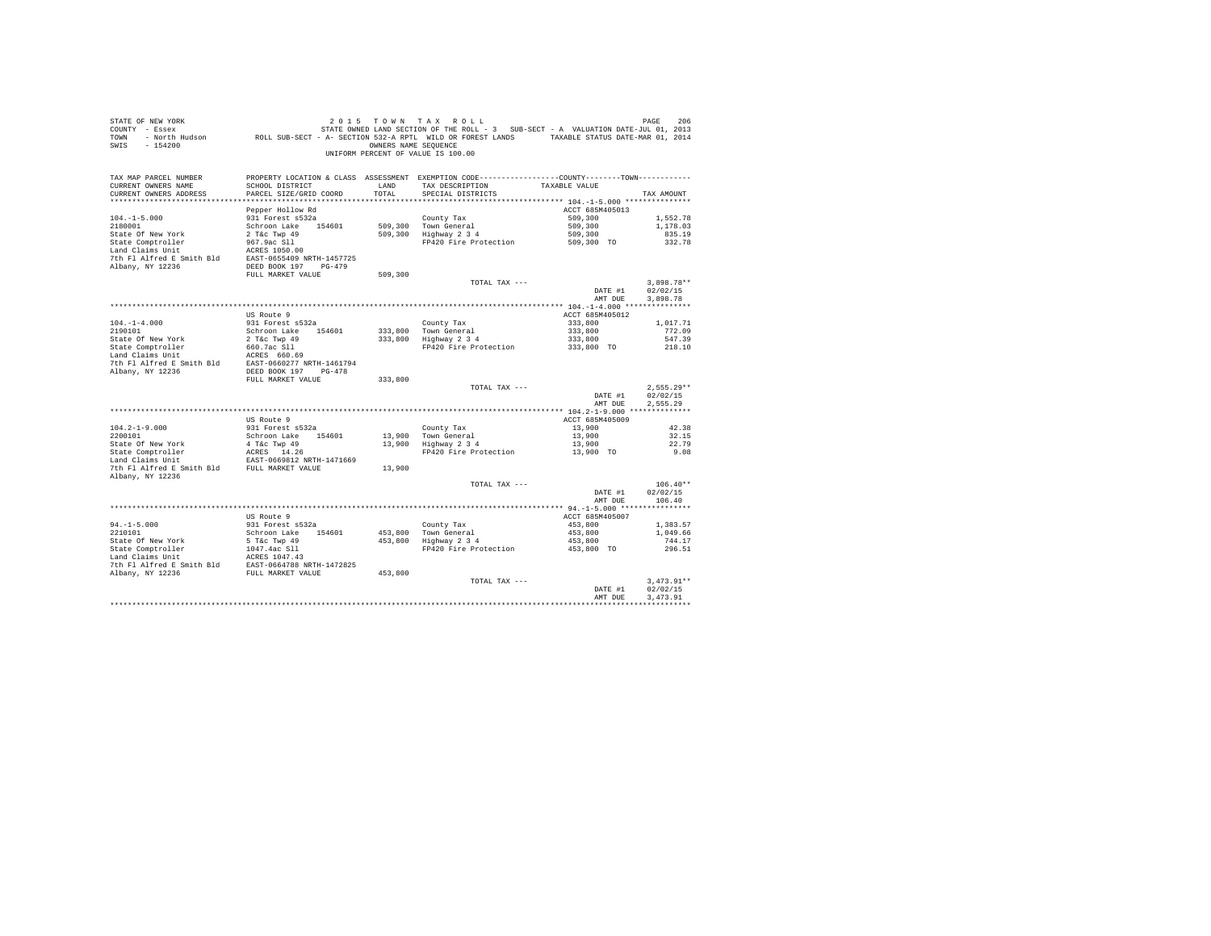STATE OF NEW YORK
COUNTY - Essex
TOWN - North Hudson
SWIS - 154200

2015 TOWN TAX ROLL
STATE OWNED LAND SECTION OF THE ROLL - 3 SUB-SECT - A VALUATION DATE-JUL 01, 2013
ROLL SUB-SECT - A- SECTION 532-A RPTL WILD OR FOREST LANDS TAXABLE STATUS DATE-MAR 01, 2014
OWNERS NAME SEQUENCE
UNIFORM PERCENT OF VALUE IS 100.00

| TAX MAP PARCEL NUMBER / CURRENT OWNERS NAME / CURRENT OWNERS ADDRESS | PROPERTY LOCATION & CLASS / SCHOOL DISTRICT / PARCEL SIZE/GRID COORD | ASSESSMENT LAND | TOTAL | EXEMPTION CODE / TAX DESCRIPTION / SPECIAL DISTRICTS | COUNTY--------TOWN TAXABLE VALUE | TAX AMOUNT |
|---|---|---|---|---|---|---|
| **104.-1-5.000** | Pepper Hollow Rd | | | | ACCT 685M405013 | |
| 104.-1-5.000 | 931 Forest s532a | | | County Tax | 509,300 | 1,552.78 |
| 2180001 | Schroon Lake 154601 | 509,300 | | Town General | 509,300 | 1,178.03 |
| State Of New York | 2 T&c Twp 49 | | 509,300 | Highway 2 3 4 | 509,300 | 835.19 |
| State Comptroller | 967.9ac Sll | | | FP420 Fire Protection | 509,300 TO | 332.78 |
| Land Claims Unit | ACRES 1050.00 | | | | | |
| 7th Fl Alfred E Smith Bld | EAST-0655409 NRTH-1457725 | | | | | |
| Albany, NY 12236 | DEED BOOK 197 PG-479 | | | | | |
| | FULL MARKET VALUE | | 509,300 | | | |
| | | | | TOTAL TAX --- | | 3,898.78** |
| | | | | | DATE #1 | 02/02/15 |
| | | | | | AMT DUE | 3,898.78 |
| **104.-1-4.000** | US Route 9 | | | | ACCT 685M405012 | |
| 104.-1-4.000 | 931 Forest s532a | | | County Tax | 333,800 | 1,017.71 |
| 2190101 | Schroon Lake 154601 | 333,800 | | Town General | 333,800 | 772.09 |
| State Of New York | 2 T&c Twp 49 | | 333,800 | Highway 2 3 4 | 333,800 | 547.39 |
| State Comptroller | 660.7ac Sll | | | FP420 Fire Protection | 333,800 TO | 218.10 |
| Land Claims Unit | ACRES 660.69 | | | | | |
| 7th Fl Alfred E Smith Bld | EAST-0660277 NRTH-1461794 | | | | | |
| Albany, NY 12236 | DEED BOOK 197 PG-478 | | | | | |
| | FULL MARKET VALUE | | 333,800 | | | |
| | | | | TOTAL TAX --- | | 2,555.29** |
| | | | | | DATE #1 | 02/02/15 |
| | | | | | AMT DUE | 2,555.29 |
| **104.2-1-9.000** | US Route 9 | | | | ACCT 685M405009 | |
| 104.2-1-9.000 | 931 Forest s532a | | | County Tax | 13,900 | 42.38 |
| 2200101 | Schroon Lake 154601 | 13,900 | | Town General | 13,900 | 32.15 |
| State Of New York | 4 T&c Twp 49 | | 13,900 | Highway 2 3 4 | 13,900 | 22.79 |
| State Comptroller | ACRES 14.26 | | | FP420 Fire Protection | 13,900 TO | 9.08 |
| Land Claims Unit | EAST-0669812 NRTH-1471669 | | | | | |
| 7th Fl Alfred E Smith Bld | FULL MARKET VALUE | | 13,900 | | | |
| Albany, NY 12236 | | | | | | |
| | | | | TOTAL TAX --- | | 106.40** |
| | | | | | DATE #1 | 02/02/15 |
| | | | | | AMT DUE | 106.40 |
| **94.-1-5.000** | US Route 9 | | | | ACCT 685M405007 | |
| 94.-1-5.000 | 931 Forest s532a | | | County Tax | 453,800 | 1,383.57 |
| 2210101 | Schroon Lake 154601 | 453,800 | | Town General | 453,800 | 1,049.66 |
| State Of New York | 5 T&c Twp 49 | | 453,800 | Highway 2 3 4 | 453,800 | 744.17 |
| State Comptroller | 1047.4ac Sll | | | FP420 Fire Protection | 453,800 TO | 296.51 |
| Land Claims Unit | ACRES 1047.43 | | | | | |
| 7th Fl Alfred E Smith Bld | EAST-0664788 NRTH-1472825 | | | | | |
| Albany, NY 12236 | FULL MARKET VALUE | | 453,800 | | | |
| | | | | TOTAL TAX --- | | 3,473.91** |
| | | | | | DATE #1 | 02/02/15 |
| | | | | | AMT DUE | 3,473.91 |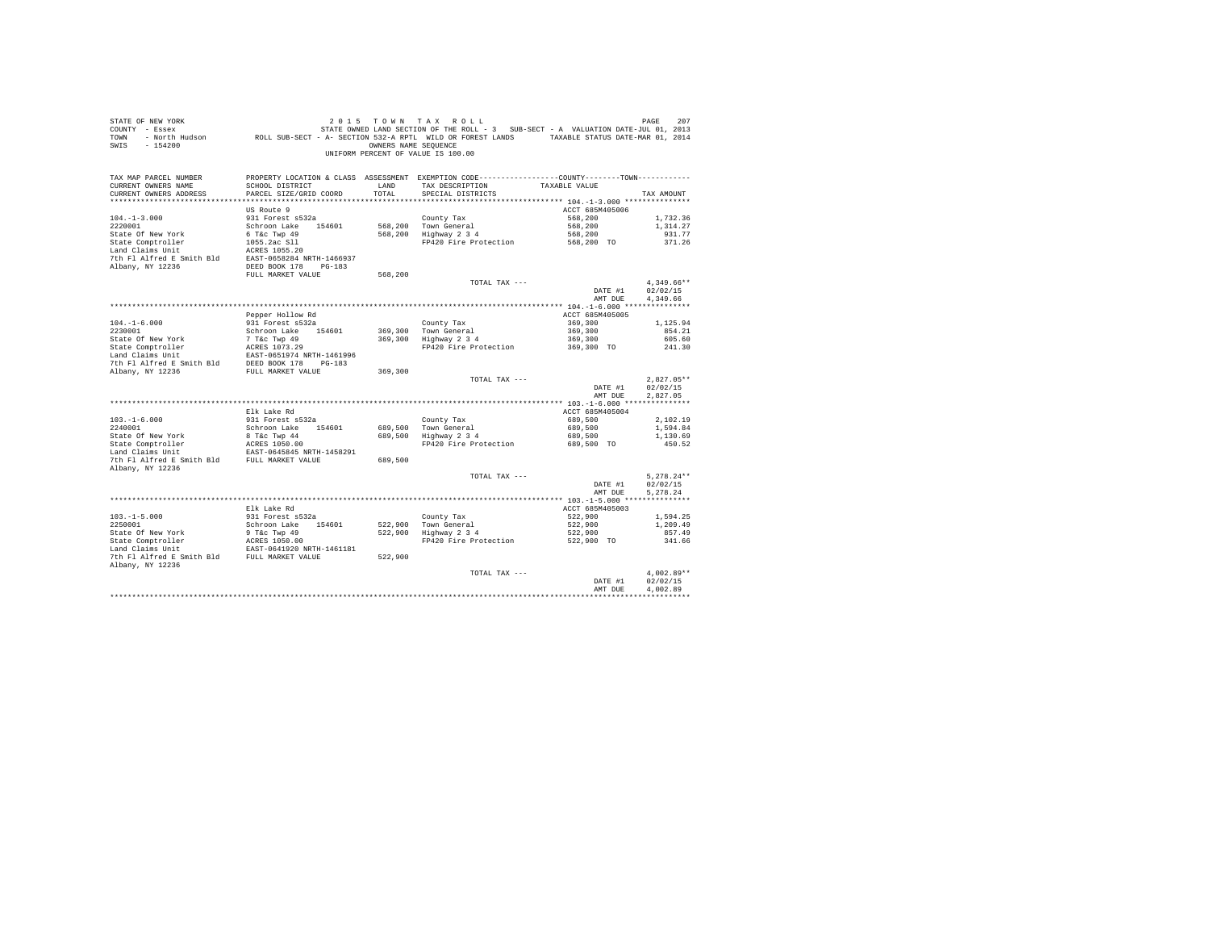STATE OF NEW YORK — 2015 TOWN TAX ROLL
COUNTY - Essex — STATE OWNED LAND SECTION OF THE ROLL - 3 SUB-SECT - A VALUATION DATE-JUL 01, 2013
TOWN - North Hudson — ROLL SUB-SECT - A- SECTION 532-A RPTL WILD OR FOREST LANDS — TAXABLE STATUS DATE-MAR 01, 2014
SWIS - 154200 — OWNERS NAME SEQUENCE
UNIFORM PERCENT OF VALUE IS 100.00

| TAX MAP PARCEL NUMBER / CURRENT OWNERS NAME / CURRENT OWNERS ADDRESS | PROPERTY LOCATION & CLASS / SCHOOL DISTRICT / PARCEL SIZE/GRID COORD | ASSESSMENT LAND / TOTAL | EXEMPTION CODE / TAX DESCRIPTION / SPECIAL DISTRICTS | COUNTY--------TOWN / TAXABLE VALUE | TAX AMOUNT |
|---|---|---|---|---|---|
| **104.-1-3.000** | US Route 9 | | | ACCT 685M405006 | |
| 104.-1-3.000 | 931 Forest s532a | | County Tax | 568,200 | 1,732.36 |
| 2220001 | Schroon Lake 154601 | 568,200 | Town General | 568,200 | 1,314.27 |
| State Of New York | 6 T&c Twp 49 | 568,200 | Highway 2 3 4 | 568,200 | 931.77 |
| State Comptroller | 1055.2ac Sll | | FP420 Fire Protection | 568,200 TO | 371.26 |
| Land Claims Unit | ACRES 1055.20 | | | | |
| 7th Fl Alfred E Smith Bld | EAST-0658284 NRTH-1466937 | | | | |
| Albany, NY 12236 | DEED BOOK 178 PG-183 | | | | |
| | FULL MARKET VALUE | 568,200 | | | |
| | | | TOTAL TAX --- | | 4,349.66** |
| | | | | DATE #1 | 02/02/15 |
| | | | | AMT DUE | 4,349.66 |
| **104.-1-6.000** | Pepper Hollow Rd | | | ACCT 685M405005 | |
| 104.-1-6.000 | 931 Forest s532a | | County Tax | 369,300 | 1,125.94 |
| 2230001 | Schroon Lake 154601 | 369,300 | Town General | 369,300 | 854.21 |
| State Of New York | 7 T&c Twp 49 | 369,300 | Highway 2 3 4 | 369,300 | 605.60 |
| State Comptroller | ACRES 1073.29 | | FP420 Fire Protection | 369,300 TO | 241.30 |
| Land Claims Unit | EAST-0651974 NRTH-1461996 | | | | |
| 7th Fl Alfred E Smith Bld | DEED BOOK 178 PG-183 | | | | |
| Albany, NY 12236 | FULL MARKET VALUE | 369,300 | | | |
| | | | TOTAL TAX --- | | 2,827.05** |
| | | | | DATE #1 | 02/02/15 |
| | | | | AMT DUE | 2,827.05 |
| **103.-1-6.000** | Elk Lake Rd | | | ACCT 685M405004 | |
| 103.-1-6.000 | 931 Forest s532a | | County Tax | 689,500 | 2,102.19 |
| 2240001 | Schroon Lake 154601 | 689,500 | Town General | 689,500 | 1,594.84 |
| State Of New York | 8 T&c Twp 44 | 689,500 | Highway 2 3 4 | 689,500 | 1,130.69 |
| State Comptroller | ACRES 1050.00 | | FP420 Fire Protection | 689,500 TO | 450.52 |
| Land Claims Unit | EAST-0645845 NRTH-1458291 | | | | |
| 7th Fl Alfred E Smith Bld | FULL MARKET VALUE | 689,500 | | | |
| Albany, NY 12236 | | | | | |
| | | | TOTAL TAX --- | | 5,278.24** |
| | | | | DATE #1 | 02/02/15 |
| | | | | AMT DUE | 5,278.24 |
| **103.-1-5.000** | Elk Lake Rd | | | ACCT 685M405003 | |
| 103.-1-5.000 | 931 Forest s532a | | County Tax | 522,900 | 1,594.25 |
| 2250001 | Schroon Lake 154601 | 522,900 | Town General | 522,900 | 1,209.49 |
| State Of New York | 9 T&c Twp 49 | 522,900 | Highway 2 3 4 | 522,900 | 857.49 |
| State Comptroller | ACRES 1050.00 | | FP420 Fire Protection | 522,900 TO | 341.66 |
| Land Claims Unit | EAST-0641920 NRTH-1461181 | | | | |
| 7th Fl Alfred E Smith Bld | FULL MARKET VALUE | 522,900 | | | |
| Albany, NY 12236 | | | | | |
| | | | TOTAL TAX --- | | 4,002.89** |
| | | | | DATE #1 | 02/02/15 |
| | | | | AMT DUE | 4,002.89 |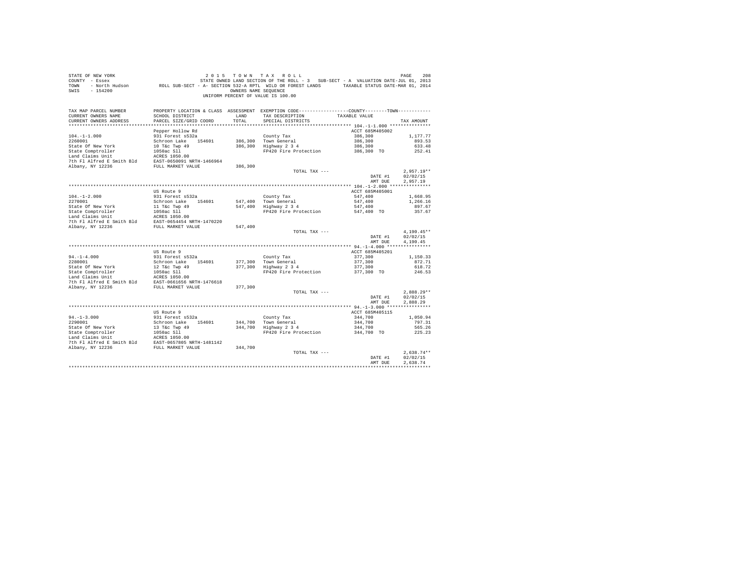STATE OF NEW YORK — 2 0 1 5 T O W N T A X R O L L
COUNTY - Essex — STATE OWNED LAND SECTION OF THE ROLL - 3 SUB-SECT - A VALUATION DATE-JUL 01, 2013
TOWN - North Hudson — ROLL SUB-SECT - A- SECTION 532-A RPTL WILD OR FOREST LANDS — TAXABLE STATUS DATE-MAR 01, 2014
SWIS - 154200 — OWNERS NAME SEQUENCE
UNIFORM PERCENT OF VALUE IS 100.00

```
TAX MAP PARCEL NUMBER      PROPERTY LOCATION & CLASS  ASSESSMENT  EXEMPTION CODE-----------------COUNTY--------TOWN-----------
CURRENT OWNERS NAME        SCHOOL DISTRICT            LAND        TAX DESCRIPTION           TAXABLE VALUE
CURRENT OWNERS ADDRESS     PARCEL SIZE/GRID COORD     TOTAL       SPECIAL DISTRICTS                                     TAX AMOUNT
********************************************************************************************** 104.-1-1.000 ***************
                           Pepper Hollow Rd                                                 ACCT 685M405002
104.-1-1.000               931 Forest s532a                       County Tax                 386,300                1,177.77
2260001                    Schroon Lake    154601     386,300     Town General               386,300                  893.53
State Of New York          10 T&c Twp 49              386,300     Highway 2 3 4              386,300                  633.48
State Comptroller          1050ac Sll                             FP420 Fire Protection      386,300 TO               252.41
Land Claims Unit           ACRES 1050.00
7th Fl Alfred E Smith Bld  EAST-0650091 NRTH-1466964
Albany, NY 12236           FULL MARKET VALUE          386,300
                                                                  TOTAL TAX ---                                    2,957.19**
                                                                                             DATE #1              02/02/15
                                                                                             AMT DUE              2,957.19
********************************************************************************************** 104.-1-2.000 ***************
                           US Route 9                                                       ACCT 685M405001
104.-1-2.000               931 Forest s532a                       County Tax                 547,400                1,668.95
2270001                    Schroon Lake    154601     547,400     Town General               547,400                1,266.16
State Of New York          11 T&c Twp 49              547,400     Highway 2 3 4              547,400                  897.67
State Comptroller          1050ac Sll                             FP420 Fire Protection      547,400 TO               357.67
Land Claims Unit           ACRES 1050.00
7th Fl Alfred E Smith Bld  EAST-0654454 NRTH-1470220
Albany, NY 12236           FULL MARKET VALUE          547,400
                                                                  TOTAL TAX ---                                    4,190.45**
                                                                                             DATE #1              02/02/15
                                                                                             AMT DUE              4,190.45
********************************************************************************************** 94.-1-4.000 ****************
                           US Route 9                                                       ACCT 685M405201
94.-1-4.000                931 Forest s532a                       County Tax                 377,300                1,150.33
2280001                    Schroon Lake    154601     377,300     Town General               377,300                  872.71
State Of New York          12 T&c Twp 49              377,300     Highway 2 3 4              377,300                  618.72
State Comptroller          1050ac Sll                             FP420 Fire Protection      377,300 TO               246.53
Land Claims Unit           ACRES 1050.00
7th Fl Alfred E Smith Bld  EAST-0661656 NRTH-1476618
Albany, NY 12236           FULL MARKET VALUE          377,300
                                                                  TOTAL TAX ---                                    2,888.29**
                                                                                             DATE #1              02/02/15
                                                                                             AMT DUE              2,888.29
********************************************************************************************** 94.-1-3.000 ****************
                           US Route 9                                                       ACCT 685M405115
94.-1-3.000                931 Forest s532a                       County Tax                 344,700                1,050.94
2290001                    Schroon Lake    154601     344,700     Town General               344,700                  797.31
State Of New York          13 T&c Twp 49              344,700     Highway 2 3 4              344,700                  565.26
State Comptroller          1050ac Sll                             FP420 Fire Protection      344,700 TO               225.23
Land Claims Unit           ACRES 1050.00
7th Fl Alfred E Smith Bld  EAST-0657805 NRTH-1481142
Albany, NY 12236           FULL MARKET VALUE          344,700
                                                                  TOTAL TAX ---                                    2,638.74**
                                                                                             DATE #1              02/02/15
                                                                                             AMT DUE              2,638.74
****************************************************************************************************************************
```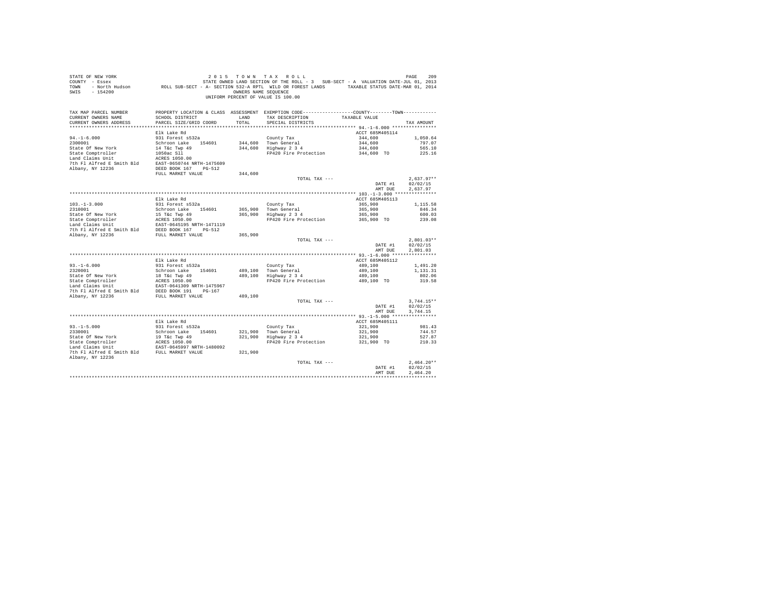STATE OF NEW YORK 2 0 1 5 T O W N T A X R O L L
COUNTY - Essex STATE OWNED LAND SECTION OF THE ROLL - 3 SUB-SECT - A VALUATION DATE-JUL 01, 2013
TOWN - North Hudson ROLL SUB-SECT - A- SECTION 532-A RPTL WILD OR FOREST LANDS TAXABLE STATUS DATE-MAR 01, 2014
SWIS - 154200 OWNERS NAME SEQUENCE
UNIFORM PERCENT OF VALUE IS 100.00

| TAX MAP PARCEL NUMBER / CURRENT OWNERS NAME / CURRENT OWNERS ADDRESS | PROPERTY LOCATION & CLASS / SCHOOL DISTRICT / PARCEL SIZE/GRID COORD | ASSESSMENT LAND / TOTAL | EXEMPTION CODE / TAX DESCRIPTION / SPECIAL DISTRICTS | COUNTY--------TOWN / TAXABLE VALUE | TAX AMOUNT |
|---|---|---|---|---|---|
| **94.-1-6.000** | Elk Lake Rd | | | ACCT 685M405114 | |
| 94.-1-6.000 | 931 Forest s532a | | County Tax | 344,600 | 1,050.64 |
| 2300001 | Schroon Lake 154601 | 344,600 | Town General | 344,600 | 797.07 |
| State Of New York | 14 T&c Twp 49 | 344,600 | Highway 2 3 4 | 344,600 | 565.10 |
| State Comptroller | 1050ac Sll | | FP420 Fire Protection | 344,600 TO | 225.16 |
| Land Claims Unit | ACRES 1050.00 | | | | |
| 7th Fl Alfred E Smith Bld | EAST-0650744 NRTH-1475609 | | | | |
| Albany, NY 12236 | DEED BOOK 167 PG-512 | | | | |
| | FULL MARKET VALUE | 344,600 | | | |
| | | | TOTAL TAX --- | | 2,637.97** |
| | | | | DATE #1 | 02/02/15 |
| | | | | AMT DUE | 2,637.97 |
| **103.-1-3.000** | Elk Lake Rd | | | ACCT 685M405113 | |
| 103.-1-3.000 | 931 Forest s532a | | County Tax | 365,900 | 1,115.58 |
| 2310001 | Schroon Lake 154601 | 365,900 | Town General | 365,900 | 846.34 |
| State Of New York | 15 T&c Twp 49 | 365,900 | Highway 2 3 4 | 365,900 | 600.03 |
| State Comptroller | ACRES 1050.00 | | FP420 Fire Protection | 365,900 TO | 239.08 |
| Land Claims Unit | EAST-0645195 NRTH-1471119 | | | | |
| 7th Fl Alfred E Smith Bld | DEED BOOK 167 PG-512 | | | | |
| Albany, NY 12236 | FULL MARKET VALUE | 365,900 | | | |
| | | | TOTAL TAX --- | | 2,801.03** |
| | | | | DATE #1 | 02/02/15 |
| | | | | AMT DUE | 2,801.03 |
| **93.-1-6.000** | Elk Lake Rd | | | ACCT 685M405112 | |
| 93.-1-6.000 | 931 Forest s532a | | County Tax | 489,100 | 1,491.20 |
| 2320001 | Schroon Lake 154601 | 489,100 | Town General | 489,100 | 1,131.31 |
| State Of New York | 18 T&c Twp 49 | 489,100 | Highway 2 3 4 | 489,100 | 802.06 |
| State Comptroller | ACRES 1050.00 | | FP420 Fire Protection | 489,100 TO | 319.58 |
| Land Claims Unit | EAST-0641309 NRTH-1475967 | | | | |
| 7th Fl Alfred E Smith Bld | DEED BOOK 191 PG-167 | | | | |
| Albany, NY 12236 | FULL MARKET VALUE | 489,100 | | | |
| | | | TOTAL TAX --- | | 3,744.15** |
| | | | | DATE #1 | 02/02/15 |
| | | | | AMT DUE | 3,744.15 |
| **93.-1-5.000** | Elk Lake Rd | | | ACCT 685M405111 | |
| 93.-1-5.000 | 931 Forest s532a | | County Tax | 321,900 | 981.43 |
| 2330001 | Schroon Lake 154601 | 321,900 | Town General | 321,900 | 744.57 |
| State Of New York | 19 T&c Twp 49 | 321,900 | Highway 2 3 4 | 321,900 | 527.87 |
| State Comptroller | ACRES 1050.00 | | FP420 Fire Protection | 321,900 TO | 210.33 |
| Land Claims Unit | EAST-0645997 NRTH-1480092 | | | | |
| 7th Fl Alfred E Smith Bld | FULL MARKET VALUE | 321,900 | | | |
| Albany, NY 12236 | | | | | |
| | | | TOTAL TAX --- | | 2,464.20** |
| | | | | DATE #1 | 02/02/15 |
| | | | | AMT DUE | 2,464.20 |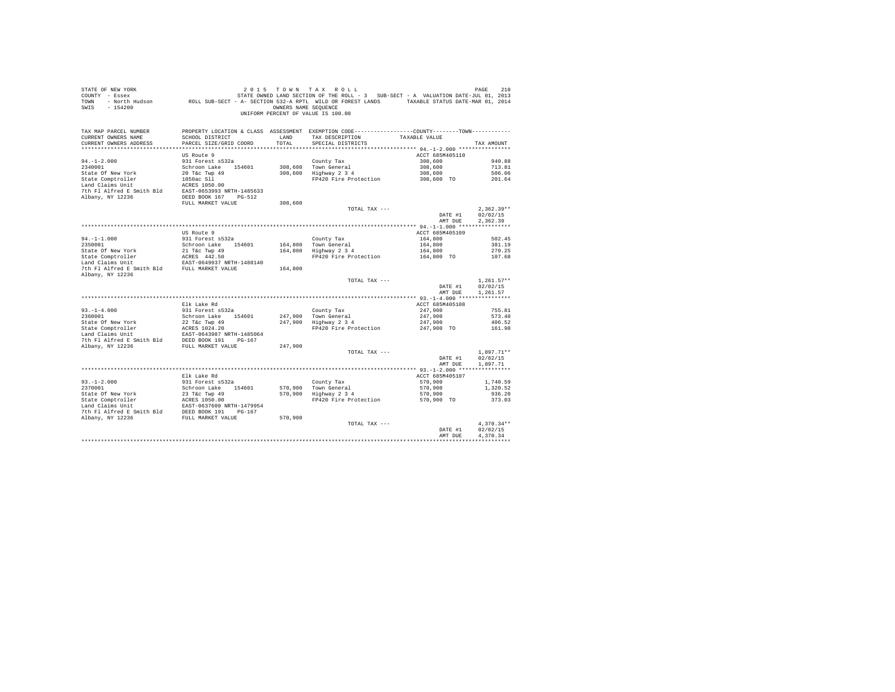STATE OF NEW YORK
COUNTY - Essex
TOWN - North Hudson
SWIS - 154200

2 0 1 5 T O W N T A X R O L L
STATE OWNED LAND SECTION OF THE ROLL - 3 SUB-SECT - A VALUATION DATE-JUL 01, 2013
ROLL SUB-SECT - A- SECTION 532-A RPTL WILD OR FOREST LANDS TAXABLE STATUS DATE-MAR 01, 2014
OWNERS NAME SEQUENCE
UNIFORM PERCENT OF VALUE IS 100.00

| TAX MAP PARCEL NUMBER / CURRENT OWNERS NAME / CURRENT OWNERS ADDRESS | PROPERTY LOCATION & CLASS / SCHOOL DISTRICT / PARCEL SIZE/GRID COORD | ASSESSMENT LAND / TOTAL | EXEMPTION CODE / TAX DESCRIPTION / SPECIAL DISTRICTS | COUNTY--------TOWN / TAXABLE VALUE | TAX AMOUNT |
|---|---|---|---|---|---|
| **94.-1-2.000** | US Route 9 | | | ACCT 685M405110 | |
| 94.-1-2.000 | 931 Forest s532a | | County Tax | 308,600 | 940.88 |
| 2340001 | Schroon Lake 154601 | 308,600 | Town General | 308,600 | 713.81 |
| State Of New York | 20 T&c Twp 49 | 308,600 | Highway 2 3 4 | 308,600 | 506.06 |
| State Comptroller | 1050ac Sll | | FP420 Fire Protection | 308,600 TO | 201.64 |
| Land Claims Unit | ACRES 1050.00 | | | | |
| 7th Fl Alfred E Smith Bld | EAST-0653993 NRTH-1485633 | | | | |
| Albany, NY 12236 | DEED BOOK 167 PG-512 | | | | |
| | FULL MARKET VALUE | 308,600 | | | |
| | | | TOTAL TAX --- | | 2,362.39** |
| | | | | DATE #1 | 02/02/15 |
| | | | | AMT DUE | 2,362.39 |
| **94.-1-1.000** | US Route 9 | | | ACCT 685M405109 | |
| 94.-1-1.000 | 931 Forest s532a | | County Tax | 164,800 | 502.45 |
| 2350001 | Schroon Lake 154601 | 164,800 | Town General | 164,800 | 381.19 |
| State Of New York | 21 T&c Twp 49 | 164,800 | Highway 2 3 4 | 164,800 | 270.25 |
| State Comptroller | ACRES 442.50 | | FP420 Fire Protection | 164,800 TO | 107.68 |
| Land Claims Unit | EAST-0649937 NRTH-1488140 | | | | |
| 7th Fl Alfred E Smith Bld | FULL MARKET VALUE | 164,800 | | | |
| Albany, NY 12236 | | | | | |
| | | | TOTAL TAX --- | | 1,261.57** |
| | | | | DATE #1 | 02/02/15 |
| | | | | AMT DUE | 1,261.57 |
| **93.-1-4.000** | Elk Lake Rd | | | ACCT 685M405108 | |
| 93.-1-4.000 | 931 Forest s532a | | County Tax | 247,900 | 755.81 |
| 2360001 | Schroon Lake 154601 | 247,900 | Town General | 247,900 | 573.40 |
| State Of New York | 22 T&c Twp 49 | 247,900 | Highway 2 3 4 | 247,900 | 406.52 |
| State Comptroller | ACRES 1024.20 | | FP420 Fire Protection | 247,900 TO | 161.98 |
| Land Claims Unit | EAST-0643987 NRTH-1485064 | | | | |
| 7th Fl Alfred E Smith Bld | DEED BOOK 191 PG-167 | | | | |
| Albany, NY 12236 | FULL MARKET VALUE | 247,900 | | | |
| | | | TOTAL TAX --- | | 1,897.71** |
| | | | | DATE #1 | 02/02/15 |
| | | | | AMT DUE | 1,897.71 |
| **93.-1-2.000** | Elk Lake Rd | | | ACCT 685M405107 | |
| 93.-1-2.000 | 931 Forest s532a | | County Tax | 570,900 | 1,740.59 |
| 2370001 | Schroon Lake 154601 | 570,900 | Town General | 570,900 | 1,320.52 |
| State Of New York | 23 T&c Twp 49 | 570,900 | Highway 2 3 4 | 570,900 | 936.20 |
| State Comptroller | ACRES 1050.00 | | FP420 Fire Protection | 570,900 TO | 373.03 |
| Land Claims Unit | EAST-0637600 NRTH-1479954 | | | | |
| 7th Fl Alfred E Smith Bld | DEED BOOK 191 PG-167 | | | | |
| Albany, NY 12236 | FULL MARKET VALUE | 570,900 | | | |
| | | | TOTAL TAX --- | | 4,370.34** |
| | | | | DATE #1 | 02/02/15 |
| | | | | AMT DUE | 4,370.34 |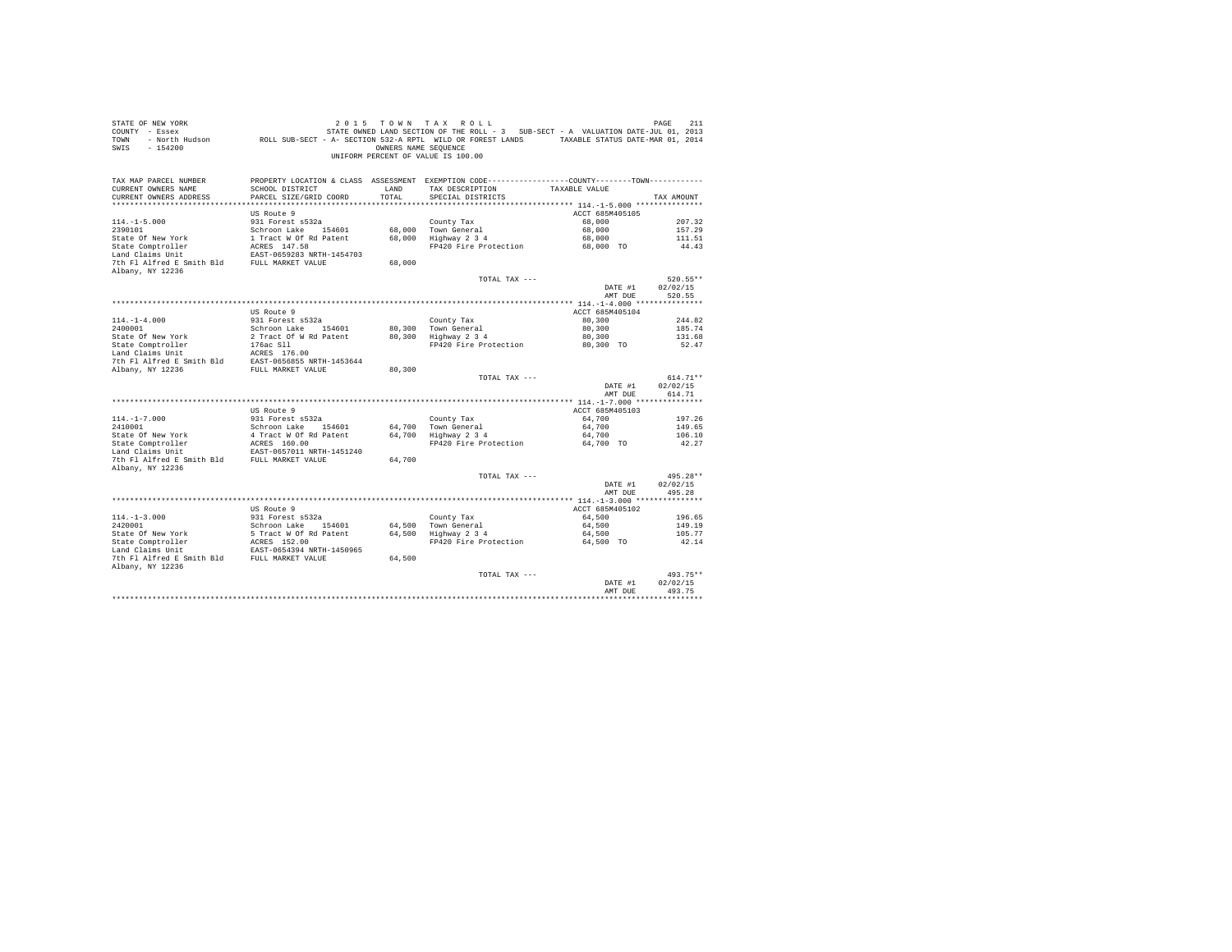STATE OF NEW YORK
COUNTY - Essex
TOWN - North Hudson
SWIS - 154200

2 0 1 5 T O W N T A X R O L L
STATE OWNED LAND SECTION OF THE ROLL - 3 SUB-SECT - A VALUATION DATE-JUL 01, 2013
ROLL SUB-SECT - A- SECTION 532-A RPTL WILD OR FOREST LANDS TAXABLE STATUS DATE-MAR 01, 2014
OWNERS NAME SEQUENCE
UNIFORM PERCENT OF VALUE IS 100.00

| TAX MAP PARCEL NUMBER / CURRENT OWNERS NAME / CURRENT OWNERS ADDRESS | PROPERTY LOCATION & CLASS / SCHOOL DISTRICT / PARCEL SIZE/GRID COORD | ASSESSMENT LAND / TOTAL | EXEMPTION CODE / TAX DESCRIPTION / SPECIAL DISTRICTS | COUNTY--------TOWN / TAXABLE VALUE | TAX AMOUNT |
|---|---|---|---|---|---|
| **114.-1-5.000** | US Route 9 | | | ACCT 685M405105 | |
| 114.-1-5.000 | 931 Forest s532a | | County Tax | 68,000 | 207.32 |
| 2390101 | Schroon Lake 154601 | 68,000 | Town General | 68,000 | 157.29 |
| State Of New York | 1 Tract W Of Rd Patent | 68,000 | Highway 2 3 4 | 68,000 | 111.51 |
| State Comptroller | ACRES 147.58 | | FP420 Fire Protection | 68,000 TO | 44.43 |
| Land Claims Unit | EAST-0659283 NRTH-1454703 | | | | |
| 7th Fl Alfred E Smith Bld | FULL MARKET VALUE | 68,000 | | | |
| Albany, NY 12236 | | | | | |
| | | | TOTAL TAX --- | | 520.55** |
| | | | | DATE #1 | 02/02/15 |
| | | | | AMT DUE | 520.55 |
| **114.-1-4.000** | US Route 9 | | | ACCT 685M405104 | |
| 114.-1-4.000 | 931 Forest s532a | | County Tax | 80,300 | 244.82 |
| 2400001 | Schroon Lake 154601 | 80,300 | Town General | 80,300 | 185.74 |
| State Of New York | 2 Tract Of W Rd Patent | 80,300 | Highway 2 3 4 | 80,300 | 131.68 |
| State Comptroller | 176ac Sll | | FP420 Fire Protection | 80,300 TO | 52.47 |
| Land Claims Unit | ACRES 176.00 | | | | |
| 7th Fl Alfred E Smith Bld | EAST-0656855 NRTH-1453644 | | | | |
| Albany, NY 12236 | FULL MARKET VALUE | 80,300 | | | |
| | | | TOTAL TAX --- | | 614.71** |
| | | | | DATE #1 | 02/02/15 |
| | | | | AMT DUE | 614.71 |
| **114.-1-7.000** | US Route 9 | | | ACCT 685M405103 | |
| 114.-1-7.000 | 931 Forest s532a | | County Tax | 64,700 | 197.26 |
| 2410001 | Schroon Lake 154601 | 64,700 | Town General | 64,700 | 149.65 |
| State Of New York | 4 Tract W Of Rd Patent | 64,700 | Highway 2 3 4 | 64,700 | 106.10 |
| State Comptroller | ACRES 160.00 | | FP420 Fire Protection | 64,700 TO | 42.27 |
| Land Claims Unit | EAST-0657011 NRTH-1451240 | | | | |
| 7th Fl Alfred E Smith Bld | FULL MARKET VALUE | 64,700 | | | |
| Albany, NY 12236 | | | | | |
| | | | TOTAL TAX --- | | 495.28** |
| | | | | DATE #1 | 02/02/15 |
| | | | | AMT DUE | 495.28 |
| **114.-1-3.000** | US Route 9 | | | ACCT 685M405102 | |
| 114.-1-3.000 | 931 Forest s532a | | County Tax | 64,500 | 196.65 |
| 2420001 | Schroon Lake 154601 | 64,500 | Town General | 64,500 | 149.19 |
| State Of New York | 5 Tract W Of Rd Patent | 64,500 | Highway 2 3 4 | 64,500 | 105.77 |
| State Comptroller | ACRES 152.00 | | FP420 Fire Protection | 64,500 TO | 42.14 |
| Land Claims Unit | EAST-0654394 NRTH-1450965 | | | | |
| 7th Fl Alfred E Smith Bld | FULL MARKET VALUE | 64,500 | | | |
| Albany, NY 12236 | | | | | |
| | | | TOTAL TAX --- | | 493.75** |
| | | | | DATE #1 | 02/02/15 |
| | | | | AMT DUE | 493.75 |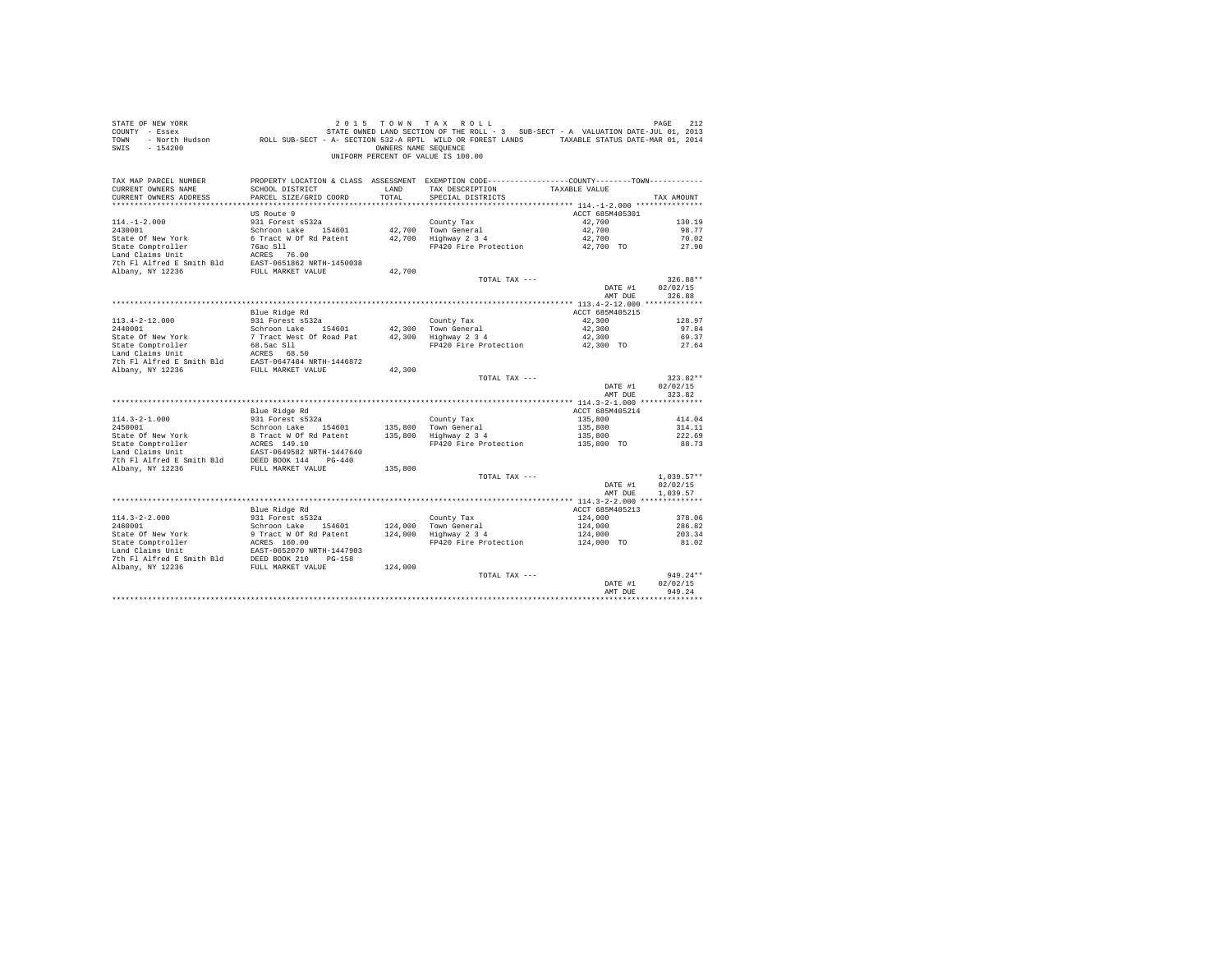STATE OF NEW YORK  2 0 1 5  T O W N  T A X  R O L L
COUNTY - Essex  STATE OWNED LAND SECTION OF THE ROLL - 3  SUB-SECT - A  VALUATION DATE-JUL 01, 2013
TOWN - North Hudson  ROLL SUB-SECT - A- SECTION 532-A RPTL WILD OR FOREST LANDS  TAXABLE STATUS DATE-MAR 01, 2014
SWIS - 154200  OWNERS NAME SEQUENCE
UNIFORM PERCENT OF VALUE IS 100.00

| TAX MAP PARCEL NUMBER / CURRENT OWNERS NAME / CURRENT OWNERS ADDRESS | PROPERTY LOCATION & CLASS / SCHOOL DISTRICT / PARCEL SIZE/GRID COORD | ASSESSMENT LAND | ASSESSMENT TOTAL | EXEMPTION CODE / TAX DESCRIPTION / SPECIAL DISTRICTS | COUNTY/TOWN TAXABLE VALUE | TAX AMOUNT |
|---|---|---|---|---|---|---|
| 114.-1-2.000 | US Route 9 | | | | ACCT 685M405301 | |
| 114.-1-2.000 | 931 Forest s532a | | | County Tax | 42,700 | 130.19 |
| 2430001 | Schroon Lake 154601 | 42,700 | | Town General | 42,700 | 98.77 |
| State Of New York | 6 Tract W Of Rd Patent | | 42,700 | Highway 2 3 4 | 42,700 | 70.02 |
| State Comptroller | 76ac Sll | | | FP420 Fire Protection | 42,700 TO | 27.90 |
| Land Claims Unit | ACRES 76.00 | | | | | |
| 7th Fl Alfred E Smith Bld | EAST-0651862 NRTH-1450038 | | | | | |
| Albany, NY 12236 | FULL MARKET VALUE | | 42,700 | | | |
| | | | | TOTAL TAX --- | | 326.88** |
| | | | | | DATE #1 | 02/02/15 |
| | | | | | AMT DUE | 326.88 |
| 113.4-2-12.000 | Blue Ridge Rd | | | | ACCT 685M405215 | |
| 113.4-2-12.000 | 931 Forest s532a | | | County Tax | 42,300 | 128.97 |
| 2440001 | Schroon Lake 154601 | 42,300 | | Town General | 42,300 | 97.84 |
| State Of New York | 7 Tract West Of Road Pat | | 42,300 | Highway 2 3 4 | 42,300 | 69.37 |
| State Comptroller | 68.5ac Sll | | | FP420 Fire Protection | 42,300 TO | 27.64 |
| Land Claims Unit | ACRES 68.50 | | | | | |
| 7th Fl Alfred E Smith Bld | EAST-0647484 NRTH-1446872 | | | | | |
| Albany, NY 12236 | FULL MARKET VALUE | | 42,300 | | | |
| | | | | TOTAL TAX --- | | 323.82** |
| | | | | | DATE #1 | 02/02/15 |
| | | | | | AMT DUE | 323.82 |
| 114.3-2-1.000 | Blue Ridge Rd | | | | ACCT 685M405214 | |
| 114.3-2-1.000 | 931 Forest s532a | | | County Tax | 135,800 | 414.04 |
| 2450001 | Schroon Lake 154601 | 135,800 | | Town General | 135,800 | 314.11 |
| State Of New York | 8 Tract W Of Rd Patent | | 135,800 | Highway 2 3 4 | 135,800 | 222.69 |
| State Comptroller | ACRES 149.10 | | | FP420 Fire Protection | 135,800 TO | 88.73 |
| Land Claims Unit | EAST-0649582 NRTH-1447640 | | | | | |
| 7th Fl Alfred E Smith Bld | DEED BOOK 144 PG-440 | | | | | |
| Albany, NY 12236 | FULL MARKET VALUE | | 135,800 | | | |
| | | | | TOTAL TAX --- | | 1,039.57** |
| | | | | | DATE #1 | 02/02/15 |
| | | | | | AMT DUE | 1,039.57 |
| 114.3-2-2.000 | Blue Ridge Rd | | | | ACCT 685M405213 | |
| 114.3-2-2.000 | 931 Forest s532a | | | County Tax | 124,000 | 378.06 |
| 2460001 | Schroon Lake 154601 | 124,000 | | Town General | 124,000 | 286.82 |
| State Of New York | 9 Tract W Of Rd Patent | | 124,000 | Highway 2 3 4 | 124,000 | 203.34 |
| State Comptroller | ACRES 160.00 | | | FP420 Fire Protection | 124,000 TO | 81.02 |
| Land Claims Unit | EAST-0652070 NRTH-1447903 | | | | | |
| 7th Fl Alfred E Smith Bld | DEED BOOK 210 PG-158 | | | | | |
| Albany, NY 12236 | FULL MARKET VALUE | | 124,000 | | | |
| | | | | TOTAL TAX --- | | 949.24** |
| | | | | | DATE #1 | 02/02/15 |
| | | | | | AMT DUE | 949.24 |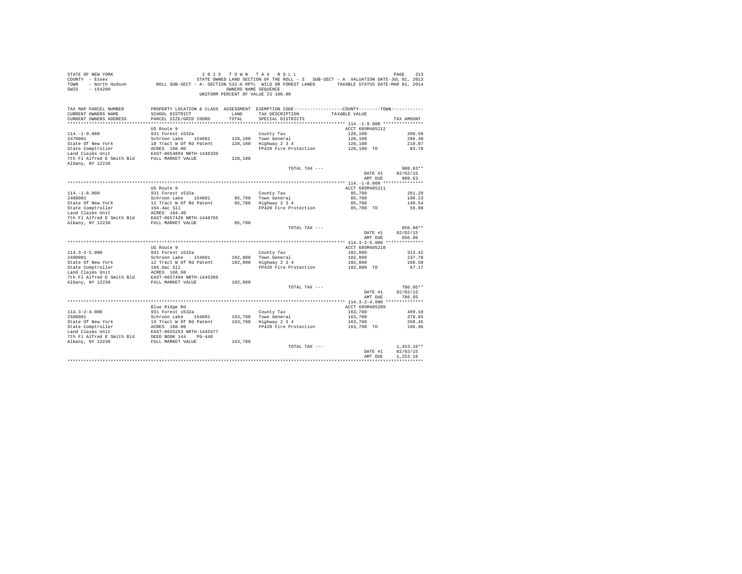STATE OF NEW YORK
COUNTY - Essex
TOWN - North Hudson
SWIS - 154200

2 0 1 5 T O W N T A X R O L L
STATE OWNED LAND SECTION OF THE ROLL - 3 SUB-SECT - A VALUATION DATE-JUL 01, 2013
ROLL SUB-SECT - A- SECTION 532-A RPTL WILD OR FOREST LANDS TAXABLE STATUS DATE-MAR 01, 2014
OWNERS NAME SEQUENCE
UNIFORM PERCENT OF VALUE IS 100.00

| TAX MAP PARCEL NUMBER / CURRENT OWNERS NAME / CURRENT OWNERS ADDRESS | PROPERTY LOCATION & CLASS / SCHOOL DISTRICT / PARCEL SIZE/GRID COORD | ASSESSMENT LAND / TOTAL | EXEMPTION CODE / TAX DESCRIPTION / SPECIAL DISTRICTS | COUNTY / TOWN TAXABLE VALUE | TAX AMOUNT |
|---|---|---|---|---|---|
| **114.-1-9.000** | US Route 9 | | | ACCT 685M405212 | |
| 114.-1-9.000 | 931 Forest s532a | | County Tax | 128,100 | 390.56 |
| 2470001 | Schroon Lake 154601 | 128,100 | Town General | 128,100 | 296.30 |
| State Of New York | 10 Tract W Of Rd Patent | 128,100 | Highway 2 3 4 | 128,100 | 210.07 |
| State Comptroller | ACRES 160.00 | | FP420 Fire Protection | 128,100 TO | 83.70 |
| Land Claims Unit | EAST-0654894 NRTH-1448339 | | | | |
| 7th Fl Alfred E Smith Bld | FULL MARKET VALUE | 128,100 | | | |
| Albany, NY 12236 | | | | | |
| | | | TOTAL TAX --- | | 980.63** |
| | | | | DATE #1 | 02/02/15 |
| | | | | AMT DUE | 980.63 |
| **114.-1-8.000** | US Route 9 | | | ACCT 685M405211 | |
| 114.-1-8.000 | 931 Forest s532a | | County Tax | 85,700 | 261.29 |
| 2480001 | Schroon Lake 154601 | 85,700 | Town General | 85,700 | 198.23 |
| State Of New York | 11 Tract W Of Rd Patent | 85,700 | Highway 2 3 4 | 85,700 | 140.54 |
| State Comptroller | 164.4ac Sll | | FP420 Fire Protection | 85,700 TO | 56.00 |
| Land Claims Unit | ACRES 164.40 | | | | |
| 7th Fl Alfred E Smith Bld | EAST-0657420 NRTH-1448765 | | | | |
| Albany, NY 12236 | FULL MARKET VALUE | 85,700 | | | |
| | | | TOTAL TAX --- | | 656.06** |
| | | | | DATE #1 | 02/02/15 |
| | | | | AMT DUE | 656.06 |
| **114.3-2-5.000** | US Route 9 | | | ACCT 685M405210 | |
| 114.3-2-5.000 | 931 Forest s532a | | County Tax | 102,800 | 313.42 |
| 2490001 | Schroon Lake 154601 | 102,800 | Town General | 102,800 | 237.78 |
| State Of New York | 12 Tract W Of Rd Patent | 102,800 | Highway 2 3 4 | 102,800 | 168.58 |
| State Comptroller | 166.6ac Sll | | FP420 Fire Protection | 102,800 TO | 67.17 |
| Land Claims Unit | ACRES 166.60 | | | | |
| 7th Fl Alfred E Smith Bld | EAST-0657494 NRTH-1445360 | | | | |
| Albany, NY 12236 | FULL MARKET VALUE | 102,800 | | | |
| | | | TOTAL TAX --- | | 786.95** |
| | | | | DATE #1 | 02/02/15 |
| | | | | AMT DUE | 786.95 |
| **114.3-2-4.000** | Blue Ridge Rd | | | ACCT 685M405209 | |
| 114.3-2-4.000 | 931 Forest s532a | | County Tax | 163,700 | 499.10 |
| 2500001 | Schroon Lake 154601 | 163,700 | Town General | 163,700 | 378.65 |
| State Of New York | 13 Tract W Of Rd Patent | 163,700 | Highway 2 3 4 | 163,700 | 268.45 |
| State Comptroller | ACRES 160.00 | | FP420 Fire Protection | 163,700 TO | 106.96 |
| Land Claims Unit | EAST-0655253 NRTH-1445577 | | | | |
| 7th Fl Alfred E Smith Bld | DEED BOOK 144 PG-440 | | | | |
| Albany, NY 12236 | FULL MARKET VALUE | 163,700 | | | |
| | | | TOTAL TAX --- | | 1,253.16** |
| | | | | DATE #1 | 02/02/15 |
| | | | | AMT DUE | 1,253.16 |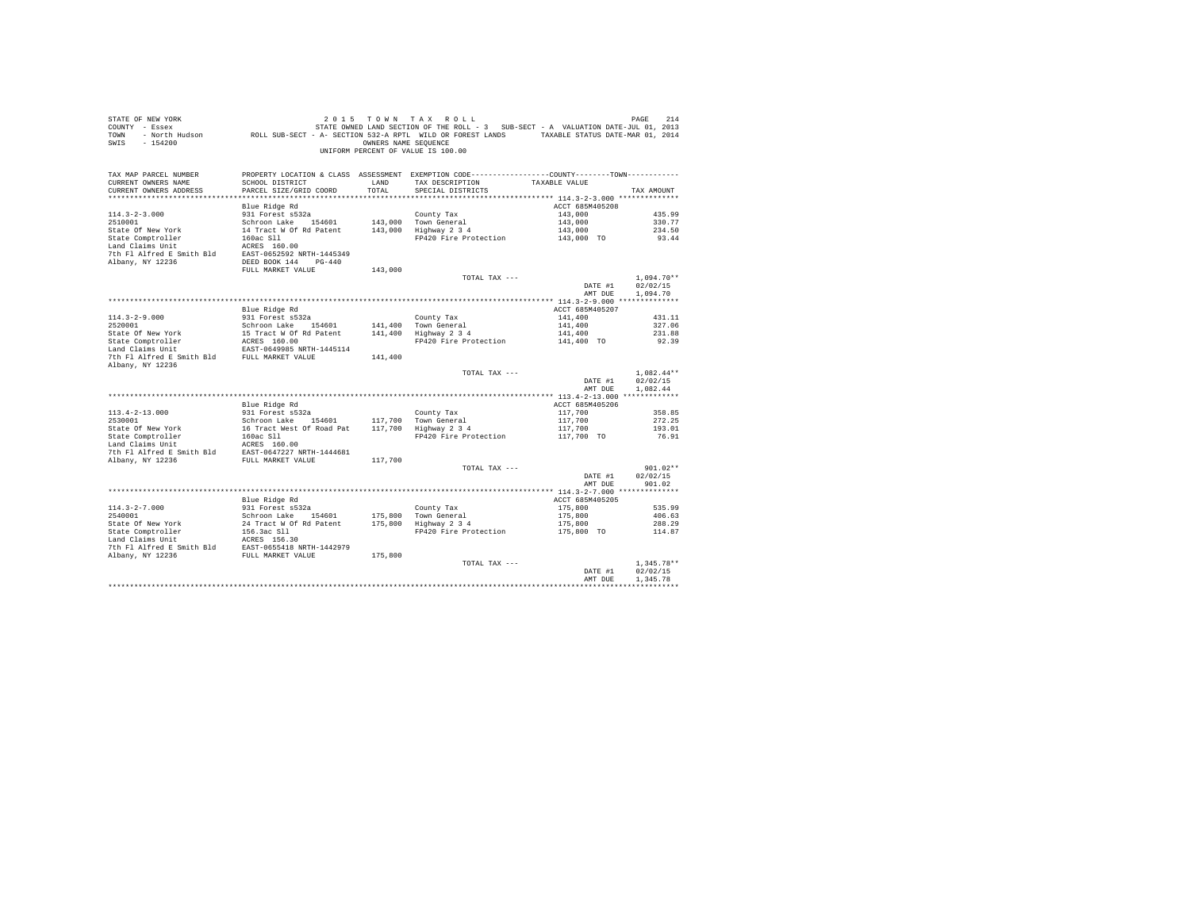STATE OF NEW YORK — 2015 TOWN TAX ROLL
COUNTY - Essex — STATE OWNED LAND SECTION OF THE ROLL - 3 SUB-SECT - A VALUATION DATE-JUL 01, 2013
TOWN - North Hudson — ROLL SUB-SECT - A- SECTION 532-A RPTL WILD OR FOREST LANDS — TAXABLE STATUS DATE-MAR 01, 2014
SWIS - 154200 — OWNERS NAME SEQUENCE
UNIFORM PERCENT OF VALUE IS 100.00

| TAX MAP PARCEL NUMBER / CURRENT OWNERS NAME / CURRENT OWNERS ADDRESS | PROPERTY LOCATION & CLASS / SCHOOL DISTRICT / PARCEL SIZE/GRID COORD | ASSESSMENT LAND / TOTAL | EXEMPTION CODE / TAX DESCRIPTION / SPECIAL DISTRICTS | COUNTY / TOWN TAXABLE VALUE | TAX AMOUNT |
|---|---|---|---|---|---|
| **114.3-2-3.000** | Blue Ridge Rd | | | ACCT 685M405208 | |
| 2510001 | 931 Forest s532a | | County Tax | 143,000 | 435.99 |
| State Of New York | Schroon Lake 154601 | 143,000 | Town General | 143,000 | 330.77 |
| State Comptroller | 14 Tract W Of Rd Patent | 143,000 | Highway 2 3 4 | 143,000 | 234.50 |
| Land Claims Unit | 160ac Sll | | FP420 Fire Protection | 143,000 TO | 93.44 |
| 7th Fl Alfred E Smith Bld | ACRES 160.00 | | | | |
| Albany, NY 12236 | EAST-0652592 NRTH-1445349 | | | | |
| | DEED BOOK 144 PG-440 | | | | |
| | FULL MARKET VALUE | 143,000 | | | |
| | | | TOTAL TAX --- | | 1,094.70** |
| | | | | DATE #1 | 02/02/15 |
| | | | | AMT DUE | 1,094.70 |
| **114.3-2-9.000** | Blue Ridge Rd | | | ACCT 685M405207 | |
| 2520001 | 931 Forest s532a | | County Tax | 141,400 | 431.11 |
| State Of New York | Schroon Lake 154601 | 141,400 | Town General | 141,400 | 327.06 |
| State Comptroller | 15 Tract W Of Rd Patent | 141,400 | Highway 2 3 4 | 141,400 | 231.88 |
| Land Claims Unit | ACRES 160.00 | | FP420 Fire Protection | 141,400 TO | 92.39 |
| 7th Fl Alfred E Smith Bld | EAST-0649985 NRTH-1445114 | | | | |
| Albany, NY 12236 | FULL MARKET VALUE | 141,400 | | | |
| | | | TOTAL TAX --- | | 1,082.44** |
| | | | | DATE #1 | 02/02/15 |
| | | | | AMT DUE | 1,082.44 |
| **113.4-2-13.000** | Blue Ridge Rd | | | ACCT 685M405206 | |
| 2530001 | 931 Forest s532a | | County Tax | 117,700 | 358.85 |
| State Of New York | Schroon Lake 154601 | 117,700 | Town General | 117,700 | 272.25 |
| State Comptroller | 16 Tract West Of Road Pat | 117,700 | Highway 2 3 4 | 117,700 | 193.01 |
| Land Claims Unit | 160ac Sll | | FP420 Fire Protection | 117,700 TO | 76.91 |
| 7th Fl Alfred E Smith Bld | ACRES 160.00 | | | | |
| Albany, NY 12236 | EAST-0647227 NRTH-1444681 | | | | |
| | FULL MARKET VALUE | 117,700 | | | |
| | | | TOTAL TAX --- | | 901.02** |
| | | | | DATE #1 | 02/02/15 |
| | | | | AMT DUE | 901.02 |
| **114.3-2-7.000** | Blue Ridge Rd | | | ACCT 685M405205 | |
| 2540001 | 931 Forest s532a | | County Tax | 175,800 | 535.99 |
| State Of New York | Schroon Lake 154601 | 175,800 | Town General | 175,800 | 406.63 |
| State Comptroller | 24 Tract W Of Rd Patent | 175,800 | Highway 2 3 4 | 175,800 | 288.29 |
| Land Claims Unit | 156.3ac Sll | | FP420 Fire Protection | 175,800 TO | 114.87 |
| 7th Fl Alfred E Smith Bld | ACRES 156.30 | | | | |
| Albany, NY 12236 | EAST-0655418 NRTH-1442979 | | | | |
| | FULL MARKET VALUE | 175,800 | | | |
| | | | TOTAL TAX --- | | 1,345.78** |
| | | | | DATE #1 | 02/02/15 |
| | | | | AMT DUE | 1,345.78 |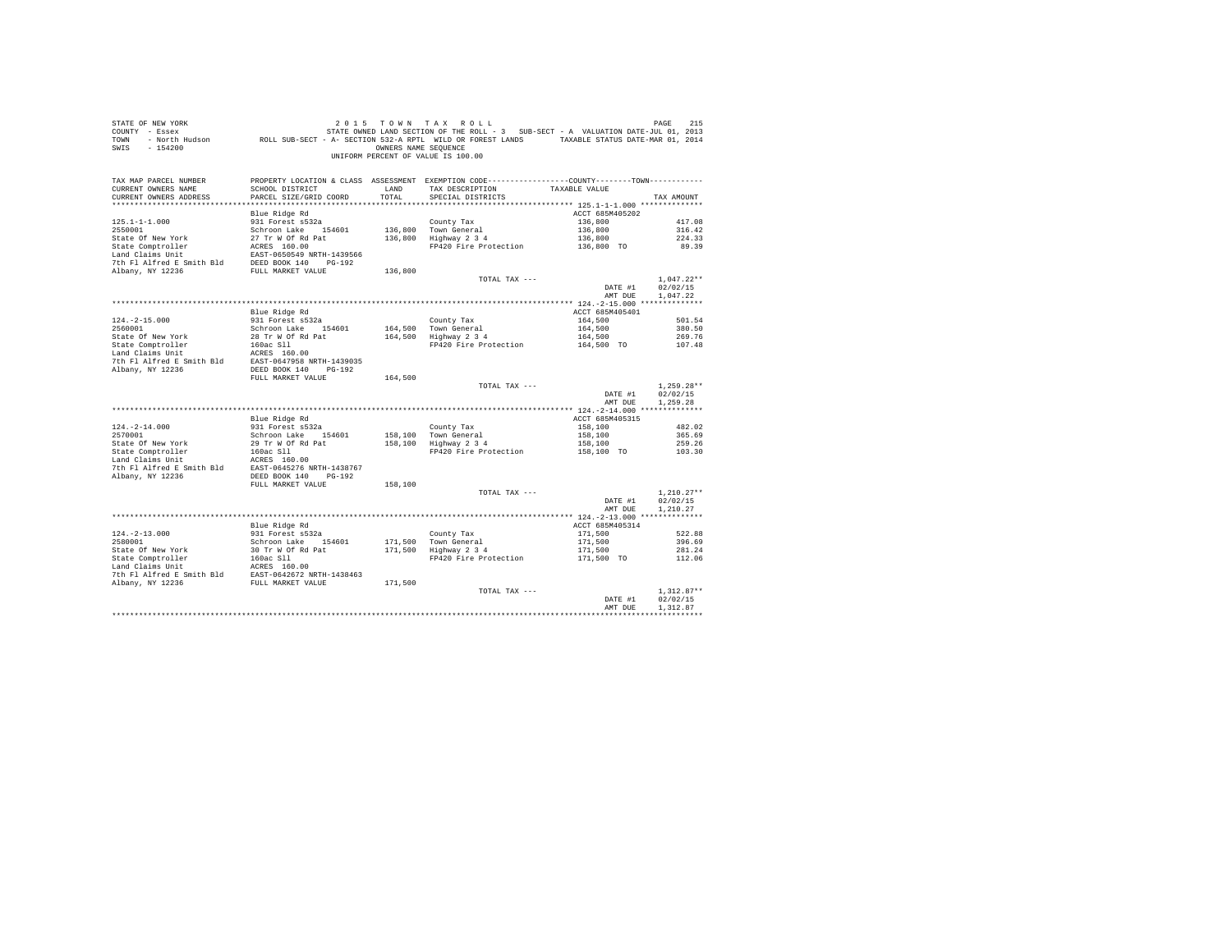STATE OF NEW YORK
COUNTY - Essex
TOWN - North Hudson
SWIS - 154200

2 0 1 5 T O W N T A X R O L L
STATE OWNED LAND SECTION OF THE ROLL - 3 SUB-SECT - A VALUATION DATE-JUL 01, 2013
ROLL SUB-SECT - A- SECTION 532-A RPTL WILD OR FOREST LANDS TAXABLE STATUS DATE-MAR 01, 2014
OWNERS NAME SEQUENCE
UNIFORM PERCENT OF VALUE IS 100.00

| TAX MAP PARCEL NUMBER / CURRENT OWNERS NAME / CURRENT OWNERS ADDRESS | PROPERTY LOCATION & CLASS / SCHOOL DISTRICT / PARCEL SIZE/GRID COORD | ASSESSMENT LAND / TOTAL | EXEMPTION CODE / TAX DESCRIPTION / SPECIAL DISTRICTS | COUNTY / TOWN TAXABLE VALUE | TAX AMOUNT |
|---|---|---|---|---|---|
| **125.1-1-1.000** | Blue Ridge Rd | | | ACCT 685M405202 | |
| 2550001 | 931 Forest s532a | | County Tax | 136,800 | 417.08 |
| State Of New York | Schroon Lake 154601 | 136,800 | Town General | 136,800 | 316.42 |
| State Comptroller | 27 Tr W Of Rd Pat | 136,800 | Highway 2 3 4 | 136,800 | 224.33 |
| Land Claims Unit | ACRES 160.00 | | FP420 Fire Protection | 136,800 TO | 89.39 |
| 7th Fl Alfred E Smith Bld | EAST-0650549 NRTH-1439566 | | | | |
| Albany, NY 12236 | DEED BOOK 140 PG-192 | | | | |
| | FULL MARKET VALUE | 136,800 | | | |
| | | | TOTAL TAX --- | | 1,047.22** |
| | | | | DATE #1 | 02/02/15 |
| | | | | AMT DUE | 1,047.22 |
| **124.-2-15.000** | Blue Ridge Rd | | | ACCT 685M405401 | |
| 2560001 | 931 Forest s532a | | County Tax | 164,500 | 501.54 |
| State Of New York | Schroon Lake 154601 | 164,500 | Town General | 164,500 | 380.50 |
| State Comptroller | 28 Tr W Of Rd Pat | 164,500 | Highway 2 3 4 | 164,500 | 269.76 |
| Land Claims Unit | 160ac Sll | | FP420 Fire Protection | 164,500 TO | 107.48 |
| 7th Fl Alfred E Smith Bld | ACRES 160.00 | | | | |
| Albany, NY 12236 | EAST-0647958 NRTH-1439035 | | | | |
| | DEED BOOK 140 PG-192 | | | | |
| | FULL MARKET VALUE | 164,500 | | | |
| | | | TOTAL TAX --- | | 1,259.28** |
| | | | | DATE #1 | 02/02/15 |
| | | | | AMT DUE | 1,259.28 |
| **124.-2-14.000** | Blue Ridge Rd | | | ACCT 685M405315 | |
| 2570001 | 931 Forest s532a | | County Tax | 158,100 | 482.02 |
| State Of New York | Schroon Lake 154601 | 158,100 | Town General | 158,100 | 365.69 |
| State Comptroller | 29 Tr W Of Rd Pat | 158,100 | Highway 2 3 4 | 158,100 | 259.26 |
| Land Claims Unit | 160ac Sll | | FP420 Fire Protection | 158,100 TO | 103.30 |
| 7th Fl Alfred E Smith Bld | ACRES 160.00 | | | | |
| Albany, NY 12236 | EAST-0645276 NRTH-1438767 | | | | |
| | DEED BOOK 140 PG-192 | | | | |
| | FULL MARKET VALUE | 158,100 | | | |
| | | | TOTAL TAX --- | | 1,210.27** |
| | | | | DATE #1 | 02/02/15 |
| | | | | AMT DUE | 1,210.27 |
| **124.-2-13.000** | Blue Ridge Rd | | | ACCT 685M405314 | |
| 2580001 | 931 Forest s532a | | County Tax | 171,500 | 522.88 |
| State Of New York | Schroon Lake 154601 | 171,500 | Town General | 171,500 | 396.69 |
| State Comptroller | 30 Tr W Of Rd Pat | 171,500 | Highway 2 3 4 | 171,500 | 281.24 |
| Land Claims Unit | 160ac Sll | | FP420 Fire Protection | 171,500 TO | 112.06 |
| 7th Fl Alfred E Smith Bld | ACRES 160.00 | | | | |
| Albany, NY 12236 | EAST-0642672 NRTH-1438463 | | | | |
| | FULL MARKET VALUE | 171,500 | | | |
| | | | TOTAL TAX --- | | 1,312.87** |
| | | | | DATE #1 | 02/02/15 |
| | | | | AMT DUE | 1,312.87 |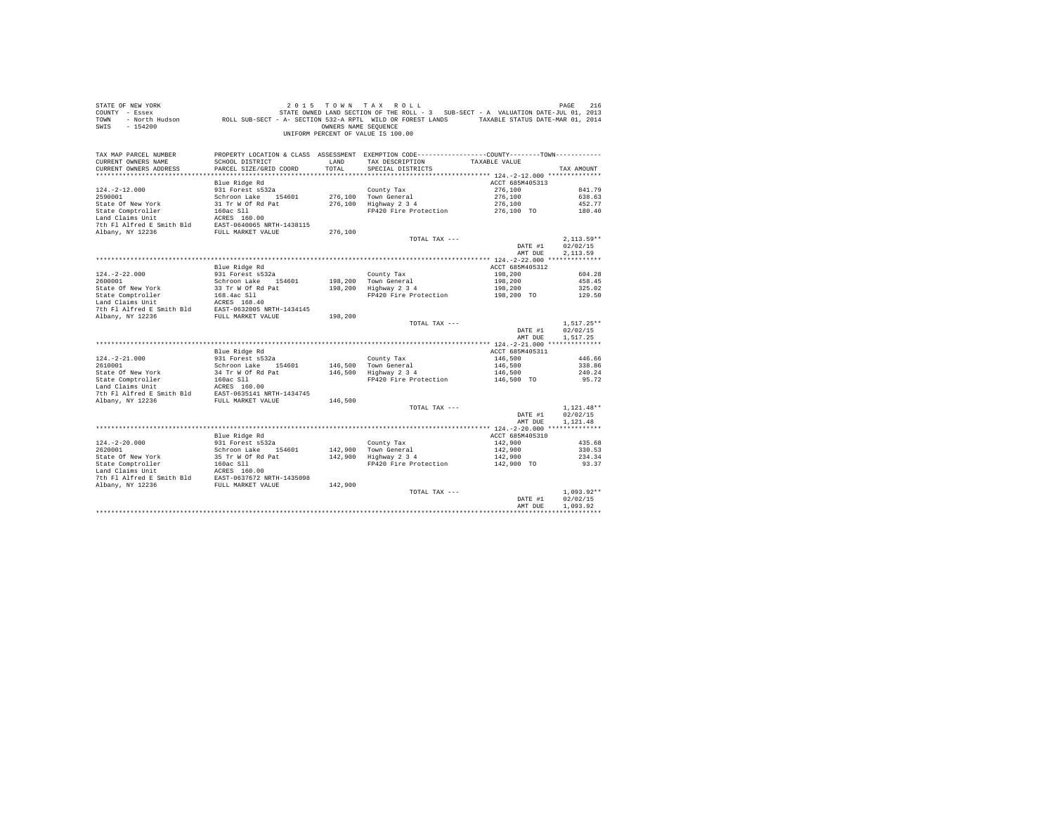STATE OF NEW YORK — 2015 TOWN TAX ROLL
COUNTY - Essex — STATE OWNED LAND SECTION OF THE ROLL - 3 SUB-SECT - A VALUATION DATE-JUL 01, 2013
TOWN - North Hudson — ROLL SUB-SECT - A- SECTION 532-A RPTL WILD OR FOREST LANDS — TAXABLE STATUS DATE-MAR 01, 2014
SWIS - 154200 — OWNERS NAME SEQUENCE
UNIFORM PERCENT OF VALUE IS 100.00

| TAX MAP PARCEL NUMBER / CURRENT OWNERS NAME / CURRENT OWNERS ADDRESS | PROPERTY LOCATION & CLASS / SCHOOL DISTRICT / PARCEL SIZE/GRID COORD | ASSESSMENT LAND / TOTAL | EXEMPTION CODE / TAX DESCRIPTION / SPECIAL DISTRICTS | COUNTY / TOWN TAXABLE VALUE | TAX AMOUNT |
|---|---|---|---|---|---|
| **124.-2-12.000** | Blue Ridge Rd | | | ACCT 685M405313 | |
| 124.-2-12.000 | 931 Forest s532a | | County Tax | 276,100 | 841.79 |
| 2590001 | Schroon Lake 154601 | 276,100 | Town General | 276,100 | 638.63 |
| State Of New York | 31 Tr W Of Rd Pat | 276,100 | Highway 2 3 4 | 276,100 | 452.77 |
| State Comptroller | 160ac Sll | | FP420 Fire Protection | 276,100 TO | 180.40 |
| Land Claims Unit | ACRES 160.00 | | | | |
| 7th Fl Alfred E Smith Bld | EAST-0640065 NRTH-1438115 | | | | |
| Albany, NY 12236 | FULL MARKET VALUE | 276,100 | | | |
| | | | TOTAL TAX --- | | 2,113.59** |
| | | | | DATE #1 | 02/02/15 |
| | | | | AMT DUE | 2,113.59 |
| **124.-2-22.000** | Blue Ridge Rd | | | ACCT 685M405312 | |
| 124.-2-22.000 | 931 Forest s532a | | County Tax | 198,200 | 604.28 |
| 2600001 | Schroon Lake 154601 | 198,200 | Town General | 198,200 | 458.45 |
| State Of New York | 33 Tr W Of Rd Pat | 198,200 | Highway 2 3 4 | 198,200 | 325.02 |
| State Comptroller | 168.4ac Sll | | FP420 Fire Protection | 198,200 TO | 129.50 |
| Land Claims Unit | ACRES 168.40 | | | | |
| 7th Fl Alfred E Smith Bld | EAST-0632005 NRTH-1434145 | | | | |
| Albany, NY 12236 | FULL MARKET VALUE | 198,200 | | | |
| | | | TOTAL TAX --- | | 1,517.25** |
| | | | | DATE #1 | 02/02/15 |
| | | | | AMT DUE | 1,517.25 |
| **124.-2-21.000** | Blue Ridge Rd | | | ACCT 685M405311 | |
| 124.-2-21.000 | 931 Forest s532a | | County Tax | 146,500 | 446.66 |
| 2610001 | Schroon Lake 154601 | 146,500 | Town General | 146,500 | 338.86 |
| State Of New York | 34 Tr W Of Rd Pat | 146,500 | Highway 2 3 4 | 146,500 | 240.24 |
| State Comptroller | 160ac Sll | | FP420 Fire Protection | 146,500 TO | 95.72 |
| Land Claims Unit | ACRES 160.00 | | | | |
| 7th Fl Alfred E Smith Bld | EAST-0635141 NRTH-1434745 | | | | |
| Albany, NY 12236 | FULL MARKET VALUE | 146,500 | | | |
| | | | TOTAL TAX --- | | 1,121.48** |
| | | | | DATE #1 | 02/02/15 |
| | | | | AMT DUE | 1,121.48 |
| **124.-2-20.000** | Blue Ridge Rd | | | ACCT 685M405310 | |
| 124.-2-20.000 | 931 Forest s532a | | County Tax | 142,900 | 435.68 |
| 2620001 | Schroon Lake 154601 | 142,900 | Town General | 142,900 | 330.53 |
| State Of New York | 35 Tr W Of Rd Pat | 142,900 | Highway 2 3 4 | 142,900 | 234.34 |
| State Comptroller | 160ac Sll | | FP420 Fire Protection | 142,900 TO | 93.37 |
| Land Claims Unit | ACRES 160.00 | | | | |
| 7th Fl Alfred E Smith Bld | EAST-0637672 NRTH-1435098 | | | | |
| Albany, NY 12236 | FULL MARKET VALUE | 142,900 | | | |
| | | | TOTAL TAX --- | | 1,093.92** |
| | | | | DATE #1 | 02/02/15 |
| | | | | AMT DUE | 1,093.92 |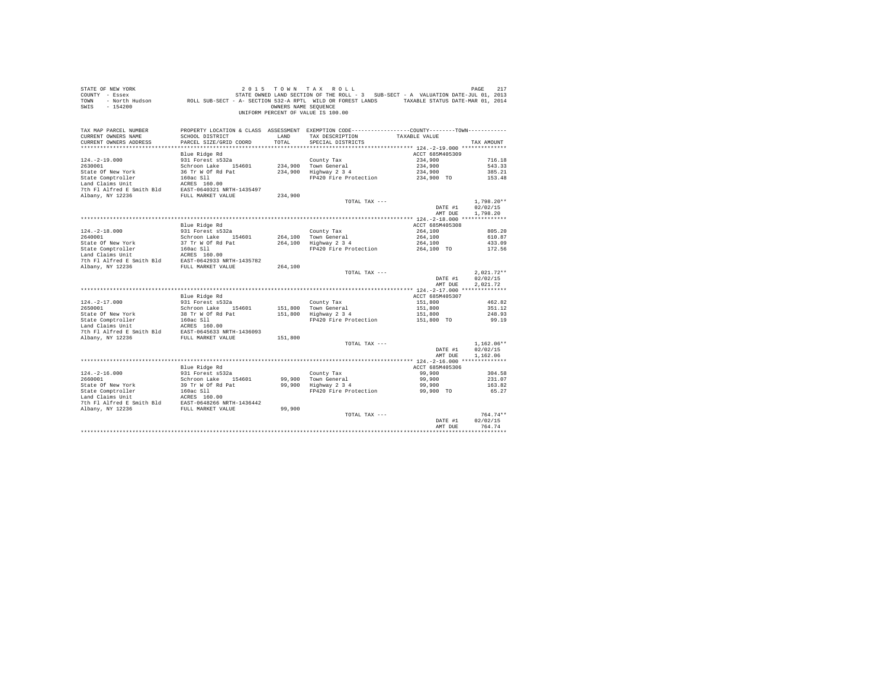STATE OF NEW YORK
COUNTY - Essex
TOWN - North Hudson
SWIS - 154200

2 0 1 5 T O W N T A X R O L L
STATE OWNED LAND SECTION OF THE ROLL - 3 SUB-SECT - A VALUATION DATE-JUL 01, 2013
ROLL SUB-SECT - A- SECTION 532-A RPTL WILD OR FOREST LANDS TAXABLE STATUS DATE-MAR 01, 2014
OWNERS NAME SEQUENCE
UNIFORM PERCENT OF VALUE IS 100.00

| TAX MAP PARCEL NUMBER / CURRENT OWNERS NAME / CURRENT OWNERS ADDRESS | PROPERTY LOCATION & CLASS / SCHOOL DISTRICT / PARCEL SIZE/GRID COORD | ASSESSMENT LAND / TOTAL | EXEMPTION CODE / TAX DESCRIPTION / SPECIAL DISTRICTS | COUNTY / TOWN TAXABLE VALUE | TAX AMOUNT |
|---|---|---|---|---|---|
| **124.-2-19.000** | Blue Ridge Rd | | | ACCT 685M405309 | |
| 124.-2-19.000 | 931 Forest s532a | | County Tax | 234,900 | 716.18 |
| 2630001 | Schroon Lake 154601 | 234,900 | Town General | 234,900 | 543.33 |
| State Of New York | 36 Tr W Of Rd Pat | 234,900 | Highway 2 3 4 | 234,900 | 385.21 |
| State Comptroller | 160ac Sll | | FP420 Fire Protection | 234,900 TO | 153.48 |
| Land Claims Unit | ACRES 160.00 | | | | |
| 7th Fl Alfred E Smith Bld | EAST-0640321 NRTH-1435497 | | | | |
| Albany, NY 12236 | FULL MARKET VALUE | 234,900 | | | |
| | | | TOTAL TAX --- | | 1,798.20** |
| | | | | DATE #1 | 02/02/15 |
| | | | | AMT DUE | 1,798.20 |
| **124.-2-18.000** | Blue Ridge Rd | | | ACCT 685M405308 | |
| 124.-2-18.000 | 931 Forest s532a | | County Tax | 264,100 | 805.20 |
| 2640001 | Schroon Lake 154601 | 264,100 | Town General | 264,100 | 610.87 |
| State Of New York | 37 Tr W Of Rd Pat | 264,100 | Highway 2 3 4 | 264,100 | 433.09 |
| State Comptroller | 160ac Sll | | FP420 Fire Protection | 264,100 TO | 172.56 |
| Land Claims Unit | ACRES 160.00 | | | | |
| 7th Fl Alfred E Smith Bld | EAST-0642933 NRTH-1435782 | | | | |
| Albany, NY 12236 | FULL MARKET VALUE | 264,100 | | | |
| | | | TOTAL TAX --- | | 2,021.72** |
| | | | | DATE #1 | 02/02/15 |
| | | | | AMT DUE | 2,021.72 |
| **124.-2-17.000** | Blue Ridge Rd | | | ACCT 685M405307 | |
| 124.-2-17.000 | 931 Forest s532a | | County Tax | 151,800 | 462.82 |
| 2650001 | Schroon Lake 154601 | 151,800 | Town General | 151,800 | 351.12 |
| State Of New York | 38 Tr W Of Rd Pat | 151,800 | Highway 2 3 4 | 151,800 | 248.93 |
| State Comptroller | 160ac Sll | | FP420 Fire Protection | 151,800 TO | 99.19 |
| Land Claims Unit | ACRES 160.00 | | | | |
| 7th Fl Alfred E Smith Bld | EAST-0645633 NRTH-1436093 | | | | |
| Albany, NY 12236 | FULL MARKET VALUE | 151,800 | | | |
| | | | TOTAL TAX --- | | 1,162.06** |
| | | | | DATE #1 | 02/02/15 |
| | | | | AMT DUE | 1,162.06 |
| **124.-2-16.000** | Blue Ridge Rd | | | ACCT 685M405306 | |
| 124.-2-16.000 | 931 Forest s532a | | County Tax | 99,900 | 304.58 |
| 2660001 | Schroon Lake 154601 | 99,900 | Town General | 99,900 | 231.07 |
| State Of New York | 39 Tr W Of Rd Pat | 99,900 | Highway 2 3 4 | 99,900 | 163.82 |
| State Comptroller | 160ac Sll | | FP420 Fire Protection | 99,900 TO | 65.27 |
| Land Claims Unit | ACRES 160.00 | | | | |
| 7th Fl Alfred E Smith Bld | EAST-0648266 NRTH-1436442 | | | | |
| Albany, NY 12236 | FULL MARKET VALUE | 99,900 | | | |
| | | | TOTAL TAX --- | | 764.74** |
| | | | | DATE #1 | 02/02/15 |
| | | | | AMT DUE | 764.74 |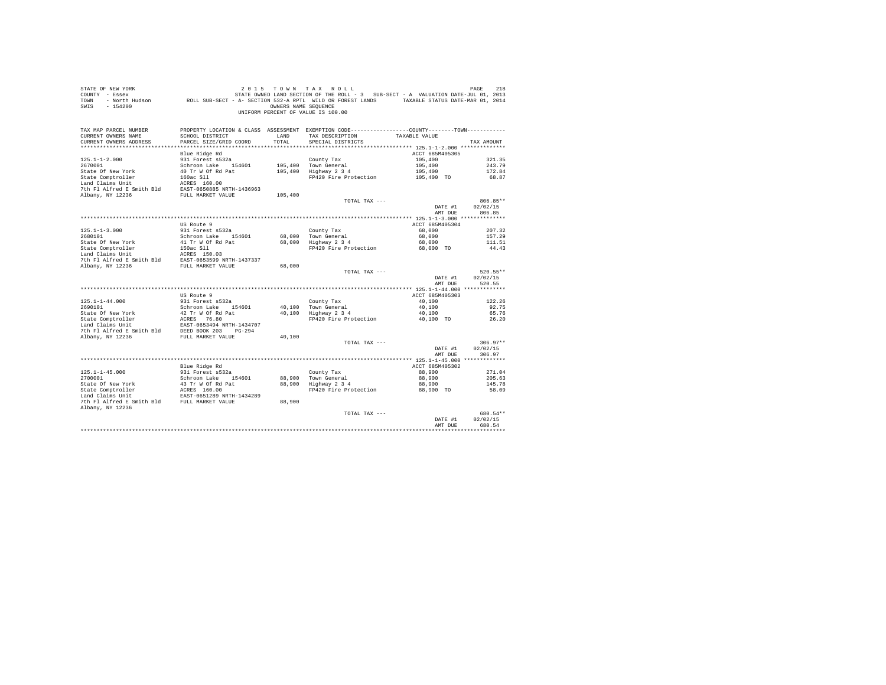STATE OF NEW YORK — 2015 TOWN TAX ROLL
COUNTY - Essex — STATE OWNED LAND SECTION OF THE ROLL - 3 SUB-SECT - A VALUATION DATE-JUL 01, 2013
TOWN - North Hudson — ROLL SUB-SECT - A- SECTION 532-A RPTL WILD OR FOREST LANDS — TAXABLE STATUS DATE-MAR 01, 2014
SWIS - 154200 — OWNERS NAME SEQUENCE
UNIFORM PERCENT OF VALUE IS 100.00

| TAX MAP PARCEL NUMBER / CURRENT OWNERS NAME / CURRENT OWNERS ADDRESS | PROPERTY LOCATION & CLASS / SCHOOL DISTRICT / PARCEL SIZE/GRID COORD | ASSESSMENT LAND / TOTAL | EXEMPTION CODE / TAX DESCRIPTION / SPECIAL DISTRICTS | COUNTY--------TOWN TAXABLE VALUE | TAX AMOUNT |
|---|---|---|---|---|---|
| | Blue Ridge Rd | | | ACCT 685M405305 | |
| 125.1-1-2.000 | 931 Forest s532a | | County Tax | 105,400 | 321.35 |
| 2670001 | Schroon Lake 154601 | 105,400 | Town General | 105,400 | 243.79 |
| State Of New York | 40 Tr W Of Rd Pat | 105,400 | Highway 2 3 4 | 105,400 | 172.84 |
| State Comptroller | 160ac Sll | | FP420 Fire Protection | 105,400 TO | 68.87 |
| Land Claims Unit | ACRES 160.00 | | | | |
| 7th Fl Alfred E Smith Bld | EAST-0650885 NRTH-1436963 | | | | |
| Albany, NY 12236 | FULL MARKET VALUE | 105,400 | | | |
| | | | TOTAL TAX --- | | 806.85** |
| | | | | DATE #1 | 02/02/15 |
| | | | | AMT DUE | 806.85 |
| | US Route 9 | | | ACCT 685M405304 | |
| 125.1-1-3.000 | 931 Forest s532a | | County Tax | 68,000 | 207.32 |
| 2680101 | Schroon Lake 154601 | 68,000 | Town General | 68,000 | 157.29 |
| State Of New York | 41 Tr W Of Rd Pat | 68,000 | Highway 2 3 4 | 68,000 | 111.51 |
| State Comptroller | 150ac Sll | | FP420 Fire Protection | 68,000 TO | 44.43 |
| Land Claims Unit | ACRES 150.03 | | | | |
| 7th Fl Alfred E Smith Bld | EAST-0653599 NRTH-1437337 | | | | |
| Albany, NY 12236 | FULL MARKET VALUE | 68,000 | | | |
| | | | TOTAL TAX --- | | 520.55** |
| | | | | DATE #1 | 02/02/15 |
| | | | | AMT DUE | 520.55 |
| | US Route 9 | | | ACCT 685M405303 | |
| 125.1-1-44.000 | 931 Forest s532a | | County Tax | 40,100 | 122.26 |
| 2690101 | Schroon Lake 154601 | 40,100 | Town General | 40,100 | 92.75 |
| State Of New York | 42 Tr W Of Rd Pat | 40,100 | Highway 2 3 4 | 40,100 | 65.76 |
| State Comptroller | ACRES 76.80 | | FP420 Fire Protection | 40,100 TO | 26.20 |
| Land Claims Unit | EAST-0653494 NRTH-1434707 | | | | |
| 7th Fl Alfred E Smith Bld | DEED BOOK 203 PG-294 | | | | |
| Albany, NY 12236 | FULL MARKET VALUE | 40,100 | | | |
| | | | TOTAL TAX --- | | 306.97** |
| | | | | DATE #1 | 02/02/15 |
| | | | | AMT DUE | 306.97 |
| | Blue Ridge Rd | | | ACCT 685M405302 | |
| 125.1-1-45.000 | 931 Forest s532a | | County Tax | 88,900 | 271.04 |
| 2700001 | Schroon Lake 154601 | 88,900 | Town General | 88,900 | 205.63 |
| State Of New York | 43 Tr W Of Rd Pat | 88,900 | Highway 2 3 4 | 88,900 | 145.78 |
| State Comptroller | ACRES 160.00 | | FP420 Fire Protection | 88,900 TO | 58.09 |
| Land Claims Unit | EAST-0651289 NRTH-1434289 | | | | |
| 7th Fl Alfred E Smith Bld | FULL MARKET VALUE | 88,900 | | | |
| Albany, NY 12236 | | | | | |
| | | | TOTAL TAX --- | | 680.54** |
| | | | | DATE #1 | 02/02/15 |
| | | | | AMT DUE | 680.54 |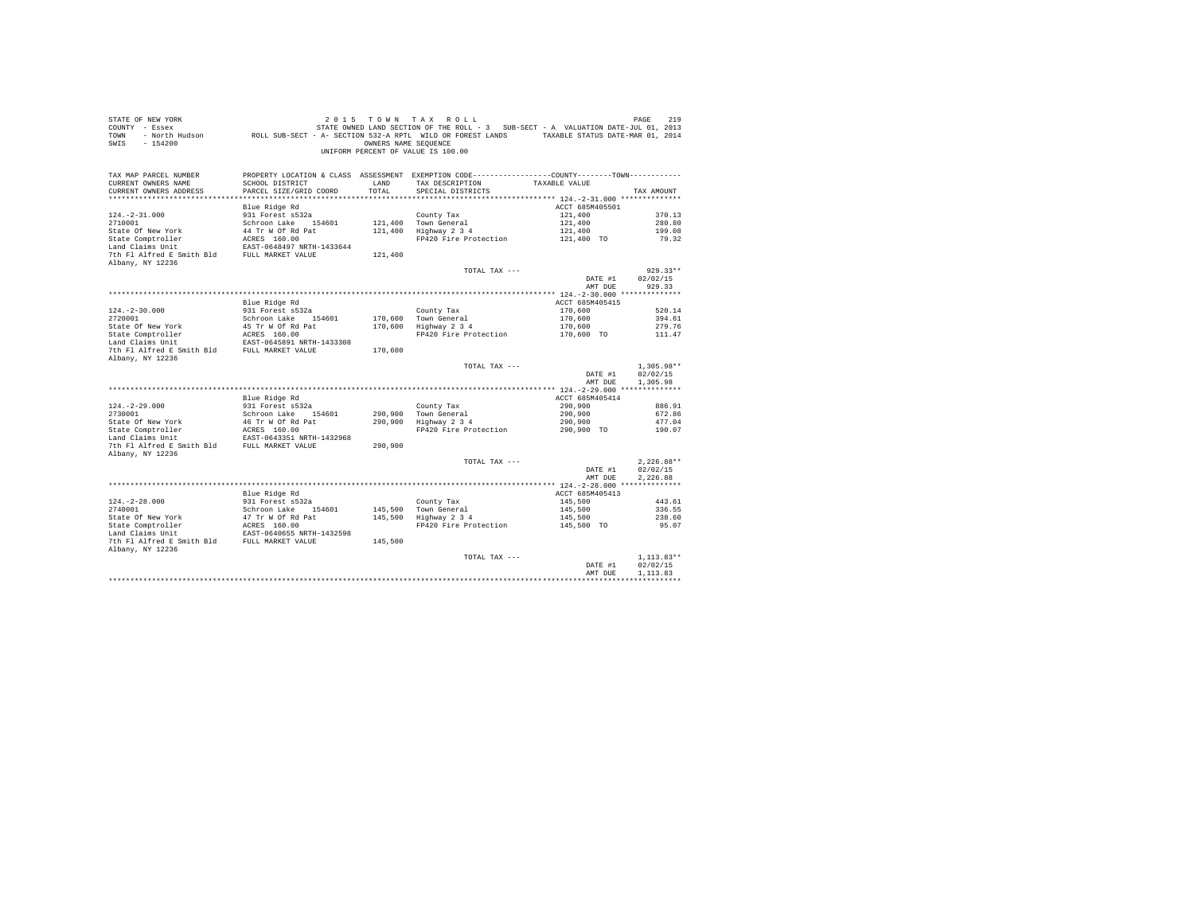STATE OF NEW YORK
COUNTY - Essex
TOWN - North Hudson
SWIS - 154200

2 0 1 5 T O W N T A X R O L L
STATE OWNED LAND SECTION OF THE ROLL - 3 SUB-SECT - A VALUATION DATE-JUL 01, 2013
ROLL SUB-SECT - A- SECTION 532-A RPTL WILD OR FOREST LANDS TAXABLE STATUS DATE-MAR 01, 2014
OWNERS NAME SEQUENCE
UNIFORM PERCENT OF VALUE IS 100.00

| TAX MAP PARCEL NUMBER / CURRENT OWNERS NAME / CURRENT OWNERS ADDRESS | PROPERTY LOCATION & CLASS / SCHOOL DISTRICT / PARCEL SIZE/GRID COORD | ASSESSMENT LAND / TOTAL | EXEMPTION CODE / TAX DESCRIPTION / SPECIAL DISTRICTS | COUNTY--------TOWN / TAXABLE VALUE | TAX AMOUNT |
|---|---|---|---|---|---|
| 124.-2-31.000 | Blue Ridge Rd | | | ACCT 685M405501 | |
| 2710001 | 931 Forest s532a | | County Tax | 121,400 | 370.13 |
| State Of New York | Schroon Lake 154601 | 121,400 | Town General | 121,400 | 280.80 |
| State Comptroller | 44 Tr W Of Rd Pat | 121,400 | Highway 2 3 4 | 121,400 | 199.08 |
| Land Claims Unit | ACRES 160.00 | | FP420 Fire Protection | 121,400 TO | 79.32 |
| 7th Fl Alfred E Smith Bld | EAST-0648497 NRTH-1433644 | | | | |
| Albany, NY 12236 | FULL MARKET VALUE | 121,400 | | | |
| | | | TOTAL TAX --- | | 929.33** |
| | | | | DATE #1 | 02/02/15 |
| | | | | AMT DUE | 929.33 |
| 124.-2-30.000 | Blue Ridge Rd | | | ACCT 685M405415 | |
| 2720001 | 931 Forest s532a | | County Tax | 170,600 | 520.14 |
| State Of New York | Schroon Lake 154601 | 170,600 | Town General | 170,600 | 394.61 |
| State Comptroller | 45 Tr W Of Rd Pat | 170,600 | Highway 2 3 4 | 170,600 | 279.76 |
| Land Claims Unit | ACRES 160.00 | | FP420 Fire Protection | 170,600 TO | 111.47 |
| 7th Fl Alfred E Smith Bld | EAST-0645891 NRTH-1433308 | | | | |
| Albany, NY 12236 | FULL MARKET VALUE | 170,600 | | | |
| | | | TOTAL TAX --- | | 1,305.98** |
| | | | | DATE #1 | 02/02/15 |
| | | | | AMT DUE | 1,305.98 |
| 124.-2-29.000 | Blue Ridge Rd | | | ACCT 685M405414 | |
| 2730001 | 931 Forest s532a | | County Tax | 290,900 | 886.91 |
| State Of New York | Schroon Lake 154601 | 290,900 | Town General | 290,900 | 672.86 |
| State Comptroller | 46 Tr W Of Rd Pat | 290,900 | Highway 2 3 4 | 290,900 | 477.04 |
| Land Claims Unit | ACRES 160.00 | | FP420 Fire Protection | 290,900 TO | 190.07 |
| 7th Fl Alfred E Smith Bld | EAST-0643351 NRTH-1432968 | | | | |
| Albany, NY 12236 | FULL MARKET VALUE | 290,900 | | | |
| | | | TOTAL TAX --- | | 2,226.88** |
| | | | | DATE #1 | 02/02/15 |
| | | | | AMT DUE | 2,226.88 |
| 124.-2-28.000 | Blue Ridge Rd | | | ACCT 685M405413 | |
| 2740001 | 931 Forest s532a | | County Tax | 145,500 | 443.61 |
| State Of New York | Schroon Lake 154601 | 145,500 | Town General | 145,500 | 336.55 |
| State Comptroller | 47 Tr W Of Rd Pat | 145,500 | Highway 2 3 4 | 145,500 | 238.60 |
| Land Claims Unit | ACRES 160.00 | | FP420 Fire Protection | 145,500 TO | 95.07 |
| 7th Fl Alfred E Smith Bld | EAST-0640655 NRTH-1432598 | | | | |
| Albany, NY 12236 | FULL MARKET VALUE | 145,500 | | | |
| | | | TOTAL TAX --- | | 1,113.83** |
| | | | | DATE #1 | 02/02/15 |
| | | | | AMT DUE | 1,113.83 |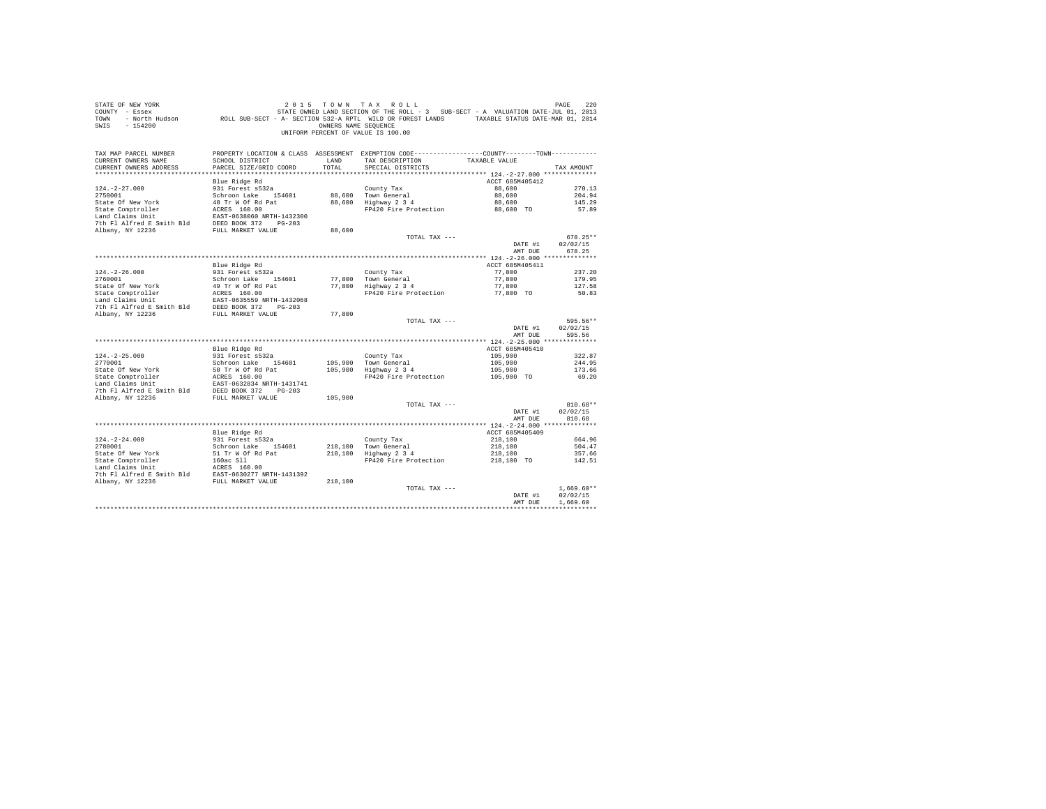STATE OF NEW YORK
COUNTY - Essex
TOWN - North Hudson
SWIS - 154200

2 0 1 5 T O W N T A X R O L L
STATE OWNED LAND SECTION OF THE ROLL - 3 SUB-SECT - A VALUATION DATE-JUL 01, 2013
ROLL SUB-SECT - A- SECTION 532-A RPTL WILD OR FOREST LANDS TAXABLE STATUS DATE-MAR 01, 2014
OWNERS NAME SEQUENCE
UNIFORM PERCENT OF VALUE IS 100.00

| TAX MAP PARCEL NUMBER / CURRENT OWNERS NAME / CURRENT OWNERS ADDRESS | PROPERTY LOCATION & CLASS / SCHOOL DISTRICT / PARCEL SIZE/GRID COORD | ASSESSMENT LAND / TOTAL | EXEMPTION CODE / TAX DESCRIPTION / SPECIAL DISTRICTS | COUNTY--------TOWN / TAXABLE VALUE | TAX AMOUNT |
|---|---|---|---|---|---|
| **124.-2-27.000** | | | | | |
| | Blue Ridge Rd | | | ACCT 685M405412 | |
| 124.-2-27.000 | 931 Forest s532a | | County Tax | 88,600 | 270.13 |
| 2750001 | Schroon Lake 154601 | 88,600 | Town General | 88,600 | 204.94 |
| State Of New York | 48 Tr W Of Rd Pat | 88,600 | Highway 2 3 4 | 88,600 | 145.29 |
| State Comptroller | ACRES 160.00 | | FP420 Fire Protection | 88,600 TO | 57.89 |
| Land Claims Unit | EAST-0638060 NRTH-1432300 | | | | |
| 7th Fl Alfred E Smith Bld | DEED BOOK 372 PG-203 | | | | |
| Albany, NY 12236 | FULL MARKET VALUE | 88,600 | | | |
| | | | TOTAL TAX --- | | 678.25** |
| | | | | DATE #1 | 02/02/15 |
| | | | | AMT DUE | 678.25 |
| **124.-2-26.000** | | | | | |
| | Blue Ridge Rd | | | ACCT 685M405411 | |
| 124.-2-26.000 | 931 Forest s532a | | County Tax | 77,800 | 237.20 |
| 2760001 | Schroon Lake 154601 | 77,800 | Town General | 77,800 | 179.95 |
| State Of New York | 49 Tr W Of Rd Pat | 77,800 | Highway 2 3 4 | 77,800 | 127.58 |
| State Comptroller | ACRES 160.00 | | FP420 Fire Protection | 77,800 TO | 50.83 |
| Land Claims Unit | EAST-0635559 NRTH-1432068 | | | | |
| 7th Fl Alfred E Smith Bld | DEED BOOK 372 PG-203 | | | | |
| Albany, NY 12236 | FULL MARKET VALUE | 77,800 | | | |
| | | | TOTAL TAX --- | | 595.56** |
| | | | | DATE #1 | 02/02/15 |
| | | | | AMT DUE | 595.56 |
| **124.-2-25.000** | | | | | |
| | Blue Ridge Rd | | | ACCT 685M405410 | |
| 124.-2-25.000 | 931 Forest s532a | | County Tax | 105,900 | 322.87 |
| 2770001 | Schroon Lake 154601 | 105,900 | Town General | 105,900 | 244.95 |
| State Of New York | 50 Tr W Of Rd Pat | 105,900 | Highway 2 3 4 | 105,900 | 173.66 |
| State Comptroller | ACRES 160.00 | | FP420 Fire Protection | 105,900 TO | 69.20 |
| Land Claims Unit | EAST-0632834 NRTH-1431741 | | | | |
| 7th Fl Alfred E Smith Bld | DEED BOOK 372 PG-203 | | | | |
| Albany, NY 12236 | FULL MARKET VALUE | 105,900 | | | |
| | | | TOTAL TAX --- | | 810.68** |
| | | | | DATE #1 | 02/02/15 |
| | | | | AMT DUE | 810.68 |
| **124.-2-24.000** | | | | | |
| | Blue Ridge Rd | | | ACCT 685M405409 | |
| 124.-2-24.000 | 931 Forest s532a | | County Tax | 218,100 | 664.96 |
| 2780001 | Schroon Lake 154601 | 218,100 | Town General | 218,100 | 504.47 |
| State Of New York | 51 Tr W Of Rd Pat | 218,100 | Highway 2 3 4 | 218,100 | 357.66 |
| State Comptroller | 160ac Sll | | FP420 Fire Protection | 218,100 TO | 142.51 |
| Land Claims Unit | ACRES 160.00 | | | | |
| 7th Fl Alfred E Smith Bld | EAST-0630277 NRTH-1431392 | | | | |
| Albany, NY 12236 | FULL MARKET VALUE | 218,100 | | | |
| | | | TOTAL TAX --- | | 1,669.60** |
| | | | | DATE #1 | 02/02/15 |
| | | | | AMT DUE | 1,669.60 |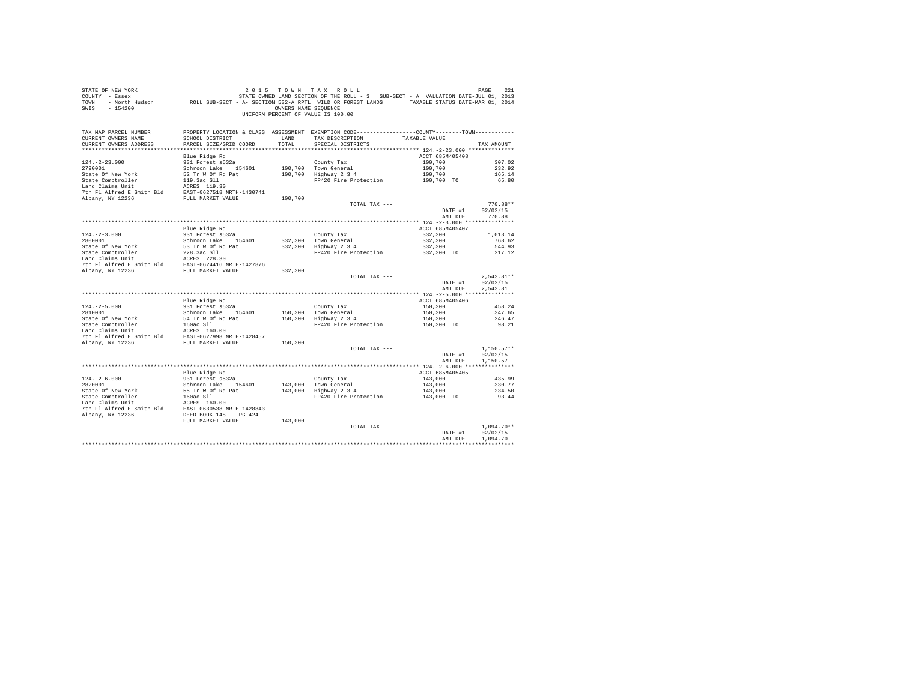STATE OF NEW YORK &nbsp;&nbsp;&nbsp;&nbsp; 2015 TOWN TAX ROLL &nbsp;&nbsp;&nbsp;&nbsp; PAGE 221
COUNTY - Essex &nbsp;&nbsp;&nbsp;&nbsp; STATE OWNED LAND SECTION OF THE ROLL - 3 SUB-SECT - A VALUATION DATE-JUL 01, 2013
TOWN - North Hudson &nbsp;&nbsp;&nbsp;&nbsp; ROLL SUB-SECT - A- SECTION 532-A RPTL WILD OR FOREST LANDS &nbsp;&nbsp;&nbsp;&nbsp; TAXABLE STATUS DATE-MAR 01, 2014
SWIS - 154200 &nbsp;&nbsp;&nbsp;&nbsp; OWNERS NAME SEQUENCE
UNIFORM PERCENT OF VALUE IS 100.00

| TAX MAP PARCEL NUMBER / CURRENT OWNERS NAME / CURRENT OWNERS ADDRESS | PROPERTY LOCATION & CLASS / SCHOOL DISTRICT / PARCEL SIZE/GRID COORD | ASSESSMENT LAND / TOTAL | EXEMPTION CODE / TAX DESCRIPTION / SPECIAL DISTRICTS | COUNTY / TOWN TAXABLE VALUE | TAX AMOUNT |
|---|---|---|---|---|---|
| **124.-2-23.000** | Blue Ridge Rd | | | ACCT 685M405408 | |
| 124.-2-23.000 | 931 Forest s532a | | County Tax | 100,700 | 307.02 |
| 2790001 | Schroon Lake 154601 | 100,700 | Town General | 100,700 | 232.92 |
| State Of New York | 52 Tr W Of Rd Pat | 100,700 | Highway 2 3 4 | 100,700 | 165.14 |
| State Comptroller | 119.3ac Sll | | FP420 Fire Protection | 100,700 TO | 65.80 |
| Land Claims Unit | ACRES 119.30 | | | | |
| 7th Fl Alfred E Smith Bld | EAST-0627518 NRTH-1430741 | | | | |
| Albany, NY 12236 | FULL MARKET VALUE | 100,700 | | | |
| | | | TOTAL TAX --- | | 770.88** |
| | | | | DATE #1 | 02/02/15 |
| | | | | AMT DUE | 770.88 |
| **124.-2-3.000** | Blue Ridge Rd | | | ACCT 685M405407 | |
| 124.-2-3.000 | 931 Forest s532a | | County Tax | 332,300 | 1,013.14 |
| 2800001 | Schroon Lake 154601 | 332,300 | Town General | 332,300 | 768.62 |
| State Of New York | 53 Tr W Of Rd Pat | 332,300 | Highway 2 3 4 | 332,300 | 544.93 |
| State Comptroller | 228.3ac Sll | | FP420 Fire Protection | 332,300 TO | 217.12 |
| Land Claims Unit | ACRES 228.30 | | | | |
| 7th Fl Alfred E Smith Bld | EAST-0624416 NRTH-1427876 | | | | |
| Albany, NY 12236 | FULL MARKET VALUE | 332,300 | | | |
| | | | TOTAL TAX --- | | 2,543.81** |
| | | | | DATE #1 | 02/02/15 |
| | | | | AMT DUE | 2,543.81 |
| **124.-2-5.000** | Blue Ridge Rd | | | ACCT 685M405406 | |
| 124.-2-5.000 | 931 Forest s532a | | County Tax | 150,300 | 458.24 |
| 2810001 | Schroon Lake 154601 | 150,300 | Town General | 150,300 | 347.65 |
| State Of New York | 54 Tr W Of Rd Pat | 150,300 | Highway 2 3 4 | 150,300 | 246.47 |
| State Comptroller | 160ac Sll | | FP420 Fire Protection | 150,300 TO | 98.21 |
| Land Claims Unit | ACRES 160.00 | | | | |
| 7th Fl Alfred E Smith Bld | EAST-0627998 NRTH-1428457 | | | | |
| Albany, NY 12236 | FULL MARKET VALUE | 150,300 | | | |
| | | | TOTAL TAX --- | | 1,150.57** |
| | | | | DATE #1 | 02/02/15 |
| | | | | AMT DUE | 1,150.57 |
| **124.-2-6.000** | Blue Ridge Rd | | | ACCT 685M405405 | |
| 124.-2-6.000 | 931 Forest s532a | | County Tax | 143,000 | 435.99 |
| 2820001 | Schroon Lake 154601 | 143,000 | Town General | 143,000 | 330.77 |
| State Of New York | 55 Tr W Of Rd Pat | 143,000 | Highway 2 3 4 | 143,000 | 234.50 |
| State Comptroller | 160ac Sll | | FP420 Fire Protection | 143,000 TO | 93.44 |
| Land Claims Unit | ACRES 160.00 | | | | |
| 7th Fl Alfred E Smith Bld | EAST-0630538 NRTH-1428843 | | | | |
| Albany, NY 12236 | DEED BOOK 148 PG-424 | | | | |
| | FULL MARKET VALUE | 143,000 | | | |
| | | | TOTAL TAX --- | | 1,094.70** |
| | | | | DATE #1 | 02/02/15 |
| | | | | AMT DUE | 1,094.70 |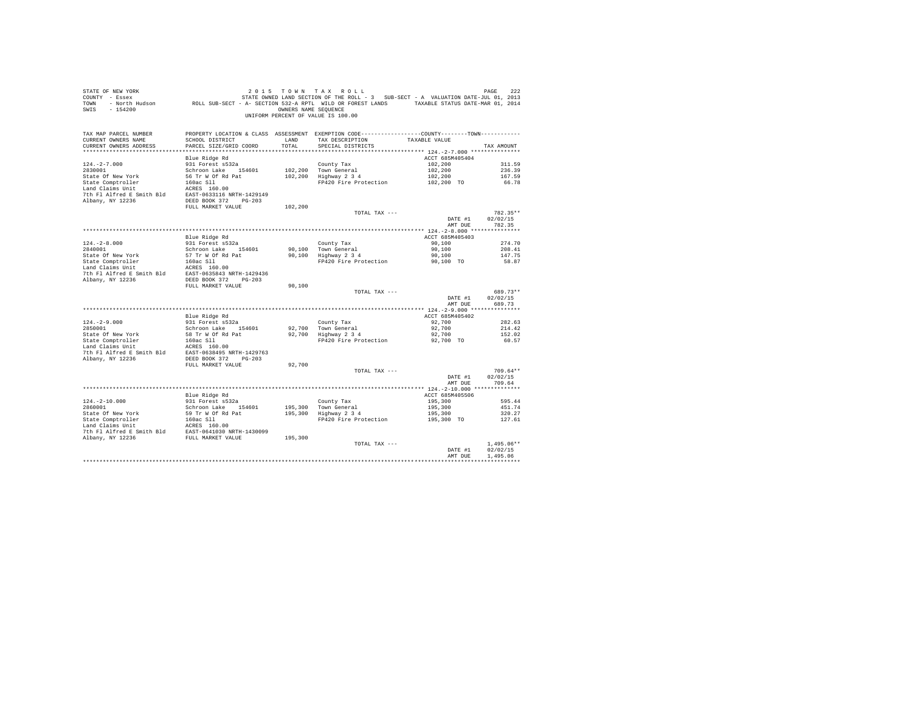STATE OF NEW YORK
COUNTY - Essex
TOWN - North Hudson
SWIS - 154200

2 0 1 5 T O W N T A X R O L L
STATE OWNED LAND SECTION OF THE ROLL - 3 SUB-SECT - A VALUATION DATE-JUL 01, 2013
ROLL SUB-SECT - A- SECTION 532-A RPTL WILD OR FOREST LANDS TAXABLE STATUS DATE-MAR 01, 2014
OWNERS NAME SEQUENCE
UNIFORM PERCENT OF VALUE IS 100.00

| TAX MAP PARCEL NUMBER / CURRENT OWNERS NAME / CURRENT OWNERS ADDRESS | PROPERTY LOCATION & CLASS / SCHOOL DISTRICT / PARCEL SIZE/GRID COORD | ASSESSMENT LAND / TOTAL | EXEMPTION CODE / TAX DESCRIPTION / SPECIAL DISTRICTS | COUNTY--------TOWN TAXABLE VALUE | TAX AMOUNT |
|---|---|---|---|---|---|
| **124.-2-7.000** | Blue Ridge Rd | | | ACCT 685M405404 | |
| 124.-2-7.000 | 931 Forest s532a | | County Tax | 102,200 | 311.59 |
| 2830001 | Schroon Lake 154601 | 102,200 | Town General | 102,200 | 236.39 |
| State Of New York | 56 Tr W Of Rd Pat | 102,200 | Highway 2 3 4 | 102,200 | 167.59 |
| State Comptroller | 160ac Sll | | FP420 Fire Protection | 102,200 TO | 66.78 |
| Land Claims Unit | ACRES 160.00 | | | | |
| 7th Fl Alfred E Smith Bld | EAST-0633116 NRTH-1429149 | | | | |
| Albany, NY 12236 | DEED BOOK 372 PG-203 | | | | |
| | FULL MARKET VALUE | 102,200 | | | |
| | | | TOTAL TAX --- | | 782.35** |
| | | | | DATE #1 | 02/02/15 |
| | | | | AMT DUE | 782.35 |
| **124.-2-8.000** | Blue Ridge Rd | | | ACCT 685M405403 | |
| 124.-2-8.000 | 931 Forest s532a | | County Tax | 90,100 | 274.70 |
| 2840001 | Schroon Lake 154601 | 90,100 | Town General | 90,100 | 208.41 |
| State Of New York | 57 Tr W Of Rd Pat | 90,100 | Highway 2 3 4 | 90,100 | 147.75 |
| State Comptroller | 160ac Sll | | FP420 Fire Protection | 90,100 TO | 58.87 |
| Land Claims Unit | ACRES 160.00 | | | | |
| 7th Fl Alfred E Smith Bld | EAST-0635843 NRTH-1429436 | | | | |
| Albany, NY 12236 | DEED BOOK 372 PG-203 | | | | |
| | FULL MARKET VALUE | 90,100 | | | |
| | | | TOTAL TAX --- | | 689.73** |
| | | | | DATE #1 | 02/02/15 |
| | | | | AMT DUE | 689.73 |
| **124.-2-9.000** | Blue Ridge Rd | | | ACCT 685M405402 | |
| 124.-2-9.000 | 931 Forest s532a | | County Tax | 92,700 | 282.63 |
| 2850001 | Schroon Lake 154601 | 92,700 | Town General | 92,700 | 214.42 |
| State Of New York | 58 Tr W Of Rd Pat | 92,700 | Highway 2 3 4 | 92,700 | 152.02 |
| State Comptroller | 160ac Sll | | FP420 Fire Protection | 92,700 TO | 60.57 |
| Land Claims Unit | ACRES 160.00 | | | | |
| 7th Fl Alfred E Smith Bld | EAST-0638495 NRTH-1429763 | | | | |
| Albany, NY 12236 | DEED BOOK 372 PG-203 | | | | |
| | FULL MARKET VALUE | 92,700 | | | |
| | | | TOTAL TAX --- | | 709.64** |
| | | | | DATE #1 | 02/02/15 |
| | | | | AMT DUE | 709.64 |
| **124.-2-10.000** | Blue Ridge Rd | | | ACCT 685M405506 | |
| 124.-2-10.000 | 931 Forest s532a | | County Tax | 195,300 | 595.44 |
| 2860001 | Schroon Lake 154601 | 195,300 | Town General | 195,300 | 451.74 |
| State Of New York | 59 Tr W Of Rd Pat | 195,300 | Highway 2 3 4 | 195,300 | 320.27 |
| State Comptroller | 160ac Sll | | FP420 Fire Protection | 195,300 TO | 127.61 |
| Land Claims Unit | ACRES 160.00 | | | | |
| 7th Fl Alfred E Smith Bld | EAST-0641030 NRTH-1430099 | | | | |
| Albany, NY 12236 | FULL MARKET VALUE | 195,300 | | | |
| | | | TOTAL TAX --- | | 1,495.06** |
| | | | | DATE #1 | 02/02/15 |
| | | | | AMT DUE | 1,495.06 |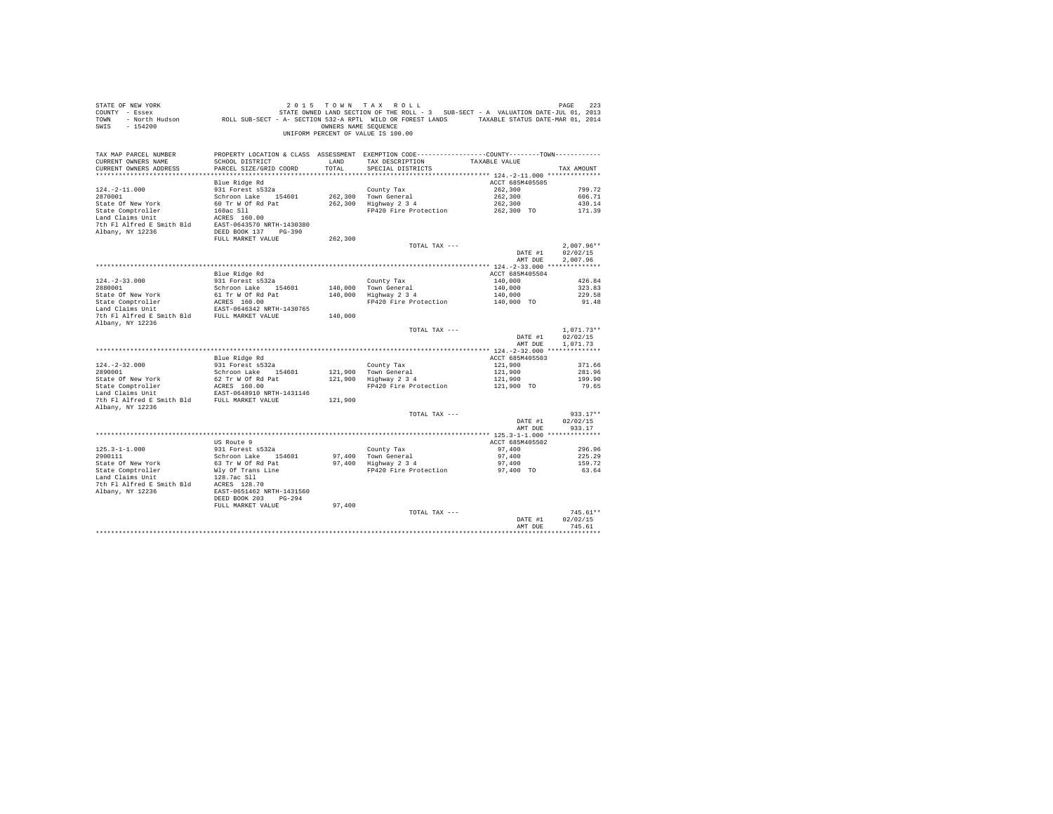STATE OF NEW YORK
COUNTY - Essex
TOWN - North Hudson
SWIS - 154200

2 0 1 5 T O W N T A X R O L L
STATE OWNED LAND SECTION OF THE ROLL - 3 SUB-SECT - A VALUATION DATE-JUL 01, 2013
ROLL SUB-SECT - A- SECTION 532-A RPTL WILD OR FOREST LANDS TAXABLE STATUS DATE-MAR 01, 2014
OWNERS NAME SEQUENCE
UNIFORM PERCENT OF VALUE IS 100.00

| TAX MAP PARCEL NUMBER / CURRENT OWNERS NAME / CURRENT OWNERS ADDRESS | PROPERTY LOCATION & CLASS / SCHOOL DISTRICT / PARCEL SIZE/GRID COORD | ASSESSMENT LAND / TOTAL | EXEMPTION CODE / TAX DESCRIPTION / SPECIAL DISTRICTS | COUNTY / TOWN TAXABLE VALUE | TAX AMOUNT |
|---|---|---|---|---|---|
| **124.-2-11.000** | Blue Ridge Rd | | | ACCT 685M405505 | |
| 124.-2-11.000 | 931 Forest s532a | | County Tax | 262,300 | 799.72 |
| 2870001 | Schroon Lake 154601 | 262,300 | Town General | 262,300 | 606.71 |
| State Of New York | 60 Tr W Of Rd Pat | 262,300 | Highway 2 3 4 | 262,300 | 430.14 |
| State Comptroller | 160ac Sll | | FP420 Fire Protection | 262,300 TO | 171.39 |
| Land Claims Unit | ACRES 160.00 | | | | |
| 7th Fl Alfred E Smith Bld | EAST-0643570 NRTH-1430380 | | | | |
| Albany, NY 12236 | DEED BOOK 137 PG-390 | | | | |
| | FULL MARKET VALUE | 262,300 | | | |
| | | | TOTAL TAX --- | | 2,007.96** |
| | | | | DATE #1 | 02/02/15 |
| | | | | AMT DUE | 2,007.96 |
| **124.-2-33.000** | Blue Ridge Rd | | | ACCT 685M405504 | |
| 124.-2-33.000 | 931 Forest s532a | | County Tax | 140,000 | 426.84 |
| 2880001 | Schroon Lake 154601 | 140,000 | Town General | 140,000 | 323.83 |
| State Of New York | 61 Tr W Of Rd Pat | 140,000 | Highway 2 3 4 | 140,000 | 229.58 |
| State Comptroller | ACRES 160.00 | | FP420 Fire Protection | 140,000 TO | 91.48 |
| Land Claims Unit | EAST-0646342 NRTH-1430765 | | | | |
| 7th Fl Alfred E Smith Bld | FULL MARKET VALUE | 140,000 | | | |
| Albany, NY 12236 | | | | | |
| | | | TOTAL TAX --- | | 1,071.73** |
| | | | | DATE #1 | 02/02/15 |
| | | | | AMT DUE | 1,071.73 |
| **124.-2-32.000** | Blue Ridge Rd | | | ACCT 685M405503 | |
| 124.-2-32.000 | 931 Forest s532a | | County Tax | 121,900 | 371.66 |
| 2890001 | Schroon Lake 154601 | 121,900 | Town General | 121,900 | 281.96 |
| State Of New York | 62 Tr W Of Rd Pat | 121,900 | Highway 2 3 4 | 121,900 | 199.90 |
| State Comptroller | ACRES 160.00 | | FP420 Fire Protection | 121,900 TO | 79.65 |
| Land Claims Unit | EAST-0648910 NRTH-1431146 | | | | |
| 7th Fl Alfred E Smith Bld | FULL MARKET VALUE | 121,900 | | | |
| Albany, NY 12236 | | | | | |
| | | | TOTAL TAX --- | | 933.17** |
| | | | | DATE #1 | 02/02/15 |
| | | | | AMT DUE | 933.17 |
| **125.3-1-1.000** | US Route 9 | | | ACCT 685M405502 | |
| 125.3-1-1.000 | 931 Forest s532a | | County Tax | 97,400 | 296.96 |
| 2900111 | Schroon Lake 154601 | 97,400 | Town General | 97,400 | 225.29 |
| State Of New York | 63 Tr W Of Rd Pat | 97,400 | Highway 2 3 4 | 97,400 | 159.72 |
| State Comptroller | Wly Of Trans Line | | FP420 Fire Protection | 97,400 TO | 63.64 |
| Land Claims Unit | 128.7ac Sll | | | | |
| 7th Fl Alfred E Smith Bld | ACRES 128.70 | | | | |
| Albany, NY 12236 | EAST-0651462 NRTH-1431560 | | | | |
| | DEED BOOK 203 PG-294 | | | | |
| | FULL MARKET VALUE | 97,400 | | | |
| | | | TOTAL TAX --- | | 745.61** |
| | | | | DATE #1 | 02/02/15 |
| | | | | AMT DUE | 745.61 |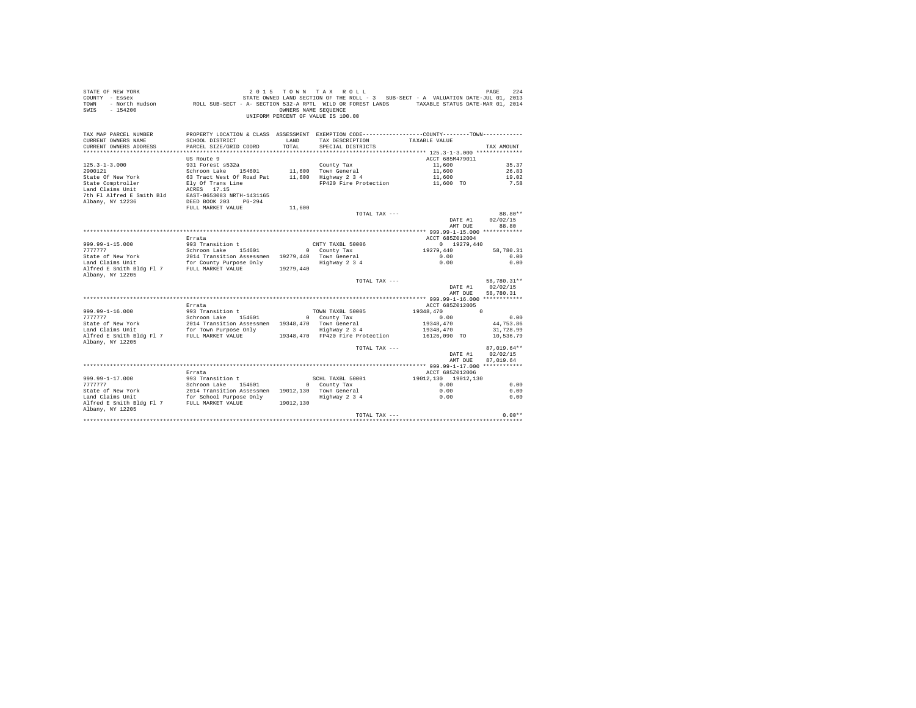STATE OF NEW YORK　　2 0 1 5　T O W N　T A X　R O L L
COUNTY - Essex　　STATE OWNED LAND SECTION OF THE ROLL - 3　SUB-SECT - A　VALUATION DATE-JUL 01, 2013
TOWN - North Hudson　　ROLL SUB-SECT - A- SECTION 532-A RPTL WILD OR FOREST LANDS　　TAXABLE STATUS DATE-MAR 01, 2014
SWIS - 154200　　OWNERS NAME SEQUENCE
UNIFORM PERCENT OF VALUE IS 100.00

| TAX MAP PARCEL NUMBER / CURRENT OWNERS NAME / CURRENT OWNERS ADDRESS | PROPERTY LOCATION & CLASS / SCHOOL DISTRICT / PARCEL SIZE/GRID COORD | ASSESSMENT LAND / TOTAL | EXEMPTION CODE / TAX DESCRIPTION / SPECIAL DISTRICTS | COUNTY / TOWN TAXABLE VALUE | TAX AMOUNT |
|---|---|---|---|---|---|
| **125.3-1-3.000** | US Route 9 | | | ACCT 685M479011 | |
| 125.3-1-3.000 | 931 Forest s532a | | County Tax | 11,600 | 35.37 |
| 2900121 | Schroon Lake 154601 | 11,600 | Town General | 11,600 | 26.83 |
| State Of New York | 63 Tract West Of Road Pat | 11,600 | Highway 2 3 4 | 11,600 | 19.02 |
| State Comptroller | Ely Of Trans Line | | FP420 Fire Protection | 11,600 TO | 7.58 |
| Land Claims Unit | ACRES 17.15 | | | | |
| 7th Fl Alfred E Smith Bld | EAST-0653083 NRTH-1431165 | | | | |
| Albany, NY 12236 | DEED BOOK 203 PG-294 | | | | |
| | FULL MARKET VALUE | 11,600 | | | |
| | | | TOTAL TAX --- | | 88.80** |
| | | | | DATE #1 | 02/02/15 |
| | | | | AMT DUE | 88.80 |
| **999.99-1-15.000** | Errata | | | ACCT 685Z012004 | |
| 999.99-1-15.000 | 993 Transition t | | CNTY TAXBL 50006 | 0 19279,440 | |
| 7777777 | Schroon Lake 154601 | 0 | County Tax | 19279,440 | 58,780.31 |
| State of New York | 2014 Transition Assessmen | 19279,440 | Town General | 0.00 | 0.00 |
| Land Claims Unit | for County Purpose Only | | Highway 2 3 4 | 0.00 | 0.00 |
| Alfred E Smith Bldg Fl 7 | FULL MARKET VALUE | 19279,440 | | | |
| Albany, NY 12205 | | | | | |
| | | | TOTAL TAX --- | | 58,780.31** |
| | | | | DATE #1 | 02/02/15 |
| | | | | AMT DUE | 58,780.31 |
| **999.99-1-16.000** | Errata | | | ACCT 685Z012005 | |
| 999.99-1-16.000 | 993 Transition t | | TOWN TAXBL 50005 | 19348,470 0 | |
| 7777777 | Schroon Lake 154601 | 0 | County Tax | 0.00 | 0.00 |
| State of New York | 2014 Transition Assessmen | 19348,470 | Town General | 19348,470 | 44,753.86 |
| Land Claims Unit | for Town Purpose Only | | Highway 2 3 4 | 19348,470 | 31,728.99 |
| Alfred E Smith Bldg Fl 7 | FULL MARKET VALUE | 19348,470 | FP420 Fire Protection | 16126,090 TO | 10,536.79 |
| Albany, NY 12205 | | | | | |
| | | | TOTAL TAX --- | | 87,019.64** |
| | | | | DATE #1 | 02/02/15 |
| | | | | AMT DUE | 87,019.64 |
| **999.99-1-17.000** | Errata | | | ACCT 685Z012006 | |
| 999.99-1-17.000 | 993 Transition t | | SCHL TAXBL 50001 | 19012,130 19012,130 | |
| 7777777 | Schroon Lake 154601 | 0 | County Tax | 0.00 | 0.00 |
| State of New York | 2014 Transition Assessmen | 19012,130 | Town General | 0.00 | 0.00 |
| Land Claims Unit | for School Purpose Only | | Highway 2 3 4 | 0.00 | 0.00 |
| Alfred E Smith Bldg Fl 7 | FULL MARKET VALUE | 19012,130 | | | |
| Albany, NY 12205 | | | | | |
| | | | TOTAL TAX --- | | 0.00** |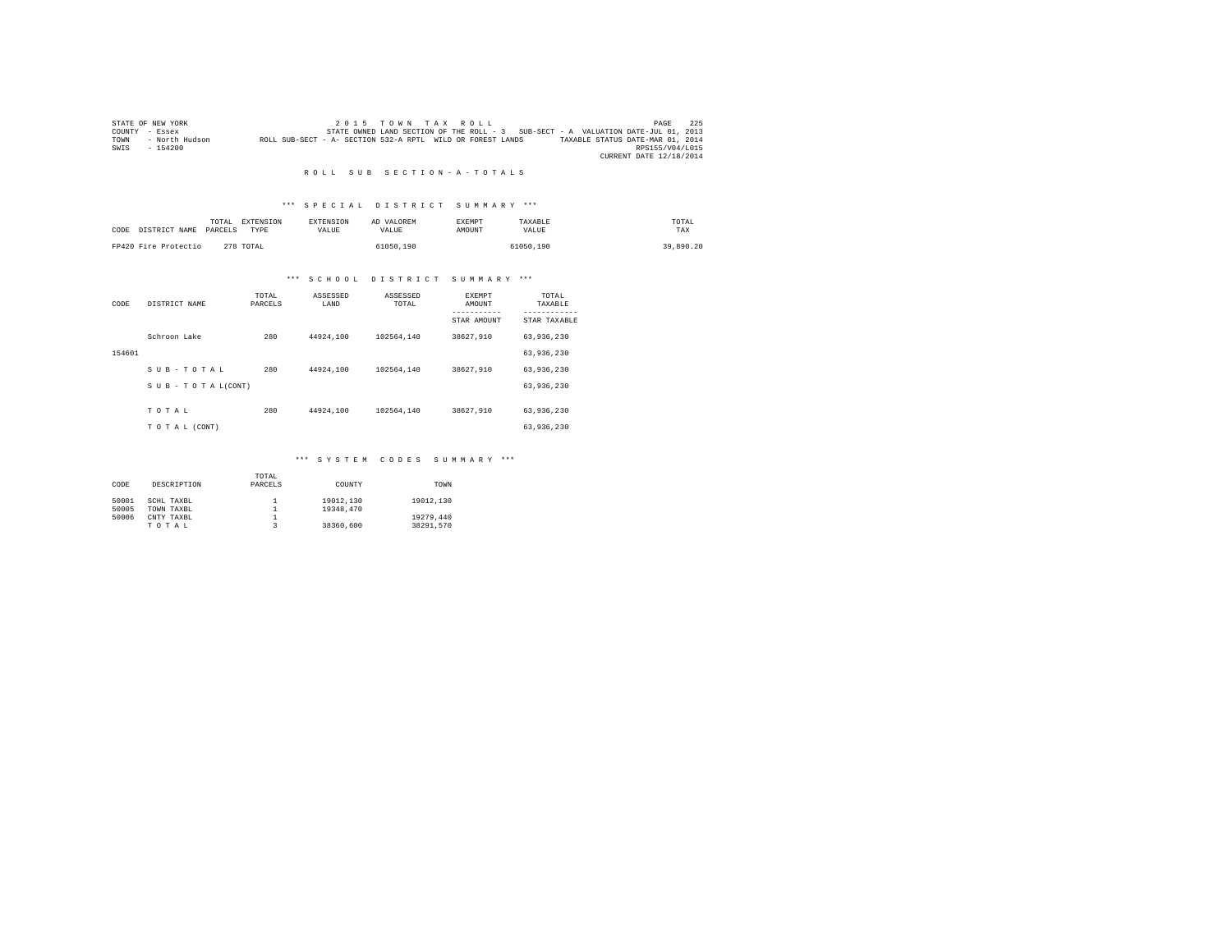STATE OF NEW YORK
COUNTY - Essex
TOWN - North Hudson
SWIS - 154200

2 0 1 5 T O W N T A X R O L L
STATE OWNED LAND SECTION OF THE ROLL - 3 SUB-SECT - A VALUATION DATE-JUL 01, 2013
ROLL SUB-SECT - A- SECTION 532-A RPTL WILD OR FOREST LANDS TAXABLE STATUS DATE-MAR 01, 2014
RPS155/V04/L015
CURRENT DATE 12/18/2014

R O L L S U B S E C T I O N - A - T O T A L S

*** S P E C I A L D I S T R I C T S U M M A R Y ***

| CODE | DISTRICT NAME | TOTAL PARCELS | EXTENSION TYPE | EXTENSION VALUE | AD VALOREM VALUE | EXEMPT AMOUNT | TAXABLE VALUE | TOTAL TAX |
|---|---|---|---|---|---|---|---|---|
| FP420 | Fire Protectio | 278 | TOTAL | | 61050,190 | | 61050,190 | 39,890.20 |

*** S C H O O L D I S T R I C T S U M M A R Y ***

| CODE | DISTRICT NAME | TOTAL PARCELS | ASSESSED LAND | ASSESSED TOTAL | EXEMPT AMOUNT<br>STAR AMOUNT | TOTAL TAXABLE<br>STAR TAXABLE |
|---|---|---|---|---|---|---|
| | Schroon Lake | 280 | 44924,100 | 102564,140 | 38627,910 | 63,936,230 |
| 154601 | | | | | | 63,936,230 |
| | S U B - T O T A L | 280 | 44924,100 | 102564,140 | 38627,910 | 63,936,230 |
| | S U B - T O T A L(CONT) | | | | | 63,936,230 |
| | T O T A L | 280 | 44924,100 | 102564,140 | 38627,910 | 63,936,230 |
| | T O T A L (CONT) | | | | | 63,936,230 |

*** S Y S T E M C O D E S S U M M A R Y ***

| CODE | DESCRIPTION | TOTAL PARCELS | COUNTY | TOWN |
|---|---|---|---|---|
| 50001 | SCHL TAXBL | 1 | 19012,130 | 19012,130 |
| 50005 | TOWN TAXBL | 1 | 19348,470 | |
| 50006 | CNTY TAXBL | 1 | | 19279,440 |
| | T O T A L | 3 | 38360,600 | 38291,570 |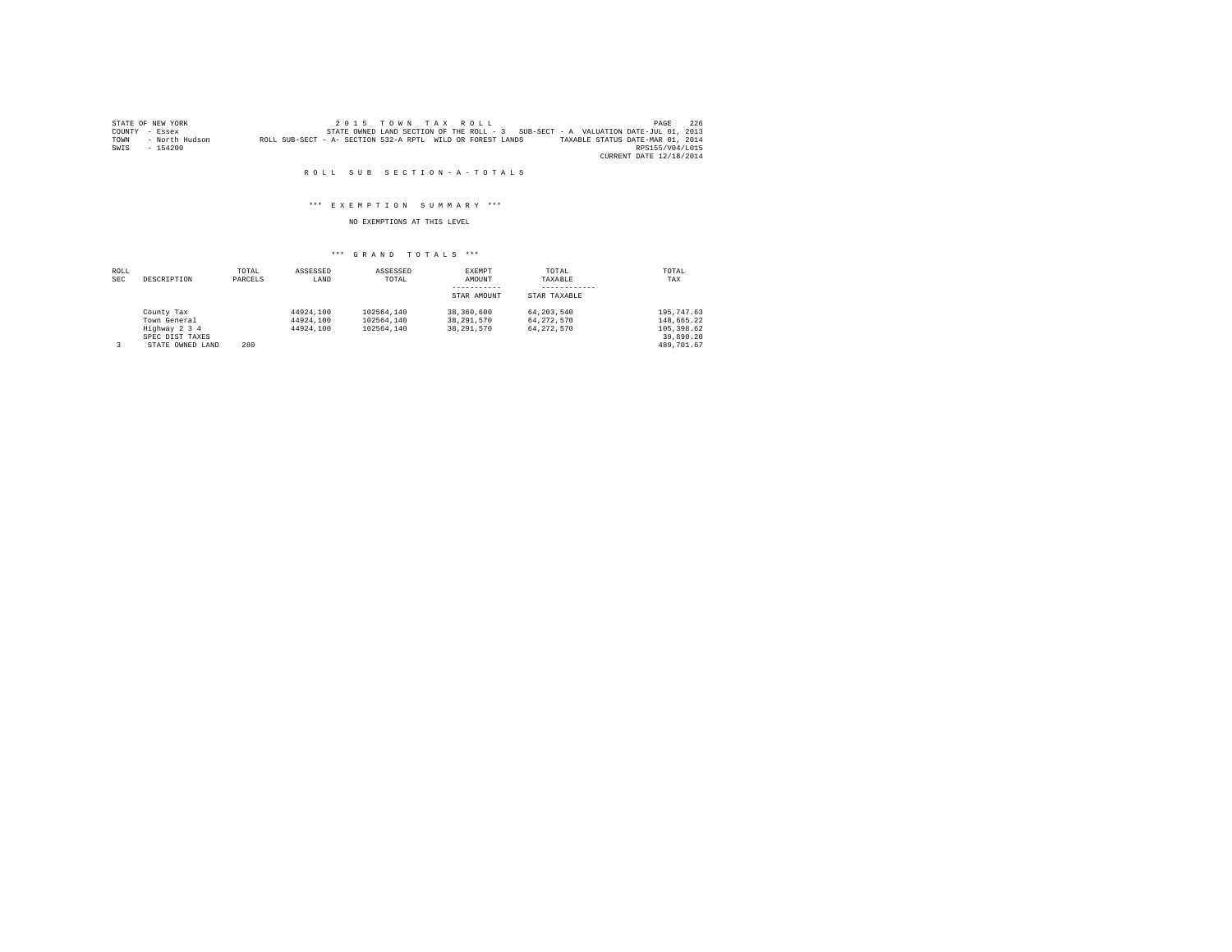STATE OF NEW YORK                    2 0 1 5   T O W N   T A X   R O L L                                    PAGE 226
COUNTY - Essex                    STATE OWNED LAND SECTION OF THE ROLL - 3   SUB-SECT - A  VALUATION DATE-JUL 01, 2013
TOWN - North Hudson         ROLL SUB-SECT - A- SECTION 532-A RPTL  WILD OR FOREST LANDS        TAXABLE STATUS DATE-MAR 01, 2014
SWIS - 154200                                                                                          RPS155/V04/L015
CURRENT DATE 12/18/2014

R O L L   S U B   S E C T I O N - A - T O T A L S

\*\*\* E X E M P T I O N   S U M M A R Y \*\*\*

NO EXEMPTIONS AT THIS LEVEL

\*\*\* G R A N D   T O T A L S \*\*\*

| ROLL SEC | DESCRIPTION | TOTAL PARCELS | ASSESSED LAND | ASSESSED TOTAL | EXEMPT AMOUNT / STAR AMOUNT | TOTAL TAXABLE / STAR TAXABLE | TOTAL TAX |
|---|---|---|---|---|---|---|---|
| | County Tax | | 44924,100 | 102564,140 | 38,360,600 | 64,203,540 | 195,747.63 |
| | Town General | | 44924,100 | 102564,140 | 38,291,570 | 64,272,570 | 148,665.22 |
| | Highway 2 3 4 | | 44924,100 | 102564,140 | 38,291,570 | 64,272,570 | 105,398.62 |
| | SPEC DIST TAXES | | | | | | 39,890.20 |
| 3 | STATE OWNED LAND | 280 | | | | | 489,701.67 |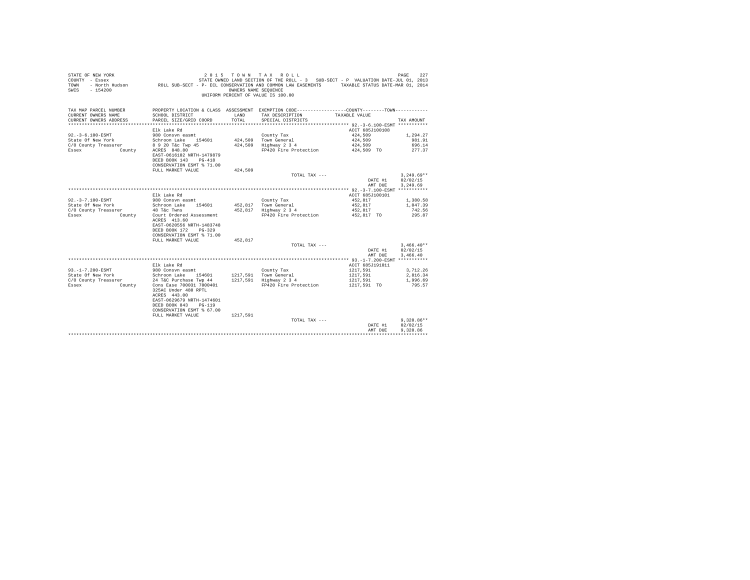STATE OF NEW YORK
COUNTY - Essex
TOWN - North Hudson
SWIS - 154200

2 0 1 5 T O W N T A X R O L L
STATE OWNED LAND SECTION OF THE ROLL - 3 SUB-SECT - P VALUATION DATE-JUL 01, 2013
ROLL SUB-SECT - P- ECL CONSERVATION AND COMMON LAW EASEMENTS TAXABLE STATUS DATE-MAR 01, 2014
OWNERS NAME SEQUENCE
UNIFORM PERCENT OF VALUE IS 100.00

| TAX MAP PARCEL NUMBER / CURRENT OWNERS NAME / CURRENT OWNERS ADDRESS | PROPERTY LOCATION & CLASS / SCHOOL DISTRICT / PARCEL SIZE/GRID COORD | ASSESSMENT LAND / TOTAL | EXEMPTION CODE / TAX DESCRIPTION / SPECIAL DISTRICTS | COUNTY / TOWN TAXABLE VALUE | TAX AMOUNT |
|---|---|---|---|---|---|
| **92.-3-6.100-ESMT** | Elk Lake Rd | | | ACCT 685J100108 | |
| 92.-3-6.100-ESMT | 980 Consvn easmt | | County Tax | 424,509 | 1,294.27 |
| State Of New York | Schroon Lake 154601 | 424,509 | Town General | 424,509 | 981.91 |
| C/O County Treasurer | 8 9 20 T&c Twp 45 | 424,509 | Highway 2 3 4 | 424,509 | 696.14 |
| Essex County | ACRES 848.80 | | FP420 Fire Protection | 424,509 TO | 277.37 |
| | EAST-0616102 NRTH-1479879 | | | | |
| | DEED BOOK 143 PG-418 | | | | |
| | CONSERVATION ESMT % 71.00 | | | | |
| | FULL MARKET VALUE | 424,509 | | | |
| | | | TOTAL TAX --- | | 3,249.69** |
| | | | | DATE #1 | 02/02/15 |
| | | | | AMT DUE | 3,249.69 |
| **92.-3-7.100-ESMT** | Elk Lake Rd | | | ACCT 685J100101 | |
| 92.-3-7.100-ESMT | 980 Consvn easmt | | County Tax | 452,817 | 1,380.58 |
| State Of New York | Schroon Lake 154601 | 452,817 | Town General | 452,817 | 1,047.39 |
| C/O County Treasurer | 48 T&c Twns | 452,817 | Highway 2 3 4 | 452,817 | 742.56 |
| Essex County | Court Ordered Assessment | | FP420 Fire Protection | 452,817 TO | 295.87 |
| | ACRES 413.60 | | | | |
| | EAST-0620556 NRTH-1483748 | | | | |
| | DEED BOOK 172 PG-329 | | | | |
| | CONSERVATION ESMT % 71.00 | | | | |
| | FULL MARKET VALUE | 452,817 | | | |
| | | | TOTAL TAX --- | | 3,466.40** |
| | | | | DATE #1 | 02/02/15 |
| | | | | AMT DUE | 3,466.40 |
| **93.-1-7.200-ESMT** | Elk Lake Rd | | | ACCT 685J191011 | |
| 93.-1-7.200-ESMT | 980 Consvn easmt | | County Tax | 1217,591 | 3,712.26 |
| State Of New York | Schroon Lake 154601 | 1217,591 | Town General | 1217,591 | 2,816.34 |
| C/O County Treasurer | 24 T&C Purchase Twp 44 | 1217,591 | Highway 2 3 4 | 1217,591 | 1,996.69 |
| Essex County | Cons Ease 700031 7000401 | | FP420 Fire Protection | 1217,591 TO | 795.57 |
| | 325AC Under 480 RPTL | | | | |
| | ACRES 443.00 | | | | |
| | EAST-0629679 NRTH-1474601 | | | | |
| | DEED BOOK 843 PG-119 | | | | |
| | CONSERVATION ESMT % 67.00 | | | | |
| | FULL MARKET VALUE | 1217,591 | | | |
| | | | TOTAL TAX --- | | 9,320.86** |
| | | | | DATE #1 | 02/02/15 |
| | | | | AMT DUE | 9,320.86 |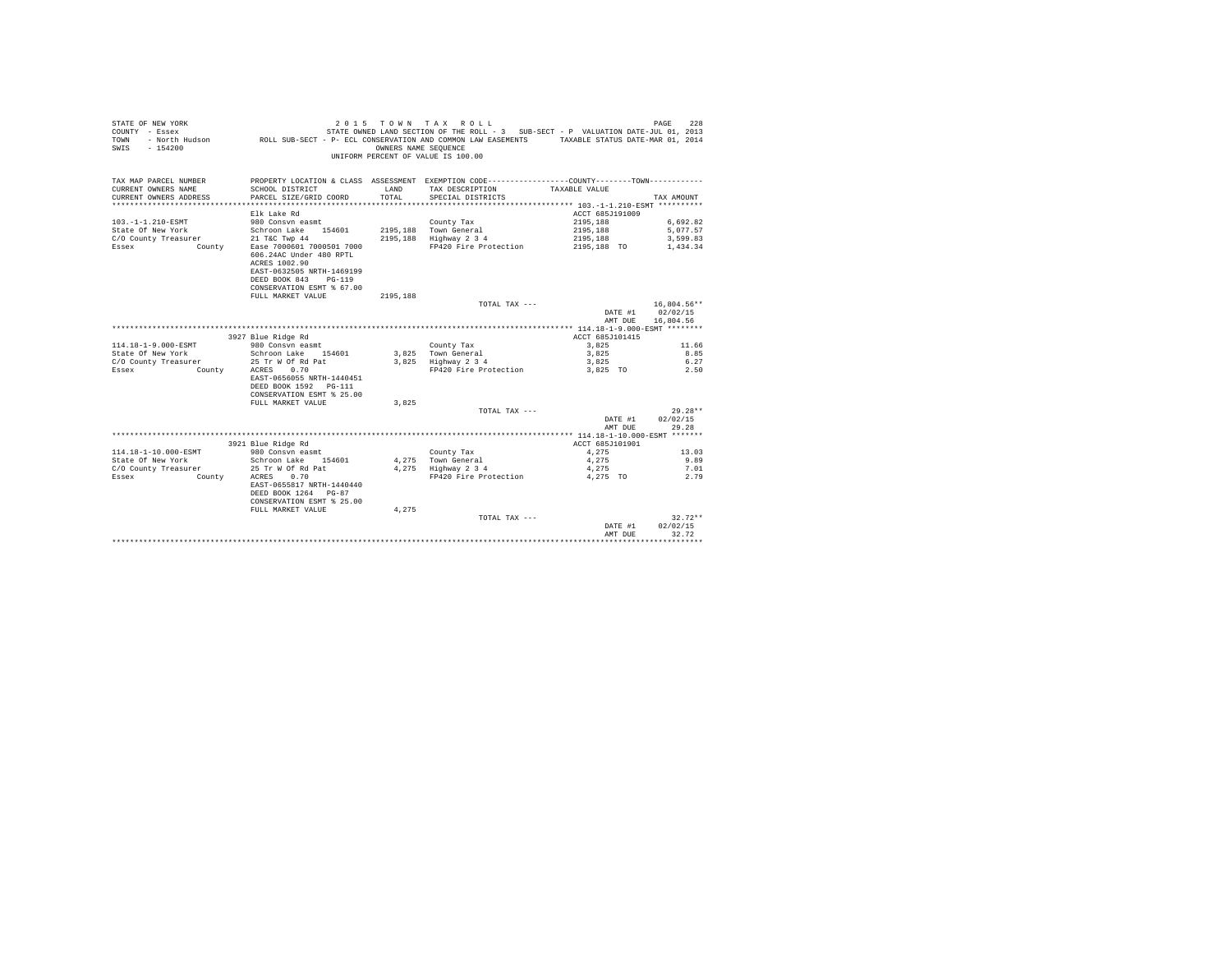STATE OF NEW YORK
COUNTY - Essex
TOWN - North Hudson
SWIS - 154200

2 0 1 5 T O W N T A X R O L L
STATE OWNED LAND SECTION OF THE ROLL - 3 SUB-SECT - P VALUATION DATE-JUL 01, 2013
ROLL SUB-SECT - P- ECL CONSERVATION AND COMMON LAW EASEMENTS TAXABLE STATUS DATE-MAR 01, 2014
OWNERS NAME SEQUENCE
UNIFORM PERCENT OF VALUE IS 100.00

| TAX MAP PARCEL NUMBER / CURRENT OWNERS NAME / CURRENT OWNERS ADDRESS | PROPERTY LOCATION & CLASS / SCHOOL DISTRICT / PARCEL SIZE/GRID COORD | ASSESSMENT LAND / TOTAL | EXEMPTION CODE / TAX DESCRIPTION / SPECIAL DISTRICTS | COUNTY / TOWN TAXABLE VALUE | TAX AMOUNT |
|---|---|---|---|---|---|
| **103.-1-1.210-ESMT** | Elk Lake Rd | | | ACCT 685J191009 | |
| 103.-1-1.210-ESMT | 980 Consvn easmt | | County Tax | 2195,188 | 6,692.82 |
| State Of New York | Schroon Lake 154601 | 2195,188 | Town General | 2195,188 | 5,077.57 |
| C/O County Treasurer | 21 T&C Twp 44 | 2195,188 | Highway 2 3 4 | 2195,188 | 3,599.83 |
| Essex County | Ease 7000601 7000501 7000 | | FP420 Fire Protection | 2195,188 TO | 1,434.34 |
| | 606.24AC Under 480 RPTL | | | | |
| | ACRES 1002.90 | | | | |
| | EAST-0632505 NRTH-1469199 | | | | |
| | DEED BOOK 843 PG-119 | | | | |
| | CONSERVATION ESMT % 67.00 | | | | |
| | FULL MARKET VALUE | 2195,188 | | | |
| | | | TOTAL TAX --- | | 16,804.56** |
| | | | | DATE #1 | 02/02/15 |
| | | | | AMT DUE | 16,804.56 |
| **114.18-1-9.000-ESMT** | 3927 Blue Ridge Rd | | | ACCT 685J101415 | |
| 114.18-1-9.000-ESMT | 980 Consvn easmt | | County Tax | 3,825 | 11.66 |
| State Of New York | Schroon Lake 154601 | 3,825 | Town General | 3,825 | 8.85 |
| C/O County Treasurer | 25 Tr W Of Rd Pat | 3,825 | Highway 2 3 4 | 3,825 | 6.27 |
| Essex County | ACRES 0.70 | | FP420 Fire Protection | 3,825 TO | 2.50 |
| | EAST-0656055 NRTH-1440451 | | | | |
| | DEED BOOK 1592 PG-111 | | | | |
| | CONSERVATION ESMT % 25.00 | | | | |
| | FULL MARKET VALUE | 3,825 | | | |
| | | | TOTAL TAX --- | | 29.28** |
| | | | | DATE #1 | 02/02/15 |
| | | | | AMT DUE | 29.28 |
| **114.18-1-10.000-ESMT** | 3921 Blue Ridge Rd | | | ACCT 685J101901 | |
| 114.18-1-10.000-ESMT | 980 Consvn easmt | | County Tax | 4,275 | 13.03 |
| State Of New York | Schroon Lake 154601 | 4,275 | Town General | 4,275 | 9.89 |
| C/O County Treasurer | 25 Tr W Of Rd Pat | 4,275 | Highway 2 3 4 | 4,275 | 7.01 |
| Essex County | ACRES 0.70 | | FP420 Fire Protection | 4,275 TO | 2.79 |
| | EAST-0655817 NRTH-1440440 | | | | |
| | DEED BOOK 1264 PG-87 | | | | |
| | CONSERVATION ESMT % 25.00 | | | | |
| | FULL MARKET VALUE | 4,275 | | | |
| | | | TOTAL TAX --- | | 32.72** |
| | | | | DATE #1 | 02/02/15 |
| | | | | AMT DUE | 32.72 |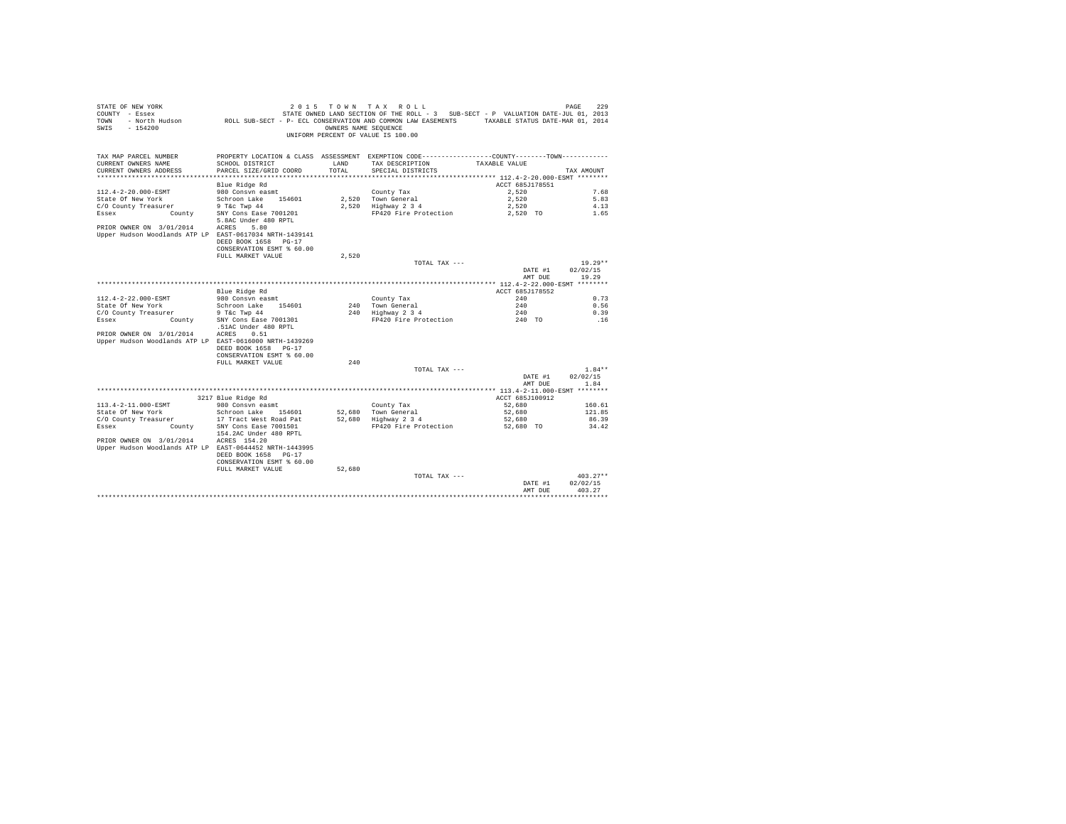```
STATE OF NEW YORK                          2 0 1 5   T O W N   T A X   R O L L                                          PAGE   229
COUNTY  - Essex                           STATE OWNED LAND SECTION OF THE ROLL - 3   SUB-SECT - P  VALUATION DATE-JUL 01, 2013
TOWN    - North Hudson          ROLL SUB-SECT - P- ECL CONSERVATION AND COMMON LAW EASEMENTS      TAXABLE STATUS DATE-MAR 01, 2014
SWIS    - 154200                                          OWNERS NAME SEQUENCE
                                                    UNIFORM PERCENT OF VALUE IS 100.00


TAX MAP PARCEL NUMBER          PROPERTY LOCATION & CLASS  ASSESSMENT  EXEMPTION CODE-----------------COUNTY--------TOWN-----------
CURRENT OWNERS NAME            SCHOOL DISTRICT               LAND      TAX DESCRIPTION            TAXABLE VALUE
CURRENT OWNERS ADDRESS         PARCEL SIZE/GRID COORD        TOTAL     SPECIAL DISTRICTS                                   TAX AMOUNT
************************************************************************************************ 112.4-2-20.000-ESMT ********
                               Blue Ridge Rd                                                   ACCT 685J178551
112.4-2-20.000-ESMT            980 Consvn easmt                         County Tax                      2,520                 7.68
State Of New York              Schroon Lake    154601         2,520    Town General                    2,520                 5.83
C/O County Treasurer           9 T&c Twp 44                   2,520    Highway 2 3 4                   2,520                 4.13
Essex              County      SNY Cons Ease 7001201                    FP420 Fire Protection           2,520 TO              1.65
                               5.8AC Under 480 RPTL
PRIOR OWNER ON  3/01/2014      ACRES    5.80
Upper Hudson Woodlands ATP LP  EAST-0617034 NRTH-1439141
                               DEED BOOK 1658   PG-17
                               CONSERVATION ESMT % 60.00
                               FULL MARKET VALUE              2,520
                                                                       TOTAL TAX ---                                      19.29**
                                                                                                    DATE #1    02/02/15
                                                                                                    AMT DUE       19.29
************************************************************************************************ 112.4-2-22.000-ESMT ********
                               Blue Ridge Rd                                                   ACCT 685J178552
112.4-2-22.000-ESMT            980 Consvn easmt                         County Tax                        240                 0.73
State Of New York              Schroon Lake    154601           240    Town General                      240                 0.56
C/O County Treasurer           9 T&c Twp 44                     240    Highway 2 3 4                     240                 0.39
Essex              County      SNY Cons Ease 7001301                    FP420 Fire Protection             240 TO               .16
                               .51AC Under 480 RPTL
PRIOR OWNER ON  3/01/2014      ACRES    0.51
Upper Hudson Woodlands ATP LP  EAST-0616000 NRTH-1439269
                               DEED BOOK 1658   PG-17
                               CONSERVATION ESMT % 60.00
                               FULL MARKET VALUE                240
                                                                       TOTAL TAX ---                                       1.84**
                                                                                                    DATE #1    02/02/15
                                                                                                    AMT DUE        1.84
************************************************************************************************ 113.4-2-11.000-ESMT ********
                               3217 Blue Ridge Rd                                              ACCT 685J100912
113.4-2-11.000-ESMT            980 Consvn easmt                         County Tax                     52,680               160.61
State Of New York              Schroon Lake    154601        52,680    Town General                   52,680               121.85
C/O County Treasurer           17 Tract West Road Pat        52,680    Highway 2 3 4                  52,680                86.39
Essex              County      SNY Cons Ease 7001501                    FP420 Fire Protection          52,680 TO             34.42
                               154.2AC Under 480 RPTL
PRIOR OWNER ON  3/01/2014      ACRES  154.20
Upper Hudson Woodlands ATP LP  EAST-0644452 NRTH-1443995
                               DEED BOOK 1658   PG-17
                               CONSERVATION ESMT % 60.00
                               FULL MARKET VALUE             52,680
                                                                       TOTAL TAX ---                                     403.27**
                                                                                                    DATE #1    02/02/15
                                                                                                    AMT DUE      403.27
************************************************************************************************************************************
```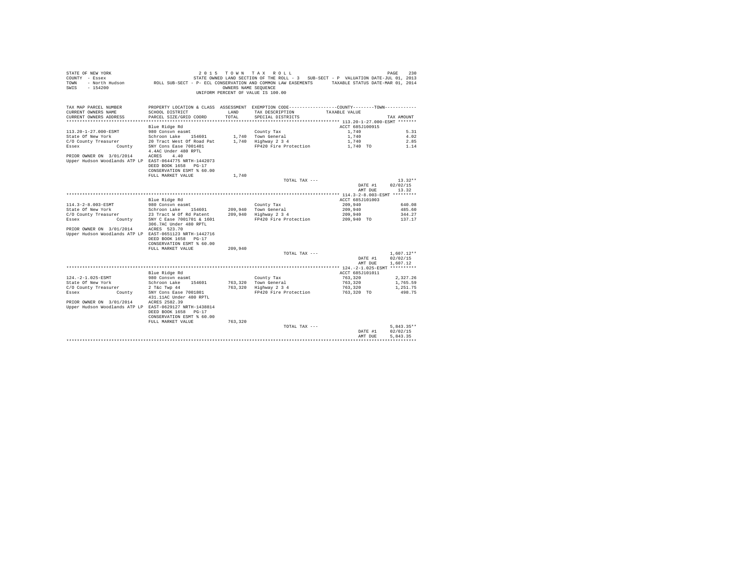STATE OF NEW YORK
COUNTY - Essex
TOWN - North Hudson
SWIS - 154200

2015 TOWN TAX ROLL
STATE OWNED LAND SECTION OF THE ROLL - 3 SUB-SECT - P VALUATION DATE-JUL 01, 2013
ROLL SUB-SECT - P- ECL CONSERVATION AND COMMON LAW EASEMENTS TAXABLE STATUS DATE-MAR 01, 2014
OWNERS NAME SEQUENCE
UNIFORM PERCENT OF VALUE IS 100.00

| TAX MAP PARCEL NUMBER / CURRENT OWNERS NAME / CURRENT OWNERS ADDRESS | PROPERTY LOCATION & CLASS / SCHOOL DISTRICT / PARCEL SIZE/GRID COORD | ASSESSMENT LAND / TOTAL | EXEMPTION CODE / TAX DESCRIPTION / SPECIAL DISTRICTS | COUNTY / TOWN TAXABLE VALUE | TAX AMOUNT |
|---|---|---|---|---|---|
| **113.20-1-27.000-ESMT** | Blue Ridge Rd | | | ACCT 685J100915 | |
| 113.20-1-27.000-ESMT | 980 Consvn easmt | | County Tax | 1,740 | 5.31 |
| State Of New York | Schroon Lake 154601 | 1,740 | Town General | 1,740 | 4.02 |
| C/O County Treasurer | 20 Tract West Of Road Pat | 1,740 | Highway 2 3 4 | 1,740 | 2.85 |
| Essex County | SNY Cons Ease 7001401 | | FP420 Fire Protection | 1,740 TO | 1.14 |
| | 4.4AC Under 480 RPTL | | | | |
| PRIOR OWNER ON 3/01/2014 | ACRES 4.40 | | | | |
| Upper Hudson Woodlands ATP LP | EAST-0644775 NRTH-1442073 | | | | |
| | DEED BOOK 1658 PG-17 | | | | |
| | CONSERVATION ESMT % 60.00 | | | | |
| | FULL MARKET VALUE | 1,740 | | | |
| | | | TOTAL TAX --- | | 13.32** |
| | | | | DATE #1 | 02/02/15 |
| | | | | AMT DUE | 13.32 |
| **114.3-2-8.003-ESMT** | Blue Ridge Rd | | | ACCT 685J101003 | |
| 114.3-2-8.003-ESMT | 980 Consvn easmt | | County Tax | 209,940 | 640.08 |
| State Of New York | Schroon Lake 154601 | 209,940 | Town General | 209,940 | 485.60 |
| C/O County Treasurer | 23 Tract W Of Rd Patent | 209,940 | Highway 2 3 4 | 209,940 | 344.27 |
| Essex County | SNY C Ease 7001701 & 1601 | | FP420 Fire Protection | 209,940 TO | 137.17 |
| | 306.7AC Under 480 RPTL | | | | |
| PRIOR OWNER ON 3/01/2014 | ACRES 523.70 | | | | |
| Upper Hudson Woodlands ATP LP | EAST-0651123 NRTH-1442716 | | | | |
| | DEED BOOK 1658 PG-17 | | | | |
| | CONSERVATION ESMT % 60.00 | | | | |
| | FULL MARKET VALUE | 209,940 | | | |
| | | | TOTAL TAX --- | | 1,607.12** |
| | | | | DATE #1 | 02/02/15 |
| | | | | AMT DUE | 1,607.12 |
| **124.-2-1.025-ESMT** | Blue Ridge Rd | | | ACCT 685J101011 | |
| 124.-2-1.025-ESMT | 980 Consvn easmt | | County Tax | 763,320 | 2,327.26 |
| State Of New York | Schroon Lake 154601 | 763,320 | Town General | 763,320 | 1,765.59 |
| C/O County Treasurer | 2 T&c Twp 44 | 763,320 | Highway 2 3 4 | 763,320 | 1,251.75 |
| Essex County | SNY Cons Ease 7001801 | | FP420 Fire Protection | 763,320 TO | 498.75 |
| | 431.11AC Under 480 RPTL | | | | |
| PRIOR OWNER ON 3/01/2014 | ACRES 2582.39 | | | | |
| Upper Hudson Woodlands ATP LP | EAST-0629127 NRTH-1438814 | | | | |
| | DEED BOOK 1658 PG-17 | | | | |
| | CONSERVATION ESMT % 60.00 | | | | |
| | FULL MARKET VALUE | 763,320 | | | |
| | | | TOTAL TAX --- | | 5,843.35** |
| | | | | DATE #1 | 02/02/15 |
| | | | | AMT DUE | 5,843.35 |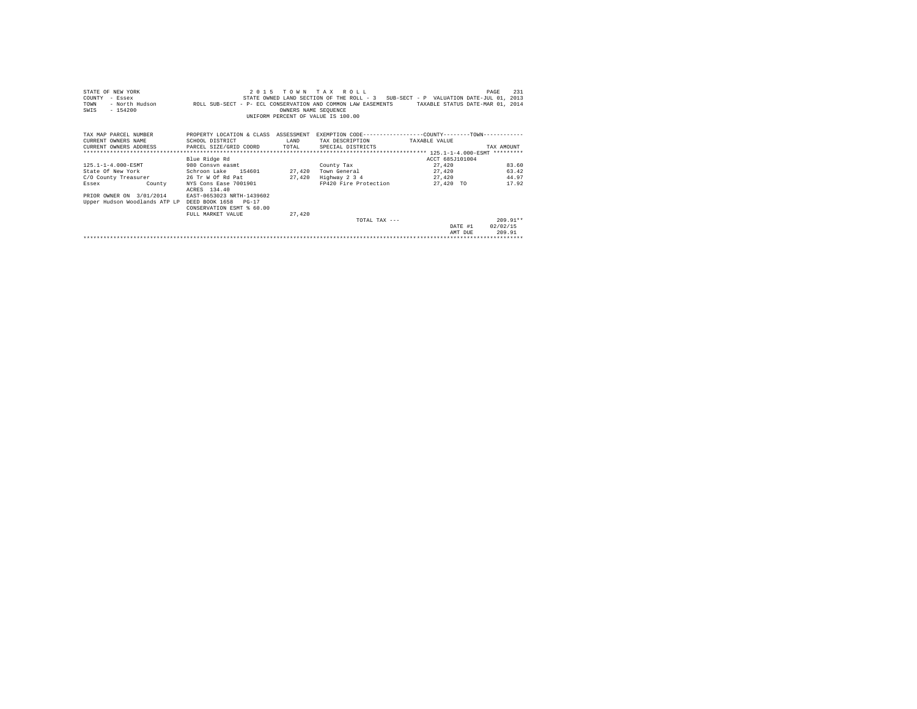STATE OF NEW YORK                    2 0 1 5   T O W N   T A X   R O L L                                    PAGE   231
COUNTY  - Essex                      STATE OWNED LAND SECTION OF THE ROLL - 3   SUB-SECT - P  VALUATION DATE-JUL 01, 2013
TOWN    - North Hudson          ROLL SUB-SECT - P- ECL CONSERVATION AND COMMON LAW EASEMENTS      TAXABLE STATUS DATE-MAR 01, 2014
SWIS    - 154200                                    OWNERS NAME SEQUENCE
                                            UNIFORM PERCENT OF VALUE IS 100.00

| TAX MAP PARCEL NUMBER<br>CURRENT OWNERS NAME<br>CURRENT OWNERS ADDRESS | PROPERTY LOCATION & CLASS<br>SCHOOL DISTRICT<br>PARCEL SIZE/GRID COORD | ASSESSMENT<br>LAND<br>TOTAL | EXEMPTION CODE-----COUNTY-----TOWN-----<br>TAX DESCRIPTION<br>SPECIAL DISTRICTS | TAXABLE VALUE | TAX AMOUNT |
|---|---|---|---|---|---|
| | | | | ********** 125.1-1-4.000-ESMT ********* | |
| | Blue Ridge Rd | | | ACCT 685J101004 | |
| 125.1-1-4.000-ESMT | 980 Consvn easmt | | County Tax | 27,420 | 83.60 |
| State Of New York | Schroon Lake 154601 | 27,420 | Town General | 27,420 | 63.42 |
| C/O County Treasurer | 26 Tr W Of Rd Pat | 27,420 | Highway 2 3 4 | 27,420 | 44.97 |
| Essex County | NYS Cons Ease 7001901 | | FP420 Fire Protection | 27,420 TO | 17.92 |
| | ACRES 134.40 | | | | |
| PRIOR OWNER ON 3/01/2014 | EAST-0653023 NRTH-1439602 | | | | |
| Upper Hudson Woodlands ATP LP | DEED BOOK 1658 PG-17 | | | | |
| | CONSERVATION ESMT % 60.00 | | | | |
| | FULL MARKET VALUE | 27,420 | | | |
| | | | TOTAL TAX --- | | 209.91** |
| | | | | DATE #1 | 02/02/15 |
| | | | | AMT DUE | 209.91 |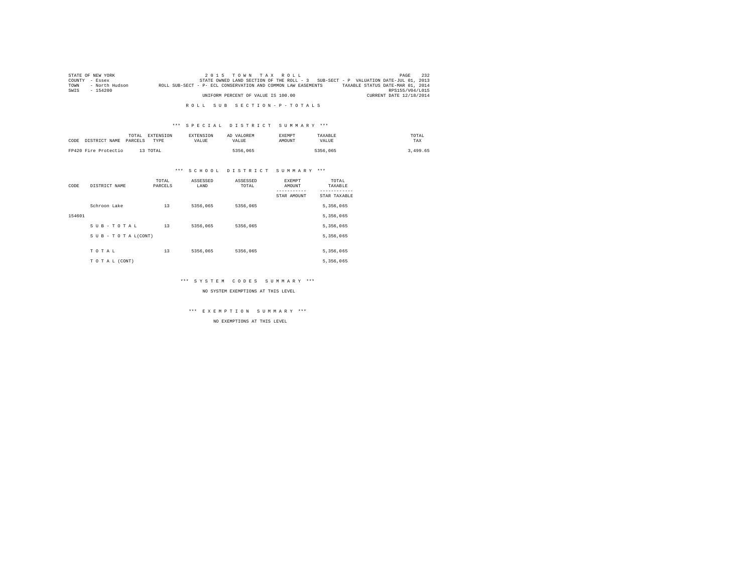STATE OF NEW YORK
COUNTY - Essex
TOWN - North Hudson
SWIS - 154200

2 0 1 5 T O W N T A X R O L L
STATE OWNED LAND SECTION OF THE ROLL - 3 SUB-SECT - P VALUATION DATE-JUL 01, 2013
ROLL SUB-SECT - P- ECL CONSERVATION AND COMMON LAW EASEMENTS TAXABLE STATUS DATE-MAR 01, 2014
RPS155/V04/L015
UNIFORM PERCENT OF VALUE IS 100.00 CURRENT DATE 12/18/2014

R O L L S U B S E C T I O N - P - T O T A L S

\*\*\* S P E C I A L D I S T R I C T S U M M A R Y \*\*\*

| CODE | DISTRICT NAME | TOTAL PARCELS | EXTENSION TYPE | EXTENSION VALUE | AD VALOREM VALUE | EXEMPT AMOUNT | TAXABLE VALUE | TOTAL TAX |
|---|---|---|---|---|---|---|---|---|
| FP420 | Fire Protectio | 13 | TOTAL | | 5356,065 | | 5356,065 | 3,499.65 |

\*\*\* S C H O O L D I S T R I C T S U M M A R Y \*\*\*

| CODE | DISTRICT NAME | TOTAL PARCELS | ASSESSED LAND | ASSESSED TOTAL | EXEMPT AMOUNT / STAR AMOUNT | TOTAL TAXABLE / STAR TAXABLE |
|---|---|---|---|---|---|---|
| | Schroon Lake | 13 | 5356,065 | 5356,065 | | 5,356,065 |
| 154601 | | | | | | 5,356,065 |
| | S U B - T O T A L | 13 | 5356,065 | 5356,065 | | 5,356,065 |
| | S U B - T O T A L(CONT) | | | | | 5,356,065 |
| | T O T A L | 13 | 5356,065 | 5356,065 | | 5,356,065 |
| | T O T A L (CONT) | | | | | 5,356,065 |

\*\*\* S Y S T E M C O D E S S U M M A R Y \*\*\*

NO SYSTEM EXEMPTIONS AT THIS LEVEL

\*\*\* E X E M P T I O N S U M M A R Y \*\*\*

NO EXEMPTIONS AT THIS LEVEL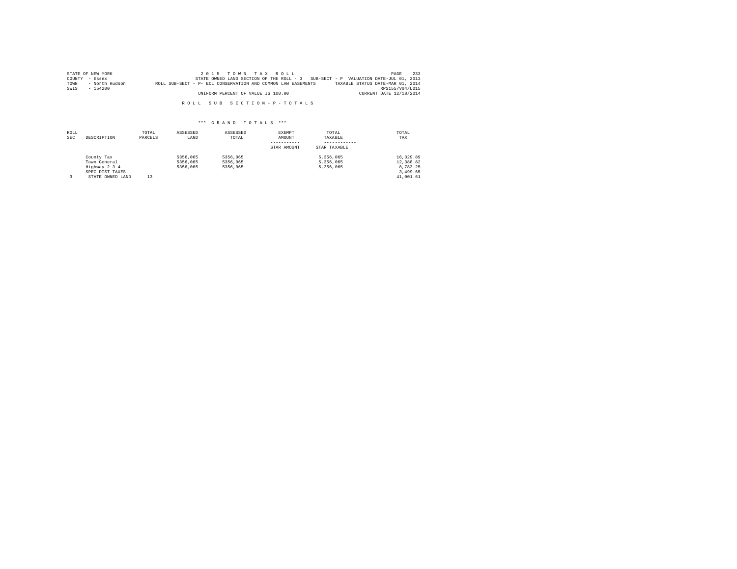STATE OF NEW YORK
COUNTY - Essex
TOWN - North Hudson
SWIS - 154200

2 0 1 5 T O W N T A X R O L L
STATE OWNED LAND SECTION OF THE ROLL - 3 SUB-SECT - P VALUATION DATE-JUL 01, 2013
ROLL SUB-SECT - P- ECL CONSERVATION AND COMMON LAW EASEMENTS TAXABLE STATUS DATE-MAR 01, 2014
RPS155/V04/L015
UNIFORM PERCENT OF VALUE IS 100.00 CURRENT DATE 12/18/2014

R O L L S U B S E C T I O N - P - T O T A L S

\*\*\* G R A N D T O T A L S \*\*\*

| ROLL SEC | DESCRIPTION | TOTAL PARCELS | ASSESSED LAND | ASSESSED TOTAL | EXEMPT AMOUNT<br>-----------<br>STAR AMOUNT | TOTAL TAXABLE<br>------------<br>STAR TAXABLE | TOTAL TAX |
|---|---|---|---|---|---|---|---|
| | County Tax | | 5356,065 | 5356,065 | | 5,356,065 | 16,329.89 |
| | Town General | | 5356,065 | 5356,065 | | 5,356,065 | 12,388.82 |
| | Highway 2 3 4 | | 5356,065 | 5356,065 | | 5,356,065 | 8,783.25 |
| | SPEC DIST TAXES | | | | | | 3,499.65 |
| 3 | STATE OWNED LAND | 13 | | | | | 41,001.61 |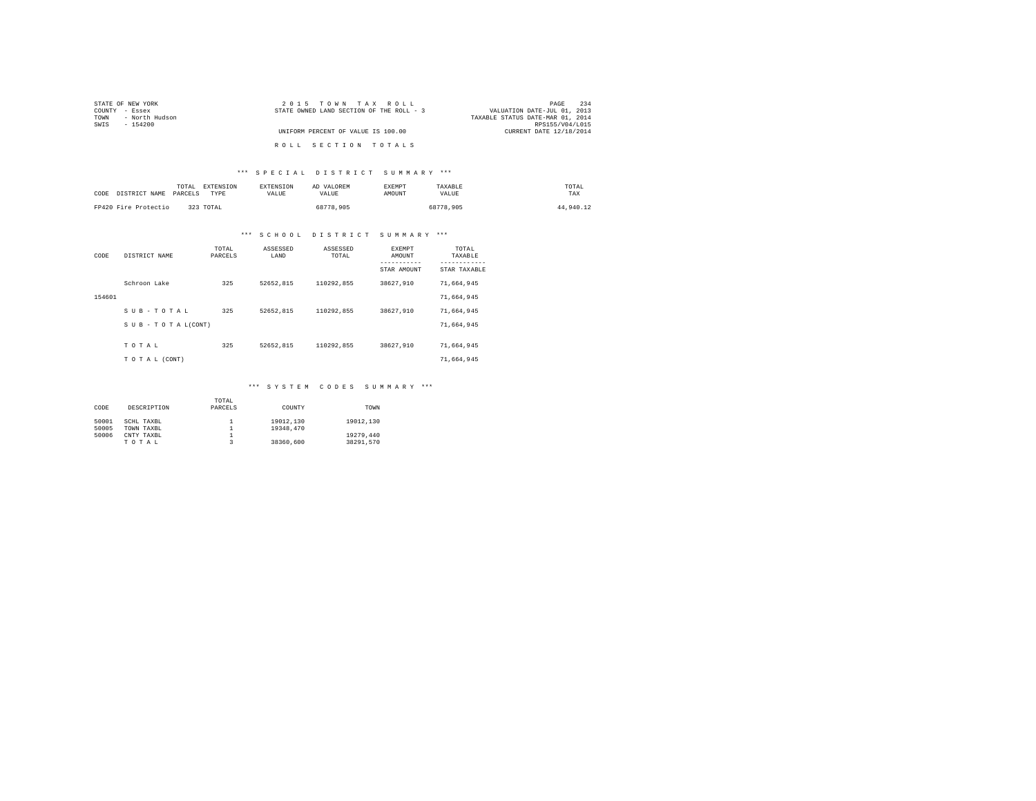STATE OF NEW YORK
COUNTY - Essex
TOWN - North Hudson
SWIS - 154200

2 0 1 5 T O W N T A X R O L L
STATE OWNED LAND SECTION OF THE ROLL - 3

UNIFORM PERCENT OF VALUE IS 100.00

VALUATION DATE-JUL 01, 2013
TAXABLE STATUS DATE-MAR 01, 2014
RPS155/V04/L015
CURRENT DATE 12/18/2014

## R O L L S E C T I O N T O T A L S

### *** S P E C I A L D I S T R I C T S U M M A R Y ***

| CODE | DISTRICT NAME | TOTAL PARCELS | EXTENSION TYPE | EXTENSION VALUE | AD VALOREM VALUE | EXEMPT AMOUNT | TAXABLE VALUE | TOTAL TAX |
|---|---|---|---|---|---|---|---|---|
| FP420 | Fire Protectio | 323 | TOTAL | | 68778,905 | | 68778,905 | 44,940.12 |

### *** S C H O O L D I S T R I C T S U M M A R Y ***

| CODE | DISTRICT NAME | TOTAL PARCELS | ASSESSED LAND | ASSESSED TOTAL | EXEMPT AMOUNT / STAR AMOUNT | TOTAL TAXABLE / STAR TAXABLE |
|---|---|---|---|---|---|---|
| | Schroon Lake | 325 | 52652,815 | 110292,855 | 38627,910 | 71,664,945 |
| 154601 | | | | | | 71,664,945 |
| | S U B - T O T A L | 325 | 52652,815 | 110292,855 | 38627,910 | 71,664,945 |
| | S U B - T O T A L(CONT) | | | | | 71,664,945 |
| | T O T A L | 325 | 52652,815 | 110292,855 | 38627,910 | 71,664,945 |
| | T O T A L (CONT) | | | | | 71,664,945 |

### *** S Y S T E M C O D E S S U M M A R Y ***

| CODE | DESCRIPTION | TOTAL PARCELS | COUNTY | TOWN |
|---|---|---|---|---|
| 50001 | SCHL TAXBL | 1 | 19012,130 | 19012,130 |
| 50005 | TOWN TAXBL | 1 | 19348,470 | |
| 50006 | CNTY TAXBL | 1 | | 19279,440 |
| | T O T A L | 3 | 38360,600 | 38291,570 |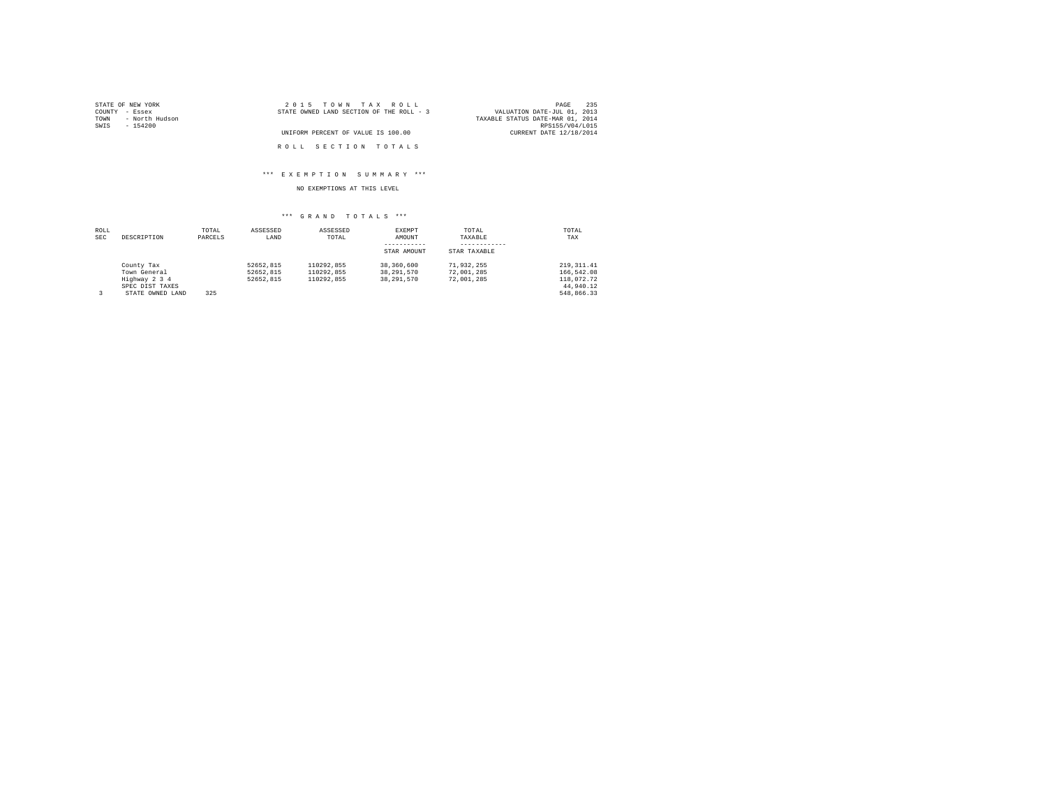STATE OF NEW YORK
COUNTY - Essex
TOWN - North Hudson
SWIS - 154200

2 0 1 5 T O W N T A X R O L L
STATE OWNED LAND SECTION OF THE ROLL - 3

UNIFORM PERCENT OF VALUE IS 100.00

VALUATION DATE-JUL 01, 2013
TAXABLE STATUS DATE-MAR 01, 2014
RPS155/V04/L015
CURRENT DATE 12/18/2014

R O L L S E C T I O N T O T A L S

*** E X E M P T I O N S U M M A R Y ***

NO EXEMPTIONS AT THIS LEVEL

*** G R A N D T O T A L S ***

| ROLL SEC | DESCRIPTION | TOTAL PARCELS | ASSESSED LAND | ASSESSED TOTAL | EXEMPT AMOUNT<br>-----------<br>STAR AMOUNT | TOTAL TAXABLE<br>------------<br>STAR TAXABLE | TOTAL TAX |
|---|---|---|---|---|---|---|---|
| | County Tax | | 52652,815 | 110292,855 | 38,360,600 | 71,932,255 | 219,311.41 |
| | Town General | | 52652,815 | 110292,855 | 38,291,570 | 72,001,285 | 166,542.08 |
| | Highway 2 3 4 | | 52652,815 | 110292,855 | 38,291,570 | 72,001,285 | 118,072.72 |
| | SPEC DIST TAXES | | | | | | 44,940.12 |
| 3 | STATE OWNED LAND | 325 | | | | | 548,866.33 |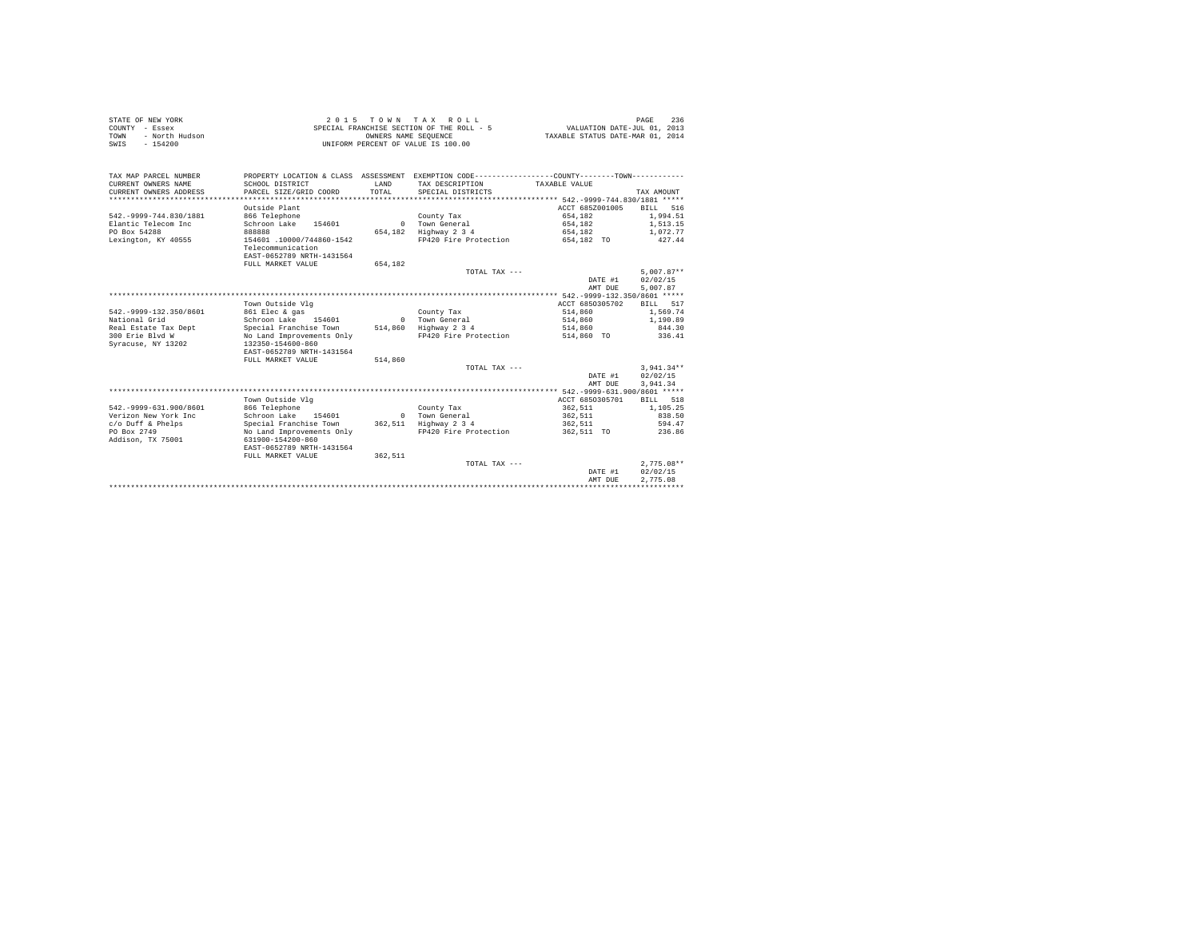STATE OF NEW YORK
COUNTY - Essex
TOWN - North Hudson
SWIS - 154200

2 0 1 5 T O W N T A X R O L L
SPECIAL FRANCHISE SECTION OF THE ROLL - 5
OWNERS NAME SEQUENCE
UNIFORM PERCENT OF VALUE IS 100.00

VALUATION DATE-JUL 01, 2013
TAXABLE STATUS DATE-MAR 01, 2014

| TAX MAP PARCEL NUMBER<br>CURRENT OWNERS NAME<br>CURRENT OWNERS ADDRESS | PROPERTY LOCATION & CLASS<br>SCHOOL DISTRICT<br>PARCEL SIZE/GRID COORD | ASSESSMENT<br>LAND<br>TOTAL | EXEMPTION CODE / TAX DESCRIPTION / SPECIAL DISTRICTS | COUNTY / TOWN<br>TAXABLE VALUE | TAX AMOUNT |
|---|---|---|---|---|---|
| **542.-9999-744.830/1881** | | | | ACCT 685Z001005 | BILL 516 |
| 542.-9999-744.830/1881 | Outside Plant | | | | |
| Elantic Telecom Inc | 866 Telephone | | County Tax | 654,182 | 1,994.51 |
| PO Box 54288 | Schroon Lake 154601 | 0 | Town General | 654,182 | 1,513.15 |
| Lexington, KY 40555 | 888888 | 654,182 | Highway 2 3 4 | 654,182 | 1,072.77 |
| | 154601 .10000/744860-1542 | | FP420 Fire Protection | 654,182 TO | 427.44 |
| | Telecommunication | | | | |
| | EAST-0652789 NRTH-1431564 | | | | |
| | FULL MARKET VALUE | 654,182 | | | |
| | | | TOTAL TAX --- | | 5,007.87** |
| | | | | DATE #1 | 02/02/15 |
| | | | | AMT DUE | 5,007.87 |
| **542.-9999-132.350/8601** | | | | ACCT 6850305702 | BILL 517 |
| 542.-9999-132.350/8601 | Town Outside Vlg | | | | |
| National Grid | 861 Elec & gas | | County Tax | 514,860 | 1,569.74 |
| Real Estate Tax Dept | Schroon Lake 154601 | 0 | Town General | 514,860 | 1,190.89 |
| 300 Erie Blvd W | Special Franchise Town | 514,860 | Highway 2 3 4 | 514,860 | 844.30 |
| Syracuse, NY 13202 | No Land Improvements Only | | FP420 Fire Protection | 514,860 TO | 336.41 |
| | 132350-154600-860 | | | | |
| | EAST-0652789 NRTH-1431564 | | | | |
| | FULL MARKET VALUE | 514,860 | | | |
| | | | TOTAL TAX --- | | 3,941.34** |
| | | | | DATE #1 | 02/02/15 |
| | | | | AMT DUE | 3,941.34 |
| **542.-9999-631.900/8601** | | | | ACCT 6850305701 | BILL 518 |
| 542.-9999-631.900/8601 | Town Outside Vlg | | | | |
| Verizon New York Inc | 866 Telephone | | County Tax | 362,511 | 1,105.25 |
| c/o Duff & Phelps | Schroon Lake 154601 | 0 | Town General | 362,511 | 838.50 |
| PO Box 2749 | Special Franchise Town | 362,511 | Highway 2 3 4 | 362,511 | 594.47 |
| Addison, TX 75001 | No Land Improvements Only | | FP420 Fire Protection | 362,511 TO | 236.86 |
| | 631900-154200-860 | | | | |
| | EAST-0652789 NRTH-1431564 | | | | |
| | FULL MARKET VALUE | 362,511 | | | |
| | | | TOTAL TAX --- | | 2,775.08** |
| | | | | DATE #1 | 02/02/15 |
| | | | | AMT DUE | 2,775.08 |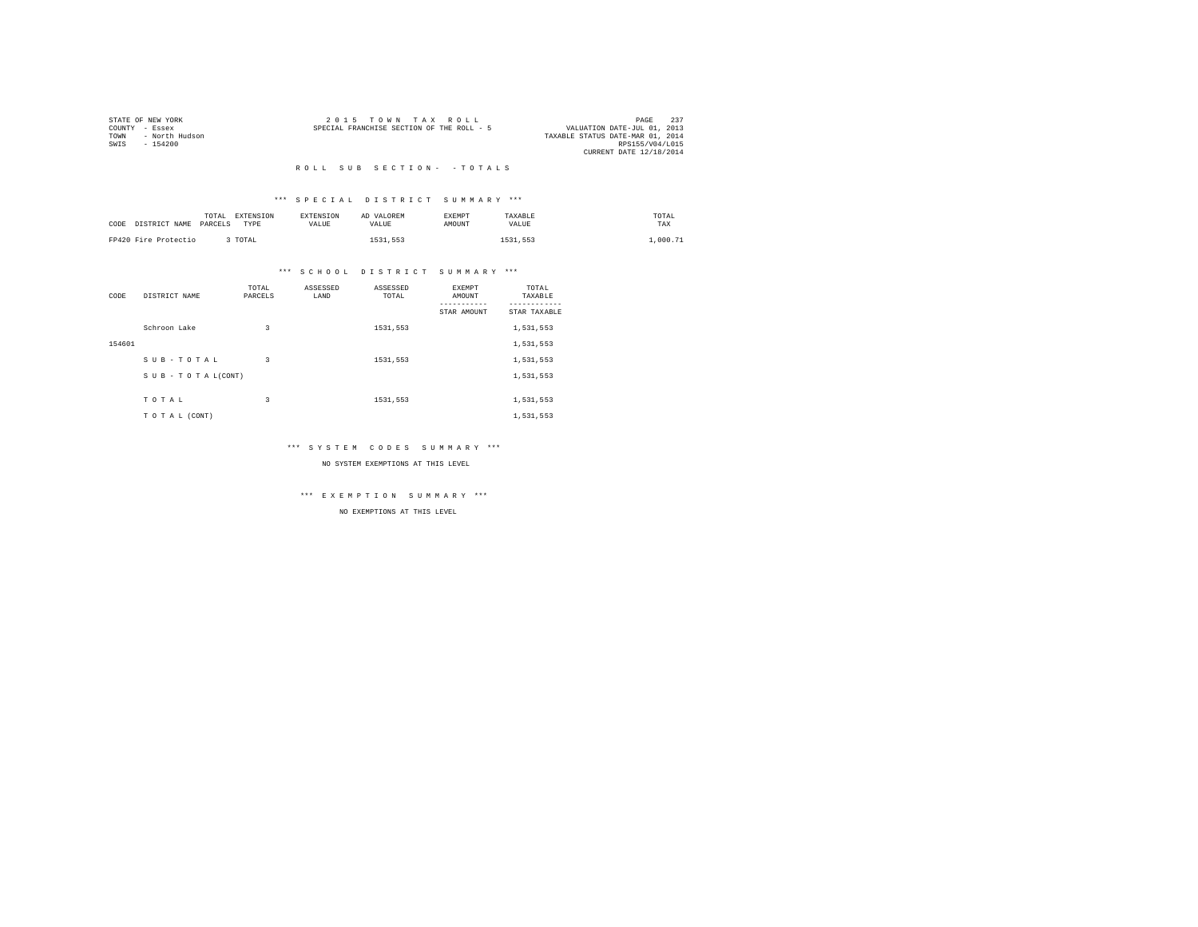STATE OF NEW YORK
COUNTY - Essex
TOWN - North Hudson
SWIS - 154200

2 0 1 5 T O W N T A X R O L L
SPECIAL FRANCHISE SECTION OF THE ROLL - 5

VALUATION DATE-JUL 01, 2013
TAXABLE STATUS DATE-MAR 01, 2014
RPS155/V04/L015
CURRENT DATE 12/18/2014

## R O L L S U B S E C T I O N - - T O T A L S

### *** S P E C I A L D I S T R I C T S U M M A R Y ***

| CODE | DISTRICT NAME | TOTAL PARCELS | EXTENSION TYPE | EXTENSION VALUE | AD VALOREM VALUE | EXEMPT AMOUNT | TAXABLE VALUE | TOTAL TAX |
|---|---|---|---|---|---|---|---|---|
| FP420 | Fire Protectio | 3 | TOTAL | | 1531,553 | | 1531,553 | 1,000.71 |

### *** S C H O O L D I S T R I C T S U M M A R Y ***

| CODE | DISTRICT NAME | TOTAL PARCELS | ASSESSED LAND | ASSESSED TOTAL | EXEMPT AMOUNT / STAR AMOUNT | TOTAL TAXABLE / STAR TAXABLE |
|---|---|---|---|---|---|---|
| | Schroon Lake | 3 | | 1531,553 | | 1,531,553 |
| 154601 | | | | | | 1,531,553 |
| | S U B - T O T A L | 3 | | 1531,553 | | 1,531,553 |
| | S U B - T O T A L(CONT) | | | | | 1,531,553 |
| | T O T A L | 3 | | 1531,553 | | 1,531,553 |
| | T O T A L (CONT) | | | | | 1,531,553 |

### *** S Y S T E M C O D E S S U M M A R Y ***

NO SYSTEM EXEMPTIONS AT THIS LEVEL

### *** E X E M P T I O N S U M M A R Y ***

NO EXEMPTIONS AT THIS LEVEL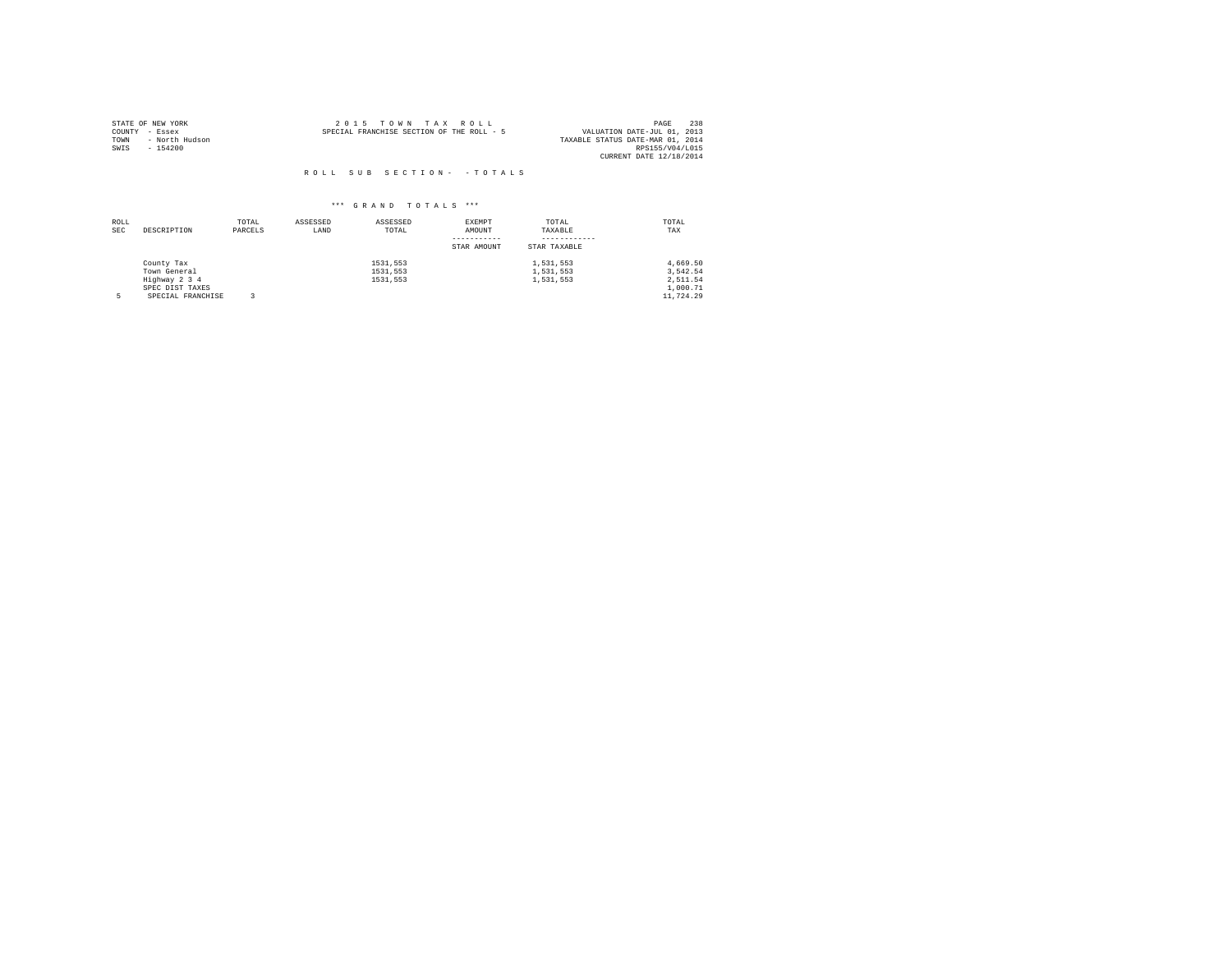STATE OF NEW YORK
COUNTY - Essex
TOWN - North Hudson
SWIS - 154200

2 0 1 5 T O W N T A X R O L L
SPECIAL FRANCHISE SECTION OF THE ROLL - 5

VALUATION DATE-JUL 01, 2013
TAXABLE STATUS DATE-MAR 01, 2014
RPS155/V04/L015
CURRENT DATE 12/18/2014

R O L L S U B S E C T I O N - - T O T A L S

*** G R A N D T O T A L S ***

| ROLL SEC | DESCRIPTION | TOTAL PARCELS | ASSESSED LAND | ASSESSED TOTAL | EXEMPT AMOUNT / STAR AMOUNT | TOTAL TAXABLE / STAR TAXABLE | TOTAL TAX |
|---|---|---|---|---|---|---|---|
| | County Tax | | | 1531,553 | | 1,531,553 | 4,669.50 |
| | Town General | | | 1531,553 | | 1,531,553 | 3,542.54 |
| | Highway 2 3 4 | | | 1531,553 | | 1,531,553 | 2,511.54 |
| | SPEC DIST TAXES | | | | | | 1,000.71 |
| 5 | SPECIAL FRANCHISE | 3 | | | | | 11,724.29 |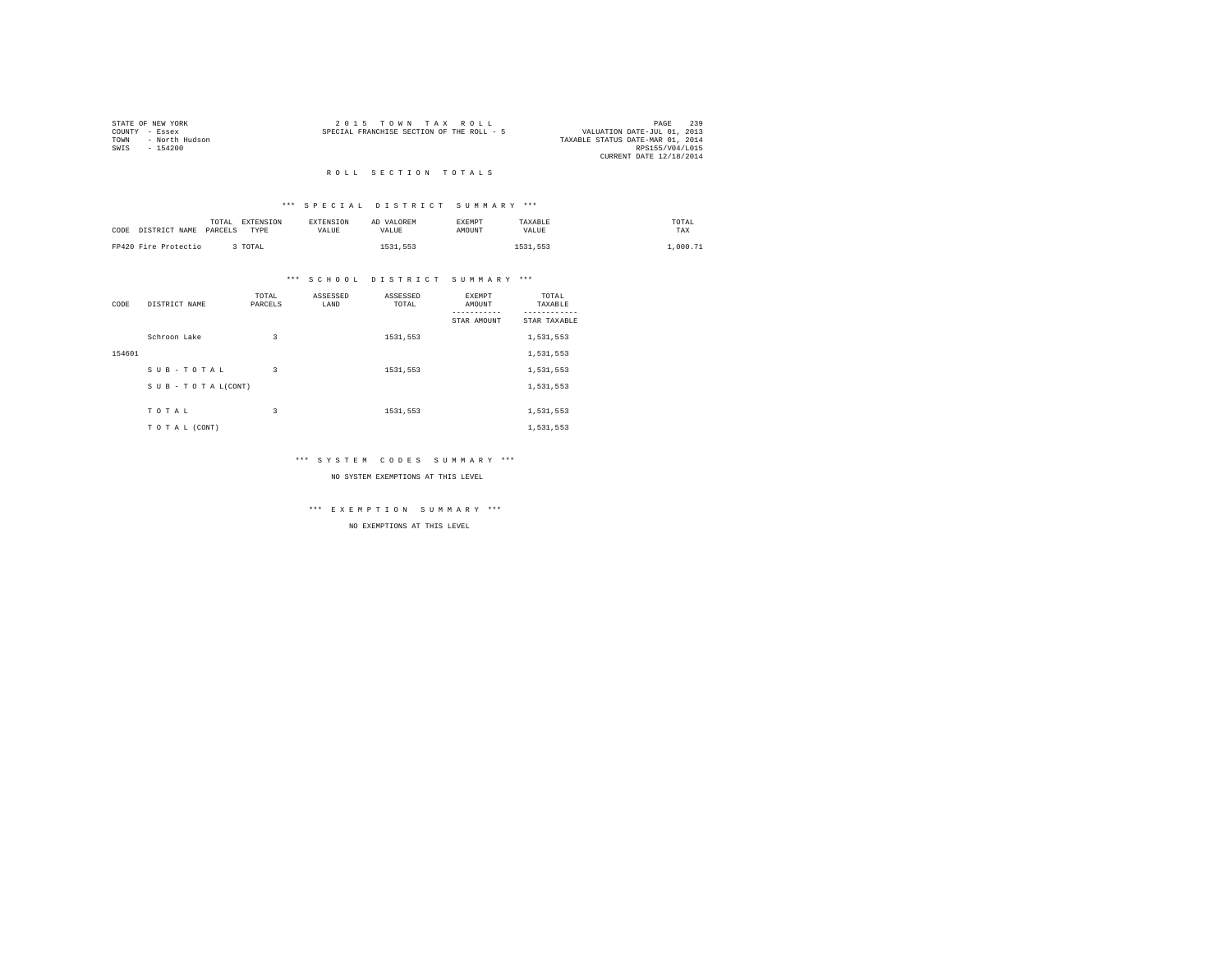STATE OF NEW YORK
COUNTY - Essex
TOWN - North Hudson
SWIS - 154200

2 0 1 5 T O W N T A X R O L L
SPECIAL FRANCHISE SECTION OF THE ROLL - 5

VALUATION DATE-JUL 01, 2013
TAXABLE STATUS DATE-MAR 01, 2014
RPS155/V04/L015
CURRENT DATE 12/18/2014

R O L L S E C T I O N T O T A L S

*** S P E C I A L D I S T R I C T S U M M A R Y ***

| CODE | DISTRICT NAME | TOTAL PARCELS | EXTENSION TYPE | EXTENSION VALUE | AD VALOREM VALUE | EXEMPT AMOUNT | TAXABLE VALUE | TOTAL TAX |
|---|---|---|---|---|---|---|---|---|
| FP420 | Fire Protectio | 3 | TOTAL | | 1531,553 | | 1531,553 | 1,000.71 |

*** S C H O O L D I S T R I C T S U M M A R Y ***

| CODE | DISTRICT NAME | TOTAL PARCELS | ASSESSED LAND | ASSESSED TOTAL | EXEMPT AMOUNT / STAR AMOUNT | TOTAL TAXABLE / STAR TAXABLE |
|---|---|---|---|---|---|---|
| | Schroon Lake | 3 | | 1531,553 | | 1,531,553 |
| 154601 | | | | | | 1,531,553 |
| | S U B - T O T A L | 3 | | 1531,553 | | 1,531,553 |
| | S U B - T O T A L(CONT) | | | | | 1,531,553 |
| | T O T A L | 3 | | 1531,553 | | 1,531,553 |
| | T O T A L (CONT) | | | | | 1,531,553 |

*** S Y S T E M C O D E S S U M M A R Y ***

NO SYSTEM EXEMPTIONS AT THIS LEVEL

*** E X E M P T I O N S U M M A R Y ***

NO EXEMPTIONS AT THIS LEVEL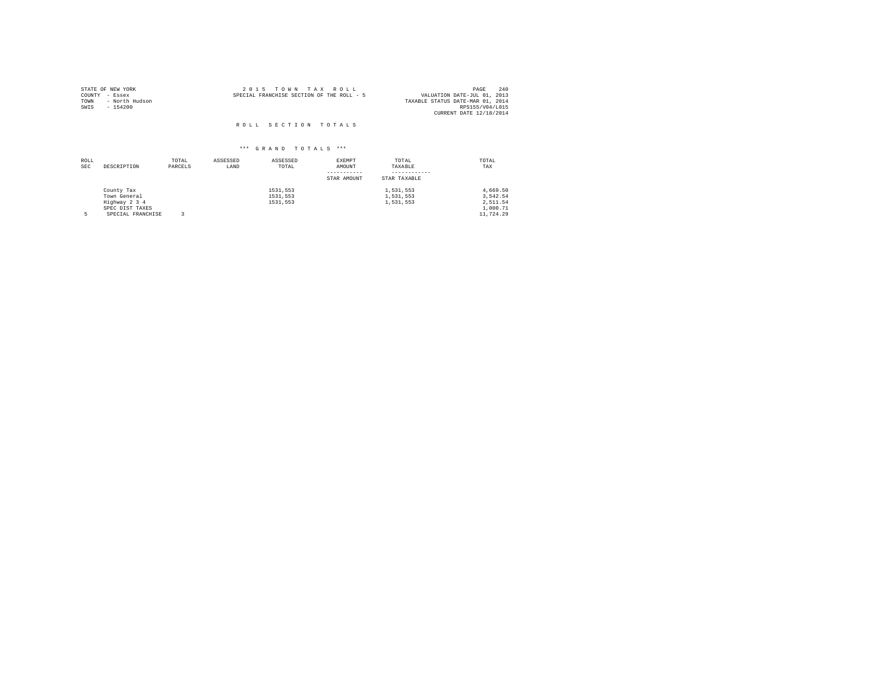STATE OF NEW YORK
COUNTY - Essex
TOWN - North Hudson
SWIS - 154200

2 0 1 5 T O W N T A X R O L L
SPECIAL FRANCHISE SECTION OF THE ROLL - 5

VALUATION DATE-JUL 01, 2013
TAXABLE STATUS DATE-MAR 01, 2014
RPS155/V04/L015
CURRENT DATE 12/18/2014

## R O L L S E C T I O N T O T A L S

### *** G R A N D T O T A L S ***

| ROLL SEC | DESCRIPTION | TOTAL PARCELS | ASSESSED LAND | ASSESSED TOTAL | EXEMPT AMOUNT / STAR AMOUNT | TOTAL TAXABLE / STAR TAXABLE | TOTAL TAX |
|---|---|---|---|---|---|---|---|
| | County Tax | | | 1531,553 | | 1,531,553 | 4,669.50 |
| | Town General | | | 1531,553 | | 1,531,553 | 3,542.54 |
| | Highway 2 3 4 | | | 1531,553 | | 1,531,553 | 2,511.54 |
| | SPEC DIST TAXES | | | | | | 1,000.71 |
| 5 | SPECIAL FRANCHISE | 3 | | | | | 11,724.29 |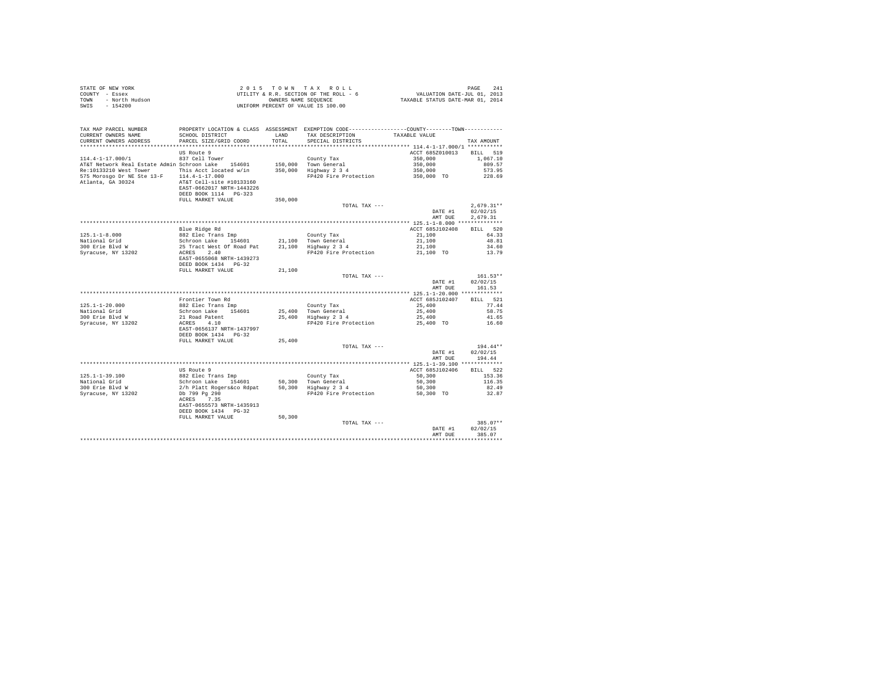STATE OF NEW YORK
COUNTY - Essex
TOWN - North Hudson
SWIS - 154200

2015 TOWN TAX ROLL
UTILITY & R.R. SECTION OF THE ROLL - 6
OWNERS NAME SEQUENCE
UNIFORM PERCENT OF VALUE IS 100.00

VALUATION DATE-JUL 01, 2013
TAXABLE STATUS DATE-MAR 01, 2014

| TAX MAP PARCEL NUMBER / CURRENT OWNERS NAME / CURRENT OWNERS ADDRESS | PROPERTY LOCATION & CLASS / SCHOOL DISTRICT / PARCEL SIZE/GRID COORD | ASSESSMENT LAND / TOTAL | EXEMPTION CODE / TAX DESCRIPTION / SPECIAL DISTRICTS | COUNTY--------TOWN / TAXABLE VALUE | TAX AMOUNT |
|---|---|---|---|---|---|
| **114.4-1-17.000/1** | US Route 9 | | | ACCT 685Z010013 | BILL 519 |
| 114.4-1-17.000/1 | 837 Cell Tower | | County Tax | 350,000 | 1,067.10 |
| AT&T Network Real Estate Admin | Schroon Lake 154601 | 150,000 | Town General | 350,000 | 809.57 |
| Re:10133210 West Tower | This Acct located w/in | 350,000 | Highway 2 3 4 | 350,000 | 573.95 |
| 575 Morosgo Dr NE Ste 13-F | 114.4-1-17.000 | | FP420 Fire Protection | 350,000 TO | 228.69 |
| Atlanta, GA 30324 | AT&T Cell-site #10133160 | | | | |
| | EAST-0662017 NRTH-1443226 | | | | |
| | DEED BOOK 1114 PG-323 | | | | |
| | FULL MARKET VALUE | 350,000 | | | |
| | | | TOTAL TAX --- | | 2,679.31** |
| | | | | DATE #1 | 02/02/15 |
| | | | | AMT DUE | 2,679.31 |
| **125.1-1-8.000** | Blue Ridge Rd | | | ACCT 685J102408 | BILL 520 |
| 125.1-1-8.000 | 882 Elec Trans Imp | | County Tax | 21,100 | 64.33 |
| National Grid | Schroon Lake 154601 | 21,100 | Town General | 21,100 | 48.81 |
| 300 Erie Blvd W | 25 Tract West Of Road Pat | 21,100 | Highway 2 3 4 | 21,100 | 34.60 |
| Syracuse, NY 13202 | ACRES 2.40 | | FP420 Fire Protection | 21,100 TO | 13.79 |
| | EAST-0655068 NRTH-1439273 | | | | |
| | DEED BOOK 1434 PG-32 | | | | |
| | FULL MARKET VALUE | 21,100 | | | |
| | | | TOTAL TAX --- | | 161.53** |
| | | | | DATE #1 | 02/02/15 |
| | | | | AMT DUE | 161.53 |
| **125.1-1-20.000** | Frontier Town Rd | | | ACCT 685J102407 | BILL 521 |
| 125.1-1-20.000 | 882 Elec Trans Imp | | County Tax | 25,400 | 77.44 |
| National Grid | Schroon Lake 154601 | 25,400 | Town General | 25,400 | 58.75 |
| 300 Erie Blvd W | 21 Road Patent | 25,400 | Highway 2 3 4 | 25,400 | 41.65 |
| Syracuse, NY 13202 | ACRES 4.10 | | FP420 Fire Protection | 25,400 TO | 16.60 |
| | EAST-0656137 NRTH-1437997 | | | | |
| | DEED BOOK 1434 PG-32 | | | | |
| | FULL MARKET VALUE | 25,400 | | | |
| | | | TOTAL TAX --- | | 194.44** |
| | | | | DATE #1 | 02/02/15 |
| | | | | AMT DUE | 194.44 |
| **125.1-1-39.100** | US Route 9 | | | ACCT 685J102406 | BILL 522 |
| 125.1-1-39.100 | 882 Elec Trans Imp | | County Tax | 50,300 | 153.36 |
| National Grid | Schroon Lake 154601 | 50,300 | Town General | 50,300 | 116.35 |
| 300 Erie Blvd W | 2/h Platt Rogers&co Rdpat | 50,300 | Highway 2 3 4 | 50,300 | 82.49 |
| Syracuse, NY 13202 | Db 799 Pg 290 | | FP420 Fire Protection | 50,300 TO | 32.87 |
| | ACRES 7.35 | | | | |
| | EAST-0655573 NRTH-1435913 | | | | |
| | DEED BOOK 1434 PG-32 | | | | |
| | FULL MARKET VALUE | 50,300 | | | |
| | | | TOTAL TAX --- | | 385.07** |
| | | | | DATE #1 | 02/02/15 |
| | | | | AMT DUE | 385.07 |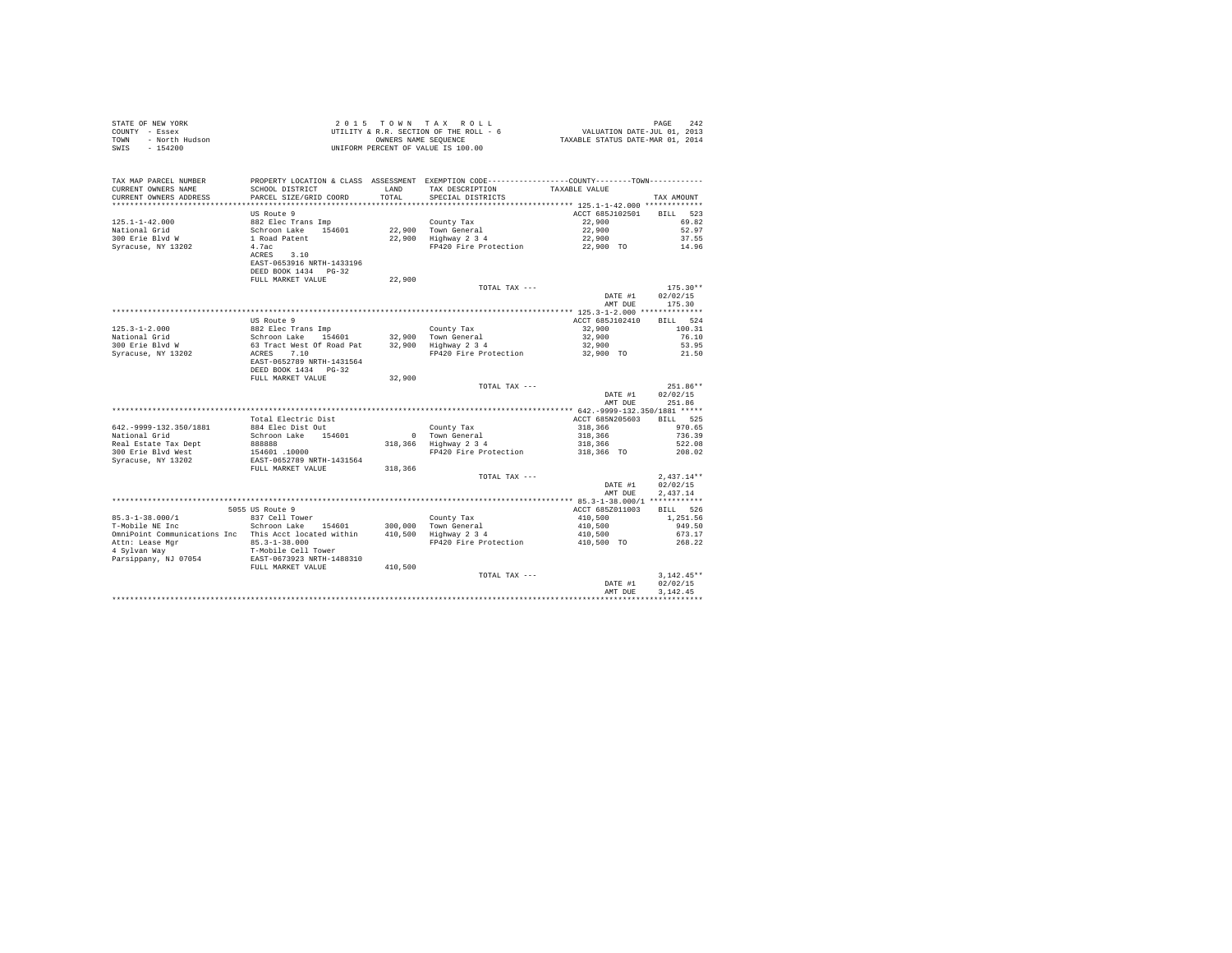STATE OF NEW YORK
COUNTY - Essex
TOWN - North Hudson
SWIS - 154200

2 0 1 5 T O W N T A X R O L L
UTILITY & R.R. SECTION OF THE ROLL - 6
OWNERS NAME SEQUENCE
UNIFORM PERCENT OF VALUE IS 100.00

VALUATION DATE-JUL 01, 2013
TAXABLE STATUS DATE-MAR 01, 2014

| TAX MAP PARCEL NUMBER / CURRENT OWNERS NAME / CURRENT OWNERS ADDRESS | PROPERTY LOCATION & CLASS / SCHOOL DISTRICT / PARCEL SIZE/GRID COORD | ASSESSMENT LAND / TOTAL | EXEMPTION CODE / TAX DESCRIPTION / SPECIAL DISTRICTS | COUNTY / TOWN TAXABLE VALUE | TAX AMOUNT |
|---|---|---|---|---|---|
| **125.1-1-42.000** | US Route 9 | | | ACCT 685J102501 | BILL 523 |
| 125.1-1-42.000 | 882 Elec Trans Imp | | County Tax | 22,900 | 69.82 |
| National Grid | Schroon Lake 154601 | 22,900 | Town General | 22,900 | 52.97 |
| 300 Erie Blvd W | 1 Road Patent | 22,900 | Highway 2 3 4 | 22,900 | 37.55 |
| Syracuse, NY 13202 | 4.7ac | | FP420 Fire Protection | 22,900 TO | 14.96 |
| | ACRES 3.10 | | | | |
| | EAST-0653916 NRTH-1433196 | | | | |
| | DEED BOOK 1434 PG-32 | | | | |
| | FULL MARKET VALUE | 22,900 | | | |
| | | | TOTAL TAX --- | | 175.30** |
| | | | | DATE #1 | 02/02/15 |
| | | | | AMT DUE | 175.30 |
| **125.3-1-2.000** | US Route 9 | | | ACCT 685J102410 | BILL 524 |
| 125.3-1-2.000 | 882 Elec Trans Imp | | County Tax | 32,900 | 100.31 |
| National Grid | Schroon Lake 154601 | 32,900 | Town General | 32,900 | 76.10 |
| 300 Erie Blvd W | 63 Tract West Of Road Pat | 32,900 | Highway 2 3 4 | 32,900 | 53.95 |
| Syracuse, NY 13202 | ACRES 7.10 | | FP420 Fire Protection | 32,900 TO | 21.50 |
| | EAST-0652789 NRTH-1431564 | | | | |
| | DEED BOOK 1434 PG-32 | | | | |
| | FULL MARKET VALUE | 32,900 | | | |
| | | | TOTAL TAX --- | | 251.86** |
| | | | | DATE #1 | 02/02/15 |
| | | | | AMT DUE | 251.86 |
| **642.-9999-132.350/1881** | Total Electric Dist | | | ACCT 685N205603 | BILL 525 |
| 642.-9999-132.350/1881 | 884 Elec Dist Out | | County Tax | 318,366 | 970.65 |
| National Grid | Schroon Lake 154601 | 0 | Town General | 318,366 | 736.39 |
| Real Estate Tax Dept | 888888 | 318,366 | Highway 2 3 4 | 318,366 | 522.08 |
| 300 Erie Blvd West | 154601 .10000 | | FP420 Fire Protection | 318,366 TO | 208.02 |
| Syracuse, NY 13202 | EAST-0652789 NRTH-1431564 | | | | |
| | FULL MARKET VALUE | 318,366 | | | |
| | | | TOTAL TAX --- | | 2,437.14** |
| | | | | DATE #1 | 02/02/15 |
| | | | | AMT DUE | 2,437.14 |
| **85.3-1-38.000/1** | 5055 US Route 9 | | | ACCT 685Z011003 | BILL 526 |
| 85.3-1-38.000/1 | 837 Cell Tower | | County Tax | 410,500 | 1,251.56 |
| T-Mobile NE Inc | Schroon Lake 154601 | 300,000 | Town General | 410,500 | 949.50 |
| OmniPoint Communications Inc | This Acct located within | 410,500 | Highway 2 3 4 | 410,500 | 673.17 |
| Attn: Lease Mgr | 85.3-1-38.000 | | FP420 Fire Protection | 410,500 TO | 268.22 |
| 4 Sylvan Way | T-Mobile Cell Tower | | | | |
| Parsippany, NJ 07054 | EAST-0673923 NRTH-1488310 | | | | |
| | FULL MARKET VALUE | 410,500 | | | |
| | | | TOTAL TAX --- | | 3,142.45** |
| | | | | DATE #1 | 02/02/15 |
| | | | | AMT DUE | 3,142.45 |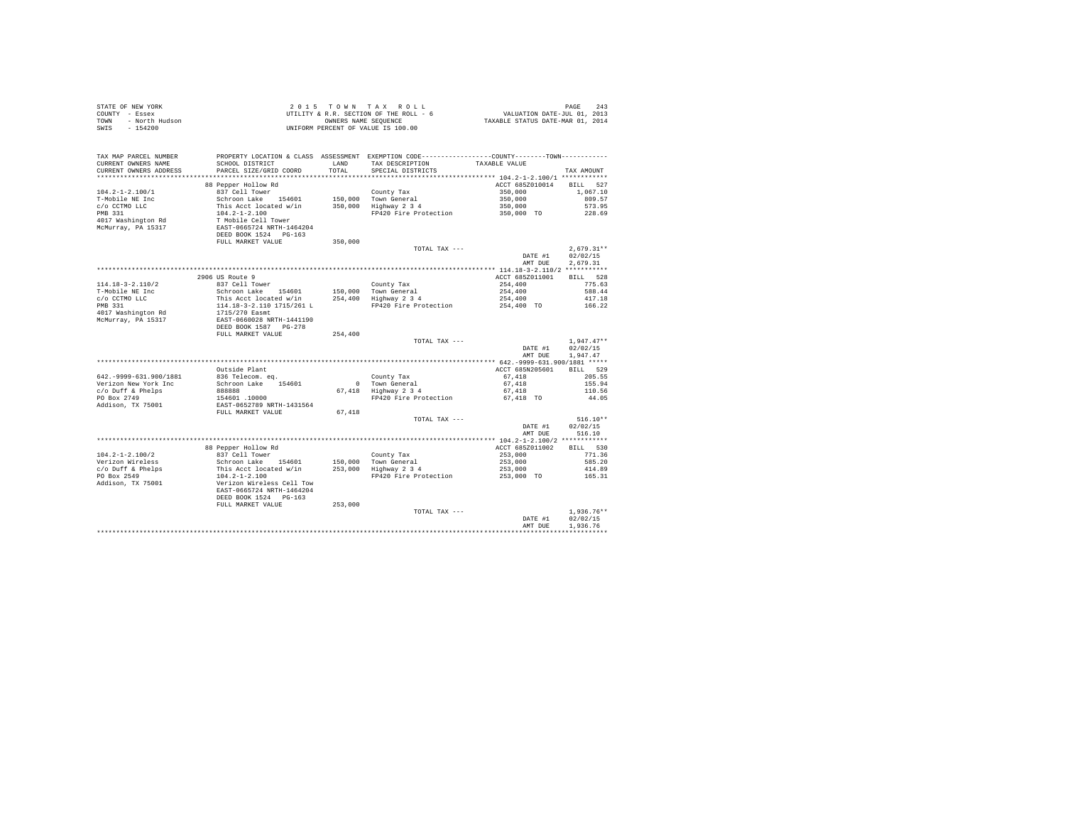STATE OF NEW YORK
COUNTY - Essex
TOWN - North Hudson
SWIS - 154200

2 0 1 5 T O W N T A X R O L L
UTILITY & R.R. SECTION OF THE ROLL - 6
OWNERS NAME SEQUENCE
UNIFORM PERCENT OF VALUE IS 100.00

VALUATION DATE-JUL 01, 2013
TAXABLE STATUS DATE-MAR 01, 2014

| TAX MAP PARCEL NUMBER / CURRENT OWNERS NAME / CURRENT OWNERS ADDRESS | PROPERTY LOCATION & CLASS / SCHOOL DISTRICT / PARCEL SIZE/GRID COORD | ASSESSMENT LAND / TOTAL | EXEMPTION CODE / TAX DESCRIPTION / SPECIAL DISTRICTS | COUNTY--------TOWN TAXABLE VALUE | TAX AMOUNT |
|---|---|---|---|---|---|
| **104.2-1-2.100/1** | 88 Pepper Hollow Rd | | | ACCT 685Z010014 | BILL 527 |
| 104.2-1-2.100/1 | 837 Cell Tower | | County Tax | 350,000 | 1,067.10 |
| T-Mobile NE Inc | Schroon Lake 154601 | 150,000 | Town General | 350,000 | 809.57 |
| c/o CCTMO LLC | This Acct located w/in | 350,000 | Highway 2 3 4 | 350,000 | 573.95 |
| PMB 331 | 104.2-1-2.100 | | FP420 Fire Protection | 350,000 TO | 228.69 |
| 4017 Washington Rd | T Mobile Cell Tower | | | | |
| McMurray, PA 15317 | EAST-0665724 NRTH-1464204 | | | | |
| | DEED BOOK 1524 PG-163 | | | | |
| | FULL MARKET VALUE | 350,000 | | | |
| | | | TOTAL TAX --- | | 2,679.31** |
| | | | | DATE #1 | 02/02/15 |
| | | | | AMT DUE | 2,679.31 |
| **114.18-3-2.110/2** | 2906 US Route 9 | | | ACCT 685Z011001 | BILL 528 |
| 114.18-3-2.110/2 | 837 Cell Tower | | County Tax | 254,400 | 775.63 |
| T-Mobile NE Inc | Schroon Lake 154601 | 150,000 | Town General | 254,400 | 588.44 |
| c/o CCTMO LLC | This Acct located w/in | 254,400 | Highway 2 3 4 | 254,400 | 417.18 |
| PMB 331 | 114.18-3-2.110 1715/261 L | | FP420 Fire Protection | 254,400 TO | 166.22 |
| 4017 Washington Rd | 1715/270 Easmt | | | | |
| McMurray, PA 15317 | EAST-0660028 NRTH-1441190 | | | | |
| | DEED BOOK 1587 PG-278 | | | | |
| | FULL MARKET VALUE | 254,400 | | | |
| | | | TOTAL TAX --- | | 1,947.47** |
| | | | | DATE #1 | 02/02/15 |
| | | | | AMT DUE | 1,947.47 |
| **642.-9999-631.900/1881** | Outside Plant | | | ACCT 685N205601 | BILL 529 |
| 642.-9999-631.900/1881 | 836 Telecom. eq. | | County Tax | 67,418 | 205.55 |
| Verizon New York Inc | Schroon Lake 154601 | 0 | Town General | 67,418 | 155.94 |
| c/o Duff & Phelps | 888888 | 67,418 | Highway 2 3 4 | 67,418 | 110.56 |
| PO Box 2749 | 154601 .10000 | | FP420 Fire Protection | 67,418 TO | 44.05 |
| Addison, TX 75001 | EAST-0652789 NRTH-1431564 | | | | |
| | FULL MARKET VALUE | 67,418 | | | |
| | | | TOTAL TAX --- | | 516.10** |
| | | | | DATE #1 | 02/02/15 |
| | | | | AMT DUE | 516.10 |
| **104.2-1-2.100/2** | 88 Pepper Hollow Rd | | | ACCT 685Z011002 | BILL 530 |
| 104.2-1-2.100/2 | 837 Cell Tower | | County Tax | 253,000 | 771.36 |
| Verizon Wireless | Schroon Lake 154601 | 150,000 | Town General | 253,000 | 585.20 |
| c/o Duff & Phelps | This Acct located w/in | 253,000 | Highway 2 3 4 | 253,000 | 414.89 |
| PO Box 2549 | 104.2-1-2.100 | | FP420 Fire Protection | 253,000 TO | 165.31 |
| Addison, TX 75001 | Verizon Wireless Cell Tow | | | | |
| | EAST-0665724 NRTH-1464204 | | | | |
| | DEED BOOK 1524 PG-163 | | | | |
| | FULL MARKET VALUE | 253,000 | | | |
| | | | TOTAL TAX --- | | 1,936.76** |
| | | | | DATE #1 | 02/02/15 |
| | | | | AMT DUE | 1,936.76 |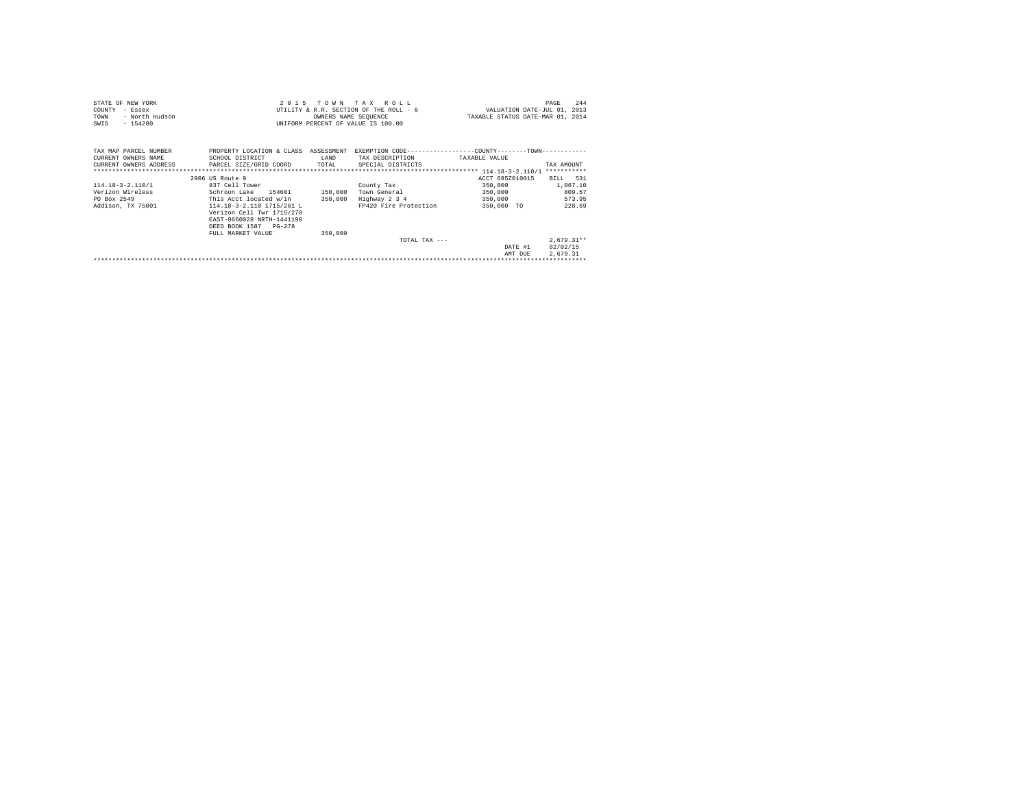STATE OF NEW YORK
COUNTY - Essex
TOWN - North Hudson
SWIS - 154200

2 0 1 5 T O W N T A X R O L L
UTILITY & R.R. SECTION OF THE ROLL - 6
OWNERS NAME SEQUENCE
UNIFORM PERCENT OF VALUE IS 100.00

VALUATION DATE-JUL 01, 2013
TAXABLE STATUS DATE-MAR 01, 2014

| TAX MAP PARCEL NUMBER / CURRENT OWNERS NAME / CURRENT OWNERS ADDRESS | PROPERTY LOCATION & CLASS / SCHOOL DISTRICT / PARCEL SIZE/GRID COORD | ASSESSMENT LAND / TOTAL | EXEMPTION CODE / TAX DESCRIPTION / SPECIAL DISTRICTS | COUNTY / TOWN TAXABLE VALUE | TAX AMOUNT |
|---|---|---|---|---|---|
| 114.18-3-2.110/1 | 2906 US Route 9 | | | ACCT 685Z010015 | BILL 531 |
| 114.18-3-2.110/1 | 837 Cell Tower | | County Tax | 350,000 | 1,067.10 |
| Verizon Wireless | Schroon Lake 154601 | 150,000 | Town General | 350,000 | 809.57 |
| PO Box 2549 | This Acct located w/in | 350,000 | Highway 2 3 4 | 350,000 | 573.95 |
| Addison, TX 75001 | 114.18-3-2.110 1715/261 L | | FP420 Fire Protection | 350,000 TO | 228.69 |
| | Verizon Cell Twr 1715/270 | | | | |
| | EAST-0660028 NRTH-1441190 | | | | |
| | DEED BOOK 1587 PG-278 | | | | |
| | FULL MARKET VALUE | 350,000 | | | |
| | | | TOTAL TAX --- | | 2,679.31** |
| | | | | DATE #1 | 02/02/15 |
| | | | | AMT DUE | 2,679.31 |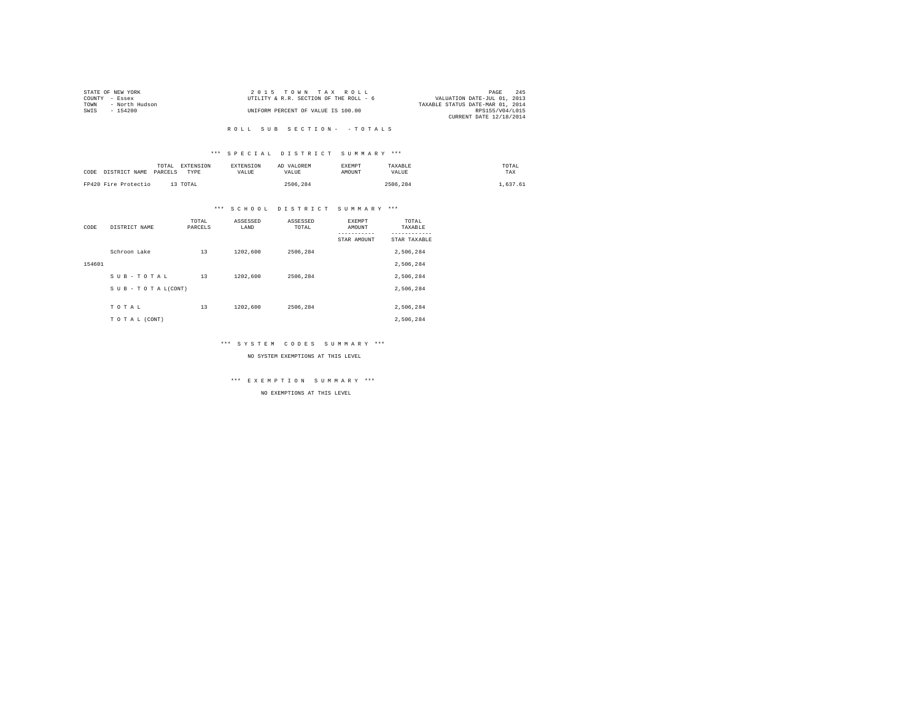STATE OF NEW YORK
COUNTY - Essex
TOWN - North Hudson
SWIS - 154200

2 0 1 5 T O W N T A X R O L L
UTILITY & R.R. SECTION OF THE ROLL - 6
UNIFORM PERCENT OF VALUE IS 100.00

VALUATION DATE-JUL 01, 2013
TAXABLE STATUS DATE-MAR 01, 2014
RPS155/V04/L015
CURRENT DATE 12/18/2014

R O L L S U B S E C T I O N - - T O T A L S

*** S P E C I A L D I S T R I C T S U M M A R Y ***

| CODE | DISTRICT NAME | TOTAL PARCELS | EXTENSION TYPE | EXTENSION VALUE | AD VALOREM VALUE | EXEMPT AMOUNT | TAXABLE VALUE | TOTAL TAX |
|---|---|---|---|---|---|---|---|---|
| FP420 | Fire Protectio | 13 | TOTAL | | 2506,284 | | 2506,284 | 1,637.61 |

*** S C H O O L D I S T R I C T S U M M A R Y ***

| CODE | DISTRICT NAME | TOTAL PARCELS | ASSESSED LAND | ASSESSED TOTAL | EXEMPT AMOUNT / STAR AMOUNT | TOTAL TAXABLE / STAR TAXABLE |
|---|---|---|---|---|---|---|
| | Schroon Lake | 13 | 1202,600 | 2506,284 | | 2,506,284 |
| 154601 | | | | | | 2,506,284 |
| | S U B - T O T A L | 13 | 1202,600 | 2506,284 | | 2,506,284 |
| | S U B - T O T A L(CONT) | | | | | 2,506,284 |
| | T O T A L | 13 | 1202,600 | 2506,284 | | 2,506,284 |
| | T O T A L (CONT) | | | | | 2,506,284 |

*** S Y S T E M C O D E S S U M M A R Y ***

NO SYSTEM EXEMPTIONS AT THIS LEVEL

*** E X E M P T I O N S U M M A R Y ***

NO EXEMPTIONS AT THIS LEVEL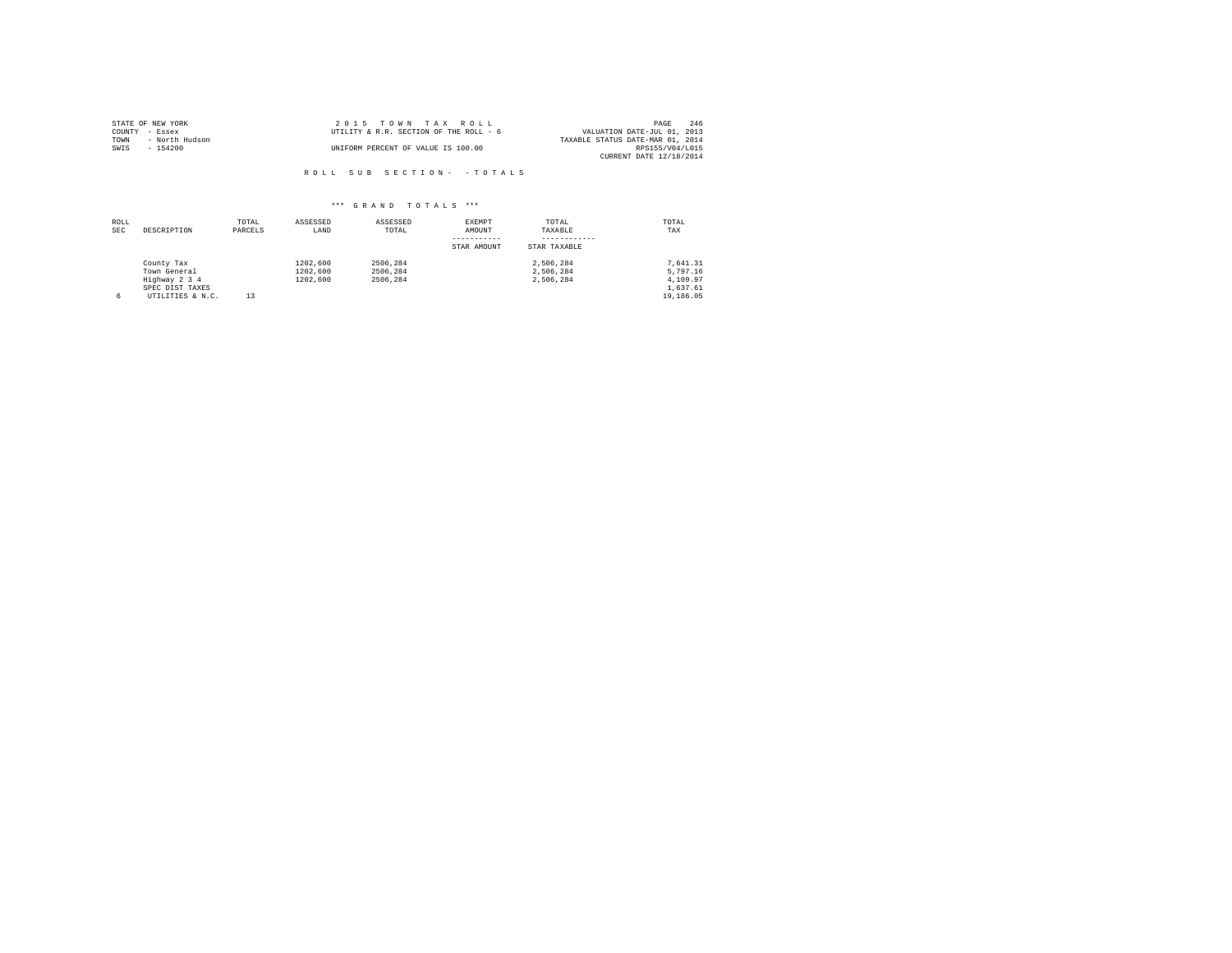STATE OF NEW YORK
COUNTY - Essex
TOWN - North Hudson
SWIS - 154200

2 0 1 5 T O W N T A X R O L L
UTILITY & R.R. SECTION OF THE ROLL - 6

UNIFORM PERCENT OF VALUE IS 100.00

VALUATION DATE-JUL 01, 2013
TAXABLE STATUS DATE-MAR 01, 2014
RPS155/V04/L015
CURRENT DATE 12/18/2014

R O L L S U B S E C T I O N - - T O T A L S

\*\*\* G R A N D T O T A L S \*\*\*

| ROLL SEC | DESCRIPTION | TOTAL PARCELS | ASSESSED LAND | ASSESSED TOTAL | EXEMPT AMOUNT / STAR AMOUNT | TOTAL TAXABLE / STAR TAXABLE | TOTAL TAX |
|---|---|---|---|---|---|---|---|
| | County Tax | | 1202,600 | 2506,284 | | 2,506,284 | 7,641.31 |
| | Town General | | 1202,600 | 2506,284 | | 2,506,284 | 5,797.16 |
| | Highway 2 3 4 | | 1202,600 | 2506,284 | | 2,506,284 | 4,109.97 |
| | SPEC DIST TAXES | | | | | | 1,637.61 |
| 6 | UTILITIES & N.C. | 13 | | | | | 19,186.05 |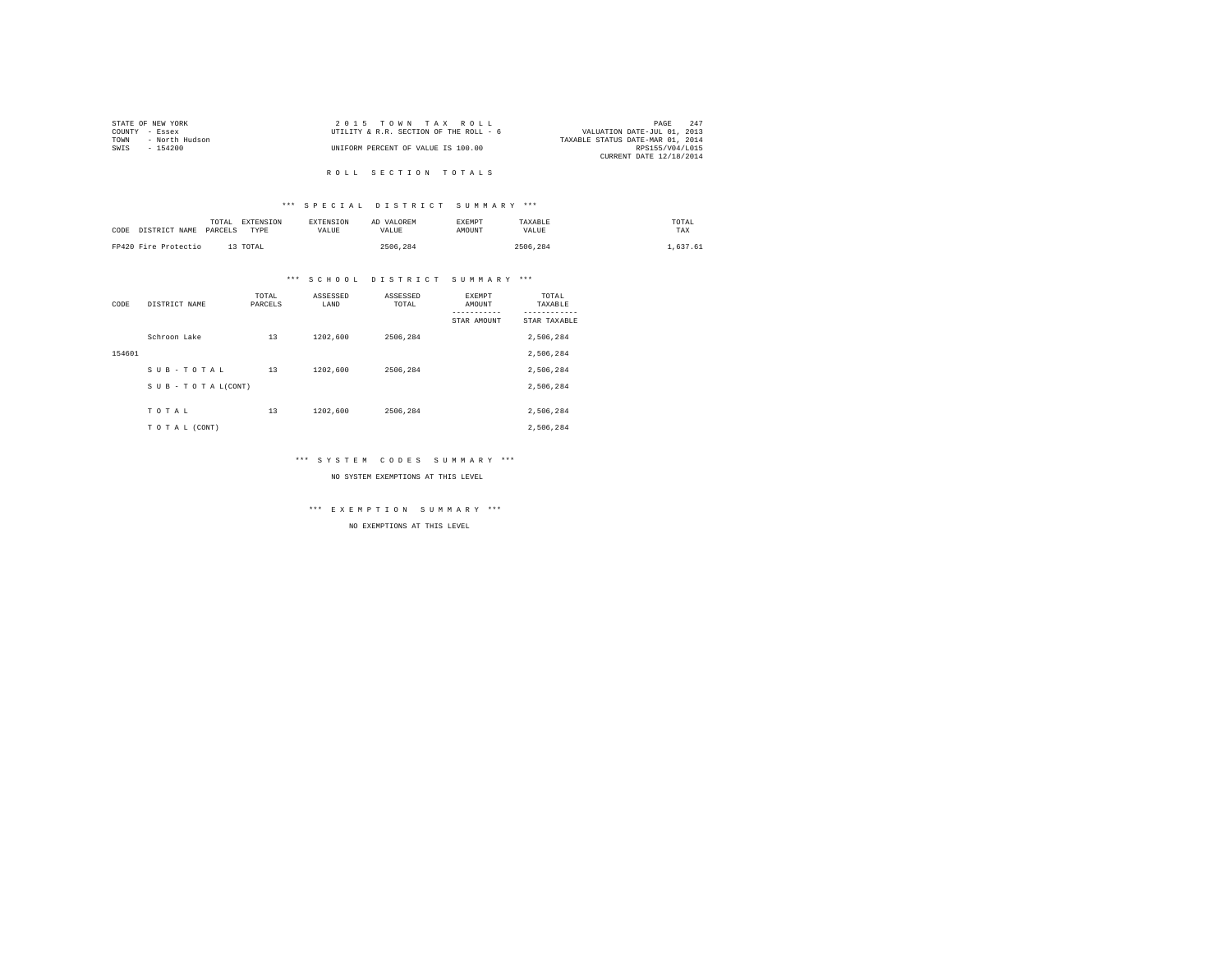STATE OF NEW YORK
COUNTY - Essex
TOWN - North Hudson
SWIS - 154200

2 0 1 5 T O W N T A X R O L L
UTILITY & R.R. SECTION OF THE ROLL - 6
UNIFORM PERCENT OF VALUE IS 100.00

VALUATION DATE-JUL 01, 2013
TAXABLE STATUS DATE-MAR 01, 2014
RPS155/V04/L015
CURRENT DATE 12/18/2014

## R O L L S E C T I O N T O T A L S

### *** S P E C I A L D I S T R I C T S U M M A R Y ***

| CODE DISTRICT NAME | TOTAL PARCELS | EXTENSION TYPE | EXTENSION VALUE | AD VALOREM VALUE | EXEMPT AMOUNT | TAXABLE VALUE | TOTAL TAX |
|---|---|---|---|---|---|---|---|
| FP420 Fire Protectio | 13 | TOTAL | | 2506,284 | | 2506,284 | 1,637.61 |

### *** S C H O O L D I S T R I C T S U M M A R Y ***

| CODE | DISTRICT NAME | TOTAL PARCELS | ASSESSED LAND | ASSESSED TOTAL | EXEMPT AMOUNT / STAR AMOUNT | TOTAL TAXABLE / STAR TAXABLE |
|---|---|---|---|---|---|---|
| | Schroon Lake | 13 | 1202,600 | 2506,284 | | 2,506,284 |
| 154601 | | | | | | 2,506,284 |
| | S U B - T O T A L | 13 | 1202,600 | 2506,284 | | 2,506,284 |
| | S U B - T O T A L(CONT) | | | | | 2,506,284 |
| | T O T A L | 13 | 1202,600 | 2506,284 | | 2,506,284 |
| | T O T A L (CONT) | | | | | 2,506,284 |

### *** S Y S T E M C O D E S S U M M A R Y ***

NO SYSTEM EXEMPTIONS AT THIS LEVEL

### *** E X E M P T I O N S U M M A R Y ***

NO EXEMPTIONS AT THIS LEVEL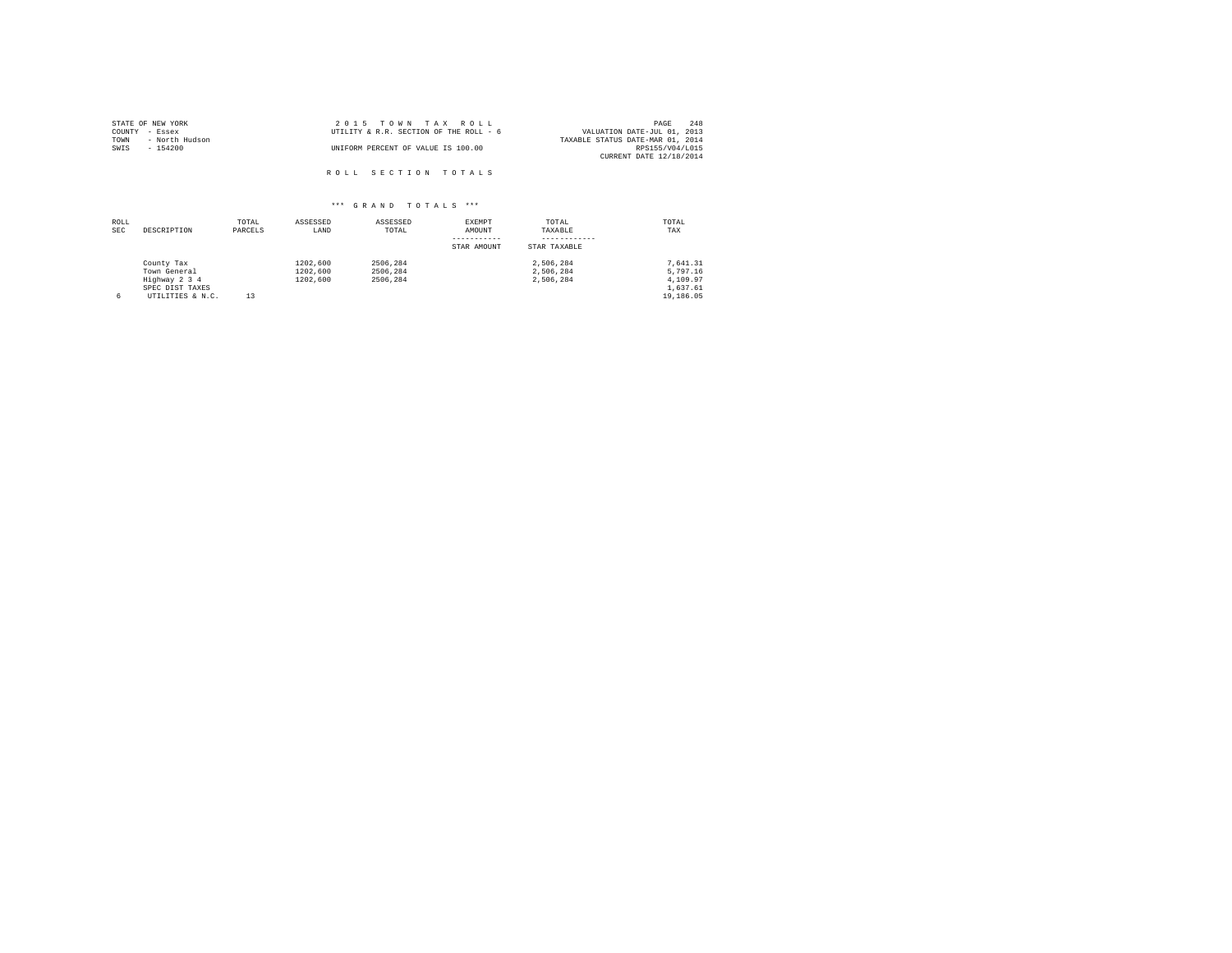STATE OF NEW YORK
COUNTY - Essex
TOWN - North Hudson
SWIS - 154200

2 0 1 5 T O W N T A X R O L L
UTILITY & R.R. SECTION OF THE ROLL - 6
UNIFORM PERCENT OF VALUE IS 100.00

VALUATION DATE-JUL 01, 2013
TAXABLE STATUS DATE-MAR 01, 2014
RPS155/V04/L015
CURRENT DATE 12/18/2014

R O L L S E C T I O N T O T A L S

*** G R A N D T O T A L S ***

| ROLL SEC | DESCRIPTION | TOTAL PARCELS | ASSESSED LAND | ASSESSED TOTAL | EXEMPT AMOUNT / STAR AMOUNT | TOTAL TAXABLE / STAR TAXABLE | TOTAL TAX |
|---|---|---|---|---|---|---|---|
| | County Tax | | 1202,600 | 2506,284 | | 2,506,284 | 7,641.31 |
| | Town General | | 1202,600 | 2506,284 | | 2,506,284 | 5,797.16 |
| | Highway 2 3 4 | | 1202,600 | 2506,284 | | 2,506,284 | 4,109.97 |
| | SPEC DIST TAXES | | | | | | 1,637.61 |
| 6 | UTILITIES & N.C. | 13 | | | | | 19,186.05 |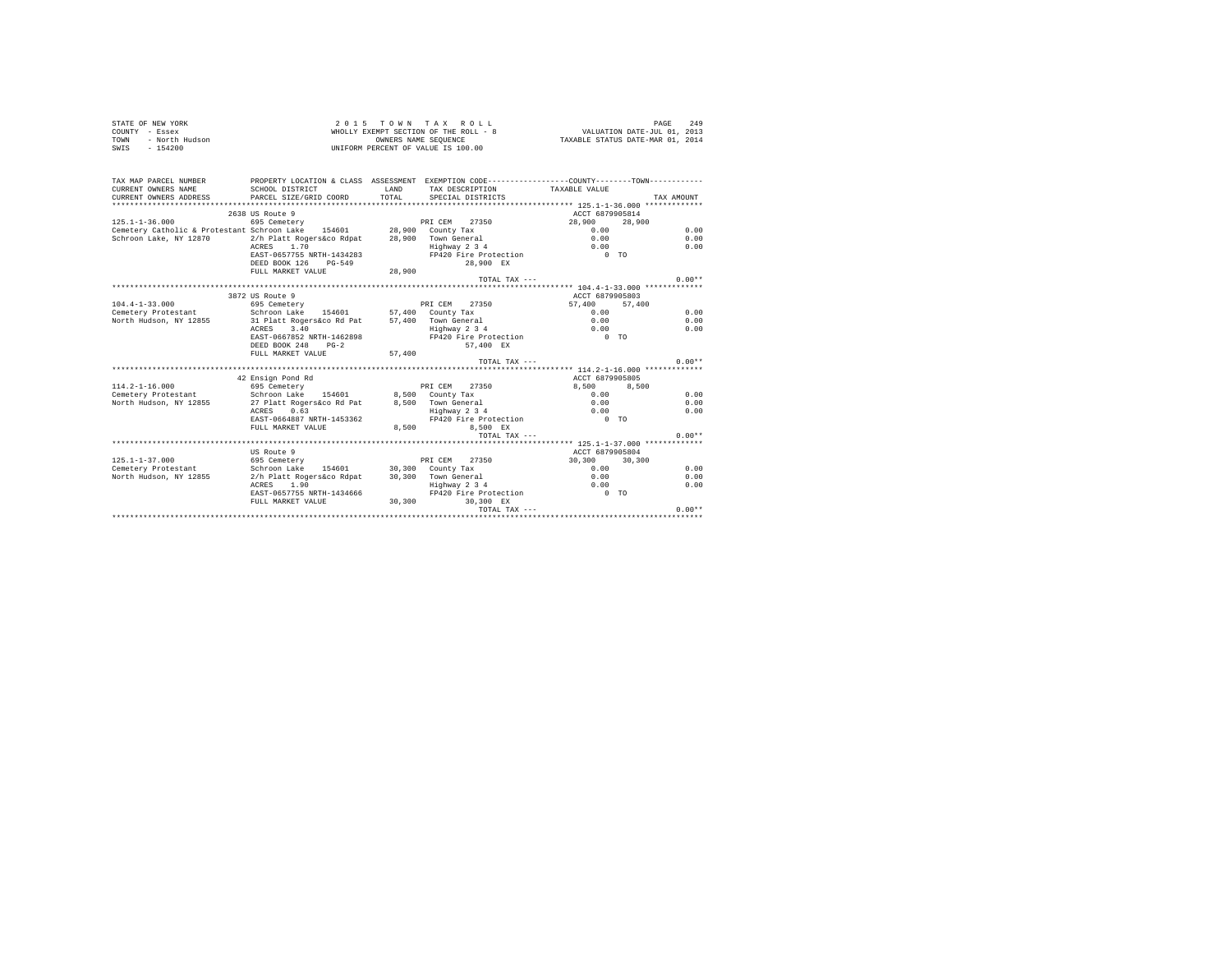```
STATE OF NEW YORK                              2 0 1 5   T O W N   T A X   R O L L                                   PAGE   249
COUNTY  - Essex                            WHOLLY EXEMPT SECTION OF THE ROLL - 8                  VALUATION DATE-JUL 01, 2013
TOWN    - North Hudson                             OWNERS NAME SEQUENCE                     TAXABLE STATUS DATE-MAR 01, 2014
SWIS    - 154200                               UNIFORM PERCENT OF VALUE IS 100.00


TAX MAP PARCEL NUMBER          PROPERTY LOCATION & CLASS  ASSESSMENT  EXEMPTION CODE------------------COUNTY--------TOWN------------
CURRENT OWNERS NAME            SCHOOL DISTRICT              LAND      TAX DESCRIPTION            TAXABLE VALUE
CURRENT OWNERS ADDRESS         PARCEL SIZE/GRID COORD       TOTAL     SPECIAL DISTRICTS                                      TAX AMOUNT
************************************************************************************************* 125.1-1-36.000 *************
                              2638 US Route 9                                                       ACCT 6879905814
125.1-1-36.000                 695 Cemetery                            PRI CEM    27350              28,900     28,900
Cemetery Catholic & Protestant Schroon Lake    154601        28,900   County Tax                         0.00                  0.00
Schroon Lake, NY 12870         2/h Platt Rogers&co Rdpat     28,900   Town General                       0.00                  0.00
                               ACRES    1.70                          Highway 2 3 4                      0.00                  0.00
                               EAST-0657755 NRTH-1434283              FP420 Fire Protection                 0 TO
                               DEED BOOK 126    PG-549                         28,900 EX
                               FULL MARKET VALUE             28,900
                                                                               TOTAL TAX ---                                  0.00**
************************************************************************************************* 104.4-1-33.000 *************
                              3872 US Route 9                                                       ACCT 6879905803
104.4-1-33.000                 695 Cemetery                            PRI CEM    27350              57,400     57,400
Cemetery Protestant            Schroon Lake    154601        57,400   County Tax                         0.00                  0.00
North Hudson, NY 12855         31 Platt Rogers&co Rd Pat     57,400   Town General                       0.00                  0.00
                               ACRES    3.40                          Highway 2 3 4                      0.00                  0.00
                               EAST-0667852 NRTH-1462898              FP420 Fire Protection                 0 TO
                               DEED BOOK 248    PG-2                           57,400 EX
                               FULL MARKET VALUE             57,400
                                                                               TOTAL TAX ---                                  0.00**
************************************************************************************************* 114.2-1-16.000 *************
                              42 Ensign Pond Rd                                                     ACCT 6879905805
114.2-1-16.000                 695 Cemetery                            PRI CEM    27350               8,500      8,500
Cemetery Protestant            Schroon Lake    154601         8,500   County Tax                         0.00                  0.00
North Hudson, NY 12855         27 Platt Rogers&co Rd Pat      8,500   Town General                       0.00                  0.00
                               ACRES    0.63                          Highway 2 3 4                      0.00                  0.00
                               EAST-0664887 NRTH-1453362              FP420 Fire Protection                 0 TO
                               FULL MARKET VALUE              8,500            8,500 EX
                                                                               TOTAL TAX ---                                  0.00**
************************************************************************************************* 125.1-1-37.000 *************
                               US Route 9                                                           ACCT 6879905804
125.1-1-37.000                 695 Cemetery                            PRI CEM    27350              30,300     30,300
Cemetery Protestant            Schroon Lake    154601        30,300   County Tax                         0.00                  0.00
North Hudson, NY 12855         2/h Platt Rogers&co Rdpat     30,300   Town General                       0.00                  0.00
                               ACRES    1.90                          Highway 2 3 4                      0.00                  0.00
                               EAST-0657755 NRTH-1434666              FP420 Fire Protection                 0 TO
                               FULL MARKET VALUE             30,300           30,300 EX
                                                                               TOTAL TAX ---                                  0.00**
************************************************************************************************************************************
```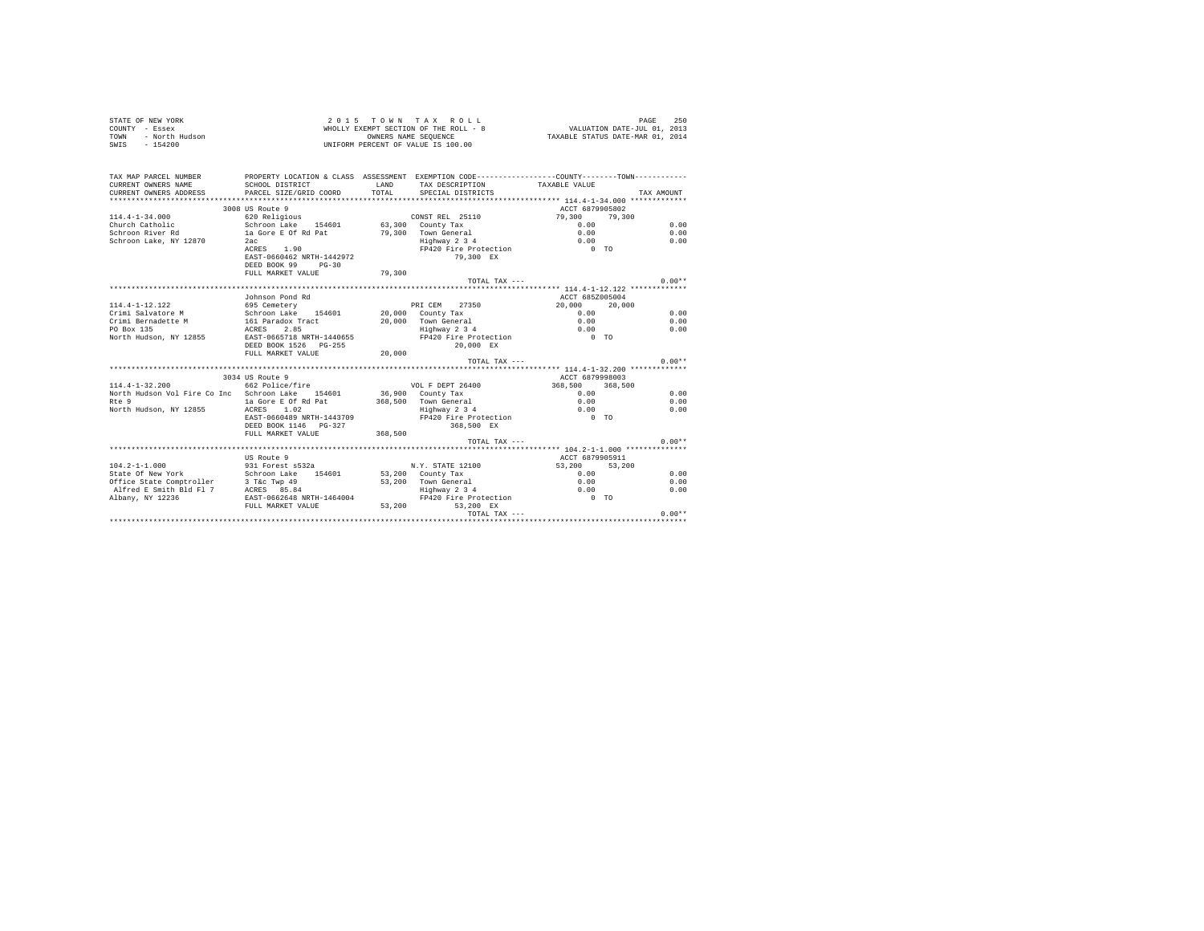STATE OF NEW YORK
COUNTY - Essex
TOWN - North Hudson
SWIS - 154200

2 0 1 5 T O W N T A X R O L L
WHOLLY EXEMPT SECTION OF THE ROLL - 8
OWNERS NAME SEQUENCE
UNIFORM PERCENT OF VALUE IS 100.00

VALUATION DATE-JUL 01, 2013
TAXABLE STATUS DATE-MAR 01, 2014

```
TAX MAP PARCEL NUMBER          PROPERTY LOCATION & CLASS  ASSESSMENT  EXEMPTION CODE-----------------COUNTY--------TOWN-----------
CURRENT OWNERS NAME            SCHOOL DISTRICT              LAND      TAX DESCRIPTION           TAXABLE VALUE
CURRENT OWNERS ADDRESS         PARCEL SIZE/GRID COORD       TOTAL     SPECIAL DISTRICTS                                    TAX AMOUNT
************************************************************************************************** 114.4-1-34.000 ************
                               3008 US Route 9                                                  ACCT 6879905802
114.4-1-34.000                 620 Religious                          CONST REL  25110          79,300     79,300
Church Catholic                Schroon Lake    154601       63,300    County Tax                  0.00                     0.00
Schroon River Rd               1a Gore E Of Rd Pat          79,300    Town General                0.00                     0.00
Schroon Lake, NY 12870         2ac                                    Highway 2 3 4               0.00                     0.00
                               ACRES     1.90                         FP420 Fire Protection          0 TO
                               EAST-0660462 NRTH-1442972                   79,300 EX
                               DEED BOOK 99     PG-30
                               FULL MARKET VALUE            79,300
                                                                               TOTAL TAX ---                               0.00**
************************************************************************************************** 114.4-1-12.122 ************
                               Johnson Pond Rd                                                  ACCT 685Z005004
114.4-1-12.122                 695 Cemetery                           PRI CEM    27350          20,000     20,000
Crimi Salvatore M              Schroon Lake    154601       20,000    County Tax                  0.00                     0.00
Crimi Bernadette M             161 Paradox Tract            20,000    Town General                0.00                     0.00
PO Box 135                     ACRES     2.85                         Highway 2 3 4               0.00                     0.00
North Hudson, NY 12855         EAST-0665718 NRTH-1440655              FP420 Fire Protection          0 TO
                               DEED BOOK 1526   PG-255                     20,000 EX
                               FULL MARKET VALUE            20,000
                                                                               TOTAL TAX ---                               0.00**
************************************************************************************************** 114.4-1-32.200 ************
                               3034 US Route 9                                                  ACCT 6879998003
114.4-1-32.200                 662 Police/fire                        VOL F DEPT 26400         368,500    368,500
North Hudson Vol Fire Co Inc   Schroon Lake    154601       36,900    County Tax                  0.00                     0.00
Rte 9                          1a Gore E Of Rd Pat         368,500    Town General                0.00                     0.00
North Hudson, NY 12855         ACRES     1.02                         Highway 2 3 4               0.00                     0.00
                               EAST-0660489 NRTH-1443709              FP420 Fire Protection          0 TO
                               DEED BOOK 1146   PG-327                    368,500 EX
                               FULL MARKET VALUE           368,500
                                                                               TOTAL TAX ---                               0.00**
************************************************************************************************** 104.2-1-1.000 *************
                               US Route 9                                                       ACCT 6879905911
104.2-1-1.000                  931 Forest s532a                       N.Y. STATE 12100          53,200     53,200
State Of New York              Schroon Lake    154601       53,200    County Tax                  0.00                     0.00
Office State Comptroller       3 T&c Twp 49                 53,200    Town General                0.00                     0.00
 Alfred E Smith Bld Fl 7       ACRES    85.84                         Highway 2 3 4               0.00                     0.00
Albany, NY 12236               EAST-0662648 NRTH-1464004              FP420 Fire Protection          0 TO
                               FULL MARKET VALUE            53,200         53,200 EX
                                                                               TOTAL TAX ---                               0.00**
******************************************************************************************************************************
```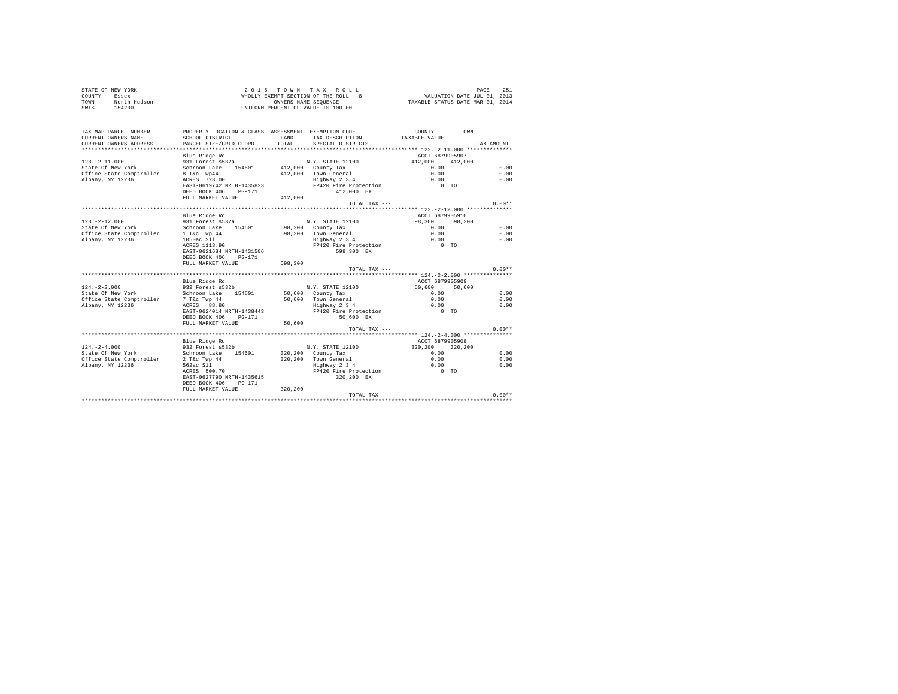STATE OF NEW YORK
COUNTY - Essex
TOWN - North Hudson
SWIS - 154200

2 0 1 5 T O W N T A X R O L L
WHOLLY EXEMPT SECTION OF THE ROLL - 8
OWNERS NAME SEQUENCE
UNIFORM PERCENT OF VALUE IS 100.00

VALUATION DATE-JUL 01, 2013
TAXABLE STATUS DATE-MAR 01, 2014

| TAX MAP PARCEL NUMBER / CURRENT OWNERS NAME / CURRENT OWNERS ADDRESS | PROPERTY LOCATION & CLASS / SCHOOL DISTRICT / PARCEL SIZE/GRID COORD | ASSESSMENT LAND / TOTAL | EXEMPTION CODE / TAX DESCRIPTION / SPECIAL DISTRICTS | COUNTY TAXABLE VALUE | TOWN | TAX AMOUNT |
|---|---|---|---|---|---|---|
| **123.-2-11.000** | Blue Ridge Rd | | | ACCT 6879905907 | | |
| 123.-2-11.000 | 931 Forest s532a | | N.Y. STATE 12100 | 412,000 | 412,000 | |
| State Of New York | Schroon Lake 154601 | 412,000 | County Tax | 0.00 | | 0.00 |
| Office State Comptroller | 8 T&c Twp44 | 412,000 | Town General | 0.00 | | 0.00 |
| Albany, NY 12236 | ACRES 723.00 | | Highway 2 3 4 | 0.00 | | 0.00 |
| | EAST-0619742 NRTH-1435833 | | FP420 Fire Protection | 0 TO | | |
| | DEED BOOK 406 PG-171 | | 412,000 EX | | | |
| | FULL MARKET VALUE | 412,000 | | | | |
| | | | TOTAL TAX --- | | | 0.00** |
| **123.-2-12.000** | Blue Ridge Rd | | | ACCT 6879905910 | | |
| 123.-2-12.000 | 931 Forest s532a | | N.Y. STATE 12100 | 598,300 | 598,300 | |
| State Of New York | Schroon Lake 154601 | 598,300 | County Tax | 0.00 | | 0.00 |
| Office State Comptroller | 1 T&c Twp 44 | 598,300 | Town General | 0.00 | | 0.00 |
| Albany, NY 12236 | 1050ac Sll | | Highway 2 3 4 | 0.00 | | 0.00 |
| | ACRES 1113.90 | | FP420 Fire Protection | 0 TO | | |
| | EAST-0621684 NRTH-1431506 | | 598,300 EX | | | |
| | DEED BOOK 406 PG-171 | | | | | |
| | FULL MARKET VALUE | 598,300 | | | | |
| | | | TOTAL TAX --- | | | 0.00** |
| **124.-2-2.000** | Blue Ridge Rd | | | ACCT 6879905909 | | |
| 124.-2-2.000 | 932 Forest s532b | | N.Y. STATE 12100 | 50,600 | 50,600 | |
| State Of New York | Schroon Lake 154601 | 50,600 | County Tax | 0.00 | | 0.00 |
| Office State Comptroller | 7 T&c Twp 44 | 50,600 | Town General | 0.00 | | 0.00 |
| Albany, NY 12236 | ACRES 88.80 | | Highway 2 3 4 | 0.00 | | 0.00 |
| | EAST-0624014 NRTH-1438443 | | FP420 Fire Protection | 0 TO | | |
| | DEED BOOK 406 PG-171 | | 50,600 EX | | | |
| | FULL MARKET VALUE | 50,600 | | | | |
| | | | TOTAL TAX --- | | | 0.00** |
| **124.-2-4.000** | Blue Ridge Rd | | | ACCT 6879905908 | | |
| 124.-2-4.000 | 932 Forest s532b | | N.Y. STATE 12100 | 320,200 | 320,200 | |
| State Of New York | Schroon Lake 154601 | 320,200 | County Tax | 0.00 | | 0.00 |
| Office State Comptroller | 2 T&c Twp 44 | 320,200 | Town General | 0.00 | | 0.00 |
| Albany, NY 12236 | 562ac Sll | | Highway 2 3 4 | 0.00 | | 0.00 |
| | ACRES 500.70 | | FP420 Fire Protection | 0 TO | | |
| | EAST-0627790 NRTH-1435615 | | 320,200 EX | | | |
| | DEED BOOK 406 PG-171 | | | | | |
| | FULL MARKET VALUE | 320,200 | | | | |
| | | | TOTAL TAX --- | | | 0.00** |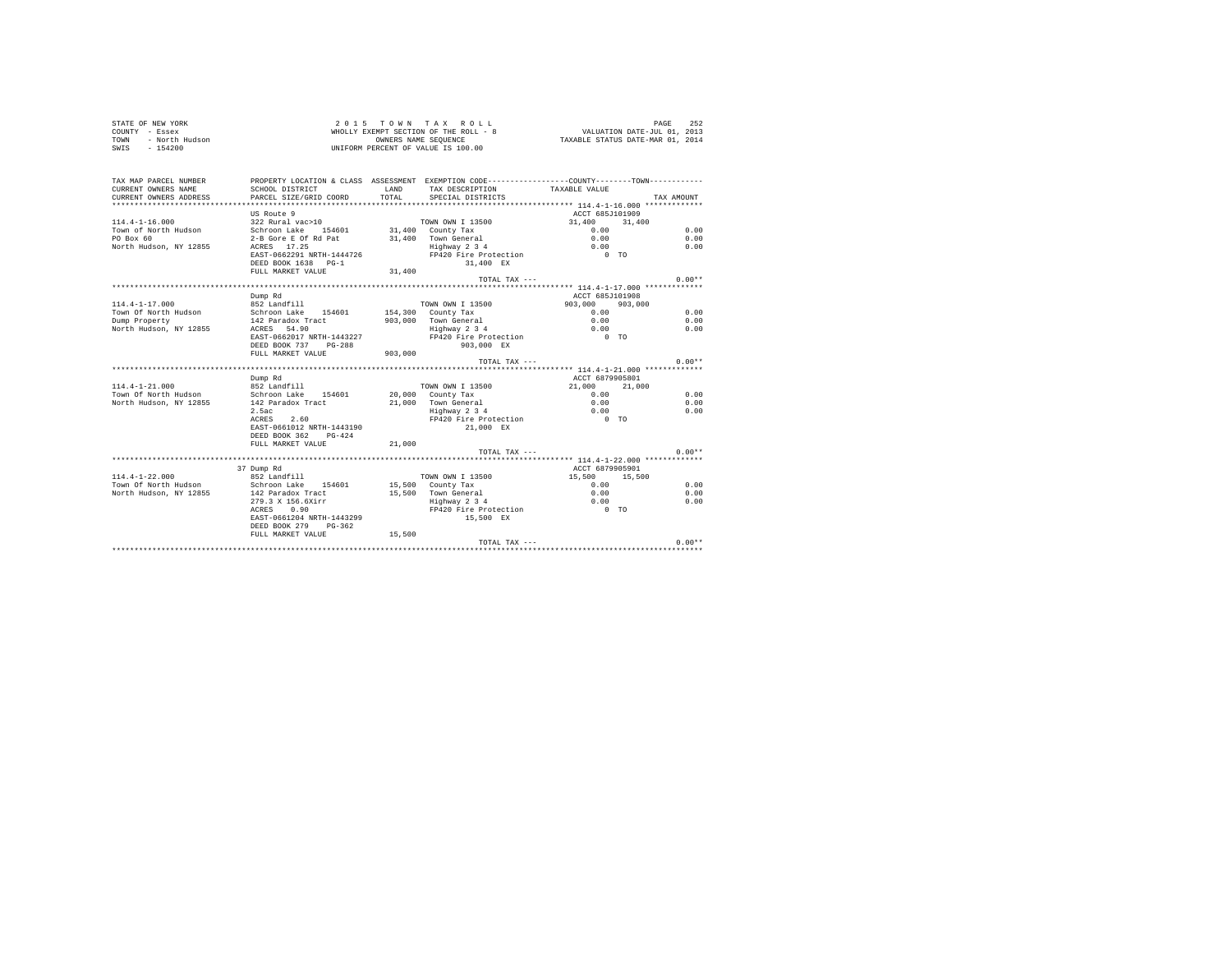STATE OF NEW YORK
COUNTY - Essex
TOWN - North Hudson
SWIS - 154200

2 0 1 5 T O W N T A X R O L L
WHOLLY EXEMPT SECTION OF THE ROLL - 8
OWNERS NAME SEQUENCE
UNIFORM PERCENT OF VALUE IS 100.00

VALUATION DATE-JUL 01, 2013
TAXABLE STATUS DATE-MAR 01, 2014

```
TAX MAP PARCEL NUMBER      PROPERTY LOCATION & CLASS  ASSESSMENT  EXEMPTION CODE-----------------COUNTY--------TOWN-----------
CURRENT OWNERS NAME        SCHOOL DISTRICT              LAND      TAX DESCRIPTION            TAXABLE VALUE
CURRENT OWNERS ADDRESS     PARCEL SIZE/GRID COORD       TOTAL     SPECIAL DISTRICTS                                   TAX AMOUNT
****************************************************************************************************** 114.4-1-16.000 ************
                           US Route 9                                                      ACCT 685J101909
114.4-1-16.000             322 Rural vac>10                       TOWN OWN I 13500          31,400    31,400
Town of North Hudson       Schroon Lake   154601       31,400     County Tax                  0.00                     0.00
PO Box 60                  2-B Gore E Of Rd Pat        31,400     Town General                0.00                     0.00
North Hudson, NY 12855     ACRES   17.25                          Highway 2 3 4               0.00                     0.00
                           EAST-0662291 NRTH-1444726              FP420 Fire Protection           0 TO
                           DEED BOOK 1638   PG-1                       31,400 EX
                           FULL MARKET VALUE           31,400
                                                                  TOTAL TAX ---                                       0.00**
****************************************************************************************************** 114.4-1-17.000 ************
                           Dump Rd                                                         ACCT 685J101908
114.4-1-17.000             852 Landfill                           TOWN OWN I 13500         903,000   903,000
Town Of North Hudson       Schroon Lake   154601      154,300     County Tax                  0.00                     0.00
Dump Property              142 Paradox Tract          903,000     Town General                0.00                     0.00
North Hudson, NY 12855     ACRES   54.90                          Highway 2 3 4               0.00                     0.00
                           EAST-0662017 NRTH-1443227              FP420 Fire Protection           0 TO
                           DEED BOOK 737    PG-288                     903,000 EX
                           FULL MARKET VALUE          903,000
                                                                  TOTAL TAX ---                                       0.00**
****************************************************************************************************** 114.4-1-21.000 ************
                           Dump Rd                                                         ACCT 6879905801
114.4-1-21.000             852 Landfill                           TOWN OWN I 13500          21,000    21,000
Town Of North Hudson       Schroon Lake   154601       20,000     County Tax                  0.00                     0.00
North Hudson, NY 12855     142 Paradox Tract           21,000     Town General                0.00                     0.00
                           2.5ac                                  Highway 2 3 4               0.00                     0.00
                           ACRES    2.60                          FP420 Fire Protection           0 TO
                           EAST-0661012 NRTH-1443190                   21,000 EX
                           DEED BOOK 362    PG-424
                           FULL MARKET VALUE           21,000
                                                                  TOTAL TAX ---                                       0.00**
****************************************************************************************************** 114.4-1-22.000 ************
                           37 Dump Rd                                                      ACCT 6879905901
114.4-1-22.000             852 Landfill                           TOWN OWN I 13500          15,500    15,500
Town Of North Hudson       Schroon Lake   154601       15,500     County Tax                  0.00                     0.00
North Hudson, NY 12855     142 Paradox Tract           15,500     Town General                0.00                     0.00
                           279.3 X 156.6Xirr                      Highway 2 3 4               0.00                     0.00
                           ACRES    0.90                          FP420 Fire Protection           0 TO
                           EAST-0661204 NRTH-1443299                   15,500 EX
                           DEED BOOK 279    PG-362
                           FULL MARKET VALUE           15,500
                                                                  TOTAL TAX ---                                       0.00**
************************************************************************************************************************************
```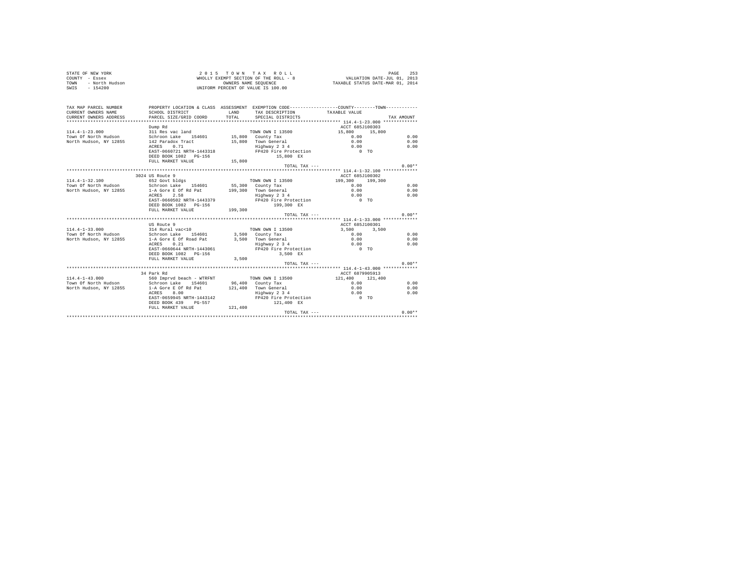STATE OF NEW YORK
COUNTY - Essex
TOWN - North Hudson
SWIS - 154200

2 0 1 5  T O W N  T A X  R O L L
WHOLLY EXEMPT SECTION OF THE ROLL - 8
OWNERS NAME SEQUENCE
UNIFORM PERCENT OF VALUE IS 100.00

VALUATION DATE-JUL 01, 2013
TAXABLE STATUS DATE-MAR 01, 2014

```
TAX MAP PARCEL NUMBER     PROPERTY LOCATION & CLASS  ASSESSMENT  EXEMPTION CODE-----------------COUNTY--------TOWN-----------
CURRENT OWNERS NAME       SCHOOL DISTRICT               LAND      TAX DESCRIPTION            TAXABLE VALUE
CURRENT OWNERS ADDRESS    PARCEL SIZE/GRID COORD        TOTAL     SPECIAL DISTRICTS                                    TAX AMOUNT
******************************************************************************************** 114.4-1-23.000 ************
                          Dump Rd                                                           ACCT 685J100303
114.4-1-23.000            311 Res vac land                        TOWN OWN I 13500          15,800     15,800
Town Of North Hudson      Schroon Lake   154601        15,800     County Tax                  0.00                 0.00
North Hudson, NY 12855    142 Paradox Tract            15,800     Town General                0.00                 0.00
                          ACRES    0.71                           Highway 2 3 4               0.00                 0.00
                          EAST-0660721 NRTH-1443318               FP420 Fire Protection         0 TO
                          DEED BOOK 1082   PG-156                       15,800 EX
                          FULL MARKET VALUE            15,800
                                                                  TOTAL TAX ---                                    0.00**
******************************************************************************************** 114.4-1-32.100 ************
                          3024 US Route 9                                                   ACCT 685J100302
114.4-1-32.100            652 Govt bldgs                          TOWN OWN I 13500          199,300    199,300
Town Of North Hudson      Schroon Lake   154601        55,300     County Tax                  0.00                 0.00
North Hudson, NY 12855    1-A Gore E Of Rd Pat        199,300     Town General                0.00                 0.00
                          ACRES    2.58                           Highway 2 3 4               0.00                 0.00
                          EAST-0660502 NRTH-1443379               FP420 Fire Protection         0 TO
                          DEED BOOK 1082   PG-156                      199,300 EX
                          FULL MARKET VALUE           199,300
                                                                  TOTAL TAX ---                                    0.00**
******************************************************************************************** 114.4-1-33.000 ************
                          US Route 9                                                        ACCT 685J100301
114.4-1-33.000            314 Rural vac<10                        TOWN OWN I 13500          3,500      3,500
Town Of North Hudson      Schroon Lake   154601         3,500     County Tax                  0.00                 0.00
North Hudson, NY 12855    1-A Gore E Of Road Pat        3,500     Town General                0.00                 0.00
                          ACRES    0.21                           Highway 2 3 4               0.00                 0.00
                          EAST-0660644 NRTH-1443061               FP420 Fire Protection         0 TO
                          DEED BOOK 1082   PG-156                        3,500 EX
                          FULL MARKET VALUE             3,500
                                                                  TOTAL TAX ---                                    0.00**
******************************************************************************************** 114.4-1-43.000 ************
                          34 Park Rd                                                        ACCT 6879905913
114.4-1-43.000            560 Imprvd beach - WTRFNT               TOWN OWN I 13500          121,400    121,400
Town Of North Hudson      Schroon Lake   154601        96,400     County Tax                  0.00                 0.00
North Hudson, NY 12855    1-A Gore E Of Rd Pat        121,400     Town General                0.00                 0.00
                          ACRES    8.00                           Highway 2 3 4               0.00                 0.00
                          EAST-0659945 NRTH-1443142               FP420 Fire Protection         0 TO
                          DEED BOOK 439    PG-557                      121,400 EX
                          FULL MARKET VALUE           121,400
                                                                  TOTAL TAX ---                                    0.00**
**************************************************************************************************************************
```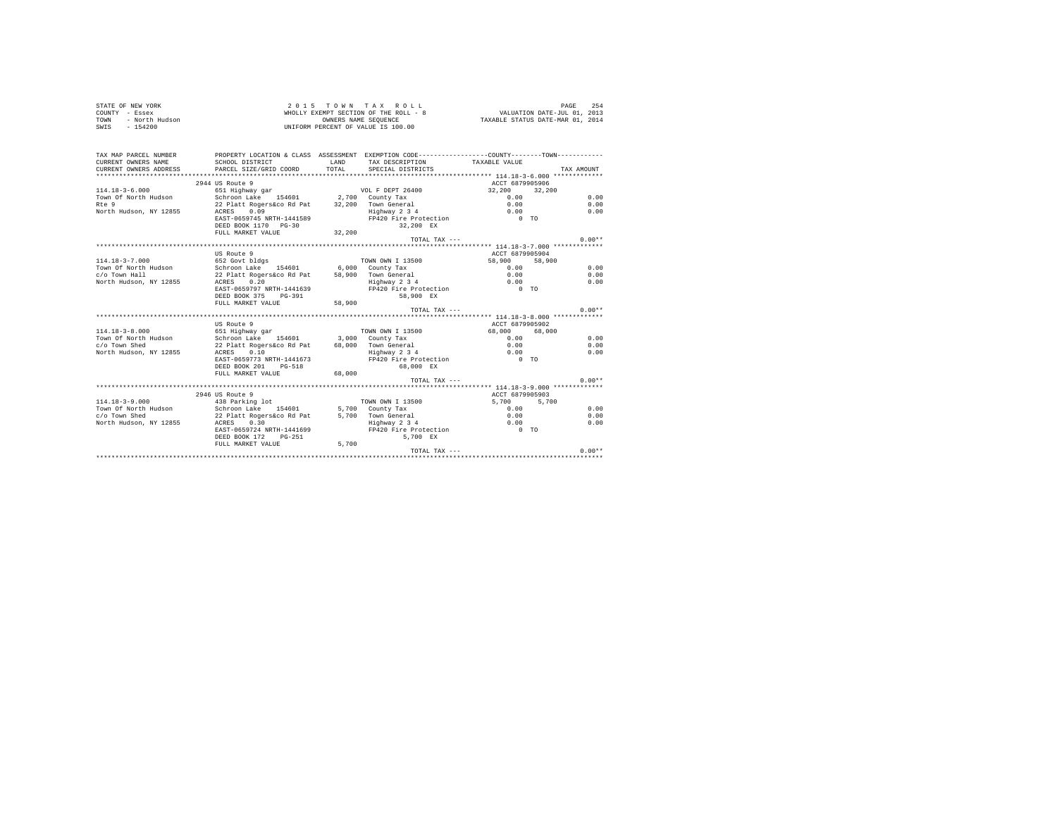STATE OF NEW YORK
COUNTY - Essex
TOWN - North Hudson
SWIS - 154200

2 0 1 5 T O W N T A X R O L L
WHOLLY EXEMPT SECTION OF THE ROLL - 8
OWNERS NAME SEQUENCE
UNIFORM PERCENT OF VALUE IS 100.00

VALUATION DATE-JUL 01, 2013
TAXABLE STATUS DATE-MAR 01, 2014

```
TAX MAP PARCEL NUMBER     PROPERTY LOCATION & CLASS  ASSESSMENT  EXEMPTION CODE-----------------COUNTY--------TOWN-----------
CURRENT OWNERS NAME       SCHOOL DISTRICT              LAND      TAX DESCRIPTION            TAXABLE VALUE
CURRENT OWNERS ADDRESS    PARCEL SIZE/GRID COORD       TOTAL     SPECIAL DISTRICTS                                   TAX AMOUNT
*********************************************************************************************** 114.18-3-6.000 ************
                          2944 US Route 9                                                   ACCT 6879905906
114.18-3-6.000            651 Highway gar                        VOL F DEPT 26400           32,200    32,200
Town Of North Hudson      Schroon Lake    154601        2,700    County Tax                   0.00                 0.00
Rte 9                     22 Platt Rogers&co Rd Pat    32,200    Town General                 0.00                 0.00
North Hudson, NY 12855    ACRES    0.09                          Highway 2 3 4                0.00                 0.00
                          EAST-0659745 NRTH-1441589              FP420 Fire Protection           0 TO
                          DEED BOOK 1170   PG-30                       32,200 EX
                          FULL MARKET VALUE            32,200
                                                                 TOTAL TAX ---                                    0.00**
*********************************************************************************************** 114.18-3-7.000 ************
                          US Route 9                                                        ACCT 6879905904
114.18-3-7.000            652 Govt bldgs                         TOWN OWN I 13500           58,900    58,900
Town Of North Hudson      Schroon Lake    154601        6,000    County Tax                   0.00                 0.00
c/o Town Hall             22 Platt Rogers&co Rd Pat    58,900    Town General                 0.00                 0.00
North Hudson, NY 12855    ACRES    0.20                          Highway 2 3 4                0.00                 0.00
                          EAST-0659797 NRTH-1441639              FP420 Fire Protection           0 TO
                          DEED BOOK 375    PG-391                      58,900 EX
                          FULL MARKET VALUE            58,900
                                                                 TOTAL TAX ---                                    0.00**
*********************************************************************************************** 114.18-3-8.000 ************
                          US Route 9                                                        ACCT 6879905902
114.18-3-8.000            651 Highway gar                        TOWN OWN I 13500           68,000    68,000
Town Of North Hudson      Schroon Lake    154601        3,000    County Tax                   0.00                 0.00
c/o Town Shed             22 Platt Rogers&co Rd Pat    68,000    Town General                 0.00                 0.00
North Hudson, NY 12855    ACRES    0.10                          Highway 2 3 4                0.00                 0.00
                          EAST-0659773 NRTH-1441673              FP420 Fire Protection           0 TO
                          DEED BOOK 201    PG-518                      68,000 EX
                          FULL MARKET VALUE            68,000
                                                                 TOTAL TAX ---                                    0.00**
*********************************************************************************************** 114.18-3-9.000 ************
                          2946 US Route 9                                                   ACCT 6879905903
114.18-3-9.000            438 Parking lot                        TOWN OWN I 13500            5,700     5,700
Town Of North Hudson      Schroon Lake    154601        5,700    County Tax                   0.00                 0.00
c/o Town Shed             22 Platt Rogers&co Rd Pat     5,700    Town General                 0.00                 0.00
North Hudson, NY 12855    ACRES    0.30                          Highway 2 3 4                0.00                 0.00
                          EAST-0659724 NRTH-1441699              FP420 Fire Protection           0 TO
                          DEED BOOK 172    PG-251                       5,700 EX
                          FULL MARKET VALUE             5,700
                                                                 TOTAL TAX ---                                    0.00**
****************************************************************************************************************************
```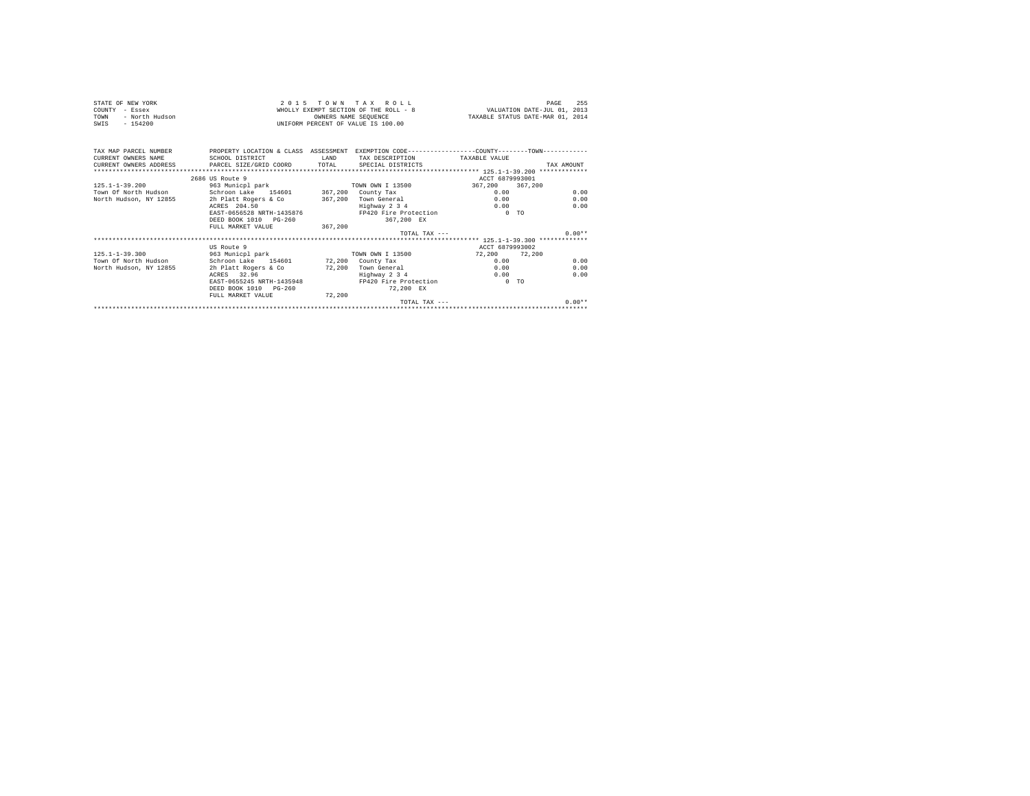STATE OF NEW YORK — 2015 TOWN TAX ROLL
COUNTY - Essex — WHOLLY EXEMPT SECTION OF THE ROLL - 8 — VALUATION DATE-JUL 01, 2013
TOWN - North Hudson — OWNERS NAME SEQUENCE — TAXABLE STATUS DATE-MAR 01, 2014
SWIS - 154200 — UNIFORM PERCENT OF VALUE IS 100.00

| TAX MAP PARCEL NUMBER / CURRENT OWNERS NAME / CURRENT OWNERS ADDRESS | PROPERTY LOCATION & CLASS / SCHOOL DISTRICT / PARCEL SIZE/GRID COORD | ASSESSMENT LAND / TOTAL | EXEMPTION CODE / TAX DESCRIPTION / SPECIAL DISTRICTS | COUNTY TAXABLE VALUE | TOWN | TAX AMOUNT |
|---|---|---|---|---|---|---|
| **125.1-1-39.200** | 2686 US Route 9 | | | ACCT 6879993001 | | |
| 125.1-1-39.200 | 963 Municpl park | | TOWN OWN I 13500 | 367,200 | 367,200 | |
| Town Of North Hudson | Schroon Lake 154601 | 367,200 | County Tax | 0.00 | | 0.00 |
| North Hudson, NY 12855 | 2h Platt Rogers & Co | 367,200 | Town General | 0.00 | | 0.00 |
| | ACRES 204.50 | | Highway 2 3 4 | 0.00 | | 0.00 |
| | EAST-0656528 NRTH-1435876 | | FP420 Fire Protection | 0 TO | | |
| | DEED BOOK 1010 PG-260 | | 367,200 EX | | | |
| | FULL MARKET VALUE | 367,200 | | | | |
| | | | TOTAL TAX --- | | | 0.00** |
| **125.1-1-39.300** | US Route 9 | | | ACCT 6879993002 | | |
| 125.1-1-39.300 | 963 Municpl park | | TOWN OWN I 13500 | 72,200 | 72,200 | |
| Town Of North Hudson | Schroon Lake 154601 | 72,200 | County Tax | 0.00 | | 0.00 |
| North Hudson, NY 12855 | 2h Platt Rogers & Co | 72,200 | Town General | 0.00 | | 0.00 |
| | ACRES 32.96 | | Highway 2 3 4 | 0.00 | | 0.00 |
| | EAST-0655245 NRTH-1435948 | | FP420 Fire Protection | 0 TO | | |
| | DEED BOOK 1010 PG-260 | | 72,200 EX | | | |
| | FULL MARKET VALUE | 72,200 | | | | |
| | | | TOTAL TAX --- | | | 0.00** |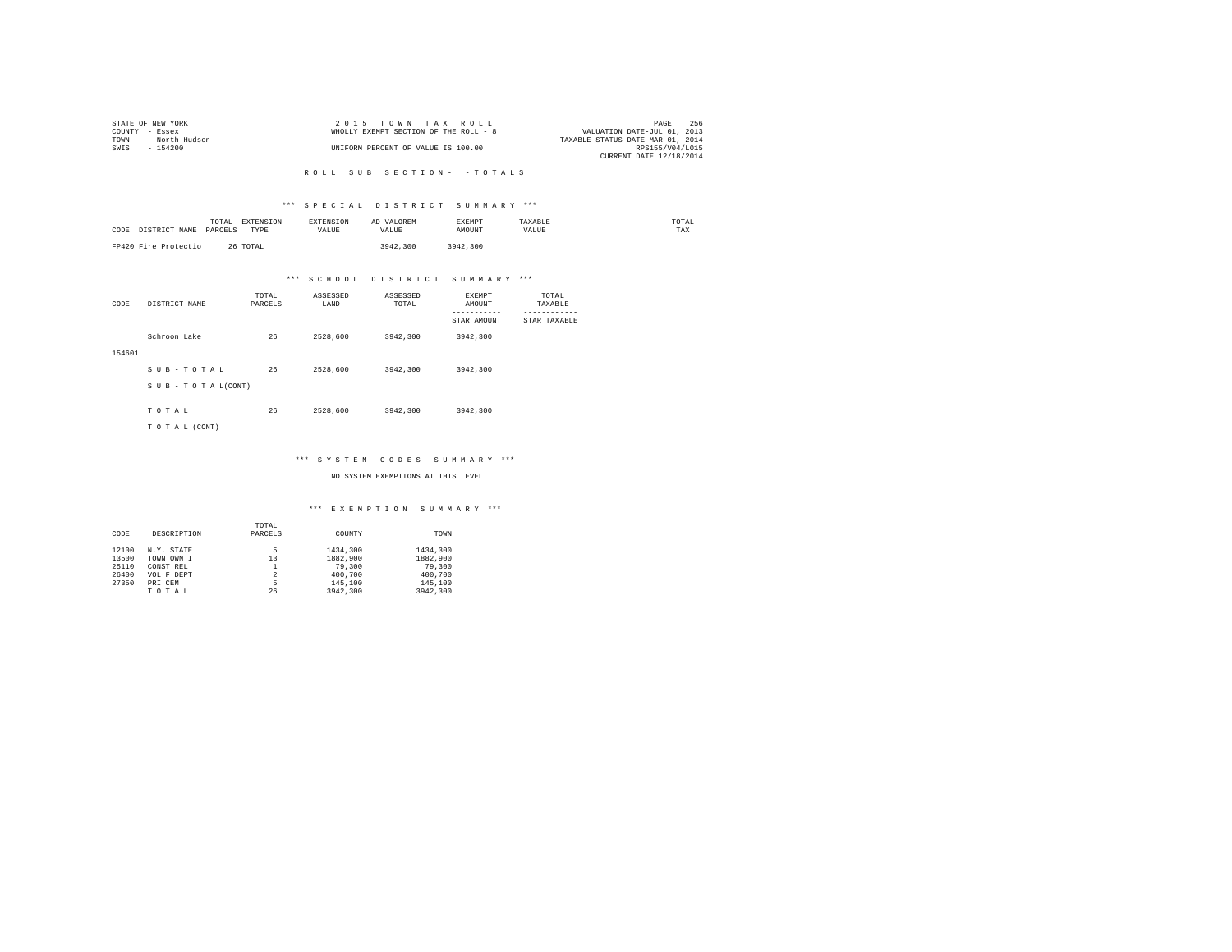STATE OF NEW YORK
COUNTY - Essex
TOWN - North Hudson
SWIS - 154200

2 0 1 5 T O W N T A X R O L L
WHOLLY EXEMPT SECTION OF THE ROLL - 8
UNIFORM PERCENT OF VALUE IS 100.00

VALUATION DATE-JUL 01, 2013
TAXABLE STATUS DATE-MAR 01, 2014
RPS155/V04/L015
CURRENT DATE 12/18/2014

R O L L S U B S E C T I O N - - T O T A L S

*** S P E C I A L D I S T R I C T S U M M A R Y ***

| CODE | DISTRICT NAME | TOTAL PARCELS | EXTENSION TYPE | EXTENSION VALUE | AD VALOREM VALUE | EXEMPT AMOUNT | TAXABLE VALUE | TOTAL TAX |
|---|---|---|---|---|---|---|---|---|
| FP420 | Fire Protectio | 26 | TOTAL | | 3942,300 | 3942,300 | | |

*** S C H O O L D I S T R I C T S U M M A R Y ***

| CODE | DISTRICT NAME | TOTAL PARCELS | ASSESSED LAND | ASSESSED TOTAL | EXEMPT AMOUNT / STAR AMOUNT | TOTAL TAXABLE / STAR TAXABLE |
|---|---|---|---|---|---|---|
| 154601 | Schroon Lake | 26 | 2528,600 | 3942,300 | 3942,300 | |
| | S U B - T O T A L | 26 | 2528,600 | 3942,300 | 3942,300 | |
| | S U B - T O T A L(CONT) | | | | | |
| | T O T A L | 26 | 2528,600 | 3942,300 | 3942,300 | |
| | T O T A L (CONT) | | | | | |

*** S Y S T E M C O D E S S U M M A R Y ***

NO SYSTEM EXEMPTIONS AT THIS LEVEL

*** E X E M P T I O N S U M M A R Y ***

| CODE | DESCRIPTION | TOTAL PARCELS | COUNTY | TOWN |
|---|---|---|---|---|
| 12100 | N.Y. STATE | 5 | 1434,300 | 1434,300 |
| 13500 | TOWN OWN I | 13 | 1882,900 | 1882,900 |
| 25110 | CONST REL | 1 | 79,300 | 79,300 |
| 26400 | VOL F DEPT | 2 | 400,700 | 400,700 |
| 27350 | PRI CEM | 5 | 145,100 | 145,100 |
| | T O T A L | 26 | 3942,300 | 3942,300 |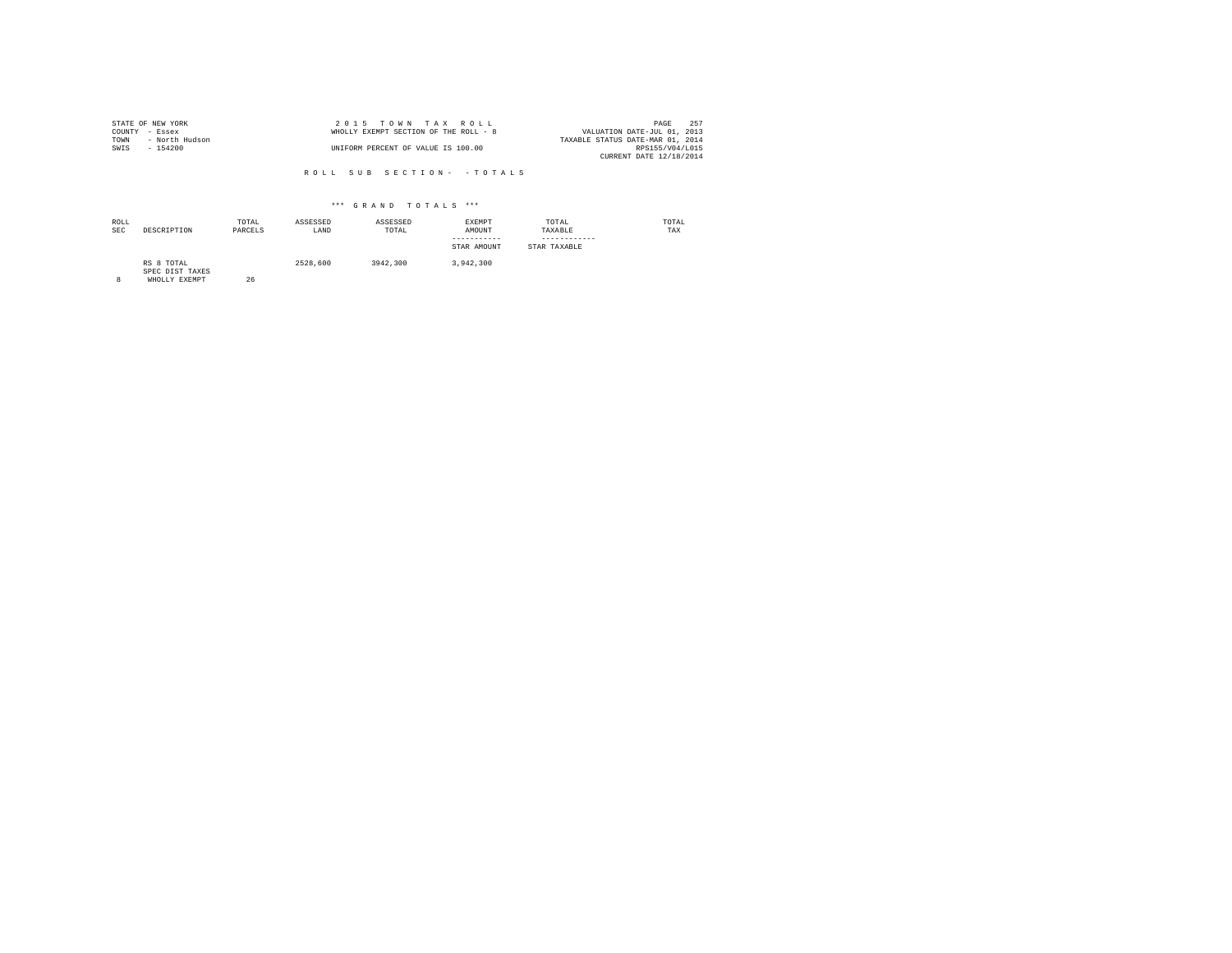STATE OF NEW YORK
COUNTY - Essex
TOWN - North Hudson
SWIS - 154200

2 0 1 5 T O W N T A X R O L L
WHOLLY EXEMPT SECTION OF THE ROLL - 8

UNIFORM PERCENT OF VALUE IS 100.00

PAGE 257
VALUATION DATE-JUL 01, 2013
TAXABLE STATUS DATE-MAR 01, 2014
RPS155/V04/L015
CURRENT DATE 12/18/2014

R O L L S U B S E C T I O N - - T O T A L S

\*\*\* G R A N D T O T A L S \*\*\*

| ROLL SEC | DESCRIPTION | TOTAL PARCELS | ASSESSED LAND | ASSESSED TOTAL | EXEMPT AMOUNT / STAR AMOUNT | TOTAL TAXABLE / STAR TAXABLE | TOTAL TAX |
|---|---|---|---|---|---|---|---|
| | RS 8 TOTAL | | 2528,600 | 3942,300 | 3,942,300 | | |
| | SPEC DIST TAXES | | | | | | |
| 8 | WHOLLY EXEMPT | 26 | | | | | |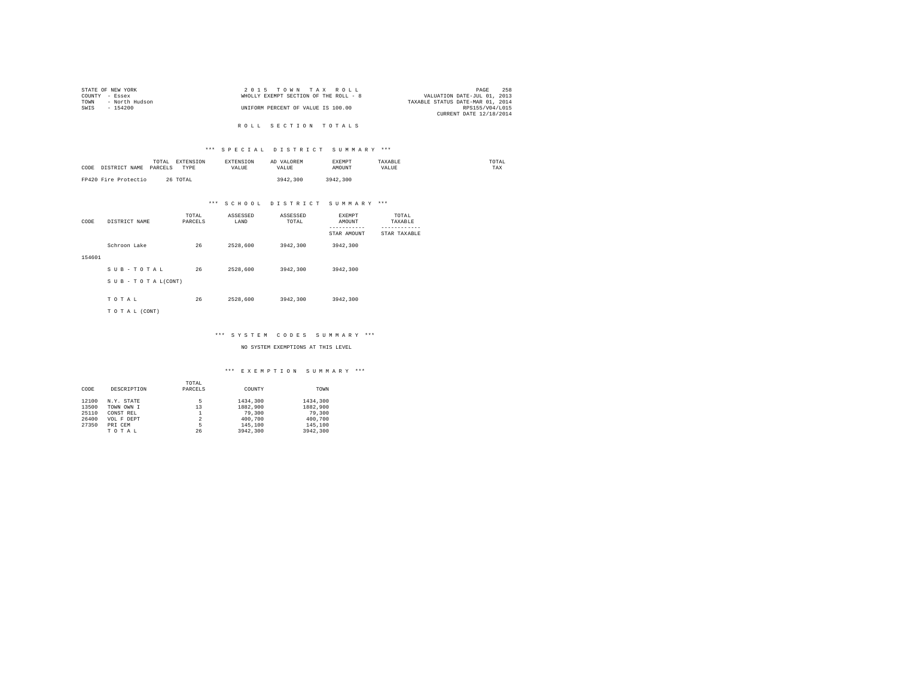STATE OF NEW YORK
COUNTY - Essex
TOWN - North Hudson
SWIS - 154200

2 0 1 5 T O W N T A X R O L L
WHOLLY EXEMPT SECTION OF THE ROLL - 8
UNIFORM PERCENT OF VALUE IS 100.00

VALUATION DATE-JUL 01, 2013
TAXABLE STATUS DATE-MAR 01, 2014
RPS155/V04/L015
CURRENT DATE 12/18/2014

R O L L S E C T I O N T O T A L S

*** S P E C I A L D I S T R I C T S U M M A R Y ***

| CODE | DISTRICT NAME | TOTAL PARCELS | EXTENSION TYPE | EXTENSION VALUE | AD VALOREM VALUE | EXEMPT AMOUNT | TAXABLE VALUE | TOTAL TAX |
|---|---|---|---|---|---|---|---|---|
| FP420 | Fire Protectio | 26 | TOTAL | | 3942,300 | 3942,300 | | |

*** S C H O O L D I S T R I C T S U M M A R Y ***

| CODE | DISTRICT NAME | TOTAL PARCELS | ASSESSED LAND | ASSESSED TOTAL | EXEMPT AMOUNT / STAR AMOUNT | TOTAL TAXABLE / STAR TAXABLE |
|---|---|---|---|---|---|---|
| 154601 | Schroon Lake | 26 | 2528,600 | 3942,300 | 3942,300 | |
| | S U B - T O T A L | 26 | 2528,600 | 3942,300 | 3942,300 | |
| | S U B - T O T A L(CONT) | | | | | |
| | T O T A L | 26 | 2528,600 | 3942,300 | 3942,300 | |
| | T O T A L (CONT) | | | | | |

*** S Y S T E M C O D E S S U M M A R Y ***

NO SYSTEM EXEMPTIONS AT THIS LEVEL

*** E X E M P T I O N S U M M A R Y ***

| CODE | DESCRIPTION | TOTAL PARCELS | COUNTY | TOWN |
|---|---|---|---|---|
| 12100 | N.Y. STATE | 5 | 1434,300 | 1434,300 |
| 13500 | TOWN OWN I | 13 | 1882,900 | 1882,900 |
| 25110 | CONST REL | 1 | 79,300 | 79,300 |
| 26400 | VOL F DEPT | 2 | 400,700 | 400,700 |
| 27350 | PRI CEM | 5 | 145,100 | 145,100 |
| | T O T A L | 26 | 3942,300 | 3942,300 |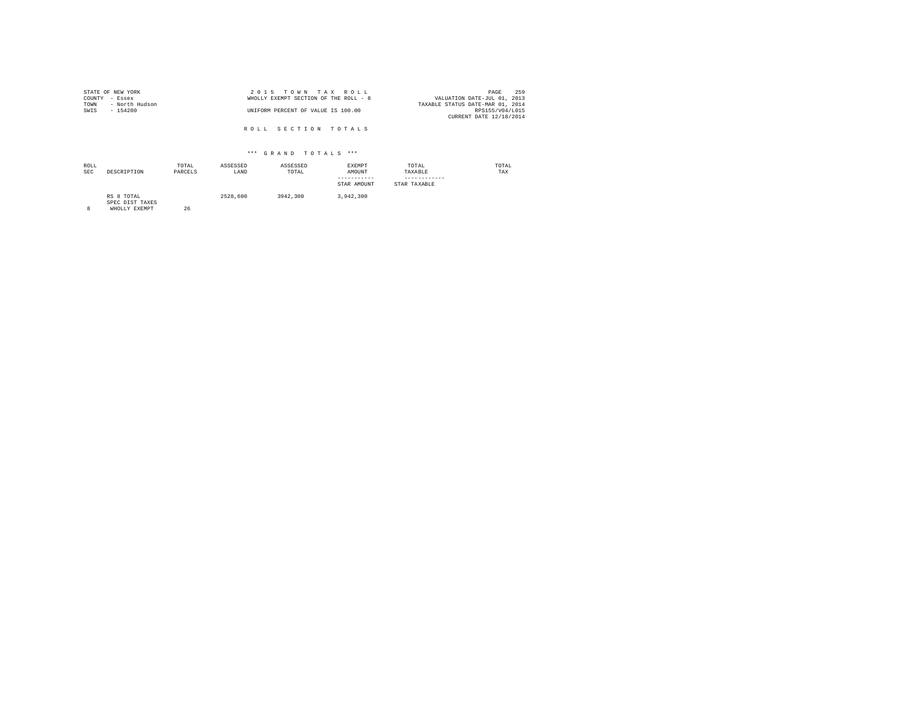STATE OF NEW YORK
COUNTY - Essex
TOWN - North Hudson
SWIS - 154200

2 0 1 5 T O W N T A X R O L L
WHOLLY EXEMPT SECTION OF THE ROLL - 8
UNIFORM PERCENT OF VALUE IS 100.00

VALUATION DATE-JUL 01, 2013
TAXABLE STATUS DATE-MAR 01, 2014
RPS155/V04/L015
CURRENT DATE 12/18/2014

R O L L S E C T I O N T O T A L S

\*\*\* G R A N D T O T A L S \*\*\*

| ROLL SEC | DESCRIPTION | TOTAL PARCELS | ASSESSED LAND | ASSESSED TOTAL | EXEMPT AMOUNT / STAR AMOUNT | TOTAL TAXABLE / STAR TAXABLE | TOTAL TAX |
|---|---|---|---|---|---|---|---|
| | RS 8 TOTAL | | 2528,600 | 3942,300 | 3,942,300 | | |
| | SPEC DIST TAXES | | | | | | |
| 8 | WHOLLY EXEMPT | 26 | | | | | |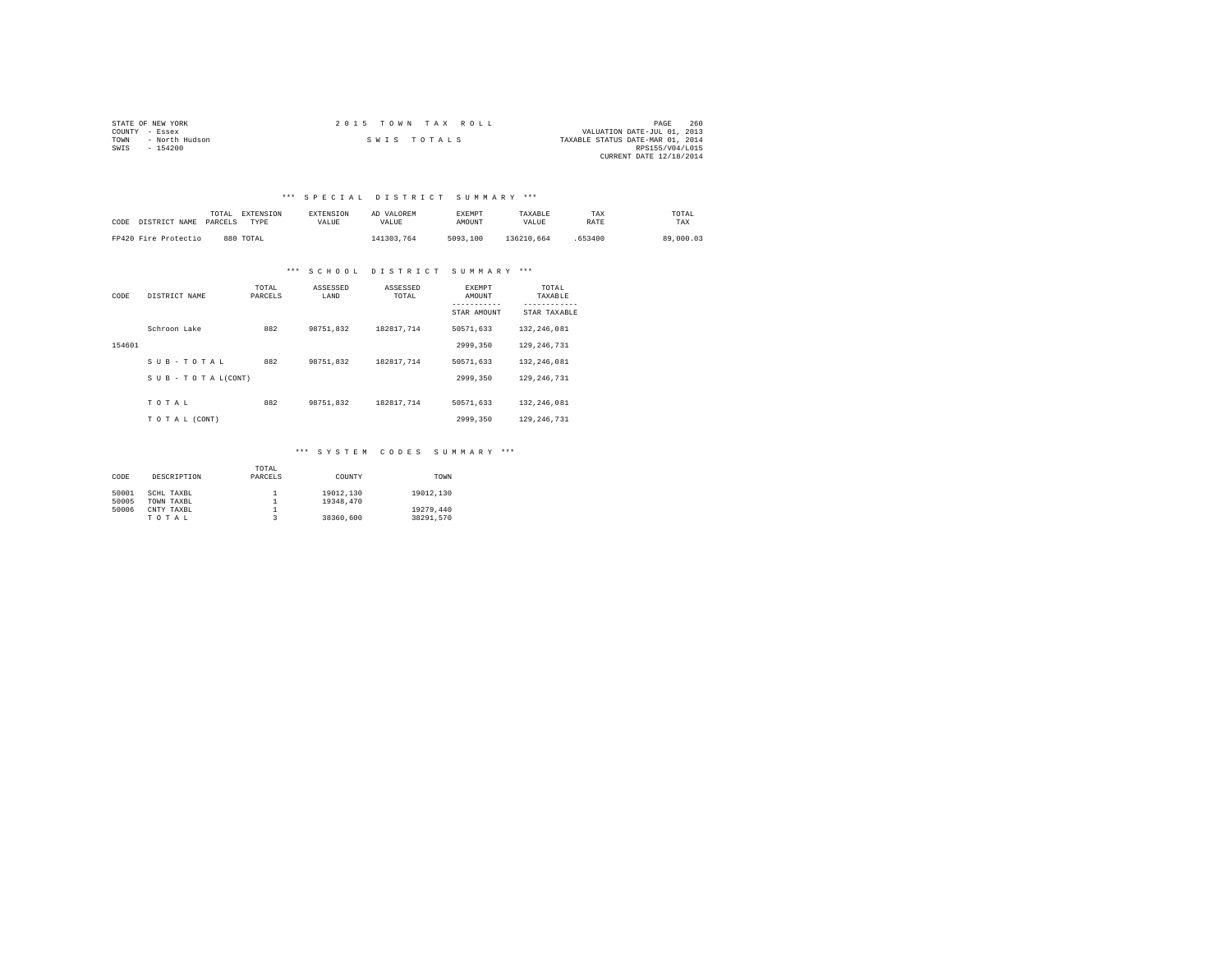STATE OF NEW YORK
COUNTY - Essex
TOWN - North Hudson
SWIS - 154200

2 0 1 5 T O W N T A X R O L L

S W I S T O T A L S

VALUATION DATE-JUL 01, 2013
TAXABLE STATUS DATE-MAR 01, 2014
RPS155/V04/L015
CURRENT DATE 12/18/2014

### \*\*\* S P E C I A L D I S T R I C T S U M M A R Y \*\*\*

| CODE | DISTRICT NAME | TOTAL PARCELS | EXTENSION TYPE | EXTENSION VALUE | AD VALOREM VALUE | EXEMPT AMOUNT | TAXABLE VALUE | TAX RATE | TOTAL TAX |
|---|---|---|---|---|---|---|---|---|---|
| FP420 | Fire Protectio | 880 | TOTAL | | 141303,764 | 5093,100 | 136210,664 | .653400 | 89,000.03 |

### \*\*\* S C H O O L D I S T R I C T S U M M A R Y \*\*\*

| CODE | DISTRICT NAME | TOTAL PARCELS | ASSESSED LAND | ASSESSED TOTAL | EXEMPT AMOUNT / STAR AMOUNT | TOTAL TAXABLE / STAR TAXABLE |
|---|---|---|---|---|---|---|
| | Schroon Lake | 882 | 98751,832 | 182817,714 | 50571,633 | 132,246,081 |
| 154601 | | | | | 2999,350 | 129,246,731 |
| | S U B - T O T A L | 882 | 98751,832 | 182817,714 | 50571,633 | 132,246,081 |
| | S U B - T O T A L(CONT) | | | | 2999,350 | 129,246,731 |
| | T O T A L | 882 | 98751,832 | 182817,714 | 50571,633 | 132,246,081 |
| | T O T A L (CONT) | | | | 2999,350 | 129,246,731 |

### \*\*\* S Y S T E M C O D E S S U M M A R Y \*\*\*

| CODE | DESCRIPTION | TOTAL PARCELS | COUNTY | TOWN |
|---|---|---|---|---|
| 50001 | SCHL TAXBL | 1 | 19012,130 | 19012,130 |
| 50005 | TOWN TAXBL | 1 | 19348,470 | |
| 50006 | CNTY TAXBL | 1 | | 19279,440 |
| | T O T A L | 3 | 38360,600 | 38291,570 |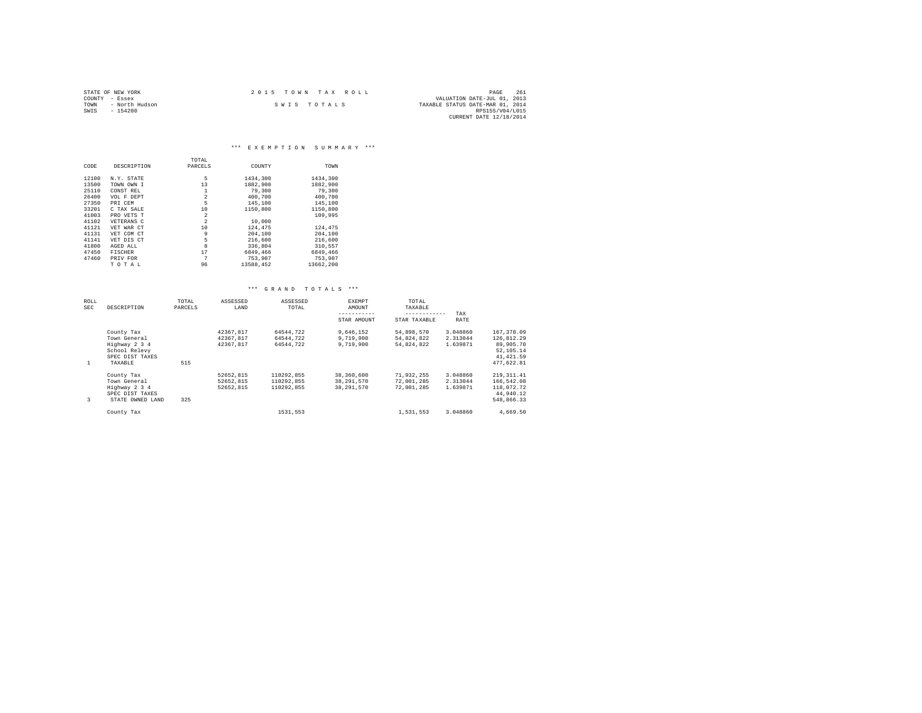STATE OF NEW YORK
COUNTY - Essex
TOWN - North Hudson
SWIS - 154200

2 0 1 5 T O W N T A X R O L L

S W I S T O T A L S

VALUATION DATE-JUL 01, 2013
TAXABLE STATUS DATE-MAR 01, 2014
RPS155/V04/L015
CURRENT DATE 12/18/2014

### *** E X E M P T I O N S U M M A R Y ***

| CODE | DESCRIPTION | TOTAL PARCELS | COUNTY | TOWN |
|---|---|---|---|---|
| 12100 | N.Y. STATE | 5 | 1434,300 | 1434,300 |
| 13500 | TOWN OWN I | 13 | 1882,900 | 1882,900 |
| 25110 | CONST REL | 1 | 79,300 | 79,300 |
| 26400 | VOL F DEPT | 2 | 400,700 | 400,700 |
| 27350 | PRI CEM | 5 | 145,100 | 145,100 |
| 33201 | C TAX SALE | 10 | 1150,800 | 1150,800 |
| 41003 | PRO VETS T | 2 | | 109,995 |
| 41102 | VETERANS C | 2 | 10,000 | |
| 41121 | VET WAR CT | 10 | 124,475 | 124,475 |
| 41131 | VET COM CT | 9 | 204,100 | 204,100 |
| 41141 | VET DIS CT | 5 | 216,600 | 216,600 |
| 41800 | AGED ALL | 8 | 336,804 | 310,557 |
| 47450 | FISCHER | 17 | 6849,466 | 6849,466 |
| 47460 | PRIV FOR | 7 | 753,907 | 753,907 |
| | T O T A L | 96 | 13588,452 | 13662,200 |

### *** G R A N D T O T A L S ***

| ROLL SEC | DESCRIPTION | TOTAL PARCELS | ASSESSED LAND | ASSESSED TOTAL | EXEMPT AMOUNT / STAR AMOUNT | TOTAL TAXABLE / STAR TAXABLE | TAX RATE | |
|---|---|---|---|---|---|---|---|---|
| | County Tax | | 42367,817 | 64544,722 | 9,646,152 | 54,898,570 | 3.048860 | 167,378.09 |
| | Town General | | 42367,817 | 64544,722 | 9,719,900 | 54,824,822 | 2.313044 | 126,812.29 |
| | Highway 2 3 4 | | 42367,817 | 64544,722 | 9,719,900 | 54,824,822 | 1.639871 | 89,905.70 |
| | School Relevy | | | | | | | 52,105.14 |
| | SPEC DIST TAXES | | | | | | | 41,421.59 |
| 1 | TAXABLE | 515 | | | | | | 477,622.81 |
| | County Tax | | 52652,815 | 110292,855 | 38,360,600 | 71,932,255 | 3.048860 | 219,311.41 |
| | Town General | | 52652,815 | 110292,855 | 38,291,570 | 72,001,285 | 2.313044 | 166,542.08 |
| | Highway 2 3 4 | | 52652,815 | 110292,855 | 38,291,570 | 72,001,285 | 1.639871 | 118,072.72 |
| | SPEC DIST TAXES | | | | | | | 44,940.12 |
| 3 | STATE OWNED LAND | 325 | | | | | | 548,866.33 |
| | County Tax | | | 1531,553 | | 1,531,553 | 3.048860 | 4,669.50 |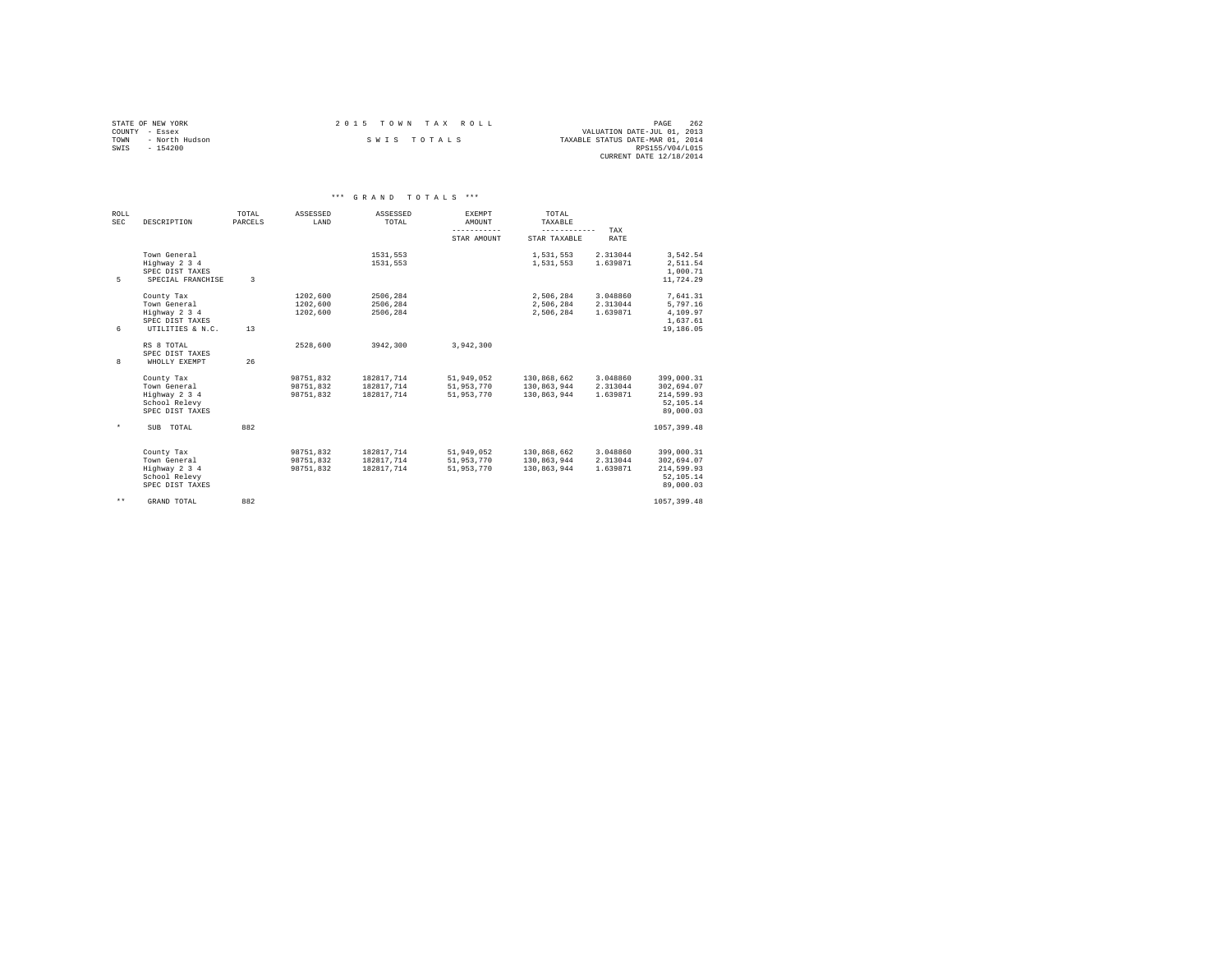STATE OF NEW YORK
COUNTY - Essex
TOWN - North Hudson
SWIS - 154200

# 2015 TOWN TAX ROLL

SWIS TOTALS

VALUATION DATE-JUL 01, 2013
TAXABLE STATUS DATE-MAR 01, 2014
RPS155/V04/L015
CURRENT DATE 12/18/2014

## *** GRAND TOTALS ***

| ROLL SEC | DESCRIPTION | TOTAL PARCELS | ASSESSED LAND | ASSESSED TOTAL | EXEMPT AMOUNT / STAR AMOUNT | TOTAL TAXABLE / STAR TAXABLE | TAX RATE | |
|---|---|---|---|---|---|---|---|---|
| | Town General | | | 1531,553 | | 1,531,553 | 2.313044 | 3,542.54 |
| | Highway 2 3 4 | | | 1531,553 | | 1,531,553 | 1.639871 | 2,511.54 |
| | SPEC DIST TAXES | | | | | | | 1,000.71 |
| 5 | SPECIAL FRANCHISE | 3 | | | | | | 11,724.29 |
| | County Tax | | 1202,600 | 2506,284 | | 2,506,284 | 3.048860 | 7,641.31 |
| | Town General | | 1202,600 | 2506,284 | | 2,506,284 | 2.313044 | 5,797.16 |
| | Highway 2 3 4 | | 1202,600 | 2506,284 | | 2,506,284 | 1.639871 | 4,109.97 |
| | SPEC DIST TAXES | | | | | | | 1,637.61 |
| 6 | UTILITIES & N.C. | 13 | | | | | | 19,186.05 |
| | RS 8 TOTAL | | 2528,600 | 3942,300 | 3,942,300 | | | |
| | SPEC DIST TAXES | | | | | | | |
| 8 | WHOLLY EXEMPT | 26 | | | | | | |
| | County Tax | | 98751,832 | 182817,714 | 51,949,052 | 130,868,662 | 3.048860 | 399,000.31 |
| | Town General | | 98751,832 | 182817,714 | 51,953,770 | 130,863,944 | 2.313044 | 302,694.07 |
| | Highway 2 3 4 | | 98751,832 | 182817,714 | 51,953,770 | 130,863,944 | 1.639871 | 214,599.93 |
| | School Relevy | | | | | | | 52,105.14 |
| | SPEC DIST TAXES | | | | | | | 89,000.03 |
| * | SUB TOTAL | 882 | | | | | | 1057,399.48 |
| | County Tax | | 98751,832 | 182817,714 | 51,949,052 | 130,868,662 | 3.048860 | 399,000.31 |
| | Town General | | 98751,832 | 182817,714 | 51,953,770 | 130,863,944 | 2.313044 | 302,694.07 |
| | Highway 2 3 4 | | 98751,832 | 182817,714 | 51,953,770 | 130,863,944 | 1.639871 | 214,599.93 |
| | School Relevy | | | | | | | 52,105.14 |
| | SPEC DIST TAXES | | | | | | | 89,000.03 |
| ** | GRAND TOTAL | 882 | | | | | | 1057,399.48 |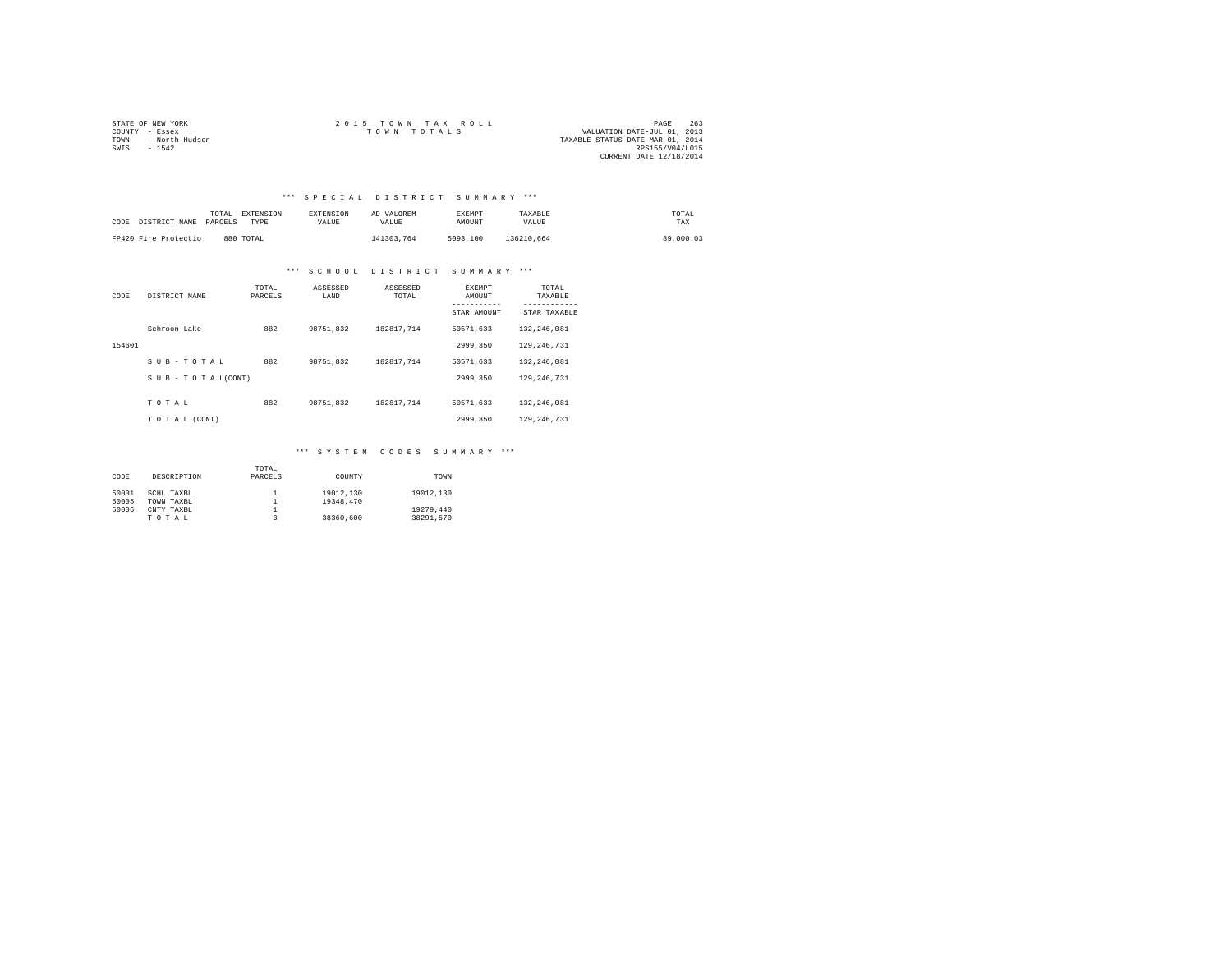STATE OF NEW YORK
COUNTY - Essex
TOWN - North Hudson
SWIS - 1542

2 0 1 5 T O W N T A X R O L L
T O W N T O T A L S

VALUATION DATE-JUL 01, 2013
TAXABLE STATUS DATE-MAR 01, 2014
RPS155/V04/L015
CURRENT DATE 12/18/2014

### *** S P E C I A L D I S T R I C T S U M M A R Y ***

| CODE | DISTRICT NAME | TOTAL PARCELS | EXTENSION TYPE | EXTENSION VALUE | AD VALOREM VALUE | EXEMPT AMOUNT | TAXABLE VALUE | TOTAL TAX |
|---|---|---|---|---|---|---|---|---|
| FP420 | Fire Protectio | 880 | TOTAL | | 141303,764 | 5093,100 | 136210,664 | 89,000.03 |

### *** S C H O O L D I S T R I C T S U M M A R Y ***

| CODE | DISTRICT NAME | TOTAL PARCELS | ASSESSED LAND | ASSESSED TOTAL | EXEMPT AMOUNT / STAR AMOUNT | TOTAL TAXABLE / STAR TAXABLE |
|---|---|---|---|---|---|---|
| | Schroon Lake | 882 | 98751,832 | 182817,714 | 50571,633 | 132,246,081 |
| 154601 | | | | | 2999,350 | 129,246,731 |
| | S U B - T O T A L | 882 | 98751,832 | 182817,714 | 50571,633 | 132,246,081 |
| | S U B - T O T A L(CONT) | | | | 2999,350 | 129,246,731 |
| | T O T A L | 882 | 98751,832 | 182817,714 | 50571,633 | 132,246,081 |
| | T O T A L (CONT) | | | | 2999,350 | 129,246,731 |

### *** S Y S T E M C O D E S S U M M A R Y ***

| CODE | DESCRIPTION | TOTAL PARCELS | COUNTY | TOWN |
|---|---|---|---|---|
| 50001 | SCHL TAXBL | 1 | 19012,130 | 19012,130 |
| 50005 | TOWN TAXBL | 1 | 19348,470 | |
| 50006 | CNTY TAXBL | 1 | | 19279,440 |
| | T O T A L | 3 | 38360,600 | 38291,570 |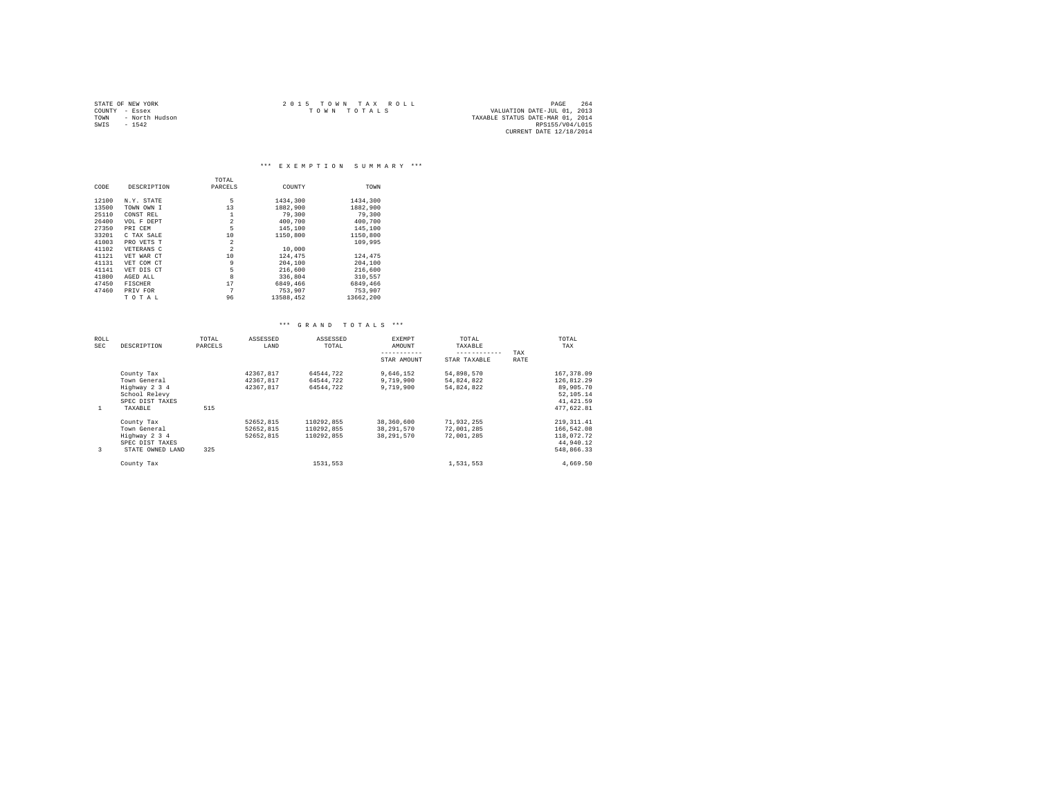STATE OF NEW YORK
COUNTY - Essex
TOWN - North Hudson
SWIS - 1542

2015 TOWN TAX ROLL
TOWN TOTALS

VALUATION DATE-JUL 01, 2013
TAXABLE STATUS DATE-MAR 01, 2014
RPS155/V04/L015
CURRENT DATE 12/18/2014

### *** EXEMPTION SUMMARY ***

| CODE | DESCRIPTION | TOTAL PARCELS | COUNTY | TOWN |
|---|---|---|---|---|
| 12100 | N.Y. STATE | 5 | 1434,300 | 1434,300 |
| 13500 | TOWN OWN I | 13 | 1882,900 | 1882,900 |
| 25110 | CONST REL | 1 | 79,300 | 79,300 |
| 26400 | VOL F DEPT | 2 | 400,700 | 400,700 |
| 27350 | PRI CEM | 5 | 145,100 | 145,100 |
| 33201 | C TAX SALE | 10 | 1150,800 | 1150,800 |
| 41003 | PRO VETS T | 2 | | 109,995 |
| 41102 | VETERANS C | 2 | 10,000 | |
| 41121 | VET WAR CT | 10 | 124,475 | 124,475 |
| 41131 | VET COM CT | 9 | 204,100 | 204,100 |
| 41141 | VET DIS CT | 5 | 216,600 | 216,600 |
| 41800 | AGED ALL | 8 | 336,804 | 310,557 |
| 47450 | FISCHER | 17 | 6849,466 | 6849,466 |
| 47460 | PRIV FOR | 7 | 753,907 | 753,907 |
| | T O T A L | 96 | 13588,452 | 13662,200 |

### *** GRAND TOTALS ***

| ROLL SEC | DESCRIPTION | TOTAL PARCELS | ASSESSED LAND | ASSESSED TOTAL | EXEMPT AMOUNT / STAR AMOUNT | TOTAL TAXABLE / STAR TAXABLE | TAX RATE | TOTAL TAX |
|---|---|---|---|---|---|---|---|---|
| | County Tax | | 42367,817 | 64544,722 | 9,646,152 | 54,898,570 | | 167,378.09 |
| | Town General | | 42367,817 | 64544,722 | 9,719,900 | 54,824,822 | | 126,812.29 |
| | Highway 2 3 4 | | 42367,817 | 64544,722 | 9,719,900 | 54,824,822 | | 89,905.70 |
| | School Relevy | | | | | | | 52,105.14 |
| | SPEC DIST TAXES | | | | | | | 41,421.59 |
| 1 | TAXABLE | 515 | | | | | | 477,622.81 |
| | County Tax | | 52652,815 | 110292,855 | 38,360,600 | 71,932,255 | | 219,311.41 |
| | Town General | | 52652,815 | 110292,855 | 38,291,570 | 72,001,285 | | 166,542.08 |
| | Highway 2 3 4 | | 52652,815 | 110292,855 | 38,291,570 | 72,001,285 | | 118,072.72 |
| | SPEC DIST TAXES | | | | | | | 44,940.12 |
| 3 | STATE OWNED LAND | 325 | | | | | | 548,866.33 |
| | County Tax | | | 1531,553 | | 1,531,553 | | 4,669.50 |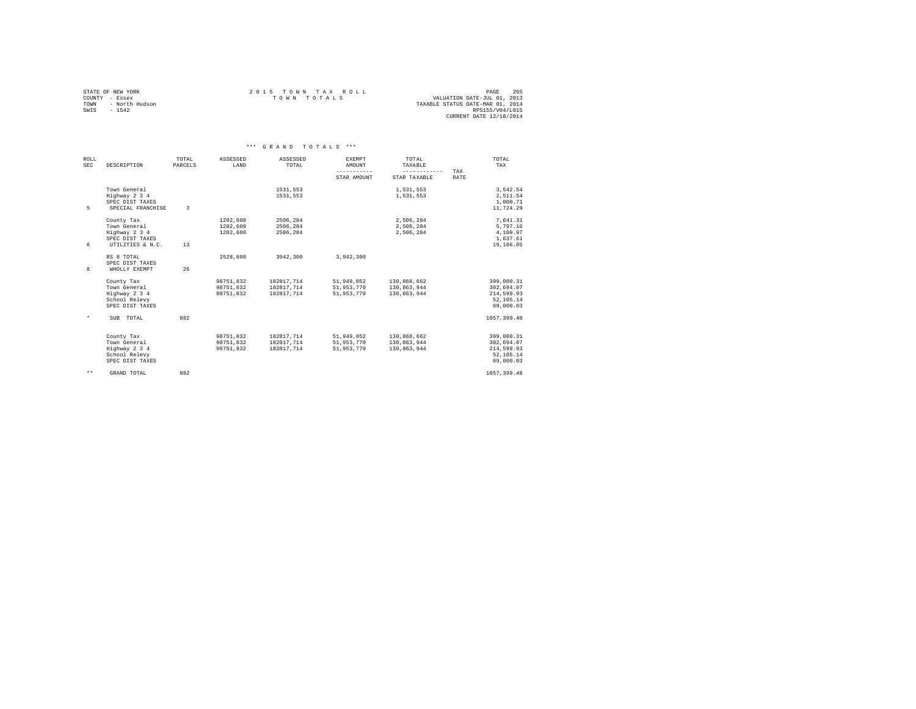STATE OF NEW YORK
COUNTY - Essex
TOWN - North Hudson
SWIS - 1542

2 0 1 5 T O W N T A X R O L L
T O W N T O T A L S

VALUATION DATE-JUL 01, 2013
TAXABLE STATUS DATE-MAR 01, 2014
RPS155/V04/L015
CURRENT DATE 12/18/2014

*** G R A N D T O T A L S ***

| ROLL SEC | DESCRIPTION | TOTAL PARCELS | ASSESSED LAND | ASSESSED TOTAL | EXEMPT AMOUNT / STAR AMOUNT | TOTAL TAXABLE / STAR TAXABLE | TAX RATE | TOTAL TAX |
|---|---|---|---|---|---|---|---|---|
| | Town General | | | 1531,553 | | 1,531,553 | | 3,542.54 |
| | Highway 2 3 4 | | | 1531,553 | | 1,531,553 | | 2,511.54 |
| | SPEC DIST TAXES | | | | | | | 1,000.71 |
| 5 | SPECIAL FRANCHISE | 3 | | | | | | 11,724.29 |
| | County Tax | | 1202,600 | 2506,284 | | 2,506,284 | | 7,641.31 |
| | Town General | | 1202,600 | 2506,284 | | 2,506,284 | | 5,797.16 |
| | Highway 2 3 4 | | 1202,600 | 2506,284 | | 2,506,284 | | 4,109.97 |
| | SPEC DIST TAXES | | | | | | | 1,637.61 |
| 6 | UTILITIES & N.C. | 13 | | | | | | 19,186.05 |
| | RS 8 TOTAL | | 2528,600 | 3942,300 | 3,942,300 | | | |
| | SPEC DIST TAXES | | | | | | | |
| 8 | WHOLLY EXEMPT | 26 | | | | | | |
| | County Tax | | 98751,832 | 182817,714 | 51,949,052 | 130,868,662 | | 399,000.31 |
| | Town General | | 98751,832 | 182817,714 | 51,953,770 | 130,863,944 | | 302,694.07 |
| | Highway 2 3 4 | | 98751,832 | 182817,714 | 51,953,770 | 130,863,944 | | 214,599.93 |
| | School Relevy | | | | | | | 52,105.14 |
| | SPEC DIST TAXES | | | | | | | 89,000.03 |
| * | SUB TOTAL | 882 | | | | | | 1057,399.48 |
| | County Tax | | 98751,832 | 182817,714 | 51,949,052 | 130,868,662 | | 399,000.31 |
| | Town General | | 98751,832 | 182817,714 | 51,953,770 | 130,863,944 | | 302,694.07 |
| | Highway 2 3 4 | | 98751,832 | 182817,714 | 51,953,770 | 130,863,944 | | 214,599.93 |
| | School Relevy | | | | | | | 52,105.14 |
| | SPEC DIST TAXES | | | | | | | 89,000.03 |
| ** | GRAND TOTAL | 882 | | | | | | 1057,399.48 |